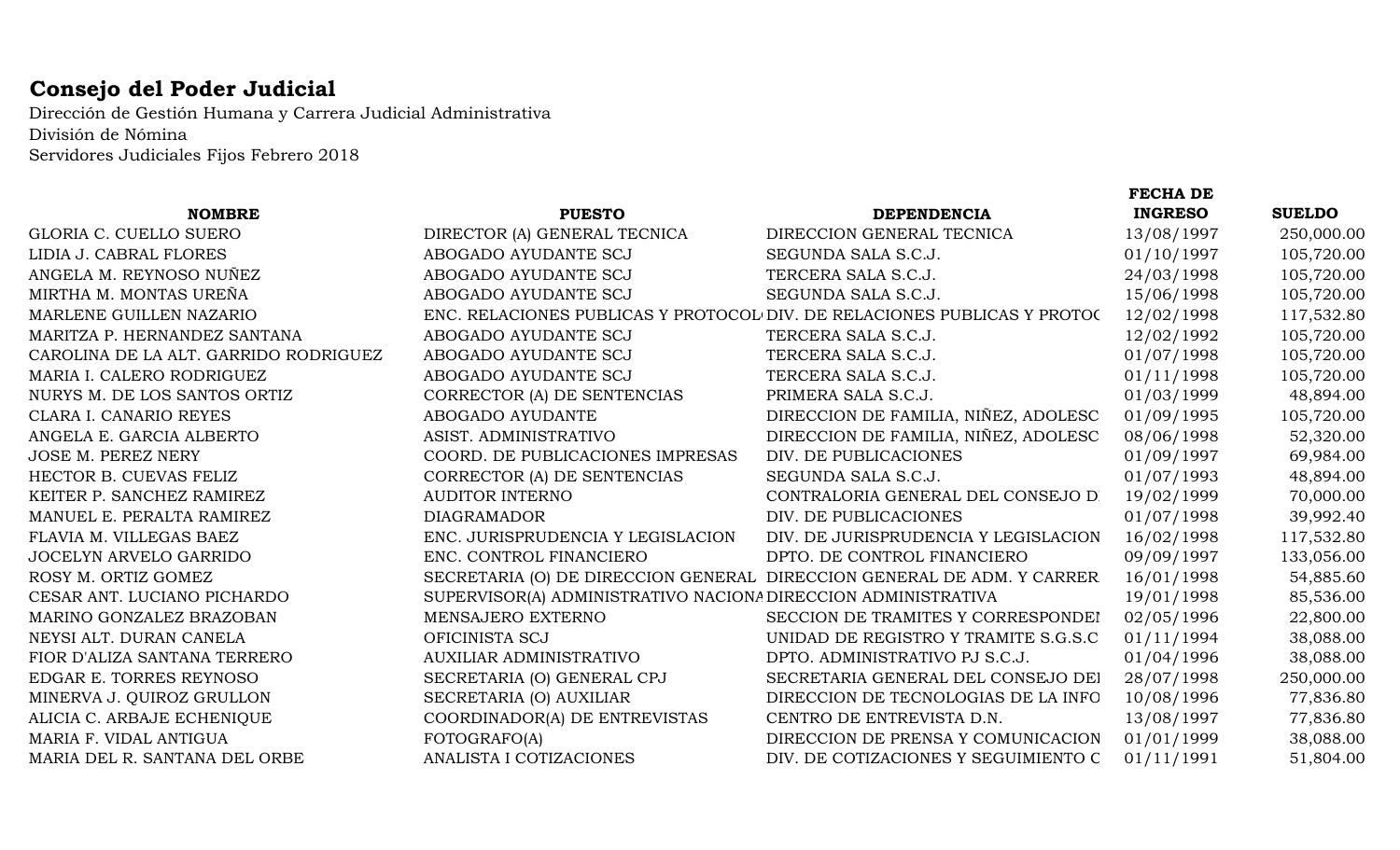**Consejo del Poder Judicial**

Dirección de Gestión Humana y Carrera Judicial Administrativa
División de Nómina
Servidores Judiciales Fijos Febrero 2018

| NOMBRE | PUESTO | DEPENDENCIA | FECHA DE INGRESO | SUELDO |
|---|---|---|---|---|
| GLORIA C. CUELLO SUERO | DIRECTOR (A) GENERAL TECNICA | DIRECCION GENERAL TECNICA | 13/08/1997 | 250,000.00 |
| LIDIA J. CABRAL FLORES | ABOGADO AYUDANTE SCJ | SEGUNDA SALA S.C.J. | 01/10/1997 | 105,720.00 |
| ANGELA M. REYNOSO NUÑEZ | ABOGADO AYUDANTE SCJ | TERCERA SALA S.C.J. | 24/03/1998 | 105,720.00 |
| MIRTHA M. MONTAS UREÑA | ABOGADO AYUDANTE SCJ | SEGUNDA SALA S.C.J. | 15/06/1998 | 105,720.00 |
| MARLENE GUILLEN NAZARIO | ENC. RELACIONES PUBLICAS Y PROTOCOL | DIV. DE RELACIONES PUBLICAS Y PROTOC | 12/02/1998 | 117,532.80 |
| MARITZA P. HERNANDEZ SANTANA | ABOGADO AYUDANTE SCJ | TERCERA SALA S.C.J. | 12/02/1992 | 105,720.00 |
| CAROLINA DE LA ALT. GARRIDO RODRIGUEZ | ABOGADO AYUDANTE SCJ | TERCERA SALA S.C.J. | 01/07/1998 | 105,720.00 |
| MARIA I. CALERO RODRIGUEZ | ABOGADO AYUDANTE SCJ | TERCERA SALA S.C.J. | 01/11/1998 | 105,720.00 |
| NURYS M. DE LOS SANTOS ORTIZ | CORRECTOR (A) DE SENTENCIAS | PRIMERA SALA S.C.J. | 01/03/1999 | 48,894.00 |
| CLARA I. CANARIO REYES | ABOGADO AYUDANTE | DIRECCION DE FAMILIA, NIÑEZ, ADOLESC | 01/09/1995 | 105,720.00 |
| ANGELA E. GARCIA ALBERTO | ASIST. ADMINISTRATIVO | DIRECCION DE FAMILIA, NIÑEZ, ADOLESC | 08/06/1998 | 52,320.00 |
| JOSE M. PEREZ NERY | COORD. DE PUBLICACIONES IMPRESAS | DIV. DE PUBLICACIONES | 01/09/1997 | 69,984.00 |
| HECTOR B. CUEVAS FELIZ | CORRECTOR (A) DE SENTENCIAS | SEGUNDA SALA S.C.J. | 01/07/1993 | 48,894.00 |
| KEITER P. SANCHEZ RAMIREZ | AUDITOR INTERNO | CONTRALORIA GENERAL DEL CONSEJO D | 19/02/1999 | 70,000.00 |
| MANUEL E. PERALTA RAMIREZ | DIAGRAMADOR | DIV. DE PUBLICACIONES | 01/07/1998 | 39,992.40 |
| FLAVIA M. VILLEGAS BAEZ | ENC. JURISPRUDENCIA Y LEGISLACION | DIV. DE JURISPRUDENCIA Y LEGISLACION | 16/02/1998 | 117,532.80 |
| JOCELYN ARVELO GARRIDO | ENC. CONTROL FINANCIERO | DPTO. DE CONTROL FINANCIERO | 09/09/1997 | 133,056.00 |
| ROSY M. ORTIZ GOMEZ | SECRETARIA (O) DE DIRECCION GENERAL | DIRECCION GENERAL DE ADM. Y CARRER | 16/01/1998 | 54,885.60 |
| CESAR ANT. LUCIANO PICHARDO | SUPERVISOR(A) ADMINISTRATIVO NACIONA | DIRECCION ADMINISTRATIVA | 19/01/1998 | 85,536.00 |
| MARINO GONZALEZ BRAZOBAN | MENSAJERO EXTERNO | SECCION DE TRAMITES Y CORRESPONDEI | 02/05/1996 | 22,800.00 |
| NEYSI ALT. DURAN CANELA | OFICINISTA SCJ | UNIDAD DE REGISTRO Y TRAMITE S.G.S.C | 01/11/1994 | 38,088.00 |
| FIOR D'ALIZA SANTANA TERRERO | AUXILIAR ADMINISTRATIVO | DPTO. ADMINISTRATIVO PJ S.C.J. | 01/04/1996 | 38,088.00 |
| EDGAR E. TORRES REYNOSO | SECRETARIA (O) GENERAL CPJ | SECRETARIA GENERAL DEL CONSEJO DEI | 28/07/1998 | 250,000.00 |
| MINERVA J. QUIROZ GRULLON | SECRETARIA (O) AUXILIAR | DIRECCION DE TECNOLOGIAS DE LA INFO | 10/08/1996 | 77,836.80 |
| ALICIA C. ARBAJE ECHENIQUE | COORDINADOR(A) DE ENTREVISTAS | CENTRO DE ENTREVISTA D.N. | 13/08/1997 | 77,836.80 |
| MARIA F. VIDAL ANTIGUA | FOTOGRAFO(A) | DIRECCION DE PRENSA Y COMUNICACION | 01/01/1999 | 38,088.00 |
| MARIA DEL R. SANTANA DEL ORBE | ANALISTA I COTIZACIONES | DIV. DE COTIZACIONES Y SEGUIMIENTO C | 01/11/1991 | 51,804.00 |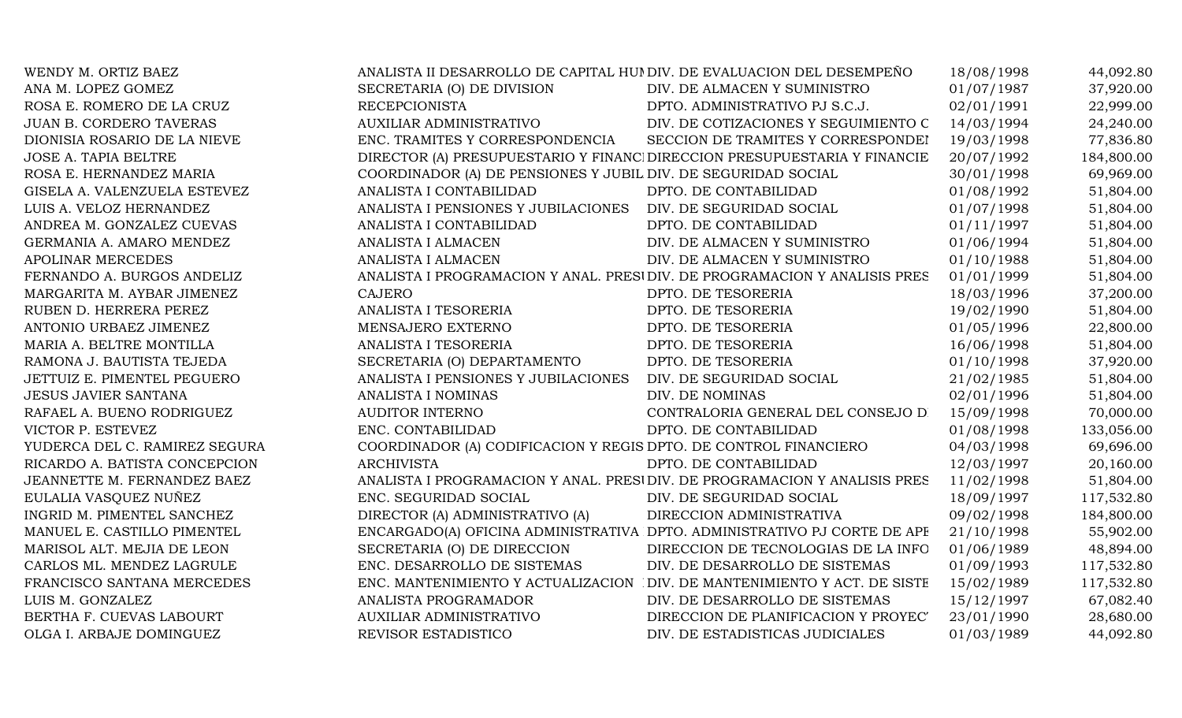| | | | | |
|---|---|---|---|---|
| WENDY M. ORTIZ BAEZ | ANALISTA II DESARROLLO DE CAPITAL HUI | DIV. DE EVALUACION DEL DESEMPEÑO | 18/08/1998 | 44,092.80 |
| ANA M. LOPEZ GOMEZ | SECRETARIA (O) DE DIVISION | DIV. DE ALMACEN Y SUMINISTRO | 01/07/1987 | 37,920.00 |
| ROSA E. ROMERO DE LA CRUZ | RECEPCIONISTA | DPTO. ADMINISTRATIVO PJ S.C.J. | 02/01/1991 | 22,999.00 |
| JUAN B. CORDERO TAVERAS | AUXILIAR ADMINISTRATIVO | DIV. DE COTIZACIONES Y SEGUIMIENTO C | 14/03/1994 | 24,240.00 |
| DIONISIA ROSARIO DE LA NIEVE | ENC. TRAMITES Y CORRESPONDENCIA | SECCION DE TRAMITES Y CORRESPONDEI | 19/03/1998 | 77,836.80 |
| JOSE A. TAPIA BELTRE | DIRECTOR (A) PRESUPUESTARIO Y FINANCI | DIRECCION PRESUPUESTARIA Y FINANCIE | 20/07/1992 | 184,800.00 |
| ROSA E. HERNANDEZ MARIA | COORDINADOR (A) DE PENSIONES Y JUBIL | DIV. DE SEGURIDAD SOCIAL | 30/01/1998 | 69,969.00 |
| GISELA A. VALENZUELA ESTEVEZ | ANALISTA I CONTABILIDAD | DPTO. DE CONTABILIDAD | 01/08/1992 | 51,804.00 |
| LUIS A. VELOZ HERNANDEZ | ANALISTA I PENSIONES Y JUBILACIONES | DIV. DE SEGURIDAD SOCIAL | 01/07/1998 | 51,804.00 |
| ANDREA M. GONZALEZ CUEVAS | ANALISTA I CONTABILIDAD | DPTO. DE CONTABILIDAD | 01/11/1997 | 51,804.00 |
| GERMANIA A. AMARO MENDEZ | ANALISTA I ALMACEN | DIV. DE ALMACEN Y SUMINISTRO | 01/06/1994 | 51,804.00 |
| APOLINAR MERCEDES | ANALISTA I ALMACEN | DIV. DE ALMACEN Y SUMINISTRO | 01/10/1988 | 51,804.00 |
| FERNANDO A. BURGOS ANDELIZ | ANALISTA I PROGRAMACION Y ANAL. PRESI | DIV. DE PROGRAMACION Y ANALISIS PRES | 01/01/1999 | 51,804.00 |
| MARGARITA M. AYBAR JIMENEZ | CAJERO | DPTO. DE TESORERIA | 18/03/1996 | 37,200.00 |
| RUBEN D. HERRERA PEREZ | ANALISTA I TESORERIA | DPTO. DE TESORERIA | 19/02/1990 | 51,804.00 |
| ANTONIO URBAEZ JIMENEZ | MENSAJERO EXTERNO | DPTO. DE TESORERIA | 01/05/1996 | 22,800.00 |
| MARIA A. BELTRE MONTILLA | ANALISTA I TESORERIA | DPTO. DE TESORERIA | 16/06/1998 | 51,804.00 |
| RAMONA J. BAUTISTA TEJEDA | SECRETARIA (O) DEPARTAMENTO | DPTO. DE TESORERIA | 01/10/1998 | 37,920.00 |
| JETTUIZ E. PIMENTEL PEGUERO | ANALISTA I PENSIONES Y JUBILACIONES | DIV. DE SEGURIDAD SOCIAL | 21/02/1985 | 51,804.00 |
| JESUS JAVIER SANTANA | ANALISTA I NOMINAS | DIV. DE NOMINAS | 02/01/1996 | 51,804.00 |
| RAFAEL A. BUENO RODRIGUEZ | AUDITOR INTERNO | CONTRALORIA GENERAL DEL CONSEJO D | 15/09/1998 | 70,000.00 |
| VICTOR P. ESTEVEZ | ENC. CONTABILIDAD | DPTO. DE CONTABILIDAD | 01/08/1998 | 133,056.00 |
| YUDERCA DEL C. RAMIREZ SEGURA | COORDINADOR (A) CODIFICACION Y REGIS | DPTO. DE CONTROL FINANCIERO | 04/03/1998 | 69,696.00 |
| RICARDO A. BATISTA CONCEPCION | ARCHIVISTA | DPTO. DE CONTABILIDAD | 12/03/1997 | 20,160.00 |
| JEANNETTE M. FERNANDEZ BAEZ | ANALISTA I PROGRAMACION Y ANAL. PRESI | DIV. DE PROGRAMACION Y ANALISIS PRES | 11/02/1998 | 51,804.00 |
| EULALIA VASQUEZ NUÑEZ | ENC. SEGURIDAD SOCIAL | DIV. DE SEGURIDAD SOCIAL | 18/09/1997 | 117,532.80 |
| INGRID M. PIMENTEL SANCHEZ | DIRECTOR (A) ADMINISTRATIVO (A) | DIRECCION ADMINISTRATIVA | 09/02/1998 | 184,800.00 |
| MANUEL E. CASTILLO PIMENTEL | ENCARGADO(A) OFICINA ADMINISTRATIVA | DPTO. ADMINISTRATIVO PJ CORTE DE APE | 21/10/1998 | 55,902.00 |
| MARISOL ALT. MEJIA DE LEON | SECRETARIA (O) DE DIRECCION | DIRECCION DE TECNOLOGIAS DE LA INFO | 01/06/1989 | 48,894.00 |
| CARLOS ML. MENDEZ LAGRULE | ENC. DESARROLLO DE SISTEMAS | DIV. DE DESARROLLO DE SISTEMAS | 01/09/1993 | 117,532.80 |
| FRANCISCO SANTANA MERCEDES | ENC. MANTENIMIENTO Y ACTUALIZACION | DIV. DE MANTENIMIENTO Y ACT. DE SISTE | 15/02/1989 | 117,532.80 |
| LUIS M. GONZALEZ | ANALISTA PROGRAMADOR | DIV. DE DESARROLLO DE SISTEMAS | 15/12/1997 | 67,082.40 |
| BERTHA F. CUEVAS LABOURT | AUXILIAR ADMINISTRATIVO | DIRECCION DE PLANIFICACION Y PROYEC' | 23/01/1990 | 28,680.00 |
| OLGA I. ARBAJE DOMINGUEZ | REVISOR ESTADISTICO | DIV. DE ESTADISTICAS JUDICIALES | 01/03/1989 | 44,092.80 |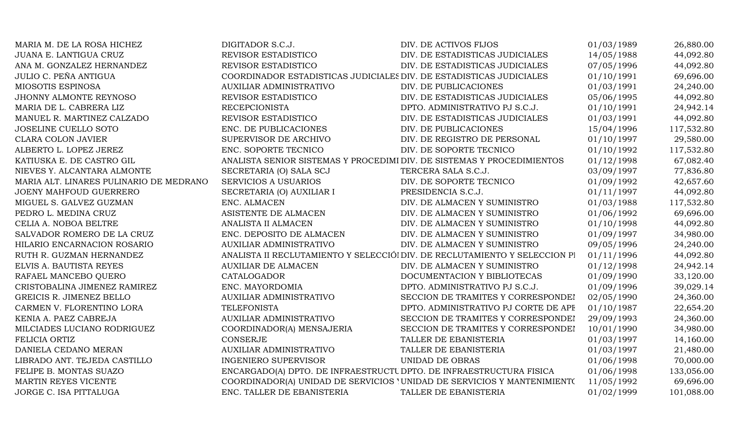| | | | | |
|---|---|---|---|---|
| MARIA M. DE LA ROSA HICHEZ | DIGITADOR S.C.J. | DIV. DE ACTIVOS FIJOS | 01/03/1989 | 26,880.00 |
| JUANA E. LANTIGUA CRUZ | REVISOR ESTADISTICO | DIV. DE ESTADISTICAS JUDICIALES | 14/05/1988 | 44,092.80 |
| ANA M. GONZALEZ HERNANDEZ | REVISOR ESTADISTICO | DIV. DE ESTADISTICAS JUDICIALES | 07/05/1996 | 44,092.80 |
| JULIO C. PEÑA ANTIGUA | COORDINADOR ESTADISTICAS JUDICIALES | DIV. DE ESTADISTICAS JUDICIALES | 01/10/1991 | 69,696.00 |
| MIOSOTIS ESPINOSA | AUXILIAR ADMINISTRATIVO | DIV. DE PUBLICACIONES | 01/03/1991 | 24,240.00 |
| JHONNY ALMONTE REYNOSO | REVISOR ESTADISTICO | DIV. DE ESTADISTICAS JUDICIALES | 05/06/1995 | 44,092.80 |
| MARIA DE L. CABRERA LIZ | RECEPCIONISTA | DPTO. ADMINISTRATIVO PJ S.C.J. | 01/10/1991 | 24,942.14 |
| MANUEL R. MARTINEZ CALZADO | REVISOR ESTADISTICO | DIV. DE ESTADISTICAS JUDICIALES | 01/03/1991 | 44,092.80 |
| JOSELINE CUELLO SOTO | ENC. DE PUBLICACIONES | DIV. DE PUBLICACIONES | 15/04/1996 | 117,532.80 |
| CLARA COLON JAVIER | SUPERVISOR DE ARCHIVO | DIV. DE REGISTRO DE PERSONAL | 01/10/1997 | 29,580.00 |
| ALBERTO L. LOPEZ JEREZ | ENC. SOPORTE TECNICO | DIV. DE SOPORTE TECNICO | 01/10/1992 | 117,532.80 |
| KATIUSKA E. DE CASTRO GIL | ANALISTA SENIOR SISTEMAS Y PROCEDIMI | DIV. DE SISTEMAS Y PROCEDIMIENTOS | 01/12/1998 | 67,082.40 |
| NIEVES Y. ALCANTARA ALMONTE | SECRETARIA (O) SALA SCJ | TERCERA SALA S.C.J. | 03/09/1997 | 77,836.80 |
| MARIA ALT. LINARES PULINARIO DE MEDRANO | SERVICIOS A USUARIOS | DIV. DE SOPORTE TECNICO | 01/09/1992 | 42,657.60 |
| JOENY MAHFOUD GUERRERO | SECRETARIA (O) AUXILIAR I | PRESIDENCIA S.C.J. | 01/11/1997 | 44,092.80 |
| MIGUEL S. GALVEZ GUZMAN | ENC. ALMACEN | DIV. DE ALMACEN Y SUMINISTRO | 01/03/1988 | 117,532.80 |
| PEDRO L. MEDINA CRUZ | ASISTENTE DE ALMACEN | DIV. DE ALMACEN Y SUMINISTRO | 01/06/1992 | 69,696.00 |
| CELIA A. NOBOA BELTRE | ANALISTA II ALMACEN | DIV. DE ALMACEN Y SUMINISTRO | 01/10/1998 | 44,092.80 |
| SALVADOR ROMERO DE LA CRUZ | ENC. DEPOSITO DE ALMACEN | DIV. DE ALMACEN Y SUMINISTRO | 01/09/1997 | 34,980.00 |
| HILARIO ENCARNACION ROSARIO | AUXILIAR ADMINISTRATIVO | DIV. DE ALMACEN Y SUMINISTRO | 09/05/1996 | 24,240.00 |
| RUTH R. GUZMAN HERNANDEZ | ANALISTA II RECLUTAMIENTO Y SELECCIÓI | DIV. DE RECLUTAMIENTO Y SELECCION PI | 01/11/1996 | 44,092.80 |
| ELVIS A. BAUTISTA REYES | AUXILIAR DE ALMACEN | DIV. DE ALMACEN Y SUMINISTRO | 01/12/1998 | 24,942.14 |
| RAFAEL MANCEBO QUERO | CATALOGADOR | DOCUMENTACION Y BIBLIOTECAS | 01/09/1990 | 33,120.00 |
| CRISTOBALINA JIMENEZ RAMIREZ | ENC. MAYORDOMIA | DPTO. ADMINISTRATIVO PJ S.C.J. | 01/09/1996 | 39,029.14 |
| GREICIS R. JIMENEZ BELLO | AUXILIAR ADMINISTRATIVO | SECCION DE TRAMITES Y CORRESPONDEI | 02/05/1990 | 24,360.00 |
| CARMEN V. FLORENTINO LORA | TELEFONISTA | DPTO. ADMINISTRATIVO PJ CORTE DE APE | 01/10/1987 | 22,654.20 |
| KENIA A. PAEZ CABREJA | AUXILIAR ADMINISTRATIVO | SECCION DE TRAMITES Y CORRESPONDEI | 29/09/1993 | 24,360.00 |
| MILCIADES LUCIANO RODRIGUEZ | COORDINADOR(A) MENSAJERIA | SECCION DE TRAMITES Y CORRESPONDEI | 10/01/1990 | 34,980.00 |
| FELICIA ORTIZ | CONSERJE | TALLER DE EBANISTERIA | 01/03/1997 | 14,160.00 |
| DANIELA CEDANO MERAN | AUXILIAR ADMINISTRATIVO | TALLER DE EBANISTERIA | 01/03/1997 | 21,480.00 |
| LIBRADO ANT. TEJEDA CASTILLO | INGENIERO SUPERVISOR | UNIDAD DE OBRAS | 01/06/1998 | 70,000.00 |
| FELIPE B. MONTAS SUAZO | ENCARGADO(A) DPTO. DE INFRAESTRUCTU | DPTO. DE INFRAESTRUCTURA FISICA | 01/06/1998 | 133,056.00 |
| MARTIN REYES VICENTE | COORDINADOR(A) UNIDAD DE SERVICIOS ' | UNIDAD DE SERVICIOS Y MANTENIMIENTO | 11/05/1992 | 69,696.00 |
| JORGE C. ISA PITTALUGA | ENC. TALLER DE EBANISTERIA | TALLER DE EBANISTERIA | 01/02/1999 | 101,088.00 |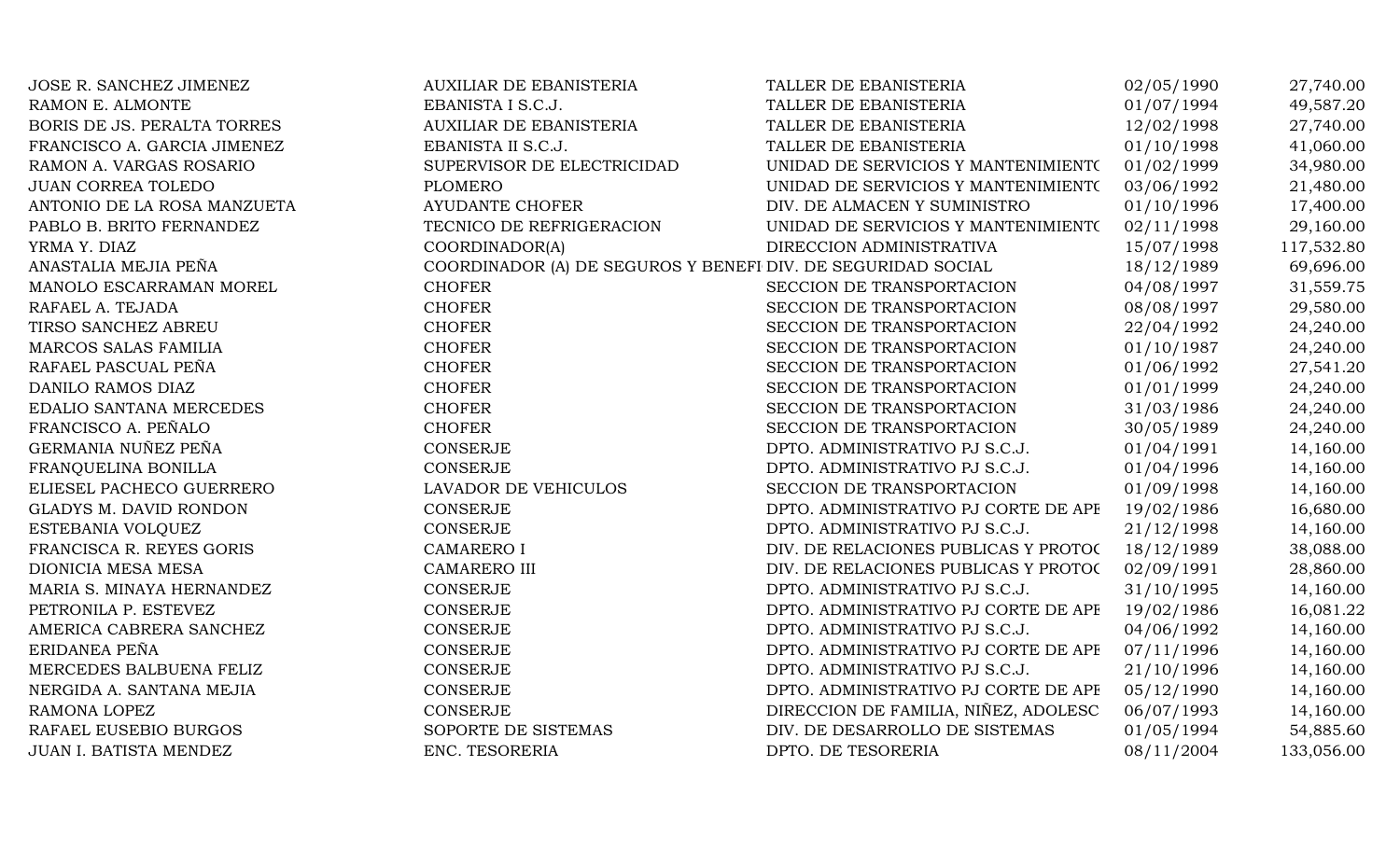| | | | | |
|---|---|---|---|---|
| JOSE R. SANCHEZ JIMENEZ | AUXILIAR DE EBANISTERIA | TALLER DE EBANISTERIA | 02/05/1990 | 27,740.00 |
| RAMON E. ALMONTE | EBANISTA I S.C.J. | TALLER DE EBANISTERIA | 01/07/1994 | 49,587.20 |
| BORIS DE JS. PERALTA TORRES | AUXILIAR DE EBANISTERIA | TALLER DE EBANISTERIA | 12/02/1998 | 27,740.00 |
| FRANCISCO A. GARCIA JIMENEZ | EBANISTA II S.C.J. | TALLER DE EBANISTERIA | 01/10/1998 | 41,060.00 |
| RAMON A. VARGAS ROSARIO | SUPERVISOR DE ELECTRICIDAD | UNIDAD DE SERVICIOS Y MANTENIMIENTO | 01/02/1999 | 34,980.00 |
| JUAN CORREA TOLEDO | PLOMERO | UNIDAD DE SERVICIOS Y MANTENIMIENTO | 03/06/1992 | 21,480.00 |
| ANTONIO DE LA ROSA MANZUETA | AYUDANTE CHOFER | DIV. DE ALMACEN Y SUMINISTRO | 01/10/1996 | 17,400.00 |
| PABLO B. BRITO FERNANDEZ | TECNICO DE REFRIGERACION | UNIDAD DE SERVICIOS Y MANTENIMIENTO | 02/11/1998 | 29,160.00 |
| YRMA Y. DIAZ | COORDINADOR(A) | DIRECCION ADMINISTRATIVA | 15/07/1998 | 117,532.80 |
| ANASTALIA MEJIA PEÑA | COORDINADOR (A) DE SEGUROS Y BENEFI | DIV. DE SEGURIDAD SOCIAL | 18/12/1989 | 69,696.00 |
| MANOLO ESCARRAMAN MOREL | CHOFER | SECCION DE TRANSPORTACION | 04/08/1997 | 31,559.75 |
| RAFAEL A. TEJADA | CHOFER | SECCION DE TRANSPORTACION | 08/08/1997 | 29,580.00 |
| TIRSO SANCHEZ ABREU | CHOFER | SECCION DE TRANSPORTACION | 22/04/1992 | 24,240.00 |
| MARCOS SALAS FAMILIA | CHOFER | SECCION DE TRANSPORTACION | 01/10/1987 | 24,240.00 |
| RAFAEL PASCUAL PEÑA | CHOFER | SECCION DE TRANSPORTACION | 01/06/1992 | 27,541.20 |
| DANILO RAMOS DIAZ | CHOFER | SECCION DE TRANSPORTACION | 01/01/1999 | 24,240.00 |
| EDALIO SANTANA MERCEDES | CHOFER | SECCION DE TRANSPORTACION | 31/03/1986 | 24,240.00 |
| FRANCISCO A. PEÑALO | CHOFER | SECCION DE TRANSPORTACION | 30/05/1989 | 24,240.00 |
| GERMANIA NUÑEZ PEÑA | CONSERJE | DPTO. ADMINISTRATIVO PJ S.C.J. | 01/04/1991 | 14,160.00 |
| FRANQUELINA BONILLA | CONSERJE | DPTO. ADMINISTRATIVO PJ S.C.J. | 01/04/1996 | 14,160.00 |
| ELIESEL PACHECO GUERRERO | LAVADOR DE VEHICULOS | SECCION DE TRANSPORTACION | 01/09/1998 | 14,160.00 |
| GLADYS M. DAVID RONDON | CONSERJE | DPTO. ADMINISTRATIVO PJ CORTE DE APE | 19/02/1986 | 16,680.00 |
| ESTEBANIA VOLQUEZ | CONSERJE | DPTO. ADMINISTRATIVO PJ S.C.J. | 21/12/1998 | 14,160.00 |
| FRANCISCA R. REYES GORIS | CAMARERO I | DIV. DE RELACIONES PUBLICAS Y PROTOC | 18/12/1989 | 38,088.00 |
| DIONICIA MESA MESA | CAMARERO III | DIV. DE RELACIONES PUBLICAS Y PROTOC | 02/09/1991 | 28,860.00 |
| MARIA S. MINAYA HERNANDEZ | CONSERJE | DPTO. ADMINISTRATIVO PJ S.C.J. | 31/10/1995 | 14,160.00 |
| PETRONILA P. ESTEVEZ | CONSERJE | DPTO. ADMINISTRATIVO PJ CORTE DE APE | 19/02/1986 | 16,081.22 |
| AMERICA CABRERA SANCHEZ | CONSERJE | DPTO. ADMINISTRATIVO PJ S.C.J. | 04/06/1992 | 14,160.00 |
| ERIDANEA PEÑA | CONSERJE | DPTO. ADMINISTRATIVO PJ CORTE DE APE | 07/11/1996 | 14,160.00 |
| MERCEDES BALBUENA FELIZ | CONSERJE | DPTO. ADMINISTRATIVO PJ S.C.J. | 21/10/1996 | 14,160.00 |
| NERGIDA A. SANTANA MEJIA | CONSERJE | DPTO. ADMINISTRATIVO PJ CORTE DE APE | 05/12/1990 | 14,160.00 |
| RAMONA LOPEZ | CONSERJE | DIRECCION DE FAMILIA, NIÑEZ, ADOLESC | 06/07/1993 | 14,160.00 |
| RAFAEL EUSEBIO BURGOS | SOPORTE DE SISTEMAS | DIV. DE DESARROLLO DE SISTEMAS | 01/05/1994 | 54,885.60 |
| JUAN I. BATISTA MENDEZ | ENC. TESORERIA | DPTO. DE TESORERIA | 08/11/2004 | 133,056.00 |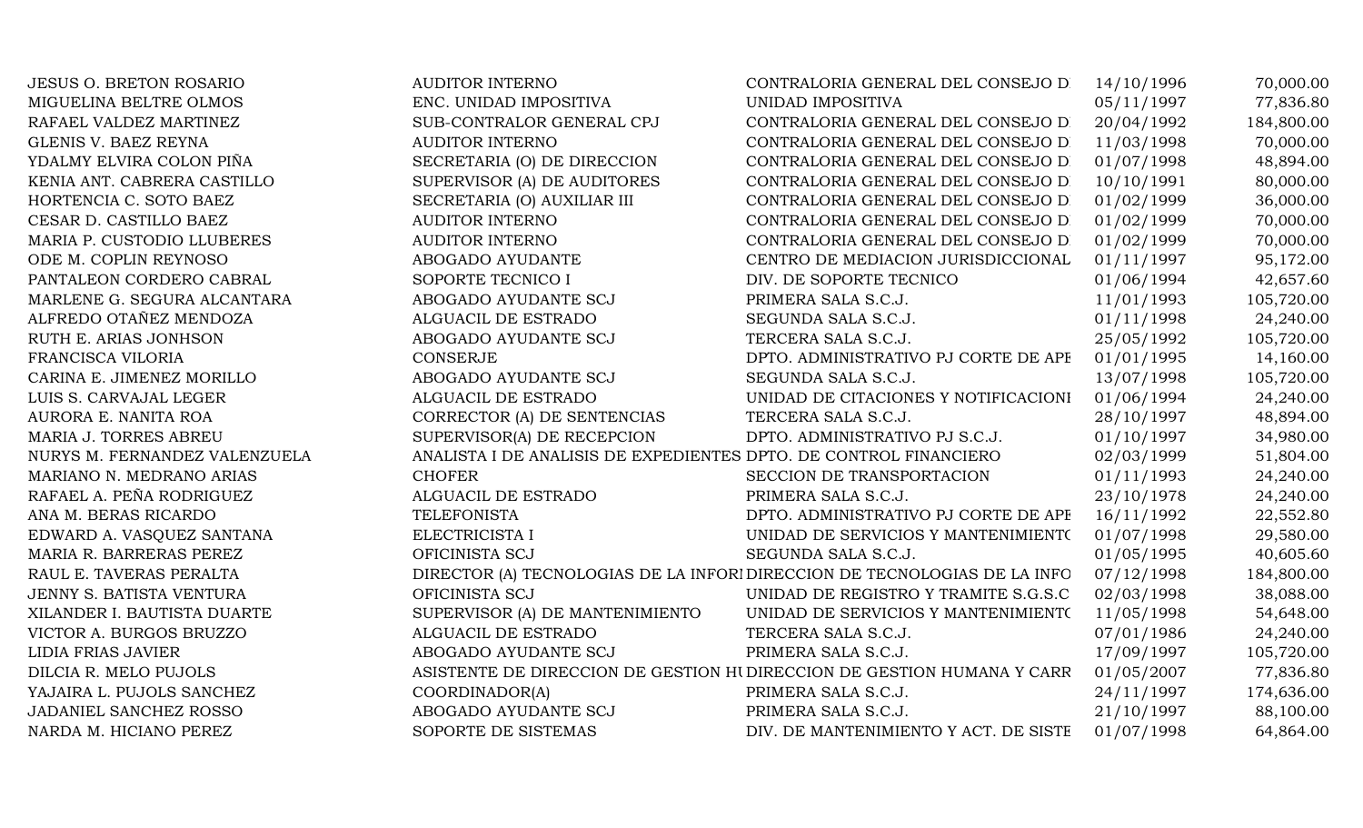| | | | | |
|---|---|---|---|---|
| JESUS O. BRETON ROSARIO | AUDITOR INTERNO | CONTRALORIA GENERAL DEL CONSEJO D | 14/10/1996 | 70,000.00 |
| MIGUELINA BELTRE OLMOS | ENC. UNIDAD IMPOSITIVA | UNIDAD IMPOSITIVA | 05/11/1997 | 77,836.80 |
| RAFAEL VALDEZ MARTINEZ | SUB-CONTRALOR GENERAL CPJ | CONTRALORIA GENERAL DEL CONSEJO D | 20/04/1992 | 184,800.00 |
| GLENIS V. BAEZ REYNA | AUDITOR INTERNO | CONTRALORIA GENERAL DEL CONSEJO D | 11/03/1998 | 70,000.00 |
| YDALMY ELVIRA COLON PIÑA | SECRETARIA (O) DE DIRECCION | CONTRALORIA GENERAL DEL CONSEJO D | 01/07/1998 | 48,894.00 |
| KENIA ANT. CABRERA CASTILLO | SUPERVISOR (A) DE AUDITORES | CONTRALORIA GENERAL DEL CONSEJO D | 10/10/1991 | 80,000.00 |
| HORTENCIA C. SOTO BAEZ | SECRETARIA (O) AUXILIAR III | CONTRALORIA GENERAL DEL CONSEJO D | 01/02/1999 | 36,000.00 |
| CESAR D. CASTILLO BAEZ | AUDITOR INTERNO | CONTRALORIA GENERAL DEL CONSEJO D | 01/02/1999 | 70,000.00 |
| MARIA P. CUSTODIO LLUBERES | AUDITOR INTERNO | CONTRALORIA GENERAL DEL CONSEJO D | 01/02/1999 | 70,000.00 |
| ODE M. COPLIN REYNOSO | ABOGADO AYUDANTE | CENTRO DE MEDIACION JURISDICCIONAL | 01/11/1997 | 95,172.00 |
| PANTALEON CORDERO CABRAL | SOPORTE TECNICO I | DIV. DE SOPORTE TECNICO | 01/06/1994 | 42,657.60 |
| MARLENE G. SEGURA ALCANTARA | ABOGADO AYUDANTE SCJ | PRIMERA SALA S.C.J. | 11/01/1993 | 105,720.00 |
| ALFREDO OTAÑEZ MENDOZA | ALGUACIL DE ESTRADO | SEGUNDA SALA S.C.J. | 01/11/1998 | 24,240.00 |
| RUTH E. ARIAS JONHSON | ABOGADO AYUDANTE SCJ | TERCERA SALA S.C.J. | 25/05/1992 | 105,720.00 |
| FRANCISCA VILORIA | CONSERJE | DPTO. ADMINISTRATIVO PJ CORTE DE APE | 01/01/1995 | 14,160.00 |
| CARINA E. JIMENEZ MORILLO | ABOGADO AYUDANTE SCJ | SEGUNDA SALA S.C.J. | 13/07/1998 | 105,720.00 |
| LUIS S. CARVAJAL LEGER | ALGUACIL DE ESTRADO | UNIDAD DE CITACIONES Y NOTIFICACIONI | 01/06/1994 | 24,240.00 |
| AURORA E. NANITA ROA | CORRECTOR (A) DE SENTENCIAS | TERCERA SALA S.C.J. | 28/10/1997 | 48,894.00 |
| MARIA J. TORRES ABREU | SUPERVISOR(A) DE RECEPCION | DPTO. ADMINISTRATIVO PJ S.C.J. | 01/10/1997 | 34,980.00 |
| NURYS M. FERNANDEZ VALENZUELA | ANALISTA I DE ANALISIS DE EXPEDIENTES | DPTO. DE CONTROL FINANCIERO | 02/03/1999 | 51,804.00 |
| MARIANO N. MEDRANO ARIAS | CHOFER | SECCION DE TRANSPORTACION | 01/11/1993 | 24,240.00 |
| RAFAEL A. PEÑA RODRIGUEZ | ALGUACIL DE ESTRADO | PRIMERA SALA S.C.J. | 23/10/1978 | 24,240.00 |
| ANA M. BERAS RICARDO | TELEFONISTA | DPTO. ADMINISTRATIVO PJ CORTE DE APE | 16/11/1992 | 22,552.80 |
| EDWARD A. VASQUEZ SANTANA | ELECTRICISTA I | UNIDAD DE SERVICIOS Y MANTENIMIENTO | 01/07/1998 | 29,580.00 |
| MARIA R. BARRERAS PEREZ | OFICINISTA SCJ | SEGUNDA SALA S.C.J. | 01/05/1995 | 40,605.60 |
| RAUL E. TAVERAS PERALTA | DIRECTOR (A) TECNOLOGIAS DE LA INFORI | DIRECCION DE TECNOLOGIAS DE LA INFO | 07/12/1998 | 184,800.00 |
| JENNY S. BATISTA VENTURA | OFICINISTA SCJ | UNIDAD DE REGISTRO Y TRAMITE S.G.S.C | 02/03/1998 | 38,088.00 |
| XILANDER I. BAUTISTA DUARTE | SUPERVISOR (A) DE MANTENIMIENTO | UNIDAD DE SERVICIOS Y MANTENIMIENTO | 11/05/1998 | 54,648.00 |
| VICTOR A. BURGOS BRUZZO | ALGUACIL DE ESTRADO | TERCERA SALA S.C.J. | 07/01/1986 | 24,240.00 |
| LIDIA FRIAS JAVIER | ABOGADO AYUDANTE SCJ | PRIMERA SALA S.C.J. | 17/09/1997 | 105,720.00 |
| DILCIA R. MELO PUJOLS | ASISTENTE DE DIRECCION DE GESTION HU | DIRECCION DE GESTION HUMANA Y CARR | 01/05/2007 | 77,836.80 |
| YAJAIRA L. PUJOLS SANCHEZ | COORDINADOR(A) | PRIMERA SALA S.C.J. | 24/11/1997 | 174,636.00 |
| JADANIEL SANCHEZ ROSSO | ABOGADO AYUDANTE SCJ | PRIMERA SALA S.C.J. | 21/10/1997 | 88,100.00 |
| NARDA M. HICIANO PEREZ | SOPORTE DE SISTEMAS | DIV. DE MANTENIMIENTO Y ACT. DE SISTE | 01/07/1998 | 64,864.00 |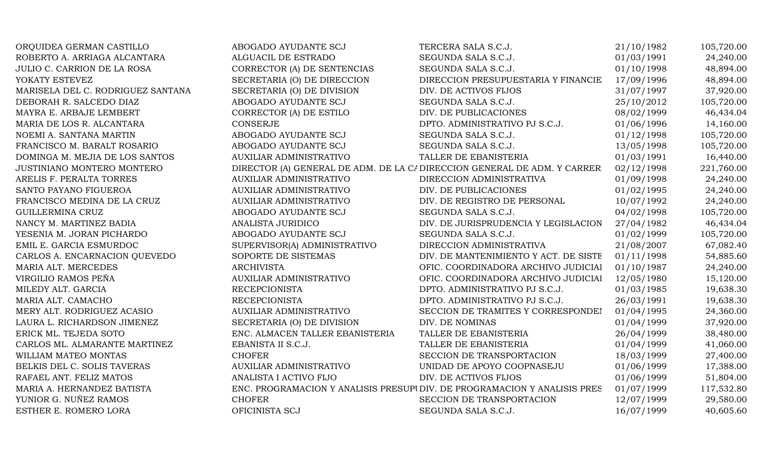| | | | | |
|---|---|---|---|---|
| ORQUIDEA GERMAN CASTILLO | ABOGADO AYUDANTE SCJ | TERCERA SALA S.C.J. | 21/10/1982 | 105,720.00 |
| ROBERTO A. ARRIAGA ALCANTARA | ALGUACIL DE ESTRADO | SEGUNDA SALA S.C.J. | 01/03/1991 | 24,240.00 |
| JULIO C. CARRION DE LA ROSA | CORRECTOR (A) DE SENTENCIAS | SEGUNDA SALA S.C.J. | 01/10/1998 | 48,894.00 |
| YOKATY ESTEVEZ | SECRETARIA (O) DE DIRECCION | DIRECCION PRESUPUESTARIA Y FINANCIE | 17/09/1996 | 48,894.00 |
| MARISELA DEL C. RODRIGUEZ SANTANA | SECRETARIA (O) DE DIVISION | DIV. DE ACTIVOS FIJOS | 31/07/1997 | 37,920.00 |
| DEBORAH R. SALCEDO DIAZ | ABOGADO AYUDANTE SCJ | SEGUNDA SALA S.C.J. | 25/10/2012 | 105,720.00 |
| MAYRA E. ARBAJE LEMBERT | CORRECTOR (A) DE ESTILO | DIV. DE PUBLICACIONES | 08/02/1999 | 46,434.04 |
| MARIA DE LOS R. ALCANTARA | CONSERJE | DPTO. ADMINISTRATIVO PJ S.C.J. | 01/06/1996 | 14,160.00 |
| NOEMI A. SANTANA MARTIN | ABOGADO AYUDANTE SCJ | SEGUNDA SALA S.C.J. | 01/12/1998 | 105,720.00 |
| FRANCISCO M. BARALT ROSARIO | ABOGADO AYUDANTE SCJ | SEGUNDA SALA S.C.J. | 13/05/1998 | 105,720.00 |
| DOMINGA M. MEJIA DE LOS SANTOS | AUXILIAR ADMINISTRATIVO | TALLER DE EBANISTERIA | 01/03/1991 | 16,440.00 |
| JUSTINIANO MONTERO MONTERO | DIRECTOR (A) GENERAL DE ADM. DE LA CA | DIRECCION GENERAL DE ADM. Y CARRER | 02/12/1998 | 221,760.00 |
| ARELIS F. PERALTA TORRES | AUXILIAR ADMINISTRATIVO | DIRECCION ADMINISTRATIVA | 01/09/1998 | 24,240.00 |
| SANTO PAYANO FIGUEROA | AUXILIAR ADMINISTRATIVO | DIV. DE PUBLICACIONES | 01/02/1995 | 24,240.00 |
| FRANCISCO MEDINA DE LA CRUZ | AUXILIAR ADMINISTRATIVO | DIV. DE REGISTRO DE PERSONAL | 10/07/1992 | 24,240.00 |
| GUILLERMINA CRUZ | ABOGADO AYUDANTE SCJ | SEGUNDA SALA S.C.J. | 04/02/1998 | 105,720.00 |
| NANCY M. MARTINEZ BADIA | ANALISTA JURIDICO | DIV. DE JURISPRUDENCIA Y LEGISLACION | 27/04/1982 | 46,434.04 |
| YESENIA M. JORAN PICHARDO | ABOGADO AYUDANTE SCJ | SEGUNDA SALA S.C.J. | 01/02/1999 | 105,720.00 |
| EMIL E. GARCIA ESMURDOC | SUPERVISOR(A) ADMINISTRATIVO | DIRECCION ADMINISTRATIVA | 21/08/2007 | 67,082.40 |
| CARLOS A. ENCARNACION QUEVEDO | SOPORTE DE SISTEMAS | DIV. DE MANTENIMIENTO Y ACT. DE SISTE | 01/11/1998 | 54,885.60 |
| MARIA ALT. MERCEDES | ARCHIVISTA | OFIC. COORDINADORA ARCHIVO JUDICIAI | 01/10/1987 | 24,240.00 |
| VIRGILIO RAMOS PEÑA | AUXILIAR ADMINISTRATIVO | OFIC. COORDINADORA ARCHIVO JUDICIAI | 12/05/1980 | 15,120.00 |
| MILEDY ALT. GARCIA | RECEPCIONISTA | DPTO. ADMINISTRATIVO PJ S.C.J. | 01/03/1985 | 19,638.30 |
| MARIA ALT. CAMACHO | RECEPCIONISTA | DPTO. ADMINISTRATIVO PJ S.C.J. | 26/03/1991 | 19,638.30 |
| MERY ALT. RODRIGUEZ ACASIO | AUXILIAR ADMINISTRATIVO | SECCION DE TRAMITES Y CORRESPONDEI | 01/04/1995 | 24,360.00 |
| LAURA L. RICHARDSON JIMENEZ | SECRETARIA (O) DE DIVISION | DIV. DE NOMINAS | 01/04/1999 | 37,920.00 |
| ERICK ML. TEJEDA SOTO | ENC. ALMACEN TALLER EBANISTERIA | TALLER DE EBANISTERIA | 26/04/1999 | 38,480.00 |
| CARLOS ML. ALMARANTE MARTINEZ | EBANISTA II S.C.J. | TALLER DE EBANISTERIA | 01/04/1999 | 41,060.00 |
| WILLIAM MATEO MONTAS | CHOFER | SECCION DE TRANSPORTACION | 18/03/1999 | 27,400.00 |
| BELKIS DEL C. SOLIS TAVERAS | AUXILIAR ADMINISTRATIVO | UNIDAD DE APOYO COOPNASEJU | 01/06/1999 | 17,388.00 |
| RAFAEL ANT. FELIZ MATOS | ANALISTA I ACTIVO FIJO | DIV. DE ACTIVOS FIJOS | 01/06/1999 | 51,804.00 |
| MARIA A. HERNANDEZ BATISTA | ENC. PROGRAMACION Y ANALISIS PRESUPU | DIV. DE PROGRAMACION Y ANALISIS PRES | 01/07/1999 | 117,532.80 |
| YUNIOR G. NUÑEZ RAMOS | CHOFER | SECCION DE TRANSPORTACION | 12/07/1999 | 29,580.00 |
| ESTHER E. ROMERO LORA | OFICINISTA SCJ | SEGUNDA SALA S.C.J. | 16/07/1999 | 40,605.60 |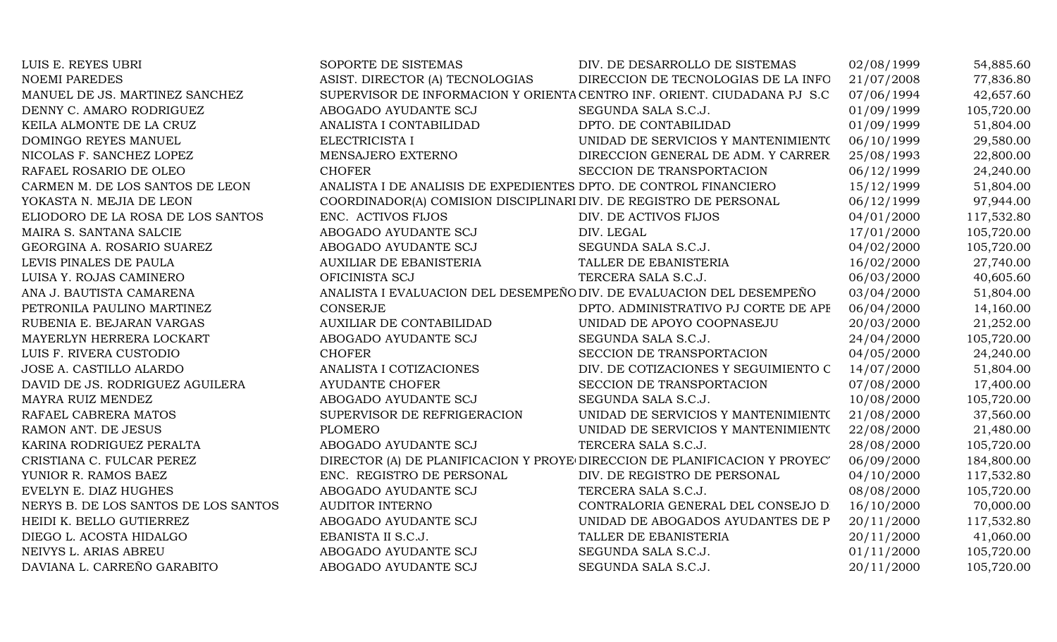| | | | | |
|---|---|---|---|---|
| LUIS E. REYES UBRI | SOPORTE DE SISTEMAS | DIV. DE DESARROLLO DE SISTEMAS | 02/08/1999 | 54,885.60 |
| NOEMI PAREDES | ASIST. DIRECTOR (A) TECNOLOGIAS | DIRECCION DE TECNOLOGIAS DE LA INFO | 21/07/2008 | 77,836.80 |
| MANUEL DE JS. MARTINEZ SANCHEZ | SUPERVISOR DE INFORMACION Y ORIENTA | CENTRO INF. ORIENT. CIUDADANA PJ S.C | 07/06/1994 | 42,657.60 |
| DENNY C. AMARO RODRIGUEZ | ABOGADO AYUDANTE SCJ | SEGUNDA SALA S.C.J. | 01/09/1999 | 105,720.00 |
| KEILA ALMONTE DE LA CRUZ | ANALISTA I CONTABILIDAD | DPTO. DE CONTABILIDAD | 01/09/1999 | 51,804.00 |
| DOMINGO REYES MANUEL | ELECTRICISTA I | UNIDAD DE SERVICIOS Y MANTENIMIENTO | 06/10/1999 | 29,580.00 |
| NICOLAS F. SANCHEZ LOPEZ | MENSAJERO EXTERNO | DIRECCION GENERAL DE ADM. Y CARRER | 25/08/1993 | 22,800.00 |
| RAFAEL ROSARIO DE OLEO | CHOFER | SECCION DE TRANSPORTACION | 06/12/1999 | 24,240.00 |
| CARMEN M. DE LOS SANTOS DE LEON | ANALISTA I DE ANALISIS DE EXPEDIENTES | DPTO. DE CONTROL FINANCIERO | 15/12/1999 | 51,804.00 |
| YOKASTA N. MEJIA DE LEON | COORDINADOR(A) COMISION DISCIPLINARI | DIV. DE REGISTRO DE PERSONAL | 06/12/1999 | 97,944.00 |
| ELIODORO DE LA ROSA DE LOS SANTOS | ENC. ACTIVOS FIJOS | DIV. DE ACTIVOS FIJOS | 04/01/2000 | 117,532.80 |
| MAIRA S. SANTANA SALCIE | ABOGADO AYUDANTE SCJ | DIV. LEGAL | 17/01/2000 | 105,720.00 |
| GEORGINA A. ROSARIO SUAREZ | ABOGADO AYUDANTE SCJ | SEGUNDA SALA S.C.J. | 04/02/2000 | 105,720.00 |
| LEVIS PINALES DE PAULA | AUXILIAR DE EBANISTERIA | TALLER DE EBANISTERIA | 16/02/2000 | 27,740.00 |
| LUISA Y. ROJAS CAMINERO | OFICINISTA SCJ | TERCERA SALA S.C.J. | 06/03/2000 | 40,605.60 |
| ANA J. BAUTISTA CAMARENA | ANALISTA I EVALUACION DEL DESEMPEÑO | DIV. DE EVALUACION DEL DESEMPEÑO | 03/04/2000 | 51,804.00 |
| PETRONILA PAULINO MARTINEZ | CONSERJE | DPTO. ADMINISTRATIVO PJ CORTE DE APE | 06/04/2000 | 14,160.00 |
| RUBENIA E. BEJARAN VARGAS | AUXILIAR DE CONTABILIDAD | UNIDAD DE APOYO COOPNASEJU | 20/03/2000 | 21,252.00 |
| MAYERLYN HERRERA LOCKART | ABOGADO AYUDANTE SCJ | SEGUNDA SALA S.C.J. | 24/04/2000 | 105,720.00 |
| LUIS F. RIVERA CUSTODIO | CHOFER | SECCION DE TRANSPORTACION | 04/05/2000 | 24,240.00 |
| JOSE A. CASTILLO ALARDO | ANALISTA I COTIZACIONES | DIV. DE COTIZACIONES Y SEGUIMIENTO C | 14/07/2000 | 51,804.00 |
| DAVID DE JS. RODRIGUEZ AGUILERA | AYUDANTE CHOFER | SECCION DE TRANSPORTACION | 07/08/2000 | 17,400.00 |
| MAYRA RUIZ MENDEZ | ABOGADO AYUDANTE SCJ | SEGUNDA SALA S.C.J. | 10/08/2000 | 105,720.00 |
| RAFAEL CABRERA MATOS | SUPERVISOR DE REFRIGERACION | UNIDAD DE SERVICIOS Y MANTENIMIENTO | 21/08/2000 | 37,560.00 |
| RAMON ANT. DE JESUS | PLOMERO | UNIDAD DE SERVICIOS Y MANTENIMIENTO | 22/08/2000 | 21,480.00 |
| KARINA RODRIGUEZ PERALTA | ABOGADO AYUDANTE SCJ | TERCERA SALA S.C.J. | 28/08/2000 | 105,720.00 |
| CRISTIANA C. FULCAR PEREZ | DIRECTOR (A) DE PLANIFICACION Y PROYE | DIRECCION DE PLANIFICACION Y PROYEC | 06/09/2000 | 184,800.00 |
| YUNIOR R. RAMOS BAEZ | ENC. REGISTRO DE PERSONAL | DIV. DE REGISTRO DE PERSONAL | 04/10/2000 | 117,532.80 |
| EVELYN E. DIAZ HUGHES | ABOGADO AYUDANTE SCJ | TERCERA SALA S.C.J. | 08/08/2000 | 105,720.00 |
| NERYS B. DE LOS SANTOS DE LOS SANTOS | AUDITOR INTERNO | CONTRALORIA GENERAL DEL CONSEJO D | 16/10/2000 | 70,000.00 |
| HEIDI K. BELLO GUTIERREZ | ABOGADO AYUDANTE SCJ | UNIDAD DE ABOGADOS AYUDANTES DE P | 20/11/2000 | 117,532.80 |
| DIEGO L. ACOSTA HIDALGO | EBANISTA II S.C.J. | TALLER DE EBANISTERIA | 20/11/2000 | 41,060.00 |
| NEIVYS L. ARIAS ABREU | ABOGADO AYUDANTE SCJ | SEGUNDA SALA S.C.J. | 01/11/2000 | 105,720.00 |
| DAVIANA L. CARREÑO GARABITO | ABOGADO AYUDANTE SCJ | SEGUNDA SALA S.C.J. | 20/11/2000 | 105,720.00 |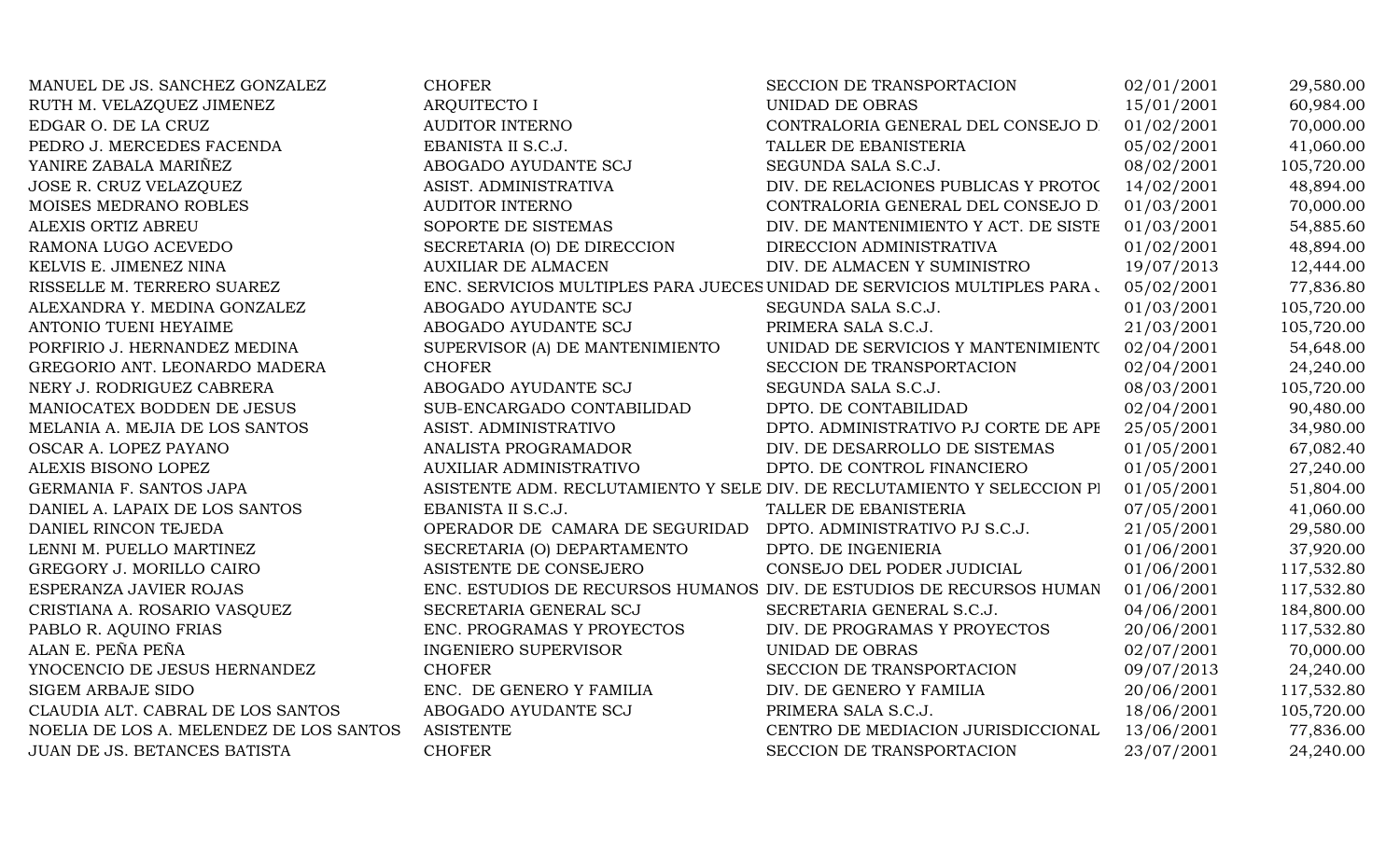| | | | | |
|---|---|---|---|---|
| MANUEL DE JS. SANCHEZ GONZALEZ | CHOFER | SECCION DE TRANSPORTACION | 02/01/2001 | 29,580.00 |
| RUTH M. VELAZQUEZ JIMENEZ | ARQUITECTO I | UNIDAD DE OBRAS | 15/01/2001 | 60,984.00 |
| EDGAR O. DE LA CRUZ | AUDITOR INTERNO | CONTRALORIA GENERAL DEL CONSEJO D | 01/02/2001 | 70,000.00 |
| PEDRO J. MERCEDES FACENDA | EBANISTA II S.C.J. | TALLER DE EBANISTERIA | 05/02/2001 | 41,060.00 |
| YANIRE ZABALA MARIÑEZ | ABOGADO AYUDANTE SCJ | SEGUNDA SALA S.C.J. | 08/02/2001 | 105,720.00 |
| JOSE R. CRUZ VELAZQUEZ | ASIST. ADMINISTRATIVA | DIV. DE RELACIONES PUBLICAS Y PROTOC | 14/02/2001 | 48,894.00 |
| MOISES MEDRANO ROBLES | AUDITOR INTERNO | CONTRALORIA GENERAL DEL CONSEJO D | 01/03/2001 | 70,000.00 |
| ALEXIS ORTIZ ABREU | SOPORTE DE SISTEMAS | DIV. DE MANTENIMIENTO Y ACT. DE SISTE | 01/03/2001 | 54,885.60 |
| RAMONA LUGO ACEVEDO | SECRETARIA (O) DE DIRECCION | DIRECCION ADMINISTRATIVA | 01/02/2001 | 48,894.00 |
| KELVIS E. JIMENEZ NINA | AUXILIAR DE ALMACEN | DIV. DE ALMACEN Y SUMINISTRO | 19/07/2013 | 12,444.00 |
| RISSELLE M. TERRERO SUAREZ | ENC. SERVICIOS MULTIPLES PARA JUECES | UNIDAD DE SERVICIOS MULTIPLES PARA . | 05/02/2001 | 77,836.80 |
| ALEXANDRA Y. MEDINA GONZALEZ | ABOGADO AYUDANTE SCJ | SEGUNDA SALA S.C.J. | 01/03/2001 | 105,720.00 |
| ANTONIO TUENI HEYAIME | ABOGADO AYUDANTE SCJ | PRIMERA SALA S.C.J. | 21/03/2001 | 105,720.00 |
| PORFIRIO J. HERNANDEZ MEDINA | SUPERVISOR (A) DE MANTENIMIENTO | UNIDAD DE SERVICIOS Y MANTENIMIENTO | 02/04/2001 | 54,648.00 |
| GREGORIO ANT. LEONARDO MADERA | CHOFER | SECCION DE TRANSPORTACION | 02/04/2001 | 24,240.00 |
| NERY J. RODRIGUEZ CABRERA | ABOGADO AYUDANTE SCJ | SEGUNDA SALA S.C.J. | 08/03/2001 | 105,720.00 |
| MANIOCATEX BODDEN DE JESUS | SUB-ENCARGADO CONTABILIDAD | DPTO. DE CONTABILIDAD | 02/04/2001 | 90,480.00 |
| MELANIA A. MEJIA DE LOS SANTOS | ASIST. ADMINISTRATIVO | DPTO. ADMINISTRATIVO PJ CORTE DE APE | 25/05/2001 | 34,980.00 |
| OSCAR A. LOPEZ PAYANO | ANALISTA PROGRAMADOR | DIV. DE DESARROLLO DE SISTEMAS | 01/05/2001 | 67,082.40 |
| ALEXIS BISONO LOPEZ | AUXILIAR ADMINISTRATIVO | DPTO. DE CONTROL FINANCIERO | 01/05/2001 | 27,240.00 |
| GERMANIA F. SANTOS JAPA | ASISTENTE ADM. RECLUTAMIENTO Y SELE | DIV. DE RECLUTAMIENTO Y SELECCION PI | 01/05/2001 | 51,804.00 |
| DANIEL A. LAPAIX DE LOS SANTOS | EBANISTA II S.C.J. | TALLER DE EBANISTERIA | 07/05/2001 | 41,060.00 |
| DANIEL RINCON TEJEDA | OPERADOR DE CAMARA DE SEGURIDAD | DPTO. ADMINISTRATIVO PJ S.C.J. | 21/05/2001 | 29,580.00 |
| LENNI M. PUELLO MARTINEZ | SECRETARIA (O) DEPARTAMENTO | DPTO. DE INGENIERIA | 01/06/2001 | 37,920.00 |
| GREGORY J. MORILLO CAIRO | ASISTENTE DE CONSEJERO | CONSEJO DEL PODER JUDICIAL | 01/06/2001 | 117,532.80 |
| ESPERANZA JAVIER ROJAS | ENC. ESTUDIOS DE RECURSOS HUMANOS | DIV. DE ESTUDIOS DE RECURSOS HUMAN | 01/06/2001 | 117,532.80 |
| CRISTIANA A. ROSARIO VASQUEZ | SECRETARIA GENERAL SCJ | SECRETARIA GENERAL S.C.J. | 04/06/2001 | 184,800.00 |
| PABLO R. AQUINO FRIAS | ENC. PROGRAMAS Y PROYECTOS | DIV. DE PROGRAMAS Y PROYECTOS | 20/06/2001 | 117,532.80 |
| ALAN E. PEÑA PEÑA | INGENIERO SUPERVISOR | UNIDAD DE OBRAS | 02/07/2001 | 70,000.00 |
| YNOCENCIO DE JESUS HERNANDEZ | CHOFER | SECCION DE TRANSPORTACION | 09/07/2013 | 24,240.00 |
| SIGEM ARBAJE SIDO | ENC. DE GENERO Y FAMILIA | DIV. DE GENERO Y FAMILIA | 20/06/2001 | 117,532.80 |
| CLAUDIA ALT. CABRAL DE LOS SANTOS | ABOGADO AYUDANTE SCJ | PRIMERA SALA S.C.J. | 18/06/2001 | 105,720.00 |
| NOELIA DE LOS A. MELENDEZ DE LOS SANTOS | ASISTENTE | CENTRO DE MEDIACION JURISDICCIONAL | 13/06/2001 | 77,836.00 |
| JUAN DE JS. BETANCES BATISTA | CHOFER | SECCION DE TRANSPORTACION | 23/07/2001 | 24,240.00 |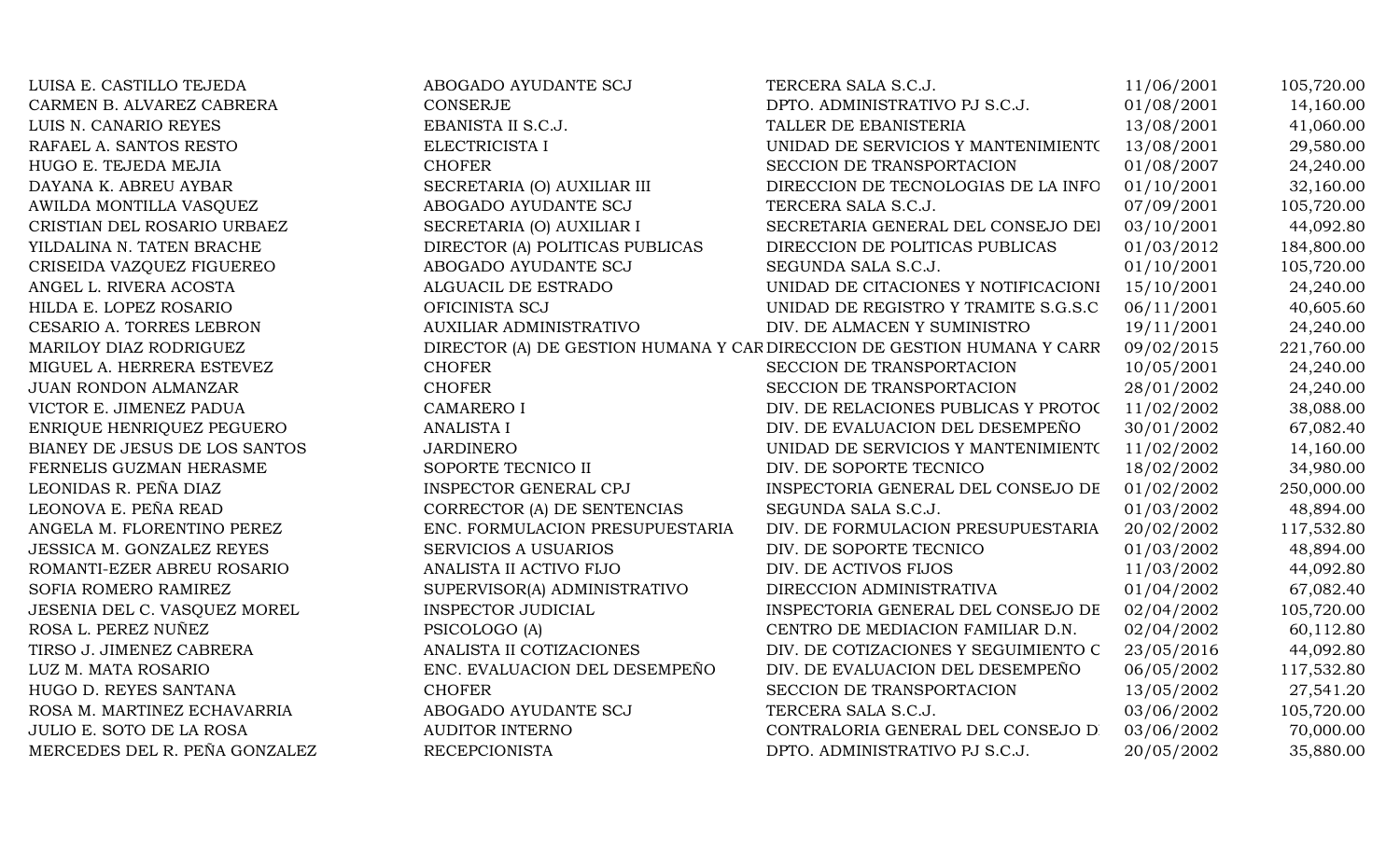| | | | | |
|---|---|---|---|---|
| LUISA E. CASTILLO TEJEDA | ABOGADO AYUDANTE SCJ | TERCERA SALA S.C.J. | 11/06/2001 | 105,720.00 |
| CARMEN B. ALVAREZ CABRERA | CONSERJE | DPTO. ADMINISTRATIVO PJ S.C.J. | 01/08/2001 | 14,160.00 |
| LUIS N. CANARIO REYES | EBANISTA II S.C.J. | TALLER DE EBANISTERIA | 13/08/2001 | 41,060.00 |
| RAFAEL A. SANTOS RESTO | ELECTRICISTA I | UNIDAD DE SERVICIOS Y MANTENIMIENTO | 13/08/2001 | 29,580.00 |
| HUGO E. TEJEDA MEJIA | CHOFER | SECCION DE TRANSPORTACION | 01/08/2007 | 24,240.00 |
| DAYANA K. ABREU AYBAR | SECRETARIA (O) AUXILIAR III | DIRECCION DE TECNOLOGIAS DE LA INFO | 01/10/2001 | 32,160.00 |
| AWILDA MONTILLA VASQUEZ | ABOGADO AYUDANTE SCJ | TERCERA SALA S.C.J. | 07/09/2001 | 105,720.00 |
| CRISTIAN DEL ROSARIO URBAEZ | SECRETARIA (O) AUXILIAR I | SECRETARIA GENERAL DEL CONSEJO DEI | 03/10/2001 | 44,092.80 |
| YILDALINA N. TATEN BRACHE | DIRECTOR (A) POLITICAS PUBLICAS | DIRECCION DE POLITICAS PUBLICAS | 01/03/2012 | 184,800.00 |
| CRISEIDA VAZQUEZ FIGUEREO | ABOGADO AYUDANTE SCJ | SEGUNDA SALA S.C.J. | 01/10/2001 | 105,720.00 |
| ANGEL L. RIVERA ACOSTA | ALGUACIL DE ESTRADO | UNIDAD DE CITACIONES Y NOTIFICACIONI | 15/10/2001 | 24,240.00 |
| HILDA E. LOPEZ ROSARIO | OFICINISTA SCJ | UNIDAD DE REGISTRO Y TRAMITE S.G.S.C | 06/11/2001 | 40,605.60 |
| CESARIO A. TORRES LEBRON | AUXILIAR ADMINISTRATIVO | DIV. DE ALMACEN Y SUMINISTRO | 19/11/2001 | 24,240.00 |
| MARILOY DIAZ RODRIGUEZ | DIRECTOR (A) DE GESTION HUMANA Y CAR | DIRECCION DE GESTION HUMANA Y CARR | 09/02/2015 | 221,760.00 |
| MIGUEL A. HERRERA ESTEVEZ | CHOFER | SECCION DE TRANSPORTACION | 10/05/2001 | 24,240.00 |
| JUAN RONDON ALMANZAR | CHOFER | SECCION DE TRANSPORTACION | 28/01/2002 | 24,240.00 |
| VICTOR E. JIMENEZ PADUA | CAMARERO I | DIV. DE RELACIONES PUBLICAS Y PROTOC | 11/02/2002 | 38,088.00 |
| ENRIQUE HENRIQUEZ PEGUERO | ANALISTA I | DIV. DE EVALUACION DEL DESEMPEÑO | 30/01/2002 | 67,082.40 |
| BIANEY DE JESUS DE LOS SANTOS | JARDINERO | UNIDAD DE SERVICIOS Y MANTENIMIENTO | 11/02/2002 | 14,160.00 |
| FERNELIS GUZMAN HERASME | SOPORTE TECNICO II | DIV. DE SOPORTE TECNICO | 18/02/2002 | 34,980.00 |
| LEONIDAS R. PEÑA DIAZ | INSPECTOR GENERAL CPJ | INSPECTORIA GENERAL DEL CONSEJO DE | 01/02/2002 | 250,000.00 |
| LEONOVA E. PEÑA READ | CORRECTOR (A) DE SENTENCIAS | SEGUNDA SALA S.C.J. | 01/03/2002 | 48,894.00 |
| ANGELA M. FLORENTINO PEREZ | ENC. FORMULACION PRESUPUESTARIA | DIV. DE FORMULACION PRESUPUESTARIA | 20/02/2002 | 117,532.80 |
| JESSICA M. GONZALEZ REYES | SERVICIOS A USUARIOS | DIV. DE SOPORTE TECNICO | 01/03/2002 | 48,894.00 |
| ROMANTI-EZER ABREU ROSARIO | ANALISTA II ACTIVO FIJO | DIV. DE ACTIVOS FIJOS | 11/03/2002 | 44,092.80 |
| SOFIA ROMERO RAMIREZ | SUPERVISOR(A) ADMINISTRATIVO | DIRECCION ADMINISTRATIVA | 01/04/2002 | 67,082.40 |
| JESENIA DEL C. VASQUEZ MOREL | INSPECTOR JUDICIAL | INSPECTORIA GENERAL DEL CONSEJO DE | 02/04/2002 | 105,720.00 |
| ROSA L. PEREZ NUÑEZ | PSICOLOGO (A) | CENTRO DE MEDIACION FAMILIAR D.N. | 02/04/2002 | 60,112.80 |
| TIRSO J. JIMENEZ CABRERA | ANALISTA II COTIZACIONES | DIV. DE COTIZACIONES Y SEGUIMIENTO C | 23/05/2016 | 44,092.80 |
| LUZ M. MATA ROSARIO | ENC. EVALUACION DEL DESEMPEÑO | DIV. DE EVALUACION DEL DESEMPEÑO | 06/05/2002 | 117,532.80 |
| HUGO D. REYES SANTANA | CHOFER | SECCION DE TRANSPORTACION | 13/05/2002 | 27,541.20 |
| ROSA M. MARTINEZ ECHAVARRIA | ABOGADO AYUDANTE SCJ | TERCERA SALA S.C.J. | 03/06/2002 | 105,720.00 |
| JULIO E. SOTO DE LA ROSA | AUDITOR INTERNO | CONTRALORIA GENERAL DEL CONSEJO D | 03/06/2002 | 70,000.00 |
| MERCEDES DEL R. PEÑA GONZALEZ | RECEPCIONISTA | DPTO. ADMINISTRATIVO PJ S.C.J. | 20/05/2002 | 35,880.00 |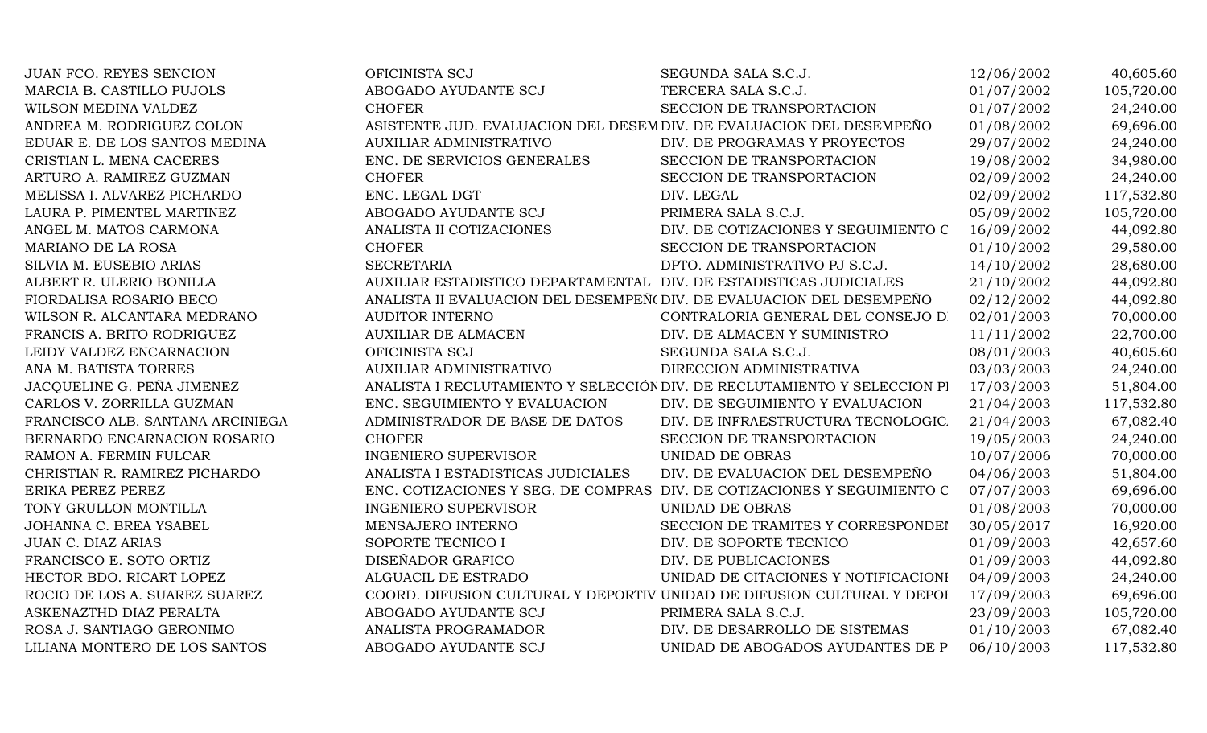| | | | | |
|---|---|---|---|---|
| JUAN FCO. REYES SENCION | OFICINISTA SCJ | SEGUNDA SALA S.C.J. | 12/06/2002 | 40,605.60 |
| MARCIA B. CASTILLO PUJOLS | ABOGADO AYUDANTE SCJ | TERCERA SALA S.C.J. | 01/07/2002 | 105,720.00 |
| WILSON MEDINA VALDEZ | CHOFER | SECCION DE TRANSPORTACION | 01/07/2002 | 24,240.00 |
| ANDREA M. RODRIGUEZ COLON | ASISTENTE JUD. EVALUACION DEL DESEM | DIV. DE EVALUACION DEL DESEMPEÑO | 01/08/2002 | 69,696.00 |
| EDUAR E. DE LOS SANTOS MEDINA | AUXILIAR ADMINISTRATIVO | DIV. DE PROGRAMAS Y PROYECTOS | 29/07/2002 | 24,240.00 |
| CRISTIAN L. MENA CACERES | ENC. DE SERVICIOS GENERALES | SECCION DE TRANSPORTACION | 19/08/2002 | 34,980.00 |
| ARTURO A. RAMIREZ GUZMAN | CHOFER | SECCION DE TRANSPORTACION | 02/09/2002 | 24,240.00 |
| MELISSA I. ALVAREZ PICHARDO | ENC. LEGAL DGT | DIV. LEGAL | 02/09/2002 | 117,532.80 |
| LAURA P. PIMENTEL MARTINEZ | ABOGADO AYUDANTE SCJ | PRIMERA SALA S.C.J. | 05/09/2002 | 105,720.00 |
| ANGEL M. MATOS CARMONA | ANALISTA II COTIZACIONES | DIV. DE COTIZACIONES Y SEGUIMIENTO C | 16/09/2002 | 44,092.80 |
| MARIANO DE LA ROSA | CHOFER | SECCION DE TRANSPORTACION | 01/10/2002 | 29,580.00 |
| SILVIA M. EUSEBIO ARIAS | SECRETARIA | DPTO. ADMINISTRATIVO PJ S.C.J. | 14/10/2002 | 28,680.00 |
| ALBERT R. ULERIO BONILLA | AUXILIAR ESTADISTICO DEPARTAMENTAL | DIV. DE ESTADISTICAS JUDICIALES | 21/10/2002 | 44,092.80 |
| FIORDALISA ROSARIO BECO | ANALISTA II EVALUACION DEL DESEMPEÑ( | DIV. DE EVALUACION DEL DESEMPEÑO | 02/12/2002 | 44,092.80 |
| WILSON R. ALCANTARA MEDRANO | AUDITOR INTERNO | CONTRALORIA GENERAL DEL CONSEJO D | 02/01/2003 | 70,000.00 |
| FRANCIS A. BRITO RODRIGUEZ | AUXILIAR DE ALMACEN | DIV. DE ALMACEN Y SUMINISTRO | 11/11/2002 | 22,700.00 |
| LEIDY VALDEZ ENCARNACION | OFICINISTA SCJ | SEGUNDA SALA S.C.J. | 08/01/2003 | 40,605.60 |
| ANA M. BATISTA TORRES | AUXILIAR ADMINISTRATIVO | DIRECCION ADMINISTRATIVA | 03/03/2003 | 24,240.00 |
| JACQUELINE G. PEÑA JIMENEZ | ANALISTA I RECLUTAMIENTO Y SELECCIÓN | DIV. DE RECLUTAMIENTO Y SELECCION PI | 17/03/2003 | 51,804.00 |
| CARLOS V. ZORRILLA GUZMAN | ENC. SEGUIMIENTO Y EVALUACION | DIV. DE SEGUIMIENTO Y EVALUACION | 21/04/2003 | 117,532.80 |
| FRANCISCO ALB. SANTANA ARCINIEGA | ADMINISTRADOR DE BASE DE DATOS | DIV. DE INFRAESTRUCTURA TECNOLOGIC. | 21/04/2003 | 67,082.40 |
| BERNARDO ENCARNACION ROSARIO | CHOFER | SECCION DE TRANSPORTACION | 19/05/2003 | 24,240.00 |
| RAMON A. FERMIN FULCAR | INGENIERO SUPERVISOR | UNIDAD DE OBRAS | 10/07/2006 | 70,000.00 |
| CHRISTIAN R. RAMIREZ PICHARDO | ANALISTA I ESTADISTICAS JUDICIALES | DIV. DE EVALUACION DEL DESEMPEÑO | 04/06/2003 | 51,804.00 |
| ERIKA PEREZ PEREZ | ENC. COTIZACIONES Y SEG. DE COMPRAS | DIV. DE COTIZACIONES Y SEGUIMIENTO C | 07/07/2003 | 69,696.00 |
| TONY GRULLON MONTILLA | INGENIERO SUPERVISOR | UNIDAD DE OBRAS | 01/08/2003 | 70,000.00 |
| JOHANNA C. BREA YSABEL | MENSAJERO INTERNO | SECCION DE TRAMITES Y CORRESPONDEI | 30/05/2017 | 16,920.00 |
| JUAN C. DIAZ ARIAS | SOPORTE TECNICO I | DIV. DE SOPORTE TECNICO | 01/09/2003 | 42,657.60 |
| FRANCISCO E. SOTO ORTIZ | DISEÑADOR GRAFICO | DIV. DE PUBLICACIONES | 01/09/2003 | 44,092.80 |
| HECTOR BDO. RICART LOPEZ | ALGUACIL DE ESTRADO | UNIDAD DE CITACIONES Y NOTIFICACIONI | 04/09/2003 | 24,240.00 |
| ROCIO DE LOS A. SUAREZ SUAREZ | COORD. DIFUSION CULTURAL Y DEPORTIV. | UNIDAD DE DIFUSION CULTURAL Y DEPOI | 17/09/2003 | 69,696.00 |
| ASKENAZTHD DIAZ PERALTA | ABOGADO AYUDANTE SCJ | PRIMERA SALA S.C.J. | 23/09/2003 | 105,720.00 |
| ROSA J. SANTIAGO GERONIMO | ANALISTA PROGRAMADOR | DIV. DE DESARROLLO DE SISTEMAS | 01/10/2003 | 67,082.40 |
| LILIANA MONTERO DE LOS SANTOS | ABOGADO AYUDANTE SCJ | UNIDAD DE ABOGADOS AYUDANTES DE P | 06/10/2003 | 117,532.80 |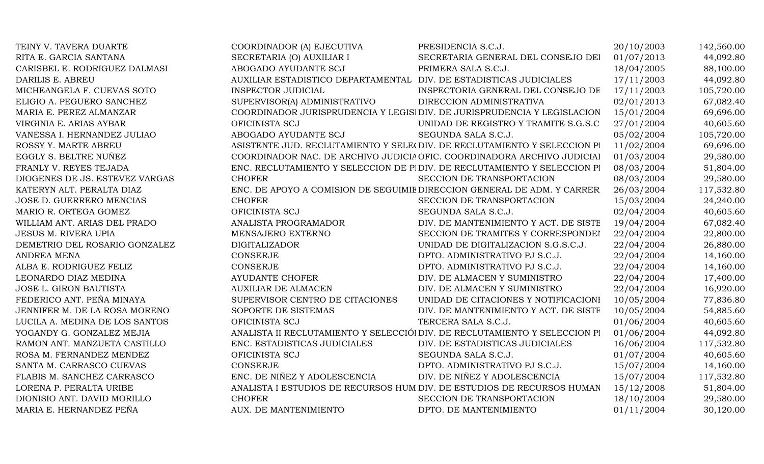| | | | | |
|---|---|---|---|---|
| TEINY V. TAVERA DUARTE | COORDINADOR (A) EJECUTIVA | PRESIDENCIA S.C.J. | 20/10/2003 | 142,560.00 |
| RITA E. GARCIA SANTANA | SECRETARIA (O) AUXILIAR I | SECRETARIA GENERAL DEL CONSEJO DEI | 01/07/2013 | 44,092.80 |
| CARISBEL E. RODRIGUEZ DALMASI | ABOGADO AYUDANTE SCJ | PRIMERA SALA S.C.J. | 18/04/2005 | 88,100.00 |
| DARILIS E. ABREU | AUXILIAR ESTADISTICO DEPARTAMENTAL | DIV. DE ESTADISTICAS JUDICIALES | 17/11/2003 | 44,092.80 |
| MICHEANGELA F. CUEVAS SOTO | INSPECTOR JUDICIAL | INSPECTORIA GENERAL DEL CONSEJO DE | 17/11/2003 | 105,720.00 |
| ELIGIO A. PEGUERO SANCHEZ | SUPERVISOR(A) ADMINISTRATIVO | DIRECCION ADMINISTRATIVA | 02/01/2013 | 67,082.40 |
| MARIA E. PEREZ ALMANZAR | COORDINADOR JURISPRUDENCIA Y LEGISI | DIV. DE JURISPRUDENCIA Y LEGISLACION | 15/01/2004 | 69,696.00 |
| VIRGINIA E. ARIAS AYBAR | OFICINISTA SCJ | UNIDAD DE REGISTRO Y TRAMITE S.G.S.C | 27/01/2004 | 40,605.60 |
| VANESSA I. HERNANDEZ JULIAO | ABOGADO AYUDANTE SCJ | SEGUNDA SALA S.C.J. | 05/02/2004 | 105,720.00 |
| ROSSY Y. MARTE ABREU | ASISTENTE JUD. RECLUTAMIENTO Y SELE( | DIV. DE RECLUTAMIENTO Y SELECCION PI | 11/02/2004 | 69,696.00 |
| EGGLY S. BELTRE NUÑEZ | COORDINADOR NAC. DE ARCHIVO JUDICIA | OFIC. COORDINADORA ARCHIVO JUDICIAI | 01/03/2004 | 29,580.00 |
| FRANLY V. REYES TEJADA | ENC. RECLUTAMIENTO Y SELECCION DE PI | DIV. DE RECLUTAMIENTO Y SELECCION PI | 08/03/2004 | 51,804.00 |
| DIOGENES DE JS. ESTEVEZ VARGAS | CHOFER | SECCION DE TRANSPORTACION | 08/03/2004 | 29,580.00 |
| KATERYN ALT. PERALTA DIAZ | ENC. DE APOYO A COMISION DE SEGUIMIE | DIRECCION GENERAL DE ADM. Y CARRER. | 26/03/2004 | 117,532.80 |
| JOSE D. GUERRERO MENCIAS | CHOFER | SECCION DE TRANSPORTACION | 15/03/2004 | 24,240.00 |
| MARIO R. ORTEGA GOMEZ | OFICINISTA SCJ | SEGUNDA SALA S.C.J. | 02/04/2004 | 40,605.60 |
| WILLIAM ANT. ARIAS DEL PRADO | ANALISTA PROGRAMADOR | DIV. DE MANTENIMIENTO Y ACT. DE SISTE | 19/04/2004 | 67,082.40 |
| JESUS M. RIVERA UPIA | MENSAJERO EXTERNO | SECCION DE TRAMITES Y CORRESPONDEI | 22/04/2004 | 22,800.00 |
| DEMETRIO DEL ROSARIO GONZALEZ | DIGITALIZADOR | UNIDAD DE DIGITALIZACION S.G.S.C.J. | 22/04/2004 | 26,880.00 |
| ANDREA MENA | CONSERJE | DPTO. ADMINISTRATIVO PJ S.C.J. | 22/04/2004 | 14,160.00 |
| ALBA E. RODRIGUEZ FELIZ | CONSERJE | DPTO. ADMINISTRATIVO PJ S.C.J. | 22/04/2004 | 14,160.00 |
| LEONARDO DIAZ MEDINA | AYUDANTE CHOFER | DIV. DE ALMACEN Y SUMINISTRO | 22/04/2004 | 17,400.00 |
| JOSE L. GIRON BAUTISTA | AUXILIAR DE ALMACEN | DIV. DE ALMACEN Y SUMINISTRO | 22/04/2004 | 16,920.00 |
| FEDERICO ANT. PEÑA MINAYA | SUPERVISOR CENTRO DE CITACIONES | UNIDAD DE CITACIONES Y NOTIFICACIONI | 10/05/2004 | 77,836.80 |
| JENNIFER M. DE LA ROSA MORENO | SOPORTE DE SISTEMAS | DIV. DE MANTENIMIENTO Y ACT. DE SISTE | 10/05/2004 | 54,885.60 |
| LUCILA A. MEDINA DE LOS SANTOS | OFICINISTA SCJ | TERCERA SALA S.C.J. | 01/06/2004 | 40,605.60 |
| YOGANDY G. GONZALEZ MEJIA | ANALISTA II RECLUTAMIENTO Y SELECCIÓI | DIV. DE RECLUTAMIENTO Y SELECCION PI | 01/06/2004 | 44,092.80 |
| RAMON ANT. MANZUETA CASTILLO | ENC. ESTADISTICAS JUDICIALES | DIV. DE ESTADISTICAS JUDICIALES | 16/06/2004 | 117,532.80 |
| ROSA M. FERNANDEZ MENDEZ | OFICINISTA SCJ | SEGUNDA SALA S.C.J. | 01/07/2004 | 40,605.60 |
| SANTA M. CARRASCO CUEVAS | CONSERJE | DPTO. ADMINISTRATIVO PJ S.C.J. | 15/07/2004 | 14,160.00 |
| FLABIS M. SANCHEZ CARRASCO | ENC. DE NIÑEZ Y ADOLESCENCIA | DIV. DE NIÑEZ Y ADOLESCENCIA | 15/07/2004 | 117,532.80 |
| LORENA P. PERALTA URIBE | ANALISTA I ESTUDIOS DE RECURSOS HUM | DIV. DE ESTUDIOS DE RECURSOS HUMAN | 15/12/2008 | 51,804.00 |
| DIONISIO ANT. DAVID MORILLO | CHOFER | SECCION DE TRANSPORTACION | 18/10/2004 | 29,580.00 |
| MARIA E. HERNANDEZ PEÑA | AUX. DE MANTENIMIENTO | DPTO. DE MANTENIMIENTO | 01/11/2004 | 30,120.00 |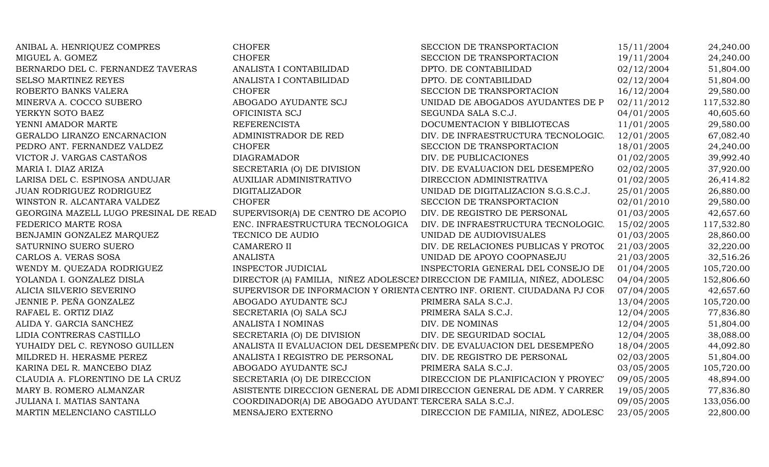| | | | | |
|---|---|---|---|---|
| ANIBAL A. HENRIQUEZ COMPRES | CHOFER | SECCION DE TRANSPORTACION | 15/11/2004 | 24,240.00 |
| MIGUEL A. GOMEZ | CHOFER | SECCION DE TRANSPORTACION | 19/11/2004 | 24,240.00 |
| BERNARDO DEL C. FERNANDEZ TAVERAS | ANALISTA I CONTABILIDAD | DPTO. DE CONTABILIDAD | 02/12/2004 | 51,804.00 |
| SELSO MARTINEZ REYES | ANALISTA I CONTABILIDAD | DPTO. DE CONTABILIDAD | 02/12/2004 | 51,804.00 |
| ROBERTO BANKS VALERA | CHOFER | SECCION DE TRANSPORTACION | 16/12/2004 | 29,580.00 |
| MINERVA A. COCCO SUBERO | ABOGADO AYUDANTE SCJ | UNIDAD DE ABOGADOS AYUDANTES DE P | 02/11/2012 | 117,532.80 |
| YERKYN SOTO BAEZ | OFICINISTA SCJ | SEGUNDA SALA S.C.J. | 04/01/2005 | 40,605.60 |
| YENNI AMADOR MARTE | REFERENCISTA | DOCUMENTACION Y BIBLIOTECAS | 11/01/2005 | 29,580.00 |
| GERALDO LIRANZO ENCARNACION | ADMINISTRADOR DE RED | DIV. DE INFRAESTRUCTURA TECNOLOGIC. | 12/01/2005 | 67,082.40 |
| PEDRO ANT. FERNANDEZ VALDEZ | CHOFER | SECCION DE TRANSPORTACION | 18/01/2005 | 24,240.00 |
| VICTOR J. VARGAS CASTAÑOS | DIAGRAMADOR | DIV. DE PUBLICACIONES | 01/02/2005 | 39,992.40 |
| MARIA I. DIAZ ARIZA | SECRETARIA (O) DE DIVISION | DIV. DE EVALUACION DEL DESEMPEÑO | 02/02/2005 | 37,920.00 |
| LARISA DEL C. ESPINOSA ANDUJAR | AUXILIAR ADMINISTRATIVO | DIRECCION ADMINISTRATIVA | 01/02/2005 | 26,414.82 |
| JUAN RODRIGUEZ RODRIGUEZ | DIGITALIZADOR | UNIDAD DE DIGITALIZACION S.G.S.C.J. | 25/01/2005 | 26,880.00 |
| WINSTON R. ALCANTARA VALDEZ | CHOFER | SECCION DE TRANSPORTACION | 02/01/2010 | 29,580.00 |
| GEORGINA MAZELL LUGO PRESINAL DE READ | SUPERVISOR(A) DE CENTRO DE ACOPIO | DIV. DE REGISTRO DE PERSONAL | 01/03/2005 | 42,657.60 |
| FEDERICO MARTE ROSA | ENC. INFRAESTRUCTURA TECNOLOGICA | DIV. DE INFRAESTRUCTURA TECNOLOGIC. | 15/02/2005 | 117,532.80 |
| BENJAMIN GONZALEZ MARQUEZ | TECNICO DE AUDIO | UNIDAD DE AUDIOVISUALES | 01/03/2005 | 28,860.00 |
| SATURNINO SUERO SUERO | CAMARERO II | DIV. DE RELACIONES PUBLICAS Y PROTOC | 21/03/2005 | 32,220.00 |
| CARLOS A. VERAS SOSA | ANALISTA | UNIDAD DE APOYO COOPNASEJU | 21/03/2005 | 32,516.26 |
| WENDY M. QUEZADA RODRIGUEZ | INSPECTOR JUDICIAL | INSPECTORIA GENERAL DEL CONSEJO DE | 01/04/2005 | 105,720.00 |
| YOLANDA I. GONZALEZ DISLA | DIRECTOR (A) FAMILIA, NIÑEZ ADOLESCEN | DIRECCION DE FAMILIA, NIÑEZ, ADOLESC | 04/04/2005 | 152,806.60 |
| ALICIA SILVERIO SEVERINO | SUPERVISOR DE INFORMACION Y ORIENTA | CENTRO INF. ORIENT. CIUDADANA PJ COR | 07/04/2005 | 42,657.60 |
| JENNIE P. PEÑA GONZALEZ | ABOGADO AYUDANTE SCJ | PRIMERA SALA S.C.J. | 13/04/2005 | 105,720.00 |
| RAFAEL E. ORTIZ DIAZ | SECRETARIA (O) SALA SCJ | PRIMERA SALA S.C.J. | 12/04/2005 | 77,836.80 |
| ALIDA Y. GARCIA SANCHEZ | ANALISTA I NOMINAS | DIV. DE NOMINAS | 12/04/2005 | 51,804.00 |
| LIDIA CONTRERAS CASTILLO | SECRETARIA (O) DE DIVISION | DIV. DE SEGURIDAD SOCIAL | 12/04/2005 | 38,088.00 |
| YUHAIDY DEL C. REYNOSO GUILLEN | ANALISTA II EVALUACION DEL DESEMPEÑO | DIV. DE EVALUACION DEL DESEMPEÑO | 18/04/2005 | 44,092.80 |
| MILDRED H. HERASME PEREZ | ANALISTA I REGISTRO DE PERSONAL | DIV. DE REGISTRO DE PERSONAL | 02/03/2005 | 51,804.00 |
| KARINA DEL R. MANCEBO DIAZ | ABOGADO AYUDANTE SCJ | PRIMERA SALA S.C.J. | 03/05/2005 | 105,720.00 |
| CLAUDIA A. FLORENTINO DE LA CRUZ | SECRETARIA (O) DE DIRECCION | DIRECCION DE PLANIFICACION Y PROYEC | 09/05/2005 | 48,894.00 |
| MARY B. ROMERO ALMANZAR | ASISTENTE DIRECCION GENERAL DE ADMI | DIRECCION GENERAL DE ADM. Y CARRER | 19/05/2005 | 77,836.80 |
| JULIANA I. MATIAS SANTANA | COORDINADOR(A) DE ABOGADO AYUDANT | TERCERA SALA S.C.J. | 09/05/2005 | 133,056.00 |
| MARTIN MELENCIANO CASTILLO | MENSAJERO EXTERNO | DIRECCION DE FAMILIA, NIÑEZ, ADOLESC | 23/05/2005 | 22,800.00 |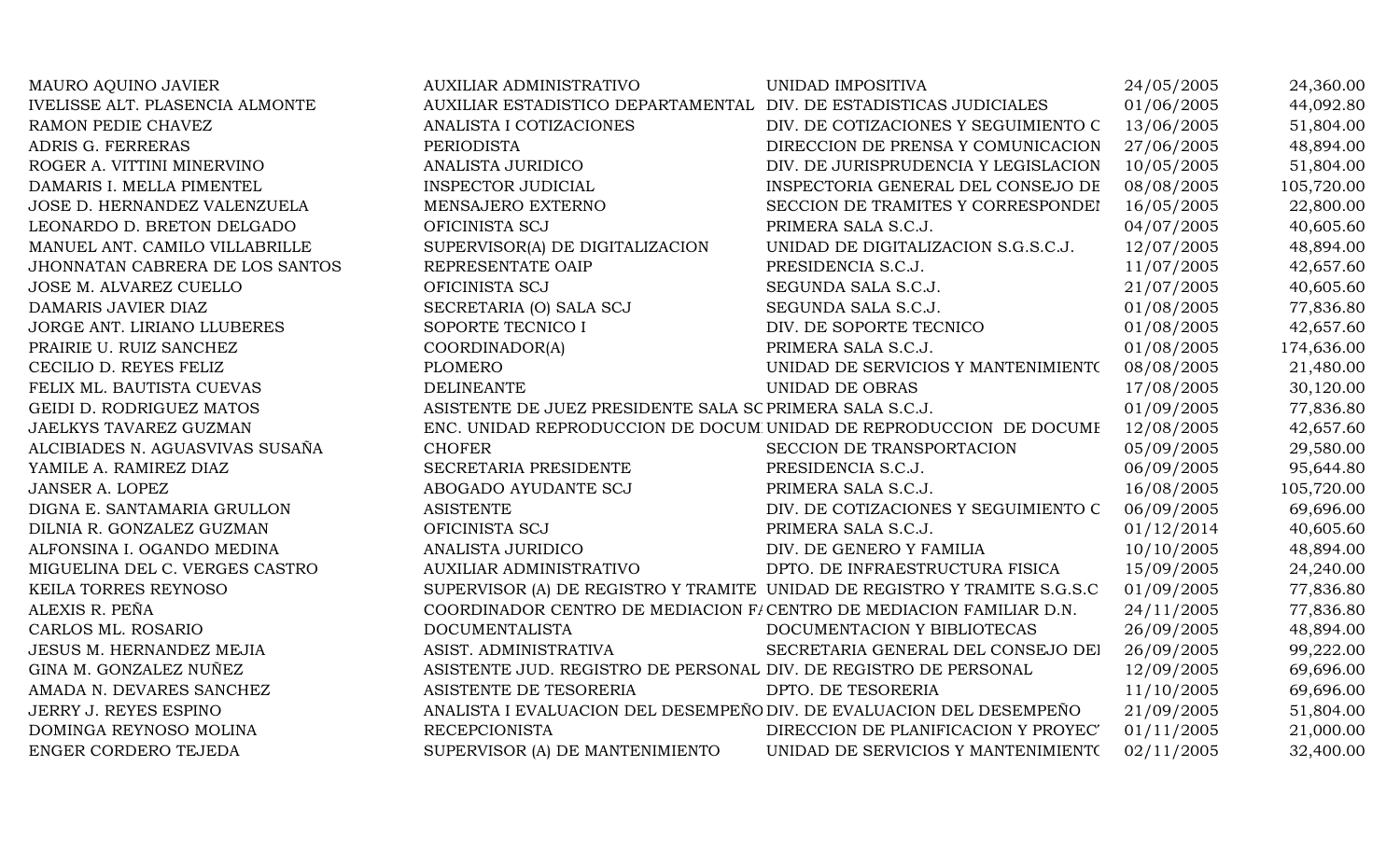| | | | | |
|---|---|---|---|---|
| MAURO AQUINO JAVIER | AUXILIAR ADMINISTRATIVO | UNIDAD IMPOSITIVA | 24/05/2005 | 24,360.00 |
| IVELISSE ALT. PLASENCIA ALMONTE | AUXILIAR ESTADISTICO DEPARTAMENTAL | DIV. DE ESTADISTICAS JUDICIALES | 01/06/2005 | 44,092.80 |
| RAMON PEDIE CHAVEZ | ANALISTA I COTIZACIONES | DIV. DE COTIZACIONES Y SEGUIMIENTO C | 13/06/2005 | 51,804.00 |
| ADRIS G. FERRERAS | PERIODISTA | DIRECCION DE PRENSA Y COMUNICACION | 27/06/2005 | 48,894.00 |
| ROGER A. VITTINI MINERVINO | ANALISTA JURIDICO | DIV. DE JURISPRUDENCIA Y LEGISLACION | 10/05/2005 | 51,804.00 |
| DAMARIS I. MELLA PIMENTEL | INSPECTOR JUDICIAL | INSPECTORIA GENERAL DEL CONSEJO DE | 08/08/2005 | 105,720.00 |
| JOSE D. HERNANDEZ VALENZUELA | MENSAJERO EXTERNO | SECCION DE TRAMITES Y CORRESPONDEI | 16/05/2005 | 22,800.00 |
| LEONARDO D. BRETON DELGADO | OFICINISTA SCJ | PRIMERA SALA S.C.J. | 04/07/2005 | 40,605.60 |
| MANUEL ANT. CAMILO VILLABRILLE | SUPERVISOR(A) DE DIGITALIZACION | UNIDAD DE DIGITALIZACION S.G.S.C.J. | 12/07/2005 | 48,894.00 |
| JHONNATAN CABRERA DE LOS SANTOS | REPRESENTATE OAIP | PRESIDENCIA S.C.J. | 11/07/2005 | 42,657.60 |
| JOSE M. ALVAREZ CUELLO | OFICINISTA SCJ | SEGUNDA SALA S.C.J. | 21/07/2005 | 40,605.60 |
| DAMARIS JAVIER DIAZ | SECRETARIA (O) SALA SCJ | SEGUNDA SALA S.C.J. | 01/08/2005 | 77,836.80 |
| JORGE ANT. LIRIANO LLUBERES | SOPORTE TECNICO I | DIV. DE SOPORTE TECNICO | 01/08/2005 | 42,657.60 |
| PRAIRIE U. RUIZ SANCHEZ | COORDINADOR(A) | PRIMERA SALA S.C.J. | 01/08/2005 | 174,636.00 |
| CECILIO D. REYES FELIZ | PLOMERO | UNIDAD DE SERVICIOS Y MANTENIMIENTO | 08/08/2005 | 21,480.00 |
| FELIX ML. BAUTISTA CUEVAS | DELINEANTE | UNIDAD DE OBRAS | 17/08/2005 | 30,120.00 |
| GEIDI D. RODRIGUEZ MATOS | ASISTENTE DE JUEZ PRESIDENTE SALA SC | PRIMERA SALA S.C.J. | 01/09/2005 | 77,836.80 |
| JAELKYS TAVAREZ GUZMAN | ENC. UNIDAD REPRODUCCION DE DOCUM | UNIDAD DE REPRODUCCION DE DOCUMI | 12/08/2005 | 42,657.60 |
| ALCIBIADES N. AGUASVIVAS SUSAÑA | CHOFER | SECCION DE TRANSPORTACION | 05/09/2005 | 29,580.00 |
| YAMILE A. RAMIREZ DIAZ | SECRETARIA PRESIDENTE | PRESIDENCIA S.C.J. | 06/09/2005 | 95,644.80 |
| JANSER A. LOPEZ | ABOGADO AYUDANTE SCJ | PRIMERA SALA S.C.J. | 16/08/2005 | 105,720.00 |
| DIGNA E. SANTAMARIA GRULLON | ASISTENTE | DIV. DE COTIZACIONES Y SEGUIMIENTO C | 06/09/2005 | 69,696.00 |
| DILNIA R. GONZALEZ GUZMAN | OFICINISTA SCJ | PRIMERA SALA S.C.J. | 01/12/2014 | 40,605.60 |
| ALFONSINA I. OGANDO MEDINA | ANALISTA JURIDICO | DIV. DE GENERO Y FAMILIA | 10/10/2005 | 48,894.00 |
| MIGUELINA DEL C. VERGES CASTRO | AUXILIAR ADMINISTRATIVO | DPTO. DE INFRAESTRUCTURA FISICA | 15/09/2005 | 24,240.00 |
| KEILA TORRES REYNOSO | SUPERVISOR (A) DE REGISTRO Y TRAMITE | UNIDAD DE REGISTRO Y TRAMITE S.G.S.C | 01/09/2005 | 77,836.80 |
| ALEXIS R. PEÑA | COORDINADOR CENTRO DE MEDIACION F/ | CENTRO DE MEDIACION FAMILIAR D.N. | 24/11/2005 | 77,836.80 |
| CARLOS ML. ROSARIO | DOCUMENTALISTA | DOCUMENTACION Y BIBLIOTECAS | 26/09/2005 | 48,894.00 |
| JESUS M. HERNANDEZ MEJIA | ASIST. ADMINISTRATIVA | SECRETARIA GENERAL DEL CONSEJO DEI | 26/09/2005 | 99,222.00 |
| GINA M. GONZALEZ NUÑEZ | ASISTENTE JUD. REGISTRO DE PERSONAL | DIV. DE REGISTRO DE PERSONAL | 12/09/2005 | 69,696.00 |
| AMADA N. DEVARES SANCHEZ | ASISTENTE DE TESORERIA | DPTO. DE TESORERIA | 11/10/2005 | 69,696.00 |
| JERRY J. REYES ESPINO | ANALISTA I EVALUACION DEL DESEMPEÑO | DIV. DE EVALUACION DEL DESEMPEÑO | 21/09/2005 | 51,804.00 |
| DOMINGA REYNOSO MOLINA | RECEPCIONISTA | DIRECCION DE PLANIFICACION Y PROYEC' | 01/11/2005 | 21,000.00 |
| ENGER CORDERO TEJEDA | SUPERVISOR (A) DE MANTENIMIENTO | UNIDAD DE SERVICIOS Y MANTENIMIENTO | 02/11/2005 | 32,400.00 |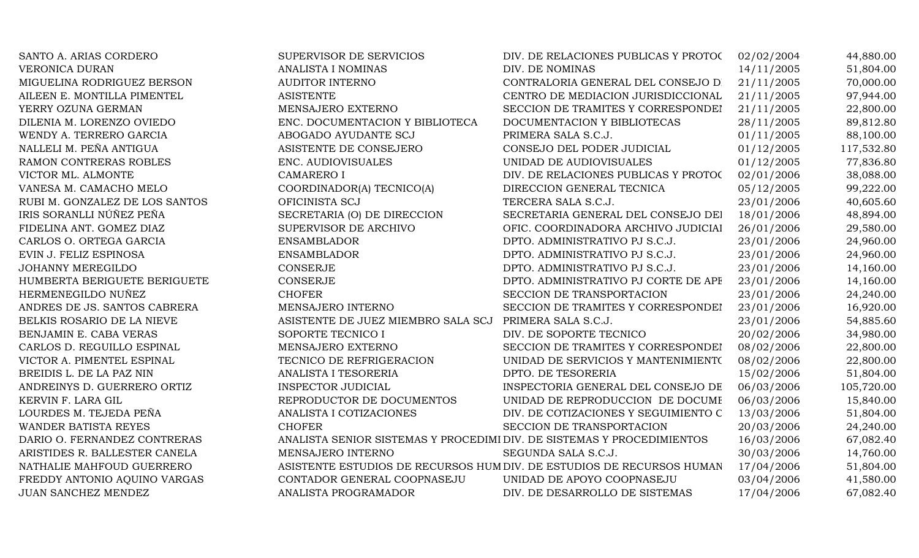| | | | | |
|---|---|---|---|---|
| SANTO A. ARIAS CORDERO | SUPERVISOR DE SERVICIOS | DIV. DE RELACIONES PUBLICAS Y PROTOC | 02/02/2004 | 44,880.00 |
| VERONICA DURAN | ANALISTA I NOMINAS | DIV. DE NOMINAS | 14/11/2005 | 51,804.00 |
| MIGUELINA RODRIGUEZ BERSON | AUDITOR INTERNO | CONTRALORIA GENERAL DEL CONSEJO D | 21/11/2005 | 70,000.00 |
| AILEEN E. MONTILLA PIMENTEL | ASISTENTE | CENTRO DE MEDIACION JURISDICCIONAL | 21/11/2005 | 97,944.00 |
| YERRY OZUNA GERMAN | MENSAJERO EXTERNO | SECCION DE TRAMITES Y CORRESPONDEI | 21/11/2005 | 22,800.00 |
| DILENIA M. LORENZO OVIEDO | ENC. DOCUMENTACION Y BIBLIOTECA | DOCUMENTACION Y BIBLIOTECAS | 28/11/2005 | 89,812.80 |
| WENDY A. TERRERO GARCIA | ABOGADO AYUDANTE SCJ | PRIMERA SALA S.C.J. | 01/11/2005 | 88,100.00 |
| NALLELI M. PEÑA ANTIGUA | ASISTENTE DE CONSEJERO | CONSEJO DEL PODER JUDICIAL | 01/12/2005 | 117,532.80 |
| RAMON CONTRERAS ROBLES | ENC. AUDIOVISUALES | UNIDAD DE AUDIOVISUALES | 01/12/2005 | 77,836.80 |
| VICTOR ML. ALMONTE | CAMARERO I | DIV. DE RELACIONES PUBLICAS Y PROTOC | 02/01/2006 | 38,088.00 |
| VANESA M. CAMACHO MELO | COORDINADOR(A) TECNICO(A) | DIRECCION GENERAL TECNICA | 05/12/2005 | 99,222.00 |
| RUBI M. GONZALEZ DE LOS SANTOS | OFICINISTA SCJ | TERCERA SALA S.C.J. | 23/01/2006 | 40,605.60 |
| IRIS SORANLLI NÚÑEZ PEÑA | SECRETARIA (O) DE DIRECCION | SECRETARIA GENERAL DEL CONSEJO DEI | 18/01/2006 | 48,894.00 |
| FIDELINA ANT. GOMEZ DIAZ | SUPERVISOR DE ARCHIVO | OFIC. COORDINADORA ARCHIVO JUDICIAI | 26/01/2006 | 29,580.00 |
| CARLOS O. ORTEGA GARCIA | ENSAMBLADOR | DPTO. ADMINISTRATIVO PJ S.C.J. | 23/01/2006 | 24,960.00 |
| EVIN J. FELIZ ESPINOSA | ENSAMBLADOR | DPTO. ADMINISTRATIVO PJ S.C.J. | 23/01/2006 | 24,960.00 |
| JOHANNY MEREGILDO | CONSERJE | DPTO. ADMINISTRATIVO PJ S.C.J. | 23/01/2006 | 14,160.00 |
| HUMBERTA BERIGUETE BERIGUETE | CONSERJE | DPTO. ADMINISTRATIVO PJ CORTE DE APE | 23/01/2006 | 14,160.00 |
| HERMENEGILDO NUÑEZ | CHOFER | SECCION DE TRANSPORTACION | 23/01/2006 | 24,240.00 |
| ANDRES DE JS. SANTOS CABRERA | MENSAJERO INTERNO | SECCION DE TRAMITES Y CORRESPONDEI | 23/01/2006 | 16,920.00 |
| BELKIS ROSARIO DE LA NIEVE | ASISTENTE DE JUEZ MIEMBRO SALA SCJ | PRIMERA SALA S.C.J. | 23/01/2006 | 54,885.60 |
| BENJAMIN E. CABA VERAS | SOPORTE TECNICO I | DIV. DE SOPORTE TECNICO | 20/02/2006 | 34,980.00 |
| CARLOS D. REGUILLO ESPINAL | MENSAJERO EXTERNO | SECCION DE TRAMITES Y CORRESPONDEI | 08/02/2006 | 22,800.00 |
| VICTOR A. PIMENTEL ESPINAL | TECNICO DE REFRIGERACION | UNIDAD DE SERVICIOS Y MANTENIMIENTO | 08/02/2006 | 22,800.00 |
| BREIDIS L. DE LA PAZ NIN | ANALISTA I TESORERIA | DPTO. DE TESORERIA | 15/02/2006 | 51,804.00 |
| ANDREINYS D. GUERRERO ORTIZ | INSPECTOR JUDICIAL | INSPECTORIA GENERAL DEL CONSEJO DE | 06/03/2006 | 105,720.00 |
| KERVIN F. LARA GIL | REPRODUCTOR DE DOCUMENTOS | UNIDAD DE REPRODUCCION DE DOCUMI | 06/03/2006 | 15,840.00 |
| LOURDES M. TEJEDA PEÑA | ANALISTA I COTIZACIONES | DIV. DE COTIZACIONES Y SEGUIMIENTO C | 13/03/2006 | 51,804.00 |
| WANDER BATISTA REYES | CHOFER | SECCION DE TRANSPORTACION | 20/03/2006 | 24,240.00 |
| DARIO O. FERNANDEZ CONTRERAS | ANALISTA SENIOR SISTEMAS Y PROCEDIMI | DIV. DE SISTEMAS Y PROCEDIMIENTOS | 16/03/2006 | 67,082.40 |
| ARISTIDES R. BALLESTER CANELA | MENSAJERO INTERNO | SEGUNDA SALA S.C.J. | 30/03/2006 | 14,760.00 |
| NATHALIE MAHFOUD GUERRERO | ASISTENTE ESTUDIOS DE RECURSOS HUM | DIV. DE ESTUDIOS DE RECURSOS HUMAN | 17/04/2006 | 51,804.00 |
| FREDDY ANTONIO AQUINO VARGAS | CONTADOR GENERAL COOPNASEJU | UNIDAD DE APOYO COOPNASEJU | 03/04/2006 | 41,580.00 |
| JUAN SANCHEZ MENDEZ | ANALISTA PROGRAMADOR | DIV. DE DESARROLLO DE SISTEMAS | 17/04/2006 | 67,082.40 |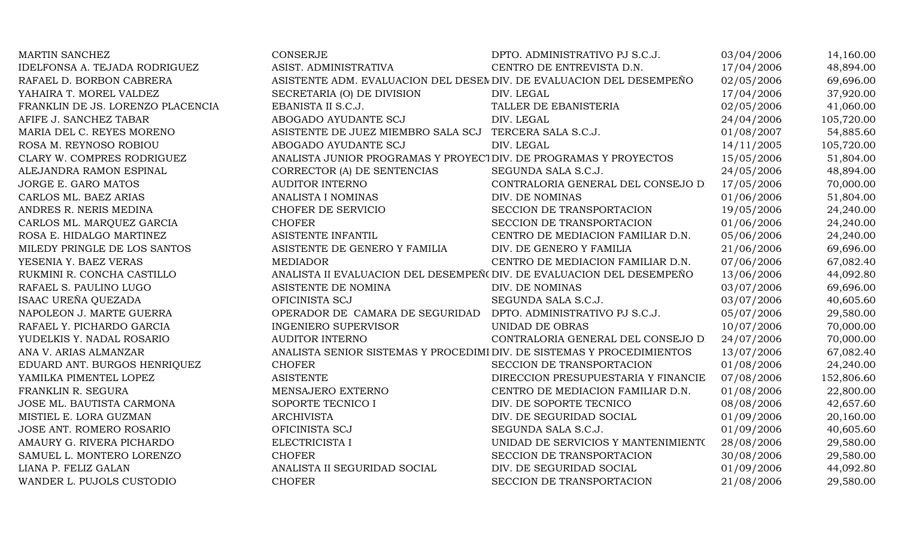| | | | | |
|---|---|---|---|---|
| MARTIN SANCHEZ | CONSERJE | DPTO. ADMINISTRATIVO PJ S.C.J. | 03/04/2006 | 14,160.00 |
| IDELFONSA A. TEJADA RODRIGUEZ | ASIST. ADMINISTRATIVA | CENTRO DE ENTREVISTA D.N. | 17/04/2006 | 48,894.00 |
| RAFAEL D. BORBON CABRERA | ASISTENTE ADM. EVALUACION DEL DESEM | DIV. DE EVALUACION DEL DESEMPEÑO | 02/05/2006 | 69,696.00 |
| YAHAIRA T. MOREL VALDEZ | SECRETARIA (O) DE DIVISION | DIV. LEGAL | 17/04/2006 | 37,920.00 |
| FRANKLIN DE JS. LORENZO PLACENCIA | EBANISTA II S.C.J. | TALLER DE EBANISTERIA | 02/05/2006 | 41,060.00 |
| AFIFE J. SANCHEZ TABAR | ABOGADO AYUDANTE SCJ | DIV. LEGAL | 24/04/2006 | 105,720.00 |
| MARIA DEL C. REYES MORENO | ASISTENTE DE JUEZ MIEMBRO SALA SCJ | TERCERA SALA S.C.J. | 01/08/2007 | 54,885.60 |
| ROSA M. REYNOSO ROBIOU | ABOGADO AYUDANTE SCJ | DIV. LEGAL | 14/11/2005 | 105,720.00 |
| CLARY W. COMPRES RODRIGUEZ | ANALISTA JUNIOR PROGRAMAS Y PROYECT | DIV. DE PROGRAMAS Y PROYECTOS | 15/05/2006 | 51,804.00 |
| ALEJANDRA RAMON ESPINAL | CORRECTOR (A) DE SENTENCIAS | SEGUNDA SALA S.C.J. | 24/05/2006 | 48,894.00 |
| JORGE E. GARO MATOS | AUDITOR INTERNO | CONTRALORIA GENERAL DEL CONSEJO D | 17/05/2006 | 70,000.00 |
| CARLOS ML. BAEZ ARIAS | ANALISTA I NOMINAS | DIV. DE NOMINAS | 01/06/2006 | 51,804.00 |
| ANDRES R. NERIS MEDINA | CHOFER DE SERVICIO | SECCION DE TRANSPORTACION | 19/05/2006 | 24,240.00 |
| CARLOS ML. MARQUEZ GARCIA | CHOFER | SECCION DE TRANSPORTACION | 01/06/2006 | 24,240.00 |
| ROSA E. HIDALGO MARTINEZ | ASISTENTE INFANTIL | CENTRO DE MEDIACION FAMILIAR D.N. | 05/06/2006 | 24,240.00 |
| MILEDY PRINGLE DE LOS SANTOS | ASISTENTE DE GENERO Y FAMILIA | DIV. DE GENERO Y FAMILIA | 21/06/2006 | 69,696.00 |
| YESENIA Y. BAEZ VERAS | MEDIADOR | CENTRO DE MEDIACION FAMILIAR D.N. | 07/06/2006 | 67,082.40 |
| RUKMINI R. CONCHA CASTILLO | ANALISTA II EVALUACION DEL DESEMPEÑ( | DIV. DE EVALUACION DEL DESEMPEÑO | 13/06/2006 | 44,092.80 |
| RAFAEL S. PAULINO LUGO | ASISTENTE DE NOMINA | DIV. DE NOMINAS | 03/07/2006 | 69,696.00 |
| ISAAC UREÑA QUEZADA | OFICINISTA SCJ | SEGUNDA SALA S.C.J. | 03/07/2006 | 40,605.60 |
| NAPOLEON J. MARTE GUERRA | OPERADOR DE CAMARA DE SEGURIDAD | DPTO. ADMINISTRATIVO PJ S.C.J. | 05/07/2006 | 29,580.00 |
| RAFAEL Y. PICHARDO GARCIA | INGENIERO SUPERVISOR | UNIDAD DE OBRAS | 10/07/2006 | 70,000.00 |
| YUDELKIS Y. NADAL ROSARIO | AUDITOR INTERNO | CONTRALORIA GENERAL DEL CONSEJO D | 24/07/2006 | 70,000.00 |
| ANA V. ARIAS ALMANZAR | ANALISTA SENIOR SISTEMAS Y PROCEDIMI | DIV. DE SISTEMAS Y PROCEDIMIENTOS | 13/07/2006 | 67,082.40 |
| EDUARD ANT. BURGOS HENRIQUEZ | CHOFER | SECCION DE TRANSPORTACION | 01/08/2006 | 24,240.00 |
| YAMILKA PIMENTEL LOPEZ | ASISTENTE | DIRECCION PRESUPUESTARIA Y FINANCIE | 07/08/2006 | 152,806.60 |
| FRANKLIN R. SEGURA | MENSAJERO EXTERNO | CENTRO DE MEDIACION FAMILIAR D.N. | 01/08/2006 | 22,800.00 |
| JOSE ML. BAUTISTA CARMONA | SOPORTE TECNICO I | DIV. DE SOPORTE TECNICO | 08/08/2006 | 42,657.60 |
| MISTIEL E. LORA GUZMAN | ARCHIVISTA | DIV. DE SEGURIDAD SOCIAL | 01/09/2006 | 20,160.00 |
| JOSE ANT. ROMERO ROSARIO | OFICINISTA SCJ | SEGUNDA SALA S.C.J. | 01/09/2006 | 40,605.60 |
| AMAURY G. RIVERA PICHARDO | ELECTRICISTA I | UNIDAD DE SERVICIOS Y MANTENIMIENT( | 28/08/2006 | 29,580.00 |
| SAMUEL L. MONTERO LORENZO | CHOFER | SECCION DE TRANSPORTACION | 30/08/2006 | 29,580.00 |
| LIANA P. FELIZ GALAN | ANALISTA II SEGURIDAD SOCIAL | DIV. DE SEGURIDAD SOCIAL | 01/09/2006 | 44,092.80 |
| WANDER L. PUJOLS CUSTODIO | CHOFER | SECCION DE TRANSPORTACION | 21/08/2006 | 29,580.00 |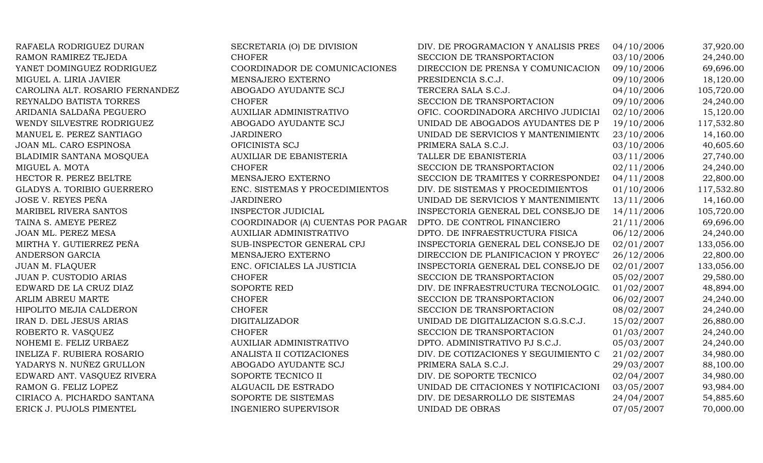| | | | | |
|---|---|---|---|---|
| RAFAELA RODRIGUEZ DURAN | SECRETARIA (O) DE DIVISION | DIV. DE PROGRAMACION Y ANALISIS PRES | 04/10/2006 | 37,920.00 |
| RAMON RAMIREZ TEJEDA | CHOFER | SECCION DE TRANSPORTACION | 03/10/2006 | 24,240.00 |
| YANET DOMINGUEZ RODRIGUEZ | COORDINADOR DE COMUNICACIONES | DIRECCION DE PRENSA Y COMUNICACION | 09/10/2006 | 69,696.00 |
| MIGUEL A. LIRIA JAVIER | MENSAJERO EXTERNO | PRESIDENCIA S.C.J. | 09/10/2006 | 18,120.00 |
| CAROLINA ALT. ROSARIO FERNANDEZ | ABOGADO AYUDANTE SCJ | TERCERA SALA S.C.J. | 04/10/2006 | 105,720.00 |
| REYNALDO BATISTA TORRES | CHOFER | SECCION DE TRANSPORTACION | 09/10/2006 | 24,240.00 |
| ARIDANIA SALDAÑA PEGUERO | AUXILIAR ADMINISTRATIVO | OFIC. COORDINADORA ARCHIVO JUDICIAI | 02/10/2006 | 15,120.00 |
| WENDY SILVESTRE RODRIGUEZ | ABOGADO AYUDANTE SCJ | UNIDAD DE ABOGADOS AYUDANTES DE P | 19/10/2006 | 117,532.80 |
| MANUEL E. PEREZ SANTIAGO | JARDINERO | UNIDAD DE SERVICIOS Y MANTENIMIENTO | 23/10/2006 | 14,160.00 |
| JOAN ML. CARO ESPINOSA | OFICINISTA SCJ | PRIMERA SALA S.C.J. | 03/10/2006 | 40,605.60 |
| BLADIMIR SANTANA MOSQUEA | AUXILIAR DE EBANISTERIA | TALLER DE EBANISTERIA | 03/11/2006 | 27,740.00 |
| MIGUEL A. MOTA | CHOFER | SECCION DE TRANSPORTACION | 02/11/2006 | 24,240.00 |
| HECTOR R. PEREZ BELTRE | MENSAJERO EXTERNO | SECCION DE TRAMITES Y CORRESPONDEI | 04/11/2008 | 22,800.00 |
| GLADYS A. TORIBIO GUERRERO | ENC. SISTEMAS Y PROCEDIMIENTOS | DIV. DE SISTEMAS Y PROCEDIMIENTOS | 01/10/2006 | 117,532.80 |
| JOSE V. REYES PEÑA | JARDINERO | UNIDAD DE SERVICIOS Y MANTENIMIENTO | 13/11/2006 | 14,160.00 |
| MARIBEL RIVERA SANTOS | INSPECTOR JUDICIAL | INSPECTORIA GENERAL DEL CONSEJO DE | 14/11/2006 | 105,720.00 |
| TAINA S. AMEYE PEREZ | COORDINADOR (A) CUENTAS POR PAGAR | DPTO. DE CONTROL FINANCIERO | 21/11/2006 | 69,696.00 |
| JOAN ML. PEREZ MESA | AUXILIAR ADMINISTRATIVO | DPTO. DE INFRAESTRUCTURA FISICA | 06/12/2006 | 24,240.00 |
| MIRTHA Y. GUTIERREZ PEÑA | SUB-INSPECTOR GENERAL CPJ | INSPECTORIA GENERAL DEL CONSEJO DE | 02/01/2007 | 133,056.00 |
| ANDERSON GARCIA | MENSAJERO EXTERNO | DIRECCION DE PLANIFICACION Y PROYEC' | 26/12/2006 | 22,800.00 |
| JUAN M. FLAQUER | ENC. OFICIALES LA JUSTICIA | INSPECTORIA GENERAL DEL CONSEJO DE | 02/01/2007 | 133,056.00 |
| JUAN P. CUSTODIO ARIAS | CHOFER | SECCION DE TRANSPORTACION | 05/02/2007 | 29,580.00 |
| EDWARD DE LA CRUZ DIAZ | SOPORTE RED | DIV. DE INFRAESTRUCTURA TECNOLOGIC. | 01/02/2007 | 48,894.00 |
| ARLIM ABREU MARTE | CHOFER | SECCION DE TRANSPORTACION | 06/02/2007 | 24,240.00 |
| HIPOLITO MEJIA CALDERON | CHOFER | SECCION DE TRANSPORTACION | 08/02/2007 | 24,240.00 |
| IRAN D. DEL JESUS ARIAS | DIGITALIZADOR | UNIDAD DE DIGITALIZACION S.G.S.C.J. | 15/02/2007 | 26,880.00 |
| ROBERTO R. VASQUEZ | CHOFER | SECCION DE TRANSPORTACION | 01/03/2007 | 24,240.00 |
| NOHEMI E. FELIZ URBAEZ | AUXILIAR ADMINISTRATIVO | DPTO. ADMINISTRATIVO PJ S.C.J. | 05/03/2007 | 24,240.00 |
| INELIZA F. RUBIERA ROSARIO | ANALISTA II COTIZACIONES | DIV. DE COTIZACIONES Y SEGUIMIENTO C | 21/02/2007 | 34,980.00 |
| YADARYS N. NUÑEZ GRULLON | ABOGADO AYUDANTE SCJ | PRIMERA SALA S.C.J. | 29/03/2007 | 88,100.00 |
| EDWARD ANT. VASQUEZ RIVERA | SOPORTE TECNICO II | DIV. DE SOPORTE TECNICO | 02/04/2007 | 34,980.00 |
| RAMON G. FELIZ LOPEZ | ALGUACIL DE ESTRADO | UNIDAD DE CITACIONES Y NOTIFICACIONI | 03/05/2007 | 93,984.00 |
| CIRIACO A. PICHARDO SANTANA | SOPORTE DE SISTEMAS | DIV. DE DESARROLLO DE SISTEMAS | 24/04/2007 | 54,885.60 |
| ERICK J. PUJOLS PIMENTEL | INGENIERO SUPERVISOR | UNIDAD DE OBRAS | 07/05/2007 | 70,000.00 |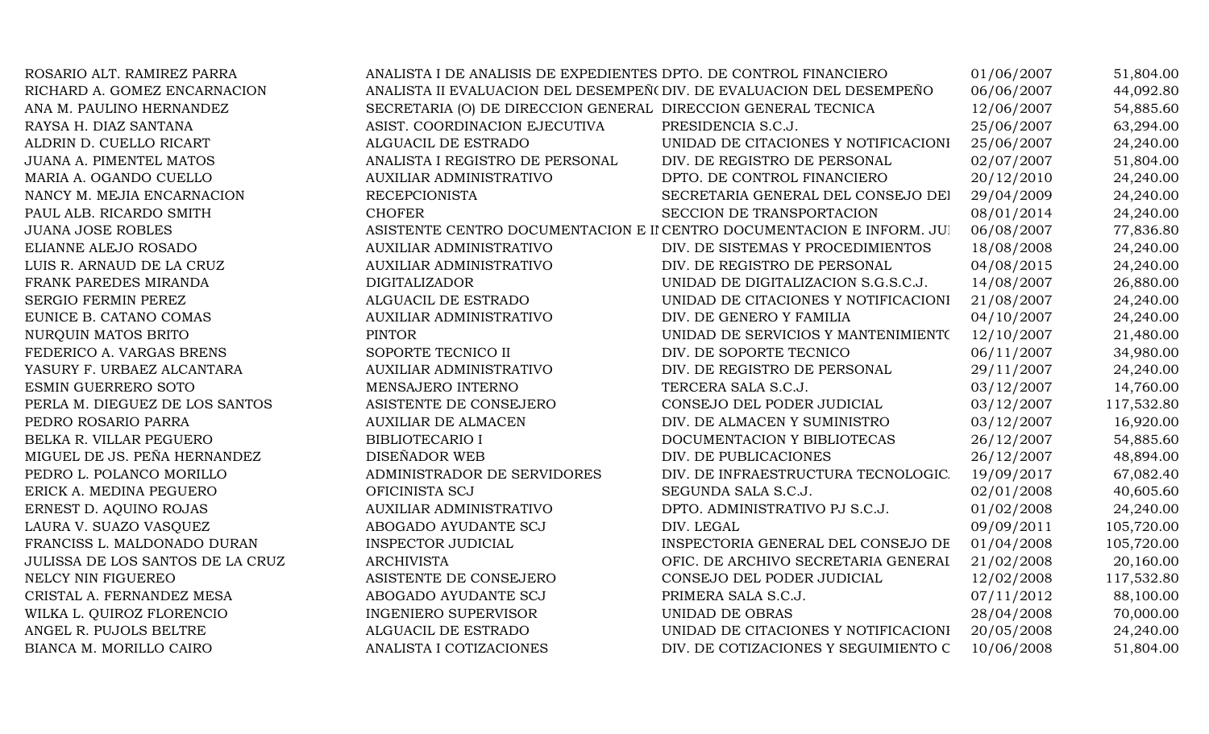| | | | | |
|---|---|---|---|---|
| ROSARIO ALT. RAMIREZ PARRA | ANALISTA I DE ANALISIS DE EXPEDIENTES | DPTO. DE CONTROL FINANCIERO | 01/06/2007 | 51,804.00 |
| RICHARD A. GOMEZ ENCARNACION | ANALISTA II EVALUACION DEL DESEMPEÑO | DIV. DE EVALUACION DEL DESEMPEÑO | 06/06/2007 | 44,092.80 |
| ANA M. PAULINO HERNANDEZ | SECRETARIA (O) DE DIRECCION GENERAL | DIRECCION GENERAL TECNICA | 12/06/2007 | 54,885.60 |
| RAYSA H. DIAZ SANTANA | ASIST. COORDINACION EJECUTIVA | PRESIDENCIA S.C.J. | 25/06/2007 | 63,294.00 |
| ALDRIN D. CUELLO RICART | ALGUACIL DE ESTRADO | UNIDAD DE CITACIONES Y NOTIFICACIONI | 25/06/2007 | 24,240.00 |
| JUANA A. PIMENTEL MATOS | ANALISTA I REGISTRO DE PERSONAL | DIV. DE REGISTRO DE PERSONAL | 02/07/2007 | 51,804.00 |
| MARIA A. OGANDO CUELLO | AUXILIAR ADMINISTRATIVO | DPTO. DE CONTROL FINANCIERO | 20/12/2010 | 24,240.00 |
| NANCY M. MEJIA ENCARNACION | RECEPCIONISTA | SECRETARIA GENERAL DEL CONSEJO DEI | 29/04/2009 | 24,240.00 |
| PAUL ALB. RICARDO SMITH | CHOFER | SECCION DE TRANSPORTACION | 08/01/2014 | 24,240.00 |
| JUANA JOSE ROBLES | ASISTENTE CENTRO DOCUMENTACION E II | CENTRO DOCUMENTACION E INFORM. JUI | 06/08/2007 | 77,836.80 |
| ELIANNE ALEJO ROSADO | AUXILIAR ADMINISTRATIVO | DIV. DE SISTEMAS Y PROCEDIMIENTOS | 18/08/2008 | 24,240.00 |
| LUIS R. ARNAUD DE LA CRUZ | AUXILIAR ADMINISTRATIVO | DIV. DE REGISTRO DE PERSONAL | 04/08/2015 | 24,240.00 |
| FRANK PAREDES MIRANDA | DIGITALIZADOR | UNIDAD DE DIGITALIZACION S.G.S.C.J. | 14/08/2007 | 26,880.00 |
| SERGIO FERMIN PEREZ | ALGUACIL DE ESTRADO | UNIDAD DE CITACIONES Y NOTIFICACIONI | 21/08/2007 | 24,240.00 |
| EUNICE B. CATANO COMAS | AUXILIAR ADMINISTRATIVO | DIV. DE GENERO Y FAMILIA | 04/10/2007 | 24,240.00 |
| NURQUIN MATOS BRITO | PINTOR | UNIDAD DE SERVICIOS Y MANTENIMIENTO | 12/10/2007 | 21,480.00 |
| FEDERICO A. VARGAS BRENS | SOPORTE TECNICO II | DIV. DE SOPORTE TECNICO | 06/11/2007 | 34,980.00 |
| YASURY F. URBAEZ ALCANTARA | AUXILIAR ADMINISTRATIVO | DIV. DE REGISTRO DE PERSONAL | 29/11/2007 | 24,240.00 |
| ESMIN GUERRERO SOTO | MENSAJERO INTERNO | TERCERA SALA S.C.J. | 03/12/2007 | 14,760.00 |
| PERLA M. DIEGUEZ DE LOS SANTOS | ASISTENTE DE CONSEJERO | CONSEJO DEL PODER JUDICIAL | 03/12/2007 | 117,532.80 |
| PEDRO ROSARIO PARRA | AUXILIAR DE ALMACEN | DIV. DE ALMACEN Y SUMINISTRO | 03/12/2007 | 16,920.00 |
| BELKA R. VILLAR PEGUERO | BIBLIOTECARIO I | DOCUMENTACION Y BIBLIOTECAS | 26/12/2007 | 54,885.60 |
| MIGUEL DE JS. PEÑA HERNANDEZ | DISEÑADOR WEB | DIV. DE PUBLICACIONES | 26/12/2007 | 48,894.00 |
| PEDRO L. POLANCO MORILLO | ADMINISTRADOR DE SERVIDORES | DIV. DE INFRAESTRUCTURA TECNOLOGIC. | 19/09/2017 | 67,082.40 |
| ERICK A. MEDINA PEGUERO | OFICINISTA SCJ | SEGUNDA SALA S.C.J. | 02/01/2008 | 40,605.60 |
| ERNEST D. AQUINO ROJAS | AUXILIAR ADMINISTRATIVO | DPTO. ADMINISTRATIVO PJ S.C.J. | 01/02/2008 | 24,240.00 |
| LAURA V. SUAZO VASQUEZ | ABOGADO AYUDANTE SCJ | DIV. LEGAL | 09/09/2011 | 105,720.00 |
| FRANCISS L. MALDONADO DURAN | INSPECTOR JUDICIAL | INSPECTORIA GENERAL DEL CONSEJO DE | 01/04/2008 | 105,720.00 |
| JULISSA DE LOS SANTOS DE LA CRUZ | ARCHIVISTA | OFIC. DE ARCHIVO SECRETARIA GENERAI | 21/02/2008 | 20,160.00 |
| NELCY NIN FIGUEREO | ASISTENTE DE CONSEJERO | CONSEJO DEL PODER JUDICIAL | 12/02/2008 | 117,532.80 |
| CRISTAL A. FERNANDEZ MESA | ABOGADO AYUDANTE SCJ | PRIMERA SALA S.C.J. | 07/11/2012 | 88,100.00 |
| WILKA L. QUIROZ FLORENCIO | INGENIERO SUPERVISOR | UNIDAD DE OBRAS | 28/04/2008 | 70,000.00 |
| ANGEL R. PUJOLS BELTRE | ALGUACIL DE ESTRADO | UNIDAD DE CITACIONES Y NOTIFICACIONI | 20/05/2008 | 24,240.00 |
| BIANCA M. MORILLO CAIRO | ANALISTA I COTIZACIONES | DIV. DE COTIZACIONES Y SEGUIMIENTO C | 10/06/2008 | 51,804.00 |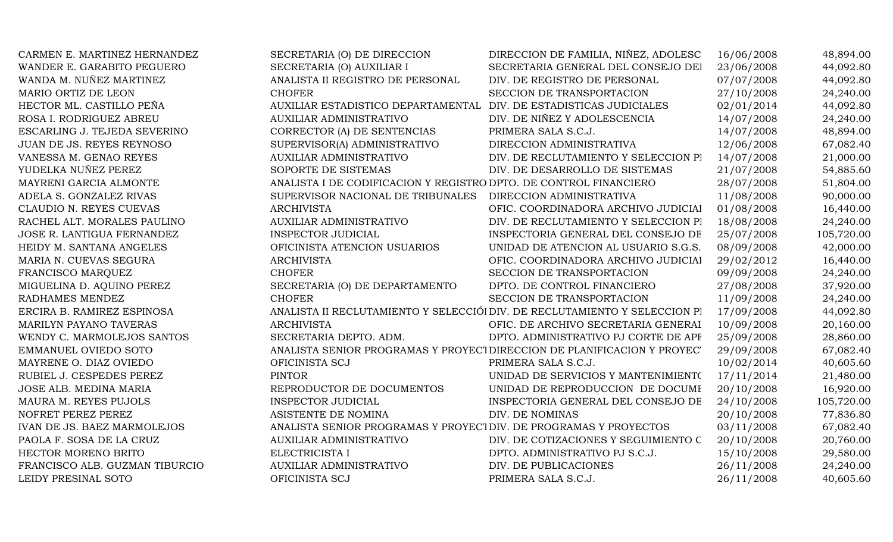| | | | | |
|---|---|---|---|---|
| CARMEN E. MARTINEZ HERNANDEZ | SECRETARIA (O) DE DIRECCION | DIRECCION DE FAMILIA, NIÑEZ, ADOLESC | 16/06/2008 | 48,894.00 |
| WANDER E. GARABITO PEGUERO | SECRETARIA (O) AUXILIAR I | SECRETARIA GENERAL DEL CONSEJO DEI | 23/06/2008 | 44,092.80 |
| WANDA M. NUÑEZ MARTINEZ | ANALISTA II REGISTRO DE PERSONAL | DIV. DE REGISTRO DE PERSONAL | 07/07/2008 | 44,092.80 |
| MARIO ORTIZ DE LEON | CHOFER | SECCION DE TRANSPORTACION | 27/10/2008 | 24,240.00 |
| HECTOR ML. CASTILLO PEÑA | AUXILIAR ESTADISTICO DEPARTAMENTAL | DIV. DE ESTADISTICAS JUDICIALES | 02/01/2014 | 44,092.80 |
| ROSA I. RODRIGUEZ ABREU | AUXILIAR ADMINISTRATIVO | DIV. DE NIÑEZ Y ADOLESCENCIA | 14/07/2008 | 24,240.00 |
| ESCARLING J. TEJEDA SEVERINO | CORRECTOR (A) DE SENTENCIAS | PRIMERA SALA S.C.J. | 14/07/2008 | 48,894.00 |
| JUAN DE JS. REYES REYNOSO | SUPERVISOR(A) ADMINISTRATIVO | DIRECCION ADMINISTRATIVA | 12/06/2008 | 67,082.40 |
| VANESSA M. GENAO REYES | AUXILIAR ADMINISTRATIVO | DIV. DE RECLUTAMIENTO Y SELECCION PI | 14/07/2008 | 21,000.00 |
| YUDELKA NUÑEZ PEREZ | SOPORTE DE SISTEMAS | DIV. DE DESARROLLO DE SISTEMAS | 21/07/2008 | 54,885.60 |
| MAYRENI GARCIA ALMONTE | ANALISTA I DE CODIFICACION Y REGISTRO | DPTO. DE CONTROL FINANCIERO | 28/07/2008 | 51,804.00 |
| ADELA S. GONZALEZ RIVAS | SUPERVISOR NACIONAL DE TRIBUNALES | DIRECCION ADMINISTRATIVA | 11/08/2008 | 90,000.00 |
| CLAUDIO N. REYES CUEVAS | ARCHIVISTA | OFIC. COORDINADORA ARCHIVO JUDICIAI | 01/08/2008 | 16,440.00 |
| RACHEL ALT. MORALES PAULINO | AUXILIAR ADMINISTRATIVO | DIV. DE RECLUTAMIENTO Y SELECCION PI | 18/08/2008 | 24,240.00 |
| JOSE R. LANTIGUA FERNANDEZ | INSPECTOR JUDICIAL | INSPECTORIA GENERAL DEL CONSEJO DE | 25/07/2008 | 105,720.00 |
| HEIDY M. SANTANA ANGELES | OFICINISTA ATENCION USUARIOS | UNIDAD DE ATENCION AL USUARIO S.G.S. | 08/09/2008 | 42,000.00 |
| MARIA N. CUEVAS SEGURA | ARCHIVISTA | OFIC. COORDINADORA ARCHIVO JUDICIAI | 29/02/2012 | 16,440.00 |
| FRANCISCO MARQUEZ | CHOFER | SECCION DE TRANSPORTACION | 09/09/2008 | 24,240.00 |
| MIGUELINA D. AQUINO PEREZ | SECRETARIA (O) DE DEPARTAMENTO | DPTO. DE CONTROL FINANCIERO | 27/08/2008 | 37,920.00 |
| RADHAMES MENDEZ | CHOFER | SECCION DE TRANSPORTACION | 11/09/2008 | 24,240.00 |
| ERCIRA B. RAMIREZ ESPINOSA | ANALISTA II RECLUTAMIENTO Y SELECCIÓI | DIV. DE RECLUTAMIENTO Y SELECCION PI | 17/09/2008 | 44,092.80 |
| MARILYN PAYANO TAVERAS | ARCHIVISTA | OFIC. DE ARCHIVO SECRETARIA GENERAI | 10/09/2008 | 20,160.00 |
| WENDY C. MARMOLEJOS SANTOS | SECRETARIA DEPTO. ADM. | DPTO. ADMINISTRATIVO PJ CORTE DE APE | 25/09/2008 | 28,860.00 |
| EMMANUEL OVIEDO SOTO | ANALISTA SENIOR PROGRAMAS Y PROYECT | DIRECCION DE PLANIFICACION Y PROYEC' | 29/09/2008 | 67,082.40 |
| MAYRENE O. DIAZ OVIEDO | OFICINISTA SCJ | PRIMERA SALA S.C.J. | 10/02/2014 | 40,605.60 |
| RUBIEL J. CESPEDES PEREZ | PINTOR | UNIDAD DE SERVICIOS Y MANTENIMIENTO | 17/11/2014 | 21,480.00 |
| JOSE ALB. MEDINA MARIA | REPRODUCTOR DE DOCUMENTOS | UNIDAD DE REPRODUCCION DE DOCUME | 20/10/2008 | 16,920.00 |
| MAURA M. REYES PUJOLS | INSPECTOR JUDICIAL | INSPECTORIA GENERAL DEL CONSEJO DE | 24/10/2008 | 105,720.00 |
| NOFRET PEREZ PEREZ | ASISTENTE DE NOMINA | DIV. DE NOMINAS | 20/10/2008 | 77,836.80 |
| IVAN DE JS. BAEZ MARMOLEJOS | ANALISTA SENIOR PROGRAMAS Y PROYECT | DIV. DE PROGRAMAS Y PROYECTOS | 03/11/2008 | 67,082.40 |
| PAOLA F. SOSA DE LA CRUZ | AUXILIAR ADMINISTRATIVO | DIV. DE COTIZACIONES Y SEGUIMIENTO C | 20/10/2008 | 20,760.00 |
| HECTOR MORENO BRITO | ELECTRICISTA I | DPTO. ADMINISTRATIVO PJ S.C.J. | 15/10/2008 | 29,580.00 |
| FRANCISCO ALB. GUZMAN TIBURCIO | AUXILIAR ADMINISTRATIVO | DIV. DE PUBLICACIONES | 26/11/2008 | 24,240.00 |
| LEIDY PRESINAL SOTO | OFICINISTA SCJ | PRIMERA SALA S.C.J. | 26/11/2008 | 40,605.60 |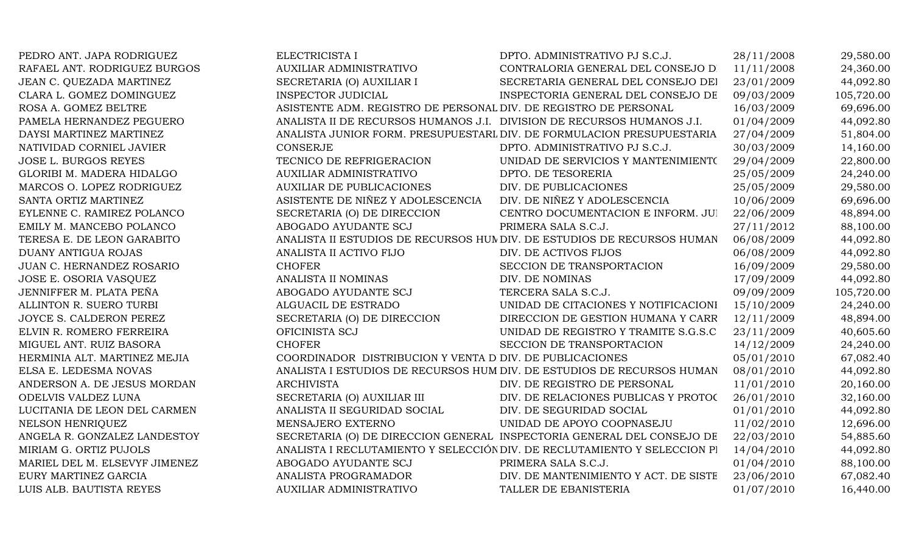| | | | | |
|---|---|---|---|---|
| PEDRO ANT. JAPA RODRIGUEZ | ELECTRICISTA I | DPTO. ADMINISTRATIVO PJ S.C.J. | 28/11/2008 | 29,580.00 |
| RAFAEL ANT. RODRIGUEZ BURGOS | AUXILIAR ADMINISTRATIVO | CONTRALORIA GENERAL DEL CONSEJO D | 11/11/2008 | 24,360.00 |
| JEAN C. QUEZADA MARTINEZ | SECRETARIA (O) AUXILIAR I | SECRETARIA GENERAL DEL CONSEJO DEL | 23/01/2009 | 44,092.80 |
| CLARA L. GOMEZ DOMINGUEZ | INSPECTOR JUDICIAL | INSPECTORIA GENERAL DEL CONSEJO DE | 09/03/2009 | 105,720.00 |
| ROSA A. GOMEZ BELTRE | ASISTENTE ADM. REGISTRO DE PERSONAL | DIV. DE REGISTRO DE PERSONAL | 16/03/2009 | 69,696.00 |
| PAMELA HERNANDEZ PEGUERO | ANALISTA II DE RECURSOS HUMANOS J.I. | DIVISION DE RECURSOS HUMANOS J.I. | 01/04/2009 | 44,092.80 |
| DAYSI MARTINEZ MARTINEZ | ANALISTA JUNIOR FORM. PRESUPUESTARI | DIV. DE FORMULACION PRESUPUESTARIA | 27/04/2009 | 51,804.00 |
| NATIVIDAD CORNIEL JAVIER | CONSERJE | DPTO. ADMINISTRATIVO PJ S.C.J. | 30/03/2009 | 14,160.00 |
| JOSE L. BURGOS REYES | TECNICO DE REFRIGERACION | UNIDAD DE SERVICIOS Y MANTENIMIENTO | 29/04/2009 | 22,800.00 |
| GLORIBI M. MADERA HIDALGO | AUXILIAR ADMINISTRATIVO | DPTO. DE TESORERIA | 25/05/2009 | 24,240.00 |
| MARCOS O. LOPEZ RODRIGUEZ | AUXILIAR DE PUBLICACIONES | DIV. DE PUBLICACIONES | 25/05/2009 | 29,580.00 |
| SANTA ORTIZ MARTINEZ | ASISTENTE DE NIÑEZ Y ADOLESCENCIA | DIV. DE NIÑEZ Y ADOLESCENCIA | 10/06/2009 | 69,696.00 |
| EYLENNE C. RAMIREZ POLANCO | SECRETARIA (O) DE DIRECCION | CENTRO DOCUMENTACION E INFORM. JU | 22/06/2009 | 48,894.00 |
| EMILY M. MANCEBO POLANCO | ABOGADO AYUDANTE SCJ | PRIMERA SALA S.C.J. | 27/11/2012 | 88,100.00 |
| TERESA E. DE LEON GARABITO | ANALISTA II ESTUDIOS DE RECURSOS HUM | DIV. DE ESTUDIOS DE RECURSOS HUMAN | 06/08/2009 | 44,092.80 |
| DUANY ANTIGUA ROJAS | ANALISTA II ACTIVO FIJO | DIV. DE ACTIVOS FIJOS | 06/08/2009 | 44,092.80 |
| JUAN C. HERNANDEZ ROSARIO | CHOFER | SECCION DE TRANSPORTACION | 16/09/2009 | 29,580.00 |
| JOSE E. OSORIA VASQUEZ | ANALISTA II NOMINAS | DIV. DE NOMINAS | 17/09/2009 | 44,092.80 |
| JENNIFFER M. PLATA PEÑA | ABOGADO AYUDANTE SCJ | TERCERA SALA S.C.J. | 09/09/2009 | 105,720.00 |
| ALLINTON R. SUERO TURBI | ALGUACIL DE ESTRADO | UNIDAD DE CITACIONES Y NOTIFICACIONE | 15/10/2009 | 24,240.00 |
| JOYCE S. CALDERON PEREZ | SECRETARIA (O) DE DIRECCION | DIRECCION DE GESTION HUMANA Y CARR | 12/11/2009 | 48,894.00 |
| ELVIN R. ROMERO FERREIRA | OFICINISTA SCJ | UNIDAD DE REGISTRO Y TRAMITE S.G.S.C | 23/11/2009 | 40,605.60 |
| MIGUEL ANT. RUIZ BASORA | CHOFER | SECCION DE TRANSPORTACION | 14/12/2009 | 24,240.00 |
| HERMINIA ALT. MARTINEZ MEJIA | COORDINADOR DISTRIBUCION Y VENTA D | DIV. DE PUBLICACIONES | 05/01/2010 | 67,082.40 |
| ELSA E. LEDESMA NOVAS | ANALISTA I ESTUDIOS DE RECURSOS HUM | DIV. DE ESTUDIOS DE RECURSOS HUMAN | 08/01/2010 | 44,092.80 |
| ANDERSON A. DE JESUS MORDAN | ARCHIVISTA | DIV. DE REGISTRO DE PERSONAL | 11/01/2010 | 20,160.00 |
| ODELVIS VALDEZ LUNA | SECRETARIA (O) AUXILIAR III | DIV. DE RELACIONES PUBLICAS Y PROTOC | 26/01/2010 | 32,160.00 |
| LUCITANIA DE LEON DEL CARMEN | ANALISTA II SEGURIDAD SOCIAL | DIV. DE SEGURIDAD SOCIAL | 01/01/2010 | 44,092.80 |
| NELSON HENRIQUEZ | MENSAJERO EXTERNO | UNIDAD DE APOYO COOPNASEJU | 11/02/2010 | 12,696.00 |
| ANGELA R. GONZALEZ LANDESTOY | SECRETARIA (O) DE DIRECCION GENERAL | INSPECTORIA GENERAL DEL CONSEJO DE | 22/03/2010 | 54,885.60 |
| MIRIAM G. ORTIZ PUJOLS | ANALISTA I RECLUTAMIENTO Y SELECCIÓN | DIV. DE RECLUTAMIENTO Y SELECCION PI | 14/04/2010 | 44,092.80 |
| MARIEL DEL M. ELSEVYF JIMENEZ | ABOGADO AYUDANTE SCJ | PRIMERA SALA S.C.J. | 01/04/2010 | 88,100.00 |
| EURY MARTINEZ GARCIA | ANALISTA PROGRAMADOR | DIV. DE MANTENIMIENTO Y ACT. DE SISTE | 23/06/2010 | 67,082.40 |
| LUIS ALB. BAUTISTA REYES | AUXILIAR ADMINISTRATIVO | TALLER DE EBANISTERIA | 01/07/2010 | 16,440.00 |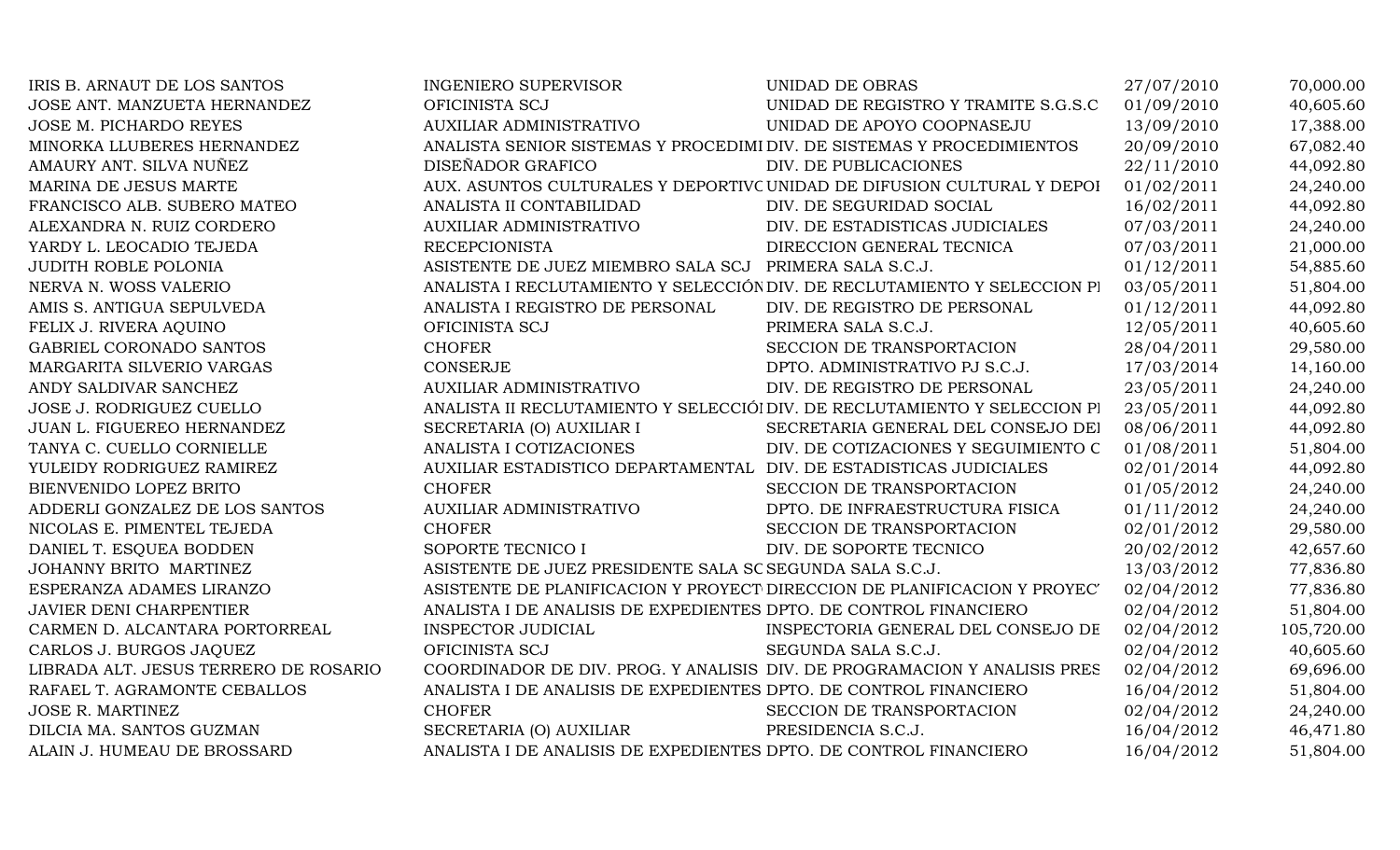| | | | | |
|---|---|---|---|---|
| IRIS B. ARNAUT DE LOS SANTOS | INGENIERO SUPERVISOR | UNIDAD DE OBRAS | 27/07/2010 | 70,000.00 |
| JOSE ANT. MANZUETA HERNANDEZ | OFICINISTA SCJ | UNIDAD DE REGISTRO Y TRAMITE S.G.S.C | 01/09/2010 | 40,605.60 |
| JOSE M. PICHARDO REYES | AUXILIAR ADMINISTRATIVO | UNIDAD DE APOYO COOPNASEJU | 13/09/2010 | 17,388.00 |
| MINORKA LLUBERES HERNANDEZ | ANALISTA SENIOR SISTEMAS Y PROCEDIMI | DIV. DE SISTEMAS Y PROCEDIMIENTOS | 20/09/2010 | 67,082.40 |
| AMAURY ANT. SILVA NUÑEZ | DISEÑADOR GRAFICO | DIV. DE PUBLICACIONES | 22/11/2010 | 44,092.80 |
| MARINA DE JESUS MARTE | AUX. ASUNTOS CULTURALES Y DEPORTIVO | UNIDAD DE DIFUSION CULTURAL Y DEPOI | 01/02/2011 | 24,240.00 |
| FRANCISCO ALB. SUBERO MATEO | ANALISTA II CONTABILIDAD | DIV. DE SEGURIDAD SOCIAL | 16/02/2011 | 44,092.80 |
| ALEXANDRA N. RUIZ CORDERO | AUXILIAR ADMINISTRATIVO | DIV. DE ESTADISTICAS JUDICIALES | 07/03/2011 | 24,240.00 |
| YARDY L. LEOCADIO TEJEDA | RECEPCIONISTA | DIRECCION GENERAL TECNICA | 07/03/2011 | 21,000.00 |
| JUDITH ROBLE POLONIA | ASISTENTE DE JUEZ MIEMBRO SALA SCJ | PRIMERA SALA S.C.J. | 01/12/2011 | 54,885.60 |
| NERVA N. WOSS VALERIO | ANALISTA I RECLUTAMIENTO Y SELECCIÓN | DIV. DE RECLUTAMIENTO Y SELECCION PI | 03/05/2011 | 51,804.00 |
| AMIS S. ANTIGUA SEPULVEDA | ANALISTA I REGISTRO DE PERSONAL | DIV. DE REGISTRO DE PERSONAL | 01/12/2011 | 44,092.80 |
| FELIX J. RIVERA AQUINO | OFICINISTA SCJ | PRIMERA SALA S.C.J. | 12/05/2011 | 40,605.60 |
| GABRIEL CORONADO SANTOS | CHOFER | SECCION DE TRANSPORTACION | 28/04/2011 | 29,580.00 |
| MARGARITA SILVERIO VARGAS | CONSERJE | DPTO. ADMINISTRATIVO PJ S.C.J. | 17/03/2014 | 14,160.00 |
| ANDY SALDIVAR SANCHEZ | AUXILIAR ADMINISTRATIVO | DIV. DE REGISTRO DE PERSONAL | 23/05/2011 | 24,240.00 |
| JOSE J. RODRIGUEZ CUELLO | ANALISTA II RECLUTAMIENTO Y SELECCIÓI | DIV. DE RECLUTAMIENTO Y SELECCION PI | 23/05/2011 | 44,092.80 |
| JUAN L. FIGUEREO HERNANDEZ | SECRETARIA (O) AUXILIAR I | SECRETARIA GENERAL DEL CONSEJO DEI | 08/06/2011 | 44,092.80 |
| TANYA C. CUELLO CORNIELLE | ANALISTA I COTIZACIONES | DIV. DE COTIZACIONES Y SEGUIMIENTO C | 01/08/2011 | 51,804.00 |
| YULEIDY RODRIGUEZ RAMIREZ | AUXILIAR ESTADISTICO DEPARTAMENTAL | DIV. DE ESTADISTICAS JUDICIALES | 02/01/2014 | 44,092.80 |
| BIENVENIDO LOPEZ BRITO | CHOFER | SECCION DE TRANSPORTACION | 01/05/2012 | 24,240.00 |
| ADDERLI GONZALEZ DE LOS SANTOS | AUXILIAR ADMINISTRATIVO | DPTO. DE INFRAESTRUCTURA FISICA | 01/11/2012 | 24,240.00 |
| NICOLAS E. PIMENTEL TEJEDA | CHOFER | SECCION DE TRANSPORTACION | 02/01/2012 | 29,580.00 |
| DANIEL T. ESQUEA BODDEN | SOPORTE TECNICO I | DIV. DE SOPORTE TECNICO | 20/02/2012 | 42,657.60 |
| JOHANNY BRITO MARTINEZ | ASISTENTE DE JUEZ PRESIDENTE SALA SC | SEGUNDA SALA S.C.J. | 13/03/2012 | 77,836.80 |
| ESPERANZA ADAMES LIRANZO | ASISTENTE DE PLANIFICACION Y PROYECT | DIRECCION DE PLANIFICACION Y PROYEC' | 02/04/2012 | 77,836.80 |
| JAVIER DENI CHARPENTIER | ANALISTA I DE ANALISIS DE EXPEDIENTES | DPTO. DE CONTROL FINANCIERO | 02/04/2012 | 51,804.00 |
| CARMEN D. ALCANTARA PORTORREAL | INSPECTOR JUDICIAL | INSPECTORIA GENERAL DEL CONSEJO DE | 02/04/2012 | 105,720.00 |
| CARLOS J. BURGOS JAQUEZ | OFICINISTA SCJ | SEGUNDA SALA S.C.J. | 02/04/2012 | 40,605.60 |
| LIBRADA ALT. JESUS TERRERO DE ROSARIO | COORDINADOR DE DIV. PROG. Y ANALISIS | DIV. DE PROGRAMACION Y ANALISIS PRES | 02/04/2012 | 69,696.00 |
| RAFAEL T. AGRAMONTE CEBALLOS | ANALISTA I DE ANALISIS DE EXPEDIENTES | DPTO. DE CONTROL FINANCIERO | 16/04/2012 | 51,804.00 |
| JOSE R. MARTINEZ | CHOFER | SECCION DE TRANSPORTACION | 02/04/2012 | 24,240.00 |
| DILCIA MA. SANTOS GUZMAN | SECRETARIA (O) AUXILIAR | PRESIDENCIA S.C.J. | 16/04/2012 | 46,471.80 |
| ALAIN J. HUMEAU DE BROSSARD | ANALISTA I DE ANALISIS DE EXPEDIENTES | DPTO. DE CONTROL FINANCIERO | 16/04/2012 | 51,804.00 |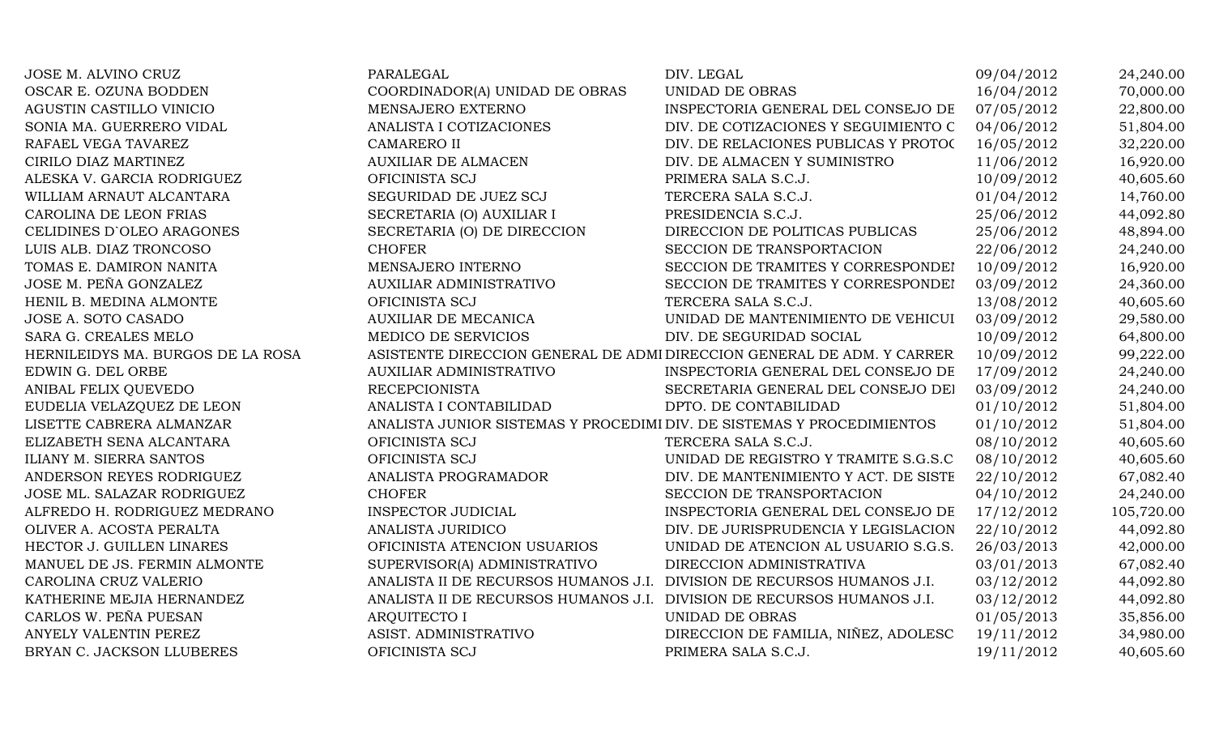| | | | | |
|---|---|---|---|---|
| JOSE M. ALVINO CRUZ | PARALEGAL | DIV. LEGAL | 09/04/2012 | 24,240.00 |
| OSCAR E. OZUNA BODDEN | COORDINADOR(A) UNIDAD DE OBRAS | UNIDAD DE OBRAS | 16/04/2012 | 70,000.00 |
| AGUSTIN CASTILLO VINICIO | MENSAJERO EXTERNO | INSPECTORIA GENERAL DEL CONSEJO DE | 07/05/2012 | 22,800.00 |
| SONIA MA. GUERRERO VIDAL | ANALISTA I COTIZACIONES | DIV. DE COTIZACIONES Y SEGUIMIENTO C | 04/06/2012 | 51,804.00 |
| RAFAEL VEGA TAVAREZ | CAMARERO II | DIV. DE RELACIONES PUBLICAS Y PROTOC | 16/05/2012 | 32,220.00 |
| CIRILO DIAZ MARTINEZ | AUXILIAR DE ALMACEN | DIV. DE ALMACEN Y SUMINISTRO | 11/06/2012 | 16,920.00 |
| ALESKA V. GARCIA RODRIGUEZ | OFICINISTA SCJ | PRIMERA SALA S.C.J. | 10/09/2012 | 40,605.60 |
| WILLIAM ARNAUT ALCANTARA | SEGURIDAD DE JUEZ SCJ | TERCERA SALA S.C.J. | 01/04/2012 | 14,760.00 |
| CAROLINA DE LEON FRIAS | SECRETARIA (O) AUXILIAR I | PRESIDENCIA S.C.J. | 25/06/2012 | 44,092.80 |
| CELIDINES D`OLEO ARAGONES | SECRETARIA (O) DE DIRECCION | DIRECCION DE POLITICAS PUBLICAS | 25/06/2012 | 48,894.00 |
| LUIS ALB. DIAZ TRONCOSO | CHOFER | SECCION DE TRANSPORTACION | 22/06/2012 | 24,240.00 |
| TOMAS E. DAMIRON NANITA | MENSAJERO INTERNO | SECCION DE TRAMITES Y CORRESPONDEI | 10/09/2012 | 16,920.00 |
| JOSE M. PEÑA GONZALEZ | AUXILIAR ADMINISTRATIVO | SECCION DE TRAMITES Y CORRESPONDEI | 03/09/2012 | 24,360.00 |
| HENIL B. MEDINA ALMONTE | OFICINISTA SCJ | TERCERA SALA S.C.J. | 13/08/2012 | 40,605.60 |
| JOSE A. SOTO CASADO | AUXILIAR DE MECANICA | UNIDAD DE MANTENIMIENTO DE VEHICUI | 03/09/2012 | 29,580.00 |
| SARA G. CREALES MELO | MEDICO DE SERVICIOS | DIV. DE SEGURIDAD SOCIAL | 10/09/2012 | 64,800.00 |
| HERNILEIDYS MA. BURGOS DE LA ROSA | ASISTENTE DIRECCION GENERAL DE ADMI | DIRECCION GENERAL DE ADM. Y CARRER | 10/09/2012 | 99,222.00 |
| EDWIN G. DEL ORBE | AUXILIAR ADMINISTRATIVO | INSPECTORIA GENERAL DEL CONSEJO DE | 17/09/2012 | 24,240.00 |
| ANIBAL FELIX QUEVEDO | RECEPCIONISTA | SECRETARIA GENERAL DEL CONSEJO DEI | 03/09/2012 | 24,240.00 |
| EUDELIA VELAZQUEZ DE LEON | ANALISTA I CONTABILIDAD | DPTO. DE CONTABILIDAD | 01/10/2012 | 51,804.00 |
| LISETTE CABRERA ALMANZAR | ANALISTA JUNIOR SISTEMAS Y PROCEDIMI | DIV. DE SISTEMAS Y PROCEDIMIENTOS | 01/10/2012 | 51,804.00 |
| ELIZABETH SENA ALCANTARA | OFICINISTA SCJ | TERCERA SALA S.C.J. | 08/10/2012 | 40,605.60 |
| ILIANY M. SIERRA SANTOS | OFICINISTA SCJ | UNIDAD DE REGISTRO Y TRAMITE S.G.S.C | 08/10/2012 | 40,605.60 |
| ANDERSON REYES RODRIGUEZ | ANALISTA PROGRAMADOR | DIV. DE MANTENIMIENTO Y ACT. DE SISTE | 22/10/2012 | 67,082.40 |
| JOSE ML. SALAZAR RODRIGUEZ | CHOFER | SECCION DE TRANSPORTACION | 04/10/2012 | 24,240.00 |
| ALFREDO H. RODRIGUEZ MEDRANO | INSPECTOR JUDICIAL | INSPECTORIA GENERAL DEL CONSEJO DE | 17/12/2012 | 105,720.00 |
| OLIVER A. ACOSTA PERALTA | ANALISTA JURIDICO | DIV. DE JURISPRUDENCIA Y LEGISLACION | 22/10/2012 | 44,092.80 |
| HECTOR J. GUILLEN LINARES | OFICINISTA ATENCION USUARIOS | UNIDAD DE ATENCION AL USUARIO S.G.S. | 26/03/2013 | 42,000.00 |
| MANUEL DE JS. FERMIN ALMONTE | SUPERVISOR(A) ADMINISTRATIVO | DIRECCION ADMINISTRATIVA | 03/01/2013 | 67,082.40 |
| CAROLINA CRUZ VALERIO | ANALISTA II DE RECURSOS HUMANOS J.I. | DIVISION DE RECURSOS HUMANOS J.I. | 03/12/2012 | 44,092.80 |
| KATHERINE MEJIA HERNANDEZ | ANALISTA II DE RECURSOS HUMANOS J.I. | DIVISION DE RECURSOS HUMANOS J.I. | 03/12/2012 | 44,092.80 |
| CARLOS W. PEÑA PUESAN | ARQUITECTO I | UNIDAD DE OBRAS | 01/05/2013 | 35,856.00 |
| ANYELY VALENTIN PEREZ | ASIST. ADMINISTRATIVO | DIRECCION DE FAMILIA, NIÑEZ, ADOLESC | 19/11/2012 | 34,980.00 |
| BRYAN C. JACKSON LLUBERES | OFICINISTA SCJ | PRIMERA SALA S.C.J. | 19/11/2012 | 40,605.60 |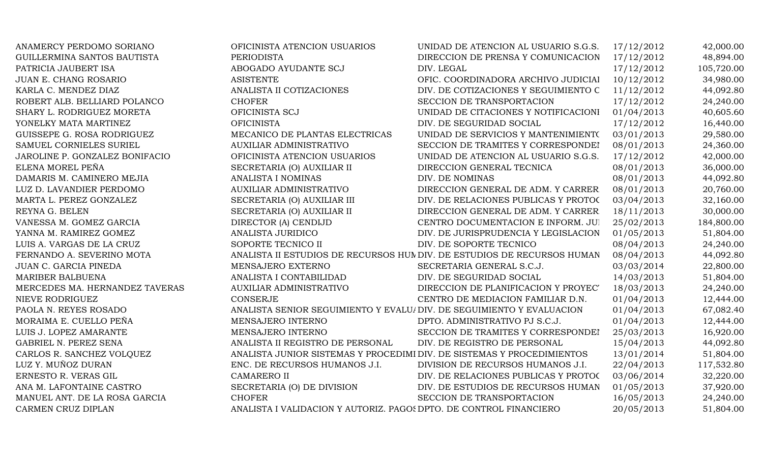| | | | | |
|---|---|---|---|---|
| ANAMERCY PERDOMO SORIANO | OFICINISTA ATENCION USUARIOS | UNIDAD DE ATENCION AL USUARIO S.G.S. | 17/12/2012 | 42,000.00 |
| GUILLERMINA SANTOS BAUTISTA | PERIODISTA | DIRECCION DE PRENSA Y COMUNICACION | 17/12/2012 | 48,894.00 |
| PATRICIA JAUBERT ISA | ABOGADO AYUDANTE SCJ | DIV. LEGAL | 17/12/2012 | 105,720.00 |
| JUAN E. CHANG ROSARIO | ASISTENTE | OFIC. COORDINADORA ARCHIVO JUDICIAI | 10/12/2012 | 34,980.00 |
| KARLA C. MENDEZ DIAZ | ANALISTA II COTIZACIONES | DIV. DE COTIZACIONES Y SEGUIMIENTO C | 11/12/2012 | 44,092.80 |
| ROBERT ALB. BELLIARD POLANCO | CHOFER | SECCION DE TRANSPORTACION | 17/12/2012 | 24,240.00 |
| SHARY L. RODRIGUEZ MORETA | OFICINISTA SCJ | UNIDAD DE CITACIONES Y NOTIFICACIONI | 01/04/2013 | 40,605.60 |
| YONELKY MATA MARTINEZ | OFICINISTA | DIV. DE SEGURIDAD SOCIAL | 17/12/2012 | 16,440.00 |
| GUISSEPE G. ROSA RODRIGUEZ | MECANICO DE PLANTAS ELECTRICAS | UNIDAD DE SERVICIOS Y MANTENIMIENTO | 03/01/2013 | 29,580.00 |
| SAMUEL CORNIELES SURIEL | AUXILIAR ADMINISTRATIVO | SECCION DE TRAMITES Y CORRESPONDEI | 08/01/2013 | 24,360.00 |
| JAROLINE P. GONZALEZ BONIFACIO | OFICINISTA ATENCION USUARIOS | UNIDAD DE ATENCION AL USUARIO S.G.S. | 17/12/2012 | 42,000.00 |
| ELENA MOREL PEÑA | SECRETARIA (O) AUXILIAR II | DIRECCION GENERAL TECNICA | 08/01/2013 | 36,000.00 |
| DAMARIS M. CAMINERO MEJIA | ANALISTA I NOMINAS | DIV. DE NOMINAS | 08/01/2013 | 44,092.80 |
| LUZ D. LAVANDIER PERDOMO | AUXILIAR ADMINISTRATIVO | DIRECCION GENERAL DE ADM. Y CARRER | 08/01/2013 | 20,760.00 |
| MARTA L. PEREZ GONZALEZ | SECRETARIA (O) AUXILIAR III | DIV. DE RELACIONES PUBLICAS Y PROTOC | 03/04/2013 | 32,160.00 |
| REYNA G. BELEN | SECRETARIA (O) AUXILIAR II | DIRECCION GENERAL DE ADM. Y CARRER | 18/11/2013 | 30,000.00 |
| VANESSA M. GOMEZ GARCIA | DIRECTOR (A) CENDIJD | CENTRO DOCUMENTACION E INFORM. JUI | 25/02/2013 | 184,800.00 |
| YANNA M. RAMIREZ GOMEZ | ANALISTA JURIDICO | DIV. DE JURISPRUDENCIA Y LEGISLACION | 01/05/2013 | 51,804.00 |
| LUIS A. VARGAS DE LA CRUZ | SOPORTE TECNICO II | DIV. DE SOPORTE TECNICO | 08/04/2013 | 24,240.00 |
| FERNANDO A. SEVERINO MOTA | ANALISTA II ESTUDIOS DE RECURSOS HUM | DIV. DE ESTUDIOS DE RECURSOS HUMAN | 08/04/2013 | 44,092.80 |
| JUAN C. GARCIA PINEDA | MENSAJERO EXTERNO | SECRETARIA GENERAL S.C.J. | 03/03/2014 | 22,800.00 |
| MARIBER BALBUENA | ANALISTA I CONTABILIDAD | DIV. DE SEGURIDAD SOCIAL | 14/03/2013 | 51,804.00 |
| MERCEDES MA. HERNANDEZ TAVERAS | AUXILIAR ADMINISTRATIVO | DIRECCION DE PLANIFICACION Y PROYEC' | 18/03/2013 | 24,240.00 |
| NIEVE RODRIGUEZ | CONSERJE | CENTRO DE MEDIACION FAMILIAR D.N. | 01/04/2013 | 12,444.00 |
| PAOLA N. REYES ROSADO | ANALISTA SENIOR SEGUIMIENTO Y EVALU/ | DIV. DE SEGUIMIENTO Y EVALUACION | 01/04/2013 | 67,082.40 |
| MORAIMA E. CUELLO PEÑA | MENSAJERO INTERNO | DPTO. ADMINISTRATIVO PJ S.C.J. | 01/04/2013 | 12,444.00 |
| LUIS J. LOPEZ AMARANTE | MENSAJERO INTERNO | SECCION DE TRAMITES Y CORRESPONDEI | 25/03/2013 | 16,920.00 |
| GABRIEL N. PEREZ SENA | ANALISTA II REGISTRO DE PERSONAL | DIV. DE REGISTRO DE PERSONAL | 15/04/2013 | 44,092.80 |
| CARLOS R. SANCHEZ VOLQUEZ | ANALISTA JUNIOR SISTEMAS Y PROCEDIMI | DIV. DE SISTEMAS Y PROCEDIMIENTOS | 13/01/2014 | 51,804.00 |
| LUZ Y. MUÑOZ DURAN | ENC. DE RECURSOS HUMANOS J.I. | DIVISION DE RECURSOS HUMANOS J.I. | 22/04/2013 | 117,532.80 |
| ERNESTO R. VERAS GIL | CAMARERO II | DIV. DE RELACIONES PUBLICAS Y PROTOC | 03/06/2014 | 32,220.00 |
| ANA M. LAFONTAINE CASTRO | SECRETARIA (O) DE DIVISION | DIV. DE ESTUDIOS DE RECURSOS HUMAN | 01/05/2013 | 37,920.00 |
| MANUEL ANT. DE LA ROSA GARCIA | CHOFER | SECCION DE TRANSPORTACION | 16/05/2013 | 24,240.00 |
| CARMEN CRUZ DIPLAN | ANALISTA I VALIDACION Y AUTORIZ. PAGOS | DPTO. DE CONTROL FINANCIERO | 20/05/2013 | 51,804.00 |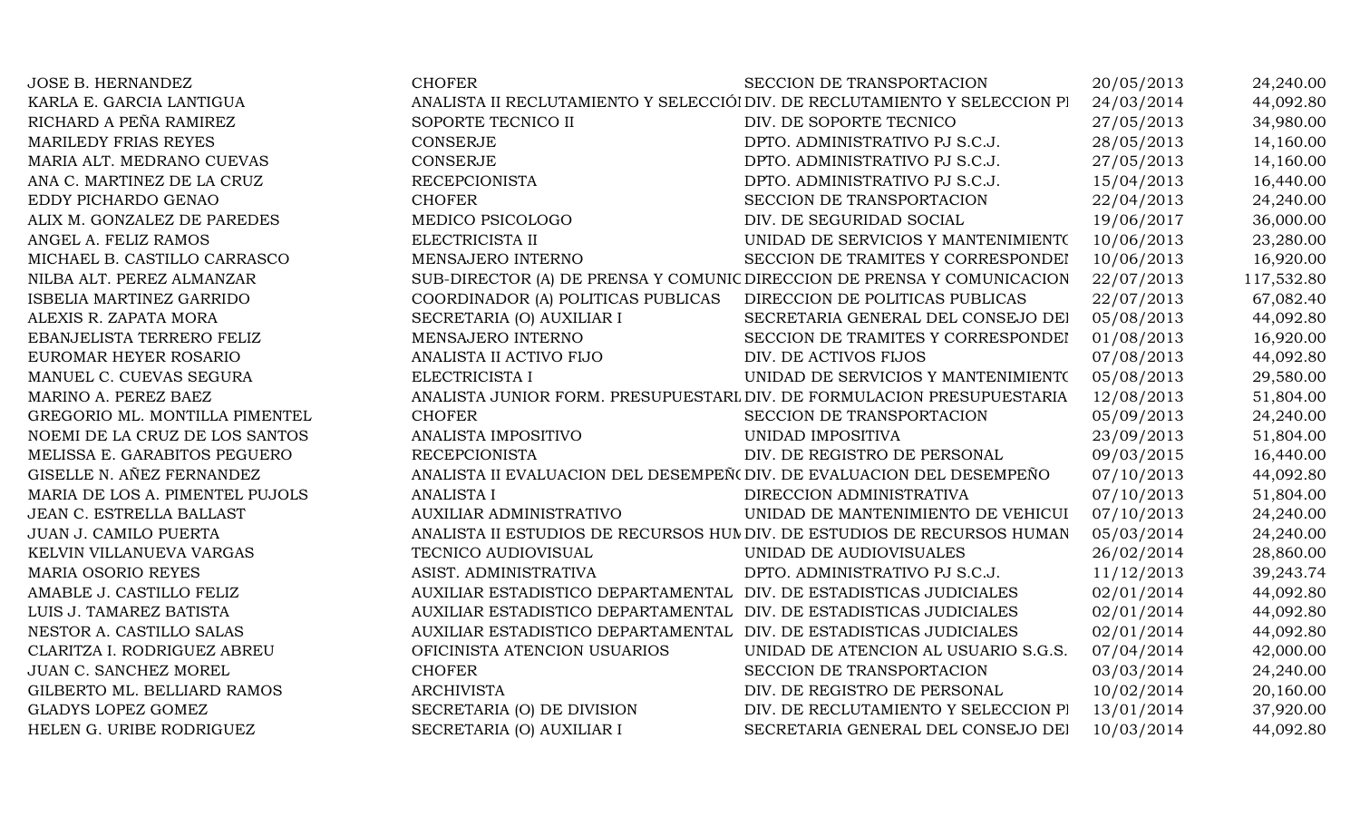| | | | | |
|---|---|---|---|---|
| JOSE B. HERNANDEZ | CHOFER | SECCION DE TRANSPORTACION | 20/05/2013 | 24,240.00 |
| KARLA E. GARCIA LANTIGUA | ANALISTA II RECLUTAMIENTO Y SELECCIÓI | DIV. DE RECLUTAMIENTO Y SELECCION PI | 24/03/2014 | 44,092.80 |
| RICHARD A PEÑA RAMIREZ | SOPORTE TECNICO II | DIV. DE SOPORTE TECNICO | 27/05/2013 | 34,980.00 |
| MARILEDY FRIAS REYES | CONSERJE | DPTO. ADMINISTRATIVO PJ S.C.J. | 28/05/2013 | 14,160.00 |
| MARIA ALT. MEDRANO CUEVAS | CONSERJE | DPTO. ADMINISTRATIVO PJ S.C.J. | 27/05/2013 | 14,160.00 |
| ANA C. MARTINEZ DE LA CRUZ | RECEPCIONISTA | DPTO. ADMINISTRATIVO PJ S.C.J. | 15/04/2013 | 16,440.00 |
| EDDY PICHARDO GENAO | CHOFER | SECCION DE TRANSPORTACION | 22/04/2013 | 24,240.00 |
| ALIX M. GONZALEZ DE PAREDES | MEDICO PSICOLOGO | DIV. DE SEGURIDAD SOCIAL | 19/06/2017 | 36,000.00 |
| ANGEL A. FELIZ RAMOS | ELECTRICISTA II | UNIDAD DE SERVICIOS Y MANTENIMIENTO | 10/06/2013 | 23,280.00 |
| MICHAEL B. CASTILLO CARRASCO | MENSAJERO INTERNO | SECCION DE TRAMITES Y CORRESPONDEI | 10/06/2013 | 16,920.00 |
| NILBA ALT. PEREZ ALMANZAR | SUB-DIRECTOR (A) DE PRENSA Y COMUNIC | DIRECCION DE PRENSA Y COMUNICACION | 22/07/2013 | 117,532.80 |
| ISBELIA MARTINEZ GARRIDO | COORDINADOR (A) POLITICAS PUBLICAS | DIRECCION DE POLITICAS PUBLICAS | 22/07/2013 | 67,082.40 |
| ALEXIS R. ZAPATA MORA | SECRETARIA (O) AUXILIAR I | SECRETARIA GENERAL DEL CONSEJO DEI | 05/08/2013 | 44,092.80 |
| EBANJELISTA TERRERO FELIZ | MENSAJERO INTERNO | SECCION DE TRAMITES Y CORRESPONDEI | 01/08/2013 | 16,920.00 |
| EUROMAR HEYER ROSARIO | ANALISTA II ACTIVO FIJO | DIV. DE ACTIVOS FIJOS | 07/08/2013 | 44,092.80 |
| MANUEL C. CUEVAS SEGURA | ELECTRICISTA I | UNIDAD DE SERVICIOS Y MANTENIMIENTO | 05/08/2013 | 29,580.00 |
| MARINO A. PEREZ BAEZ | ANALISTA JUNIOR FORM. PRESUPUESTARI | DIV. DE FORMULACION PRESUPUESTARIA | 12/08/2013 | 51,804.00 |
| GREGORIO ML. MONTILLA PIMENTEL | CHOFER | SECCION DE TRANSPORTACION | 05/09/2013 | 24,240.00 |
| NOEMI DE LA CRUZ DE LOS SANTOS | ANALISTA IMPOSITIVO | UNIDAD IMPOSITIVA | 23/09/2013 | 51,804.00 |
| MELISSA E. GARABITOS PEGUERO | RECEPCIONISTA | DIV. DE REGISTRO DE PERSONAL | 09/03/2015 | 16,440.00 |
| GISELLE N. AÑEZ FERNANDEZ | ANALISTA II EVALUACION DEL DESEMPEÑ( | DIV. DE EVALUACION DEL DESEMPEÑO | 07/10/2013 | 44,092.80 |
| MARIA DE LOS A. PIMENTEL PUJOLS | ANALISTA I | DIRECCION ADMINISTRATIVA | 07/10/2013 | 51,804.00 |
| JEAN C. ESTRELLA BALLAST | AUXILIAR ADMINISTRATIVO | UNIDAD DE MANTENIMIENTO DE VEHICUI | 07/10/2013 | 24,240.00 |
| JUAN J. CAMILO PUERTA | ANALISTA II ESTUDIOS DE RECURSOS HUN | DIV. DE ESTUDIOS DE RECURSOS HUMAN | 05/03/2014 | 24,240.00 |
| KELVIN VILLANUEVA VARGAS | TECNICO AUDIOVISUAL | UNIDAD DE AUDIOVISUALES | 26/02/2014 | 28,860.00 |
| MARIA OSORIO REYES | ASIST. ADMINISTRATIVA | DPTO. ADMINISTRATIVO PJ S.C.J. | 11/12/2013 | 39,243.74 |
| AMABLE J. CASTILLO FELIZ | AUXILIAR ESTADISTICO DEPARTAMENTAL | DIV. DE ESTADISTICAS JUDICIALES | 02/01/2014 | 44,092.80 |
| LUIS J. TAMAREZ BATISTA | AUXILIAR ESTADISTICO DEPARTAMENTAL | DIV. DE ESTADISTICAS JUDICIALES | 02/01/2014 | 44,092.80 |
| NESTOR A. CASTILLO SALAS | AUXILIAR ESTADISTICO DEPARTAMENTAL | DIV. DE ESTADISTICAS JUDICIALES | 02/01/2014 | 44,092.80 |
| CLARITZA I. RODRIGUEZ ABREU | OFICINISTA ATENCION USUARIOS | UNIDAD DE ATENCION AL USUARIO S.G.S. | 07/04/2014 | 42,000.00 |
| JUAN C. SANCHEZ MOREL | CHOFER | SECCION DE TRANSPORTACION | 03/03/2014 | 24,240.00 |
| GILBERTO ML. BELLIARD RAMOS | ARCHIVISTA | DIV. DE REGISTRO DE PERSONAL | 10/02/2014 | 20,160.00 |
| GLADYS LOPEZ GOMEZ | SECRETARIA (O) DE DIVISION | DIV. DE RECLUTAMIENTO Y SELECCION PI | 13/01/2014 | 37,920.00 |
| HELEN G. URIBE RODRIGUEZ | SECRETARIA (O) AUXILIAR I | SECRETARIA GENERAL DEL CONSEJO DEI | 10/03/2014 | 44,092.80 |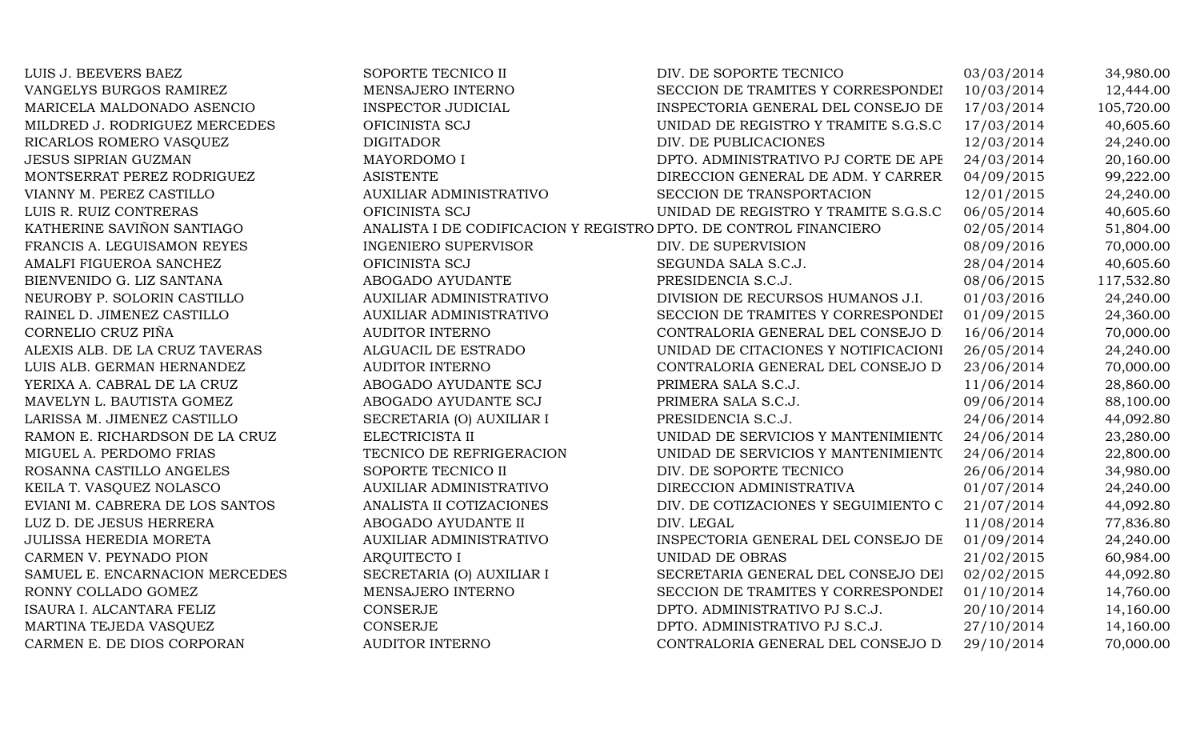| | | | | |
|---|---|---|---|---|
| LUIS J. BEEVERS BAEZ | SOPORTE TECNICO II | DIV. DE SOPORTE TECNICO | 03/03/2014 | 34,980.00 |
| VANGELYS BURGOS RAMIREZ | MENSAJERO INTERNO | SECCION DE TRAMITES Y CORRESPONDEI | 10/03/2014 | 12,444.00 |
| MARICELA MALDONADO ASENCIO | INSPECTOR JUDICIAL | INSPECTORIA GENERAL DEL CONSEJO DE | 17/03/2014 | 105,720.00 |
| MILDRED J. RODRIGUEZ MERCEDES | OFICINISTA SCJ | UNIDAD DE REGISTRO Y TRAMITE S.G.S.C | 17/03/2014 | 40,605.60 |
| RICARLOS ROMERO VASQUEZ | DIGITADOR | DIV. DE PUBLICACIONES | 12/03/2014 | 24,240.00 |
| JESUS SIPRIAN GUZMAN | MAYORDOMO I | DPTO. ADMINISTRATIVO PJ CORTE DE APE | 24/03/2014 | 20,160.00 |
| MONTSERRAT PEREZ RODRIGUEZ | ASISTENTE | DIRECCION GENERAL DE ADM. Y CARRER | 04/09/2015 | 99,222.00 |
| VIANNY M. PEREZ CASTILLO | AUXILIAR ADMINISTRATIVO | SECCION DE TRANSPORTACION | 12/01/2015 | 24,240.00 |
| LUIS R. RUIZ CONTRERAS | OFICINISTA SCJ | UNIDAD DE REGISTRO Y TRAMITE S.G.S.C | 06/05/2014 | 40,605.60 |
| KATHERINE SAVIÑON SANTIAGO | ANALISTA I DE CODIFICACION Y REGISTRO | DPTO. DE CONTROL FINANCIERO | 02/05/2014 | 51,804.00 |
| FRANCIS A. LEGUISAMON REYES | INGENIERO SUPERVISOR | DIV. DE SUPERVISION | 08/09/2016 | 70,000.00 |
| AMALFI FIGUEROA SANCHEZ | OFICINISTA SCJ | SEGUNDA SALA S.C.J. | 28/04/2014 | 40,605.60 |
| BIENVENIDO G. LIZ SANTANA | ABOGADO AYUDANTE | PRESIDENCIA S.C.J. | 08/06/2015 | 117,532.80 |
| NEUROBY P. SOLORIN CASTILLO | AUXILIAR ADMINISTRATIVO | DIVISION DE RECURSOS HUMANOS J.I. | 01/03/2016 | 24,240.00 |
| RAINEL D. JIMENEZ CASTILLO | AUXILIAR ADMINISTRATIVO | SECCION DE TRAMITES Y CORRESPONDEI | 01/09/2015 | 24,360.00 |
| CORNELIO CRUZ PIÑA | AUDITOR INTERNO | CONTRALORIA GENERAL DEL CONSEJO D | 16/06/2014 | 70,000.00 |
| ALEXIS ALB. DE LA CRUZ TAVERAS | ALGUACIL DE ESTRADO | UNIDAD DE CITACIONES Y NOTIFICACIONI | 26/05/2014 | 24,240.00 |
| LUIS ALB. GERMAN HERNANDEZ | AUDITOR INTERNO | CONTRALORIA GENERAL DEL CONSEJO D | 23/06/2014 | 70,000.00 |
| YERIXA A. CABRAL DE LA CRUZ | ABOGADO AYUDANTE SCJ | PRIMERA SALA S.C.J. | 11/06/2014 | 28,860.00 |
| MAVELYN L. BAUTISTA GOMEZ | ABOGADO AYUDANTE SCJ | PRIMERA SALA S.C.J. | 09/06/2014 | 88,100.00 |
| LARISSA M. JIMENEZ CASTILLO | SECRETARIA (O) AUXILIAR I | PRESIDENCIA S.C.J. | 24/06/2014 | 44,092.80 |
| RAMON E. RICHARDSON DE LA CRUZ | ELECTRICISTA II | UNIDAD DE SERVICIOS Y MANTENIMIENTO | 24/06/2014 | 23,280.00 |
| MIGUEL A. PERDOMO FRIAS | TECNICO DE REFRIGERACION | UNIDAD DE SERVICIOS Y MANTENIMIENTO | 24/06/2014 | 22,800.00 |
| ROSANNA CASTILLO ANGELES | SOPORTE TECNICO II | DIV. DE SOPORTE TECNICO | 26/06/2014 | 34,980.00 |
| KEILA T. VASQUEZ NOLASCO | AUXILIAR ADMINISTRATIVO | DIRECCION ADMINISTRATIVA | 01/07/2014 | 24,240.00 |
| EVIANI M. CABRERA DE LOS SANTOS | ANALISTA II COTIZACIONES | DIV. DE COTIZACIONES Y SEGUIMIENTO C | 21/07/2014 | 44,092.80 |
| LUZ D. DE JESUS HERRERA | ABOGADO AYUDANTE II | DIV. LEGAL | 11/08/2014 | 77,836.80 |
| JULISSA HEREDIA MORETA | AUXILIAR ADMINISTRATIVO | INSPECTORIA GENERAL DEL CONSEJO DE | 01/09/2014 | 24,240.00 |
| CARMEN V. PEYNADO PION | ARQUITECTO I | UNIDAD DE OBRAS | 21/02/2015 | 60,984.00 |
| SAMUEL E. ENCARNACION MERCEDES | SECRETARIA (O) AUXILIAR I | SECRETARIA GENERAL DEL CONSEJO DEI | 02/02/2015 | 44,092.80 |
| RONNY COLLADO GOMEZ | MENSAJERO INTERNO | SECCION DE TRAMITES Y CORRESPONDEI | 01/10/2014 | 14,760.00 |
| ISAURA I. ALCANTARA FELIZ | CONSERJE | DPTO. ADMINISTRATIVO PJ S.C.J. | 20/10/2014 | 14,160.00 |
| MARTINA TEJEDA VASQUEZ | CONSERJE | DPTO. ADMINISTRATIVO PJ S.C.J. | 27/10/2014 | 14,160.00 |
| CARMEN E. DE DIOS CORPORAN | AUDITOR INTERNO | CONTRALORIA GENERAL DEL CONSEJO D | 29/10/2014 | 70,000.00 |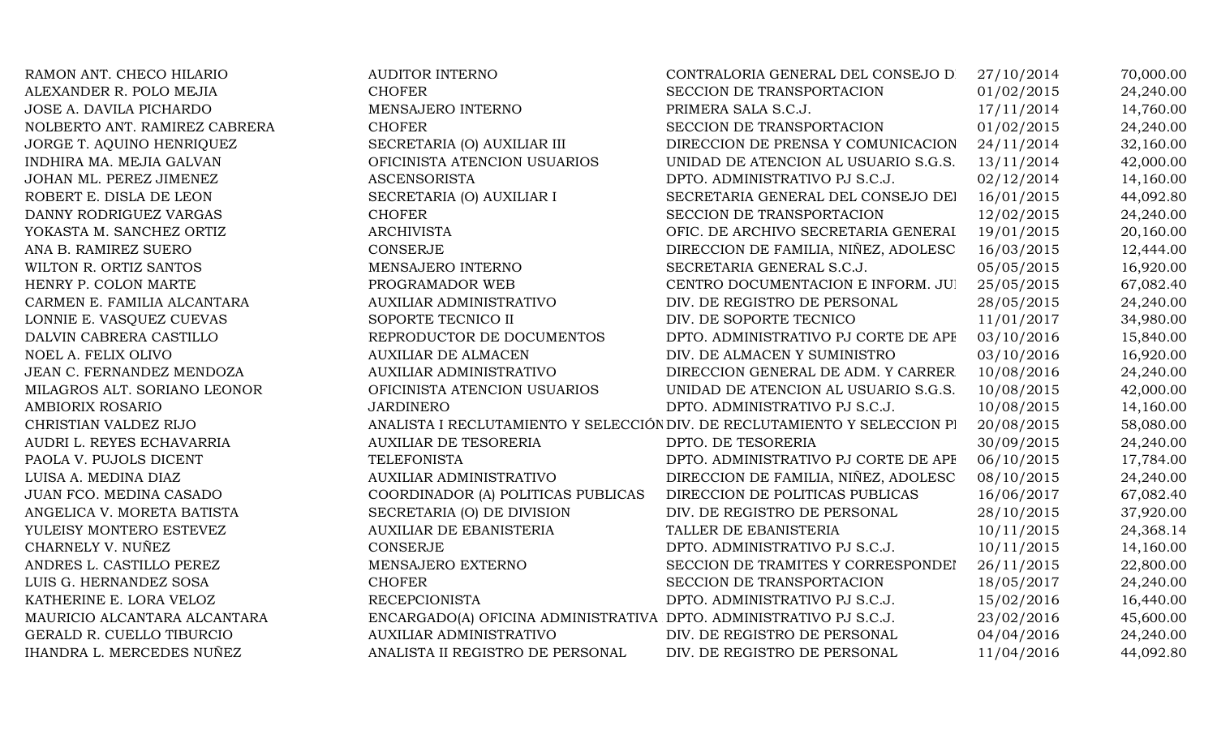| | | | | |
|---|---|---|---|---|
| RAMON ANT. CHECO HILARIO | AUDITOR INTERNO | CONTRALORIA GENERAL DEL CONSEJO DI | 27/10/2014 | 70,000.00 |
| ALEXANDER R. POLO MEJIA | CHOFER | SECCION DE TRANSPORTACION | 01/02/2015 | 24,240.00 |
| JOSE A. DAVILA PICHARDO | MENSAJERO INTERNO | PRIMERA SALA S.C.J. | 17/11/2014 | 14,760.00 |
| NOLBERTO ANT. RAMIREZ CABRERA | CHOFER | SECCION DE TRANSPORTACION | 01/02/2015 | 24,240.00 |
| JORGE T. AQUINO HENRIQUEZ | SECRETARIA (O) AUXILIAR III | DIRECCION DE PRENSA Y COMUNICACION | 24/11/2014 | 32,160.00 |
| INDHIRA MA. MEJIA GALVAN | OFICINISTA ATENCION USUARIOS | UNIDAD DE ATENCION AL USUARIO S.G.S. | 13/11/2014 | 42,000.00 |
| JOHAN ML. PEREZ JIMENEZ | ASCENSORISTA | DPTO. ADMINISTRATIVO PJ S.C.J. | 02/12/2014 | 14,160.00 |
| ROBERT E. DISLA DE LEON | SECRETARIA (O) AUXILIAR I | SECRETARIA GENERAL DEL CONSEJO DEI | 16/01/2015 | 44,092.80 |
| DANNY RODRIGUEZ VARGAS | CHOFER | SECCION DE TRANSPORTACION | 12/02/2015 | 24,240.00 |
| YOKASTA M. SANCHEZ ORTIZ | ARCHIVISTA | OFIC. DE ARCHIVO SECRETARIA GENERAI | 19/01/2015 | 20,160.00 |
| ANA B. RAMIREZ SUERO | CONSERJE | DIRECCION DE FAMILIA, NIÑEZ, ADOLESC | 16/03/2015 | 12,444.00 |
| WILTON R. ORTIZ SANTOS | MENSAJERO INTERNO | SECRETARIA GENERAL S.C.J. | 05/05/2015 | 16,920.00 |
| HENRY P. COLON MARTE | PROGRAMADOR WEB | CENTRO DOCUMENTACION E INFORM. JUI | 25/05/2015 | 67,082.40 |
| CARMEN E. FAMILIA ALCANTARA | AUXILIAR ADMINISTRATIVO | DIV. DE REGISTRO DE PERSONAL | 28/05/2015 | 24,240.00 |
| LONNIE E. VASQUEZ CUEVAS | SOPORTE TECNICO II | DIV. DE SOPORTE TECNICO | 11/01/2017 | 34,980.00 |
| DALVIN CABRERA CASTILLO | REPRODUCTOR DE DOCUMENTOS | DPTO. ADMINISTRATIVO PJ CORTE DE APE | 03/10/2016 | 15,840.00 |
| NOEL A. FELIX OLIVO | AUXILIAR DE ALMACEN | DIV. DE ALMACEN Y SUMINISTRO | 03/10/2016 | 16,920.00 |
| JEAN C. FERNANDEZ MENDOZA | AUXILIAR ADMINISTRATIVO | DIRECCION GENERAL DE ADM. Y CARRER | 10/08/2016 | 24,240.00 |
| MILAGROS ALT. SORIANO LEONOR | OFICINISTA ATENCION USUARIOS | UNIDAD DE ATENCION AL USUARIO S.G.S. | 10/08/2015 | 42,000.00 |
| AMBIORIX ROSARIO | JARDINERO | DPTO. ADMINISTRATIVO PJ S.C.J. | 10/08/2015 | 14,160.00 |
| CHRISTIAN VALDEZ RIJO | ANALISTA I RECLUTAMIENTO Y SELECCIÓN | DIV. DE RECLUTAMIENTO Y SELECCION PI | 20/08/2015 | 58,080.00 |
| AUDRI L. REYES ECHAVARRIA | AUXILIAR DE TESORERIA | DPTO. DE TESORERIA | 30/09/2015 | 24,240.00 |
| PAOLA V. PUJOLS DICENT | TELEFONISTA | DPTO. ADMINISTRATIVO PJ CORTE DE APE | 06/10/2015 | 17,784.00 |
| LUISA A. MEDINA DIAZ | AUXILIAR ADMINISTRATIVO | DIRECCION DE FAMILIA, NIÑEZ, ADOLESC | 08/10/2015 | 24,240.00 |
| JUAN FCO. MEDINA CASADO | COORDINADOR (A) POLITICAS PUBLICAS | DIRECCION DE POLITICAS PUBLICAS | 16/06/2017 | 67,082.40 |
| ANGELICA V. MORETA BATISTA | SECRETARIA (O) DE DIVISION | DIV. DE REGISTRO DE PERSONAL | 28/10/2015 | 37,920.00 |
| YULEISY MONTERO ESTEVEZ | AUXILIAR DE EBANISTERIA | TALLER DE EBANISTERIA | 10/11/2015 | 24,368.14 |
| CHARNELY V. NUÑEZ | CONSERJE | DPTO. ADMINISTRATIVO PJ S.C.J. | 10/11/2015 | 14,160.00 |
| ANDRES L. CASTILLO PEREZ | MENSAJERO EXTERNO | SECCION DE TRAMITES Y CORRESPONDEI | 26/11/2015 | 22,800.00 |
| LUIS G. HERNANDEZ SOSA | CHOFER | SECCION DE TRANSPORTACION | 18/05/2017 | 24,240.00 |
| KATHERINE E. LORA VELOZ | RECEPCIONISTA | DPTO. ADMINISTRATIVO PJ S.C.J. | 15/02/2016 | 16,440.00 |
| MAURICIO ALCANTARA ALCANTARA | ENCARGADO(A) OFICINA ADMINISTRATIVA | DPTO. ADMINISTRATIVO PJ S.C.J. | 23/02/2016 | 45,600.00 |
| GERALD R. CUELLO TIBURCIO | AUXILIAR ADMINISTRATIVO | DIV. DE REGISTRO DE PERSONAL | 04/04/2016 | 24,240.00 |
| IHANDRA L. MERCEDES NUÑEZ | ANALISTA II REGISTRO DE PERSONAL | DIV. DE REGISTRO DE PERSONAL | 11/04/2016 | 44,092.80 |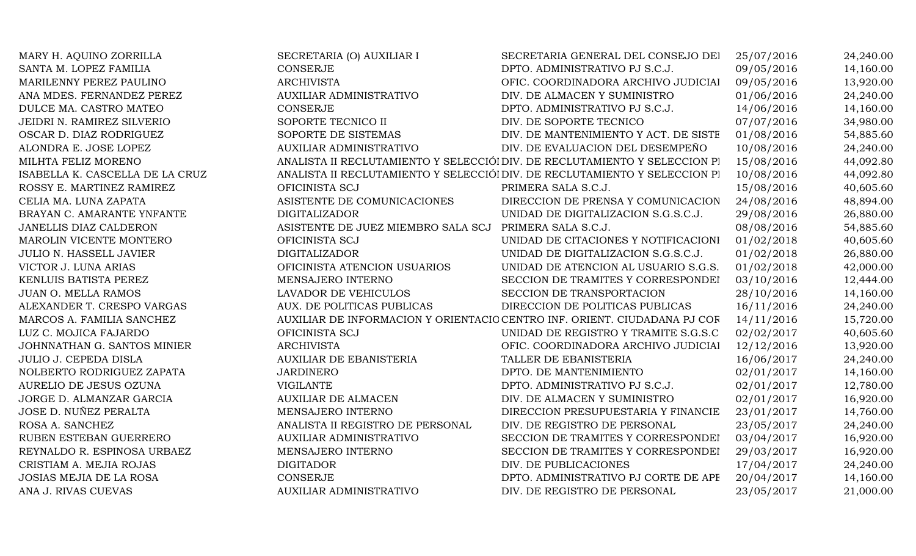| | | | | |
|---|---|---|---|---|
| MARY H. AQUINO ZORRILLA | SECRETARIA (O) AUXILIAR I | SECRETARIA GENERAL DEL CONSEJO DEI | 25/07/2016 | 24,240.00 |
| SANTA M. LOPEZ FAMILIA | CONSERJE | DPTO. ADMINISTRATIVO PJ S.C.J. | 09/05/2016 | 14,160.00 |
| MARILENNY PEREZ PAULINO | ARCHIVISTA | OFIC. COORDINADORA ARCHIVO JUDICIAI | 09/05/2016 | 13,920.00 |
| ANA MDES. FERNANDEZ PEREZ | AUXILIAR ADMINISTRATIVO | DIV. DE ALMACEN Y SUMINISTRO | 01/06/2016 | 24,240.00 |
| DULCE MA. CASTRO MATEO | CONSERJE | DPTO. ADMINISTRATIVO PJ S.C.J. | 14/06/2016 | 14,160.00 |
| JEIDRI N. RAMIREZ SILVERIO | SOPORTE TECNICO II | DIV. DE SOPORTE TECNICO | 07/07/2016 | 34,980.00 |
| OSCAR D. DIAZ RODRIGUEZ | SOPORTE DE SISTEMAS | DIV. DE MANTENIMIENTO Y ACT. DE SISTE | 01/08/2016 | 54,885.60 |
| ALONDRA E. JOSE LOPEZ | AUXILIAR ADMINISTRATIVO | DIV. DE EVALUACION DEL DESEMPEÑO | 10/08/2016 | 24,240.00 |
| MILHTA FELIZ MORENO | ANALISTA II RECLUTAMIENTO Y SELECCIÓI | DIV. DE RECLUTAMIENTO Y SELECCION PI | 15/08/2016 | 44,092.80 |
| ISABELLA K. CASCELLA DE LA CRUZ | ANALISTA II RECLUTAMIENTO Y SELECCIÓI | DIV. DE RECLUTAMIENTO Y SELECCION PI | 10/08/2016 | 44,092.80 |
| ROSSY E. MARTINEZ RAMIREZ | OFICINISTA SCJ | PRIMERA SALA S.C.J. | 15/08/2016 | 40,605.60 |
| CELIA MA. LUNA ZAPATA | ASISTENTE DE COMUNICACIONES | DIRECCION DE PRENSA Y COMUNICACION | 24/08/2016 | 48,894.00 |
| BRAYAN C. AMARANTE YNFANTE | DIGITALIZADOR | UNIDAD DE DIGITALIZACION S.G.S.C.J. | 29/08/2016 | 26,880.00 |
| JANELLIS DIAZ CALDERON | ASISTENTE DE JUEZ MIEMBRO SALA SCJ | PRIMERA SALA S.C.J. | 08/08/2016 | 54,885.60 |
| MAROLIN VICENTE MONTERO | OFICINISTA SCJ | UNIDAD DE CITACIONES Y NOTIFICACIONI | 01/02/2018 | 40,605.60 |
| JULIO N. HASSELL JAVIER | DIGITALIZADOR | UNIDAD DE DIGITALIZACION S.G.S.C.J. | 01/02/2018 | 26,880.00 |
| VICTOR J. LUNA ARIAS | OFICINISTA ATENCION USUARIOS | UNIDAD DE ATENCION AL USUARIO S.G.S. | 01/02/2018 | 42,000.00 |
| KENLUIS BATISTA PEREZ | MENSAJERO INTERNO | SECCION DE TRAMITES Y CORRESPONDEI | 03/10/2016 | 12,444.00 |
| JUAN O. MELLA RAMOS | LAVADOR DE VEHICULOS | SECCION DE TRANSPORTACION | 28/10/2016 | 14,160.00 |
| ALEXANDER T. CRESPO VARGAS | AUX. DE POLITICAS PUBLICAS | DIRECCION DE POLITICAS PUBLICAS | 16/11/2016 | 24,240.00 |
| MARCOS A. FAMILIA SANCHEZ | AUXILIAR DE INFORMACION Y ORIENTACIO | CENTRO INF. ORIENT. CIUDADANA PJ COR | 14/11/2016 | 15,720.00 |
| LUZ C. MOJICA FAJARDO | OFICINISTA SCJ | UNIDAD DE REGISTRO Y TRAMITE S.G.S.C | 02/02/2017 | 40,605.60 |
| JOHNNATHAN G. SANTOS MINIER | ARCHIVISTA | OFIC. COORDINADORA ARCHIVO JUDICIAI | 12/12/2016 | 13,920.00 |
| JULIO J. CEPEDA DISLA | AUXILIAR DE EBANISTERIA | TALLER DE EBANISTERIA | 16/06/2017 | 24,240.00 |
| NOLBERTO RODRIGUEZ ZAPATA | JARDINERO | DPTO. DE MANTENIMIENTO | 02/01/2017 | 14,160.00 |
| AURELIO DE JESUS OZUNA | VIGILANTE | DPTO. ADMINISTRATIVO PJ S.C.J. | 02/01/2017 | 12,780.00 |
| JORGE D. ALMANZAR GARCIA | AUXILIAR DE ALMACEN | DIV. DE ALMACEN Y SUMINISTRO | 02/01/2017 | 16,920.00 |
| JOSE D. NUÑEZ PERALTA | MENSAJERO INTERNO | DIRECCION PRESUPUESTARIA Y FINANCIE | 23/01/2017 | 14,760.00 |
| ROSA A. SANCHEZ | ANALISTA II REGISTRO DE PERSONAL | DIV. DE REGISTRO DE PERSONAL | 23/05/2017 | 24,240.00 |
| RUBEN ESTEBAN GUERRERO | AUXILIAR ADMINISTRATIVO | SECCION DE TRAMITES Y CORRESPONDEI | 03/04/2017 | 16,920.00 |
| REYNALDO R. ESPINOSA URBAEZ | MENSAJERO INTERNO | SECCION DE TRAMITES Y CORRESPONDEI | 29/03/2017 | 16,920.00 |
| CRISTIAM A. MEJIA ROJAS | DIGITADOR | DIV. DE PUBLICACIONES | 17/04/2017 | 24,240.00 |
| JOSIAS MEJIA DE LA ROSA | CONSERJE | DPTO. ADMINISTRATIVO PJ CORTE DE APE | 20/04/2017 | 14,160.00 |
| ANA J. RIVAS CUEVAS | AUXILIAR ADMINISTRATIVO | DIV. DE REGISTRO DE PERSONAL | 23/05/2017 | 21,000.00 |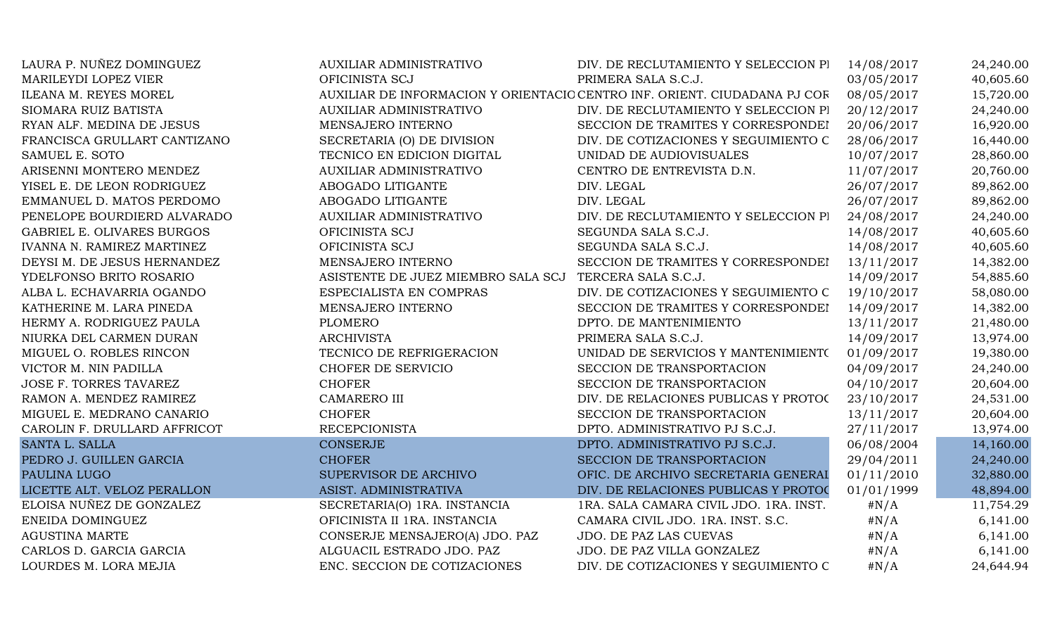| | | | | |
|---|---|---|---|---|
| LAURA P. NUÑEZ DOMINGUEZ | AUXILIAR ADMINISTRATIVO | DIV. DE RECLUTAMIENTO Y SELECCION PI | 14/08/2017 | 24,240.00 |
| MARILEYDI LOPEZ VIER | OFICINISTA SCJ | PRIMERA SALA S.C.J. | 03/05/2017 | 40,605.60 |
| ILEANA M. REYES MOREL | AUXILIAR DE INFORMACION Y ORIENTACIO | CENTRO INF. ORIENT. CIUDADANA PJ COR | 08/05/2017 | 15,720.00 |
| SIOMARA RUIZ BATISTA | AUXILIAR ADMINISTRATIVO | DIV. DE RECLUTAMIENTO Y SELECCION PI | 20/12/2017 | 24,240.00 |
| RYAN ALF. MEDINA DE JESUS | MENSAJERO INTERNO | SECCION DE TRAMITES Y CORRESPONDEI | 20/06/2017 | 16,920.00 |
| FRANCISCA GRULLART CANTIZANO | SECRETARIA (O) DE DIVISION | DIV. DE COTIZACIONES Y SEGUIMIENTO C | 28/06/2017 | 16,440.00 |
| SAMUEL E. SOTO | TECNICO EN EDICION DIGITAL | UNIDAD DE AUDIOVISUALES | 10/07/2017 | 28,860.00 |
| ARISENNI MONTERO MENDEZ | AUXILIAR ADMINISTRATIVO | CENTRO DE ENTREVISTA D.N. | 11/07/2017 | 20,760.00 |
| YISEL E. DE LEON RODRIGUEZ | ABOGADO LITIGANTE | DIV. LEGAL | 26/07/2017 | 89,862.00 |
| EMMANUEL D. MATOS PERDOMO | ABOGADO LITIGANTE | DIV. LEGAL | 26/07/2017 | 89,862.00 |
| PENELOPE BOURDIERD ALVARADO | AUXILIAR ADMINISTRATIVO | DIV. DE RECLUTAMIENTO Y SELECCION PI | 24/08/2017 | 24,240.00 |
| GABRIEL E. OLIVARES BURGOS | OFICINISTA SCJ | SEGUNDA SALA S.C.J. | 14/08/2017 | 40,605.60 |
| IVANNA N. RAMIREZ MARTINEZ | OFICINISTA SCJ | SEGUNDA SALA S.C.J. | 14/08/2017 | 40,605.60 |
| DEYSI M. DE JESUS HERNANDEZ | MENSAJERO INTERNO | SECCION DE TRAMITES Y CORRESPONDEI | 13/11/2017 | 14,382.00 |
| YDELFONSO BRITO ROSARIO | ASISTENTE DE JUEZ MIEMBRO SALA SCJ | TERCERA SALA S.C.J. | 14/09/2017 | 54,885.60 |
| ALBA L. ECHAVARRIA OGANDO | ESPECIALISTA EN COMPRAS | DIV. DE COTIZACIONES Y SEGUIMIENTO C | 19/10/2017 | 58,080.00 |
| KATHERINE M. LARA PINEDA | MENSAJERO INTERNO | SECCION DE TRAMITES Y CORRESPONDEI | 14/09/2017 | 14,382.00 |
| HERMY A. RODRIGUEZ PAULA | PLOMERO | DPTO. DE MANTENIMIENTO | 13/11/2017 | 21,480.00 |
| NIURKA DEL CARMEN DURAN | ARCHIVISTA | PRIMERA SALA S.C.J. | 14/09/2017 | 13,974.00 |
| MIGUEL O. ROBLES RINCON | TECNICO DE REFRIGERACION | UNIDAD DE SERVICIOS Y MANTENIMIENTO | 01/09/2017 | 19,380.00 |
| VICTOR M. NIN PADILLA | CHOFER DE SERVICIO | SECCION DE TRANSPORTACION | 04/09/2017 | 24,240.00 |
| JOSE F. TORRES TAVAREZ | CHOFER | SECCION DE TRANSPORTACION | 04/10/2017 | 20,604.00 |
| RAMON A. MENDEZ RAMIREZ | CAMARERO III | DIV. DE RELACIONES PUBLICAS Y PROTOC | 23/10/2017 | 24,531.00 |
| MIGUEL E. MEDRANO CANARIO | CHOFER | SECCION DE TRANSPORTACION | 13/11/2017 | 20,604.00 |
| CAROLIN F. DRULLARD AFFRICOT | RECEPCIONISTA | DPTO. ADMINISTRATIVO PJ S.C.J. | 27/11/2017 | 13,974.00 |
| SANTA L. SALLA | CONSERJE | DPTO. ADMINISTRATIVO PJ S.C.J. | 06/08/2004 | 14,160.00 |
| PEDRO J. GUILLEN GARCIA | CHOFER | SECCION DE TRANSPORTACION | 29/04/2011 | 24,240.00 |
| PAULINA LUGO | SUPERVISOR DE ARCHIVO | OFIC. DE ARCHIVO SECRETARIA GENERAI | 01/11/2010 | 32,880.00 |
| LICETTE ALT. VELOZ PERALLON | ASIST. ADMINISTRATIVA | DIV. DE RELACIONES PUBLICAS Y PROTOC | 01/01/1999 | 48,894.00 |
| ELOISA NUÑEZ DE GONZALEZ | SECRETARIA(O) 1RA. INSTANCIA | 1RA. SALA CAMARA CIVIL JDO. 1RA. INST. | #N/A | 11,754.29 |
| ENEIDA DOMINGUEZ | OFICINISTA II 1RA. INSTANCIA | CAMARA CIVIL JDO. 1RA. INST. S.C. | #N/A | 6,141.00 |
| AGUSTINA MARTE | CONSERJE MENSAJERO(A) JDO. PAZ | JDO. DE PAZ LAS CUEVAS | #N/A | 6,141.00 |
| CARLOS D. GARCIA GARCIA | ALGUACIL ESTRADO JDO. PAZ | JDO. DE PAZ VILLA GONZALEZ | #N/A | 6,141.00 |
| LOURDES M. LORA MEJIA | ENC. SECCION DE COTIZACIONES | DIV. DE COTIZACIONES Y SEGUIMIENTO C | #N/A | 24,644.94 |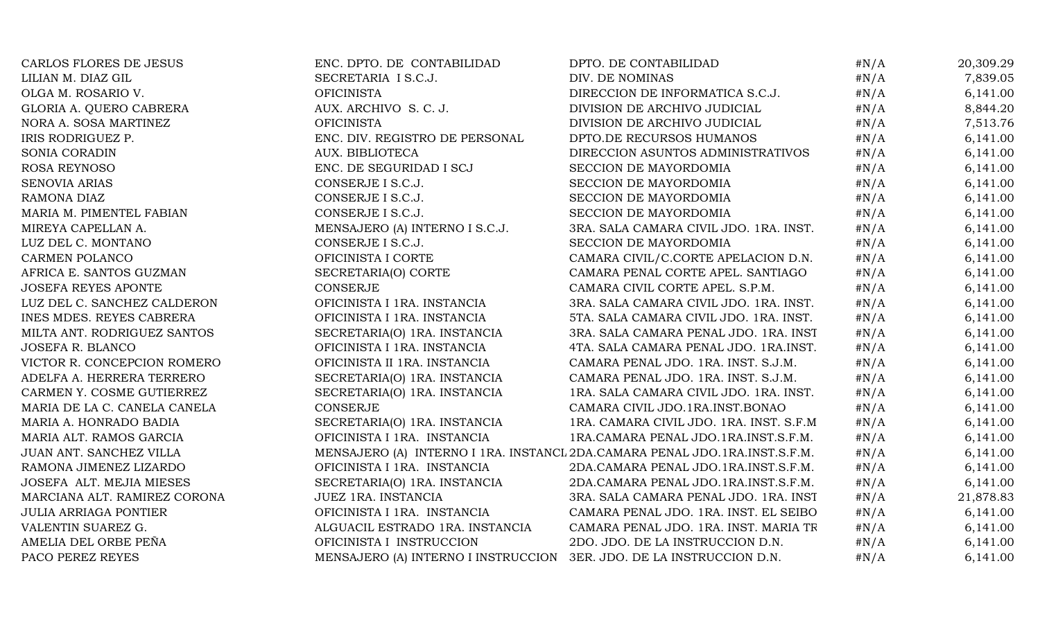| | | | | |
|---|---|---|---|---|
| CARLOS FLORES DE JESUS | ENC. DPTO. DE CONTABILIDAD | DPTO. DE CONTABILIDAD | #N/A | 20,309.29 |
| LILIAN M. DIAZ GIL | SECRETARIA I S.C.J. | DIV. DE NOMINAS | #N/A | 7,839.05 |
| OLGA M. ROSARIO V. | OFICINISTA | DIRECCION DE INFORMATICA S.C.J. | #N/A | 6,141.00 |
| GLORIA A. QUERO CABRERA | AUX. ARCHIVO S. C. J. | DIVISION DE ARCHIVO JUDICIAL | #N/A | 8,844.20 |
| NORA A. SOSA MARTINEZ | OFICINISTA | DIVISION DE ARCHIVO JUDICIAL | #N/A | 7,513.76 |
| IRIS RODRIGUEZ P. | ENC. DIV. REGISTRO DE PERSONAL | DPTO.DE RECURSOS HUMANOS | #N/A | 6,141.00 |
| SONIA CORADIN | AUX. BIBLIOTECA | DIRECCION ASUNTOS ADMINISTRATIVOS | #N/A | 6,141.00 |
| ROSA REYNOSO | ENC. DE SEGURIDAD I SCJ | SECCION DE MAYORDOMIA | #N/A | 6,141.00 |
| SENOVIA ARIAS | CONSERJE I S.C.J. | SECCION DE MAYORDOMIA | #N/A | 6,141.00 |
| RAMONA DIAZ | CONSERJE I S.C.J. | SECCION DE MAYORDOMIA | #N/A | 6,141.00 |
| MARIA M. PIMENTEL FABIAN | CONSERJE I S.C.J. | SECCION DE MAYORDOMIA | #N/A | 6,141.00 |
| MIREYA CAPELLAN A. | MENSAJERO (A) INTERNO I S.C.J. | 3RA. SALA CAMARA CIVIL JDO. 1RA. INST. | #N/A | 6,141.00 |
| LUZ DEL C. MONTANO | CONSERJE I S.C.J. | SECCION DE MAYORDOMIA | #N/A | 6,141.00 |
| CARMEN POLANCO | OFICINISTA I CORTE | CAMARA CIVIL/C.CORTE APELACION D.N. | #N/A | 6,141.00 |
| AFRICA E. SANTOS GUZMAN | SECRETARIA(O) CORTE | CAMARA PENAL CORTE APEL. SANTIAGO | #N/A | 6,141.00 |
| JOSEFA REYES APONTE | CONSERJE | CAMARA CIVIL CORTE APEL. S.P.M. | #N/A | 6,141.00 |
| LUZ DEL C. SANCHEZ CALDERON | OFICINISTA I 1RA. INSTANCIA | 3RA. SALA CAMARA CIVIL JDO. 1RA. INST. | #N/A | 6,141.00 |
| INES MDES. REYES CABRERA | OFICINISTA I 1RA. INSTANCIA | 5TA. SALA CAMARA CIVIL JDO. 1RA. INST. | #N/A | 6,141.00 |
| MILTA ANT. RODRIGUEZ SANTOS | SECRETARIA(O) 1RA. INSTANCIA | 3RA. SALA CAMARA PENAL JDO. 1RA. INST | #N/A | 6,141.00 |
| JOSEFA R. BLANCO | OFICINISTA I 1RA. INSTANCIA | 4TA. SALA CAMARA PENAL JDO. 1RA.INST. | #N/A | 6,141.00 |
| VICTOR R. CONCEPCION ROMERO | OFICINISTA II 1RA. INSTANCIA | CAMARA PENAL JDO. 1RA. INST. S.J.M. | #N/A | 6,141.00 |
| ADELFA A. HERRERA TERRERO | SECRETARIA(O) 1RA. INSTANCIA | CAMARA PENAL JDO. 1RA. INST. S.J.M. | #N/A | 6,141.00 |
| CARMEN Y. COSME GUTIERREZ | SECRETARIA(O) 1RA. INSTANCIA | 1RA. SALA CAMARA CIVIL JDO. 1RA. INST. | #N/A | 6,141.00 |
| MARIA DE LA C. CANELA CANELA | CONSERJE | CAMARA CIVIL JDO.1RA.INST.BONAO | #N/A | 6,141.00 |
| MARIA A. HONRADO BADIA | SECRETARIA(O) 1RA. INSTANCIA | 1RA. CAMARA CIVIL JDO. 1RA. INST. S.F.M | #N/A | 6,141.00 |
| MARIA ALT. RAMOS GARCIA | OFICINISTA I 1RA. INSTANCIA | 1RA.CAMARA PENAL JDO.1RA.INST.S.F.M. | #N/A | 6,141.00 |
| JUAN ANT. SANCHEZ VILLA | MENSAJERO (A) INTERNO I 1RA. INSTANCI | 2DA.CAMARA PENAL JDO.1RA.INST.S.F.M. | #N/A | 6,141.00 |
| RAMONA JIMENEZ LIZARDO | OFICINISTA I 1RA. INSTANCIA | 2DA.CAMARA PENAL JDO.1RA.INST.S.F.M. | #N/A | 6,141.00 |
| JOSEFA ALT. MEJIA MIESES | SECRETARIA(O) 1RA. INSTANCIA | 2DA.CAMARA PENAL JDO.1RA.INST.S.F.M. | #N/A | 6,141.00 |
| MARCIANA ALT. RAMIREZ CORONA | JUEZ 1RA. INSTANCIA | 3RA. SALA CAMARA PENAL JDO. 1RA. INST | #N/A | 21,878.83 |
| JULIA ARRIAGA PONTIER | OFICINISTA I 1RA. INSTANCIA | CAMARA PENAL JDO. 1RA. INST. EL SEIBO | #N/A | 6,141.00 |
| VALENTIN SUAREZ G. | ALGUACIL ESTRADO 1RA. INSTANCIA | CAMARA PENAL JDO. 1RA. INST. MARIA TR | #N/A | 6,141.00 |
| AMELIA DEL ORBE PEÑA | OFICINISTA I INSTRUCCION | 2DO. JDO. DE LA INSTRUCCION D.N. | #N/A | 6,141.00 |
| PACO PEREZ REYES | MENSAJERO (A) INTERNO I INSTRUCCION | 3ER. JDO. DE LA INSTRUCCION D.N. | #N/A | 6,141.00 |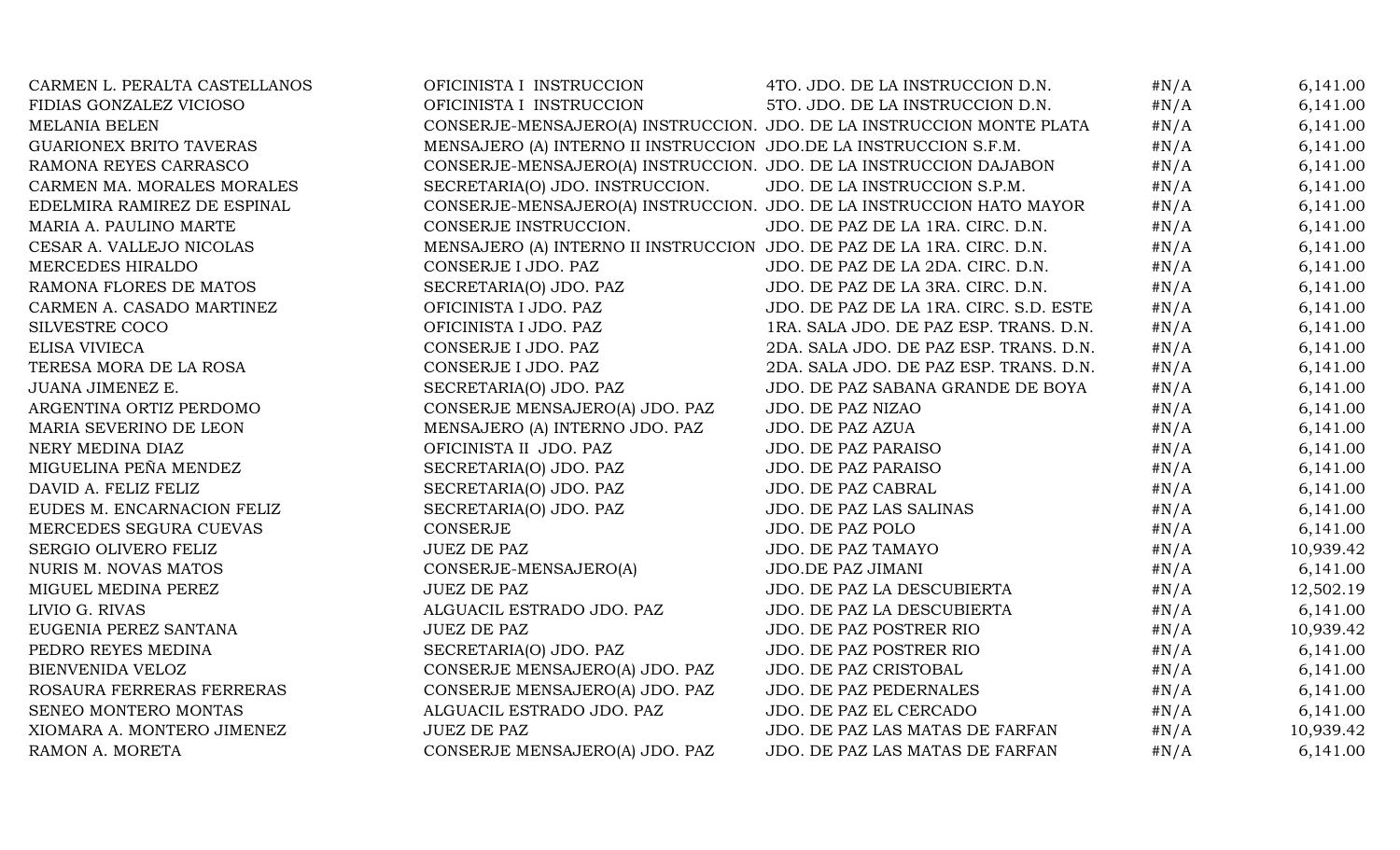| | | | | |
|---|---|---|---|---|
| CARMEN L. PERALTA CASTELLANOS | OFICINISTA I INSTRUCCION | 4TO. JDO. DE LA INSTRUCCION D.N. | #N/A | 6,141.00 |
| FIDIAS GONZALEZ VICIOSO | OFICINISTA I INSTRUCCION | 5TO. JDO. DE LA INSTRUCCION D.N. | #N/A | 6,141.00 |
| MELANIA BELEN | CONSERJE-MENSAJERO(A) INSTRUCCION. | JDO. DE LA INSTRUCCION MONTE PLATA | #N/A | 6,141.00 |
| GUARIONEX BRITO TAVERAS | MENSAJERO (A) INTERNO II INSTRUCCION | JDO.DE LA INSTRUCCION S.F.M. | #N/A | 6,141.00 |
| RAMONA REYES CARRASCO | CONSERJE-MENSAJERO(A) INSTRUCCION. | JDO. DE LA INSTRUCCION DAJABON | #N/A | 6,141.00 |
| CARMEN MA. MORALES MORALES | SECRETARIA(O) JDO. INSTRUCCION. | JDO. DE LA INSTRUCCION S.P.M. | #N/A | 6,141.00 |
| EDELMIRA RAMIREZ DE ESPINAL | CONSERJE-MENSAJERO(A) INSTRUCCION. | JDO. DE LA INSTRUCCION HATO MAYOR | #N/A | 6,141.00 |
| MARIA A. PAULINO MARTE | CONSERJE INSTRUCCION. | JDO. DE PAZ DE LA 1RA. CIRC. D.N. | #N/A | 6,141.00 |
| CESAR A. VALLEJO NICOLAS | MENSAJERO (A) INTERNO II INSTRUCCION | JDO. DE PAZ DE LA 1RA. CIRC. D.N. | #N/A | 6,141.00 |
| MERCEDES HIRALDO | CONSERJE I JDO. PAZ | JDO. DE PAZ DE LA 2DA. CIRC. D.N. | #N/A | 6,141.00 |
| RAMONA FLORES DE MATOS | SECRETARIA(O) JDO. PAZ | JDO. DE PAZ DE LA 3RA. CIRC. D.N. | #N/A | 6,141.00 |
| CARMEN A. CASADO MARTINEZ | OFICINISTA I JDO. PAZ | JDO. DE PAZ DE LA 1RA. CIRC. S.D. ESTE | #N/A | 6,141.00 |
| SILVESTRE COCO | OFICINISTA I JDO. PAZ | 1RA. SALA JDO. DE PAZ ESP. TRANS. D.N. | #N/A | 6,141.00 |
| ELISA VIVIECA | CONSERJE I JDO. PAZ | 2DA. SALA JDO. DE PAZ ESP. TRANS. D.N. | #N/A | 6,141.00 |
| TERESA MORA DE LA ROSA | CONSERJE I JDO. PAZ | 2DA. SALA JDO. DE PAZ ESP. TRANS. D.N. | #N/A | 6,141.00 |
| JUANA JIMENEZ E. | SECRETARIA(O) JDO. PAZ | JDO. DE PAZ SABANA GRANDE DE BOYA | #N/A | 6,141.00 |
| ARGENTINA ORTIZ PERDOMO | CONSERJE MENSAJERO(A) JDO. PAZ | JDO. DE PAZ NIZAO | #N/A | 6,141.00 |
| MARIA SEVERINO DE LEON | MENSAJERO (A) INTERNO JDO. PAZ | JDO. DE PAZ AZUA | #N/A | 6,141.00 |
| NERY MEDINA DIAZ | OFICINISTA II JDO. PAZ | JDO. DE PAZ PARAISO | #N/A | 6,141.00 |
| MIGUELINA PEÑA MENDEZ | SECRETARIA(O) JDO. PAZ | JDO. DE PAZ PARAISO | #N/A | 6,141.00 |
| DAVID A. FELIZ FELIZ | SECRETARIA(O) JDO. PAZ | JDO. DE PAZ CABRAL | #N/A | 6,141.00 |
| EUDES M. ENCARNACION FELIZ | SECRETARIA(O) JDO. PAZ | JDO. DE PAZ LAS SALINAS | #N/A | 6,141.00 |
| MERCEDES SEGURA CUEVAS | CONSERJE | JDO. DE PAZ POLO | #N/A | 6,141.00 |
| SERGIO OLIVERO FELIZ | JUEZ DE PAZ | JDO. DE PAZ TAMAYO | #N/A | 10,939.42 |
| NURIS M. NOVAS MATOS | CONSERJE-MENSAJERO(A) | JDO.DE PAZ JIMANI | #N/A | 6,141.00 |
| MIGUEL MEDINA PEREZ | JUEZ DE PAZ | JDO. DE PAZ LA DESCUBIERTA | #N/A | 12,502.19 |
| LIVIO G. RIVAS | ALGUACIL ESTRADO JDO. PAZ | JDO. DE PAZ LA DESCUBIERTA | #N/A | 6,141.00 |
| EUGENIA PEREZ SANTANA | JUEZ DE PAZ | JDO. DE PAZ POSTRER RIO | #N/A | 10,939.42 |
| PEDRO REYES MEDINA | SECRETARIA(O) JDO. PAZ | JDO. DE PAZ POSTRER RIO | #N/A | 6,141.00 |
| BIENVENIDA VELOZ | CONSERJE MENSAJERO(A) JDO. PAZ | JDO. DE PAZ CRISTOBAL | #N/A | 6,141.00 |
| ROSAURA FERRERAS FERRERAS | CONSERJE MENSAJERO(A) JDO. PAZ | JDO. DE PAZ PEDERNALES | #N/A | 6,141.00 |
| SENEO MONTERO MONTAS | ALGUACIL ESTRADO JDO. PAZ | JDO. DE PAZ EL CERCADO | #N/A | 6,141.00 |
| XIOMARA A. MONTERO JIMENEZ | JUEZ DE PAZ | JDO. DE PAZ LAS MATAS DE FARFAN | #N/A | 10,939.42 |
| RAMON A. MORETA | CONSERJE MENSAJERO(A) JDO. PAZ | JDO. DE PAZ LAS MATAS DE FARFAN | #N/A | 6,141.00 |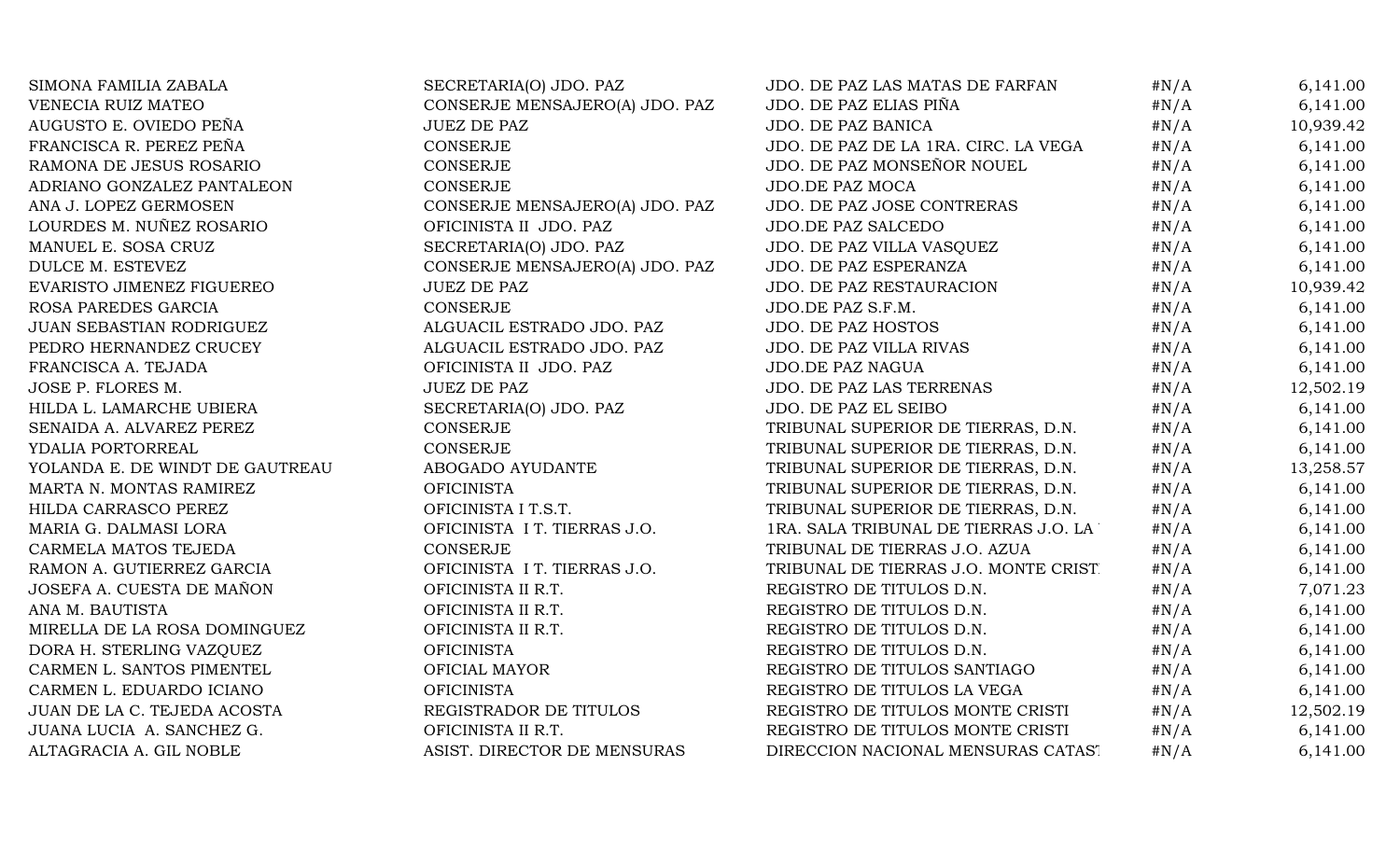| | | | | |
|---|---|---|---|---|
| SIMONA FAMILIA ZABALA | SECRETARIA(O) JDO. PAZ | JDO. DE PAZ LAS MATAS DE FARFAN | #N/A | 6,141.00 |
| VENECIA RUIZ MATEO | CONSERJE MENSAJERO(A) JDO. PAZ | JDO. DE PAZ ELIAS PIÑA | #N/A | 6,141.00 |
| AUGUSTO E. OVIEDO PEÑA | JUEZ DE PAZ | JDO. DE PAZ BANICA | #N/A | 10,939.42 |
| FRANCISCA R. PEREZ PEÑA | CONSERJE | JDO. DE PAZ DE LA 1RA. CIRC. LA VEGA | #N/A | 6,141.00 |
| RAMONA DE JESUS ROSARIO | CONSERJE | JDO. DE PAZ MONSEÑOR NOUEL | #N/A | 6,141.00 |
| ADRIANO GONZALEZ PANTALEON | CONSERJE | JDO.DE PAZ MOCA | #N/A | 6,141.00 |
| ANA J. LOPEZ GERMOSEN | CONSERJE MENSAJERO(A) JDO. PAZ | JDO. DE PAZ JOSE CONTRERAS | #N/A | 6,141.00 |
| LOURDES M. NUÑEZ ROSARIO | OFICINISTA II JDO. PAZ | JDO.DE PAZ SALCEDO | #N/A | 6,141.00 |
| MANUEL E. SOSA CRUZ | SECRETARIA(O) JDO. PAZ | JDO. DE PAZ VILLA VASQUEZ | #N/A | 6,141.00 |
| DULCE M. ESTEVEZ | CONSERJE MENSAJERO(A) JDO. PAZ | JDO. DE PAZ ESPERANZA | #N/A | 6,141.00 |
| EVARISTO JIMENEZ FIGUEREO | JUEZ DE PAZ | JDO. DE PAZ RESTAURACION | #N/A | 10,939.42 |
| ROSA PAREDES GARCIA | CONSERJE | JDO.DE PAZ S.F.M. | #N/A | 6,141.00 |
| JUAN SEBASTIAN RODRIGUEZ | ALGUACIL ESTRADO JDO. PAZ | JDO. DE PAZ HOSTOS | #N/A | 6,141.00 |
| PEDRO HERNANDEZ CRUCEY | ALGUACIL ESTRADO JDO. PAZ | JDO. DE PAZ VILLA RIVAS | #N/A | 6,141.00 |
| FRANCISCA A. TEJADA | OFICINISTA II JDO. PAZ | JDO.DE PAZ NAGUA | #N/A | 6,141.00 |
| JOSE P. FLORES M. | JUEZ DE PAZ | JDO. DE PAZ LAS TERRENAS | #N/A | 12,502.19 |
| HILDA L. LAMARCHE UBIERA | SECRETARIA(O) JDO. PAZ | JDO. DE PAZ EL SEIBO | #N/A | 6,141.00 |
| SENAIDA A. ALVAREZ PEREZ | CONSERJE | TRIBUNAL SUPERIOR DE TIERRAS, D.N. | #N/A | 6,141.00 |
| YDALIA PORTORREAL | CONSERJE | TRIBUNAL SUPERIOR DE TIERRAS, D.N. | #N/A | 6,141.00 |
| YOLANDA E. DE WINDT DE GAUTREAU | ABOGADO AYUDANTE | TRIBUNAL SUPERIOR DE TIERRAS, D.N. | #N/A | 13,258.57 |
| MARTA N. MONTAS RAMIREZ | OFICINISTA | TRIBUNAL SUPERIOR DE TIERRAS, D.N. | #N/A | 6,141.00 |
| HILDA CARRASCO PEREZ | OFICINISTA I T.S.T. | TRIBUNAL SUPERIOR DE TIERRAS, D.N. | #N/A | 6,141.00 |
| MARIA G. DALMASI LORA | OFICINISTA I T. TIERRAS J.O. | 1RA. SALA TRIBUNAL DE TIERRAS J.O. LA | #N/A | 6,141.00 |
| CARMELA MATOS TEJEDA | CONSERJE | TRIBUNAL DE TIERRAS J.O. AZUA | #N/A | 6,141.00 |
| RAMON A. GUTIERREZ GARCIA | OFICINISTA I T. TIERRAS J.O. | TRIBUNAL DE TIERRAS J.O. MONTE CRIST | #N/A | 6,141.00 |
| JOSEFA A. CUESTA DE MAÑON | OFICINISTA II R.T. | REGISTRO DE TITULOS D.N. | #N/A | 7,071.23 |
| ANA M. BAUTISTA | OFICINISTA II R.T. | REGISTRO DE TITULOS D.N. | #N/A | 6,141.00 |
| MIRELLA DE LA ROSA DOMINGUEZ | OFICINISTA II R.T. | REGISTRO DE TITULOS D.N. | #N/A | 6,141.00 |
| DORA H. STERLING VAZQUEZ | OFICINISTA | REGISTRO DE TITULOS D.N. | #N/A | 6,141.00 |
| CARMEN L. SANTOS PIMENTEL | OFICIAL MAYOR | REGISTRO DE TITULOS SANTIAGO | #N/A | 6,141.00 |
| CARMEN L. EDUARDO ICIANO | OFICINISTA | REGISTRO DE TITULOS LA VEGA | #N/A | 6,141.00 |
| JUAN DE LA C. TEJEDA ACOSTA | REGISTRADOR DE TITULOS | REGISTRO DE TITULOS MONTE CRISTI | #N/A | 12,502.19 |
| JUANA LUCIA A. SANCHEZ G. | OFICINISTA II R.T. | REGISTRO DE TITULOS MONTE CRISTI | #N/A | 6,141.00 |
| ALTAGRACIA A. GIL NOBLE | ASIST. DIRECTOR DE MENSURAS | DIRECCION NACIONAL MENSURAS CATAST | #N/A | 6,141.00 |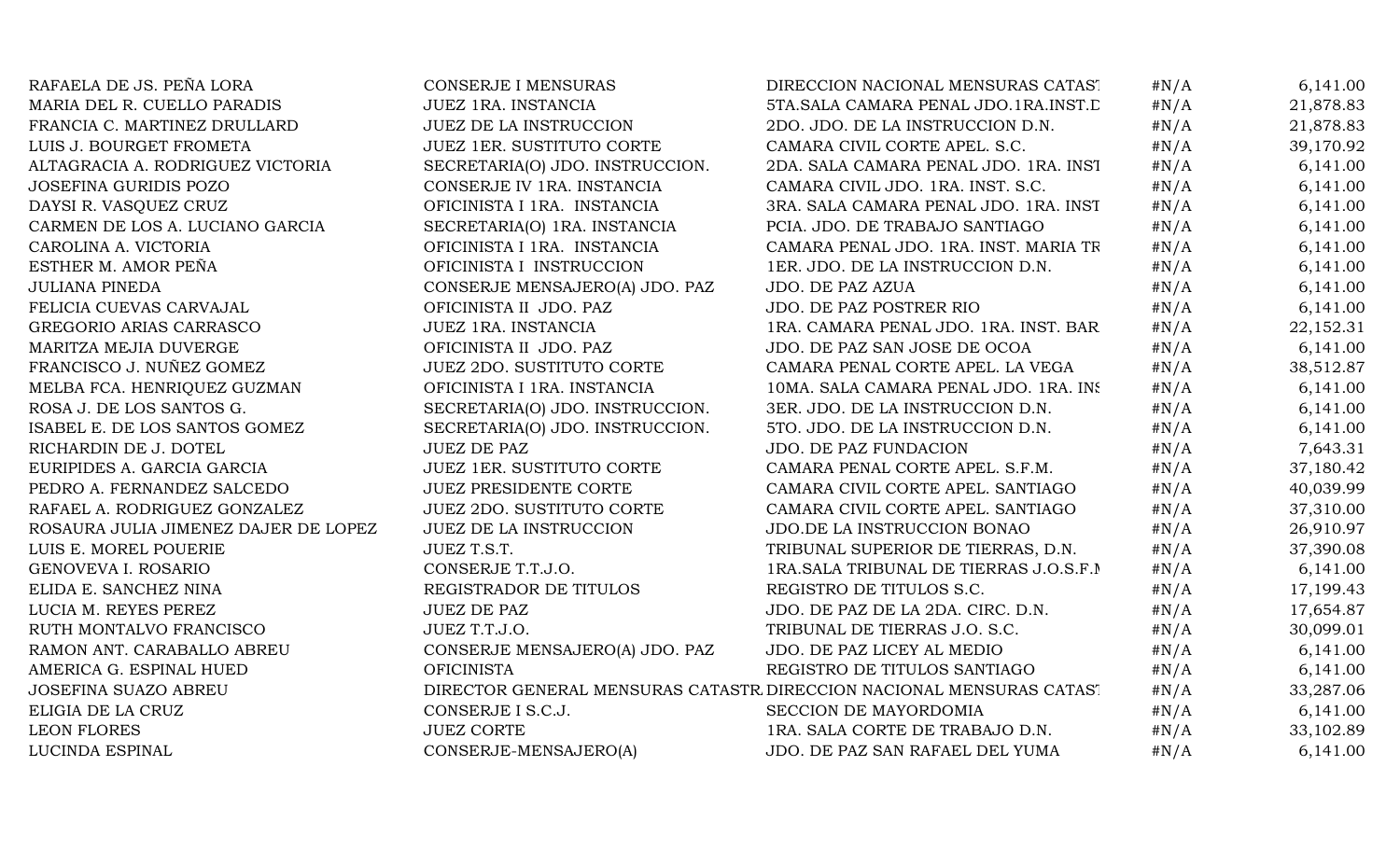| | | | | |
|---|---|---|---|---|
| RAFAELA DE JS. PEÑA LORA | CONSERJE I MENSURAS | DIRECCION NACIONAL MENSURAS CATAST | #N/A | 6,141.00 |
| MARIA DEL R. CUELLO PARADIS | JUEZ 1RA. INSTANCIA | 5TA.SALA CAMARA PENAL JDO.1RA.INST.D | #N/A | 21,878.83 |
| FRANCIA C. MARTINEZ DRULLARD | JUEZ DE LA INSTRUCCION | 2DO. JDO. DE LA INSTRUCCION D.N. | #N/A | 21,878.83 |
| LUIS J. BOURGET FROMETA | JUEZ 1ER. SUSTITUTO CORTE | CAMARA CIVIL CORTE APEL. S.C. | #N/A | 39,170.92 |
| ALTAGRACIA A. RODRIGUEZ VICTORIA | SECRETARIA(O) JDO. INSTRUCCION. | 2DA. SALA CAMARA PENAL JDO. 1RA. INST | #N/A | 6,141.00 |
| JOSEFINA GURIDIS POZO | CONSERJE IV 1RA. INSTANCIA | CAMARA CIVIL JDO. 1RA. INST. S.C. | #N/A | 6,141.00 |
| DAYSI R. VASQUEZ CRUZ | OFICINISTA I 1RA. INSTANCIA | 3RA. SALA CAMARA PENAL JDO. 1RA. INST | #N/A | 6,141.00 |
| CARMEN DE LOS A. LUCIANO GARCIA | SECRETARIA(O) 1RA. INSTANCIA | PCIA. JDO. DE TRABAJO SANTIAGO | #N/A | 6,141.00 |
| CAROLINA A. VICTORIA | OFICINISTA I 1RA. INSTANCIA | CAMARA PENAL JDO. 1RA. INST. MARIA TR | #N/A | 6,141.00 |
| ESTHER M. AMOR PEÑA | OFICINISTA I INSTRUCCION | 1ER. JDO. DE LA INSTRUCCION D.N. | #N/A | 6,141.00 |
| JULIANA PINEDA | CONSERJE MENSAJERO(A) JDO. PAZ | JDO. DE PAZ AZUA | #N/A | 6,141.00 |
| FELICIA CUEVAS CARVAJAL | OFICINISTA II JDO. PAZ | JDO. DE PAZ POSTRER RIO | #N/A | 6,141.00 |
| GREGORIO ARIAS CARRASCO | JUEZ 1RA. INSTANCIA | 1RA. CAMARA PENAL JDO. 1RA. INST. BAR | #N/A | 22,152.31 |
| MARITZA MEJIA DUVERGE | OFICINISTA II JDO. PAZ | JDO. DE PAZ SAN JOSE DE OCOA | #N/A | 6,141.00 |
| FRANCISCO J. NUÑEZ GOMEZ | JUEZ 2DO. SUSTITUTO CORTE | CAMARA PENAL CORTE APEL. LA VEGA | #N/A | 38,512.87 |
| MELBA FCA. HENRIQUEZ GUZMAN | OFICINISTA I 1RA. INSTANCIA | 10MA. SALA CAMARA PENAL JDO. 1RA. INS | #N/A | 6,141.00 |
| ROSA J. DE LOS SANTOS G. | SECRETARIA(O) JDO. INSTRUCCION. | 3ER. JDO. DE LA INSTRUCCION D.N. | #N/A | 6,141.00 |
| ISABEL E. DE LOS SANTOS GOMEZ | SECRETARIA(O) JDO. INSTRUCCION. | 5TO. JDO. DE LA INSTRUCCION D.N. | #N/A | 6,141.00 |
| RICHARDIN DE J. DOTEL | JUEZ DE PAZ | JDO. DE PAZ FUNDACION | #N/A | 7,643.31 |
| EURIPIDES A. GARCIA GARCIA | JUEZ 1ER. SUSTITUTO CORTE | CAMARA PENAL CORTE APEL. S.F.M. | #N/A | 37,180.42 |
| PEDRO A. FERNANDEZ SALCEDO | JUEZ PRESIDENTE CORTE | CAMARA CIVIL CORTE APEL. SANTIAGO | #N/A | 40,039.99 |
| RAFAEL A. RODRIGUEZ GONZALEZ | JUEZ 2DO. SUSTITUTO CORTE | CAMARA CIVIL CORTE APEL. SANTIAGO | #N/A | 37,310.00 |
| ROSAURA JULIA JIMENEZ DAJER DE LOPEZ | JUEZ DE LA INSTRUCCION | JDO.DE LA INSTRUCCION BONAO | #N/A | 26,910.97 |
| LUIS E. MOREL POUERIE | JUEZ T.S.T. | TRIBUNAL SUPERIOR DE TIERRAS, D.N. | #N/A | 37,390.08 |
| GENOVEVA I. ROSARIO | CONSERJE T.T.J.O. | 1RA.SALA TRIBUNAL DE TIERRAS J.O.S.F.M | #N/A | 6,141.00 |
| ELIDA E. SANCHEZ NINA | REGISTRADOR DE TITULOS | REGISTRO DE TITULOS S.C. | #N/A | 17,199.43 |
| LUCIA M. REYES PEREZ | JUEZ DE PAZ | JDO. DE PAZ DE LA 2DA. CIRC. D.N. | #N/A | 17,654.87 |
| RUTH MONTALVO FRANCISCO | JUEZ T.T.J.O. | TRIBUNAL DE TIERRAS J.O. S.C. | #N/A | 30,099.01 |
| RAMON ANT. CARABALLO ABREU | CONSERJE MENSAJERO(A) JDO. PAZ | JDO. DE PAZ LICEY AL MEDIO | #N/A | 6,141.00 |
| AMERICA G. ESPINAL HUED | OFICINISTA | REGISTRO DE TITULOS SANTIAGO | #N/A | 6,141.00 |
| JOSEFINA SUAZO ABREU | DIRECTOR GENERAL MENSURAS CATASTR | DIRECCION NACIONAL MENSURAS CATAST | #N/A | 33,287.06 |
| ELIGIA DE LA CRUZ | CONSERJE I S.C.J. | SECCION DE MAYORDOMIA | #N/A | 6,141.00 |
| LEON FLORES | JUEZ CORTE | 1RA. SALA CORTE DE TRABAJO D.N. | #N/A | 33,102.89 |
| LUCINDA ESPINAL | CONSERJE-MENSAJERO(A) | JDO. DE PAZ SAN RAFAEL DEL YUMA | #N/A | 6,141.00 |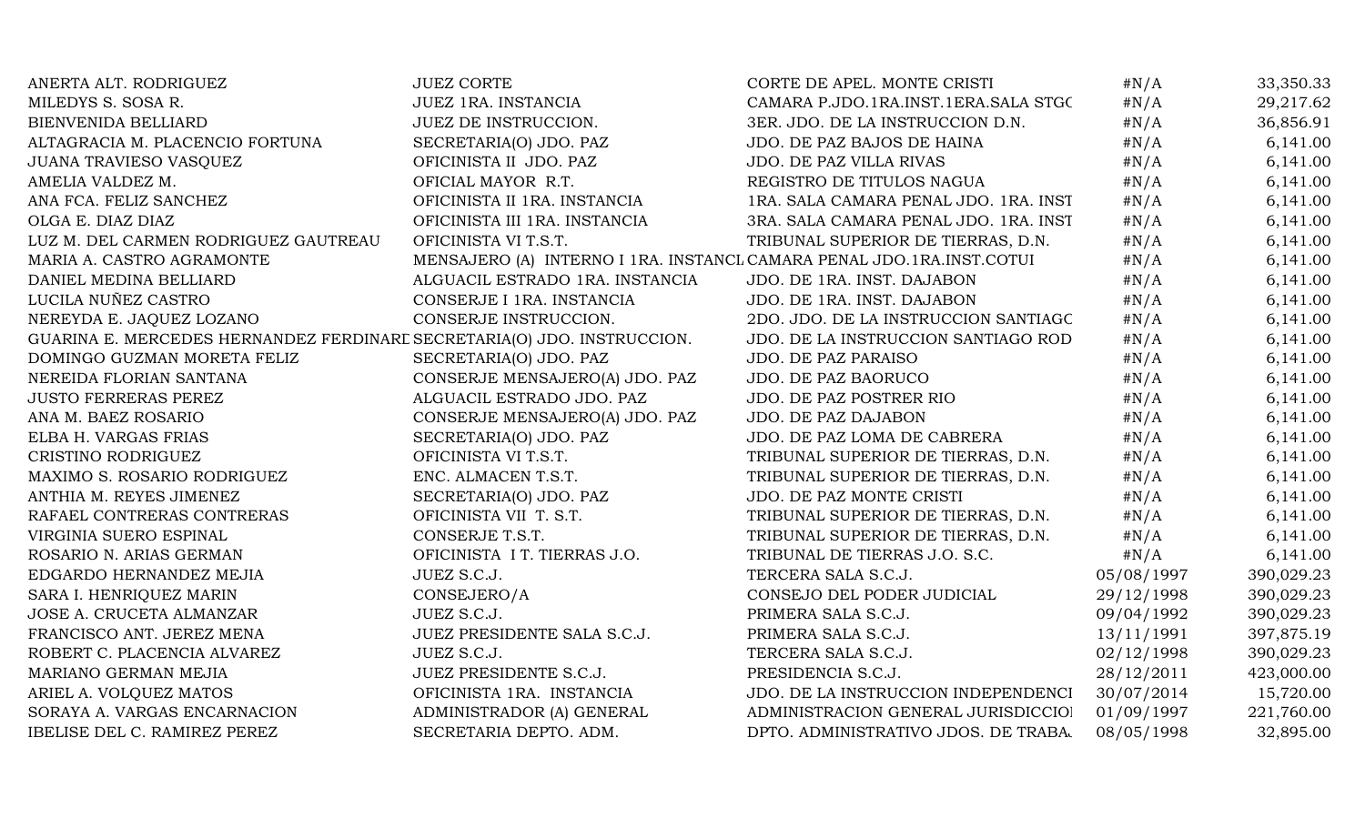| | | | | |
|---|---|---|---|---|
| ANERTA ALT. RODRIGUEZ | JUEZ CORTE | CORTE DE APEL. MONTE CRISTI | #N/A | 33,350.33 |
| MILEDYS S. SOSA R. | JUEZ 1RA. INSTANCIA | CAMARA P.JDO.1RA.INST.1ERA.SALA STGC | #N/A | 29,217.62 |
| BIENVENIDA BELLIARD | JUEZ DE INSTRUCCION. | 3ER. JDO. DE LA INSTRUCCION D.N. | #N/A | 36,856.91 |
| ALTAGRACIA M. PLACENCIO FORTUNA | SECRETARIA(O) JDO. PAZ | JDO. DE PAZ BAJOS DE HAINA | #N/A | 6,141.00 |
| JUANA TRAVIESO VASQUEZ | OFICINISTA II JDO. PAZ | JDO. DE PAZ VILLA RIVAS | #N/A | 6,141.00 |
| AMELIA VALDEZ M. | OFICIAL MAYOR R.T. | REGISTRO DE TITULOS NAGUA | #N/A | 6,141.00 |
| ANA FCA. FELIZ SANCHEZ | OFICINISTA II 1RA. INSTANCIA | 1RA. SALA CAMARA PENAL JDO. 1RA. INST | #N/A | 6,141.00 |
| OLGA E. DIAZ DIAZ | OFICINISTA III 1RA. INSTANCIA | 3RA. SALA CAMARA PENAL JDO. 1RA. INST | #N/A | 6,141.00 |
| LUZ M. DEL CARMEN RODRIGUEZ GAUTREAU | OFICINISTA VI T.S.T. | TRIBUNAL SUPERIOR DE TIERRAS, D.N. | #N/A | 6,141.00 |
| MARIA A. CASTRO AGRAMONTE | MENSAJERO (A) INTERNO I 1RA. INSTANCI | CAMARA PENAL JDO.1RA.INST.COTUI | #N/A | 6,141.00 |
| DANIEL MEDINA BELLIARD | ALGUACIL ESTRADO 1RA. INSTANCIA | JDO. DE 1RA. INST. DAJABON | #N/A | 6,141.00 |
| LUCILA NUÑEZ CASTRO | CONSERJE I 1RA. INSTANCIA | JDO. DE 1RA. INST. DAJABON | #N/A | 6,141.00 |
| NEREYDA E. JAQUEZ LOZANO | CONSERJE INSTRUCCION. | 2DO. JDO. DE LA INSTRUCCION SANTIAGC | #N/A | 6,141.00 |
| GUARINA E. MERCEDES HERNANDEZ FERDINARD | SECRETARIA(O) JDO. INSTRUCCION. | JDO. DE LA INSTRUCCION SANTIAGO ROD | #N/A | 6,141.00 |
| DOMINGO GUZMAN MORETA FELIZ | SECRETARIA(O) JDO. PAZ | JDO. DE PAZ PARAISO | #N/A | 6,141.00 |
| NEREIDA FLORIAN SANTANA | CONSERJE MENSAJERO(A) JDO. PAZ | JDO. DE PAZ BAORUCO | #N/A | 6,141.00 |
| JUSTO FERRERAS PEREZ | ALGUACIL ESTRADO JDO. PAZ | JDO. DE PAZ POSTRER RIO | #N/A | 6,141.00 |
| ANA M. BAEZ ROSARIO | CONSERJE MENSAJERO(A) JDO. PAZ | JDO. DE PAZ DAJABON | #N/A | 6,141.00 |
| ELBA H. VARGAS FRIAS | SECRETARIA(O) JDO. PAZ | JDO. DE PAZ LOMA DE CABRERA | #N/A | 6,141.00 |
| CRISTINO RODRIGUEZ | OFICINISTA VI T.S.T. | TRIBUNAL SUPERIOR DE TIERRAS, D.N. | #N/A | 6,141.00 |
| MAXIMO S. ROSARIO RODRIGUEZ | ENC. ALMACEN T.S.T. | TRIBUNAL SUPERIOR DE TIERRAS, D.N. | #N/A | 6,141.00 |
| ANTHIA M. REYES JIMENEZ | SECRETARIA(O) JDO. PAZ | JDO. DE PAZ MONTE CRISTI | #N/A | 6,141.00 |
| RAFAEL CONTRERAS CONTRERAS | OFICINISTA VII T. S.T. | TRIBUNAL SUPERIOR DE TIERRAS, D.N. | #N/A | 6,141.00 |
| VIRGINIA SUERO ESPINAL | CONSERJE T.S.T. | TRIBUNAL SUPERIOR DE TIERRAS, D.N. | #N/A | 6,141.00 |
| ROSARIO N. ARIAS GERMAN | OFICINISTA I T. TIERRAS J.O. | TRIBUNAL DE TIERRAS J.O. S.C. | #N/A | 6,141.00 |
| EDGARDO HERNANDEZ MEJIA | JUEZ S.C.J. | TERCERA SALA S.C.J. | 05/08/1997 | 390,029.23 |
| SARA I. HENRIQUEZ MARIN | CONSEJERO/A | CONSEJO DEL PODER JUDICIAL | 29/12/1998 | 390,029.23 |
| JOSE A. CRUCETA ALMANZAR | JUEZ S.C.J. | PRIMERA SALA S.C.J. | 09/04/1992 | 390,029.23 |
| FRANCISCO ANT. JEREZ MENA | JUEZ PRESIDENTE SALA S.C.J. | PRIMERA SALA S.C.J. | 13/11/1991 | 397,875.19 |
| ROBERT C. PLACENCIA ALVAREZ | JUEZ S.C.J. | TERCERA SALA S.C.J. | 02/12/1998 | 390,029.23 |
| MARIANO GERMAN MEJIA | JUEZ PRESIDENTE S.C.J. | PRESIDENCIA S.C.J. | 28/12/2011 | 423,000.00 |
| ARIEL A. VOLQUEZ MATOS | OFICINISTA 1RA. INSTANCIA | JDO. DE LA INSTRUCCION INDEPENDENCI | 30/07/2014 | 15,720.00 |
| SORAYA A. VARGAS ENCARNACION | ADMINISTRADOR (A) GENERAL | ADMINISTRACION GENERAL JURISDICCIOI | 01/09/1997 | 221,760.00 |
| IBELISE DEL C. RAMIREZ PEREZ | SECRETARIA DEPTO. ADM. | DPTO. ADMINISTRATIVO JDOS. DE TRABA. | 08/05/1998 | 32,895.00 |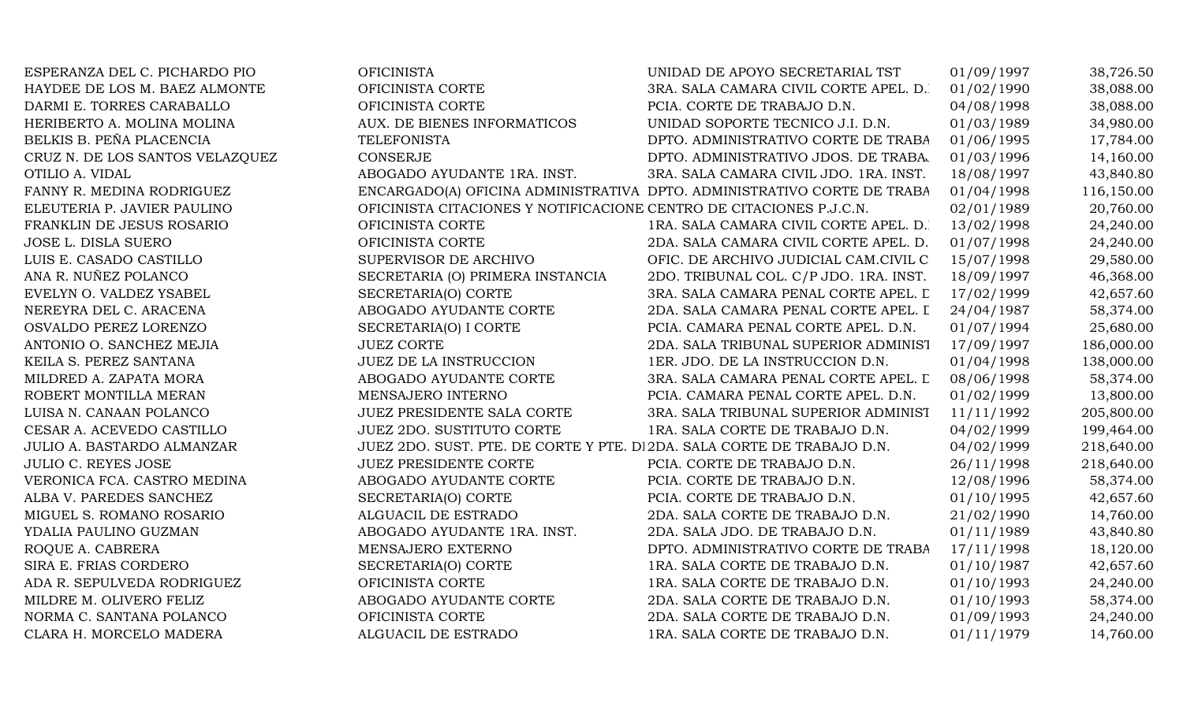| | | | | |
|---|---|---|---|---|
| ESPERANZA DEL C. PICHARDO PIO | OFICINISTA | UNIDAD DE APOYO SECRETARIAL TST | 01/09/1997 | 38,726.50 |
| HAYDEE DE LOS M. BAEZ ALMONTE | OFICINISTA CORTE | 3RA. SALA CAMARA CIVIL CORTE APEL. D. | 01/02/1990 | 38,088.00 |
| DARMI E. TORRES CARABALLO | OFICINISTA CORTE | PCIA. CORTE DE TRABAJO D.N. | 04/08/1998 | 38,088.00 |
| HERIBERTO A. MOLINA MOLINA | AUX. DE BIENES INFORMATICOS | UNIDAD SOPORTE TECNICO J.I. D.N. | 01/03/1989 | 34,980.00 |
| BELKIS B. PEÑA PLACENCIA | TELEFONISTA | DPTO. ADMINISTRATIVO CORTE DE TRABA | 01/06/1995 | 17,784.00 |
| CRUZ N. DE LOS SANTOS VELAZQUEZ | CONSERJE | DPTO. ADMINISTRATIVO JDOS. DE TRABA. | 01/03/1996 | 14,160.00 |
| OTILIO A. VIDAL | ABOGADO AYUDANTE 1RA. INST. | 3RA. SALA CAMARA CIVIL JDO. 1RA. INST. | 18/08/1997 | 43,840.80 |
| FANNY R. MEDINA RODRIGUEZ | ENCARGADO(A) OFICINA ADMINISTRATIVA | DPTO. ADMINISTRATIVO CORTE DE TRABA | 01/04/1998 | 116,150.00 |
| ELEUTERIA P. JAVIER PAULINO | OFICINISTA CITACIONES Y NOTIFICACIONE | CENTRO DE CITACIONES P.J.C.N. | 02/01/1989 | 20,760.00 |
| FRANKLIN DE JESUS ROSARIO | OFICINISTA CORTE | 1RA. SALA CAMARA CIVIL CORTE APEL. D. | 13/02/1998 | 24,240.00 |
| JOSE L. DISLA SUERO | OFICINISTA CORTE | 2DA. SALA CAMARA CIVIL CORTE APEL. D. | 01/07/1998 | 24,240.00 |
| LUIS E. CASADO CASTILLO | SUPERVISOR DE ARCHIVO | OFIC. DE ARCHIVO JUDICIAL CAM.CIVIL C | 15/07/1998 | 29,580.00 |
| ANA R. NUÑEZ POLANCO | SECRETARIA (O) PRIMERA INSTANCIA | 2DO. TRIBUNAL COL. C/P JDO. 1RA. INST. | 18/09/1997 | 46,368.00 |
| EVELYN O. VALDEZ YSABEL | SECRETARIA(O) CORTE | 3RA. SALA CAMARA PENAL CORTE APEL. D | 17/02/1999 | 42,657.60 |
| NEREYRA DEL C. ARACENA | ABOGADO AYUDANTE CORTE | 2DA. SALA CAMARA PENAL CORTE APEL. D | 24/04/1987 | 58,374.00 |
| OSVALDO PEREZ LORENZO | SECRETARIA(O) I CORTE | PCIA. CAMARA PENAL CORTE APEL. D.N. | 01/07/1994 | 25,680.00 |
| ANTONIO O. SANCHEZ MEJIA | JUEZ CORTE | 2DA. SALA TRIBUNAL SUPERIOR ADMINIST | 17/09/1997 | 186,000.00 |
| KEILA S. PEREZ SANTANA | JUEZ DE LA INSTRUCCION | 1ER. JDO. DE LA INSTRUCCION D.N. | 01/04/1998 | 138,000.00 |
| MILDRED A. ZAPATA MORA | ABOGADO AYUDANTE CORTE | 3RA. SALA CAMARA PENAL CORTE APEL. D | 08/06/1998 | 58,374.00 |
| ROBERT MONTILLA MERAN | MENSAJERO INTERNO | PCIA. CAMARA PENAL CORTE APEL. D.N. | 01/02/1999 | 13,800.00 |
| LUISA N. CANAAN POLANCO | JUEZ PRESIDENTE SALA CORTE | 3RA. SALA TRIBUNAL SUPERIOR ADMINIST | 11/11/1992 | 205,800.00 |
| CESAR A. ACEVEDO CASTILLO | JUEZ 2DO. SUSTITUTO CORTE | 1RA. SALA CORTE DE TRABAJO D.N. | 04/02/1999 | 199,464.00 |
| JULIO A. BASTARDO ALMANZAR | JUEZ 2DO. SUST. PTE. DE CORTE Y PTE. DI | 2DA. SALA CORTE DE TRABAJO D.N. | 04/02/1999 | 218,640.00 |
| JULIO C. REYES JOSE | JUEZ PRESIDENTE CORTE | PCIA. CORTE DE TRABAJO D.N. | 26/11/1998 | 218,640.00 |
| VERONICA FCA. CASTRO MEDINA | ABOGADO AYUDANTE CORTE | PCIA. CORTE DE TRABAJO D.N. | 12/08/1996 | 58,374.00 |
| ALBA V. PAREDES SANCHEZ | SECRETARIA(O) CORTE | PCIA. CORTE DE TRABAJO D.N. | 01/10/1995 | 42,657.60 |
| MIGUEL S. ROMANO ROSARIO | ALGUACIL DE ESTRADO | 2DA. SALA CORTE DE TRABAJO D.N. | 21/02/1990 | 14,760.00 |
| YDALIA PAULINO GUZMAN | ABOGADO AYUDANTE 1RA. INST. | 2DA. SALA JDO. DE TRABAJO D.N. | 01/11/1989 | 43,840.80 |
| ROQUE A. CABRERA | MENSAJERO EXTERNO | DPTO. ADMINISTRATIVO CORTE DE TRABA | 17/11/1998 | 18,120.00 |
| SIRA E. FRIAS CORDERO | SECRETARIA(O) CORTE | 1RA. SALA CORTE DE TRABAJO D.N. | 01/10/1987 | 42,657.60 |
| ADA R. SEPULVEDA RODRIGUEZ | OFICINISTA CORTE | 1RA. SALA CORTE DE TRABAJO D.N. | 01/10/1993 | 24,240.00 |
| MILDRE M. OLIVERO FELIZ | ABOGADO AYUDANTE CORTE | 2DA. SALA CORTE DE TRABAJO D.N. | 01/10/1993 | 58,374.00 |
| NORMA C. SANTANA POLANCO | OFICINISTA CORTE | 2DA. SALA CORTE DE TRABAJO D.N. | 01/09/1993 | 24,240.00 |
| CLARA H. MORCELO MADERA | ALGUACIL DE ESTRADO | 1RA. SALA CORTE DE TRABAJO D.N. | 01/11/1979 | 14,760.00 |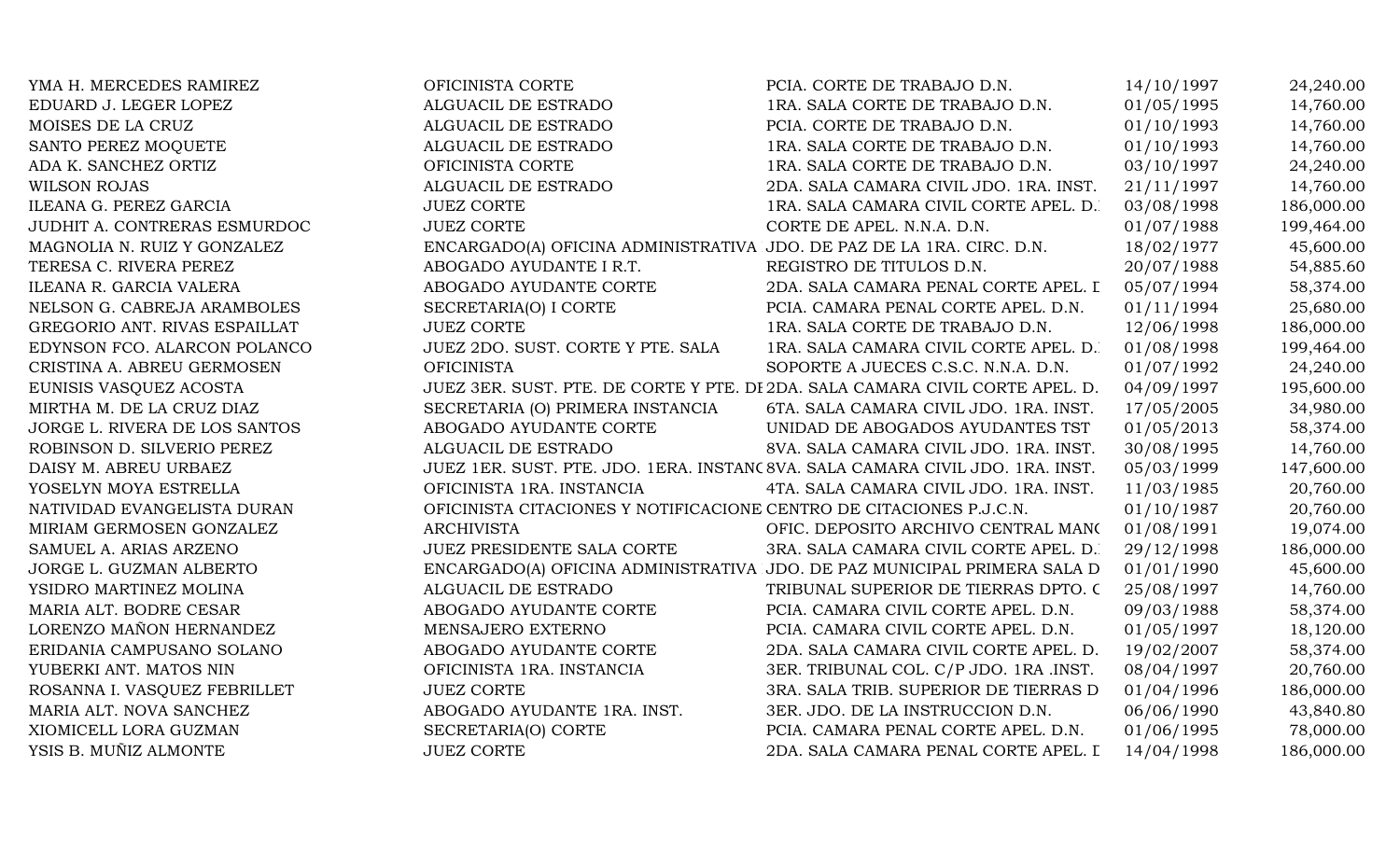| | | | | |
|---|---|---|---|---|
| YMA H. MERCEDES RAMIREZ | OFICINISTA CORTE | PCIA. CORTE DE TRABAJO D.N. | 14/10/1997 | 24,240.00 |
| EDUARD J. LEGER LOPEZ | ALGUACIL DE ESTRADO | 1RA. SALA CORTE DE TRABAJO D.N. | 01/05/1995 | 14,760.00 |
| MOISES DE LA CRUZ | ALGUACIL DE ESTRADO | PCIA. CORTE DE TRABAJO D.N. | 01/10/1993 | 14,760.00 |
| SANTO PEREZ MOQUETE | ALGUACIL DE ESTRADO | 1RA. SALA CORTE DE TRABAJO D.N. | 01/10/1993 | 14,760.00 |
| ADA K. SANCHEZ ORTIZ | OFICINISTA CORTE | 1RA. SALA CORTE DE TRABAJO D.N. | 03/10/1997 | 24,240.00 |
| WILSON ROJAS | ALGUACIL DE ESTRADO | 2DA. SALA CAMARA CIVIL JDO. 1RA. INST. | 21/11/1997 | 14,760.00 |
| ILEANA G. PEREZ GARCIA | JUEZ CORTE | 1RA. SALA CAMARA CIVIL CORTE APEL. D. | 03/08/1998 | 186,000.00 |
| JUDHIT A. CONTRERAS ESMURDOC | JUEZ CORTE | CORTE DE APEL. N.N.A. D.N. | 01/07/1988 | 199,464.00 |
| MAGNOLIA N. RUIZ Y GONZALEZ | ENCARGADO(A) OFICINA ADMINISTRATIVA | JDO. DE PAZ DE LA 1RA. CIRC. D.N. | 18/02/1977 | 45,600.00 |
| TERESA C. RIVERA PEREZ | ABOGADO AYUDANTE I R.T. | REGISTRO DE TITULOS D.N. | 20/07/1988 | 54,885.60 |
| ILEANA R. GARCIA VALERA | ABOGADO AYUDANTE CORTE | 2DA. SALA CAMARA PENAL CORTE APEL. I | 05/07/1994 | 58,374.00 |
| NELSON G. CABREJA ARAMBOLES | SECRETARIA(O) I CORTE | PCIA. CAMARA PENAL CORTE APEL. D.N. | 01/11/1994 | 25,680.00 |
| GREGORIO ANT. RIVAS ESPAILLAT | JUEZ CORTE | 1RA. SALA CORTE DE TRABAJO D.N. | 12/06/1998 | 186,000.00 |
| EDYNSON FCO. ALARCON POLANCO | JUEZ 2DO. SUST. CORTE Y PTE. SALA | 1RA. SALA CAMARA CIVIL CORTE APEL. D. | 01/08/1998 | 199,464.00 |
| CRISTINA A. ABREU GERMOSEN | OFICINISTA | SOPORTE A JUECES C.S.C. N.N.A. D.N. | 01/07/1992 | 24,240.00 |
| EUNISIS VASQUEZ ACOSTA | JUEZ 3ER. SUST. PTE. DE CORTE Y PTE. DI | 2DA. SALA CAMARA CIVIL CORTE APEL. D. | 04/09/1997 | 195,600.00 |
| MIRTHA M. DE LA CRUZ DIAZ | SECRETARIA (O) PRIMERA INSTANCIA | 6TA. SALA CAMARA CIVIL JDO. 1RA. INST. | 17/05/2005 | 34,980.00 |
| JORGE L. RIVERA DE LOS SANTOS | ABOGADO AYUDANTE CORTE | UNIDAD DE ABOGADOS AYUDANTES TST | 01/05/2013 | 58,374.00 |
| ROBINSON D. SILVERIO PEREZ | ALGUACIL DE ESTRADO | 8VA. SALA CAMARA CIVIL JDO. 1RA. INST. | 30/08/1995 | 14,760.00 |
| DAISY M. ABREU URBAEZ | JUEZ 1ER. SUST. PTE. JDO. 1ERA. INSTANC | 8VA. SALA CAMARA CIVIL JDO. 1RA. INST. | 05/03/1999 | 147,600.00 |
| YOSELYN MOYA ESTRELLA | OFICINISTA 1RA. INSTANCIA | 4TA. SALA CAMARA CIVIL JDO. 1RA. INST. | 11/03/1985 | 20,760.00 |
| NATIVIDAD EVANGELISTA DURAN | OFICINISTA CITACIONES Y NOTIFICACIONE | CENTRO DE CITACIONES P.J.C.N. | 01/10/1987 | 20,760.00 |
| MIRIAM GERMOSEN GONZALEZ | ARCHIVISTA | OFIC. DEPOSITO ARCHIVO CENTRAL MAN( | 01/08/1991 | 19,074.00 |
| SAMUEL A. ARIAS ARZENO | JUEZ PRESIDENTE SALA CORTE | 3RA. SALA CAMARA CIVIL CORTE APEL. D. | 29/12/1998 | 186,000.00 |
| JORGE L. GUZMAN ALBERTO | ENCARGADO(A) OFICINA ADMINISTRATIVA | JDO. DE PAZ MUNICIPAL PRIMERA SALA D | 01/01/1990 | 45,600.00 |
| YSIDRO MARTINEZ MOLINA | ALGUACIL DE ESTRADO | TRIBUNAL SUPERIOR DE TIERRAS DPTO. C | 25/08/1997 | 14,760.00 |
| MARIA ALT. BODRE CESAR | ABOGADO AYUDANTE CORTE | PCIA. CAMARA CIVIL CORTE APEL. D.N. | 09/03/1988 | 58,374.00 |
| LORENZO MAÑON HERNANDEZ | MENSAJERO EXTERNO | PCIA. CAMARA CIVIL CORTE APEL. D.N. | 01/05/1997 | 18,120.00 |
| ERIDANIA CAMPUSANO SOLANO | ABOGADO AYUDANTE CORTE | 2DA. SALA CAMARA CIVIL CORTE APEL. D. | 19/02/2007 | 58,374.00 |
| YUBERKI ANT. MATOS NIN | OFICINISTA 1RA. INSTANCIA | 3ER. TRIBUNAL COL. C/P JDO. 1RA .INST. | 08/04/1997 | 20,760.00 |
| ROSANNA I. VASQUEZ FEBRILLET | JUEZ CORTE | 3RA. SALA TRIB. SUPERIOR DE TIERRAS D | 01/04/1996 | 186,000.00 |
| MARIA ALT. NOVA SANCHEZ | ABOGADO AYUDANTE 1RA. INST. | 3ER. JDO. DE LA INSTRUCCION D.N. | 06/06/1990 | 43,840.80 |
| XIOMICELL LORA GUZMAN | SECRETARIA(O) CORTE | PCIA. CAMARA PENAL CORTE APEL. D.N. | 01/06/1995 | 78,000.00 |
| YSIS B. MUÑIZ ALMONTE | JUEZ CORTE | 2DA. SALA CAMARA PENAL CORTE APEL. I | 14/04/1998 | 186,000.00 |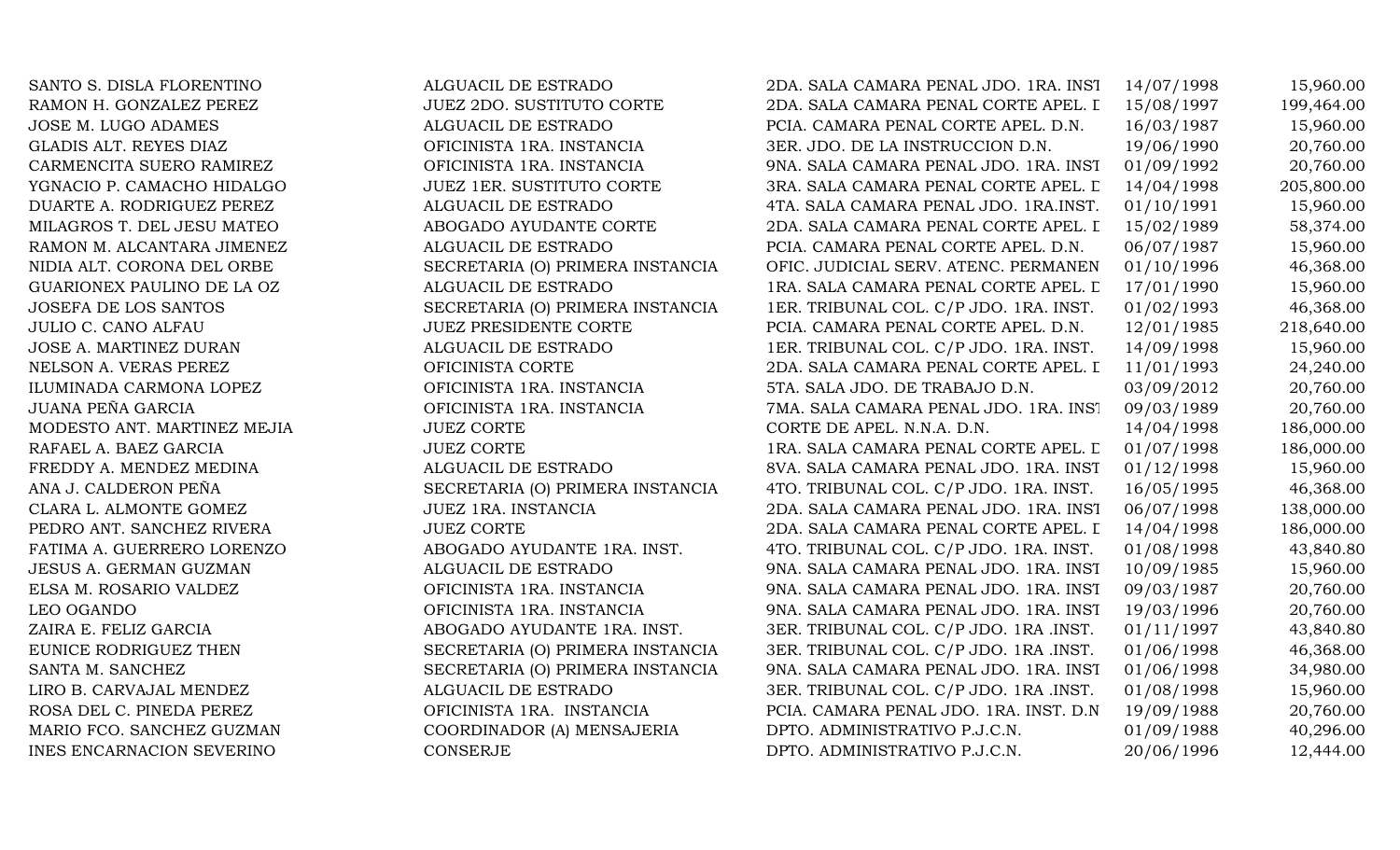| | | | | |
|---|---|---|---|---|
| SANTO S. DISLA FLORENTINO | ALGUACIL DE ESTRADO | 2DA. SALA CAMARA PENAL JDO. 1RA. INST | 14/07/1998 | 15,960.00 |
| RAMON H. GONZALEZ PEREZ | JUEZ 2DO. SUSTITUTO CORTE | 2DA. SALA CAMARA PENAL CORTE APEL. D | 15/08/1997 | 199,464.00 |
| JOSE M. LUGO ADAMES | ALGUACIL DE ESTRADO | PCIA. CAMARA PENAL CORTE APEL. D.N. | 16/03/1987 | 15,960.00 |
| GLADIS ALT. REYES DIAZ | OFICINISTA 1RA. INSTANCIA | 3ER. JDO. DE LA INSTRUCCION D.N. | 19/06/1990 | 20,760.00 |
| CARMENCITA SUERO RAMIREZ | OFICINISTA 1RA. INSTANCIA | 9NA. SALA CAMARA PENAL JDO. 1RA. INST | 01/09/1992 | 20,760.00 |
| YGNACIO P. CAMACHO HIDALGO | JUEZ 1ER. SUSTITUTO CORTE | 3RA. SALA CAMARA PENAL CORTE APEL. D | 14/04/1998 | 205,800.00 |
| DUARTE A. RODRIGUEZ PEREZ | ALGUACIL DE ESTRADO | 4TA. SALA CAMARA PENAL JDO. 1RA.INST. | 01/10/1991 | 15,960.00 |
| MILAGROS T. DEL JESU MATEO | ABOGADO AYUDANTE CORTE | 2DA. SALA CAMARA PENAL CORTE APEL. D | 15/02/1989 | 58,374.00 |
| RAMON M. ALCANTARA JIMENEZ | ALGUACIL DE ESTRADO | PCIA. CAMARA PENAL CORTE APEL. D.N. | 06/07/1987 | 15,960.00 |
| NIDIA ALT. CORONA DEL ORBE | SECRETARIA (O) PRIMERA INSTANCIA | OFIC. JUDICIAL SERV. ATENC. PERMANEN | 01/10/1996 | 46,368.00 |
| GUARIONEX PAULINO DE LA OZ | ALGUACIL DE ESTRADO | 1RA. SALA CAMARA PENAL CORTE APEL. D | 17/01/1990 | 15,960.00 |
| JOSEFA DE LOS SANTOS | SECRETARIA (O) PRIMERA INSTANCIA | 1ER. TRIBUNAL COL. C/P JDO. 1RA. INST. | 01/02/1993 | 46,368.00 |
| JULIO C. CANO ALFAU | JUEZ PRESIDENTE CORTE | PCIA. CAMARA PENAL CORTE APEL. D.N. | 12/01/1985 | 218,640.00 |
| JOSE A. MARTINEZ DURAN | ALGUACIL DE ESTRADO | 1ER. TRIBUNAL COL. C/P JDO. 1RA. INST. | 14/09/1998 | 15,960.00 |
| NELSON A. VERAS PEREZ | OFICINISTA CORTE | 2DA. SALA CAMARA PENAL CORTE APEL. D | 11/01/1993 | 24,240.00 |
| ILUMINADA CARMONA LOPEZ | OFICINISTA 1RA. INSTANCIA | 5TA. SALA JDO. DE TRABAJO D.N. | 03/09/2012 | 20,760.00 |
| JUANA PEÑA GARCIA | OFICINISTA 1RA. INSTANCIA | 7MA. SALA CAMARA PENAL JDO. 1RA. INST | 09/03/1989 | 20,760.00 |
| MODESTO ANT. MARTINEZ MEJIA | JUEZ CORTE | CORTE DE APEL. N.N.A. D.N. | 14/04/1998 | 186,000.00 |
| RAFAEL A. BAEZ GARCIA | JUEZ CORTE | 1RA. SALA CAMARA PENAL CORTE APEL. D | 01/07/1998 | 186,000.00 |
| FREDDY A. MENDEZ MEDINA | ALGUACIL DE ESTRADO | 8VA. SALA CAMARA PENAL JDO. 1RA. INST | 01/12/1998 | 15,960.00 |
| ANA J. CALDERON PEÑA | SECRETARIA (O) PRIMERA INSTANCIA | 4TO. TRIBUNAL COL. C/P JDO. 1RA. INST. | 16/05/1995 | 46,368.00 |
| CLARA L. ALMONTE GOMEZ | JUEZ 1RA. INSTANCIA | 2DA. SALA CAMARA PENAL JDO. 1RA. INST | 06/07/1998 | 138,000.00 |
| PEDRO ANT. SANCHEZ RIVERA | JUEZ CORTE | 2DA. SALA CAMARA PENAL CORTE APEL. D | 14/04/1998 | 186,000.00 |
| FATIMA A. GUERRERO LORENZO | ABOGADO AYUDANTE 1RA. INST. | 4TO. TRIBUNAL COL. C/P JDO. 1RA. INST. | 01/08/1998 | 43,840.80 |
| JESUS A. GERMAN GUZMAN | ALGUACIL DE ESTRADO | 9NA. SALA CAMARA PENAL JDO. 1RA. INST | 10/09/1985 | 15,960.00 |
| ELSA M. ROSARIO VALDEZ | OFICINISTA 1RA. INSTANCIA | 9NA. SALA CAMARA PENAL JDO. 1RA. INST | 09/03/1987 | 20,760.00 |
| LEO OGANDO | OFICINISTA 1RA. INSTANCIA | 9NA. SALA CAMARA PENAL JDO. 1RA. INST | 19/03/1996 | 20,760.00 |
| ZAIRA E. FELIZ GARCIA | ABOGADO AYUDANTE 1RA. INST. | 3ER. TRIBUNAL COL. C/P JDO. 1RA .INST. | 01/11/1997 | 43,840.80 |
| EUNICE RODRIGUEZ THEN | SECRETARIA (O) PRIMERA INSTANCIA | 3ER. TRIBUNAL COL. C/P JDO. 1RA .INST. | 01/06/1998 | 46,368.00 |
| SANTA M. SANCHEZ | SECRETARIA (O) PRIMERA INSTANCIA | 9NA. SALA CAMARA PENAL JDO. 1RA. INST | 01/06/1998 | 34,980.00 |
| LIRO B. CARVAJAL MENDEZ | ALGUACIL DE ESTRADO | 3ER. TRIBUNAL COL. C/P JDO. 1RA .INST. | 01/08/1998 | 15,960.00 |
| ROSA DEL C. PINEDA PEREZ | OFICINISTA 1RA. INSTANCIA | PCIA. CAMARA PENAL JDO. 1RA. INST. D.N | 19/09/1988 | 20,760.00 |
| MARIO FCO. SANCHEZ GUZMAN | COORDINADOR (A) MENSAJERIA | DPTO. ADMINISTRATIVO P.J.C.N. | 01/09/1988 | 40,296.00 |
| INES ENCARNACION SEVERINO | CONSERJE | DPTO. ADMINISTRATIVO P.J.C.N. | 20/06/1996 | 12,444.00 |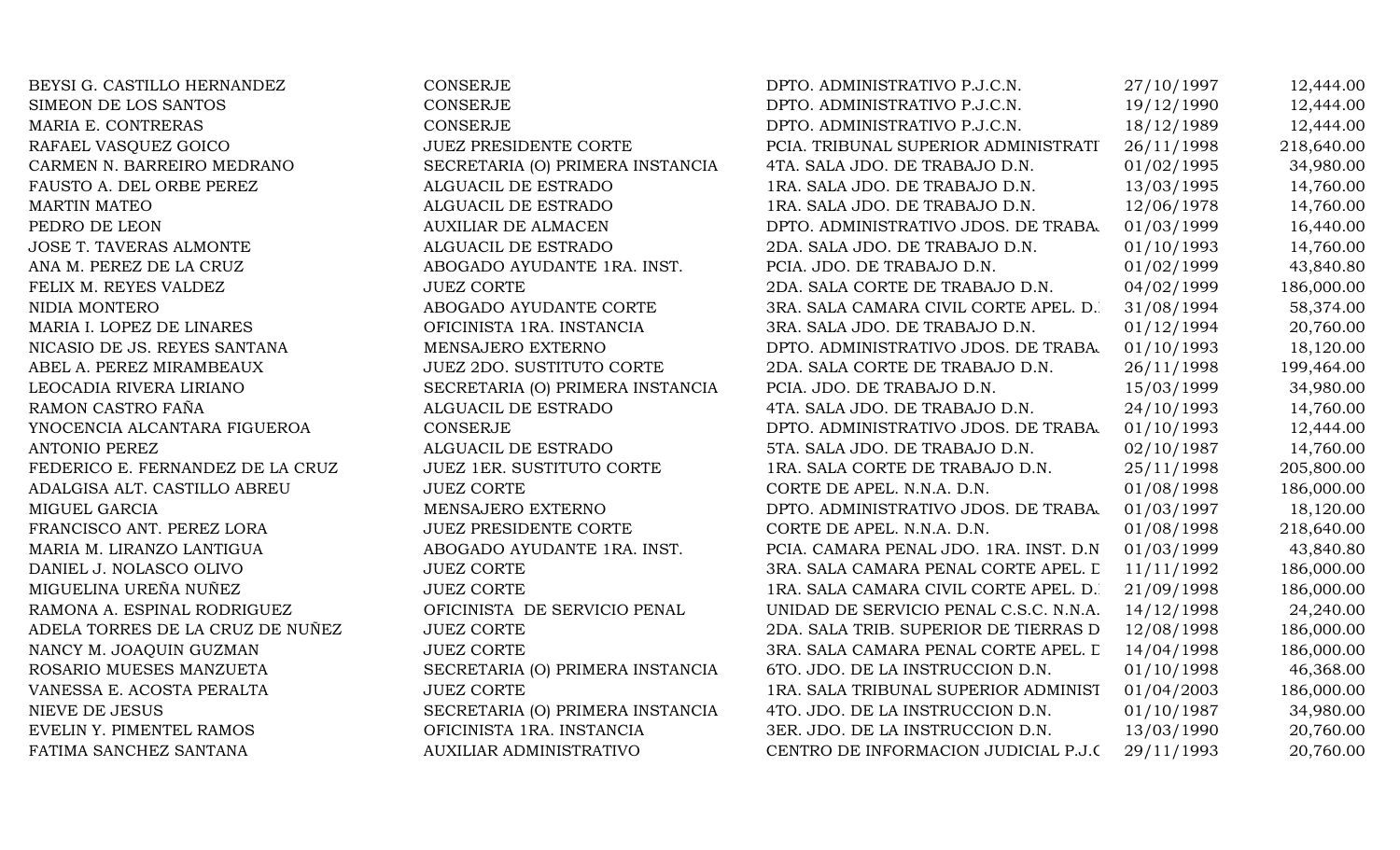| | | | | |
|---|---|---|---|---|
| BEYSI G. CASTILLO HERNANDEZ | CONSERJE | DPTO. ADMINISTRATIVO P.J.C.N. | 27/10/1997 | 12,444.00 |
| SIMEON DE LOS SANTOS | CONSERJE | DPTO. ADMINISTRATIVO P.J.C.N. | 19/12/1990 | 12,444.00 |
| MARIA E. CONTRERAS | CONSERJE | DPTO. ADMINISTRATIVO P.J.C.N. | 18/12/1989 | 12,444.00 |
| RAFAEL VASQUEZ GOICO | JUEZ PRESIDENTE CORTE | PCIA. TRIBUNAL SUPERIOR ADMINISTRATI | 26/11/1998 | 218,640.00 |
| CARMEN N. BARREIRO MEDRANO | SECRETARIA (O) PRIMERA INSTANCIA | 4TA. SALA JDO. DE TRABAJO D.N. | 01/02/1995 | 34,980.00 |
| FAUSTO A. DEL ORBE PEREZ | ALGUACIL DE ESTRADO | 1RA. SALA JDO. DE TRABAJO D.N. | 13/03/1995 | 14,760.00 |
| MARTIN MATEO | ALGUACIL DE ESTRADO | 1RA. SALA JDO. DE TRABAJO D.N. | 12/06/1978 | 14,760.00 |
| PEDRO DE LEON | AUXILIAR DE ALMACEN | DPTO. ADMINISTRATIVO JDOS. DE TRABA. | 01/03/1999 | 16,440.00 |
| JOSE T. TAVERAS ALMONTE | ALGUACIL DE ESTRADO | 2DA. SALA JDO. DE TRABAJO D.N. | 01/10/1993 | 14,760.00 |
| ANA M. PEREZ DE LA CRUZ | ABOGADO AYUDANTE 1RA. INST. | PCIA. JDO. DE TRABAJO D.N. | 01/02/1999 | 43,840.80 |
| FELIX M. REYES VALDEZ | JUEZ CORTE | 2DA. SALA CORTE DE TRABAJO D.N. | 04/02/1999 | 186,000.00 |
| NIDIA MONTERO | ABOGADO AYUDANTE CORTE | 3RA. SALA CAMARA CIVIL CORTE APEL. D. | 31/08/1994 | 58,374.00 |
| MARIA I. LOPEZ DE LINARES | OFICINISTA 1RA. INSTANCIA | 3RA. SALA JDO. DE TRABAJO D.N. | 01/12/1994 | 20,760.00 |
| NICASIO DE JS. REYES SANTANA | MENSAJERO EXTERNO | DPTO. ADMINISTRATIVO JDOS. DE TRABA. | 01/10/1993 | 18,120.00 |
| ABEL A. PEREZ MIRAMBEAUX | JUEZ 2DO. SUSTITUTO CORTE | 2DA. SALA CORTE DE TRABAJO D.N. | 26/11/1998 | 199,464.00 |
| LEOCADIA RIVERA LIRIANO | SECRETARIA (O) PRIMERA INSTANCIA | PCIA. JDO. DE TRABAJO D.N. | 15/03/1999 | 34,980.00 |
| RAMON CASTRO FAÑA | ALGUACIL DE ESTRADO | 4TA. SALA JDO. DE TRABAJO D.N. | 24/10/1993 | 14,760.00 |
| YNOCENCIA ALCANTARA FIGUEROA | CONSERJE | DPTO. ADMINISTRATIVO JDOS. DE TRABA. | 01/10/1993 | 12,444.00 |
| ANTONIO PEREZ | ALGUACIL DE ESTRADO | 5TA. SALA JDO. DE TRABAJO D.N. | 02/10/1987 | 14,760.00 |
| FEDERICO E. FERNANDEZ DE LA CRUZ | JUEZ 1ER. SUSTITUTO CORTE | 1RA. SALA CORTE DE TRABAJO D.N. | 25/11/1998 | 205,800.00 |
| ADALGISA ALT. CASTILLO ABREU | JUEZ CORTE | CORTE DE APEL. N.N.A. D.N. | 01/08/1998 | 186,000.00 |
| MIGUEL GARCIA | MENSAJERO EXTERNO | DPTO. ADMINISTRATIVO JDOS. DE TRABA. | 01/03/1997 | 18,120.00 |
| FRANCISCO ANT. PEREZ LORA | JUEZ PRESIDENTE CORTE | CORTE DE APEL. N.N.A. D.N. | 01/08/1998 | 218,640.00 |
| MARIA M. LIRANZO LANTIGUA | ABOGADO AYUDANTE 1RA. INST. | PCIA. CAMARA PENAL JDO. 1RA. INST. D.N | 01/03/1999 | 43,840.80 |
| DANIEL J. NOLASCO OLIVO | JUEZ CORTE | 3RA. SALA CAMARA PENAL CORTE APEL. D | 11/11/1992 | 186,000.00 |
| MIGUELINA UREÑA NUÑEZ | JUEZ CORTE | 1RA. SALA CAMARA CIVIL CORTE APEL. D. | 21/09/1998 | 186,000.00 |
| RAMONA A. ESPINAL RODRIGUEZ | OFICINISTA DE SERVICIO PENAL | UNIDAD DE SERVICIO PENAL C.S.C. N.N.A. | 14/12/1998 | 24,240.00 |
| ADELA TORRES DE LA CRUZ DE NUÑEZ | JUEZ CORTE | 2DA. SALA TRIB. SUPERIOR DE TIERRAS D | 12/08/1998 | 186,000.00 |
| NANCY M. JOAQUIN GUZMAN | JUEZ CORTE | 3RA. SALA CAMARA PENAL CORTE APEL. D | 14/04/1998 | 186,000.00 |
| ROSARIO MUESES MANZUETA | SECRETARIA (O) PRIMERA INSTANCIA | 6TO. JDO. DE LA INSTRUCCION D.N. | 01/10/1998 | 46,368.00 |
| VANESSA E. ACOSTA PERALTA | JUEZ CORTE | 1RA. SALA TRIBUNAL SUPERIOR ADMINIST | 01/04/2003 | 186,000.00 |
| NIEVE DE JESUS | SECRETARIA (O) PRIMERA INSTANCIA | 4TO. JDO. DE LA INSTRUCCION D.N. | 01/10/1987 | 34,980.00 |
| EVELIN Y. PIMENTEL RAMOS | OFICINISTA 1RA. INSTANCIA | 3ER. JDO. DE LA INSTRUCCION D.N. | 13/03/1990 | 20,760.00 |
| FATIMA SANCHEZ SANTANA | AUXILIAR ADMINISTRATIVO | CENTRO DE INFORMACION JUDICIAL P.J.C | 29/11/1993 | 20,760.00 |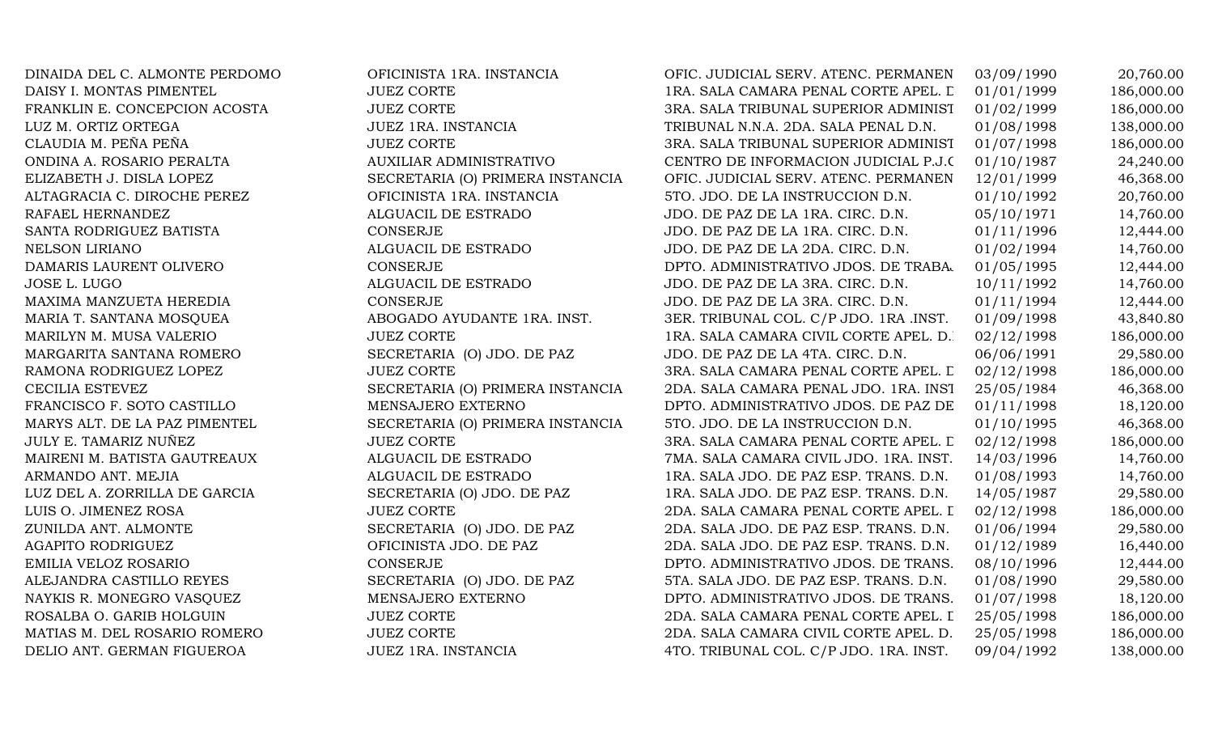| | | | | |
|---|---|---|---|---|
| DINAIDA DEL C. ALMONTE PERDOMO | OFICINISTA 1RA. INSTANCIA | OFIC. JUDICIAL SERV. ATENC. PERMANEN | 03/09/1990 | 20,760.00 |
| DAISY I. MONTAS PIMENTEL | JUEZ CORTE | 1RA. SALA CAMARA PENAL CORTE APEL. D | 01/01/1999 | 186,000.00 |
| FRANKLIN E. CONCEPCION ACOSTA | JUEZ CORTE | 3RA. SALA TRIBUNAL SUPERIOR ADMINIST | 01/02/1999 | 186,000.00 |
| LUZ M. ORTIZ ORTEGA | JUEZ 1RA. INSTANCIA | TRIBUNAL N.N.A. 2DA. SALA PENAL D.N. | 01/08/1998 | 138,000.00 |
| CLAUDIA M. PEÑA PEÑA | JUEZ CORTE | 3RA. SALA TRIBUNAL SUPERIOR ADMINIST | 01/07/1998 | 186,000.00 |
| ONDINA A. ROSARIO PERALTA | AUXILIAR ADMINISTRATIVO | CENTRO DE INFORMACION JUDICIAL P.J.C | 01/10/1987 | 24,240.00 |
| ELIZABETH J. DISLA LOPEZ | SECRETARIA (O) PRIMERA INSTANCIA | OFIC. JUDICIAL SERV. ATENC. PERMANEN | 12/01/1999 | 46,368.00 |
| ALTAGRACIA C. DIROCHE PEREZ | OFICINISTA 1RA. INSTANCIA | 5TO. JDO. DE LA INSTRUCCION D.N. | 01/10/1992 | 20,760.00 |
| RAFAEL HERNANDEZ | ALGUACIL DE ESTRADO | JDO. DE PAZ DE LA 1RA. CIRC. D.N. | 05/10/1971 | 14,760.00 |
| SANTA RODRIGUEZ BATISTA | CONSERJE | JDO. DE PAZ DE LA 1RA. CIRC. D.N. | 01/11/1996 | 12,444.00 |
| NELSON LIRIANO | ALGUACIL DE ESTRADO | JDO. DE PAZ DE LA 2DA. CIRC. D.N. | 01/02/1994 | 14,760.00 |
| DAMARIS LAURENT OLIVERO | CONSERJE | DPTO. ADMINISTRATIVO JDOS. DE TRABA | 01/05/1995 | 12,444.00 |
| JOSE L. LUGO | ALGUACIL DE ESTRADO | JDO. DE PAZ DE LA 3RA. CIRC. D.N. | 10/11/1992 | 14,760.00 |
| MAXIMA MANZUETA HEREDIA | CONSERJE | JDO. DE PAZ DE LA 3RA. CIRC. D.N. | 01/11/1994 | 12,444.00 |
| MARIA T. SANTANA MOSQUEA | ABOGADO AYUDANTE 1RA. INST. | 3ER. TRIBUNAL COL. C/P JDO. 1RA .INST. | 01/09/1998 | 43,840.80 |
| MARILYN M. MUSA VALERIO | JUEZ CORTE | 1RA. SALA CAMARA CIVIL CORTE APEL. D. | 02/12/1998 | 186,000.00 |
| MARGARITA SANTANA ROMERO | SECRETARIA (O) JDO. DE PAZ | JDO. DE PAZ DE LA 4TA. CIRC. D.N. | 06/06/1991 | 29,580.00 |
| RAMONA RODRIGUEZ LOPEZ | JUEZ CORTE | 3RA. SALA CAMARA PENAL CORTE APEL. D | 02/12/1998 | 186,000.00 |
| CECILIA ESTEVEZ | SECRETARIA (O) PRIMERA INSTANCIA | 2DA. SALA CAMARA PENAL JDO. 1RA. INST | 25/05/1984 | 46,368.00 |
| FRANCISCO F. SOTO CASTILLO | MENSAJERO EXTERNO | DPTO. ADMINISTRATIVO JDOS. DE PAZ DE | 01/11/1998 | 18,120.00 |
| MARYS ALT. DE LA PAZ PIMENTEL | SECRETARIA (O) PRIMERA INSTANCIA | 5TO. JDO. DE LA INSTRUCCION D.N. | 01/10/1995 | 46,368.00 |
| JULY E. TAMARIZ NUÑEZ | JUEZ CORTE | 3RA. SALA CAMARA PENAL CORTE APEL. D | 02/12/1998 | 186,000.00 |
| MAIRENI M. BATISTA GAUTREAUX | ALGUACIL DE ESTRADO | 7MA. SALA CAMARA CIVIL JDO. 1RA. INST. | 14/03/1996 | 14,760.00 |
| ARMANDO ANT. MEJIA | ALGUACIL DE ESTRADO | 1RA. SALA JDO. DE PAZ ESP. TRANS. D.N. | 01/08/1993 | 14,760.00 |
| LUZ DEL A. ZORRILLA DE GARCIA | SECRETARIA (O) JDO. DE PAZ | 1RA. SALA JDO. DE PAZ ESP. TRANS. D.N. | 14/05/1987 | 29,580.00 |
| LUIS O. JIMENEZ ROSA | JUEZ CORTE | 2DA. SALA CAMARA PENAL CORTE APEL. D | 02/12/1998 | 186,000.00 |
| ZUNILDA ANT. ALMONTE | SECRETARIA (O) JDO. DE PAZ | 2DA. SALA JDO. DE PAZ ESP. TRANS. D.N. | 01/06/1994 | 29,580.00 |
| AGAPITO RODRIGUEZ | OFICINISTA JDO. DE PAZ | 2DA. SALA JDO. DE PAZ ESP. TRANS. D.N. | 01/12/1989 | 16,440.00 |
| EMILIA VELOZ ROSARIO | CONSERJE | DPTO. ADMINISTRATIVO JDOS. DE TRANS. | 08/10/1996 | 12,444.00 |
| ALEJANDRA CASTILLO REYES | SECRETARIA (O) JDO. DE PAZ | 5TA. SALA JDO. DE PAZ ESP. TRANS. D.N. | 01/08/1990 | 29,580.00 |
| NAYKIS R. MONEGRO VASQUEZ | MENSAJERO EXTERNO | DPTO. ADMINISTRATIVO JDOS. DE TRANS. | 01/07/1998 | 18,120.00 |
| ROSALBA O. GARIB HOLGUIN | JUEZ CORTE | 2DA. SALA CAMARA PENAL CORTE APEL. D | 25/05/1998 | 186,000.00 |
| MATIAS M. DEL ROSARIO ROMERO | JUEZ CORTE | 2DA. SALA CAMARA CIVIL CORTE APEL. D. | 25/05/1998 | 186,000.00 |
| DELIO ANT. GERMAN FIGUEROA | JUEZ 1RA. INSTANCIA | 4TO. TRIBUNAL COL. C/P JDO. 1RA. INST. | 09/04/1992 | 138,000.00 |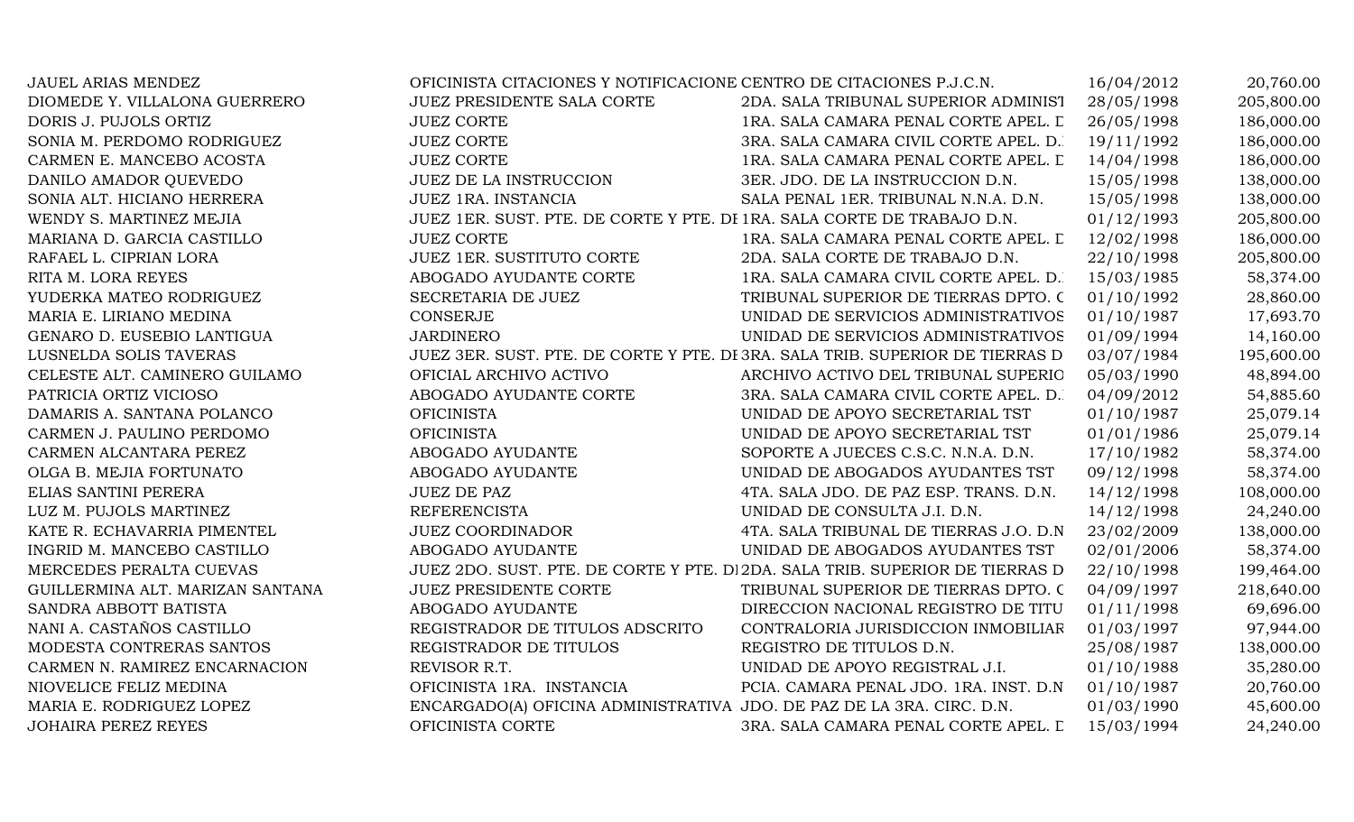| | | | | |
|---|---|---|---|---|
| JAUEL ARIAS MENDEZ | OFICINISTA CITACIONES Y NOTIFICACIONE | CENTRO DE CITACIONES P.J.C.N. | 16/04/2012 | 20,760.00 |
| DIOMEDE Y. VILLALONA GUERRERO | JUEZ PRESIDENTE SALA CORTE | 2DA. SALA TRIBUNAL SUPERIOR ADMINIST | 28/05/1998 | 205,800.00 |
| DORIS J. PUJOLS ORTIZ | JUEZ CORTE | 1RA. SALA CAMARA PENAL CORTE APEL. D | 26/05/1998 | 186,000.00 |
| SONIA M. PERDOMO RODRIGUEZ | JUEZ CORTE | 3RA. SALA CAMARA CIVIL CORTE APEL. D. | 19/11/1992 | 186,000.00 |
| CARMEN E. MANCEBO ACOSTA | JUEZ CORTE | 1RA. SALA CAMARA PENAL CORTE APEL. D | 14/04/1998 | 186,000.00 |
| DANILO AMADOR QUEVEDO | JUEZ DE LA INSTRUCCION | 3ER. JDO. DE LA INSTRUCCION D.N. | 15/05/1998 | 138,000.00 |
| SONIA ALT. HICIANO HERRERA | JUEZ 1RA. INSTANCIA | SALA PENAL 1ER. TRIBUNAL N.N.A. D.N. | 15/05/1998 | 138,000.00 |
| WENDY S. MARTINEZ MEJIA | JUEZ 1ER. SUST. PTE. DE CORTE Y PTE. DE | 1RA. SALA CORTE DE TRABAJO D.N. | 01/12/1993 | 205,800.00 |
| MARIANA D. GARCIA CASTILLO | JUEZ CORTE | 1RA. SALA CAMARA PENAL CORTE APEL. D | 12/02/1998 | 186,000.00 |
| RAFAEL L. CIPRIAN LORA | JUEZ 1ER. SUSTITUTO CORTE | 2DA. SALA CORTE DE TRABAJO D.N. | 22/10/1998 | 205,800.00 |
| RITA M. LORA REYES | ABOGADO AYUDANTE CORTE | 1RA. SALA CAMARA CIVIL CORTE APEL. D. | 15/03/1985 | 58,374.00 |
| YUDERKA MATEO RODRIGUEZ | SECRETARIA DE JUEZ | TRIBUNAL SUPERIOR DE TIERRAS DPTO. C | 01/10/1992 | 28,860.00 |
| MARIA E. LIRIANO MEDINA | CONSERJE | UNIDAD DE SERVICIOS ADMINISTRATIVOS | 01/10/1987 | 17,693.70 |
| GENARO D. EUSEBIO LANTIGUA | JARDINERO | UNIDAD DE SERVICIOS ADMINISTRATIVOS | 01/09/1994 | 14,160.00 |
| LUSNELDA SOLIS TAVERAS | JUEZ 3ER. SUST. PTE. DE CORTE Y PTE. DE | 3RA. SALA TRIB. SUPERIOR DE TIERRAS D | 03/07/1984 | 195,600.00 |
| CELESTE ALT. CAMINERO GUILAMO | OFICIAL ARCHIVO ACTIVO | ARCHIVO ACTIVO DEL TRIBUNAL SUPERIO | 05/03/1990 | 48,894.00 |
| PATRICIA ORTIZ VICIOSO | ABOGADO AYUDANTE CORTE | 3RA. SALA CAMARA CIVIL CORTE APEL. D. | 04/09/2012 | 54,885.60 |
| DAMARIS A. SANTANA POLANCO | OFICINISTA | UNIDAD DE APOYO SECRETARIAL TST | 01/10/1987 | 25,079.14 |
| CARMEN J. PAULINO PERDOMO | OFICINISTA | UNIDAD DE APOYO SECRETARIAL TST | 01/01/1986 | 25,079.14 |
| CARMEN ALCANTARA PEREZ | ABOGADO AYUDANTE | SOPORTE A JUECES C.S.C. N.N.A. D.N. | 17/10/1982 | 58,374.00 |
| OLGA B. MEJIA FORTUNATO | ABOGADO AYUDANTE | UNIDAD DE ABOGADOS AYUDANTES TST | 09/12/1998 | 58,374.00 |
| ELIAS SANTINI PERERA | JUEZ DE PAZ | 4TA. SALA JDO. DE PAZ ESP. TRANS. D.N. | 14/12/1998 | 108,000.00 |
| LUZ M. PUJOLS MARTINEZ | REFERENCISTA | UNIDAD DE CONSULTA J.I. D.N. | 14/12/1998 | 24,240.00 |
| KATE R. ECHAVARRIA PIMENTEL | JUEZ COORDINADOR | 4TA. SALA TRIBUNAL DE TIERRAS J.O. D.N | 23/02/2009 | 138,000.00 |
| INGRID M. MANCEBO CASTILLO | ABOGADO AYUDANTE | UNIDAD DE ABOGADOS AYUDANTES TST | 02/01/2006 | 58,374.00 |
| MERCEDES PERALTA CUEVAS | JUEZ 2DO. SUST. PTE. DE CORTE Y PTE. DI | 2DA. SALA TRIB. SUPERIOR DE TIERRAS D | 22/10/1998 | 199,464.00 |
| GUILLERMINA ALT. MARIZAN SANTANA | JUEZ PRESIDENTE CORTE | TRIBUNAL SUPERIOR DE TIERRAS DPTO. C | 04/09/1997 | 218,640.00 |
| SANDRA ABBOTT BATISTA | ABOGADO AYUDANTE | DIRECCION NACIONAL REGISTRO DE TITU | 01/11/1998 | 69,696.00 |
| NANI A. CASTAÑOS CASTILLO | REGISTRADOR DE TITULOS ADSCRITO | CONTRALORIA JURISDICCION INMOBILIAR | 01/03/1997 | 97,944.00 |
| MODESTA CONTRERAS SANTOS | REGISTRADOR DE TITULOS | REGISTRO DE TITULOS D.N. | 25/08/1987 | 138,000.00 |
| CARMEN N. RAMIREZ ENCARNACION | REVISOR R.T. | UNIDAD DE APOYO REGISTRAL J.I. | 01/10/1988 | 35,280.00 |
| NIOVELICE FELIZ MEDINA | OFICINISTA 1RA. INSTANCIA | PCIA. CAMARA PENAL JDO. 1RA. INST. D.N | 01/10/1987 | 20,760.00 |
| MARIA E. RODRIGUEZ LOPEZ | ENCARGADO(A) OFICINA ADMINISTRATIVA | JDO. DE PAZ DE LA 3RA. CIRC. D.N. | 01/03/1990 | 45,600.00 |
| JOHAIRA PEREZ REYES | OFICINISTA CORTE | 3RA. SALA CAMARA PENAL CORTE APEL. D | 15/03/1994 | 24,240.00 |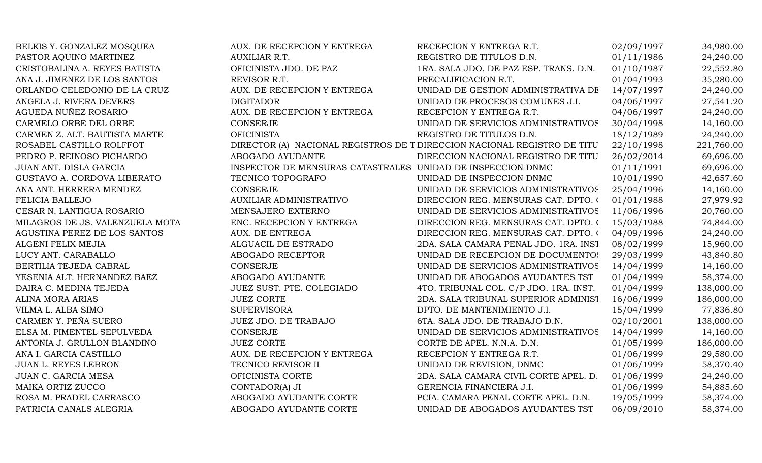| | | | | |
|---|---|---|---|---|
| BELKIS Y. GONZALEZ MOSQUEA | AUX. DE RECEPCION Y ENTREGA | RECEPCION Y ENTREGA R.T. | 02/09/1997 | 34,980.00 |
| PASTOR AQUINO MARTINEZ | AUXILIAR R.T. | REGISTRO DE TITULOS D.N. | 01/11/1986 | 24,240.00 |
| CRISTOBALINA A. REYES BATISTA | OFICINISTA JDO. DE PAZ | 1RA. SALA JDO. DE PAZ ESP. TRANS. D.N. | 01/10/1987 | 22,552.80 |
| ANA J. JIMENEZ DE LOS SANTOS | REVISOR R.T. | PRECALIFICACION R.T. | 01/04/1993 | 35,280.00 |
| ORLANDO CELEDONIO DE LA CRUZ | AUX. DE RECEPCION Y ENTREGA | UNIDAD DE GESTION ADMINISTRATIVA DE | 14/07/1997 | 24,240.00 |
| ANGELA J. RIVERA DEVERS | DIGITADOR | UNIDAD DE PROCESOS COMUNES J.I. | 04/06/1997 | 27,541.20 |
| AGUEDA NUÑEZ ROSARIO | AUX. DE RECEPCION Y ENTREGA | RECEPCION Y ENTREGA R.T. | 04/06/1997 | 24,240.00 |
| CARMELO ORBE DEL ORBE | CONSERJE | UNIDAD DE SERVICIOS ADMINISTRATIVOS | 30/04/1998 | 14,160.00 |
| CARMEN Z. ALT. BAUTISTA MARTE | OFICINISTA | REGISTRO DE TITULOS D.N. | 18/12/1989 | 24,240.00 |
| ROSABEL CASTILLO ROLFFOT | DIRECTOR (A) NACIONAL REGISTROS DE T | DIRECCION NACIONAL REGISTRO DE TITU | 22/10/1998 | 221,760.00 |
| PEDRO P. REINOSO PICHARDO | ABOGADO AYUDANTE | DIRECCION NACIONAL REGISTRO DE TITU | 26/02/2014 | 69,696.00 |
| JUAN ANT. DISLA GARCIA | INSPECTOR DE MENSURAS CATASTRALES | UNIDAD DE INSPECCION DNMC | 01/11/1991 | 69,696.00 |
| GUSTAVO A. CORDOVA LIBERATO | TECNICO TOPOGRAFO | UNIDAD DE INSPECCION DNMC | 10/01/1990 | 42,657.60 |
| ANA ANT. HERRERA MENDEZ | CONSERJE | UNIDAD DE SERVICIOS ADMINISTRATIVOS | 25/04/1996 | 14,160.00 |
| FELICIA BALLEJO | AUXILIAR ADMINISTRATIVO | DIRECCION REG. MENSURAS CAT. DPTO. ( | 01/01/1988 | 27,979.92 |
| CESAR N. LANTIGUA ROSARIO | MENSAJERO EXTERNO | UNIDAD DE SERVICIOS ADMINISTRATIVOS | 11/06/1996 | 20,760.00 |
| MILAGROS DE JS. VALENZUELA MOTA | ENC. RECEPCION Y ENTREGA | DIRECCION REG. MENSURAS CAT. DPTO. ( | 15/03/1988 | 74,844.00 |
| AGUSTINA PEREZ DE LOS SANTOS | AUX. DE ENTREGA | DIRECCION REG. MENSURAS CAT. DPTO. ( | 04/09/1996 | 24,240.00 |
| ALGENI FELIX MEJIA | ALGUACIL DE ESTRADO | 2DA. SALA CAMARA PENAL JDO. 1RA. INST | 08/02/1999 | 15,960.00 |
| LUCY ANT. CARABALLO | ABOGADO RECEPTOR | UNIDAD DE RECEPCION DE DOCUMENTOS | 29/03/1999 | 43,840.80 |
| BERTILIA TEJEDA CABRAL | CONSERJE | UNIDAD DE SERVICIOS ADMINISTRATIVOS | 14/04/1999 | 14,160.00 |
| YESENIA ALT. HERNANDEZ BAEZ | ABOGADO AYUDANTE | UNIDAD DE ABOGADOS AYUDANTES TST | 01/04/1999 | 58,374.00 |
| DAIRA C. MEDINA TEJEDA | JUEZ SUST. PTE. COLEGIADO | 4TO. TRIBUNAL COL. C/P JDO. 1RA. INST. | 01/04/1999 | 138,000.00 |
| ALINA MORA ARIAS | JUEZ CORTE | 2DA. SALA TRIBUNAL SUPERIOR ADMINIST | 16/06/1999 | 186,000.00 |
| VILMA L. ALBA SIMO | SUPERVISORA | DPTO. DE MANTENIMIENTO J.I. | 15/04/1999 | 77,836.80 |
| CARMEN Y. PEÑA SUERO | JUEZ JDO. DE TRABAJO | 6TA. SALA JDO. DE TRABAJO D.N. | 02/10/2001 | 138,000.00 |
| ELSA M. PIMENTEL SEPULVEDA | CONSERJE | UNIDAD DE SERVICIOS ADMINISTRATIVOS | 14/04/1999 | 14,160.00 |
| ANTONIA J. GRULLON BLANDINO | JUEZ CORTE | CORTE DE APEL. N.N.A. D.N. | 01/05/1999 | 186,000.00 |
| ANA I. GARCIA CASTILLO | AUX. DE RECEPCION Y ENTREGA | RECEPCION Y ENTREGA R.T. | 01/06/1999 | 29,580.00 |
| JUAN L. REYES LEBRON | TECNICO REVISOR II | UNIDAD DE REVISION, DNMC | 01/06/1999 | 58,370.40 |
| JUAN C. GARCIA MESA | OFICINISTA CORTE | 2DA. SALA CAMARA CIVIL CORTE APEL. D. | 01/06/1999 | 24,240.00 |
| MAIKA ORTIZ ZUCCO | CONTADOR(A) JI | GERENCIA FINANCIERA J.I. | 01/06/1999 | 54,885.60 |
| ROSA M. PRADEL CARRASCO | ABOGADO AYUDANTE CORTE | PCIA. CAMARA PENAL CORTE APEL. D.N. | 19/05/1999 | 58,374.00 |
| PATRICIA CANALS ALEGRIA | ABOGADO AYUDANTE CORTE | UNIDAD DE ABOGADOS AYUDANTES TST | 06/09/2010 | 58,374.00 |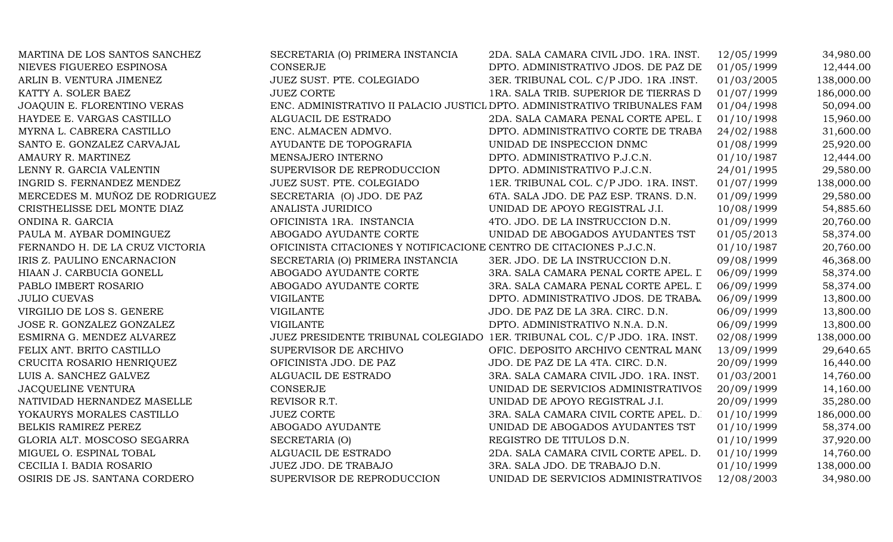| | | | | |
|---|---|---|---|---|
| MARTINA DE LOS SANTOS SANCHEZ | SECRETARIA (O) PRIMERA INSTANCIA | 2DA. SALA CAMARA CIVIL JDO. 1RA. INST. | 12/05/1999 | 34,980.00 |
| NIEVES FIGUEREO ESPINOSA | CONSERJE | DPTO. ADMINISTRATIVO JDOS. DE PAZ DE | 01/05/1999 | 12,444.00 |
| ARLIN B. VENTURA JIMENEZ | JUEZ SUST. PTE. COLEGIADO | 3ER. TRIBUNAL COL. C/P JDO. 1RA .INST. | 01/03/2005 | 138,000.00 |
| KATTY A. SOLER BAEZ | JUEZ CORTE | 1RA. SALA TRIB. SUPERIOR DE TIERRAS D | 01/07/1999 | 186,000.00 |
| JOAQUIN E. FLORENTINO VERAS | ENC. ADMINISTRATIVO II PALACIO JUSTICI | DPTO. ADMINISTRATIVO TRIBUNALES FAM | 01/04/1998 | 50,094.00 |
| HAYDEE E. VARGAS CASTILLO | ALGUACIL DE ESTRADO | 2DA. SALA CAMARA PENAL CORTE APEL. D | 01/10/1998 | 15,960.00 |
| MYRNA L. CABRERA CASTILLO | ENC. ALMACEN ADMVO. | DPTO. ADMINISTRATIVO CORTE DE TRABA | 24/02/1988 | 31,600.00 |
| SANTO E. GONZALEZ CARVAJAL | AYUDANTE DE TOPOGRAFIA | UNIDAD DE INSPECCION DNMC | 01/08/1999 | 25,920.00 |
| AMAURY R. MARTINEZ | MENSAJERO INTERNO | DPTO. ADMINISTRATIVO P.J.C.N. | 01/10/1987 | 12,444.00 |
| LENNY R. GARCIA VALENTIN | SUPERVISOR DE REPRODUCCION | DPTO. ADMINISTRATIVO P.J.C.N. | 24/01/1995 | 29,580.00 |
| INGRID S. FERNANDEZ MENDEZ | JUEZ SUST. PTE. COLEGIADO | 1ER. TRIBUNAL COL. C/P JDO. 1RA. INST. | 01/07/1999 | 138,000.00 |
| MERCEDES M. MUÑOZ DE RODRIGUEZ | SECRETARIA (O) JDO. DE PAZ | 6TA. SALA JDO. DE PAZ ESP. TRANS. D.N. | 01/09/1999 | 29,580.00 |
| CRISTHELISSE DEL MONTE DIAZ | ANALISTA JURIDICO | UNIDAD DE APOYO REGISTRAL J.I. | 10/08/1999 | 54,885.60 |
| ONDINA R. GARCIA | OFICINISTA 1RA. INSTANCIA | 4TO. JDO. DE LA INSTRUCCION D.N. | 01/09/1999 | 20,760.00 |
| PAULA M. AYBAR DOMINGUEZ | ABOGADO AYUDANTE CORTE | UNIDAD DE ABOGADOS AYUDANTES TST | 01/05/2013 | 58,374.00 |
| FERNANDO H. DE LA CRUZ VICTORIA | OFICINISTA CITACIONES Y NOTIFICACIONE | CENTRO DE CITACIONES P.J.C.N. | 01/10/1987 | 20,760.00 |
| IRIS Z. PAULINO ENCARNACION | SECRETARIA (O) PRIMERA INSTANCIA | 3ER. JDO. DE LA INSTRUCCION D.N. | 09/08/1999 | 46,368.00 |
| HIAAN J. CARBUCIA GONELL | ABOGADO AYUDANTE CORTE | 3RA. SALA CAMARA PENAL CORTE APEL. D | 06/09/1999 | 58,374.00 |
| PABLO IMBERT ROSARIO | ABOGADO AYUDANTE CORTE | 3RA. SALA CAMARA PENAL CORTE APEL. D | 06/09/1999 | 58,374.00 |
| JULIO CUEVAS | VIGILANTE | DPTO. ADMINISTRATIVO JDOS. DE TRABA. | 06/09/1999 | 13,800.00 |
| VIRGILIO DE LOS S. GENERE | VIGILANTE | JDO. DE PAZ DE LA 3RA. CIRC. D.N. | 06/09/1999 | 13,800.00 |
| JOSE R. GONZALEZ GONZALEZ | VIGILANTE | DPTO. ADMINISTRATIVO N.N.A. D.N. | 06/09/1999 | 13,800.00 |
| ESMIRNA G. MENDEZ ALVAREZ | JUEZ PRESIDENTE TRIBUNAL COLEGIADO | 1ER. TRIBUNAL COL. C/P JDO. 1RA. INST. | 02/08/1999 | 138,000.00 |
| FELIX ANT. BRITO CASTILLO | SUPERVISOR DE ARCHIVO | OFIC. DEPOSITO ARCHIVO CENTRAL MANO | 13/09/1999 | 29,640.65 |
| CRUCITA ROSARIO HENRIQUEZ | OFICINISTA JDO. DE PAZ | JDO. DE PAZ DE LA 4TA. CIRC. D.N. | 20/09/1999 | 16,440.00 |
| LUIS A. SANCHEZ GALVEZ | ALGUACIL DE ESTRADO | 3RA. SALA CAMARA CIVIL JDO. 1RA. INST. | 01/03/2001 | 14,760.00 |
| JACQUELINE VENTURA | CONSERJE | UNIDAD DE SERVICIOS ADMINISTRATIVOS | 20/09/1999 | 14,160.00 |
| NATIVIDAD HERNANDEZ MASELLE | REVISOR R.T. | UNIDAD DE APOYO REGISTRAL J.I. | 20/09/1999 | 35,280.00 |
| YOKAURYS MORALES CASTILLO | JUEZ CORTE | 3RA. SALA CAMARA CIVIL CORTE APEL. D. | 01/10/1999 | 186,000.00 |
| BELKIS RAMIREZ PEREZ | ABOGADO AYUDANTE | UNIDAD DE ABOGADOS AYUDANTES TST | 01/10/1999 | 58,374.00 |
| GLORIA ALT. MOSCOSO SEGARRA | SECRETARIA (O) | REGISTRO DE TITULOS D.N. | 01/10/1999 | 37,920.00 |
| MIGUEL O. ESPINAL TOBAL | ALGUACIL DE ESTRADO | 2DA. SALA CAMARA CIVIL CORTE APEL. D. | 01/10/1999 | 14,760.00 |
| CECILIA I. BADIA ROSARIO | JUEZ JDO. DE TRABAJO | 3RA. SALA JDO. DE TRABAJO D.N. | 01/10/1999 | 138,000.00 |
| OSIRIS DE JS. SANTANA CORDERO | SUPERVISOR DE REPRODUCCION | UNIDAD DE SERVICIOS ADMINISTRATIVOS | 12/08/2003 | 34,980.00 |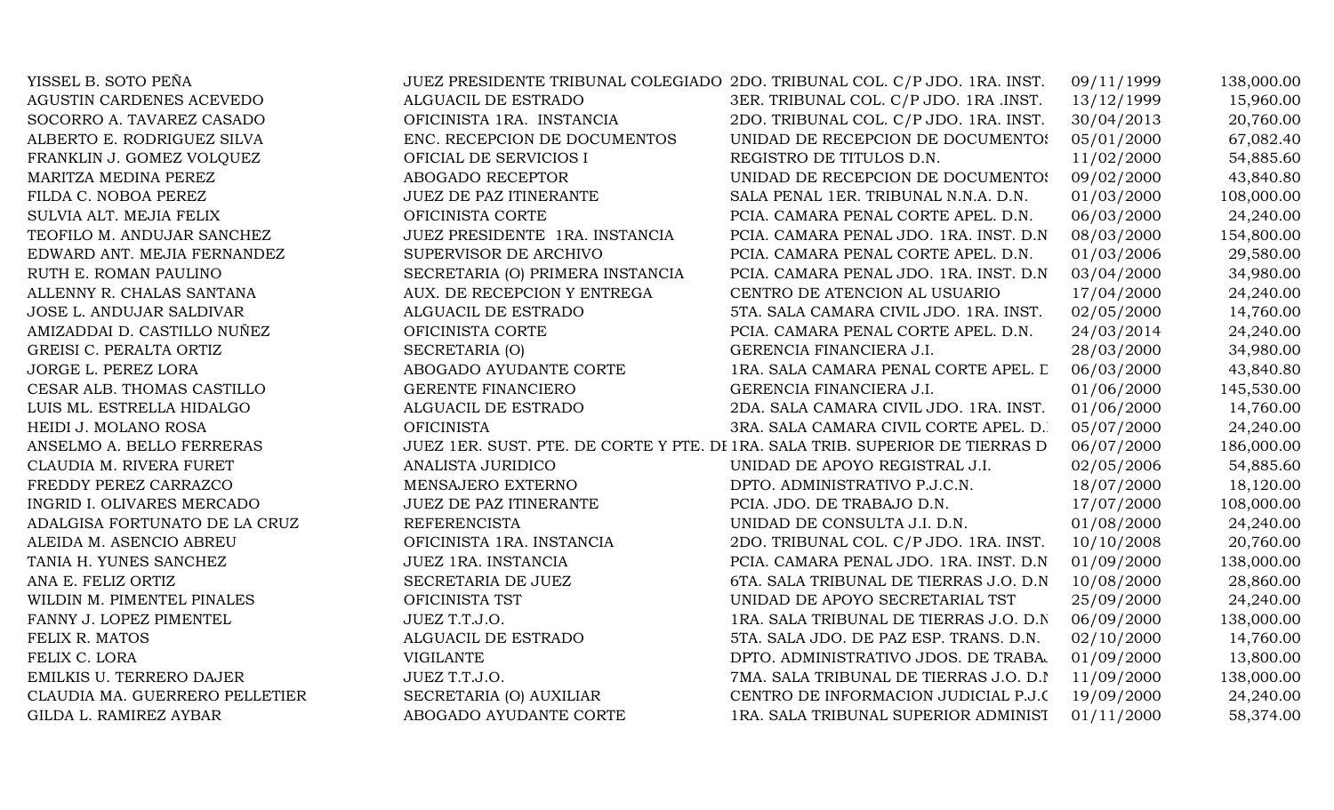| | | | | |
|---|---|---|---|---|
| YISSEL B. SOTO PEÑA | JUEZ PRESIDENTE TRIBUNAL COLEGIADO | 2DO. TRIBUNAL COL. C/P JDO. 1RA. INST. | 09/11/1999 | 138,000.00 |
| AGUSTIN CARDENES ACEVEDO | ALGUACIL DE ESTRADO | 3ER. TRIBUNAL COL. C/P JDO. 1RA .INST. | 13/12/1999 | 15,960.00 |
| SOCORRO A. TAVAREZ CASADO | OFICINISTA 1RA. INSTANCIA | 2DO. TRIBUNAL COL. C/P JDO. 1RA. INST. | 30/04/2013 | 20,760.00 |
| ALBERTO E. RODRIGUEZ SILVA | ENC. RECEPCION DE DOCUMENTOS | UNIDAD DE RECEPCION DE DOCUMENTOS | 05/01/2000 | 67,082.40 |
| FRANKLIN J. GOMEZ VOLQUEZ | OFICIAL DE SERVICIOS I | REGISTRO DE TITULOS D.N. | 11/02/2000 | 54,885.60 |
| MARITZA MEDINA PEREZ | ABOGADO RECEPTOR | UNIDAD DE RECEPCION DE DOCUMENTOS | 09/02/2000 | 43,840.80 |
| FILDA C. NOBOA PEREZ | JUEZ DE PAZ ITINERANTE | SALA PENAL 1ER. TRIBUNAL N.N.A. D.N. | 01/03/2000 | 108,000.00 |
| SULVIA ALT. MEJIA FELIX | OFICINISTA CORTE | PCIA. CAMARA PENAL CORTE APEL. D.N. | 06/03/2000 | 24,240.00 |
| TEOFILO M. ANDUJAR SANCHEZ | JUEZ PRESIDENTE 1RA. INSTANCIA | PCIA. CAMARA PENAL JDO. 1RA. INST. D.N | 08/03/2000 | 154,800.00 |
| EDWARD ANT. MEJIA FERNANDEZ | SUPERVISOR DE ARCHIVO | PCIA. CAMARA PENAL CORTE APEL. D.N. | 01/03/2006 | 29,580.00 |
| RUTH E. ROMAN PAULINO | SECRETARIA (O) PRIMERA INSTANCIA | PCIA. CAMARA PENAL JDO. 1RA. INST. D.N | 03/04/2000 | 34,980.00 |
| ALLENNY R. CHALAS SANTANA | AUX. DE RECEPCION Y ENTREGA | CENTRO DE ATENCION AL USUARIO | 17/04/2000 | 24,240.00 |
| JOSE L. ANDUJAR SALDIVAR | ALGUACIL DE ESTRADO | 5TA. SALA CAMARA CIVIL JDO. 1RA. INST. | 02/05/2000 | 14,760.00 |
| AMIZADDAI D. CASTILLO NUÑEZ | OFICINISTA CORTE | PCIA. CAMARA PENAL CORTE APEL. D.N. | 24/03/2014 | 24,240.00 |
| GREISI C. PERALTA ORTIZ | SECRETARIA (O) | GERENCIA FINANCIERA J.I. | 28/03/2000 | 34,980.00 |
| JORGE L. PEREZ LORA | ABOGADO AYUDANTE CORTE | 1RA. SALA CAMARA PENAL CORTE APEL. D | 06/03/2000 | 43,840.80 |
| CESAR ALB. THOMAS CASTILLO | GERENTE FINANCIERO | GERENCIA FINANCIERA J.I. | 01/06/2000 | 145,530.00 |
| LUIS ML. ESTRELLA HIDALGO | ALGUACIL DE ESTRADO | 2DA. SALA CAMARA CIVIL JDO. 1RA. INST. | 01/06/2000 | 14,760.00 |
| HEIDI J. MOLANO ROSA | OFICINISTA | 3RA. SALA CAMARA CIVIL CORTE APEL. D. | 05/07/2000 | 24,240.00 |
| ANSELMO A. BELLO FERRERAS | JUEZ 1ER. SUST. PTE. DE CORTE Y PTE. DE | 1RA. SALA TRIB. SUPERIOR DE TIERRAS D | 06/07/2000 | 186,000.00 |
| CLAUDIA M. RIVERA FURET | ANALISTA JURIDICO | UNIDAD DE APOYO REGISTRAL J.I. | 02/05/2006 | 54,885.60 |
| FREDDY PEREZ CARRAZCO | MENSAJERO EXTERNO | DPTO. ADMINISTRATIVO P.J.C.N. | 18/07/2000 | 18,120.00 |
| INGRID I. OLIVARES MERCADO | JUEZ DE PAZ ITINERANTE | PCIA. JDO. DE TRABAJO D.N. | 17/07/2000 | 108,000.00 |
| ADALGISA FORTUNATO DE LA CRUZ | REFERENCISTA | UNIDAD DE CONSULTA J.I. D.N. | 01/08/2000 | 24,240.00 |
| ALEIDA M. ASENCIO ABREU | OFICINISTA 1RA. INSTANCIA | 2DO. TRIBUNAL COL. C/P JDO. 1RA. INST. | 10/10/2008 | 20,760.00 |
| TANIA H. YUNES SANCHEZ | JUEZ 1RA. INSTANCIA | PCIA. CAMARA PENAL JDO. 1RA. INST. D.N | 01/09/2000 | 138,000.00 |
| ANA E. FELIZ ORTIZ | SECRETARIA DE JUEZ | 6TA. SALA TRIBUNAL DE TIERRAS J.O. D.N | 10/08/2000 | 28,860.00 |
| WILDIN M. PIMENTEL PINALES | OFICINISTA TST | UNIDAD DE APOYO SECRETARIAL TST | 25/09/2000 | 24,240.00 |
| FANNY J. LOPEZ PIMENTEL | JUEZ T.T.J.O. | 1RA. SALA TRIBUNAL DE TIERRAS J.O. D.N | 06/09/2000 | 138,000.00 |
| FELIX R. MATOS | ALGUACIL DE ESTRADO | 5TA. SALA JDO. DE PAZ ESP. TRANS. D.N. | 02/10/2000 | 14,760.00 |
| FELIX C. LORA | VIGILANTE | DPTO. ADMINISTRATIVO JDOS. DE TRABA | 01/09/2000 | 13,800.00 |
| EMILKIS U. TERRERO DAJER | JUEZ T.T.J.O. | 7MA. SALA TRIBUNAL DE TIERRAS J.O. D.N | 11/09/2000 | 138,000.00 |
| CLAUDIA MA. GUERRERO PELLETIER | SECRETARIA (O) AUXILIAR | CENTRO DE INFORMACION JUDICIAL P.J.C | 19/09/2000 | 24,240.00 |
| GILDA L. RAMIREZ AYBAR | ABOGADO AYUDANTE CORTE | 1RA. SALA TRIBUNAL SUPERIOR ADMINIST | 01/11/2000 | 58,374.00 |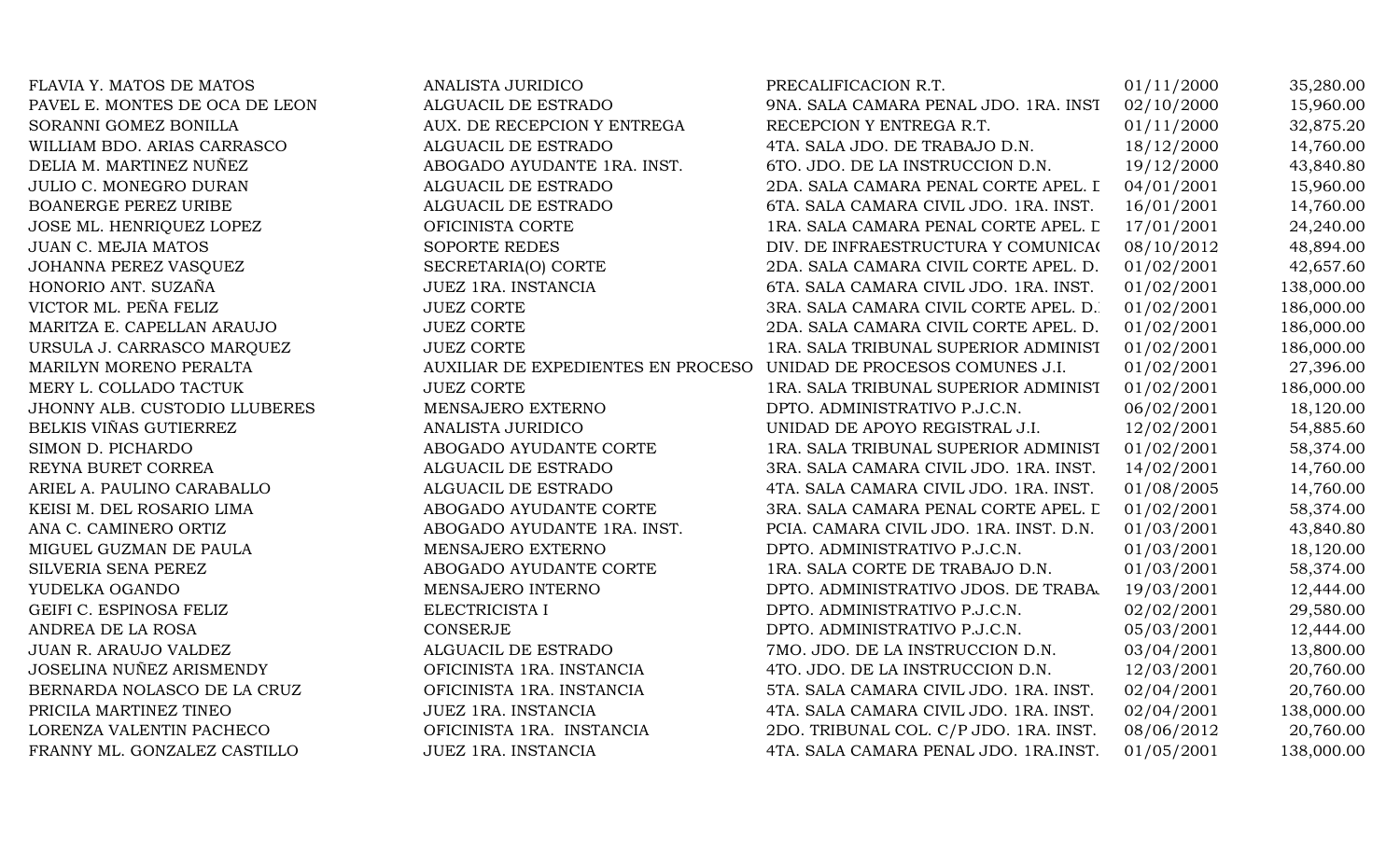| | | | | |
|---|---|---|---|---|
| FLAVIA Y. MATOS DE MATOS | ANALISTA JURIDICO | PRECALIFICACION R.T. | 01/11/2000 | 35,280.00 |
| PAVEL E. MONTES DE OCA DE LEON | ALGUACIL DE ESTRADO | 9NA. SALA CAMARA PENAL JDO. 1RA. INST | 02/10/2000 | 15,960.00 |
| SORANNI GOMEZ BONILLA | AUX. DE RECEPCION Y ENTREGA | RECEPCION Y ENTREGA R.T. | 01/11/2000 | 32,875.20 |
| WILLIAM BDO. ARIAS CARRASCO | ALGUACIL DE ESTRADO | 4TA. SALA JDO. DE TRABAJO D.N. | 18/12/2000 | 14,760.00 |
| DELIA M. MARTINEZ NUÑEZ | ABOGADO AYUDANTE 1RA. INST. | 6TO. JDO. DE LA INSTRUCCION D.N. | 19/12/2000 | 43,840.80 |
| JULIO C. MONEGRO DURAN | ALGUACIL DE ESTRADO | 2DA. SALA CAMARA PENAL CORTE APEL. D | 04/01/2001 | 15,960.00 |
| BOANERGE PEREZ URIBE | ALGUACIL DE ESTRADO | 6TA. SALA CAMARA CIVIL JDO. 1RA. INST. | 16/01/2001 | 14,760.00 |
| JOSE ML. HENRIQUEZ LOPEZ | OFICINISTA CORTE | 1RA. SALA CAMARA PENAL CORTE APEL. D | 17/01/2001 | 24,240.00 |
| JUAN C. MEJIA MATOS | SOPORTE REDES | DIV. DE INFRAESTRUCTURA Y COMUNICAC | 08/10/2012 | 48,894.00 |
| JOHANNA PEREZ VASQUEZ | SECRETARIA(O) CORTE | 2DA. SALA CAMARA CIVIL CORTE APEL. D. | 01/02/2001 | 42,657.60 |
| HONORIO ANT. SUZAÑA | JUEZ 1RA. INSTANCIA | 6TA. SALA CAMARA CIVIL JDO. 1RA. INST. | 01/02/2001 | 138,000.00 |
| VICTOR ML. PEÑA FELIZ | JUEZ CORTE | 3RA. SALA CAMARA CIVIL CORTE APEL. D. | 01/02/2001 | 186,000.00 |
| MARITZA E. CAPELLAN ARAUJO | JUEZ CORTE | 2DA. SALA CAMARA CIVIL CORTE APEL. D. | 01/02/2001 | 186,000.00 |
| URSULA J. CARRASCO MARQUEZ | JUEZ CORTE | 1RA. SALA TRIBUNAL SUPERIOR ADMINIST | 01/02/2001 | 186,000.00 |
| MARILYN MORENO PERALTA | AUXILIAR DE EXPEDIENTES EN PROCESO | UNIDAD DE PROCESOS COMUNES J.I. | 01/02/2001 | 27,396.00 |
| MERY L. COLLADO TACTUK | JUEZ CORTE | 1RA. SALA TRIBUNAL SUPERIOR ADMINIST | 01/02/2001 | 186,000.00 |
| JHONNY ALB. CUSTODIO LLUBERES | MENSAJERO EXTERNO | DPTO. ADMINISTRATIVO P.J.C.N. | 06/02/2001 | 18,120.00 |
| BELKIS VIÑAS GUTIERREZ | ANALISTA JURIDICO | UNIDAD DE APOYO REGISTRAL J.I. | 12/02/2001 | 54,885.60 |
| SIMON D. PICHARDO | ABOGADO AYUDANTE CORTE | 1RA. SALA TRIBUNAL SUPERIOR ADMINIST | 01/02/2001 | 58,374.00 |
| REYNA BURET CORREA | ALGUACIL DE ESTRADO | 3RA. SALA CAMARA CIVIL JDO. 1RA. INST. | 14/02/2001 | 14,760.00 |
| ARIEL A. PAULINO CARABALLO | ALGUACIL DE ESTRADO | 4TA. SALA CAMARA CIVIL JDO. 1RA. INST. | 01/08/2005 | 14,760.00 |
| KEISI M. DEL ROSARIO LIMA | ABOGADO AYUDANTE CORTE | 3RA. SALA CAMARA PENAL CORTE APEL. D | 01/02/2001 | 58,374.00 |
| ANA C. CAMINERO ORTIZ | ABOGADO AYUDANTE 1RA. INST. | PCIA. CAMARA CIVIL JDO. 1RA. INST. D.N. | 01/03/2001 | 43,840.80 |
| MIGUEL GUZMAN DE PAULA | MENSAJERO EXTERNO | DPTO. ADMINISTRATIVO P.J.C.N. | 01/03/2001 | 18,120.00 |
| SILVERIA SENA PEREZ | ABOGADO AYUDANTE CORTE | 1RA. SALA CORTE DE TRABAJO D.N. | 01/03/2001 | 58,374.00 |
| YUDELKA OGANDO | MENSAJERO INTERNO | DPTO. ADMINISTRATIVO JDOS. DE TRABA. | 19/03/2001 | 12,444.00 |
| GEIFI C. ESPINOSA FELIZ | ELECTRICISTA I | DPTO. ADMINISTRATIVO P.J.C.N. | 02/02/2001 | 29,580.00 |
| ANDREA DE LA ROSA | CONSERJE | DPTO. ADMINISTRATIVO P.J.C.N. | 05/03/2001 | 12,444.00 |
| JUAN R. ARAUJO VALDEZ | ALGUACIL DE ESTRADO | 7MO. JDO. DE LA INSTRUCCION D.N. | 03/04/2001 | 13,800.00 |
| JOSELINA NUÑEZ ARISMENDY | OFICINISTA 1RA. INSTANCIA | 4TO. JDO. DE LA INSTRUCCION D.N. | 12/03/2001 | 20,760.00 |
| BERNARDA NOLASCO DE LA CRUZ | OFICINISTA 1RA. INSTANCIA | 5TA. SALA CAMARA CIVIL JDO. 1RA. INST. | 02/04/2001 | 20,760.00 |
| PRICILA MARTINEZ TINEO | JUEZ 1RA. INSTANCIA | 4TA. SALA CAMARA CIVIL JDO. 1RA. INST. | 02/04/2001 | 138,000.00 |
| LORENZA VALENTIN PACHECO | OFICINISTA 1RA. INSTANCIA | 2DO. TRIBUNAL COL. C/P JDO. 1RA. INST. | 08/06/2012 | 20,760.00 |
| FRANNY ML. GONZALEZ CASTILLO | JUEZ 1RA. INSTANCIA | 4TA. SALA CAMARA PENAL JDO. 1RA.INST. | 01/05/2001 | 138,000.00 |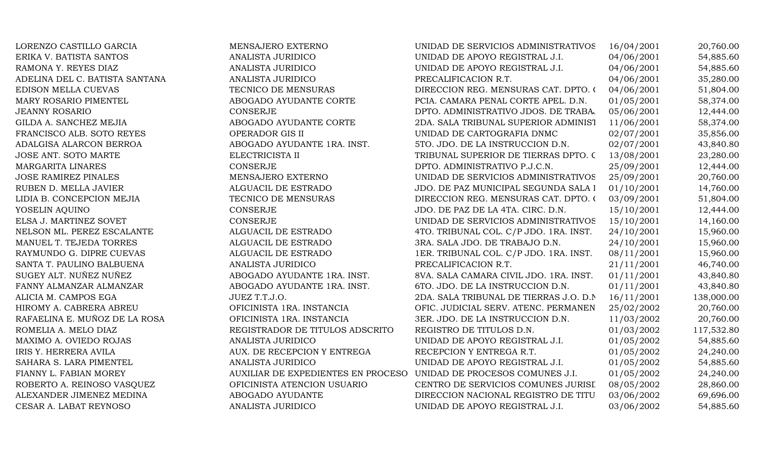| | | | | |
|---|---|---|---|---|
| LORENZO CASTILLO GARCIA | MENSAJERO EXTERNO | UNIDAD DE SERVICIOS ADMINISTRATIVOS | 16/04/2001 | 20,760.00 |
| ERIKA V. BATISTA SANTOS | ANALISTA JURIDICO | UNIDAD DE APOYO REGISTRAL J.I. | 04/06/2001 | 54,885.60 |
| RAMONA Y. REYES DIAZ | ANALISTA JURIDICO | UNIDAD DE APOYO REGISTRAL J.I. | 04/06/2001 | 54,885.60 |
| ADELINA DEL C. BATISTA SANTANA | ANALISTA JURIDICO | PRECALIFICACION R.T. | 04/06/2001 | 35,280.00 |
| EDISON MELLA CUEVAS | TECNICO DE MENSURAS | DIRECCION REG. MENSURAS CAT. DPTO. ( | 04/06/2001 | 51,804.00 |
| MARY ROSARIO PIMENTEL | ABOGADO AYUDANTE CORTE | PCIA. CAMARA PENAL CORTE APEL. D.N. | 01/05/2001 | 58,374.00 |
| JEANNY ROSARIO | CONSERJE | DPTO. ADMINISTRATIVO JDOS. DE TRABA. | 05/06/2001 | 12,444.00 |
| GILDA A. SANCHEZ MEJIA | ABOGADO AYUDANTE CORTE | 2DA. SALA TRIBUNAL SUPERIOR ADMINIST | 11/06/2001 | 58,374.00 |
| FRANCISCO ALB. SOTO REYES | OPERADOR GIS II | UNIDAD DE CARTOGRAFIA DNMC | 02/07/2001 | 35,856.00 |
| ADALGISA ALARCON BERROA | ABOGADO AYUDANTE 1RA. INST. | 5TO. JDO. DE LA INSTRUCCION D.N. | 02/07/2001 | 43,840.80 |
| JOSE ANT. SOTO MARTE | ELECTRICISTA II | TRIBUNAL SUPERIOR DE TIERRAS DPTO. C | 13/08/2001 | 23,280.00 |
| MARGARITA LINARES | CONSERJE | DPTO. ADMINISTRATIVO P.J.C.N. | 25/09/2001 | 12,444.00 |
| JOSE RAMIREZ PINALES | MENSAJERO EXTERNO | UNIDAD DE SERVICIOS ADMINISTRATIVOS | 25/09/2001 | 20,760.00 |
| RUBEN D. MELLA JAVIER | ALGUACIL DE ESTRADO | JDO. DE PAZ MUNICIPAL SEGUNDA SALA I | 01/10/2001 | 14,760.00 |
| LIDIA B. CONCEPCION MEJIA | TECNICO DE MENSURAS | DIRECCION REG. MENSURAS CAT. DPTO. ( | 03/09/2001 | 51,804.00 |
| YOSELIN AQUINO | CONSERJE | JDO. DE PAZ DE LA 4TA. CIRC. D.N. | 15/10/2001 | 12,444.00 |
| ELSA J. MARTINEZ SOVET | CONSERJE | UNIDAD DE SERVICIOS ADMINISTRATIVOS | 15/10/2001 | 14,160.00 |
| NELSON ML. PEREZ ESCALANTE | ALGUACIL DE ESTRADO | 4TO. TRIBUNAL COL. C/P JDO. 1RA. INST. | 24/10/2001 | 15,960.00 |
| MANUEL T. TEJEDA TORRES | ALGUACIL DE ESTRADO | 3RA. SALA JDO. DE TRABAJO D.N. | 24/10/2001 | 15,960.00 |
| RAYMUNDO G. DIPRE CUEVAS | ALGUACIL DE ESTRADO | 1ER. TRIBUNAL COL. C/P JDO. 1RA. INST. | 08/11/2001 | 15,960.00 |
| SANTA T. PAULINO BALBUENA | ANALISTA JURIDICO | PRECALIFICACION R.T. | 21/11/2001 | 46,740.00 |
| SUGEY ALT. NUÑEZ NUÑEZ | ABOGADO AYUDANTE 1RA. INST. | 8VA. SALA CAMARA CIVIL JDO. 1RA. INST. | 01/11/2001 | 43,840.80 |
| FANNY ALMANZAR ALMANZAR | ABOGADO AYUDANTE 1RA. INST. | 6TO. JDO. DE LA INSTRUCCION D.N. | 01/11/2001 | 43,840.80 |
| ALICIA M. CAMPOS EGA | JUEZ T.T.J.O. | 2DA. SALA TRIBUNAL DE TIERRAS J.O. D.N | 16/11/2001 | 138,000.00 |
| HIROMY A. CABRERA ABREU | OFICINISTA 1RA. INSTANCIA | OFIC. JUDICIAL SERV. ATENC. PERMANEN | 25/02/2002 | 20,760.00 |
| RAFAELINA E. MUÑOZ DE LA ROSA | OFICINISTA 1RA. INSTANCIA | 3ER. JDO. DE LA INSTRUCCION D.N. | 11/03/2002 | 20,760.00 |
| ROMELIA A. MELO DIAZ | REGISTRADOR DE TITULOS ADSCRITO | REGISTRO DE TITULOS D.N. | 01/03/2002 | 117,532.80 |
| MAXIMO A. OVIEDO ROJAS | ANALISTA JURIDICO | UNIDAD DE APOYO REGISTRAL J.I. | 01/05/2002 | 54,885.60 |
| IRIS Y. HERRERA AVILA | AUX. DE RECEPCION Y ENTREGA | RECEPCION Y ENTREGA R.T. | 01/05/2002 | 24,240.00 |
| SAHARA S. LARA PIMENTEL | ANALISTA JURIDICO | UNIDAD DE APOYO REGISTRAL J.I. | 01/05/2002 | 54,885.60 |
| FIANNY L. FABIAN MOREY | AUXILIAR DE EXPEDIENTES EN PROCESO | UNIDAD DE PROCESOS COMUNES J.I. | 01/05/2002 | 24,240.00 |
| ROBERTO A. REINOSO VASQUEZ | OFICINISTA ATENCION USUARIO | CENTRO DE SERVICIOS COMUNES JURISI | 08/05/2002 | 28,860.00 |
| ALEXANDER JIMENEZ MEDINA | ABOGADO AYUDANTE | DIRECCION NACIONAL REGISTRO DE TITU | 03/06/2002 | 69,696.00 |
| CESAR A. LABAT REYNOSO | ANALISTA JURIDICO | UNIDAD DE APOYO REGISTRAL J.I. | 03/06/2002 | 54,885.60 |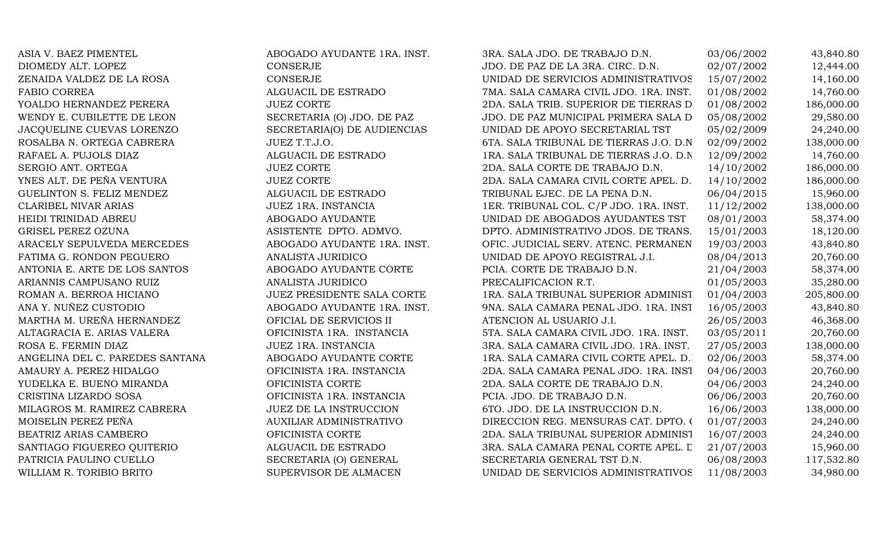| | | | | |
|---|---|---|---|---|
| ASIA V. BAEZ PIMENTEL | ABOGADO AYUDANTE 1RA. INST. | 3RA. SALA JDO. DE TRABAJO D.N. | 03/06/2002 | 43,840.80 |
| DIOMEDY ALT. LOPEZ | CONSERJE | JDO. DE PAZ DE LA 3RA. CIRC. D.N. | 02/07/2002 | 12,444.00 |
| ZENAIDA VALDEZ DE LA ROSA | CONSERJE | UNIDAD DE SERVICIOS ADMINISTRATIVOS | 15/07/2002 | 14,160.00 |
| FABIO CORREA | ALGUACIL DE ESTRADO | 7MA. SALA CAMARA CIVIL JDO. 1RA. INST. | 01/08/2002 | 14,760.00 |
| YOALDO HERNANDEZ PERERA | JUEZ CORTE | 2DA. SALA TRIB. SUPERIOR DE TIERRAS D | 01/08/2002 | 186,000.00 |
| WENDY E. CUBILETTE DE LEON | SECRETARIA (O) JDO. DE PAZ | JDO. DE PAZ MUNICIPAL PRIMERA SALA D | 05/08/2002 | 29,580.00 |
| JACQUELINE CUEVAS LORENZO | SECRETARIA(O) DE AUDIENCIAS | UNIDAD DE APOYO SECRETARIAL TST | 05/02/2009 | 24,240.00 |
| ROSALBA N. ORTEGA CABRERA | JUEZ T.T.J.O. | 6TA. SALA TRIBUNAL DE TIERRAS J.O. D.N | 02/09/2002 | 138,000.00 |
| RAFAEL A. PUJOLS DIAZ | ALGUACIL DE ESTRADO | 1RA. SALA TRIBUNAL DE TIERRAS J.O. D.N | 12/09/2002 | 14,760.00 |
| SERGIO ANT. ORTEGA | JUEZ CORTE | 2DA. SALA CORTE DE TRABAJO D.N. | 14/10/2002 | 186,000.00 |
| YNES ALT. DE PEÑA VENTURA | JUEZ CORTE | 2DA. SALA CAMARA CIVIL CORTE APEL. D. | 14/10/2002 | 186,000.00 |
| GUELINTON S. FELIZ MENDEZ | ALGUACIL DE ESTRADO | TRIBUNAL EJEC. DE LA PENA D.N. | 06/04/2015 | 15,960.00 |
| CLARIBEL NIVAR ARIAS | JUEZ 1RA. INSTANCIA | 1ER. TRIBUNAL COL. C/P JDO. 1RA. INST. | 11/12/2002 | 138,000.00 |
| HEIDI TRINIDAD ABREU | ABOGADO AYUDANTE | UNIDAD DE ABOGADOS AYUDANTES TST | 08/01/2003 | 58,374.00 |
| GRISEL PEREZ OZUNA | ASISTENTE DPTO. ADMVO. | DPTO. ADMINISTRATIVO JDOS. DE TRANS. | 15/01/2003 | 18,120.00 |
| ARACELY SEPULVEDA MERCEDES | ABOGADO AYUDANTE 1RA. INST. | OFIC. JUDICIAL SERV. ATENC. PERMANEN | 19/03/2003 | 43,840.80 |
| FATIMA G. RONDON PEGUERO | ANALISTA JURIDICO | UNIDAD DE APOYO REGISTRAL J.I. | 08/04/2013 | 20,760.00 |
| ANTONIA E. ARTE DE LOS SANTOS | ABOGADO AYUDANTE CORTE | PCIA. CORTE DE TRABAJO D.N. | 21/04/2003 | 58,374.00 |
| ARIANNIS CAMPUSANO RUIZ | ANALISTA JURIDICO | PRECALIFICACION R.T. | 01/05/2003 | 35,280.00 |
| ROMAN A. BERROA HICIANO | JUEZ PRESIDENTE SALA CORTE | 1RA. SALA TRIBUNAL SUPERIOR ADMINIST | 01/04/2003 | 205,800.00 |
| ANA Y. NUÑEZ CUSTODIO | ABOGADO AYUDANTE 1RA. INST. | 9NA. SALA CAMARA PENAL JDO. 1RA. INST | 16/05/2003 | 43,840.80 |
| MARTHA M. UREÑA HERNANDEZ | OFICIAL DE SERVICIOS II | ATENCION AL USUARIO J.I. | 26/05/2003 | 46,368.00 |
| ALTAGRACIA E. ARIAS VALERA | OFICINISTA 1RA. INSTANCIA | 5TA. SALA CAMARA CIVIL JDO. 1RA. INST. | 03/05/2011 | 20,760.00 |
| ROSA E. FERMIN DIAZ | JUEZ 1RA. INSTANCIA | 3RA. SALA CAMARA CIVIL JDO. 1RA. INST. | 27/05/2003 | 138,000.00 |
| ANGELINA DEL C. PAREDES SANTANA | ABOGADO AYUDANTE CORTE | 1RA. SALA CAMARA CIVIL CORTE APEL. D. | 02/06/2003 | 58,374.00 |
| AMAURY A. PEREZ HIDALGO | OFICINISTA 1RA. INSTANCIA | 2DA. SALA CAMARA PENAL JDO. 1RA. INST | 04/06/2003 | 20,760.00 |
| YUDELKA E. BUENO MIRANDA | OFICINISTA CORTE | 2DA. SALA CORTE DE TRABAJO D.N. | 04/06/2003 | 24,240.00 |
| CRISTINA LIZARDO SOSA | OFICINISTA 1RA. INSTANCIA | PCIA. JDO. DE TRABAJO D.N. | 06/06/2003 | 20,760.00 |
| MILAGROS M. RAMIREZ CABRERA | JUEZ DE LA INSTRUCCION | 6TO. JDO. DE LA INSTRUCCION D.N. | 16/06/2003 | 138,000.00 |
| MOISELIN PEREZ PEÑA | AUXILIAR ADMINISTRATIVO | DIRECCION REG. MENSURAS CAT. DPTO. ( | 01/07/2003 | 24,240.00 |
| BEATRIZ ARIAS CAMBERO | OFICINISTA CORTE | 2DA. SALA TRIBUNAL SUPERIOR ADMINIST | 16/07/2003 | 24,240.00 |
| SANTIAGO FIGUEREO QUITERIO | ALGUACIL DE ESTRADO | 3RA. SALA CAMARA PENAL CORTE APEL. D | 21/07/2003 | 15,960.00 |
| PATRICIA PAULINO CUELLO | SECRETARIA (O) GENERAL | SECRETARIA GENERAL TST D.N. | 06/08/2003 | 117,532.80 |
| WILLIAM R. TORIBIO BRITO | SUPERVISOR DE ALMACEN | UNIDAD DE SERVICIOS ADMINISTRATIVOS | 11/08/2003 | 34,980.00 |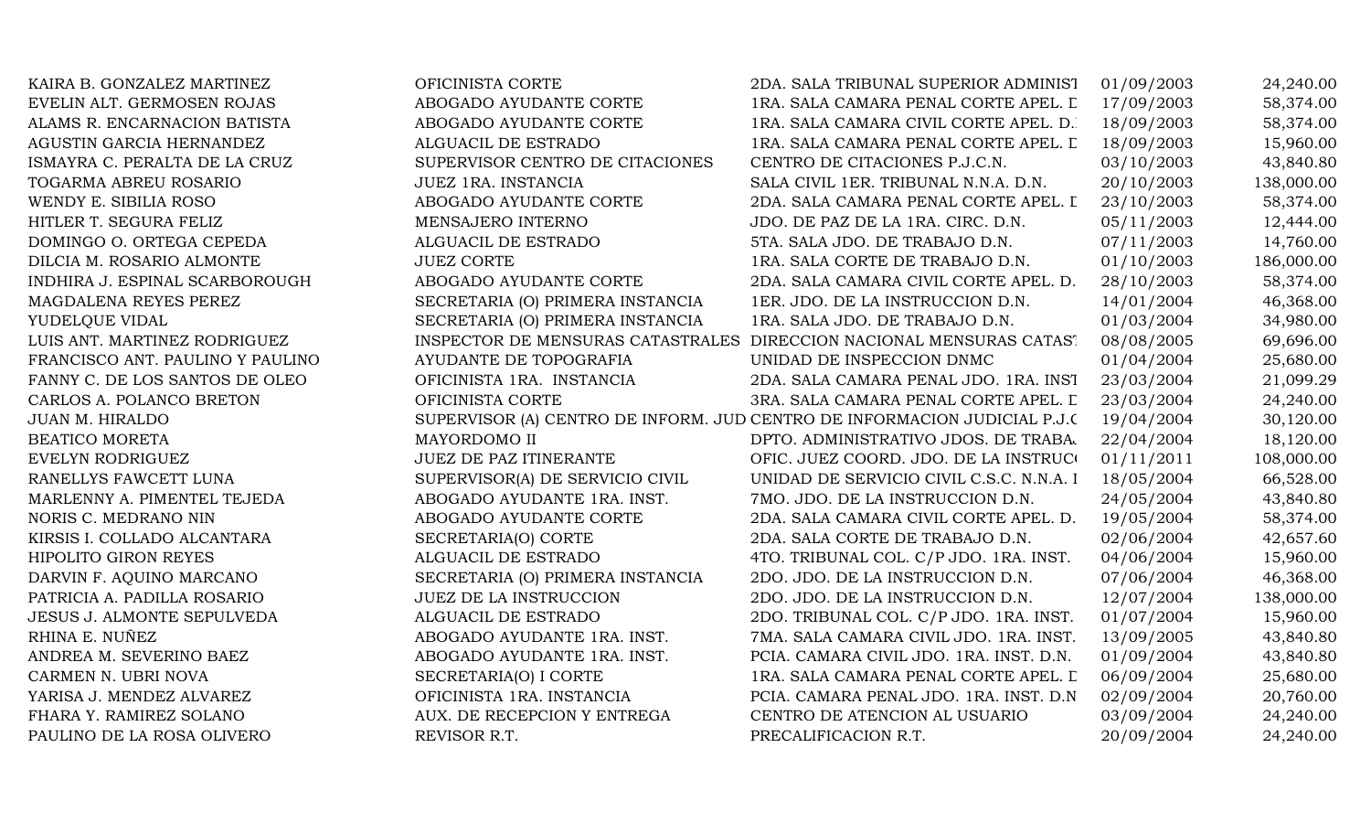| | | | | |
|---|---|---|---|---|
| KAIRA B. GONZALEZ MARTINEZ | OFICINISTA CORTE | 2DA. SALA TRIBUNAL SUPERIOR ADMINIST | 01/09/2003 | 24,240.00 |
| EVELIN ALT. GERMOSEN ROJAS | ABOGADO AYUDANTE CORTE | 1RA. SALA CAMARA PENAL CORTE APEL. D | 17/09/2003 | 58,374.00 |
| ALAMS R. ENCARNACION BATISTA | ABOGADO AYUDANTE CORTE | 1RA. SALA CAMARA CIVIL CORTE APEL. D. | 18/09/2003 | 58,374.00 |
| AGUSTIN GARCIA HERNANDEZ | ALGUACIL DE ESTRADO | 1RA. SALA CAMARA PENAL CORTE APEL. D | 18/09/2003 | 15,960.00 |
| ISMAYRA C. PERALTA DE LA CRUZ | SUPERVISOR CENTRO DE CITACIONES | CENTRO DE CITACIONES P.J.C.N. | 03/10/2003 | 43,840.80 |
| TOGARMA ABREU ROSARIO | JUEZ 1RA. INSTANCIA | SALA CIVIL 1ER. TRIBUNAL N.N.A. D.N. | 20/10/2003 | 138,000.00 |
| WENDY E. SIBILIA ROSO | ABOGADO AYUDANTE CORTE | 2DA. SALA CAMARA PENAL CORTE APEL. D | 23/10/2003 | 58,374.00 |
| HITLER T. SEGURA FELIZ | MENSAJERO INTERNO | JDO. DE PAZ DE LA 1RA. CIRC. D.N. | 05/11/2003 | 12,444.00 |
| DOMINGO O. ORTEGA CEPEDA | ALGUACIL DE ESTRADO | 5TA. SALA JDO. DE TRABAJO D.N. | 07/11/2003 | 14,760.00 |
| DILCIA M. ROSARIO ALMONTE | JUEZ CORTE | 1RA. SALA CORTE DE TRABAJO D.N. | 01/10/2003 | 186,000.00 |
| INDHIRA J. ESPINAL SCARBOROUGH | ABOGADO AYUDANTE CORTE | 2DA. SALA CAMARA CIVIL CORTE APEL. D. | 28/10/2003 | 58,374.00 |
| MAGDALENA REYES PEREZ | SECRETARIA (O) PRIMERA INSTANCIA | 1ER. JDO. DE LA INSTRUCCION D.N. | 14/01/2004 | 46,368.00 |
| YUDELQUE VIDAL | SECRETARIA (O) PRIMERA INSTANCIA | 1RA. SALA JDO. DE TRABAJO D.N. | 01/03/2004 | 34,980.00 |
| LUIS ANT. MARTINEZ RODRIGUEZ | INSPECTOR DE MENSURAS CATASTRALES | DIRECCION NACIONAL MENSURAS CATAST | 08/08/2005 | 69,696.00 |
| FRANCISCO ANT. PAULINO Y PAULINO | AYUDANTE DE TOPOGRAFIA | UNIDAD DE INSPECCION DNMC | 01/04/2004 | 25,680.00 |
| FANNY C. DE LOS SANTOS DE OLEO | OFICINISTA 1RA. INSTANCIA | 2DA. SALA CAMARA PENAL JDO. 1RA. INST | 23/03/2004 | 21,099.29 |
| CARLOS A. POLANCO BRETON | OFICINISTA CORTE | 3RA. SALA CAMARA PENAL CORTE APEL. D | 23/03/2004 | 24,240.00 |
| JUAN M. HIRALDO | SUPERVISOR (A) CENTRO DE INFORM. JUD | CENTRO DE INFORMACION JUDICIAL P.J.C | 19/04/2004 | 30,120.00 |
| BEATICO MORETA | MAYORDOMO II | DPTO. ADMINISTRATIVO JDOS. DE TRABA. | 22/04/2004 | 18,120.00 |
| EVELYN RODRIGUEZ | JUEZ DE PAZ ITINERANTE | OFIC. JUEZ COORD. JDO. DE LA INSTRUCC | 01/11/2011 | 108,000.00 |
| RANELLYS FAWCETT LUNA | SUPERVISOR(A) DE SERVICIO CIVIL | UNIDAD DE SERVICIO CIVIL C.S.C. N.N.A. I | 18/05/2004 | 66,528.00 |
| MARLENNY A. PIMENTEL TEJEDA | ABOGADO AYUDANTE 1RA. INST. | 7MO. JDO. DE LA INSTRUCCION D.N. | 24/05/2004 | 43,840.80 |
| NORIS C. MEDRANO NIN | ABOGADO AYUDANTE CORTE | 2DA. SALA CAMARA CIVIL CORTE APEL. D. | 19/05/2004 | 58,374.00 |
| KIRSIS I. COLLADO ALCANTARA | SECRETARIA(O) CORTE | 2DA. SALA CORTE DE TRABAJO D.N. | 02/06/2004 | 42,657.60 |
| HIPOLITO GIRON REYES | ALGUACIL DE ESTRADO | 4TO. TRIBUNAL COL. C/P JDO. 1RA. INST. | 04/06/2004 | 15,960.00 |
| DARVIN F. AQUINO MARCANO | SECRETARIA (O) PRIMERA INSTANCIA | 2DO. JDO. DE LA INSTRUCCION D.N. | 07/06/2004 | 46,368.00 |
| PATRICIA A. PADILLA ROSARIO | JUEZ DE LA INSTRUCCION | 2DO. JDO. DE LA INSTRUCCION D.N. | 12/07/2004 | 138,000.00 |
| JESUS J. ALMONTE SEPULVEDA | ALGUACIL DE ESTRADO | 2DO. TRIBUNAL COL. C/P JDO. 1RA. INST. | 01/07/2004 | 15,960.00 |
| RHINA E. NUÑEZ | ABOGADO AYUDANTE 1RA. INST. | 7MA. SALA CAMARA CIVIL JDO. 1RA. INST. | 13/09/2005 | 43,840.80 |
| ANDREA M. SEVERINO BAEZ | ABOGADO AYUDANTE 1RA. INST. | PCIA. CAMARA CIVIL JDO. 1RA. INST. D.N. | 01/09/2004 | 43,840.80 |
| CARMEN N. UBRI NOVA | SECRETARIA(O) I CORTE | 1RA. SALA CAMARA PENAL CORTE APEL. D | 06/09/2004 | 25,680.00 |
| YARISA J. MENDEZ ALVAREZ | OFICINISTA 1RA. INSTANCIA | PCIA. CAMARA PENAL JDO. 1RA. INST. D.N | 02/09/2004 | 20,760.00 |
| FHARA Y. RAMIREZ SOLANO | AUX. DE RECEPCION Y ENTREGA | CENTRO DE ATENCION AL USUARIO | 03/09/2004 | 24,240.00 |
| PAULINO DE LA ROSA OLIVERO | REVISOR R.T. | PRECALIFICACION R.T. | 20/09/2004 | 24,240.00 |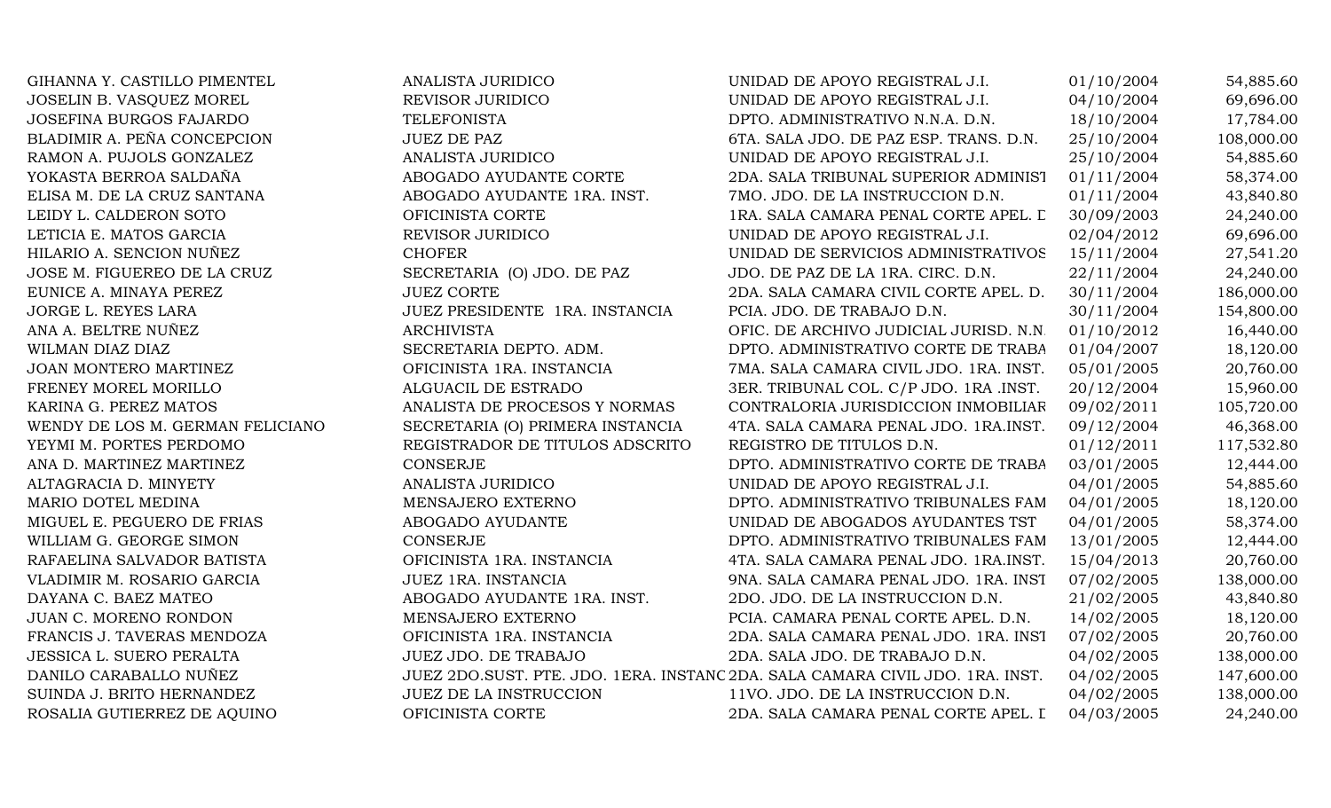| | | | | |
|---|---|---|---|---|
| GIHANNA Y. CASTILLO PIMENTEL | ANALISTA JURIDICO | UNIDAD DE APOYO REGISTRAL J.I. | 01/10/2004 | 54,885.60 |
| JOSELIN B. VASQUEZ MOREL | REVISOR JURIDICO | UNIDAD DE APOYO REGISTRAL J.I. | 04/10/2004 | 69,696.00 |
| JOSEFINA BURGOS FAJARDO | TELEFONISTA | DPTO. ADMINISTRATIVO N.N.A. D.N. | 18/10/2004 | 17,784.00 |
| BLADIMIR A. PEÑA CONCEPCION | JUEZ DE PAZ | 6TA. SALA JDO. DE PAZ ESP. TRANS. D.N. | 25/10/2004 | 108,000.00 |
| RAMON A. PUJOLS GONZALEZ | ANALISTA JURIDICO | UNIDAD DE APOYO REGISTRAL J.I. | 25/10/2004 | 54,885.60 |
| YOKASTA BERROA SALDAÑA | ABOGADO AYUDANTE CORTE | 2DA. SALA TRIBUNAL SUPERIOR ADMINIST | 01/11/2004 | 58,374.00 |
| ELISA M. DE LA CRUZ SANTANA | ABOGADO AYUDANTE 1RA. INST. | 7MO. JDO. DE LA INSTRUCCION D.N. | 01/11/2004 | 43,840.80 |
| LEIDY L. CALDERON SOTO | OFICINISTA CORTE | 1RA. SALA CAMARA PENAL CORTE APEL. D | 30/09/2003 | 24,240.00 |
| LETICIA E. MATOS GARCIA | REVISOR JURIDICO | UNIDAD DE APOYO REGISTRAL J.I. | 02/04/2012 | 69,696.00 |
| HILARIO A. SENCION NUÑEZ | CHOFER | UNIDAD DE SERVICIOS ADMINISTRATIVOS | 15/11/2004 | 27,541.20 |
| JOSE M. FIGUEREO DE LA CRUZ | SECRETARIA (O) JDO. DE PAZ | JDO. DE PAZ DE LA 1RA. CIRC. D.N. | 22/11/2004 | 24,240.00 |
| EUNICE A. MINAYA PEREZ | JUEZ CORTE | 2DA. SALA CAMARA CIVIL CORTE APEL. D. | 30/11/2004 | 186,000.00 |
| JORGE L. REYES LARA | JUEZ PRESIDENTE 1RA. INSTANCIA | PCIA. JDO. DE TRABAJO D.N. | 30/11/2004 | 154,800.00 |
| ANA A. BELTRE NUÑEZ | ARCHIVISTA | OFIC. DE ARCHIVO JUDICIAL JURISD. N.N. | 01/10/2012 | 16,440.00 |
| WILMAN DIAZ DIAZ | SECRETARIA DEPTO. ADM. | DPTO. ADMINISTRATIVO CORTE DE TRABA | 01/04/2007 | 18,120.00 |
| JOAN MONTERO MARTINEZ | OFICINISTA 1RA. INSTANCIA | 7MA. SALA CAMARA CIVIL JDO. 1RA. INST. | 05/01/2005 | 20,760.00 |
| FRENEY MOREL MORILLO | ALGUACIL DE ESTRADO | 3ER. TRIBUNAL COL. C/P JDO. 1RA .INST. | 20/12/2004 | 15,960.00 |
| KARINA G. PEREZ MATOS | ANALISTA DE PROCESOS Y NORMAS | CONTRALORIA JURISDICCION INMOBILIAR | 09/02/2011 | 105,720.00 |
| WENDY DE LOS M. GERMAN FELICIANO | SECRETARIA (O) PRIMERA INSTANCIA | 4TA. SALA CAMARA PENAL JDO. 1RA.INST. | 09/12/2004 | 46,368.00 |
| YEYMI M. PORTES PERDOMO | REGISTRADOR DE TITULOS ADSCRITO | REGISTRO DE TITULOS D.N. | 01/12/2011 | 117,532.80 |
| ANA D. MARTINEZ MARTINEZ | CONSERJE | DPTO. ADMINISTRATIVO CORTE DE TRABA | 03/01/2005 | 12,444.00 |
| ALTAGRACIA D. MINYETY | ANALISTA JURIDICO | UNIDAD DE APOYO REGISTRAL J.I. | 04/01/2005 | 54,885.60 |
| MARIO DOTEL MEDINA | MENSAJERO EXTERNO | DPTO. ADMINISTRATIVO TRIBUNALES FAM | 04/01/2005 | 18,120.00 |
| MIGUEL E. PEGUERO DE FRIAS | ABOGADO AYUDANTE | UNIDAD DE ABOGADOS AYUDANTES TST | 04/01/2005 | 58,374.00 |
| WILLIAM G. GEORGE SIMON | CONSERJE | DPTO. ADMINISTRATIVO TRIBUNALES FAM | 13/01/2005 | 12,444.00 |
| RAFAELINA SALVADOR BATISTA | OFICINISTA 1RA. INSTANCIA | 4TA. SALA CAMARA PENAL JDO. 1RA.INST. | 15/04/2013 | 20,760.00 |
| VLADIMIR M. ROSARIO GARCIA | JUEZ 1RA. INSTANCIA | 9NA. SALA CAMARA PENAL JDO. 1RA. INST | 07/02/2005 | 138,000.00 |
| DAYANA C. BAEZ MATEO | ABOGADO AYUDANTE 1RA. INST. | 2DO. JDO. DE LA INSTRUCCION D.N. | 21/02/2005 | 43,840.80 |
| JUAN C. MORENO RONDON | MENSAJERO EXTERNO | PCIA. CAMARA PENAL CORTE APEL. D.N. | 14/02/2005 | 18,120.00 |
| FRANCIS J. TAVERAS MENDOZA | OFICINISTA 1RA. INSTANCIA | 2DA. SALA CAMARA PENAL JDO. 1RA. INST | 07/02/2005 | 20,760.00 |
| JESSICA L. SUERO PERALTA | JUEZ JDO. DE TRABAJO | 2DA. SALA JDO. DE TRABAJO D.N. | 04/02/2005 | 138,000.00 |
| DANILO CARABALLO NUÑEZ | JUEZ 2DO.SUST. PTE. JDO. 1ERA. INSTANC | 2DA. SALA CAMARA CIVIL JDO. 1RA. INST. | 04/02/2005 | 147,600.00 |
| SUINDA J. BRITO HERNANDEZ | JUEZ DE LA INSTRUCCION | 11VO. JDO. DE LA INSTRUCCION D.N. | 04/02/2005 | 138,000.00 |
| ROSALIA GUTIERREZ DE AQUINO | OFICINISTA CORTE | 2DA. SALA CAMARA PENAL CORTE APEL. D | 04/03/2005 | 24,240.00 |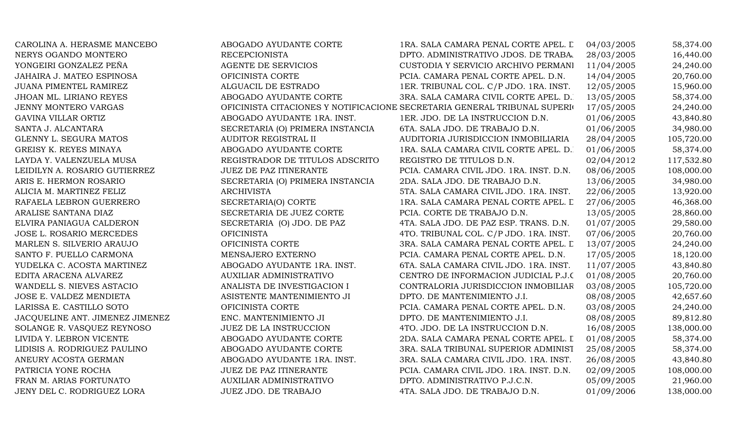| | | | | |
|---|---|---|---|---|
| CAROLINA A. HERASME MANCEBO | ABOGADO AYUDANTE CORTE | 1RA. SALA CAMARA PENAL CORTE APEL. D | 04/03/2005 | 58,374.00 |
| NERYS OGANDO MONTERO | RECEPCIONISTA | DPTO. ADMINISTRATIVO JDOS. DE TRABA. | 28/03/2005 | 16,440.00 |
| YONGEIRI GONZALEZ PEÑA | AGENTE DE SERVICIOS | CUSTODIA Y SERVICIO ARCHIVO PERMANI | 11/04/2005 | 24,240.00 |
| JAHAIRA J. MATEO ESPINOSA | OFICINISTA CORTE | PCIA. CAMARA PENAL CORTE APEL. D.N. | 14/04/2005 | 20,760.00 |
| JUANA PIMENTEL RAMIREZ | ALGUACIL DE ESTRADO | 1ER. TRIBUNAL COL. C/P JDO. 1RA. INST. | 12/05/2005 | 15,960.00 |
| JHOAN ML. LIRIANO REYES | ABOGADO AYUDANTE CORTE | 3RA. SALA CAMARA CIVIL CORTE APEL. D. | 13/05/2005 | 58,374.00 |
| JENNY MONTERO VARGAS | OFICINISTA CITACIONES Y NOTIFICACIONE | SECRETARIA GENERAL TRIBUNAL SUPERI | 17/05/2005 | 24,240.00 |
| GAVINA VILLAR ORTIZ | ABOGADO AYUDANTE 1RA. INST. | 1ER. JDO. DE LA INSTRUCCION D.N. | 01/06/2005 | 43,840.80 |
| SANTA J. ALCANTARA | SECRETARIA (O) PRIMERA INSTANCIA | 6TA. SALA JDO. DE TRABAJO D.N. | 01/06/2005 | 34,980.00 |
| GLENNY L. SEGURA MATOS | AUDITOR REGISTRAL II | AUDITORIA JURISDICCION INMOBILIARIA | 28/04/2005 | 105,720.00 |
| GREISY K. REYES MINAYA | ABOGADO AYUDANTE CORTE | 1RA. SALA CAMARA CIVIL CORTE APEL. D. | 01/06/2005 | 58,374.00 |
| LAYDA Y. VALENZUELA MUSA | REGISTRADOR DE TITULOS ADSCRITO | REGISTRO DE TITULOS D.N. | 02/04/2012 | 117,532.80 |
| LEIDILYN A. ROSARIO GUTIERREZ | JUEZ DE PAZ ITINERANTE | PCIA. CAMARA CIVIL JDO. 1RA. INST. D.N. | 08/06/2005 | 108,000.00 |
| ARIS E. HERMON ROSARIO | SECRETARIA (O) PRIMERA INSTANCIA | 2DA. SALA JDO. DE TRABAJO D.N. | 13/06/2005 | 34,980.00 |
| ALICIA M. MARTINEZ FELIZ | ARCHIVISTA | 5TA. SALA CAMARA CIVIL JDO. 1RA. INST. | 22/06/2005 | 13,920.00 |
| RAFAELA LEBRON GUERRERO | SECRETARIA(O) CORTE | 1RA. SALA CAMARA PENAL CORTE APEL. D | 27/06/2005 | 46,368.00 |
| ARALISE SANTANA DIAZ | SECRETARIA DE JUEZ CORTE | PCIA. CORTE DE TRABAJO D.N. | 13/05/2005 | 28,860.00 |
| ELVIRA PANIAGUA CALDERON | SECRETARIA (O) JDO. DE PAZ | 4TA. SALA JDO. DE PAZ ESP. TRANS. D.N. | 01/07/2005 | 29,580.00 |
| JOSE L. ROSARIO MERCEDES | OFICINISTA | 4TO. TRIBUNAL COL. C/P JDO. 1RA. INST. | 07/06/2005 | 20,760.00 |
| MARLEN S. SILVERIO ARAUJO | OFICINISTA CORTE | 3RA. SALA CAMARA PENAL CORTE APEL. D | 13/07/2005 | 24,240.00 |
| SANTO F. PUELLO CARMONA | MENSAJERO EXTERNO | PCIA. CAMARA PENAL CORTE APEL. D.N. | 17/05/2005 | 18,120.00 |
| YUDELKA C. ACOSTA MARTINEZ | ABOGADO AYUDANTE 1RA. INST. | 6TA. SALA CAMARA CIVIL JDO. 1RA. INST. | 11/07/2005 | 43,840.80 |
| EDITA ARACENA ALVAREZ | AUXILIAR ADMINISTRATIVO | CENTRO DE INFORMACION JUDICIAL P.J.C | 01/08/2005 | 20,760.00 |
| WANDELL S. NIEVES ASTACIO | ANALISTA DE INVESTIGACION I | CONTRALORIA JURISDICCION INMOBILIAR | 03/08/2005 | 105,720.00 |
| JOSE E. VALDEZ MENDIETA | ASISTENTE MANTENIMIENTO JI | DPTO. DE MANTENIMIENTO J.I. | 08/08/2005 | 42,657.60 |
| LARISSA E. CASTILLO SOTO | OFICINISTA CORTE | PCIA. CAMARA PENAL CORTE APEL. D.N. | 03/08/2005 | 24,240.00 |
| JACQUELINE ANT. JIMENEZ JIMENEZ | ENC. MANTENIMIENTO JI | DPTO. DE MANTENIMIENTO J.I. | 08/08/2005 | 89,812.80 |
| SOLANGE R. VASQUEZ REYNOSO | JUEZ DE LA INSTRUCCION | 4TO. JDO. DE LA INSTRUCCION D.N. | 16/08/2005 | 138,000.00 |
| LIVIDA Y. LEBRON VICENTE | ABOGADO AYUDANTE CORTE | 2DA. SALA CAMARA PENAL CORTE APEL. D | 01/08/2005 | 58,374.00 |
| LIDISIS A. RODRIGUEZ PAULINO | ABOGADO AYUDANTE CORTE | 3RA. SALA TRIBUNAL SUPERIOR ADMINIST | 25/08/2005 | 58,374.00 |
| ANEURY ACOSTA GERMAN | ABOGADO AYUDANTE 1RA. INST. | 3RA. SALA CAMARA CIVIL JDO. 1RA. INST. | 26/08/2005 | 43,840.80 |
| PATRICIA YONE ROCHA | JUEZ DE PAZ ITINERANTE | PCIA. CAMARA CIVIL JDO. 1RA. INST. D.N. | 02/09/2005 | 108,000.00 |
| FRAN M. ARIAS FORTUNATO | AUXILIAR ADMINISTRATIVO | DPTO. ADMINISTRATIVO P.J.C.N. | 05/09/2005 | 21,960.00 |
| JENY DEL C. RODRIGUEZ LORA | JUEZ JDO. DE TRABAJO | 4TA. SALA JDO. DE TRABAJO D.N. | 01/09/2006 | 138,000.00 |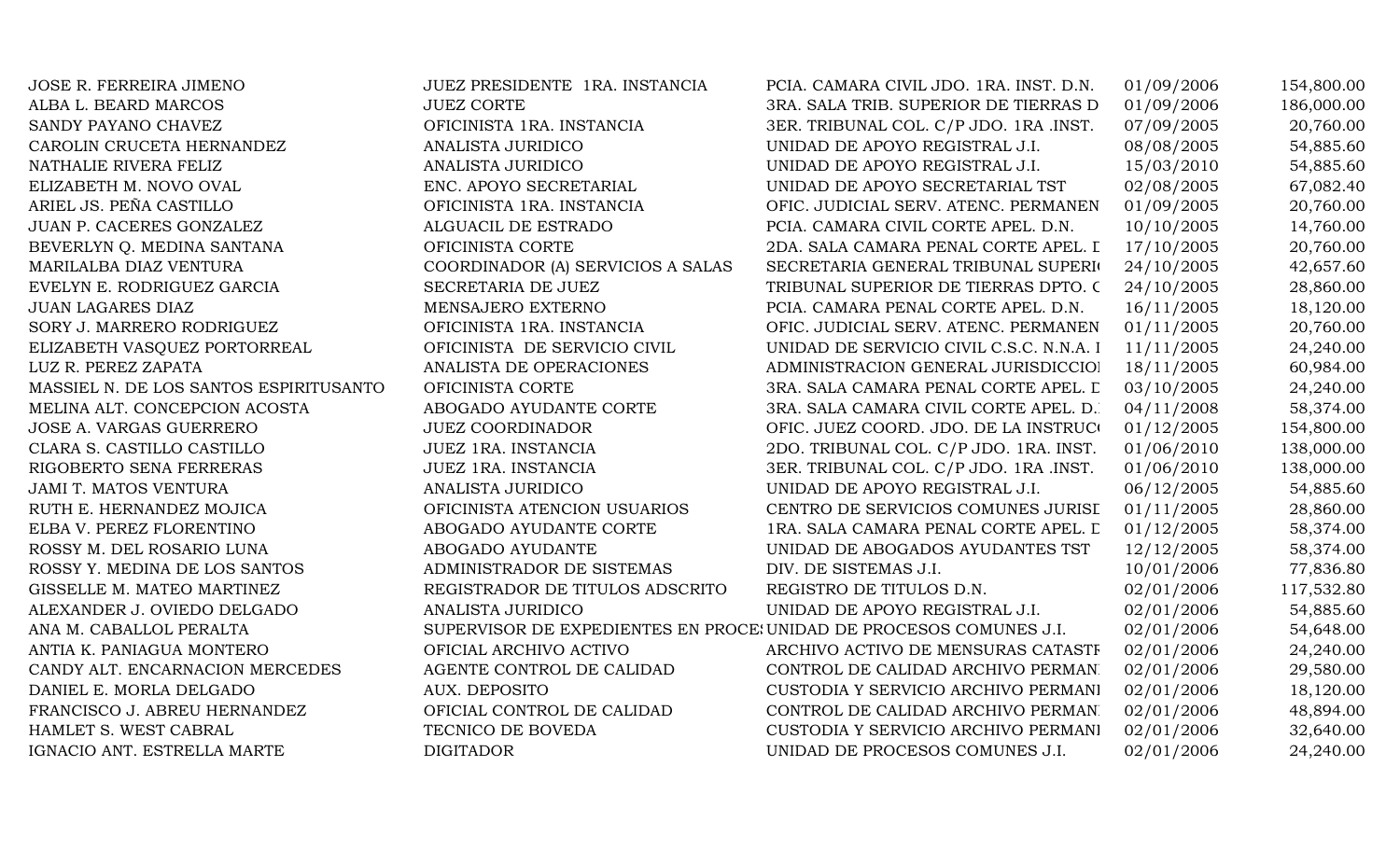| | | | | |
|---|---|---|---|---|
| JOSE R. FERREIRA JIMENO | JUEZ PRESIDENTE 1RA. INSTANCIA | PCIA. CAMARA CIVIL JDO. 1RA. INST. D.N. | 01/09/2006 | 154,800.00 |
| ALBA L. BEARD MARCOS | JUEZ CORTE | 3RA. SALA TRIB. SUPERIOR DE TIERRAS D | 01/09/2006 | 186,000.00 |
| SANDY PAYANO CHAVEZ | OFICINISTA 1RA. INSTANCIA | 3ER. TRIBUNAL COL. C/P JDO. 1RA .INST. | 07/09/2005 | 20,760.00 |
| CAROLIN CRUCETA HERNANDEZ | ANALISTA JURIDICO | UNIDAD DE APOYO REGISTRAL J.I. | 08/08/2005 | 54,885.60 |
| NATHALIE RIVERA FELIZ | ANALISTA JURIDICO | UNIDAD DE APOYO REGISTRAL J.I. | 15/03/2010 | 54,885.60 |
| ELIZABETH M. NOVO OVAL | ENC. APOYO SECRETARIAL | UNIDAD DE APOYO SECRETARIAL TST | 02/08/2005 | 67,082.40 |
| ARIEL JS. PEÑA CASTILLO | OFICINISTA 1RA. INSTANCIA | OFIC. JUDICIAL SERV. ATENC. PERMANEN | 01/09/2005 | 20,760.00 |
| JUAN P. CACERES GONZALEZ | ALGUACIL DE ESTRADO | PCIA. CAMARA CIVIL CORTE APEL. D.N. | 10/10/2005 | 14,760.00 |
| BEVERLYN Q. MEDINA SANTANA | OFICINISTA CORTE | 2DA. SALA CAMARA PENAL CORTE APEL. D | 17/10/2005 | 20,760.00 |
| MARILALBA DIAZ VENTURA | COORDINADOR (A) SERVICIOS A SALAS | SECRETARIA GENERAL TRIBUNAL SUPERI | 24/10/2005 | 42,657.60 |
| EVELYN E. RODRIGUEZ GARCIA | SECRETARIA DE JUEZ | TRIBUNAL SUPERIOR DE TIERRAS DPTO. C | 24/10/2005 | 28,860.00 |
| JUAN LAGARES DIAZ | MENSAJERO EXTERNO | PCIA. CAMARA PENAL CORTE APEL. D.N. | 16/11/2005 | 18,120.00 |
| SORY J. MARRERO RODRIGUEZ | OFICINISTA 1RA. INSTANCIA | OFIC. JUDICIAL SERV. ATENC. PERMANEN | 01/11/2005 | 20,760.00 |
| ELIZABETH VASQUEZ PORTORREAL | OFICINISTA DE SERVICIO CIVIL | UNIDAD DE SERVICIO CIVIL C.S.C. N.N.A. I | 11/11/2005 | 24,240.00 |
| LUZ R. PEREZ ZAPATA | ANALISTA DE OPERACIONES | ADMINISTRACION GENERAL JURISDICCIO | 18/11/2005 | 60,984.00 |
| MASSIEL N. DE LOS SANTOS ESPIRITUSANTO | OFICINISTA CORTE | 3RA. SALA CAMARA PENAL CORTE APEL. D | 03/10/2005 | 24,240.00 |
| MELINA ALT. CONCEPCION ACOSTA | ABOGADO AYUDANTE CORTE | 3RA. SALA CAMARA CIVIL CORTE APEL. D. | 04/11/2008 | 58,374.00 |
| JOSE A. VARGAS GUERRERO | JUEZ COORDINADOR | OFIC. JUEZ COORD. JDO. DE LA INSTRUC | 01/12/2005 | 154,800.00 |
| CLARA S. CASTILLO CASTILLO | JUEZ 1RA. INSTANCIA | 2DO. TRIBUNAL COL. C/P JDO. 1RA. INST. | 01/06/2010 | 138,000.00 |
| RIGOBERTO SENA FERRERAS | JUEZ 1RA. INSTANCIA | 3ER. TRIBUNAL COL. C/P JDO. 1RA .INST. | 01/06/2010 | 138,000.00 |
| JAMI T. MATOS VENTURA | ANALISTA JURIDICO | UNIDAD DE APOYO REGISTRAL J.I. | 06/12/2005 | 54,885.60 |
| RUTH E. HERNANDEZ MOJICA | OFICINISTA ATENCION USUARIOS | CENTRO DE SERVICIOS COMUNES JURISD | 01/11/2005 | 28,860.00 |
| ELBA V. PEREZ FLORENTINO | ABOGADO AYUDANTE CORTE | 1RA. SALA CAMARA PENAL CORTE APEL. D | 01/12/2005 | 58,374.00 |
| ROSSY M. DEL ROSARIO LUNA | ABOGADO AYUDANTE | UNIDAD DE ABOGADOS AYUDANTES TST | 12/12/2005 | 58,374.00 |
| ROSSY Y. MEDINA DE LOS SANTOS | ADMINISTRADOR DE SISTEMAS | DIV. DE SISTEMAS J.I. | 10/01/2006 | 77,836.80 |
| GISSELLE M. MATEO MARTINEZ | REGISTRADOR DE TITULOS ADSCRITO | REGISTRO DE TITULOS D.N. | 02/01/2006 | 117,532.80 |
| ALEXANDER J. OVIEDO DELGADO | ANALISTA JURIDICO | UNIDAD DE APOYO REGISTRAL J.I. | 02/01/2006 | 54,885.60 |
| ANA M. CABALLOL PERALTA | SUPERVISOR DE EXPEDIENTES EN PROCES | UNIDAD DE PROCESOS COMUNES J.I. | 02/01/2006 | 54,648.00 |
| ANTIA K. PANIAGUA MONTERO | OFICIAL ARCHIVO ACTIVO | ARCHIVO ACTIVO DE MENSURAS CATASTR | 02/01/2006 | 24,240.00 |
| CANDY ALT. ENCARNACION MERCEDES | AGENTE CONTROL DE CALIDAD | CONTROL DE CALIDAD ARCHIVO PERMAN | 02/01/2006 | 29,580.00 |
| DANIEL E. MORLA DELGADO | AUX. DEPOSITO | CUSTODIA Y SERVICIO ARCHIVO PERMANI | 02/01/2006 | 18,120.00 |
| FRANCISCO J. ABREU HERNANDEZ | OFICIAL CONTROL DE CALIDAD | CONTROL DE CALIDAD ARCHIVO PERMAN | 02/01/2006 | 48,894.00 |
| HAMLET S. WEST CABRAL | TECNICO DE BOVEDA | CUSTODIA Y SERVICIO ARCHIVO PERMANI | 02/01/2006 | 32,640.00 |
| IGNACIO ANT. ESTRELLA MARTE | DIGITADOR | UNIDAD DE PROCESOS COMUNES J.I. | 02/01/2006 | 24,240.00 |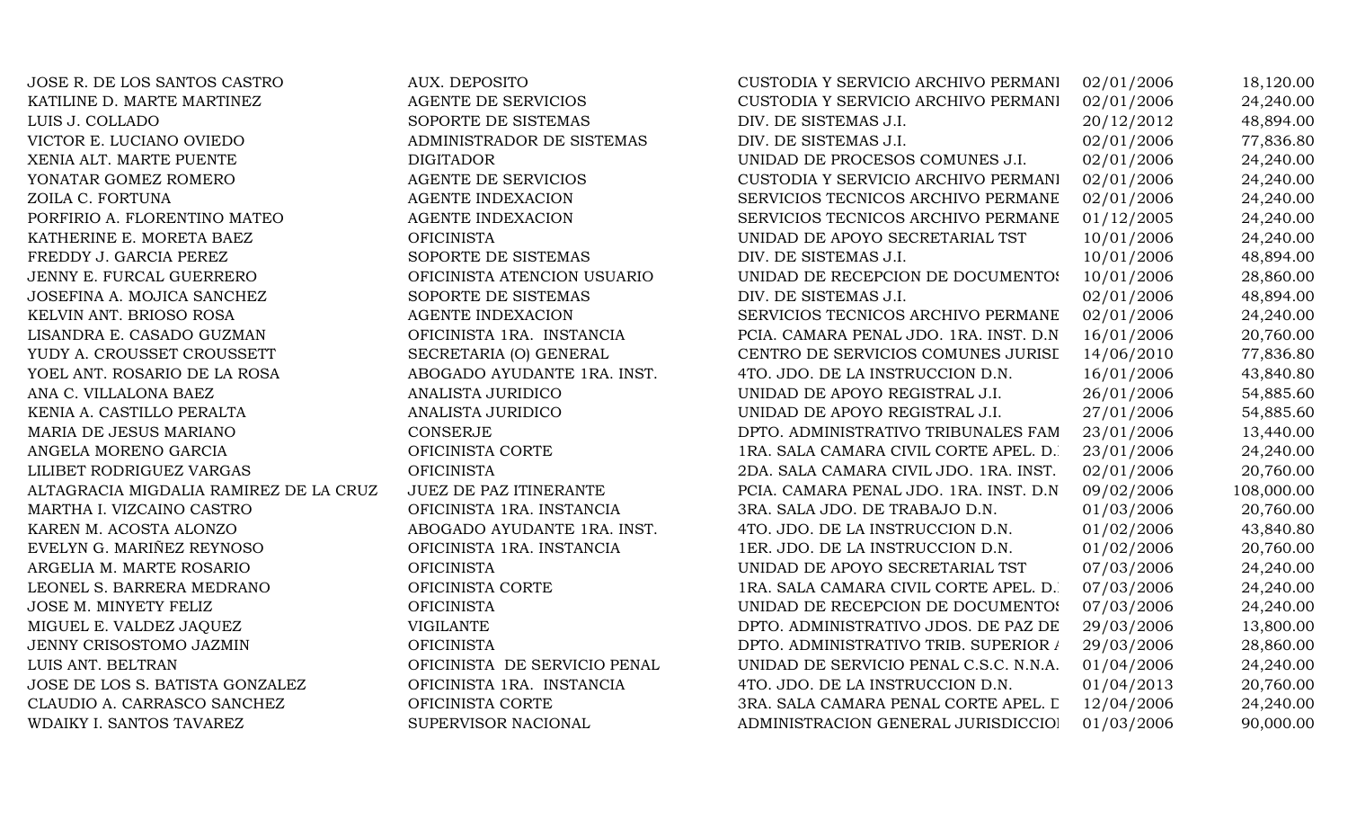| | | | | |
|---|---|---|---|---|
| JOSE R. DE LOS SANTOS CASTRO | AUX. DEPOSITO | CUSTODIA Y SERVICIO ARCHIVO PERMANI | 02/01/2006 | 18,120.00 |
| KATILINE D. MARTE MARTINEZ | AGENTE DE SERVICIOS | CUSTODIA Y SERVICIO ARCHIVO PERMANI | 02/01/2006 | 24,240.00 |
| LUIS J. COLLADO | SOPORTE DE SISTEMAS | DIV. DE SISTEMAS J.I. | 20/12/2012 | 48,894.00 |
| VICTOR E. LUCIANO OVIEDO | ADMINISTRADOR DE SISTEMAS | DIV. DE SISTEMAS J.I. | 02/01/2006 | 77,836.80 |
| XENIA ALT. MARTE PUENTE | DIGITADOR | UNIDAD DE PROCESOS COMUNES J.I. | 02/01/2006 | 24,240.00 |
| YONATAR GOMEZ ROMERO | AGENTE DE SERVICIOS | CUSTODIA Y SERVICIO ARCHIVO PERMANI | 02/01/2006 | 24,240.00 |
| ZOILA C. FORTUNA | AGENTE INDEXACION | SERVICIOS TECNICOS ARCHIVO PERMANE | 02/01/2006 | 24,240.00 |
| PORFIRIO A. FLORENTINO MATEO | AGENTE INDEXACION | SERVICIOS TECNICOS ARCHIVO PERMANE | 01/12/2005 | 24,240.00 |
| KATHERINE E. MORETA BAEZ | OFICINISTA | UNIDAD DE APOYO SECRETARIAL TST | 10/01/2006 | 24,240.00 |
| FREDDY J. GARCIA PEREZ | SOPORTE DE SISTEMAS | DIV. DE SISTEMAS J.I. | 10/01/2006 | 48,894.00 |
| JENNY E. FURCAL GUERRERO | OFICINISTA ATENCION USUARIO | UNIDAD DE RECEPCION DE DOCUMENTOS | 10/01/2006 | 28,860.00 |
| JOSEFINA A. MOJICA SANCHEZ | SOPORTE DE SISTEMAS | DIV. DE SISTEMAS J.I. | 02/01/2006 | 48,894.00 |
| KELVIN ANT. BRIOSO ROSA | AGENTE INDEXACION | SERVICIOS TECNICOS ARCHIVO PERMANE | 02/01/2006 | 24,240.00 |
| LISANDRA E. CASADO GUZMAN | OFICINISTA 1RA. INSTANCIA | PCIA. CAMARA PENAL JDO. 1RA. INST. D.N | 16/01/2006 | 20,760.00 |
| YUDY A. CROUSSET CROUSSETT | SECRETARIA (O) GENERAL | CENTRO DE SERVICIOS COMUNES JURISI | 14/06/2010 | 77,836.80 |
| YOEL ANT. ROSARIO DE LA ROSA | ABOGADO AYUDANTE 1RA. INST. | 4TO. JDO. DE LA INSTRUCCION D.N. | 16/01/2006 | 43,840.80 |
| ANA C. VILLALONA BAEZ | ANALISTA JURIDICO | UNIDAD DE APOYO REGISTRAL J.I. | 26/01/2006 | 54,885.60 |
| KENIA A. CASTILLO PERALTA | ANALISTA JURIDICO | UNIDAD DE APOYO REGISTRAL J.I. | 27/01/2006 | 54,885.60 |
| MARIA DE JESUS MARIANO | CONSERJE | DPTO. ADMINISTRATIVO TRIBUNALES FAM | 23/01/2006 | 13,440.00 |
| ANGELA MORENO GARCIA | OFICINISTA CORTE | 1RA. SALA CAMARA CIVIL CORTE APEL. D. | 23/01/2006 | 24,240.00 |
| LILIBET RODRIGUEZ VARGAS | OFICINISTA | 2DA. SALA CAMARA CIVIL JDO. 1RA. INST. | 02/01/2006 | 20,760.00 |
| ALTAGRACIA MIGDALIA RAMIREZ DE LA CRUZ | JUEZ DE PAZ ITINERANTE | PCIA. CAMARA PENAL JDO. 1RA. INST. D.N | 09/02/2006 | 108,000.00 |
| MARTHA I. VIZCAINO CASTRO | OFICINISTA 1RA. INSTANCIA | 3RA. SALA JDO. DE TRABAJO D.N. | 01/03/2006 | 20,760.00 |
| KAREN M. ACOSTA ALONZO | ABOGADO AYUDANTE 1RA. INST. | 4TO. JDO. DE LA INSTRUCCION D.N. | 01/02/2006 | 43,840.80 |
| EVELYN G. MARIÑEZ REYNOSO | OFICINISTA 1RA. INSTANCIA | 1ER. JDO. DE LA INSTRUCCION D.N. | 01/02/2006 | 20,760.00 |
| ARGELIA M. MARTE ROSARIO | OFICINISTA | UNIDAD DE APOYO SECRETARIAL TST | 07/03/2006 | 24,240.00 |
| LEONEL S. BARRERA MEDRANO | OFICINISTA CORTE | 1RA. SALA CAMARA CIVIL CORTE APEL. D. | 07/03/2006 | 24,240.00 |
| JOSE M. MINYETY FELIZ | OFICINISTA | UNIDAD DE RECEPCION DE DOCUMENTOS | 07/03/2006 | 24,240.00 |
| MIGUEL E. VALDEZ JAQUEZ | VIGILANTE | DPTO. ADMINISTRATIVO JDOS. DE PAZ DE | 29/03/2006 | 13,800.00 |
| JENNY CRISOSTOMO JAZMIN | OFICINISTA | DPTO. ADMINISTRATIVO TRIB. SUPERIOR / | 29/03/2006 | 28,860.00 |
| LUIS ANT. BELTRAN | OFICINISTA DE SERVICIO PENAL | UNIDAD DE SERVICIO PENAL C.S.C. N.N.A. | 01/04/2006 | 24,240.00 |
| JOSE DE LOS S. BATISTA GONZALEZ | OFICINISTA 1RA. INSTANCIA | 4TO. JDO. DE LA INSTRUCCION D.N. | 01/04/2013 | 20,760.00 |
| CLAUDIO A. CARRASCO SANCHEZ | OFICINISTA CORTE | 3RA. SALA CAMARA PENAL CORTE APEL. D | 12/04/2006 | 24,240.00 |
| WDAIKY I. SANTOS TAVAREZ | SUPERVISOR NACIONAL | ADMINISTRACION GENERAL JURISDICCIO | 01/03/2006 | 90,000.00 |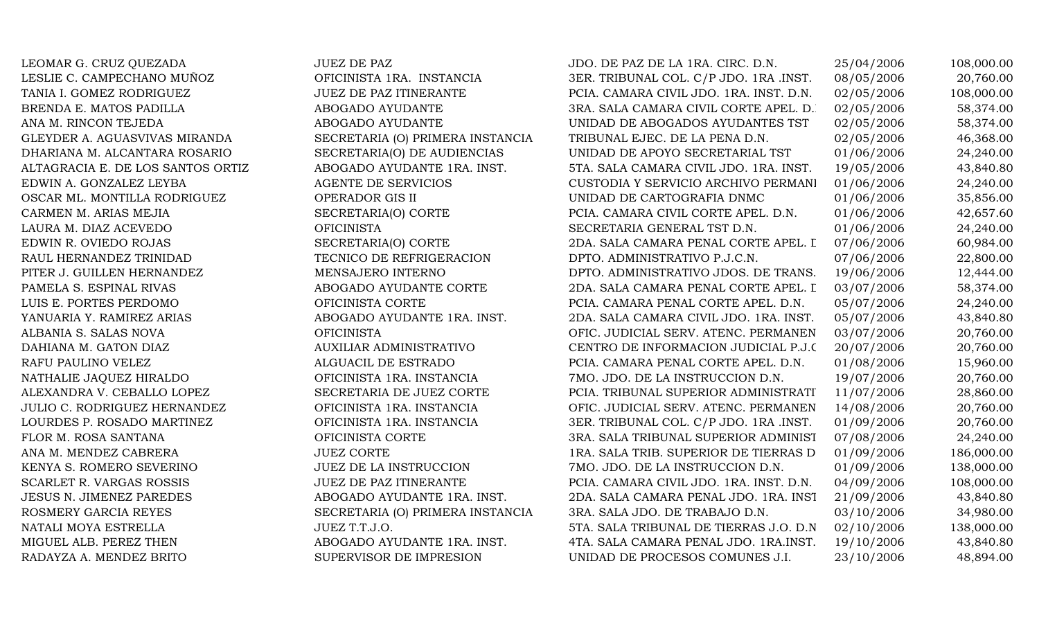| | | | | |
|---|---|---|---|---|
| LEOMAR G. CRUZ QUEZADA | JUEZ DE PAZ | JDO. DE PAZ DE LA 1RA. CIRC. D.N. | 25/04/2006 | 108,000.00 |
| LESLIE C. CAMPECHANO MUÑOZ | OFICINISTA 1RA. INSTANCIA | 3ER. TRIBUNAL COL. C/P JDO. 1RA .INST. | 08/05/2006 | 20,760.00 |
| TANIA I. GOMEZ RODRIGUEZ | JUEZ DE PAZ ITINERANTE | PCIA. CAMARA CIVIL JDO. 1RA. INST. D.N. | 02/05/2006 | 108,000.00 |
| BRENDA E. MATOS PADILLA | ABOGADO AYUDANTE | 3RA. SALA CAMARA CIVIL CORTE APEL. D. | 02/05/2006 | 58,374.00 |
| ANA M. RINCON TEJEDA | ABOGADO AYUDANTE | UNIDAD DE ABOGADOS AYUDANTES TST | 02/05/2006 | 58,374.00 |
| GLEYDER A. AGUASVIVAS MIRANDA | SECRETARIA (O) PRIMERA INSTANCIA | TRIBUNAL EJEC. DE LA PENA D.N. | 02/05/2006 | 46,368.00 |
| DHARIANA M. ALCANTARA ROSARIO | SECRETARIA(O) DE AUDIENCIAS | UNIDAD DE APOYO SECRETARIAL TST | 01/06/2006 | 24,240.00 |
| ALTAGRACIA E. DE LOS SANTOS ORTIZ | ABOGADO AYUDANTE 1RA. INST. | 5TA. SALA CAMARA CIVIL JDO. 1RA. INST. | 19/05/2006 | 43,840.80 |
| EDWIN A. GONZALEZ LEYBA | AGENTE DE SERVICIOS | CUSTODIA Y SERVICIO ARCHIVO PERMANI | 01/06/2006 | 24,240.00 |
| OSCAR ML. MONTILLA RODRIGUEZ | OPERADOR GIS II | UNIDAD DE CARTOGRAFIA DNMC | 01/06/2006 | 35,856.00 |
| CARMEN M. ARIAS MEJIA | SECRETARIA(O) CORTE | PCIA. CAMARA CIVIL CORTE APEL. D.N. | 01/06/2006 | 42,657.60 |
| LAURA M. DIAZ ACEVEDO | OFICINISTA | SECRETARIA GENERAL TST D.N. | 01/06/2006 | 24,240.00 |
| EDWIN R. OVIEDO ROJAS | SECRETARIA(O) CORTE | 2DA. SALA CAMARA PENAL CORTE APEL. I | 07/06/2006 | 60,984.00 |
| RAUL HERNANDEZ TRINIDAD | TECNICO DE REFRIGERACION | DPTO. ADMINISTRATIVO P.J.C.N. | 07/06/2006 | 22,800.00 |
| PITER J. GUILLEN HERNANDEZ | MENSAJERO INTERNO | DPTO. ADMINISTRATIVO JDOS. DE TRANS. | 19/06/2006 | 12,444.00 |
| PAMELA S. ESPINAL RIVAS | ABOGADO AYUDANTE CORTE | 2DA. SALA CAMARA PENAL CORTE APEL. I | 03/07/2006 | 58,374.00 |
| LUIS E. PORTES PERDOMO | OFICINISTA CORTE | PCIA. CAMARA PENAL CORTE APEL. D.N. | 05/07/2006 | 24,240.00 |
| YANUARIA Y. RAMIREZ ARIAS | ABOGADO AYUDANTE 1RA. INST. | 2DA. SALA CAMARA CIVIL JDO. 1RA. INST. | 05/07/2006 | 43,840.80 |
| ALBANIA S. SALAS NOVA | OFICINISTA | OFIC. JUDICIAL SERV. ATENC. PERMANEN | 03/07/2006 | 20,760.00 |
| DAHIANA M. GATON DIAZ | AUXILIAR ADMINISTRATIVO | CENTRO DE INFORMACION JUDICIAL P.J.C | 20/07/2006 | 20,760.00 |
| RAFU PAULINO VELEZ | ALGUACIL DE ESTRADO | PCIA. CAMARA PENAL CORTE APEL. D.N. | 01/08/2006 | 15,960.00 |
| NATHALIE JAQUEZ HIRALDO | OFICINISTA 1RA. INSTANCIA | 7MO. JDO. DE LA INSTRUCCION D.N. | 19/07/2006 | 20,760.00 |
| ALEXANDRA V. CEBALLO LOPEZ | SECRETARIA DE JUEZ CORTE | PCIA. TRIBUNAL SUPERIOR ADMINISTRATI | 11/07/2006 | 28,860.00 |
| JULIO C. RODRIGUEZ HERNANDEZ | OFICINISTA 1RA. INSTANCIA | OFIC. JUDICIAL SERV. ATENC. PERMANEN | 14/08/2006 | 20,760.00 |
| LOURDES P. ROSADO MARTINEZ | OFICINISTA 1RA. INSTANCIA | 3ER. TRIBUNAL COL. C/P JDO. 1RA .INST. | 01/09/2006 | 20,760.00 |
| FLOR M. ROSA SANTANA | OFICINISTA CORTE | 3RA. SALA TRIBUNAL SUPERIOR ADMINIST | 07/08/2006 | 24,240.00 |
| ANA M. MENDEZ CABRERA | JUEZ CORTE | 1RA. SALA TRIB. SUPERIOR DE TIERRAS D | 01/09/2006 | 186,000.00 |
| KENYA S. ROMERO SEVERINO | JUEZ DE LA INSTRUCCION | 7MO. JDO. DE LA INSTRUCCION D.N. | 01/09/2006 | 138,000.00 |
| SCARLET R. VARGAS ROSSIS | JUEZ DE PAZ ITINERANTE | PCIA. CAMARA CIVIL JDO. 1RA. INST. D.N. | 04/09/2006 | 108,000.00 |
| JESUS N. JIMENEZ PAREDES | ABOGADO AYUDANTE 1RA. INST. | 2DA. SALA CAMARA PENAL JDO. 1RA. INSI | 21/09/2006 | 43,840.80 |
| ROSMERY GARCIA REYES | SECRETARIA (O) PRIMERA INSTANCIA | 3RA. SALA JDO. DE TRABAJO D.N. | 03/10/2006 | 34,980.00 |
| NATALI MOYA ESTRELLA | JUEZ T.T.J.O. | 5TA. SALA TRIBUNAL DE TIERRAS J.O. D.N | 02/10/2006 | 138,000.00 |
| MIGUEL ALB. PEREZ THEN | ABOGADO AYUDANTE 1RA. INST. | 4TA. SALA CAMARA PENAL JDO. 1RA.INST. | 19/10/2006 | 43,840.80 |
| RADAYZA A. MENDEZ BRITO | SUPERVISOR DE IMPRESION | UNIDAD DE PROCESOS COMUNES J.I. | 23/10/2006 | 48,894.00 |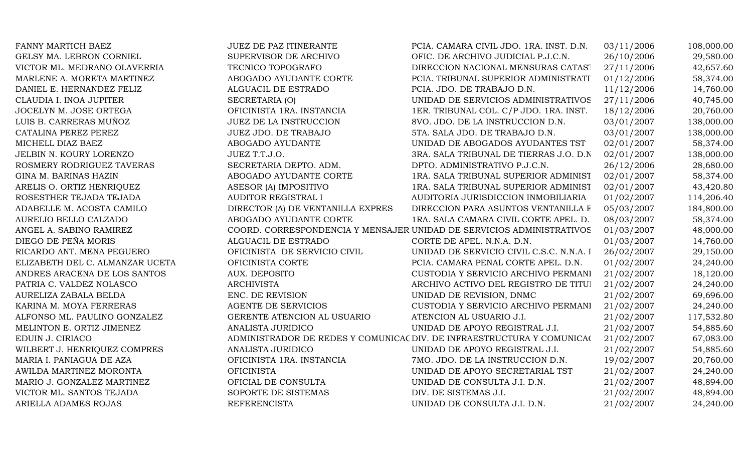| | | | | |
|---|---|---|---|---|
| FANNY MARTICH BAEZ | JUEZ DE PAZ ITINERANTE | PCIA. CAMARA CIVIL JDO. 1RA. INST. D.N. | 03/11/2006 | 108,000.00 |
| GELSY MA. LEBRON CORNIEL | SUPERVISOR DE ARCHIVO | OFIC. DE ARCHIVO JUDICIAL P.J.C.N. | 26/10/2006 | 29,580.00 |
| VICTOR ML. MEDRANO OLAVERRIA | TECNICO TOPOGRAFO | DIRECCION NACIONAL MENSURAS CATAST | 27/11/2006 | 42,657.60 |
| MARLENE A. MORETA MARTINEZ | ABOGADO AYUDANTE CORTE | PCIA. TRIBUNAL SUPERIOR ADMINISTRATI | 01/12/2006 | 58,374.00 |
| DANIEL E. HERNANDEZ FELIZ | ALGUACIL DE ESTRADO | PCIA. JDO. DE TRABAJO D.N. | 11/12/2006 | 14,760.00 |
| CLAUDIA I. INOA JUPITER | SECRETARIA (O) | UNIDAD DE SERVICIOS ADMINISTRATIVOS | 27/11/2006 | 40,745.00 |
| JOCELYN M. JOSE ORTEGA | OFICINISTA 1RA. INSTANCIA | 1ER. TRIBUNAL COL. C/P JDO. 1RA. INST. | 18/12/2006 | 20,760.00 |
| LUIS B. CARRERAS MUÑOZ | JUEZ DE LA INSTRUCCION | 8VO. JDO. DE LA INSTRUCCION D.N. | 03/01/2007 | 138,000.00 |
| CATALINA PEREZ PEREZ | JUEZ JDO. DE TRABAJO | 5TA. SALA JDO. DE TRABAJO D.N. | 03/01/2007 | 138,000.00 |
| MICHELL DIAZ BAEZ | ABOGADO AYUDANTE | UNIDAD DE ABOGADOS AYUDANTES TST | 02/01/2007 | 58,374.00 |
| JELBIN N. KOURY LORENZO | JUEZ T.T.J.O. | 3RA. SALA TRIBUNAL DE TIERRAS J.O. D.N | 02/01/2007 | 138,000.00 |
| ROSMERY RODRIGUEZ TAVERAS | SECRETARIA DEPTO. ADM. | DPTO. ADMINISTRATIVO P.J.C.N. | 26/12/2006 | 28,680.00 |
| GINA M. BARINAS HAZIN | ABOGADO AYUDANTE CORTE | 1RA. SALA TRIBUNAL SUPERIOR ADMINIST | 02/01/2007 | 58,374.00 |
| ARELIS O. ORTIZ HENRIQUEZ | ASESOR (A) IMPOSITIVO | 1RA. SALA TRIBUNAL SUPERIOR ADMINIST | 02/01/2007 | 43,420.80 |
| ROSESTHER TEJADA TEJADA | AUDITOR REGISTRAL I | AUDITORIA JURISDICCION INMOBILIARIA | 01/02/2007 | 114,206.40 |
| ADABELLE M. ACOSTA CAMILO | DIRECTOR (A) DE VENTANILLA EXPRES | DIRECCION PARA ASUNTOS VENTANILLA E | 05/03/2007 | 184,800.00 |
| AURELIO BELLO CALZADO | ABOGADO AYUDANTE CORTE | 1RA. SALA CAMARA CIVIL CORTE APEL. D. | 08/03/2007 | 58,374.00 |
| ANGEL A. SABINO RAMIREZ | COORD. CORRESPONDENCIA Y MENSAJER | UNIDAD DE SERVICIOS ADMINISTRATIVOS | 01/03/2007 | 48,000.00 |
| DIEGO DE PEÑA MORIS | ALGUACIL DE ESTRADO | CORTE DE APEL. N.N.A. D.N. | 01/03/2007 | 14,760.00 |
| RICARDO ANT. MENA PEGUERO | OFICINISTA DE SERVICIO CIVIL | UNIDAD DE SERVICIO CIVIL C.S.C. N.N.A. I | 26/02/2007 | 29,150.00 |
| ELIZABETH DEL C. ALMANZAR UCETA | OFICINISTA CORTE | PCIA. CAMARA PENAL CORTE APEL. D.N. | 01/02/2007 | 24,240.00 |
| ANDRES ARACENA DE LOS SANTOS | AUX. DEPOSITO | CUSTODIA Y SERVICIO ARCHIVO PERMANI | 21/02/2007 | 18,120.00 |
| PATRIA C. VALDEZ NOLASCO | ARCHIVISTA | ARCHIVO ACTIVO DEL REGISTRO DE TITUI | 21/02/2007 | 24,240.00 |
| AURELIZA ZABALA BELDA | ENC. DE REVISION | UNIDAD DE REVISION, DNMC | 21/02/2007 | 69,696.00 |
| KARINA M. MOYA FERRERAS | AGENTE DE SERVICIOS | CUSTODIA Y SERVICIO ARCHIVO PERMANI | 21/02/2007 | 24,240.00 |
| ALFONSO ML. PAULINO GONZALEZ | GERENTE ATENCION AL USUARIO | ATENCION AL USUARIO J.I. | 21/02/2007 | 117,532.80 |
| MELINTON E. ORTIZ JIMENEZ | ANALISTA JURIDICO | UNIDAD DE APOYO REGISTRAL J.I. | 21/02/2007 | 54,885.60 |
| EDUIN J. CIRIACO | ADMINISTRADOR DE REDES Y COMUNICAC | DIV. DE INFRAESTRUCTURA Y COMUNICAC | 21/02/2007 | 67,083.00 |
| WILBERT J. HENRIQUEZ COMPRES | ANALISTA JURIDICO | UNIDAD DE APOYO REGISTRAL J.I. | 21/02/2007 | 54,885.60 |
| MARIA I. PANIAGUA DE AZA | OFICINISTA 1RA. INSTANCIA | 7MO. JDO. DE LA INSTRUCCION D.N. | 19/02/2007 | 20,760.00 |
| AWILDA MARTINEZ MORONTA | OFICINISTA | UNIDAD DE APOYO SECRETARIAL TST | 21/02/2007 | 24,240.00 |
| MARIO J. GONZALEZ MARTINEZ | OFICIAL DE CONSULTA | UNIDAD DE CONSULTA J.I. D.N. | 21/02/2007 | 48,894.00 |
| VICTOR ML. SANTOS TEJADA | SOPORTE DE SISTEMAS | DIV. DE SISTEMAS J.I. | 21/02/2007 | 48,894.00 |
| ARIELLA ADAMES ROJAS | REFERENCISTA | UNIDAD DE CONSULTA J.I. D.N. | 21/02/2007 | 24,240.00 |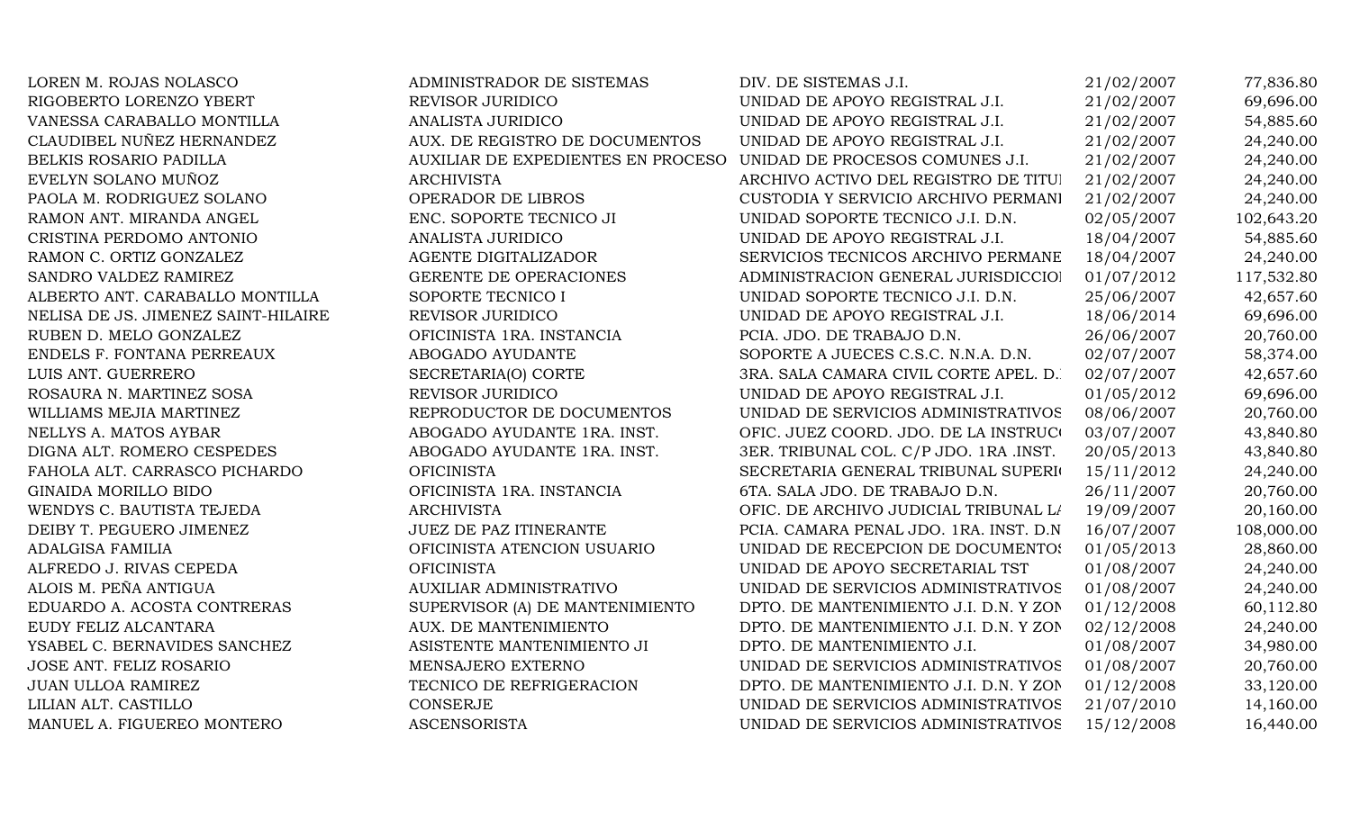| | | | | |
|---|---|---|---|---|
| LOREN M. ROJAS NOLASCO | ADMINISTRADOR DE SISTEMAS | DIV. DE SISTEMAS J.I. | 21/02/2007 | 77,836.80 |
| RIGOBERTO LORENZO YBERT | REVISOR JURIDICO | UNIDAD DE APOYO REGISTRAL J.I. | 21/02/2007 | 69,696.00 |
| VANESSA CARABALLO MONTILLA | ANALISTA JURIDICO | UNIDAD DE APOYO REGISTRAL J.I. | 21/02/2007 | 54,885.60 |
| CLAUDIBEL NUÑEZ HERNANDEZ | AUX. DE REGISTRO DE DOCUMENTOS | UNIDAD DE APOYO REGISTRAL J.I. | 21/02/2007 | 24,240.00 |
| BELKIS ROSARIO PADILLA | AUXILIAR DE EXPEDIENTES EN PROCESO | UNIDAD DE PROCESOS COMUNES J.I. | 21/02/2007 | 24,240.00 |
| EVELYN SOLANO MUÑOZ | ARCHIVISTA | ARCHIVO ACTIVO DEL REGISTRO DE TITUI | 21/02/2007 | 24,240.00 |
| PAOLA M. RODRIGUEZ SOLANO | OPERADOR DE LIBROS | CUSTODIA Y SERVICIO ARCHIVO PERMANI | 21/02/2007 | 24,240.00 |
| RAMON ANT. MIRANDA ANGEL | ENC. SOPORTE TECNICO JI | UNIDAD SOPORTE TECNICO J.I. D.N. | 02/05/2007 | 102,643.20 |
| CRISTINA PERDOMO ANTONIO | ANALISTA JURIDICO | UNIDAD DE APOYO REGISTRAL J.I. | 18/04/2007 | 54,885.60 |
| RAMON C. ORTIZ GONZALEZ | AGENTE DIGITALIZADOR | SERVICIOS TECNICOS ARCHIVO PERMANE | 18/04/2007 | 24,240.00 |
| SANDRO VALDEZ RAMIREZ | GERENTE DE OPERACIONES | ADMINISTRACION GENERAL JURISDICCIOI | 01/07/2012 | 117,532.80 |
| ALBERTO ANT. CARABALLO MONTILLA | SOPORTE TECNICO I | UNIDAD SOPORTE TECNICO J.I. D.N. | 25/06/2007 | 42,657.60 |
| NELISA DE JS. JIMENEZ SAINT-HILAIRE | REVISOR JURIDICO | UNIDAD DE APOYO REGISTRAL J.I. | 18/06/2014 | 69,696.00 |
| RUBEN D. MELO GONZALEZ | OFICINISTA 1RA. INSTANCIA | PCIA. JDO. DE TRABAJO D.N. | 26/06/2007 | 20,760.00 |
| ENDELS F. FONTANA PERREAUX | ABOGADO AYUDANTE | SOPORTE A JUECES C.S.C. N.N.A. D.N. | 02/07/2007 | 58,374.00 |
| LUIS ANT. GUERRERO | SECRETARIA(O) CORTE | 3RA. SALA CAMARA CIVIL CORTE APEL. D. | 02/07/2007 | 42,657.60 |
| ROSAURA N. MARTINEZ SOSA | REVISOR JURIDICO | UNIDAD DE APOYO REGISTRAL J.I. | 01/05/2012 | 69,696.00 |
| WILLIAMS MEJIA MARTINEZ | REPRODUCTOR DE DOCUMENTOS | UNIDAD DE SERVICIOS ADMINISTRATIVOS | 08/06/2007 | 20,760.00 |
| NELLYS A. MATOS AYBAR | ABOGADO AYUDANTE 1RA. INST. | OFIC. JUEZ COORD. JDO. DE LA INSTRUC | 03/07/2007 | 43,840.80 |
| DIGNA ALT. ROMERO CESPEDES | ABOGADO AYUDANTE 1RA. INST. | 3ER. TRIBUNAL COL. C/P JDO. 1RA .INST. | 20/05/2013 | 43,840.80 |
| FAHOLA ALT. CARRASCO PICHARDO | OFICINISTA | SECRETARIA GENERAL TRIBUNAL SUPERI | 15/11/2012 | 24,240.00 |
| GINAIDA MORILLO BIDO | OFICINISTA 1RA. INSTANCIA | 6TA. SALA JDO. DE TRABAJO D.N. | 26/11/2007 | 20,760.00 |
| WENDYS C. BAUTISTA TEJEDA | ARCHIVISTA | OFIC. DE ARCHIVO JUDICIAL TRIBUNAL LA | 19/09/2007 | 20,160.00 |
| DEIBY T. PEGUERO JIMENEZ | JUEZ DE PAZ ITINERANTE | PCIA. CAMARA PENAL JDO. 1RA. INST. D.N | 16/07/2007 | 108,000.00 |
| ADALGISA FAMILIA | OFICINISTA ATENCION USUARIO | UNIDAD DE RECEPCION DE DOCUMENTOS | 01/05/2013 | 28,860.00 |
| ALFREDO J. RIVAS CEPEDA | OFICINISTA | UNIDAD DE APOYO SECRETARIAL TST | 01/08/2007 | 24,240.00 |
| ALOIS M. PEÑA ANTIGUA | AUXILIAR ADMINISTRATIVO | UNIDAD DE SERVICIOS ADMINISTRATIVOS | 01/08/2007 | 24,240.00 |
| EDUARDO A. ACOSTA CONTRERAS | SUPERVISOR (A) DE MANTENIMIENTO | DPTO. DE MANTENIMIENTO J.I. D.N. Y ZON | 01/12/2008 | 60,112.80 |
| EUDY FELIZ ALCANTARA | AUX. DE MANTENIMIENTO | DPTO. DE MANTENIMIENTO J.I. D.N. Y ZON | 02/12/2008 | 24,240.00 |
| YSABEL C. BERNAVIDES SANCHEZ | ASISTENTE MANTENIMIENTO JI | DPTO. DE MANTENIMIENTO J.I. | 01/08/2007 | 34,980.00 |
| JOSE ANT. FELIZ ROSARIO | MENSAJERO EXTERNO | UNIDAD DE SERVICIOS ADMINISTRATIVOS | 01/08/2007 | 20,760.00 |
| JUAN ULLOA RAMIREZ | TECNICO DE REFRIGERACION | DPTO. DE MANTENIMIENTO J.I. D.N. Y ZON | 01/12/2008 | 33,120.00 |
| LILIAN ALT. CASTILLO | CONSERJE | UNIDAD DE SERVICIOS ADMINISTRATIVOS | 21/07/2010 | 14,160.00 |
| MANUEL A. FIGUEREO MONTERO | ASCENSORISTA | UNIDAD DE SERVICIOS ADMINISTRATIVOS | 15/12/2008 | 16,440.00 |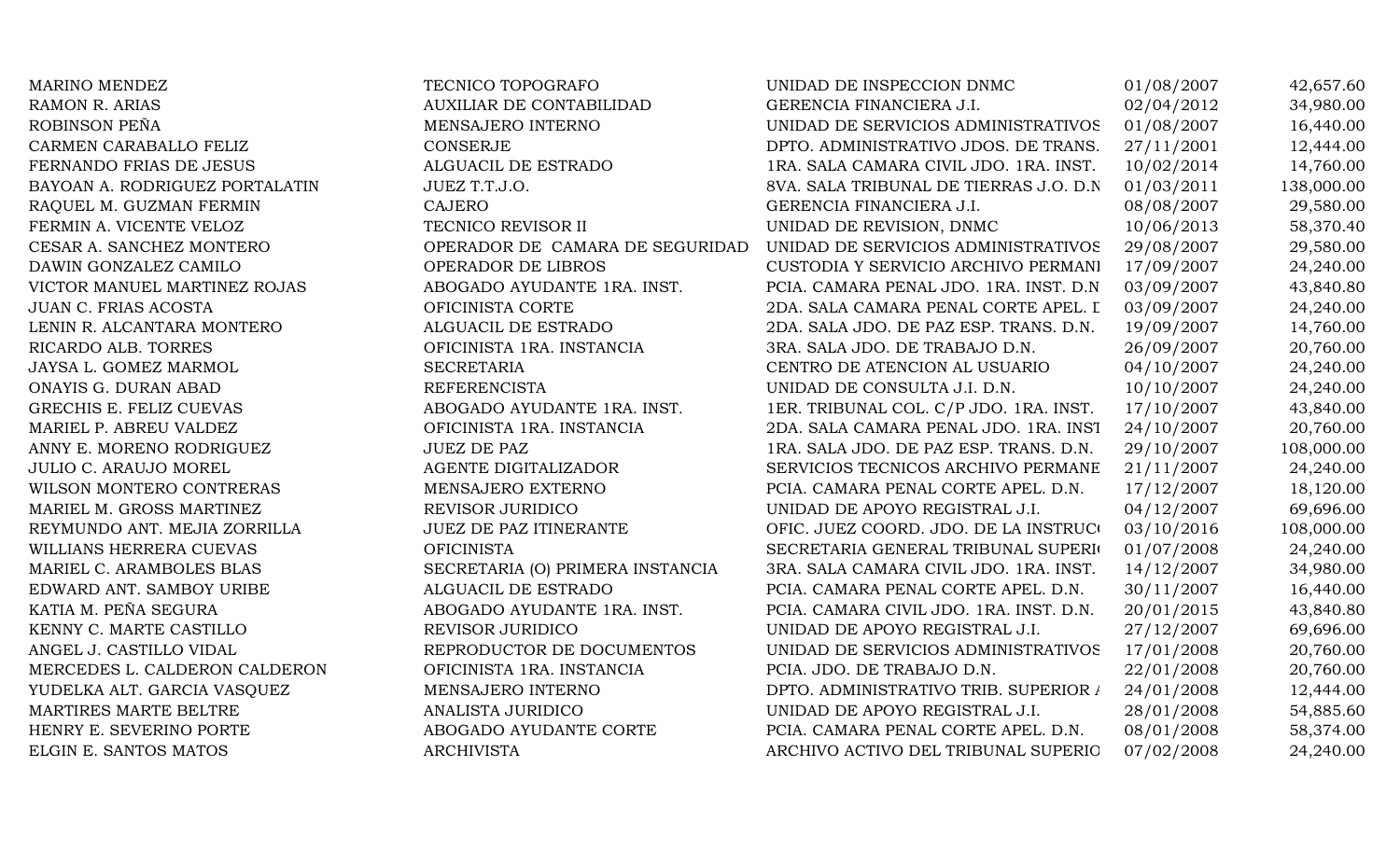| | | | | |
|---|---|---|---|---|
| MARINO MENDEZ | TECNICO TOPOGRAFO | UNIDAD DE INSPECCION DNMC | 01/08/2007 | 42,657.60 |
| RAMON R. ARIAS | AUXILIAR DE CONTABILIDAD | GERENCIA FINANCIERA J.I. | 02/04/2012 | 34,980.00 |
| ROBINSON PEÑA | MENSAJERO INTERNO | UNIDAD DE SERVICIOS ADMINISTRATIVOS | 01/08/2007 | 16,440.00 |
| CARMEN CARABALLO FELIZ | CONSERJE | DPTO. ADMINISTRATIVO JDOS. DE TRANS. | 27/11/2001 | 12,444.00 |
| FERNANDO FRIAS DE JESUS | ALGUACIL DE ESTRADO | 1RA. SALA CAMARA CIVIL JDO. 1RA. INST. | 10/02/2014 | 14,760.00 |
| BAYOAN A. RODRIGUEZ PORTALATIN | JUEZ T.T.J.O. | 8VA. SALA TRIBUNAL DE TIERRAS J.O. D.N | 01/03/2011 | 138,000.00 |
| RAQUEL M. GUZMAN FERMIN | CAJERO | GERENCIA FINANCIERA J.I. | 08/08/2007 | 29,580.00 |
| FERMIN A. VICENTE VELOZ | TECNICO REVISOR II | UNIDAD DE REVISION, DNMC | 10/06/2013 | 58,370.40 |
| CESAR A. SANCHEZ MONTERO | OPERADOR DE CAMARA DE SEGURIDAD | UNIDAD DE SERVICIOS ADMINISTRATIVOS | 29/08/2007 | 29,580.00 |
| DAWIN GONZALEZ CAMILO | OPERADOR DE LIBROS | CUSTODIA Y SERVICIO ARCHIVO PERMANI | 17/09/2007 | 24,240.00 |
| VICTOR MANUEL MARTINEZ ROJAS | ABOGADO AYUDANTE 1RA. INST. | PCIA. CAMARA PENAL JDO. 1RA. INST. D.N | 03/09/2007 | 43,840.80 |
| JUAN C. FRIAS ACOSTA | OFICINISTA CORTE | 2DA. SALA CAMARA PENAL CORTE APEL. I | 03/09/2007 | 24,240.00 |
| LENIN R. ALCANTARA MONTERO | ALGUACIL DE ESTRADO | 2DA. SALA JDO. DE PAZ ESP. TRANS. D.N. | 19/09/2007 | 14,760.00 |
| RICARDO ALB. TORRES | OFICINISTA 1RA. INSTANCIA | 3RA. SALA JDO. DE TRABAJO D.N. | 26/09/2007 | 20,760.00 |
| JAYSA L. GOMEZ MARMOL | SECRETARIA | CENTRO DE ATENCION AL USUARIO | 04/10/2007 | 24,240.00 |
| ONAYIS G. DURAN ABAD | REFERENCISTA | UNIDAD DE CONSULTA J.I. D.N. | 10/10/2007 | 24,240.00 |
| GRECHIS E. FELIZ CUEVAS | ABOGADO AYUDANTE 1RA. INST. | 1ER. TRIBUNAL COL. C/P JDO. 1RA. INST. | 17/10/2007 | 43,840.00 |
| MARIEL P. ABREU VALDEZ | OFICINISTA 1RA. INSTANCIA | 2DA. SALA CAMARA PENAL JDO. 1RA. INST | 24/10/2007 | 20,760.00 |
| ANNY E. MORENO RODRIGUEZ | JUEZ DE PAZ | 1RA. SALA JDO. DE PAZ ESP. TRANS. D.N. | 29/10/2007 | 108,000.00 |
| JULIO C. ARAUJO MOREL | AGENTE DIGITALIZADOR | SERVICIOS TECNICOS ARCHIVO PERMANE | 21/11/2007 | 24,240.00 |
| WILSON MONTERO CONTRERAS | MENSAJERO EXTERNO | PCIA. CAMARA PENAL CORTE APEL. D.N. | 17/12/2007 | 18,120.00 |
| MARIEL M. GROSS MARTINEZ | REVISOR JURIDICO | UNIDAD DE APOYO REGISTRAL J.I. | 04/12/2007 | 69,696.00 |
| REYMUNDO ANT. MEJIA ZORRILLA | JUEZ DE PAZ ITINERANTE | OFIC. JUEZ COORD. JDO. DE LA INSTRUCC | 03/10/2016 | 108,000.00 |
| WILLIANS HERRERA CUEVAS | OFICINISTA | SECRETARIA GENERAL TRIBUNAL SUPERI | 01/07/2008 | 24,240.00 |
| MARIEL C. ARAMBOLES BLAS | SECRETARIA (O) PRIMERA INSTANCIA | 3RA. SALA CAMARA CIVIL JDO. 1RA. INST. | 14/12/2007 | 34,980.00 |
| EDWARD ANT. SAMBOY URIBE | ALGUACIL DE ESTRADO | PCIA. CAMARA PENAL CORTE APEL. D.N. | 30/11/2007 | 16,440.00 |
| KATIA M. PEÑA SEGURA | ABOGADO AYUDANTE 1RA. INST. | PCIA. CAMARA CIVIL JDO. 1RA. INST. D.N. | 20/01/2015 | 43,840.80 |
| KENNY C. MARTE CASTILLO | REVISOR JURIDICO | UNIDAD DE APOYO REGISTRAL J.I. | 27/12/2007 | 69,696.00 |
| ANGEL J. CASTILLO VIDAL | REPRODUCTOR DE DOCUMENTOS | UNIDAD DE SERVICIOS ADMINISTRATIVOS | 17/01/2008 | 20,760.00 |
| MERCEDES L. CALDERON CALDERON | OFICINISTA 1RA. INSTANCIA | PCIA. JDO. DE TRABAJO D.N. | 22/01/2008 | 20,760.00 |
| YUDELKA ALT. GARCIA VASQUEZ | MENSAJERO INTERNO | DPTO. ADMINISTRATIVO TRIB. SUPERIOR / | 24/01/2008 | 12,444.00 |
| MARTIRES MARTE BELTRE | ANALISTA JURIDICO | UNIDAD DE APOYO REGISTRAL J.I. | 28/01/2008 | 54,885.60 |
| HENRY E. SEVERINO PORTE | ABOGADO AYUDANTE CORTE | PCIA. CAMARA PENAL CORTE APEL. D.N. | 08/01/2008 | 58,374.00 |
| ELGIN E. SANTOS MATOS | ARCHIVISTA | ARCHIVO ACTIVO DEL TRIBUNAL SUPERIC | 07/02/2008 | 24,240.00 |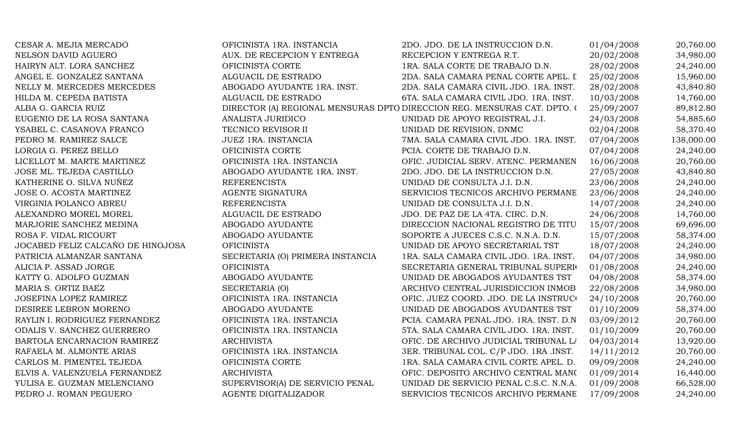| | | | | |
|---|---|---|---|---|
| CESAR A. MEJIA MERCADO | OFICINISTA 1RA. INSTANCIA | 2DO. JDO. DE LA INSTRUCCION D.N. | 01/04/2008 | 20,760.00 |
| NELSON DAVID AGUERO | AUX. DE RECEPCION Y ENTREGA | RECEPCION Y ENTREGA R.T. | 20/02/2008 | 34,980.00 |
| HAIRYN ALT. LORA SANCHEZ | OFICINISTA CORTE | 1RA. SALA CORTE DE TRABAJO D.N. | 28/02/2008 | 24,240.00 |
| ANGEL E. GONZALEZ SANTANA | ALGUACIL DE ESTRADO | 2DA. SALA CAMARA PENAL CORTE APEL. I | 25/02/2008 | 15,960.00 |
| NELLY M. MERCEDES MERCEDES | ABOGADO AYUDANTE 1RA. INST. | 2DA. SALA CAMARA CIVIL JDO. 1RA. INST. | 28/02/2008 | 43,840.80 |
| HILDA M. CEPEDA BATISTA | ALGUACIL DE ESTRADO | 6TA. SALA CAMARA CIVIL JDO. 1RA. INST. | 10/03/2008 | 14,760.00 |
| ALBA G. GARCIA RUIZ | DIRECTOR (A) REGIONAL MENSURAS DPTO | DIRECCION REG. MENSURAS CAT. DPTO. ( | 25/09/2007 | 89,812.80 |
| EUGENIO DE LA ROSA SANTANA | ANALISTA JURIDICO | UNIDAD DE APOYO REGISTRAL J.I. | 24/03/2008 | 54,885.60 |
| YSABEL C. CASANOVA FRANCO | TECNICO REVISOR II | UNIDAD DE REVISION, DNMC | 02/04/2008 | 58,370.40 |
| PEDRO M. RAMIREZ SALCE | JUEZ 1RA. INSTANCIA | 7MA. SALA CAMARA CIVIL JDO. 1RA. INST. | 07/04/2008 | 138,000.00 |
| LORGIA G. PEREZ BELLO | OFICINISTA CORTE | PCIA. CORTE DE TRABAJO D.N. | 07/04/2008 | 24,240.00 |
| LICELLOT M. MARTE MARTINEZ | OFICINISTA 1RA. INSTANCIA | OFIC. JUDICIAL SERV. ATENC. PERMANEN | 16/06/2008 | 20,760.00 |
| JOSE ML. TEJEDA CASTILLO | ABOGADO AYUDANTE 1RA. INST. | 2DO. JDO. DE LA INSTRUCCION D.N. | 27/05/2008 | 43,840.80 |
| KATHERINE O. SILVA NUÑEZ | REFERENCISTA | UNIDAD DE CONSULTA J.I. D.N. | 23/06/2008 | 24,240.00 |
| JOSE O. ACOSTA MARTINEZ | AGENTE SIGNATURA | SERVICIOS TECNICOS ARCHIVO PERMANE | 23/06/2008 | 24,240.00 |
| VIRGINIA POLANCO ABREU | REFERENCISTA | UNIDAD DE CONSULTA J.I. D.N. | 14/07/2008 | 24,240.00 |
| ALEXANDRO MOREL MOREL | ALGUACIL DE ESTRADO | JDO. DE PAZ DE LA 4TA. CIRC. D.N. | 24/06/2008 | 14,760.00 |
| MARJORIE SANCHEZ MEDINA | ABOGADO AYUDANTE | DIRECCION NACIONAL REGISTRO DE TITU | 15/07/2008 | 69,696.00 |
| ROSA F. VIDAL RICOURT | ABOGADO AYUDANTE | SOPORTE A JUECES C.S.C. N.N.A. D.N. | 15/07/2008 | 58,374.00 |
| JOCABED FELIZ CALCAÑO DE HINOJOSA | OFICINISTA | UNIDAD DE APOYO SECRETARIAL TST | 18/07/2008 | 24,240.00 |
| PATRICIA ALMANZAR SANTANA | SECRETARIA (O) PRIMERA INSTANCIA | 1RA. SALA CAMARA CIVIL JDO. 1RA. INST. | 04/07/2008 | 34,980.00 |
| ALICIA P. ASSAD JORGE | OFICINISTA | SECRETARIA GENERAL TRIBUNAL SUPERI( | 01/08/2008 | 24,240.00 |
| KATTY G. ADOLFO GUZMAN | ABOGADO AYUDANTE | UNIDAD DE ABOGADOS AYUDANTES TST | 04/08/2008 | 58,374.00 |
| MARIA S. ORTIZ BAEZ | SECRETARIA (O) | ARCHIVO CENTRAL JURISDICCION INMOB | 22/08/2008 | 34,980.00 |
| JOSEFINA LOPEZ RAMIREZ | OFICINISTA 1RA. INSTANCIA | OFIC. JUEZ COORD. JDO. DE LA INSTRUC( | 24/10/2008 | 20,760.00 |
| DESIREE LEBRON MORENO | ABOGADO AYUDANTE | UNIDAD DE ABOGADOS AYUDANTES TST | 01/10/2009 | 58,374.00 |
| RAYLIN I. RODRIGUEZ FERNANDEZ | OFICINISTA 1RA. INSTANCIA | PCIA. CAMARA PENAL JDO. 1RA. INST. D.N | 03/09/2012 | 20,760.00 |
| ODALIS V. SANCHEZ GUERRERO | OFICINISTA 1RA. INSTANCIA | 5TA. SALA CAMARA CIVIL JDO. 1RA. INST. | 01/10/2009 | 20,760.00 |
| BARTOLA ENCARNACION RAMIREZ | ARCHIVISTA | OFIC. DE ARCHIVO JUDICIAL TRIBUNAL L/ | 04/03/2014 | 13,920.00 |
| RAFAELA M. ALMONTE ARIAS | OFICINISTA 1RA. INSTANCIA | 3ER. TRIBUNAL COL. C/P JDO. 1RA .INST. | 14/11/2012 | 20,760.00 |
| CARLOS M. PIMENTEL TEJEDA | OFICINISTA CORTE | 1RA. SALA CAMARA CIVIL CORTE APEL. D. | 09/09/2008 | 24,240.00 |
| ELVIS A. VALENZUELA FERNANDEZ | ARCHIVISTA | OFIC. DEPOSITO ARCHIVO CENTRAL MAN( | 01/09/2014 | 16,440.00 |
| YULISA E. GUZMAN MELENCIANO | SUPERVISOR(A) DE SERVICIO PENAL | UNIDAD DE SERVICIO PENAL C.S.C. N.N.A. | 01/09/2008 | 66,528.00 |
| PEDRO J. ROMAN PEGUERO | AGENTE DIGITALIZADOR | SERVICIOS TECNICOS ARCHIVO PERMANE | 17/09/2008 | 24,240.00 |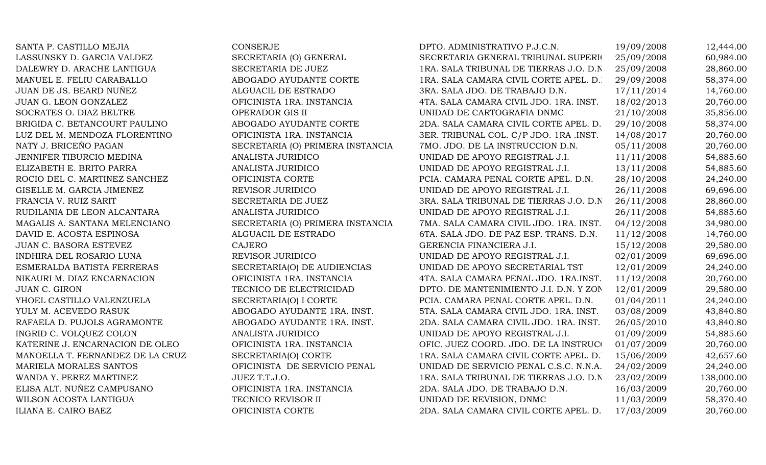| | | | | |
|---|---|---|---|---|
| SANTA P. CASTILLO MEJIA | CONSERJE | DPTO. ADMINISTRATIVO P.J.C.N. | 19/09/2008 | 12,444.00 |
| LASSUNSKY D. GARCIA VALDEZ | SECRETARIA (O) GENERAL | SECRETARIA GENERAL TRIBUNAL SUPERI | 25/09/2008 | 60,984.00 |
| DALEWRY D. ARACHE LANTIGUA | SECRETARIA DE JUEZ | 1RA. SALA TRIBUNAL DE TIERRAS J.O. D.N | 25/09/2008 | 28,860.00 |
| MANUEL E. FELIU CARABALLO | ABOGADO AYUDANTE CORTE | 1RA. SALA CAMARA CIVIL CORTE APEL. D. | 29/09/2008 | 58,374.00 |
| JUAN DE JS. BEARD NUÑEZ | ALGUACIL DE ESTRADO | 3RA. SALA JDO. DE TRABAJO D.N. | 17/11/2014 | 14,760.00 |
| JUAN G. LEON GONZALEZ | OFICINISTA 1RA. INSTANCIA | 4TA. SALA CAMARA CIVIL JDO. 1RA. INST. | 18/02/2013 | 20,760.00 |
| SOCRATES O. DIAZ BELTRE | OPERADOR GIS II | UNIDAD DE CARTOGRAFIA DNMC | 21/10/2008 | 35,856.00 |
| BRIGIDA C. BETANCOURT PAULINO | ABOGADO AYUDANTE CORTE | 2DA. SALA CAMARA CIVIL CORTE APEL. D. | 29/10/2008 | 58,374.00 |
| LUZ DEL M. MENDOZA FLORENTINO | OFICINISTA 1RA. INSTANCIA | 3ER. TRIBUNAL COL. C/P JDO. 1RA .INST. | 14/08/2017 | 20,760.00 |
| NATY J. BRICEÑO PAGAN | SECRETARIA (O) PRIMERA INSTANCIA | 7MO. JDO. DE LA INSTRUCCION D.N. | 05/11/2008 | 20,760.00 |
| JENNIFER TIBURCIO MEDINA | ANALISTA JURIDICO | UNIDAD DE APOYO REGISTRAL J.I. | 11/11/2008 | 54,885.60 |
| ELIZABETH E. BRITO PARRA | ANALISTA JURIDICO | UNIDAD DE APOYO REGISTRAL J.I. | 13/11/2008 | 54,885.60 |
| ROCIO DEL C. MARTINEZ SANCHEZ | OFICINISTA CORTE | PCIA. CAMARA PENAL CORTE APEL. D.N. | 28/10/2008 | 24,240.00 |
| GISELLE M. GARCIA JIMENEZ | REVISOR JURIDICO | UNIDAD DE APOYO REGISTRAL J.I. | 26/11/2008 | 69,696.00 |
| FRANCIA V. RUIZ SARIT | SECRETARIA DE JUEZ | 3RA. SALA TRIBUNAL DE TIERRAS J.O. D.N | 26/11/2008 | 28,860.00 |
| RUDILANIA DE LEON ALCANTARA | ANALISTA JURIDICO | UNIDAD DE APOYO REGISTRAL J.I. | 26/11/2008 | 54,885.60 |
| MAGALIS A. SANTANA MELENCIANO | SECRETARIA (O) PRIMERA INSTANCIA | 7MA. SALA CAMARA CIVIL JDO. 1RA. INST. | 04/12/2008 | 34,980.00 |
| DAVID E. ACOSTA ESPINOSA | ALGUACIL DE ESTRADO | 6TA. SALA JDO. DE PAZ ESP. TRANS. D.N. | 11/12/2008 | 14,760.00 |
| JUAN C. BASORA ESTEVEZ | CAJERO | GERENCIA FINANCIERA J.I. | 15/12/2008 | 29,580.00 |
| INDHIRA DEL ROSARIO LUNA | REVISOR JURIDICO | UNIDAD DE APOYO REGISTRAL J.I. | 02/01/2009 | 69,696.00 |
| ESMERALDA BATISTA FERRERAS | SECRETARIA(O) DE AUDIENCIAS | UNIDAD DE APOYO SECRETARIAL TST | 12/01/2009 | 24,240.00 |
| NIKAURI M. DIAZ ENCARNACION | OFICINISTA 1RA. INSTANCIA | 4TA. SALA CAMARA PENAL JDO. 1RA.INST. | 11/12/2008 | 20,760.00 |
| JUAN C. GIRON | TECNICO DE ELECTRICIDAD | DPTO. DE MANTENIMIENTO J.I. D.N. Y ZON | 12/01/2009 | 29,580.00 |
| YHOEL CASTILLO VALENZUELA | SECRETARIA(O) I CORTE | PCIA. CAMARA PENAL CORTE APEL. D.N. | 01/04/2011 | 24,240.00 |
| YULY M. ACEVEDO RASUK | ABOGADO AYUDANTE 1RA. INST. | 5TA. SALA CAMARA CIVIL JDO. 1RA. INST. | 03/08/2009 | 43,840.80 |
| RAFAELA D. PUJOLS AGRAMONTE | ABOGADO AYUDANTE 1RA. INST. | 2DA. SALA CAMARA CIVIL JDO. 1RA. INST. | 26/05/2010 | 43,840.80 |
| INGRID C. VOLQUEZ COLON | ANALISTA JURIDICO | UNIDAD DE APOYO REGISTRAL J.I. | 01/09/2009 | 54,885.60 |
| KATERINE J. ENCARNACION DE OLEO | OFICINISTA 1RA. INSTANCIA | OFIC. JUEZ COORD. JDO. DE LA INSTRUCC | 01/07/2009 | 20,760.00 |
| MANOELLA T. FERNANDEZ DE LA CRUZ | SECRETARIA(O) CORTE | 1RA. SALA CAMARA CIVIL CORTE APEL. D. | 15/06/2009 | 42,657.60 |
| MARIELA MORALES SANTOS | OFICINISTA DE SERVICIO PENAL | UNIDAD DE SERVICIO PENAL C.S.C. N.N.A. | 24/02/2009 | 24,240.00 |
| WANDA Y. PEREZ MARTINEZ | JUEZ T.T.J.O. | 1RA. SALA TRIBUNAL DE TIERRAS J.O. D.N | 23/02/2009 | 138,000.00 |
| ELISA ALT. NUÑEZ CAMPUSANO | OFICINISTA 1RA. INSTANCIA | 2DA. SALA JDO. DE TRABAJO D.N. | 16/03/2009 | 20,760.00 |
| WILSON ACOSTA LANTIGUA | TECNICO REVISOR II | UNIDAD DE REVISION, DNMC | 11/03/2009 | 58,370.40 |
| ILIANA E. CAIRO BAEZ | OFICINISTA CORTE | 2DA. SALA CAMARA CIVIL CORTE APEL. D. | 17/03/2009 | 20,760.00 |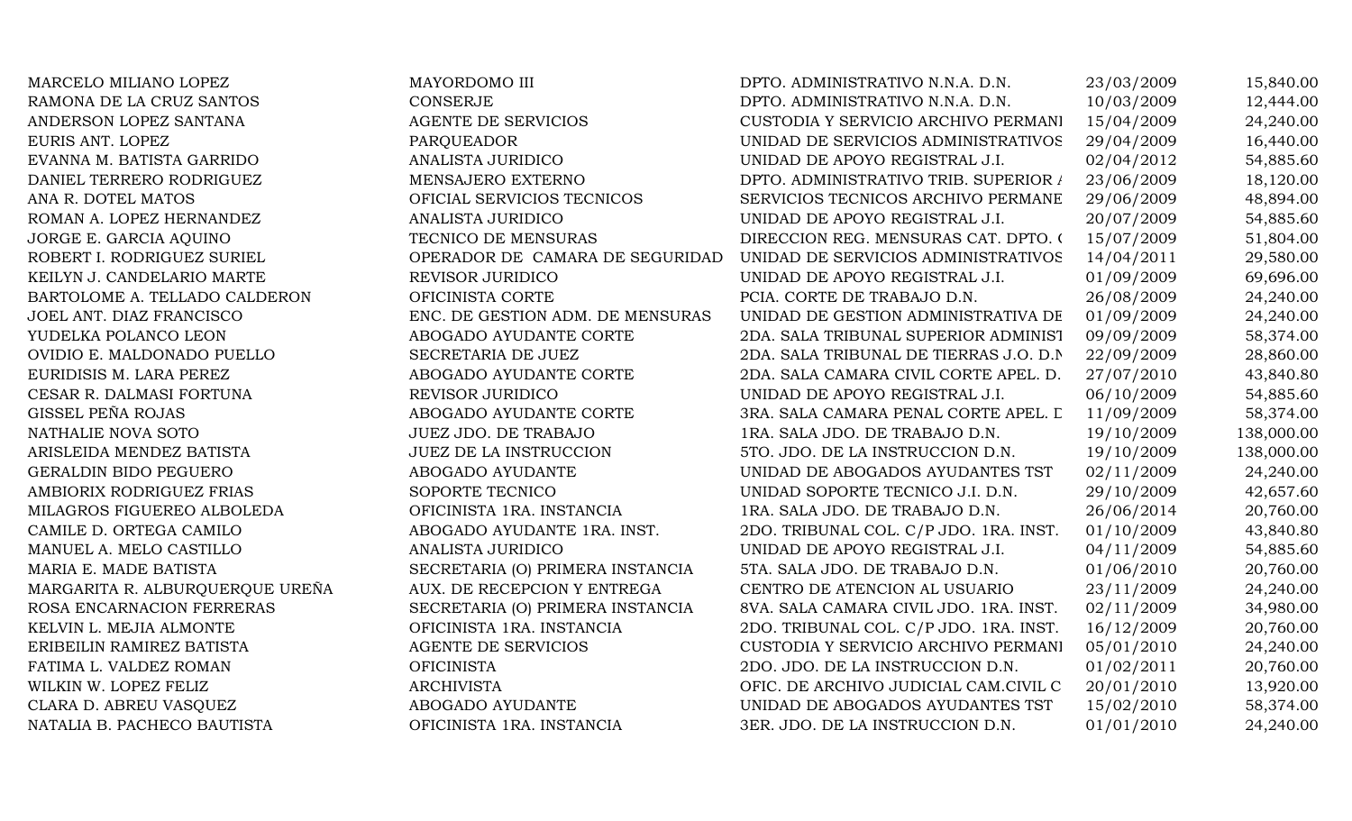| | | | | |
|---|---|---|---|---|
| MARCELO MILIANO LOPEZ | MAYORDOMO III | DPTO. ADMINISTRATIVO N.N.A. D.N. | 23/03/2009 | 15,840.00 |
| RAMONA DE LA CRUZ SANTOS | CONSERJE | DPTO. ADMINISTRATIVO N.N.A. D.N. | 10/03/2009 | 12,444.00 |
| ANDERSON LOPEZ SANTANA | AGENTE DE SERVICIOS | CUSTODIA Y SERVICIO ARCHIVO PERMANI | 15/04/2009 | 24,240.00 |
| EURIS ANT. LOPEZ | PARQUEADOR | UNIDAD DE SERVICIOS ADMINISTRATIVOS | 29/04/2009 | 16,440.00 |
| EVANNA M. BATISTA GARRIDO | ANALISTA JURIDICO | UNIDAD DE APOYO REGISTRAL J.I. | 02/04/2012 | 54,885.60 |
| DANIEL TERRERO RODRIGUEZ | MENSAJERO EXTERNO | DPTO. ADMINISTRATIVO TRIB. SUPERIOR / | 23/06/2009 | 18,120.00 |
| ANA R. DOTEL MATOS | OFICIAL SERVICIOS TECNICOS | SERVICIOS TECNICOS ARCHIVO PERMANE | 29/06/2009 | 48,894.00 |
| ROMAN A. LOPEZ HERNANDEZ | ANALISTA JURIDICO | UNIDAD DE APOYO REGISTRAL J.I. | 20/07/2009 | 54,885.60 |
| JORGE E. GARCIA AQUINO | TECNICO DE MENSURAS | DIRECCION REG. MENSURAS CAT. DPTO. ( | 15/07/2009 | 51,804.00 |
| ROBERT I. RODRIGUEZ SURIEL | OPERADOR DE CAMARA DE SEGURIDAD | UNIDAD DE SERVICIOS ADMINISTRATIVOS | 14/04/2011 | 29,580.00 |
| KEILYN J. CANDELARIO MARTE | REVISOR JURIDICO | UNIDAD DE APOYO REGISTRAL J.I. | 01/09/2009 | 69,696.00 |
| BARTOLOME A. TELLADO CALDERON | OFICINISTA CORTE | PCIA. CORTE DE TRABAJO D.N. | 26/08/2009 | 24,240.00 |
| JOEL ANT. DIAZ FRANCISCO | ENC. DE GESTION ADM. DE MENSURAS | UNIDAD DE GESTION ADMINISTRATIVA DE | 01/09/2009 | 24,240.00 |
| YUDELKA POLANCO LEON | ABOGADO AYUDANTE CORTE | 2DA. SALA TRIBUNAL SUPERIOR ADMINIST | 09/09/2009 | 58,374.00 |
| OVIDIO E. MALDONADO PUELLO | SECRETARIA DE JUEZ | 2DA. SALA TRIBUNAL DE TIERRAS J.O. D.N | 22/09/2009 | 28,860.00 |
| EURIDISIS M. LARA PEREZ | ABOGADO AYUDANTE CORTE | 2DA. SALA CAMARA CIVIL CORTE APEL. D. | 27/07/2010 | 43,840.80 |
| CESAR R. DALMASI FORTUNA | REVISOR JURIDICO | UNIDAD DE APOYO REGISTRAL J.I. | 06/10/2009 | 54,885.60 |
| GISSEL PEÑA ROJAS | ABOGADO AYUDANTE CORTE | 3RA. SALA CAMARA PENAL CORTE APEL. D | 11/09/2009 | 58,374.00 |
| NATHALIE NOVA SOTO | JUEZ JDO. DE TRABAJO | 1RA. SALA JDO. DE TRABAJO D.N. | 19/10/2009 | 138,000.00 |
| ARISLEIDA MENDEZ BATISTA | JUEZ DE LA INSTRUCCION | 5TO. JDO. DE LA INSTRUCCION D.N. | 19/10/2009 | 138,000.00 |
| GERALDIN BIDO PEGUERO | ABOGADO AYUDANTE | UNIDAD DE ABOGADOS AYUDANTES TST | 02/11/2009 | 24,240.00 |
| AMBIORIX RODRIGUEZ FRIAS | SOPORTE TECNICO | UNIDAD SOPORTE TECNICO J.I. D.N. | 29/10/2009 | 42,657.60 |
| MILAGROS FIGUEREO ALBOLEDA | OFICINISTA 1RA. INSTANCIA | 1RA. SALA JDO. DE TRABAJO D.N. | 26/06/2014 | 20,760.00 |
| CAMILE D. ORTEGA CAMILO | ABOGADO AYUDANTE 1RA. INST. | 2DO. TRIBUNAL COL. C/P JDO. 1RA. INST. | 01/10/2009 | 43,840.80 |
| MANUEL A. MELO CASTILLO | ANALISTA JURIDICO | UNIDAD DE APOYO REGISTRAL J.I. | 04/11/2009 | 54,885.60 |
| MARIA E. MADE BATISTA | SECRETARIA (O) PRIMERA INSTANCIA | 5TA. SALA JDO. DE TRABAJO D.N. | 01/06/2010 | 20,760.00 |
| MARGARITA R. ALBURQUERQUE UREÑA | AUX. DE RECEPCION Y ENTREGA | CENTRO DE ATENCION AL USUARIO | 23/11/2009 | 24,240.00 |
| ROSA ENCARNACION FERRERAS | SECRETARIA (O) PRIMERA INSTANCIA | 8VA. SALA CAMARA CIVIL JDO. 1RA. INST. | 02/11/2009 | 34,980.00 |
| KELVIN L. MEJIA ALMONTE | OFICINISTA 1RA. INSTANCIA | 2DO. TRIBUNAL COL. C/P JDO. 1RA. INST. | 16/12/2009 | 20,760.00 |
| ERIBEILIN RAMIREZ BATISTA | AGENTE DE SERVICIOS | CUSTODIA Y SERVICIO ARCHIVO PERMANI | 05/01/2010 | 24,240.00 |
| FATIMA L. VALDEZ ROMAN | OFICINISTA | 2DO. JDO. DE LA INSTRUCCION D.N. | 01/02/2011 | 20,760.00 |
| WILKIN W. LOPEZ FELIZ | ARCHIVISTA | OFIC. DE ARCHIVO JUDICIAL CAM.CIVIL C | 20/01/2010 | 13,920.00 |
| CLARA D. ABREU VASQUEZ | ABOGADO AYUDANTE | UNIDAD DE ABOGADOS AYUDANTES TST | 15/02/2010 | 58,374.00 |
| NATALIA B. PACHECO BAUTISTA | OFICINISTA 1RA. INSTANCIA | 3ER. JDO. DE LA INSTRUCCION D.N. | 01/01/2010 | 24,240.00 |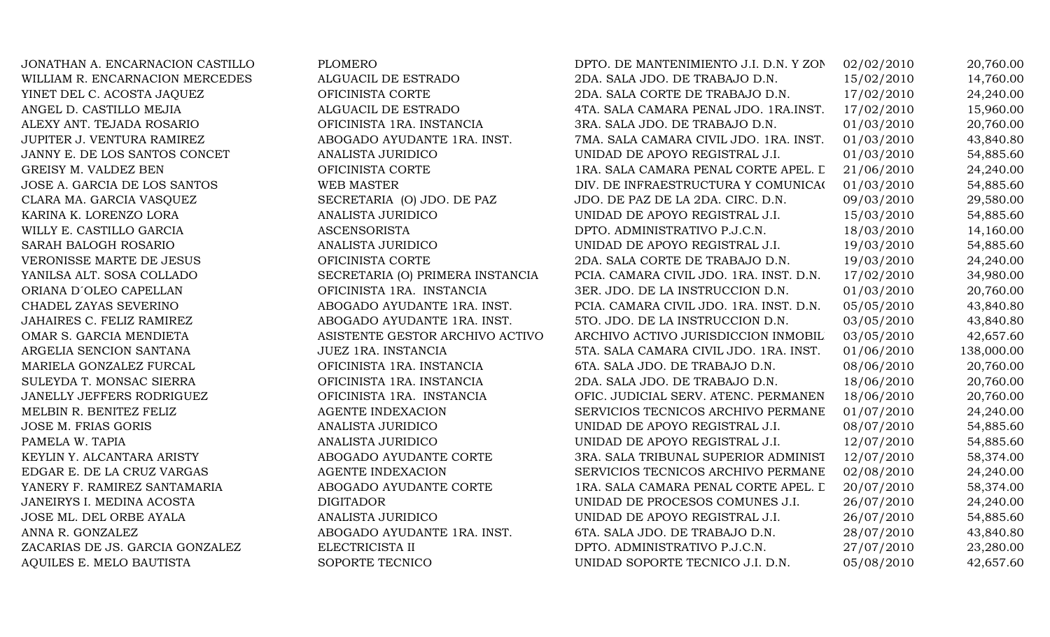| | | | | |
|---|---|---|---|---|
| JONATHAN A. ENCARNACION CASTILLO | PLOMERO | DPTO. DE MANTENIMIENTO J.I. D.N. Y ZON | 02/02/2010 | 20,760.00 |
| WILLIAM R. ENCARNACION MERCEDES | ALGUACIL DE ESTRADO | 2DA. SALA JDO. DE TRABAJO D.N. | 15/02/2010 | 14,760.00 |
| YINET DEL C. ACOSTA JAQUEZ | OFICINISTA CORTE | 2DA. SALA CORTE DE TRABAJO D.N. | 17/02/2010 | 24,240.00 |
| ANGEL D. CASTILLO MEJIA | ALGUACIL DE ESTRADO | 4TA. SALA CAMARA PENAL JDO. 1RA.INST. | 17/02/2010 | 15,960.00 |
| ALEXY ANT. TEJADA ROSARIO | OFICINISTA 1RA. INSTANCIA | 3RA. SALA JDO. DE TRABAJO D.N. | 01/03/2010 | 20,760.00 |
| JUPITER J. VENTURA RAMIREZ | ABOGADO AYUDANTE 1RA. INST. | 7MA. SALA CAMARA CIVIL JDO. 1RA. INST. | 01/03/2010 | 43,840.80 |
| JANNY E. DE LOS SANTOS CONCET | ANALISTA JURIDICO | UNIDAD DE APOYO REGISTRAL J.I. | 01/03/2010 | 54,885.60 |
| GREISY M. VALDEZ BEN | OFICINISTA CORTE | 1RA. SALA CAMARA PENAL CORTE APEL. D | 21/06/2010 | 24,240.00 |
| JOSE A. GARCIA DE LOS SANTOS | WEB MASTER | DIV. DE INFRAESTRUCTURA Y COMUNICAC | 01/03/2010 | 54,885.60 |
| CLARA MA. GARCIA VASQUEZ | SECRETARIA (O) JDO. DE PAZ | JDO. DE PAZ DE LA 2DA. CIRC. D.N. | 09/03/2010 | 29,580.00 |
| KARINA K. LORENZO LORA | ANALISTA JURIDICO | UNIDAD DE APOYO REGISTRAL J.I. | 15/03/2010 | 54,885.60 |
| WILLY E. CASTILLO GARCIA | ASCENSORISTA | DPTO. ADMINISTRATIVO P.J.C.N. | 18/03/2010 | 14,160.00 |
| SARAH BALOGH ROSARIO | ANALISTA JURIDICO | UNIDAD DE APOYO REGISTRAL J.I. | 19/03/2010 | 54,885.60 |
| VERONISSE MARTE DE JESUS | OFICINISTA CORTE | 2DA. SALA CORTE DE TRABAJO D.N. | 19/03/2010 | 24,240.00 |
| YANILSA ALT. SOSA COLLADO | SECRETARIA (O) PRIMERA INSTANCIA | PCIA. CAMARA CIVIL JDO. 1RA. INST. D.N. | 17/02/2010 | 34,980.00 |
| ORIANA D´OLEO CAPELLAN | OFICINISTA 1RA. INSTANCIA | 3ER. JDO. DE LA INSTRUCCION D.N. | 01/03/2010 | 20,760.00 |
| CHADEL ZAYAS SEVERINO | ABOGADO AYUDANTE 1RA. INST. | PCIA. CAMARA CIVIL JDO. 1RA. INST. D.N. | 05/05/2010 | 43,840.80 |
| JAHAIRES C. FELIZ RAMIREZ | ABOGADO AYUDANTE 1RA. INST. | 5TO. JDO. DE LA INSTRUCCION D.N. | 03/05/2010 | 43,840.80 |
| OMAR S. GARCIA MENDIETA | ASISTENTE GESTOR ARCHIVO ACTIVO | ARCHIVO ACTIVO JURISDICCION INMOBIL | 03/05/2010 | 42,657.60 |
| ARGELIA SENCION SANTANA | JUEZ 1RA. INSTANCIA | 5TA. SALA CAMARA CIVIL JDO. 1RA. INST. | 01/06/2010 | 138,000.00 |
| MARIELA GONZALEZ FURCAL | OFICINISTA 1RA. INSTANCIA | 6TA. SALA JDO. DE TRABAJO D.N. | 08/06/2010 | 20,760.00 |
| SULEYDA T. MONSAC SIERRA | OFICINISTA 1RA. INSTANCIA | 2DA. SALA JDO. DE TRABAJO D.N. | 18/06/2010 | 20,760.00 |
| JANELLY JEFFERS RODRIGUEZ | OFICINISTA 1RA. INSTANCIA | OFIC. JUDICIAL SERV. ATENC. PERMANEN | 18/06/2010 | 20,760.00 |
| MELBIN R. BENITEZ FELIZ | AGENTE INDEXACION | SERVICIOS TECNICOS ARCHIVO PERMANE | 01/07/2010 | 24,240.00 |
| JOSE M. FRIAS GORIS | ANALISTA JURIDICO | UNIDAD DE APOYO REGISTRAL J.I. | 08/07/2010 | 54,885.60 |
| PAMELA W. TAPIA | ANALISTA JURIDICO | UNIDAD DE APOYO REGISTRAL J.I. | 12/07/2010 | 54,885.60 |
| KEYLIN Y. ALCANTARA ARISTY | ABOGADO AYUDANTE CORTE | 3RA. SALA TRIBUNAL SUPERIOR ADMINIST | 12/07/2010 | 58,374.00 |
| EDGAR E. DE LA CRUZ VARGAS | AGENTE INDEXACION | SERVICIOS TECNICOS ARCHIVO PERMANE | 02/08/2010 | 24,240.00 |
| YANERY F. RAMIREZ SANTAMARIA | ABOGADO AYUDANTE CORTE | 1RA. SALA CAMARA PENAL CORTE APEL. D | 20/07/2010 | 58,374.00 |
| JANEIRYS I. MEDINA ACOSTA | DIGITADOR | UNIDAD DE PROCESOS COMUNES J.I. | 26/07/2010 | 24,240.00 |
| JOSE ML. DEL ORBE AYALA | ANALISTA JURIDICO | UNIDAD DE APOYO REGISTRAL J.I. | 26/07/2010 | 54,885.60 |
| ANNA R. GONZALEZ | ABOGADO AYUDANTE 1RA. INST. | 6TA. SALA JDO. DE TRABAJO D.N. | 28/07/2010 | 43,840.80 |
| ZACARIAS DE JS. GARCIA GONZALEZ | ELECTRICISTA II | DPTO. ADMINISTRATIVO P.J.C.N. | 27/07/2010 | 23,280.00 |
| AQUILES E. MELO BAUTISTA | SOPORTE TECNICO | UNIDAD SOPORTE TECNICO J.I. D.N. | 05/08/2010 | 42,657.60 |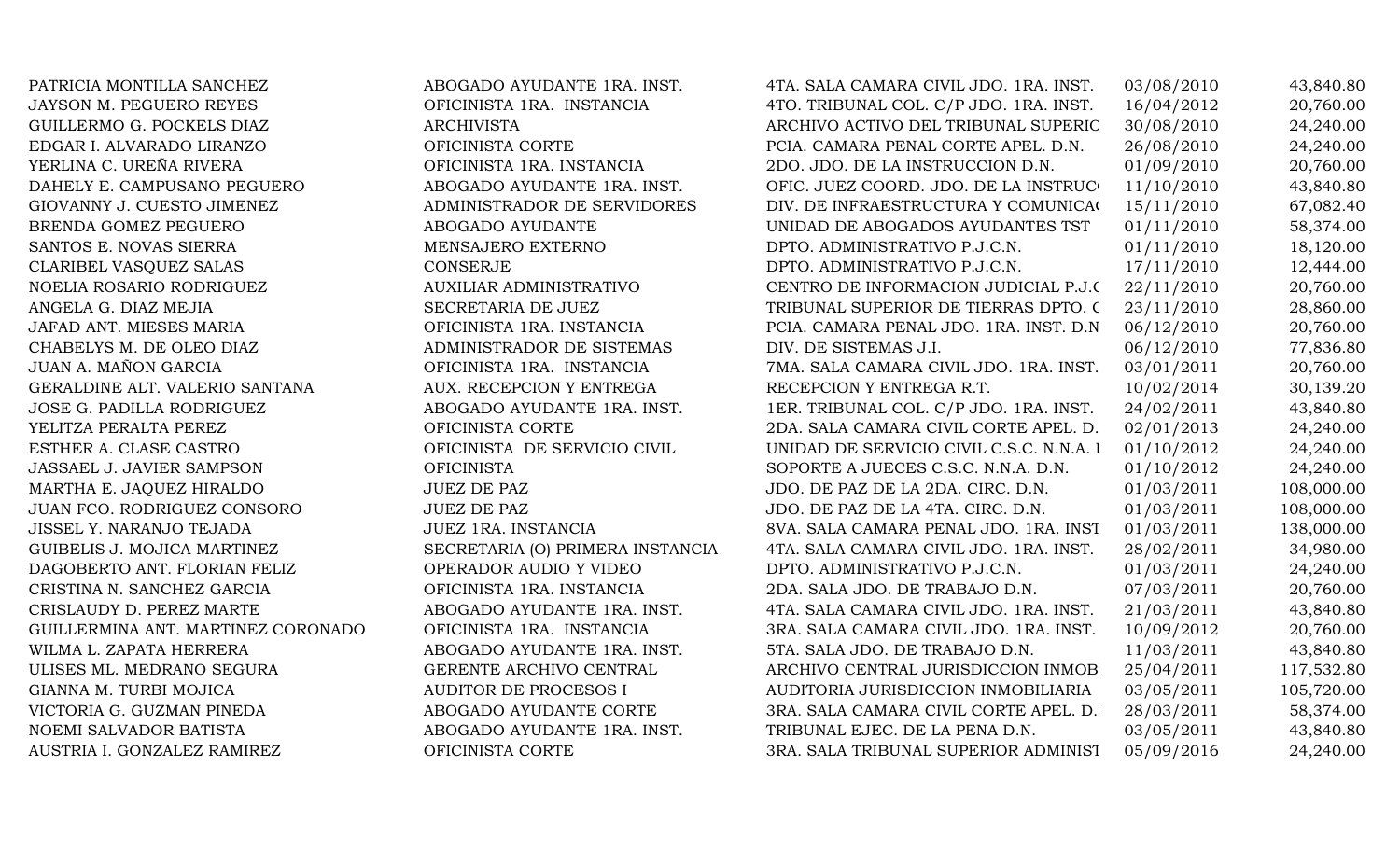| | | | | |
|---|---|---|---|---|
| PATRICIA MONTILLA SANCHEZ | ABOGADO AYUDANTE 1RA. INST. | 4TA. SALA CAMARA CIVIL JDO. 1RA. INST. | 03/08/2010 | 43,840.80 |
| JAYSON M. PEGUERO REYES | OFICINISTA 1RA. INSTANCIA | 4TO. TRIBUNAL COL. C/P JDO. 1RA. INST. | 16/04/2012 | 20,760.00 |
| GUILLERMO G. POCKELS DIAZ | ARCHIVISTA | ARCHIVO ACTIVO DEL TRIBUNAL SUPERIO | 30/08/2010 | 24,240.00 |
| EDGAR I. ALVARADO LIRANZO | OFICINISTA CORTE | PCIA. CAMARA PENAL CORTE APEL. D.N. | 26/08/2010 | 24,240.00 |
| YERLINA C. UREÑA RIVERA | OFICINISTA 1RA. INSTANCIA | 2DO. JDO. DE LA INSTRUCCION D.N. | 01/09/2010 | 20,760.00 |
| DAHELY E. CAMPUSANO PEGUERO | ABOGADO AYUDANTE 1RA. INST. | OFIC. JUEZ COORD. JDO. DE LA INSTRUC | 11/10/2010 | 43,840.80 |
| GIOVANNY J. CUESTO JIMENEZ | ADMINISTRADOR DE SERVIDORES | DIV. DE INFRAESTRUCTURA Y COMUNICA | 15/11/2010 | 67,082.40 |
| BRENDA GOMEZ PEGUERO | ABOGADO AYUDANTE | UNIDAD DE ABOGADOS AYUDANTES TST | 01/11/2010 | 58,374.00 |
| SANTOS E. NOVAS SIERRA | MENSAJERO EXTERNO | DPTO. ADMINISTRATIVO P.J.C.N. | 01/11/2010 | 18,120.00 |
| CLARIBEL VASQUEZ SALAS | CONSERJE | DPTO. ADMINISTRATIVO P.J.C.N. | 17/11/2010 | 12,444.00 |
| NOELIA ROSARIO RODRIGUEZ | AUXILIAR ADMINISTRATIVO | CENTRO DE INFORMACION JUDICIAL P.J.C | 22/11/2010 | 20,760.00 |
| ANGELA G. DIAZ MEJIA | SECRETARIA DE JUEZ | TRIBUNAL SUPERIOR DE TIERRAS DPTO. C | 23/11/2010 | 28,860.00 |
| JAFAD ANT. MIESES MARIA | OFICINISTA 1RA. INSTANCIA | PCIA. CAMARA PENAL JDO. 1RA. INST. D.N | 06/12/2010 | 20,760.00 |
| CHABELYS M. DE OLEO DIAZ | ADMINISTRADOR DE SISTEMAS | DIV. DE SISTEMAS J.I. | 06/12/2010 | 77,836.80 |
| JUAN A. MAÑON GARCIA | OFICINISTA 1RA. INSTANCIA | 7MA. SALA CAMARA CIVIL JDO. 1RA. INST. | 03/01/2011 | 20,760.00 |
| GERALDINE ALT. VALERIO SANTANA | AUX. RECEPCION Y ENTREGA | RECEPCION Y ENTREGA R.T. | 10/02/2014 | 30,139.20 |
| JOSE G. PADILLA RODRIGUEZ | ABOGADO AYUDANTE 1RA. INST. | 1ER. TRIBUNAL COL. C/P JDO. 1RA. INST. | 24/02/2011 | 43,840.80 |
| YELITZA PERALTA PEREZ | OFICINISTA CORTE | 2DA. SALA CAMARA CIVIL CORTE APEL. D. | 02/01/2013 | 24,240.00 |
| ESTHER A. CLASE CASTRO | OFICINISTA DE SERVICIO CIVIL | UNIDAD DE SERVICIO CIVIL C.S.C. N.N.A. I | 01/10/2012 | 24,240.00 |
| JASSAEL J. JAVIER SAMPSON | OFICINISTA | SOPORTE A JUECES C.S.C. N.N.A. D.N. | 01/10/2012 | 24,240.00 |
| MARTHA E. JAQUEZ HIRALDO | JUEZ DE PAZ | JDO. DE PAZ DE LA 2DA. CIRC. D.N. | 01/03/2011 | 108,000.00 |
| JUAN FCO. RODRIGUEZ CONSORO | JUEZ DE PAZ | JDO. DE PAZ DE LA 4TA. CIRC. D.N. | 01/03/2011 | 108,000.00 |
| JISSEL Y. NARANJO TEJADA | JUEZ 1RA. INSTANCIA | 8VA. SALA CAMARA PENAL JDO. 1RA. INST | 01/03/2011 | 138,000.00 |
| GUIBELIS J. MOJICA MARTINEZ | SECRETARIA (O) PRIMERA INSTANCIA | 4TA. SALA CAMARA CIVIL JDO. 1RA. INST. | 28/02/2011 | 34,980.00 |
| DAGOBERTO ANT. FLORIAN FELIZ | OPERADOR AUDIO Y VIDEO | DPTO. ADMINISTRATIVO P.J.C.N. | 01/03/2011 | 24,240.00 |
| CRISTINA N. SANCHEZ GARCIA | OFICINISTA 1RA. INSTANCIA | 2DA. SALA JDO. DE TRABAJO D.N. | 07/03/2011 | 20,760.00 |
| CRISLAUDY D. PEREZ MARTE | ABOGADO AYUDANTE 1RA. INST. | 4TA. SALA CAMARA CIVIL JDO. 1RA. INST. | 21/03/2011 | 43,840.80 |
| GUILLERMINA ANT. MARTINEZ CORONADO | OFICINISTA 1RA. INSTANCIA | 3RA. SALA CAMARA CIVIL JDO. 1RA. INST. | 10/09/2012 | 20,760.00 |
| WILMA L. ZAPATA HERRERA | ABOGADO AYUDANTE 1RA. INST. | 5TA. SALA JDO. DE TRABAJO D.N. | 11/03/2011 | 43,840.80 |
| ULISES ML. MEDRANO SEGURA | GERENTE ARCHIVO CENTRAL | ARCHIVO CENTRAL JURISDICCION INMOB | 25/04/2011 | 117,532.80 |
| GIANNA M. TURBI MOJICA | AUDITOR DE PROCESOS I | AUDITORIA JURISDICCION INMOBILIARIA | 03/05/2011 | 105,720.00 |
| VICTORIA G. GUZMAN PINEDA | ABOGADO AYUDANTE CORTE | 3RA. SALA CAMARA CIVIL CORTE APEL. D. | 28/03/2011 | 58,374.00 |
| NOEMI SALVADOR BATISTA | ABOGADO AYUDANTE 1RA. INST. | TRIBUNAL EJEC. DE LA PENA D.N. | 03/05/2011 | 43,840.80 |
| AUSTRIA I. GONZALEZ RAMIREZ | OFICINISTA CORTE | 3RA. SALA TRIBUNAL SUPERIOR ADMINIST | 05/09/2016 | 24,240.00 |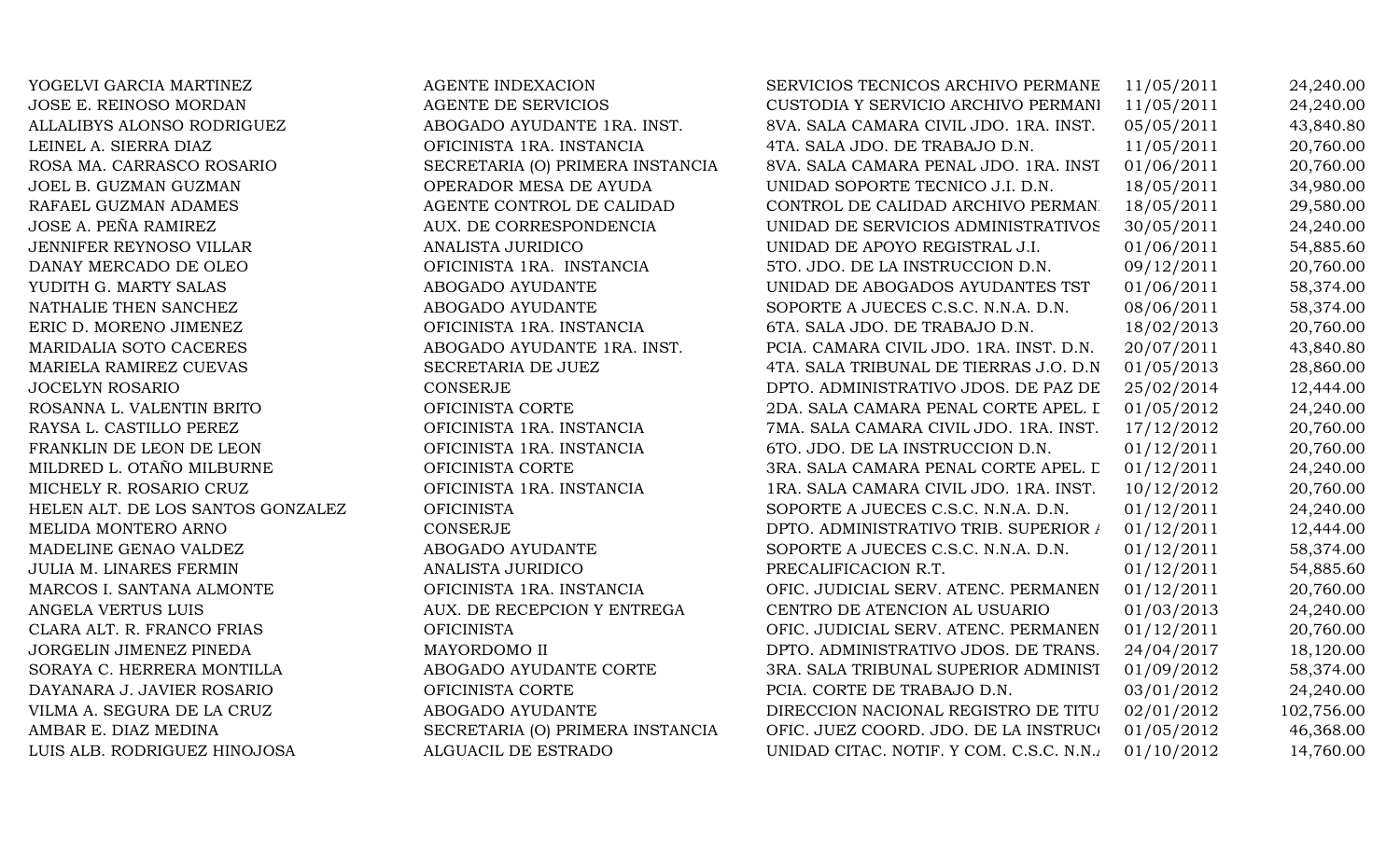| | | | | |
|---|---|---|---|---|
| YOGELVI GARCIA MARTINEZ | AGENTE INDEXACION | SERVICIOS TECNICOS ARCHIVO PERMANE | 11/05/2011 | 24,240.00 |
| JOSE E. REINOSO MORDAN | AGENTE DE SERVICIOS | CUSTODIA Y SERVICIO ARCHIVO PERMANI | 11/05/2011 | 24,240.00 |
| ALLALIBYS ALONSO RODRIGUEZ | ABOGADO AYUDANTE 1RA. INST. | 8VA. SALA CAMARA CIVIL JDO. 1RA. INST. | 05/05/2011 | 43,840.80 |
| LEINEL A. SIERRA DIAZ | OFICINISTA 1RA. INSTANCIA | 4TA. SALA JDO. DE TRABAJO D.N. | 11/05/2011 | 20,760.00 |
| ROSA MA. CARRASCO ROSARIO | SECRETARIA (O) PRIMERA INSTANCIA | 8VA. SALA CAMARA PENAL JDO. 1RA. INST | 01/06/2011 | 20,760.00 |
| JOEL B. GUZMAN GUZMAN | OPERADOR MESA DE AYUDA | UNIDAD SOPORTE TECNICO J.I. D.N. | 18/05/2011 | 34,980.00 |
| RAFAEL GUZMAN ADAMES | AGENTE CONTROL DE CALIDAD | CONTROL DE CALIDAD ARCHIVO PERMAN | 18/05/2011 | 29,580.00 |
| JOSE A. PEÑA RAMIREZ | AUX. DE CORRESPONDENCIA | UNIDAD DE SERVICIOS ADMINISTRATIVOS | 30/05/2011 | 24,240.00 |
| JENNIFER REYNOSO VILLAR | ANALISTA JURIDICO | UNIDAD DE APOYO REGISTRAL J.I. | 01/06/2011 | 54,885.60 |
| DANAY MERCADO DE OLEO | OFICINISTA 1RA. INSTANCIA | 5TO. JDO. DE LA INSTRUCCION D.N. | 09/12/2011 | 20,760.00 |
| YUDITH G. MARTY SALAS | ABOGADO AYUDANTE | UNIDAD DE ABOGADOS AYUDANTES TST | 01/06/2011 | 58,374.00 |
| NATHALIE THEN SANCHEZ | ABOGADO AYUDANTE | SOPORTE A JUECES C.S.C. N.N.A. D.N. | 08/06/2011 | 58,374.00 |
| ERIC D. MORENO JIMENEZ | OFICINISTA 1RA. INSTANCIA | 6TA. SALA JDO. DE TRABAJO D.N. | 18/02/2013 | 20,760.00 |
| MARIDALIA SOTO CACERES | ABOGADO AYUDANTE 1RA. INST. | PCIA. CAMARA CIVIL JDO. 1RA. INST. D.N. | 20/07/2011 | 43,840.80 |
| MARIELA RAMIREZ CUEVAS | SECRETARIA DE JUEZ | 4TA. SALA TRIBUNAL DE TIERRAS J.O. D.N | 01/05/2013 | 28,860.00 |
| JOCELYN ROSARIO | CONSERJE | DPTO. ADMINISTRATIVO JDOS. DE PAZ DE | 25/02/2014 | 12,444.00 |
| ROSANNA L. VALENTIN BRITO | OFICINISTA CORTE | 2DA. SALA CAMARA PENAL CORTE APEL. I | 01/05/2012 | 24,240.00 |
| RAYSA L. CASTILLO PEREZ | OFICINISTA 1RA. INSTANCIA | 7MA. SALA CAMARA CIVIL JDO. 1RA. INST. | 17/12/2012 | 20,760.00 |
| FRANKLIN DE LEON DE LEON | OFICINISTA 1RA. INSTANCIA | 6TO. JDO. DE LA INSTRUCCION D.N. | 01/12/2011 | 20,760.00 |
| MILDRED L. OTAÑO MILBURNE | OFICINISTA CORTE | 3RA. SALA CAMARA PENAL CORTE APEL. I | 01/12/2011 | 24,240.00 |
| MICHELY R. ROSARIO CRUZ | OFICINISTA 1RA. INSTANCIA | 1RA. SALA CAMARA CIVIL JDO. 1RA. INST. | 10/12/2012 | 20,760.00 |
| HELEN ALT. DE LOS SANTOS GONZALEZ | OFICINISTA | SOPORTE A JUECES C.S.C. N.N.A. D.N. | 01/12/2011 | 24,240.00 |
| MELIDA MONTERO ARNO | CONSERJE | DPTO. ADMINISTRATIVO TRIB. SUPERIOR / | 01/12/2011 | 12,444.00 |
| MADELINE GENAO VALDEZ | ABOGADO AYUDANTE | SOPORTE A JUECES C.S.C. N.N.A. D.N. | 01/12/2011 | 58,374.00 |
| JULIA M. LINARES FERMIN | ANALISTA JURIDICO | PRECALIFICACION R.T. | 01/12/2011 | 54,885.60 |
| MARCOS I. SANTANA ALMONTE | OFICINISTA 1RA. INSTANCIA | OFIC. JUDICIAL SERV. ATENC. PERMANEN | 01/12/2011 | 20,760.00 |
| ANGELA VERTUS LUIS | AUX. DE RECEPCION Y ENTREGA | CENTRO DE ATENCION AL USUARIO | 01/03/2013 | 24,240.00 |
| CLARA ALT. R. FRANCO FRIAS | OFICINISTA | OFIC. JUDICIAL SERV. ATENC. PERMANEN | 01/12/2011 | 20,760.00 |
| JORGELIN JIMENEZ PINEDA | MAYORDOMO II | DPTO. ADMINISTRATIVO JDOS. DE TRANS. | 24/04/2017 | 18,120.00 |
| SORAYA C. HERRERA MONTILLA | ABOGADO AYUDANTE CORTE | 3RA. SALA TRIBUNAL SUPERIOR ADMINIST | 01/09/2012 | 58,374.00 |
| DAYANARA J. JAVIER ROSARIO | OFICINISTA CORTE | PCIA. CORTE DE TRABAJO D.N. | 03/01/2012 | 24,240.00 |
| VILMA A. SEGURA DE LA CRUZ | ABOGADO AYUDANTE | DIRECCION NACIONAL REGISTRO DE TITU | 02/01/2012 | 102,756.00 |
| AMBAR E. DIAZ MEDINA | SECRETARIA (O) PRIMERA INSTANCIA | OFIC. JUEZ COORD. JDO. DE LA INSTRUCC | 01/05/2012 | 46,368.00 |
| LUIS ALB. RODRIGUEZ HINOJOSA | ALGUACIL DE ESTRADO | UNIDAD CITAC. NOTIF. Y COM. C.S.C. N.N./ | 01/10/2012 | 14,760.00 |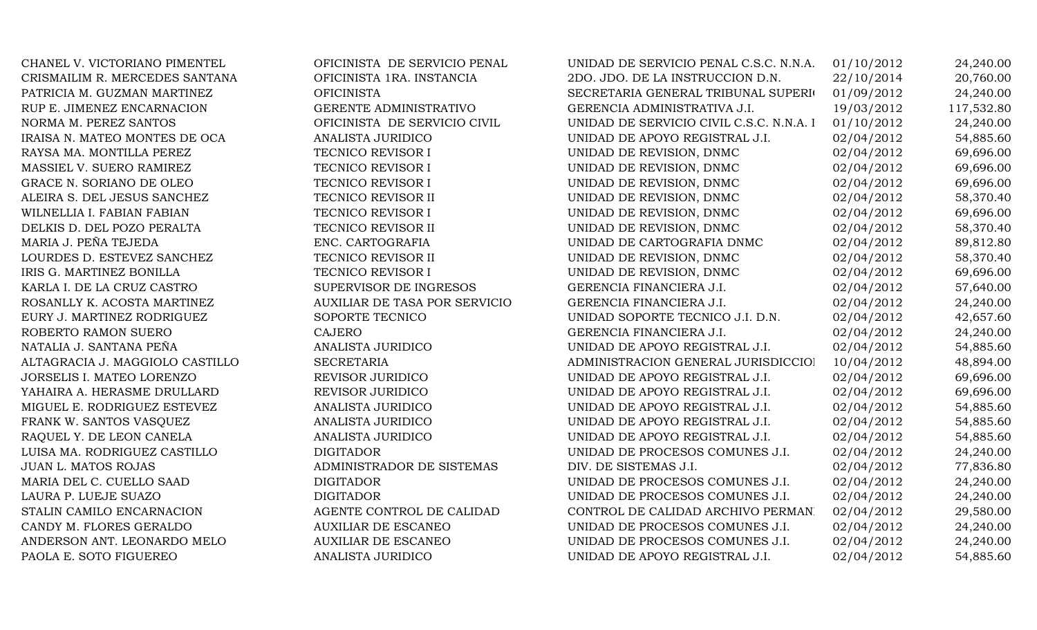| | | | | |
|---|---|---|---|---|
| CHANEL V. VICTORIANO PIMENTEL | OFICINISTA DE SERVICIO PENAL | UNIDAD DE SERVICIO PENAL C.S.C. N.N.A. | 01/10/2012 | 24,240.00 |
| CRISMAILIM R. MERCEDES SANTANA | OFICINISTA 1RA. INSTANCIA | 2DO. JDO. DE LA INSTRUCCION D.N. | 22/10/2014 | 20,760.00 |
| PATRICIA M. GUZMAN MARTINEZ | OFICINISTA | SECRETARIA GENERAL TRIBUNAL SUPERI | 01/09/2012 | 24,240.00 |
| RUP E. JIMENEZ ENCARNACION | GERENTE ADMINISTRATIVO | GERENCIA ADMINISTRATIVA J.I. | 19/03/2012 | 117,532.80 |
| NORMA M. PEREZ SANTOS | OFICINISTA DE SERVICIO CIVIL | UNIDAD DE SERVICIO CIVIL C.S.C. N.N.A. I | 01/10/2012 | 24,240.00 |
| IRAISA N. MATEO MONTES DE OCA | ANALISTA JURIDICO | UNIDAD DE APOYO REGISTRAL J.I. | 02/04/2012 | 54,885.60 |
| RAYSA MA. MONTILLA PEREZ | TECNICO REVISOR I | UNIDAD DE REVISION, DNMC | 02/04/2012 | 69,696.00 |
| MASSIEL V. SUERO RAMIREZ | TECNICO REVISOR I | UNIDAD DE REVISION, DNMC | 02/04/2012 | 69,696.00 |
| GRACE N. SORIANO DE OLEO | TECNICO REVISOR I | UNIDAD DE REVISION, DNMC | 02/04/2012 | 69,696.00 |
| ALEIRA S. DEL JESUS SANCHEZ | TECNICO REVISOR II | UNIDAD DE REVISION, DNMC | 02/04/2012 | 58,370.40 |
| WILNELLIA I. FABIAN FABIAN | TECNICO REVISOR I | UNIDAD DE REVISION, DNMC | 02/04/2012 | 69,696.00 |
| DELKIS D. DEL POZO PERALTA | TECNICO REVISOR II | UNIDAD DE REVISION, DNMC | 02/04/2012 | 58,370.40 |
| MARIA J. PEÑA TEJEDA | ENC. CARTOGRAFIA | UNIDAD DE CARTOGRAFIA DNMC | 02/04/2012 | 89,812.80 |
| LOURDES D. ESTEVEZ SANCHEZ | TECNICO REVISOR II | UNIDAD DE REVISION, DNMC | 02/04/2012 | 58,370.40 |
| IRIS G. MARTINEZ BONILLA | TECNICO REVISOR I | UNIDAD DE REVISION, DNMC | 02/04/2012 | 69,696.00 |
| KARLA I. DE LA CRUZ CASTRO | SUPERVISOR DE INGRESOS | GERENCIA FINANCIERA J.I. | 02/04/2012 | 57,640.00 |
| ROSANLLY K. ACOSTA MARTINEZ | AUXILIAR DE TASA POR SERVICIO | GERENCIA FINANCIERA J.I. | 02/04/2012 | 24,240.00 |
| EURY J. MARTINEZ RODRIGUEZ | SOPORTE TECNICO | UNIDAD SOPORTE TECNICO J.I. D.N. | 02/04/2012 | 42,657.60 |
| ROBERTO RAMON SUERO | CAJERO | GERENCIA FINANCIERA J.I. | 02/04/2012 | 24,240.00 |
| NATALIA J. SANTANA PEÑA | ANALISTA JURIDICO | UNIDAD DE APOYO REGISTRAL J.I. | 02/04/2012 | 54,885.60 |
| ALTAGRACIA J. MAGGIOLO CASTILLO | SECRETARIA | ADMINISTRACION GENERAL JURISDICCIO | 10/04/2012 | 48,894.00 |
| JORSELIS I. MATEO LORENZO | REVISOR JURIDICO | UNIDAD DE APOYO REGISTRAL J.I. | 02/04/2012 | 69,696.00 |
| YAHAIRA A. HERASME DRULLARD | REVISOR JURIDICO | UNIDAD DE APOYO REGISTRAL J.I. | 02/04/2012 | 69,696.00 |
| MIGUEL E. RODRIGUEZ ESTEVEZ | ANALISTA JURIDICO | UNIDAD DE APOYO REGISTRAL J.I. | 02/04/2012 | 54,885.60 |
| FRANK W. SANTOS VASQUEZ | ANALISTA JURIDICO | UNIDAD DE APOYO REGISTRAL J.I. | 02/04/2012 | 54,885.60 |
| RAQUEL Y. DE LEON CANELA | ANALISTA JURIDICO | UNIDAD DE APOYO REGISTRAL J.I. | 02/04/2012 | 54,885.60 |
| LUISA MA. RODRIGUEZ CASTILLO | DIGITADOR | UNIDAD DE PROCESOS COMUNES J.I. | 02/04/2012 | 24,240.00 |
| JUAN L. MATOS ROJAS | ADMINISTRADOR DE SISTEMAS | DIV. DE SISTEMAS J.I. | 02/04/2012 | 77,836.80 |
| MARIA DEL C. CUELLO SAAD | DIGITADOR | UNIDAD DE PROCESOS COMUNES J.I. | 02/04/2012 | 24,240.00 |
| LAURA P. LUEJE SUAZO | DIGITADOR | UNIDAD DE PROCESOS COMUNES J.I. | 02/04/2012 | 24,240.00 |
| STALIN CAMILO ENCARNACION | AGENTE CONTROL DE CALIDAD | CONTROL DE CALIDAD ARCHIVO PERMAN | 02/04/2012 | 29,580.00 |
| CANDY M. FLORES GERALDO | AUXILIAR DE ESCANEO | UNIDAD DE PROCESOS COMUNES J.I. | 02/04/2012 | 24,240.00 |
| ANDERSON ANT. LEONARDO MELO | AUXILIAR DE ESCANEO | UNIDAD DE PROCESOS COMUNES J.I. | 02/04/2012 | 24,240.00 |
| PAOLA E. SOTO FIGUEREO | ANALISTA JURIDICO | UNIDAD DE APOYO REGISTRAL J.I. | 02/04/2012 | 54,885.60 |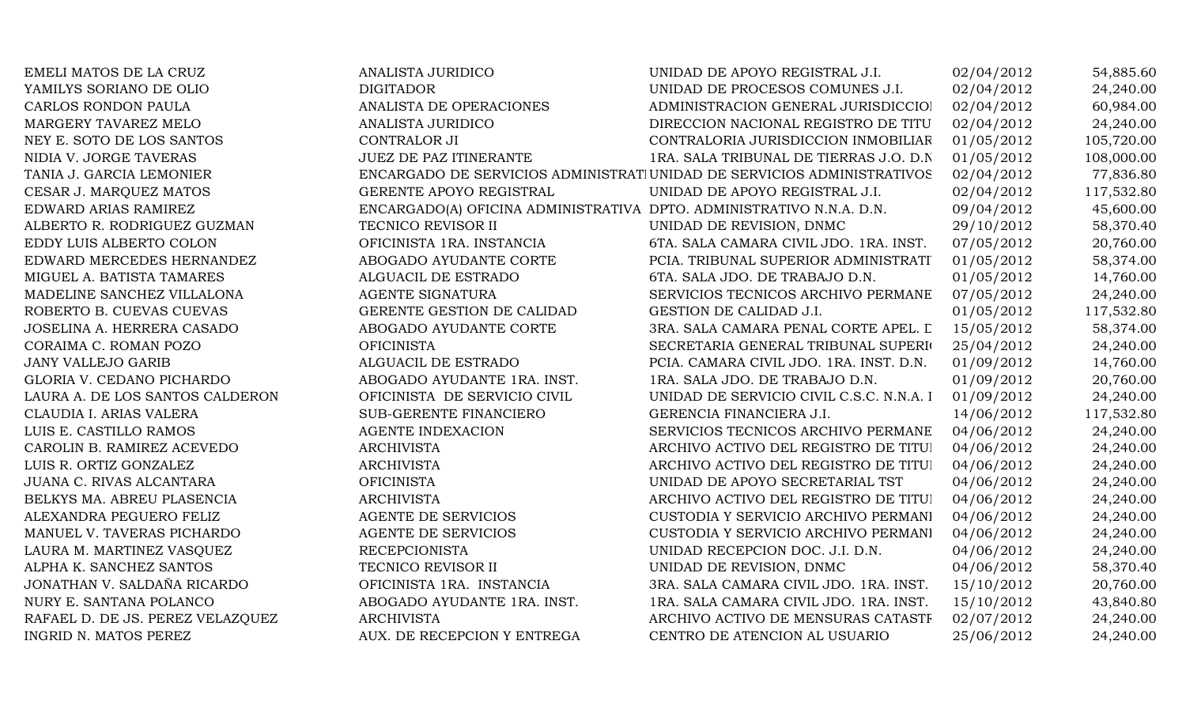| | | | | |
|---|---|---|---|---|
| EMELI MATOS DE LA CRUZ | ANALISTA JURIDICO | UNIDAD DE APOYO REGISTRAL J.I. | 02/04/2012 | 54,885.60 |
| YAMILYS SORIANO DE OLIO | DIGITADOR | UNIDAD DE PROCESOS COMUNES J.I. | 02/04/2012 | 24,240.00 |
| CARLOS RONDON PAULA | ANALISTA DE OPERACIONES | ADMINISTRACION GENERAL JURISDICCIOI | 02/04/2012 | 60,984.00 |
| MARGERY TAVAREZ MELO | ANALISTA JURIDICO | DIRECCION NACIONAL REGISTRO DE TITU | 02/04/2012 | 24,240.00 |
| NEY E. SOTO DE LOS SANTOS | CONTRALOR JI | CONTRALORIA JURISDICCION INMOBILIAR | 01/05/2012 | 105,720.00 |
| NIDIA V. JORGE TAVERAS | JUEZ DE PAZ ITINERANTE | 1RA. SALA TRIBUNAL DE TIERRAS J.O. D.N | 01/05/2012 | 108,000.00 |
| TANIA J. GARCIA LEMONIER | ENCARGADO DE SERVICIOS ADMINISTRATI | UNIDAD DE SERVICIOS ADMINISTRATIVOS | 02/04/2012 | 77,836.80 |
| CESAR J. MARQUEZ MATOS | GERENTE APOYO REGISTRAL | UNIDAD DE APOYO REGISTRAL J.I. | 02/04/2012 | 117,532.80 |
| EDWARD ARIAS RAMIREZ | ENCARGADO(A) OFICINA ADMINISTRATIVA | DPTO. ADMINISTRATIVO N.N.A. D.N. | 09/04/2012 | 45,600.00 |
| ALBERTO R. RODRIGUEZ GUZMAN | TECNICO REVISOR II | UNIDAD DE REVISION, DNMC | 29/10/2012 | 58,370.40 |
| EDDY LUIS ALBERTO COLON | OFICINISTA 1RA. INSTANCIA | 6TA. SALA CAMARA CIVIL JDO. 1RA. INST. | 07/05/2012 | 20,760.00 |
| EDWARD MERCEDES HERNANDEZ | ABOGADO AYUDANTE CORTE | PCIA. TRIBUNAL SUPERIOR ADMINISTRATI | 01/05/2012 | 58,374.00 |
| MIGUEL A. BATISTA TAMARES | ALGUACIL DE ESTRADO | 6TA. SALA JDO. DE TRABAJO D.N. | 01/05/2012 | 14,760.00 |
| MADELINE SANCHEZ VILLALONA | AGENTE SIGNATURA | SERVICIOS TECNICOS ARCHIVO PERMANE | 07/05/2012 | 24,240.00 |
| ROBERTO B. CUEVAS CUEVAS | GERENTE GESTION DE CALIDAD | GESTION DE CALIDAD J.I. | 01/05/2012 | 117,532.80 |
| JOSELINA A. HERRERA CASADO | ABOGADO AYUDANTE CORTE | 3RA. SALA CAMARA PENAL CORTE APEL. D | 15/05/2012 | 58,374.00 |
| CORAIMA C. ROMAN POZO | OFICINISTA | SECRETARIA GENERAL TRIBUNAL SUPERIO | 25/04/2012 | 24,240.00 |
| JANY VALLEJO GARIB | ALGUACIL DE ESTRADO | PCIA. CAMARA CIVIL JDO. 1RA. INST. D.N. | 01/09/2012 | 14,760.00 |
| GLORIA V. CEDANO PICHARDO | ABOGADO AYUDANTE 1RA. INST. | 1RA. SALA JDO. DE TRABAJO D.N. | 01/09/2012 | 20,760.00 |
| LAURA A. DE LOS SANTOS CALDERON | OFICINISTA DE SERVICIO CIVIL | UNIDAD DE SERVICIO CIVIL C.S.C. N.N.A. I | 01/09/2012 | 24,240.00 |
| CLAUDIA I. ARIAS VALERA | SUB-GERENTE FINANCIERO | GERENCIA FINANCIERA J.I. | 14/06/2012 | 117,532.80 |
| LUIS E. CASTILLO RAMOS | AGENTE INDEXACION | SERVICIOS TECNICOS ARCHIVO PERMANE | 04/06/2012 | 24,240.00 |
| CAROLIN B. RAMIREZ ACEVEDO | ARCHIVISTA | ARCHIVO ACTIVO DEL REGISTRO DE TITUI | 04/06/2012 | 24,240.00 |
| LUIS R. ORTIZ GONZALEZ | ARCHIVISTA | ARCHIVO ACTIVO DEL REGISTRO DE TITUI | 04/06/2012 | 24,240.00 |
| JUANA C. RIVAS ALCANTARA | OFICINISTA | UNIDAD DE APOYO SECRETARIAL TST | 04/06/2012 | 24,240.00 |
| BELKYS MA. ABREU PLASENCIA | ARCHIVISTA | ARCHIVO ACTIVO DEL REGISTRO DE TITUI | 04/06/2012 | 24,240.00 |
| ALEXANDRA PEGUERO FELIZ | AGENTE DE SERVICIOS | CUSTODIA Y SERVICIO ARCHIVO PERMANI | 04/06/2012 | 24,240.00 |
| MANUEL V. TAVERAS PICHARDO | AGENTE DE SERVICIOS | CUSTODIA Y SERVICIO ARCHIVO PERMANI | 04/06/2012 | 24,240.00 |
| LAURA M. MARTINEZ VASQUEZ | RECEPCIONISTA | UNIDAD RECEPCION DOC. J.I. D.N. | 04/06/2012 | 24,240.00 |
| ALPHA K. SANCHEZ SANTOS | TECNICO REVISOR II | UNIDAD DE REVISION, DNMC | 04/06/2012 | 58,370.40 |
| JONATHAN V. SALDAÑA RICARDO | OFICINISTA 1RA. INSTANCIA | 3RA. SALA CAMARA CIVIL JDO. 1RA. INST. | 15/10/2012 | 20,760.00 |
| NURY E. SANTANA POLANCO | ABOGADO AYUDANTE 1RA. INST. | 1RA. SALA CAMARA CIVIL JDO. 1RA. INST. | 15/10/2012 | 43,840.80 |
| RAFAEL D. DE JS. PEREZ VELAZQUEZ | ARCHIVISTA | ARCHIVO ACTIVO DE MENSURAS CATASTF | 02/07/2012 | 24,240.00 |
| INGRID N. MATOS PEREZ | AUX. DE RECEPCION Y ENTREGA | CENTRO DE ATENCION AL USUARIO | 25/06/2012 | 24,240.00 |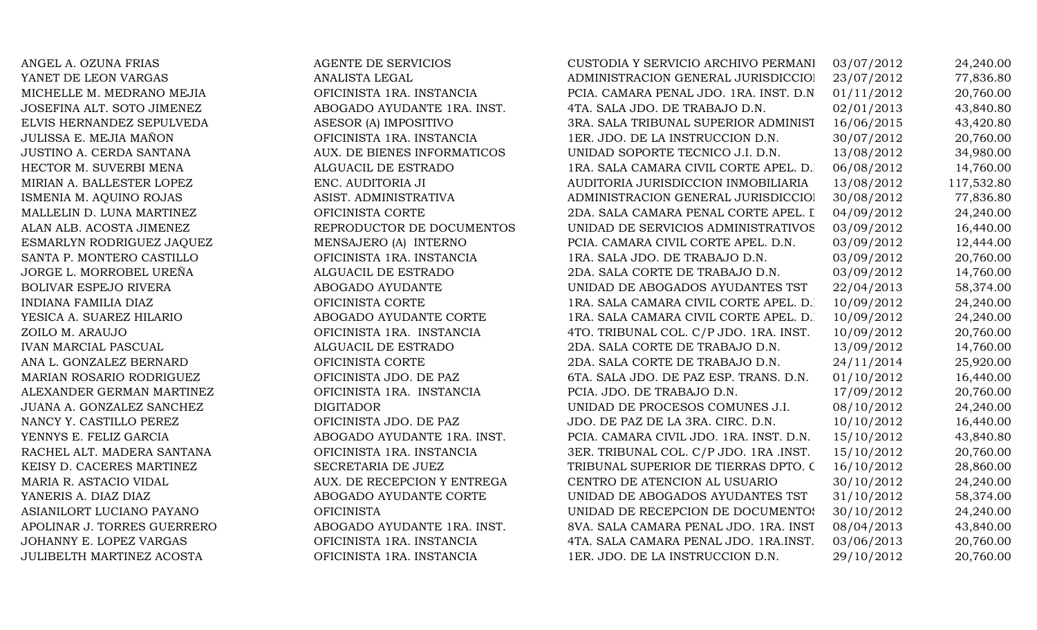| | | | | |
|---|---|---|---|---|
| ANGEL A. OZUNA FRIAS | AGENTE DE SERVICIOS | CUSTODIA Y SERVICIO ARCHIVO PERMANI | 03/07/2012 | 24,240.00 |
| YANET DE LEON VARGAS | ANALISTA LEGAL | ADMINISTRACION GENERAL JURISDICCIOI | 23/07/2012 | 77,836.80 |
| MICHELLE M. MEDRANO MEJIA | OFICINISTA 1RA. INSTANCIA | PCIA. CAMARA PENAL JDO. 1RA. INST. D.N | 01/11/2012 | 20,760.00 |
| JOSEFINA ALT. SOTO JIMENEZ | ABOGADO AYUDANTE 1RA. INST. | 4TA. SALA JDO. DE TRABAJO D.N. | 02/01/2013 | 43,840.80 |
| ELVIS HERNANDEZ SEPULVEDA | ASESOR (A) IMPOSITIVO | 3RA. SALA TRIBUNAL SUPERIOR ADMINIST | 16/06/2015 | 43,420.80 |
| JULISSA E. MEJIA MAÑON | OFICINISTA 1RA. INSTANCIA | 1ER. JDO. DE LA INSTRUCCION D.N. | 30/07/2012 | 20,760.00 |
| JUSTINO A. CERDA SANTANA | AUX. DE BIENES INFORMATICOS | UNIDAD SOPORTE TECNICO J.I. D.N. | 13/08/2012 | 34,980.00 |
| HECTOR M. SUVERBI MENA | ALGUACIL DE ESTRADO | 1RA. SALA CAMARA CIVIL CORTE APEL. D. | 06/08/2012 | 14,760.00 |
| MIRIAN A. BALLESTER LOPEZ | ENC. AUDITORIA JI | AUDITORIA JURISDICCION INMOBILIARIA | 13/08/2012 | 117,532.80 |
| ISMENIA M. AQUINO ROJAS | ASIST. ADMINISTRATIVA | ADMINISTRACION GENERAL JURISDICCIOI | 30/08/2012 | 77,836.80 |
| MALLELIN D. LUNA MARTINEZ | OFICINISTA CORTE | 2DA. SALA CAMARA PENAL CORTE APEL. I | 04/09/2012 | 24,240.00 |
| ALAN ALB. ACOSTA JIMENEZ | REPRODUCTOR DE DOCUMENTOS | UNIDAD DE SERVICIOS ADMINISTRATIVOS | 03/09/2012 | 16,440.00 |
| ESMARLYN RODRIGUEZ JAQUEZ | MENSAJERO (A) INTERNO | PCIA. CAMARA CIVIL CORTE APEL. D.N. | 03/09/2012 | 12,444.00 |
| SANTA P. MONTERO CASTILLO | OFICINISTA 1RA. INSTANCIA | 1RA. SALA JDO. DE TRABAJO D.N. | 03/09/2012 | 20,760.00 |
| JORGE L. MORROBEL UREÑA | ALGUACIL DE ESTRADO | 2DA. SALA CORTE DE TRABAJO D.N. | 03/09/2012 | 14,760.00 |
| BOLIVAR ESPEJO RIVERA | ABOGADO AYUDANTE | UNIDAD DE ABOGADOS AYUDANTES TST | 22/04/2013 | 58,374.00 |
| INDIANA FAMILIA DIAZ | OFICINISTA CORTE | 1RA. SALA CAMARA CIVIL CORTE APEL. D. | 10/09/2012 | 24,240.00 |
| YESICA A. SUAREZ HILARIO | ABOGADO AYUDANTE CORTE | 1RA. SALA CAMARA CIVIL CORTE APEL. D. | 10/09/2012 | 24,240.00 |
| ZOILO M. ARAUJO | OFICINISTA 1RA. INSTANCIA | 4TO. TRIBUNAL COL. C/P JDO. 1RA. INST. | 10/09/2012 | 20,760.00 |
| IVAN MARCIAL PASCUAL | ALGUACIL DE ESTRADO | 2DA. SALA CORTE DE TRABAJO D.N. | 13/09/2012 | 14,760.00 |
| ANA L. GONZALEZ BERNARD | OFICINISTA CORTE | 2DA. SALA CORTE DE TRABAJO D.N. | 24/11/2014 | 25,920.00 |
| MARIAN ROSARIO RODRIGUEZ | OFICINISTA JDO. DE PAZ | 6TA. SALA JDO. DE PAZ ESP. TRANS. D.N. | 01/10/2012 | 16,440.00 |
| ALEXANDER GERMAN MARTINEZ | OFICINISTA 1RA. INSTANCIA | PCIA. JDO. DE TRABAJO D.N. | 17/09/2012 | 20,760.00 |
| JUANA A. GONZALEZ SANCHEZ | DIGITADOR | UNIDAD DE PROCESOS COMUNES J.I. | 08/10/2012 | 24,240.00 |
| NANCY Y. CASTILLO PEREZ | OFICINISTA JDO. DE PAZ | JDO. DE PAZ DE LA 3RA. CIRC. D.N. | 10/10/2012 | 16,440.00 |
| YENNYS E. FELIZ GARCIA | ABOGADO AYUDANTE 1RA. INST. | PCIA. CAMARA CIVIL JDO. 1RA. INST. D.N. | 15/10/2012 | 43,840.80 |
| RACHEL ALT. MADERA SANTANA | OFICINISTA 1RA. INSTANCIA | 3ER. TRIBUNAL COL. C/P JDO. 1RA .INST. | 15/10/2012 | 20,760.00 |
| KEISY D. CACERES MARTINEZ | SECRETARIA DE JUEZ | TRIBUNAL SUPERIOR DE TIERRAS DPTO. C | 16/10/2012 | 28,860.00 |
| MARIA R. ASTACIO VIDAL | AUX. DE RECEPCION Y ENTREGA | CENTRO DE ATENCION AL USUARIO | 30/10/2012 | 24,240.00 |
| YANERIS A. DIAZ DIAZ | ABOGADO AYUDANTE CORTE | UNIDAD DE ABOGADOS AYUDANTES TST | 31/10/2012 | 58,374.00 |
| ASIANILORT LUCIANO PAYANO | OFICINISTA | UNIDAD DE RECEPCION DE DOCUMENTOS | 30/10/2012 | 24,240.00 |
| APOLINAR J. TORRES GUERRERO | ABOGADO AYUDANTE 1RA. INST. | 8VA. SALA CAMARA PENAL JDO. 1RA. INST | 08/04/2013 | 43,840.00 |
| JOHANNY E. LOPEZ VARGAS | OFICINISTA 1RA. INSTANCIA | 4TA. SALA CAMARA PENAL JDO. 1RA.INST. | 03/06/2013 | 20,760.00 |
| JULIBELTH MARTINEZ ACOSTA | OFICINISTA 1RA. INSTANCIA | 1ER. JDO. DE LA INSTRUCCION D.N. | 29/10/2012 | 20,760.00 |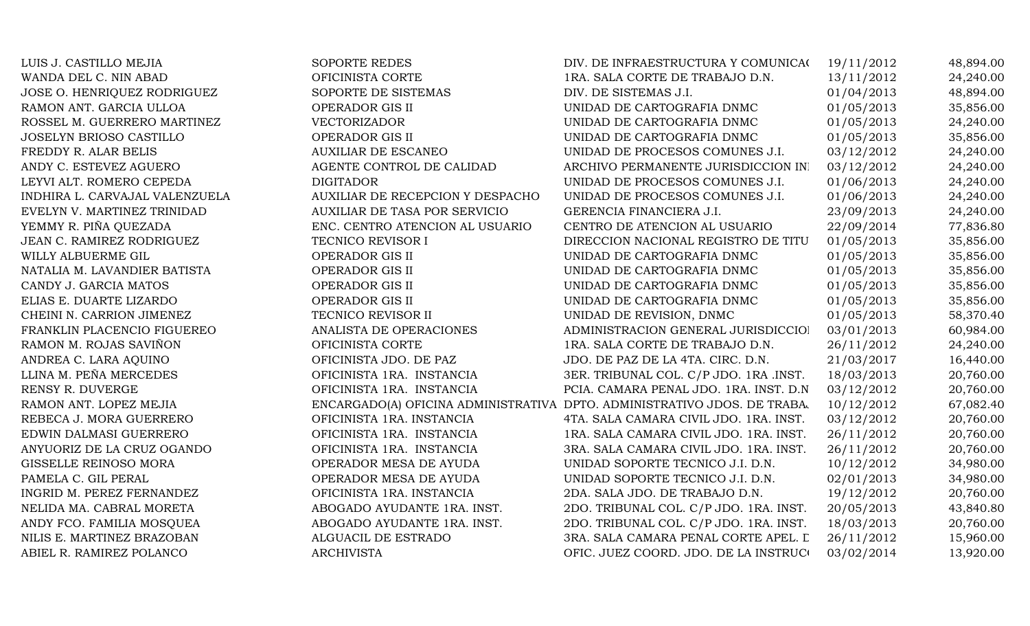| | | | | |
|---|---|---|---|---|
| LUIS J. CASTILLO MEJIA | SOPORTE REDES | DIV. DE INFRAESTRUCTURA Y COMUNICA( | 19/11/2012 | 48,894.00 |
| WANDA DEL C. NIN ABAD | OFICINISTA CORTE | 1RA. SALA CORTE DE TRABAJO D.N. | 13/11/2012 | 24,240.00 |
| JOSE O. HENRIQUEZ RODRIGUEZ | SOPORTE DE SISTEMAS | DIV. DE SISTEMAS J.I. | 01/04/2013 | 48,894.00 |
| RAMON ANT. GARCIA ULLOA | OPERADOR GIS II | UNIDAD DE CARTOGRAFIA DNMC | 01/05/2013 | 35,856.00 |
| ROSSEL M. GUERRERO MARTINEZ | VECTORIZADOR | UNIDAD DE CARTOGRAFIA DNMC | 01/05/2013 | 24,240.00 |
| JOSELYN BRIOSO CASTILLO | OPERADOR GIS II | UNIDAD DE CARTOGRAFIA DNMC | 01/05/2013 | 35,856.00 |
| FREDDY R. ALAR BELIS | AUXILIAR DE ESCANEO | UNIDAD DE PROCESOS COMUNES J.I. | 03/12/2012 | 24,240.00 |
| ANDY C. ESTEVEZ AGUERO | AGENTE CONTROL DE CALIDAD | ARCHIVO PERMANENTE JURISDICCION IN | 03/12/2012 | 24,240.00 |
| LEYVI ALT. ROMERO CEPEDA | DIGITADOR | UNIDAD DE PROCESOS COMUNES J.I. | 01/06/2013 | 24,240.00 |
| INDHIRA L. CARVAJAL VALENZUELA | AUXILIAR DE RECEPCION Y DESPACHO | UNIDAD DE PROCESOS COMUNES J.I. | 01/06/2013 | 24,240.00 |
| EVELYN V. MARTINEZ TRINIDAD | AUXILIAR DE TASA POR SERVICIO | GERENCIA FINANCIERA J.I. | 23/09/2013 | 24,240.00 |
| YEMMY R. PIÑA QUEZADA | ENC. CENTRO ATENCION AL USUARIO | CENTRO DE ATENCION AL USUARIO | 22/09/2014 | 77,836.80 |
| JEAN C. RAMIREZ RODRIGUEZ | TECNICO REVISOR I | DIRECCION NACIONAL REGISTRO DE TITU | 01/05/2013 | 35,856.00 |
| WILLY ALBUERME GIL | OPERADOR GIS II | UNIDAD DE CARTOGRAFIA DNMC | 01/05/2013 | 35,856.00 |
| NATALIA M. LAVANDIER BATISTA | OPERADOR GIS II | UNIDAD DE CARTOGRAFIA DNMC | 01/05/2013 | 35,856.00 |
| CANDY J. GARCIA MATOS | OPERADOR GIS II | UNIDAD DE CARTOGRAFIA DNMC | 01/05/2013 | 35,856.00 |
| ELIAS E. DUARTE LIZARDO | OPERADOR GIS II | UNIDAD DE CARTOGRAFIA DNMC | 01/05/2013 | 35,856.00 |
| CHEINI N. CARRION JIMENEZ | TECNICO REVISOR II | UNIDAD DE REVISION, DNMC | 01/05/2013 | 58,370.40 |
| FRANKLIN PLACENCIO FIGUEREO | ANALISTA DE OPERACIONES | ADMINISTRACION GENERAL JURISDICCIO | 03/01/2013 | 60,984.00 |
| RAMON M. ROJAS SAVIÑON | OFICINISTA CORTE | 1RA. SALA CORTE DE TRABAJO D.N. | 26/11/2012 | 24,240.00 |
| ANDREA C. LARA AQUINO | OFICINISTA JDO. DE PAZ | JDO. DE PAZ DE LA 4TA. CIRC. D.N. | 21/03/2017 | 16,440.00 |
| LLINA M. PEÑA MERCEDES | OFICINISTA 1RA. INSTANCIA | 3ER. TRIBUNAL COL. C/P JDO. 1RA .INST. | 18/03/2013 | 20,760.00 |
| RENSY R. DUVERGE | OFICINISTA 1RA. INSTANCIA | PCIA. CAMARA PENAL JDO. 1RA. INST. D.N | 03/12/2012 | 20,760.00 |
| RAMON ANT. LOPEZ MEJIA | ENCARGADO(A) OFICINA ADMINISTRATIVA | DPTO. ADMINISTRATIVO JDOS. DE TRABA. | 10/12/2012 | 67,082.40 |
| REBECA J. MORA GUERRERO | OFICINISTA 1RA. INSTANCIA | 4TA. SALA CAMARA CIVIL JDO. 1RA. INST. | 03/12/2012 | 20,760.00 |
| EDWIN DALMASI GUERRERO | OFICINISTA 1RA. INSTANCIA | 1RA. SALA CAMARA CIVIL JDO. 1RA. INST. | 26/11/2012 | 20,760.00 |
| ANYUORIZ DE LA CRUZ OGANDO | OFICINISTA 1RA. INSTANCIA | 3RA. SALA CAMARA CIVIL JDO. 1RA. INST. | 26/11/2012 | 20,760.00 |
| GISSELLE REINOSO MORA | OPERADOR MESA DE AYUDA | UNIDAD SOPORTE TECNICO J.I. D.N. | 10/12/2012 | 34,980.00 |
| PAMELA C. GIL PERAL | OPERADOR MESA DE AYUDA | UNIDAD SOPORTE TECNICO J.I. D.N. | 02/01/2013 | 34,980.00 |
| INGRID M. PEREZ FERNANDEZ | OFICINISTA 1RA. INSTANCIA | 2DA. SALA JDO. DE TRABAJO D.N. | 19/12/2012 | 20,760.00 |
| NELIDA MA. CABRAL MORETA | ABOGADO AYUDANTE 1RA. INST. | 2DO. TRIBUNAL COL. C/P JDO. 1RA. INST. | 20/05/2013 | 43,840.80 |
| ANDY FCO. FAMILIA MOSQUEA | ABOGADO AYUDANTE 1RA. INST. | 2DO. TRIBUNAL COL. C/P JDO. 1RA. INST. | 18/03/2013 | 20,760.00 |
| NILIS E. MARTINEZ BRAZOBAN | ALGUACIL DE ESTRADO | 3RA. SALA CAMARA PENAL CORTE APEL. D | 26/11/2012 | 15,960.00 |
| ABIEL R. RAMIREZ POLANCO | ARCHIVISTA | OFIC. JUEZ COORD. JDO. DE LA INSTRUC( | 03/02/2014 | 13,920.00 |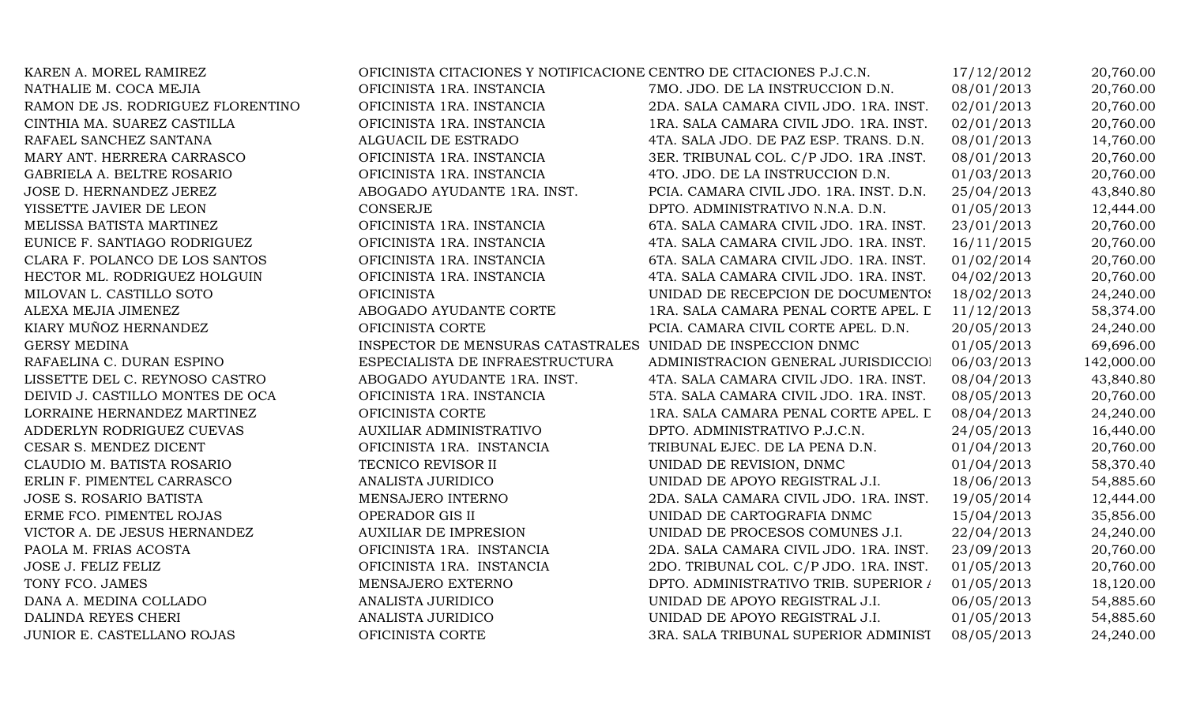| | | | | |
|---|---|---|---|---|
| KAREN A. MOREL RAMIREZ | OFICINISTA CITACIONES Y NOTIFICACIONE | CENTRO DE CITACIONES P.J.C.N. | 17/12/2012 | 20,760.00 |
| NATHALIE M. COCA MEJIA | OFICINISTA 1RA. INSTANCIA | 7MO. JDO. DE LA INSTRUCCION D.N. | 08/01/2013 | 20,760.00 |
| RAMON DE JS. RODRIGUEZ FLORENTINO | OFICINISTA 1RA. INSTANCIA | 2DA. SALA CAMARA CIVIL JDO. 1RA. INST. | 02/01/2013 | 20,760.00 |
| CINTHIA MA. SUAREZ CASTILLA | OFICINISTA 1RA. INSTANCIA | 1RA. SALA CAMARA CIVIL JDO. 1RA. INST. | 02/01/2013 | 20,760.00 |
| RAFAEL SANCHEZ SANTANA | ALGUACIL DE ESTRADO | 4TA. SALA JDO. DE PAZ ESP. TRANS. D.N. | 08/01/2013 | 14,760.00 |
| MARY ANT. HERRERA CARRASCO | OFICINISTA 1RA. INSTANCIA | 3ER. TRIBUNAL COL. C/P JDO. 1RA .INST. | 08/01/2013 | 20,760.00 |
| GABRIELA A. BELTRE ROSARIO | OFICINISTA 1RA. INSTANCIA | 4TO. JDO. DE LA INSTRUCCION D.N. | 01/03/2013 | 20,760.00 |
| JOSE D. HERNANDEZ JEREZ | ABOGADO AYUDANTE 1RA. INST. | PCIA. CAMARA CIVIL JDO. 1RA. INST. D.N. | 25/04/2013 | 43,840.80 |
| YISSETTE JAVIER DE LEON | CONSERJE | DPTO. ADMINISTRATIVO N.N.A. D.N. | 01/05/2013 | 12,444.00 |
| MELISSA BATISTA MARTINEZ | OFICINISTA 1RA. INSTANCIA | 6TA. SALA CAMARA CIVIL JDO. 1RA. INST. | 23/01/2013 | 20,760.00 |
| EUNICE F. SANTIAGO RODRIGUEZ | OFICINISTA 1RA. INSTANCIA | 4TA. SALA CAMARA CIVIL JDO. 1RA. INST. | 16/11/2015 | 20,760.00 |
| CLARA F. POLANCO DE LOS SANTOS | OFICINISTA 1RA. INSTANCIA | 6TA. SALA CAMARA CIVIL JDO. 1RA. INST. | 01/02/2014 | 20,760.00 |
| HECTOR ML. RODRIGUEZ HOLGUIN | OFICINISTA 1RA. INSTANCIA | 4TA. SALA CAMARA CIVIL JDO. 1RA. INST. | 04/02/2013 | 20,760.00 |
| MILOVAN L. CASTILLO SOTO | OFICINISTA | UNIDAD DE RECEPCION DE DOCUMENTOS | 18/02/2013 | 24,240.00 |
| ALEXA MEJIA JIMENEZ | ABOGADO AYUDANTE CORTE | 1RA. SALA CAMARA PENAL CORTE APEL. D | 11/12/2013 | 58,374.00 |
| KIARY MUÑOZ HERNANDEZ | OFICINISTA CORTE | PCIA. CAMARA CIVIL CORTE APEL. D.N. | 20/05/2013 | 24,240.00 |
| GERSY MEDINA | INSPECTOR DE MENSURAS CATASTRALES | UNIDAD DE INSPECCION DNMC | 01/05/2013 | 69,696.00 |
| RAFAELINA C. DURAN ESPINO | ESPECIALISTA DE INFRAESTRUCTURA | ADMINISTRACION GENERAL JURISDICCIO | 06/03/2013 | 142,000.00 |
| LISSETTE DEL C. REYNOSO CASTRO | ABOGADO AYUDANTE 1RA. INST. | 4TA. SALA CAMARA CIVIL JDO. 1RA. INST. | 08/04/2013 | 43,840.80 |
| DEIVID J. CASTILLO MONTES DE OCA | OFICINISTA 1RA. INSTANCIA | 5TA. SALA CAMARA CIVIL JDO. 1RA. INST. | 08/05/2013 | 20,760.00 |
| LORRAINE HERNANDEZ MARTINEZ | OFICINISTA CORTE | 1RA. SALA CAMARA PENAL CORTE APEL. D | 08/04/2013 | 24,240.00 |
| ADDERLYN RODRIGUEZ CUEVAS | AUXILIAR ADMINISTRATIVO | DPTO. ADMINISTRATIVO P.J.C.N. | 24/05/2013 | 16,440.00 |
| CESAR S. MENDEZ DICENT | OFICINISTA 1RA. INSTANCIA | TRIBUNAL EJEC. DE LA PENA D.N. | 01/04/2013 | 20,760.00 |
| CLAUDIO M. BATISTA ROSARIO | TECNICO REVISOR II | UNIDAD DE REVISION, DNMC | 01/04/2013 | 58,370.40 |
| ERLIN F. PIMENTEL CARRASCO | ANALISTA JURIDICO | UNIDAD DE APOYO REGISTRAL J.I. | 18/06/2013 | 54,885.60 |
| JOSE S. ROSARIO BATISTA | MENSAJERO INTERNO | 2DA. SALA CAMARA CIVIL JDO. 1RA. INST. | 19/05/2014 | 12,444.00 |
| ERME FCO. PIMENTEL ROJAS | OPERADOR GIS II | UNIDAD DE CARTOGRAFIA DNMC | 15/04/2013 | 35,856.00 |
| VICTOR A. DE JESUS HERNANDEZ | AUXILIAR DE IMPRESION | UNIDAD DE PROCESOS COMUNES J.I. | 22/04/2013 | 24,240.00 |
| PAOLA M. FRIAS ACOSTA | OFICINISTA 1RA. INSTANCIA | 2DA. SALA CAMARA CIVIL JDO. 1RA. INST. | 23/09/2013 | 20,760.00 |
| JOSE J. FELIZ FELIZ | OFICINISTA 1RA. INSTANCIA | 2DO. TRIBUNAL COL. C/P JDO. 1RA. INST. | 01/05/2013 | 20,760.00 |
| TONY FCO. JAMES | MENSAJERO EXTERNO | DPTO. ADMINISTRATIVO TRIB. SUPERIOR A | 01/05/2013 | 18,120.00 |
| DANA A. MEDINA COLLADO | ANALISTA JURIDICO | UNIDAD DE APOYO REGISTRAL J.I. | 06/05/2013 | 54,885.60 |
| DALINDA REYES CHERI | ANALISTA JURIDICO | UNIDAD DE APOYO REGISTRAL J.I. | 01/05/2013 | 54,885.60 |
| JUNIOR E. CASTELLANO ROJAS | OFICINISTA CORTE | 3RA. SALA TRIBUNAL SUPERIOR ADMINIST | 08/05/2013 | 24,240.00 |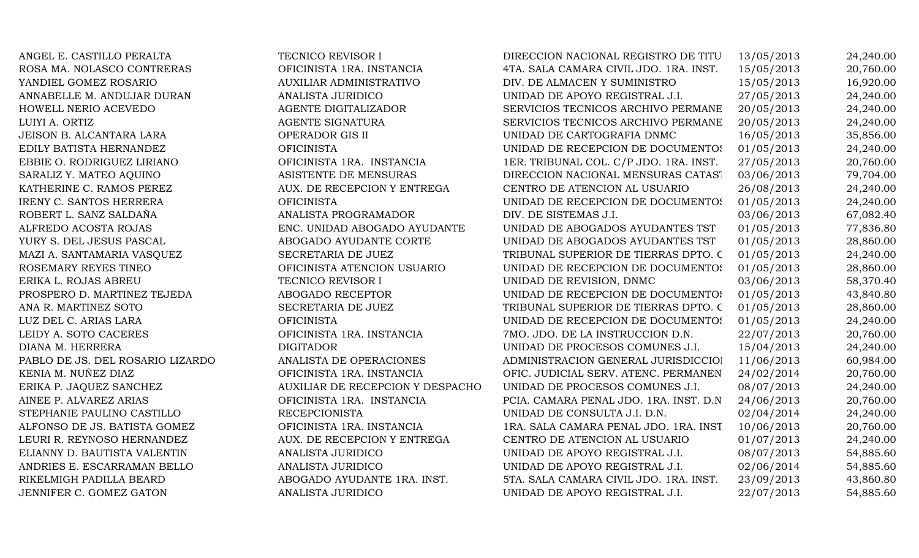| | | | | |
|---|---|---|---|---|
| ANGEL E. CASTILLO PERALTA | TECNICO REVISOR I | DIRECCION NACIONAL REGISTRO DE TITU | 13/05/2013 | 24,240.00 |
| ROSA MA. NOLASCO CONTRERAS | OFICINISTA 1RA. INSTANCIA | 4TA. SALA CAMARA CIVIL JDO. 1RA. INST. | 15/05/2013 | 20,760.00 |
| YANDIEL GOMEZ ROSARIO | AUXILIAR ADMINISTRATIVO | DIV. DE ALMACEN Y SUMINISTRO | 15/05/2013 | 16,920.00 |
| ANNABELLE M. ANDUJAR DURAN | ANALISTA JURIDICO | UNIDAD DE APOYO REGISTRAL J.I. | 27/05/2013 | 24,240.00 |
| HOWELL NERIO ACEVEDO | AGENTE DIGITALIZADOR | SERVICIOS TECNICOS ARCHIVO PERMANE | 20/05/2013 | 24,240.00 |
| LUIYI A. ORTIZ | AGENTE SIGNATURA | SERVICIOS TECNICOS ARCHIVO PERMANE | 20/05/2013 | 24,240.00 |
| JEISON B. ALCANTARA LARA | OPERADOR GIS II | UNIDAD DE CARTOGRAFIA DNMC | 16/05/2013 | 35,856.00 |
| EDILY BATISTA HERNANDEZ | OFICINISTA | UNIDAD DE RECEPCION DE DOCUMENTOS | 01/05/2013 | 24,240.00 |
| EBBIE O. RODRIGUEZ LIRIANO | OFICINISTA 1RA. INSTANCIA | 1ER. TRIBUNAL COL. C/P JDO. 1RA. INST. | 27/05/2013 | 20,760.00 |
| SARALIZ Y. MATEO AQUINO | ASISTENTE DE MENSURAS | DIRECCION NACIONAL MENSURAS CATAST | 03/06/2013 | 79,704.00 |
| KATHERINE C. RAMOS PEREZ | AUX. DE RECEPCION Y ENTREGA | CENTRO DE ATENCION AL USUARIO | 26/08/2013 | 24,240.00 |
| IRENY C. SANTOS HERRERA | OFICINISTA | UNIDAD DE RECEPCION DE DOCUMENTOS | 01/05/2013 | 24,240.00 |
| ROBERT L. SANZ SALDAÑA | ANALISTA PROGRAMADOR | DIV. DE SISTEMAS J.I. | 03/06/2013 | 67,082.40 |
| ALFREDO ACOSTA ROJAS | ENC. UNIDAD ABOGADO AYUDANTE | UNIDAD DE ABOGADOS AYUDANTES TST | 01/05/2013 | 77,836.80 |
| YURY S. DEL JESUS PASCAL | ABOGADO AYUDANTE CORTE | UNIDAD DE ABOGADOS AYUDANTES TST | 01/05/2013 | 28,860.00 |
| MAZI A. SANTAMARIA VASQUEZ | SECRETARIA DE JUEZ | TRIBUNAL SUPERIOR DE TIERRAS DPTO. C | 01/05/2013 | 24,240.00 |
| ROSEMARY REYES TINEO | OFICINISTA ATENCION USUARIO | UNIDAD DE RECEPCION DE DOCUMENTOS | 01/05/2013 | 28,860.00 |
| ERIKA L. ROJAS ABREU | TECNICO REVISOR I | UNIDAD DE REVISION, DNMC | 03/06/2013 | 58,370.40 |
| PROSPERO D. MARTINEZ TEJEDA | ABOGADO RECEPTOR | UNIDAD DE RECEPCION DE DOCUMENTOS | 01/05/2013 | 43,840.80 |
| ANA R. MARTINEZ SOTO | SECRETARIA DE JUEZ | TRIBUNAL SUPERIOR DE TIERRAS DPTO. C | 01/05/2013 | 28,860.00 |
| LUZ DEL C. ARIAS LARA | OFICINISTA | UNIDAD DE RECEPCION DE DOCUMENTOS | 01/05/2013 | 24,240.00 |
| LEIDY A. SOTO CACERES | OFICINISTA 1RA. INSTANCIA | 7MO. JDO. DE LA INSTRUCCION D.N. | 22/07/2013 | 20,760.00 |
| DIANA M. HERRERA | DIGITADOR | UNIDAD DE PROCESOS COMUNES J.I. | 15/04/2013 | 24,240.00 |
| PABLO DE JS. DEL ROSARIO LIZARDO | ANALISTA DE OPERACIONES | ADMINISTRACION GENERAL JURISDICCIOI | 11/06/2013 | 60,984.00 |
| KENIA M. NUÑEZ DIAZ | OFICINISTA 1RA. INSTANCIA | OFIC. JUDICIAL SERV. ATENC. PERMANEN | 24/02/2014 | 20,760.00 |
| ERIKA P. JAQUEZ SANCHEZ | AUXILIAR DE RECEPCION Y DESPACHO | UNIDAD DE PROCESOS COMUNES J.I. | 08/07/2013 | 24,240.00 |
| AINEE P. ALVAREZ ARIAS | OFICINISTA 1RA. INSTANCIA | PCIA. CAMARA PENAL JDO. 1RA. INST. D.N | 24/06/2013 | 20,760.00 |
| STEPHANIE PAULINO CASTILLO | RECEPCIONISTA | UNIDAD DE CONSULTA J.I. D.N. | 02/04/2014 | 24,240.00 |
| ALFONSO DE JS. BATISTA GOMEZ | OFICINISTA 1RA. INSTANCIA | 1RA. SALA CAMARA PENAL JDO. 1RA. INST | 10/06/2013 | 20,760.00 |
| LEURI R. REYNOSO HERNANDEZ | AUX. DE RECEPCION Y ENTREGA | CENTRO DE ATENCION AL USUARIO | 01/07/2013 | 24,240.00 |
| ELIANNY D. BAUTISTA VALENTIN | ANALISTA JURIDICO | UNIDAD DE APOYO REGISTRAL J.I. | 08/07/2013 | 54,885.60 |
| ANDRIES E. ESCARRAMAN BELLO | ANALISTA JURIDICO | UNIDAD DE APOYO REGISTRAL J.I. | 02/06/2014 | 54,885.60 |
| RIKELMIGH PADILLA BEARD | ABOGADO AYUDANTE 1RA. INST. | 5TA. SALA CAMARA CIVIL JDO. 1RA. INST. | 23/09/2013 | 43,860.80 |
| JENNIFER C. GOMEZ GATON | ANALISTA JURIDICO | UNIDAD DE APOYO REGISTRAL J.I. | 22/07/2013 | 54,885.60 |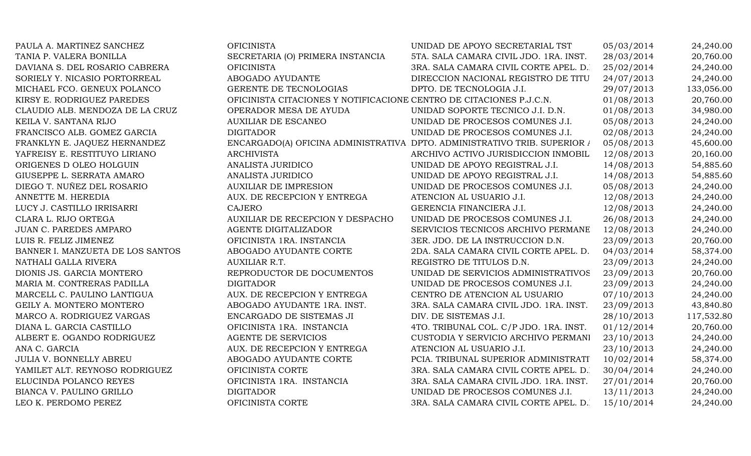| | | | | |
|---|---|---|---|---|
| PAULA A. MARTINEZ SANCHEZ | OFICINISTA | UNIDAD DE APOYO SECRETARIAL TST | 05/03/2014 | 24,240.00 |
| TANIA P. VALERA BONILLA | SECRETARIA (O) PRIMERA INSTANCIA | 5TA. SALA CAMARA CIVIL JDO. 1RA. INST. | 28/03/2014 | 20,760.00 |
| DAVIANA S. DEL ROSARIO CABRERA | OFICINISTA | 3RA. SALA CAMARA CIVIL CORTE APEL. D. | 25/02/2014 | 24,240.00 |
| SORIELY Y. NICASIO PORTORREAL | ABOGADO AYUDANTE | DIRECCION NACIONAL REGISTRO DE TITU | 24/07/2013 | 24,240.00 |
| MICHAEL FCO. GENEUX POLANCO | GERENTE DE TECNOLOGIAS | DPTO. DE TECNOLOGIA J.I. | 29/07/2013 | 133,056.00 |
| KIRSY E. RODRIGUEZ PAREDES | OFICINISTA CITACIONES Y NOTIFICACIONE | CENTRO DE CITACIONES P.J.C.N. | 01/08/2013 | 20,760.00 |
| CLAUDIO ALB. MENDOZA DE LA CRUZ | OPERADOR MESA DE AYUDA | UNIDAD SOPORTE TECNICO J.I. D.N. | 01/08/2013 | 34,980.00 |
| KEILA V. SANTANA RIJO | AUXILIAR DE ESCANEO | UNIDAD DE PROCESOS COMUNES J.I. | 05/08/2013 | 24,240.00 |
| FRANCISCO ALB. GOMEZ GARCIA | DIGITADOR | UNIDAD DE PROCESOS COMUNES J.I. | 02/08/2013 | 24,240.00 |
| FRANKLYN E. JAQUEZ HERNANDEZ | ENCARGADO(A) OFICINA ADMINISTRATIVA | DPTO. ADMINISTRATIVO TRIB. SUPERIOR | 05/08/2013 | 45,600.00 |
| YAFREISY E. RESTITUYO LIRIANO | ARCHIVISTA | ARCHIVO ACTIVO JURISDICCION INMOBIL | 12/08/2013 | 20,160.00 |
| ORIGENES D OLEO HOLGUIN | ANALISTA JURIDICO | UNIDAD DE APOYO REGISTRAL J.I. | 14/08/2013 | 54,885.60 |
| GIUSEPPE L. SERRATA AMARO | ANALISTA JURIDICO | UNIDAD DE APOYO REGISTRAL J.I. | 14/08/2013 | 54,885.60 |
| DIEGO T. NUÑEZ DEL ROSARIO | AUXILIAR DE IMPRESION | UNIDAD DE PROCESOS COMUNES J.I. | 05/08/2013 | 24,240.00 |
| ANNETTE M. HEREDIA | AUX. DE RECEPCION Y ENTREGA | ATENCION AL USUARIO J.I. | 12/08/2013 | 24,240.00 |
| LUCY J. CASTILLO IRRISARRI | CAJERO | GERENCIA FINANCIERA J.I. | 12/08/2013 | 24,240.00 |
| CLARA L. RIJO ORTEGA | AUXILIAR DE RECEPCION Y DESPACHO | UNIDAD DE PROCESOS COMUNES J.I. | 26/08/2013 | 24,240.00 |
| JUAN C. PAREDES AMPARO | AGENTE DIGITALIZADOR | SERVICIOS TECNICOS ARCHIVO PERMANE | 12/08/2013 | 24,240.00 |
| LUIS R. FELIZ JIMENEZ | OFICINISTA 1RA. INSTANCIA | 3ER. JDO. DE LA INSTRUCCION D.N. | 23/09/2013 | 20,760.00 |
| BANNER I. MANZUETA DE LOS SANTOS | ABOGADO AYUDANTE CORTE | 2DA. SALA CAMARA CIVIL CORTE APEL. D. | 04/03/2014 | 58,374.00 |
| NATHALI GALLA RIVERA | AUXILIAR R.T. | REGISTRO DE TITULOS D.N. | 23/09/2013 | 24,240.00 |
| DIONIS JS. GARCIA MONTERO | REPRODUCTOR DE DOCUMENTOS | UNIDAD DE SERVICIOS ADMINISTRATIVOS | 23/09/2013 | 20,760.00 |
| MARIA M. CONTRERAS PADILLA | DIGITADOR | UNIDAD DE PROCESOS COMUNES J.I. | 23/09/2013 | 24,240.00 |
| MARCELL C. PAULINO LANTIGUA | AUX. DE RECEPCION Y ENTREGA | CENTRO DE ATENCION AL USUARIO | 07/10/2013 | 24,240.00 |
| GEILY A. MONTERO MONTERO | ABOGADO AYUDANTE 1RA. INST. | 3RA. SALA CAMARA CIVIL JDO. 1RA. INST. | 23/09/2013 | 43,840.80 |
| MARCO A. RODRIGUEZ VARGAS | ENCARGADO DE SISTEMAS JI | DIV. DE SISTEMAS J.I. | 28/10/2013 | 117,532.80 |
| DIANA L. GARCIA CASTILLO | OFICINISTA 1RA. INSTANCIA | 4TO. TRIBUNAL COL. C/P JDO. 1RA. INST. | 01/12/2014 | 20,760.00 |
| ALBERT E. OGANDO RODRIGUEZ | AGENTE DE SERVICIOS | CUSTODIA Y SERVICIO ARCHIVO PERMANI | 23/10/2013 | 24,240.00 |
| ANA C. GARCIA | AUX. DE RECEPCION Y ENTREGA | ATENCION AL USUARIO J.I. | 23/10/2013 | 24,240.00 |
| JULIA V. BONNELLY ABREU | ABOGADO AYUDANTE CORTE | PCIA. TRIBUNAL SUPERIOR ADMINISTRATI | 10/02/2014 | 58,374.00 |
| YAMILET ALT. REYNOSO RODRIGUEZ | OFICINISTA CORTE | 3RA. SALA CAMARA CIVIL CORTE APEL. D. | 30/04/2014 | 24,240.00 |
| ELUCINDA POLANCO REYES | OFICINISTA 1RA. INSTANCIA | 3RA. SALA CAMARA CIVIL JDO. 1RA. INST. | 27/01/2014 | 20,760.00 |
| BIANCA V. PAULINO GRILLO | DIGITADOR | UNIDAD DE PROCESOS COMUNES J.I. | 13/11/2013 | 24,240.00 |
| LEO K. PERDOMO PEREZ | OFICINISTA CORTE | 3RA. SALA CAMARA CIVIL CORTE APEL. D. | 15/10/2014 | 24,240.00 |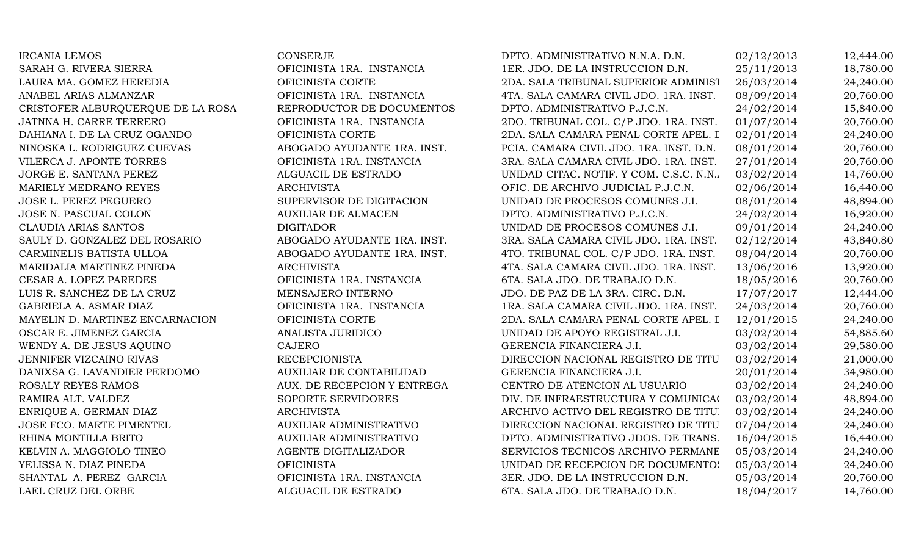| | | | | |
|---|---|---|---|---|
| IRCANIA LEMOS | CONSERJE | DPTO. ADMINISTRATIVO N.N.A. D.N. | 02/12/2013 | 12,444.00 |
| SARAH G. RIVERA SIERRA | OFICINISTA 1RA. INSTANCIA | 1ER. JDO. DE LA INSTRUCCION D.N. | 25/11/2013 | 18,780.00 |
| LAURA MA. GOMEZ HEREDIA | OFICINISTA CORTE | 2DA. SALA TRIBUNAL SUPERIOR ADMINIST | 26/03/2014 | 24,240.00 |
| ANABEL ARIAS ALMANZAR | OFICINISTA 1RA. INSTANCIA | 4TA. SALA CAMARA CIVIL JDO. 1RA. INST. | 08/09/2014 | 20,760.00 |
| CRISTOFER ALBURQUERQUE DE LA ROSA | REPRODUCTOR DE DOCUMENTOS | DPTO. ADMINISTRATIVO P.J.C.N. | 24/02/2014 | 15,840.00 |
| JATNNA H. CARRE TERRERO | OFICINISTA 1RA. INSTANCIA | 2DO. TRIBUNAL COL. C/P JDO. 1RA. INST. | 01/07/2014 | 20,760.00 |
| DAHIANA I. DE LA CRUZ OGANDO | OFICINISTA CORTE | 2DA. SALA CAMARA PENAL CORTE APEL. D | 02/01/2014 | 24,240.00 |
| NINOSKA L. RODRIGUEZ CUEVAS | ABOGADO AYUDANTE 1RA. INST. | PCIA. CAMARA CIVIL JDO. 1RA. INST. D.N. | 08/01/2014 | 20,760.00 |
| VILERCA J. APONTE TORRES | OFICINISTA 1RA. INSTANCIA | 3RA. SALA CAMARA CIVIL JDO. 1RA. INST. | 27/01/2014 | 20,760.00 |
| JORGE E. SANTANA PEREZ | ALGUACIL DE ESTRADO | UNIDAD CITAC. NOTIF. Y COM. C.S.C. N.N.A | 03/02/2014 | 14,760.00 |
| MARIELY MEDRANO REYES | ARCHIVISTA | OFIC. DE ARCHIVO JUDICIAL P.J.C.N. | 02/06/2014 | 16,440.00 |
| JOSE L. PEREZ PEGUERO | SUPERVISOR DE DIGITACION | UNIDAD DE PROCESOS COMUNES J.I. | 08/01/2014 | 48,894.00 |
| JOSE N. PASCUAL COLON | AUXILIAR DE ALMACEN | DPTO. ADMINISTRATIVO P.J.C.N. | 24/02/2014 | 16,920.00 |
| CLAUDIA ARIAS SANTOS | DIGITADOR | UNIDAD DE PROCESOS COMUNES J.I. | 09/01/2014 | 24,240.00 |
| SAULY D. GONZALEZ DEL ROSARIO | ABOGADO AYUDANTE 1RA. INST. | 3RA. SALA CAMARA CIVIL JDO. 1RA. INST. | 02/12/2014 | 43,840.80 |
| CARMINELIS BATISTA ULLOA | ABOGADO AYUDANTE 1RA. INST. | 4TO. TRIBUNAL COL. C/P JDO. 1RA. INST. | 08/04/2014 | 20,760.00 |
| MARIDALIA MARTINEZ PINEDA | ARCHIVISTA | 4TA. SALA CAMARA CIVIL JDO. 1RA. INST. | 13/06/2016 | 13,920.00 |
| CESAR A. LOPEZ PAREDES | OFICINISTA 1RA. INSTANCIA | 6TA. SALA JDO. DE TRABAJO D.N. | 18/05/2016 | 20,760.00 |
| LUIS R. SANCHEZ DE LA CRUZ | MENSAJERO INTERNO | JDO. DE PAZ DE LA 3RA. CIRC. D.N. | 17/07/2017 | 12,444.00 |
| GABRIELA A. ASMAR DIAZ | OFICINISTA 1RA. INSTANCIA | 1RA. SALA CAMARA CIVIL JDO. 1RA. INST. | 24/03/2014 | 20,760.00 |
| MAYELIN D. MARTINEZ ENCARNACION | OFICINISTA CORTE | 2DA. SALA CAMARA PENAL CORTE APEL. D | 12/01/2015 | 24,240.00 |
| OSCAR E. JIMENEZ GARCIA | ANALISTA JURIDICO | UNIDAD DE APOYO REGISTRAL J.I. | 03/02/2014 | 54,885.60 |
| WENDY A. DE JESUS AQUINO | CAJERO | GERENCIA FINANCIERA J.I. | 03/02/2014 | 29,580.00 |
| JENNIFER VIZCAINO RIVAS | RECEPCIONISTA | DIRECCION NACIONAL REGISTRO DE TITU | 03/02/2014 | 21,000.00 |
| DANIXSA G. LAVANDIER PERDOMO | AUXILIAR DE CONTABILIDAD | GERENCIA FINANCIERA J.I. | 20/01/2014 | 34,980.00 |
| ROSALY REYES RAMOS | AUX. DE RECEPCION Y ENTREGA | CENTRO DE ATENCION AL USUARIO | 03/02/2014 | 24,240.00 |
| RAMIRA ALT. VALDEZ | SOPORTE SERVIDORES | DIV. DE INFRAESTRUCTURA Y COMUNICAC | 03/02/2014 | 48,894.00 |
| ENRIQUE A. GERMAN DIAZ | ARCHIVISTA | ARCHIVO ACTIVO DEL REGISTRO DE TITUI | 03/02/2014 | 24,240.00 |
| JOSE FCO. MARTE PIMENTEL | AUXILIAR ADMINISTRATIVO | DIRECCION NACIONAL REGISTRO DE TITU | 07/04/2014 | 24,240.00 |
| RHINA MONTILLA BRITO | AUXILIAR ADMINISTRATIVO | DPTO. ADMINISTRATIVO JDOS. DE TRANS. | 16/04/2015 | 16,440.00 |
| KELVIN A. MAGGIOLO TINEO | AGENTE DIGITALIZADOR | SERVICIOS TECNICOS ARCHIVO PERMANE | 05/03/2014 | 24,240.00 |
| YELISSA N. DIAZ PINEDA | OFICINISTA | UNIDAD DE RECEPCION DE DOCUMENTOS | 05/03/2014 | 24,240.00 |
| SHANTAL A. PEREZ GARCIA | OFICINISTA 1RA. INSTANCIA | 3ER. JDO. DE LA INSTRUCCION D.N. | 05/03/2014 | 20,760.00 |
| LAEL CRUZ DEL ORBE | ALGUACIL DE ESTRADO | 6TA. SALA JDO. DE TRABAJO D.N. | 18/04/2017 | 14,760.00 |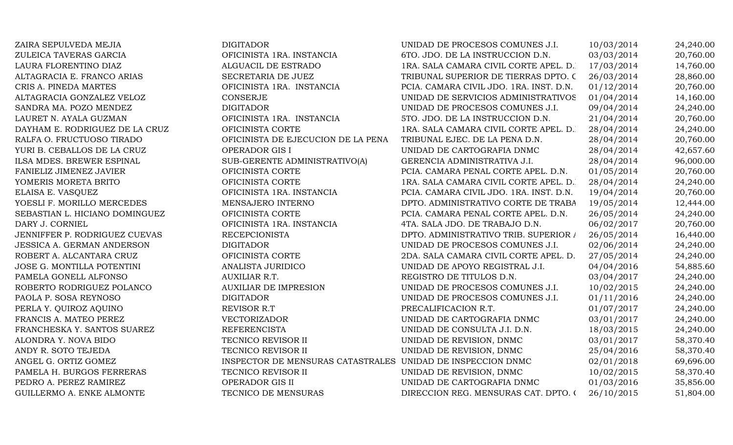| | | | | |
|---|---|---|---|---|
| ZAIRA SEPULVEDA MEJIA | DIGITADOR | UNIDAD DE PROCESOS COMUNES J.I. | 10/03/2014 | 24,240.00 |
| ZULEICA TAVERAS GARCIA | OFICINISTA 1RA. INSTANCIA | 6TO. JDO. DE LA INSTRUCCION D.N. | 03/03/2014 | 20,760.00 |
| LAURA FLORENTINO DIAZ | ALGUACIL DE ESTRADO | 1RA. SALA CAMARA CIVIL CORTE APEL. D. | 17/03/2014 | 14,760.00 |
| ALTAGRACIA E. FRANCO ARIAS | SECRETARIA DE JUEZ | TRIBUNAL SUPERIOR DE TIERRAS DPTO. C | 26/03/2014 | 28,860.00 |
| CRIS A. PINEDA MARTES | OFICINISTA 1RA. INSTANCIA | PCIA. CAMARA CIVIL JDO. 1RA. INST. D.N. | 01/12/2014 | 20,760.00 |
| ALTAGRACIA GONZALEZ VELOZ | CONSERJE | UNIDAD DE SERVICIOS ADMINISTRATIVOS | 01/04/2014 | 14,160.00 |
| SANDRA MA. POZO MENDEZ | DIGITADOR | UNIDAD DE PROCESOS COMUNES J.I. | 09/04/2014 | 24,240.00 |
| LAURET N. AYALA GUZMAN | OFICINISTA 1RA. INSTANCIA | 5TO. JDO. DE LA INSTRUCCION D.N. | 21/04/2014 | 20,760.00 |
| DAYHAM E. RODRIGUEZ DE LA CRUZ | OFICINISTA CORTE | 1RA. SALA CAMARA CIVIL CORTE APEL. D. | 28/04/2014 | 24,240.00 |
| RALFA O. FRUCTUOSO TIRADO | OFICINISTA DE EJECUCION DE LA PENA | TRIBUNAL EJEC. DE LA PENA D.N. | 28/04/2014 | 20,760.00 |
| YURI B. CEBALLOS DE LA CRUZ | OPERADOR GIS I | UNIDAD DE CARTOGRAFIA DNMC | 28/04/2014 | 42,657.60 |
| ILSA MDES. BREWER ESPINAL | SUB-GERENTE ADMINISTRATIVO(A) | GERENCIA ADMINISTRATIVA J.I. | 28/04/2014 | 96,000.00 |
| FANIELIZ JIMENEZ JAVIER | OFICINISTA CORTE | PCIA. CAMARA PENAL CORTE APEL. D.N. | 01/05/2014 | 20,760.00 |
| YOMERIS MORETA BRITO | OFICINISTA CORTE | 1RA. SALA CAMARA CIVIL CORTE APEL. D. | 28/04/2014 | 24,240.00 |
| ELAISA E. VASQUEZ | OFICINISTA 1RA. INSTANCIA | PCIA. CAMARA CIVIL JDO. 1RA. INST. D.N. | 19/04/2014 | 20,760.00 |
| YOESLI F. MORILLO MERCEDES | MENSAJERO INTERNO | DPTO. ADMINISTRATIVO CORTE DE TRABA | 19/05/2014 | 12,444.00 |
| SEBASTIAN L. HICIANO DOMINGUEZ | OFICINISTA CORTE | PCIA. CAMARA PENAL CORTE APEL. D.N. | 26/05/2014 | 24,240.00 |
| DARY J. CORNIEL | OFICINISTA 1RA. INSTANCIA | 4TA. SALA JDO. DE TRABAJO D.N. | 06/02/2017 | 20,760.00 |
| JENNIFFER P. RODRIGUEZ CUEVAS | RECEPCIONISTA | DPTO. ADMINISTRATIVO TRIB. SUPERIOR | 26/05/2014 | 16,440.00 |
| JESSICA A. GERMAN ANDERSON | DIGITADOR | UNIDAD DE PROCESOS COMUNES J.I. | 02/06/2014 | 24,240.00 |
| ROBERT A. ALCANTARA CRUZ | OFICINISTA CORTE | 2DA. SALA CAMARA CIVIL CORTE APEL. D. | 27/05/2014 | 24,240.00 |
| JOSE G. MONTILLA POTENTINI | ANALISTA JURIDICO | UNIDAD DE APOYO REGISTRAL J.I. | 04/04/2016 | 54,885.60 |
| PAMELA GONELL ALFONSO | AUXILIAR R.T. | REGISTRO DE TITULOS D.N. | 03/04/2017 | 24,240.00 |
| ROBERTO RODRIGUEZ POLANCO | AUXILIAR DE IMPRESION | UNIDAD DE PROCESOS COMUNES J.I. | 10/02/2015 | 24,240.00 |
| PAOLA P. SOSA REYNOSO | DIGITADOR | UNIDAD DE PROCESOS COMUNES J.I. | 01/11/2016 | 24,240.00 |
| PERLA Y. QUIROZ AQUINO | REVISOR R.T | PRECALIFICACION R.T. | 01/07/2017 | 24,240.00 |
| FRANCIS A. MATEO PEREZ | VECTORIZADOR | UNIDAD DE CARTOGRAFIA DNMC | 03/01/2017 | 24,240.00 |
| FRANCHESKA Y. SANTOS SUAREZ | REFERENCISTA | UNIDAD DE CONSULTA J.I. D.N. | 18/03/2015 | 24,240.00 |
| ALONDRA Y. NOVA BIDO | TECNICO REVISOR II | UNIDAD DE REVISION, DNMC | 03/01/2017 | 58,370.40 |
| ANDY R. SOTO TEJEDA | TECNICO REVISOR II | UNIDAD DE REVISION, DNMC | 25/04/2016 | 58,370.40 |
| ANGEL G. ORTIZ GOMEZ | INSPECTOR DE MENSURAS CATASTRALES | UNIDAD DE INSPECCION DNMC | 02/01/2018 | 69,696.00 |
| PAMELA H. BURGOS FERRERAS | TECNICO REVISOR II | UNIDAD DE REVISION, DNMC | 10/02/2015 | 58,370.40 |
| PEDRO A. PEREZ RAMIREZ | OPERADOR GIS II | UNIDAD DE CARTOGRAFIA DNMC | 01/03/2016 | 35,856.00 |
| GUILLERMO A. ENKE ALMONTE | TECNICO DE MENSURAS | DIRECCION REG. MENSURAS CAT. DPTO. ( | 26/10/2015 | 51,804.00 |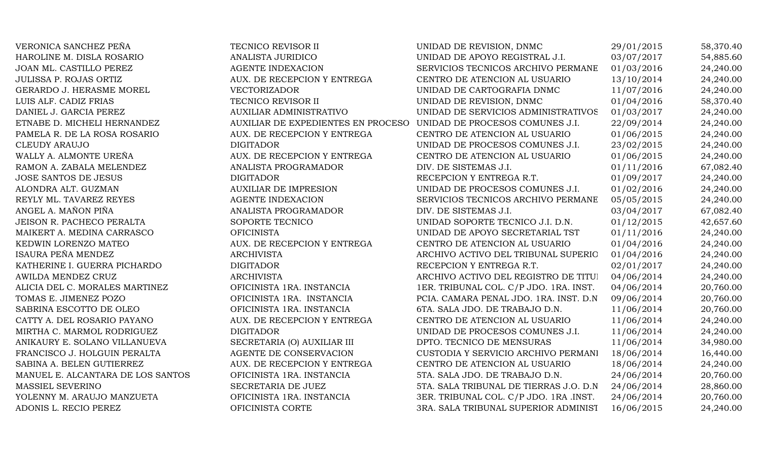| | | | | |
|---|---|---|---|---|
| VERONICA SANCHEZ PEÑA | TECNICO REVISOR II | UNIDAD DE REVISION, DNMC | 29/01/2015 | 58,370.40 |
| HAROLINE M. DISLA ROSARIO | ANALISTA JURIDICO | UNIDAD DE APOYO REGISTRAL J.I. | 03/07/2017 | 54,885.60 |
| JOAN ML. CASTILLO PEREZ | AGENTE INDEXACION | SERVICIOS TECNICOS ARCHIVO PERMANE | 01/03/2016 | 24,240.00 |
| JULISSA P. ROJAS ORTIZ | AUX. DE RECEPCION Y ENTREGA | CENTRO DE ATENCION AL USUARIO | 13/10/2014 | 24,240.00 |
| GERARDO J. HERASME MOREL | VECTORIZADOR | UNIDAD DE CARTOGRAFIA DNMC | 11/07/2016 | 24,240.00 |
| LUIS ALF. CADIZ FRIAS | TECNICO REVISOR II | UNIDAD DE REVISION, DNMC | 01/04/2016 | 58,370.40 |
| DANIEL J. GARCIA PEREZ | AUXILIAR ADMINISTRATIVO | UNIDAD DE SERVICIOS ADMINISTRATIVOS | 01/03/2017 | 24,240.00 |
| ETNABE D. MICHELI HERNANDEZ | AUXILIAR DE EXPEDIENTES EN PROCESO | UNIDAD DE PROCESOS COMUNES J.I. | 22/09/2014 | 24,240.00 |
| PAMELA R. DE LA ROSA ROSARIO | AUX. DE RECEPCION Y ENTREGA | CENTRO DE ATENCION AL USUARIO | 01/06/2015 | 24,240.00 |
| CLEUDY ARAUJO | DIGITADOR | UNIDAD DE PROCESOS COMUNES J.I. | 23/02/2015 | 24,240.00 |
| WALLY A. ALMONTE UREÑA | AUX. DE RECEPCION Y ENTREGA | CENTRO DE ATENCION AL USUARIO | 01/06/2015 | 24,240.00 |
| RAMON A. ZABALA MELENDEZ | ANALISTA PROGRAMADOR | DIV. DE SISTEMAS J.I. | 01/11/2016 | 67,082.40 |
| JOSE SANTOS DE JESUS | DIGITADOR | RECEPCION Y ENTREGA R.T. | 01/09/2017 | 24,240.00 |
| ALONDRA ALT. GUZMAN | AUXILIAR DE IMPRESION | UNIDAD DE PROCESOS COMUNES J.I. | 01/02/2016 | 24,240.00 |
| REYLY ML. TAVAREZ REYES | AGENTE INDEXACION | SERVICIOS TECNICOS ARCHIVO PERMANE | 05/05/2015 | 24,240.00 |
| ANGEL A. MAÑON PIÑA | ANALISTA PROGRAMADOR | DIV. DE SISTEMAS J.I. | 03/04/2017 | 67,082.40 |
| JEISON R. PACHECO PERALTA | SOPORTE TECNICO | UNIDAD SOPORTE TECNICO J.I. D.N. | 01/12/2015 | 42,657.60 |
| MAIKERT A. MEDINA CARRASCO | OFICINISTA | UNIDAD DE APOYO SECRETARIAL TST | 01/11/2016 | 24,240.00 |
| KEDWIN LORENZO MATEO | AUX. DE RECEPCION Y ENTREGA | CENTRO DE ATENCION AL USUARIO | 01/04/2016 | 24,240.00 |
| ISAURA PEÑA MENDEZ | ARCHIVISTA | ARCHIVO ACTIVO DEL TRIBUNAL SUPERIO | 01/04/2016 | 24,240.00 |
| KATHERINE I. GUERRA PICHARDO | DIGITADOR | RECEPCION Y ENTREGA R.T. | 02/01/2017 | 24,240.00 |
| AWILDA MENDEZ CRUZ | ARCHIVISTA | ARCHIVO ACTIVO DEL REGISTRO DE TITUI | 04/06/2014 | 24,240.00 |
| ALICIA DEL C. MORALES MARTINEZ | OFICINISTA 1RA. INSTANCIA | 1ER. TRIBUNAL COL. C/P JDO. 1RA. INST. | 04/06/2014 | 20,760.00 |
| TOMAS E. JIMENEZ POZO | OFICINISTA 1RA. INSTANCIA | PCIA. CAMARA PENAL JDO. 1RA. INST. D.N | 09/06/2014 | 20,760.00 |
| SABRINA ESCOTTO DE OLEO | OFICINISTA 1RA. INSTANCIA | 6TA. SALA JDO. DE TRABAJO D.N. | 11/06/2014 | 20,760.00 |
| CATTY A. DEL ROSARIO PAYANO | AUX. DE RECEPCION Y ENTREGA | CENTRO DE ATENCION AL USUARIO | 11/06/2014 | 24,240.00 |
| MIRTHA C. MARMOL RODRIGUEZ | DIGITADOR | UNIDAD DE PROCESOS COMUNES J.I. | 11/06/2014 | 24,240.00 |
| ANIKAURY E. SOLANO VILLANUEVA | SECRETARIA (O) AUXILIAR III | DPTO. TECNICO DE MENSURAS | 11/06/2014 | 34,980.00 |
| FRANCISCO J. HOLGUIN PERALTA | AGENTE DE CONSERVACION | CUSTODIA Y SERVICIO ARCHIVO PERMANI | 18/06/2014 | 16,440.00 |
| SABINA A. BELEN GUTIERREZ | AUX. DE RECEPCION Y ENTREGA | CENTRO DE ATENCION AL USUARIO | 18/06/2014 | 24,240.00 |
| MANUEL E. ALCANTARA DE LOS SANTOS | OFICINISTA 1RA. INSTANCIA | 5TA. SALA JDO. DE TRABAJO D.N. | 24/06/2014 | 20,760.00 |
| MASSIEL SEVERINO | SECRETARIA DE JUEZ | 5TA. SALA TRIBUNAL DE TIERRAS J.O. D.N | 24/06/2014 | 28,860.00 |
| YOLENNY M. ARAUJO MANZUETA | OFICINISTA 1RA. INSTANCIA | 3ER. TRIBUNAL COL. C/P JDO. 1RA .INST. | 24/06/2014 | 20,760.00 |
| ADONIS L. RECIO PEREZ | OFICINISTA CORTE | 3RA. SALA TRIBUNAL SUPERIOR ADMINISI | 16/06/2015 | 24,240.00 |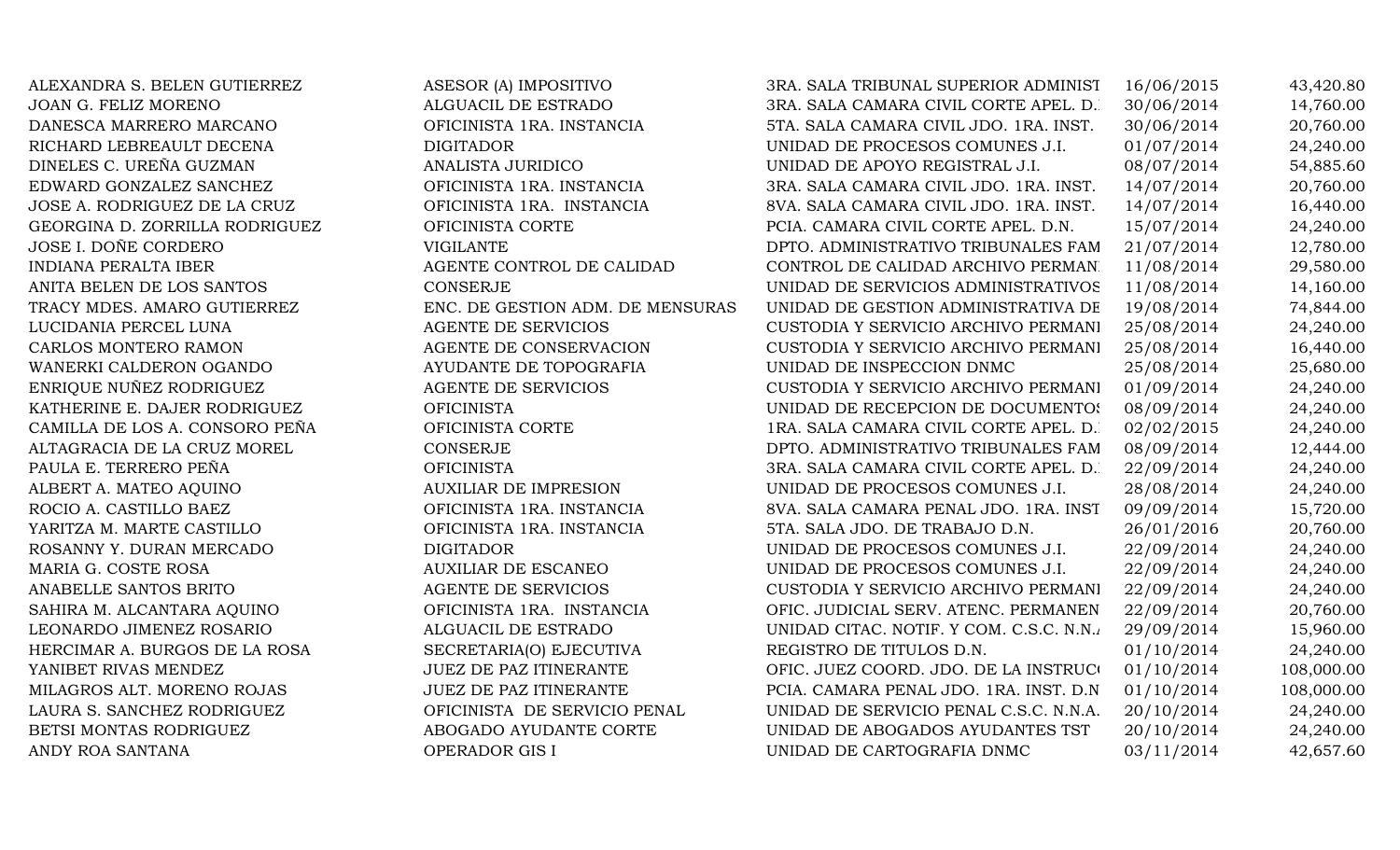| | | | | |
|---|---|---|---|---|
| ALEXANDRA S. BELEN GUTIERREZ | ASESOR (A) IMPOSITIVO | 3RA. SALA TRIBUNAL SUPERIOR ADMINIST | 16/06/2015 | 43,420.80 |
| JOAN G. FELIZ MORENO | ALGUACIL DE ESTRADO | 3RA. SALA CAMARA CIVIL CORTE APEL. D. | 30/06/2014 | 14,760.00 |
| DANESCA MARRERO MARCANO | OFICINISTA 1RA. INSTANCIA | 5TA. SALA CAMARA CIVIL JDO. 1RA. INST. | 30/06/2014 | 20,760.00 |
| RICHARD LEBREAULT DECENA | DIGITADOR | UNIDAD DE PROCESOS COMUNES J.I. | 01/07/2014 | 24,240.00 |
| DINELES C. UREÑA GUZMAN | ANALISTA JURIDICO | UNIDAD DE APOYO REGISTRAL J.I. | 08/07/2014 | 54,885.60 |
| EDWARD GONZALEZ SANCHEZ | OFICINISTA 1RA. INSTANCIA | 3RA. SALA CAMARA CIVIL JDO. 1RA. INST. | 14/07/2014 | 20,760.00 |
| JOSE A. RODRIGUEZ DE LA CRUZ | OFICINISTA 1RA. INSTANCIA | 8VA. SALA CAMARA CIVIL JDO. 1RA. INST. | 14/07/2014 | 16,440.00 |
| GEORGINA D. ZORRILLA RODRIGUEZ | OFICINISTA CORTE | PCIA. CAMARA CIVIL CORTE APEL. D.N. | 15/07/2014 | 24,240.00 |
| JOSE I. DOÑE CORDERO | VIGILANTE | DPTO. ADMINISTRATIVO TRIBUNALES FAM | 21/07/2014 | 12,780.00 |
| INDIANA PERALTA IBER | AGENTE CONTROL DE CALIDAD | CONTROL DE CALIDAD ARCHIVO PERMAN | 11/08/2014 | 29,580.00 |
| ANITA BELEN DE LOS SANTOS | CONSERJE | UNIDAD DE SERVICIOS ADMINISTRATIVOS | 11/08/2014 | 14,160.00 |
| TRACY MDES. AMARO GUTIERREZ | ENC. DE GESTION ADM. DE MENSURAS | UNIDAD DE GESTION ADMINISTRATIVA DE | 19/08/2014 | 74,844.00 |
| LUCIDANIA PERCEL LUNA | AGENTE DE SERVICIOS | CUSTODIA Y SERVICIO ARCHIVO PERMANI | 25/08/2014 | 24,240.00 |
| CARLOS MONTERO RAMON | AGENTE DE CONSERVACION | CUSTODIA Y SERVICIO ARCHIVO PERMANI | 25/08/2014 | 16,440.00 |
| WANERKI CALDERON OGANDO | AYUDANTE DE TOPOGRAFIA | UNIDAD DE INSPECCION DNMC | 25/08/2014 | 25,680.00 |
| ENRIQUE NUÑEZ RODRIGUEZ | AGENTE DE SERVICIOS | CUSTODIA Y SERVICIO ARCHIVO PERMANI | 01/09/2014 | 24,240.00 |
| KATHERINE E. DAJER RODRIGUEZ | OFICINISTA | UNIDAD DE RECEPCION DE DOCUMENTOS | 08/09/2014 | 24,240.00 |
| CAMILLA DE LOS A. CONSORO PEÑA | OFICINISTA CORTE | 1RA. SALA CAMARA CIVIL CORTE APEL. D. | 02/02/2015 | 24,240.00 |
| ALTAGRACIA DE LA CRUZ MOREL | CONSERJE | DPTO. ADMINISTRATIVO TRIBUNALES FAM | 08/09/2014 | 12,444.00 |
| PAULA E. TERRERO PEÑA | OFICINISTA | 3RA. SALA CAMARA CIVIL CORTE APEL. D. | 22/09/2014 | 24,240.00 |
| ALBERT A. MATEO AQUINO | AUXILIAR DE IMPRESION | UNIDAD DE PROCESOS COMUNES J.I. | 28/08/2014 | 24,240.00 |
| ROCIO A. CASTILLO BAEZ | OFICINISTA 1RA. INSTANCIA | 8VA. SALA CAMARA PENAL JDO. 1RA. INST | 09/09/2014 | 15,720.00 |
| YARITZA M. MARTE CASTILLO | OFICINISTA 1RA. INSTANCIA | 5TA. SALA JDO. DE TRABAJO D.N. | 26/01/2016 | 20,760.00 |
| ROSANNY Y. DURAN MERCADO | DIGITADOR | UNIDAD DE PROCESOS COMUNES J.I. | 22/09/2014 | 24,240.00 |
| MARIA G. COSTE ROSA | AUXILIAR DE ESCANEO | UNIDAD DE PROCESOS COMUNES J.I. | 22/09/2014 | 24,240.00 |
| ANABELLE SANTOS BRITO | AGENTE DE SERVICIOS | CUSTODIA Y SERVICIO ARCHIVO PERMANI | 22/09/2014 | 24,240.00 |
| SAHIRA M. ALCANTARA AQUINO | OFICINISTA 1RA. INSTANCIA | OFIC. JUDICIAL SERV. ATENC. PERMANEN | 22/09/2014 | 20,760.00 |
| LEONARDO JIMENEZ ROSARIO | ALGUACIL DE ESTRADO | UNIDAD CITAC. NOTIF. Y COM. C.S.C. N.N.A | 29/09/2014 | 15,960.00 |
| HERCIMAR A. BURGOS DE LA ROSA | SECRETARIA(O) EJECUTIVA | REGISTRO DE TITULOS D.N. | 01/10/2014 | 24,240.00 |
| YANIBET RIVAS MENDEZ | JUEZ DE PAZ ITINERANTE | OFIC. JUEZ COORD. JDO. DE LA INSTRUCC | 01/10/2014 | 108,000.00 |
| MILAGROS ALT. MORENO ROJAS | JUEZ DE PAZ ITINERANTE | PCIA. CAMARA PENAL JDO. 1RA. INST. D.N | 01/10/2014 | 108,000.00 |
| LAURA S. SANCHEZ RODRIGUEZ | OFICINISTA DE SERVICIO PENAL | UNIDAD DE SERVICIO PENAL C.S.C. N.N.A. | 20/10/2014 | 24,240.00 |
| BETSI MONTAS RODRIGUEZ | ABOGADO AYUDANTE CORTE | UNIDAD DE ABOGADOS AYUDANTES TST | 20/10/2014 | 24,240.00 |
| ANDY ROA SANTANA | OPERADOR GIS I | UNIDAD DE CARTOGRAFIA DNMC | 03/11/2014 | 42,657.60 |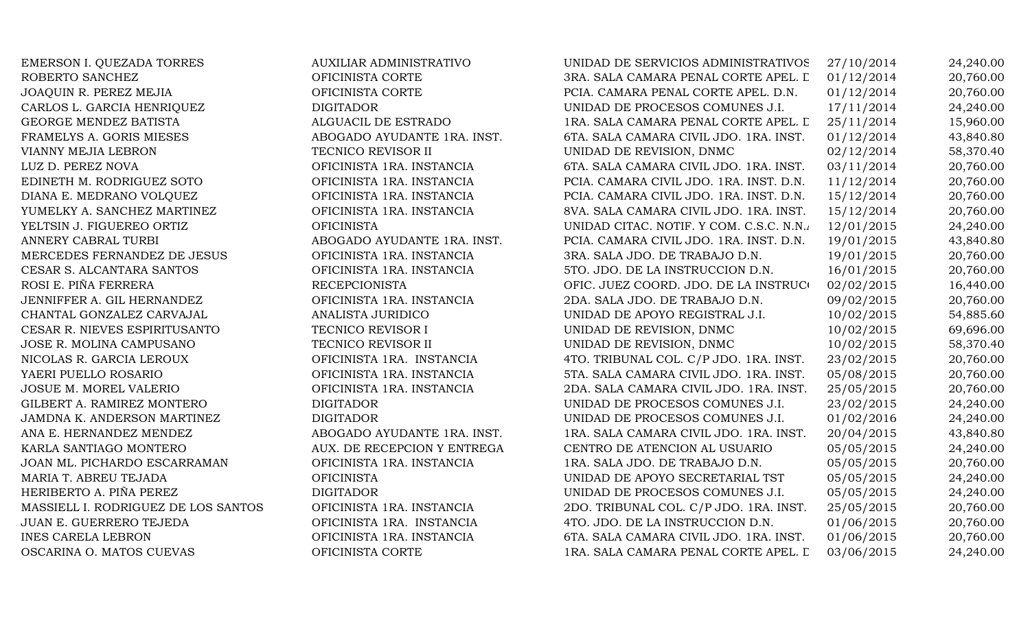| | | | | |
|---|---|---|---|---|
| EMERSON I. QUEZADA TORRES | AUXILIAR ADMINISTRATIVO | UNIDAD DE SERVICIOS ADMINISTRATIVOS | 27/10/2014 | 24,240.00 |
| ROBERTO SANCHEZ | OFICINISTA CORTE | 3RA. SALA CAMARA PENAL CORTE APEL. D | 01/12/2014 | 20,760.00 |
| JOAQUIN R. PEREZ MEJIA | OFICINISTA CORTE | PCIA. CAMARA PENAL CORTE APEL. D.N. | 01/12/2014 | 20,760.00 |
| CARLOS L. GARCIA HENRIQUEZ | DIGITADOR | UNIDAD DE PROCESOS COMUNES J.I. | 17/11/2014 | 24,240.00 |
| GEORGE MENDEZ BATISTA | ALGUACIL DE ESTRADO | 1RA. SALA CAMARA PENAL CORTE APEL. D | 25/11/2014 | 15,960.00 |
| FRAMELYS A. GORIS MIESES | ABOGADO AYUDANTE 1RA. INST. | 6TA. SALA CAMARA CIVIL JDO. 1RA. INST. | 01/12/2014 | 43,840.80 |
| VIANNY MEJIA LEBRON | TECNICO REVISOR II | UNIDAD DE REVISION, DNMC | 02/12/2014 | 58,370.40 |
| LUZ D. PEREZ NOVA | OFICINISTA 1RA. INSTANCIA | 6TA. SALA CAMARA CIVIL JDO. 1RA. INST. | 03/11/2014 | 20,760.00 |
| EDINETH M. RODRIGUEZ SOTO | OFICINISTA 1RA. INSTANCIA | PCIA. CAMARA CIVIL JDO. 1RA. INST. D.N. | 11/12/2014 | 20,760.00 |
| DIANA E. MEDRANO VOLQUEZ | OFICINISTA 1RA. INSTANCIA | PCIA. CAMARA CIVIL JDO. 1RA. INST. D.N. | 15/12/2014 | 20,760.00 |
| YUMELKY A. SANCHEZ MARTINEZ | OFICINISTA 1RA. INSTANCIA | 8VA. SALA CAMARA CIVIL JDO. 1RA. INST. | 15/12/2014 | 20,760.00 |
| YELTSIN J. FIGUEREO ORTIZ | OFICINISTA | UNIDAD CITAC. NOTIF. Y COM. C.S.C. N.N. | 12/01/2015 | 24,240.00 |
| ANNERY CABRAL TURBI | ABOGADO AYUDANTE 1RA. INST. | PCIA. CAMARA CIVIL JDO. 1RA. INST. D.N. | 19/01/2015 | 43,840.80 |
| MERCEDES FERNANDEZ DE JESUS | OFICINISTA 1RA. INSTANCIA | 3RA. SALA JDO. DE TRABAJO D.N. | 19/01/2015 | 20,760.00 |
| CESAR S. ALCANTARA SANTOS | OFICINISTA 1RA. INSTANCIA | 5TO. JDO. DE LA INSTRUCCION D.N. | 16/01/2015 | 20,760.00 |
| ROSI E. PIÑA FERRERA | RECEPCIONISTA | OFIC. JUEZ COORD. JDO. DE LA INSTRUCC | 02/02/2015 | 16,440.00 |
| JENNIFFER A. GIL HERNANDEZ | OFICINISTA 1RA. INSTANCIA | 2DA. SALA JDO. DE TRABAJO D.N. | 09/02/2015 | 20,760.00 |
| CHANTAL GONZALEZ CARVAJAL | ANALISTA JURIDICO | UNIDAD DE APOYO REGISTRAL J.I. | 10/02/2015 | 54,885.60 |
| CESAR R. NIEVES ESPIRITUSANTO | TECNICO REVISOR I | UNIDAD DE REVISION, DNMC | 10/02/2015 | 69,696.00 |
| JOSE R. MOLINA CAMPUSANO | TECNICO REVISOR II | UNIDAD DE REVISION, DNMC | 10/02/2015 | 58,370.40 |
| NICOLAS R. GARCIA LEROUX | OFICINISTA 1RA. INSTANCIA | 4TO. TRIBUNAL COL. C/P JDO. 1RA. INST. | 23/02/2015 | 20,760.00 |
| YAERI PUELLO ROSARIO | OFICINISTA 1RA. INSTANCIA | 5TA. SALA CAMARA CIVIL JDO. 1RA. INST. | 05/08/2015 | 20,760.00 |
| JOSUE M. MOREL VALERIO | OFICINISTA 1RA. INSTANCIA | 2DA. SALA CAMARA CIVIL JDO. 1RA. INST. | 25/05/2015 | 20,760.00 |
| GILBERT A. RAMIREZ MONTERO | DIGITADOR | UNIDAD DE PROCESOS COMUNES J.I. | 23/02/2015 | 24,240.00 |
| JAMDNA K. ANDERSON MARTINEZ | DIGITADOR | UNIDAD DE PROCESOS COMUNES J.I. | 01/02/2016 | 24,240.00 |
| ANA E. HERNANDEZ MENDEZ | ABOGADO AYUDANTE 1RA. INST. | 1RA. SALA CAMARA CIVIL JDO. 1RA. INST. | 20/04/2015 | 43,840.80 |
| KARLA SANTIAGO MONTERO | AUX. DE RECEPCION Y ENTREGA | CENTRO DE ATENCION AL USUARIO | 05/05/2015 | 24,240.00 |
| JOAN ML. PICHARDO ESCARRAMAN | OFICINISTA 1RA. INSTANCIA | 1RA. SALA JDO. DE TRABAJO D.N. | 05/05/2015 | 20,760.00 |
| MARIA T. ABREU TEJADA | OFICINISTA | UNIDAD DE APOYO SECRETARIAL TST | 05/05/2015 | 24,240.00 |
| HERIBERTO A. PIÑA PEREZ | DIGITADOR | UNIDAD DE PROCESOS COMUNES J.I. | 05/05/2015 | 24,240.00 |
| MASSIELL I. RODRIGUEZ DE LOS SANTOS | OFICINISTA 1RA. INSTANCIA | 2DO. TRIBUNAL COL. C/P JDO. 1RA. INST. | 25/05/2015 | 20,760.00 |
| JUAN E. GUERRERO TEJEDA | OFICINISTA 1RA. INSTANCIA | 4TO. JDO. DE LA INSTRUCCION D.N. | 01/06/2015 | 20,760.00 |
| INES CARELA LEBRON | OFICINISTA 1RA. INSTANCIA | 6TA. SALA CAMARA CIVIL JDO. 1RA. INST. | 01/06/2015 | 20,760.00 |
| OSCARINA O. MATOS CUEVAS | OFICINISTA CORTE | 1RA. SALA CAMARA PENAL CORTE APEL. D | 03/06/2015 | 24,240.00 |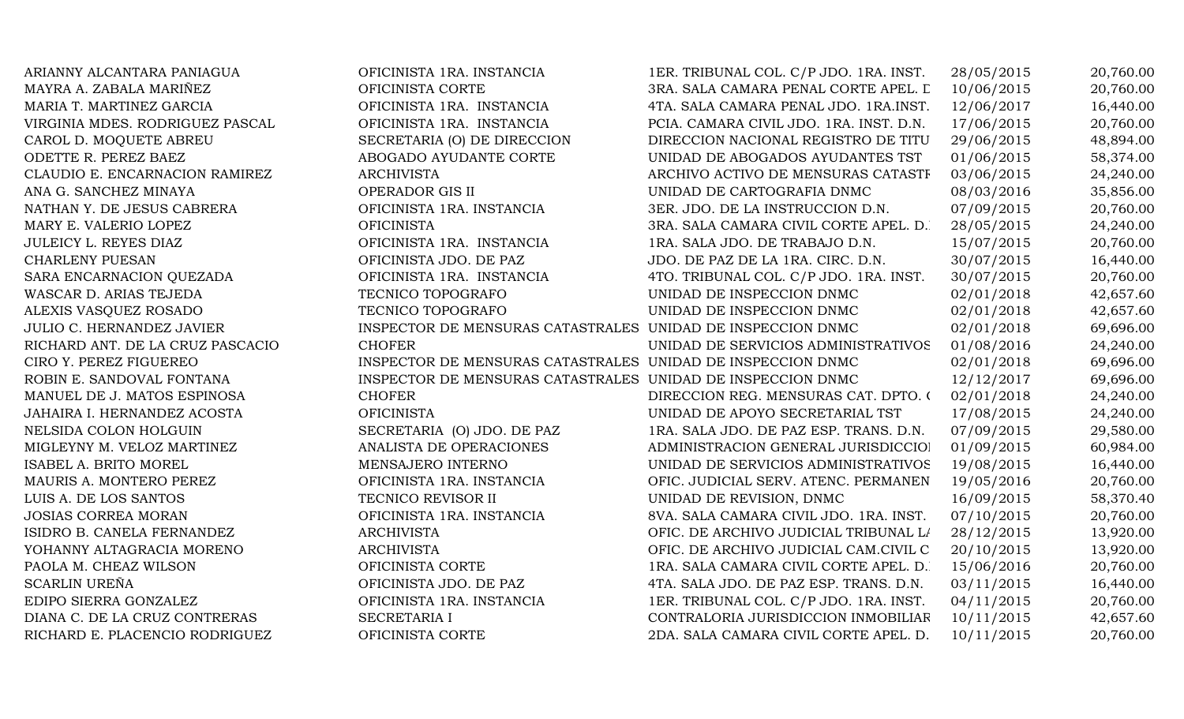| | | | | |
|---|---|---|---|---|
| ARIANNY ALCANTARA PANIAGUA | OFICINISTA 1RA. INSTANCIA | 1ER. TRIBUNAL COL. C/P JDO. 1RA. INST. | 28/05/2015 | 20,760.00 |
| MAYRA A. ZABALA MARIÑEZ | OFICINISTA CORTE | 3RA. SALA CAMARA PENAL CORTE APEL. D | 10/06/2015 | 20,760.00 |
| MARIA T. MARTINEZ GARCIA | OFICINISTA 1RA. INSTANCIA | 4TA. SALA CAMARA PENAL JDO. 1RA.INST. | 12/06/2017 | 16,440.00 |
| VIRGINIA MDES. RODRIGUEZ PASCAL | OFICINISTA 1RA. INSTANCIA | PCIA. CAMARA CIVIL JDO. 1RA. INST. D.N. | 17/06/2015 | 20,760.00 |
| CAROL D. MOQUETE ABREU | SECRETARIA (O) DE DIRECCION | DIRECCION NACIONAL REGISTRO DE TITU | 29/06/2015 | 48,894.00 |
| ODETTE R. PEREZ BAEZ | ABOGADO AYUDANTE CORTE | UNIDAD DE ABOGADOS AYUDANTES TST | 01/06/2015 | 58,374.00 |
| CLAUDIO E. ENCARNACION RAMIREZ | ARCHIVISTA | ARCHIVO ACTIVO DE MENSURAS CATASTI | 03/06/2015 | 24,240.00 |
| ANA G. SANCHEZ MINAYA | OPERADOR GIS II | UNIDAD DE CARTOGRAFIA DNMC | 08/03/2016 | 35,856.00 |
| NATHAN Y. DE JESUS CABRERA | OFICINISTA 1RA. INSTANCIA | 3ER. JDO. DE LA INSTRUCCION D.N. | 07/09/2015 | 20,760.00 |
| MARY E. VALERIO LOPEZ | OFICINISTA | 3RA. SALA CAMARA CIVIL CORTE APEL. D. | 28/05/2015 | 24,240.00 |
| JULEICY L. REYES DIAZ | OFICINISTA 1RA. INSTANCIA | 1RA. SALA JDO. DE TRABAJO D.N. | 15/07/2015 | 20,760.00 |
| CHARLENY PUESAN | OFICINISTA JDO. DE PAZ | JDO. DE PAZ DE LA 1RA. CIRC. D.N. | 30/07/2015 | 16,440.00 |
| SARA ENCARNACION QUEZADA | OFICINISTA 1RA. INSTANCIA | 4TO. TRIBUNAL COL. C/P JDO. 1RA. INST. | 30/07/2015 | 20,760.00 |
| WASCAR D. ARIAS TEJEDA | TECNICO TOPOGRAFO | UNIDAD DE INSPECCION DNMC | 02/01/2018 | 42,657.60 |
| ALEXIS VASQUEZ ROSADO | TECNICO TOPOGRAFO | UNIDAD DE INSPECCION DNMC | 02/01/2018 | 42,657.60 |
| JULIO C. HERNANDEZ JAVIER | INSPECTOR DE MENSURAS CATASTRALES | UNIDAD DE INSPECCION DNMC | 02/01/2018 | 69,696.00 |
| RICHARD ANT. DE LA CRUZ PASCACIO | CHOFER | UNIDAD DE SERVICIOS ADMINISTRATIVOS | 01/08/2016 | 24,240.00 |
| CIRO Y. PEREZ FIGUEREO | INSPECTOR DE MENSURAS CATASTRALES | UNIDAD DE INSPECCION DNMC | 02/01/2018 | 69,696.00 |
| ROBIN E. SANDOVAL FONTANA | INSPECTOR DE MENSURAS CATASTRALES | UNIDAD DE INSPECCION DNMC | 12/12/2017 | 69,696.00 |
| MANUEL DE J. MATOS ESPINOSA | CHOFER | DIRECCION REG. MENSURAS CAT. DPTO. ( | 02/01/2018 | 24,240.00 |
| JAHAIRA I. HERNANDEZ ACOSTA | OFICINISTA | UNIDAD DE APOYO SECRETARIAL TST | 17/08/2015 | 24,240.00 |
| NELSIDA COLON HOLGUIN | SECRETARIA (O) JDO. DE PAZ | 1RA. SALA JDO. DE PAZ ESP. TRANS. D.N. | 07/09/2015 | 29,580.00 |
| MIGLEYNY M. VELOZ MARTINEZ | ANALISTA DE OPERACIONES | ADMINISTRACION GENERAL JURISDICCIOI | 01/09/2015 | 60,984.00 |
| ISABEL A. BRITO MOREL | MENSAJERO INTERNO | UNIDAD DE SERVICIOS ADMINISTRATIVOS | 19/08/2015 | 16,440.00 |
| MAURIS A. MONTERO PEREZ | OFICINISTA 1RA. INSTANCIA | OFIC. JUDICIAL SERV. ATENC. PERMANEN | 19/05/2016 | 20,760.00 |
| LUIS A. DE LOS SANTOS | TECNICO REVISOR II | UNIDAD DE REVISION, DNMC | 16/09/2015 | 58,370.40 |
| JOSIAS CORREA MORAN | OFICINISTA 1RA. INSTANCIA | 8VA. SALA CAMARA CIVIL JDO. 1RA. INST. | 07/10/2015 | 20,760.00 |
| ISIDRO B. CANELA FERNANDEZ | ARCHIVISTA | OFIC. DE ARCHIVO JUDICIAL TRIBUNAL L/ | 28/12/2015 | 13,920.00 |
| YOHANNY ALTAGRACIA MORENO | ARCHIVISTA | OFIC. DE ARCHIVO JUDICIAL CAM.CIVIL C | 20/10/2015 | 13,920.00 |
| PAOLA M. CHEAZ WILSON | OFICINISTA CORTE | 1RA. SALA CAMARA CIVIL CORTE APEL. D. | 15/06/2016 | 20,760.00 |
| SCARLIN UREÑA | OFICINISTA JDO. DE PAZ | 4TA. SALA JDO. DE PAZ ESP. TRANS. D.N. | 03/11/2015 | 16,440.00 |
| EDIPO SIERRA GONZALEZ | OFICINISTA 1RA. INSTANCIA | 1ER. TRIBUNAL COL. C/P JDO. 1RA. INST. | 04/11/2015 | 20,760.00 |
| DIANA C. DE LA CRUZ CONTRERAS | SECRETARIA I | CONTRALORIA JURISDICCION INMOBILIAR | 10/11/2015 | 42,657.60 |
| RICHARD E. PLACENCIO RODRIGUEZ | OFICINISTA CORTE | 2DA. SALA CAMARA CIVIL CORTE APEL. D. | 10/11/2015 | 20,760.00 |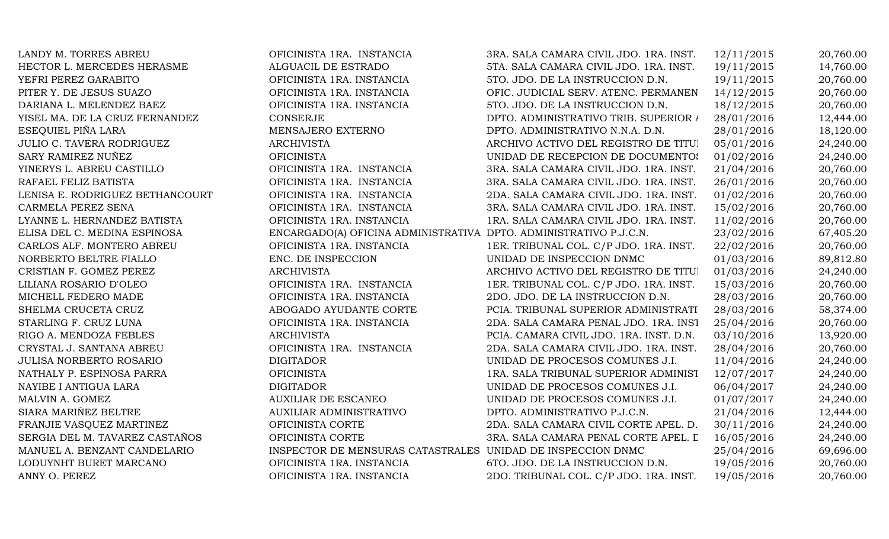| | | | | |
|---|---|---|---|---|
| LANDY M. TORRES ABREU | OFICINISTA 1RA. INSTANCIA | 3RA. SALA CAMARA CIVIL JDO. 1RA. INST. | 12/11/2015 | 20,760.00 |
| HECTOR L. MERCEDES HERASME | ALGUACIL DE ESTRADO | 5TA. SALA CAMARA CIVIL JDO. 1RA. INST. | 19/11/2015 | 14,760.00 |
| YEFRI PEREZ GARABITO | OFICINISTA 1RA. INSTANCIA | 5TO. JDO. DE LA INSTRUCCION D.N. | 19/11/2015 | 20,760.00 |
| PITER Y. DE JESUS SUAZO | OFICINISTA 1RA. INSTANCIA | OFIC. JUDICIAL SERV. ATENC. PERMANEN | 14/12/2015 | 20,760.00 |
| DARIANA L. MELENDEZ BAEZ | OFICINISTA 1RA. INSTANCIA | 5TO. JDO. DE LA INSTRUCCION D.N. | 18/12/2015 | 20,760.00 |
| YISEL MA. DE LA CRUZ FERNANDEZ | CONSERJE | DPTO. ADMINISTRATIVO TRIB. SUPERIOR / | 28/01/2016 | 12,444.00 |
| ESEQUIEL PIÑA LARA | MENSAJERO EXTERNO | DPTO. ADMINISTRATIVO N.N.A. D.N. | 28/01/2016 | 18,120.00 |
| JULIO C. TAVERA RODRIGUEZ | ARCHIVISTA | ARCHIVO ACTIVO DEL REGISTRO DE TITUI | 05/01/2016 | 24,240.00 |
| SARY RAMIREZ NUÑEZ | OFICINISTA | UNIDAD DE RECEPCION DE DOCUMENTOS | 01/02/2016 | 24,240.00 |
| YINERYS L. ABREU CASTILLO | OFICINISTA 1RA. INSTANCIA | 3RA. SALA CAMARA CIVIL JDO. 1RA. INST. | 21/04/2016 | 20,760.00 |
| RAFAEL FELIZ BATISTA | OFICINISTA 1RA. INSTANCIA | 3RA. SALA CAMARA CIVIL JDO. 1RA. INST. | 26/01/2016 | 20,760.00 |
| LENISA E. RODRIGUEZ BETHANCOURT | OFICINISTA 1RA. INSTANCIA | 2DA. SALA CAMARA CIVIL JDO. 1RA. INST. | 01/02/2016 | 20,760.00 |
| CARMELA PEREZ SENA | OFICINISTA 1RA. INSTANCIA | 3RA. SALA CAMARA CIVIL JDO. 1RA. INST. | 15/02/2016 | 20,760.00 |
| LYANNE L. HERNANDEZ BATISTA | OFICINISTA 1RA. INSTANCIA | 1RA. SALA CAMARA CIVIL JDO. 1RA. INST. | 11/02/2016 | 20,760.00 |
| ELISA DEL C. MEDINA ESPINOSA | ENCARGADO(A) OFICINA ADMINISTRATIVA | DPTO. ADMINISTRATIVO P.J.C.N. | 23/02/2016 | 67,405.20 |
| CARLOS ALF. MONTERO ABREU | OFICINISTA 1RA. INSTANCIA | 1ER. TRIBUNAL COL. C/P JDO. 1RA. INST. | 22/02/2016 | 20,760.00 |
| NORBERTO BELTRE FIALLO | ENC. DE INSPECCION | UNIDAD DE INSPECCION DNMC | 01/03/2016 | 89,812.80 |
| CRISTIAN F. GOMEZ PEREZ | ARCHIVISTA | ARCHIVO ACTIVO DEL REGISTRO DE TITUI | 01/03/2016 | 24,240.00 |
| LILIANA ROSARIO D'OLEO | OFICINISTA 1RA. INSTANCIA | 1ER. TRIBUNAL COL. C/P JDO. 1RA. INST. | 15/03/2016 | 20,760.00 |
| MICHELL FEDERO MADE | OFICINISTA 1RA. INSTANCIA | 2DO. JDO. DE LA INSTRUCCION D.N. | 28/03/2016 | 20,760.00 |
| SHELMA CRUCETA CRUZ | ABOGADO AYUDANTE CORTE | PCIA. TRIBUNAL SUPERIOR ADMINISTRATI | 28/03/2016 | 58,374.00 |
| STARLING F. CRUZ LUNA | OFICINISTA 1RA. INSTANCIA | 2DA. SALA CAMARA PENAL JDO. 1RA. INST | 25/04/2016 | 20,760.00 |
| RIGO A. MENDOZA FEBLES | ARCHIVISTA | PCIA. CAMARA CIVIL JDO. 1RA. INST. D.N. | 03/10/2016 | 13,920.00 |
| CRYSTAL J. SANTANA ABREU | OFICINISTA 1RA. INSTANCIA | 2DA. SALA CAMARA CIVIL JDO. 1RA. INST. | 28/04/2016 | 20,760.00 |
| JULISA NORBERTO ROSARIO | DIGITADOR | UNIDAD DE PROCESOS COMUNES J.I. | 11/04/2016 | 24,240.00 |
| NATHALY P. ESPINOSA PARRA | OFICINISTA | 1RA. SALA TRIBUNAL SUPERIOR ADMINIST | 12/07/2017 | 24,240.00 |
| NAYIBE I ANTIGUA LARA | DIGITADOR | UNIDAD DE PROCESOS COMUNES J.I. | 06/04/2017 | 24,240.00 |
| MALVIN A. GOMEZ | AUXILIAR DE ESCANEO | UNIDAD DE PROCESOS COMUNES J.I. | 01/07/2017 | 24,240.00 |
| SIARA MARIÑEZ BELTRE | AUXILIAR ADMINISTRATIVO | DPTO. ADMINISTRATIVO P.J.C.N. | 21/04/2016 | 12,444.00 |
| FRANJIE VASQUEZ MARTINEZ | OFICINISTA CORTE | 2DA. SALA CAMARA CIVIL CORTE APEL. D. | 30/11/2016 | 24,240.00 |
| SERGIA DEL M. TAVAREZ CASTAÑOS | OFICINISTA CORTE | 3RA. SALA CAMARA PENAL CORTE APEL. D | 16/05/2016 | 24,240.00 |
| MANUEL A. BENZANT CANDELARIO | INSPECTOR DE MENSURAS CATASTRALES | UNIDAD DE INSPECCION DNMC | 25/04/2016 | 69,696.00 |
| LODUYNHT BURET MARCANO | OFICINISTA 1RA. INSTANCIA | 6TO. JDO. DE LA INSTRUCCION D.N. | 19/05/2016 | 20,760.00 |
| ANNY O. PEREZ | OFICINISTA 1RA. INSTANCIA | 2DO. TRIBUNAL COL. C/P JDO. 1RA. INST. | 19/05/2016 | 20,760.00 |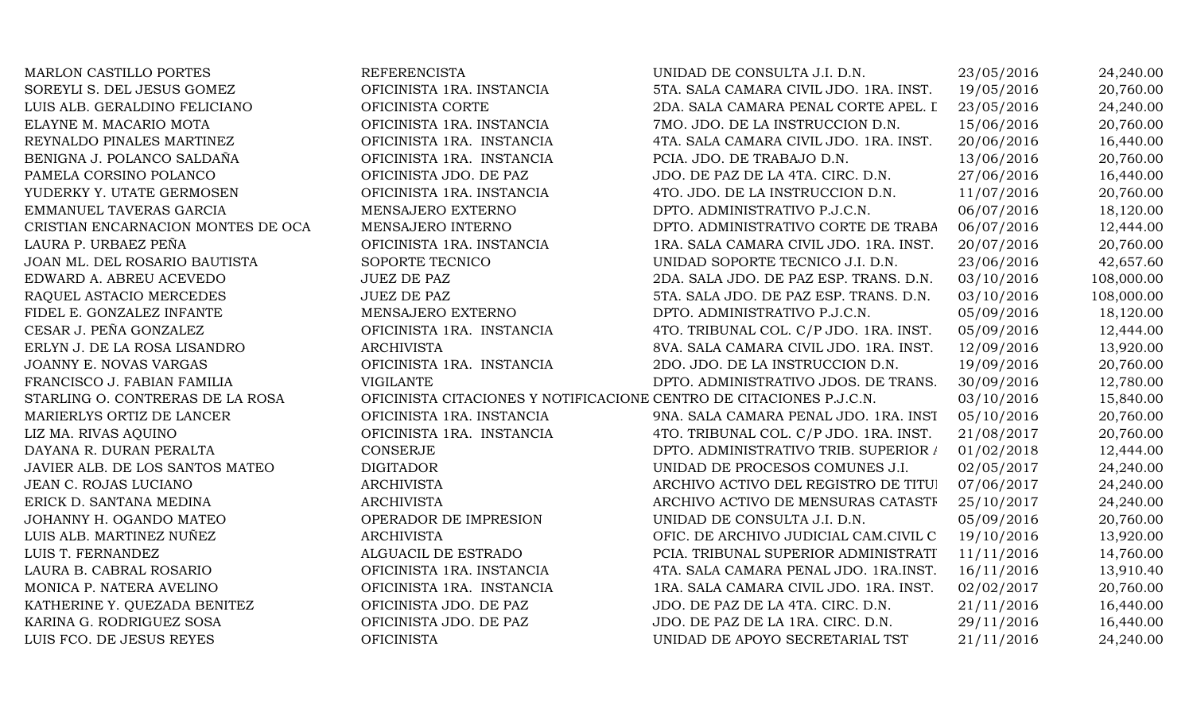| | | | | |
|---|---|---|---|---|
| MARLON CASTILLO PORTES | REFERENCISTA | UNIDAD DE CONSULTA J.I. D.N. | 23/05/2016 | 24,240.00 |
| SOREYLI S. DEL JESUS GOMEZ | OFICINISTA 1RA. INSTANCIA | 5TA. SALA CAMARA CIVIL JDO. 1RA. INST. | 19/05/2016 | 20,760.00 |
| LUIS ALB. GERALDINO FELICIANO | OFICINISTA CORTE | 2DA. SALA CAMARA PENAL CORTE APEL. I | 23/05/2016 | 24,240.00 |
| ELAYNE M. MACARIO MOTA | OFICINISTA 1RA. INSTANCIA | 7MO. JDO. DE LA INSTRUCCION D.N. | 15/06/2016 | 20,760.00 |
| REYNALDO PINALES MARTINEZ | OFICINISTA 1RA. INSTANCIA | 4TA. SALA CAMARA CIVIL JDO. 1RA. INST. | 20/06/2016 | 16,440.00 |
| BENIGNA J. POLANCO SALDAÑA | OFICINISTA 1RA. INSTANCIA | PCIA. JDO. DE TRABAJO D.N. | 13/06/2016 | 20,760.00 |
| PAMELA CORSINO POLANCO | OFICINISTA JDO. DE PAZ | JDO. DE PAZ DE LA 4TA. CIRC. D.N. | 27/06/2016 | 16,440.00 |
| YUDERKY Y. UTATE GERMOSEN | OFICINISTA 1RA. INSTANCIA | 4TO. JDO. DE LA INSTRUCCION D.N. | 11/07/2016 | 20,760.00 |
| EMMANUEL TAVERAS GARCIA | MENSAJERO EXTERNO | DPTO. ADMINISTRATIVO P.J.C.N. | 06/07/2016 | 18,120.00 |
| CRISTIAN ENCARNACION MONTES DE OCA | MENSAJERO INTERNO | DPTO. ADMINISTRATIVO CORTE DE TRABA | 06/07/2016 | 12,444.00 |
| LAURA P. URBAEZ PEÑA | OFICINISTA 1RA. INSTANCIA | 1RA. SALA CAMARA CIVIL JDO. 1RA. INST. | 20/07/2016 | 20,760.00 |
| JOAN ML. DEL ROSARIO BAUTISTA | SOPORTE TECNICO | UNIDAD SOPORTE TECNICO J.I. D.N. | 23/06/2016 | 42,657.60 |
| EDWARD A. ABREU ACEVEDO | JUEZ DE PAZ | 2DA. SALA JDO. DE PAZ ESP. TRANS. D.N. | 03/10/2016 | 108,000.00 |
| RAQUEL ASTACIO MERCEDES | JUEZ DE PAZ | 5TA. SALA JDO. DE PAZ ESP. TRANS. D.N. | 03/10/2016 | 108,000.00 |
| FIDEL E. GONZALEZ INFANTE | MENSAJERO EXTERNO | DPTO. ADMINISTRATIVO P.J.C.N. | 05/09/2016 | 18,120.00 |
| CESAR J. PEÑA GONZALEZ | OFICINISTA 1RA. INSTANCIA | 4TO. TRIBUNAL COL. C/P JDO. 1RA. INST. | 05/09/2016 | 12,444.00 |
| ERLYN J. DE LA ROSA LISANDRO | ARCHIVISTA | 8VA. SALA CAMARA CIVIL JDO. 1RA. INST. | 12/09/2016 | 13,920.00 |
| JOANNY E. NOVAS VARGAS | OFICINISTA 1RA. INSTANCIA | 2DO. JDO. DE LA INSTRUCCION D.N. | 19/09/2016 | 20,760.00 |
| FRANCISCO J. FABIAN FAMILIA | VIGILANTE | DPTO. ADMINISTRATIVO JDOS. DE TRANS. | 30/09/2016 | 12,780.00 |
| STARLING O. CONTRERAS DE LA ROSA | OFICINISTA CITACIONES Y NOTIFICACIONE | CENTRO DE CITACIONES P.J.C.N. | 03/10/2016 | 15,840.00 |
| MARIERLYS ORTIZ DE LANCER | OFICINISTA 1RA. INSTANCIA | 9NA. SALA CAMARA PENAL JDO. 1RA. INST | 05/10/2016 | 20,760.00 |
| LIZ MA. RIVAS AQUINO | OFICINISTA 1RA. INSTANCIA | 4TO. TRIBUNAL COL. C/P JDO. 1RA. INST. | 21/08/2017 | 20,760.00 |
| DAYANA R. DURAN PERALTA | CONSERJE | DPTO. ADMINISTRATIVO TRIB. SUPERIOR A | 01/02/2018 | 12,444.00 |
| JAVIER ALB. DE LOS SANTOS MATEO | DIGITADOR | UNIDAD DE PROCESOS COMUNES J.I. | 02/05/2017 | 24,240.00 |
| JEAN C. ROJAS LUCIANO | ARCHIVISTA | ARCHIVO ACTIVO DEL REGISTRO DE TITUI | 07/06/2017 | 24,240.00 |
| ERICK D. SANTANA MEDINA | ARCHIVISTA | ARCHIVO ACTIVO DE MENSURAS CATASTR | 25/10/2017 | 24,240.00 |
| JOHANNY H. OGANDO MATEO | OPERADOR DE IMPRESION | UNIDAD DE CONSULTA J.I. D.N. | 05/09/2016 | 20,760.00 |
| LUIS ALB. MARTINEZ NUÑEZ | ARCHIVISTA | OFIC. DE ARCHIVO JUDICIAL CAM.CIVIL C | 19/10/2016 | 13,920.00 |
| LUIS T. FERNANDEZ | ALGUACIL DE ESTRADO | PCIA. TRIBUNAL SUPERIOR ADMINISTRATI | 11/11/2016 | 14,760.00 |
| LAURA B. CABRAL ROSARIO | OFICINISTA 1RA. INSTANCIA | 4TA. SALA CAMARA PENAL JDO. 1RA.INST. | 16/11/2016 | 13,910.40 |
| MONICA P. NATERA AVELINO | OFICINISTA 1RA. INSTANCIA | 1RA. SALA CAMARA CIVIL JDO. 1RA. INST. | 02/02/2017 | 20,760.00 |
| KATHERINE Y. QUEZADA BENITEZ | OFICINISTA JDO. DE PAZ | JDO. DE PAZ DE LA 4TA. CIRC. D.N. | 21/11/2016 | 16,440.00 |
| KARINA G. RODRIGUEZ SOSA | OFICINISTA JDO. DE PAZ | JDO. DE PAZ DE LA 1RA. CIRC. D.N. | 29/11/2016 | 16,440.00 |
| LUIS FCO. DE JESUS REYES | OFICINISTA | UNIDAD DE APOYO SECRETARIAL TST | 21/11/2016 | 24,240.00 |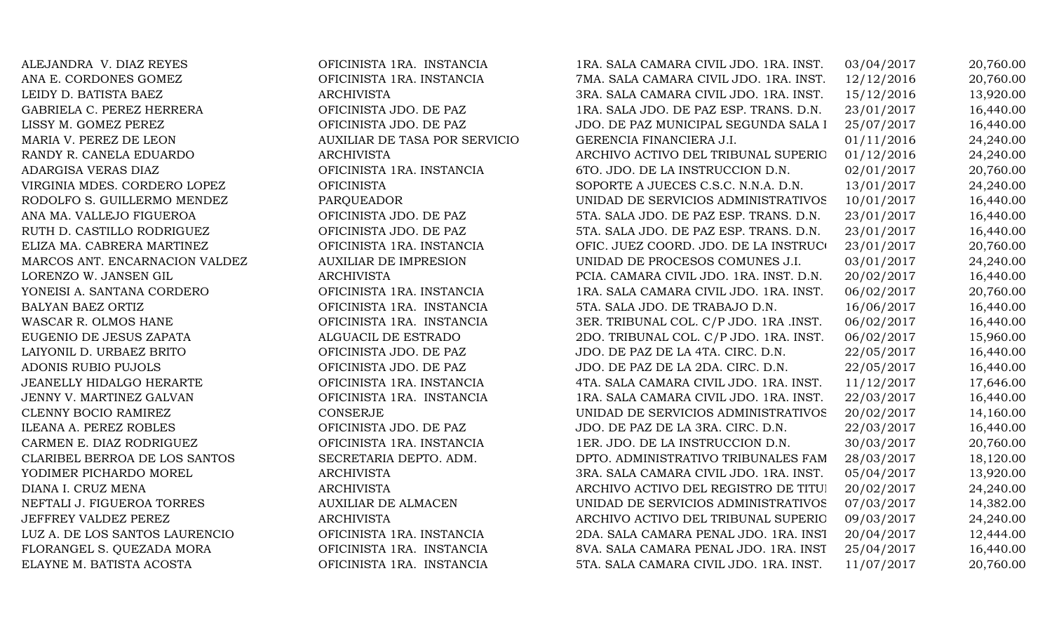| | | | | |
|---|---|---|---|---|
| ALEJANDRA V. DIAZ REYES | OFICINISTA 1RA. INSTANCIA | 1RA. SALA CAMARA CIVIL JDO. 1RA. INST. | 03/04/2017 | 20,760.00 |
| ANA E. CORDONES GOMEZ | OFICINISTA 1RA. INSTANCIA | 7MA. SALA CAMARA CIVIL JDO. 1RA. INST. | 12/12/2016 | 20,760.00 |
| LEIDY D. BATISTA BAEZ | ARCHIVISTA | 3RA. SALA CAMARA CIVIL JDO. 1RA. INST. | 15/12/2016 | 13,920.00 |
| GABRIELA C. PEREZ HERRERA | OFICINISTA JDO. DE PAZ | 1RA. SALA JDO. DE PAZ ESP. TRANS. D.N. | 23/01/2017 | 16,440.00 |
| LISSY M. GOMEZ PEREZ | OFICINISTA JDO. DE PAZ | JDO. DE PAZ MUNICIPAL SEGUNDA SALA I | 25/07/2017 | 16,440.00 |
| MARIA V. PEREZ DE LEON | AUXILIAR DE TASA POR SERVICIO | GERENCIA FINANCIERA J.I. | 01/11/2016 | 24,240.00 |
| RANDY R. CANELA EDUARDO | ARCHIVISTA | ARCHIVO ACTIVO DEL TRIBUNAL SUPERIO | 01/12/2016 | 24,240.00 |
| ADARGISA VERAS DIAZ | OFICINISTA 1RA. INSTANCIA | 6TO. JDO. DE LA INSTRUCCION D.N. | 02/01/2017 | 20,760.00 |
| VIRGINIA MDES. CORDERO LOPEZ | OFICINISTA | SOPORTE A JUECES C.S.C. N.N.A. D.N. | 13/01/2017 | 24,240.00 |
| RODOLFO S. GUILLERMO MENDEZ | PARQUEADOR | UNIDAD DE SERVICIOS ADMINISTRATIVOS | 10/01/2017 | 16,440.00 |
| ANA MA. VALLEJO FIGUEROA | OFICINISTA JDO. DE PAZ | 5TA. SALA JDO. DE PAZ ESP. TRANS. D.N. | 23/01/2017 | 16,440.00 |
| RUTH D. CASTILLO RODRIGUEZ | OFICINISTA JDO. DE PAZ | 5TA. SALA JDO. DE PAZ ESP. TRANS. D.N. | 23/01/2017 | 16,440.00 |
| ELIZA MA. CABRERA MARTINEZ | OFICINISTA 1RA. INSTANCIA | OFIC. JUEZ COORD. JDO. DE LA INSTRUC( | 23/01/2017 | 20,760.00 |
| MARCOS ANT. ENCARNACION VALDEZ | AUXILIAR DE IMPRESION | UNIDAD DE PROCESOS COMUNES J.I. | 03/01/2017 | 24,240.00 |
| LORENZO W. JANSEN GIL | ARCHIVISTA | PCIA. CAMARA CIVIL JDO. 1RA. INST. D.N. | 20/02/2017 | 16,440.00 |
| YONEISI A. SANTANA CORDERO | OFICINISTA 1RA. INSTANCIA | 1RA. SALA CAMARA CIVIL JDO. 1RA. INST. | 06/02/2017 | 20,760.00 |
| BALYAN BAEZ ORTIZ | OFICINISTA 1RA. INSTANCIA | 5TA. SALA JDO. DE TRABAJO D.N. | 16/06/2017 | 16,440.00 |
| WASCAR R. OLMOS HANE | OFICINISTA 1RA. INSTANCIA | 3ER. TRIBUNAL COL. C/P JDO. 1RA .INST. | 06/02/2017 | 16,440.00 |
| EUGENIO DE JESUS ZAPATA | ALGUACIL DE ESTRADO | 2DO. TRIBUNAL COL. C/P JDO. 1RA. INST. | 06/02/2017 | 15,960.00 |
| LAIYONIL D. URBAEZ BRITO | OFICINISTA JDO. DE PAZ | JDO. DE PAZ DE LA 4TA. CIRC. D.N. | 22/05/2017 | 16,440.00 |
| ADONIS RUBIO PUJOLS | OFICINISTA JDO. DE PAZ | JDO. DE PAZ DE LA 2DA. CIRC. D.N. | 22/05/2017 | 16,440.00 |
| JEANELLY HIDALGO HERARTE | OFICINISTA 1RA. INSTANCIA | 4TA. SALA CAMARA CIVIL JDO. 1RA. INST. | 11/12/2017 | 17,646.00 |
| JENNY V. MARTINEZ GALVAN | OFICINISTA 1RA. INSTANCIA | 1RA. SALA CAMARA CIVIL JDO. 1RA. INST. | 22/03/2017 | 16,440.00 |
| CLENNY BOCIO RAMIREZ | CONSERJE | UNIDAD DE SERVICIOS ADMINISTRATIVOS | 20/02/2017 | 14,160.00 |
| ILEANA A. PEREZ ROBLES | OFICINISTA JDO. DE PAZ | JDO. DE PAZ DE LA 3RA. CIRC. D.N. | 22/03/2017 | 16,440.00 |
| CARMEN E. DIAZ RODRIGUEZ | OFICINISTA 1RA. INSTANCIA | 1ER. JDO. DE LA INSTRUCCION D.N. | 30/03/2017 | 20,760.00 |
| CLARIBEL BERROA DE LOS SANTOS | SECRETARIA DEPTO. ADM. | DPTO. ADMINISTRATIVO TRIBUNALES FAM | 28/03/2017 | 18,120.00 |
| YODIMER PICHARDO MOREL | ARCHIVISTA | 3RA. SALA CAMARA CIVIL JDO. 1RA. INST. | 05/04/2017 | 13,920.00 |
| DIANA I. CRUZ MENA | ARCHIVISTA | ARCHIVO ACTIVO DEL REGISTRO DE TITUI | 20/02/2017 | 24,240.00 |
| NEFTALI J. FIGUEROA TORRES | AUXILIAR DE ALMACEN | UNIDAD DE SERVICIOS ADMINISTRATIVOS | 07/03/2017 | 14,382.00 |
| JEFFREY VALDEZ PEREZ | ARCHIVISTA | ARCHIVO ACTIVO DEL TRIBUNAL SUPERIO | 09/03/2017 | 24,240.00 |
| LUZ A. DE LOS SANTOS LAURENCIO | OFICINISTA 1RA. INSTANCIA | 2DA. SALA CAMARA PENAL JDO. 1RA. INST | 20/04/2017 | 12,444.00 |
| FLORANGEL S. QUEZADA MORA | OFICINISTA 1RA. INSTANCIA | 8VA. SALA CAMARA PENAL JDO. 1RA. INST | 25/04/2017 | 16,440.00 |
| ELAYNE M. BATISTA ACOSTA | OFICINISTA 1RA. INSTANCIA | 5TA. SALA CAMARA CIVIL JDO. 1RA. INST. | 11/07/2017 | 20,760.00 |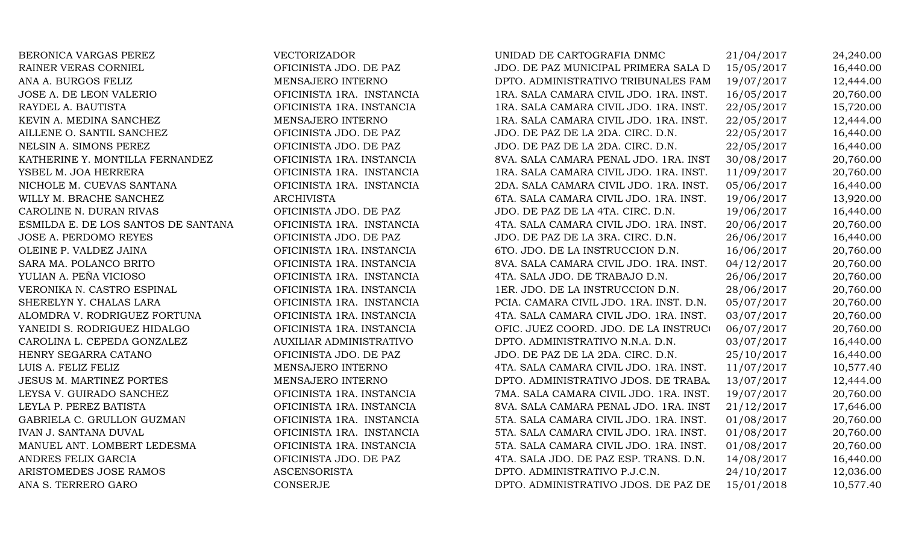| | | | | |
|---|---|---|---|---|
| BERONICA VARGAS PEREZ | VECTORIZADOR | UNIDAD DE CARTOGRAFIA DNMC | 21/04/2017 | 24,240.00 |
| RAINER VERAS CORNIEL | OFICINISTA JDO. DE PAZ | JDO. DE PAZ MUNICIPAL PRIMERA SALA D | 15/05/2017 | 16,440.00 |
| ANA A. BURGOS FELIZ | MENSAJERO INTERNO | DPTO. ADMINISTRATIVO TRIBUNALES FAM | 19/07/2017 | 12,444.00 |
| JOSE A. DE LEON VALERIO | OFICINISTA 1RA. INSTANCIA | 1RA. SALA CAMARA CIVIL JDO. 1RA. INST. | 16/05/2017 | 20,760.00 |
| RAYDEL A. BAUTISTA | OFICINISTA 1RA. INSTANCIA | 1RA. SALA CAMARA CIVIL JDO. 1RA. INST. | 22/05/2017 | 15,720.00 |
| KEVIN A. MEDINA SANCHEZ | MENSAJERO INTERNO | 1RA. SALA CAMARA CIVIL JDO. 1RA. INST. | 22/05/2017 | 12,444.00 |
| AILLENE O. SANTIL SANCHEZ | OFICINISTA JDO. DE PAZ | JDO. DE PAZ DE LA 2DA. CIRC. D.N. | 22/05/2017 | 16,440.00 |
| NELSIN A. SIMONS PEREZ | OFICINISTA JDO. DE PAZ | JDO. DE PAZ DE LA 2DA. CIRC. D.N. | 22/05/2017 | 16,440.00 |
| KATHERINE Y. MONTILLA FERNANDEZ | OFICINISTA 1RA. INSTANCIA | 8VA. SALA CAMARA PENAL JDO. 1RA. INST | 30/08/2017 | 20,760.00 |
| YSBEL M. JOA HERRERA | OFICINISTA 1RA. INSTANCIA | 1RA. SALA CAMARA CIVIL JDO. 1RA. INST. | 11/09/2017 | 20,760.00 |
| NICHOLE M. CUEVAS SANTANA | OFICINISTA 1RA. INSTANCIA | 2DA. SALA CAMARA CIVIL JDO. 1RA. INST. | 05/06/2017 | 16,440.00 |
| WILLY M. BRACHE SANCHEZ | ARCHIVISTA | 6TA. SALA CAMARA CIVIL JDO. 1RA. INST. | 19/06/2017 | 13,920.00 |
| CAROLINE N. DURAN RIVAS | OFICINISTA JDO. DE PAZ | JDO. DE PAZ DE LA 4TA. CIRC. D.N. | 19/06/2017 | 16,440.00 |
| ESMILDA E. DE LOS SANTOS DE SANTANA | OFICINISTA 1RA. INSTANCIA | 4TA. SALA CAMARA CIVIL JDO. 1RA. INST. | 20/06/2017 | 20,760.00 |
| JOSE A. PERDOMO REYES | OFICINISTA JDO. DE PAZ | JDO. DE PAZ DE LA 3RA. CIRC. D.N. | 26/06/2017 | 16,440.00 |
| OLEINE P. VALDEZ JAINA | OFICINISTA 1RA. INSTANCIA | 6TO. JDO. DE LA INSTRUCCION D.N. | 16/06/2017 | 20,760.00 |
| SARA MA. POLANCO BRITO | OFICINISTA 1RA. INSTANCIA | 8VA. SALA CAMARA CIVIL JDO. 1RA. INST. | 04/12/2017 | 20,760.00 |
| YULIAN A. PEÑA VICIOSO | OFICINISTA 1RA. INSTANCIA | 4TA. SALA JDO. DE TRABAJO D.N. | 26/06/2017 | 20,760.00 |
| VERONIKA N. CASTRO ESPINAL | OFICINISTA 1RA. INSTANCIA | 1ER. JDO. DE LA INSTRUCCION D.N. | 28/06/2017 | 20,760.00 |
| SHERELYN Y. CHALAS LARA | OFICINISTA 1RA. INSTANCIA | PCIA. CAMARA CIVIL JDO. 1RA. INST. D.N. | 05/07/2017 | 20,760.00 |
| ALOMDRA V. RODRIGUEZ FORTUNA | OFICINISTA 1RA. INSTANCIA | 4TA. SALA CAMARA CIVIL JDO. 1RA. INST. | 03/07/2017 | 20,760.00 |
| YANEIDI S. RODRIGUEZ HIDALGO | OFICINISTA 1RA. INSTANCIA | OFIC. JUEZ COORD. JDO. DE LA INSTRUCC | 06/07/2017 | 20,760.00 |
| CAROLINA L. CEPEDA GONZALEZ | AUXILIAR ADMINISTRATIVO | DPTO. ADMINISTRATIVO N.N.A. D.N. | 03/07/2017 | 16,440.00 |
| HENRY SEGARRA CATANO | OFICINISTA JDO. DE PAZ | JDO. DE PAZ DE LA 2DA. CIRC. D.N. | 25/10/2017 | 16,440.00 |
| LUIS A. FELIZ FELIZ | MENSAJERO INTERNO | 4TA. SALA CAMARA CIVIL JDO. 1RA. INST. | 11/07/2017 | 10,577.40 |
| JESUS M. MARTINEZ PORTES | MENSAJERO INTERNO | DPTO. ADMINISTRATIVO JDOS. DE TRABA. | 13/07/2017 | 12,444.00 |
| LEYSA V. GUIRADO SANCHEZ | OFICINISTA 1RA. INSTANCIA | 7MA. SALA CAMARA CIVIL JDO. 1RA. INST. | 19/07/2017 | 20,760.00 |
| LEYLA P. PEREZ BATISTA | OFICINISTA 1RA. INSTANCIA | 8VA. SALA CAMARA PENAL JDO. 1RA. INST | 21/12/2017 | 17,646.00 |
| GABRIELA C. GRULLON GUZMAN | OFICINISTA 1RA. INSTANCIA | 5TA. SALA CAMARA CIVIL JDO. 1RA. INST. | 01/08/2017 | 20,760.00 |
| IVAN J. SANTANA DUVAL | OFICINISTA 1RA. INSTANCIA | 5TA. SALA CAMARA CIVIL JDO. 1RA. INST. | 01/08/2017 | 20,760.00 |
| MANUEL ANT. LOMBERT LEDESMA | OFICINISTA 1RA. INSTANCIA | 5TA. SALA CAMARA CIVIL JDO. 1RA. INST. | 01/08/2017 | 20,760.00 |
| ANDRES FELIX GARCIA | OFICINISTA JDO. DE PAZ | 4TA. SALA JDO. DE PAZ ESP. TRANS. D.N. | 14/08/2017 | 16,440.00 |
| ARISTOMEDES JOSE RAMOS | ASCENSORISTA | DPTO. ADMINISTRATIVO P.J.C.N. | 24/10/2017 | 12,036.00 |
| ANA S. TERRERO GARO | CONSERJE | DPTO. ADMINISTRATIVO JDOS. DE PAZ DE | 15/01/2018 | 10,577.40 |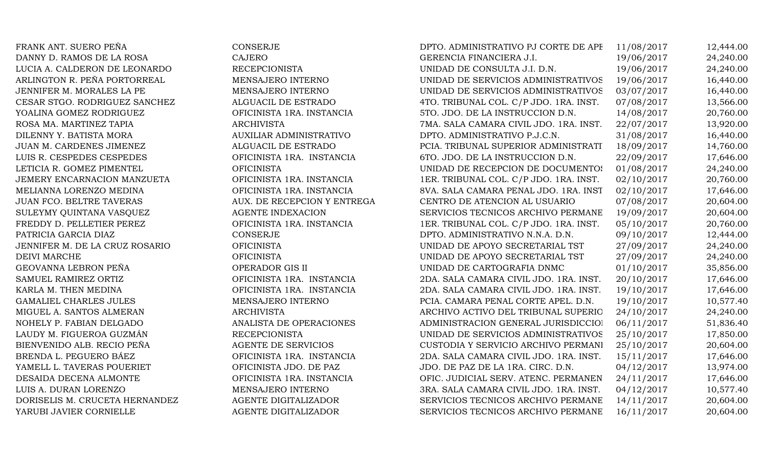| | | | | |
|---|---|---|---|---|
| FRANK ANT. SUERO PEÑA | CONSERJE | DPTO. ADMINISTRATIVO PJ CORTE DE APE | 11/08/2017 | 12,444.00 |
| DANNY D. RAMOS DE LA ROSA | CAJERO | GERENCIA FINANCIERA J.I. | 19/06/2017 | 24,240.00 |
| LUCIA A. CALDERON DE LEONARDO | RECEPCIONISTA | UNIDAD DE CONSULTA J.I. D.N. | 19/06/2017 | 24,240.00 |
| ARLINGTON R. PEÑA PORTORREAL | MENSAJERO INTERNO | UNIDAD DE SERVICIOS ADMINISTRATIVOS | 19/06/2017 | 16,440.00 |
| JENNIFER M. MORALES LA PE | MENSAJERO INTERNO | UNIDAD DE SERVICIOS ADMINISTRATIVOS | 03/07/2017 | 16,440.00 |
| CESAR STGO. RODRIGUEZ SANCHEZ | ALGUACIL DE ESTRADO | 4TO. TRIBUNAL COL. C/P JDO. 1RA. INST. | 07/08/2017 | 13,566.00 |
| YOALINA GOMEZ RODRIGUEZ | OFICINISTA 1RA. INSTANCIA | 5TO. JDO. DE LA INSTRUCCION D.N. | 14/08/2017 | 20,760.00 |
| ROSA MA. MARTINEZ TAPIA | ARCHIVISTA | 7MA. SALA CAMARA CIVIL JDO. 1RA. INST. | 22/07/2017 | 13,920.00 |
| DILENNY Y. BATISTA MORA | AUXILIAR ADMINISTRATIVO | DPTO. ADMINISTRATIVO P.J.C.N. | 31/08/2017 | 16,440.00 |
| JUAN M. CARDENES JIMENEZ | ALGUACIL DE ESTRADO | PCIA. TRIBUNAL SUPERIOR ADMINISTRATI | 18/09/2017 | 14,760.00 |
| LUIS R. CESPEDES CESPEDES | OFICINISTA 1RA. INSTANCIA | 6TO. JDO. DE LA INSTRUCCION D.N. | 22/09/2017 | 17,646.00 |
| LETICIA R. GOMEZ PIMENTEL | OFICINISTA | UNIDAD DE RECEPCION DE DOCUMENTOS | 01/08/2017 | 24,240.00 |
| JEMERY ENCARNACION MANZUETA | OFICINISTA 1RA. INSTANCIA | 1ER. TRIBUNAL COL. C/P JDO. 1RA. INST. | 02/10/2017 | 20,760.00 |
| MELIANNA LORENZO MEDINA | OFICINISTA 1RA. INSTANCIA | 8VA. SALA CAMARA PENAL JDO. 1RA. INST | 02/10/2017 | 17,646.00 |
| JUAN FCO. BELTRE TAVERAS | AUX. DE RECEPCION Y ENTREGA | CENTRO DE ATENCION AL USUARIO | 07/08/2017 | 20,604.00 |
| SULEYMY QUINTANA VASQUEZ | AGENTE INDEXACION | SERVICIOS TECNICOS ARCHIVO PERMANE | 19/09/2017 | 20,604.00 |
| FREDDY D. PELLETIER PEREZ | OFICINISTA 1RA. INSTANCIA | 1ER. TRIBUNAL COL. C/P JDO. 1RA. INST. | 05/10/2017 | 20,760.00 |
| PATRICIA GARCIA DIAZ | CONSERJE | DPTO. ADMINISTRATIVO N.N.A. D.N. | 09/10/2017 | 12,444.00 |
| JENNIFER M. DE LA CRUZ ROSARIO | OFICINISTA | UNIDAD DE APOYO SECRETARIAL TST | 27/09/2017 | 24,240.00 |
| DEIVI MARCHE | OFICINISTA | UNIDAD DE APOYO SECRETARIAL TST | 27/09/2017 | 24,240.00 |
| GEOVANNA LEBRON PEÑA | OPERADOR GIS II | UNIDAD DE CARTOGRAFIA DNMC | 01/10/2017 | 35,856.00 |
| SAMUEL RAMIREZ ORTIZ | OFICINISTA 1RA. INSTANCIA | 2DA. SALA CAMARA CIVIL JDO. 1RA. INST. | 20/10/2017 | 17,646.00 |
| KARLA M. THEN MEDINA | OFICINISTA 1RA. INSTANCIA | 2DA. SALA CAMARA CIVIL JDO. 1RA. INST. | 19/10/2017 | 17,646.00 |
| GAMALIEL CHARLES JULES | MENSAJERO INTERNO | PCIA. CAMARA PENAL CORTE APEL. D.N. | 19/10/2017 | 10,577.40 |
| MIGUEL A. SANTOS ALMERAN | ARCHIVISTA | ARCHIVO ACTIVO DEL TRIBUNAL SUPERIO | 24/10/2017 | 24,240.00 |
| NOHELY P. FABIAN DELGADO | ANALISTA DE OPERACIONES | ADMINISTRACION GENERAL JURISDICCIO | 06/11/2017 | 51,836.40 |
| LAUDY M. FIGUEROA GUZMÁN | RECEPCIONISTA | UNIDAD DE SERVICIOS ADMINISTRATIVOS | 25/10/2017 | 17,850.00 |
| BIENVENIDO ALB. RECIO PEÑA | AGENTE DE SERVICIOS | CUSTODIA Y SERVICIO ARCHIVO PERMANI | 25/10/2017 | 20,604.00 |
| BRENDA L. PEGUERO BÁEZ | OFICINISTA 1RA. INSTANCIA | 2DA. SALA CAMARA CIVIL JDO. 1RA. INST. | 15/11/2017 | 17,646.00 |
| YAMELL L. TAVERAS POUERIET | OFICINISTA JDO. DE PAZ | JDO. DE PAZ DE LA 1RA. CIRC. D.N. | 04/12/2017 | 13,974.00 |
| DESAIDA DECENA ALMONTE | OFICINISTA 1RA. INSTANCIA | OFIC. JUDICIAL SERV. ATENC. PERMANEN | 24/11/2017 | 17,646.00 |
| LUIS A. DURAN LORENZO | MENSAJERO INTERNO | 3RA. SALA CAMARA CIVIL JDO. 1RA. INST. | 04/12/2017 | 10,577.40 |
| DORISELIS M. CRUCETA HERNANDEZ | AGENTE DIGITALIZADOR | SERVICIOS TECNICOS ARCHIVO PERMANE | 14/11/2017 | 20,604.00 |
| YARUBI JAVIER CORNIELLE | AGENTE DIGITALIZADOR | SERVICIOS TECNICOS ARCHIVO PERMANE | 16/11/2017 | 20,604.00 |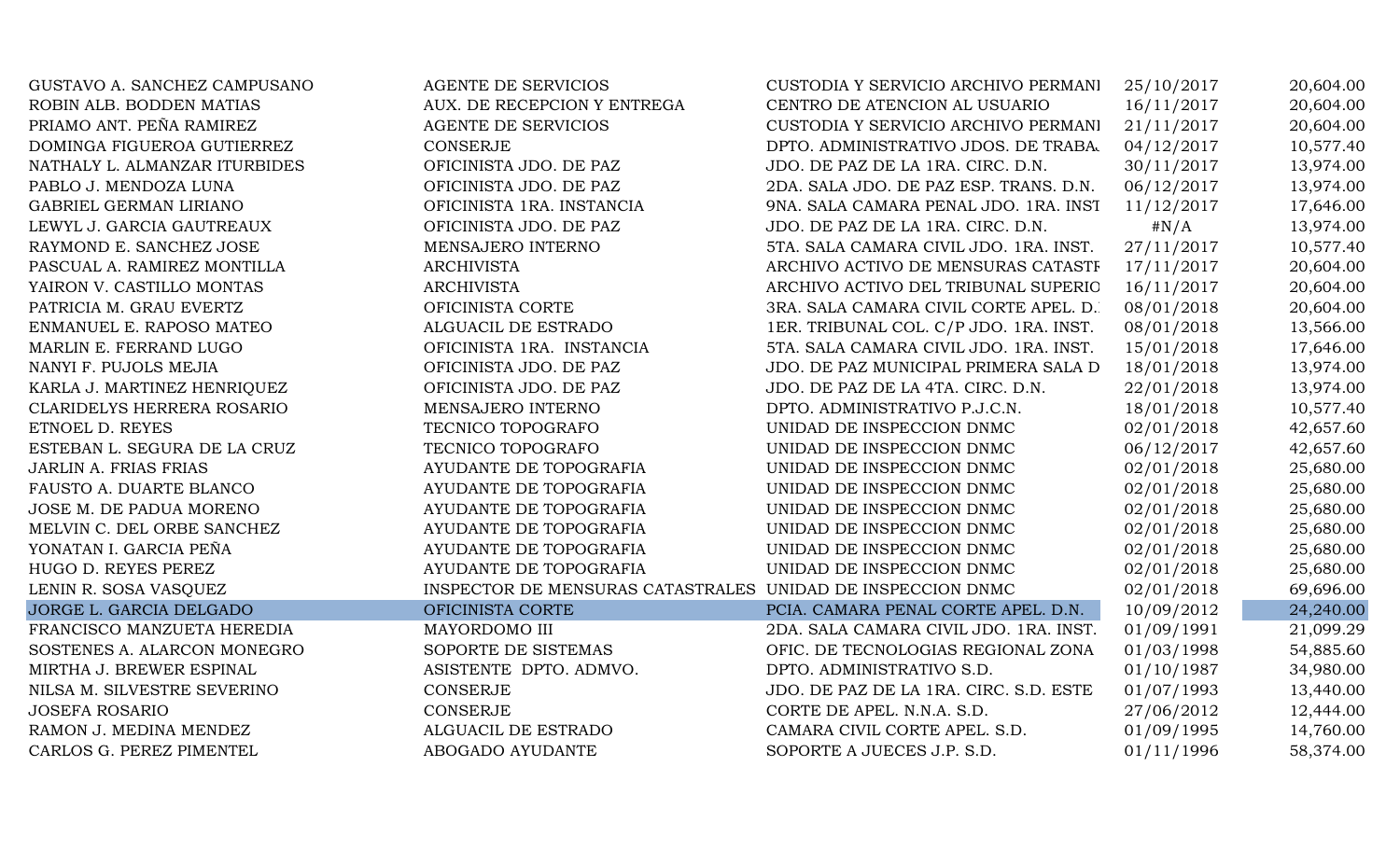| | | | | |
|---|---|---|---|---|
| GUSTAVO A. SANCHEZ CAMPUSANO | AGENTE DE SERVICIOS | CUSTODIA Y SERVICIO ARCHIVO PERMANI | 25/10/2017 | 20,604.00 |
| ROBIN ALB. BODDEN MATIAS | AUX. DE RECEPCION Y ENTREGA | CENTRO DE ATENCION AL USUARIO | 16/11/2017 | 20,604.00 |
| PRIAMO ANT. PEÑA RAMIREZ | AGENTE DE SERVICIOS | CUSTODIA Y SERVICIO ARCHIVO PERMANI | 21/11/2017 | 20,604.00 |
| DOMINGA FIGUEROA GUTIERREZ | CONSERJE | DPTO. ADMINISTRATIVO JDOS. DE TRABA. | 04/12/2017 | 10,577.40 |
| NATHALY L. ALMANZAR ITURBIDES | OFICINISTA JDO. DE PAZ | JDO. DE PAZ DE LA 1RA. CIRC. D.N. | 30/11/2017 | 13,974.00 |
| PABLO J. MENDOZA LUNA | OFICINISTA JDO. DE PAZ | 2DA. SALA JDO. DE PAZ ESP. TRANS. D.N. | 06/12/2017 | 13,974.00 |
| GABRIEL GERMAN LIRIANO | OFICINISTA 1RA. INSTANCIA | 9NA. SALA CAMARA PENAL JDO. 1RA. INST | 11/12/2017 | 17,646.00 |
| LEWYL J. GARCIA GAUTREAUX | OFICINISTA JDO. DE PAZ | JDO. DE PAZ DE LA 1RA. CIRC. D.N. | #N/A | 13,974.00 |
| RAYMOND E. SANCHEZ JOSE | MENSAJERO INTERNO | 5TA. SALA CAMARA CIVIL JDO. 1RA. INST. | 27/11/2017 | 10,577.40 |
| PASCUAL A. RAMIREZ MONTILLA | ARCHIVISTA | ARCHIVO ACTIVO DE MENSURAS CATASTF | 17/11/2017 | 20,604.00 |
| YAIRON V. CASTILLO MONTAS | ARCHIVISTA | ARCHIVO ACTIVO DEL TRIBUNAL SUPERIO | 16/11/2017 | 20,604.00 |
| PATRICIA M. GRAU EVERTZ | OFICINISTA CORTE | 3RA. SALA CAMARA CIVIL CORTE APEL. D. | 08/01/2018 | 20,604.00 |
| ENMANUEL E. RAPOSO MATEO | ALGUACIL DE ESTRADO | 1ER. TRIBUNAL COL. C/P JDO. 1RA. INST. | 08/01/2018 | 13,566.00 |
| MARLIN E. FERRAND LUGO | OFICINISTA 1RA. INSTANCIA | 5TA. SALA CAMARA CIVIL JDO. 1RA. INST. | 15/01/2018 | 17,646.00 |
| NANYI F. PUJOLS MEJIA | OFICINISTA JDO. DE PAZ | JDO. DE PAZ MUNICIPAL PRIMERA SALA D | 18/01/2018 | 13,974.00 |
| KARLA J. MARTINEZ HENRIQUEZ | OFICINISTA JDO. DE PAZ | JDO. DE PAZ DE LA 4TA. CIRC. D.N. | 22/01/2018 | 13,974.00 |
| CLARIDELYS HERRERA ROSARIO | MENSAJERO INTERNO | DPTO. ADMINISTRATIVO P.J.C.N. | 18/01/2018 | 10,577.40 |
| ETNOEL D. REYES | TECNICO TOPOGRAFO | UNIDAD DE INSPECCION DNMC | 02/01/2018 | 42,657.60 |
| ESTEBAN L. SEGURA DE LA CRUZ | TECNICO TOPOGRAFO | UNIDAD DE INSPECCION DNMC | 06/12/2017 | 42,657.60 |
| JARLIN A. FRIAS FRIAS | AYUDANTE DE TOPOGRAFIA | UNIDAD DE INSPECCION DNMC | 02/01/2018 | 25,680.00 |
| FAUSTO A. DUARTE BLANCO | AYUDANTE DE TOPOGRAFIA | UNIDAD DE INSPECCION DNMC | 02/01/2018 | 25,680.00 |
| JOSE M. DE PADUA MORENO | AYUDANTE DE TOPOGRAFIA | UNIDAD DE INSPECCION DNMC | 02/01/2018 | 25,680.00 |
| MELVIN C. DEL ORBE SANCHEZ | AYUDANTE DE TOPOGRAFIA | UNIDAD DE INSPECCION DNMC | 02/01/2018 | 25,680.00 |
| YONATAN I. GARCIA PEÑA | AYUDANTE DE TOPOGRAFIA | UNIDAD DE INSPECCION DNMC | 02/01/2018 | 25,680.00 |
| HUGO D. REYES PEREZ | AYUDANTE DE TOPOGRAFIA | UNIDAD DE INSPECCION DNMC | 02/01/2018 | 25,680.00 |
| LENIN R. SOSA VASQUEZ | INSPECTOR DE MENSURAS CATASTRALES | UNIDAD DE INSPECCION DNMC | 02/01/2018 | 69,696.00 |
| JORGE L. GARCIA DELGADO | OFICINISTA CORTE | PCIA. CAMARA PENAL CORTE APEL. D.N. | 10/09/2012 | 24,240.00 |
| FRANCISCO MANZUETA HEREDIA | MAYORDOMO III | 2DA. SALA CAMARA CIVIL JDO. 1RA. INST. | 01/09/1991 | 21,099.29 |
| SOSTENES A. ALARCON MONEGRO | SOPORTE DE SISTEMAS | OFIC. DE TECNOLOGIAS REGIONAL ZONA | 01/03/1998 | 54,885.60 |
| MIRTHA J. BREWER ESPINAL | ASISTENTE DPTO. ADMVO. | DPTO. ADMINISTRATIVO S.D. | 01/10/1987 | 34,980.00 |
| NILSA M. SILVESTRE SEVERINO | CONSERJE | JDO. DE PAZ DE LA 1RA. CIRC. S.D. ESTE | 01/07/1993 | 13,440.00 |
| JOSEFA ROSARIO | CONSERJE | CORTE DE APEL. N.N.A. S.D. | 27/06/2012 | 12,444.00 |
| RAMON J. MEDINA MENDEZ | ALGUACIL DE ESTRADO | CAMARA CIVIL CORTE APEL. S.D. | 01/09/1995 | 14,760.00 |
| CARLOS G. PEREZ PIMENTEL | ABOGADO AYUDANTE | SOPORTE A JUECES J.P. S.D. | 01/11/1996 | 58,374.00 |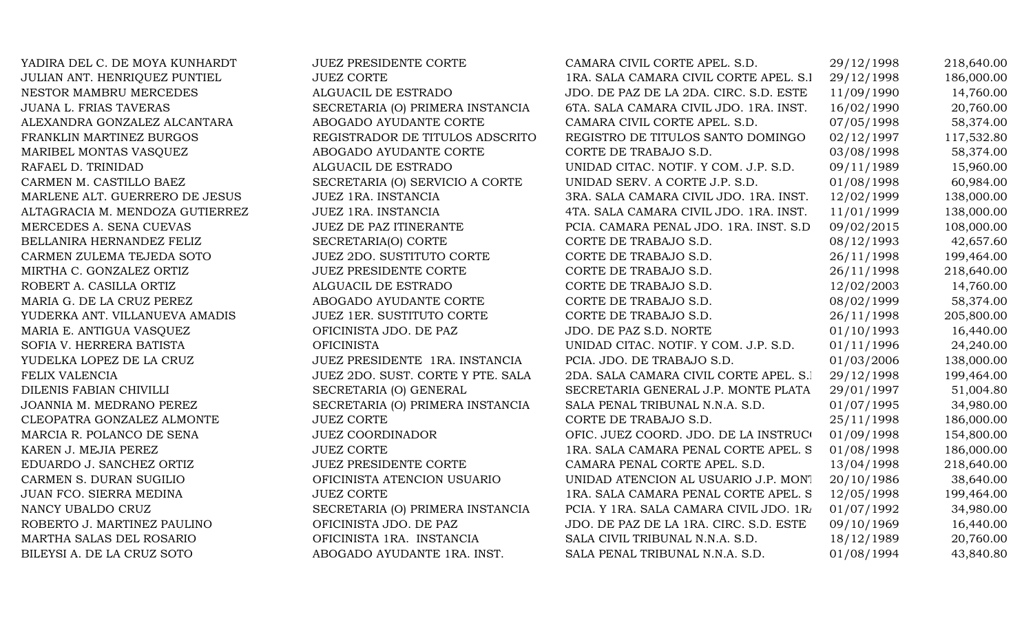| | | | | |
|---|---|---|---|---|
| YADIRA DEL C. DE MOYA KUNHARDT | JUEZ PRESIDENTE CORTE | CAMARA CIVIL CORTE APEL. S.D. | 29/12/1998 | 218,640.00 |
| JULIAN ANT. HENRIQUEZ PUNTIEL | JUEZ CORTE | 1RA. SALA CAMARA CIVIL CORTE APEL. S.I | 29/12/1998 | 186,000.00 |
| NESTOR MAMBRU MERCEDES | ALGUACIL DE ESTRADO | JDO. DE PAZ DE LA 2DA. CIRC. S.D. ESTE | 11/09/1990 | 14,760.00 |
| JUANA L. FRIAS TAVERAS | SECRETARIA (O) PRIMERA INSTANCIA | 6TA. SALA CAMARA CIVIL JDO. 1RA. INST. | 16/02/1990 | 20,760.00 |
| ALEXANDRA GONZALEZ ALCANTARA | ABOGADO AYUDANTE CORTE | CAMARA CIVIL CORTE APEL. S.D. | 07/05/1998 | 58,374.00 |
| FRANKLIN MARTINEZ BURGOS | REGISTRADOR DE TITULOS ADSCRITO | REGISTRO DE TITULOS SANTO DOMINGO | 02/12/1997 | 117,532.80 |
| MARIBEL MONTAS VASQUEZ | ABOGADO AYUDANTE CORTE | CORTE DE TRABAJO S.D. | 03/08/1998 | 58,374.00 |
| RAFAEL D. TRINIDAD | ALGUACIL DE ESTRADO | UNIDAD CITAC. NOTIF. Y COM. J.P. S.D. | 09/11/1989 | 15,960.00 |
| CARMEN M. CASTILLO BAEZ | SECRETARIA (O) SERVICIO A CORTE | UNIDAD SERV. A CORTE J.P. S.D. | 01/08/1998 | 60,984.00 |
| MARLENE ALT. GUERRERO DE JESUS | JUEZ 1RA. INSTANCIA | 3RA. SALA CAMARA CIVIL JDO. 1RA. INST. | 12/02/1999 | 138,000.00 |
| ALTAGRACIA M. MENDOZA GUTIERREZ | JUEZ 1RA. INSTANCIA | 4TA. SALA CAMARA CIVIL JDO. 1RA. INST. | 11/01/1999 | 138,000.00 |
| MERCEDES A. SENA CUEVAS | JUEZ DE PAZ ITINERANTE | PCIA. CAMARA PENAL JDO. 1RA. INST. S.D | 09/02/2015 | 108,000.00 |
| BELLANIRA HERNANDEZ FELIZ | SECRETARIA(O) CORTE | CORTE DE TRABAJO S.D. | 08/12/1993 | 42,657.60 |
| CARMEN ZULEMA TEJEDA SOTO | JUEZ 2DO. SUSTITUTO CORTE | CORTE DE TRABAJO S.D. | 26/11/1998 | 199,464.00 |
| MIRTHA C. GONZALEZ ORTIZ | JUEZ PRESIDENTE CORTE | CORTE DE TRABAJO S.D. | 26/11/1998 | 218,640.00 |
| ROBERT A. CASILLA ORTIZ | ALGUACIL DE ESTRADO | CORTE DE TRABAJO S.D. | 12/02/2003 | 14,760.00 |
| MARIA G. DE LA CRUZ PEREZ | ABOGADO AYUDANTE CORTE | CORTE DE TRABAJO S.D. | 08/02/1999 | 58,374.00 |
| YUDERKA ANT. VILLANUEVA AMADIS | JUEZ 1ER. SUSTITUTO CORTE | CORTE DE TRABAJO S.D. | 26/11/1998 | 205,800.00 |
| MARIA E. ANTIGUA VASQUEZ | OFICINISTA JDO. DE PAZ | JDO. DE PAZ S.D. NORTE | 01/10/1993 | 16,440.00 |
| SOFIA V. HERRERA BATISTA | OFICINISTA | UNIDAD CITAC. NOTIF. Y COM. J.P. S.D. | 01/11/1996 | 24,240.00 |
| YUDELKA LOPEZ DE LA CRUZ | JUEZ PRESIDENTE 1RA. INSTANCIA | PCIA. JDO. DE TRABAJO S.D. | 01/03/2006 | 138,000.00 |
| FELIX VALENCIA | JUEZ 2DO. SUST. CORTE Y PTE. SALA | 2DA. SALA CAMARA CIVIL CORTE APEL. S.I | 29/12/1998 | 199,464.00 |
| DILENIS FABIAN CHIVILLI | SECRETARIA (O) GENERAL | SECRETARIA GENERAL J.P. MONTE PLATA | 29/01/1997 | 51,004.80 |
| JOANNIA M. MEDRANO PEREZ | SECRETARIA (O) PRIMERA INSTANCIA | SALA PENAL TRIBUNAL N.N.A. S.D. | 01/07/1995 | 34,980.00 |
| CLEOPATRA GONZALEZ ALMONTE | JUEZ CORTE | CORTE DE TRABAJO S.D. | 25/11/1998 | 186,000.00 |
| MARCIA R. POLANCO DE SENA | JUEZ COORDINADOR | OFIC. JUEZ COORD. JDO. DE LA INSTRUC | 01/09/1998 | 154,800.00 |
| KAREN J. MEJIA PEREZ | JUEZ CORTE | 1RA. SALA CAMARA PENAL CORTE APEL. S | 01/08/1998 | 186,000.00 |
| EDUARDO J. SANCHEZ ORTIZ | JUEZ PRESIDENTE CORTE | CAMARA PENAL CORTE APEL. S.D. | 13/04/1998 | 218,640.00 |
| CARMEN S. DURAN SUGILIO | OFICINISTA ATENCION USUARIO | UNIDAD ATENCION AL USUARIO J.P. MONT | 20/10/1986 | 38,640.00 |
| JUAN FCO. SIERRA MEDINA | JUEZ CORTE | 1RA. SALA CAMARA PENAL CORTE APEL. S | 12/05/1998 | 199,464.00 |
| NANCY UBALDO CRUZ | SECRETARIA (O) PRIMERA INSTANCIA | PCIA. Y 1RA. SALA CAMARA CIVIL JDO. 1R | 01/07/1992 | 34,980.00 |
| ROBERTO J. MARTINEZ PAULINO | OFICINISTA JDO. DE PAZ | JDO. DE PAZ DE LA 1RA. CIRC. S.D. ESTE | 09/10/1969 | 16,440.00 |
| MARTHA SALAS DEL ROSARIO | OFICINISTA 1RA. INSTANCIA | SALA CIVIL TRIBUNAL N.N.A. S.D. | 18/12/1989 | 20,760.00 |
| BILEYSI A. DE LA CRUZ SOTO | ABOGADO AYUDANTE 1RA. INST. | SALA PENAL TRIBUNAL N.N.A. S.D. | 01/08/1994 | 43,840.80 |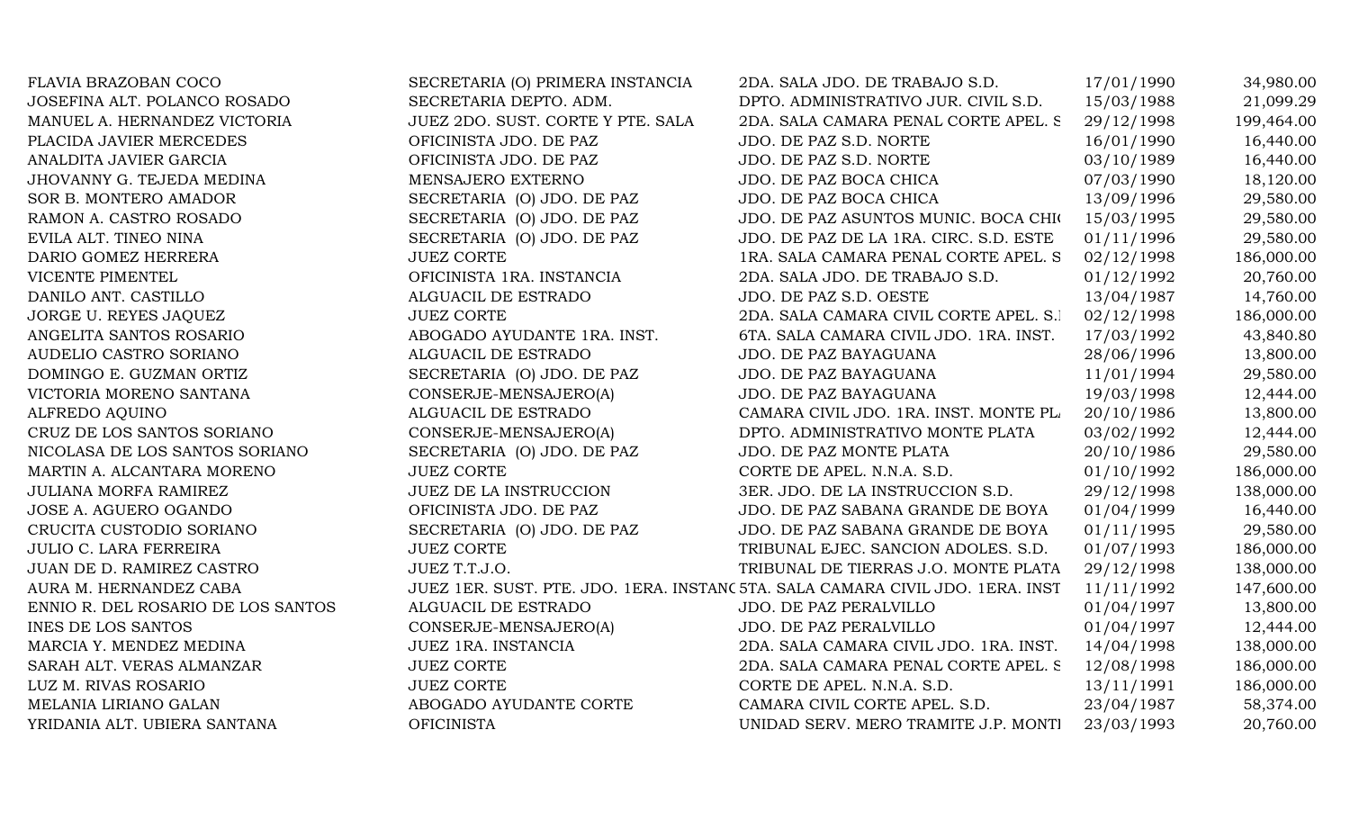| | | | | |
|---|---|---|---|---|
| FLAVIA BRAZOBAN COCO | SECRETARIA (O) PRIMERA INSTANCIA | 2DA. SALA JDO. DE TRABAJO S.D. | 17/01/1990 | 34,980.00 |
| JOSEFINA ALT. POLANCO ROSADO | SECRETARIA DEPTO. ADM. | DPTO. ADMINISTRATIVO JUR. CIVIL S.D. | 15/03/1988 | 21,099.29 |
| MANUEL A. HERNANDEZ VICTORIA | JUEZ 2DO. SUST. CORTE Y PTE. SALA | 2DA. SALA CAMARA PENAL CORTE APEL. S | 29/12/1998 | 199,464.00 |
| PLACIDA JAVIER MERCEDES | OFICINISTA JDO. DE PAZ | JDO. DE PAZ S.D. NORTE | 16/01/1990 | 16,440.00 |
| ANALDITA JAVIER GARCIA | OFICINISTA JDO. DE PAZ | JDO. DE PAZ S.D. NORTE | 03/10/1989 | 16,440.00 |
| JHOVANNY G. TEJEDA MEDINA | MENSAJERO EXTERNO | JDO. DE PAZ BOCA CHICA | 07/03/1990 | 18,120.00 |
| SOR B. MONTERO AMADOR | SECRETARIA (O) JDO. DE PAZ | JDO. DE PAZ BOCA CHICA | 13/09/1996 | 29,580.00 |
| RAMON A. CASTRO ROSADO | SECRETARIA (O) JDO. DE PAZ | JDO. DE PAZ ASUNTOS MUNIC. BOCA CHI | 15/03/1995 | 29,580.00 |
| EVILA ALT. TINEO NINA | SECRETARIA (O) JDO. DE PAZ | JDO. DE PAZ DE LA 1RA. CIRC. S.D. ESTE | 01/11/1996 | 29,580.00 |
| DARIO GOMEZ HERRERA | JUEZ CORTE | 1RA. SALA CAMARA PENAL CORTE APEL. S | 02/12/1998 | 186,000.00 |
| VICENTE PIMENTEL | OFICINISTA 1RA. INSTANCIA | 2DA. SALA JDO. DE TRABAJO S.D. | 01/12/1992 | 20,760.00 |
| DANILO ANT. CASTILLO | ALGUACIL DE ESTRADO | JDO. DE PAZ S.D. OESTE | 13/04/1987 | 14,760.00 |
| JORGE U. REYES JAQUEZ | JUEZ CORTE | 2DA. SALA CAMARA CIVIL CORTE APEL. S. | 02/12/1998 | 186,000.00 |
| ANGELITA SANTOS ROSARIO | ABOGADO AYUDANTE 1RA. INST. | 6TA. SALA CAMARA CIVIL JDO. 1RA. INST. | 17/03/1992 | 43,840.80 |
| AUDELIO CASTRO SORIANO | ALGUACIL DE ESTRADO | JDO. DE PAZ BAYAGUANA | 28/06/1996 | 13,800.00 |
| DOMINGO E. GUZMAN ORTIZ | SECRETARIA (O) JDO. DE PAZ | JDO. DE PAZ BAYAGUANA | 11/01/1994 | 29,580.00 |
| VICTORIA MORENO SANTANA | CONSERJE-MENSAJERO(A) | JDO. DE PAZ BAYAGUANA | 19/03/1998 | 12,444.00 |
| ALFREDO AQUINO | ALGUACIL DE ESTRADO | CAMARA CIVIL JDO. 1RA. INST. MONTE PL | 20/10/1986 | 13,800.00 |
| CRUZ DE LOS SANTOS SORIANO | CONSERJE-MENSAJERO(A) | DPTO. ADMINISTRATIVO MONTE PLATA | 03/02/1992 | 12,444.00 |
| NICOLASA DE LOS SANTOS SORIANO | SECRETARIA (O) JDO. DE PAZ | JDO. DE PAZ MONTE PLATA | 20/10/1986 | 29,580.00 |
| MARTIN A. ALCANTARA MORENO | JUEZ CORTE | CORTE DE APEL. N.N.A. S.D. | 01/10/1992 | 186,000.00 |
| JULIANA MORFA RAMIREZ | JUEZ DE LA INSTRUCCION | 3ER. JDO. DE LA INSTRUCCION S.D. | 29/12/1998 | 138,000.00 |
| JOSE A. AGUERO OGANDO | OFICINISTA JDO. DE PAZ | JDO. DE PAZ SABANA GRANDE DE BOYA | 01/04/1999 | 16,440.00 |
| CRUCITA CUSTODIO SORIANO | SECRETARIA (O) JDO. DE PAZ | JDO. DE PAZ SABANA GRANDE DE BOYA | 01/11/1995 | 29,580.00 |
| JULIO C. LARA FERREIRA | JUEZ CORTE | TRIBUNAL EJEC. SANCION ADOLES. S.D. | 01/07/1993 | 186,000.00 |
| JUAN DE D. RAMIREZ CASTRO | JUEZ T.T.J.O. | TRIBUNAL DE TIERRAS J.O. MONTE PLATA | 29/12/1998 | 138,000.00 |
| AURA M. HERNANDEZ CABA | JUEZ 1ER. SUST. PTE. JDO. 1ERA. INSTANC | 5TA. SALA CAMARA CIVIL JDO. 1ERA. INST | 11/11/1992 | 147,600.00 |
| ENNIO R. DEL ROSARIO DE LOS SANTOS | ALGUACIL DE ESTRADO | JDO. DE PAZ PERALVILLO | 01/04/1997 | 13,800.00 |
| INES DE LOS SANTOS | CONSERJE-MENSAJERO(A) | JDO. DE PAZ PERALVILLO | 01/04/1997 | 12,444.00 |
| MARCIA Y. MENDEZ MEDINA | JUEZ 1RA. INSTANCIA | 2DA. SALA CAMARA CIVIL JDO. 1RA. INST. | 14/04/1998 | 138,000.00 |
| SARAH ALT. VERAS ALMANZAR | JUEZ CORTE | 2DA. SALA CAMARA PENAL CORTE APEL. S | 12/08/1998 | 186,000.00 |
| LUZ M. RIVAS ROSARIO | JUEZ CORTE | CORTE DE APEL. N.N.A. S.D. | 13/11/1991 | 186,000.00 |
| MELANIA LIRIANO GALAN | ABOGADO AYUDANTE CORTE | CAMARA CIVIL CORTE APEL. S.D. | 23/04/1987 | 58,374.00 |
| YRIDANIA ALT. UBIERA SANTANA | OFICINISTA | UNIDAD SERV. MERO TRAMITE J.P. MONTI | 23/03/1993 | 20,760.00 |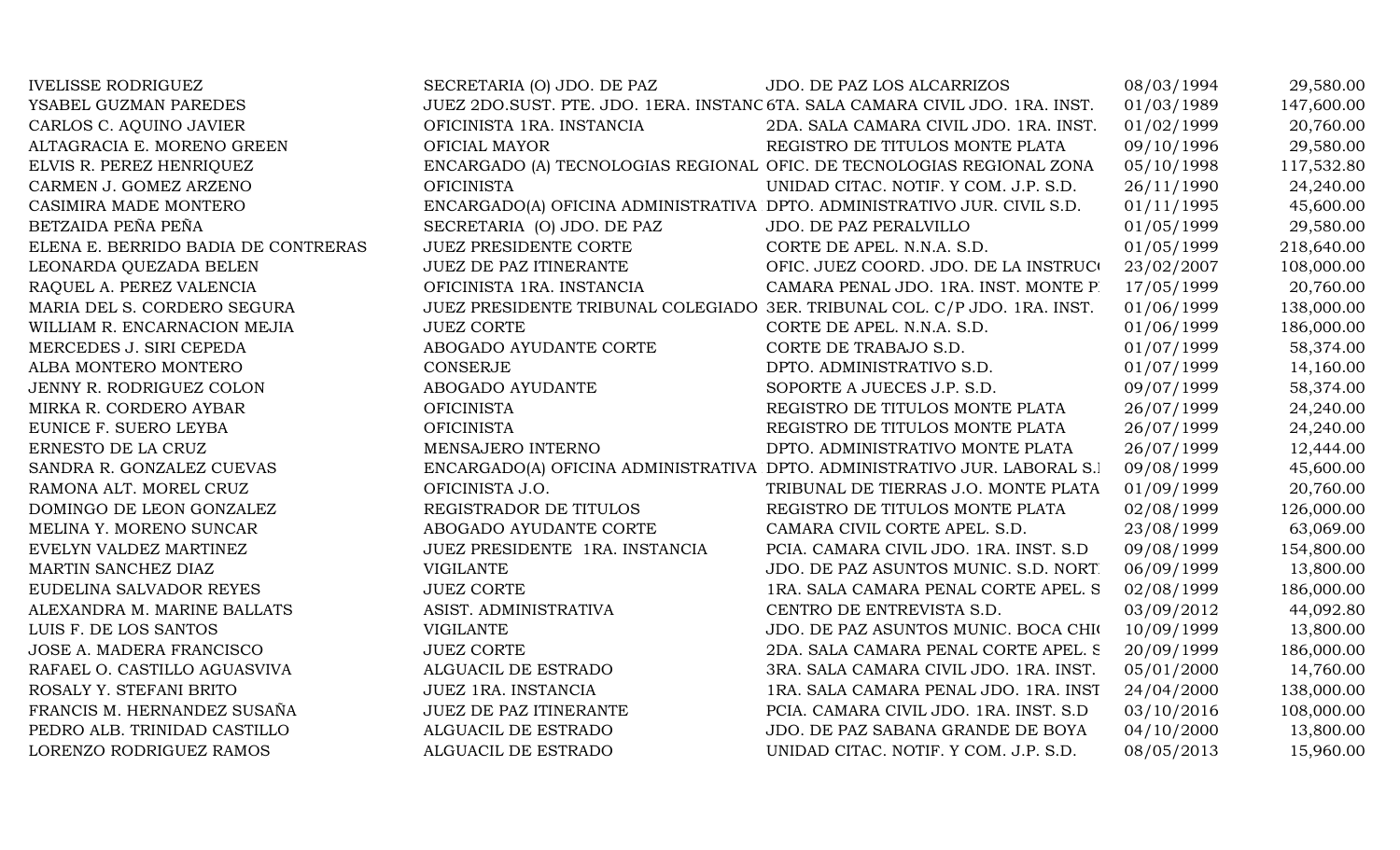| | | | | |
|---|---|---|---|---|
| IVELISSE RODRIGUEZ | SECRETARIA (O) JDO. DE PAZ | JDO. DE PAZ LOS ALCARRIZOS | 08/03/1994 | 29,580.00 |
| YSABEL GUZMAN PAREDES | JUEZ 2DO.SUST. PTE. JDO. 1ERA. INSTANC | 6TA. SALA CAMARA CIVIL JDO. 1RA. INST. | 01/03/1989 | 147,600.00 |
| CARLOS C. AQUINO JAVIER | OFICINISTA 1RA. INSTANCIA | 2DA. SALA CAMARA CIVIL JDO. 1RA. INST. | 01/02/1999 | 20,760.00 |
| ALTAGRACIA E. MORENO GREEN | OFICIAL MAYOR | REGISTRO DE TITULOS MONTE PLATA | 09/10/1996 | 29,580.00 |
| ELVIS R. PEREZ HENRIQUEZ | ENCARGADO (A) TECNOLOGIAS REGIONAL | OFIC. DE TECNOLOGIAS REGIONAL ZONA | 05/10/1998 | 117,532.80 |
| CARMEN J. GOMEZ ARZENO | OFICINISTA | UNIDAD CITAC. NOTIF. Y COM. J.P. S.D. | 26/11/1990 | 24,240.00 |
| CASIMIRA MADE MONTERO | ENCARGADO(A) OFICINA ADMINISTRATIVA | DPTO. ADMINISTRATIVO JUR. CIVIL S.D. | 01/11/1995 | 45,600.00 |
| BETZAIDA PEÑA PEÑA | SECRETARIA (O) JDO. DE PAZ | JDO. DE PAZ PERALVILLO | 01/05/1999 | 29,580.00 |
| ELENA E. BERRIDO BADIA DE CONTRERAS | JUEZ PRESIDENTE CORTE | CORTE DE APEL. N.N.A. S.D. | 01/05/1999 | 218,640.00 |
| LEONARDA QUEZADA BELEN | JUEZ DE PAZ ITINERANTE | OFIC. JUEZ COORD. JDO. DE LA INSTRUC | 23/02/2007 | 108,000.00 |
| RAQUEL A. PEREZ VALENCIA | OFICINISTA 1RA. INSTANCIA | CAMARA PENAL JDO. 1RA. INST. MONTE P | 17/05/1999 | 20,760.00 |
| MARIA DEL S. CORDERO SEGURA | JUEZ PRESIDENTE TRIBUNAL COLEGIADO | 3ER. TRIBUNAL COL. C/P JDO. 1RA. INST. | 01/06/1999 | 138,000.00 |
| WILLIAM R. ENCARNACION MEJIA | JUEZ CORTE | CORTE DE APEL. N.N.A. S.D. | 01/06/1999 | 186,000.00 |
| MERCEDES J. SIRI CEPEDA | ABOGADO AYUDANTE CORTE | CORTE DE TRABAJO S.D. | 01/07/1999 | 58,374.00 |
| ALBA MONTERO MONTERO | CONSERJE | DPTO. ADMINISTRATIVO S.D. | 01/07/1999 | 14,160.00 |
| JENNY R. RODRIGUEZ COLON | ABOGADO AYUDANTE | SOPORTE A JUECES J.P. S.D. | 09/07/1999 | 58,374.00 |
| MIRKA R. CORDERO AYBAR | OFICINISTA | REGISTRO DE TITULOS MONTE PLATA | 26/07/1999 | 24,240.00 |
| EUNICE F. SUERO LEYBA | OFICINISTA | REGISTRO DE TITULOS MONTE PLATA | 26/07/1999 | 24,240.00 |
| ERNESTO DE LA CRUZ | MENSAJERO INTERNO | DPTO. ADMINISTRATIVO MONTE PLATA | 26/07/1999 | 12,444.00 |
| SANDRA R. GONZALEZ CUEVAS | ENCARGADO(A) OFICINA ADMINISTRATIVA | DPTO. ADMINISTRATIVO JUR. LABORAL S. | 09/08/1999 | 45,600.00 |
| RAMONA ALT. MOREL CRUZ | OFICINISTA J.O. | TRIBUNAL DE TIERRAS J.O. MONTE PLATA | 01/09/1999 | 20,760.00 |
| DOMINGO DE LEON GONZALEZ | REGISTRADOR DE TITULOS | REGISTRO DE TITULOS MONTE PLATA | 02/08/1999 | 126,000.00 |
| MELINA Y. MORENO SUNCAR | ABOGADO AYUDANTE CORTE | CAMARA CIVIL CORTE APEL. S.D. | 23/08/1999 | 63,069.00 |
| EVELYN VALDEZ MARTINEZ | JUEZ PRESIDENTE 1RA. INSTANCIA | PCIA. CAMARA CIVIL JDO. 1RA. INST. S.D | 09/08/1999 | 154,800.00 |
| MARTIN SANCHEZ DIAZ | VIGILANTE | JDO. DE PAZ ASUNTOS MUNIC. S.D. NORT | 06/09/1999 | 13,800.00 |
| EUDELINA SALVADOR REYES | JUEZ CORTE | 1RA. SALA CAMARA PENAL CORTE APEL. S | 02/08/1999 | 186,000.00 |
| ALEXANDRA M. MARINE BALLATS | ASIST. ADMINISTRATIVA | CENTRO DE ENTREVISTA S.D. | 03/09/2012 | 44,092.80 |
| LUIS F. DE LOS SANTOS | VIGILANTE | JDO. DE PAZ ASUNTOS MUNIC. BOCA CHI | 10/09/1999 | 13,800.00 |
| JOSE A. MADERA FRANCISCO | JUEZ CORTE | 2DA. SALA CAMARA PENAL CORTE APEL. S | 20/09/1999 | 186,000.00 |
| RAFAEL O. CASTILLO AGUASVIVA | ALGUACIL DE ESTRADO | 3RA. SALA CAMARA CIVIL JDO. 1RA. INST. | 05/01/2000 | 14,760.00 |
| ROSALY Y. STEFANI BRITO | JUEZ 1RA. INSTANCIA | 1RA. SALA CAMARA PENAL JDO. 1RA. INST | 24/04/2000 | 138,000.00 |
| FRANCIS M. HERNANDEZ SUSAÑA | JUEZ DE PAZ ITINERANTE | PCIA. CAMARA CIVIL JDO. 1RA. INST. S.D | 03/10/2016 | 108,000.00 |
| PEDRO ALB. TRINIDAD CASTILLO | ALGUACIL DE ESTRADO | JDO. DE PAZ SABANA GRANDE DE BOYA | 04/10/2000 | 13,800.00 |
| LORENZO RODRIGUEZ RAMOS | ALGUACIL DE ESTRADO | UNIDAD CITAC. NOTIF. Y COM. J.P. S.D. | 08/05/2013 | 15,960.00 |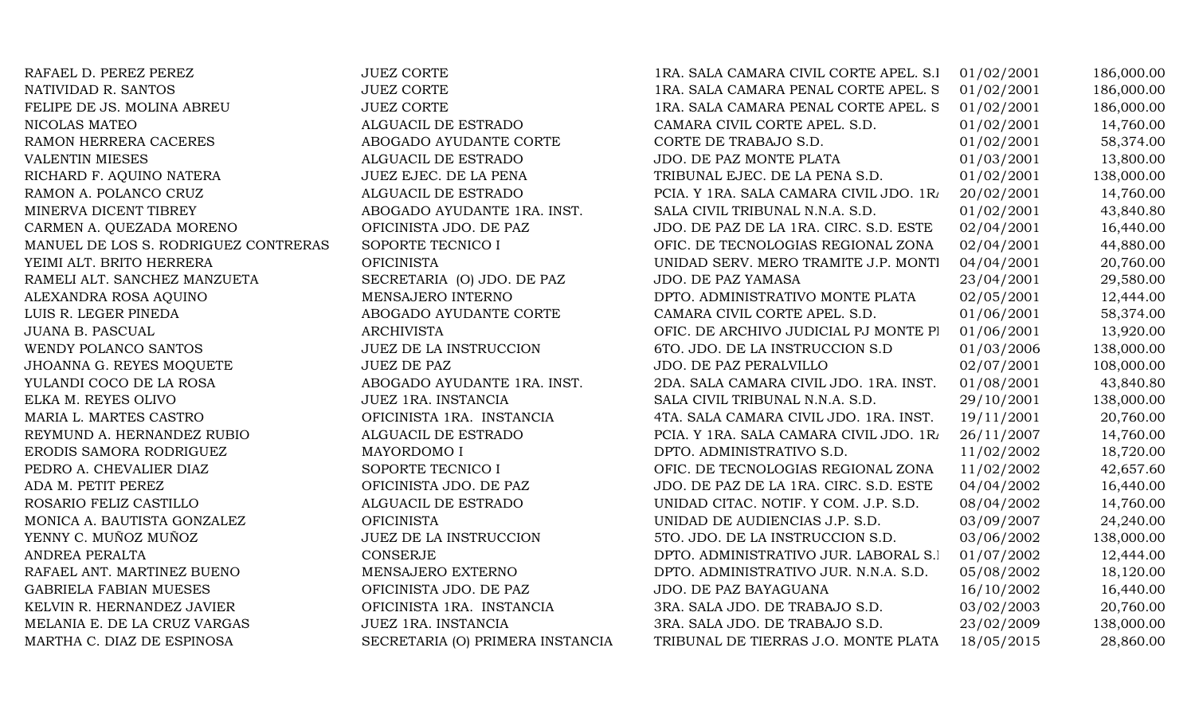| | | | | |
|---|---|---|---|---|
| RAFAEL D. PEREZ PEREZ | JUEZ CORTE | 1RA. SALA CAMARA CIVIL CORTE APEL. S.I | 01/02/2001 | 186,000.00 |
| NATIVIDAD R. SANTOS | JUEZ CORTE | 1RA. SALA CAMARA PENAL CORTE APEL. S | 01/02/2001 | 186,000.00 |
| FELIPE DE JS. MOLINA ABREU | JUEZ CORTE | 1RA. SALA CAMARA PENAL CORTE APEL. S | 01/02/2001 | 186,000.00 |
| NICOLAS MATEO | ALGUACIL DE ESTRADO | CAMARA CIVIL CORTE APEL. S.D. | 01/02/2001 | 14,760.00 |
| RAMON HERRERA CACERES | ABOGADO AYUDANTE CORTE | CORTE DE TRABAJO S.D. | 01/02/2001 | 58,374.00 |
| VALENTIN MIESES | ALGUACIL DE ESTRADO | JDO. DE PAZ MONTE PLATA | 01/03/2001 | 13,800.00 |
| RICHARD F. AQUINO NATERA | JUEZ EJEC. DE LA PENA | TRIBUNAL EJEC. DE LA PENA S.D. | 01/02/2001 | 138,000.00 |
| RAMON A. POLANCO CRUZ | ALGUACIL DE ESTRADO | PCIA. Y 1RA. SALA CAMARA CIVIL JDO. 1RA | 20/02/2001 | 14,760.00 |
| MINERVA DICENT TIBREY | ABOGADO AYUDANTE 1RA. INST. | SALA CIVIL TRIBUNAL N.N.A. S.D. | 01/02/2001 | 43,840.80 |
| CARMEN A. QUEZADA MORENO | OFICINISTA JDO. DE PAZ | JDO. DE PAZ DE LA 1RA. CIRC. S.D. ESTE | 02/04/2001 | 16,440.00 |
| MANUEL DE LOS S. RODRIGUEZ CONTRERAS | SOPORTE TECNICO I | OFIC. DE TECNOLOGIAS REGIONAL ZONA | 02/04/2001 | 44,880.00 |
| YEIMI ALT. BRITO HERRERA | OFICINISTA | UNIDAD SERV. MERO TRAMITE J.P. MONTI | 04/04/2001 | 20,760.00 |
| RAMELI ALT. SANCHEZ MANZUETA | SECRETARIA (O) JDO. DE PAZ | JDO. DE PAZ YAMASA | 23/04/2001 | 29,580.00 |
| ALEXANDRA ROSA AQUINO | MENSAJERO INTERNO | DPTO. ADMINISTRATIVO MONTE PLATA | 02/05/2001 | 12,444.00 |
| LUIS R. LEGER PINEDA | ABOGADO AYUDANTE CORTE | CAMARA CIVIL CORTE APEL. S.D. | 01/06/2001 | 58,374.00 |
| JUANA B. PASCUAL | ARCHIVISTA | OFIC. DE ARCHIVO JUDICIAL PJ MONTE PI | 01/06/2001 | 13,920.00 |
| WENDY POLANCO SANTOS | JUEZ DE LA INSTRUCCION | 6TO. JDO. DE LA INSTRUCCION S.D | 01/03/2006 | 138,000.00 |
| JHOANNA G. REYES MOQUETE | JUEZ DE PAZ | JDO. DE PAZ PERALVILLO | 02/07/2001 | 108,000.00 |
| YULANDI COCO DE LA ROSA | ABOGADO AYUDANTE 1RA. INST. | 2DA. SALA CAMARA CIVIL JDO. 1RA. INST. | 01/08/2001 | 43,840.80 |
| ELKA M. REYES OLIVO | JUEZ 1RA. INSTANCIA | SALA CIVIL TRIBUNAL N.N.A. S.D. | 29/10/2001 | 138,000.00 |
| MARIA L. MARTES CASTRO | OFICINISTA 1RA. INSTANCIA | 4TA. SALA CAMARA CIVIL JDO. 1RA. INST. | 19/11/2001 | 20,760.00 |
| REYMUND A. HERNANDEZ RUBIO | ALGUACIL DE ESTRADO | PCIA. Y 1RA. SALA CAMARA CIVIL JDO. 1RA | 26/11/2007 | 14,760.00 |
| ERODIS SAMORA RODRIGUEZ | MAYORDOMO I | DPTO. ADMINISTRATIVO S.D. | 11/02/2002 | 18,720.00 |
| PEDRO A. CHEVALIER DIAZ | SOPORTE TECNICO I | OFIC. DE TECNOLOGIAS REGIONAL ZONA | 11/02/2002 | 42,657.60 |
| ADA M. PETIT PEREZ | OFICINISTA JDO. DE PAZ | JDO. DE PAZ DE LA 1RA. CIRC. S.D. ESTE | 04/04/2002 | 16,440.00 |
| ROSARIO FELIZ CASTILLO | ALGUACIL DE ESTRADO | UNIDAD CITAC. NOTIF. Y COM. J.P. S.D. | 08/04/2002 | 14,760.00 |
| MONICA A. BAUTISTA GONZALEZ | OFICINISTA | UNIDAD DE AUDIENCIAS J.P. S.D. | 03/09/2007 | 24,240.00 |
| YENNY C. MUÑOZ MUÑOZ | JUEZ DE LA INSTRUCCION | 5TO. JDO. DE LA INSTRUCCION S.D. | 03/06/2002 | 138,000.00 |
| ANDREA PERALTA | CONSERJE | DPTO. ADMINISTRATIVO JUR. LABORAL S.I | 01/07/2002 | 12,444.00 |
| RAFAEL ANT. MARTINEZ BUENO | MENSAJERO EXTERNO | DPTO. ADMINISTRATIVO JUR. N.N.A. S.D. | 05/08/2002 | 18,120.00 |
| GABRIELA FABIAN MUESES | OFICINISTA JDO. DE PAZ | JDO. DE PAZ BAYAGUANA | 16/10/2002 | 16,440.00 |
| KELVIN R. HERNANDEZ JAVIER | OFICINISTA 1RA. INSTANCIA | 3RA. SALA JDO. DE TRABAJO S.D. | 03/02/2003 | 20,760.00 |
| MELANIA E. DE LA CRUZ VARGAS | JUEZ 1RA. INSTANCIA | 3RA. SALA JDO. DE TRABAJO S.D. | 23/02/2009 | 138,000.00 |
| MARTHA C. DIAZ DE ESPINOSA | SECRETARIA (O) PRIMERA INSTANCIA | TRIBUNAL DE TIERRAS J.O. MONTE PLATA | 18/05/2015 | 28,860.00 |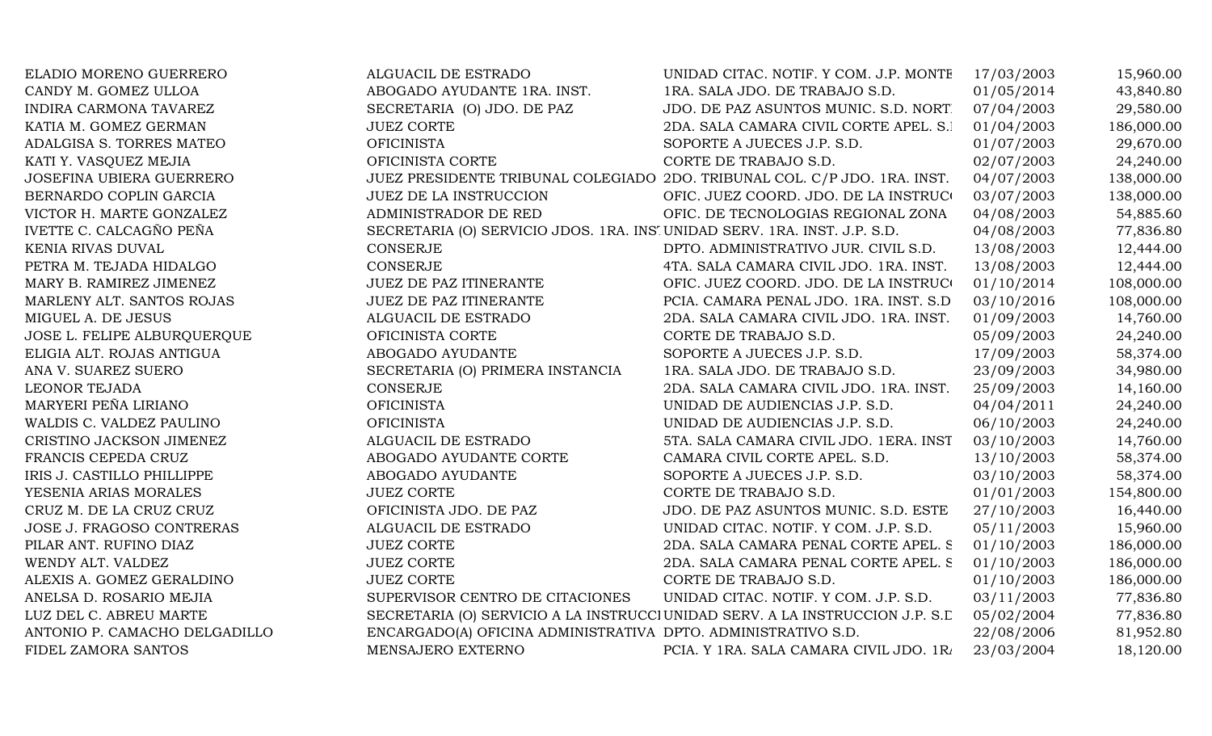| | | | | |
|---|---|---|---|---|
| ELADIO MORENO GUERRERO | ALGUACIL DE ESTRADO | UNIDAD CITAC. NOTIF. Y COM. J.P. MONTE | 17/03/2003 | 15,960.00 |
| CANDY M. GOMEZ ULLOA | ABOGADO AYUDANTE 1RA. INST. | 1RA. SALA JDO. DE TRABAJO S.D. | 01/05/2014 | 43,840.80 |
| INDIRA CARMONA TAVAREZ | SECRETARIA (O) JDO. DE PAZ | JDO. DE PAZ ASUNTOS MUNIC. S.D. NORT | 07/04/2003 | 29,580.00 |
| KATIA M. GOMEZ GERMAN | JUEZ CORTE | 2DA. SALA CAMARA CIVIL CORTE APEL. S. | 01/04/2003 | 186,000.00 |
| ADALGISA S. TORRES MATEO | OFICINISTA | SOPORTE A JUECES J.P. S.D. | 01/07/2003 | 29,670.00 |
| KATI Y. VASQUEZ MEJIA | OFICINISTA CORTE | CORTE DE TRABAJO S.D. | 02/07/2003 | 24,240.00 |
| JOSEFINA UBIERA GUERRERO | JUEZ PRESIDENTE TRIBUNAL COLEGIADO | 2DO. TRIBUNAL COL. C/P JDO. 1RA. INST. | 04/07/2003 | 138,000.00 |
| BERNARDO COPLIN GARCIA | JUEZ DE LA INSTRUCCION | OFIC. JUEZ COORD. JDO. DE LA INSTRUC | 03/07/2003 | 138,000.00 |
| VICTOR H. MARTE GONZALEZ | ADMINISTRADOR DE RED | OFIC. DE TECNOLOGIAS REGIONAL ZONA | 04/08/2003 | 54,885.60 |
| IVETTE C. CALCAGÑO PEÑA | SECRETARIA (O) SERVICIO JDOS. 1RA. INST | UNIDAD SERV. 1RA. INST. J.P. S.D. | 04/08/2003 | 77,836.80 |
| KENIA RIVAS DUVAL | CONSERJE | DPTO. ADMINISTRATIVO JUR. CIVIL S.D. | 13/08/2003 | 12,444.00 |
| PETRA M. TEJADA HIDALGO | CONSERJE | 4TA. SALA CAMARA CIVIL JDO. 1RA. INST. | 13/08/2003 | 12,444.00 |
| MARY B. RAMIREZ JIMENEZ | JUEZ DE PAZ ITINERANTE | OFIC. JUEZ COORD. JDO. DE LA INSTRUC | 01/10/2014 | 108,000.00 |
| MARLENY ALT. SANTOS ROJAS | JUEZ DE PAZ ITINERANTE | PCIA. CAMARA PENAL JDO. 1RA. INST. S.D | 03/10/2016 | 108,000.00 |
| MIGUEL A. DE JESUS | ALGUACIL DE ESTRADO | 2DA. SALA CAMARA CIVIL JDO. 1RA. INST. | 01/09/2003 | 14,760.00 |
| JOSE L. FELIPE ALBURQUERQUE | OFICINISTA CORTE | CORTE DE TRABAJO S.D. | 05/09/2003 | 24,240.00 |
| ELIGIA ALT. ROJAS ANTIGUA | ABOGADO AYUDANTE | SOPORTE A JUECES J.P. S.D. | 17/09/2003 | 58,374.00 |
| ANA V. SUAREZ SUERO | SECRETARIA (O) PRIMERA INSTANCIA | 1RA. SALA JDO. DE TRABAJO S.D. | 23/09/2003 | 34,980.00 |
| LEONOR TEJADA | CONSERJE | 2DA. SALA CAMARA CIVIL JDO. 1RA. INST. | 25/09/2003 | 14,160.00 |
| MARYERI PEÑA LIRIANO | OFICINISTA | UNIDAD DE AUDIENCIAS J.P. S.D. | 04/04/2011 | 24,240.00 |
| WALDIS C. VALDEZ PAULINO | OFICINISTA | UNIDAD DE AUDIENCIAS J.P. S.D. | 06/10/2003 | 24,240.00 |
| CRISTINO JACKSON JIMENEZ | ALGUACIL DE ESTRADO | 5TA. SALA CAMARA CIVIL JDO. 1ERA. INST | 03/10/2003 | 14,760.00 |
| FRANCIS CEPEDA CRUZ | ABOGADO AYUDANTE CORTE | CAMARA CIVIL CORTE APEL. S.D. | 13/10/2003 | 58,374.00 |
| IRIS J. CASTILLO PHILLIPPE | ABOGADO AYUDANTE | SOPORTE A JUECES J.P. S.D. | 03/10/2003 | 58,374.00 |
| YESENIA ARIAS MORALES | JUEZ CORTE | CORTE DE TRABAJO S.D. | 01/01/2003 | 154,800.00 |
| CRUZ M. DE LA CRUZ CRUZ | OFICINISTA JDO. DE PAZ | JDO. DE PAZ ASUNTOS MUNIC. S.D. ESTE | 27/10/2003 | 16,440.00 |
| JOSE J. FRAGOSO CONTRERAS | ALGUACIL DE ESTRADO | UNIDAD CITAC. NOTIF. Y COM. J.P. S.D. | 05/11/2003 | 15,960.00 |
| PILAR ANT. RUFINO DIAZ | JUEZ CORTE | 2DA. SALA CAMARA PENAL CORTE APEL. S | 01/10/2003 | 186,000.00 |
| WENDY ALT. VALDEZ | JUEZ CORTE | 2DA. SALA CAMARA PENAL CORTE APEL. S | 01/10/2003 | 186,000.00 |
| ALEXIS A. GOMEZ GERALDINO | JUEZ CORTE | CORTE DE TRABAJO S.D. | 01/10/2003 | 186,000.00 |
| ANELSA D. ROSARIO MEJIA | SUPERVISOR CENTRO DE CITACIONES | UNIDAD CITAC. NOTIF. Y COM. J.P. S.D. | 03/11/2003 | 77,836.80 |
| LUZ DEL C. ABREU MARTE | SECRETARIA (O) SERVICIO A LA INSTRUCCI | UNIDAD SERV. A LA INSTRUCCION J.P. S.D | 05/02/2004 | 77,836.80 |
| ANTONIO P. CAMACHO DELGADILLO | ENCARGADO(A) OFICINA ADMINISTRATIVA | DPTO. ADMINISTRATIVO S.D. | 22/08/2006 | 81,952.80 |
| FIDEL ZAMORA SANTOS | MENSAJERO EXTERNO | PCIA. Y 1RA. SALA CAMARA CIVIL JDO. 1R | 23/03/2004 | 18,120.00 |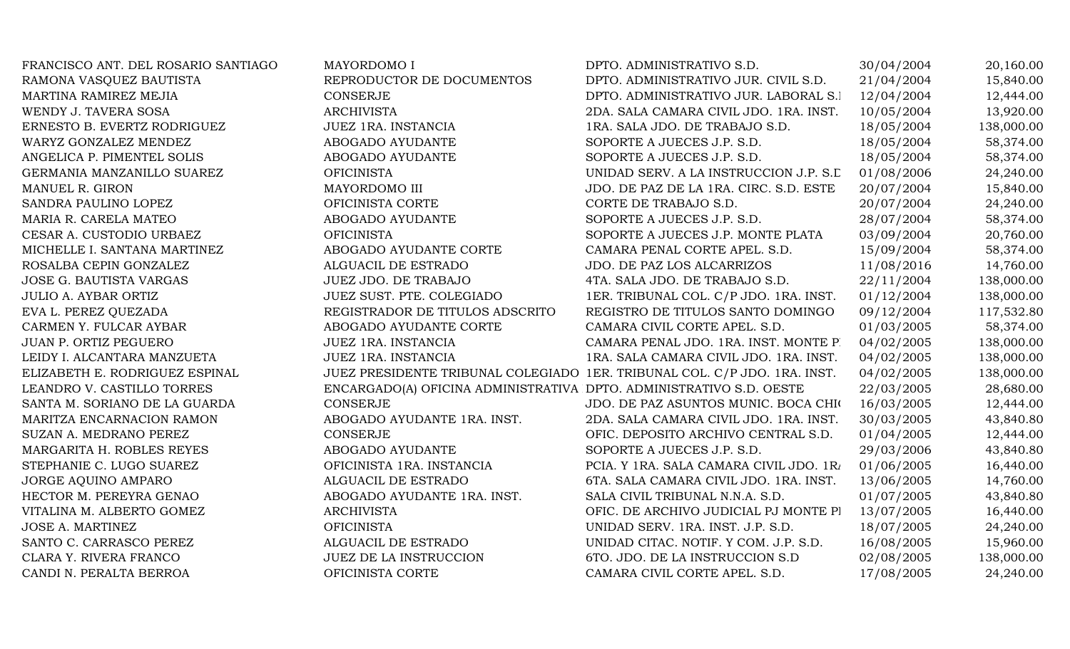| | | | | |
|---|---|---|---|---|
| FRANCISCO ANT. DEL ROSARIO SANTIAGO | MAYORDOMO I | DPTO. ADMINISTRATIVO S.D. | 30/04/2004 | 20,160.00 |
| RAMONA VASQUEZ BAUTISTA | REPRODUCTOR DE DOCUMENTOS | DPTO. ADMINISTRATIVO JUR. CIVIL S.D. | 21/04/2004 | 15,840.00 |
| MARTINA RAMIREZ MEJIA | CONSERJE | DPTO. ADMINISTRATIVO JUR. LABORAL S.I | 12/04/2004 | 12,444.00 |
| WENDY J. TAVERA SOSA | ARCHIVISTA | 2DA. SALA CAMARA CIVIL JDO. 1RA. INST. | 10/05/2004 | 13,920.00 |
| ERNESTO B. EVERTZ RODRIGUEZ | JUEZ 1RA. INSTANCIA | 1RA. SALA JDO. DE TRABAJO S.D. | 18/05/2004 | 138,000.00 |
| WARYZ GONZALEZ MENDEZ | ABOGADO AYUDANTE | SOPORTE A JUECES J.P. S.D. | 18/05/2004 | 58,374.00 |
| ANGELICA P. PIMENTEL SOLIS | ABOGADO AYUDANTE | SOPORTE A JUECES J.P. S.D. | 18/05/2004 | 58,374.00 |
| GERMANIA MANZANILLO SUAREZ | OFICINISTA | UNIDAD SERV. A LA INSTRUCCION J.P. S.D | 01/08/2006 | 24,240.00 |
| MANUEL R. GIRON | MAYORDOMO III | JDO. DE PAZ DE LA 1RA. CIRC. S.D. ESTE | 20/07/2004 | 15,840.00 |
| SANDRA PAULINO LOPEZ | OFICINISTA CORTE | CORTE DE TRABAJO S.D. | 20/07/2004 | 24,240.00 |
| MARIA R. CARELA MATEO | ABOGADO AYUDANTE | SOPORTE A JUECES J.P. S.D. | 28/07/2004 | 58,374.00 |
| CESAR A. CUSTODIO URBAEZ | OFICINISTA | SOPORTE A JUECES J.P. MONTE PLATA | 03/09/2004 | 20,760.00 |
| MICHELLE I. SANTANA MARTINEZ | ABOGADO AYUDANTE CORTE | CAMARA PENAL CORTE APEL. S.D. | 15/09/2004 | 58,374.00 |
| ROSALBA CEPIN GONZALEZ | ALGUACIL DE ESTRADO | JDO. DE PAZ LOS ALCARRIZOS | 11/08/2016 | 14,760.00 |
| JOSE G. BAUTISTA VARGAS | JUEZ JDO. DE TRABAJO | 4TA. SALA JDO. DE TRABAJO S.D. | 22/11/2004 | 138,000.00 |
| JULIO A. AYBAR ORTIZ | JUEZ SUST. PTE. COLEGIADO | 1ER. TRIBUNAL COL. C/P JDO. 1RA. INST. | 01/12/2004 | 138,000.00 |
| EVA L. PEREZ QUEZADA | REGISTRADOR DE TITULOS ADSCRITO | REGISTRO DE TITULOS SANTO DOMINGO | 09/12/2004 | 117,532.80 |
| CARMEN Y. FULCAR AYBAR | ABOGADO AYUDANTE CORTE | CAMARA CIVIL CORTE APEL. S.D. | 01/03/2005 | 58,374.00 |
| JUAN P. ORTIZ PEGUERO | JUEZ 1RA. INSTANCIA | CAMARA PENAL JDO. 1RA. INST. MONTE P. | 04/02/2005 | 138,000.00 |
| LEIDY I. ALCANTARA MANZUETA | JUEZ 1RA. INSTANCIA | 1RA. SALA CAMARA CIVIL JDO. 1RA. INST. | 04/02/2005 | 138,000.00 |
| ELIZABETH E. RODRIGUEZ ESPINAL | JUEZ PRESIDENTE TRIBUNAL COLEGIADO | 1ER. TRIBUNAL COL. C/P JDO. 1RA. INST. | 04/02/2005 | 138,000.00 |
| LEANDRO V. CASTILLO TORRES | ENCARGADO(A) OFICINA ADMINISTRATIVA | DPTO. ADMINISTRATIVO S.D. OESTE | 22/03/2005 | 28,680.00 |
| SANTA M. SORIANO DE LA GUARDA | CONSERJE | JDO. DE PAZ ASUNTOS MUNIC. BOCA CHI( | 16/03/2005 | 12,444.00 |
| MARITZA ENCARNACION RAMON | ABOGADO AYUDANTE 1RA. INST. | 2DA. SALA CAMARA CIVIL JDO. 1RA. INST. | 30/03/2005 | 43,840.80 |
| SUZAN A. MEDRANO PEREZ | CONSERJE | OFIC. DEPOSITO ARCHIVO CENTRAL S.D. | 01/04/2005 | 12,444.00 |
| MARGARITA H. ROBLES REYES | ABOGADO AYUDANTE | SOPORTE A JUECES J.P. S.D. | 29/03/2006 | 43,840.80 |
| STEPHANIE C. LUGO SUAREZ | OFICINISTA 1RA. INSTANCIA | PCIA. Y 1RA. SALA CAMARA CIVIL JDO. 1R/ | 01/06/2005 | 16,440.00 |
| JORGE AQUINO AMPARO | ALGUACIL DE ESTRADO | 6TA. SALA CAMARA CIVIL JDO. 1RA. INST. | 13/06/2005 | 14,760.00 |
| HECTOR M. PEREYRA GENAO | ABOGADO AYUDANTE 1RA. INST. | SALA CIVIL TRIBUNAL N.N.A. S.D. | 01/07/2005 | 43,840.80 |
| VITALINA M. ALBERTO GOMEZ | ARCHIVISTA | OFIC. DE ARCHIVO JUDICIAL PJ MONTE PI | 13/07/2005 | 16,440.00 |
| JOSE A. MARTINEZ | OFICINISTA | UNIDAD SERV. 1RA. INST. J.P. S.D. | 18/07/2005 | 24,240.00 |
| SANTO C. CARRASCO PEREZ | ALGUACIL DE ESTRADO | UNIDAD CITAC. NOTIF. Y COM. J.P. S.D. | 16/08/2005 | 15,960.00 |
| CLARA Y. RIVERA FRANCO | JUEZ DE LA INSTRUCCION | 6TO. JDO. DE LA INSTRUCCION S.D | 02/08/2005 | 138,000.00 |
| CANDI N. PERALTA BERROA | OFICINISTA CORTE | CAMARA CIVIL CORTE APEL. S.D. | 17/08/2005 | 24,240.00 |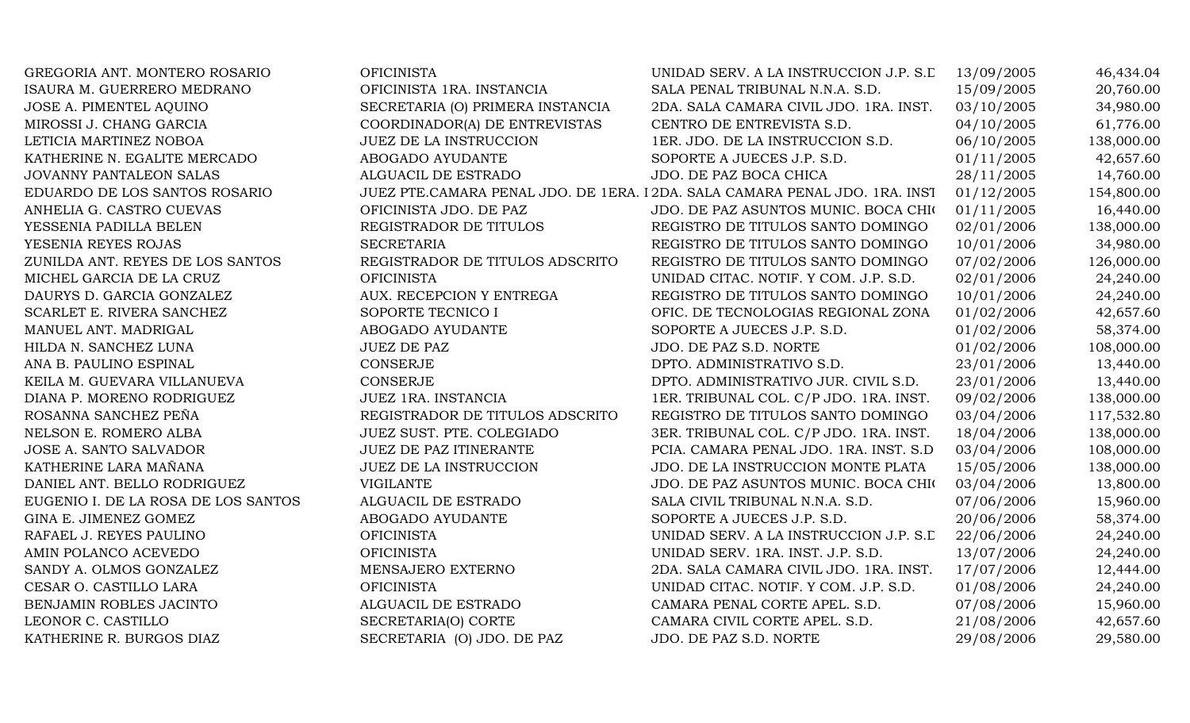| | | | | |
|---|---|---|---|---|
| GREGORIA ANT. MONTERO ROSARIO | OFICINISTA | UNIDAD SERV. A LA INSTRUCCION J.P. S.D | 13/09/2005 | 46,434.04 |
| ISAURA M. GUERRERO MEDRANO | OFICINISTA 1RA. INSTANCIA | SALA PENAL TRIBUNAL N.N.A. S.D. | 15/09/2005 | 20,760.00 |
| JOSE A. PIMENTEL AQUINO | SECRETARIA (O) PRIMERA INSTANCIA | 2DA. SALA CAMARA CIVIL JDO. 1RA. INST. | 03/10/2005 | 34,980.00 |
| MIROSSI J. CHANG GARCIA | COORDINADOR(A) DE ENTREVISTAS | CENTRO DE ENTREVISTA S.D. | 04/10/2005 | 61,776.00 |
| LETICIA MARTINEZ NOBOA | JUEZ DE LA INSTRUCCION | 1ER. JDO. DE LA INSTRUCCION S.D. | 06/10/2005 | 138,000.00 |
| KATHERINE N. EGALITE MERCADO | ABOGADO AYUDANTE | SOPORTE A JUECES J.P. S.D. | 01/11/2005 | 42,657.60 |
| JOVANNY PANTALEON SALAS | ALGUACIL DE ESTRADO | JDO. DE PAZ BOCA CHICA | 28/11/2005 | 14,760.00 |
| EDUARDO DE LOS SANTOS ROSARIO | JUEZ PTE.CAMARA PENAL JDO. DE 1ERA. I | 2DA. SALA CAMARA PENAL JDO. 1RA. INST | 01/12/2005 | 154,800.00 |
| ANHELIA G. CASTRO CUEVAS | OFICINISTA JDO. DE PAZ | JDO. DE PAZ ASUNTOS MUNIC. BOCA CHI( | 01/11/2005 | 16,440.00 |
| YESSENIA PADILLA BELEN | REGISTRADOR DE TITULOS | REGISTRO DE TITULOS SANTO DOMINGO | 02/01/2006 | 138,000.00 |
| YESENIA REYES ROJAS | SECRETARIA | REGISTRO DE TITULOS SANTO DOMINGO | 10/01/2006 | 34,980.00 |
| ZUNILDA ANT. REYES DE LOS SANTOS | REGISTRADOR DE TITULOS ADSCRITO | REGISTRO DE TITULOS SANTO DOMINGO | 07/02/2006 | 126,000.00 |
| MICHEL GARCIA DE LA CRUZ | OFICINISTA | UNIDAD CITAC. NOTIF. Y COM. J.P. S.D. | 02/01/2006 | 24,240.00 |
| DAURYS D. GARCIA GONZALEZ | AUX. RECEPCION Y ENTREGA | REGISTRO DE TITULOS SANTO DOMINGO | 10/01/2006 | 24,240.00 |
| SCARLET E. RIVERA SANCHEZ | SOPORTE TECNICO I | OFIC. DE TECNOLOGIAS REGIONAL ZONA | 01/02/2006 | 42,657.60 |
| MANUEL ANT. MADRIGAL | ABOGADO AYUDANTE | SOPORTE A JUECES J.P. S.D. | 01/02/2006 | 58,374.00 |
| HILDA N. SANCHEZ LUNA | JUEZ DE PAZ | JDO. DE PAZ S.D. NORTE | 01/02/2006 | 108,000.00 |
| ANA B. PAULINO ESPINAL | CONSERJE | DPTO. ADMINISTRATIVO S.D. | 23/01/2006 | 13,440.00 |
| KEILA M. GUEVARA VILLANUEVA | CONSERJE | DPTO. ADMINISTRATIVO JUR. CIVIL S.D. | 23/01/2006 | 13,440.00 |
| DIANA P. MORENO RODRIGUEZ | JUEZ 1RA. INSTANCIA | 1ER. TRIBUNAL COL. C/P JDO. 1RA. INST. | 09/02/2006 | 138,000.00 |
| ROSANNA SANCHEZ PEÑA | REGISTRADOR DE TITULOS ADSCRITO | REGISTRO DE TITULOS SANTO DOMINGO | 03/04/2006 | 117,532.80 |
| NELSON E. ROMERO ALBA | JUEZ SUST. PTE. COLEGIADO | 3ER. TRIBUNAL COL. C/P JDO. 1RA. INST. | 18/04/2006 | 138,000.00 |
| JOSE A. SANTO SALVADOR | JUEZ DE PAZ ITINERANTE | PCIA. CAMARA PENAL JDO. 1RA. INST. S.D | 03/04/2006 | 108,000.00 |
| KATHERINE LARA MAÑANA | JUEZ DE LA INSTRUCCION | JDO. DE LA INSTRUCCION MONTE PLATA | 15/05/2006 | 138,000.00 |
| DANIEL ANT. BELLO RODRIGUEZ | VIGILANTE | JDO. DE PAZ ASUNTOS MUNIC. BOCA CHI( | 03/04/2006 | 13,800.00 |
| EUGENIO I. DE LA ROSA DE LOS SANTOS | ALGUACIL DE ESTRADO | SALA CIVIL TRIBUNAL N.N.A. S.D. | 07/06/2006 | 15,960.00 |
| GINA E. JIMENEZ GOMEZ | ABOGADO AYUDANTE | SOPORTE A JUECES J.P. S.D. | 20/06/2006 | 58,374.00 |
| RAFAEL J. REYES PAULINO | OFICINISTA | UNIDAD SERV. A LA INSTRUCCION J.P. S.D | 22/06/2006 | 24,240.00 |
| AMIN POLANCO ACEVEDO | OFICINISTA | UNIDAD SERV. 1RA. INST. J.P. S.D. | 13/07/2006 | 24,240.00 |
| SANDY A. OLMOS GONZALEZ | MENSAJERO EXTERNO | 2DA. SALA CAMARA CIVIL JDO. 1RA. INST. | 17/07/2006 | 12,444.00 |
| CESAR O. CASTILLO LARA | OFICINISTA | UNIDAD CITAC. NOTIF. Y COM. J.P. S.D. | 01/08/2006 | 24,240.00 |
| BENJAMIN ROBLES JACINTO | ALGUACIL DE ESTRADO | CAMARA PENAL CORTE APEL. S.D. | 07/08/2006 | 15,960.00 |
| LEONOR C. CASTILLO | SECRETARIA(O) CORTE | CAMARA CIVIL CORTE APEL. S.D. | 21/08/2006 | 42,657.60 |
| KATHERINE R. BURGOS DIAZ | SECRETARIA (O) JDO. DE PAZ | JDO. DE PAZ S.D. NORTE | 29/08/2006 | 29,580.00 |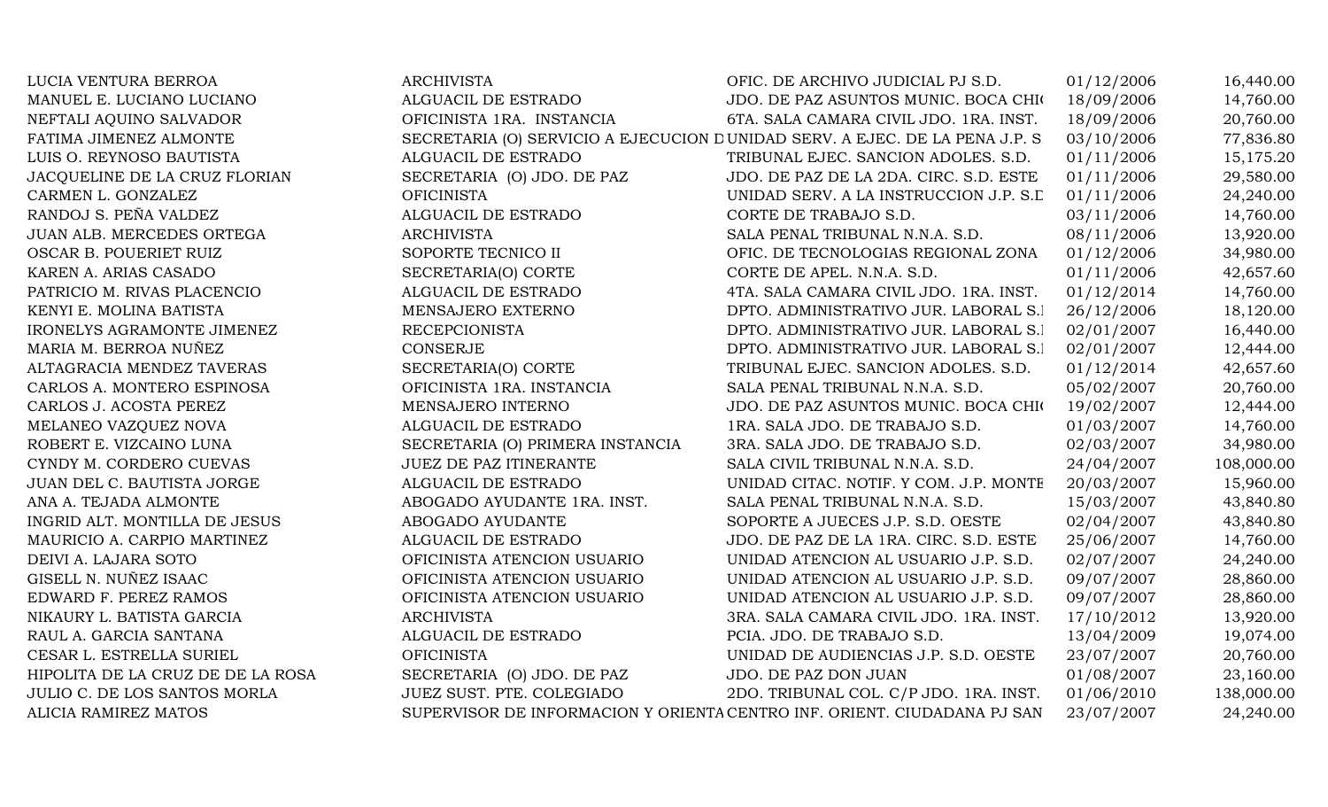| | | | | |
|---|---|---|---|---|
| LUCIA VENTURA BERROA | ARCHIVISTA | OFIC. DE ARCHIVO JUDICIAL PJ S.D. | 01/12/2006 | 16,440.00 |
| MANUEL E. LUCIANO LUCIANO | ALGUACIL DE ESTRADO | JDO. DE PAZ ASUNTOS MUNIC. BOCA CHI( | 18/09/2006 | 14,760.00 |
| NEFTALI AQUINO SALVADOR | OFICINISTA 1RA. INSTANCIA | 6TA. SALA CAMARA CIVIL JDO. 1RA. INST. | 18/09/2006 | 20,760.00 |
| FATIMA JIMENEZ ALMONTE | SECRETARIA (O) SERVICIO A EJECUCION D | UNIDAD SERV. A EJEC. DE LA PENA J.P. S. | 03/10/2006 | 77,836.80 |
| LUIS O. REYNOSO BAUTISTA | ALGUACIL DE ESTRADO | TRIBUNAL EJEC. SANCION ADOLES. S.D. | 01/11/2006 | 15,175.20 |
| JACQUELINE DE LA CRUZ FLORIAN | SECRETARIA (O) JDO. DE PAZ | JDO. DE PAZ DE LA 2DA. CIRC. S.D. ESTE | 01/11/2006 | 29,580.00 |
| CARMEN L. GONZALEZ | OFICINISTA | UNIDAD SERV. A LA INSTRUCCION J.P. S.D | 01/11/2006 | 24,240.00 |
| RANDOJ S. PEÑA VALDEZ | ALGUACIL DE ESTRADO | CORTE DE TRABAJO S.D. | 03/11/2006 | 14,760.00 |
| JUAN ALB. MERCEDES ORTEGA | ARCHIVISTA | SALA PENAL TRIBUNAL N.N.A. S.D. | 08/11/2006 | 13,920.00 |
| OSCAR B. POUERIET RUIZ | SOPORTE TECNICO II | OFIC. DE TECNOLOGIAS REGIONAL ZONA | 01/12/2006 | 34,980.00 |
| KAREN A. ARIAS CASADO | SECRETARIA(O) CORTE | CORTE DE APEL. N.N.A. S.D. | 01/11/2006 | 42,657.60 |
| PATRICIO M. RIVAS PLACENCIO | ALGUACIL DE ESTRADO | 4TA. SALA CAMARA CIVIL JDO. 1RA. INST. | 01/12/2014 | 14,760.00 |
| KENYI E. MOLINA BATISTA | MENSAJERO EXTERNO | DPTO. ADMINISTRATIVO JUR. LABORAL S.I | 26/12/2006 | 18,120.00 |
| IRONELYS AGRAMONTE JIMENEZ | RECEPCIONISTA | DPTO. ADMINISTRATIVO JUR. LABORAL S.I | 02/01/2007 | 16,440.00 |
| MARIA M. BERROA NUÑEZ | CONSERJE | DPTO. ADMINISTRATIVO JUR. LABORAL S.I | 02/01/2007 | 12,444.00 |
| ALTAGRACIA MENDEZ TAVERAS | SECRETARIA(O) CORTE | TRIBUNAL EJEC. SANCION ADOLES. S.D. | 01/12/2014 | 42,657.60 |
| CARLOS A. MONTERO ESPINOSA | OFICINISTA 1RA. INSTANCIA | SALA PENAL TRIBUNAL N.N.A. S.D. | 05/02/2007 | 20,760.00 |
| CARLOS J. ACOSTA PEREZ | MENSAJERO INTERNO | JDO. DE PAZ ASUNTOS MUNIC. BOCA CHI( | 19/02/2007 | 12,444.00 |
| MELANEO VAZQUEZ NOVA | ALGUACIL DE ESTRADO | 1RA. SALA JDO. DE TRABAJO S.D. | 01/03/2007 | 14,760.00 |
| ROBERT E. VIZCAINO LUNA | SECRETARIA (O) PRIMERA INSTANCIA | 3RA. SALA JDO. DE TRABAJO S.D. | 02/03/2007 | 34,980.00 |
| CYNDY M. CORDERO CUEVAS | JUEZ DE PAZ ITINERANTE | SALA CIVIL TRIBUNAL N.N.A. S.D. | 24/04/2007 | 108,000.00 |
| JUAN DEL C. BAUTISTA JORGE | ALGUACIL DE ESTRADO | UNIDAD CITAC. NOTIF. Y COM. J.P. MONTE | 20/03/2007 | 15,960.00 |
| ANA A. TEJADA ALMONTE | ABOGADO AYUDANTE 1RA. INST. | SALA PENAL TRIBUNAL N.N.A. S.D. | 15/03/2007 | 43,840.80 |
| INGRID ALT. MONTILLA DE JESUS | ABOGADO AYUDANTE | SOPORTE A JUECES J.P. S.D. OESTE | 02/04/2007 | 43,840.80 |
| MAURICIO A. CARPIO MARTINEZ | ALGUACIL DE ESTRADO | JDO. DE PAZ DE LA 1RA. CIRC. S.D. ESTE | 25/06/2007 | 14,760.00 |
| DEIVI A. LAJARA SOTO | OFICINISTA ATENCION USUARIO | UNIDAD ATENCION AL USUARIO J.P. S.D. | 02/07/2007 | 24,240.00 |
| GISELL N. NUÑEZ ISAAC | OFICINISTA ATENCION USUARIO | UNIDAD ATENCION AL USUARIO J.P. S.D. | 09/07/2007 | 28,860.00 |
| EDWARD F. PEREZ RAMOS | OFICINISTA ATENCION USUARIO | UNIDAD ATENCION AL USUARIO J.P. S.D. | 09/07/2007 | 28,860.00 |
| NIKAURY L. BATISTA GARCIA | ARCHIVISTA | 3RA. SALA CAMARA CIVIL JDO. 1RA. INST. | 17/10/2012 | 13,920.00 |
| RAUL A. GARCIA SANTANA | ALGUACIL DE ESTRADO | PCIA. JDO. DE TRABAJO S.D. | 13/04/2009 | 19,074.00 |
| CESAR L. ESTRELLA SURIEL | OFICINISTA | UNIDAD DE AUDIENCIAS J.P. S.D. OESTE | 23/07/2007 | 20,760.00 |
| HIPOLITA DE LA CRUZ DE LA ROSA | SECRETARIA (O) JDO. DE PAZ | JDO. DE PAZ DON JUAN | 01/08/2007 | 23,160.00 |
| JULIO C. DE LOS SANTOS MORLA | JUEZ SUST. PTE. COLEGIADO | 2DO. TRIBUNAL COL. C/P JDO. 1RA. INST. | 01/06/2010 | 138,000.00 |
| ALICIA RAMIREZ MATOS | SUPERVISOR DE INFORMACION Y ORIENTA | CENTRO INF. ORIENT. CIUDADANA PJ SAN | 23/07/2007 | 24,240.00 |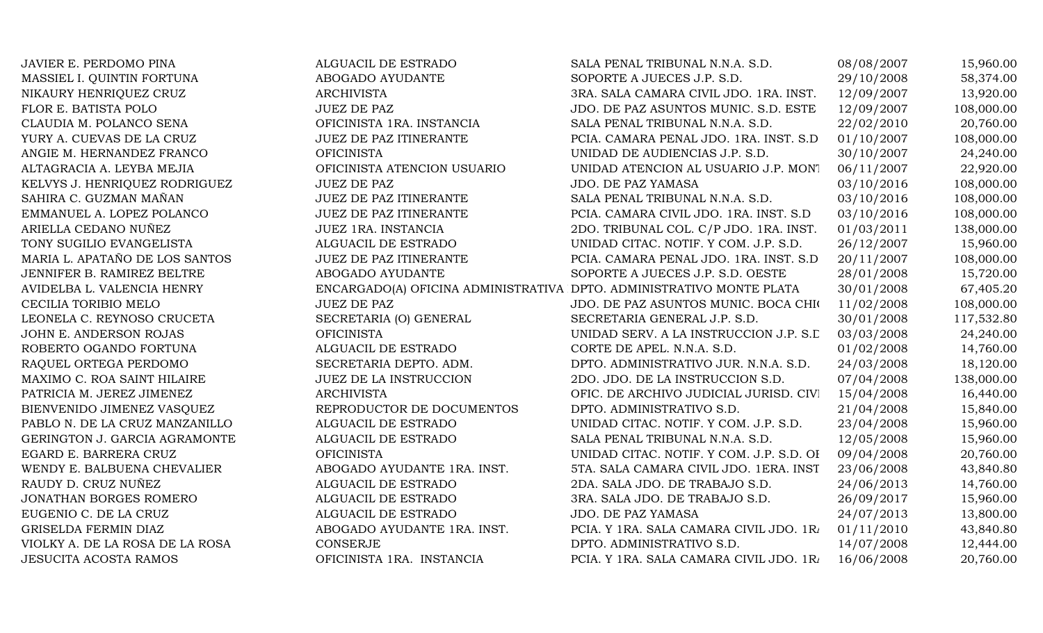| | | | | |
|---|---|---|---|---|
| JAVIER E. PERDOMO PINA | ALGUACIL DE ESTRADO | SALA PENAL TRIBUNAL N.N.A. S.D. | 08/08/2007 | 15,960.00 |
| MASSIEL I. QUINTIN FORTUNA | ABOGADO AYUDANTE | SOPORTE A JUECES J.P. S.D. | 29/10/2008 | 58,374.00 |
| NIKAURY HENRIQUEZ CRUZ | ARCHIVISTA | 3RA. SALA CAMARA CIVIL JDO. 1RA. INST. | 12/09/2007 | 13,920.00 |
| FLOR E. BATISTA POLO | JUEZ DE PAZ | JDO. DE PAZ ASUNTOS MUNIC. S.D. ESTE | 12/09/2007 | 108,000.00 |
| CLAUDIA M. POLANCO SENA | OFICINISTA 1RA. INSTANCIA | SALA PENAL TRIBUNAL N.N.A. S.D. | 22/02/2010 | 20,760.00 |
| YURY A. CUEVAS DE LA CRUZ | JUEZ DE PAZ ITINERANTE | PCIA. CAMARA PENAL JDO. 1RA. INST. S.D | 01/10/2007 | 108,000.00 |
| ANGIE M. HERNANDEZ FRANCO | OFICINISTA | UNIDAD DE AUDIENCIAS J.P. S.D. | 30/10/2007 | 24,240.00 |
| ALTAGRACIA A. LEYBA MEJIA | OFICINISTA ATENCION USUARIO | UNIDAD ATENCION AL USUARIO J.P. MONT | 06/11/2007 | 22,920.00 |
| KELVYS J. HENRIQUEZ RODRIGUEZ | JUEZ DE PAZ | JDO. DE PAZ YAMASA | 03/10/2016 | 108,000.00 |
| SAHIRA C. GUZMAN MAÑAN | JUEZ DE PAZ ITINERANTE | SALA PENAL TRIBUNAL N.N.A. S.D. | 03/10/2016 | 108,000.00 |
| EMMANUEL A. LOPEZ POLANCO | JUEZ DE PAZ ITINERANTE | PCIA. CAMARA CIVIL JDO. 1RA. INST. S.D | 03/10/2016 | 108,000.00 |
| ARIELLA CEDANO NUÑEZ | JUEZ 1RA. INSTANCIA | 2DO. TRIBUNAL COL. C/P JDO. 1RA. INST. | 01/03/2011 | 138,000.00 |
| TONY SUGILIO EVANGELISTA | ALGUACIL DE ESTRADO | UNIDAD CITAC. NOTIF. Y COM. J.P. S.D. | 26/12/2007 | 15,960.00 |
| MARIA L. APATAÑO DE LOS SANTOS | JUEZ DE PAZ ITINERANTE | PCIA. CAMARA PENAL JDO. 1RA. INST. S.D | 20/11/2007 | 108,000.00 |
| JENNIFER B. RAMIREZ BELTRE | ABOGADO AYUDANTE | SOPORTE A JUECES J.P. S.D. OESTE | 28/01/2008 | 15,720.00 |
| AVIDELBA L. VALENCIA HENRY | ENCARGADO(A) OFICINA ADMINISTRATIVA | DPTO. ADMINISTRATIVO MONTE PLATA | 30/01/2008 | 67,405.20 |
| CECILIA TORIBIO MELO | JUEZ DE PAZ | JDO. DE PAZ ASUNTOS MUNIC. BOCA CHI( | 11/02/2008 | 108,000.00 |
| LEONELA C. REYNOSO CRUCETA | SECRETARIA (O) GENERAL | SECRETARIA GENERAL J.P. S.D. | 30/01/2008 | 117,532.80 |
| JOHN E. ANDERSON ROJAS | OFICINISTA | UNIDAD SERV. A LA INSTRUCCION J.P. S.D | 03/03/2008 | 24,240.00 |
| ROBERTO OGANDO FORTUNA | ALGUACIL DE ESTRADO | CORTE DE APEL. N.N.A. S.D. | 01/02/2008 | 14,760.00 |
| RAQUEL ORTEGA PERDOMO | SECRETARIA DEPTO. ADM. | DPTO. ADMINISTRATIVO JUR. N.N.A. S.D. | 24/03/2008 | 18,120.00 |
| MAXIMO C. ROA SAINT HILAIRE | JUEZ DE LA INSTRUCCION | 2DO. JDO. DE LA INSTRUCCION S.D. | 07/04/2008 | 138,000.00 |
| PATRICIA M. JEREZ JIMENEZ | ARCHIVISTA | OFIC. DE ARCHIVO JUDICIAL JURISD. CIVI | 15/04/2008 | 16,440.00 |
| BIENVENIDO JIMENEZ VASQUEZ | REPRODUCTOR DE DOCUMENTOS | DPTO. ADMINISTRATIVO S.D. | 21/04/2008 | 15,840.00 |
| PABLO N. DE LA CRUZ MANZANILLO | ALGUACIL DE ESTRADO | UNIDAD CITAC. NOTIF. Y COM. J.P. S.D. | 23/04/2008 | 15,960.00 |
| GERINGTON J. GARCIA AGRAMONTE | ALGUACIL DE ESTRADO | SALA PENAL TRIBUNAL N.N.A. S.D. | 12/05/2008 | 15,960.00 |
| EGARD E. BARRERA CRUZ | OFICINISTA | UNIDAD CITAC. NOTIF. Y COM. J.P. S.D. OI | 09/04/2008 | 20,760.00 |
| WENDY E. BALBUENA CHEVALIER | ABOGADO AYUDANTE 1RA. INST. | 5TA. SALA CAMARA CIVIL JDO. 1ERA. INST | 23/06/2008 | 43,840.80 |
| RAUDY D. CRUZ NUÑEZ | ALGUACIL DE ESTRADO | 2DA. SALA JDO. DE TRABAJO S.D. | 24/06/2013 | 14,760.00 |
| JONATHAN BORGES ROMERO | ALGUACIL DE ESTRADO | 3RA. SALA JDO. DE TRABAJO S.D. | 26/09/2017 | 15,960.00 |
| EUGENIO C. DE LA CRUZ | ALGUACIL DE ESTRADO | JDO. DE PAZ YAMASA | 24/07/2013 | 13,800.00 |
| GRISELDA FERMIN DIAZ | ABOGADO AYUDANTE 1RA. INST. | PCIA. Y 1RA. SALA CAMARA CIVIL JDO. 1R/ | 01/11/2010 | 43,840.80 |
| VIOLKY A. DE LA ROSA DE LA ROSA | CONSERJE | DPTO. ADMINISTRATIVO S.D. | 14/07/2008 | 12,444.00 |
| JESUCITA ACOSTA RAMOS | OFICINISTA 1RA. INSTANCIA | PCIA. Y 1RA. SALA CAMARA CIVIL JDO. 1R/ | 16/06/2008 | 20,760.00 |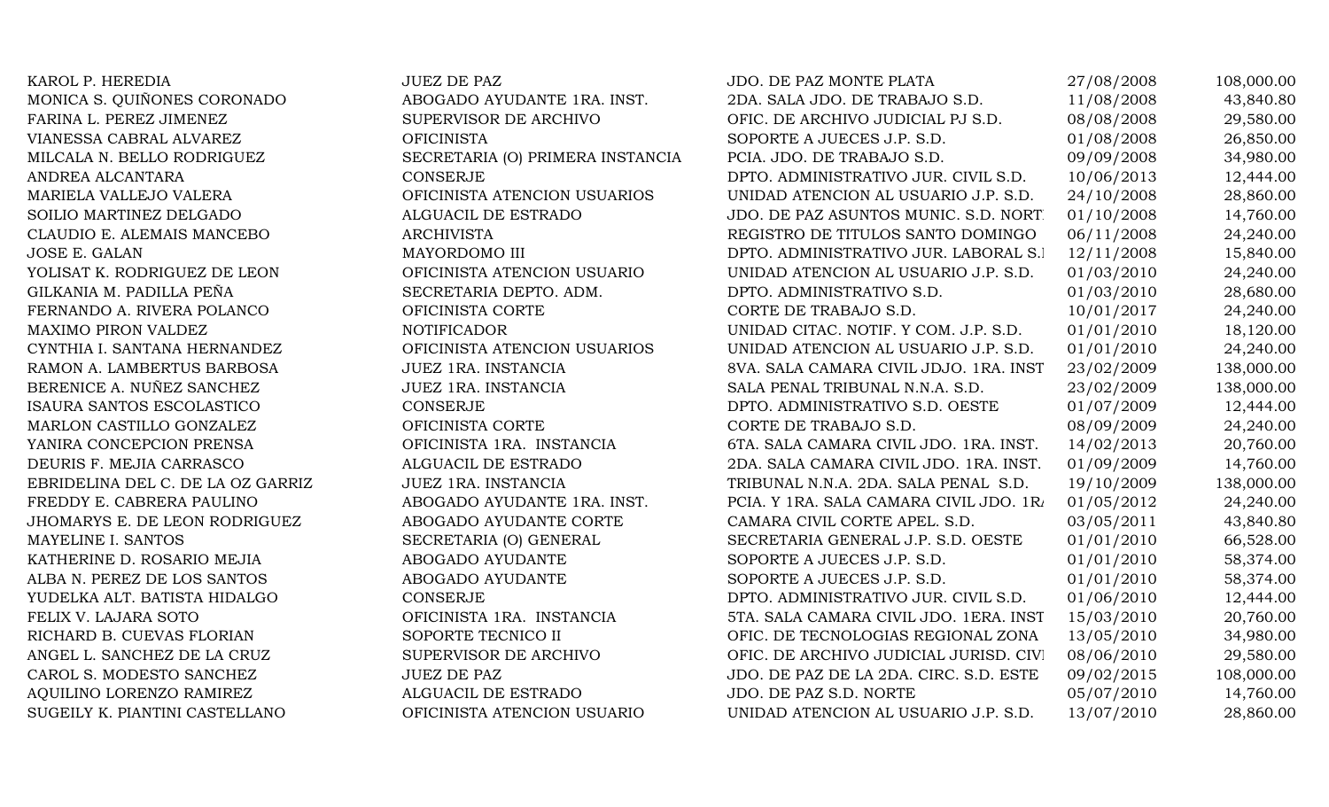| | | | | |
|---|---|---|---|---|
| KAROL P. HEREDIA | JUEZ DE PAZ | JDO. DE PAZ MONTE PLATA | 27/08/2008 | 108,000.00 |
| MONICA S. QUIÑONES CORONADO | ABOGADO AYUDANTE 1RA. INST. | 2DA. SALA JDO. DE TRABAJO S.D. | 11/08/2008 | 43,840.80 |
| FARINA L. PEREZ JIMENEZ | SUPERVISOR DE ARCHIVO | OFIC. DE ARCHIVO JUDICIAL PJ S.D. | 08/08/2008 | 29,580.00 |
| VIANESSA CABRAL ALVAREZ | OFICINISTA | SOPORTE A JUECES J.P. S.D. | 01/08/2008 | 26,850.00 |
| MILCALA N. BELLO RODRIGUEZ | SECRETARIA (O) PRIMERA INSTANCIA | PCIA. JDO. DE TRABAJO S.D. | 09/09/2008 | 34,980.00 |
| ANDREA ALCANTARA | CONSERJE | DPTO. ADMINISTRATIVO JUR. CIVIL S.D. | 10/06/2013 | 12,444.00 |
| MARIELA VALLEJO VALERA | OFICINISTA ATENCION USUARIOS | UNIDAD ATENCION AL USUARIO J.P. S.D. | 24/10/2008 | 28,860.00 |
| SOILIO MARTINEZ DELGADO | ALGUACIL DE ESTRADO | JDO. DE PAZ ASUNTOS MUNIC. S.D. NORT | 01/10/2008 | 14,760.00 |
| CLAUDIO E. ALEMAIS MANCEBO | ARCHIVISTA | REGISTRO DE TITULOS SANTO DOMINGO | 06/11/2008 | 24,240.00 |
| JOSE E. GALAN | MAYORDOMO III | DPTO. ADMINISTRATIVO JUR. LABORAL S.I | 12/11/2008 | 15,840.00 |
| YOLISAT K. RODRIGUEZ DE LEON | OFICINISTA ATENCION USUARIO | UNIDAD ATENCION AL USUARIO J.P. S.D. | 01/03/2010 | 24,240.00 |
| GILKANIA M. PADILLA PEÑA | SECRETARIA DEPTO. ADM. | DPTO. ADMINISTRATIVO S.D. | 01/03/2010 | 28,680.00 |
| FERNANDO A. RIVERA POLANCO | OFICINISTA CORTE | CORTE DE TRABAJO S.D. | 10/01/2017 | 24,240.00 |
| MAXIMO PIRON VALDEZ | NOTIFICADOR | UNIDAD CITAC. NOTIF. Y COM. J.P. S.D. | 01/01/2010 | 18,120.00 |
| CYNTHIA I. SANTANA HERNANDEZ | OFICINISTA ATENCION USUARIOS | UNIDAD ATENCION AL USUARIO J.P. S.D. | 01/01/2010 | 24,240.00 |
| RAMON A. LAMBERTUS BARBOSA | JUEZ 1RA. INSTANCIA | 8VA. SALA CAMARA CIVIL JDJO. 1RA. INST | 23/02/2009 | 138,000.00 |
| BERENICE A. NUÑEZ SANCHEZ | JUEZ 1RA. INSTANCIA | SALA PENAL TRIBUNAL N.N.A. S.D. | 23/02/2009 | 138,000.00 |
| ISAURA SANTOS ESCOLASTICO | CONSERJE | DPTO. ADMINISTRATIVO S.D. OESTE | 01/07/2009 | 12,444.00 |
| MARLON CASTILLO GONZALEZ | OFICINISTA CORTE | CORTE DE TRABAJO S.D. | 08/09/2009 | 24,240.00 |
| YANIRA CONCEPCION PRENSA | OFICINISTA 1RA. INSTANCIA | 6TA. SALA CAMARA CIVIL JDO. 1RA. INST. | 14/02/2013 | 20,760.00 |
| DEURIS F. MEJIA CARRASCO | ALGUACIL DE ESTRADO | 2DA. SALA CAMARA CIVIL JDO. 1RA. INST. | 01/09/2009 | 14,760.00 |
| EBRIDELINA DEL C. DE LA OZ GARRIZ | JUEZ 1RA. INSTANCIA | TRIBUNAL N.N.A. 2DA. SALA PENAL S.D. | 19/10/2009 | 138,000.00 |
| FREDDY E. CABRERA PAULINO | ABOGADO AYUDANTE 1RA. INST. | PCIA. Y 1RA. SALA CAMARA CIVIL JDO. 1R/ | 01/05/2012 | 24,240.00 |
| JHOMARYS E. DE LEON RODRIGUEZ | ABOGADO AYUDANTE CORTE | CAMARA CIVIL CORTE APEL. S.D. | 03/05/2011 | 43,840.80 |
| MAYELINE I. SANTOS | SECRETARIA (O) GENERAL | SECRETARIA GENERAL J.P. S.D. OESTE | 01/01/2010 | 66,528.00 |
| KATHERINE D. ROSARIO MEJIA | ABOGADO AYUDANTE | SOPORTE A JUECES J.P. S.D. | 01/01/2010 | 58,374.00 |
| ALBA N. PEREZ DE LOS SANTOS | ABOGADO AYUDANTE | SOPORTE A JUECES J.P. S.D. | 01/01/2010 | 58,374.00 |
| YUDELKA ALT. BATISTA HIDALGO | CONSERJE | DPTO. ADMINISTRATIVO JUR. CIVIL S.D. | 01/06/2010 | 12,444.00 |
| FELIX V. LAJARA SOTO | OFICINISTA 1RA. INSTANCIA | 5TA. SALA CAMARA CIVIL JDO. 1ERA. INST | 15/03/2010 | 20,760.00 |
| RICHARD B. CUEVAS FLORIAN | SOPORTE TECNICO II | OFIC. DE TECNOLOGIAS REGIONAL ZONA | 13/05/2010 | 34,980.00 |
| ANGEL L. SANCHEZ DE LA CRUZ | SUPERVISOR DE ARCHIVO | OFIC. DE ARCHIVO JUDICIAL JURISD. CIVI | 08/06/2010 | 29,580.00 |
| CAROL S. MODESTO SANCHEZ | JUEZ DE PAZ | JDO. DE PAZ DE LA 2DA. CIRC. S.D. ESTE | 09/02/2015 | 108,000.00 |
| AQUILINO LORENZO RAMIREZ | ALGUACIL DE ESTRADO | JDO. DE PAZ S.D. NORTE | 05/07/2010 | 14,760.00 |
| SUGEILY K. PIANTINI CASTELLANO | OFICINISTA ATENCION USUARIO | UNIDAD ATENCION AL USUARIO J.P. S.D. | 13/07/2010 | 28,860.00 |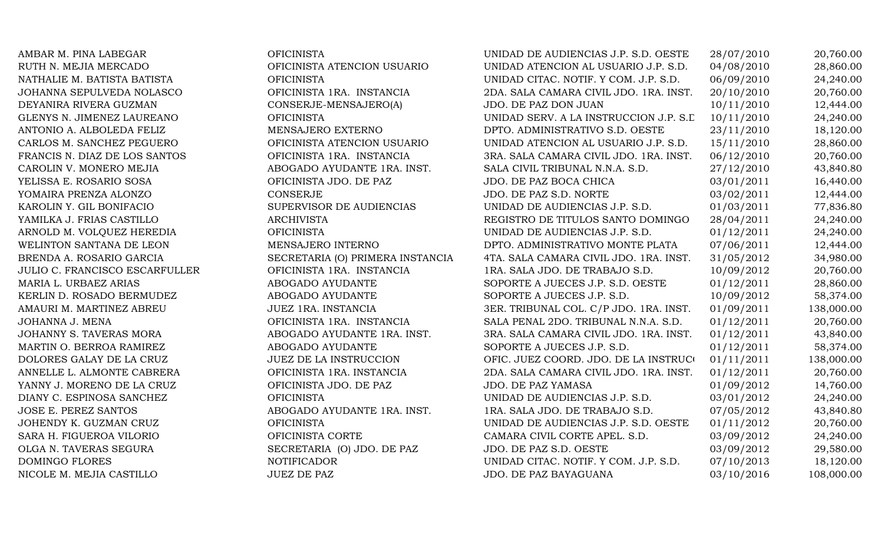| | | | | |
|---|---|---|---|---|
| AMBAR M. PINA LABEGAR | OFICINISTA | UNIDAD DE AUDIENCIAS J.P. S.D. OESTE | 28/07/2010 | 20,760.00 |
| RUTH N. MEJIA MERCADO | OFICINISTA ATENCION USUARIO | UNIDAD ATENCION AL USUARIO J.P. S.D. | 04/08/2010 | 28,860.00 |
| NATHALIE M. BATISTA BATISTA | OFICINISTA | UNIDAD CITAC. NOTIF. Y COM. J.P. S.D. | 06/09/2010 | 24,240.00 |
| JOHANNA SEPULVEDA NOLASCO | OFICINISTA 1RA. INSTANCIA | 2DA. SALA CAMARA CIVIL JDO. 1RA. INST. | 20/10/2010 | 20,760.00 |
| DEYANIRA RIVERA GUZMAN | CONSERJE-MENSAJERO(A) | JDO. DE PAZ DON JUAN | 10/11/2010 | 12,444.00 |
| GLENYS N. JIMENEZ LAUREANO | OFICINISTA | UNIDAD SERV. A LA INSTRUCCION J.P. S.D | 10/11/2010 | 24,240.00 |
| ANTONIO A. ALBOLEDA FELIZ | MENSAJERO EXTERNO | DPTO. ADMINISTRATIVO S.D. OESTE | 23/11/2010 | 18,120.00 |
| CARLOS M. SANCHEZ PEGUERO | OFICINISTA ATENCION USUARIO | UNIDAD ATENCION AL USUARIO J.P. S.D. | 15/11/2010 | 28,860.00 |
| FRANCIS N. DIAZ DE LOS SANTOS | OFICINISTA 1RA. INSTANCIA | 3RA. SALA CAMARA CIVIL JDO. 1RA. INST. | 06/12/2010 | 20,760.00 |
| CAROLIN V. MONERO MEJIA | ABOGADO AYUDANTE 1RA. INST. | SALA CIVIL TRIBUNAL N.N.A. S.D. | 27/12/2010 | 43,840.80 |
| YELISSA E. ROSARIO SOSA | OFICINISTA JDO. DE PAZ | JDO. DE PAZ BOCA CHICA | 03/01/2011 | 16,440.00 |
| YOMAIRA PRENZA ALONZO | CONSERJE | JDO. DE PAZ S.D. NORTE | 03/02/2011 | 12,444.00 |
| KAROLIN Y. GIL BONIFACIO | SUPERVISOR DE AUDIENCIAS | UNIDAD DE AUDIENCIAS J.P. S.D. | 01/03/2011 | 77,836.80 |
| YAMILKA J. FRIAS CASTILLO | ARCHIVISTA | REGISTRO DE TITULOS SANTO DOMINGO | 28/04/2011 | 24,240.00 |
| ARNOLD M. VOLQUEZ HEREDIA | OFICINISTA | UNIDAD DE AUDIENCIAS J.P. S.D. | 01/12/2011 | 24,240.00 |
| WELINTON SANTANA DE LEON | MENSAJERO INTERNO | DPTO. ADMINISTRATIVO MONTE PLATA | 07/06/2011 | 12,444.00 |
| BRENDA A. ROSARIO GARCIA | SECRETARIA (O) PRIMERA INSTANCIA | 4TA. SALA CAMARA CIVIL JDO. 1RA. INST. | 31/05/2012 | 34,980.00 |
| JULIO C. FRANCISCO ESCARFULLER | OFICINISTA 1RA. INSTANCIA | 1RA. SALA JDO. DE TRABAJO S.D. | 10/09/2012 | 20,760.00 |
| MARIA L. URBAEZ ARIAS | ABOGADO AYUDANTE | SOPORTE A JUECES J.P. S.D. OESTE | 01/12/2011 | 28,860.00 |
| KERLIN D. ROSADO BERMUDEZ | ABOGADO AYUDANTE | SOPORTE A JUECES J.P. S.D. | 10/09/2012 | 58,374.00 |
| AMAURI M. MARTINEZ ABREU | JUEZ 1RA. INSTANCIA | 3ER. TRIBUNAL COL. C/P JDO. 1RA. INST. | 01/09/2011 | 138,000.00 |
| JOHANNA J. MENA | OFICINISTA 1RA. INSTANCIA | SALA PENAL 2DO. TRIBUNAL N.N.A. S.D. | 01/12/2011 | 20,760.00 |
| JOHANNY S. TAVERAS MORA | ABOGADO AYUDANTE 1RA. INST. | 3RA. SALA CAMARA CIVIL JDO. 1RA. INST. | 01/12/2011 | 43,840.00 |
| MARTIN O. BERROA RAMIREZ | ABOGADO AYUDANTE | SOPORTE A JUECES J.P. S.D. | 01/12/2011 | 58,374.00 |
| DOLORES GALAY DE LA CRUZ | JUEZ DE LA INSTRUCCION | OFIC. JUEZ COORD. JDO. DE LA INSTRUCC | 01/11/2011 | 138,000.00 |
| ANNELLE L. ALMONTE CABRERA | OFICINISTA 1RA. INSTANCIA | 2DA. SALA CAMARA CIVIL JDO. 1RA. INST. | 01/12/2011 | 20,760.00 |
| YANNY J. MORENO DE LA CRUZ | OFICINISTA JDO. DE PAZ | JDO. DE PAZ YAMASA | 01/09/2012 | 14,760.00 |
| DIANY C. ESPINOSA SANCHEZ | OFICINISTA | UNIDAD DE AUDIENCIAS J.P. S.D. | 03/01/2012 | 24,240.00 |
| JOSE E. PEREZ SANTOS | ABOGADO AYUDANTE 1RA. INST. | 1RA. SALA JDO. DE TRABAJO S.D. | 07/05/2012 | 43,840.80 |
| JOHENDY K. GUZMAN CRUZ | OFICINISTA | UNIDAD DE AUDIENCIAS J.P. S.D. OESTE | 01/11/2012 | 20,760.00 |
| SARA H. FIGUEROA VILORIO | OFICINISTA CORTE | CAMARA CIVIL CORTE APEL. S.D. | 03/09/2012 | 24,240.00 |
| OLGA N. TAVERAS SEGURA | SECRETARIA (O) JDO. DE PAZ | JDO. DE PAZ S.D. OESTE | 03/09/2012 | 29,580.00 |
| DOMINGO FLORES | NOTIFICADOR | UNIDAD CITAC. NOTIF. Y COM. J.P. S.D. | 07/10/2013 | 18,120.00 |
| NICOLE M. MEJIA CASTILLO | JUEZ DE PAZ | JDO. DE PAZ BAYAGUANA | 03/10/2016 | 108,000.00 |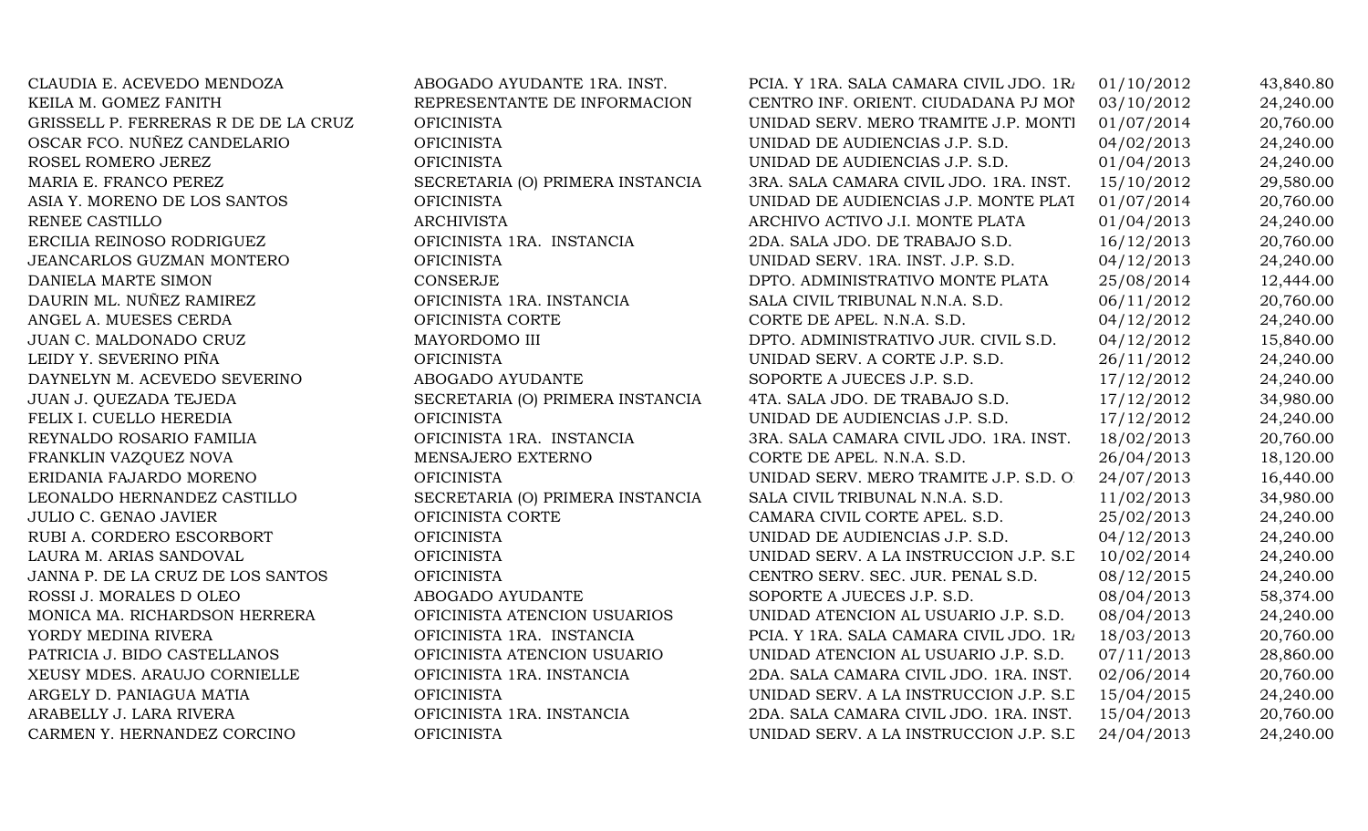| | | | | |
|---|---|---|---|---|
| CLAUDIA E. ACEVEDO MENDOZA | ABOGADO AYUDANTE 1RA. INST. | PCIA. Y 1RA. SALA CAMARA CIVIL JDO. 1R/ | 01/10/2012 | 43,840.80 |
| KEILA M. GOMEZ FANITH | REPRESENTANTE DE INFORMACION | CENTRO INF. ORIENT. CIUDADANA PJ MOI | 03/10/2012 | 24,240.00 |
| GRISSELL P. FERRERAS R DE DE LA CRUZ | OFICINISTA | UNIDAD SERV. MERO TRAMITE J.P. MONTI | 01/07/2014 | 20,760.00 |
| OSCAR FCO. NUÑEZ CANDELARIO | OFICINISTA | UNIDAD DE AUDIENCIAS J.P. S.D. | 04/02/2013 | 24,240.00 |
| ROSEL ROMERO JEREZ | OFICINISTA | UNIDAD DE AUDIENCIAS J.P. S.D. | 01/04/2013 | 24,240.00 |
| MARIA E. FRANCO PEREZ | SECRETARIA (O) PRIMERA INSTANCIA | 3RA. SALA CAMARA CIVIL JDO. 1RA. INST. | 15/10/2012 | 29,580.00 |
| ASIA Y. MORENO DE LOS SANTOS | OFICINISTA | UNIDAD DE AUDIENCIAS J.P. MONTE PLAT | 01/07/2014 | 20,760.00 |
| RENEE CASTILLO | ARCHIVISTA | ARCHIVO ACTIVO J.I. MONTE PLATA | 01/04/2013 | 24,240.00 |
| ERCILIA REINOSO RODRIGUEZ | OFICINISTA 1RA. INSTANCIA | 2DA. SALA JDO. DE TRABAJO S.D. | 16/12/2013 | 20,760.00 |
| JEANCARLOS GUZMAN MONTERO | OFICINISTA | UNIDAD SERV. 1RA. INST. J.P. S.D. | 04/12/2013 | 24,240.00 |
| DANIELA MARTE SIMON | CONSERJE | DPTO. ADMINISTRATIVO MONTE PLATA | 25/08/2014 | 12,444.00 |
| DAURIN ML. NUÑEZ RAMIREZ | OFICINISTA 1RA. INSTANCIA | SALA CIVIL TRIBUNAL N.N.A. S.D. | 06/11/2012 | 20,760.00 |
| ANGEL A. MUESES CERDA | OFICINISTA CORTE | CORTE DE APEL. N.N.A. S.D. | 04/12/2012 | 24,240.00 |
| JUAN C. MALDONADO CRUZ | MAYORDOMO III | DPTO. ADMINISTRATIVO JUR. CIVIL S.D. | 04/12/2012 | 15,840.00 |
| LEIDY Y. SEVERINO PIÑA | OFICINISTA | UNIDAD SERV. A CORTE J.P. S.D. | 26/11/2012 | 24,240.00 |
| DAYNELYN M. ACEVEDO SEVERINO | ABOGADO AYUDANTE | SOPORTE A JUECES J.P. S.D. | 17/12/2012 | 24,240.00 |
| JUAN J. QUEZADA TEJEDA | SECRETARIA (O) PRIMERA INSTANCIA | 4TA. SALA JDO. DE TRABAJO S.D. | 17/12/2012 | 34,980.00 |
| FELIX I. CUELLO HEREDIA | OFICINISTA | UNIDAD DE AUDIENCIAS J.P. S.D. | 17/12/2012 | 24,240.00 |
| REYNALDO ROSARIO FAMILIA | OFICINISTA 1RA. INSTANCIA | 3RA. SALA CAMARA CIVIL JDO. 1RA. INST. | 18/02/2013 | 20,760.00 |
| FRANKLIN VAZQUEZ NOVA | MENSAJERO EXTERNO | CORTE DE APEL. N.N.A. S.D. | 26/04/2013 | 18,120.00 |
| ERIDANIA FAJARDO MORENO | OFICINISTA | UNIDAD SERV. MERO TRAMITE J.P. S.D. O | 24/07/2013 | 16,440.00 |
| LEONALDO HERNANDEZ CASTILLO | SECRETARIA (O) PRIMERA INSTANCIA | SALA CIVIL TRIBUNAL N.N.A. S.D. | 11/02/2013 | 34,980.00 |
| JULIO C. GENAO JAVIER | OFICINISTA CORTE | CAMARA CIVIL CORTE APEL. S.D. | 25/02/2013 | 24,240.00 |
| RUBI A. CORDERO ESCORBORT | OFICINISTA | UNIDAD DE AUDIENCIAS J.P. S.D. | 04/12/2013 | 24,240.00 |
| LAURA M. ARIAS SANDOVAL | OFICINISTA | UNIDAD SERV. A LA INSTRUCCION J.P. S.D | 10/02/2014 | 24,240.00 |
| JANNA P. DE LA CRUZ DE LOS SANTOS | OFICINISTA | CENTRO SERV. SEC. JUR. PENAL S.D. | 08/12/2015 | 24,240.00 |
| ROSSI J. MORALES D OLEO | ABOGADO AYUDANTE | SOPORTE A JUECES J.P. S.D. | 08/04/2013 | 58,374.00 |
| MONICA MA. RICHARDSON HERRERA | OFICINISTA ATENCION USUARIOS | UNIDAD ATENCION AL USUARIO J.P. S.D. | 08/04/2013 | 24,240.00 |
| YORDY MEDINA RIVERA | OFICINISTA 1RA. INSTANCIA | PCIA. Y 1RA. SALA CAMARA CIVIL JDO. 1R/ | 18/03/2013 | 20,760.00 |
| PATRICIA J. BIDO CASTELLANOS | OFICINISTA ATENCION USUARIO | UNIDAD ATENCION AL USUARIO J.P. S.D. | 07/11/2013 | 28,860.00 |
| XEUSY MDES. ARAUJO CORNIELLE | OFICINISTA 1RA. INSTANCIA | 2DA. SALA CAMARA CIVIL JDO. 1RA. INST. | 02/06/2014 | 20,760.00 |
| ARGELY D. PANIAGUA MATIA | OFICINISTA | UNIDAD SERV. A LA INSTRUCCION J.P. S.D | 15/04/2015 | 24,240.00 |
| ARABELLY J. LARA RIVERA | OFICINISTA 1RA. INSTANCIA | 2DA. SALA CAMARA CIVIL JDO. 1RA. INST. | 15/04/2013 | 20,760.00 |
| CARMEN Y. HERNANDEZ CORCINO | OFICINISTA | UNIDAD SERV. A LA INSTRUCCION J.P. S.D | 24/04/2013 | 24,240.00 |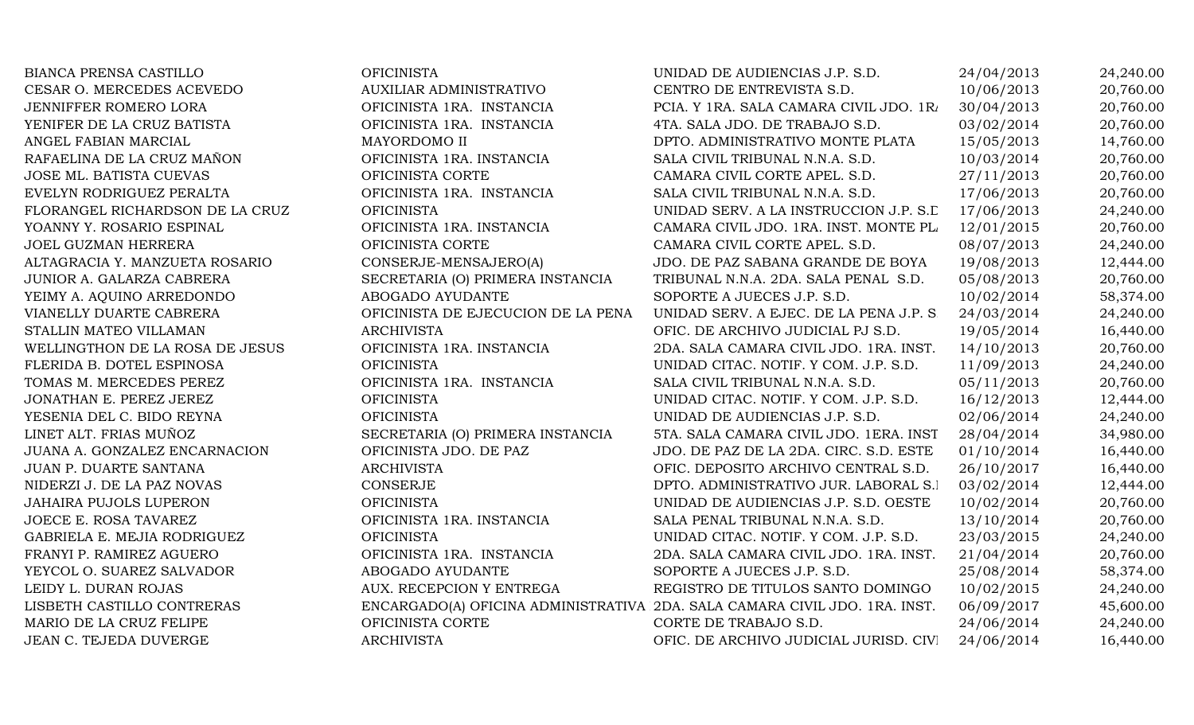| | | | | |
|---|---|---|---|---|
| BIANCA PRENSA CASTILLO | OFICINISTA | UNIDAD DE AUDIENCIAS J.P. S.D. | 24/04/2013 | 24,240.00 |
| CESAR O. MERCEDES ACEVEDO | AUXILIAR ADMINISTRATIVO | CENTRO DE ENTREVISTA S.D. | 10/06/2013 | 20,760.00 |
| JENNIFFER ROMERO LORA | OFICINISTA 1RA. INSTANCIA | PCIA. Y 1RA. SALA CAMARA CIVIL JDO. 1RA | 30/04/2013 | 20,760.00 |
| YENIFER DE LA CRUZ BATISTA | OFICINISTA 1RA. INSTANCIA | 4TA. SALA JDO. DE TRABAJO S.D. | 03/02/2014 | 20,760.00 |
| ANGEL FABIAN MARCIAL | MAYORDOMO II | DPTO. ADMINISTRATIVO MONTE PLATA | 15/05/2013 | 14,760.00 |
| RAFAELINA DE LA CRUZ MAÑON | OFICINISTA 1RA. INSTANCIA | SALA CIVIL TRIBUNAL N.N.A. S.D. | 10/03/2014 | 20,760.00 |
| JOSE ML. BATISTA CUEVAS | OFICINISTA CORTE | CAMARA CIVIL CORTE APEL. S.D. | 27/11/2013 | 20,760.00 |
| EVELYN RODRIGUEZ PERALTA | OFICINISTA 1RA. INSTANCIA | SALA CIVIL TRIBUNAL N.N.A. S.D. | 17/06/2013 | 20,760.00 |
| FLORANGEL RICHARDSON DE LA CRUZ | OFICINISTA | UNIDAD SERV. A LA INSTRUCCION J.P. S.D | 17/06/2013 | 24,240.00 |
| YOANNY Y. ROSARIO ESPINAL | OFICINISTA 1RA. INSTANCIA | CAMARA CIVIL JDO. 1RA. INST. MONTE PL | 12/01/2015 | 20,760.00 |
| JOEL GUZMAN HERRERA | OFICINISTA CORTE | CAMARA CIVIL CORTE APEL. S.D. | 08/07/2013 | 24,240.00 |
| ALTAGRACIA Y. MANZUETA ROSARIO | CONSERJE-MENSAJERO(A) | JDO. DE PAZ SABANA GRANDE DE BOYA | 19/08/2013 | 12,444.00 |
| JUNIOR A. GALARZA CABRERA | SECRETARIA (O) PRIMERA INSTANCIA | TRIBUNAL N.N.A. 2DA. SALA PENAL S.D. | 05/08/2013 | 20,760.00 |
| YEIMY A. AQUINO ARREDONDO | ABOGADO AYUDANTE | SOPORTE A JUECES J.P. S.D. | 10/02/2014 | 58,374.00 |
| VIANELLY DUARTE CABRERA | OFICINISTA DE EJECUCION DE LA PENA | UNIDAD SERV. A EJEC. DE LA PENA J.P. S | 24/03/2014 | 24,240.00 |
| STALLIN MATEO VILLAMAN | ARCHIVISTA | OFIC. DE ARCHIVO JUDICIAL PJ S.D. | 19/05/2014 | 16,440.00 |
| WELLINGTHON DE LA ROSA DE JESUS | OFICINISTA 1RA. INSTANCIA | 2DA. SALA CAMARA CIVIL JDO. 1RA. INST. | 14/10/2013 | 20,760.00 |
| FLERIDA B. DOTEL ESPINOSA | OFICINISTA | UNIDAD CITAC. NOTIF. Y COM. J.P. S.D. | 11/09/2013 | 24,240.00 |
| TOMAS M. MERCEDES PEREZ | OFICINISTA 1RA. INSTANCIA | SALA CIVIL TRIBUNAL N.N.A. S.D. | 05/11/2013 | 20,760.00 |
| JONATHAN E. PEREZ JEREZ | OFICINISTA | UNIDAD CITAC. NOTIF. Y COM. J.P. S.D. | 16/12/2013 | 12,444.00 |
| YESENIA DEL C. BIDO REYNA | OFICINISTA | UNIDAD DE AUDIENCIAS J.P. S.D. | 02/06/2014 | 24,240.00 |
| LINET ALT. FRIAS MUÑOZ | SECRETARIA (O) PRIMERA INSTANCIA | 5TA. SALA CAMARA CIVIL JDO. 1ERA. INST | 28/04/2014 | 34,980.00 |
| JUANA A. GONZALEZ ENCARNACION | OFICINISTA JDO. DE PAZ | JDO. DE PAZ DE LA 2DA. CIRC. S.D. ESTE | 01/10/2014 | 16,440.00 |
| JUAN P. DUARTE SANTANA | ARCHIVISTA | OFIC. DEPOSITO ARCHIVO CENTRAL S.D. | 26/10/2017 | 16,440.00 |
| NIDERZI J. DE LA PAZ NOVAS | CONSERJE | DPTO. ADMINISTRATIVO JUR. LABORAL S.I | 03/02/2014 | 12,444.00 |
| JAHAIRA PUJOLS LUPERON | OFICINISTA | UNIDAD DE AUDIENCIAS J.P. S.D. OESTE | 10/02/2014 | 20,760.00 |
| JOECE E. ROSA TAVAREZ | OFICINISTA 1RA. INSTANCIA | SALA PENAL TRIBUNAL N.N.A. S.D. | 13/10/2014 | 20,760.00 |
| GABRIELA E. MEJIA RODRIGUEZ | OFICINISTA | UNIDAD CITAC. NOTIF. Y COM. J.P. S.D. | 23/03/2015 | 24,240.00 |
| FRANYI P. RAMIREZ AGUERO | OFICINISTA 1RA. INSTANCIA | 2DA. SALA CAMARA CIVIL JDO. 1RA. INST. | 21/04/2014 | 20,760.00 |
| YEYCOL O. SUAREZ SALVADOR | ABOGADO AYUDANTE | SOPORTE A JUECES J.P. S.D. | 25/08/2014 | 58,374.00 |
| LEIDY L. DURAN ROJAS | AUX. RECEPCION Y ENTREGA | REGISTRO DE TITULOS SANTO DOMINGO | 10/02/2015 | 24,240.00 |
| LISBETH CASTILLO CONTRERAS | ENCARGADO(A) OFICINA ADMINISTRATIVA | 2DA. SALA CAMARA CIVIL JDO. 1RA. INST. | 06/09/2017 | 45,600.00 |
| MARIO DE LA CRUZ FELIPE | OFICINISTA CORTE | CORTE DE TRABAJO S.D. | 24/06/2014 | 24,240.00 |
| JEAN C. TEJEDA DUVERGE | ARCHIVISTA | OFIC. DE ARCHIVO JUDICIAL JURISD. CIVI | 24/06/2014 | 16,440.00 |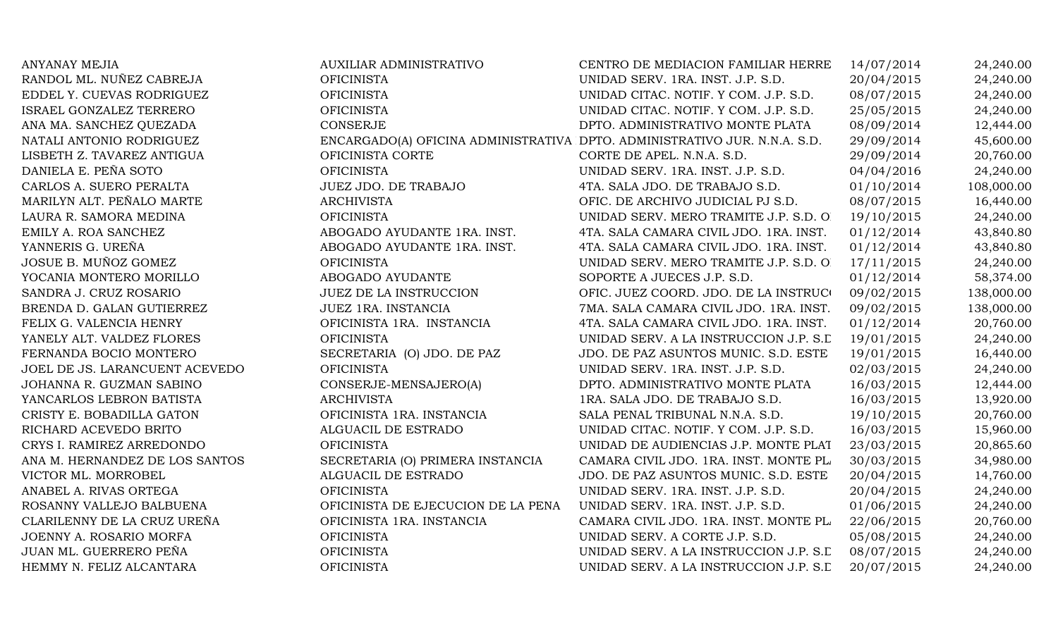| | | | | |
|---|---|---|---|---|
| ANYANAY MEJIA | AUXILIAR ADMINISTRATIVO | CENTRO DE MEDIACION FAMILIAR HERRE | 14/07/2014 | 24,240.00 |
| RANDOL ML. NUÑEZ CABREJA | OFICINISTA | UNIDAD SERV. 1RA. INST. J.P. S.D. | 20/04/2015 | 24,240.00 |
| EDDEL Y. CUEVAS RODRIGUEZ | OFICINISTA | UNIDAD CITAC. NOTIF. Y COM. J.P. S.D. | 08/07/2015 | 24,240.00 |
| ISRAEL GONZALEZ TERRERO | OFICINISTA | UNIDAD CITAC. NOTIF. Y COM. J.P. S.D. | 25/05/2015 | 24,240.00 |
| ANA MA. SANCHEZ QUEZADA | CONSERJE | DPTO. ADMINISTRATIVO MONTE PLATA | 08/09/2014 | 12,444.00 |
| NATALI ANTONIO RODRIGUEZ | ENCARGADO(A) OFICINA ADMINISTRATIVA | DPTO. ADMINISTRATIVO JUR. N.N.A. S.D. | 29/09/2014 | 45,600.00 |
| LISBETH Z. TAVAREZ ANTIGUA | OFICINISTA CORTE | CORTE DE APEL. N.N.A. S.D. | 29/09/2014 | 20,760.00 |
| DANIELA E. PEÑA SOTO | OFICINISTA | UNIDAD SERV. 1RA. INST. J.P. S.D. | 04/04/2016 | 24,240.00 |
| CARLOS A. SUERO PERALTA | JUEZ JDO. DE TRABAJO | 4TA. SALA JDO. DE TRABAJO S.D. | 01/10/2014 | 108,000.00 |
| MARILYN ALT. PEÑALO MARTE | ARCHIVISTA | OFIC. DE ARCHIVO JUDICIAL PJ S.D. | 08/07/2015 | 16,440.00 |
| LAURA R. SAMORA MEDINA | OFICINISTA | UNIDAD SERV. MERO TRAMITE J.P. S.D. O | 19/10/2015 | 24,240.00 |
| EMILY A. ROA SANCHEZ | ABOGADO AYUDANTE 1RA. INST. | 4TA. SALA CAMARA CIVIL JDO. 1RA. INST. | 01/12/2014 | 43,840.80 |
| YANNERIS G. UREÑA | ABOGADO AYUDANTE 1RA. INST. | 4TA. SALA CAMARA CIVIL JDO. 1RA. INST. | 01/12/2014 | 43,840.80 |
| JOSUE B. MUÑOZ GOMEZ | OFICINISTA | UNIDAD SERV. MERO TRAMITE J.P. S.D. O | 17/11/2015 | 24,240.00 |
| YOCANIA MONTERO MORILLO | ABOGADO AYUDANTE | SOPORTE A JUECES J.P. S.D. | 01/12/2014 | 58,374.00 |
| SANDRA J. CRUZ ROSARIO | JUEZ DE LA INSTRUCCION | OFIC. JUEZ COORD. JDO. DE LA INSTRUC | 09/02/2015 | 138,000.00 |
| BRENDA D. GALAN GUTIERREZ | JUEZ 1RA. INSTANCIA | 7MA. SALA CAMARA CIVIL JDO. 1RA. INST. | 09/02/2015 | 138,000.00 |
| FELIX G. VALENCIA HENRY | OFICINISTA 1RA. INSTANCIA | 4TA. SALA CAMARA CIVIL JDO. 1RA. INST. | 01/12/2014 | 20,760.00 |
| YANELY ALT. VALDEZ FLORES | OFICINISTA | UNIDAD SERV. A LA INSTRUCCION J.P. S.D | 19/01/2015 | 24,240.00 |
| FERNANDA BOCIO MONTERO | SECRETARIA (O) JDO. DE PAZ | JDO. DE PAZ ASUNTOS MUNIC. S.D. ESTE | 19/01/2015 | 16,440.00 |
| JOEL DE JS. LARANCUENT ACEVEDO | OFICINISTA | UNIDAD SERV. 1RA. INST. J.P. S.D. | 02/03/2015 | 24,240.00 |
| JOHANNA R. GUZMAN SABINO | CONSERJE-MENSAJERO(A) | DPTO. ADMINISTRATIVO MONTE PLATA | 16/03/2015 | 12,444.00 |
| YANCARLOS LEBRON BATISTA | ARCHIVISTA | 1RA. SALA JDO. DE TRABAJO S.D. | 16/03/2015 | 13,920.00 |
| CRISTY E. BOBADILLA GATON | OFICINISTA 1RA. INSTANCIA | SALA PENAL TRIBUNAL N.N.A. S.D. | 19/10/2015 | 20,760.00 |
| RICHARD ACEVEDO BRITO | ALGUACIL DE ESTRADO | UNIDAD CITAC. NOTIF. Y COM. J.P. S.D. | 16/03/2015 | 15,960.00 |
| CRYS I. RAMIREZ ARREDONDO | OFICINISTA | UNIDAD DE AUDIENCIAS J.P. MONTE PLAT | 23/03/2015 | 20,865.60 |
| ANA M. HERNANDEZ DE LOS SANTOS | SECRETARIA (O) PRIMERA INSTANCIA | CAMARA CIVIL JDO. 1RA. INST. MONTE PL | 30/03/2015 | 34,980.00 |
| VICTOR ML. MORROBEL | ALGUACIL DE ESTRADO | JDO. DE PAZ ASUNTOS MUNIC. S.D. ESTE | 20/04/2015 | 14,760.00 |
| ANABEL A. RIVAS ORTEGA | OFICINISTA | UNIDAD SERV. 1RA. INST. J.P. S.D. | 20/04/2015 | 24,240.00 |
| ROSANNY VALLEJO BALBUENA | OFICINISTA DE EJECUCION DE LA PENA | UNIDAD SERV. 1RA. INST. J.P. S.D. | 01/06/2015 | 24,240.00 |
| CLARILENNY DE LA CRUZ UREÑA | OFICINISTA 1RA. INSTANCIA | CAMARA CIVIL JDO. 1RA. INST. MONTE PL | 22/06/2015 | 20,760.00 |
| JOENNY A. ROSARIO MORFA | OFICINISTA | UNIDAD SERV. A CORTE J.P. S.D. | 05/08/2015 | 24,240.00 |
| JUAN ML. GUERRERO PEÑA | OFICINISTA | UNIDAD SERV. A LA INSTRUCCION J.P. S.D | 08/07/2015 | 24,240.00 |
| HEMMY N. FELIZ ALCANTARA | OFICINISTA | UNIDAD SERV. A LA INSTRUCCION J.P. S.D | 20/07/2015 | 24,240.00 |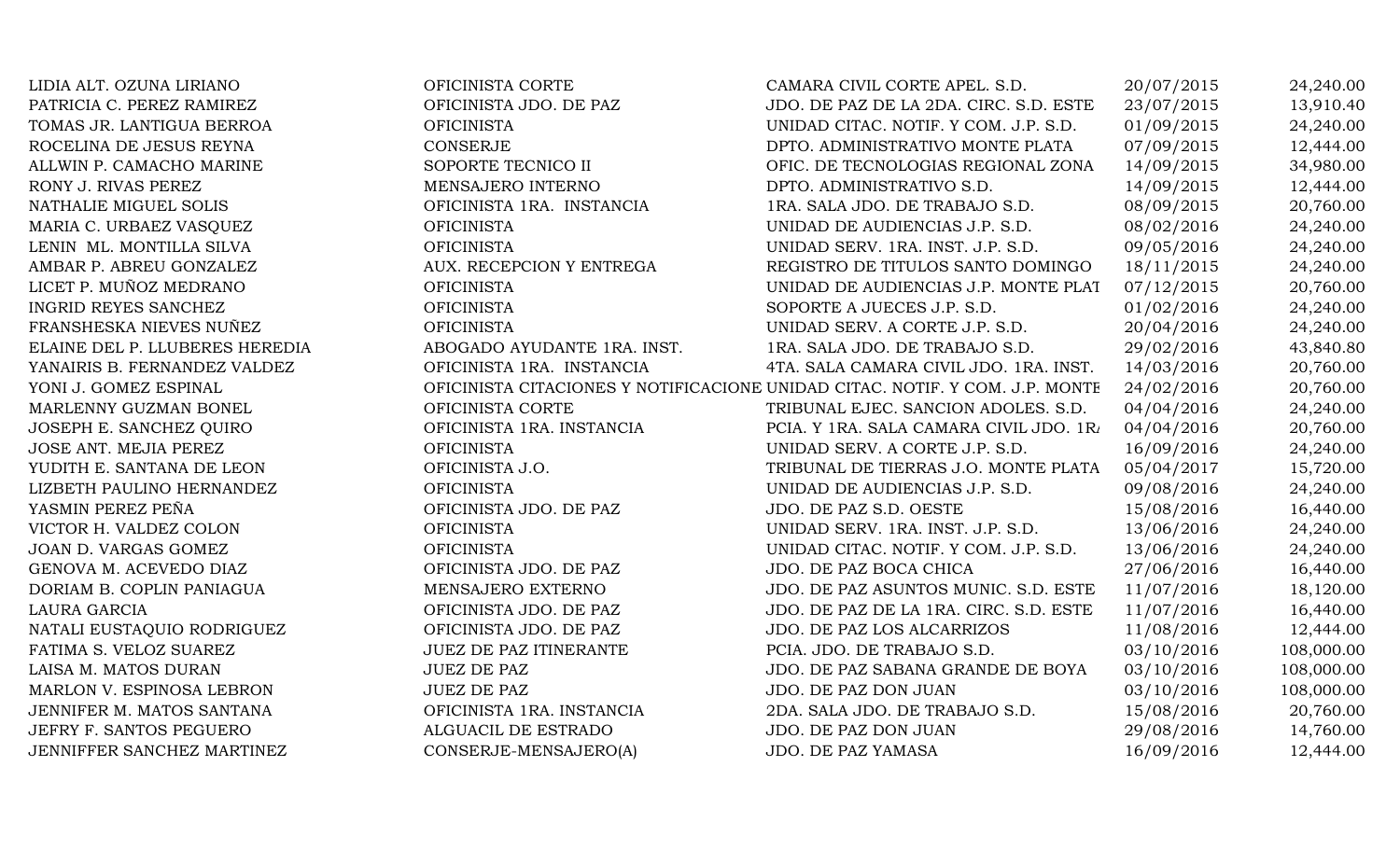| | | | | |
|---|---|---|---|---|
| LIDIA ALT. OZUNA LIRIANO | OFICINISTA CORTE | CAMARA CIVIL CORTE APEL. S.D. | 20/07/2015 | 24,240.00 |
| PATRICIA C. PEREZ RAMIREZ | OFICINISTA JDO. DE PAZ | JDO. DE PAZ DE LA 2DA. CIRC. S.D. ESTE | 23/07/2015 | 13,910.40 |
| TOMAS JR. LANTIGUA BERROA | OFICINISTA | UNIDAD CITAC. NOTIF. Y COM. J.P. S.D. | 01/09/2015 | 24,240.00 |
| ROCELINA DE JESUS REYNA | CONSERJE | DPTO. ADMINISTRATIVO MONTE PLATA | 07/09/2015 | 12,444.00 |
| ALLWIN P. CAMACHO MARINE | SOPORTE TECNICO II | OFIC. DE TECNOLOGIAS REGIONAL ZONA | 14/09/2015 | 34,980.00 |
| RONY J. RIVAS PEREZ | MENSAJERO INTERNO | DPTO. ADMINISTRATIVO S.D. | 14/09/2015 | 12,444.00 |
| NATHALIE MIGUEL SOLIS | OFICINISTA 1RA. INSTANCIA | 1RA. SALA JDO. DE TRABAJO S.D. | 08/09/2015 | 20,760.00 |
| MARIA C. URBAEZ VASQUEZ | OFICINISTA | UNIDAD DE AUDIENCIAS J.P. S.D. | 08/02/2016 | 24,240.00 |
| LENIN ML. MONTILLA SILVA | OFICINISTA | UNIDAD SERV. 1RA. INST. J.P. S.D. | 09/05/2016 | 24,240.00 |
| AMBAR P. ABREU GONZALEZ | AUX. RECEPCION Y ENTREGA | REGISTRO DE TITULOS SANTO DOMINGO | 18/11/2015 | 24,240.00 |
| LICET P. MUÑOZ MEDRANO | OFICINISTA | UNIDAD DE AUDIENCIAS J.P. MONTE PLAT | 07/12/2015 | 20,760.00 |
| INGRID REYES SANCHEZ | OFICINISTA | SOPORTE A JUECES J.P. S.D. | 01/02/2016 | 24,240.00 |
| FRANSHESKA NIEVES NUÑEZ | OFICINISTA | UNIDAD SERV. A CORTE J.P. S.D. | 20/04/2016 | 24,240.00 |
| ELAINE DEL P. LLUBERES HEREDIA | ABOGADO AYUDANTE 1RA. INST. | 1RA. SALA JDO. DE TRABAJO S.D. | 29/02/2016 | 43,840.80 |
| YANAIRIS B. FERNANDEZ VALDEZ | OFICINISTA 1RA. INSTANCIA | 4TA. SALA CAMARA CIVIL JDO. 1RA. INST. | 14/03/2016 | 20,760.00 |
| YONI J. GOMEZ ESPINAL | OFICINISTA CITACIONES Y NOTIFICACIONE | UNIDAD CITAC. NOTIF. Y COM. J.P. MONTE | 24/02/2016 | 20,760.00 |
| MARLENNY GUZMAN BONEL | OFICINISTA CORTE | TRIBUNAL EJEC. SANCION ADOLES. S.D. | 04/04/2016 | 24,240.00 |
| JOSEPH E. SANCHEZ QUIRO | OFICINISTA 1RA. INSTANCIA | PCIA. Y 1RA. SALA CAMARA CIVIL JDO. 1R/ | 04/04/2016 | 20,760.00 |
| JOSE ANT. MEJIA PEREZ | OFICINISTA | UNIDAD SERV. A CORTE J.P. S.D. | 16/09/2016 | 24,240.00 |
| YUDITH E. SANTANA DE LEON | OFICINISTA J.O. | TRIBUNAL DE TIERRAS J.O. MONTE PLATA | 05/04/2017 | 15,720.00 |
| LIZBETH PAULINO HERNANDEZ | OFICINISTA | UNIDAD DE AUDIENCIAS J.P. S.D. | 09/08/2016 | 24,240.00 |
| YASMIN PEREZ PEÑA | OFICINISTA JDO. DE PAZ | JDO. DE PAZ S.D. OESTE | 15/08/2016 | 16,440.00 |
| VICTOR H. VALDEZ COLON | OFICINISTA | UNIDAD SERV. 1RA. INST. J.P. S.D. | 13/06/2016 | 24,240.00 |
| JOAN D. VARGAS GOMEZ | OFICINISTA | UNIDAD CITAC. NOTIF. Y COM. J.P. S.D. | 13/06/2016 | 24,240.00 |
| GENOVA M. ACEVEDO DIAZ | OFICINISTA JDO. DE PAZ | JDO. DE PAZ BOCA CHICA | 27/06/2016 | 16,440.00 |
| DORIAM B. COPLIN PANIAGUA | MENSAJERO EXTERNO | JDO. DE PAZ ASUNTOS MUNIC. S.D. ESTE | 11/07/2016 | 18,120.00 |
| LAURA GARCIA | OFICINISTA JDO. DE PAZ | JDO. DE PAZ DE LA 1RA. CIRC. S.D. ESTE | 11/07/2016 | 16,440.00 |
| NATALI EUSTAQUIO RODRIGUEZ | OFICINISTA JDO. DE PAZ | JDO. DE PAZ LOS ALCARRIZOS | 11/08/2016 | 12,444.00 |
| FATIMA S. VELOZ SUAREZ | JUEZ DE PAZ ITINERANTE | PCIA. JDO. DE TRABAJO S.D. | 03/10/2016 | 108,000.00 |
| LAISA M. MATOS DURAN | JUEZ DE PAZ | JDO. DE PAZ SABANA GRANDE DE BOYA | 03/10/2016 | 108,000.00 |
| MARLON V. ESPINOSA LEBRON | JUEZ DE PAZ | JDO. DE PAZ DON JUAN | 03/10/2016 | 108,000.00 |
| JENNIFER M. MATOS SANTANA | OFICINISTA 1RA. INSTANCIA | 2DA. SALA JDO. DE TRABAJO S.D. | 15/08/2016 | 20,760.00 |
| JEFRY F. SANTOS PEGUERO | ALGUACIL DE ESTRADO | JDO. DE PAZ DON JUAN | 29/08/2016 | 14,760.00 |
| JENNIFFER SANCHEZ MARTINEZ | CONSERJE-MENSAJERO(A) | JDO. DE PAZ YAMASA | 16/09/2016 | 12,444.00 |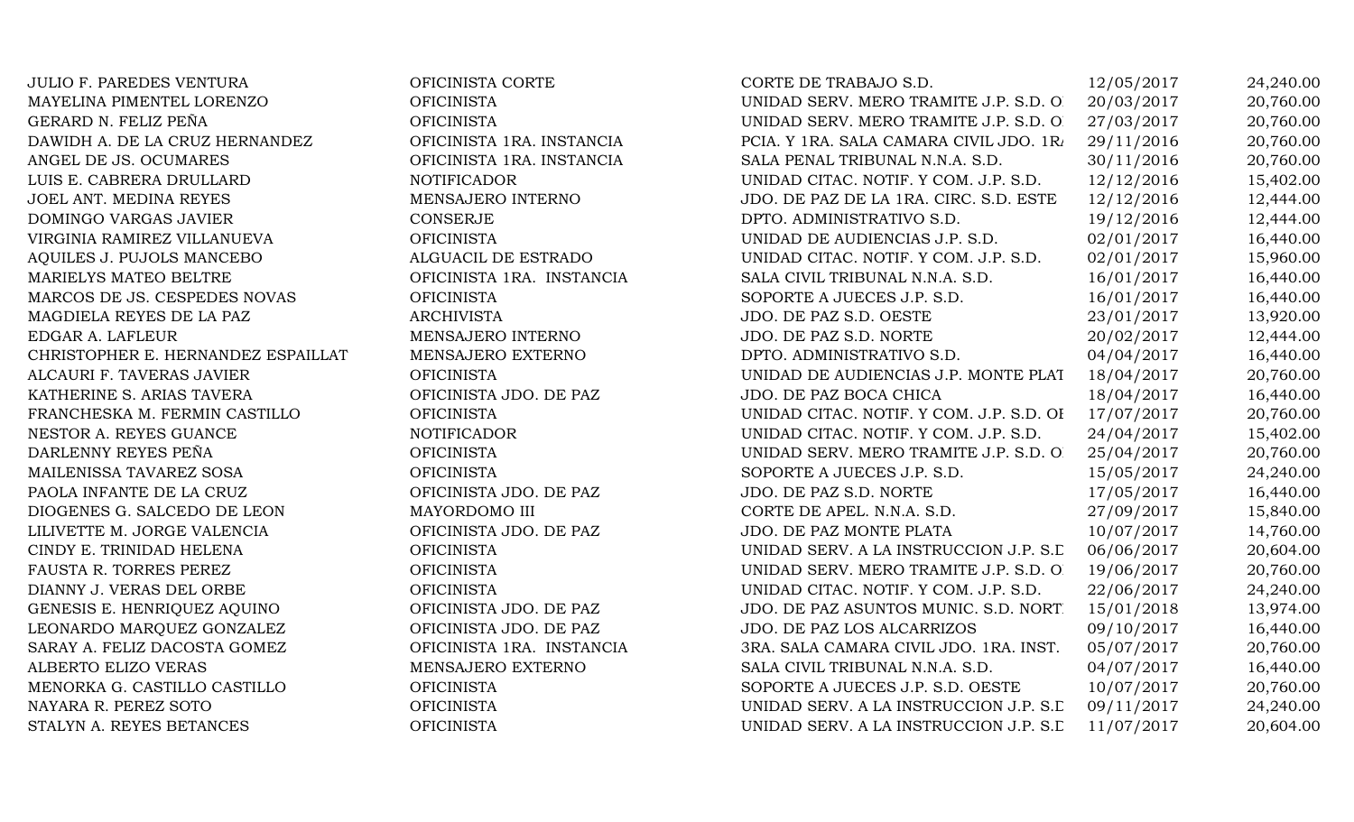| | | | | |
|---|---|---|---|---|
| JULIO F. PAREDES VENTURA | OFICINISTA CORTE | CORTE DE TRABAJO S.D. | 12/05/2017 | 24,240.00 |
| MAYELINA PIMENTEL LORENZO | OFICINISTA | UNIDAD SERV. MERO TRAMITE J.P. S.D. O | 20/03/2017 | 20,760.00 |
| GERARD N. FELIZ PEÑA | OFICINISTA | UNIDAD SERV. MERO TRAMITE J.P. S.D. O | 27/03/2017 | 20,760.00 |
| DAWIDH A. DE LA CRUZ HERNANDEZ | OFICINISTA 1RA. INSTANCIA | PCIA. Y 1RA. SALA CAMARA CIVIL JDO. 1R | 29/11/2016 | 20,760.00 |
| ANGEL DE JS. OCUMARES | OFICINISTA 1RA. INSTANCIA | SALA PENAL TRIBUNAL N.N.A. S.D. | 30/11/2016 | 20,760.00 |
| LUIS E. CABRERA DRULLARD | NOTIFICADOR | UNIDAD CITAC. NOTIF. Y COM. J.P. S.D. | 12/12/2016 | 15,402.00 |
| JOEL ANT. MEDINA REYES | MENSAJERO INTERNO | JDO. DE PAZ DE LA 1RA. CIRC. S.D. ESTE | 12/12/2016 | 12,444.00 |
| DOMINGO VARGAS JAVIER | CONSERJE | DPTO. ADMINISTRATIVO S.D. | 19/12/2016 | 12,444.00 |
| VIRGINIA RAMIREZ VILLANUEVA | OFICINISTA | UNIDAD DE AUDIENCIAS J.P. S.D. | 02/01/2017 | 16,440.00 |
| AQUILES J. PUJOLS MANCEBO | ALGUACIL DE ESTRADO | UNIDAD CITAC. NOTIF. Y COM. J.P. S.D. | 02/01/2017 | 15,960.00 |
| MARIELYS MATEO BELTRE | OFICINISTA 1RA. INSTANCIA | SALA CIVIL TRIBUNAL N.N.A. S.D. | 16/01/2017 | 16,440.00 |
| MARCOS DE JS. CESPEDES NOVAS | OFICINISTA | SOPORTE A JUECES J.P. S.D. | 16/01/2017 | 16,440.00 |
| MAGDIELA REYES DE LA PAZ | ARCHIVISTA | JDO. DE PAZ S.D. OESTE | 23/01/2017 | 13,920.00 |
| EDGAR A. LAFLEUR | MENSAJERO INTERNO | JDO. DE PAZ S.D. NORTE | 20/02/2017 | 12,444.00 |
| CHRISTOPHER E. HERNANDEZ ESPAILLAT | MENSAJERO EXTERNO | DPTO. ADMINISTRATIVO S.D. | 04/04/2017 | 16,440.00 |
| ALCAURI F. TAVERAS JAVIER | OFICINISTA | UNIDAD DE AUDIENCIAS J.P. MONTE PLAT | 18/04/2017 | 20,760.00 |
| KATHERINE S. ARIAS TAVERA | OFICINISTA JDO. DE PAZ | JDO. DE PAZ BOCA CHICA | 18/04/2017 | 16,440.00 |
| FRANCHESKA M. FERMIN CASTILLO | OFICINISTA | UNIDAD CITAC. NOTIF. Y COM. J.P. S.D. OI | 17/07/2017 | 20,760.00 |
| NESTOR A. REYES GUANCE | NOTIFICADOR | UNIDAD CITAC. NOTIF. Y COM. J.P. S.D. | 24/04/2017 | 15,402.00 |
| DARLENNY REYES PEÑA | OFICINISTA | UNIDAD SERV. MERO TRAMITE J.P. S.D. O | 25/04/2017 | 20,760.00 |
| MAILENISSA TAVAREZ SOSA | OFICINISTA | SOPORTE A JUECES J.P. S.D. | 15/05/2017 | 24,240.00 |
| PAOLA INFANTE DE LA CRUZ | OFICINISTA JDO. DE PAZ | JDO. DE PAZ S.D. NORTE | 17/05/2017 | 16,440.00 |
| DIOGENES G. SALCEDO DE LEON | MAYORDOMO III | CORTE DE APEL. N.N.A. S.D. | 27/09/2017 | 15,840.00 |
| LILIVETTE M. JORGE VALENCIA | OFICINISTA JDO. DE PAZ | JDO. DE PAZ MONTE PLATA | 10/07/2017 | 14,760.00 |
| CINDY E. TRINIDAD HELENA | OFICINISTA | UNIDAD SERV. A LA INSTRUCCION J.P. S.D | 06/06/2017 | 20,604.00 |
| FAUSTA R. TORRES PEREZ | OFICINISTA | UNIDAD SERV. MERO TRAMITE J.P. S.D. O | 19/06/2017 | 20,760.00 |
| DIANNY J. VERAS DEL ORBE | OFICINISTA | UNIDAD CITAC. NOTIF. Y COM. J.P. S.D. | 22/06/2017 | 24,240.00 |
| GENESIS E. HENRIQUEZ AQUINO | OFICINISTA JDO. DE PAZ | JDO. DE PAZ ASUNTOS MUNIC. S.D. NORT | 15/01/2018 | 13,974.00 |
| LEONARDO MARQUEZ GONZALEZ | OFICINISTA JDO. DE PAZ | JDO. DE PAZ LOS ALCARRIZOS | 09/10/2017 | 16,440.00 |
| SARAY A. FELIZ DACOSTA GOMEZ | OFICINISTA 1RA. INSTANCIA | 3RA. SALA CAMARA CIVIL JDO. 1RA. INST. | 05/07/2017 | 20,760.00 |
| ALBERTO ELIZO VERAS | MENSAJERO EXTERNO | SALA CIVIL TRIBUNAL N.N.A. S.D. | 04/07/2017 | 16,440.00 |
| MENORKA G. CASTILLO CASTILLO | OFICINISTA | SOPORTE A JUECES J.P. S.D. OESTE | 10/07/2017 | 20,760.00 |
| NAYARA R. PEREZ SOTO | OFICINISTA | UNIDAD SERV. A LA INSTRUCCION J.P. S.D | 09/11/2017 | 24,240.00 |
| STALYN A. REYES BETANCES | OFICINISTA | UNIDAD SERV. A LA INSTRUCCION J.P. S.D | 11/07/2017 | 20,604.00 |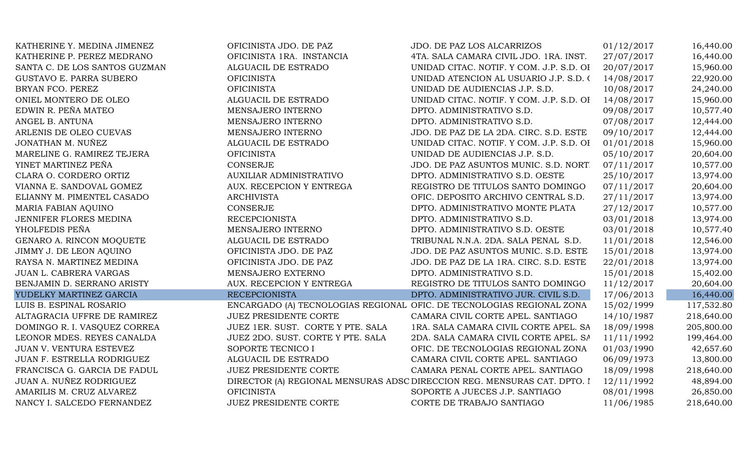| | | | | |
|---|---|---|---|---|
| KATHERINE Y. MEDINA JIMENEZ | OFICINISTA JDO. DE PAZ | JDO. DE PAZ LOS ALCARRIZOS | 01/12/2017 | 16,440.00 |
| KATHERINE P. PEREZ MEDRANO | OFICINISTA 1RA. INSTANCIA | 4TA. SALA CAMARA CIVIL JDO. 1RA. INST. | 27/07/2017 | 16,440.00 |
| SANTA C. DE LOS SANTOS GUZMAN | ALGUACIL DE ESTRADO | UNIDAD CITAC. NOTIF. Y COM. J.P. S.D. OI | 20/07/2017 | 15,960.00 |
| GUSTAVO E. PARRA SUBERO | OFICINISTA | UNIDAD ATENCION AL USUARIO J.P. S.D. ( | 14/08/2017 | 22,920.00 |
| BRYAN FCO. PEREZ | OFICINISTA | UNIDAD DE AUDIENCIAS J.P. S.D. | 10/08/2017 | 24,240.00 |
| ONIEL MONTERO DE OLEO | ALGUACIL DE ESTRADO | UNIDAD CITAC. NOTIF. Y COM. J.P. S.D. OI | 14/08/2017 | 15,960.00 |
| EDWIN R. PEÑA MATEO | MENSAJERO INTERNO | DPTO. ADMINISTRATIVO S.D. | 09/08/2017 | 10,577.40 |
| ANGEL B. ANTUNA | MENSAJERO INTERNO | DPTO. ADMINISTRATIVO S.D. | 07/08/2017 | 12,444.00 |
| ARLENIS DE OLEO CUEVAS | MENSAJERO INTERNO | JDO. DE PAZ DE LA 2DA. CIRC. S.D. ESTE | 09/10/2017 | 12,444.00 |
| JONATHAN M. NUÑEZ | ALGUACIL DE ESTRADO | UNIDAD CITAC. NOTIF. Y COM. J.P. S.D. OI | 01/01/2018 | 15,960.00 |
| MARELINE G. RAMIREZ TEJERA | OFICINISTA | UNIDAD DE AUDIENCIAS J.P. S.D. | 05/10/2017 | 20,604.00 |
| YINET MARTINEZ PEÑA | CONSERJE | JDO. DE PAZ ASUNTOS MUNIC. S.D. NORT | 07/11/2017 | 10,577.00 |
| CLARA O. CORDERO ORTIZ | AUXILIAR ADMINISTRATIVO | DPTO. ADMINISTRATIVO S.D. OESTE | 25/10/2017 | 13,974.00 |
| VIANNA E. SANDOVAL GOMEZ | AUX. RECEPCION Y ENTREGA | REGISTRO DE TITULOS SANTO DOMINGO | 07/11/2017 | 20,604.00 |
| ELIANNY M. PIMENTEL CASADO | ARCHIVISTA | OFIC. DEPOSITO ARCHIVO CENTRAL S.D. | 27/11/2017 | 13,974.00 |
| MARIA FABIAN AQUINO | CONSERJE | DPTO. ADMINISTRATIVO MONTE PLATA | 27/12/2017 | 10,577.00 |
| JENNIFER FLORES MEDINA | RECEPCIONISTA | DPTO. ADMINISTRATIVO S.D. | 03/01/2018 | 13,974.00 |
| YHOLFEDIS PEÑA | MENSAJERO INTERNO | DPTO. ADMINISTRATIVO S.D. OESTE | 03/01/2018 | 10,577.40 |
| GENARO A. RINCON MOQUETE | ALGUACIL DE ESTRADO | TRIBUNAL N.N.A. 2DA. SALA PENAL S.D. | 11/01/2018 | 12,546.00 |
| JIMMY J. DE LEON AQUINO | OFICINISTA JDO. DE PAZ | JDO. DE PAZ ASUNTOS MUNIC. S.D. ESTE | 15/01/2018 | 13,974.00 |
| RAYSA N. MARTINEZ MEDINA | OFICINISTA JDO. DE PAZ | JDO. DE PAZ DE LA 1RA. CIRC. S.D. ESTE | 22/01/2018 | 13,974.00 |
| JUAN L. CABRERA VARGAS | MENSAJERO EXTERNO | DPTO. ADMINISTRATIVO S.D. | 15/01/2018 | 15,402.00 |
| BENJAMIN D. SERRANO ARISTY | AUX. RECEPCION Y ENTREGA | REGISTRO DE TITULOS SANTO DOMINGO | 11/12/2017 | 20,604.00 |
| YUDELKY MARTINEZ GARCIA | RECEPCIONISTA | DPTO. ADMINISTRATIVO JUR. CIVIL S.D. | 17/06/2013 | 16,440.00 |
| LUIS B. ESPINAL ROSARIO | ENCARGADO (A) TECNOLOGIAS REGIONAL | OFIC. DE TECNOLOGIAS REGIONAL ZONA | 15/02/1999 | 117,532.80 |
| ALTAGRACIA UFFRE DE RAMIREZ | JUEZ PRESIDENTE CORTE | CAMARA CIVIL CORTE APEL. SANTIAGO | 14/10/1987 | 218,640.00 |
| DOMINGO R. I. VASQUEZ CORREA | JUEZ 1ER. SUST. CORTE Y PTE. SALA | 1RA. SALA CAMARA CIVIL CORTE APEL. SA | 18/09/1998 | 205,800.00 |
| LEONOR MDES. REYES CANALDA | JUEZ 2DO. SUST. CORTE Y PTE. SALA | 2DA. SALA CAMARA CIVIL CORTE APEL. SA | 11/11/1992 | 199,464.00 |
| JUAN V. VENTURA ESTEVEZ | SOPORTE TECNICO I | OFIC. DE TECNOLOGIAS REGIONAL ZONA | 01/03/1990 | 42,657.60 |
| JUAN F. ESTRELLA RODRIGUEZ | ALGUACIL DE ESTRADO | CAMARA CIVIL CORTE APEL. SANTIAGO | 06/09/1973 | 13,800.00 |
| FRANCISCA G. GARCIA DE FADUL | JUEZ PRESIDENTE CORTE | CAMARA PENAL CORTE APEL. SANTIAGO | 18/09/1998 | 218,640.00 |
| JUAN A. NUÑEZ RODRIGUEZ | DIRECTOR (A) REGIONAL MENSURAS ADSC | DIRECCION REG. MENSURAS CAT. DPTO. I | 12/11/1992 | 48,894.00 |
| AMARILIS M. CRUZ ALVAREZ | OFICINISTA | SOPORTE A JUECES J.P. SANTIAGO | 08/01/1998 | 26,850.00 |
| NANCY I. SALCEDO FERNANDEZ | JUEZ PRESIDENTE CORTE | CORTE DE TRABAJO SANTIAGO | 11/06/1985 | 218,640.00 |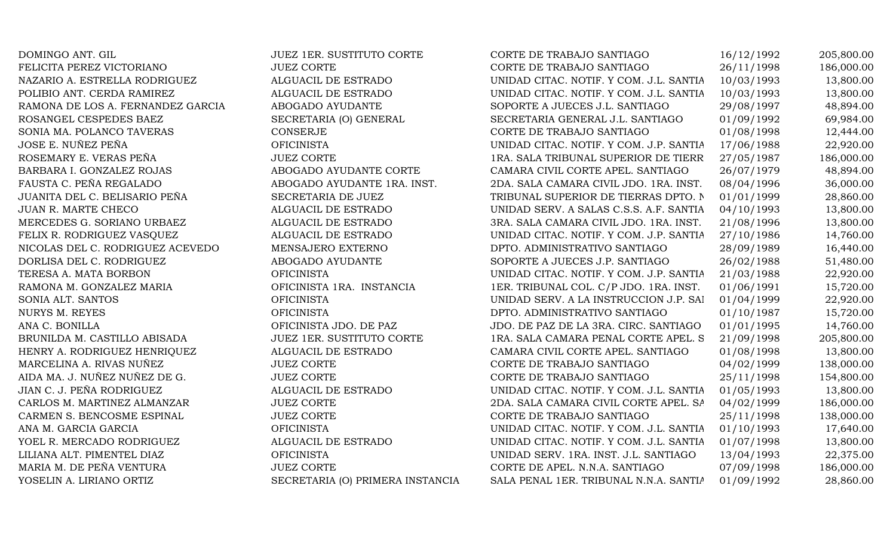| | | | | |
|---|---|---|---|---|
| DOMINGO ANT. GIL | JUEZ 1ER. SUSTITUTO CORTE | CORTE DE TRABAJO SANTIAGO | 16/12/1992 | 205,800.00 |
| FELICITA PEREZ VICTORIANO | JUEZ CORTE | CORTE DE TRABAJO SANTIAGO | 26/11/1998 | 186,000.00 |
| NAZARIO A. ESTRELLA RODRIGUEZ | ALGUACIL DE ESTRADO | UNIDAD CITAC. NOTIF. Y COM. J.L. SANTIA | 10/03/1993 | 13,800.00 |
| POLIBIO ANT. CERDA RAMIREZ | ALGUACIL DE ESTRADO | UNIDAD CITAC. NOTIF. Y COM. J.L. SANTIA | 10/03/1993 | 13,800.00 |
| RAMONA DE LOS A. FERNANDEZ GARCIA | ABOGADO AYUDANTE | SOPORTE A JUECES J.L. SANTIAGO | 29/08/1997 | 48,894.00 |
| ROSANGEL CESPEDES BAEZ | SECRETARIA (O) GENERAL | SECRETARIA GENERAL J.L. SANTIAGO | 01/09/1992 | 69,984.00 |
| SONIA MA. POLANCO TAVERAS | CONSERJE | CORTE DE TRABAJO SANTIAGO | 01/08/1998 | 12,444.00 |
| JOSE E. NUÑEZ PEÑA | OFICINISTA | UNIDAD CITAC. NOTIF. Y COM. J.P. SANTIA | 17/06/1988 | 22,920.00 |
| ROSEMARY E. VERAS PEÑA | JUEZ CORTE | 1RA. SALA TRIBUNAL SUPERIOR DE TIERR | 27/05/1987 | 186,000.00 |
| BARBARA I. GONZALEZ ROJAS | ABOGADO AYUDANTE CORTE | CAMARA CIVIL CORTE APEL. SANTIAGO | 26/07/1979 | 48,894.00 |
| FAUSTA C. PEÑA REGALADO | ABOGADO AYUDANTE 1RA. INST. | 2DA. SALA CAMARA CIVIL JDO. 1RA. INST. | 08/04/1996 | 36,000.00 |
| JUANITA DEL C. BELISARIO PEÑA | SECRETARIA DE JUEZ | TRIBUNAL SUPERIOR DE TIERRAS DPTO. N | 01/01/1999 | 28,860.00 |
| JUAN R. MARTE CHECO | ALGUACIL DE ESTRADO | UNIDAD SERV. A SALAS C.S.S. A.F. SANTIA | 04/10/1993 | 13,800.00 |
| MERCEDES G. SORIANO URBAEZ | ALGUACIL DE ESTRADO | 3RA. SALA CAMARA CIVIL JDO. 1RA. INST. | 21/08/1996 | 13,800.00 |
| FELIX R. RODRIGUEZ VASQUEZ | ALGUACIL DE ESTRADO | UNIDAD CITAC. NOTIF. Y COM. J.P. SANTIA | 27/10/1986 | 14,760.00 |
| NICOLAS DEL C. RODRIGUEZ ACEVEDO | MENSAJERO EXTERNO | DPTO. ADMINISTRATIVO SANTIAGO | 28/09/1989 | 16,440.00 |
| DORLISA DEL C. RODRIGUEZ | ABOGADO AYUDANTE | SOPORTE A JUECES J.P. SANTIAGO | 26/02/1988 | 51,480.00 |
| TERESA A. MATA BORBON | OFICINISTA | UNIDAD CITAC. NOTIF. Y COM. J.P. SANTIA | 21/03/1988 | 22,920.00 |
| RAMONA M. GONZALEZ MARIA | OFICINISTA 1RA. INSTANCIA | 1ER. TRIBUNAL COL. C/P JDO. 1RA. INST. | 01/06/1991 | 15,720.00 |
| SONIA ALT. SANTOS | OFICINISTA | UNIDAD SERV. A LA INSTRUCCION J.P. SAI | 01/04/1999 | 22,920.00 |
| NURYS M. REYES | OFICINISTA | DPTO. ADMINISTRATIVO SANTIAGO | 01/10/1987 | 15,720.00 |
| ANA C. BONILLA | OFICINISTA JDO. DE PAZ | JDO. DE PAZ DE LA 3RA. CIRC. SANTIAGO | 01/01/1995 | 14,760.00 |
| BRUNILDA M. CASTILLO ABISADA | JUEZ 1ER. SUSTITUTO CORTE | 1RA. SALA CAMARA PENAL CORTE APEL. S | 21/09/1998 | 205,800.00 |
| HENRY A. RODRIGUEZ HENRIQUEZ | ALGUACIL DE ESTRADO | CAMARA CIVIL CORTE APEL. SANTIAGO | 01/08/1998 | 13,800.00 |
| MARCELINA A. RIVAS NUÑEZ | JUEZ CORTE | CORTE DE TRABAJO SANTIAGO | 04/02/1999 | 138,000.00 |
| AIDA MA. J. NUÑEZ NUÑEZ DE G. | JUEZ CORTE | CORTE DE TRABAJO SANTIAGO | 25/11/1998 | 154,800.00 |
| JIAN C. J. PEÑA RODRIGUEZ | ALGUACIL DE ESTRADO | UNIDAD CITAC. NOTIF. Y COM. J.L. SANTIA | 01/05/1993 | 13,800.00 |
| CARLOS M. MARTINEZ ALMANZAR | JUEZ CORTE | 2DA. SALA CAMARA CIVIL CORTE APEL. SA | 04/02/1999 | 186,000.00 |
| CARMEN S. BENCOSME ESPINAL | JUEZ CORTE | CORTE DE TRABAJO SANTIAGO | 25/11/1998 | 138,000.00 |
| ANA M. GARCIA GARCIA | OFICINISTA | UNIDAD CITAC. NOTIF. Y COM. J.L. SANTIA | 01/10/1993 | 17,640.00 |
| YOEL R. MERCADO RODRIGUEZ | ALGUACIL DE ESTRADO | UNIDAD CITAC. NOTIF. Y COM. J.L. SANTIA | 01/07/1998 | 13,800.00 |
| LILIANA ALT. PIMENTEL DIAZ | OFICINISTA | UNIDAD SERV. 1RA. INST. J.L. SANTIAGO | 13/04/1993 | 22,375.00 |
| MARIA M. DE PEÑA VENTURA | JUEZ CORTE | CORTE DE APEL. N.N.A. SANTIAGO | 07/09/1998 | 186,000.00 |
| YOSELIN A. LIRIANO ORTIZ | SECRETARIA (O) PRIMERA INSTANCIA | SALA PENAL 1ER. TRIBUNAL N.N.A. SANTIA | 01/09/1992 | 28,860.00 |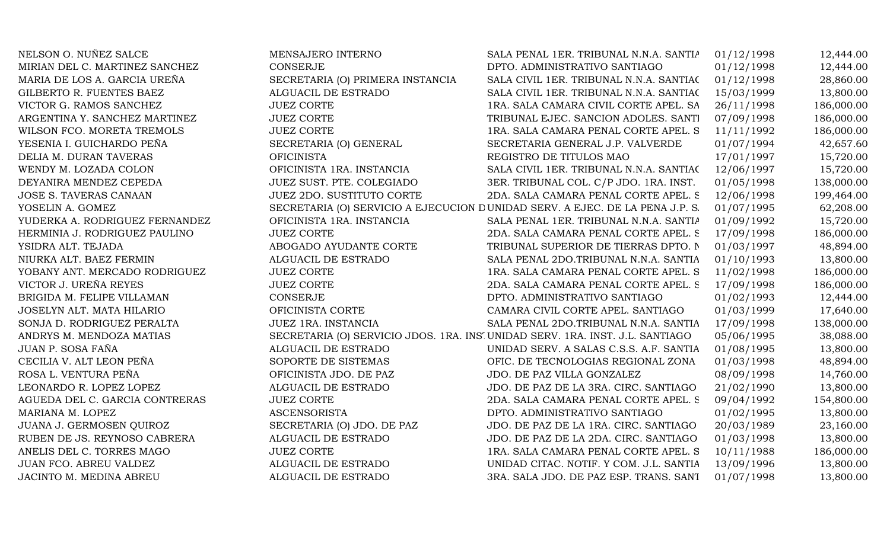| | | | | |
|---|---|---|---|---|
| NELSON O. NUÑEZ SALCE | MENSAJERO INTERNO | SALA PENAL 1ER. TRIBUNAL N.N.A. SANTIA | 01/12/1998 | 12,444.00 |
| MIRIAN DEL C. MARTINEZ SANCHEZ | CONSERJE | DPTO. ADMINISTRATIVO SANTIAGO | 01/12/1998 | 12,444.00 |
| MARIA DE LOS A. GARCIA UREÑA | SECRETARIA (O) PRIMERA INSTANCIA | SALA CIVIL 1ER. TRIBUNAL N.N.A. SANTIAC | 01/12/1998 | 28,860.00 |
| GILBERTO R. FUENTES BAEZ | ALGUACIL DE ESTRADO | SALA CIVIL 1ER. TRIBUNAL N.N.A. SANTIAC | 15/03/1999 | 13,800.00 |
| VICTOR G. RAMOS SANCHEZ | JUEZ CORTE | 1RA. SALA CAMARA CIVIL CORTE APEL. SA | 26/11/1998 | 186,000.00 |
| ARGENTINA Y. SANCHEZ MARTINEZ | JUEZ CORTE | TRIBUNAL EJEC. SANCION ADOLES. SANTI | 07/09/1998 | 186,000.00 |
| WILSON FCO. MORETA TREMOLS | JUEZ CORTE | 1RA. SALA CAMARA PENAL CORTE APEL. S | 11/11/1992 | 186,000.00 |
| YESENIA I. GUICHARDO PEÑA | SECRETARIA (O) GENERAL | SECRETARIA GENERAL J.P. VALVERDE | 01/07/1994 | 42,657.60 |
| DELIA M. DURAN TAVERAS | OFICINISTA | REGISTRO DE TITULOS MAO | 17/01/1997 | 15,720.00 |
| WENDY M. LOZADA COLON | OFICINISTA 1RA. INSTANCIA | SALA CIVIL 1ER. TRIBUNAL N.N.A. SANTIAC | 12/06/1997 | 15,720.00 |
| DEYANIRA MENDEZ CEPEDA | JUEZ SUST. PTE. COLEGIADO | 3ER. TRIBUNAL COL. C/P JDO. 1RA. INST. | 01/05/1998 | 138,000.00 |
| JOSE S. TAVERAS CANAAN | JUEZ 2DO. SUSTITUTO CORTE | 2DA. SALA CAMARA PENAL CORTE APEL. S | 12/06/1998 | 199,464.00 |
| YOSELIN A. GOMEZ | SECRETARIA (O) SERVICIO A EJECUCION D | UNIDAD SERV. A EJEC. DE LA PENA J.P. S. | 01/07/1995 | 62,208.00 |
| YUDERKA A. RODRIGUEZ FERNANDEZ | OFICINISTA 1RA. INSTANCIA | SALA PENAL 1ER. TRIBUNAL N.N.A. SANTIA | 01/09/1992 | 15,720.00 |
| HERMINIA J. RODRIGUEZ PAULINO | JUEZ CORTE | 2DA. SALA CAMARA PENAL CORTE APEL. S | 17/09/1998 | 186,000.00 |
| YSIDRA ALT. TEJADA | ABOGADO AYUDANTE CORTE | TRIBUNAL SUPERIOR DE TIERRAS DPTO. N | 01/03/1997 | 48,894.00 |
| NIURKA ALT. BAEZ FERMIN | ALGUACIL DE ESTRADO | SALA PENAL 2DO.TRIBUNAL N.N.A. SANTIA | 01/10/1993 | 13,800.00 |
| YOBANY ANT. MERCADO RODRIGUEZ | JUEZ CORTE | 1RA. SALA CAMARA PENAL CORTE APEL. S | 11/02/1998 | 186,000.00 |
| VICTOR J. UREÑA REYES | JUEZ CORTE | 2DA. SALA CAMARA PENAL CORTE APEL. S | 17/09/1998 | 186,000.00 |
| BRIGIDA M. FELIPE VILLAMAN | CONSERJE | DPTO. ADMINISTRATIVO SANTIAGO | 01/02/1993 | 12,444.00 |
| JOSELYN ALT. MATA HILARIO | OFICINISTA CORTE | CAMARA CIVIL CORTE APEL. SANTIAGO | 01/03/1999 | 17,640.00 |
| SONJA D. RODRIGUEZ PERALTA | JUEZ 1RA. INSTANCIA | SALA PENAL 2DO.TRIBUNAL N.N.A. SANTIA | 17/09/1998 | 138,000.00 |
| ANDRYS M. MENDOZA MATIAS | SECRETARIA (O) SERVICIO JDOS. 1RA. INS | UNIDAD SERV. 1RA. INST. J.L. SANTIAGO | 05/06/1995 | 38,088.00 |
| JUAN P. SOSA FAÑA | ALGUACIL DE ESTRADO | UNIDAD SERV. A SALAS C.S.S. A.F. SANTIA | 01/08/1995 | 13,800.00 |
| CECILIA V. ALT LEON PEÑA | SOPORTE DE SISTEMAS | OFIC. DE TECNOLOGIAS REGIONAL ZONA | 01/03/1998 | 48,894.00 |
| ROSA L. VENTURA PEÑA | OFICINISTA JDO. DE PAZ | JDO. DE PAZ VILLA GONZALEZ | 08/09/1998 | 14,760.00 |
| LEONARDO R. LOPEZ LOPEZ | ALGUACIL DE ESTRADO | JDO. DE PAZ DE LA 3RA. CIRC. SANTIAGO | 21/02/1990 | 13,800.00 |
| AGUEDA DEL C. GARCIA CONTRERAS | JUEZ CORTE | 2DA. SALA CAMARA PENAL CORTE APEL. S | 09/04/1992 | 154,800.00 |
| MARIANA M. LOPEZ | ASCENSORISTA | DPTO. ADMINISTRATIVO SANTIAGO | 01/02/1995 | 13,800.00 |
| JUANA J. GERMOSEN QUIROZ | SECRETARIA (O) JDO. DE PAZ | JDO. DE PAZ DE LA 1RA. CIRC. SANTIAGO | 20/03/1989 | 23,160.00 |
| RUBEN DE JS. REYNOSO CABRERA | ALGUACIL DE ESTRADO | JDO. DE PAZ DE LA 2DA. CIRC. SANTIAGO | 01/03/1998 | 13,800.00 |
| ANELIS DEL C. TORRES MAGO | JUEZ CORTE | 1RA. SALA CAMARA PENAL CORTE APEL. S | 10/11/1988 | 186,000.00 |
| JUAN FCO. ABREU VALDEZ | ALGUACIL DE ESTRADO | UNIDAD CITAC. NOTIF. Y COM. J.L. SANTIA | 13/09/1996 | 13,800.00 |
| JACINTO M. MEDINA ABREU | ALGUACIL DE ESTRADO | 3RA. SALA JDO. DE PAZ ESP. TRANS. SANT | 01/07/1998 | 13,800.00 |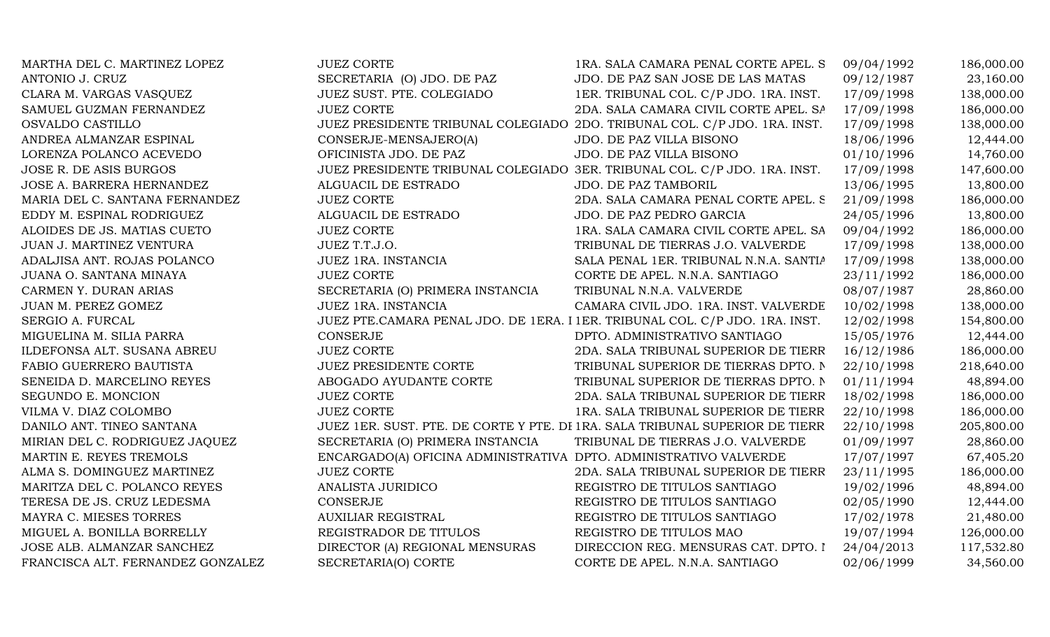| | | | | |
|---|---|---|---|---|
| MARTHA DEL C. MARTINEZ LOPEZ | JUEZ CORTE | 1RA. SALA CAMARA PENAL CORTE APEL. S | 09/04/1992 | 186,000.00 |
| ANTONIO J. CRUZ | SECRETARIA (O) JDO. DE PAZ | JDO. DE PAZ SAN JOSE DE LAS MATAS | 09/12/1987 | 23,160.00 |
| CLARA M. VARGAS VASQUEZ | JUEZ SUST. PTE. COLEGIADO | 1ER. TRIBUNAL COL. C/P JDO. 1RA. INST. | 17/09/1998 | 138,000.00 |
| SAMUEL GUZMAN FERNANDEZ | JUEZ CORTE | 2DA. SALA CAMARA CIVIL CORTE APEL. SA | 17/09/1998 | 186,000.00 |
| OSVALDO CASTILLO | JUEZ PRESIDENTE TRIBUNAL COLEGIADO | 2DO. TRIBUNAL COL. C/P JDO. 1RA. INST. | 17/09/1998 | 138,000.00 |
| ANDREA ALMANZAR ESPINAL | CONSERJE-MENSAJERO(A) | JDO. DE PAZ VILLA BISONO | 18/06/1996 | 12,444.00 |
| LORENZA POLANCO ACEVEDO | OFICINISTA JDO. DE PAZ | JDO. DE PAZ VILLA BISONO | 01/10/1996 | 14,760.00 |
| JOSE R. DE ASIS BURGOS | JUEZ PRESIDENTE TRIBUNAL COLEGIADO | 3ER. TRIBUNAL COL. C/P JDO. 1RA. INST. | 17/09/1998 | 147,600.00 |
| JOSE A. BARRERA HERNANDEZ | ALGUACIL DE ESTRADO | JDO. DE PAZ TAMBORIL | 13/06/1995 | 13,800.00 |
| MARIA DEL C. SANTANA FERNANDEZ | JUEZ CORTE | 2DA. SALA CAMARA PENAL CORTE APEL. S | 21/09/1998 | 186,000.00 |
| EDDY M. ESPINAL RODRIGUEZ | ALGUACIL DE ESTRADO | JDO. DE PAZ PEDRO GARCIA | 24/05/1996 | 13,800.00 |
| ALOIDES DE JS. MATIAS CUETO | JUEZ CORTE | 1RA. SALA CAMARA CIVIL CORTE APEL. SA | 09/04/1992 | 186,000.00 |
| JUAN J. MARTINEZ VENTURA | JUEZ T.T.J.O. | TRIBUNAL DE TIERRAS J.O. VALVERDE | 17/09/1998 | 138,000.00 |
| ADALJISA ANT. ROJAS POLANCO | JUEZ 1RA. INSTANCIA | SALA PENAL 1ER. TRIBUNAL N.N.A. SANTIA | 17/09/1998 | 138,000.00 |
| JUANA O. SANTANA MINAYA | JUEZ CORTE | CORTE DE APEL. N.N.A. SANTIAGO | 23/11/1992 | 186,000.00 |
| CARMEN Y. DURAN ARIAS | SECRETARIA (O) PRIMERA INSTANCIA | TRIBUNAL N.N.A. VALVERDE | 08/07/1987 | 28,860.00 |
| JUAN M. PEREZ GOMEZ | JUEZ 1RA. INSTANCIA | CAMARA CIVIL JDO. 1RA. INST. VALVERDE | 10/02/1998 | 138,000.00 |
| SERGIO A. FURCAL | JUEZ PTE.CAMARA PENAL JDO. DE 1ERA. I | 1ER. TRIBUNAL COL. C/P JDO. 1RA. INST. | 12/02/1998 | 154,800.00 |
| MIGUELINA M. SILIA PARRA | CONSERJE | DPTO. ADMINISTRATIVO SANTIAGO | 15/05/1976 | 12,444.00 |
| ILDEFONSA ALT. SUSANA ABREU | JUEZ CORTE | 2DA. SALA TRIBUNAL SUPERIOR DE TIERR | 16/12/1986 | 186,000.00 |
| FABIO GUERRERO BAUTISTA | JUEZ PRESIDENTE CORTE | TRIBUNAL SUPERIOR DE TIERRAS DPTO. N | 22/10/1998 | 218,640.00 |
| SENEIDA D. MARCELINO REYES | ABOGADO AYUDANTE CORTE | TRIBUNAL SUPERIOR DE TIERRAS DPTO. N | 01/11/1994 | 48,894.00 |
| SEGUNDO E. MONCION | JUEZ CORTE | 2DA. SALA TRIBUNAL SUPERIOR DE TIERR | 18/02/1998 | 186,000.00 |
| VILMA V. DIAZ COLOMBO | JUEZ CORTE | 1RA. SALA TRIBUNAL SUPERIOR DE TIERR | 22/10/1998 | 186,000.00 |
| DANILO ANT. TINEO SANTANA | JUEZ 1ER. SUST. PTE. DE CORTE Y PTE. DI | 1RA. SALA TRIBUNAL SUPERIOR DE TIERR | 22/10/1998 | 205,800.00 |
| MIRIAN DEL C. RODRIGUEZ JAQUEZ | SECRETARIA (O) PRIMERA INSTANCIA | TRIBUNAL DE TIERRAS J.O. VALVERDE | 01/09/1997 | 28,860.00 |
| MARTIN E. REYES TREMOLS | ENCARGADO(A) OFICINA ADMINISTRATIVA | DPTO. ADMINISTRATIVO VALVERDE | 17/07/1997 | 67,405.20 |
| ALMA S. DOMINGUEZ MARTINEZ | JUEZ CORTE | 2DA. SALA TRIBUNAL SUPERIOR DE TIERR | 23/11/1995 | 186,000.00 |
| MARITZA DEL C. POLANCO REYES | ANALISTA JURIDICO | REGISTRO DE TITULOS SANTIAGO | 19/02/1996 | 48,894.00 |
| TERESA DE JS. CRUZ LEDESMA | CONSERJE | REGISTRO DE TITULOS SANTIAGO | 02/05/1990 | 12,444.00 |
| MAYRA C. MIESES TORRES | AUXILIAR REGISTRAL | REGISTRO DE TITULOS SANTIAGO | 17/02/1978 | 21,480.00 |
| MIGUEL A. BONILLA BORRELLY | REGISTRADOR DE TITULOS | REGISTRO DE TITULOS MAO | 19/07/1994 | 126,000.00 |
| JOSE ALB. ALMANZAR SANCHEZ | DIRECTOR (A) REGIONAL MENSURAS | DIRECCION REG. MENSURAS CAT. DPTO. I | 24/04/2013 | 117,532.80 |
| FRANCISCA ALT. FERNANDEZ GONZALEZ | SECRETARIA(O) CORTE | CORTE DE APEL. N.N.A. SANTIAGO | 02/06/1999 | 34,560.00 |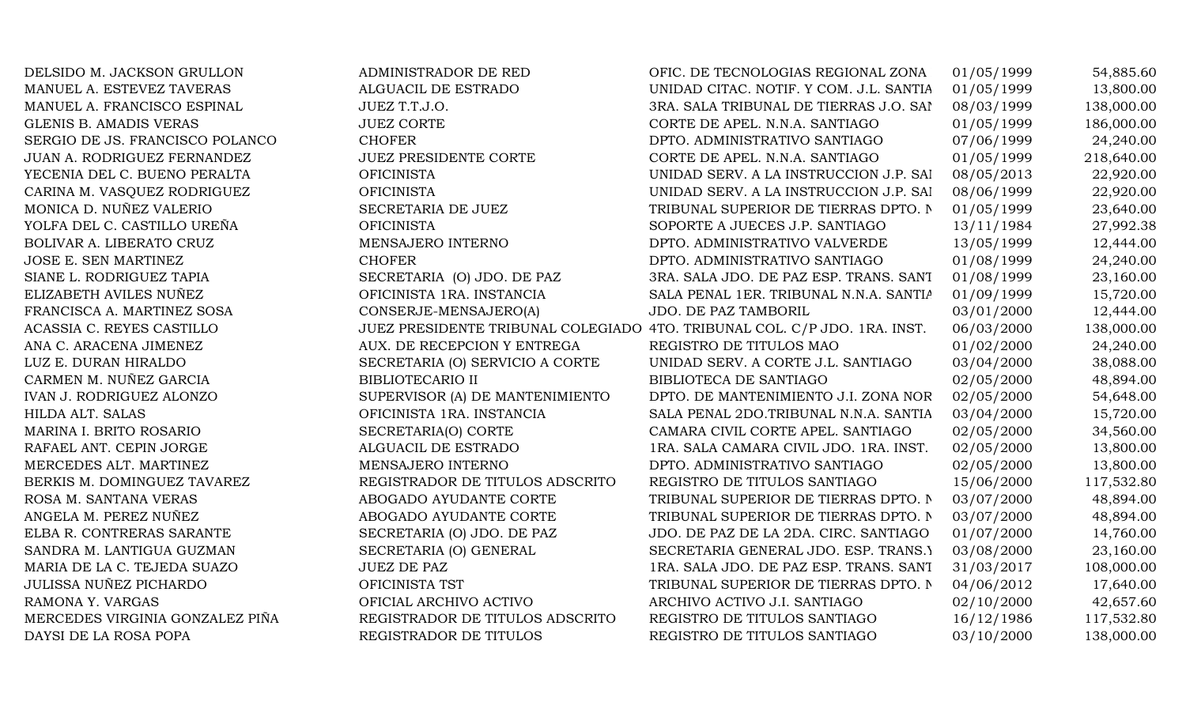| | | | | |
|---|---|---|---|---|
| DELSIDO M. JACKSON GRULLON | ADMINISTRADOR DE RED | OFIC. DE TECNOLOGIAS REGIONAL ZONA | 01/05/1999 | 54,885.60 |
| MANUEL A. ESTEVEZ TAVERAS | ALGUACIL DE ESTRADO | UNIDAD CITAC. NOTIF. Y COM. J.L. SANTIA | 01/05/1999 | 13,800.00 |
| MANUEL A. FRANCISCO ESPINAL | JUEZ T.T.J.O. | 3RA. SALA TRIBUNAL DE TIERRAS J.O. SAI | 08/03/1999 | 138,000.00 |
| GLENIS B. AMADIS VERAS | JUEZ CORTE | CORTE DE APEL. N.N.A. SANTIAGO | 01/05/1999 | 186,000.00 |
| SERGIO DE JS. FRANCISCO POLANCO | CHOFER | DPTO. ADMINISTRATIVO SANTIAGO | 07/06/1999 | 24,240.00 |
| JUAN A. RODRIGUEZ FERNANDEZ | JUEZ PRESIDENTE CORTE | CORTE DE APEL. N.N.A. SANTIAGO | 01/05/1999 | 218,640.00 |
| YECENIA DEL C. BUENO PERALTA | OFICINISTA | UNIDAD SERV. A LA INSTRUCCION J.P. SAI | 08/05/2013 | 22,920.00 |
| CARINA M. VASQUEZ RODRIGUEZ | OFICINISTA | UNIDAD SERV. A LA INSTRUCCION J.P. SAI | 08/06/1999 | 22,920.00 |
| MONICA D. NUÑEZ VALERIO | SECRETARIA DE JUEZ | TRIBUNAL SUPERIOR DE TIERRAS DPTO. N | 01/05/1999 | 23,640.00 |
| YOLFA DEL C. CASTILLO UREÑA | OFICINISTA | SOPORTE A JUECES J.P. SANTIAGO | 13/11/1984 | 27,992.38 |
| BOLIVAR A. LIBERATO CRUZ | MENSAJERO INTERNO | DPTO. ADMINISTRATIVO VALVERDE | 13/05/1999 | 12,444.00 |
| JOSE E. SEN MARTINEZ | CHOFER | DPTO. ADMINISTRATIVO SANTIAGO | 01/08/1999 | 24,240.00 |
| SIANE L. RODRIGUEZ TAPIA | SECRETARIA (O) JDO. DE PAZ | 3RA. SALA JDO. DE PAZ ESP. TRANS. SANT | 01/08/1999 | 23,160.00 |
| ELIZABETH AVILES NUÑEZ | OFICINISTA 1RA. INSTANCIA | SALA PENAL 1ER. TRIBUNAL N.N.A. SANTIA | 01/09/1999 | 15,720.00 |
| FRANCISCA A. MARTINEZ SOSA | CONSERJE-MENSAJERO(A) | JDO. DE PAZ TAMBORIL | 03/01/2000 | 12,444.00 |
| ACASSIA C. REYES CASTILLO | JUEZ PRESIDENTE TRIBUNAL COLEGIADO | 4TO. TRIBUNAL COL. C/P JDO. 1RA. INST. | 06/03/2000 | 138,000.00 |
| ANA C. ARACENA JIMENEZ | AUX. DE RECEPCION Y ENTREGA | REGISTRO DE TITULOS MAO | 01/02/2000 | 24,240.00 |
| LUZ E. DURAN HIRALDO | SECRETARIA (O) SERVICIO A CORTE | UNIDAD SERV. A CORTE J.L. SANTIAGO | 03/04/2000 | 38,088.00 |
| CARMEN M. NUÑEZ GARCIA | BIBLIOTECARIO II | BIBLIOTECA DE SANTIAGO | 02/05/2000 | 48,894.00 |
| IVAN J. RODRIGUEZ ALONZO | SUPERVISOR (A) DE MANTENIMIENTO | DPTO. DE MANTENIMIENTO J.I. ZONA NOR | 02/05/2000 | 54,648.00 |
| HILDA ALT. SALAS | OFICINISTA 1RA. INSTANCIA | SALA PENAL 2DO.TRIBUNAL N.N.A. SANTIA | 03/04/2000 | 15,720.00 |
| MARINA I. BRITO ROSARIO | SECRETARIA(O) CORTE | CAMARA CIVIL CORTE APEL. SANTIAGO | 02/05/2000 | 34,560.00 |
| RAFAEL ANT. CEPIN JORGE | ALGUACIL DE ESTRADO | 1RA. SALA CAMARA CIVIL JDO. 1RA. INST. | 02/05/2000 | 13,800.00 |
| MERCEDES ALT. MARTINEZ | MENSAJERO INTERNO | DPTO. ADMINISTRATIVO SANTIAGO | 02/05/2000 | 13,800.00 |
| BERKIS M. DOMINGUEZ TAVAREZ | REGISTRADOR DE TITULOS ADSCRITO | REGISTRO DE TITULOS SANTIAGO | 15/06/2000 | 117,532.80 |
| ROSA M. SANTANA VERAS | ABOGADO AYUDANTE CORTE | TRIBUNAL SUPERIOR DE TIERRAS DPTO. N | 03/07/2000 | 48,894.00 |
| ANGELA M. PEREZ NUÑEZ | ABOGADO AYUDANTE CORTE | TRIBUNAL SUPERIOR DE TIERRAS DPTO. N | 03/07/2000 | 48,894.00 |
| ELBA R. CONTRERAS SARANTE | SECRETARIA (O) JDO. DE PAZ | JDO. DE PAZ DE LA 2DA. CIRC. SANTIAGO | 01/07/2000 | 14,760.00 |
| SANDRA M. LANTIGUA GUZMAN | SECRETARIA (O) GENERAL | SECRETARIA GENERAL JDO. ESP. TRANS.Y | 03/08/2000 | 23,160.00 |
| MARIA DE LA C. TEJEDA SUAZO | JUEZ DE PAZ | 1RA. SALA JDO. DE PAZ ESP. TRANS. SANT | 31/03/2017 | 108,000.00 |
| JULISSA NUÑEZ PICHARDO | OFICINISTA TST | TRIBUNAL SUPERIOR DE TIERRAS DPTO. N | 04/06/2012 | 17,640.00 |
| RAMONA Y. VARGAS | OFICIAL ARCHIVO ACTIVO | ARCHIVO ACTIVO J.I. SANTIAGO | 02/10/2000 | 42,657.60 |
| MERCEDES VIRGINIA GONZALEZ PIÑA | REGISTRADOR DE TITULOS ADSCRITO | REGISTRO DE TITULOS SANTIAGO | 16/12/1986 | 117,532.80 |
| DAYSI DE LA ROSA POPA | REGISTRADOR DE TITULOS | REGISTRO DE TITULOS SANTIAGO | 03/10/2000 | 138,000.00 |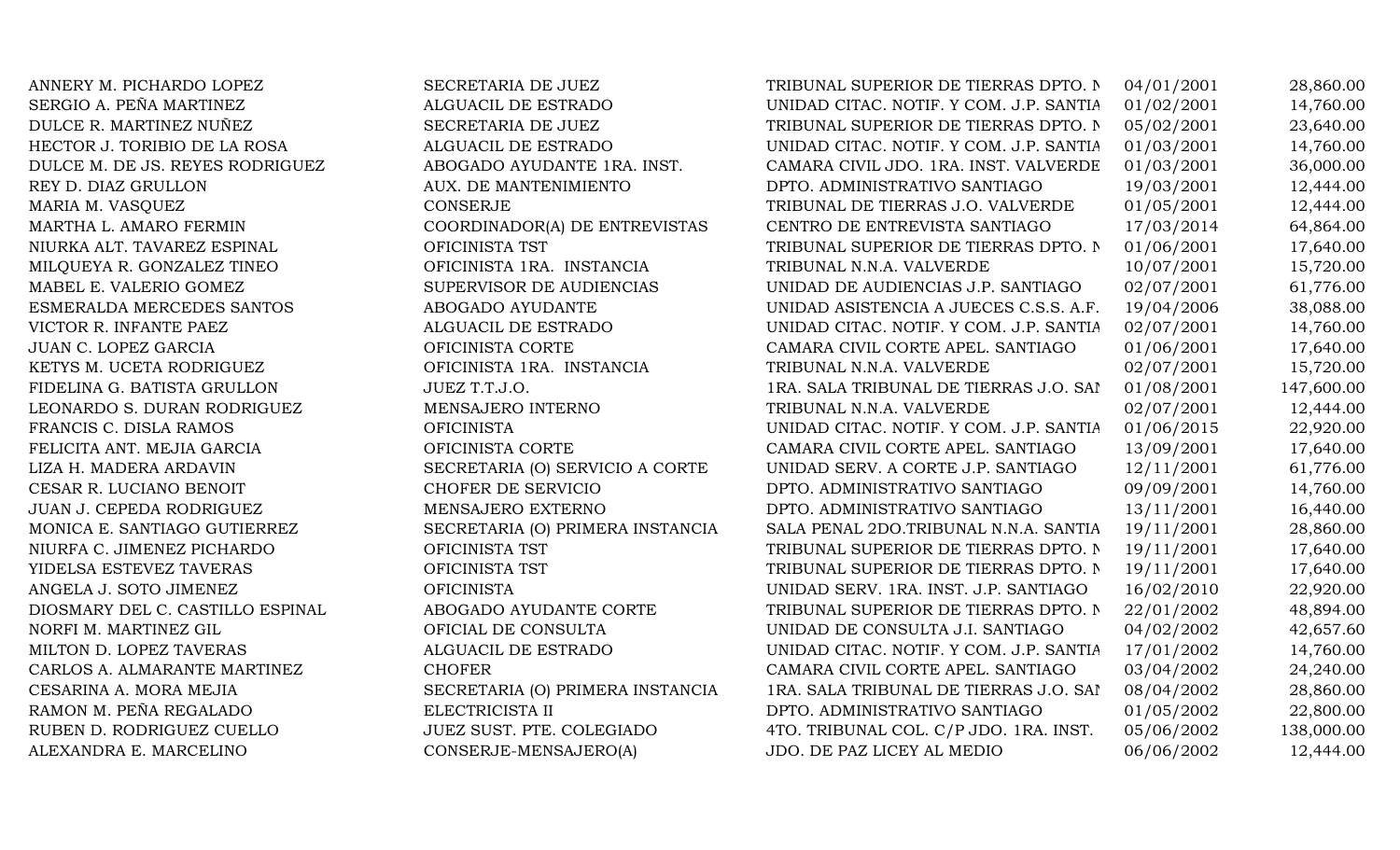| | | | | |
|---|---|---|---|---|
| ANNERY M. PICHARDO LOPEZ | SECRETARIA DE JUEZ | TRIBUNAL SUPERIOR DE TIERRAS DPTO. N | 04/01/2001 | 28,860.00 |
| SERGIO A. PEÑA MARTINEZ | ALGUACIL DE ESTRADO | UNIDAD CITAC. NOTIF. Y COM. J.P. SANTIA | 01/02/2001 | 14,760.00 |
| DULCE R. MARTINEZ NUÑEZ | SECRETARIA DE JUEZ | TRIBUNAL SUPERIOR DE TIERRAS DPTO. N | 05/02/2001 | 23,640.00 |
| HECTOR J. TORIBIO DE LA ROSA | ALGUACIL DE ESTRADO | UNIDAD CITAC. NOTIF. Y COM. J.P. SANTIA | 01/03/2001 | 14,760.00 |
| DULCE M. DE JS. REYES RODRIGUEZ | ABOGADO AYUDANTE 1RA. INST. | CAMARA CIVIL JDO. 1RA. INST. VALVERDE | 01/03/2001 | 36,000.00 |
| REY D. DIAZ GRULLON | AUX. DE MANTENIMIENTO | DPTO. ADMINISTRATIVO SANTIAGO | 19/03/2001 | 12,444.00 |
| MARIA M. VASQUEZ | CONSERJE | TRIBUNAL DE TIERRAS J.O. VALVERDE | 01/05/2001 | 12,444.00 |
| MARTHA L. AMARO FERMIN | COORDINADOR(A) DE ENTREVISTAS | CENTRO DE ENTREVISTA SANTIAGO | 17/03/2014 | 64,864.00 |
| NIURKA ALT. TAVAREZ ESPINAL | OFICINISTA TST | TRIBUNAL SUPERIOR DE TIERRAS DPTO. N | 01/06/2001 | 17,640.00 |
| MILQUEYA R. GONZALEZ TINEO | OFICINISTA 1RA. INSTANCIA | TRIBUNAL N.N.A. VALVERDE | 10/07/2001 | 15,720.00 |
| MABEL E. VALERIO GOMEZ | SUPERVISOR DE AUDIENCIAS | UNIDAD DE AUDIENCIAS J.P. SANTIAGO | 02/07/2001 | 61,776.00 |
| ESMERALDA MERCEDES SANTOS | ABOGADO AYUDANTE | UNIDAD ASISTENCIA A JUECES C.S.S. A.F. | 19/04/2006 | 38,088.00 |
| VICTOR R. INFANTE PAEZ | ALGUACIL DE ESTRADO | UNIDAD CITAC. NOTIF. Y COM. J.P. SANTIA | 02/07/2001 | 14,760.00 |
| JUAN C. LOPEZ GARCIA | OFICINISTA CORTE | CAMARA CIVIL CORTE APEL. SANTIAGO | 01/06/2001 | 17,640.00 |
| KETYS M. UCETA RODRIGUEZ | OFICINISTA 1RA. INSTANCIA | TRIBUNAL N.N.A. VALVERDE | 02/07/2001 | 15,720.00 |
| FIDELINA G. BATISTA GRULLON | JUEZ T.T.J.O. | 1RA. SALA TRIBUNAL DE TIERRAS J.O. SAN | 01/08/2001 | 147,600.00 |
| LEONARDO S. DURAN RODRIGUEZ | MENSAJERO INTERNO | TRIBUNAL N.N.A. VALVERDE | 02/07/2001 | 12,444.00 |
| FRANCIS C. DISLA RAMOS | OFICINISTA | UNIDAD CITAC. NOTIF. Y COM. J.P. SANTIA | 01/06/2015 | 22,920.00 |
| FELICITA ANT. MEJIA GARCIA | OFICINISTA CORTE | CAMARA CIVIL CORTE APEL. SANTIAGO | 13/09/2001 | 17,640.00 |
| LIZA H. MADERA ARDAVIN | SECRETARIA (O) SERVICIO A CORTE | UNIDAD SERV. A CORTE J.P. SANTIAGO | 12/11/2001 | 61,776.00 |
| CESAR R. LUCIANO BENOIT | CHOFER DE SERVICIO | DPTO. ADMINISTRATIVO SANTIAGO | 09/09/2001 | 14,760.00 |
| JUAN J. CEPEDA RODRIGUEZ | MENSAJERO EXTERNO | DPTO. ADMINISTRATIVO SANTIAGO | 13/11/2001 | 16,440.00 |
| MONICA E. SANTIAGO GUTIERREZ | SECRETARIA (O) PRIMERA INSTANCIA | SALA PENAL 2DO.TRIBUNAL N.N.A. SANTIA | 19/11/2001 | 28,860.00 |
| NIURFA C. JIMENEZ PICHARDO | OFICINISTA TST | TRIBUNAL SUPERIOR DE TIERRAS DPTO. N | 19/11/2001 | 17,640.00 |
| YIDELSA ESTEVEZ TAVERAS | OFICINISTA TST | TRIBUNAL SUPERIOR DE TIERRAS DPTO. N | 19/11/2001 | 17,640.00 |
| ANGELA J. SOTO JIMENEZ | OFICINISTA | UNIDAD SERV. 1RA. INST. J.P. SANTIAGO | 16/02/2010 | 22,920.00 |
| DIOSMARY DEL C. CASTILLO ESPINAL | ABOGADO AYUDANTE CORTE | TRIBUNAL SUPERIOR DE TIERRAS DPTO. N | 22/01/2002 | 48,894.00 |
| NORFI M. MARTINEZ GIL | OFICIAL DE CONSULTA | UNIDAD DE CONSULTA J.I. SANTIAGO | 04/02/2002 | 42,657.60 |
| MILTON D. LOPEZ TAVERAS | ALGUACIL DE ESTRADO | UNIDAD CITAC. NOTIF. Y COM. J.P. SANTIA | 17/01/2002 | 14,760.00 |
| CARLOS A. ALMARANTE MARTINEZ | CHOFER | CAMARA CIVIL CORTE APEL. SANTIAGO | 03/04/2002 | 24,240.00 |
| CESARINA A. MORA MEJIA | SECRETARIA (O) PRIMERA INSTANCIA | 1RA. SALA TRIBUNAL DE TIERRAS J.O. SAN | 08/04/2002 | 28,860.00 |
| RAMON M. PEÑA REGALADO | ELECTRICISTA II | DPTO. ADMINISTRATIVO SANTIAGO | 01/05/2002 | 22,800.00 |
| RUBEN D. RODRIGUEZ CUELLO | JUEZ SUST. PTE. COLEGIADO | 4TO. TRIBUNAL COL. C/P JDO. 1RA. INST. | 05/06/2002 | 138,000.00 |
| ALEXANDRA E. MARCELINO | CONSERJE-MENSAJERO(A) | JDO. DE PAZ LICEY AL MEDIO | 06/06/2002 | 12,444.00 |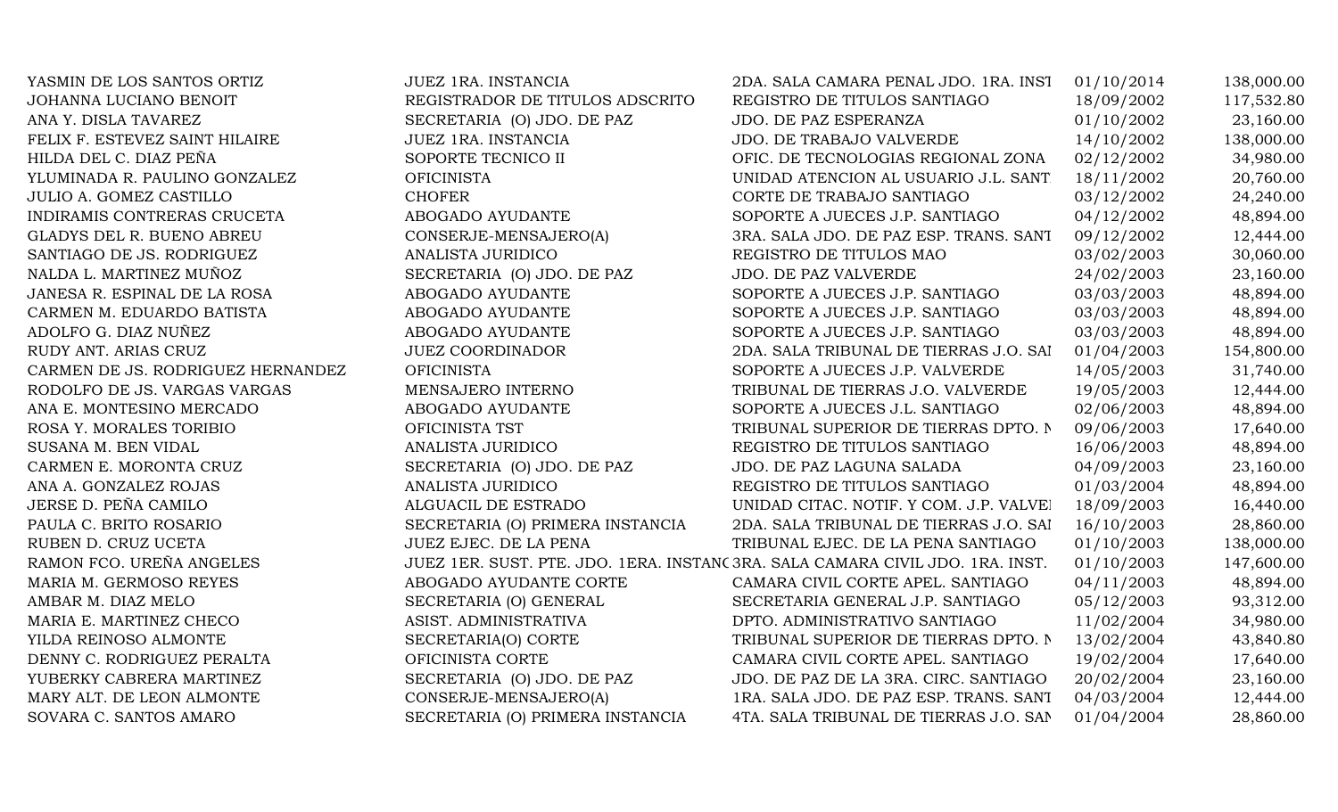| | | | | |
|---|---|---|---|---|
| YASMIN DE LOS SANTOS ORTIZ | JUEZ 1RA. INSTANCIA | 2DA. SALA CAMARA PENAL JDO. 1RA. INST | 01/10/2014 | 138,000.00 |
| JOHANNA LUCIANO BENOIT | REGISTRADOR DE TITULOS ADSCRITO | REGISTRO DE TITULOS SANTIAGO | 18/09/2002 | 117,532.80 |
| ANA Y. DISLA TAVAREZ | SECRETARIA (O) JDO. DE PAZ | JDO. DE PAZ ESPERANZA | 01/10/2002 | 23,160.00 |
| FELIX F. ESTEVEZ SAINT HILAIRE | JUEZ 1RA. INSTANCIA | JDO. DE TRABAJO VALVERDE | 14/10/2002 | 138,000.00 |
| HILDA DEL C. DIAZ PEÑA | SOPORTE TECNICO II | OFIC. DE TECNOLOGIAS REGIONAL ZONA | 02/12/2002 | 34,980.00 |
| YLUMINADA R. PAULINO GONZALEZ | OFICINISTA | UNIDAD ATENCION AL USUARIO J.L. SANT | 18/11/2002 | 20,760.00 |
| JULIO A. GOMEZ CASTILLO | CHOFER | CORTE DE TRABAJO SANTIAGO | 03/12/2002 | 24,240.00 |
| INDIRAMIS CONTRERAS CRUCETA | ABOGADO AYUDANTE | SOPORTE A JUECES J.P. SANTIAGO | 04/12/2002 | 48,894.00 |
| GLADYS DEL R. BUENO ABREU | CONSERJE-MENSAJERO(A) | 3RA. SALA JDO. DE PAZ ESP. TRANS. SANT | 09/12/2002 | 12,444.00 |
| SANTIAGO DE JS. RODRIGUEZ | ANALISTA JURIDICO | REGISTRO DE TITULOS MAO | 03/02/2003 | 30,060.00 |
| NALDA L. MARTINEZ MUÑOZ | SECRETARIA (O) JDO. DE PAZ | JDO. DE PAZ VALVERDE | 24/02/2003 | 23,160.00 |
| JANESA R. ESPINAL DE LA ROSA | ABOGADO AYUDANTE | SOPORTE A JUECES J.P. SANTIAGO | 03/03/2003 | 48,894.00 |
| CARMEN M. EDUARDO BATISTA | ABOGADO AYUDANTE | SOPORTE A JUECES J.P. SANTIAGO | 03/03/2003 | 48,894.00 |
| ADOLFO G. DIAZ NUÑEZ | ABOGADO AYUDANTE | SOPORTE A JUECES J.P. SANTIAGO | 03/03/2003 | 48,894.00 |
| RUDY ANT. ARIAS CRUZ | JUEZ COORDINADOR | 2DA. SALA TRIBUNAL DE TIERRAS J.O. SAI | 01/04/2003 | 154,800.00 |
| CARMEN DE JS. RODRIGUEZ HERNANDEZ | OFICINISTA | SOPORTE A JUECES J.P. VALVERDE | 14/05/2003 | 31,740.00 |
| RODOLFO DE JS. VARGAS VARGAS | MENSAJERO INTERNO | TRIBUNAL DE TIERRAS J.O. VALVERDE | 19/05/2003 | 12,444.00 |
| ANA E. MONTESINO MERCADO | ABOGADO AYUDANTE | SOPORTE A JUECES J.L. SANTIAGO | 02/06/2003 | 48,894.00 |
| ROSA Y. MORALES TORIBIO | OFICINISTA TST | TRIBUNAL SUPERIOR DE TIERRAS DPTO. N | 09/06/2003 | 17,640.00 |
| SUSANA M. BEN VIDAL | ANALISTA JURIDICO | REGISTRO DE TITULOS SANTIAGO | 16/06/2003 | 48,894.00 |
| CARMEN E. MORONTA CRUZ | SECRETARIA (O) JDO. DE PAZ | JDO. DE PAZ LAGUNA SALADA | 04/09/2003 | 23,160.00 |
| ANA A. GONZALEZ ROJAS | ANALISTA JURIDICO | REGISTRO DE TITULOS SANTIAGO | 01/03/2004 | 48,894.00 |
| JERSE D. PEÑA CAMILO | ALGUACIL DE ESTRADO | UNIDAD CITAC. NOTIF. Y COM. J.P. VALVEI | 18/09/2003 | 16,440.00 |
| PAULA C. BRITO ROSARIO | SECRETARIA (O) PRIMERA INSTANCIA | 2DA. SALA TRIBUNAL DE TIERRAS J.O. SAI | 16/10/2003 | 28,860.00 |
| RUBEN D. CRUZ UCETA | JUEZ EJEC. DE LA PENA | TRIBUNAL EJEC. DE LA PENA SANTIAGO | 01/10/2003 | 138,000.00 |
| RAMON FCO. UREÑA ANGELES | JUEZ 1ER. SUST. PTE. JDO. 1ERA. INSTANC | 3RA. SALA CAMARA CIVIL JDO. 1RA. INST. | 01/10/2003 | 147,600.00 |
| MARIA M. GERMOSO REYES | ABOGADO AYUDANTE CORTE | CAMARA CIVIL CORTE APEL. SANTIAGO | 04/11/2003 | 48,894.00 |
| AMBAR M. DIAZ MELO | SECRETARIA (O) GENERAL | SECRETARIA GENERAL J.P. SANTIAGO | 05/12/2003 | 93,312.00 |
| MARIA E. MARTINEZ CHECO | ASIST. ADMINISTRATIVA | DPTO. ADMINISTRATIVO SANTIAGO | 11/02/2004 | 34,980.00 |
| YILDA REINOSO ALMONTE | SECRETARIA(O) CORTE | TRIBUNAL SUPERIOR DE TIERRAS DPTO. N | 13/02/2004 | 43,840.80 |
| DENNY C. RODRIGUEZ PERALTA | OFICINISTA CORTE | CAMARA CIVIL CORTE APEL. SANTIAGO | 19/02/2004 | 17,640.00 |
| YUBERKY CABRERA MARTINEZ | SECRETARIA (O) JDO. DE PAZ | JDO. DE PAZ DE LA 3RA. CIRC. SANTIAGO | 20/02/2004 | 23,160.00 |
| MARY ALT. DE LEON ALMONTE | CONSERJE-MENSAJERO(A) | 1RA. SALA JDO. DE PAZ ESP. TRANS. SANT | 04/03/2004 | 12,444.00 |
| SOVARA C. SANTOS AMARO | SECRETARIA (O) PRIMERA INSTANCIA | 4TA. SALA TRIBUNAL DE TIERRAS J.O. SAN | 01/04/2004 | 28,860.00 |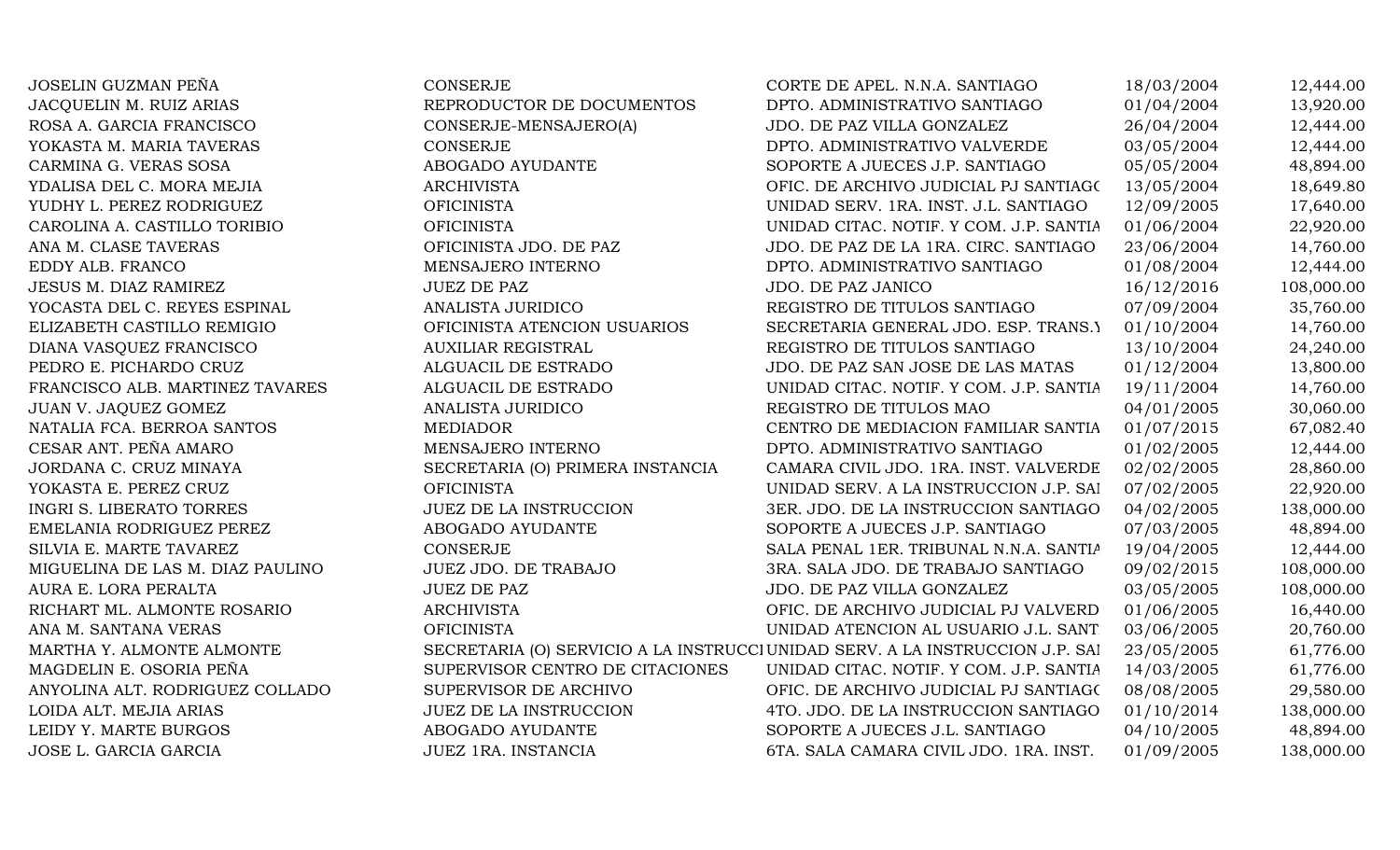| | | | | |
|---|---|---|---|---|
| JOSELIN GUZMAN PEÑA | CONSERJE | CORTE DE APEL. N.N.A. SANTIAGO | 18/03/2004 | 12,444.00 |
| JACQUELIN M. RUIZ ARIAS | REPRODUCTOR DE DOCUMENTOS | DPTO. ADMINISTRATIVO SANTIAGO | 01/04/2004 | 13,920.00 |
| ROSA A. GARCIA FRANCISCO | CONSERJE-MENSAJERO(A) | JDO. DE PAZ VILLA GONZALEZ | 26/04/2004 | 12,444.00 |
| YOKASTA M. MARIA TAVERAS | CONSERJE | DPTO. ADMINISTRATIVO VALVERDE | 03/05/2004 | 12,444.00 |
| CARMINA G. VERAS SOSA | ABOGADO AYUDANTE | SOPORTE A JUECES J.P. SANTIAGO | 05/05/2004 | 48,894.00 |
| YDALISA DEL C. MORA MEJIA | ARCHIVISTA | OFIC. DE ARCHIVO JUDICIAL PJ SANTIAGO | 13/05/2004 | 18,649.80 |
| YUDHY L. PEREZ RODRIGUEZ | OFICINISTA | UNIDAD SERV. 1RA. INST. J.L. SANTIAGO | 12/09/2005 | 17,640.00 |
| CAROLINA A. CASTILLO TORIBIO | OFICINISTA | UNIDAD CITAC. NOTIF. Y COM. J.P. SANTIA | 01/06/2004 | 22,920.00 |
| ANA M. CLASE TAVERAS | OFICINISTA JDO. DE PAZ | JDO. DE PAZ DE LA 1RA. CIRC. SANTIAGO | 23/06/2004 | 14,760.00 |
| EDDY ALB. FRANCO | MENSAJERO INTERNO | DPTO. ADMINISTRATIVO SANTIAGO | 01/08/2004 | 12,444.00 |
| JESUS M. DIAZ RAMIREZ | JUEZ DE PAZ | JDO. DE PAZ JANICO | 16/12/2016 | 108,000.00 |
| YOCASTA DEL C. REYES ESPINAL | ANALISTA JURIDICO | REGISTRO DE TITULOS SANTIAGO | 07/09/2004 | 35,760.00 |
| ELIZABETH CASTILLO REMIGIO | OFICINISTA ATENCION USUARIOS | SECRETARIA GENERAL JDO. ESP. TRANS.Y | 01/10/2004 | 14,760.00 |
| DIANA VASQUEZ FRANCISCO | AUXILIAR REGISTRAL | REGISTRO DE TITULOS SANTIAGO | 13/10/2004 | 24,240.00 |
| PEDRO E. PICHARDO CRUZ | ALGUACIL DE ESTRADO | JDO. DE PAZ SAN JOSE DE LAS MATAS | 01/12/2004 | 13,800.00 |
| FRANCISCO ALB. MARTINEZ TAVARES | ALGUACIL DE ESTRADO | UNIDAD CITAC. NOTIF. Y COM. J.P. SANTIA | 19/11/2004 | 14,760.00 |
| JUAN V. JAQUEZ GOMEZ | ANALISTA JURIDICO | REGISTRO DE TITULOS MAO | 04/01/2005 | 30,060.00 |
| NATALIA FCA. BERROA SANTOS | MEDIADOR | CENTRO DE MEDIACION FAMILIAR SANTIA | 01/07/2015 | 67,082.40 |
| CESAR ANT. PEÑA AMARO | MENSAJERO INTERNO | DPTO. ADMINISTRATIVO SANTIAGO | 01/02/2005 | 12,444.00 |
| JORDANA C. CRUZ MINAYA | SECRETARIA (O) PRIMERA INSTANCIA | CAMARA CIVIL JDO. 1RA. INST. VALVERDE | 02/02/2005 | 28,860.00 |
| YOKASTA E. PEREZ CRUZ | OFICINISTA | UNIDAD SERV. A LA INSTRUCCION J.P. SAI | 07/02/2005 | 22,920.00 |
| INGRI S. LIBERATO TORRES | JUEZ DE LA INSTRUCCION | 3ER. JDO. DE LA INSTRUCCION SANTIAGO | 04/02/2005 | 138,000.00 |
| EMELANIA RODRIGUEZ PEREZ | ABOGADO AYUDANTE | SOPORTE A JUECES J.P. SANTIAGO | 07/03/2005 | 48,894.00 |
| SILVIA E. MARTE TAVAREZ | CONSERJE | SALA PENAL 1ER. TRIBUNAL N.N.A. SANTIA | 19/04/2005 | 12,444.00 |
| MIGUELINA DE LAS M. DIAZ PAULINO | JUEZ JDO. DE TRABAJO | 3RA. SALA JDO. DE TRABAJO SANTIAGO | 09/02/2015 | 108,000.00 |
| AURA E. LORA PERALTA | JUEZ DE PAZ | JDO. DE PAZ VILLA GONZALEZ | 03/05/2005 | 108,000.00 |
| RICHART ML. ALMONTE ROSARIO | ARCHIVISTA | OFIC. DE ARCHIVO JUDICIAL PJ VALVERD | 01/06/2005 | 16,440.00 |
| ANA M. SANTANA VERAS | OFICINISTA | UNIDAD ATENCION AL USUARIO J.L. SANT | 03/06/2005 | 20,760.00 |
| MARTHA Y. ALMONTE ALMONTE | SECRETARIA (O) SERVICIO A LA INSTRUCCI | UNIDAD SERV. A LA INSTRUCCION J.P. SAI | 23/05/2005 | 61,776.00 |
| MAGDELIN E. OSORIA PEÑA | SUPERVISOR CENTRO DE CITACIONES | UNIDAD CITAC. NOTIF. Y COM. J.P. SANTIA | 14/03/2005 | 61,776.00 |
| ANYOLINA ALT. RODRIGUEZ COLLADO | SUPERVISOR DE ARCHIVO | OFIC. DE ARCHIVO JUDICIAL PJ SANTIAGO | 08/08/2005 | 29,580.00 |
| LOIDA ALT. MEJIA ARIAS | JUEZ DE LA INSTRUCCION | 4TO. JDO. DE LA INSTRUCCION SANTIAGO | 01/10/2014 | 138,000.00 |
| LEIDY Y. MARTE BURGOS | ABOGADO AYUDANTE | SOPORTE A JUECES J.L. SANTIAGO | 04/10/2005 | 48,894.00 |
| JOSE L. GARCIA GARCIA | JUEZ 1RA. INSTANCIA | 6TA. SALA CAMARA CIVIL JDO. 1RA. INST. | 01/09/2005 | 138,000.00 |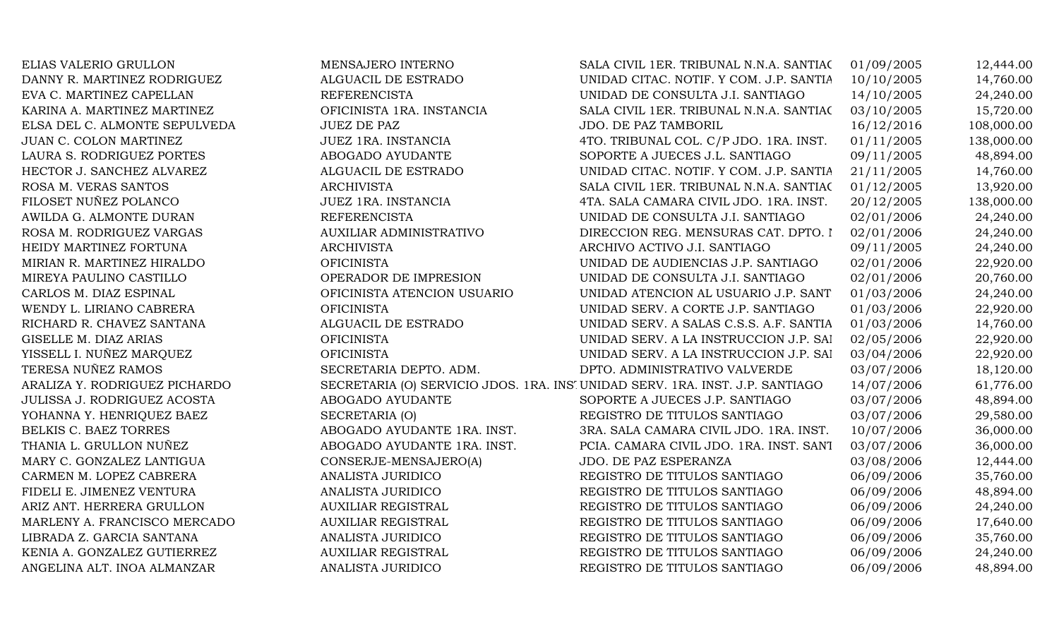| | | | | |
|---|---|---|---|---|
| ELIAS VALERIO GRULLON | MENSAJERO INTERNO | SALA CIVIL 1ER. TRIBUNAL N.N.A. SANTIAC | 01/09/2005 | 12,444.00 |
| DANNY R. MARTINEZ RODRIGUEZ | ALGUACIL DE ESTRADO | UNIDAD CITAC. NOTIF. Y COM. J.P. SANTIA | 10/10/2005 | 14,760.00 |
| EVA C. MARTINEZ CAPELLAN | REFERENCISTA | UNIDAD DE CONSULTA J.I. SANTIAGO | 14/10/2005 | 24,240.00 |
| KARINA A. MARTINEZ MARTINEZ | OFICINISTA 1RA. INSTANCIA | SALA CIVIL 1ER. TRIBUNAL N.N.A. SANTIAC | 03/10/2005 | 15,720.00 |
| ELSA DEL C. ALMONTE SEPULVEDA | JUEZ DE PAZ | JDO. DE PAZ TAMBORIL | 16/12/2016 | 108,000.00 |
| JUAN C. COLON MARTINEZ | JUEZ 1RA. INSTANCIA | 4TO. TRIBUNAL COL. C/P JDO. 1RA. INST. | 01/11/2005 | 138,000.00 |
| LAURA S. RODRIGUEZ PORTES | ABOGADO AYUDANTE | SOPORTE A JUECES J.L. SANTIAGO | 09/11/2005 | 48,894.00 |
| HECTOR J. SANCHEZ ALVAREZ | ALGUACIL DE ESTRADO | UNIDAD CITAC. NOTIF. Y COM. J.P. SANTIA | 21/11/2005 | 14,760.00 |
| ROSA M. VERAS SANTOS | ARCHIVISTA | SALA CIVIL 1ER. TRIBUNAL N.N.A. SANTIAC | 01/12/2005 | 13,920.00 |
| FILOSET NUÑEZ POLANCO | JUEZ 1RA. INSTANCIA | 4TA. SALA CAMARA CIVIL JDO. 1RA. INST. | 20/12/2005 | 138,000.00 |
| AWILDA G. ALMONTE DURAN | REFERENCISTA | UNIDAD DE CONSULTA J.I. SANTIAGO | 02/01/2006 | 24,240.00 |
| ROSA M. RODRIGUEZ VARGAS | AUXILIAR ADMINISTRATIVO | DIRECCION REG. MENSURAS CAT. DPTO. I | 02/01/2006 | 24,240.00 |
| HEIDY MARTINEZ FORTUNA | ARCHIVISTA | ARCHIVO ACTIVO J.I. SANTIAGO | 09/11/2005 | 24,240.00 |
| MIRIAN R. MARTINEZ HIRALDO | OFICINISTA | UNIDAD DE AUDIENCIAS J.P. SANTIAGO | 02/01/2006 | 22,920.00 |
| MIREYA PAULINO CASTILLO | OPERADOR DE IMPRESION | UNIDAD DE CONSULTA J.I. SANTIAGO | 02/01/2006 | 20,760.00 |
| CARLOS M. DIAZ ESPINAL | OFICINISTA ATENCION USUARIO | UNIDAD ATENCION AL USUARIO J.P. SANT | 01/03/2006 | 24,240.00 |
| WENDY L. LIRIANO CABRERA | OFICINISTA | UNIDAD SERV. A CORTE J.P. SANTIAGO | 01/03/2006 | 22,920.00 |
| RICHARD R. CHAVEZ SANTANA | ALGUACIL DE ESTRADO | UNIDAD SERV. A SALAS C.S.S. A.F. SANTIA | 01/03/2006 | 14,760.00 |
| GISELLE M. DIAZ ARIAS | OFICINISTA | UNIDAD SERV. A LA INSTRUCCION J.P. SAI | 02/05/2006 | 22,920.00 |
| YISSELL I. NUÑEZ MARQUEZ | OFICINISTA | UNIDAD SERV. A LA INSTRUCCION J.P. SAI | 03/04/2006 | 22,920.00 |
| TERESA NUÑEZ RAMOS | SECRETARIA DEPTO. ADM. | DPTO. ADMINISTRATIVO VALVERDE | 03/07/2006 | 18,120.00 |
| ARALIZA Y. RODRIGUEZ PICHARDO | SECRETARIA (O) SERVICIO JDOS. 1RA. INST | UNIDAD SERV. 1RA. INST. J.P. SANTIAGO | 14/07/2006 | 61,776.00 |
| JULISSA J. RODRIGUEZ ACOSTA | ABOGADO AYUDANTE | SOPORTE A JUECES J.P. SANTIAGO | 03/07/2006 | 48,894.00 |
| YOHANNA Y. HENRIQUEZ BAEZ | SECRETARIA (O) | REGISTRO DE TITULOS SANTIAGO | 03/07/2006 | 29,580.00 |
| BELKIS C. BAEZ TORRES | ABOGADO AYUDANTE 1RA. INST. | 3RA. SALA CAMARA CIVIL JDO. 1RA. INST. | 10/07/2006 | 36,000.00 |
| THANIA L. GRULLON NUÑEZ | ABOGADO AYUDANTE 1RA. INST. | PCIA. CAMARA CIVIL JDO. 1RA. INST. SANT | 03/07/2006 | 36,000.00 |
| MARY C. GONZALEZ LANTIGUA | CONSERJE-MENSAJERO(A) | JDO. DE PAZ ESPERANZA | 03/08/2006 | 12,444.00 |
| CARMEN M. LOPEZ CABRERA | ANALISTA JURIDICO | REGISTRO DE TITULOS SANTIAGO | 06/09/2006 | 35,760.00 |
| FIDELI E. JIMENEZ VENTURA | ANALISTA JURIDICO | REGISTRO DE TITULOS SANTIAGO | 06/09/2006 | 48,894.00 |
| ARIZ ANT. HERRERA GRULLON | AUXILIAR REGISTRAL | REGISTRO DE TITULOS SANTIAGO | 06/09/2006 | 24,240.00 |
| MARLENY A. FRANCISCO MERCADO | AUXILIAR REGISTRAL | REGISTRO DE TITULOS SANTIAGO | 06/09/2006 | 17,640.00 |
| LIBRADA Z. GARCIA SANTANA | ANALISTA JURIDICO | REGISTRO DE TITULOS SANTIAGO | 06/09/2006 | 35,760.00 |
| KENIA A. GONZALEZ GUTIERREZ | AUXILIAR REGISTRAL | REGISTRO DE TITULOS SANTIAGO | 06/09/2006 | 24,240.00 |
| ANGELINA ALT. INOA ALMANZAR | ANALISTA JURIDICO | REGISTRO DE TITULOS SANTIAGO | 06/09/2006 | 48,894.00 |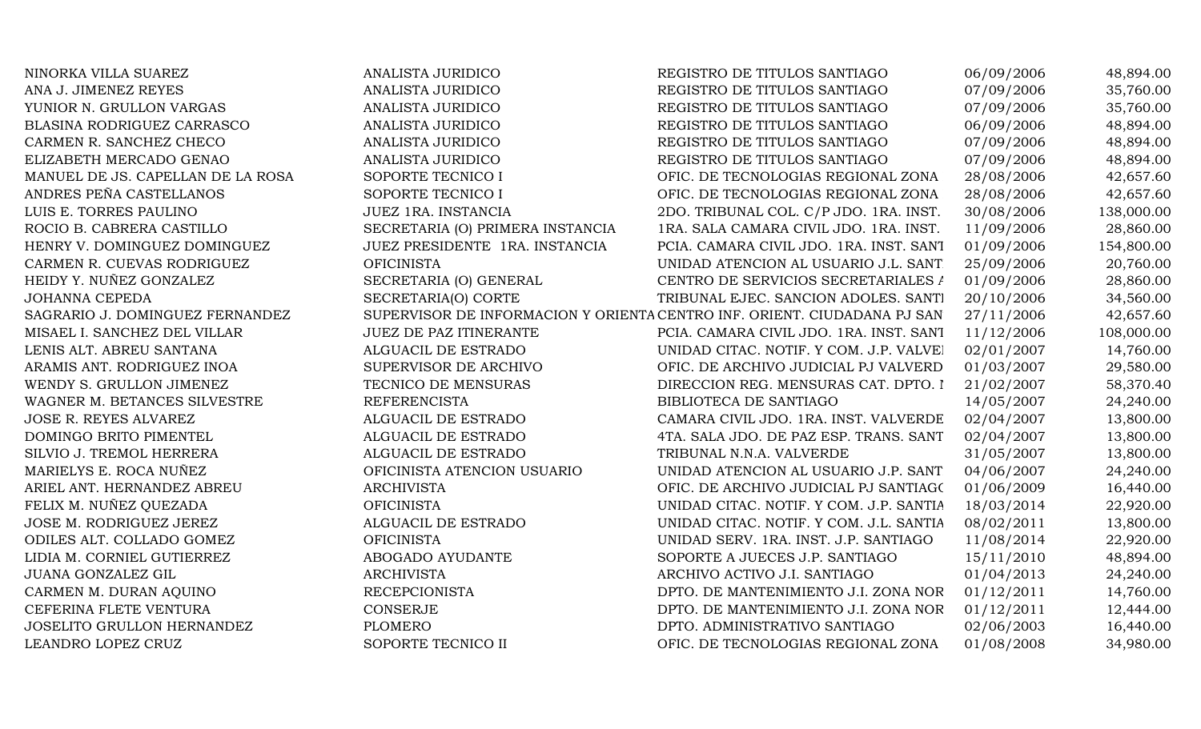| | | | | |
|---|---|---|---|---|
| NINORKA VILLA SUAREZ | ANALISTA JURIDICO | REGISTRO DE TITULOS SANTIAGO | 06/09/2006 | 48,894.00 |
| ANA J. JIMENEZ REYES | ANALISTA JURIDICO | REGISTRO DE TITULOS SANTIAGO | 07/09/2006 | 35,760.00 |
| YUNIOR N. GRULLON VARGAS | ANALISTA JURIDICO | REGISTRO DE TITULOS SANTIAGO | 07/09/2006 | 35,760.00 |
| BLASINA RODRIGUEZ CARRASCO | ANALISTA JURIDICO | REGISTRO DE TITULOS SANTIAGO | 06/09/2006 | 48,894.00 |
| CARMEN R. SANCHEZ CHECO | ANALISTA JURIDICO | REGISTRO DE TITULOS SANTIAGO | 07/09/2006 | 48,894.00 |
| ELIZABETH MERCADO GENAO | ANALISTA JURIDICO | REGISTRO DE TITULOS SANTIAGO | 07/09/2006 | 48,894.00 |
| MANUEL DE JS. CAPELLAN DE LA ROSA | SOPORTE TECNICO I | OFIC. DE TECNOLOGIAS REGIONAL ZONA | 28/08/2006 | 42,657.60 |
| ANDRES PEÑA CASTELLANOS | SOPORTE TECNICO I | OFIC. DE TECNOLOGIAS REGIONAL ZONA | 28/08/2006 | 42,657.60 |
| LUIS E. TORRES PAULINO | JUEZ 1RA. INSTANCIA | 2DO. TRIBUNAL COL. C/P JDO. 1RA. INST. | 30/08/2006 | 138,000.00 |
| ROCIO B. CABRERA CASTILLO | SECRETARIA (O) PRIMERA INSTANCIA | 1RA. SALA CAMARA CIVIL JDO. 1RA. INST. | 11/09/2006 | 28,860.00 |
| HENRY V. DOMINGUEZ DOMINGUEZ | JUEZ PRESIDENTE 1RA. INSTANCIA | PCIA. CAMARA CIVIL JDO. 1RA. INST. SANT | 01/09/2006 | 154,800.00 |
| CARMEN R. CUEVAS RODRIGUEZ | OFICINISTA | UNIDAD ATENCION AL USUARIO J.L. SANT | 25/09/2006 | 20,760.00 |
| HEIDY Y. NUÑEZ GONZALEZ | SECRETARIA (O) GENERAL | CENTRO DE SERVICIOS SECRETARIALES A | 01/09/2006 | 28,860.00 |
| JOHANNA CEPEDA | SECRETARIA(O) CORTE | TRIBUNAL EJEC. SANCION ADOLES. SANTI | 20/10/2006 | 34,560.00 |
| SAGRARIO J. DOMINGUEZ FERNANDEZ | SUPERVISOR DE INFORMACION Y ORIENTA | CENTRO INF. ORIENT. CIUDADANA PJ SAN | 27/11/2006 | 42,657.60 |
| MISAEL I. SANCHEZ DEL VILLAR | JUEZ DE PAZ ITINERANTE | PCIA. CAMARA CIVIL JDO. 1RA. INST. SANT | 11/12/2006 | 108,000.00 |
| LENIS ALT. ABREU SANTANA | ALGUACIL DE ESTRADO | UNIDAD CITAC. NOTIF. Y COM. J.P. VALVE | 02/01/2007 | 14,760.00 |
| ARAMIS ANT. RODRIGUEZ INOA | SUPERVISOR DE ARCHIVO | OFIC. DE ARCHIVO JUDICIAL PJ VALVERD | 01/03/2007 | 29,580.00 |
| WENDY S. GRULLON JIMENEZ | TECNICO DE MENSURAS | DIRECCION REG. MENSURAS CAT. DPTO. I | 21/02/2007 | 58,370.40 |
| WAGNER M. BETANCES SILVESTRE | REFERENCISTA | BIBLIOTECA DE SANTIAGO | 14/05/2007 | 24,240.00 |
| JOSE R. REYES ALVAREZ | ALGUACIL DE ESTRADO | CAMARA CIVIL JDO. 1RA. INST. VALVERDE | 02/04/2007 | 13,800.00 |
| DOMINGO BRITO PIMENTEL | ALGUACIL DE ESTRADO | 4TA. SALA JDO. DE PAZ ESP. TRANS. SANT | 02/04/2007 | 13,800.00 |
| SILVIO J. TREMOL HERRERA | ALGUACIL DE ESTRADO | TRIBUNAL N.N.A. VALVERDE | 31/05/2007 | 13,800.00 |
| MARIELYS E. ROCA NUÑEZ | OFICINISTA ATENCION USUARIO | UNIDAD ATENCION AL USUARIO J.P. SANT | 04/06/2007 | 24,240.00 |
| ARIEL ANT. HERNANDEZ ABREU | ARCHIVISTA | OFIC. DE ARCHIVO JUDICIAL PJ SANTIAGO | 01/06/2009 | 16,440.00 |
| FELIX M. NUÑEZ QUEZADA | OFICINISTA | UNIDAD CITAC. NOTIF. Y COM. J.P. SANTIA | 18/03/2014 | 22,920.00 |
| JOSE M. RODRIGUEZ JEREZ | ALGUACIL DE ESTRADO | UNIDAD CITAC. NOTIF. Y COM. J.L. SANTIA | 08/02/2011 | 13,800.00 |
| ODILES ALT. COLLADO GOMEZ | OFICINISTA | UNIDAD SERV. 1RA. INST. J.P. SANTIAGO | 11/08/2014 | 22,920.00 |
| LIDIA M. CORNIEL GUTIERREZ | ABOGADO AYUDANTE | SOPORTE A JUECES J.P. SANTIAGO | 15/11/2010 | 48,894.00 |
| JUANA GONZALEZ GIL | ARCHIVISTA | ARCHIVO ACTIVO J.I. SANTIAGO | 01/04/2013 | 24,240.00 |
| CARMEN M. DURAN AQUINO | RECEPCIONISTA | DPTO. DE MANTENIMIENTO J.I. ZONA NOR | 01/12/2011 | 14,760.00 |
| CEFERINA FLETE VENTURA | CONSERJE | DPTO. DE MANTENIMIENTO J.I. ZONA NOR | 01/12/2011 | 12,444.00 |
| JOSELITO GRULLON HERNANDEZ | PLOMERO | DPTO. ADMINISTRATIVO SANTIAGO | 02/06/2003 | 16,440.00 |
| LEANDRO LOPEZ CRUZ | SOPORTE TECNICO II | OFIC. DE TECNOLOGIAS REGIONAL ZONA | 01/08/2008 | 34,980.00 |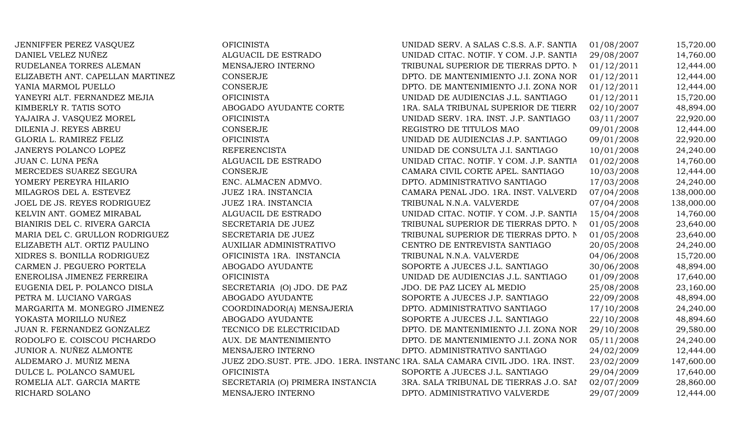| | | | | |
|---|---|---|---|---|
| JENNIFFER PEREZ VASQUEZ | OFICINISTA | UNIDAD SERV. A SALAS C.S.S. A.F. SANTIA | 01/08/2007 | 15,720.00 |
| DANIEL VELEZ NUÑEZ | ALGUACIL DE ESTRADO | UNIDAD CITAC. NOTIF. Y COM. J.P. SANTIA | 29/08/2007 | 14,760.00 |
| RUDELANEA TORRES ALEMAN | MENSAJERO INTERNO | TRIBUNAL SUPERIOR DE TIERRAS DPTO. N | 01/12/2011 | 12,444.00 |
| ELIZABETH ANT. CAPELLAN MARTINEZ | CONSERJE | DPTO. DE MANTENIMIENTO J.I. ZONA NOR | 01/12/2011 | 12,444.00 |
| YANIA MARMOL PUELLO | CONSERJE | DPTO. DE MANTENIMIENTO J.I. ZONA NOR | 01/12/2011 | 12,444.00 |
| YANEYRI ALT. FERNANDEZ MEJIA | OFICINISTA | UNIDAD DE AUDIENCIAS J.L. SANTIAGO | 01/12/2011 | 15,720.00 |
| KIMBERLY R. TATIS SOTO | ABOGADO AYUDANTE CORTE | 1RA. SALA TRIBUNAL SUPERIOR DE TIERR | 02/10/2007 | 48,894.00 |
| YAJAIRA J. VASQUEZ MOREL | OFICINISTA | UNIDAD SERV. 1RA. INST. J.P. SANTIAGO | 03/11/2007 | 22,920.00 |
| DILENIA J. REYES ABREU | CONSERJE | REGISTRO DE TITULOS MAO | 09/01/2008 | 12,444.00 |
| GLORIA L. RAMIREZ FELIZ | OFICINISTA | UNIDAD DE AUDIENCIAS J.P. SANTIAGO | 09/01/2008 | 22,920.00 |
| JANERYS POLANCO LOPEZ | REFERENCISTA | UNIDAD DE CONSULTA J.I. SANTIAGO | 10/01/2008 | 24,240.00 |
| JUAN C. LUNA PEÑA | ALGUACIL DE ESTRADO | UNIDAD CITAC. NOTIF. Y COM. J.P. SANTIA | 01/02/2008 | 14,760.00 |
| MERCEDES SUAREZ SEGURA | CONSERJE | CAMARA CIVIL CORTE APEL. SANTIAGO | 10/03/2008 | 12,444.00 |
| YOMERY PEREYRA HILARIO | ENC. ALMACEN ADMVO. | DPTO. ADMINISTRATIVO SANTIAGO | 17/03/2008 | 24,240.00 |
| MILAGROS DEL A. ESTEVEZ | JUEZ 1RA. INSTANCIA | CAMARA PENAL JDO. 1RA. INST. VALVERD | 07/04/2008 | 138,000.00 |
| JOEL DE JS. REYES RODRIGUEZ | JUEZ 1RA. INSTANCIA | TRIBUNAL N.N.A. VALVERDE | 07/04/2008 | 138,000.00 |
| KELVIN ANT. GOMEZ MIRABAL | ALGUACIL DE ESTRADO | UNIDAD CITAC. NOTIF. Y COM. J.P. SANTIA | 15/04/2008 | 14,760.00 |
| BIANIRIS DEL C. RIVERA GARCIA | SECRETARIA DE JUEZ | TRIBUNAL SUPERIOR DE TIERRAS DPTO. N | 01/05/2008 | 23,640.00 |
| MARIA DEL C. GRULLON RODRIGUEZ | SECRETARIA DE JUEZ | TRIBUNAL SUPERIOR DE TIERRAS DPTO. N | 01/05/2008 | 23,640.00 |
| ELIZABETH ALT. ORTIZ PAULINO | AUXILIAR ADMINISTRATIVO | CENTRO DE ENTREVISTA SANTIAGO | 20/05/2008 | 24,240.00 |
| XIDRES S. BONILLA RODRIGUEZ | OFICINISTA 1RA. INSTANCIA | TRIBUNAL N.N.A. VALVERDE | 04/06/2008 | 15,720.00 |
| CARMEN J. PEGUERO PORTELA | ABOGADO AYUDANTE | SOPORTE A JUECES J.L. SANTIAGO | 30/06/2008 | 48,894.00 |
| ENEROLISA JIMENEZ FERREIRA | OFICINISTA | UNIDAD DE AUDIENCIAS J.L. SANTIAGO | 01/09/2008 | 17,640.00 |
| EUGENIA DEL P. POLANCO DISLA | SECRETARIA (O) JDO. DE PAZ | JDO. DE PAZ LICEY AL MEDIO | 25/08/2008 | 23,160.00 |
| PETRA M. LUCIANO VARGAS | ABOGADO AYUDANTE | SOPORTE A JUECES J.P. SANTIAGO | 22/09/2008 | 48,894.00 |
| MARGARITA M. MONEGRO JIMENEZ | COORDINADOR(A) MENSAJERIA | DPTO. ADMINISTRATIVO SANTIAGO | 17/10/2008 | 24,240.00 |
| YOKASTA MORILLO NUÑEZ | ABOGADO AYUDANTE | SOPORTE A JUECES J.L. SANTIAGO | 22/10/2008 | 48,894.60 |
| JUAN R. FERNANDEZ GONZALEZ | TECNICO DE ELECTRICIDAD | DPTO. DE MANTENIMIENTO J.I. ZONA NOR | 29/10/2008 | 29,580.00 |
| RODOLFO E. COISCOU PICHARDO | AUX. DE MANTENIMIENTO | DPTO. DE MANTENIMIENTO J.I. ZONA NOR | 05/11/2008 | 24,240.00 |
| JUNIOR A. NUÑEZ ALMONTE | MENSAJERO INTERNO | DPTO. ADMINISTRATIVO SANTIAGO | 24/02/2009 | 12,444.00 |
| ALDEMARO J. MUÑIZ MENA | JUEZ 2DO.SUST. PTE. JDO. 1ERA. INSTANC | 1RA. SALA CAMARA CIVIL JDO. 1RA. INST. | 23/02/2009 | 147,600.00 |
| DULCE L. POLANCO SAMUEL | OFICINISTA | SOPORTE A JUECES J.L. SANTIAGO | 29/04/2009 | 17,640.00 |
| ROMELIA ALT. GARCIA MARTE | SECRETARIA (O) PRIMERA INSTANCIA | 3RA. SALA TRIBUNAL DE TIERRAS J.O. SAI | 02/07/2009 | 28,860.00 |
| RICHARD SOLANO | MENSAJERO INTERNO | DPTO. ADMINISTRATIVO VALVERDE | 29/07/2009 | 12,444.00 |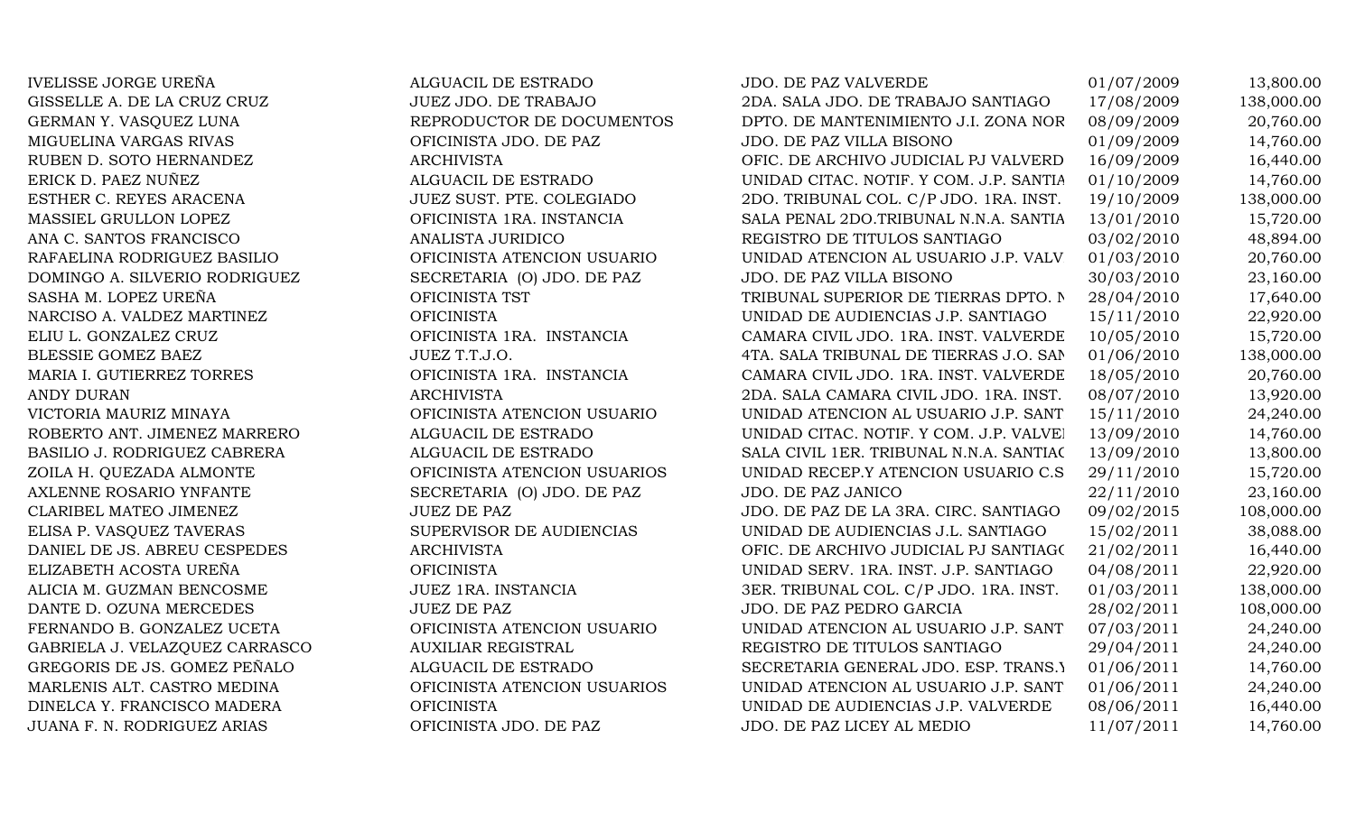| | | | | |
|---|---|---|---|---|
| IVELISSE JORGE UREÑA | ALGUACIL DE ESTRADO | JDO. DE PAZ VALVERDE | 01/07/2009 | 13,800.00 |
| GISSELLE A. DE LA CRUZ CRUZ | JUEZ JDO. DE TRABAJO | 2DA. SALA JDO. DE TRABAJO SANTIAGO | 17/08/2009 | 138,000.00 |
| GERMAN Y. VASQUEZ LUNA | REPRODUCTOR DE DOCUMENTOS | DPTO. DE MANTENIMIENTO J.I. ZONA NOR | 08/09/2009 | 20,760.00 |
| MIGUELINA VARGAS RIVAS | OFICINISTA JDO. DE PAZ | JDO. DE PAZ VILLA BISONO | 01/09/2009 | 14,760.00 |
| RUBEN D. SOTO HERNANDEZ | ARCHIVISTA | OFIC. DE ARCHIVO JUDICIAL PJ VALVERD | 16/09/2009 | 16,440.00 |
| ERICK D. PAEZ NUÑEZ | ALGUACIL DE ESTRADO | UNIDAD CITAC. NOTIF. Y COM. J.P. SANTIA | 01/10/2009 | 14,760.00 |
| ESTHER C. REYES ARACENA | JUEZ SUST. PTE. COLEGIADO | 2DO. TRIBUNAL COL. C/P JDO. 1RA. INST. | 19/10/2009 | 138,000.00 |
| MASSIEL GRULLON LOPEZ | OFICINISTA 1RA. INSTANCIA | SALA PENAL 2DO.TRIBUNAL N.N.A. SANTIA | 13/01/2010 | 15,720.00 |
| ANA C. SANTOS FRANCISCO | ANALISTA JURIDICO | REGISTRO DE TITULOS SANTIAGO | 03/02/2010 | 48,894.00 |
| RAFAELINA RODRIGUEZ BASILIO | OFICINISTA ATENCION USUARIO | UNIDAD ATENCION AL USUARIO J.P. VALV | 01/03/2010 | 20,760.00 |
| DOMINGO A. SILVERIO RODRIGUEZ | SECRETARIA (O) JDO. DE PAZ | JDO. DE PAZ VILLA BISONO | 30/03/2010 | 23,160.00 |
| SASHA M. LOPEZ UREÑA | OFICINISTA TST | TRIBUNAL SUPERIOR DE TIERRAS DPTO. N | 28/04/2010 | 17,640.00 |
| NARCISO A. VALDEZ MARTINEZ | OFICINISTA | UNIDAD DE AUDIENCIAS J.P. SANTIAGO | 15/11/2010 | 22,920.00 |
| ELIU L. GONZALEZ CRUZ | OFICINISTA 1RA. INSTANCIA | CAMARA CIVIL JDO. 1RA. INST. VALVERDE | 10/05/2010 | 15,720.00 |
| BLESSIE GOMEZ BAEZ | JUEZ T.T.J.O. | 4TA. SALA TRIBUNAL DE TIERRAS J.O. SAN | 01/06/2010 | 138,000.00 |
| MARIA I. GUTIERREZ TORRES | OFICINISTA 1RA. INSTANCIA | CAMARA CIVIL JDO. 1RA. INST. VALVERDE | 18/05/2010 | 20,760.00 |
| ANDY DURAN | ARCHIVISTA | 2DA. SALA CAMARA CIVIL JDO. 1RA. INST. | 08/07/2010 | 13,920.00 |
| VICTORIA MAURIZ MINAYA | OFICINISTA ATENCION USUARIO | UNIDAD ATENCION AL USUARIO J.P. SANT | 15/11/2010 | 24,240.00 |
| ROBERTO ANT. JIMENEZ MARRERO | ALGUACIL DE ESTRADO | UNIDAD CITAC. NOTIF. Y COM. J.P. VALVEI | 13/09/2010 | 14,760.00 |
| BASILIO J. RODRIGUEZ CABRERA | ALGUACIL DE ESTRADO | SALA CIVIL 1ER. TRIBUNAL N.N.A. SANTIAC | 13/09/2010 | 13,800.00 |
| ZOILA H. QUEZADA ALMONTE | OFICINISTA ATENCION USUARIOS | UNIDAD RECEP.Y ATENCION USUARIO C.S | 29/11/2010 | 15,720.00 |
| AXLENNE ROSARIO YNFANTE | SECRETARIA (O) JDO. DE PAZ | JDO. DE PAZ JANICO | 22/11/2010 | 23,160.00 |
| CLARIBEL MATEO JIMENEZ | JUEZ DE PAZ | JDO. DE PAZ DE LA 3RA. CIRC. SANTIAGO | 09/02/2015 | 108,000.00 |
| ELISA P. VASQUEZ TAVERAS | SUPERVISOR DE AUDIENCIAS | UNIDAD DE AUDIENCIAS J.L. SANTIAGO | 15/02/2011 | 38,088.00 |
| DANIEL DE JS. ABREU CESPEDES | ARCHIVISTA | OFIC. DE ARCHIVO JUDICIAL PJ SANTIAGO | 21/02/2011 | 16,440.00 |
| ELIZABETH ACOSTA UREÑA | OFICINISTA | UNIDAD SERV. 1RA. INST. J.P. SANTIAGO | 04/08/2011 | 22,920.00 |
| ALICIA M. GUZMAN BENCOSME | JUEZ 1RA. INSTANCIA | 3ER. TRIBUNAL COL. C/P JDO. 1RA. INST. | 01/03/2011 | 138,000.00 |
| DANTE D. OZUNA MERCEDES | JUEZ DE PAZ | JDO. DE PAZ PEDRO GARCIA | 28/02/2011 | 108,000.00 |
| FERNANDO B. GONZALEZ UCETA | OFICINISTA ATENCION USUARIO | UNIDAD ATENCION AL USUARIO J.P. SANT | 07/03/2011 | 24,240.00 |
| GABRIELA J. VELAZQUEZ CARRASCO | AUXILIAR REGISTRAL | REGISTRO DE TITULOS SANTIAGO | 29/04/2011 | 24,240.00 |
| GREGORIS DE JS. GOMEZ PEÑALO | ALGUACIL DE ESTRADO | SECRETARIA GENERAL JDO. ESP. TRANS.Y | 01/06/2011 | 14,760.00 |
| MARLENIS ALT. CASTRO MEDINA | OFICINISTA ATENCION USUARIOS | UNIDAD ATENCION AL USUARIO J.P. SANT | 01/06/2011 | 24,240.00 |
| DINELCA Y. FRANCISCO MADERA | OFICINISTA | UNIDAD DE AUDIENCIAS J.P. VALVERDE | 08/06/2011 | 16,440.00 |
| JUANA F. N. RODRIGUEZ ARIAS | OFICINISTA JDO. DE PAZ | JDO. DE PAZ LICEY AL MEDIO | 11/07/2011 | 14,760.00 |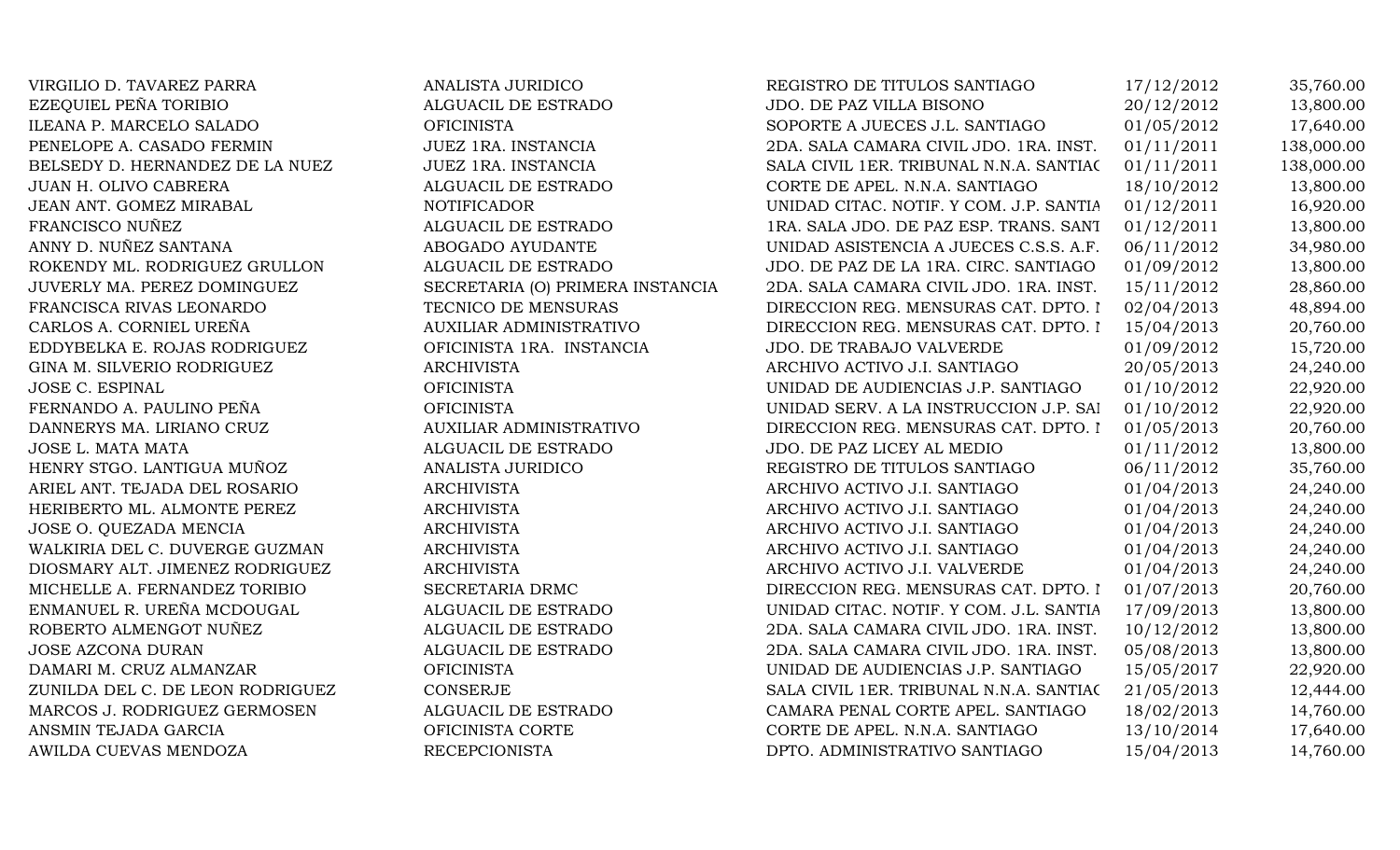| | | | | |
|---|---|---|---|---|
| VIRGILIO D. TAVAREZ PARRA | ANALISTA JURIDICO | REGISTRO DE TITULOS SANTIAGO | 17/12/2012 | 35,760.00 |
| EZEQUIEL PEÑA TORIBIO | ALGUACIL DE ESTRADO | JDO. DE PAZ VILLA BISONO | 20/12/2012 | 13,800.00 |
| ILEANA P. MARCELO SALADO | OFICINISTA | SOPORTE A JUECES J.L. SANTIAGO | 01/05/2012 | 17,640.00 |
| PENELOPE A. CASADO FERMIN | JUEZ 1RA. INSTANCIA | 2DA. SALA CAMARA CIVIL JDO. 1RA. INST. | 01/11/2011 | 138,000.00 |
| BELSEDY D. HERNANDEZ DE LA NUEZ | JUEZ 1RA. INSTANCIA | SALA CIVIL 1ER. TRIBUNAL N.N.A. SANTIAC | 01/11/2011 | 138,000.00 |
| JUAN H. OLIVO CABRERA | ALGUACIL DE ESTRADO | CORTE DE APEL. N.N.A. SANTIAGO | 18/10/2012 | 13,800.00 |
| JEAN ANT. GOMEZ MIRABAL | NOTIFICADOR | UNIDAD CITAC. NOTIF. Y COM. J.P. SANTIA | 01/12/2011 | 16,920.00 |
| FRANCISCO NUÑEZ | ALGUACIL DE ESTRADO | 1RA. SALA JDO. DE PAZ ESP. TRANS. SANT | 01/12/2011 | 13,800.00 |
| ANNY D. NUÑEZ SANTANA | ABOGADO AYUDANTE | UNIDAD ASISTENCIA A JUECES C.S.S. A.F. | 06/11/2012 | 34,980.00 |
| ROKENDY ML. RODRIGUEZ GRULLON | ALGUACIL DE ESTRADO | JDO. DE PAZ DE LA 1RA. CIRC. SANTIAGO | 01/09/2012 | 13,800.00 |
| JUVERLY MA. PEREZ DOMINGUEZ | SECRETARIA (O) PRIMERA INSTANCIA | 2DA. SALA CAMARA CIVIL JDO. 1RA. INST. | 15/11/2012 | 28,860.00 |
| FRANCISCA RIVAS LEONARDO | TECNICO DE MENSURAS | DIRECCION REG. MENSURAS CAT. DPTO. I | 02/04/2013 | 48,894.00 |
| CARLOS A. CORNIEL UREÑA | AUXILIAR ADMINISTRATIVO | DIRECCION REG. MENSURAS CAT. DPTO. I | 15/04/2013 | 20,760.00 |
| EDDYBELKA E. ROJAS RODRIGUEZ | OFICINISTA 1RA. INSTANCIA | JDO. DE TRABAJO VALVERDE | 01/09/2012 | 15,720.00 |
| GINA M. SILVERIO RODRIGUEZ | ARCHIVISTA | ARCHIVO ACTIVO J.I. SANTIAGO | 20/05/2013 | 24,240.00 |
| JOSE C. ESPINAL | OFICINISTA | UNIDAD DE AUDIENCIAS J.P. SANTIAGO | 01/10/2012 | 22,920.00 |
| FERNANDO A. PAULINO PEÑA | OFICINISTA | UNIDAD SERV. A LA INSTRUCCION J.P. SAI | 01/10/2012 | 22,920.00 |
| DANNERYS MA. LIRIANO CRUZ | AUXILIAR ADMINISTRATIVO | DIRECCION REG. MENSURAS CAT. DPTO. I | 01/05/2013 | 20,760.00 |
| JOSE L. MATA MATA | ALGUACIL DE ESTRADO | JDO. DE PAZ LICEY AL MEDIO | 01/11/2012 | 13,800.00 |
| HENRY STGO. LANTIGUA MUÑOZ | ANALISTA JURIDICO | REGISTRO DE TITULOS SANTIAGO | 06/11/2012 | 35,760.00 |
| ARIEL ANT. TEJADA DEL ROSARIO | ARCHIVISTA | ARCHIVO ACTIVO J.I. SANTIAGO | 01/04/2013 | 24,240.00 |
| HERIBERTO ML. ALMONTE PEREZ | ARCHIVISTA | ARCHIVO ACTIVO J.I. SANTIAGO | 01/04/2013 | 24,240.00 |
| JOSE O. QUEZADA MENCIA | ARCHIVISTA | ARCHIVO ACTIVO J.I. SANTIAGO | 01/04/2013 | 24,240.00 |
| WALKIRIA DEL C. DUVERGE GUZMAN | ARCHIVISTA | ARCHIVO ACTIVO J.I. SANTIAGO | 01/04/2013 | 24,240.00 |
| DIOSMARY ALT. JIMENEZ RODRIGUEZ | ARCHIVISTA | ARCHIVO ACTIVO J.I. VALVERDE | 01/04/2013 | 24,240.00 |
| MICHELLE A. FERNANDEZ TORIBIO | SECRETARIA DRMC | DIRECCION REG. MENSURAS CAT. DPTO. I | 01/07/2013 | 20,760.00 |
| ENMANUEL R. UREÑA MCDOUGAL | ALGUACIL DE ESTRADO | UNIDAD CITAC. NOTIF. Y COM. J.L. SANTIA | 17/09/2013 | 13,800.00 |
| ROBERTO ALMENGOT NUÑEZ | ALGUACIL DE ESTRADO | 2DA. SALA CAMARA CIVIL JDO. 1RA. INST. | 10/12/2012 | 13,800.00 |
| JOSE AZCONA DURAN | ALGUACIL DE ESTRADO | 2DA. SALA CAMARA CIVIL JDO. 1RA. INST. | 05/08/2013 | 13,800.00 |
| DAMARI M. CRUZ ALMANZAR | OFICINISTA | UNIDAD DE AUDIENCIAS J.P. SANTIAGO | 15/05/2017 | 22,920.00 |
| ZUNILDA DEL C. DE LEON RODRIGUEZ | CONSERJE | SALA CIVIL 1ER. TRIBUNAL N.N.A. SANTIAC | 21/05/2013 | 12,444.00 |
| MARCOS J. RODRIGUEZ GERMOSEN | ALGUACIL DE ESTRADO | CAMARA PENAL CORTE APEL. SANTIAGO | 18/02/2013 | 14,760.00 |
| ANSMIN TEJADA GARCIA | OFICINISTA CORTE | CORTE DE APEL. N.N.A. SANTIAGO | 13/10/2014 | 17,640.00 |
| AWILDA CUEVAS MENDOZA | RECEPCIONISTA | DPTO. ADMINISTRATIVO SANTIAGO | 15/04/2013 | 14,760.00 |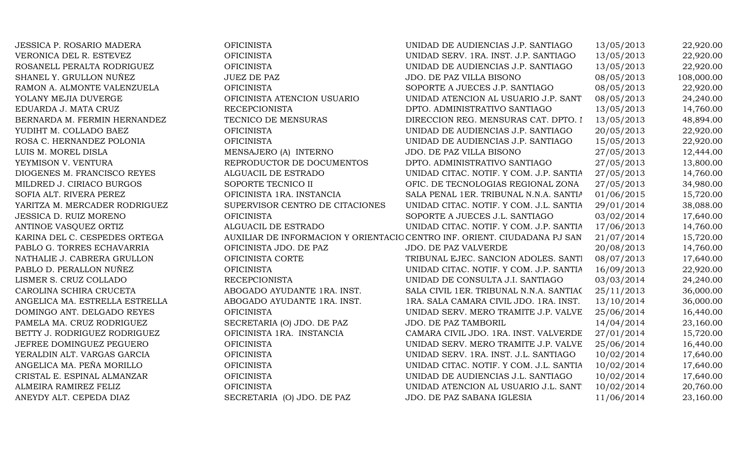| | | | | |
|---|---|---|---|---|
| JESSICA P. ROSARIO MADERA | OFICINISTA | UNIDAD DE AUDIENCIAS J.P. SANTIAGO | 13/05/2013 | 22,920.00 |
| VERONICA DEL R. ESTEVEZ | OFICINISTA | UNIDAD SERV. 1RA. INST. J.P. SANTIAGO | 13/05/2013 | 22,920.00 |
| ROSANELL PERALTA RODRIGUEZ | OFICINISTA | UNIDAD DE AUDIENCIAS J.P. SANTIAGO | 13/05/2013 | 22,920.00 |
| SHANEL Y. GRULLON NUÑEZ | JUEZ DE PAZ | JDO. DE PAZ VILLA BISONO | 08/05/2013 | 108,000.00 |
| RAMON A. ALMONTE VALENZUELA | OFICINISTA | SOPORTE A JUECES J.P. SANTIAGO | 08/05/2013 | 22,920.00 |
| YOLANY MEJIA DUVERGE | OFICINISTA ATENCION USUARIO | UNIDAD ATENCION AL USUARIO J.P. SANT | 08/05/2013 | 24,240.00 |
| EDUARDA J. MATA CRUZ | RECEPCIONISTA | DPTO. ADMINISTRATIVO SANTIAGO | 13/05/2013 | 14,760.00 |
| BERNARDA M. FERMIN HERNANDEZ | TECNICO DE MENSURAS | DIRECCION REG. MENSURAS CAT. DPTO. I | 13/05/2013 | 48,894.00 |
| YUDIHT M. COLLADO BAEZ | OFICINISTA | UNIDAD DE AUDIENCIAS J.P. SANTIAGO | 20/05/2013 | 22,920.00 |
| ROSA C. HERNANDEZ POLONIA | OFICINISTA | UNIDAD DE AUDIENCIAS J.P. SANTIAGO | 15/05/2013 | 22,920.00 |
| LUIS M. MOREL DISLA | MENSAJERO (A) INTERNO | JDO. DE PAZ VILLA BISONO | 27/05/2013 | 12,444.00 |
| YEYMISON V. VENTURA | REPRODUCTOR DE DOCUMENTOS | DPTO. ADMINISTRATIVO SANTIAGO | 27/05/2013 | 13,800.00 |
| DIOGENES M. FRANCISCO REYES | ALGUACIL DE ESTRADO | UNIDAD CITAC. NOTIF. Y COM. J.P. SANTIA | 27/05/2013 | 14,760.00 |
| MILDRED J. CIRIACO BURGOS | SOPORTE TECNICO II | OFIC. DE TECNOLOGIAS REGIONAL ZONA | 27/05/2013 | 34,980.00 |
| SOFIA ALT. RIVERA PEREZ | OFICINISTA 1RA. INSTANCIA | SALA PENAL 1ER. TRIBUNAL N.N.A. SANTIA | 01/06/2015 | 15,720.00 |
| YARITZA M. MERCADER RODRIGUEZ | SUPERVISOR CENTRO DE CITACIONES | UNIDAD CITAC. NOTIF. Y COM. J.L. SANTIA | 29/01/2014 | 38,088.00 |
| JESSICA D. RUIZ MORENO | OFICINISTA | SOPORTE A JUECES J.L. SANTIAGO | 03/02/2014 | 17,640.00 |
| ANTINOE VASQUEZ ORTIZ | ALGUACIL DE ESTRADO | UNIDAD CITAC. NOTIF. Y COM. J.P. SANTIA | 17/06/2013 | 14,760.00 |
| KARINA DEL C. CESPEDES ORTEGA | AUXILIAR DE INFORMACION Y ORIENTACIO | CENTRO INF. ORIENT. CIUDADANA PJ SAN | 21/07/2014 | 15,720.00 |
| PABLO G. TORRES ECHAVARRIA | OFICINISTA JDO. DE PAZ | JDO. DE PAZ VALVERDE | 20/08/2013 | 14,760.00 |
| NATHALIE J. CABRERA GRULLON | OFICINISTA CORTE | TRIBUNAL EJEC. SANCION ADOLES. SANTI | 08/07/2013 | 17,640.00 |
| PABLO D. PERALLON NUÑEZ | OFICINISTA | UNIDAD CITAC. NOTIF. Y COM. J.P. SANTIA | 16/09/2013 | 22,920.00 |
| LISMER S. CRUZ COLLADO | RECEPCIONISTA | UNIDAD DE CONSULTA J.I. SANTIAGO | 03/03/2014 | 24,240.00 |
| CAROLINA SCHIRA CRUCETA | ABOGADO AYUDANTE 1RA. INST. | SALA CIVIL 1ER. TRIBUNAL N.N.A. SANTIAC | 25/11/2013 | 36,000.00 |
| ANGELICA MA. ESTRELLA ESTRELLA | ABOGADO AYUDANTE 1RA. INST. | 1RA. SALA CAMARA CIVIL JDO. 1RA. INST. | 13/10/2014 | 36,000.00 |
| DOMINGO ANT. DELGADO REYES | OFICINISTA | UNIDAD SERV. MERO TRAMITE J.P. VALVE | 25/06/2014 | 16,440.00 |
| PAMELA MA. CRUZ RODRIGUEZ | SECRETARIA (O) JDO. DE PAZ | JDO. DE PAZ TAMBORIL | 14/04/2014 | 23,160.00 |
| BETTY J. RODRIGUEZ RODRIGUEZ | OFICINISTA 1RA. INSTANCIA | CAMARA CIVIL JDO. 1RA. INST. VALVERDE | 27/01/2014 | 15,720.00 |
| JEFREE DOMINGUEZ PEGUERO | OFICINISTA | UNIDAD SERV. MERO TRAMITE J.P. VALVE | 25/06/2014 | 16,440.00 |
| YERALDIN ALT. VARGAS GARCIA | OFICINISTA | UNIDAD SERV. 1RA. INST. J.L. SANTIAGO | 10/02/2014 | 17,640.00 |
| ANGELICA MA. PEÑA MORILLO | OFICINISTA | UNIDAD CITAC. NOTIF. Y COM. J.L. SANTIA | 10/02/2014 | 17,640.00 |
| CRISTAL E. ESPINAL ALMANZAR | OFICINISTA | UNIDAD DE AUDIENCIAS J.L. SANTIAGO | 10/02/2014 | 17,640.00 |
| ALMEIRA RAMIREZ FELIZ | OFICINISTA | UNIDAD ATENCION AL USUARIO J.L. SANT | 10/02/2014 | 20,760.00 |
| ANEYDY ALT. CEPEDA DIAZ | SECRETARIA (O) JDO. DE PAZ | JDO. DE PAZ SABANA IGLESIA | 11/06/2014 | 23,160.00 |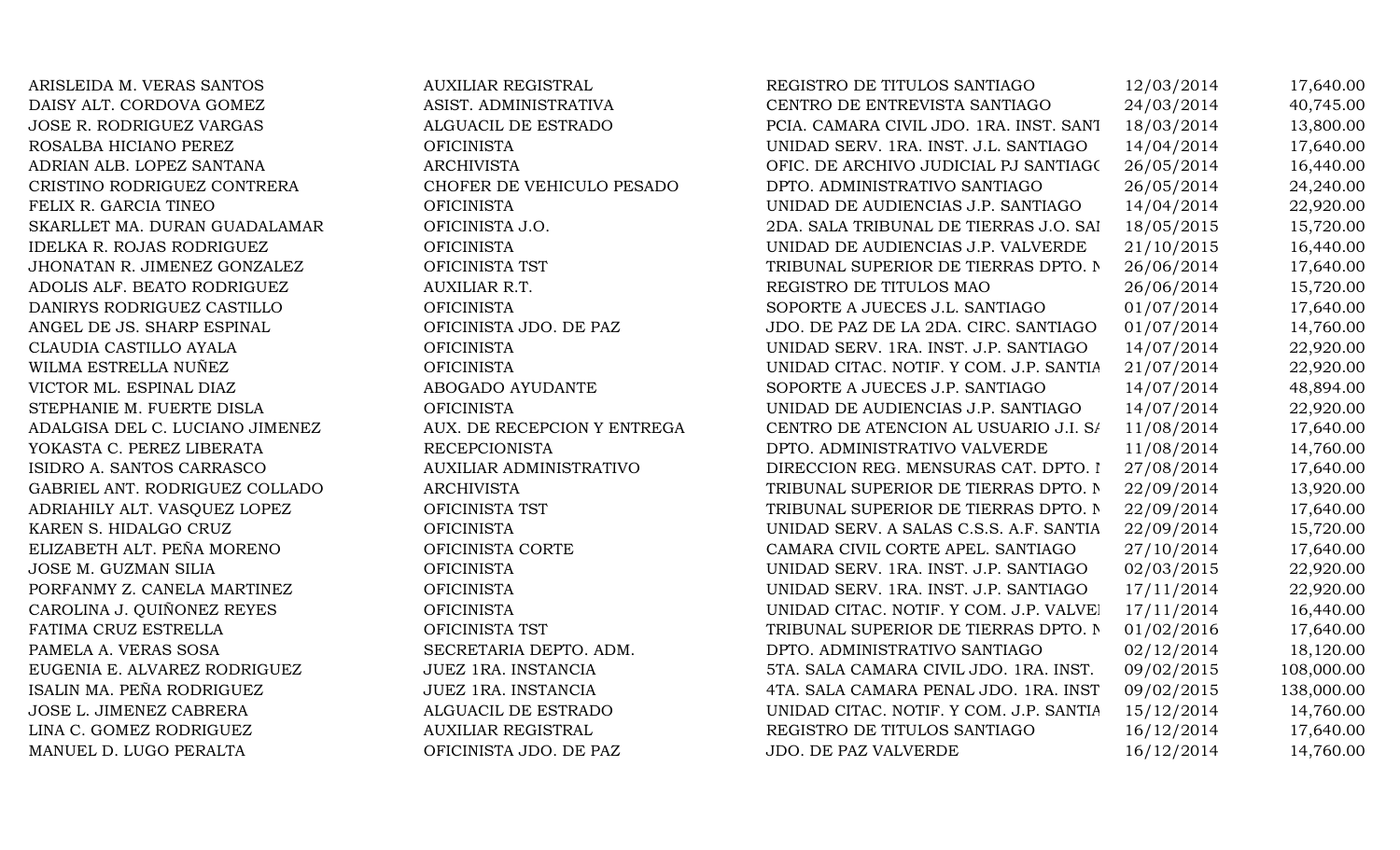| | | | | |
|---|---|---|---|---|
| ARISLEIDA M. VERAS SANTOS | AUXILIAR REGISTRAL | REGISTRO DE TITULOS SANTIAGO | 12/03/2014 | 17,640.00 |
| DAISY ALT. CORDOVA GOMEZ | ASIST. ADMINISTRATIVA | CENTRO DE ENTREVISTA SANTIAGO | 24/03/2014 | 40,745.00 |
| JOSE R. RODRIGUEZ VARGAS | ALGUACIL DE ESTRADO | PCIA. CAMARA CIVIL JDO. 1RA. INST. SANT | 18/03/2014 | 13,800.00 |
| ROSALBA HICIANO PEREZ | OFICINISTA | UNIDAD SERV. 1RA. INST. J.L. SANTIAGO | 14/04/2014 | 17,640.00 |
| ADRIAN ALB. LOPEZ SANTANA | ARCHIVISTA | OFIC. DE ARCHIVO JUDICIAL PJ SANTIAGO | 26/05/2014 | 16,440.00 |
| CRISTINO RODRIGUEZ CONTRERA | CHOFER DE VEHICULO PESADO | DPTO. ADMINISTRATIVO SANTIAGO | 26/05/2014 | 24,240.00 |
| FELIX R. GARCIA TINEO | OFICINISTA | UNIDAD DE AUDIENCIAS J.P. SANTIAGO | 14/04/2014 | 22,920.00 |
| SKARLLET MA. DURAN GUADALAMAR | OFICINISTA J.O. | 2DA. SALA TRIBUNAL DE TIERRAS J.O. SAI | 18/05/2015 | 15,720.00 |
| IDELKA R. ROJAS RODRIGUEZ | OFICINISTA | UNIDAD DE AUDIENCIAS J.P. VALVERDE | 21/10/2015 | 16,440.00 |
| JHONATAN R. JIMENEZ GONZALEZ | OFICINISTA TST | TRIBUNAL SUPERIOR DE TIERRAS DPTO. N | 26/06/2014 | 17,640.00 |
| ADOLIS ALF. BEATO RODRIGUEZ | AUXILIAR R.T. | REGISTRO DE TITULOS MAO | 26/06/2014 | 15,720.00 |
| DANIRYS RODRIGUEZ CASTILLO | OFICINISTA | SOPORTE A JUECES J.L. SANTIAGO | 01/07/2014 | 17,640.00 |
| ANGEL DE JS. SHARP ESPINAL | OFICINISTA JDO. DE PAZ | JDO. DE PAZ DE LA 2DA. CIRC. SANTIAGO | 01/07/2014 | 14,760.00 |
| CLAUDIA CASTILLO AYALA | OFICINISTA | UNIDAD SERV. 1RA. INST. J.P. SANTIAGO | 14/07/2014 | 22,920.00 |
| WILMA ESTRELLA NUÑEZ | OFICINISTA | UNIDAD CITAC. NOTIF. Y COM. J.P. SANTIA | 21/07/2014 | 22,920.00 |
| VICTOR ML. ESPINAL DIAZ | ABOGADO AYUDANTE | SOPORTE A JUECES J.P. SANTIAGO | 14/07/2014 | 48,894.00 |
| STEPHANIE M. FUERTE DISLA | OFICINISTA | UNIDAD DE AUDIENCIAS J.P. SANTIAGO | 14/07/2014 | 22,920.00 |
| ADALGISA DEL C. LUCIANO JIMENEZ | AUX. DE RECEPCION Y ENTREGA | CENTRO DE ATENCION AL USUARIO J.I. SA | 11/08/2014 | 17,640.00 |
| YOKASTA C. PEREZ LIBERATA | RECEPCIONISTA | DPTO. ADMINISTRATIVO VALVERDE | 11/08/2014 | 14,760.00 |
| ISIDRO A. SANTOS CARRASCO | AUXILIAR ADMINISTRATIVO | DIRECCION REG. MENSURAS CAT. DPTO. I | 27/08/2014 | 17,640.00 |
| GABRIEL ANT. RODRIGUEZ COLLADO | ARCHIVISTA | TRIBUNAL SUPERIOR DE TIERRAS DPTO. N | 22/09/2014 | 13,920.00 |
| ADRIAHILY ALT. VASQUEZ LOPEZ | OFICINISTA TST | TRIBUNAL SUPERIOR DE TIERRAS DPTO. N | 22/09/2014 | 17,640.00 |
| KAREN S. HIDALGO CRUZ | OFICINISTA | UNIDAD SERV. A SALAS C.S.S. A.F. SANTIA | 22/09/2014 | 15,720.00 |
| ELIZABETH ALT. PEÑA MORENO | OFICINISTA CORTE | CAMARA CIVIL CORTE APEL. SANTIAGO | 27/10/2014 | 17,640.00 |
| JOSE M. GUZMAN SILIA | OFICINISTA | UNIDAD SERV. 1RA. INST. J.P. SANTIAGO | 02/03/2015 | 22,920.00 |
| PORFANMY Z. CANELA MARTINEZ | OFICINISTA | UNIDAD SERV. 1RA. INST. J.P. SANTIAGO | 17/11/2014 | 22,920.00 |
| CAROLINA J. QUIÑONEZ REYES | OFICINISTA | UNIDAD CITAC. NOTIF. Y COM. J.P. VALVEI | 17/11/2014 | 16,440.00 |
| FATIMA CRUZ ESTRELLA | OFICINISTA TST | TRIBUNAL SUPERIOR DE TIERRAS DPTO. N | 01/02/2016 | 17,640.00 |
| PAMELA A. VERAS SOSA | SECRETARIA DEPTO. ADM. | DPTO. ADMINISTRATIVO SANTIAGO | 02/12/2014 | 18,120.00 |
| EUGENIA E. ALVAREZ RODRIGUEZ | JUEZ 1RA. INSTANCIA | 5TA. SALA CAMARA CIVIL JDO. 1RA. INST. | 09/02/2015 | 108,000.00 |
| ISALIN MA. PEÑA RODRIGUEZ | JUEZ 1RA. INSTANCIA | 4TA. SALA CAMARA PENAL JDO. 1RA. INST | 09/02/2015 | 138,000.00 |
| JOSE L. JIMENEZ CABRERA | ALGUACIL DE ESTRADO | UNIDAD CITAC. NOTIF. Y COM. J.P. SANTIA | 15/12/2014 | 14,760.00 |
| LINA C. GOMEZ RODRIGUEZ | AUXILIAR REGISTRAL | REGISTRO DE TITULOS SANTIAGO | 16/12/2014 | 17,640.00 |
| MANUEL D. LUGO PERALTA | OFICINISTA JDO. DE PAZ | JDO. DE PAZ VALVERDE | 16/12/2014 | 14,760.00 |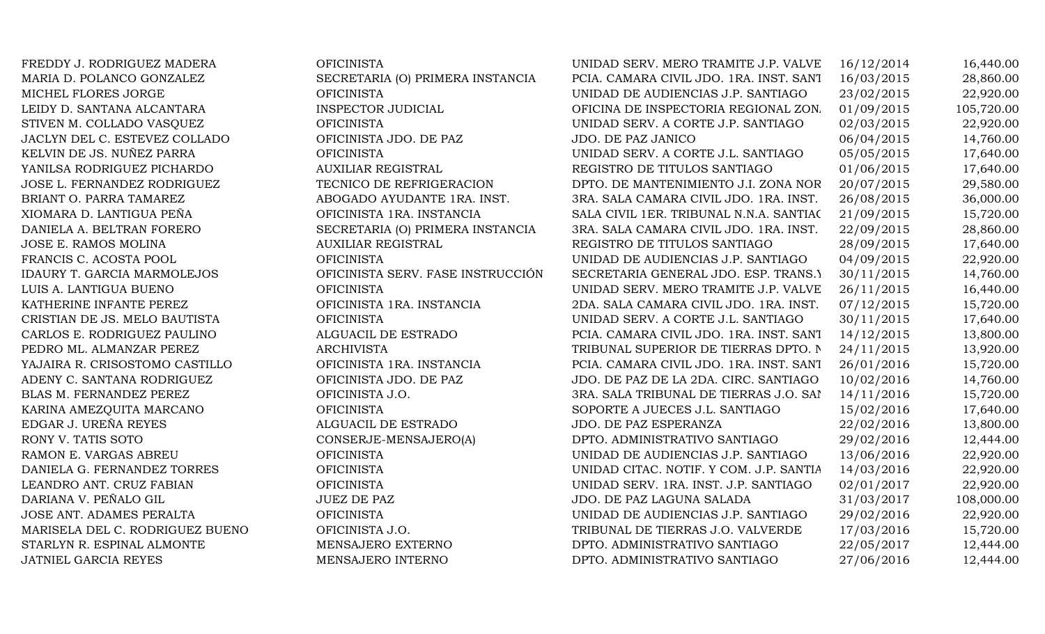| | | | | |
|---|---|---|---|---|
| FREDDY J. RODRIGUEZ MADERA | OFICINISTA | UNIDAD SERV. MERO TRAMITE J.P. VALVE | 16/12/2014 | 16,440.00 |
| MARIA D. POLANCO GONZALEZ | SECRETARIA (O) PRIMERA INSTANCIA | PCIA. CAMARA CIVIL JDO. 1RA. INST. SANT | 16/03/2015 | 28,860.00 |
| MICHEL FLORES JORGE | OFICINISTA | UNIDAD DE AUDIENCIAS J.P. SANTIAGO | 23/02/2015 | 22,920.00 |
| LEIDY D. SANTANA ALCANTARA | INSPECTOR JUDICIAL | OFICINA DE INSPECTORIA REGIONAL ZON. | 01/09/2015 | 105,720.00 |
| STIVEN M. COLLADO VASQUEZ | OFICINISTA | UNIDAD SERV. A CORTE J.P. SANTIAGO | 02/03/2015 | 22,920.00 |
| JACLYN DEL C. ESTEVEZ COLLADO | OFICINISTA JDO. DE PAZ | JDO. DE PAZ JANICO | 06/04/2015 | 14,760.00 |
| KELVIN DE JS. NUÑEZ PARRA | OFICINISTA | UNIDAD SERV. A CORTE J.L. SANTIAGO | 05/05/2015 | 17,640.00 |
| YANILSA RODRIGUEZ PICHARDO | AUXILIAR REGISTRAL | REGISTRO DE TITULOS SANTIAGO | 01/06/2015 | 17,640.00 |
| JOSE L. FERNANDEZ RODRIGUEZ | TECNICO DE REFRIGERACION | DPTO. DE MANTENIMIENTO J.I. ZONA NOR | 20/07/2015 | 29,580.00 |
| BRIANT O. PARRA TAMAREZ | ABOGADO AYUDANTE 1RA. INST. | 3RA. SALA CAMARA CIVIL JDO. 1RA. INST. | 26/08/2015 | 36,000.00 |
| XIOMARA D. LANTIGUA PEÑA | OFICINISTA 1RA. INSTANCIA | SALA CIVIL 1ER. TRIBUNAL N.N.A. SANTIAC | 21/09/2015 | 15,720.00 |
| DANIELA A. BELTRAN FORERO | SECRETARIA (O) PRIMERA INSTANCIA | 3RA. SALA CAMARA CIVIL JDO. 1RA. INST. | 22/09/2015 | 28,860.00 |
| JOSE E. RAMOS MOLINA | AUXILIAR REGISTRAL | REGISTRO DE TITULOS SANTIAGO | 28/09/2015 | 17,640.00 |
| FRANCIS C. ACOSTA POOL | OFICINISTA | UNIDAD DE AUDIENCIAS J.P. SANTIAGO | 04/09/2015 | 22,920.00 |
| IDAURY T. GARCIA MARMOLEJOS | OFICINISTA SERV. FASE INSTRUCCIÓN | SECRETARIA GENERAL JDO. ESP. TRANS.Y | 30/11/2015 | 14,760.00 |
| LUIS A. LANTIGUA BUENO | OFICINISTA | UNIDAD SERV. MERO TRAMITE J.P. VALVE | 26/11/2015 | 16,440.00 |
| KATHERINE INFANTE PEREZ | OFICINISTA 1RA. INSTANCIA | 2DA. SALA CAMARA CIVIL JDO. 1RA. INST. | 07/12/2015 | 15,720.00 |
| CRISTIAN DE JS. MELO BAUTISTA | OFICINISTA | UNIDAD SERV. A CORTE J.L. SANTIAGO | 30/11/2015 | 17,640.00 |
| CARLOS E. RODRIGUEZ PAULINO | ALGUACIL DE ESTRADO | PCIA. CAMARA CIVIL JDO. 1RA. INST. SANT | 14/12/2015 | 13,800.00 |
| PEDRO ML. ALMANZAR PEREZ | ARCHIVISTA | TRIBUNAL SUPERIOR DE TIERRAS DPTO. N | 24/11/2015 | 13,920.00 |
| YAJAIRA R. CRISOSTOMO CASTILLO | OFICINISTA 1RA. INSTANCIA | PCIA. CAMARA CIVIL JDO. 1RA. INST. SANT | 26/01/2016 | 15,720.00 |
| ADENY C. SANTANA RODRIGUEZ | OFICINISTA JDO. DE PAZ | JDO. DE PAZ DE LA 2DA. CIRC. SANTIAGO | 10/02/2016 | 14,760.00 |
| BLAS M. FERNANDEZ PEREZ | OFICINISTA J.O. | 3RA. SALA TRIBUNAL DE TIERRAS J.O. SAI | 14/11/2016 | 15,720.00 |
| KARINA AMEZQUITA MARCANO | OFICINISTA | SOPORTE A JUECES J.L. SANTIAGO | 15/02/2016 | 17,640.00 |
| EDGAR J. UREÑA REYES | ALGUACIL DE ESTRADO | JDO. DE PAZ ESPERANZA | 22/02/2016 | 13,800.00 |
| RONY V. TATIS SOTO | CONSERJE-MENSAJERO(A) | DPTO. ADMINISTRATIVO SANTIAGO | 29/02/2016 | 12,444.00 |
| RAMON E. VARGAS ABREU | OFICINISTA | UNIDAD DE AUDIENCIAS J.P. SANTIAGO | 13/06/2016 | 22,920.00 |
| DANIELA G. FERNANDEZ TORRES | OFICINISTA | UNIDAD CITAC. NOTIF. Y COM. J.P. SANTIA | 14/03/2016 | 22,920.00 |
| LEANDRO ANT. CRUZ FABIAN | OFICINISTA | UNIDAD SERV. 1RA. INST. J.P. SANTIAGO | 02/01/2017 | 22,920.00 |
| DARIANA V. PEÑALO GIL | JUEZ DE PAZ | JDO. DE PAZ LAGUNA SALADA | 31/03/2017 | 108,000.00 |
| JOSE ANT. ADAMES PERALTA | OFICINISTA | UNIDAD DE AUDIENCIAS J.P. SANTIAGO | 29/02/2016 | 22,920.00 |
| MARISELA DEL C. RODRIGUEZ BUENO | OFICINISTA J.O. | TRIBUNAL DE TIERRAS J.O. VALVERDE | 17/03/2016 | 15,720.00 |
| STARLYN R. ESPINAL ALMONTE | MENSAJERO EXTERNO | DPTO. ADMINISTRATIVO SANTIAGO | 22/05/2017 | 12,444.00 |
| JATNIEL GARCIA REYES | MENSAJERO INTERNO | DPTO. ADMINISTRATIVO SANTIAGO | 27/06/2016 | 12,444.00 |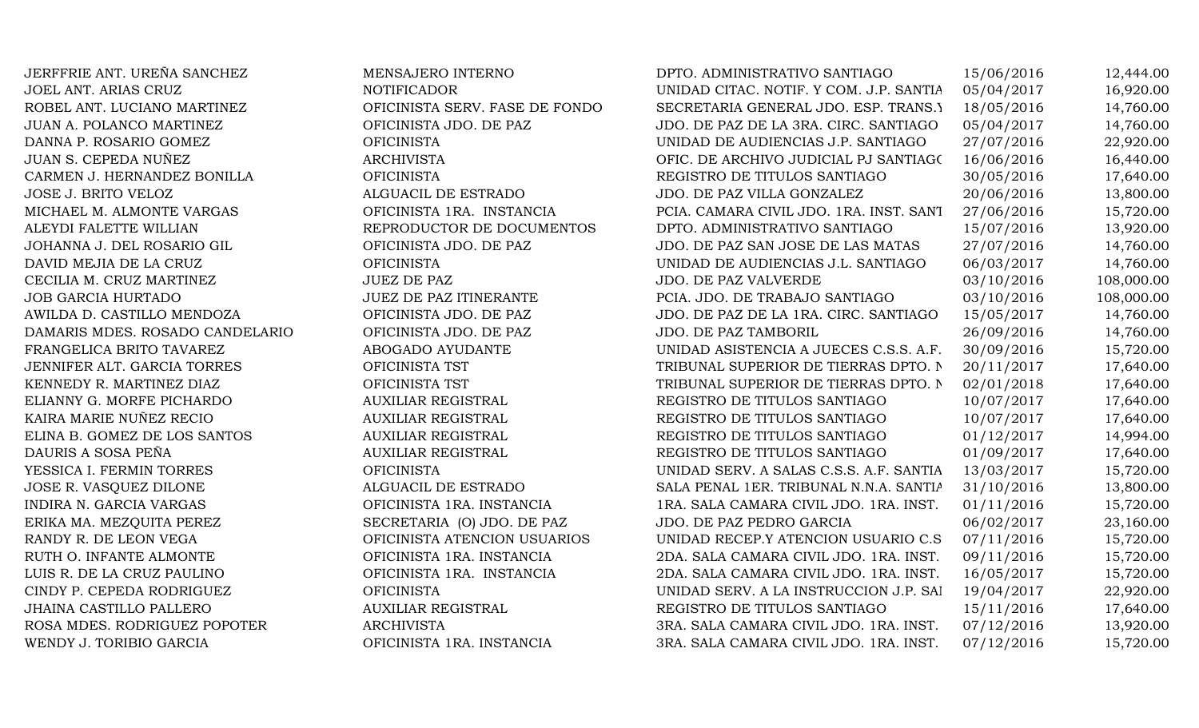| | | | | |
|---|---|---|---|---|
| JERFFRIE ANT. UREÑA SANCHEZ | MENSAJERO INTERNO | DPTO. ADMINISTRATIVO SANTIAGO | 15/06/2016 | 12,444.00 |
| JOEL ANT. ARIAS CRUZ | NOTIFICADOR | UNIDAD CITAC. NOTIF. Y COM. J.P. SANTIA | 05/04/2017 | 16,920.00 |
| ROBEL ANT. LUCIANO MARTINEZ | OFICINISTA SERV. FASE DE FONDO | SECRETARIA GENERAL JDO. ESP. TRANS.Y | 18/05/2016 | 14,760.00 |
| JUAN A. POLANCO MARTINEZ | OFICINISTA JDO. DE PAZ | JDO. DE PAZ DE LA 3RA. CIRC. SANTIAGO | 05/04/2017 | 14,760.00 |
| DANNA P. ROSARIO GOMEZ | OFICINISTA | UNIDAD DE AUDIENCIAS J.P. SANTIAGO | 27/07/2016 | 22,920.00 |
| JUAN S. CEPEDA NUÑEZ | ARCHIVISTA | OFIC. DE ARCHIVO JUDICIAL PJ SANTIAGO | 16/06/2016 | 16,440.00 |
| CARMEN J. HERNANDEZ BONILLA | OFICINISTA | REGISTRO DE TITULOS SANTIAGO | 30/05/2016 | 17,640.00 |
| JOSE J. BRITO VELOZ | ALGUACIL DE ESTRADO | JDO. DE PAZ VILLA GONZALEZ | 20/06/2016 | 13,800.00 |
| MICHAEL M. ALMONTE VARGAS | OFICINISTA 1RA. INSTANCIA | PCIA. CAMARA CIVIL JDO. 1RA. INST. SANT | 27/06/2016 | 15,720.00 |
| ALEYDI FALETTE WILLIAN | REPRODUCTOR DE DOCUMENTOS | DPTO. ADMINISTRATIVO SANTIAGO | 15/07/2016 | 13,920.00 |
| JOHANNA J. DEL ROSARIO GIL | OFICINISTA JDO. DE PAZ | JDO. DE PAZ SAN JOSE DE LAS MATAS | 27/07/2016 | 14,760.00 |
| DAVID MEJIA DE LA CRUZ | OFICINISTA | UNIDAD DE AUDIENCIAS J.L. SANTIAGO | 06/03/2017 | 14,760.00 |
| CECILIA M. CRUZ MARTINEZ | JUEZ DE PAZ | JDO. DE PAZ VALVERDE | 03/10/2016 | 108,000.00 |
| JOB GARCIA HURTADO | JUEZ DE PAZ ITINERANTE | PCIA. JDO. DE TRABAJO SANTIAGO | 03/10/2016 | 108,000.00 |
| AWILDA D. CASTILLO MENDOZA | OFICINISTA JDO. DE PAZ | JDO. DE PAZ DE LA 1RA. CIRC. SANTIAGO | 15/05/2017 | 14,760.00 |
| DAMARIS MDES. ROSADO CANDELARIO | OFICINISTA JDO. DE PAZ | JDO. DE PAZ TAMBORIL | 26/09/2016 | 14,760.00 |
| FRANGELICA BRITO TAVAREZ | ABOGADO AYUDANTE | UNIDAD ASISTENCIA A JUECES C.S.S. A.F. | 30/09/2016 | 15,720.00 |
| JENNIFER ALT. GARCIA TORRES | OFICINISTA TST | TRIBUNAL SUPERIOR DE TIERRAS DPTO. N | 20/11/2017 | 17,640.00 |
| KENNEDY R. MARTINEZ DIAZ | OFICINISTA TST | TRIBUNAL SUPERIOR DE TIERRAS DPTO. N | 02/01/2018 | 17,640.00 |
| ELIANNY G. MORFE PICHARDO | AUXILIAR REGISTRAL | REGISTRO DE TITULOS SANTIAGO | 10/07/2017 | 17,640.00 |
| KAIRA MARIE NUÑEZ RECIO | AUXILIAR REGISTRAL | REGISTRO DE TITULOS SANTIAGO | 10/07/2017 | 17,640.00 |
| ELINA B. GOMEZ DE LOS SANTOS | AUXILIAR REGISTRAL | REGISTRO DE TITULOS SANTIAGO | 01/12/2017 | 14,994.00 |
| DAURIS A SOSA PEÑA | AUXILIAR REGISTRAL | REGISTRO DE TITULOS SANTIAGO | 01/09/2017 | 17,640.00 |
| YESSICA I. FERMIN TORRES | OFICINISTA | UNIDAD SERV. A SALAS C.S.S. A.F. SANTIA | 13/03/2017 | 15,720.00 |
| JOSE R. VASQUEZ DILONE | ALGUACIL DE ESTRADO | SALA PENAL 1ER. TRIBUNAL N.N.A. SANTIA | 31/10/2016 | 13,800.00 |
| INDIRA N. GARCIA VARGAS | OFICINISTA 1RA. INSTANCIA | 1RA. SALA CAMARA CIVIL JDO. 1RA. INST. | 01/11/2016 | 15,720.00 |
| ERIKA MA. MEZQUITA PEREZ | SECRETARIA (O) JDO. DE PAZ | JDO. DE PAZ PEDRO GARCIA | 06/02/2017 | 23,160.00 |
| RANDY R. DE LEON VEGA | OFICINISTA ATENCION USUARIOS | UNIDAD RECEP.Y ATENCION USUARIO C.S | 07/11/2016 | 15,720.00 |
| RUTH O. INFANTE ALMONTE | OFICINISTA 1RA. INSTANCIA | 2DA. SALA CAMARA CIVIL JDO. 1RA. INST. | 09/11/2016 | 15,720.00 |
| LUIS R. DE LA CRUZ PAULINO | OFICINISTA 1RA. INSTANCIA | 2DA. SALA CAMARA CIVIL JDO. 1RA. INST. | 16/05/2017 | 15,720.00 |
| CINDY P. CEPEDA RODRIGUEZ | OFICINISTA | UNIDAD SERV. A LA INSTRUCCION J.P. SAI | 19/04/2017 | 22,920.00 |
| JHAINA CASTILLO PALLERO | AUXILIAR REGISTRAL | REGISTRO DE TITULOS SANTIAGO | 15/11/2016 | 17,640.00 |
| ROSA MDES. RODRIGUEZ POPOTER | ARCHIVISTA | 3RA. SALA CAMARA CIVIL JDO. 1RA. INST. | 07/12/2016 | 13,920.00 |
| WENDY J. TORIBIO GARCIA | OFICINISTA 1RA. INSTANCIA | 3RA. SALA CAMARA CIVIL JDO. 1RA. INST. | 07/12/2016 | 15,720.00 |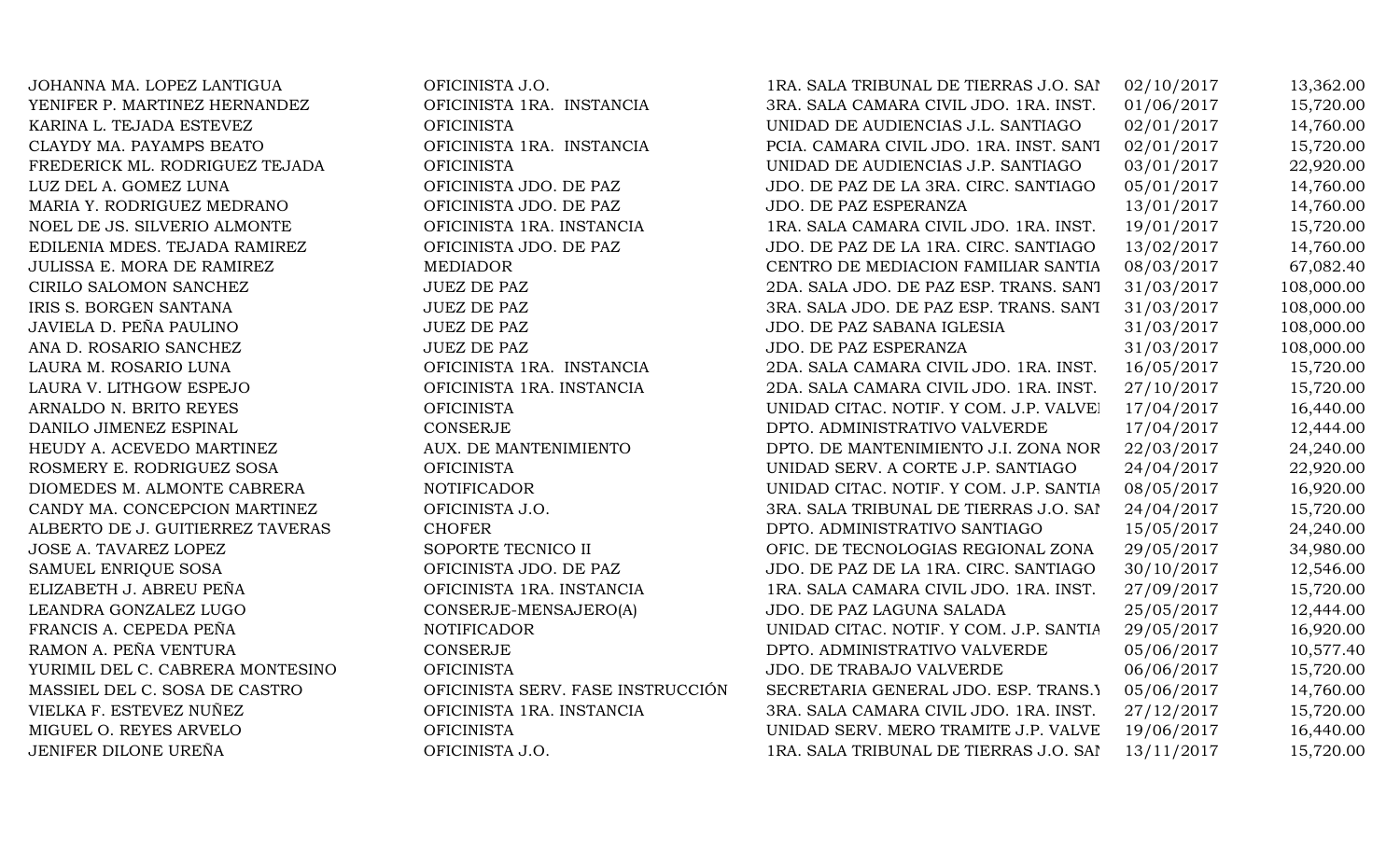| | | | | |
|---|---|---|---|---|
| JOHANNA MA. LOPEZ LANTIGUA | OFICINISTA J.O. | 1RA. SALA TRIBUNAL DE TIERRAS J.O. SAI | 02/10/2017 | 13,362.00 |
| YENIFER P. MARTINEZ HERNANDEZ | OFICINISTA 1RA. INSTANCIA | 3RA. SALA CAMARA CIVIL JDO. 1RA. INST. | 01/06/2017 | 15,720.00 |
| KARINA L. TEJADA ESTEVEZ | OFICINISTA | UNIDAD DE AUDIENCIAS J.L. SANTIAGO | 02/01/2017 | 14,760.00 |
| CLAYDY MA. PAYAMPS BEATO | OFICINISTA 1RA. INSTANCIA | PCIA. CAMARA CIVIL JDO. 1RA. INST. SANT | 02/01/2017 | 15,720.00 |
| FREDERICK ML. RODRIGUEZ TEJADA | OFICINISTA | UNIDAD DE AUDIENCIAS J.P. SANTIAGO | 03/01/2017 | 22,920.00 |
| LUZ DEL A. GOMEZ LUNA | OFICINISTA JDO. DE PAZ | JDO. DE PAZ DE LA 3RA. CIRC. SANTIAGO | 05/01/2017 | 14,760.00 |
| MARIA Y. RODRIGUEZ MEDRANO | OFICINISTA JDO. DE PAZ | JDO. DE PAZ ESPERANZA | 13/01/2017 | 14,760.00 |
| NOEL DE JS. SILVERIO ALMONTE | OFICINISTA 1RA. INSTANCIA | 1RA. SALA CAMARA CIVIL JDO. 1RA. INST. | 19/01/2017 | 15,720.00 |
| EDILENIA MDES. TEJADA RAMIREZ | OFICINISTA JDO. DE PAZ | JDO. DE PAZ DE LA 1RA. CIRC. SANTIAGO | 13/02/2017 | 14,760.00 |
| JULISSA E. MORA DE RAMIREZ | MEDIADOR | CENTRO DE MEDIACION FAMILIAR SANTIA | 08/03/2017 | 67,082.40 |
| CIRILO SALOMON SANCHEZ | JUEZ DE PAZ | 2DA. SALA JDO. DE PAZ ESP. TRANS. SANT | 31/03/2017 | 108,000.00 |
| IRIS S. BORGEN SANTANA | JUEZ DE PAZ | 3RA. SALA JDO. DE PAZ ESP. TRANS. SANT | 31/03/2017 | 108,000.00 |
| JAVIELA D. PEÑA PAULINO | JUEZ DE PAZ | JDO. DE PAZ SABANA IGLESIA | 31/03/2017 | 108,000.00 |
| ANA D. ROSARIO SANCHEZ | JUEZ DE PAZ | JDO. DE PAZ ESPERANZA | 31/03/2017 | 108,000.00 |
| LAURA M. ROSARIO LUNA | OFICINISTA 1RA. INSTANCIA | 2DA. SALA CAMARA CIVIL JDO. 1RA. INST. | 16/05/2017 | 15,720.00 |
| LAURA V. LITHGOW ESPEJO | OFICINISTA 1RA. INSTANCIA | 2DA. SALA CAMARA CIVIL JDO. 1RA. INST. | 27/10/2017 | 15,720.00 |
| ARNALDO N. BRITO REYES | OFICINISTA | UNIDAD CITAC. NOTIF. Y COM. J.P. VALVEI | 17/04/2017 | 16,440.00 |
| DANILO JIMENEZ ESPINAL | CONSERJE | DPTO. ADMINISTRATIVO VALVERDE | 17/04/2017 | 12,444.00 |
| HEUDY A. ACEVEDO MARTINEZ | AUX. DE MANTENIMIENTO | DPTO. DE MANTENIMIENTO J.I. ZONA NOR | 22/03/2017 | 24,240.00 |
| ROSMERY E. RODRIGUEZ SOSA | OFICINISTA | UNIDAD SERV. A CORTE J.P. SANTIAGO | 24/04/2017 | 22,920.00 |
| DIOMEDES M. ALMONTE CABRERA | NOTIFICADOR | UNIDAD CITAC. NOTIF. Y COM. J.P. SANTIA | 08/05/2017 | 16,920.00 |
| CANDY MA. CONCEPCION MARTINEZ | OFICINISTA J.O. | 3RA. SALA TRIBUNAL DE TIERRAS J.O. SAI | 24/04/2017 | 15,720.00 |
| ALBERTO DE J. GUITIERREZ TAVERAS | CHOFER | DPTO. ADMINISTRATIVO SANTIAGO | 15/05/2017 | 24,240.00 |
| JOSE A. TAVAREZ LOPEZ | SOPORTE TECNICO II | OFIC. DE TECNOLOGIAS REGIONAL ZONA | 29/05/2017 | 34,980.00 |
| SAMUEL ENRIQUE SOSA | OFICINISTA JDO. DE PAZ | JDO. DE PAZ DE LA 1RA. CIRC. SANTIAGO | 30/10/2017 | 12,546.00 |
| ELIZABETH J. ABREU PEÑA | OFICINISTA 1RA. INSTANCIA | 1RA. SALA CAMARA CIVIL JDO. 1RA. INST. | 27/09/2017 | 15,720.00 |
| LEANDRA GONZALEZ LUGO | CONSERJE-MENSAJERO(A) | JDO. DE PAZ LAGUNA SALADA | 25/05/2017 | 12,444.00 |
| FRANCIS A. CEPEDA PEÑA | NOTIFICADOR | UNIDAD CITAC. NOTIF. Y COM. J.P. SANTIA | 29/05/2017 | 16,920.00 |
| RAMON A. PEÑA VENTURA | CONSERJE | DPTO. ADMINISTRATIVO VALVERDE | 05/06/2017 | 10,577.40 |
| YURIMIL DEL C. CABRERA MONTESINO | OFICINISTA | JDO. DE TRABAJO VALVERDE | 06/06/2017 | 15,720.00 |
| MASSIEL DEL C. SOSA DE CASTRO | OFICINISTA SERV. FASE INSTRUCCIÓN | SECRETARIA GENERAL JDO. ESP. TRANS.Y | 05/06/2017 | 14,760.00 |
| VIELKA F. ESTEVEZ NUÑEZ | OFICINISTA 1RA. INSTANCIA | 3RA. SALA CAMARA CIVIL JDO. 1RA. INST. | 27/12/2017 | 15,720.00 |
| MIGUEL O. REYES ARVELO | OFICINISTA | UNIDAD SERV. MERO TRAMITE J.P. VALVE | 19/06/2017 | 16,440.00 |
| JENIFER DILONE UREÑA | OFICINISTA J.O. | 1RA. SALA TRIBUNAL DE TIERRAS J.O. SAI | 13/11/2017 | 15,720.00 |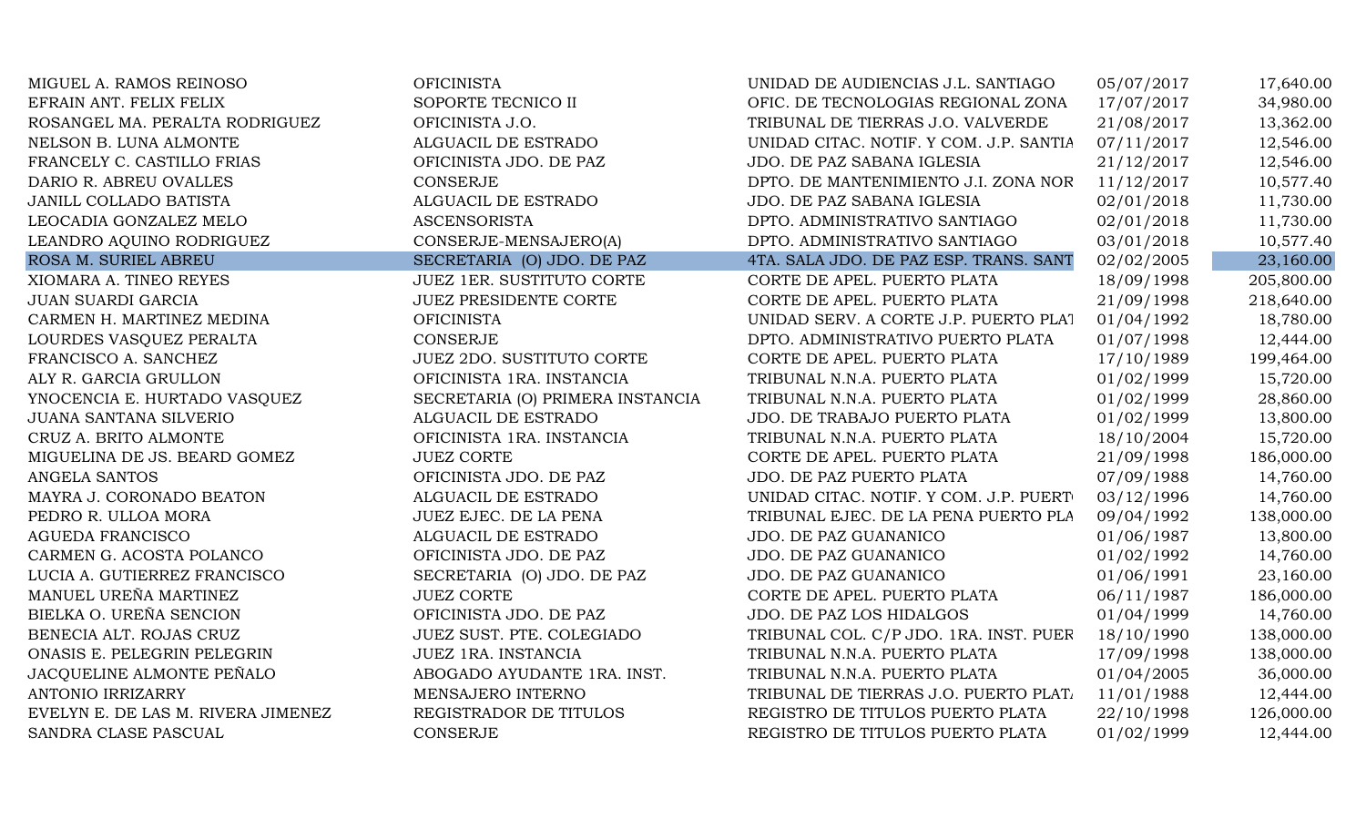| | | | | |
|---|---|---|---|---|
| MIGUEL A. RAMOS REINOSO | OFICINISTA | UNIDAD DE AUDIENCIAS J.L. SANTIAGO | 05/07/2017 | 17,640.00 |
| EFRAIN ANT. FELIX FELIX | SOPORTE TECNICO II | OFIC. DE TECNOLOGIAS REGIONAL ZONA | 17/07/2017 | 34,980.00 |
| ROSANGEL MA. PERALTA RODRIGUEZ | OFICINISTA J.O. | TRIBUNAL DE TIERRAS J.O. VALVERDE | 21/08/2017 | 13,362.00 |
| NELSON B. LUNA ALMONTE | ALGUACIL DE ESTRADO | UNIDAD CITAC. NOTIF. Y COM. J.P. SANTIA | 07/11/2017 | 12,546.00 |
| FRANCELY C. CASTILLO FRIAS | OFICINISTA JDO. DE PAZ | JDO. DE PAZ SABANA IGLESIA | 21/12/2017 | 12,546.00 |
| DARIO R. ABREU OVALLES | CONSERJE | DPTO. DE MANTENIMIENTO J.I. ZONA NOR | 11/12/2017 | 10,577.40 |
| JANILL COLLADO BATISTA | ALGUACIL DE ESTRADO | JDO. DE PAZ SABANA IGLESIA | 02/01/2018 | 11,730.00 |
| LEOCADIA GONZALEZ MELO | ASCENSORISTA | DPTO. ADMINISTRATIVO SANTIAGO | 02/01/2018 | 11,730.00 |
| LEANDRO AQUINO RODRIGUEZ | CONSERJE-MENSAJERO(A) | DPTO. ADMINISTRATIVO SANTIAGO | 03/01/2018 | 10,577.40 |
| ROSA M. SURIEL ABREU | SECRETARIA (O) JDO. DE PAZ | 4TA. SALA JDO. DE PAZ ESP. TRANS. SANT | 02/02/2005 | 23,160.00 |
| XIOMARA A. TINEO REYES | JUEZ 1ER. SUSTITUTO CORTE | CORTE DE APEL. PUERTO PLATA | 18/09/1998 | 205,800.00 |
| JUAN SUARDI GARCIA | JUEZ PRESIDENTE CORTE | CORTE DE APEL. PUERTO PLATA | 21/09/1998 | 218,640.00 |
| CARMEN H. MARTINEZ MEDINA | OFICINISTA | UNIDAD SERV. A CORTE J.P. PUERTO PLAT | 01/04/1992 | 18,780.00 |
| LOURDES VASQUEZ PERALTA | CONSERJE | DPTO. ADMINISTRATIVO PUERTO PLATA | 01/07/1998 | 12,444.00 |
| FRANCISCO A. SANCHEZ | JUEZ 2DO. SUSTITUTO CORTE | CORTE DE APEL. PUERTO PLATA | 17/10/1989 | 199,464.00 |
| ALY R. GARCIA GRULLON | OFICINISTA 1RA. INSTANCIA | TRIBUNAL N.N.A. PUERTO PLATA | 01/02/1999 | 15,720.00 |
| YNOCENCIA E. HURTADO VASQUEZ | SECRETARIA (O) PRIMERA INSTANCIA | TRIBUNAL N.N.A. PUERTO PLATA | 01/02/1999 | 28,860.00 |
| JUANA SANTANA SILVERIO | ALGUACIL DE ESTRADO | JDO. DE TRABAJO PUERTO PLATA | 01/02/1999 | 13,800.00 |
| CRUZ A. BRITO ALMONTE | OFICINISTA 1RA. INSTANCIA | TRIBUNAL N.N.A. PUERTO PLATA | 18/10/2004 | 15,720.00 |
| MIGUELINA DE JS. BEARD GOMEZ | JUEZ CORTE | CORTE DE APEL. PUERTO PLATA | 21/09/1998 | 186,000.00 |
| ANGELA SANTOS | OFICINISTA JDO. DE PAZ | JDO. DE PAZ PUERTO PLATA | 07/09/1988 | 14,760.00 |
| MAYRA J. CORONADO BEATON | ALGUACIL DE ESTRADO | UNIDAD CITAC. NOTIF. Y COM. J.P. PUERT | 03/12/1996 | 14,760.00 |
| PEDRO R. ULLOA MORA | JUEZ EJEC. DE LA PENA | TRIBUNAL EJEC. DE LA PENA PUERTO PLA | 09/04/1992 | 138,000.00 |
| AGUEDA FRANCISCO | ALGUACIL DE ESTRADO | JDO. DE PAZ GUANANICO | 01/06/1987 | 13,800.00 |
| CARMEN G. ACOSTA POLANCO | OFICINISTA JDO. DE PAZ | JDO. DE PAZ GUANANICO | 01/02/1992 | 14,760.00 |
| LUCIA A. GUTIERREZ FRANCISCO | SECRETARIA (O) JDO. DE PAZ | JDO. DE PAZ GUANANICO | 01/06/1991 | 23,160.00 |
| MANUEL UREÑA MARTINEZ | JUEZ CORTE | CORTE DE APEL. PUERTO PLATA | 06/11/1987 | 186,000.00 |
| BIELKA O. UREÑA SENCION | OFICINISTA JDO. DE PAZ | JDO. DE PAZ LOS HIDALGOS | 01/04/1999 | 14,760.00 |
| BENECIA ALT. ROJAS CRUZ | JUEZ SUST. PTE. COLEGIADO | TRIBUNAL COL. C/P JDO. 1RA. INST. PUER | 18/10/1990 | 138,000.00 |
| ONASIS E. PELEGRIN PELEGRIN | JUEZ 1RA. INSTANCIA | TRIBUNAL N.N.A. PUERTO PLATA | 17/09/1998 | 138,000.00 |
| JACQUELINE ALMONTE PEÑALO | ABOGADO AYUDANTE 1RA. INST. | TRIBUNAL N.N.A. PUERTO PLATA | 01/04/2005 | 36,000.00 |
| ANTONIO IRRIZARRY | MENSAJERO INTERNO | TRIBUNAL DE TIERRAS J.O. PUERTO PLAT | 11/01/1988 | 12,444.00 |
| EVELYN E. DE LAS M. RIVERA JIMENEZ | REGISTRADOR DE TITULOS | REGISTRO DE TITULOS PUERTO PLATA | 22/10/1998 | 126,000.00 |
| SANDRA CLASE PASCUAL | CONSERJE | REGISTRO DE TITULOS PUERTO PLATA | 01/02/1999 | 12,444.00 |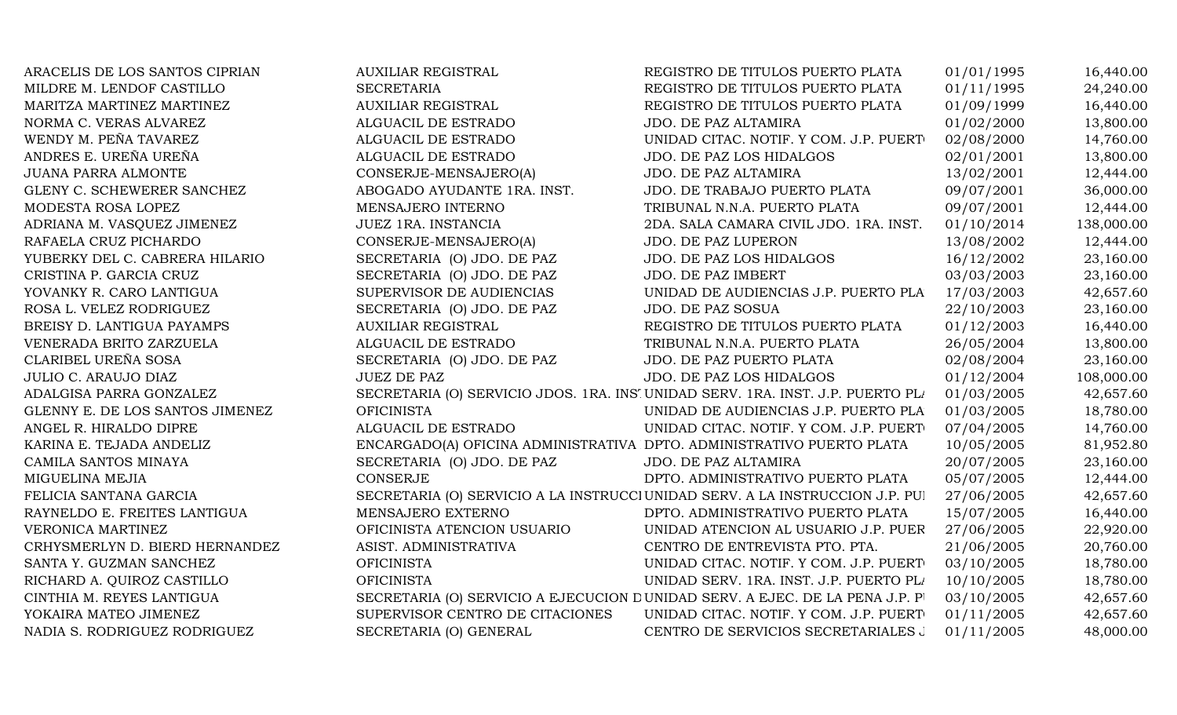| | | | | |
|---|---|---|---|---|
| ARACELIS DE LOS SANTOS CIPRIAN | AUXILIAR REGISTRAL | REGISTRO DE TITULOS PUERTO PLATA | 01/01/1995 | 16,440.00 |
| MILDRE M. LENDOF CASTILLO | SECRETARIA | REGISTRO DE TITULOS PUERTO PLATA | 01/11/1995 | 24,240.00 |
| MARITZA MARTINEZ MARTINEZ | AUXILIAR REGISTRAL | REGISTRO DE TITULOS PUERTO PLATA | 01/09/1999 | 16,440.00 |
| NORMA C. VERAS ALVAREZ | ALGUACIL DE ESTRADO | JDO. DE PAZ ALTAMIRA | 01/02/2000 | 13,800.00 |
| WENDY M. PEÑA TAVAREZ | ALGUACIL DE ESTRADO | UNIDAD CITAC. NOTIF. Y COM. J.P. PUERTO | 02/08/2000 | 14,760.00 |
| ANDRES E. UREÑA UREÑA | ALGUACIL DE ESTRADO | JDO. DE PAZ LOS HIDALGOS | 02/01/2001 | 13,800.00 |
| JUANA PARRA ALMONTE | CONSERJE-MENSAJERO(A) | JDO. DE PAZ ALTAMIRA | 13/02/2001 | 12,444.00 |
| GLENY C. SCHEWERER SANCHEZ | ABOGADO AYUDANTE 1RA. INST. | JDO. DE TRABAJO PUERTO PLATA | 09/07/2001 | 36,000.00 |
| MODESTA ROSA LOPEZ | MENSAJERO INTERNO | TRIBUNAL N.N.A. PUERTO PLATA | 09/07/2001 | 12,444.00 |
| ADRIANA M. VASQUEZ JIMENEZ | JUEZ 1RA. INSTANCIA | 2DA. SALA CAMARA CIVIL JDO. 1RA. INST. | 01/10/2014 | 138,000.00 |
| RAFAELA CRUZ PICHARDO | CONSERJE-MENSAJERO(A) | JDO. DE PAZ LUPERON | 13/08/2002 | 12,444.00 |
| YUBERKY DEL C. CABRERA HILARIO | SECRETARIA (O) JDO. DE PAZ | JDO. DE PAZ LOS HIDALGOS | 16/12/2002 | 23,160.00 |
| CRISTINA P. GARCIA CRUZ | SECRETARIA (O) JDO. DE PAZ | JDO. DE PAZ IMBERT | 03/03/2003 | 23,160.00 |
| YOVANKY R. CARO LANTIGUA | SUPERVISOR DE AUDIENCIAS | UNIDAD DE AUDIENCIAS J.P. PUERTO PLA | 17/03/2003 | 42,657.60 |
| ROSA L. VELEZ RODRIGUEZ | SECRETARIA (O) JDO. DE PAZ | JDO. DE PAZ SOSUA | 22/10/2003 | 23,160.00 |
| BREISY D. LANTIGUA PAYAMPS | AUXILIAR REGISTRAL | REGISTRO DE TITULOS PUERTO PLATA | 01/12/2003 | 16,440.00 |
| VENERADA BRITO ZARZUELA | ALGUACIL DE ESTRADO | TRIBUNAL N.N.A. PUERTO PLATA | 26/05/2004 | 13,800.00 |
| CLARIBEL UREÑA SOSA | SECRETARIA (O) JDO. DE PAZ | JDO. DE PAZ PUERTO PLATA | 02/08/2004 | 23,160.00 |
| JULIO C. ARAUJO DIAZ | JUEZ DE PAZ | JDO. DE PAZ LOS HIDALGOS | 01/12/2004 | 108,000.00 |
| ADALGISA PARRA GONZALEZ | SECRETARIA (O) SERVICIO JDOS. 1RA. INST. | UNIDAD SERV. 1RA. INST. J.P. PUERTO PLA | 01/03/2005 | 42,657.60 |
| GLENNY E. DE LOS SANTOS JIMENEZ | OFICINISTA | UNIDAD DE AUDIENCIAS J.P. PUERTO PLA | 01/03/2005 | 18,780.00 |
| ANGEL R. HIRALDO DIPRE | ALGUACIL DE ESTRADO | UNIDAD CITAC. NOTIF. Y COM. J.P. PUERTO | 07/04/2005 | 14,760.00 |
| KARINA E. TEJADA ANDELIZ | ENCARGADO(A) OFICINA ADMINISTRATIVA | DPTO. ADMINISTRATIVO PUERTO PLATA | 10/05/2005 | 81,952.80 |
| CAMILA SANTOS MINAYA | SECRETARIA (O) JDO. DE PAZ | JDO. DE PAZ ALTAMIRA | 20/07/2005 | 23,160.00 |
| MIGUELINA MEJIA | CONSERJE | DPTO. ADMINISTRATIVO PUERTO PLATA | 05/07/2005 | 12,444.00 |
| FELICIA SANTANA GARCIA | SECRETARIA (O) SERVICIO A LA INSTRUCCI | UNIDAD SERV. A LA INSTRUCCION J.P. PU | 27/06/2005 | 42,657.60 |
| RAYNELDO E. FREITES LANTIGUA | MENSAJERO EXTERNO | DPTO. ADMINISTRATIVO PUERTO PLATA | 15/07/2005 | 16,440.00 |
| VERONICA MARTINEZ | OFICINISTA ATENCION USUARIO | UNIDAD ATENCION AL USUARIO J.P. PUER | 27/06/2005 | 22,920.00 |
| CRHYSMERLYN D. BIERD HERNANDEZ | ASIST. ADMINISTRATIVA | CENTRO DE ENTREVISTA PTO. PTA. | 21/06/2005 | 20,760.00 |
| SANTA Y. GUZMAN SANCHEZ | OFICINISTA | UNIDAD CITAC. NOTIF. Y COM. J.P. PUERTO | 03/10/2005 | 18,780.00 |
| RICHARD A. QUIROZ CASTILLO | OFICINISTA | UNIDAD SERV. 1RA. INST. J.P. PUERTO PLA | 10/10/2005 | 18,780.00 |
| CINTHIA M. REYES LANTIGUA | SECRETARIA (O) SERVICIO A EJECUCION D | UNIDAD SERV. A EJEC. DE LA PENA J.P. P | 03/10/2005 | 42,657.60 |
| YOKAIRA MATEO JIMENEZ | SUPERVISOR CENTRO DE CITACIONES | UNIDAD CITAC. NOTIF. Y COM. J.P. PUERTO | 01/11/2005 | 42,657.60 |
| NADIA S. RODRIGUEZ RODRIGUEZ | SECRETARIA (O) GENERAL | CENTRO DE SERVICIOS SECRETARIALES J | 01/11/2005 | 48,000.00 |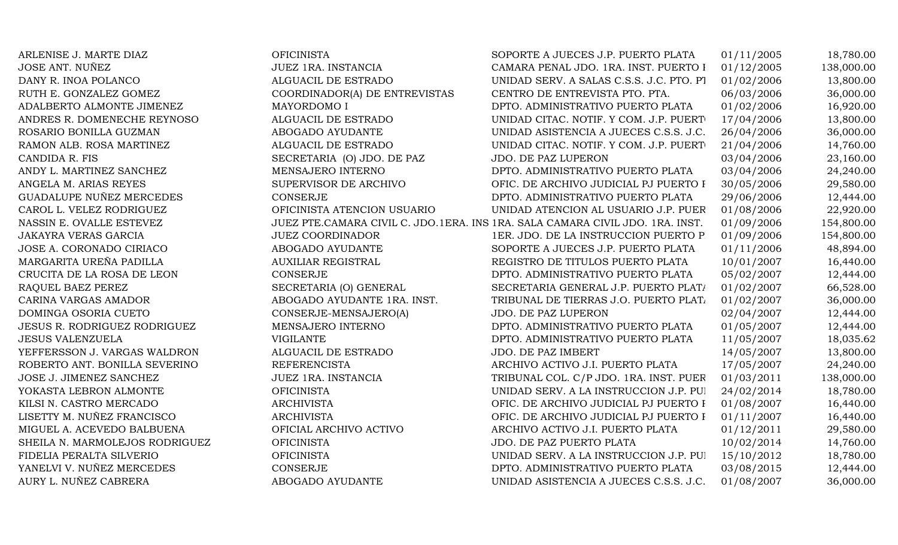| | | | | |
|---|---|---|---|---|
| ARLENISE J. MARTE DIAZ | OFICINISTA | SOPORTE A JUECES J.P. PUERTO PLATA | 01/11/2005 | 18,780.00 |
| JOSE ANT. NUÑEZ | JUEZ 1RA. INSTANCIA | CAMARA PENAL JDO. 1RA. INST. PUERTO I | 01/12/2005 | 138,000.00 |
| DANY R. INOA POLANCO | ALGUACIL DE ESTRADO | UNIDAD SERV. A SALAS C.S.S. J.C. PTO. PI | 01/02/2006 | 13,800.00 |
| RUTH E. GONZALEZ GOMEZ | COORDINADOR(A) DE ENTREVISTAS | CENTRO DE ENTREVISTA PTO. PTA. | 06/03/2006 | 36,000.00 |
| ADALBERTO ALMONTE JIMENEZ | MAYORDOMO I | DPTO. ADMINISTRATIVO PUERTO PLATA | 01/02/2006 | 16,920.00 |
| ANDRES R. DOMENECHE REYNOSO | ALGUACIL DE ESTRADO | UNIDAD CITAC. NOTIF. Y COM. J.P. PUERT | 17/04/2006 | 13,800.00 |
| ROSARIO BONILLA GUZMAN | ABOGADO AYUDANTE | UNIDAD ASISTENCIA A JUECES C.S.S. J.C. | 26/04/2006 | 36,000.00 |
| RAMON ALB. ROSA MARTINEZ | ALGUACIL DE ESTRADO | UNIDAD CITAC. NOTIF. Y COM. J.P. PUERT | 21/04/2006 | 14,760.00 |
| CANDIDA R. FIS | SECRETARIA (O) JDO. DE PAZ | JDO. DE PAZ LUPERON | 03/04/2006 | 23,160.00 |
| ANDY L. MARTINEZ SANCHEZ | MENSAJERO INTERNO | DPTO. ADMINISTRATIVO PUERTO PLATA | 03/04/2006 | 24,240.00 |
| ANGELA M. ARIAS REYES | SUPERVISOR DE ARCHIVO | OFIC. DE ARCHIVO JUDICIAL PJ PUERTO I | 30/05/2006 | 29,580.00 |
| GUADALUPE NUÑEZ MERCEDES | CONSERJE | DPTO. ADMINISTRATIVO PUERTO PLATA | 29/06/2006 | 12,444.00 |
| CAROL L. VELEZ RODRIGUEZ | OFICINISTA ATENCION USUARIO | UNIDAD ATENCION AL USUARIO J.P. PUER | 01/08/2006 | 22,920.00 |
| NASSIN E. OVALLE ESTEVEZ | JUEZ PTE.CAMARA CIVIL C. JDO.1ERA. INS | 1RA. SALA CAMARA CIVIL JDO. 1RA. INST. | 01/09/2006 | 154,800.00 |
| JAKAYRA VERAS GARCIA | JUEZ COORDINADOR | 1ER. JDO. DE LA INSTRUCCION PUERTO P | 01/09/2006 | 154,800.00 |
| JOSE A. CORONADO CIRIACO | ABOGADO AYUDANTE | SOPORTE A JUECES J.P. PUERTO PLATA | 01/11/2006 | 48,894.00 |
| MARGARITA UREÑA PADILLA | AUXILIAR REGISTRAL | REGISTRO DE TITULOS PUERTO PLATA | 10/01/2007 | 16,440.00 |
| CRUCITA DE LA ROSA DE LEON | CONSERJE | DPTO. ADMINISTRATIVO PUERTO PLATA | 05/02/2007 | 12,444.00 |
| RAQUEL BAEZ PEREZ | SECRETARIA (O) GENERAL | SECRETARIA GENERAL J.P. PUERTO PLAT/ | 01/02/2007 | 66,528.00 |
| CARINA VARGAS AMADOR | ABOGADO AYUDANTE 1RA. INST. | TRIBUNAL DE TIERRAS J.O. PUERTO PLAT/ | 01/02/2007 | 36,000.00 |
| DOMINGA OSORIA CUETO | CONSERJE-MENSAJERO(A) | JDO. DE PAZ LUPERON | 02/04/2007 | 12,444.00 |
| JESUS R. RODRIGUEZ RODRIGUEZ | MENSAJERO INTERNO | DPTO. ADMINISTRATIVO PUERTO PLATA | 01/05/2007 | 12,444.00 |
| JESUS VALENZUELA | VIGILANTE | DPTO. ADMINISTRATIVO PUERTO PLATA | 11/05/2007 | 18,035.62 |
| YEFFERSSON J. VARGAS WALDRON | ALGUACIL DE ESTRADO | JDO. DE PAZ IMBERT | 14/05/2007 | 13,800.00 |
| ROBERTO ANT. BONILLA SEVERINO | REFERENCISTA | ARCHIVO ACTIVO J.I. PUERTO PLATA | 17/05/2007 | 24,240.00 |
| JOSE J. JIMENEZ SANCHEZ | JUEZ 1RA. INSTANCIA | TRIBUNAL COL. C/P JDO. 1RA. INST. PUER | 01/03/2011 | 138,000.00 |
| YOKASTA LEBRON ALMONTE | OFICINISTA | UNIDAD SERV. A LA INSTRUCCION J.P. PUI | 24/02/2014 | 18,780.00 |
| KILSI N. CASTRO MERCADO | ARCHIVISTA | OFIC. DE ARCHIVO JUDICIAL PJ PUERTO I | 01/08/2007 | 16,440.00 |
| LISETTY M. NUÑEZ FRANCISCO | ARCHIVISTA | OFIC. DE ARCHIVO JUDICIAL PJ PUERTO I | 01/11/2007 | 16,440.00 |
| MIGUEL A. ACEVEDO BALBUENA | OFICIAL ARCHIVO ACTIVO | ARCHIVO ACTIVO J.I. PUERTO PLATA | 01/12/2011 | 29,580.00 |
| SHEILA N. MARMOLEJOS RODRIGUEZ | OFICINISTA | JDO. DE PAZ PUERTO PLATA | 10/02/2014 | 14,760.00 |
| FIDELIA PERALTA SILVERIO | OFICINISTA | UNIDAD SERV. A LA INSTRUCCION J.P. PUI | 15/10/2012 | 18,780.00 |
| YANELVI V. NUÑEZ MERCEDES | CONSERJE | DPTO. ADMINISTRATIVO PUERTO PLATA | 03/08/2015 | 12,444.00 |
| AURY L. NUÑEZ CABRERA | ABOGADO AYUDANTE | UNIDAD ASISTENCIA A JUECES C.S.S. J.C. | 01/08/2007 | 36,000.00 |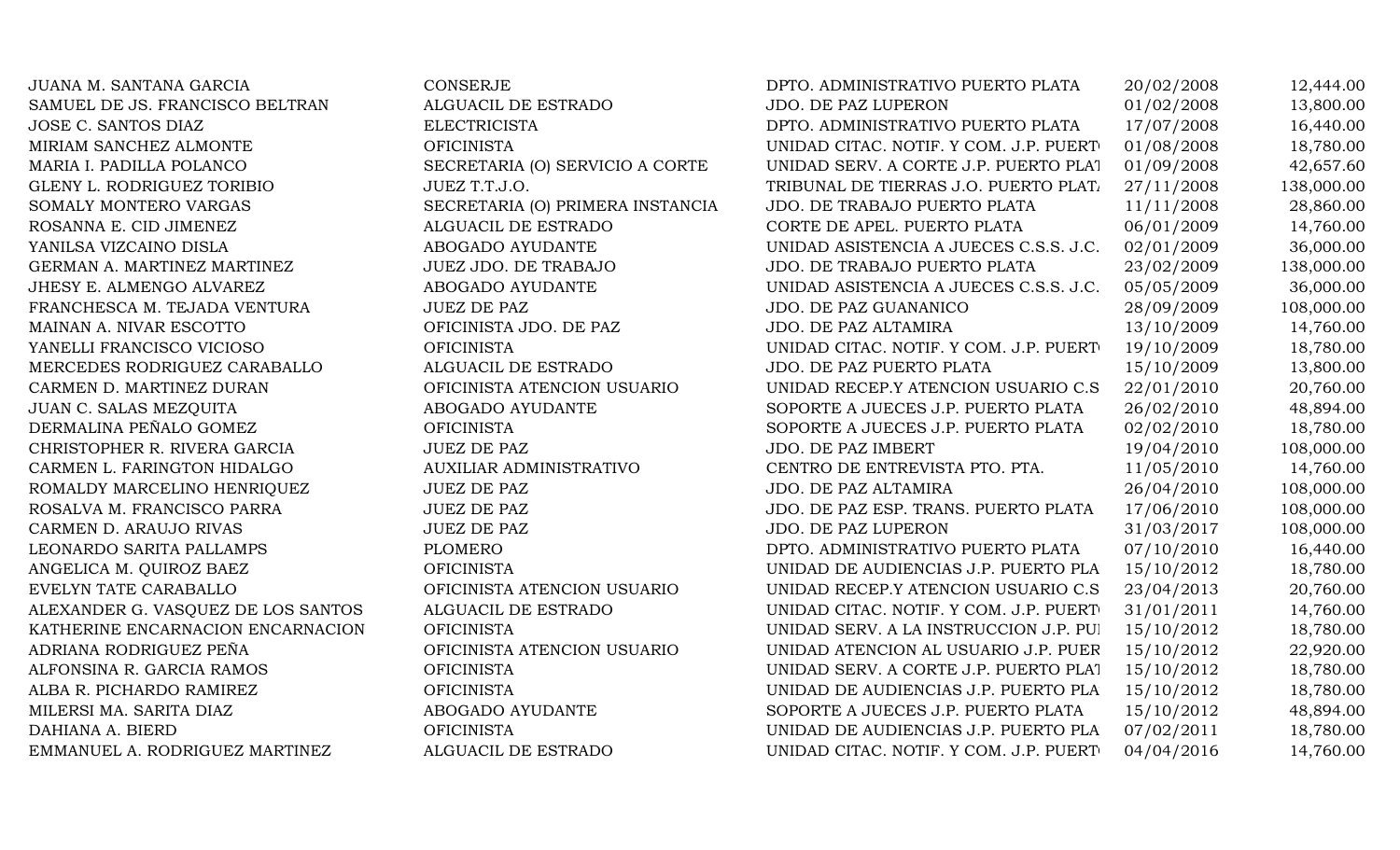| | | | | |
|---|---|---|---|---|
| JUANA M. SANTANA GARCIA | CONSERJE | DPTO. ADMINISTRATIVO PUERTO PLATA | 20/02/2008 | 12,444.00 |
| SAMUEL DE JS. FRANCISCO BELTRAN | ALGUACIL DE ESTRADO | JDO. DE PAZ LUPERON | 01/02/2008 | 13,800.00 |
| JOSE C. SANTOS DIAZ | ELECTRICISTA | DPTO. ADMINISTRATIVO PUERTO PLATA | 17/07/2008 | 16,440.00 |
| MIRIAM SANCHEZ ALMONTE | OFICINISTA | UNIDAD CITAC. NOTIF. Y COM. J.P. PUERTO | 01/08/2008 | 18,780.00 |
| MARIA I. PADILLA POLANCO | SECRETARIA (O) SERVICIO A CORTE | UNIDAD SERV. A CORTE J.P. PUERTO PLAT | 01/09/2008 | 42,657.60 |
| GLENY L. RODRIGUEZ TORIBIO | JUEZ T.T.J.O. | TRIBUNAL DE TIERRAS J.O. PUERTO PLATA | 27/11/2008 | 138,000.00 |
| SOMALY MONTERO VARGAS | SECRETARIA (O) PRIMERA INSTANCIA | JDO. DE TRABAJO PUERTO PLATA | 11/11/2008 | 28,860.00 |
| ROSANNA E. CID JIMENEZ | ALGUACIL DE ESTRADO | CORTE DE APEL. PUERTO PLATA | 06/01/2009 | 14,760.00 |
| YANILSA VIZCAINO DISLA | ABOGADO AYUDANTE | UNIDAD ASISTENCIA A JUECES C.S.S. J.C. | 02/01/2009 | 36,000.00 |
| GERMAN A. MARTINEZ MARTINEZ | JUEZ JDO. DE TRABAJO | JDO. DE TRABAJO PUERTO PLATA | 23/02/2009 | 138,000.00 |
| JHESY E. ALMENGO ALVAREZ | ABOGADO AYUDANTE | UNIDAD ASISTENCIA A JUECES C.S.S. J.C. | 05/05/2009 | 36,000.00 |
| FRANCHESCA M. TEJADA VENTURA | JUEZ DE PAZ | JDO. DE PAZ GUANANICO | 28/09/2009 | 108,000.00 |
| MAINAN A. NIVAR ESCOTTO | OFICINISTA JDO. DE PAZ | JDO. DE PAZ ALTAMIRA | 13/10/2009 | 14,760.00 |
| YANELLI FRANCISCO VICIOSO | OFICINISTA | UNIDAD CITAC. NOTIF. Y COM. J.P. PUERTO | 19/10/2009 | 18,780.00 |
| MERCEDES RODRIGUEZ CARABALLO | ALGUACIL DE ESTRADO | JDO. DE PAZ PUERTO PLATA | 15/10/2009 | 13,800.00 |
| CARMEN D. MARTINEZ DURAN | OFICINISTA ATENCION USUARIO | UNIDAD RECEP.Y ATENCION USUARIO C.S | 22/01/2010 | 20,760.00 |
| JUAN C. SALAS MEZQUITA | ABOGADO AYUDANTE | SOPORTE A JUECES J.P. PUERTO PLATA | 26/02/2010 | 48,894.00 |
| DERMALINA PEÑALO GOMEZ | OFICINISTA | SOPORTE A JUECES J.P. PUERTO PLATA | 02/02/2010 | 18,780.00 |
| CHRISTOPHER R. RIVERA GARCIA | JUEZ DE PAZ | JDO. DE PAZ IMBERT | 19/04/2010 | 108,000.00 |
| CARMEN L. FARINGTON HIDALGO | AUXILIAR ADMINISTRATIVO | CENTRO DE ENTREVISTA PTO. PTA. | 11/05/2010 | 14,760.00 |
| ROMALDY MARCELINO HENRIQUEZ | JUEZ DE PAZ | JDO. DE PAZ ALTAMIRA | 26/04/2010 | 108,000.00 |
| ROSALVA M. FRANCISCO PARRA | JUEZ DE PAZ | JDO. DE PAZ ESP. TRANS. PUERTO PLATA | 17/06/2010 | 108,000.00 |
| CARMEN D. ARAUJO RIVAS | JUEZ DE PAZ | JDO. DE PAZ LUPERON | 31/03/2017 | 108,000.00 |
| LEONARDO SARITA PALLAMPS | PLOMERO | DPTO. ADMINISTRATIVO PUERTO PLATA | 07/10/2010 | 16,440.00 |
| ANGELICA M. QUIROZ BAEZ | OFICINISTA | UNIDAD DE AUDIENCIAS J.P. PUERTO PLA | 15/10/2012 | 18,780.00 |
| EVELYN TATE CARABALLO | OFICINISTA ATENCION USUARIO | UNIDAD RECEP.Y ATENCION USUARIO C.S | 23/04/2013 | 20,760.00 |
| ALEXANDER G. VASQUEZ DE LOS SANTOS | ALGUACIL DE ESTRADO | UNIDAD CITAC. NOTIF. Y COM. J.P. PUERTO | 31/01/2011 | 14,760.00 |
| KATHERINE ENCARNACION ENCARNACION | OFICINISTA | UNIDAD SERV. A LA INSTRUCCION J.P. PUI | 15/10/2012 | 18,780.00 |
| ADRIANA RODRIGUEZ PEÑA | OFICINISTA ATENCION USUARIO | UNIDAD ATENCION AL USUARIO J.P. PUER | 15/10/2012 | 22,920.00 |
| ALFONSINA R. GARCIA RAMOS | OFICINISTA | UNIDAD SERV. A CORTE J.P. PUERTO PLAT | 15/10/2012 | 18,780.00 |
| ALBA R. PICHARDO RAMIREZ | OFICINISTA | UNIDAD DE AUDIENCIAS J.P. PUERTO PLA | 15/10/2012 | 18,780.00 |
| MILERSI MA. SARITA DIAZ | ABOGADO AYUDANTE | SOPORTE A JUECES J.P. PUERTO PLATA | 15/10/2012 | 48,894.00 |
| DAHIANA A. BIERD | OFICINISTA | UNIDAD DE AUDIENCIAS J.P. PUERTO PLA | 07/02/2011 | 18,780.00 |
| EMMANUEL A. RODRIGUEZ MARTINEZ | ALGUACIL DE ESTRADO | UNIDAD CITAC. NOTIF. Y COM. J.P. PUERTO | 04/04/2016 | 14,760.00 |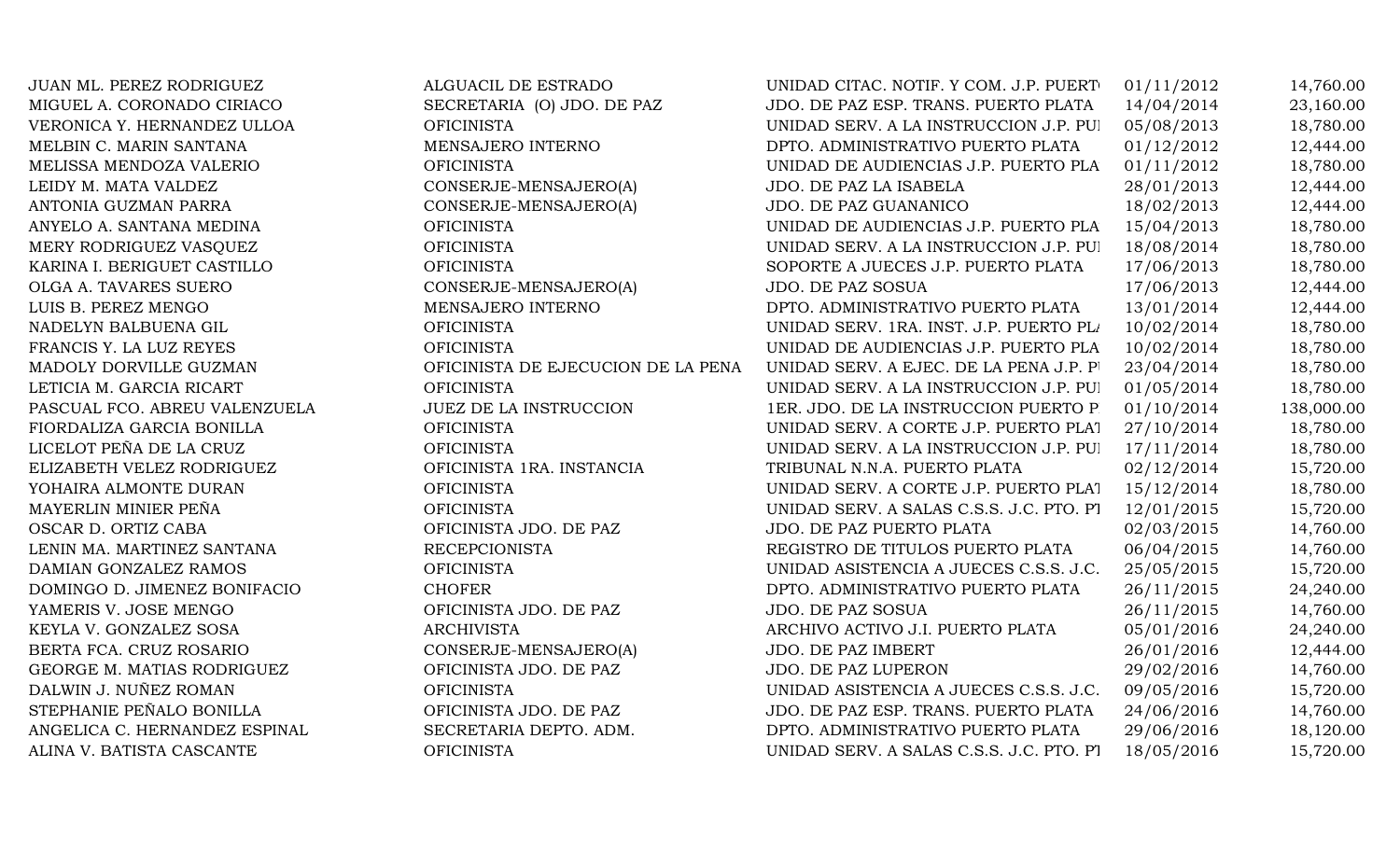| | | | | |
|---|---|---|---|---|
| JUAN ML. PEREZ RODRIGUEZ | ALGUACIL DE ESTRADO | UNIDAD CITAC. NOTIF. Y COM. J.P. PUERT | 01/11/2012 | 14,760.00 |
| MIGUEL A. CORONADO CIRIACO | SECRETARIA (O) JDO. DE PAZ | JDO. DE PAZ ESP. TRANS. PUERTO PLATA | 14/04/2014 | 23,160.00 |
| VERONICA Y. HERNANDEZ ULLOA | OFICINISTA | UNIDAD SERV. A LA INSTRUCCION J.P. PUI | 05/08/2013 | 18,780.00 |
| MELBIN C. MARIN SANTANA | MENSAJERO INTERNO | DPTO. ADMINISTRATIVO PUERTO PLATA | 01/12/2012 | 12,444.00 |
| MELISSA MENDOZA VALERIO | OFICINISTA | UNIDAD DE AUDIENCIAS J.P. PUERTO PLA | 01/11/2012 | 18,780.00 |
| LEIDY M. MATA VALDEZ | CONSERJE-MENSAJERO(A) | JDO. DE PAZ LA ISABELA | 28/01/2013 | 12,444.00 |
| ANTONIA GUZMAN PARRA | CONSERJE-MENSAJERO(A) | JDO. DE PAZ GUANANICO | 18/02/2013 | 12,444.00 |
| ANYELO A. SANTANA MEDINA | OFICINISTA | UNIDAD DE AUDIENCIAS J.P. PUERTO PLA | 15/04/2013 | 18,780.00 |
| MERY RODRIGUEZ VASQUEZ | OFICINISTA | UNIDAD SERV. A LA INSTRUCCION J.P. PUI | 18/08/2014 | 18,780.00 |
| KARINA I. BERIGUET CASTILLO | OFICINISTA | SOPORTE A JUECES J.P. PUERTO PLATA | 17/06/2013 | 18,780.00 |
| OLGA A. TAVARES SUERO | CONSERJE-MENSAJERO(A) | JDO. DE PAZ SOSUA | 17/06/2013 | 12,444.00 |
| LUIS B. PEREZ MENGO | MENSAJERO INTERNO | DPTO. ADMINISTRATIVO PUERTO PLATA | 13/01/2014 | 12,444.00 |
| NADELYN BALBUENA GIL | OFICINISTA | UNIDAD SERV. 1RA. INST. J.P. PUERTO PL | 10/02/2014 | 18,780.00 |
| FRANCIS Y. LA LUZ REYES | OFICINISTA | UNIDAD DE AUDIENCIAS J.P. PUERTO PLA | 10/02/2014 | 18,780.00 |
| MADOLY DORVILLE GUZMAN | OFICINISTA DE EJECUCION DE LA PENA | UNIDAD SERV. A EJEC. DE LA PENA J.P. PI | 23/04/2014 | 18,780.00 |
| LETICIA M. GARCIA RICART | OFICINISTA | UNIDAD SERV. A LA INSTRUCCION J.P. PUI | 01/05/2014 | 18,780.00 |
| PASCUAL FCO. ABREU VALENZUELA | JUEZ DE LA INSTRUCCION | 1ER. JDO. DE LA INSTRUCCION PUERTO P | 01/10/2014 | 138,000.00 |
| FIORDALIZA GARCIA BONILLA | OFICINISTA | UNIDAD SERV. A CORTE J.P. PUERTO PLAT | 27/10/2014 | 18,780.00 |
| LICELOT PEÑA DE LA CRUZ | OFICINISTA | UNIDAD SERV. A LA INSTRUCCION J.P. PUI | 17/11/2014 | 18,780.00 |
| ELIZABETH VELEZ RODRIGUEZ | OFICINISTA 1RA. INSTANCIA | TRIBUNAL N.N.A. PUERTO PLATA | 02/12/2014 | 15,720.00 |
| YOHAIRA ALMONTE DURAN | OFICINISTA | UNIDAD SERV. A CORTE J.P. PUERTO PLAT | 15/12/2014 | 18,780.00 |
| MAYERLIN MINIER PEÑA | OFICINISTA | UNIDAD SERV. A SALAS C.S.S. J.C. PTO. PI | 12/01/2015 | 15,720.00 |
| OSCAR D. ORTIZ CABA | OFICINISTA JDO. DE PAZ | JDO. DE PAZ PUERTO PLATA | 02/03/2015 | 14,760.00 |
| LENIN MA. MARTINEZ SANTANA | RECEPCIONISTA | REGISTRO DE TITULOS PUERTO PLATA | 06/04/2015 | 14,760.00 |
| DAMIAN GONZALEZ RAMOS | OFICINISTA | UNIDAD ASISTENCIA A JUECES C.S.S. J.C. | 25/05/2015 | 15,720.00 |
| DOMINGO D. JIMENEZ BONIFACIO | CHOFER | DPTO. ADMINISTRATIVO PUERTO PLATA | 26/11/2015 | 24,240.00 |
| YAMERIS V. JOSE MENGO | OFICINISTA JDO. DE PAZ | JDO. DE PAZ SOSUA | 26/11/2015 | 14,760.00 |
| KEYLA V. GONZALEZ SOSA | ARCHIVISTA | ARCHIVO ACTIVO J.I. PUERTO PLATA | 05/01/2016 | 24,240.00 |
| BERTA FCA. CRUZ ROSARIO | CONSERJE-MENSAJERO(A) | JDO. DE PAZ IMBERT | 26/01/2016 | 12,444.00 |
| GEORGE M. MATIAS RODRIGUEZ | OFICINISTA JDO. DE PAZ | JDO. DE PAZ LUPERON | 29/02/2016 | 14,760.00 |
| DALWIN J. NUÑEZ ROMAN | OFICINISTA | UNIDAD ASISTENCIA A JUECES C.S.S. J.C. | 09/05/2016 | 15,720.00 |
| STEPHANIE PEÑALO BONILLA | OFICINISTA JDO. DE PAZ | JDO. DE PAZ ESP. TRANS. PUERTO PLATA | 24/06/2016 | 14,760.00 |
| ANGELICA C. HERNANDEZ ESPINAL | SECRETARIA DEPTO. ADM. | DPTO. ADMINISTRATIVO PUERTO PLATA | 29/06/2016 | 18,120.00 |
| ALINA V. BATISTA CASCANTE | OFICINISTA | UNIDAD SERV. A SALAS C.S.S. J.C. PTO. PI | 18/05/2016 | 15,720.00 |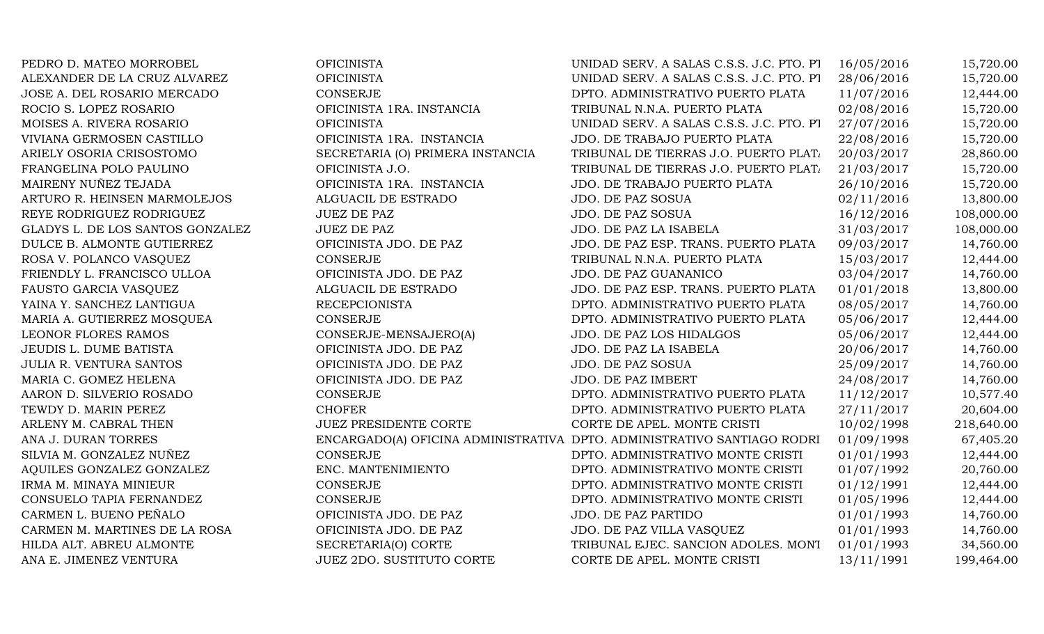| | | | | |
|---|---|---|---|---|
| PEDRO D. MATEO MORROBEL | OFICINISTA | UNIDAD SERV. A SALAS C.S.S. J.C. PTO. P1 | 16/05/2016 | 15,720.00 |
| ALEXANDER DE LA CRUZ ALVAREZ | OFICINISTA | UNIDAD SERV. A SALAS C.S.S. J.C. PTO. P1 | 28/06/2016 | 15,720.00 |
| JOSE A. DEL ROSARIO MERCADO | CONSERJE | DPTO. ADMINISTRATIVO PUERTO PLATA | 11/07/2016 | 12,444.00 |
| ROCIO S. LOPEZ ROSARIO | OFICINISTA 1RA. INSTANCIA | TRIBUNAL N.N.A. PUERTO PLATA | 02/08/2016 | 15,720.00 |
| MOISES A. RIVERA ROSARIO | OFICINISTA | UNIDAD SERV. A SALAS C.S.S. J.C. PTO. P1 | 27/07/2016 | 15,720.00 |
| VIVIANA GERMOSEN CASTILLO | OFICINISTA 1RA. INSTANCIA | JDO. DE TRABAJO PUERTO PLATA | 22/08/2016 | 15,720.00 |
| ARIELY OSORIA CRISOSTOMO | SECRETARIA (O) PRIMERA INSTANCIA | TRIBUNAL DE TIERRAS J.O. PUERTO PLATA | 20/03/2017 | 28,860.00 |
| FRANGELINA POLO PAULINO | OFICINISTA J.O. | TRIBUNAL DE TIERRAS J.O. PUERTO PLATA | 21/03/2017 | 15,720.00 |
| MAIRENY NUÑEZ TEJADA | OFICINISTA 1RA. INSTANCIA | JDO. DE TRABAJO PUERTO PLATA | 26/10/2016 | 15,720.00 |
| ARTURO R. HEINSEN MARMOLEJOS | ALGUACIL DE ESTRADO | JDO. DE PAZ SOSUA | 02/11/2016 | 13,800.00 |
| REYE RODRIGUEZ RODRIGUEZ | JUEZ DE PAZ | JDO. DE PAZ SOSUA | 16/12/2016 | 108,000.00 |
| GLADYS L. DE LOS SANTOS GONZALEZ | JUEZ DE PAZ | JDO. DE PAZ LA ISABELA | 31/03/2017 | 108,000.00 |
| DULCE B. ALMONTE GUTIERREZ | OFICINISTA JDO. DE PAZ | JDO. DE PAZ ESP. TRANS. PUERTO PLATA | 09/03/2017 | 14,760.00 |
| ROSA V. POLANCO VASQUEZ | CONSERJE | TRIBUNAL N.N.A. PUERTO PLATA | 15/03/2017 | 12,444.00 |
| FRIENDLY L. FRANCISCO ULLOA | OFICINISTA JDO. DE PAZ | JDO. DE PAZ GUANANICO | 03/04/2017 | 14,760.00 |
| FAUSTO GARCIA VASQUEZ | ALGUACIL DE ESTRADO | JDO. DE PAZ ESP. TRANS. PUERTO PLATA | 01/01/2018 | 13,800.00 |
| YAINA Y. SANCHEZ LANTIGUA | RECEPCIONISTA | DPTO. ADMINISTRATIVO PUERTO PLATA | 08/05/2017 | 14,760.00 |
| MARIA A. GUTIERREZ MOSQUEA | CONSERJE | DPTO. ADMINISTRATIVO PUERTO PLATA | 05/06/2017 | 12,444.00 |
| LEONOR FLORES RAMOS | CONSERJE-MENSAJERO(A) | JDO. DE PAZ LOS HIDALGOS | 05/06/2017 | 12,444.00 |
| JEUDIS L. DUME BATISTA | OFICINISTA JDO. DE PAZ | JDO. DE PAZ LA ISABELA | 20/06/2017 | 14,760.00 |
| JULIA R. VENTURA SANTOS | OFICINISTA JDO. DE PAZ | JDO. DE PAZ SOSUA | 25/09/2017 | 14,760.00 |
| MARIA C. GOMEZ HELENA | OFICINISTA JDO. DE PAZ | JDO. DE PAZ IMBERT | 24/08/2017 | 14,760.00 |
| AARON D. SILVERIO ROSADO | CONSERJE | DPTO. ADMINISTRATIVO PUERTO PLATA | 11/12/2017 | 10,577.40 |
| TEWDY D. MARIN PEREZ | CHOFER | DPTO. ADMINISTRATIVO PUERTO PLATA | 27/11/2017 | 20,604.00 |
| ARLENY M. CABRAL THEN | JUEZ PRESIDENTE CORTE | CORTE DE APEL. MONTE CRISTI | 10/02/1998 | 218,640.00 |
| ANA J. DURAN TORRES | ENCARGADO(A) OFICINA ADMINISTRATIVA | DPTO. ADMINISTRATIVO SANTIAGO RODRI | 01/09/1998 | 67,405.20 |
| SILVIA M. GONZALEZ NUÑEZ | CONSERJE | DPTO. ADMINISTRATIVO MONTE CRISTI | 01/01/1993 | 12,444.00 |
| AQUILES GONZALEZ GONZALEZ | ENC. MANTENIMIENTO | DPTO. ADMINISTRATIVO MONTE CRISTI | 01/07/1992 | 20,760.00 |
| IRMA M. MINAYA MINIEUR | CONSERJE | DPTO. ADMINISTRATIVO MONTE CRISTI | 01/12/1991 | 12,444.00 |
| CONSUELO TAPIA FERNANDEZ | CONSERJE | DPTO. ADMINISTRATIVO MONTE CRISTI | 01/05/1996 | 12,444.00 |
| CARMEN L. BUENO PEÑALO | OFICINISTA JDO. DE PAZ | JDO. DE PAZ PARTIDO | 01/01/1993 | 14,760.00 |
| CARMEN M. MARTINES DE LA ROSA | OFICINISTA JDO. DE PAZ | JDO. DE PAZ VILLA VASQUEZ | 01/01/1993 | 14,760.00 |
| HILDA ALT. ABREU ALMONTE | SECRETARIA(O) CORTE | TRIBUNAL EJEC. SANCION ADOLES. MONT | 01/01/1993 | 34,560.00 |
| ANA E. JIMENEZ VENTURA | JUEZ 2DO. SUSTITUTO CORTE | CORTE DE APEL. MONTE CRISTI | 13/11/1991 | 199,464.00 |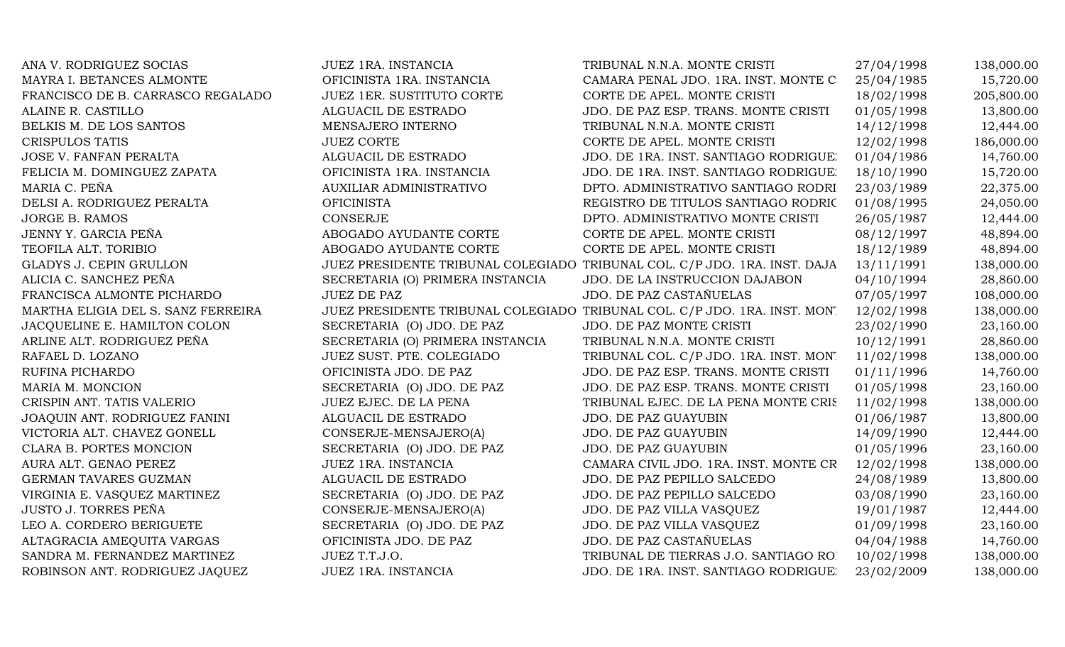| | | | | |
|---|---|---|---|---|
| ANA V. RODRIGUEZ SOCIAS | JUEZ 1RA. INSTANCIA | TRIBUNAL N.N.A. MONTE CRISTI | 27/04/1998 | 138,000.00 |
| MAYRA I. BETANCES ALMONTE | OFICINISTA 1RA. INSTANCIA | CAMARA PENAL JDO. 1RA. INST. MONTE C | 25/04/1985 | 15,720.00 |
| FRANCISCO DE B. CARRASCO REGALADO | JUEZ 1ER. SUSTITUTO CORTE | CORTE DE APEL. MONTE CRISTI | 18/02/1998 | 205,800.00 |
| ALAINE R. CASTILLO | ALGUACIL DE ESTRADO | JDO. DE PAZ ESP. TRANS. MONTE CRISTI | 01/05/1998 | 13,800.00 |
| BELKIS M. DE LOS SANTOS | MENSAJERO INTERNO | TRIBUNAL N.N.A. MONTE CRISTI | 14/12/1998 | 12,444.00 |
| CRISPULOS TATIS | JUEZ CORTE | CORTE DE APEL. MONTE CRISTI | 12/02/1998 | 186,000.00 |
| JOSE V. FANFAN PERALTA | ALGUACIL DE ESTRADO | JDO. DE 1RA. INST. SANTIAGO RODRIGUE | 01/04/1986 | 14,760.00 |
| FELICIA M. DOMINGUEZ ZAPATA | OFICINISTA 1RA. INSTANCIA | JDO. DE 1RA. INST. SANTIAGO RODRIGUE | 18/10/1990 | 15,720.00 |
| MARIA C. PEÑA | AUXILIAR ADMINISTRATIVO | DPTO. ADMINISTRATIVO SANTIAGO RODRI | 23/03/1989 | 22,375.00 |
| DELSI A. RODRIGUEZ PERALTA | OFICINISTA | REGISTRO DE TITULOS SANTIAGO RODRIC | 01/08/1995 | 24,050.00 |
| JORGE B. RAMOS | CONSERJE | DPTO. ADMINISTRATIVO MONTE CRISTI | 26/05/1987 | 12,444.00 |
| JENNY Y. GARCIA PEÑA | ABOGADO AYUDANTE CORTE | CORTE DE APEL. MONTE CRISTI | 08/12/1997 | 48,894.00 |
| TEOFILA ALT. TORIBIO | ABOGADO AYUDANTE CORTE | CORTE DE APEL. MONTE CRISTI | 18/12/1989 | 48,894.00 |
| GLADYS J. CEPIN GRULLON | JUEZ PRESIDENTE TRIBUNAL COLEGIADO | TRIBUNAL COL. C/P JDO. 1RA. INST. DAJA | 13/11/1991 | 138,000.00 |
| ALICIA C. SANCHEZ PEÑA | SECRETARIA (O) PRIMERA INSTANCIA | JDO. DE LA INSTRUCCION DAJABON | 04/10/1994 | 28,860.00 |
| FRANCISCA ALMONTE PICHARDO | JUEZ DE PAZ | JDO. DE PAZ CASTAÑUELAS | 07/05/1997 | 108,000.00 |
| MARTHA ELIGIA DEL S. SANZ FERREIRA | JUEZ PRESIDENTE TRIBUNAL COLEGIADO | TRIBUNAL COL. C/P JDO. 1RA. INST. MON | 12/02/1998 | 138,000.00 |
| JACQUELINE E. HAMILTON COLON | SECRETARIA (O) JDO. DE PAZ | JDO. DE PAZ MONTE CRISTI | 23/02/1990 | 23,160.00 |
| ARLINE ALT. RODRIGUEZ PEÑA | SECRETARIA (O) PRIMERA INSTANCIA | TRIBUNAL N.N.A. MONTE CRISTI | 10/12/1991 | 28,860.00 |
| RAFAEL D. LOZANO | JUEZ SUST. PTE. COLEGIADO | TRIBUNAL COL. C/P JDO. 1RA. INST. MON | 11/02/1998 | 138,000.00 |
| RUFINA PICHARDO | OFICINISTA JDO. DE PAZ | JDO. DE PAZ ESP. TRANS. MONTE CRISTI | 01/11/1996 | 14,760.00 |
| MARIA M. MONCION | SECRETARIA (O) JDO. DE PAZ | JDO. DE PAZ ESP. TRANS. MONTE CRISTI | 01/05/1998 | 23,160.00 |
| CRISPIN ANT. TATIS VALERIO | JUEZ EJEC. DE LA PENA | TRIBUNAL EJEC. DE LA PENA MONTE CRIS | 11/02/1998 | 138,000.00 |
| JOAQUIN ANT. RODRIGUEZ FANINI | ALGUACIL DE ESTRADO | JDO. DE PAZ GUAYUBIN | 01/06/1987 | 13,800.00 |
| VICTORIA ALT. CHAVEZ GONELL | CONSERJE-MENSAJERO(A) | JDO. DE PAZ GUAYUBIN | 14/09/1990 | 12,444.00 |
| CLARA B. PORTES MONCION | SECRETARIA (O) JDO. DE PAZ | JDO. DE PAZ GUAYUBIN | 01/05/1996 | 23,160.00 |
| AURA ALT. GENAO PEREZ | JUEZ 1RA. INSTANCIA | CAMARA CIVIL JDO. 1RA. INST. MONTE CR | 12/02/1998 | 138,000.00 |
| GERMAN TAVARES GUZMAN | ALGUACIL DE ESTRADO | JDO. DE PAZ PEPILLO SALCEDO | 24/08/1989 | 13,800.00 |
| VIRGINIA E. VASQUEZ MARTINEZ | SECRETARIA (O) JDO. DE PAZ | JDO. DE PAZ PEPILLO SALCEDO | 03/08/1990 | 23,160.00 |
| JUSTO J. TORRES PEÑA | CONSERJE-MENSAJERO(A) | JDO. DE PAZ VILLA VASQUEZ | 19/01/1987 | 12,444.00 |
| LEO A. CORDERO BERIGUETE | SECRETARIA (O) JDO. DE PAZ | JDO. DE PAZ VILLA VASQUEZ | 01/09/1998 | 23,160.00 |
| ALTAGRACIA AMEQUITA VARGAS | OFICINISTA JDO. DE PAZ | JDO. DE PAZ CASTAÑUELAS | 04/04/1988 | 14,760.00 |
| SANDRA M. FERNANDEZ MARTINEZ | JUEZ T.T.J.O. | TRIBUNAL DE TIERRAS J.O. SANTIAGO RO | 10/02/1998 | 138,000.00 |
| ROBINSON ANT. RODRIGUEZ JAQUEZ | JUEZ 1RA. INSTANCIA | JDO. DE 1RA. INST. SANTIAGO RODRIGUE | 23/02/2009 | 138,000.00 |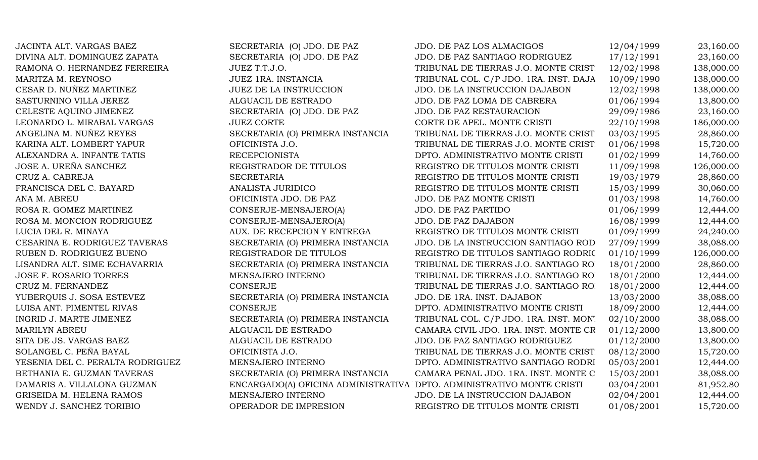| | | | | |
|---|---|---|---|---|
| JACINTA ALT. VARGAS BAEZ | SECRETARIA (O) JDO. DE PAZ | JDO. DE PAZ LOS ALMACIGOS | 12/04/1999 | 23,160.00 |
| DIVINA ALT. DOMINGUEZ ZAPATA | SECRETARIA (O) JDO. DE PAZ | JDO. DE PAZ SANTIAGO RODRIGUEZ | 17/12/1991 | 23,160.00 |
| RAMONA O. HERNANDEZ FERREIRA | JUEZ T.T.J.O. | TRIBUNAL DE TIERRAS J.O. MONTE CRIST | 12/02/1998 | 138,000.00 |
| MARITZA M. REYNOSO | JUEZ 1RA. INSTANCIA | TRIBUNAL COL. C/P JDO. 1RA. INST. DAJA | 10/09/1990 | 138,000.00 |
| CESAR D. NUÑEZ MARTINEZ | JUEZ DE LA INSTRUCCION | JDO. DE LA INSTRUCCION DAJABON | 12/02/1998 | 138,000.00 |
| SASTURNINO VILLA JEREZ | ALGUACIL DE ESTRADO | JDO. DE PAZ LOMA DE CABRERA | 01/06/1994 | 13,800.00 |
| CELESTE AQUINO JIMENEZ | SECRETARIA (O) JDO. DE PAZ | JDO. DE PAZ RESTAURACION | 29/09/1986 | 23,160.00 |
| LEONARDO L. MIRABAL VARGAS | JUEZ CORTE | CORTE DE APEL. MONTE CRISTI | 22/10/1998 | 186,000.00 |
| ANGELINA M. NUÑEZ REYES | SECRETARIA (O) PRIMERA INSTANCIA | TRIBUNAL DE TIERRAS J.O. MONTE CRIST | 03/03/1995 | 28,860.00 |
| KARINA ALT. LOMBERT YAPUR | OFICINISTA J.O. | TRIBUNAL DE TIERRAS J.O. MONTE CRIST | 01/06/1998 | 15,720.00 |
| ALEXANDRA A. INFANTE TATIS | RECEPCIONISTA | DPTO. ADMINISTRATIVO MONTE CRISTI | 01/02/1999 | 14,760.00 |
| JOSE A. UREÑA SANCHEZ | REGISTRADOR DE TITULOS | REGISTRO DE TITULOS MONTE CRISTI | 11/09/1998 | 126,000.00 |
| CRUZ A. CABREJA | SECRETARIA | REGISTRO DE TITULOS MONTE CRISTI | 19/03/1979 | 28,860.00 |
| FRANCISCA DEL C. BAYARD | ANALISTA JURIDICO | REGISTRO DE TITULOS MONTE CRISTI | 15/03/1999 | 30,060.00 |
| ANA M. ABREU | OFICINISTA JDO. DE PAZ | JDO. DE PAZ MONTE CRISTI | 01/03/1998 | 14,760.00 |
| ROSA R. GOMEZ MARTINEZ | CONSERJE-MENSAJERO(A) | JDO. DE PAZ PARTIDO | 01/06/1999 | 12,444.00 |
| ROSA M. MONCION RODRIGUEZ | CONSERJE-MENSAJERO(A) | JDO. DE PAZ DAJABON | 16/08/1999 | 12,444.00 |
| LUCIA DEL R. MINAYA | AUX. DE RECEPCION Y ENTREGA | REGISTRO DE TITULOS MONTE CRISTI | 01/09/1999 | 24,240.00 |
| CESARINA E. RODRIGUEZ TAVERAS | SECRETARIA (O) PRIMERA INSTANCIA | JDO. DE LA INSTRUCCION SANTIAGO ROD | 27/09/1999 | 38,088.00 |
| RUBEN D. RODRIGUEZ BUENO | REGISTRADOR DE TITULOS | REGISTRO DE TITULOS SANTIAGO RODRIC | 01/10/1999 | 126,000.00 |
| LISANDRA ALT. SIME ECHAVARRIA | SECRETARIA (O) PRIMERA INSTANCIA | TRIBUNAL DE TIERRAS J.O. SANTIAGO RO | 18/01/2000 | 28,860.00 |
| JOSE F. ROSARIO TORRES | MENSAJERO INTERNO | TRIBUNAL DE TIERRAS J.O. SANTIAGO RO | 18/01/2000 | 12,444.00 |
| CRUZ M. FERNANDEZ | CONSERJE | TRIBUNAL DE TIERRAS J.O. SANTIAGO RO | 18/01/2000 | 12,444.00 |
| YUBERQUIS J. SOSA ESTEVEZ | SECRETARIA (O) PRIMERA INSTANCIA | JDO. DE 1RA. INST. DAJABON | 13/03/2000 | 38,088.00 |
| LUISA ANT. PIMENTEL RIVAS | CONSERJE | DPTO. ADMINISTRATIVO MONTE CRISTI | 18/09/2000 | 12,444.00 |
| INGRID J. MARTE JIMENEZ | SECRETARIA (O) PRIMERA INSTANCIA | TRIBUNAL COL. C/P JDO. 1RA. INST. MON | 02/10/2000 | 38,088.00 |
| MARILYN ABREU | ALGUACIL DE ESTRADO | CAMARA CIVIL JDO. 1RA. INST. MONTE CR | 01/12/2000 | 13,800.00 |
| SITA DE JS. VARGAS BAEZ | ALGUACIL DE ESTRADO | JDO. DE PAZ SANTIAGO RODRIGUEZ | 01/12/2000 | 13,800.00 |
| SOLANGEL C. PEÑA BAYAL | OFICINISTA J.O. | TRIBUNAL DE TIERRAS J.O. MONTE CRIST | 08/12/2000 | 15,720.00 |
| YESENIA DEL C. PERALTA RODRIGUEZ | MENSAJERO INTERNO | DPTO. ADMINISTRATIVO SANTIAGO RODRI | 05/03/2001 | 12,444.00 |
| BETHANIA E. GUZMAN TAVERAS | SECRETARIA (O) PRIMERA INSTANCIA | CAMARA PENAL JDO. 1RA. INST. MONTE C | 15/03/2001 | 38,088.00 |
| DAMARIS A. VILLALONA GUZMAN | ENCARGADO(A) OFICINA ADMINISTRATIVA | DPTO. ADMINISTRATIVO MONTE CRISTI | 03/04/2001 | 81,952.80 |
| GRISEIDA M. HELENA RAMOS | MENSAJERO INTERNO | JDO. DE LA INSTRUCCION DAJABON | 02/04/2001 | 12,444.00 |
| WENDY J. SANCHEZ TORIBIO | OPERADOR DE IMPRESION | REGISTRO DE TITULOS MONTE CRISTI | 01/08/2001 | 15,720.00 |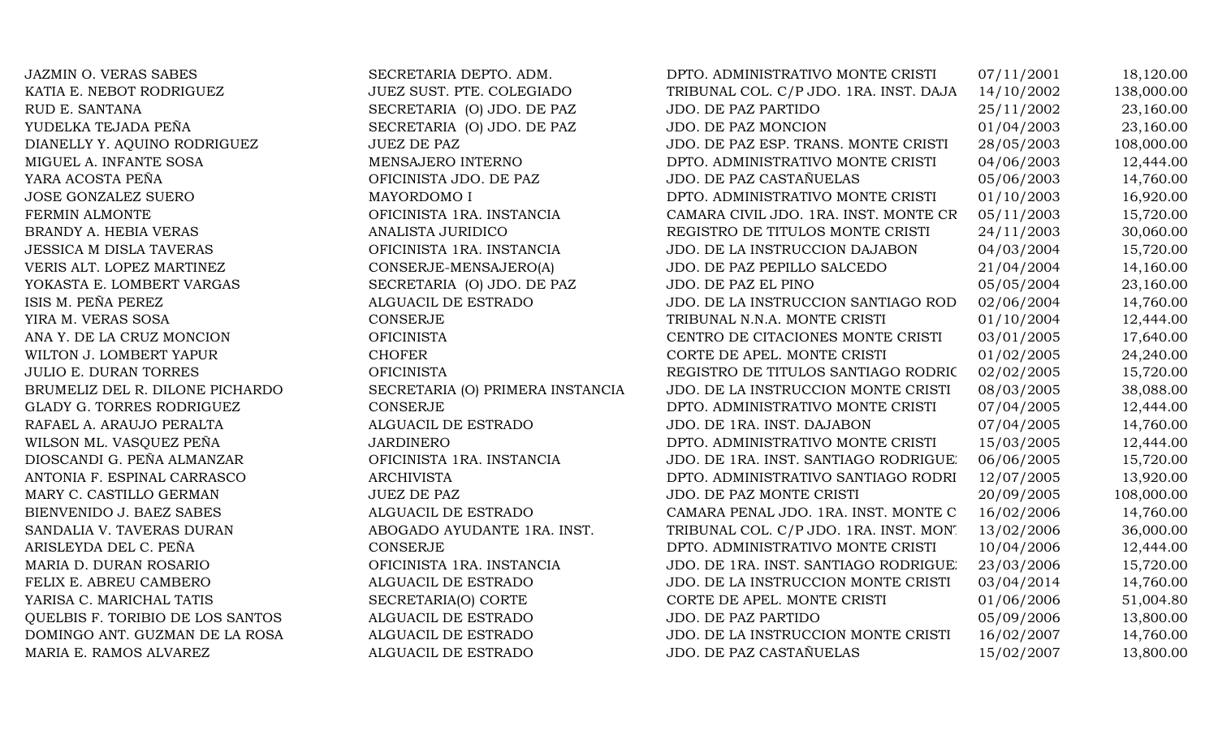| | | | | |
|---|---|---|---|---|
| JAZMIN O. VERAS SABES | SECRETARIA DEPTO. ADM. | DPTO. ADMINISTRATIVO MONTE CRISTI | 07/11/2001 | 18,120.00 |
| KATIA E. NEBOT RODRIGUEZ | JUEZ SUST. PTE. COLEGIADO | TRIBUNAL COL. C/P JDO. 1RA. INST. DAJA | 14/10/2002 | 138,000.00 |
| RUD E. SANTANA | SECRETARIA (O) JDO. DE PAZ | JDO. DE PAZ PARTIDO | 25/11/2002 | 23,160.00 |
| YUDELKA TEJADA PEÑA | SECRETARIA (O) JDO. DE PAZ | JDO. DE PAZ MONCION | 01/04/2003 | 23,160.00 |
| DIANELLY Y. AQUINO RODRIGUEZ | JUEZ DE PAZ | JDO. DE PAZ ESP. TRANS. MONTE CRISTI | 28/05/2003 | 108,000.00 |
| MIGUEL A. INFANTE SOSA | MENSAJERO INTERNO | DPTO. ADMINISTRATIVO MONTE CRISTI | 04/06/2003 | 12,444.00 |
| YARA ACOSTA PEÑA | OFICINISTA JDO. DE PAZ | JDO. DE PAZ CASTAÑUELAS | 05/06/2003 | 14,760.00 |
| JOSE GONZALEZ SUERO | MAYORDOMO I | DPTO. ADMINISTRATIVO MONTE CRISTI | 01/10/2003 | 16,920.00 |
| FERMIN ALMONTE | OFICINISTA 1RA. INSTANCIA | CAMARA CIVIL JDO. 1RA. INST. MONTE CR | 05/11/2003 | 15,720.00 |
| BRANDY A. HEBIA VERAS | ANALISTA JURIDICO | REGISTRO DE TITULOS MONTE CRISTI | 24/11/2003 | 30,060.00 |
| JESSICA M DISLA TAVERAS | OFICINISTA 1RA. INSTANCIA | JDO. DE LA INSTRUCCION DAJABON | 04/03/2004 | 15,720.00 |
| VERIS ALT. LOPEZ MARTINEZ | CONSERJE-MENSAJERO(A) | JDO. DE PAZ PEPILLO SALCEDO | 21/04/2004 | 14,160.00 |
| YOKASTA E. LOMBERT VARGAS | SECRETARIA (O) JDO. DE PAZ | JDO. DE PAZ EL PINO | 05/05/2004 | 23,160.00 |
| ISIS M. PEÑA PEREZ | ALGUACIL DE ESTRADO | JDO. DE LA INSTRUCCION SANTIAGO ROD | 02/06/2004 | 14,760.00 |
| YIRA M. VERAS SOSA | CONSERJE | TRIBUNAL N.N.A. MONTE CRISTI | 01/10/2004 | 12,444.00 |
| ANA Y. DE LA CRUZ MONCION | OFICINISTA | CENTRO DE CITACIONES MONTE CRISTI | 03/01/2005 | 17,640.00 |
| WILTON J. LOMBERT YAPUR | CHOFER | CORTE DE APEL. MONTE CRISTI | 01/02/2005 | 24,240.00 |
| JULIO E. DURAN TORRES | OFICINISTA | REGISTRO DE TITULOS SANTIAGO RODRIC | 02/02/2005 | 15,720.00 |
| BRUMELIZ DEL R. DILONE PICHARDO | SECRETARIA (O) PRIMERA INSTANCIA | JDO. DE LA INSTRUCCION MONTE CRISTI | 08/03/2005 | 38,088.00 |
| GLADY G. TORRES RODRIGUEZ | CONSERJE | DPTO. ADMINISTRATIVO MONTE CRISTI | 07/04/2005 | 12,444.00 |
| RAFAEL A. ARAUJO PERALTA | ALGUACIL DE ESTRADO | JDO. DE 1RA. INST. DAJABON | 07/04/2005 | 14,760.00 |
| WILSON ML. VASQUEZ PEÑA | JARDINERO | DPTO. ADMINISTRATIVO MONTE CRISTI | 15/03/2005 | 12,444.00 |
| DIOSCANDI G. PEÑA ALMANZAR | OFICINISTA 1RA. INSTANCIA | JDO. DE 1RA. INST. SANTIAGO RODRIGUE | 06/06/2005 | 15,720.00 |
| ANTONIA F. ESPINAL CARRASCO | ARCHIVISTA | DPTO. ADMINISTRATIVO SANTIAGO RODRI | 12/07/2005 | 13,920.00 |
| MARY C. CASTILLO GERMAN | JUEZ DE PAZ | JDO. DE PAZ MONTE CRISTI | 20/09/2005 | 108,000.00 |
| BIENVENIDO J. BAEZ SABES | ALGUACIL DE ESTRADO | CAMARA PENAL JDO. 1RA. INST. MONTE C | 16/02/2006 | 14,760.00 |
| SANDALIA V. TAVERAS DURAN | ABOGADO AYUDANTE 1RA. INST. | TRIBUNAL COL. C/P JDO. 1RA. INST. MON | 13/02/2006 | 36,000.00 |
| ARISLEYDA DEL C. PEÑA | CONSERJE | DPTO. ADMINISTRATIVO MONTE CRISTI | 10/04/2006 | 12,444.00 |
| MARIA D. DURAN ROSARIO | OFICINISTA 1RA. INSTANCIA | JDO. DE 1RA. INST. SANTIAGO RODRIGUE | 23/03/2006 | 15,720.00 |
| FELIX E. ABREU CAMBERO | ALGUACIL DE ESTRADO | JDO. DE LA INSTRUCCION MONTE CRISTI | 03/04/2014 | 14,760.00 |
| YARISA C. MARICHAL TATIS | SECRETARIA(O) CORTE | CORTE DE APEL. MONTE CRISTI | 01/06/2006 | 51,004.80 |
| QUELBIS F. TORIBIO DE LOS SANTOS | ALGUACIL DE ESTRADO | JDO. DE PAZ PARTIDO | 05/09/2006 | 13,800.00 |
| DOMINGO ANT. GUZMAN DE LA ROSA | ALGUACIL DE ESTRADO | JDO. DE LA INSTRUCCION MONTE CRISTI | 16/02/2007 | 14,760.00 |
| MARIA E. RAMOS ALVAREZ | ALGUACIL DE ESTRADO | JDO. DE PAZ CASTAÑUELAS | 15/02/2007 | 13,800.00 |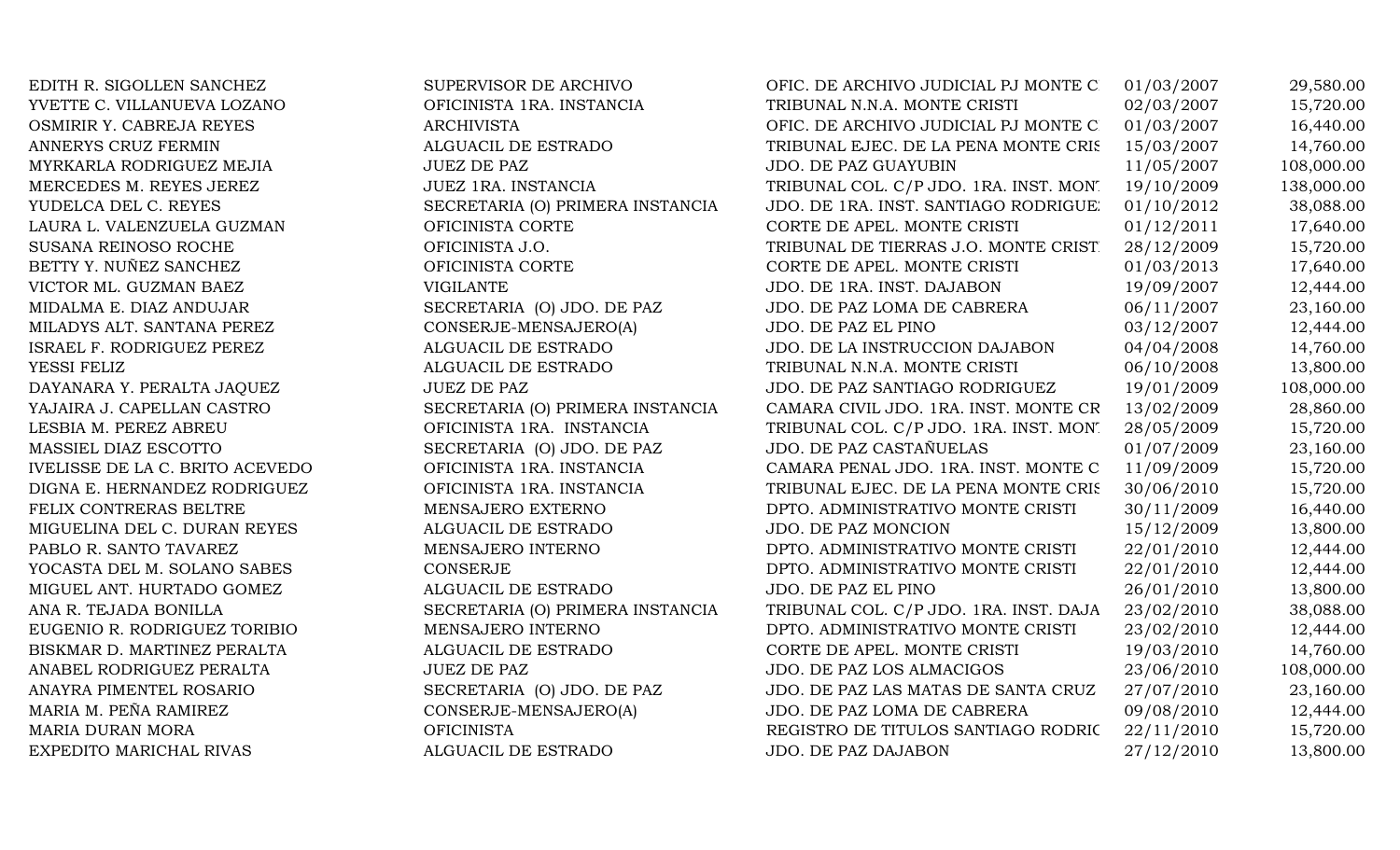| | | | | |
|---|---|---|---|---|
| EDITH R. SIGOLLEN SANCHEZ | SUPERVISOR DE ARCHIVO | OFIC. DE ARCHIVO JUDICIAL PJ MONTE C | 01/03/2007 | 29,580.00 |
| YVETTE C. VILLANUEVA LOZANO | OFICINISTA 1RA. INSTANCIA | TRIBUNAL N.N.A. MONTE CRISTI | 02/03/2007 | 15,720.00 |
| OSMIRIR Y. CABREJA REYES | ARCHIVISTA | OFIC. DE ARCHIVO JUDICIAL PJ MONTE C | 01/03/2007 | 16,440.00 |
| ANNERYS CRUZ FERMIN | ALGUACIL DE ESTRADO | TRIBUNAL EJEC. DE LA PENA MONTE CRIS | 15/03/2007 | 14,760.00 |
| MYRKARLA RODRIGUEZ MEJIA | JUEZ DE PAZ | JDO. DE PAZ GUAYUBIN | 11/05/2007 | 108,000.00 |
| MERCEDES M. REYES JEREZ | JUEZ 1RA. INSTANCIA | TRIBUNAL COL. C/P JDO. 1RA. INST. MONT | 19/10/2009 | 138,000.00 |
| YUDELCA DEL C. REYES | SECRETARIA (O) PRIMERA INSTANCIA | JDO. DE 1RA. INST. SANTIAGO RODRIGUE | 01/10/2012 | 38,088.00 |
| LAURA L. VALENZUELA GUZMAN | OFICINISTA CORTE | CORTE DE APEL. MONTE CRISTI | 01/12/2011 | 17,640.00 |
| SUSANA REINOSO ROCHE | OFICINISTA J.O. | TRIBUNAL DE TIERRAS J.O. MONTE CRIST | 28/12/2009 | 15,720.00 |
| BETTY Y. NUÑEZ SANCHEZ | OFICINISTA CORTE | CORTE DE APEL. MONTE CRISTI | 01/03/2013 | 17,640.00 |
| VICTOR ML. GUZMAN BAEZ | VIGILANTE | JDO. DE 1RA. INST. DAJABON | 19/09/2007 | 12,444.00 |
| MIDALMA E. DIAZ ANDUJAR | SECRETARIA (O) JDO. DE PAZ | JDO. DE PAZ LOMA DE CABRERA | 06/11/2007 | 23,160.00 |
| MILADYS ALT. SANTANA PEREZ | CONSERJE-MENSAJERO(A) | JDO. DE PAZ EL PINO | 03/12/2007 | 12,444.00 |
| ISRAEL F. RODRIGUEZ PEREZ | ALGUACIL DE ESTRADO | JDO. DE LA INSTRUCCION DAJABON | 04/04/2008 | 14,760.00 |
| YESSI FELIZ | ALGUACIL DE ESTRADO | TRIBUNAL N.N.A. MONTE CRISTI | 06/10/2008 | 13,800.00 |
| DAYANARA Y. PERALTA JAQUEZ | JUEZ DE PAZ | JDO. DE PAZ SANTIAGO RODRIGUEZ | 19/01/2009 | 108,000.00 |
| YAJAIRA J. CAPELLAN CASTRO | SECRETARIA (O) PRIMERA INSTANCIA | CAMARA CIVIL JDO. 1RA. INST. MONTE CR | 13/02/2009 | 28,860.00 |
| LESBIA M. PEREZ ABREU | OFICINISTA 1RA. INSTANCIA | TRIBUNAL COL. C/P JDO. 1RA. INST. MONT | 28/05/2009 | 15,720.00 |
| MASSIEL DIAZ ESCOTTO | SECRETARIA (O) JDO. DE PAZ | JDO. DE PAZ CASTAÑUELAS | 01/07/2009 | 23,160.00 |
| IVELISSE DE LA C. BRITO ACEVEDO | OFICINISTA 1RA. INSTANCIA | CAMARA PENAL JDO. 1RA. INST. MONTE C | 11/09/2009 | 15,720.00 |
| DIGNA E. HERNANDEZ RODRIGUEZ | OFICINISTA 1RA. INSTANCIA | TRIBUNAL EJEC. DE LA PENA MONTE CRIS | 30/06/2010 | 15,720.00 |
| FELIX CONTRERAS BELTRE | MENSAJERO EXTERNO | DPTO. ADMINISTRATIVO MONTE CRISTI | 30/11/2009 | 16,440.00 |
| MIGUELINA DEL C. DURAN REYES | ALGUACIL DE ESTRADO | JDO. DE PAZ MONCION | 15/12/2009 | 13,800.00 |
| PABLO R. SANTO TAVAREZ | MENSAJERO INTERNO | DPTO. ADMINISTRATIVO MONTE CRISTI | 22/01/2010 | 12,444.00 |
| YOCASTA DEL M. SOLANO SABES | CONSERJE | DPTO. ADMINISTRATIVO MONTE CRISTI | 22/01/2010 | 12,444.00 |
| MIGUEL ANT. HURTADO GOMEZ | ALGUACIL DE ESTRADO | JDO. DE PAZ EL PINO | 26/01/2010 | 13,800.00 |
| ANA R. TEJADA BONILLA | SECRETARIA (O) PRIMERA INSTANCIA | TRIBUNAL COL. C/P JDO. 1RA. INST. DAJA | 23/02/2010 | 38,088.00 |
| EUGENIO R. RODRIGUEZ TORIBIO | MENSAJERO INTERNO | DPTO. ADMINISTRATIVO MONTE CRISTI | 23/02/2010 | 12,444.00 |
| BISKMAR D. MARTINEZ PERALTA | ALGUACIL DE ESTRADO | CORTE DE APEL. MONTE CRISTI | 19/03/2010 | 14,760.00 |
| ANABEL RODRIGUEZ PERALTA | JUEZ DE PAZ | JDO. DE PAZ LOS ALMACIGOS | 23/06/2010 | 108,000.00 |
| ANAYRA PIMENTEL ROSARIO | SECRETARIA (O) JDO. DE PAZ | JDO. DE PAZ LAS MATAS DE SANTA CRUZ | 27/07/2010 | 23,160.00 |
| MARIA M. PEÑA RAMIREZ | CONSERJE-MENSAJERO(A) | JDO. DE PAZ LOMA DE CABRERA | 09/08/2010 | 12,444.00 |
| MARIA DURAN MORA | OFICINISTA | REGISTRO DE TITULOS SANTIAGO RODRIG | 22/11/2010 | 15,720.00 |
| EXPEDITO MARICHAL RIVAS | ALGUACIL DE ESTRADO | JDO. DE PAZ DAJABON | 27/12/2010 | 13,800.00 |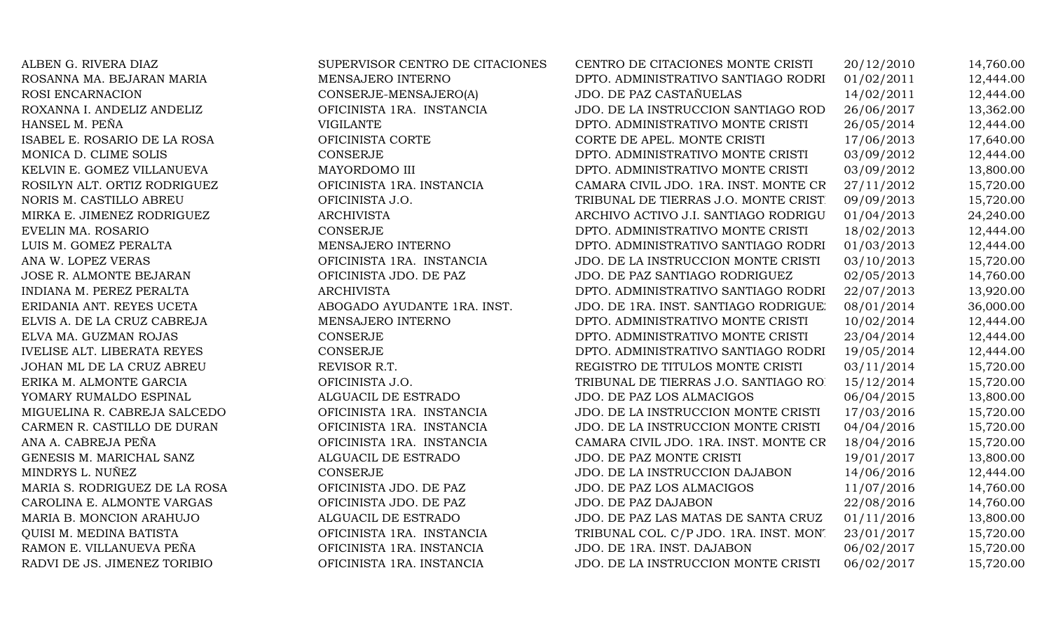| | | | | |
|---|---|---|---|---|
| ALBEN G. RIVERA DIAZ | SUPERVISOR CENTRO DE CITACIONES | CENTRO DE CITACIONES MONTE CRISTI | 20/12/2010 | 14,760.00 |
| ROSANNA MA. BEJARAN MARIA | MENSAJERO INTERNO | DPTO. ADMINISTRATIVO SANTIAGO RODRI | 01/02/2011 | 12,444.00 |
| ROSI ENCARNACION | CONSERJE-MENSAJERO(A) | JDO. DE PAZ CASTAÑUELAS | 14/02/2011 | 12,444.00 |
| ROXANNA I. ANDELIZ ANDELIZ | OFICINISTA 1RA. INSTANCIA | JDO. DE LA INSTRUCCION SANTIAGO ROD | 26/06/2017 | 13,362.00 |
| HANSEL M. PEÑA | VIGILANTE | DPTO. ADMINISTRATIVO MONTE CRISTI | 26/05/2014 | 12,444.00 |
| ISABEL E. ROSARIO DE LA ROSA | OFICINISTA CORTE | CORTE DE APEL. MONTE CRISTI | 17/06/2013 | 17,640.00 |
| MONICA D. CLIME SOLIS | CONSERJE | DPTO. ADMINISTRATIVO MONTE CRISTI | 03/09/2012 | 12,444.00 |
| KELVIN E. GOMEZ VILLANUEVA | MAYORDOMO III | DPTO. ADMINISTRATIVO MONTE CRISTI | 03/09/2012 | 13,800.00 |
| ROSILYN ALT. ORTIZ RODRIGUEZ | OFICINISTA 1RA. INSTANCIA | CAMARA CIVIL JDO. 1RA. INST. MONTE CR | 27/11/2012 | 15,720.00 |
| NORIS M. CASTILLO ABREU | OFICINISTA J.O. | TRIBUNAL DE TIERRAS J.O. MONTE CRIST | 09/09/2013 | 15,720.00 |
| MIRKA E. JIMENEZ RODRIGUEZ | ARCHIVISTA | ARCHIVO ACTIVO J.I. SANTIAGO RODRIGU | 01/04/2013 | 24,240.00 |
| EVELIN MA. ROSARIO | CONSERJE | DPTO. ADMINISTRATIVO MONTE CRISTI | 18/02/2013 | 12,444.00 |
| LUIS M. GOMEZ PERALTA | MENSAJERO INTERNO | DPTO. ADMINISTRATIVO SANTIAGO RODRI | 01/03/2013 | 12,444.00 |
| ANA W. LOPEZ VERAS | OFICINISTA 1RA. INSTANCIA | JDO. DE LA INSTRUCCION MONTE CRISTI | 03/10/2013 | 15,720.00 |
| JOSE R. ALMONTE BEJARAN | OFICINISTA JDO. DE PAZ | JDO. DE PAZ SANTIAGO RODRIGUEZ | 02/05/2013 | 14,760.00 |
| INDIANA M. PEREZ PERALTA | ARCHIVISTA | DPTO. ADMINISTRATIVO SANTIAGO RODRI | 22/07/2013 | 13,920.00 |
| ERIDANIA ANT. REYES UCETA | ABOGADO AYUDANTE 1RA. INST. | JDO. DE 1RA. INST. SANTIAGO RODRIGUE | 08/01/2014 | 36,000.00 |
| ELVIS A. DE LA CRUZ CABREJA | MENSAJERO INTERNO | DPTO. ADMINISTRATIVO MONTE CRISTI | 10/02/2014 | 12,444.00 |
| ELVA MA. GUZMAN ROJAS | CONSERJE | DPTO. ADMINISTRATIVO MONTE CRISTI | 23/04/2014 | 12,444.00 |
| IVELISE ALT. LIBERATA REYES | CONSERJE | DPTO. ADMINISTRATIVO SANTIAGO RODRI | 19/05/2014 | 12,444.00 |
| JOHAN ML DE LA CRUZ ABREU | REVISOR R.T. | REGISTRO DE TITULOS MONTE CRISTI | 03/11/2014 | 15,720.00 |
| ERIKA M. ALMONTE GARCIA | OFICINISTA J.O. | TRIBUNAL DE TIERRAS J.O. SANTIAGO RO | 15/12/2014 | 15,720.00 |
| YOMARY RUMALDO ESPINAL | ALGUACIL DE ESTRADO | JDO. DE PAZ LOS ALMACIGOS | 06/04/2015 | 13,800.00 |
| MIGUELINA R. CABREJA SALCEDO | OFICINISTA 1RA. INSTANCIA | JDO. DE LA INSTRUCCION MONTE CRISTI | 17/03/2016 | 15,720.00 |
| CARMEN R. CASTILLO DE DURAN | OFICINISTA 1RA. INSTANCIA | JDO. DE LA INSTRUCCION MONTE CRISTI | 04/04/2016 | 15,720.00 |
| ANA A. CABREJA PEÑA | OFICINISTA 1RA. INSTANCIA | CAMARA CIVIL JDO. 1RA. INST. MONTE CR | 18/04/2016 | 15,720.00 |
| GENESIS M. MARICHAL SANZ | ALGUACIL DE ESTRADO | JDO. DE PAZ MONTE CRISTI | 19/01/2017 | 13,800.00 |
| MINDRYS L. NUÑEZ | CONSERJE | JDO. DE LA INSTRUCCION DAJABON | 14/06/2016 | 12,444.00 |
| MARIA S. RODRIGUEZ DE LA ROSA | OFICINISTA JDO. DE PAZ | JDO. DE PAZ LOS ALMACIGOS | 11/07/2016 | 14,760.00 |
| CAROLINA E. ALMONTE VARGAS | OFICINISTA JDO. DE PAZ | JDO. DE PAZ DAJABON | 22/08/2016 | 14,760.00 |
| MARIA B. MONCION ARAHUJO | ALGUACIL DE ESTRADO | JDO. DE PAZ LAS MATAS DE SANTA CRUZ | 01/11/2016 | 13,800.00 |
| QUISI M. MEDINA BATISTA | OFICINISTA 1RA. INSTANCIA | TRIBUNAL COL. C/P JDO. 1RA. INST. MON | 23/01/2017 | 15,720.00 |
| RAMON E. VILLANUEVA PEÑA | OFICINISTA 1RA. INSTANCIA | JDO. DE 1RA. INST. DAJABON | 06/02/2017 | 15,720.00 |
| RADVI DE JS. JIMENEZ TORIBIO | OFICINISTA 1RA. INSTANCIA | JDO. DE LA INSTRUCCION MONTE CRISTI | 06/02/2017 | 15,720.00 |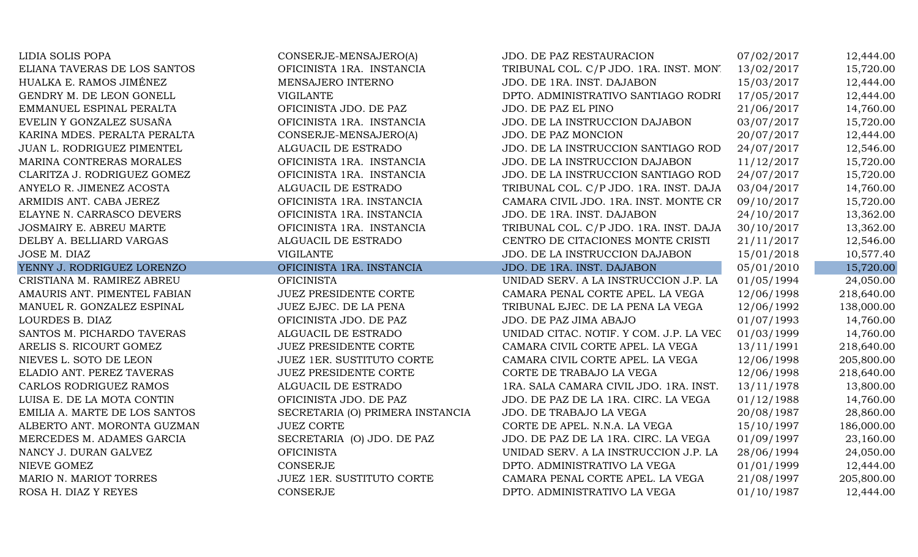| | | | | |
|---|---|---|---|---|
| LIDIA SOLIS POPA | CONSERJE-MENSAJERO(A) | JDO. DE PAZ RESTAURACION | 07/02/2017 | 12,444.00 |
| ELIANA TAVERAS DE LOS SANTOS | OFICINISTA 1RA. INSTANCIA | TRIBUNAL COL. C/P JDO. 1RA. INST. MON' | 13/02/2017 | 15,720.00 |
| HUALKA E. RAMOS JIMÉNEZ | MENSAJERO INTERNO | JDO. DE 1RA. INST. DAJABON | 15/03/2017 | 12,444.00 |
| GENDRY M. DE LEON GONELL | VIGILANTE | DPTO. ADMINISTRATIVO SANTIAGO RODRI | 17/05/2017 | 12,444.00 |
| EMMANUEL ESPINAL PERALTA | OFICINISTA JDO. DE PAZ | JDO. DE PAZ EL PINO | 21/06/2017 | 14,760.00 |
| EVELIN Y GONZALEZ SUSAÑA | OFICINISTA 1RA. INSTANCIA | JDO. DE LA INSTRUCCION DAJABON | 03/07/2017 | 15,720.00 |
| KARINA MDES. PERALTA PERALTA | CONSERJE-MENSAJERO(A) | JDO. DE PAZ MONCION | 20/07/2017 | 12,444.00 |
| JUAN L. RODRIGUEZ PIMENTEL | ALGUACIL DE ESTRADO | JDO. DE LA INSTRUCCION SANTIAGO ROD | 24/07/2017 | 12,546.00 |
| MARINA CONTRERAS MORALES | OFICINISTA 1RA. INSTANCIA | JDO. DE LA INSTRUCCION DAJABON | 11/12/2017 | 15,720.00 |
| CLARITZA J. RODRIGUEZ GOMEZ | OFICINISTA 1RA. INSTANCIA | JDO. DE LA INSTRUCCION SANTIAGO ROD | 24/07/2017 | 15,720.00 |
| ANYELO R. JIMENEZ ACOSTA | ALGUACIL DE ESTRADO | TRIBUNAL COL. C/P JDO. 1RA. INST. DAJA | 03/04/2017 | 14,760.00 |
| ARMIDIS ANT. CABA JEREZ | OFICINISTA 1RA. INSTANCIA | CAMARA CIVIL JDO. 1RA. INST. MONTE CR | 09/10/2017 | 15,720.00 |
| ELAYNE N. CARRASCO DEVERS | OFICINISTA 1RA. INSTANCIA | JDO. DE 1RA. INST. DAJABON | 24/10/2017 | 13,362.00 |
| JOSMAIRY E. ABREU MARTE | OFICINISTA 1RA. INSTANCIA | TRIBUNAL COL. C/P JDO. 1RA. INST. DAJA | 30/10/2017 | 13,362.00 |
| DELBY A. BELLIARD VARGAS | ALGUACIL DE ESTRADO | CENTRO DE CITACIONES MONTE CRISTI | 21/11/2017 | 12,546.00 |
| JOSE M. DIAZ | VIGILANTE | JDO. DE LA INSTRUCCION DAJABON | 15/01/2018 | 10,577.40 |
| YENNY J. RODRIGUEZ LORENZO | OFICINISTA 1RA. INSTANCIA | JDO. DE 1RA. INST. DAJABON | 05/01/2010 | 15,720.00 |
| CRISTIANA M. RAMIREZ ABREU | OFICINISTA | UNIDAD SERV. A LA INSTRUCCION J.P. LA | 01/05/1994 | 24,050.00 |
| AMAURIS ANT. PIMENTEL FABIAN | JUEZ PRESIDENTE CORTE | CAMARA PENAL CORTE APEL. LA VEGA | 12/06/1998 | 218,640.00 |
| MANUEL R. GONZALEZ ESPINAL | JUEZ EJEC. DE LA PENA | TRIBUNAL EJEC. DE LA PENA LA VEGA | 12/06/1992 | 138,000.00 |
| LOURDES B. DIAZ | OFICINISTA JDO. DE PAZ | JDO. DE PAZ JIMA ABAJO | 01/07/1993 | 14,760.00 |
| SANTOS M. PICHARDO TAVERAS | ALGUACIL DE ESTRADO | UNIDAD CITAC. NOTIF. Y COM. J.P. LA VEC | 01/03/1999 | 14,760.00 |
| ARELIS S. RICOURT GOMEZ | JUEZ PRESIDENTE CORTE | CAMARA CIVIL CORTE APEL. LA VEGA | 13/11/1991 | 218,640.00 |
| NIEVES L. SOTO DE LEON | JUEZ 1ER. SUSTITUTO CORTE | CAMARA CIVIL CORTE APEL. LA VEGA | 12/06/1998 | 205,800.00 |
| ELADIO ANT. PEREZ TAVERAS | JUEZ PRESIDENTE CORTE | CORTE DE TRABAJO LA VEGA | 12/06/1998 | 218,640.00 |
| CARLOS RODRIGUEZ RAMOS | ALGUACIL DE ESTRADO | 1RA. SALA CAMARA CIVIL JDO. 1RA. INST. | 13/11/1978 | 13,800.00 |
| LUISA E. DE LA MOTA CONTIN | OFICINISTA JDO. DE PAZ | JDO. DE PAZ DE LA 1RA. CIRC. LA VEGA | 01/12/1988 | 14,760.00 |
| EMILIA A. MARTE DE LOS SANTOS | SECRETARIA (O) PRIMERA INSTANCIA | JDO. DE TRABAJO LA VEGA | 20/08/1987 | 28,860.00 |
| ALBERTO ANT. MORONTA GUZMAN | JUEZ CORTE | CORTE DE APEL. N.N.A. LA VEGA | 15/10/1997 | 186,000.00 |
| MERCEDES M. ADAMES GARCIA | SECRETARIA (O) JDO. DE PAZ | JDO. DE PAZ DE LA 1RA. CIRC. LA VEGA | 01/09/1997 | 23,160.00 |
| NANCY J. DURAN GALVEZ | OFICINISTA | UNIDAD SERV. A LA INSTRUCCION J.P. LA | 28/06/1994 | 24,050.00 |
| NIEVE GOMEZ | CONSERJE | DPTO. ADMINISTRATIVO LA VEGA | 01/01/1999 | 12,444.00 |
| MARIO N. MARIOT TORRES | JUEZ 1ER. SUSTITUTO CORTE | CAMARA PENAL CORTE APEL. LA VEGA | 21/08/1997 | 205,800.00 |
| ROSA H. DIAZ Y REYES | CONSERJE | DPTO. ADMINISTRATIVO LA VEGA | 01/10/1987 | 12,444.00 |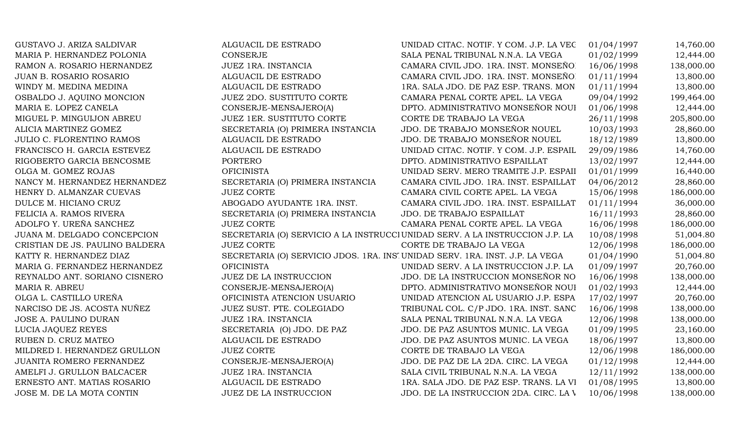| | | | | |
|---|---|---|---|---|
| GUSTAVO J. ARIZA SALDIVAR | ALGUACIL DE ESTRADO | UNIDAD CITAC. NOTIF. Y COM. J.P. LA VEG | 01/04/1997 | 14,760.00 |
| MARIA P. HERNANDEZ POLONIA | CONSERJE | SALA PENAL TRIBUNAL N.N.A. LA VEGA | 01/02/1999 | 12,444.00 |
| RAMON A. ROSARIO HERNANDEZ | JUEZ 1RA. INSTANCIA | CAMARA CIVIL JDO. 1RA. INST. MONSEÑO | 16/06/1998 | 138,000.00 |
| JUAN B. ROSARIO ROSARIO | ALGUACIL DE ESTRADO | CAMARA CIVIL JDO. 1RA. INST. MONSEÑO | 01/11/1994 | 13,800.00 |
| WINDY M. MEDINA MEDINA | ALGUACIL DE ESTRADO | 1RA. SALA JDO. DE PAZ ESP. TRANS. MON | 01/11/1994 | 13,800.00 |
| OSBALDO J. AQUINO MONCION | JUEZ 2DO. SUSTITUTO CORTE | CAMARA PENAL CORTE APEL. LA VEGA | 09/04/1992 | 199,464.00 |
| MARIA E. LOPEZ CANELA | CONSERJE-MENSAJERO(A) | DPTO. ADMINISTRATIVO MONSEÑOR NOUI | 01/06/1998 | 12,444.00 |
| MIGUEL P. MINGUIJON ABREU | JUEZ 1ER. SUSTITUTO CORTE | CORTE DE TRABAJO LA VEGA | 26/11/1998 | 205,800.00 |
| ALICIA MARTINEZ GOMEZ | SECRETARIA (O) PRIMERA INSTANCIA | JDO. DE TRABAJO MONSEÑOR NOUEL | 10/03/1993 | 28,860.00 |
| JULIO C. FLORENTINO RAMOS | ALGUACIL DE ESTRADO | JDO. DE TRABAJO MONSEÑOR NOUEL | 18/12/1989 | 13,800.00 |
| FRANCISCO H. GARCIA ESTEVEZ | ALGUACIL DE ESTRADO | UNIDAD CITAC. NOTIF. Y COM. J.P. ESPAIL | 29/09/1986 | 14,760.00 |
| RIGOBERTO GARCIA BENCOSME | PORTERO | DPTO. ADMINISTRATIVO ESPAILLAT | 13/02/1997 | 12,444.00 |
| OLGA M. GOMEZ ROJAS | OFICINISTA | UNIDAD SERV. MERO TRAMITE J.P. ESPAII | 01/01/1999 | 16,440.00 |
| NANCY M. HERNANDEZ HERNANDEZ | SECRETARIA (O) PRIMERA INSTANCIA | CAMARA CIVIL JDO. 1RA. INST. ESPAILLAT | 04/06/2012 | 28,860.00 |
| HENRY D. ALMANZAR CUEVAS | JUEZ CORTE | CAMARA CIVIL CORTE APEL. LA VEGA | 15/06/1998 | 186,000.00 |
| DULCE M. HICIANO CRUZ | ABOGADO AYUDANTE 1RA. INST. | CAMARA CIVIL JDO. 1RA. INST. ESPAILLAT | 01/11/1994 | 36,000.00 |
| FELICIA A. RAMOS RIVERA | SECRETARIA (O) PRIMERA INSTANCIA | JDO. DE TRABAJO ESPAILLAT | 16/11/1993 | 28,860.00 |
| ADOLFO Y. UREÑA SANCHEZ | JUEZ CORTE | CAMARA PENAL CORTE APEL. LA VEGA | 16/06/1998 | 186,000.00 |
| JUANA M. DELGADO CONCEPCION | SECRETARIA (O) SERVICIO A LA INSTRUCCI | UNIDAD SERV. A LA INSTRUCCION J.P. LA | 10/08/1998 | 51,004.80 |
| CRISTIAN DE JS. PAULINO BALDERA | JUEZ CORTE | CORTE DE TRABAJO LA VEGA | 12/06/1998 | 186,000.00 |
| KATTY R. HERNANDEZ DIAZ | SECRETARIA (O) SERVICIO JDOS. 1RA. INS | UNIDAD SERV. 1RA. INST. J.P. LA VEGA | 01/04/1990 | 51,004.80 |
| MARIA G. FERNANDEZ HERNANDEZ | OFICINISTA | UNIDAD SERV. A LA INSTRUCCION J.P. LA | 01/09/1997 | 20,760.00 |
| REYNALDO ANT. SORIANO CISNERO | JUEZ DE LA INSTRUCCION | JDO. DE LA INSTRUCCION MONSEÑOR NO | 16/06/1998 | 138,000.00 |
| MARIA R. ABREU | CONSERJE-MENSAJERO(A) | DPTO. ADMINISTRATIVO MONSEÑOR NOUI | 01/02/1993 | 12,444.00 |
| OLGA L. CASTILLO UREÑA | OFICINISTA ATENCION USUARIO | UNIDAD ATENCION AL USUARIO J.P. ESPA | 17/02/1997 | 20,760.00 |
| NARCISO DE JS. ACOSTA NUÑEZ | JUEZ SUST. PTE. COLEGIADO | TRIBUNAL COL. C/P JDO. 1RA. INST. SANC | 16/06/1998 | 138,000.00 |
| JOSE A. PAULINO DURAN | JUEZ 1RA. INSTANCIA | SALA PENAL TRIBUNAL N.N.A. LA VEGA | 12/06/1998 | 138,000.00 |
| LUCIA JAQUEZ REYES | SECRETARIA (O) JDO. DE PAZ | JDO. DE PAZ ASUNTOS MUNIC. LA VEGA | 01/09/1995 | 23,160.00 |
| RUBEN D. CRUZ MATEO | ALGUACIL DE ESTRADO | JDO. DE PAZ ASUNTOS MUNIC. LA VEGA | 18/06/1997 | 13,800.00 |
| MILDRED I. HERNANDEZ GRULLON | JUEZ CORTE | CORTE DE TRABAJO LA VEGA | 12/06/1998 | 186,000.00 |
| JUANITA ROMERO FERNANDEZ | CONSERJE-MENSAJERO(A) | JDO. DE PAZ DE LA 2DA. CIRC. LA VEGA | 01/12/1998 | 12,444.00 |
| AMELFI J. GRULLON BALCACER | JUEZ 1RA. INSTANCIA | SALA CIVIL TRIBUNAL N.N.A. LA VEGA | 12/11/1992 | 138,000.00 |
| ERNESTO ANT. MATIAS ROSARIO | ALGUACIL DE ESTRADO | 1RA. SALA JDO. DE PAZ ESP. TRANS. LA VI | 01/08/1995 | 13,800.00 |
| JOSE M. DE LA MOTA CONTIN | JUEZ DE LA INSTRUCCION | JDO. DE LA INSTRUCCION 2DA. CIRC. LA V | 10/06/1998 | 138,000.00 |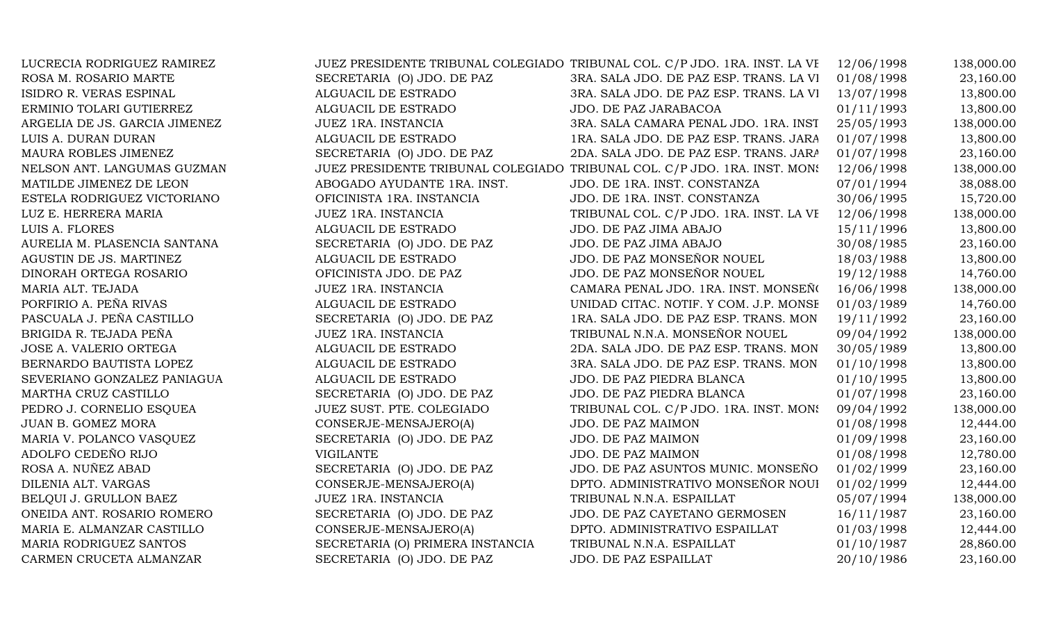| | | | | |
|---|---|---|---|---|
| LUCRECIA RODRIGUEZ RAMIREZ | JUEZ PRESIDENTE TRIBUNAL COLEGIADO | TRIBUNAL COL. C/P JDO. 1RA. INST. LA VE | 12/06/1998 | 138,000.00 |
| ROSA M. ROSARIO MARTE | SECRETARIA (O) JDO. DE PAZ | 3RA. SALA JDO. DE PAZ ESP. TRANS. LA VI | 01/08/1998 | 23,160.00 |
| ISIDRO R. VERAS ESPINAL | ALGUACIL DE ESTRADO | 3RA. SALA JDO. DE PAZ ESP. TRANS. LA VI | 13/07/1998 | 13,800.00 |
| ERMINIO TOLARI GUTIERREZ | ALGUACIL DE ESTRADO | JDO. DE PAZ JARABACOA | 01/11/1993 | 13,800.00 |
| ARGELIA DE JS. GARCIA JIMENEZ | JUEZ 1RA. INSTANCIA | 3RA. SALA CAMARA PENAL JDO. 1RA. INST | 25/05/1993 | 138,000.00 |
| LUIS A. DURAN DURAN | ALGUACIL DE ESTRADO | 1RA. SALA JDO. DE PAZ ESP. TRANS. JARA | 01/07/1998 | 13,800.00 |
| MAURA ROBLES JIMENEZ | SECRETARIA (O) JDO. DE PAZ | 2DA. SALA JDO. DE PAZ ESP. TRANS. JARA | 01/07/1998 | 23,160.00 |
| NELSON ANT. LANGUMAS GUZMAN | JUEZ PRESIDENTE TRIBUNAL COLEGIADO | TRIBUNAL COL. C/P JDO. 1RA. INST. MONS | 12/06/1998 | 138,000.00 |
| MATILDE JIMENEZ DE LEON | ABOGADO AYUDANTE 1RA. INST. | JDO. DE 1RA. INST. CONSTANZA | 07/01/1994 | 38,088.00 |
| ESTELA RODRIGUEZ VICTORIANO | OFICINISTA 1RA. INSTANCIA | JDO. DE 1RA. INST. CONSTANZA | 30/06/1995 | 15,720.00 |
| LUZ E. HERRERA MARIA | JUEZ 1RA. INSTANCIA | TRIBUNAL COL. C/P JDO. 1RA. INST. LA VE | 12/06/1998 | 138,000.00 |
| LUIS A. FLORES | ALGUACIL DE ESTRADO | JDO. DE PAZ JIMA ABAJO | 15/11/1996 | 13,800.00 |
| AURELIA M. PLASENCIA SANTANA | SECRETARIA (O) JDO. DE PAZ | JDO. DE PAZ JIMA ABAJO | 30/08/1985 | 23,160.00 |
| AGUSTIN DE JS. MARTINEZ | ALGUACIL DE ESTRADO | JDO. DE PAZ MONSEÑOR NOUEL | 18/03/1988 | 13,800.00 |
| DINORAH ORTEGA ROSARIO | OFICINISTA JDO. DE PAZ | JDO. DE PAZ MONSEÑOR NOUEL | 19/12/1988 | 14,760.00 |
| MARIA ALT. TEJADA | JUEZ 1RA. INSTANCIA | CAMARA PENAL JDO. 1RA. INST. MONSEÑO | 16/06/1998 | 138,000.00 |
| PORFIRIO A. PEÑA RIVAS | ALGUACIL DE ESTRADO | UNIDAD CITAC. NOTIF. Y COM. J.P. MONSE | 01/03/1989 | 14,760.00 |
| PASCUALA J. PEÑA CASTILLO | SECRETARIA (O) JDO. DE PAZ | 1RA. SALA JDO. DE PAZ ESP. TRANS. MON | 19/11/1992 | 23,160.00 |
| BRIGIDA R. TEJADA PEÑA | JUEZ 1RA. INSTANCIA | TRIBUNAL N.N.A. MONSEÑOR NOUEL | 09/04/1992 | 138,000.00 |
| JOSE A. VALERIO ORTEGA | ALGUACIL DE ESTRADO | 2DA. SALA JDO. DE PAZ ESP. TRANS. MON | 30/05/1989 | 13,800.00 |
| BERNARDO BAUTISTA LOPEZ | ALGUACIL DE ESTRADO | 3RA. SALA JDO. DE PAZ ESP. TRANS. MON | 01/10/1998 | 13,800.00 |
| SEVERIANO GONZALEZ PANIAGUA | ALGUACIL DE ESTRADO | JDO. DE PAZ PIEDRA BLANCA | 01/10/1995 | 13,800.00 |
| MARTHA CRUZ CASTILLO | SECRETARIA (O) JDO. DE PAZ | JDO. DE PAZ PIEDRA BLANCA | 01/07/1998 | 23,160.00 |
| PEDRO J. CORNELIO ESQUEA | JUEZ SUST. PTE. COLEGIADO | TRIBUNAL COL. C/P JDO. 1RA. INST. MONS | 09/04/1992 | 138,000.00 |
| JUAN B. GOMEZ MORA | CONSERJE-MENSAJERO(A) | JDO. DE PAZ MAIMON | 01/08/1998 | 12,444.00 |
| MARIA V. POLANCO VASQUEZ | SECRETARIA (O) JDO. DE PAZ | JDO. DE PAZ MAIMON | 01/09/1998 | 23,160.00 |
| ADOLFO CEDEÑO RIJO | VIGILANTE | JDO. DE PAZ MAIMON | 01/08/1998 | 12,780.00 |
| ROSA A. NUÑEZ ABAD | SECRETARIA (O) JDO. DE PAZ | JDO. DE PAZ ASUNTOS MUNIC. MONSEÑO | 01/02/1999 | 23,160.00 |
| DILENIA ALT. VARGAS | CONSERJE-MENSAJERO(A) | DPTO. ADMINISTRATIVO MONSEÑOR NOUI | 01/02/1999 | 12,444.00 |
| BELQUI J. GRULLON BAEZ | JUEZ 1RA. INSTANCIA | TRIBUNAL N.N.A. ESPAILLAT | 05/07/1994 | 138,000.00 |
| ONEIDA ANT. ROSARIO ROMERO | SECRETARIA (O) JDO. DE PAZ | JDO. DE PAZ CAYETANO GERMOSEN | 16/11/1987 | 23,160.00 |
| MARIA E. ALMANZAR CASTILLO | CONSERJE-MENSAJERO(A) | DPTO. ADMINISTRATIVO ESPAILLAT | 01/03/1998 | 12,444.00 |
| MARIA RODRIGUEZ SANTOS | SECRETARIA (O) PRIMERA INSTANCIA | TRIBUNAL N.N.A. ESPAILLAT | 01/10/1987 | 28,860.00 |
| CARMEN CRUCETA ALMANZAR | SECRETARIA (O) JDO. DE PAZ | JDO. DE PAZ ESPAILLAT | 20/10/1986 | 23,160.00 |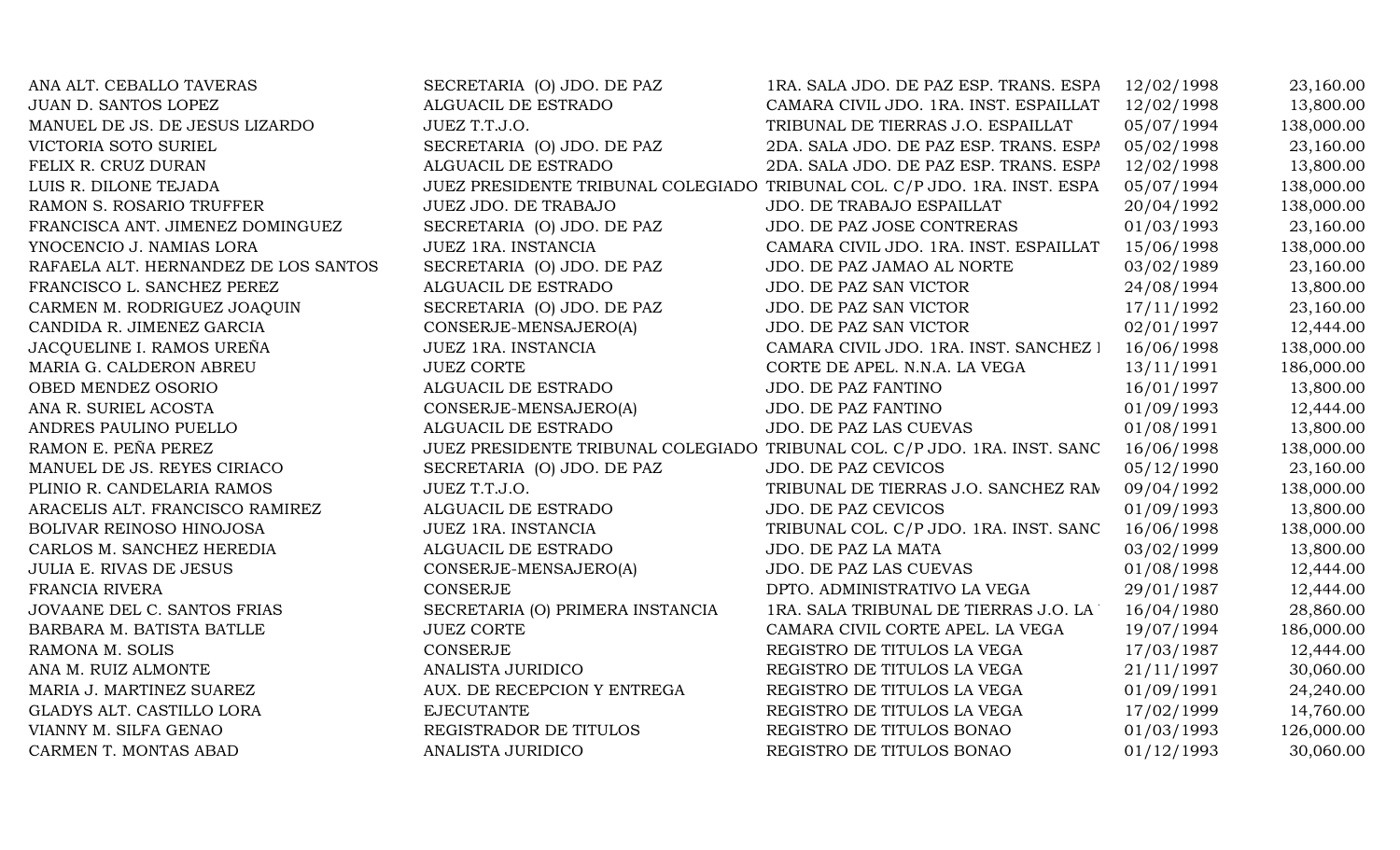| | | | | |
|---|---|---|---|---|
| ANA ALT. CEBALLO TAVERAS | SECRETARIA (O) JDO. DE PAZ | 1RA. SALA JDO. DE PAZ ESP. TRANS. ESPA | 12/02/1998 | 23,160.00 |
| JUAN D. SANTOS LOPEZ | ALGUACIL DE ESTRADO | CAMARA CIVIL JDO. 1RA. INST. ESPAILLAT | 12/02/1998 | 13,800.00 |
| MANUEL DE JS. DE JESUS LIZARDO | JUEZ T.T.J.O. | TRIBUNAL DE TIERRAS J.O. ESPAILLAT | 05/07/1994 | 138,000.00 |
| VICTORIA SOTO SURIEL | SECRETARIA (O) JDO. DE PAZ | 2DA. SALA JDO. DE PAZ ESP. TRANS. ESPA | 05/02/1998 | 23,160.00 |
| FELIX R. CRUZ DURAN | ALGUACIL DE ESTRADO | 2DA. SALA JDO. DE PAZ ESP. TRANS. ESPA | 12/02/1998 | 13,800.00 |
| LUIS R. DILONE TEJADA | JUEZ PRESIDENTE TRIBUNAL COLEGIADO | TRIBUNAL COL. C/P JDO. 1RA. INST. ESPA | 05/07/1994 | 138,000.00 |
| RAMON S. ROSARIO TRUFFER | JUEZ JDO. DE TRABAJO | JDO. DE TRABAJO ESPAILLAT | 20/04/1992 | 138,000.00 |
| FRANCISCA ANT. JIMENEZ DOMINGUEZ | SECRETARIA (O) JDO. DE PAZ | JDO. DE PAZ JOSE CONTRERAS | 01/03/1993 | 23,160.00 |
| YNOCENCIO J. NAMIAS LORA | JUEZ 1RA. INSTANCIA | CAMARA CIVIL JDO. 1RA. INST. ESPAILLAT | 15/06/1998 | 138,000.00 |
| RAFAELA ALT. HERNANDEZ DE LOS SANTOS | SECRETARIA (O) JDO. DE PAZ | JDO. DE PAZ JAMAO AL NORTE | 03/02/1989 | 23,160.00 |
| FRANCISCO L. SANCHEZ PEREZ | ALGUACIL DE ESTRADO | JDO. DE PAZ SAN VICTOR | 24/08/1994 | 13,800.00 |
| CARMEN M. RODRIGUEZ JOAQUIN | SECRETARIA (O) JDO. DE PAZ | JDO. DE PAZ SAN VICTOR | 17/11/1992 | 23,160.00 |
| CANDIDA R. JIMENEZ GARCIA | CONSERJE-MENSAJERO(A) | JDO. DE PAZ SAN VICTOR | 02/01/1997 | 12,444.00 |
| JACQUELINE I. RAMOS UREÑA | JUEZ 1RA. INSTANCIA | CAMARA CIVIL JDO. 1RA. INST. SANCHEZ I | 16/06/1998 | 138,000.00 |
| MARIA G. CALDERON ABREU | JUEZ CORTE | CORTE DE APEL. N.N.A. LA VEGA | 13/11/1991 | 186,000.00 |
| OBED MENDEZ OSORIO | ALGUACIL DE ESTRADO | JDO. DE PAZ FANTINO | 16/01/1997 | 13,800.00 |
| ANA R. SURIEL ACOSTA | CONSERJE-MENSAJERO(A) | JDO. DE PAZ FANTINO | 01/09/1993 | 12,444.00 |
| ANDRES PAULINO PUELLO | ALGUACIL DE ESTRADO | JDO. DE PAZ LAS CUEVAS | 01/08/1991 | 13,800.00 |
| RAMON E. PEÑA PEREZ | JUEZ PRESIDENTE TRIBUNAL COLEGIADO | TRIBUNAL COL. C/P JDO. 1RA. INST. SANC | 16/06/1998 | 138,000.00 |
| MANUEL DE JS. REYES CIRIACO | SECRETARIA (O) JDO. DE PAZ | JDO. DE PAZ CEVICOS | 05/12/1990 | 23,160.00 |
| PLINIO R. CANDELARIA RAMOS | JUEZ T.T.J.O. | TRIBUNAL DE TIERRAS J.O. SANCHEZ RAM | 09/04/1992 | 138,000.00 |
| ARACELIS ALT. FRANCISCO RAMIREZ | ALGUACIL DE ESTRADO | JDO. DE PAZ CEVICOS | 01/09/1993 | 13,800.00 |
| BOLIVAR REINOSO HINOJOSA | JUEZ 1RA. INSTANCIA | TRIBUNAL COL. C/P JDO. 1RA. INST. SANC | 16/06/1998 | 138,000.00 |
| CARLOS M. SANCHEZ HEREDIA | ALGUACIL DE ESTRADO | JDO. DE PAZ LA MATA | 03/02/1999 | 13,800.00 |
| JULIA E. RIVAS DE JESUS | CONSERJE-MENSAJERO(A) | JDO. DE PAZ LAS CUEVAS | 01/08/1998 | 12,444.00 |
| FRANCIA RIVERA | CONSERJE | DPTO. ADMINISTRATIVO LA VEGA | 29/01/1987 | 12,444.00 |
| JOVAANE DEL C. SANTOS FRIAS | SECRETARIA (O) PRIMERA INSTANCIA | 1RA. SALA TRIBUNAL DE TIERRAS J.O. LA | 16/04/1980 | 28,860.00 |
| BARBARA M. BATISTA BATLLE | JUEZ CORTE | CAMARA CIVIL CORTE APEL. LA VEGA | 19/07/1994 | 186,000.00 |
| RAMONA M. SOLIS | CONSERJE | REGISTRO DE TITULOS LA VEGA | 17/03/1987 | 12,444.00 |
| ANA M. RUIZ ALMONTE | ANALISTA JURIDICO | REGISTRO DE TITULOS LA VEGA | 21/11/1997 | 30,060.00 |
| MARIA J. MARTINEZ SUAREZ | AUX. DE RECEPCION Y ENTREGA | REGISTRO DE TITULOS LA VEGA | 01/09/1991 | 24,240.00 |
| GLADYS ALT. CASTILLO LORA | EJECUTANTE | REGISTRO DE TITULOS LA VEGA | 17/02/1999 | 14,760.00 |
| VIANNY M. SILFA GENAO | REGISTRADOR DE TITULOS | REGISTRO DE TITULOS BONAO | 01/03/1993 | 126,000.00 |
| CARMEN T. MONTAS ABAD | ANALISTA JURIDICO | REGISTRO DE TITULOS BONAO | 01/12/1993 | 30,060.00 |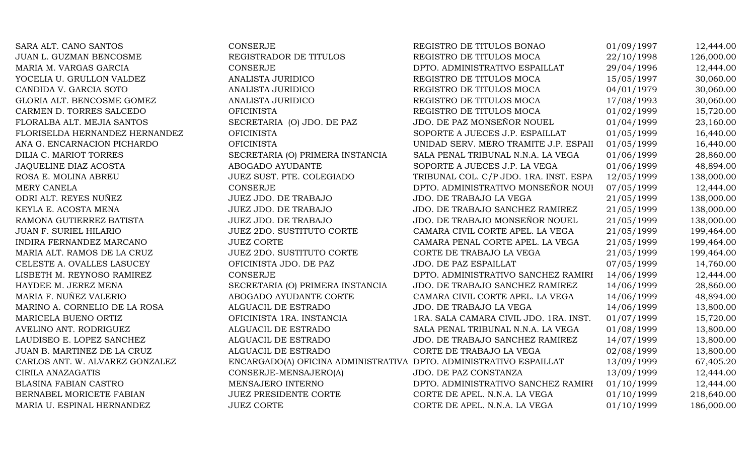| | | | | |
|---|---|---|---|---|
| SARA ALT. CANO SANTOS | CONSERJE | REGISTRO DE TITULOS BONAO | 01/09/1997 | 12,444.00 |
| JUAN L. GUZMAN BENCOSME | REGISTRADOR DE TITULOS | REGISTRO DE TITULOS MOCA | 22/10/1998 | 126,000.00 |
| MARIA M. VARGAS GARCIA | CONSERJE | DPTO. ADMINISTRATIVO ESPAILLAT | 29/04/1996 | 12,444.00 |
| YOCELIA U. GRULLON VALDEZ | ANALISTA JURIDICO | REGISTRO DE TITULOS MOCA | 15/05/1997 | 30,060.00 |
| CANDIDA V. GARCIA SOTO | ANALISTA JURIDICO | REGISTRO DE TITULOS MOCA | 04/01/1979 | 30,060.00 |
| GLORIA ALT. BENCOSME GOMEZ | ANALISTA JURIDICO | REGISTRO DE TITULOS MOCA | 17/08/1993 | 30,060.00 |
| CARMEN D. TORRES SALCEDO | OFICINISTA | REGISTRO DE TITULOS MOCA | 01/02/1999 | 15,720.00 |
| FLORALBA ALT. MEJIA SANTOS | SECRETARIA (O) JDO. DE PAZ | JDO. DE PAZ MONSEÑOR NOUEL | 01/04/1999 | 23,160.00 |
| FLORISELDA HERNANDEZ HERNANDEZ | OFICINISTA | SOPORTE A JUECES J.P. ESPAILLAT | 01/05/1999 | 16,440.00 |
| ANA G. ENCARNACION PICHARDO | OFICINISTA | UNIDAD SERV. MERO TRAMITE J.P. ESPAII | 01/05/1999 | 16,440.00 |
| DILIA C. MARIOT TORRES | SECRETARIA (O) PRIMERA INSTANCIA | SALA PENAL TRIBUNAL N.N.A. LA VEGA | 01/06/1999 | 28,860.00 |
| JAQUELINE DIAZ ACOSTA | ABOGADO AYUDANTE | SOPORTE A JUECES J.P. LA VEGA | 01/06/1999 | 48,894.00 |
| ROSA E. MOLINA ABREU | JUEZ SUST. PTE. COLEGIADO | TRIBUNAL COL. C/P JDO. 1RA. INST. ESPA | 12/05/1999 | 138,000.00 |
| MERY CANELA | CONSERJE | DPTO. ADMINISTRATIVO MONSEÑOR NOUI | 07/05/1999 | 12,444.00 |
| ODRI ALT. REYES NUÑEZ | JUEZ JDO. DE TRABAJO | JDO. DE TRABAJO LA VEGA | 21/05/1999 | 138,000.00 |
| KEYLA E. ACOSTA MENA | JUEZ JDO. DE TRABAJO | JDO. DE TRABAJO SANCHEZ RAMIREZ | 21/05/1999 | 138,000.00 |
| RAMONA GUTIERREZ BATISTA | JUEZ JDO. DE TRABAJO | JDO. DE TRABAJO MONSEÑOR NOUEL | 21/05/1999 | 138,000.00 |
| JUAN F. SURIEL HILARIO | JUEZ 2DO. SUSTITUTO CORTE | CAMARA CIVIL CORTE APEL. LA VEGA | 21/05/1999 | 199,464.00 |
| INDIRA FERNANDEZ MARCANO | JUEZ CORTE | CAMARA PENAL CORTE APEL. LA VEGA | 21/05/1999 | 199,464.00 |
| MARIA ALT. RAMOS DE LA CRUZ | JUEZ 2DO. SUSTITUTO CORTE | CORTE DE TRABAJO LA VEGA | 21/05/1999 | 199,464.00 |
| CELESTE A. OVALLES LASUCEY | OFICINISTA JDO. DE PAZ | JDO. DE PAZ ESPAILLAT | 07/05/1999 | 14,760.00 |
| LISBETH M. REYNOSO RAMIREZ | CONSERJE | DPTO. ADMINISTRATIVO SANCHEZ RAMIRI | 14/06/1999 | 12,444.00 |
| HAYDEE M. JEREZ MENA | SECRETARIA (O) PRIMERA INSTANCIA | JDO. DE TRABAJO SANCHEZ RAMIREZ | 14/06/1999 | 28,860.00 |
| MARIA F. NUÑEZ VALERIO | ABOGADO AYUDANTE CORTE | CAMARA CIVIL CORTE APEL. LA VEGA | 14/06/1999 | 48,894.00 |
| MARINO A. CORNELIO DE LA ROSA | ALGUACIL DE ESTRADO | JDO. DE TRABAJO LA VEGA | 14/06/1999 | 13,800.00 |
| MARICELA BUENO ORTIZ | OFICINISTA 1RA. INSTANCIA | 1RA. SALA CAMARA CIVIL JDO. 1RA. INST. | 01/07/1999 | 15,720.00 |
| AVELINO ANT. RODRIGUEZ | ALGUACIL DE ESTRADO | SALA PENAL TRIBUNAL N.N.A. LA VEGA | 01/08/1999 | 13,800.00 |
| LAUDISEO E. LOPEZ SANCHEZ | ALGUACIL DE ESTRADO | JDO. DE TRABAJO SANCHEZ RAMIREZ | 14/07/1999 | 13,800.00 |
| JUAN B. MARTINEZ DE LA CRUZ | ALGUACIL DE ESTRADO | CORTE DE TRABAJO LA VEGA | 02/08/1999 | 13,800.00 |
| CARLOS ANT. W. ALVAREZ GONZALEZ | ENCARGADO(A) OFICINA ADMINISTRATIVA | DPTO. ADMINISTRATIVO ESPAILLAT | 13/09/1999 | 67,405.20 |
| CIRILA ANAZAGATIS | CONSERJE-MENSAJERO(A) | JDO. DE PAZ CONSTANZA | 13/09/1999 | 12,444.00 |
| BLASINA FABIAN CASTRO | MENSAJERO INTERNO | DPTO. ADMINISTRATIVO SANCHEZ RAMIRI | 01/10/1999 | 12,444.00 |
| BERNABEL MORICETE FABIAN | JUEZ PRESIDENTE CORTE | CORTE DE APEL. N.N.A. LA VEGA | 01/10/1999 | 218,640.00 |
| MARIA U. ESPINAL HERNANDEZ | JUEZ CORTE | CORTE DE APEL. N.N.A. LA VEGA | 01/10/1999 | 186,000.00 |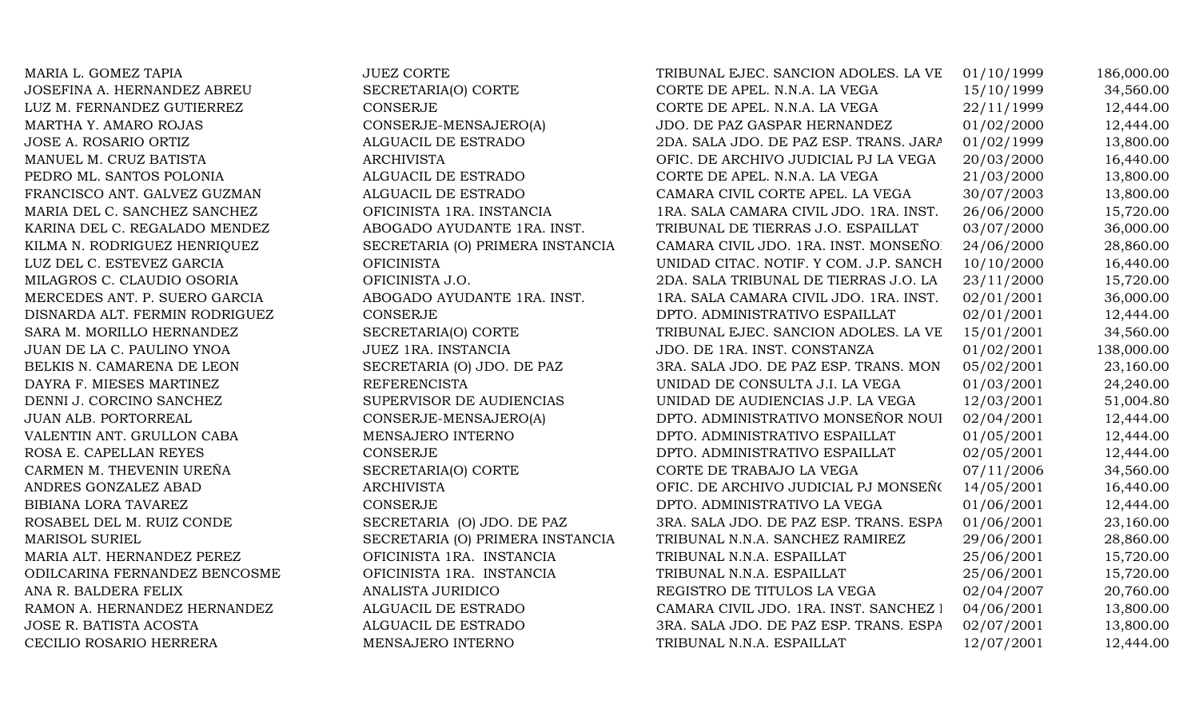| | | | | |
|---|---|---|---|---|
| MARIA L. GOMEZ TAPIA | JUEZ CORTE | TRIBUNAL EJEC. SANCION ADOLES. LA VE | 01/10/1999 | 186,000.00 |
| JOSEFINA A. HERNANDEZ ABREU | SECRETARIA(O) CORTE | CORTE DE APEL. N.N.A. LA VEGA | 15/10/1999 | 34,560.00 |
| LUZ M. FERNANDEZ GUTIERREZ | CONSERJE | CORTE DE APEL. N.N.A. LA VEGA | 22/11/1999 | 12,444.00 |
| MARTHA Y. AMARO ROJAS | CONSERJE-MENSAJERO(A) | JDO. DE PAZ GASPAR HERNANDEZ | 01/02/2000 | 12,444.00 |
| JOSE A. ROSARIO ORTIZ | ALGUACIL DE ESTRADO | 2DA. SALA JDO. DE PAZ ESP. TRANS. JARA | 01/02/1999 | 13,800.00 |
| MANUEL M. CRUZ BATISTA | ARCHIVISTA | OFIC. DE ARCHIVO JUDICIAL PJ LA VEGA | 20/03/2000 | 16,440.00 |
| PEDRO ML. SANTOS POLONIA | ALGUACIL DE ESTRADO | CORTE DE APEL. N.N.A. LA VEGA | 21/03/2000 | 13,800.00 |
| FRANCISCO ANT. GALVEZ GUZMAN | ALGUACIL DE ESTRADO | CAMARA CIVIL CORTE APEL. LA VEGA | 30/07/2003 | 13,800.00 |
| MARIA DEL C. SANCHEZ SANCHEZ | OFICINISTA 1RA. INSTANCIA | 1RA. SALA CAMARA CIVIL JDO. 1RA. INST. | 26/06/2000 | 15,720.00 |
| KARINA DEL C. REGALADO MENDEZ | ABOGADO AYUDANTE 1RA. INST. | TRIBUNAL DE TIERRAS J.O. ESPAILLAT | 03/07/2000 | 36,000.00 |
| KILMA N. RODRIGUEZ HENRIQUEZ | SECRETARIA (O) PRIMERA INSTANCIA | CAMARA CIVIL JDO. 1RA. INST. MONSEÑO | 24/06/2000 | 28,860.00 |
| LUZ DEL C. ESTEVEZ GARCIA | OFICINISTA | UNIDAD CITAC. NOTIF. Y COM. J.P. SANCH | 10/10/2000 | 16,440.00 |
| MILAGROS C. CLAUDIO OSORIA | OFICINISTA J.O. | 2DA. SALA TRIBUNAL DE TIERRAS J.O. LA | 23/11/2000 | 15,720.00 |
| MERCEDES ANT. P. SUERO GARCIA | ABOGADO AYUDANTE 1RA. INST. | 1RA. SALA CAMARA CIVIL JDO. 1RA. INST. | 02/01/2001 | 36,000.00 |
| DISNARDA ALT. FERMIN RODRIGUEZ | CONSERJE | DPTO. ADMINISTRATIVO ESPAILLAT | 02/01/2001 | 12,444.00 |
| SARA M. MORILLO HERNANDEZ | SECRETARIA(O) CORTE | TRIBUNAL EJEC. SANCION ADOLES. LA VE | 15/01/2001 | 34,560.00 |
| JUAN DE LA C. PAULINO YNOA | JUEZ 1RA. INSTANCIA | JDO. DE 1RA. INST. CONSTANZA | 01/02/2001 | 138,000.00 |
| BELKIS N. CAMARENA DE LEON | SECRETARIA (O) JDO. DE PAZ | 3RA. SALA JDO. DE PAZ ESP. TRANS. MON | 05/02/2001 | 23,160.00 |
| DAYRA F. MIESES MARTINEZ | REFERENCISTA | UNIDAD DE CONSULTA J.I. LA VEGA | 01/03/2001 | 24,240.00 |
| DENNI J. CORCINO SANCHEZ | SUPERVISOR DE AUDIENCIAS | UNIDAD DE AUDIENCIAS J.P. LA VEGA | 12/03/2001 | 51,004.80 |
| JUAN ALB. PORTORREAL | CONSERJE-MENSAJERO(A) | DPTO. ADMINISTRATIVO MONSEÑOR NOUI | 02/04/2001 | 12,444.00 |
| VALENTIN ANT. GRULLON CABA | MENSAJERO INTERNO | DPTO. ADMINISTRATIVO ESPAILLAT | 01/05/2001 | 12,444.00 |
| ROSA E. CAPELLAN REYES | CONSERJE | DPTO. ADMINISTRATIVO ESPAILLAT | 02/05/2001 | 12,444.00 |
| CARMEN M. THEVENIN UREÑA | SECRETARIA(O) CORTE | CORTE DE TRABAJO LA VEGA | 07/11/2006 | 34,560.00 |
| ANDRES GONZALEZ ABAD | ARCHIVISTA | OFIC. DE ARCHIVO JUDICIAL PJ MONSEÑ( | 14/05/2001 | 16,440.00 |
| BIBIANA LORA TAVAREZ | CONSERJE | DPTO. ADMINISTRATIVO LA VEGA | 01/06/2001 | 12,444.00 |
| ROSABEL DEL M. RUIZ CONDE | SECRETARIA (O) JDO. DE PAZ | 3RA. SALA JDO. DE PAZ ESP. TRANS. ESPA | 01/06/2001 | 23,160.00 |
| MARISOL SURIEL | SECRETARIA (O) PRIMERA INSTANCIA | TRIBUNAL N.N.A. SANCHEZ RAMIREZ | 29/06/2001 | 28,860.00 |
| MARIA ALT. HERNANDEZ PEREZ | OFICINISTA 1RA. INSTANCIA | TRIBUNAL N.N.A. ESPAILLAT | 25/06/2001 | 15,720.00 |
| ODILCARINA FERNANDEZ BENCOSME | OFICINISTA 1RA. INSTANCIA | TRIBUNAL N.N.A. ESPAILLAT | 25/06/2001 | 15,720.00 |
| ANA R. BALDERA FELIX | ANALISTA JURIDICO | REGISTRO DE TITULOS LA VEGA | 02/04/2007 | 20,760.00 |
| RAMON A. HERNANDEZ HERNANDEZ | ALGUACIL DE ESTRADO | CAMARA CIVIL JDO. 1RA. INST. SANCHEZ I | 04/06/2001 | 13,800.00 |
| JOSE R. BATISTA ACOSTA | ALGUACIL DE ESTRADO | 3RA. SALA JDO. DE PAZ ESP. TRANS. ESPA | 02/07/2001 | 13,800.00 |
| CECILIO ROSARIO HERRERA | MENSAJERO INTERNO | TRIBUNAL N.N.A. ESPAILLAT | 12/07/2001 | 12,444.00 |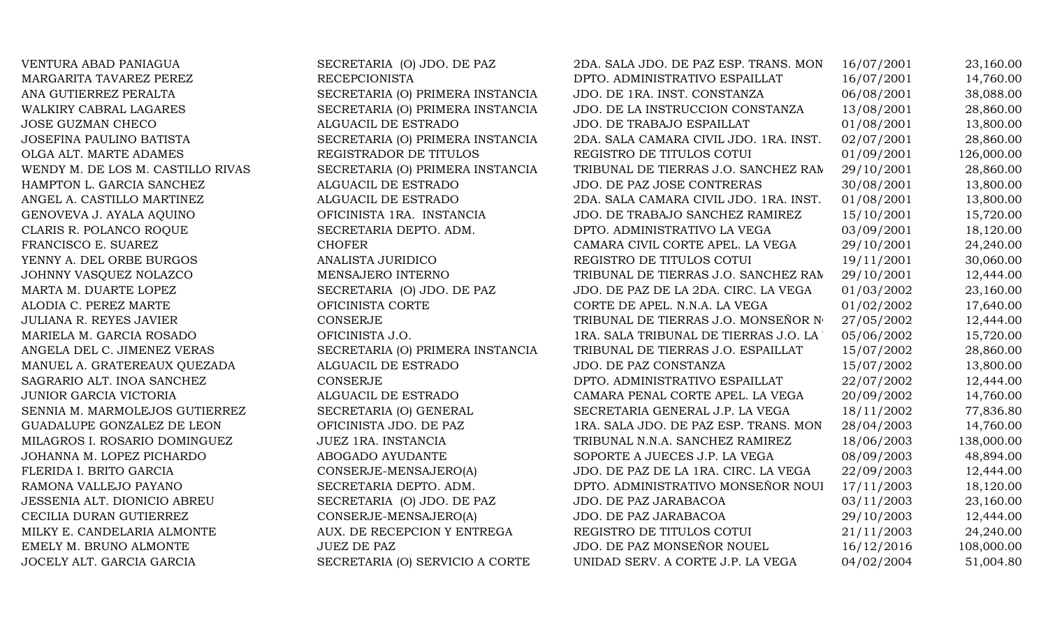| | | | | |
|---|---|---|---|---|
| VENTURA ABAD PANIAGUA | SECRETARIA (O) JDO. DE PAZ | 2DA. SALA JDO. DE PAZ ESP. TRANS. MON | 16/07/2001 | 23,160.00 |
| MARGARITA TAVAREZ PEREZ | RECEPCIONISTA | DPTO. ADMINISTRATIVO ESPAILLAT | 16/07/2001 | 14,760.00 |
| ANA GUTIERREZ PERALTA | SECRETARIA (O) PRIMERA INSTANCIA | JDO. DE 1RA. INST. CONSTANZA | 06/08/2001 | 38,088.00 |
| WALKIRY CABRAL LAGARES | SECRETARIA (O) PRIMERA INSTANCIA | JDO. DE LA INSTRUCCION CONSTANZA | 13/08/2001 | 28,860.00 |
| JOSE GUZMAN CHECO | ALGUACIL DE ESTRADO | JDO. DE TRABAJO ESPAILLAT | 01/08/2001 | 13,800.00 |
| JOSEFINA PAULINO BATISTA | SECRETARIA (O) PRIMERA INSTANCIA | 2DA. SALA CAMARA CIVIL JDO. 1RA. INST. | 02/07/2001 | 28,860.00 |
| OLGA ALT. MARTE ADAMES | REGISTRADOR DE TITULOS | REGISTRO DE TITULOS COTUI | 01/09/2001 | 126,000.00 |
| WENDY M. DE LOS M. CASTILLO RIVAS | SECRETARIA (O) PRIMERA INSTANCIA | TRIBUNAL DE TIERRAS J.O. SANCHEZ RAM | 29/10/2001 | 28,860.00 |
| HAMPTON L. GARCIA SANCHEZ | ALGUACIL DE ESTRADO | JDO. DE PAZ JOSE CONTRERAS | 30/08/2001 | 13,800.00 |
| ANGEL A. CASTILLO MARTINEZ | ALGUACIL DE ESTRADO | 2DA. SALA CAMARA CIVIL JDO. 1RA. INST. | 01/08/2001 | 13,800.00 |
| GENOVEVA J. AYALA AQUINO | OFICINISTA 1RA. INSTANCIA | JDO. DE TRABAJO SANCHEZ RAMIREZ | 15/10/2001 | 15,720.00 |
| CLARIS R. POLANCO ROQUE | SECRETARIA DEPTO. ADM. | DPTO. ADMINISTRATIVO LA VEGA | 03/09/2001 | 18,120.00 |
| FRANCISCO E. SUAREZ | CHOFER | CAMARA CIVIL CORTE APEL. LA VEGA | 29/10/2001 | 24,240.00 |
| YENNY A. DEL ORBE BURGOS | ANALISTA JURIDICO | REGISTRO DE TITULOS COTUI | 19/11/2001 | 30,060.00 |
| JOHNNY VASQUEZ NOLAZCO | MENSAJERO INTERNO | TRIBUNAL DE TIERRAS J.O. SANCHEZ RAM | 29/10/2001 | 12,444.00 |
| MARTA M. DUARTE LOPEZ | SECRETARIA (O) JDO. DE PAZ | JDO. DE PAZ DE LA 2DA. CIRC. LA VEGA | 01/03/2002 | 23,160.00 |
| ALODIA C. PEREZ MARTE | OFICINISTA CORTE | CORTE DE APEL. N.N.A. LA VEGA | 01/02/2002 | 17,640.00 |
| JULIANA R. REYES JAVIER | CONSERJE | TRIBUNAL DE TIERRAS J.O. MONSEÑOR N | 27/05/2002 | 12,444.00 |
| MARIELA M. GARCIA ROSADO | OFICINISTA J.O. | 1RA. SALA TRIBUNAL DE TIERRAS J.O. LA | 05/06/2002 | 15,720.00 |
| ANGELA DEL C. JIMENEZ VERAS | SECRETARIA (O) PRIMERA INSTANCIA | TRIBUNAL DE TIERRAS J.O. ESPAILLAT | 15/07/2002 | 28,860.00 |
| MANUEL A. GRATEREAUX QUEZADA | ALGUACIL DE ESTRADO | JDO. DE PAZ CONSTANZA | 15/07/2002 | 13,800.00 |
| SAGRARIO ALT. INOA SANCHEZ | CONSERJE | DPTO. ADMINISTRATIVO ESPAILLAT | 22/07/2002 | 12,444.00 |
| JUNIOR GARCIA VICTORIA | ALGUACIL DE ESTRADO | CAMARA PENAL CORTE APEL. LA VEGA | 20/09/2002 | 14,760.00 |
| SENNIA M. MARMOLEJOS GUTIERREZ | SECRETARIA (O) GENERAL | SECRETARIA GENERAL J.P. LA VEGA | 18/11/2002 | 77,836.80 |
| GUADALUPE GONZALEZ DE LEON | OFICINISTA JDO. DE PAZ | 1RA. SALA JDO. DE PAZ ESP. TRANS. MON | 28/04/2003 | 14,760.00 |
| MILAGROS I. ROSARIO DOMINGUEZ | JUEZ 1RA. INSTANCIA | TRIBUNAL N.N.A. SANCHEZ RAMIREZ | 18/06/2003 | 138,000.00 |
| JOHANNA M. LOPEZ PICHARDO | ABOGADO AYUDANTE | SOPORTE A JUECES J.P. LA VEGA | 08/09/2003 | 48,894.00 |
| FLERIDA I. BRITO GARCIA | CONSERJE-MENSAJERO(A) | JDO. DE PAZ DE LA 1RA. CIRC. LA VEGA | 22/09/2003 | 12,444.00 |
| RAMONA VALLEJO PAYANO | SECRETARIA DEPTO. ADM. | DPTO. ADMINISTRATIVO MONSEÑOR NOUI | 17/11/2003 | 18,120.00 |
| JESSENIA ALT. DIONICIO ABREU | SECRETARIA (O) JDO. DE PAZ | JDO. DE PAZ JARABACOA | 03/11/2003 | 23,160.00 |
| CECILIA DURAN GUTIERREZ | CONSERJE-MENSAJERO(A) | JDO. DE PAZ JARABACOA | 29/10/2003 | 12,444.00 |
| MILKY E. CANDELARIA ALMONTE | AUX. DE RECEPCION Y ENTREGA | REGISTRO DE TITULOS COTUI | 21/11/2003 | 24,240.00 |
| EMELY M. BRUNO ALMONTE | JUEZ DE PAZ | JDO. DE PAZ MONSEÑOR NOUEL | 16/12/2016 | 108,000.00 |
| JOCELY ALT. GARCIA GARCIA | SECRETARIA (O) SERVICIO A CORTE | UNIDAD SERV. A CORTE J.P. LA VEGA | 04/02/2004 | 51,004.80 |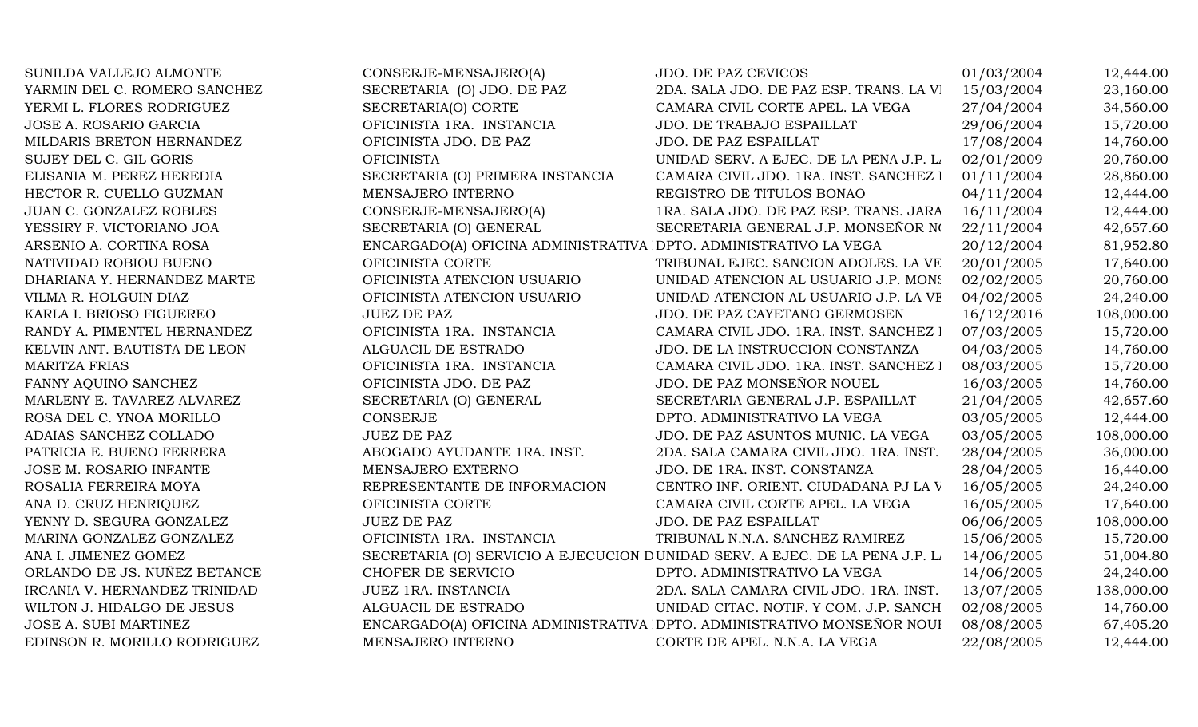| | | | | |
|---|---|---|---|---|
| SUNILDA VALLEJO ALMONTE | CONSERJE-MENSAJERO(A) | JDO. DE PAZ CEVICOS | 01/03/2004 | 12,444.00 |
| YARMIN DEL C. ROMERO SANCHEZ | SECRETARIA (O) JDO. DE PAZ | 2DA. SALA JDO. DE PAZ ESP. TRANS. LA VI | 15/03/2004 | 23,160.00 |
| YERMI L. FLORES RODRIGUEZ | SECRETARIA(O) CORTE | CAMARA CIVIL CORTE APEL. LA VEGA | 27/04/2004 | 34,560.00 |
| JOSE A. ROSARIO GARCIA | OFICINISTA 1RA. INSTANCIA | JDO. DE TRABAJO ESPAILLAT | 29/06/2004 | 15,720.00 |
| MILDARIS BRETON HERNANDEZ | OFICINISTA JDO. DE PAZ | JDO. DE PAZ ESPAILLAT | 17/08/2004 | 14,760.00 |
| SUJEY DEL C. GIL GORIS | OFICINISTA | UNIDAD SERV. A EJEC. DE LA PENA J.P. L | 02/01/2009 | 20,760.00 |
| ELISANIA M. PEREZ HEREDIA | SECRETARIA (O) PRIMERA INSTANCIA | CAMARA CIVIL JDO. 1RA. INST. SANCHEZ I | 01/11/2004 | 28,860.00 |
| HECTOR R. CUELLO GUZMAN | MENSAJERO INTERNO | REGISTRO DE TITULOS BONAO | 04/11/2004 | 12,444.00 |
| JUAN C. GONZALEZ ROBLES | CONSERJE-MENSAJERO(A) | 1RA. SALA JDO. DE PAZ ESP. TRANS. JARA | 16/11/2004 | 12,444.00 |
| YESSIRY F. VICTORIANO JOA | SECRETARIA (O) GENERAL | SECRETARIA GENERAL J.P. MONSEÑOR N( | 22/11/2004 | 42,657.60 |
| ARSENIO A. CORTINA ROSA | ENCARGADO(A) OFICINA ADMINISTRATIVA | DPTO. ADMINISTRATIVO LA VEGA | 20/12/2004 | 81,952.80 |
| NATIVIDAD ROBIOU BUENO | OFICINISTA CORTE | TRIBUNAL EJEC. SANCION ADOLES. LA VE | 20/01/2005 | 17,640.00 |
| DHARIANA Y. HERNANDEZ MARTE | OFICINISTA ATENCION USUARIO | UNIDAD ATENCION AL USUARIO J.P. MONS | 02/02/2005 | 20,760.00 |
| VILMA R. HOLGUIN DIAZ | OFICINISTA ATENCION USUARIO | UNIDAD ATENCION AL USUARIO J.P. LA VE | 04/02/2005 | 24,240.00 |
| KARLA I. BRIOSO FIGUEREO | JUEZ DE PAZ | JDO. DE PAZ CAYETANO GERMOSEN | 16/12/2016 | 108,000.00 |
| RANDY A. PIMENTEL HERNANDEZ | OFICINISTA 1RA. INSTANCIA | CAMARA CIVIL JDO. 1RA. INST. SANCHEZ I | 07/03/2005 | 15,720.00 |
| KELVIN ANT. BAUTISTA DE LEON | ALGUACIL DE ESTRADO | JDO. DE LA INSTRUCCION CONSTANZA | 04/03/2005 | 14,760.00 |
| MARITZA FRIAS | OFICINISTA 1RA. INSTANCIA | CAMARA CIVIL JDO. 1RA. INST. SANCHEZ I | 08/03/2005 | 15,720.00 |
| FANNY AQUINO SANCHEZ | OFICINISTA JDO. DE PAZ | JDO. DE PAZ MONSEÑOR NOUEL | 16/03/2005 | 14,760.00 |
| MARLENY E. TAVAREZ ALVAREZ | SECRETARIA (O) GENERAL | SECRETARIA GENERAL J.P. ESPAILLAT | 21/04/2005 | 42,657.60 |
| ROSA DEL C. YNOA MORILLO | CONSERJE | DPTO. ADMINISTRATIVO LA VEGA | 03/05/2005 | 12,444.00 |
| ADAIAS SANCHEZ COLLADO | JUEZ DE PAZ | JDO. DE PAZ ASUNTOS MUNIC. LA VEGA | 03/05/2005 | 108,000.00 |
| PATRICIA E. BUENO FERRERA | ABOGADO AYUDANTE 1RA. INST. | 2DA. SALA CAMARA CIVIL JDO. 1RA. INST. | 28/04/2005 | 36,000.00 |
| JOSE M. ROSARIO INFANTE | MENSAJERO EXTERNO | JDO. DE 1RA. INST. CONSTANZA | 28/04/2005 | 16,440.00 |
| ROSALIA FERREIRA MOYA | REPRESENTANTE DE INFORMACION | CENTRO INF. ORIENT. CIUDADANA PJ LA V | 16/05/2005 | 24,240.00 |
| ANA D. CRUZ HENRIQUEZ | OFICINISTA CORTE | CAMARA CIVIL CORTE APEL. LA VEGA | 16/05/2005 | 17,640.00 |
| YENNY D. SEGURA GONZALEZ | JUEZ DE PAZ | JDO. DE PAZ ESPAILLAT | 06/06/2005 | 108,000.00 |
| MARINA GONZALEZ GONZALEZ | OFICINISTA 1RA. INSTANCIA | TRIBUNAL N.N.A. SANCHEZ RAMIREZ | 15/06/2005 | 15,720.00 |
| ANA I. JIMENEZ GOMEZ | SECRETARIA (O) SERVICIO A EJECUCION D | UNIDAD SERV. A EJEC. DE LA PENA J.P. L | 14/06/2005 | 51,004.80 |
| ORLANDO DE JS. NUÑEZ BETANCE | CHOFER DE SERVICIO | DPTO. ADMINISTRATIVO LA VEGA | 14/06/2005 | 24,240.00 |
| IRCANIA V. HERNANDEZ TRINIDAD | JUEZ 1RA. INSTANCIA | 2DA. SALA CAMARA CIVIL JDO. 1RA. INST. | 13/07/2005 | 138,000.00 |
| WILTON J. HIDALGO DE JESUS | ALGUACIL DE ESTRADO | UNIDAD CITAC. NOTIF. Y COM. J.P. SANCH | 02/08/2005 | 14,760.00 |
| JOSE A. SUBI MARTINEZ | ENCARGADO(A) OFICINA ADMINISTRATIVA | DPTO. ADMINISTRATIVO MONSEÑOR NOUI | 08/08/2005 | 67,405.20 |
| EDINSON R. MORILLO RODRIGUEZ | MENSAJERO INTERNO | CORTE DE APEL. N.N.A. LA VEGA | 22/08/2005 | 12,444.00 |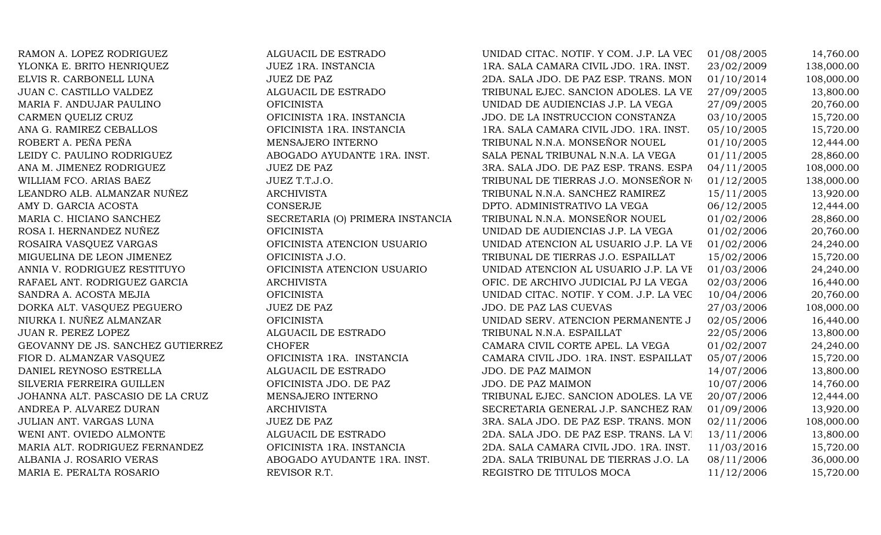| | | | | |
|---|---|---|---|---|
| RAMON A. LOPEZ RODRIGUEZ | ALGUACIL DE ESTRADO | UNIDAD CITAC. NOTIF. Y COM. J.P. LA VEG | 01/08/2005 | 14,760.00 |
| YLONKA E. BRITO HENRIQUEZ | JUEZ 1RA. INSTANCIA | 1RA. SALA CAMARA CIVIL JDO. 1RA. INST. | 23/02/2009 | 138,000.00 |
| ELVIS R. CARBONELL LUNA | JUEZ DE PAZ | 2DA. SALA JDO. DE PAZ ESP. TRANS. MON | 01/10/2014 | 108,000.00 |
| JUAN C. CASTILLO VALDEZ | ALGUACIL DE ESTRADO | TRIBUNAL EJEC. SANCION ADOLES. LA VE | 27/09/2005 | 13,800.00 |
| MARIA F. ANDUJAR PAULINO | OFICINISTA | UNIDAD DE AUDIENCIAS J.P. LA VEGA | 27/09/2005 | 20,760.00 |
| CARMEN QUELIZ CRUZ | OFICINISTA 1RA. INSTANCIA | JDO. DE LA INSTRUCCION CONSTANZA | 03/10/2005 | 15,720.00 |
| ANA G. RAMIREZ CEBALLOS | OFICINISTA 1RA. INSTANCIA | 1RA. SALA CAMARA CIVIL JDO. 1RA. INST. | 05/10/2005 | 15,720.00 |
| ROBERT A. PEÑA PEÑA | MENSAJERO INTERNO | TRIBUNAL N.N.A. MONSEÑOR NOUEL | 01/10/2005 | 12,444.00 |
| LEIDY C. PAULINO RODRIGUEZ | ABOGADO AYUDANTE 1RA. INST. | SALA PENAL TRIBUNAL N.N.A. LA VEGA | 01/11/2005 | 28,860.00 |
| ANA M. JIMENEZ RODRIGUEZ | JUEZ DE PAZ | 3RA. SALA JDO. DE PAZ ESP. TRANS. ESPA | 04/11/2005 | 108,000.00 |
| WILLIAM FCO. ARIAS BAEZ | JUEZ T.T.J.O. | TRIBUNAL DE TIERRAS J.O. MONSEÑOR N | 01/12/2005 | 138,000.00 |
| LEANDRO ALB. ALMANZAR NUÑEZ | ARCHIVISTA | TRIBUNAL N.N.A. SANCHEZ RAMIREZ | 15/11/2005 | 13,920.00 |
| AMY D. GARCIA ACOSTA | CONSERJE | DPTO. ADMINISTRATIVO LA VEGA | 06/12/2005 | 12,444.00 |
| MARIA C. HICIANO SANCHEZ | SECRETARIA (O) PRIMERA INSTANCIA | TRIBUNAL N.N.A. MONSEÑOR NOUEL | 01/02/2006 | 28,860.00 |
| ROSA I. HERNANDEZ NUÑEZ | OFICINISTA | UNIDAD DE AUDIENCIAS J.P. LA VEGA | 01/02/2006 | 20,760.00 |
| ROSAIRA VASQUEZ VARGAS | OFICINISTA ATENCION USUARIO | UNIDAD ATENCION AL USUARIO J.P. LA VE | 01/02/2006 | 24,240.00 |
| MIGUELINA DE LEON JIMENEZ | OFICINISTA J.O. | TRIBUNAL DE TIERRAS J.O. ESPAILLAT | 15/02/2006 | 15,720.00 |
| ANNIA V. RODRIGUEZ RESTITUYO | OFICINISTA ATENCION USUARIO | UNIDAD ATENCION AL USUARIO J.P. LA VE | 01/03/2006 | 24,240.00 |
| RAFAEL ANT. RODRIGUEZ GARCIA | ARCHIVISTA | OFIC. DE ARCHIVO JUDICIAL PJ LA VEGA | 02/03/2006 | 16,440.00 |
| SANDRA A. ACOSTA MEJIA | OFICINISTA | UNIDAD CITAC. NOTIF. Y COM. J.P. LA VEG | 10/04/2006 | 20,760.00 |
| DORKA ALT. VASQUEZ PEGUERO | JUEZ DE PAZ | JDO. DE PAZ LAS CUEVAS | 27/03/2006 | 108,000.00 |
| NIURKA I. NUÑEZ ALMANZAR | OFICINISTA | UNIDAD SERV. ATENCION PERMANENTE J | 02/05/2006 | 16,440.00 |
| JUAN R. PEREZ LOPEZ | ALGUACIL DE ESTRADO | TRIBUNAL N.N.A. ESPAILLAT | 22/05/2006 | 13,800.00 |
| GEOVANNY DE JS. SANCHEZ GUTIERREZ | CHOFER | CAMARA CIVIL CORTE APEL. LA VEGA | 01/02/2007 | 24,240.00 |
| FIOR D. ALMANZAR VASQUEZ | OFICINISTA 1RA. INSTANCIA | CAMARA CIVIL JDO. 1RA. INST. ESPAILLAT | 05/07/2006 | 15,720.00 |
| DANIEL REYNOSO ESTRELLA | ALGUACIL DE ESTRADO | JDO. DE PAZ MAIMON | 14/07/2006 | 13,800.00 |
| SILVERIA FERREIRA GUILLEN | OFICINISTA JDO. DE PAZ | JDO. DE PAZ MAIMON | 10/07/2006 | 14,760.00 |
| JOHANNA ALT. PASCASIO DE LA CRUZ | MENSAJERO INTERNO | TRIBUNAL EJEC. SANCION ADOLES. LA VE | 20/07/2006 | 12,444.00 |
| ANDREA P. ALVAREZ DURAN | ARCHIVISTA | SECRETARIA GENERAL J.P. SANCHEZ RAM | 01/09/2006 | 13,920.00 |
| JULIAN ANT. VARGAS LUNA | JUEZ DE PAZ | 3RA. SALA JDO. DE PAZ ESP. TRANS. MON | 02/11/2006 | 108,000.00 |
| WENI ANT. OVIEDO ALMONTE | ALGUACIL DE ESTRADO | 2DA. SALA JDO. DE PAZ ESP. TRANS. LA VI | 13/11/2006 | 13,800.00 |
| MARIA ALT. RODRIGUEZ FERNANDEZ | OFICINISTA 1RA. INSTANCIA | 2DA. SALA CAMARA CIVIL JDO. 1RA. INST. | 11/03/2016 | 15,720.00 |
| ALBANIA J. ROSARIO VERAS | ABOGADO AYUDANTE 1RA. INST. | 2DA. SALA TRIBUNAL DE TIERRAS J.O. LA | 08/11/2006 | 36,000.00 |
| MARIA E. PERALTA ROSARIO | REVISOR R.T. | REGISTRO DE TITULOS MOCA | 11/12/2006 | 15,720.00 |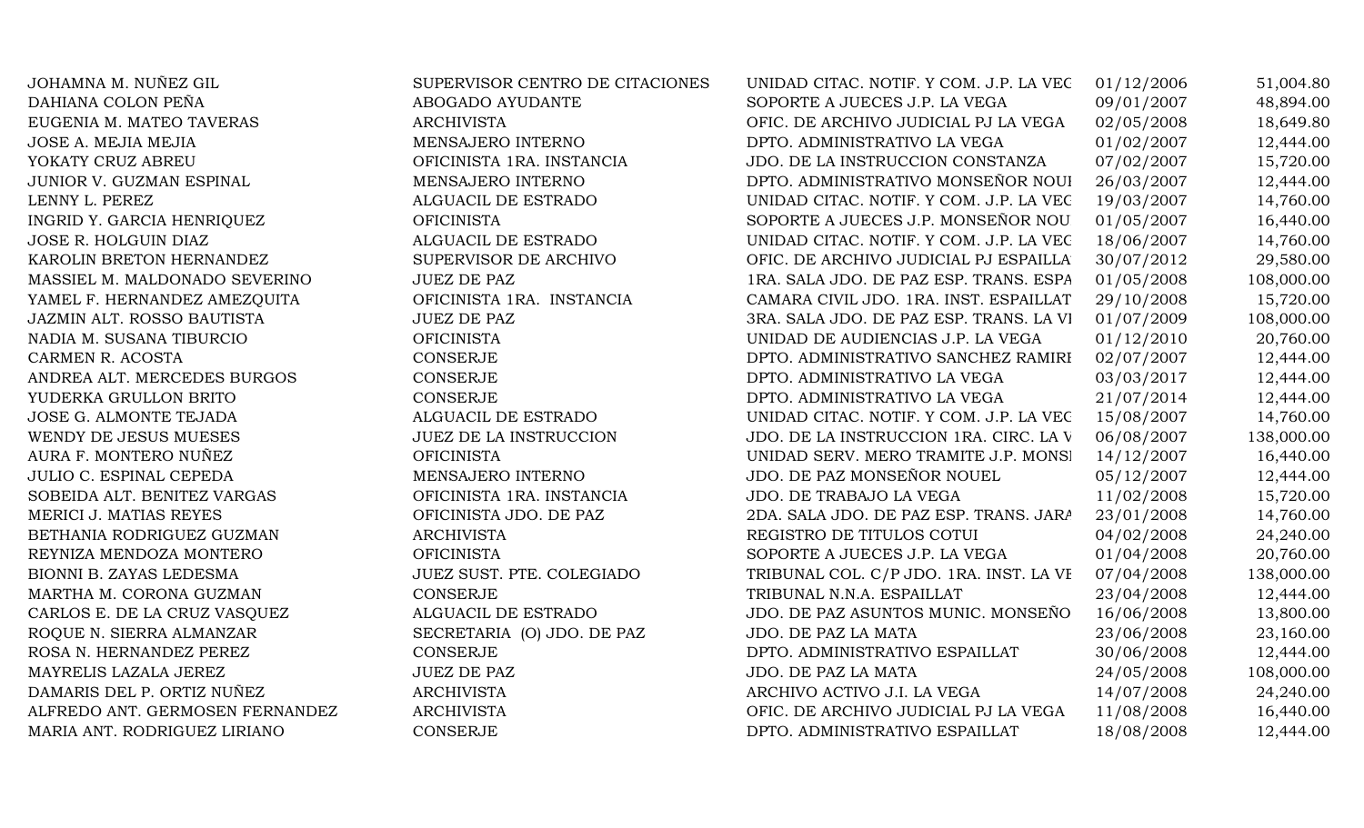| | | | | |
|---|---|---|---|---|
| JOHAMNA M. NUÑEZ GIL | SUPERVISOR CENTRO DE CITACIONES | UNIDAD CITAC. NOTIF. Y COM. J.P. LA VEG | 01/12/2006 | 51,004.80 |
| DAHIANA COLON PEÑA | ABOGADO AYUDANTE | SOPORTE A JUECES J.P. LA VEGA | 09/01/2007 | 48,894.00 |
| EUGENIA M. MATEO TAVERAS | ARCHIVISTA | OFIC. DE ARCHIVO JUDICIAL PJ LA VEGA | 02/05/2008 | 18,649.80 |
| JOSE A. MEJIA MEJIA | MENSAJERO INTERNO | DPTO. ADMINISTRATIVO LA VEGA | 01/02/2007 | 12,444.00 |
| YOKATY CRUZ ABREU | OFICINISTA 1RA. INSTANCIA | JDO. DE LA INSTRUCCION CONSTANZA | 07/02/2007 | 15,720.00 |
| JUNIOR V. GUZMAN ESPINAL | MENSAJERO INTERNO | DPTO. ADMINISTRATIVO MONSEÑOR NOUI | 26/03/2007 | 12,444.00 |
| LENNY L. PEREZ | ALGUACIL DE ESTRADO | UNIDAD CITAC. NOTIF. Y COM. J.P. LA VEG | 19/03/2007 | 14,760.00 |
| INGRID Y. GARCIA HENRIQUEZ | OFICINISTA | SOPORTE A JUECES J.P. MONSEÑOR NOU | 01/05/2007 | 16,440.00 |
| JOSE R. HOLGUIN DIAZ | ALGUACIL DE ESTRADO | UNIDAD CITAC. NOTIF. Y COM. J.P. LA VEG | 18/06/2007 | 14,760.00 |
| KAROLIN BRETON HERNANDEZ | SUPERVISOR DE ARCHIVO | OFIC. DE ARCHIVO JUDICIAL PJ ESPAILLA | 30/07/2012 | 29,580.00 |
| MASSIEL M. MALDONADO SEVERINO | JUEZ DE PAZ | 1RA. SALA JDO. DE PAZ ESP. TRANS. ESPA | 01/05/2008 | 108,000.00 |
| YAMEL F. HERNANDEZ AMEZQUITA | OFICINISTA 1RA. INSTANCIA | CAMARA CIVIL JDO. 1RA. INST. ESPAILLAT | 29/10/2008 | 15,720.00 |
| JAZMIN ALT. ROSSO BAUTISTA | JUEZ DE PAZ | 3RA. SALA JDO. DE PAZ ESP. TRANS. LA VI | 01/07/2009 | 108,000.00 |
| NADIA M. SUSANA TIBURCIO | OFICINISTA | UNIDAD DE AUDIENCIAS J.P. LA VEGA | 01/12/2010 | 20,760.00 |
| CARMEN R. ACOSTA | CONSERJE | DPTO. ADMINISTRATIVO SANCHEZ RAMIRI | 02/07/2007 | 12,444.00 |
| ANDREA ALT. MERCEDES BURGOS | CONSERJE | DPTO. ADMINISTRATIVO LA VEGA | 03/03/2017 | 12,444.00 |
| YUDERKA GRULLON BRITO | CONSERJE | DPTO. ADMINISTRATIVO LA VEGA | 21/07/2014 | 12,444.00 |
| JOSE G. ALMONTE TEJADA | ALGUACIL DE ESTRADO | UNIDAD CITAC. NOTIF. Y COM. J.P. LA VEG | 15/08/2007 | 14,760.00 |
| WENDY DE JESUS MUESES | JUEZ DE LA INSTRUCCION | JDO. DE LA INSTRUCCION 1RA. CIRC. LA V | 06/08/2007 | 138,000.00 |
| AURA F. MONTERO NUÑEZ | OFICINISTA | UNIDAD SERV. MERO TRAMITE J.P. MONSI | 14/12/2007 | 16,440.00 |
| JULIO C. ESPINAL CEPEDA | MENSAJERO INTERNO | JDO. DE PAZ MONSEÑOR NOUEL | 05/12/2007 | 12,444.00 |
| SOBEIDA ALT. BENITEZ VARGAS | OFICINISTA 1RA. INSTANCIA | JDO. DE TRABAJO LA VEGA | 11/02/2008 | 15,720.00 |
| MERICI J. MATIAS REYES | OFICINISTA JDO. DE PAZ | 2DA. SALA JDO. DE PAZ ESP. TRANS. JARA | 23/01/2008 | 14,760.00 |
| BETHANIA RODRIGUEZ GUZMAN | ARCHIVISTA | REGISTRO DE TITULOS COTUI | 04/02/2008 | 24,240.00 |
| REYNIZA MENDOZA MONTERO | OFICINISTA | SOPORTE A JUECES J.P. LA VEGA | 01/04/2008 | 20,760.00 |
| BIONNI B. ZAYAS LEDESMA | JUEZ SUST. PTE. COLEGIADO | TRIBUNAL COL. C/P JDO. 1RA. INST. LA VE | 07/04/2008 | 138,000.00 |
| MARTHA M. CORONA GUZMAN | CONSERJE | TRIBUNAL N.N.A. ESPAILLAT | 23/04/2008 | 12,444.00 |
| CARLOS E. DE LA CRUZ VASQUEZ | ALGUACIL DE ESTRADO | JDO. DE PAZ ASUNTOS MUNIC. MONSEÑO | 16/06/2008 | 13,800.00 |
| ROQUE N. SIERRA ALMANZAR | SECRETARIA (O) JDO. DE PAZ | JDO. DE PAZ LA MATA | 23/06/2008 | 23,160.00 |
| ROSA N. HERNANDEZ PEREZ | CONSERJE | DPTO. ADMINISTRATIVO ESPAILLAT | 30/06/2008 | 12,444.00 |
| MAYRELIS LAZALA JEREZ | JUEZ DE PAZ | JDO. DE PAZ LA MATA | 24/05/2008 | 108,000.00 |
| DAMARIS DEL P. ORTIZ NUÑEZ | ARCHIVISTA | ARCHIVO ACTIVO J.I. LA VEGA | 14/07/2008 | 24,240.00 |
| ALFREDO ANT. GERMOSEN FERNANDEZ | ARCHIVISTA | OFIC. DE ARCHIVO JUDICIAL PJ LA VEGA | 11/08/2008 | 16,440.00 |
| MARIA ANT. RODRIGUEZ LIRIANO | CONSERJE | DPTO. ADMINISTRATIVO ESPAILLAT | 18/08/2008 | 12,444.00 |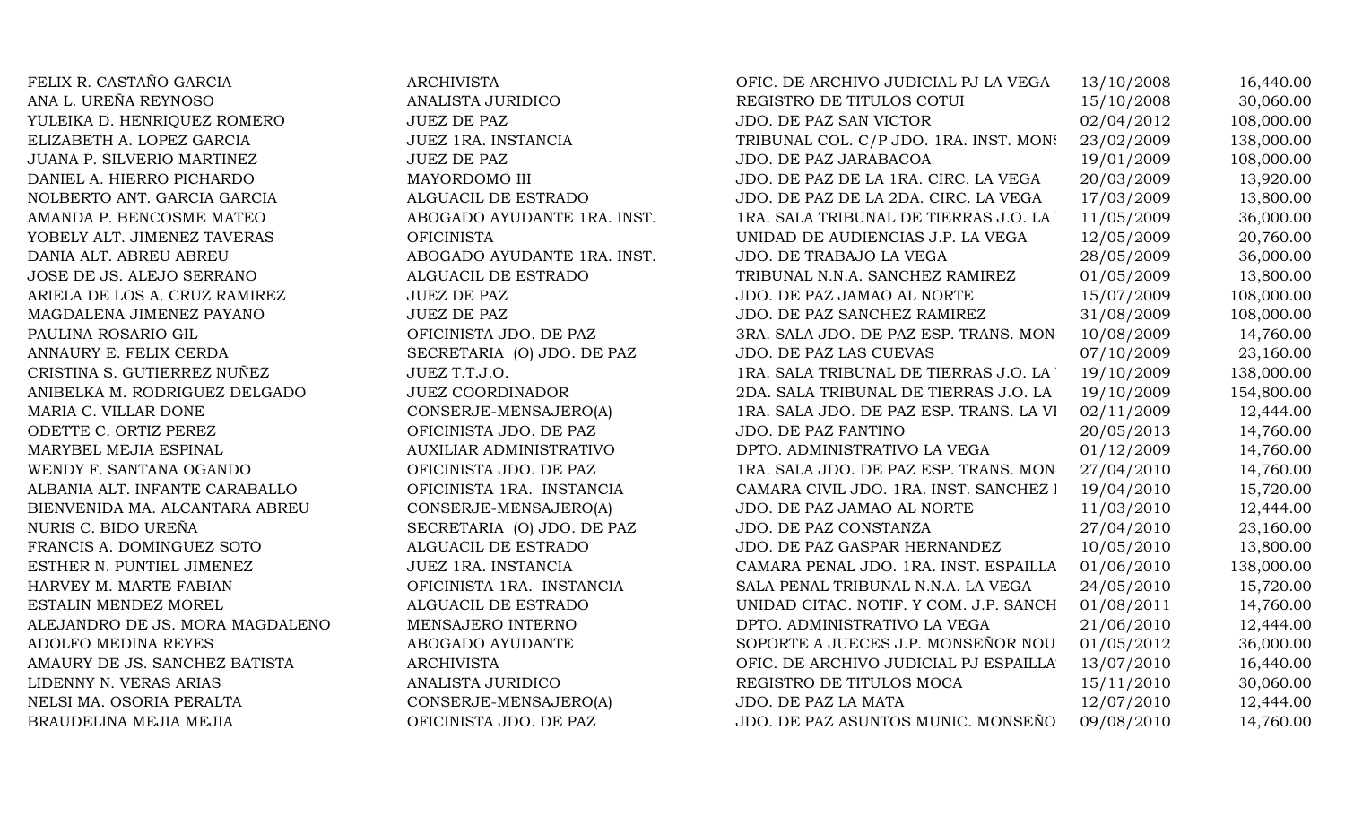| | | | | |
|---|---|---|---|---|
| FELIX R. CASTAÑO GARCIA | ARCHIVISTA | OFIC. DE ARCHIVO JUDICIAL PJ LA VEGA | 13/10/2008 | 16,440.00 |
| ANA L. UREÑA REYNOSO | ANALISTA JURIDICO | REGISTRO DE TITULOS COTUI | 15/10/2008 | 30,060.00 |
| YULEIKA D. HENRIQUEZ ROMERO | JUEZ DE PAZ | JDO. DE PAZ SAN VICTOR | 02/04/2012 | 108,000.00 |
| ELIZABETH A. LOPEZ GARCIA | JUEZ 1RA. INSTANCIA | TRIBUNAL COL. C/P JDO. 1RA. INST. MONS | 23/02/2009 | 138,000.00 |
| JUANA P. SILVERIO MARTINEZ | JUEZ DE PAZ | JDO. DE PAZ JARABACOA | 19/01/2009 | 108,000.00 |
| DANIEL A. HIERRO PICHARDO | MAYORDOMO III | JDO. DE PAZ DE LA 1RA. CIRC. LA VEGA | 20/03/2009 | 13,920.00 |
| NOLBERTO ANT. GARCIA GARCIA | ALGUACIL DE ESTRADO | JDO. DE PAZ DE LA 2DA. CIRC. LA VEGA | 17/03/2009 | 13,800.00 |
| AMANDA P. BENCOSME MATEO | ABOGADO AYUDANTE 1RA. INST. | 1RA. SALA TRIBUNAL DE TIERRAS J.O. LA | 11/05/2009 | 36,000.00 |
| YOBELY ALT. JIMENEZ TAVERAS | OFICINISTA | UNIDAD DE AUDIENCIAS J.P. LA VEGA | 12/05/2009 | 20,760.00 |
| DANIA ALT. ABREU ABREU | ABOGADO AYUDANTE 1RA. INST. | JDO. DE TRABAJO LA VEGA | 28/05/2009 | 36,000.00 |
| JOSE DE JS. ALEJO SERRANO | ALGUACIL DE ESTRADO | TRIBUNAL N.N.A. SANCHEZ RAMIREZ | 01/05/2009 | 13,800.00 |
| ARIELA DE LOS A. CRUZ RAMIREZ | JUEZ DE PAZ | JDO. DE PAZ JAMAO AL NORTE | 15/07/2009 | 108,000.00 |
| MAGDALENA JIMENEZ PAYANO | JUEZ DE PAZ | JDO. DE PAZ SANCHEZ RAMIREZ | 31/08/2009 | 108,000.00 |
| PAULINA ROSARIO GIL | OFICINISTA JDO. DE PAZ | 3RA. SALA JDO. DE PAZ ESP. TRANS. MON | 10/08/2009 | 14,760.00 |
| ANNAURY E. FELIX CERDA | SECRETARIA (O) JDO. DE PAZ | JDO. DE PAZ LAS CUEVAS | 07/10/2009 | 23,160.00 |
| CRISTINA S. GUTIERREZ NUÑEZ | JUEZ T.T.J.O. | 1RA. SALA TRIBUNAL DE TIERRAS J.O. LA | 19/10/2009 | 138,000.00 |
| ANIBELKA M. RODRIGUEZ DELGADO | JUEZ COORDINADOR | 2DA. SALA TRIBUNAL DE TIERRAS J.O. LA | 19/10/2009 | 154,800.00 |
| MARIA C. VILLAR DONE | CONSERJE-MENSAJERO(A) | 1RA. SALA JDO. DE PAZ ESP. TRANS. LA VI | 02/11/2009 | 12,444.00 |
| ODETTE C. ORTIZ PEREZ | OFICINISTA JDO. DE PAZ | JDO. DE PAZ FANTINO | 20/05/2013 | 14,760.00 |
| MARYBEL MEJIA ESPINAL | AUXILIAR ADMINISTRATIVO | DPTO. ADMINISTRATIVO LA VEGA | 01/12/2009 | 14,760.00 |
| WENDY F. SANTANA OGANDO | OFICINISTA JDO. DE PAZ | 1RA. SALA JDO. DE PAZ ESP. TRANS. MON | 27/04/2010 | 14,760.00 |
| ALBANIA ALT. INFANTE CARABALLO | OFICINISTA 1RA. INSTANCIA | CAMARA CIVIL JDO. 1RA. INST. SANCHEZ I | 19/04/2010 | 15,720.00 |
| BIENVENIDA MA. ALCANTARA ABREU | CONSERJE-MENSAJERO(A) | JDO. DE PAZ JAMAO AL NORTE | 11/03/2010 | 12,444.00 |
| NURIS C. BIDO UREÑA | SECRETARIA (O) JDO. DE PAZ | JDO. DE PAZ CONSTANZA | 27/04/2010 | 23,160.00 |
| FRANCIS A. DOMINGUEZ SOTO | ALGUACIL DE ESTRADO | JDO. DE PAZ GASPAR HERNANDEZ | 10/05/2010 | 13,800.00 |
| ESTHER N. PUNTIEL JIMENEZ | JUEZ 1RA. INSTANCIA | CAMARA PENAL JDO. 1RA. INST. ESPAILLA | 01/06/2010 | 138,000.00 |
| HARVEY M. MARTE FABIAN | OFICINISTA 1RA. INSTANCIA | SALA PENAL TRIBUNAL N.N.A. LA VEGA | 24/05/2010 | 15,720.00 |
| ESTALIN MENDEZ MOREL | ALGUACIL DE ESTRADO | UNIDAD CITAC. NOTIF. Y COM. J.P. SANCH | 01/08/2011 | 14,760.00 |
| ALEJANDRO DE JS. MORA MAGDALENO | MENSAJERO INTERNO | DPTO. ADMINISTRATIVO LA VEGA | 21/06/2010 | 12,444.00 |
| ADOLFO MEDINA REYES | ABOGADO AYUDANTE | SOPORTE A JUECES J.P. MONSEÑOR NOU | 01/05/2012 | 36,000.00 |
| AMAURY DE JS. SANCHEZ BATISTA | ARCHIVISTA | OFIC. DE ARCHIVO JUDICIAL PJ ESPAILLA | 13/07/2010 | 16,440.00 |
| LIDENNY N. VERAS ARIAS | ANALISTA JURIDICO | REGISTRO DE TITULOS MOCA | 15/11/2010 | 30,060.00 |
| NELSI MA. OSORIA PERALTA | CONSERJE-MENSAJERO(A) | JDO. DE PAZ LA MATA | 12/07/2010 | 12,444.00 |
| BRAUDELINA MEJIA MEJIA | OFICINISTA JDO. DE PAZ | JDO. DE PAZ ASUNTOS MUNIC. MONSEÑO | 09/08/2010 | 14,760.00 |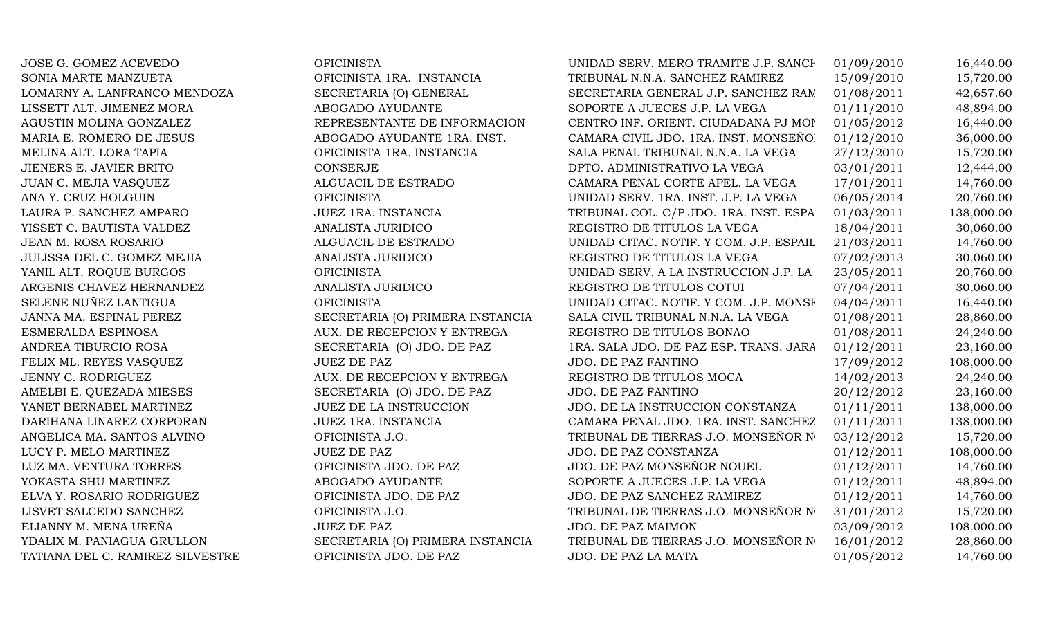| | | | | |
|---|---|---|---|---|
| JOSE G. GOMEZ ACEVEDO | OFICINISTA | UNIDAD SERV. MERO TRAMITE J.P. SANCH | 01/09/2010 | 16,440.00 |
| SONIA MARTE MANZUETA | OFICINISTA 1RA. INSTANCIA | TRIBUNAL N.N.A. SANCHEZ RAMIREZ | 15/09/2010 | 15,720.00 |
| LOMARNY A. LANFRANCO MENDOZA | SECRETARIA (O) GENERAL | SECRETARIA GENERAL J.P. SANCHEZ RAM | 01/08/2011 | 42,657.60 |
| LISSETT ALT. JIMENEZ MORA | ABOGADO AYUDANTE | SOPORTE A JUECES J.P. LA VEGA | 01/11/2010 | 48,894.00 |
| AGUSTIN MOLINA GONZALEZ | REPRESENTANTE DE INFORMACION | CENTRO INF. ORIENT. CIUDADANA PJ MON | 01/05/2012 | 16,440.00 |
| MARIA E. ROMERO DE JESUS | ABOGADO AYUDANTE 1RA. INST. | CAMARA CIVIL JDO. 1RA. INST. MONSEÑO | 01/12/2010 | 36,000.00 |
| MELINA ALT. LORA TAPIA | OFICINISTA 1RA. INSTANCIA | SALA PENAL TRIBUNAL N.N.A. LA VEGA | 27/12/2010 | 15,720.00 |
| JIENERS E. JAVIER BRITO | CONSERJE | DPTO. ADMINISTRATIVO LA VEGA | 03/01/2011 | 12,444.00 |
| JUAN C. MEJIA VASQUEZ | ALGUACIL DE ESTRADO | CAMARA PENAL CORTE APEL. LA VEGA | 17/01/2011 | 14,760.00 |
| ANA Y. CRUZ HOLGUIN | OFICINISTA | UNIDAD SERV. 1RA. INST. J.P. LA VEGA | 06/05/2014 | 20,760.00 |
| LAURA P. SANCHEZ AMPARO | JUEZ 1RA. INSTANCIA | TRIBUNAL COL. C/P JDO. 1RA. INST. ESPA | 01/03/2011 | 138,000.00 |
| YISSET C. BAUTISTA VALDEZ | ANALISTA JURIDICO | REGISTRO DE TITULOS LA VEGA | 18/04/2011 | 30,060.00 |
| JEAN M. ROSA ROSARIO | ALGUACIL DE ESTRADO | UNIDAD CITAC. NOTIF. Y COM. J.P. ESPAIL | 21/03/2011 | 14,760.00 |
| JULISSA DEL C. GOMEZ MEJIA | ANALISTA JURIDICO | REGISTRO DE TITULOS LA VEGA | 07/02/2013 | 30,060.00 |
| YANIL ALT. ROQUE BURGOS | OFICINISTA | UNIDAD SERV. A LA INSTRUCCION J.P. LA | 23/05/2011 | 20,760.00 |
| ARGENIS CHAVEZ HERNANDEZ | ANALISTA JURIDICO | REGISTRO DE TITULOS COTUI | 07/04/2011 | 30,060.00 |
| SELENE NUÑEZ LANTIGUA | OFICINISTA | UNIDAD CITAC. NOTIF. Y COM. J.P. MONSE | 04/04/2011 | 16,440.00 |
| JANNA MA. ESPINAL PEREZ | SECRETARIA (O) PRIMERA INSTANCIA | SALA CIVIL TRIBUNAL N.N.A. LA VEGA | 01/08/2011 | 28,860.00 |
| ESMERALDA ESPINOSA | AUX. DE RECEPCION Y ENTREGA | REGISTRO DE TITULOS BONAO | 01/08/2011 | 24,240.00 |
| ANDREA TIBURCIO ROSA | SECRETARIA (O) JDO. DE PAZ | 1RA. SALA JDO. DE PAZ ESP. TRANS. JARA | 01/12/2011 | 23,160.00 |
| FELIX ML. REYES VASQUEZ | JUEZ DE PAZ | JDO. DE PAZ FANTINO | 17/09/2012 | 108,000.00 |
| JENNY C. RODRIGUEZ | AUX. DE RECEPCION Y ENTREGA | REGISTRO DE TITULOS MOCA | 14/02/2013 | 24,240.00 |
| AMELBI E. QUEZADA MIESES | SECRETARIA (O) JDO. DE PAZ | JDO. DE PAZ FANTINO | 20/12/2012 | 23,160.00 |
| YANET BERNABEL MARTINEZ | JUEZ DE LA INSTRUCCION | JDO. DE LA INSTRUCCION CONSTANZA | 01/11/2011 | 138,000.00 |
| DARIHANA LINAREZ CORPORAN | JUEZ 1RA. INSTANCIA | CAMARA PENAL JDO. 1RA. INST. SANCHEZ | 01/11/2011 | 138,000.00 |
| ANGELICA MA. SANTOS ALVINO | OFICINISTA J.O. | TRIBUNAL DE TIERRAS J.O. MONSEÑOR N | 03/12/2012 | 15,720.00 |
| LUCY P. MELO MARTINEZ | JUEZ DE PAZ | JDO. DE PAZ CONSTANZA | 01/12/2011 | 108,000.00 |
| LUZ MA. VENTURA TORRES | OFICINISTA JDO. DE PAZ | JDO. DE PAZ MONSEÑOR NOUEL | 01/12/2011 | 14,760.00 |
| YOKASTA SHU MARTINEZ | ABOGADO AYUDANTE | SOPORTE A JUECES J.P. LA VEGA | 01/12/2011 | 48,894.00 |
| ELVA Y. ROSARIO RODRIGUEZ | OFICINISTA JDO. DE PAZ | JDO. DE PAZ SANCHEZ RAMIREZ | 01/12/2011 | 14,760.00 |
| LISVET SALCEDO SANCHEZ | OFICINISTA J.O. | TRIBUNAL DE TIERRAS J.O. MONSEÑOR N | 31/01/2012 | 15,720.00 |
| ELIANNY M. MENA UREÑA | JUEZ DE PAZ | JDO. DE PAZ MAIMON | 03/09/2012 | 108,000.00 |
| YDALIX M. PANIAGUA GRULLON | SECRETARIA (O) PRIMERA INSTANCIA | TRIBUNAL DE TIERRAS J.O. MONSEÑOR N | 16/01/2012 | 28,860.00 |
| TATIANA DEL C. RAMIREZ SILVESTRE | OFICINISTA JDO. DE PAZ | JDO. DE PAZ LA MATA | 01/05/2012 | 14,760.00 |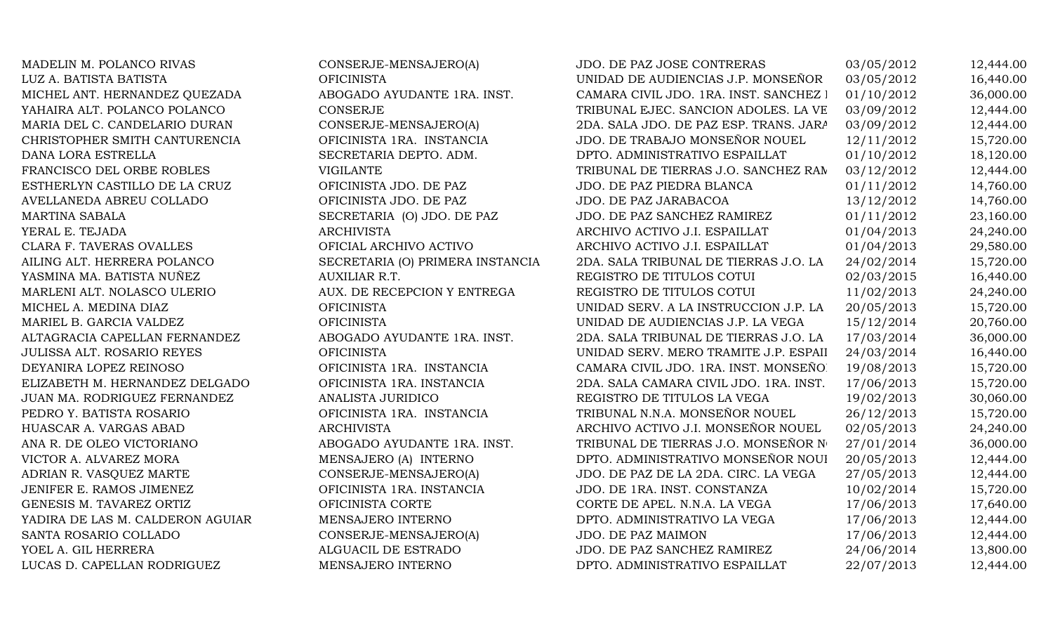| | | | | |
|---|---|---|---|---|
| MADELIN M. POLANCO RIVAS | CONSERJE-MENSAJERO(A) | JDO. DE PAZ JOSE CONTRERAS | 03/05/2012 | 12,444.00 |
| LUZ A. BATISTA BATISTA | OFICINISTA | UNIDAD DE AUDIENCIAS J.P. MONSEÑOR | 03/05/2012 | 16,440.00 |
| MICHEL ANT. HERNANDEZ QUEZADA | ABOGADO AYUDANTE 1RA. INST. | CAMARA CIVIL JDO. 1RA. INST. SANCHEZ I | 01/10/2012 | 36,000.00 |
| YAHAIRA ALT. POLANCO POLANCO | CONSERJE | TRIBUNAL EJEC. SANCION ADOLES. LA VE | 03/09/2012 | 12,444.00 |
| MARIA DEL C. CANDELARIO DURAN | CONSERJE-MENSAJERO(A) | 2DA. SALA JDO. DE PAZ ESP. TRANS. JARA | 03/09/2012 | 12,444.00 |
| CHRISTOPHER SMITH CANTURENCIA | OFICINISTA 1RA. INSTANCIA | JDO. DE TRABAJO MONSEÑOR NOUEL | 12/11/2012 | 15,720.00 |
| DANA LORA ESTRELLA | SECRETARIA DEPTO. ADM. | DPTO. ADMINISTRATIVO ESPAILLAT | 01/10/2012 | 18,120.00 |
| FRANCISCO DEL ORBE ROBLES | VIGILANTE | TRIBUNAL DE TIERRAS J.O. SANCHEZ RAM | 03/12/2012 | 12,444.00 |
| ESTHERLYN CASTILLO DE LA CRUZ | OFICINISTA JDO. DE PAZ | JDO. DE PAZ PIEDRA BLANCA | 01/11/2012 | 14,760.00 |
| AVELLANEDA ABREU COLLADO | OFICINISTA JDO. DE PAZ | JDO. DE PAZ JARABACOA | 13/12/2012 | 14,760.00 |
| MARTINA SABALA | SECRETARIA (O) JDO. DE PAZ | JDO. DE PAZ SANCHEZ RAMIREZ | 01/11/2012 | 23,160.00 |
| YERAL E. TEJADA | ARCHIVISTA | ARCHIVO ACTIVO J.I. ESPAILLAT | 01/04/2013 | 24,240.00 |
| CLARA F. TAVERAS OVALLES | OFICIAL ARCHIVO ACTIVO | ARCHIVO ACTIVO J.I. ESPAILLAT | 01/04/2013 | 29,580.00 |
| AILING ALT. HERRERA POLANCO | SECRETARIA (O) PRIMERA INSTANCIA | 2DA. SALA TRIBUNAL DE TIERRAS J.O. LA | 24/02/2014 | 15,720.00 |
| YASMINA MA. BATISTA NUÑEZ | AUXILIAR R.T. | REGISTRO DE TITULOS COTUI | 02/03/2015 | 16,440.00 |
| MARLENI ALT. NOLASCO ULERIO | AUX. DE RECEPCION Y ENTREGA | REGISTRO DE TITULOS COTUI | 11/02/2013 | 24,240.00 |
| MICHEL A. MEDINA DIAZ | OFICINISTA | UNIDAD SERV. A LA INSTRUCCION J.P. LA | 20/05/2013 | 15,720.00 |
| MARIEL B. GARCIA VALDEZ | OFICINISTA | UNIDAD DE AUDIENCIAS J.P. LA VEGA | 15/12/2014 | 20,760.00 |
| ALTAGRACIA CAPELLAN FERNANDEZ | ABOGADO AYUDANTE 1RA. INST. | 2DA. SALA TRIBUNAL DE TIERRAS J.O. LA | 17/03/2014 | 36,000.00 |
| JULISSA ALT. ROSARIO REYES | OFICINISTA | UNIDAD SERV. MERO TRAMITE J.P. ESPAII | 24/03/2014 | 16,440.00 |
| DEYANIRA LOPEZ REINOSO | OFICINISTA 1RA. INSTANCIA | CAMARA CIVIL JDO. 1RA. INST. MONSEÑO | 19/08/2013 | 15,720.00 |
| ELIZABETH M. HERNANDEZ DELGADO | OFICINISTA 1RA. INSTANCIA | 2DA. SALA CAMARA CIVIL JDO. 1RA. INST. | 17/06/2013 | 15,720.00 |
| JUAN MA. RODRIGUEZ FERNANDEZ | ANALISTA JURIDICO | REGISTRO DE TITULOS LA VEGA | 19/02/2013 | 30,060.00 |
| PEDRO Y. BATISTA ROSARIO | OFICINISTA 1RA. INSTANCIA | TRIBUNAL N.N.A. MONSEÑOR NOUEL | 26/12/2013 | 15,720.00 |
| HUASCAR A. VARGAS ABAD | ARCHIVISTA | ARCHIVO ACTIVO J.I. MONSEÑOR NOUEL | 02/05/2013 | 24,240.00 |
| ANA R. DE OLEO VICTORIANO | ABOGADO AYUDANTE 1RA. INST. | TRIBUNAL DE TIERRAS J.O. MONSEÑOR N | 27/01/2014 | 36,000.00 |
| VICTOR A. ALVAREZ MORA | MENSAJERO (A) INTERNO | DPTO. ADMINISTRATIVO MONSEÑOR NOUI | 20/05/2013 | 12,444.00 |
| ADRIAN R. VASQUEZ MARTE | CONSERJE-MENSAJERO(A) | JDO. DE PAZ DE LA 2DA. CIRC. LA VEGA | 27/05/2013 | 12,444.00 |
| JENIFER E. RAMOS JIMENEZ | OFICINISTA 1RA. INSTANCIA | JDO. DE 1RA. INST. CONSTANZA | 10/02/2014 | 15,720.00 |
| GENESIS M. TAVAREZ ORTIZ | OFICINISTA CORTE | CORTE DE APEL. N.N.A. LA VEGA | 17/06/2013 | 17,640.00 |
| YADIRA DE LAS M. CALDERON AGUIAR | MENSAJERO INTERNO | DPTO. ADMINISTRATIVO LA VEGA | 17/06/2013 | 12,444.00 |
| SANTA ROSARIO COLLADO | CONSERJE-MENSAJERO(A) | JDO. DE PAZ MAIMON | 17/06/2013 | 12,444.00 |
| YOEL A. GIL HERRERA | ALGUACIL DE ESTRADO | JDO. DE PAZ SANCHEZ RAMIREZ | 24/06/2014 | 13,800.00 |
| LUCAS D. CAPELLAN RODRIGUEZ | MENSAJERO INTERNO | DPTO. ADMINISTRATIVO ESPAILLAT | 22/07/2013 | 12,444.00 |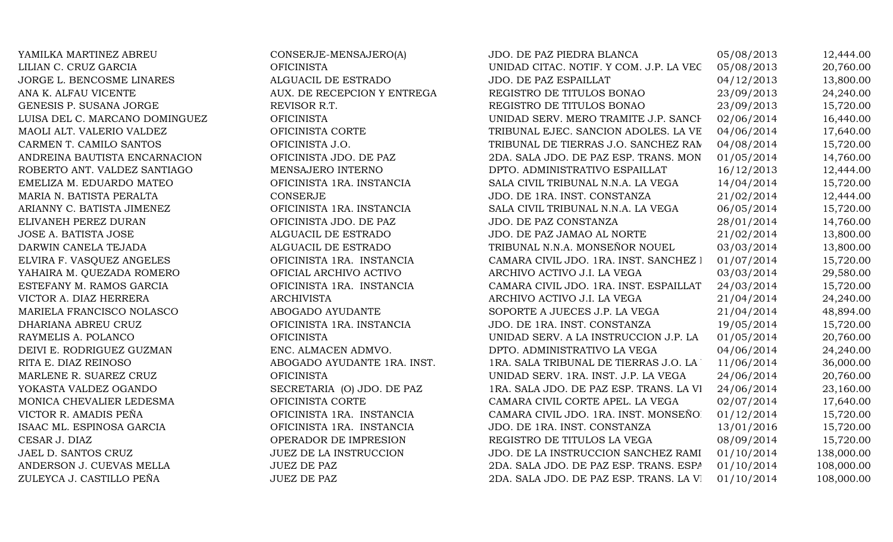| | | | | |
|---|---|---|---|---|
| YAMILKA MARTINEZ ABREU | CONSERJE-MENSAJERO(A) | JDO. DE PAZ PIEDRA BLANCA | 05/08/2013 | 12,444.00 |
| LILIAN C. CRUZ GARCIA | OFICINISTA | UNIDAD CITAC. NOTIF. Y COM. J.P. LA VEC | 05/08/2013 | 20,760.00 |
| JORGE L. BENCOSME LINARES | ALGUACIL DE ESTRADO | JDO. DE PAZ ESPAILLAT | 04/12/2013 | 13,800.00 |
| ANA K. ALFAU VICENTE | AUX. DE RECEPCION Y ENTREGA | REGISTRO DE TITULOS BONAO | 23/09/2013 | 24,240.00 |
| GENESIS P. SUSANA JORGE | REVISOR R.T. | REGISTRO DE TITULOS BONAO | 23/09/2013 | 15,720.00 |
| LUISA DEL C. MARCANO DOMINGUEZ | OFICINISTA | UNIDAD SERV. MERO TRAMITE J.P. SANCH | 02/06/2014 | 16,440.00 |
| MAOLI ALT. VALERIO VALDEZ | OFICINISTA CORTE | TRIBUNAL EJEC. SANCION ADOLES. LA VE | 04/06/2014 | 17,640.00 |
| CARMEN T. CAMILO SANTOS | OFICINISTA J.O. | TRIBUNAL DE TIERRAS J.O. SANCHEZ RAM | 04/08/2014 | 15,720.00 |
| ANDREINA BAUTISTA ENCARNACION | OFICINISTA JDO. DE PAZ | 2DA. SALA JDO. DE PAZ ESP. TRANS. MON | 01/05/2014 | 14,760.00 |
| ROBERTO ANT. VALDEZ SANTIAGO | MENSAJERO INTERNO | DPTO. ADMINISTRATIVO ESPAILLAT | 16/12/2013 | 12,444.00 |
| EMELIZA M. EDUARDO MATEO | OFICINISTA 1RA. INSTANCIA | SALA CIVIL TRIBUNAL N.N.A. LA VEGA | 14/04/2014 | 15,720.00 |
| MARIA N. BATISTA PERALTA | CONSERJE | JDO. DE 1RA. INST. CONSTANZA | 21/02/2014 | 12,444.00 |
| ARIANNY C. BATISTA JIMENEZ | OFICINISTA 1RA. INSTANCIA | SALA CIVIL TRIBUNAL N.N.A. LA VEGA | 06/05/2014 | 15,720.00 |
| ELIVANEH PEREZ DURAN | OFICINISTA JDO. DE PAZ | JDO. DE PAZ CONSTANZA | 28/01/2014 | 14,760.00 |
| JOSE A. BATISTA JOSE | ALGUACIL DE ESTRADO | JDO. DE PAZ JAMAO AL NORTE | 21/02/2014 | 13,800.00 |
| DARWIN CANELA TEJADA | ALGUACIL DE ESTRADO | TRIBUNAL N.N.A. MONSEÑOR NOUEL | 03/03/2014 | 13,800.00 |
| ELVIRA F. VASQUEZ ANGELES | OFICINISTA 1RA. INSTANCIA | CAMARA CIVIL JDO. 1RA. INST. SANCHEZ I | 01/07/2014 | 15,720.00 |
| YAHAIRA M. QUEZADA ROMERO | OFICIAL ARCHIVO ACTIVO | ARCHIVO ACTIVO J.I. LA VEGA | 03/03/2014 | 29,580.00 |
| ESTEFANY M. RAMOS GARCIA | OFICINISTA 1RA. INSTANCIA | CAMARA CIVIL JDO. 1RA. INST. ESPAILLAT | 24/03/2014 | 15,720.00 |
| VICTOR A. DIAZ HERRERA | ARCHIVISTA | ARCHIVO ACTIVO J.I. LA VEGA | 21/04/2014 | 24,240.00 |
| MARIELA FRANCISCO NOLASCO | ABOGADO AYUDANTE | SOPORTE A JUECES J.P. LA VEGA | 21/04/2014 | 48,894.00 |
| DHARIANA ABREU CRUZ | OFICINISTA 1RA. INSTANCIA | JDO. DE 1RA. INST. CONSTANZA | 19/05/2014 | 15,720.00 |
| RAYMELIS A. POLANCO | OFICINISTA | UNIDAD SERV. A LA INSTRUCCION J.P. LA | 01/05/2014 | 20,760.00 |
| DEIVI E. RODRIGUEZ GUZMAN | ENC. ALMACEN ADMVO. | DPTO. ADMINISTRATIVO LA VEGA | 04/06/2014 | 24,240.00 |
| RITA E. DIAZ REINOSO | ABOGADO AYUDANTE 1RA. INST. | 1RA. SALA TRIBUNAL DE TIERRAS J.O. LA | 11/06/2014 | 36,000.00 |
| MARLENE R. SUAREZ CRUZ | OFICINISTA | UNIDAD SERV. 1RA. INST. J.P. LA VEGA | 24/06/2014 | 20,760.00 |
| YOKASTA VALDEZ OGANDO | SECRETARIA (O) JDO. DE PAZ | 1RA. SALA JDO. DE PAZ ESP. TRANS. LA VI | 24/06/2014 | 23,160.00 |
| MONICA CHEVALIER LEDESMA | OFICINISTA CORTE | CAMARA CIVIL CORTE APEL. LA VEGA | 02/07/2014 | 17,640.00 |
| VICTOR R. AMADIS PEÑA | OFICINISTA 1RA. INSTANCIA | CAMARA CIVIL JDO. 1RA. INST. MONSEÑO | 01/12/2014 | 15,720.00 |
| ISAAC ML. ESPINOSA GARCIA | OFICINISTA 1RA. INSTANCIA | JDO. DE 1RA. INST. CONSTANZA | 13/01/2016 | 15,720.00 |
| CESAR J. DIAZ | OPERADOR DE IMPRESION | REGISTRO DE TITULOS LA VEGA | 08/09/2014 | 15,720.00 |
| JAEL D. SANTOS CRUZ | JUEZ DE LA INSTRUCCION | JDO. DE LA INSTRUCCION SANCHEZ RAMI | 01/10/2014 | 138,000.00 |
| ANDERSON J. CUEVAS MELLA | JUEZ DE PAZ | 2DA. SALA JDO. DE PAZ ESP. TRANS. ESPA | 01/10/2014 | 108,000.00 |
| ZULEYCA J. CASTILLO PEÑA | JUEZ DE PAZ | 2DA. SALA JDO. DE PAZ ESP. TRANS. LA VI | 01/10/2014 | 108,000.00 |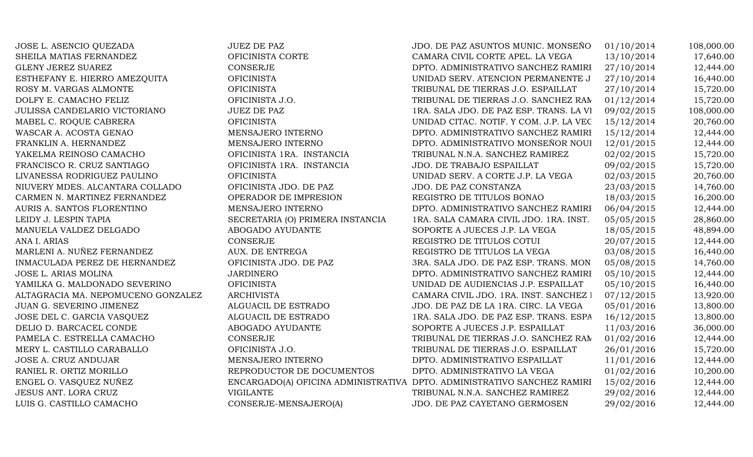| | | | | |
|---|---|---|---|---|
| JOSE L. ASENCIO QUEZADA | JUEZ DE PAZ | JDO. DE PAZ ASUNTOS MUNIC. MONSEÑO | 01/10/2014 | 108,000.00 |
| SHEILA MATIAS FERNANDEZ | OFICINISTA CORTE | CAMARA CIVIL CORTE APEL. LA VEGA | 13/10/2014 | 17,640.00 |
| GLENY JEREZ SUAREZ | CONSERJE | DPTO. ADMINISTRATIVO SANCHEZ RAMIRI | 27/10/2014 | 12,444.00 |
| ESTHEFANY E. HIERRO AMEZQUITA | OFICINISTA | UNIDAD SERV. ATENCION PERMANENTE J | 27/10/2014 | 16,440.00 |
| ROSY M. VARGAS ALMONTE | OFICINISTA | TRIBUNAL DE TIERRAS J.O. ESPAILLAT | 27/10/2014 | 15,720.00 |
| DOLFY E. CAMACHO FELIZ | OFICINISTA J.O. | TRIBUNAL DE TIERRAS J.O. SANCHEZ RAM | 01/12/2014 | 15,720.00 |
| JULISSA CANDELARIO VICTORIANO | JUEZ DE PAZ | 1RA. SALA JDO. DE PAZ ESP. TRANS. LA VI | 09/02/2015 | 108,000.00 |
| MABEL C. ROQUE CABRERA | OFICINISTA | UNIDAD CITAC. NOTIF. Y COM. J.P. LA VEG | 15/12/2014 | 20,760.00 |
| WASCAR A. ACOSTA GENAO | MENSAJERO INTERNO | DPTO. ADMINISTRATIVO SANCHEZ RAMIRI | 15/12/2014 | 12,444.00 |
| FRANKLIN A. HERNANDEZ | MENSAJERO INTERNO | DPTO. ADMINISTRATIVO MONSEÑOR NOUI | 12/01/2015 | 12,444.00 |
| YAKELMA REINOSO CAMACHO | OFICINISTA 1RA. INSTANCIA | TRIBUNAL N.N.A. SANCHEZ RAMIREZ | 02/02/2015 | 15,720.00 |
| FRANCISCO R. CRUZ SANTIAGO | OFICINISTA 1RA. INSTANCIA | JDO. DE TRABAJO ESPAILLAT | 09/02/2015 | 15,720.00 |
| LIVANESSA RODRIGUEZ PAULINO | OFICINISTA | UNIDAD SERV. A CORTE J.P. LA VEGA | 02/03/2015 | 20,760.00 |
| NIUVERY MDES. ALCANTARA COLLADO | OFICINISTA JDO. DE PAZ | JDO. DE PAZ CONSTANZA | 23/03/2015 | 14,760.00 |
| CARMEN N. MARTINEZ FERNANDEZ | OPERADOR DE IMPRESION | REGISTRO DE TITULOS BONAO | 18/03/2015 | 16,200.00 |
| AURIS A. SANTOS FLORENTINO | MENSAJERO INTERNO | DPTO. ADMINISTRATIVO SANCHEZ RAMIRI | 06/04/2015 | 12,444.00 |
| LEIDY J. LESPIN TAPIA | SECRETARIA (O) PRIMERA INSTANCIA | 1RA. SALA CAMARA CIVIL JDO. 1RA. INST. | 05/05/2015 | 28,860.00 |
| MANUELA VALDEZ DELGADO | ABOGADO AYUDANTE | SOPORTE A JUECES J.P. LA VEGA | 18/05/2015 | 48,894.00 |
| ANA I. ARIAS | CONSERJE | REGISTRO DE TITULOS COTUI | 20/07/2015 | 12,444.00 |
| MARLENI A. NUÑEZ FERNANDEZ | AUX. DE ENTREGA | REGISTRO DE TITULOS LA VEGA | 03/08/2015 | 16,440.00 |
| INMACULADA PEREZ DE HERNANDEZ | OFICINISTA JDO. DE PAZ | 3RA. SALA JDO. DE PAZ ESP. TRANS. MON | 05/08/2015 | 14,760.00 |
| JOSE L. ARIAS MOLINA | JARDINERO | DPTO. ADMINISTRATIVO SANCHEZ RAMIRI | 05/10/2015 | 12,444.00 |
| YAMILKA G. MALDONADO SEVERINO | OFICINISTA | UNIDAD DE AUDIENCIAS J.P. ESPAILLAT | 05/10/2015 | 16,440.00 |
| ALTAGRACIA MA. NEPOMUCENO GONZALEZ | ARCHIVISTA | CAMARA CIVIL JDO. 1RA. INST. SANCHEZ I | 07/12/2015 | 13,920.00 |
| JUAN G. SEVERINO JIMENEZ | ALGUACIL DE ESTRADO | JDO. DE PAZ DE LA 1RA. CIRC. LA VEGA | 05/01/2016 | 13,800.00 |
| JOSE DEL C. GARCIA VASQUEZ | ALGUACIL DE ESTRADO | 1RA. SALA JDO. DE PAZ ESP. TRANS. ESPA | 16/12/2015 | 13,800.00 |
| DELIO D. BARCACEL CONDE | ABOGADO AYUDANTE | SOPORTE A JUECES J.P. ESPAILLAT | 11/03/2016 | 36,000.00 |
| PAMELA C. ESTRELLA CAMACHO | CONSERJE | TRIBUNAL DE TIERRAS J.O. SANCHEZ RAM | 01/02/2016 | 12,444.00 |
| MERY L. CASTILLO CARABALLO | OFICINISTA J.O. | TRIBUNAL DE TIERRAS J.O. ESPAILLAT | 26/01/2016 | 15,720.00 |
| JOSE A. CRUZ ANDUJAR | MENSAJERO INTERNO | DPTO. ADMINISTRATIVO ESPAILLAT | 11/01/2016 | 12,444.00 |
| RANIEL R. ORTIZ MORILLO | REPRODUCTOR DE DOCUMENTOS | DPTO. ADMINISTRATIVO LA VEGA | 01/02/2016 | 10,200.00 |
| ENGEL O. VASQUEZ NUÑEZ | ENCARGADO(A) OFICINA ADMINISTRATIVA | DPTO. ADMINISTRATIVO SANCHEZ RAMIRI | 15/02/2016 | 12,444.00 |
| JESUS ANT. LORA CRUZ | VIGILANTE | TRIBUNAL N.N.A. SANCHEZ RAMIREZ | 29/02/2016 | 12,444.00 |
| LUIS G. CASTILLO CAMACHO | CONSERJE-MENSAJERO(A) | JDO. DE PAZ CAYETANO GERMOSEN | 29/02/2016 | 12,444.00 |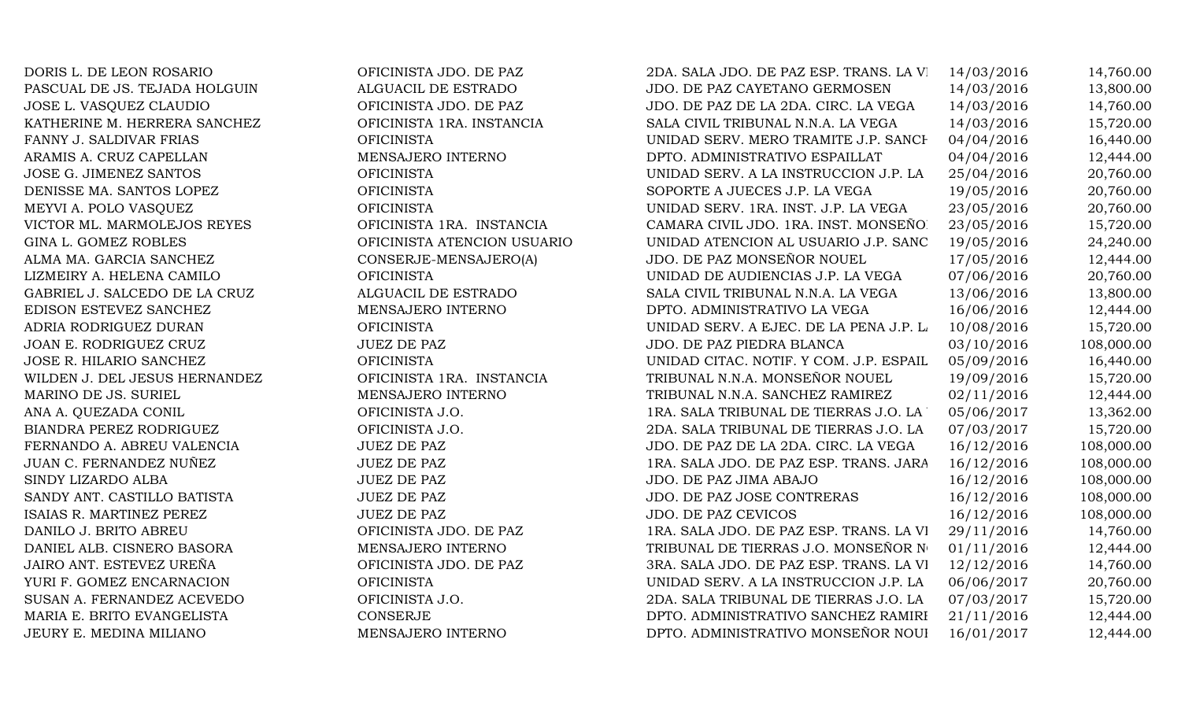| | | | | |
|---|---|---|---|---|
| DORIS L. DE LEON ROSARIO | OFICINISTA JDO. DE PAZ | 2DA. SALA JDO. DE PAZ ESP. TRANS. LA VI | 14/03/2016 | 14,760.00 |
| PASCUAL DE JS. TEJADA HOLGUIN | ALGUACIL DE ESTRADO | JDO. DE PAZ CAYETANO GERMOSEN | 14/03/2016 | 13,800.00 |
| JOSE L. VASQUEZ CLAUDIO | OFICINISTA JDO. DE PAZ | JDO. DE PAZ DE LA 2DA. CIRC. LA VEGA | 14/03/2016 | 14,760.00 |
| KATHERINE M. HERRERA SANCHEZ | OFICINISTA 1RA. INSTANCIA | SALA CIVIL TRIBUNAL N.N.A. LA VEGA | 14/03/2016 | 15,720.00 |
| FANNY J. SALDIVAR FRIAS | OFICINISTA | UNIDAD SERV. MERO TRAMITE J.P. SANCH | 04/04/2016 | 16,440.00 |
| ARAMIS A. CRUZ CAPELLAN | MENSAJERO INTERNO | DPTO. ADMINISTRATIVO ESPAILLAT | 04/04/2016 | 12,444.00 |
| JOSE G. JIMENEZ SANTOS | OFICINISTA | UNIDAD SERV. A LA INSTRUCCION J.P. LA | 25/04/2016 | 20,760.00 |
| DENISSE MA. SANTOS LOPEZ | OFICINISTA | SOPORTE A JUECES J.P. LA VEGA | 19/05/2016 | 20,760.00 |
| MEYVI A. POLO VASQUEZ | OFICINISTA | UNIDAD SERV. 1RA. INST. J.P. LA VEGA | 23/05/2016 | 20,760.00 |
| VICTOR ML. MARMOLEJOS REYES | OFICINISTA 1RA. INSTANCIA | CAMARA CIVIL JDO. 1RA. INST. MONSEÑO | 23/05/2016 | 15,720.00 |
| GINA L. GOMEZ ROBLES | OFICINISTA ATENCION USUARIO | UNIDAD ATENCION AL USUARIO J.P. SANC | 19/05/2016 | 24,240.00 |
| ALMA MA. GARCIA SANCHEZ | CONSERJE-MENSAJERO(A) | JDO. DE PAZ MONSEÑOR NOUEL | 17/05/2016 | 12,444.00 |
| LIZMEIRY A. HELENA CAMILO | OFICINISTA | UNIDAD DE AUDIENCIAS J.P. LA VEGA | 07/06/2016 | 20,760.00 |
| GABRIEL J. SALCEDO DE LA CRUZ | ALGUACIL DE ESTRADO | SALA CIVIL TRIBUNAL N.N.A. LA VEGA | 13/06/2016 | 13,800.00 |
| EDISON ESTEVEZ SANCHEZ | MENSAJERO INTERNO | DPTO. ADMINISTRATIVO LA VEGA | 16/06/2016 | 12,444.00 |
| ADRIA RODRIGUEZ DURAN | OFICINISTA | UNIDAD SERV. A EJEC. DE LA PENA J.P. L | 10/08/2016 | 15,720.00 |
| JOAN E. RODRIGUEZ CRUZ | JUEZ DE PAZ | JDO. DE PAZ PIEDRA BLANCA | 03/10/2016 | 108,000.00 |
| JOSE R. HILARIO SANCHEZ | OFICINISTA | UNIDAD CITAC. NOTIF. Y COM. J.P. ESPAIL | 05/09/2016 | 16,440.00 |
| WILDEN J. DEL JESUS HERNANDEZ | OFICINISTA 1RA. INSTANCIA | TRIBUNAL N.N.A. MONSEÑOR NOUEL | 19/09/2016 | 15,720.00 |
| MARINO DE JS. SURIEL | MENSAJERO INTERNO | TRIBUNAL N.N.A. SANCHEZ RAMIREZ | 02/11/2016 | 12,444.00 |
| ANA A. QUEZADA CONIL | OFICINISTA J.O. | 1RA. SALA TRIBUNAL DE TIERRAS J.O. LA | 05/06/2017 | 13,362.00 |
| BIANDRA PEREZ RODRIGUEZ | OFICINISTA J.O. | 2DA. SALA TRIBUNAL DE TIERRAS J.O. LA | 07/03/2017 | 15,720.00 |
| FERNANDO A. ABREU VALENCIA | JUEZ DE PAZ | JDO. DE PAZ DE LA 2DA. CIRC. LA VEGA | 16/12/2016 | 108,000.00 |
| JUAN C. FERNANDEZ NUÑEZ | JUEZ DE PAZ | 1RA. SALA JDO. DE PAZ ESP. TRANS. JARA | 16/12/2016 | 108,000.00 |
| SINDY LIZARDO ALBA | JUEZ DE PAZ | JDO. DE PAZ JIMA ABAJO | 16/12/2016 | 108,000.00 |
| SANDY ANT. CASTILLO BATISTA | JUEZ DE PAZ | JDO. DE PAZ JOSE CONTRERAS | 16/12/2016 | 108,000.00 |
| ISAIAS R. MARTINEZ PEREZ | JUEZ DE PAZ | JDO. DE PAZ CEVICOS | 16/12/2016 | 108,000.00 |
| DANILO J. BRITO ABREU | OFICINISTA JDO. DE PAZ | 1RA. SALA JDO. DE PAZ ESP. TRANS. LA VI | 29/11/2016 | 14,760.00 |
| DANIEL ALB. CISNERO BASORA | MENSAJERO INTERNO | TRIBUNAL DE TIERRAS J.O. MONSEÑOR N | 01/11/2016 | 12,444.00 |
| JAIRO ANT. ESTEVEZ UREÑA | OFICINISTA JDO. DE PAZ | 3RA. SALA JDO. DE PAZ ESP. TRANS. LA VI | 12/12/2016 | 14,760.00 |
| YURI F. GOMEZ ENCARNACION | OFICINISTA | UNIDAD SERV. A LA INSTRUCCION J.P. LA | 06/06/2017 | 20,760.00 |
| SUSAN A. FERNANDEZ ACEVEDO | OFICINISTA J.O. | 2DA. SALA TRIBUNAL DE TIERRAS J.O. LA | 07/03/2017 | 15,720.00 |
| MARIA E. BRITO EVANGELISTA | CONSERJE | DPTO. ADMINISTRATIVO SANCHEZ RAMIRI | 21/11/2016 | 12,444.00 |
| JEURY E. MEDINA MILIANO | MENSAJERO INTERNO | DPTO. ADMINISTRATIVO MONSEÑOR NOUI | 16/01/2017 | 12,444.00 |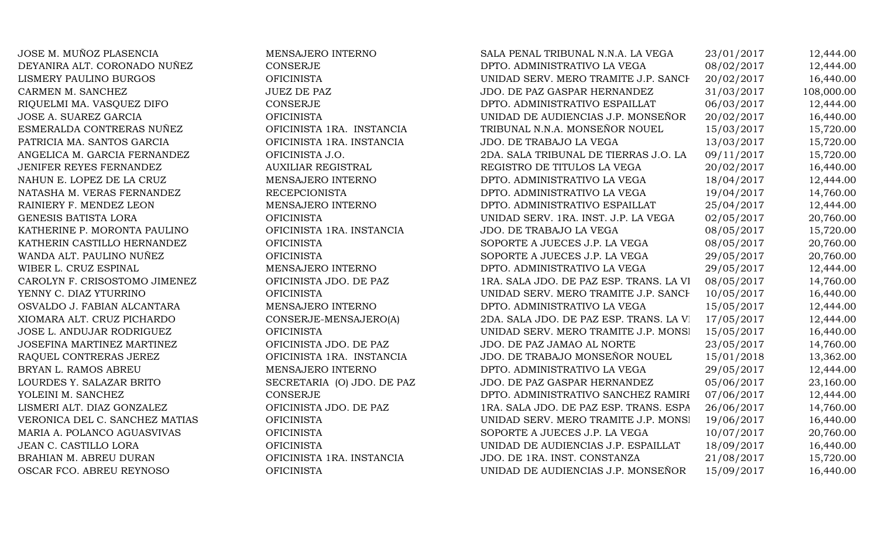| | | | | |
|---|---|---|---|---|
| JOSE M. MUÑOZ PLASENCIA | MENSAJERO INTERNO | SALA PENAL TRIBUNAL N.N.A. LA VEGA | 23/01/2017 | 12,444.00 |
| DEYANIRA ALT. CORONADO NUÑEZ | CONSERJE | DPTO. ADMINISTRATIVO LA VEGA | 08/02/2017 | 12,444.00 |
| LISMERY PAULINO BURGOS | OFICINISTA | UNIDAD SERV. MERO TRAMITE J.P. SANCH | 20/02/2017 | 16,440.00 |
| CARMEN M. SANCHEZ | JUEZ DE PAZ | JDO. DE PAZ GASPAR HERNANDEZ | 31/03/2017 | 108,000.00 |
| RIQUELMI MA. VASQUEZ DIFO | CONSERJE | DPTO. ADMINISTRATIVO ESPAILLAT | 06/03/2017 | 12,444.00 |
| JOSE A. SUAREZ GARCIA | OFICINISTA | UNIDAD DE AUDIENCIAS J.P. MONSEÑOR | 20/02/2017 | 16,440.00 |
| ESMERALDA CONTRERAS NUÑEZ | OFICINISTA 1RA. INSTANCIA | TRIBUNAL N.N.A. MONSEÑOR NOUEL | 15/03/2017 | 15,720.00 |
| PATRICIA MA. SANTOS GARCIA | OFICINISTA 1RA. INSTANCIA | JDO. DE TRABAJO LA VEGA | 13/03/2017 | 15,720.00 |
| ANGELICA M. GARCIA FERNANDEZ | OFICINISTA J.O. | 2DA. SALA TRIBUNAL DE TIERRAS J.O. LA | 09/11/2017 | 15,720.00 |
| JENIFER REYES FERNANDEZ | AUXILIAR REGISTRAL | REGISTRO DE TITULOS LA VEGA | 20/02/2017 | 16,440.00 |
| NAHUN E. LOPEZ DE LA CRUZ | MENSAJERO INTERNO | DPTO. ADMINISTRATIVO LA VEGA | 18/04/2017 | 12,444.00 |
| NATASHA M. VERAS FERNANDEZ | RECEPCIONISTA | DPTO. ADMINISTRATIVO LA VEGA | 19/04/2017 | 14,760.00 |
| RAINIERY F. MENDEZ LEON | MENSAJERO INTERNO | DPTO. ADMINISTRATIVO ESPAILLAT | 25/04/2017 | 12,444.00 |
| GENESIS BATISTA LORA | OFICINISTA | UNIDAD SERV. 1RA. INST. J.P. LA VEGA | 02/05/2017 | 20,760.00 |
| KATHERINE P. MORONTA PAULINO | OFICINISTA 1RA. INSTANCIA | JDO. DE TRABAJO LA VEGA | 08/05/2017 | 15,720.00 |
| KATHERIN CASTILLO HERNANDEZ | OFICINISTA | SOPORTE A JUECES J.P. LA VEGA | 08/05/2017 | 20,760.00 |
| WANDA ALT. PAULINO NUÑEZ | OFICINISTA | SOPORTE A JUECES J.P. LA VEGA | 29/05/2017 | 20,760.00 |
| WIBER L. CRUZ ESPINAL | MENSAJERO INTERNO | DPTO. ADMINISTRATIVO LA VEGA | 29/05/2017 | 12,444.00 |
| CAROLYN F. CRISOSTOMO JIMENEZ | OFICINISTA JDO. DE PAZ | 1RA. SALA JDO. DE PAZ ESP. TRANS. LA VI | 08/05/2017 | 14,760.00 |
| YENNY C. DIAZ YTURRINO | OFICINISTA | UNIDAD SERV. MERO TRAMITE J.P. SANCH | 10/05/2017 | 16,440.00 |
| OSVALDO J. FABIAN ALCANTARA | MENSAJERO INTERNO | DPTO. ADMINISTRATIVO LA VEGA | 15/05/2017 | 12,444.00 |
| XIOMARA ALT. CRUZ PICHARDO | CONSERJE-MENSAJERO(A) | 2DA. SALA JDO. DE PAZ ESP. TRANS. LA VI | 17/05/2017 | 12,444.00 |
| JOSE L. ANDUJAR RODRIGUEZ | OFICINISTA | UNIDAD SERV. MERO TRAMITE J.P. MONSI | 15/05/2017 | 16,440.00 |
| JOSEFINA MARTINEZ MARTINEZ | OFICINISTA JDO. DE PAZ | JDO. DE PAZ JAMAO AL NORTE | 23/05/2017 | 14,760.00 |
| RAQUEL CONTRERAS JEREZ | OFICINISTA 1RA. INSTANCIA | JDO. DE TRABAJO MONSEÑOR NOUEL | 15/01/2018 | 13,362.00 |
| BRYAN L. RAMOS ABREU | MENSAJERO INTERNO | DPTO. ADMINISTRATIVO LA VEGA | 29/05/2017 | 12,444.00 |
| LOURDES Y. SALAZAR BRITO | SECRETARIA (O) JDO. DE PAZ | JDO. DE PAZ GASPAR HERNANDEZ | 05/06/2017 | 23,160.00 |
| YOLEINI M. SANCHEZ | CONSERJE | DPTO. ADMINISTRATIVO SANCHEZ RAMIRI | 07/06/2017 | 12,444.00 |
| LISMERI ALT. DIAZ GONZALEZ | OFICINISTA JDO. DE PAZ | 1RA. SALA JDO. DE PAZ ESP. TRANS. ESPA | 26/06/2017 | 14,760.00 |
| VERONICA DEL C. SANCHEZ MATIAS | OFICINISTA | UNIDAD SERV. MERO TRAMITE J.P. MONSI | 19/06/2017 | 16,440.00 |
| MARIA A. POLANCO AGUASVIVAS | OFICINISTA | SOPORTE A JUECES J.P. LA VEGA | 10/07/2017 | 20,760.00 |
| JEAN C. CASTILLO LORA | OFICINISTA | UNIDAD DE AUDIENCIAS J.P. ESPAILLAT | 18/09/2017 | 16,440.00 |
| BRAHIAN M. ABREU DURAN | OFICINISTA 1RA. INSTANCIA | JDO. DE 1RA. INST. CONSTANZA | 21/08/2017 | 15,720.00 |
| OSCAR FCO. ABREU REYNOSO | OFICINISTA | UNIDAD DE AUDIENCIAS J.P. MONSEÑOR | 15/09/2017 | 16,440.00 |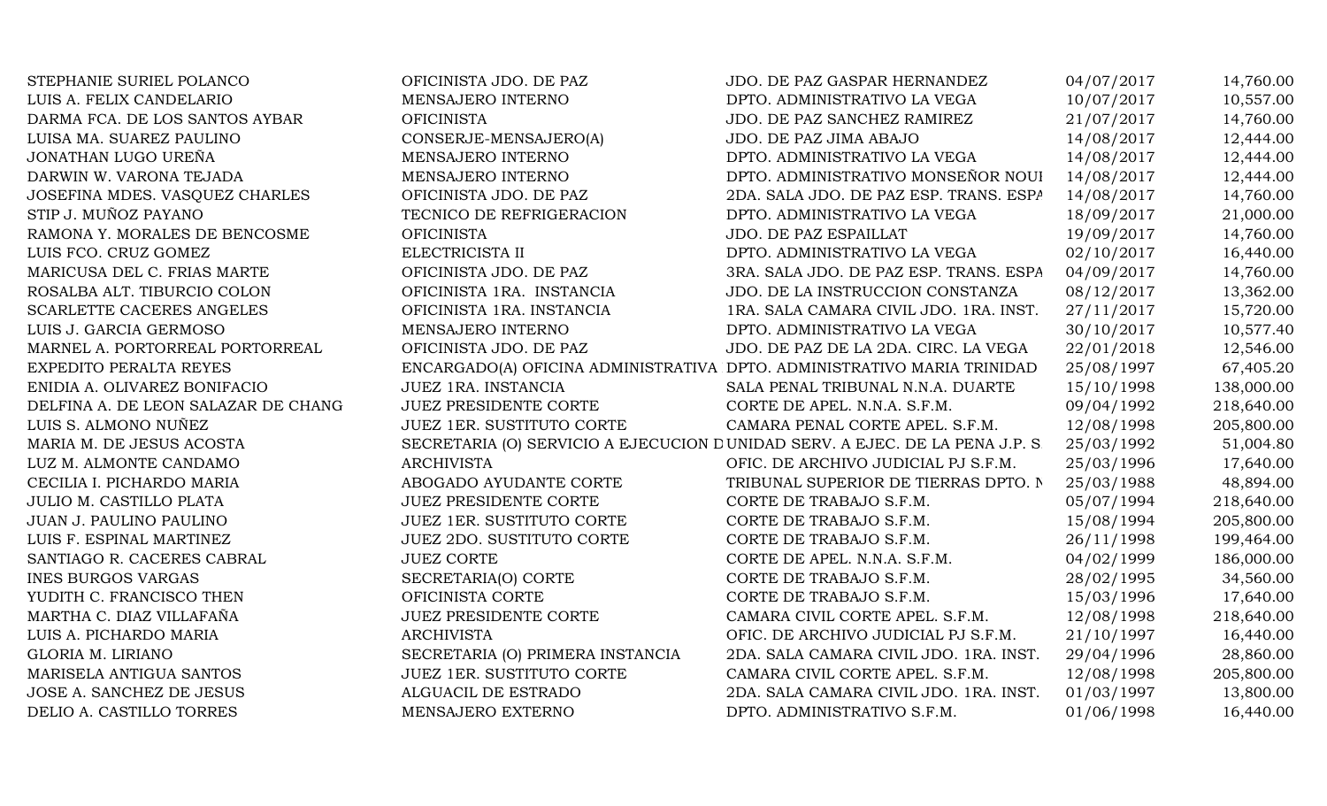| | | | | |
|---|---|---|---|---|
| STEPHANIE SURIEL POLANCO | OFICINISTA JDO. DE PAZ | JDO. DE PAZ GASPAR HERNANDEZ | 04/07/2017 | 14,760.00 |
| LUIS A. FELIX CANDELARIO | MENSAJERO INTERNO | DPTO. ADMINISTRATIVO LA VEGA | 10/07/2017 | 10,557.00 |
| DARMA FCA. DE LOS SANTOS AYBAR | OFICINISTA | JDO. DE PAZ SANCHEZ RAMIREZ | 21/07/2017 | 14,760.00 |
| LUISA MA. SUAREZ PAULINO | CONSERJE-MENSAJERO(A) | JDO. DE PAZ JIMA ABAJO | 14/08/2017 | 12,444.00 |
| JONATHAN LUGO UREÑA | MENSAJERO INTERNO | DPTO. ADMINISTRATIVO LA VEGA | 14/08/2017 | 12,444.00 |
| DARWIN W. VARONA TEJADA | MENSAJERO INTERNO | DPTO. ADMINISTRATIVO MONSEÑOR NOUI | 14/08/2017 | 12,444.00 |
| JOSEFINA MDES. VASQUEZ CHARLES | OFICINISTA JDO. DE PAZ | 2DA. SALA JDO. DE PAZ ESP. TRANS. ESPA | 14/08/2017 | 14,760.00 |
| STIP J. MUÑOZ PAYANO | TECNICO DE REFRIGERACION | DPTO. ADMINISTRATIVO LA VEGA | 18/09/2017 | 21,000.00 |
| RAMONA Y. MORALES DE BENCOSME | OFICINISTA | JDO. DE PAZ ESPAILLAT | 19/09/2017 | 14,760.00 |
| LUIS FCO. CRUZ GOMEZ | ELECTRICISTA II | DPTO. ADMINISTRATIVO LA VEGA | 02/10/2017 | 16,440.00 |
| MARICUSA DEL C. FRIAS MARTE | OFICINISTA JDO. DE PAZ | 3RA. SALA JDO. DE PAZ ESP. TRANS. ESPA | 04/09/2017 | 14,760.00 |
| ROSALBA ALT. TIBURCIO COLON | OFICINISTA 1RA. INSTANCIA | JDO. DE LA INSTRUCCION CONSTANZA | 08/12/2017 | 13,362.00 |
| SCARLETTE CACERES ANGELES | OFICINISTA 1RA. INSTANCIA | 1RA. SALA CAMARA CIVIL JDO. 1RA. INST. | 27/11/2017 | 15,720.00 |
| LUIS J. GARCIA GERMOSO | MENSAJERO INTERNO | DPTO. ADMINISTRATIVO LA VEGA | 30/10/2017 | 10,577.40 |
| MARNEL A. PORTORREAL PORTORREAL | OFICINISTA JDO. DE PAZ | JDO. DE PAZ DE LA 2DA. CIRC. LA VEGA | 22/01/2018 | 12,546.00 |
| EXPEDITO PERALTA REYES | ENCARGADO(A) OFICINA ADMINISTRATIVA | DPTO. ADMINISTRATIVO MARIA TRINIDAD | 25/08/1997 | 67,405.20 |
| ENIDIA A. OLIVAREZ BONIFACIO | JUEZ 1RA. INSTANCIA | SALA PENAL TRIBUNAL N.N.A. DUARTE | 15/10/1998 | 138,000.00 |
| DELFINA A. DE LEON SALAZAR DE CHANG | JUEZ PRESIDENTE CORTE | CORTE DE APEL. N.N.A. S.F.M. | 09/04/1992 | 218,640.00 |
| LUIS S. ALMONO NUÑEZ | JUEZ 1ER. SUSTITUTO CORTE | CAMARA PENAL CORTE APEL. S.F.M. | 12/08/1998 | 205,800.00 |
| MARIA M. DE JESUS ACOSTA | SECRETARIA (O) SERVICIO A EJECUCION D | UNIDAD SERV. A EJEC. DE LA PENA J.P. S. | 25/03/1992 | 51,004.80 |
| LUZ M. ALMONTE CANDAMO | ARCHIVISTA | OFIC. DE ARCHIVO JUDICIAL PJ S.F.M. | 25/03/1996 | 17,640.00 |
| CECILIA I. PICHARDO MARIA | ABOGADO AYUDANTE CORTE | TRIBUNAL SUPERIOR DE TIERRAS DPTO. N | 25/03/1988 | 48,894.00 |
| JULIO M. CASTILLO PLATA | JUEZ PRESIDENTE CORTE | CORTE DE TRABAJO S.F.M. | 05/07/1994 | 218,640.00 |
| JUAN J. PAULINO PAULINO | JUEZ 1ER. SUSTITUTO CORTE | CORTE DE TRABAJO S.F.M. | 15/08/1994 | 205,800.00 |
| LUIS F. ESPINAL MARTINEZ | JUEZ 2DO. SUSTITUTO CORTE | CORTE DE TRABAJO S.F.M. | 26/11/1998 | 199,464.00 |
| SANTIAGO R. CACERES CABRAL | JUEZ CORTE | CORTE DE APEL. N.N.A. S.F.M. | 04/02/1999 | 186,000.00 |
| INES BURGOS VARGAS | SECRETARIA(O) CORTE | CORTE DE TRABAJO S.F.M. | 28/02/1995 | 34,560.00 |
| YUDITH C. FRANCISCO THEN | OFICINISTA CORTE | CORTE DE TRABAJO S.F.M. | 15/03/1996 | 17,640.00 |
| MARTHA C. DIAZ VILLAFAÑA | JUEZ PRESIDENTE CORTE | CAMARA CIVIL CORTE APEL. S.F.M. | 12/08/1998 | 218,640.00 |
| LUIS A. PICHARDO MARIA | ARCHIVISTA | OFIC. DE ARCHIVO JUDICIAL PJ S.F.M. | 21/10/1997 | 16,440.00 |
| GLORIA M. LIRIANO | SECRETARIA (O) PRIMERA INSTANCIA | 2DA. SALA CAMARA CIVIL JDO. 1RA. INST. | 29/04/1996 | 28,860.00 |
| MARISELA ANTIGUA SANTOS | JUEZ 1ER. SUSTITUTO CORTE | CAMARA CIVIL CORTE APEL. S.F.M. | 12/08/1998 | 205,800.00 |
| JOSE A. SANCHEZ DE JESUS | ALGUACIL DE ESTRADO | 2DA. SALA CAMARA CIVIL JDO. 1RA. INST. | 01/03/1997 | 13,800.00 |
| DELIO A. CASTILLO TORRES | MENSAJERO EXTERNO | DPTO. ADMINISTRATIVO S.F.M. | 01/06/1998 | 16,440.00 |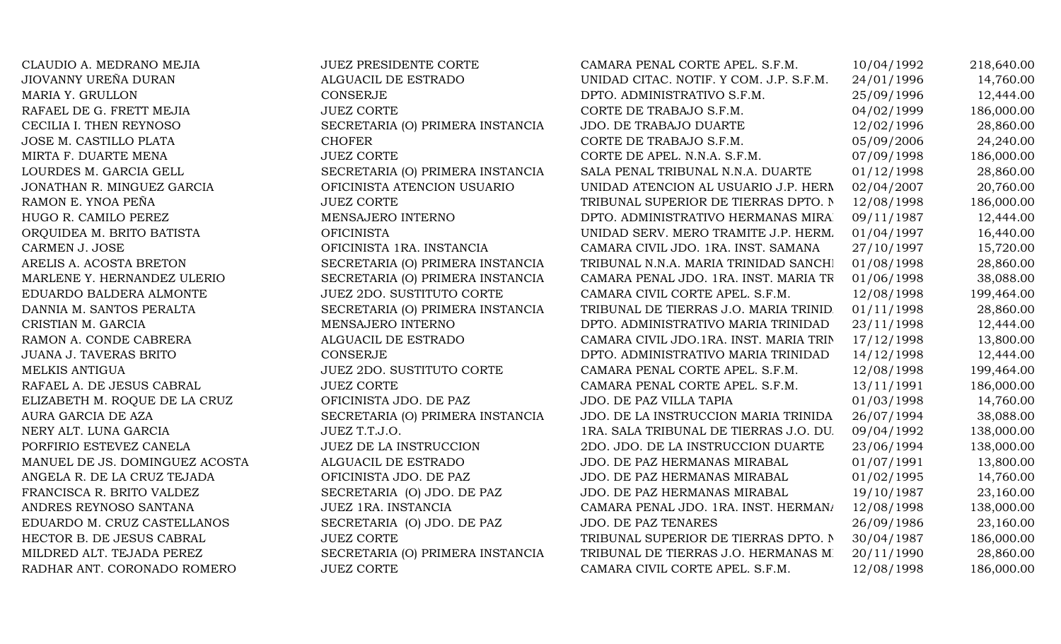| | | | | |
|---|---|---|---|---|
| CLAUDIO A. MEDRANO MEJIA | JUEZ PRESIDENTE CORTE | CAMARA PENAL CORTE APEL. S.F.M. | 10/04/1992 | 218,640.00 |
| JIOVANNY UREÑA DURAN | ALGUACIL DE ESTRADO | UNIDAD CITAC. NOTIF. Y COM. J.P. S.F.M. | 24/01/1996 | 14,760.00 |
| MARIA Y. GRULLON | CONSERJE | DPTO. ADMINISTRATIVO S.F.M. | 25/09/1996 | 12,444.00 |
| RAFAEL DE G. FRETT MEJIA | JUEZ CORTE | CORTE DE TRABAJO S.F.M. | 04/02/1999 | 186,000.00 |
| CECILIA I. THEN REYNOSO | SECRETARIA (O) PRIMERA INSTANCIA | JDO. DE TRABAJO DUARTE | 12/02/1996 | 28,860.00 |
| JOSE M. CASTILLO PLATA | CHOFER | CORTE DE TRABAJO S.F.M. | 05/09/2006 | 24,240.00 |
| MIRTA F. DUARTE MENA | JUEZ CORTE | CORTE DE APEL. N.N.A. S.F.M. | 07/09/1998 | 186,000.00 |
| LOURDES M. GARCIA GELL | SECRETARIA (O) PRIMERA INSTANCIA | SALA PENAL TRIBUNAL N.N.A. DUARTE | 01/12/1998 | 28,860.00 |
| JONATHAN R. MINGUEZ GARCIA | OFICINISTA ATENCION USUARIO | UNIDAD ATENCION AL USUARIO J.P. HERM | 02/04/2007 | 20,760.00 |
| RAMON E. YNOA PEÑA | JUEZ CORTE | TRIBUNAL SUPERIOR DE TIERRAS DPTO. N | 12/08/1998 | 186,000.00 |
| HUGO R. CAMILO PEREZ | MENSAJERO INTERNO | DPTO. ADMINISTRATIVO HERMANAS MIRA | 09/11/1987 | 12,444.00 |
| ORQUIDEA M. BRITO BATISTA | OFICINISTA | UNIDAD SERV. MERO TRAMITE J.P. HERM. | 01/04/1997 | 16,440.00 |
| CARMEN J. JOSE | OFICINISTA 1RA. INSTANCIA | CAMARA CIVIL JDO. 1RA. INST. SAMANA | 27/10/1997 | 15,720.00 |
| ARELIS A. ACOSTA BRETON | SECRETARIA (O) PRIMERA INSTANCIA | TRIBUNAL N.N.A. MARIA TRINIDAD SANCH | 01/08/1998 | 28,860.00 |
| MARLENE Y. HERNANDEZ ULERIO | SECRETARIA (O) PRIMERA INSTANCIA | CAMARA PENAL JDO. 1RA. INST. MARIA TR | 01/06/1998 | 38,088.00 |
| EDUARDO BALDERA ALMONTE | JUEZ 2DO. SUSTITUTO CORTE | CAMARA CIVIL CORTE APEL. S.F.M. | 12/08/1998 | 199,464.00 |
| DANNIA M. SANTOS PERALTA | SECRETARIA (O) PRIMERA INSTANCIA | TRIBUNAL DE TIERRAS J.O. MARIA TRINID. | 01/11/1998 | 28,860.00 |
| CRISTIAN M. GARCIA | MENSAJERO INTERNO | DPTO. ADMINISTRATIVO MARIA TRINIDAD | 23/11/1998 | 12,444.00 |
| RAMON A. CONDE CABRERA | ALGUACIL DE ESTRADO | CAMARA CIVIL JDO.1RA. INST. MARIA TRIN | 17/12/1998 | 13,800.00 |
| JUANA J. TAVERAS BRITO | CONSERJE | DPTO. ADMINISTRATIVO MARIA TRINIDAD | 14/12/1998 | 12,444.00 |
| MELKIS ANTIGUA | JUEZ 2DO. SUSTITUTO CORTE | CAMARA PENAL CORTE APEL. S.F.M. | 12/08/1998 | 199,464.00 |
| RAFAEL A. DE JESUS CABRAL | JUEZ CORTE | CAMARA PENAL CORTE APEL. S.F.M. | 13/11/1991 | 186,000.00 |
| ELIZABETH M. ROQUE DE LA CRUZ | OFICINISTA JDO. DE PAZ | JDO. DE PAZ VILLA TAPIA | 01/03/1998 | 14,760.00 |
| AURA GARCIA DE AZA | SECRETARIA (O) PRIMERA INSTANCIA | JDO. DE LA INSTRUCCION MARIA TRINIDA | 26/07/1994 | 38,088.00 |
| NERY ALT. LUNA GARCIA | JUEZ T.T.J.O. | 1RA. SALA TRIBUNAL DE TIERRAS J.O. DU. | 09/04/1992 | 138,000.00 |
| PORFIRIO ESTEVEZ CANELA | JUEZ DE LA INSTRUCCION | 2DO. JDO. DE LA INSTRUCCION DUARTE | 23/06/1994 | 138,000.00 |
| MANUEL DE JS. DOMINGUEZ ACOSTA | ALGUACIL DE ESTRADO | JDO. DE PAZ HERMANAS MIRABAL | 01/07/1991 | 13,800.00 |
| ANGELA R. DE LA CRUZ TEJADA | OFICINISTA JDO. DE PAZ | JDO. DE PAZ HERMANAS MIRABAL | 01/02/1995 | 14,760.00 |
| FRANCISCA R. BRITO VALDEZ | SECRETARIA (O) JDO. DE PAZ | JDO. DE PAZ HERMANAS MIRABAL | 19/10/1987 | 23,160.00 |
| ANDRES REYNOSO SANTANA | JUEZ 1RA. INSTANCIA | CAMARA PENAL JDO. 1RA. INST. HERMAN | 12/08/1998 | 138,000.00 |
| EDUARDO M. CRUZ CASTELLANOS | SECRETARIA (O) JDO. DE PAZ | JDO. DE PAZ TENARES | 26/09/1986 | 23,160.00 |
| HECTOR B. DE JESUS CABRAL | JUEZ CORTE | TRIBUNAL SUPERIOR DE TIERRAS DPTO. N | 30/04/1987 | 186,000.00 |
| MILDRED ALT. TEJADA PEREZ | SECRETARIA (O) PRIMERA INSTANCIA | TRIBUNAL DE TIERRAS J.O. HERMANAS M | 20/11/1990 | 28,860.00 |
| RADHAR ANT. CORONADO ROMERO | JUEZ CORTE | CAMARA CIVIL CORTE APEL. S.F.M. | 12/08/1998 | 186,000.00 |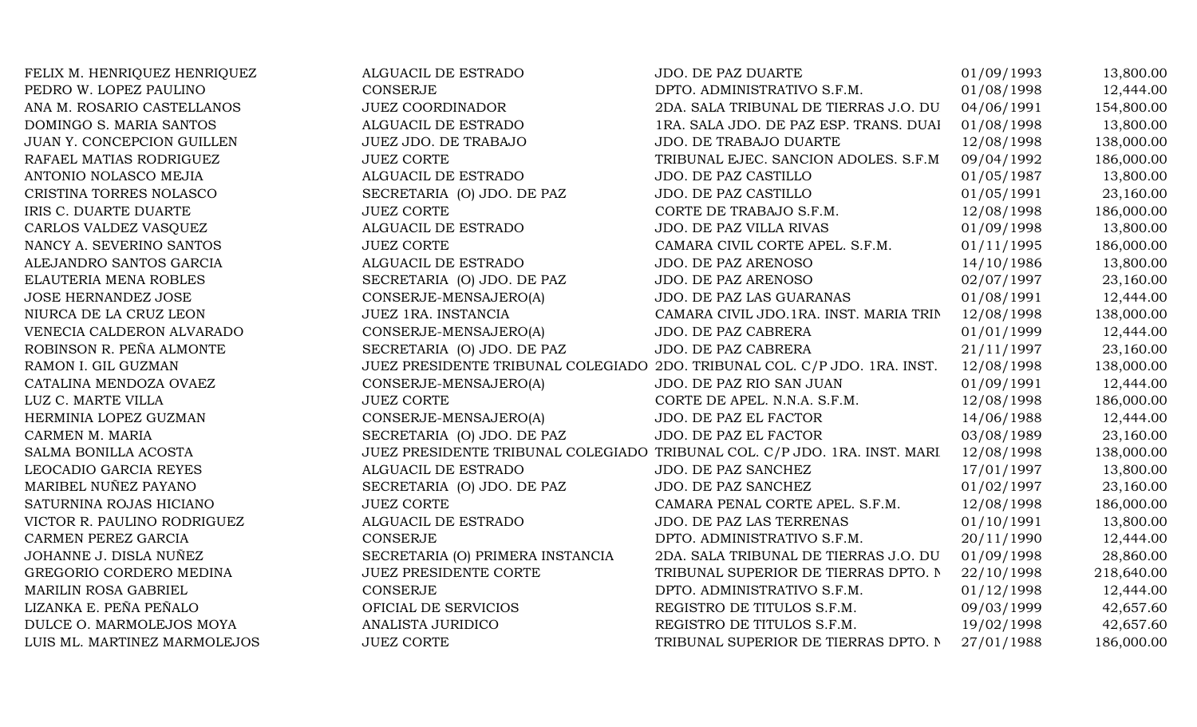| | | | | |
|---|---|---|---|---|
| FELIX M. HENRIQUEZ HENRIQUEZ | ALGUACIL DE ESTRADO | JDO. DE PAZ DUARTE | 01/09/1993 | 13,800.00 |
| PEDRO W. LOPEZ PAULINO | CONSERJE | DPTO. ADMINISTRATIVO S.F.M. | 01/08/1998 | 12,444.00 |
| ANA M. ROSARIO CASTELLANOS | JUEZ COORDINADOR | 2DA. SALA TRIBUNAL DE TIERRAS J.O. DU | 04/06/1991 | 154,800.00 |
| DOMINGO S. MARIA SANTOS | ALGUACIL DE ESTRADO | 1RA. SALA JDO. DE PAZ ESP. TRANS. DUAI | 01/08/1998 | 13,800.00 |
| JUAN Y. CONCEPCION GUILLEN | JUEZ JDO. DE TRABAJO | JDO. DE TRABAJO DUARTE | 12/08/1998 | 138,000.00 |
| RAFAEL MATIAS RODRIGUEZ | JUEZ CORTE | TRIBUNAL EJEC. SANCION ADOLES. S.F.M | 09/04/1992 | 186,000.00 |
| ANTONIO NOLASCO MEJIA | ALGUACIL DE ESTRADO | JDO. DE PAZ CASTILLO | 01/05/1987 | 13,800.00 |
| CRISTINA TORRES NOLASCO | SECRETARIA (O) JDO. DE PAZ | JDO. DE PAZ CASTILLO | 01/05/1991 | 23,160.00 |
| IRIS C. DUARTE DUARTE | JUEZ CORTE | CORTE DE TRABAJO S.F.M. | 12/08/1998 | 186,000.00 |
| CARLOS VALDEZ VASQUEZ | ALGUACIL DE ESTRADO | JDO. DE PAZ VILLA RIVAS | 01/09/1998 | 13,800.00 |
| NANCY A. SEVERINO SANTOS | JUEZ CORTE | CAMARA CIVIL CORTE APEL. S.F.M. | 01/11/1995 | 186,000.00 |
| ALEJANDRO SANTOS GARCIA | ALGUACIL DE ESTRADO | JDO. DE PAZ ARENOSO | 14/10/1986 | 13,800.00 |
| ELAUTERIA MENA ROBLES | SECRETARIA (O) JDO. DE PAZ | JDO. DE PAZ ARENOSO | 02/07/1997 | 23,160.00 |
| JOSE HERNANDEZ JOSE | CONSERJE-MENSAJERO(A) | JDO. DE PAZ LAS GUARANAS | 01/08/1991 | 12,444.00 |
| NIURCA DE LA CRUZ LEON | JUEZ 1RA. INSTANCIA | CAMARA CIVIL JDO.1RA. INST. MARIA TRIN | 12/08/1998 | 138,000.00 |
| VENECIA CALDERON ALVARADO | CONSERJE-MENSAJERO(A) | JDO. DE PAZ CABRERA | 01/01/1999 | 12,444.00 |
| ROBINSON R. PEÑA ALMONTE | SECRETARIA (O) JDO. DE PAZ | JDO. DE PAZ CABRERA | 21/11/1997 | 23,160.00 |
| RAMON I. GIL GUZMAN | JUEZ PRESIDENTE TRIBUNAL COLEGIADO | 2DO. TRIBUNAL COL. C/P JDO. 1RA. INST. | 12/08/1998 | 138,000.00 |
| CATALINA MENDOZA OVAEZ | CONSERJE-MENSAJERO(A) | JDO. DE PAZ RIO SAN JUAN | 01/09/1991 | 12,444.00 |
| LUZ C. MARTE VILLA | JUEZ CORTE | CORTE DE APEL. N.N.A. S.F.M. | 12/08/1998 | 186,000.00 |
| HERMINIA LOPEZ GUZMAN | CONSERJE-MENSAJERO(A) | JDO. DE PAZ EL FACTOR | 14/06/1988 | 12,444.00 |
| CARMEN M. MARIA | SECRETARIA (O) JDO. DE PAZ | JDO. DE PAZ EL FACTOR | 03/08/1989 | 23,160.00 |
| SALMA BONILLA ACOSTA | JUEZ PRESIDENTE TRIBUNAL COLEGIADO | TRIBUNAL COL. C/P JDO. 1RA. INST. MARI | 12/08/1998 | 138,000.00 |
| LEOCADIO GARCIA REYES | ALGUACIL DE ESTRADO | JDO. DE PAZ SANCHEZ | 17/01/1997 | 13,800.00 |
| MARIBEL NUÑEZ PAYANO | SECRETARIA (O) JDO. DE PAZ | JDO. DE PAZ SANCHEZ | 01/02/1997 | 23,160.00 |
| SATURNINA ROJAS HICIANO | JUEZ CORTE | CAMARA PENAL CORTE APEL. S.F.M. | 12/08/1998 | 186,000.00 |
| VICTOR R. PAULINO RODRIGUEZ | ALGUACIL DE ESTRADO | JDO. DE PAZ LAS TERRENAS | 01/10/1991 | 13,800.00 |
| CARMEN PEREZ GARCIA | CONSERJE | DPTO. ADMINISTRATIVO S.F.M. | 20/11/1990 | 12,444.00 |
| JOHANNE J. DISLA NUÑEZ | SECRETARIA (O) PRIMERA INSTANCIA | 2DA. SALA TRIBUNAL DE TIERRAS J.O. DU | 01/09/1998 | 28,860.00 |
| GREGORIO CORDERO MEDINA | JUEZ PRESIDENTE CORTE | TRIBUNAL SUPERIOR DE TIERRAS DPTO. N | 22/10/1998 | 218,640.00 |
| MARILIN ROSA GABRIEL | CONSERJE | DPTO. ADMINISTRATIVO S.F.M. | 01/12/1998 | 12,444.00 |
| LIZANKA E. PEÑA PEÑALO | OFICIAL DE SERVICIOS | REGISTRO DE TITULOS S.F.M. | 09/03/1999 | 42,657.60 |
| DULCE O. MARMOLEJOS MOYA | ANALISTA JURIDICO | REGISTRO DE TITULOS S.F.M. | 19/02/1998 | 42,657.60 |
| LUIS ML. MARTINEZ MARMOLEJOS | JUEZ CORTE | TRIBUNAL SUPERIOR DE TIERRAS DPTO. N | 27/01/1988 | 186,000.00 |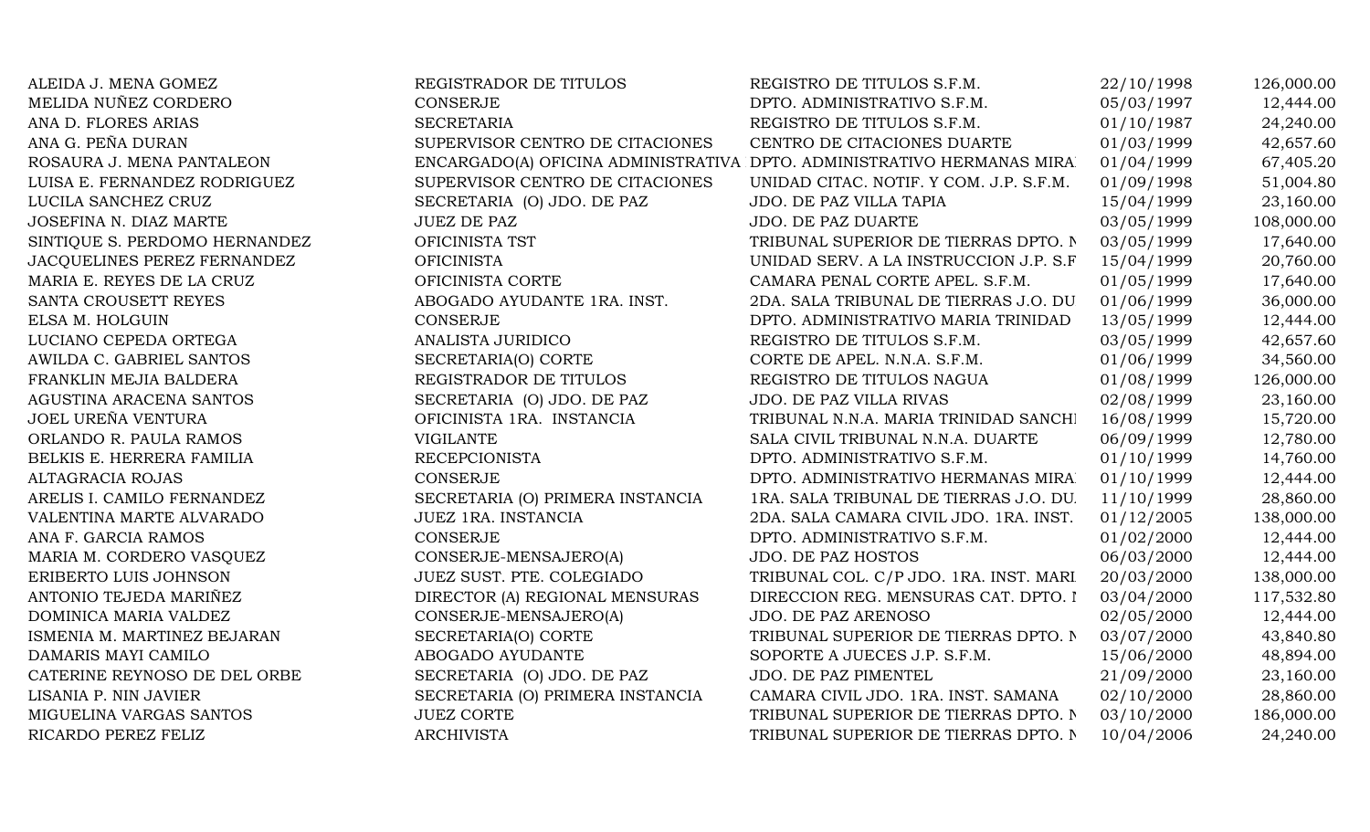| | | | | |
|---|---|---|---|---|
| ALEIDA J. MENA GOMEZ | REGISTRADOR DE TITULOS | REGISTRO DE TITULOS S.F.M. | 22/10/1998 | 126,000.00 |
| MELIDA NUÑEZ CORDERO | CONSERJE | DPTO. ADMINISTRATIVO S.F.M. | 05/03/1997 | 12,444.00 |
| ANA D. FLORES ARIAS | SECRETARIA | REGISTRO DE TITULOS S.F.M. | 01/10/1987 | 24,240.00 |
| ANA G. PEÑA DURAN | SUPERVISOR CENTRO DE CITACIONES | CENTRO DE CITACIONES DUARTE | 01/03/1999 | 42,657.60 |
| ROSAURA J. MENA PANTALEON | ENCARGADO(A) OFICINA ADMINISTRATIVA | DPTO. ADMINISTRATIVO HERMANAS MIRA | 01/04/1999 | 67,405.20 |
| LUISA E. FERNANDEZ RODRIGUEZ | SUPERVISOR CENTRO DE CITACIONES | UNIDAD CITAC. NOTIF. Y COM. J.P. S.F.M. | 01/09/1998 | 51,004.80 |
| LUCILA SANCHEZ CRUZ | SECRETARIA (O) JDO. DE PAZ | JDO. DE PAZ VILLA TAPIA | 15/04/1999 | 23,160.00 |
| JOSEFINA N. DIAZ MARTE | JUEZ DE PAZ | JDO. DE PAZ DUARTE | 03/05/1999 | 108,000.00 |
| SINTIQUE S. PERDOMO HERNANDEZ | OFICINISTA TST | TRIBUNAL SUPERIOR DE TIERRAS DPTO. N | 03/05/1999 | 17,640.00 |
| JACQUELINES PEREZ FERNANDEZ | OFICINISTA | UNIDAD SERV. A LA INSTRUCCION J.P. S.F | 15/04/1999 | 20,760.00 |
| MARIA E. REYES DE LA CRUZ | OFICINISTA CORTE | CAMARA PENAL CORTE APEL. S.F.M. | 01/05/1999 | 17,640.00 |
| SANTA CROUSETT REYES | ABOGADO AYUDANTE 1RA. INST. | 2DA. SALA TRIBUNAL DE TIERRAS J.O. DU | 01/06/1999 | 36,000.00 |
| ELSA M. HOLGUIN | CONSERJE | DPTO. ADMINISTRATIVO MARIA TRINIDAD | 13/05/1999 | 12,444.00 |
| LUCIANO CEPEDA ORTEGA | ANALISTA JURIDICO | REGISTRO DE TITULOS S.F.M. | 03/05/1999 | 42,657.60 |
| AWILDA C. GABRIEL SANTOS | SECRETARIA(O) CORTE | CORTE DE APEL. N.N.A. S.F.M. | 01/06/1999 | 34,560.00 |
| FRANKLIN MEJIA BALDERA | REGISTRADOR DE TITULOS | REGISTRO DE TITULOS NAGUA | 01/08/1999 | 126,000.00 |
| AGUSTINA ARACENA SANTOS | SECRETARIA (O) JDO. DE PAZ | JDO. DE PAZ VILLA RIVAS | 02/08/1999 | 23,160.00 |
| JOEL UREÑA VENTURA | OFICINISTA 1RA. INSTANCIA | TRIBUNAL N.N.A. MARIA TRINIDAD SANCHI | 16/08/1999 | 15,720.00 |
| ORLANDO R. PAULA RAMOS | VIGILANTE | SALA CIVIL TRIBUNAL N.N.A. DUARTE | 06/09/1999 | 12,780.00 |
| BELKIS E. HERRERA FAMILIA | RECEPCIONISTA | DPTO. ADMINISTRATIVO S.F.M. | 01/10/1999 | 14,760.00 |
| ALTAGRACIA ROJAS | CONSERJE | DPTO. ADMINISTRATIVO HERMANAS MIRA | 01/10/1999 | 12,444.00 |
| ARELIS I. CAMILO FERNANDEZ | SECRETARIA (O) PRIMERA INSTANCIA | 1RA. SALA TRIBUNAL DE TIERRAS J.O. DU | 11/10/1999 | 28,860.00 |
| VALENTINA MARTE ALVARADO | JUEZ 1RA. INSTANCIA | 2DA. SALA CAMARA CIVIL JDO. 1RA. INST. | 01/12/2005 | 138,000.00 |
| ANA F. GARCIA RAMOS | CONSERJE | DPTO. ADMINISTRATIVO S.F.M. | 01/02/2000 | 12,444.00 |
| MARIA M. CORDERO VASQUEZ | CONSERJE-MENSAJERO(A) | JDO. DE PAZ HOSTOS | 06/03/2000 | 12,444.00 |
| ERIBERTO LUIS JOHNSON | JUEZ SUST. PTE. COLEGIADO | TRIBUNAL COL. C/P JDO. 1RA. INST. MARI | 20/03/2000 | 138,000.00 |
| ANTONIO TEJEDA MARIÑEZ | DIRECTOR (A) REGIONAL MENSURAS | DIRECCION REG. MENSURAS CAT. DPTO. I | 03/04/2000 | 117,532.80 |
| DOMINICA MARIA VALDEZ | CONSERJE-MENSAJERO(A) | JDO. DE PAZ ARENOSO | 02/05/2000 | 12,444.00 |
| ISMENIA M. MARTINEZ BEJARAN | SECRETARIA(O) CORTE | TRIBUNAL SUPERIOR DE TIERRAS DPTO. N | 03/07/2000 | 43,840.80 |
| DAMARIS MAYI CAMILO | ABOGADO AYUDANTE | SOPORTE A JUECES J.P. S.F.M. | 15/06/2000 | 48,894.00 |
| CATERINE REYNOSO DE DEL ORBE | SECRETARIA (O) JDO. DE PAZ | JDO. DE PAZ PIMENTEL | 21/09/2000 | 23,160.00 |
| LISANIA P. NIN JAVIER | SECRETARIA (O) PRIMERA INSTANCIA | CAMARA CIVIL JDO. 1RA. INST. SAMANA | 02/10/2000 | 28,860.00 |
| MIGUELINA VARGAS SANTOS | JUEZ CORTE | TRIBUNAL SUPERIOR DE TIERRAS DPTO. N | 03/10/2000 | 186,000.00 |
| RICARDO PEREZ FELIZ | ARCHIVISTA | TRIBUNAL SUPERIOR DE TIERRAS DPTO. N | 10/04/2006 | 24,240.00 |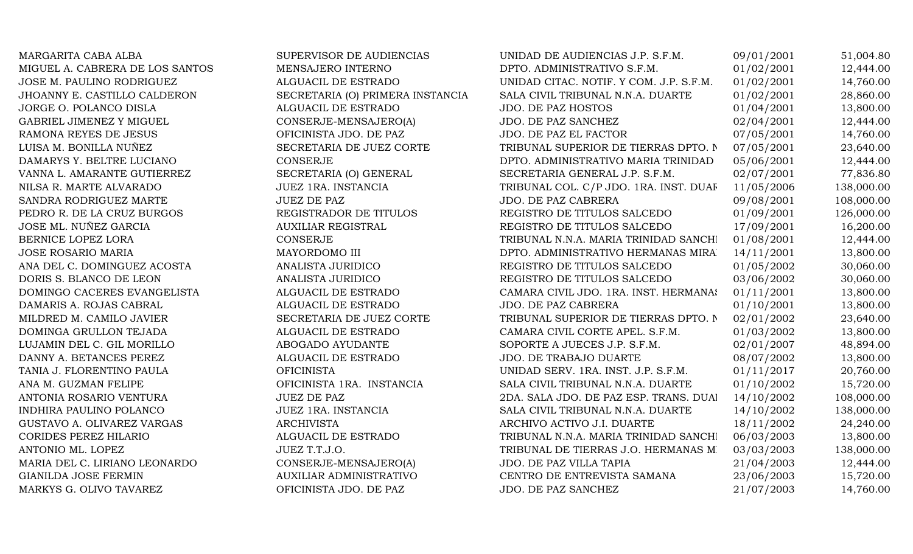| | | | | |
|---|---|---|---|---|
| MARGARITA CABA ALBA | SUPERVISOR DE AUDIENCIAS | UNIDAD DE AUDIENCIAS J.P. S.F.M. | 09/01/2001 | 51,004.80 |
| MIGUEL A. CABRERA DE LOS SANTOS | MENSAJERO INTERNO | DPTO. ADMINISTRATIVO S.F.M. | 01/02/2001 | 12,444.00 |
| JOSE M. PAULINO RODRIGUEZ | ALGUACIL DE ESTRADO | UNIDAD CITAC. NOTIF. Y COM. J.P. S.F.M. | 01/02/2001 | 14,760.00 |
| JHOANNY E. CASTILLO CALDERON | SECRETARIA (O) PRIMERA INSTANCIA | SALA CIVIL TRIBUNAL N.N.A. DUARTE | 01/02/2001 | 28,860.00 |
| JORGE O. POLANCO DISLA | ALGUACIL DE ESTRADO | JDO. DE PAZ HOSTOS | 01/04/2001 | 13,800.00 |
| GABRIEL JIMENEZ Y MIGUEL | CONSERJE-MENSAJERO(A) | JDO. DE PAZ SANCHEZ | 02/04/2001 | 12,444.00 |
| RAMONA REYES DE JESUS | OFICINISTA JDO. DE PAZ | JDO. DE PAZ EL FACTOR | 07/05/2001 | 14,760.00 |
| LUISA M. BONILLA NUÑEZ | SECRETARIA DE JUEZ CORTE | TRIBUNAL SUPERIOR DE TIERRAS DPTO. N | 07/05/2001 | 23,640.00 |
| DAMARYS Y. BELTRE LUCIANO | CONSERJE | DPTO. ADMINISTRATIVO MARIA TRINIDAD | 05/06/2001 | 12,444.00 |
| VANNA L. AMARANTE GUTIERREZ | SECRETARIA (O) GENERAL | SECRETARIA GENERAL J.P. S.F.M. | 02/07/2001 | 77,836.80 |
| NILSA R. MARTE ALVARADO | JUEZ 1RA. INSTANCIA | TRIBUNAL COL. C/P JDO. 1RA. INST. DUAR | 11/05/2006 | 138,000.00 |
| SANDRA RODRIGUEZ MARTE | JUEZ DE PAZ | JDO. DE PAZ CABRERA | 09/08/2001 | 108,000.00 |
| PEDRO R. DE LA CRUZ BURGOS | REGISTRADOR DE TITULOS | REGISTRO DE TITULOS SALCEDO | 01/09/2001 | 126,000.00 |
| JOSE ML. NUÑEZ GARCIA | AUXILIAR REGISTRAL | REGISTRO DE TITULOS SALCEDO | 17/09/2001 | 16,200.00 |
| BERNICE LOPEZ LORA | CONSERJE | TRIBUNAL N.N.A. MARIA TRINIDAD SANCHI | 01/08/2001 | 12,444.00 |
| JOSE ROSARIO MARIA | MAYORDOMO III | DPTO. ADMINISTRATIVO HERMANAS MIRA | 14/11/2001 | 13,800.00 |
| ANA DEL C. DOMINGUEZ ACOSTA | ANALISTA JURIDICO | REGISTRO DE TITULOS SALCEDO | 01/05/2002 | 30,060.00 |
| DORIS S. BLANCO DE LEON | ANALISTA JURIDICO | REGISTRO DE TITULOS SALCEDO | 03/06/2002 | 30,060.00 |
| DOMINGO CACERES EVANGELISTA | ALGUACIL DE ESTRADO | CAMARA CIVIL JDO. 1RA. INST. HERMANAS | 01/11/2001 | 13,800.00 |
| DAMARIS A. ROJAS CABRAL | ALGUACIL DE ESTRADO | JDO. DE PAZ CABRERA | 01/10/2001 | 13,800.00 |
| MILDRED M. CAMILO JAVIER | SECRETARIA DE JUEZ CORTE | TRIBUNAL SUPERIOR DE TIERRAS DPTO. N | 02/01/2002 | 23,640.00 |
| DOMINGA GRULLON TEJADA | ALGUACIL DE ESTRADO | CAMARA CIVIL CORTE APEL. S.F.M. | 01/03/2002 | 13,800.00 |
| LUJAMIN DEL C. GIL MORILLO | ABOGADO AYUDANTE | SOPORTE A JUECES J.P. S.F.M. | 02/01/2007 | 48,894.00 |
| DANNY A. BETANCES PEREZ | ALGUACIL DE ESTRADO | JDO. DE TRABAJO DUARTE | 08/07/2002 | 13,800.00 |
| TANIA J. FLORENTINO PAULA | OFICINISTA | UNIDAD SERV. 1RA. INST. J.P. S.F.M. | 01/11/2017 | 20,760.00 |
| ANA M. GUZMAN FELIPE | OFICINISTA 1RA. INSTANCIA | SALA CIVIL TRIBUNAL N.N.A. DUARTE | 01/10/2002 | 15,720.00 |
| ANTONIA ROSARIO VENTURA | JUEZ DE PAZ | 2DA. SALA JDO. DE PAZ ESP. TRANS. DUAI | 14/10/2002 | 108,000.00 |
| INDHIRA PAULINO POLANCO | JUEZ 1RA. INSTANCIA | SALA CIVIL TRIBUNAL N.N.A. DUARTE | 14/10/2002 | 138,000.00 |
| GUSTAVO A. OLIVAREZ VARGAS | ARCHIVISTA | ARCHIVO ACTIVO J.I. DUARTE | 18/11/2002 | 24,240.00 |
| CORIDES PEREZ HILARIO | ALGUACIL DE ESTRADO | TRIBUNAL N.N.A. MARIA TRINIDAD SANCHI | 06/03/2003 | 13,800.00 |
| ANTONIO ML. LOPEZ | JUEZ T.T.J.O. | TRIBUNAL DE TIERRAS J.O. HERMANAS M | 03/03/2003 | 138,000.00 |
| MARIA DEL C. LIRIANO LEONARDO | CONSERJE-MENSAJERO(A) | JDO. DE PAZ VILLA TAPIA | 21/04/2003 | 12,444.00 |
| GIANILDA JOSE FERMIN | AUXILIAR ADMINISTRATIVO | CENTRO DE ENTREVISTA SAMANA | 23/06/2003 | 15,720.00 |
| MARKYS G. OLIVO TAVAREZ | OFICINISTA JDO. DE PAZ | JDO. DE PAZ SANCHEZ | 21/07/2003 | 14,760.00 |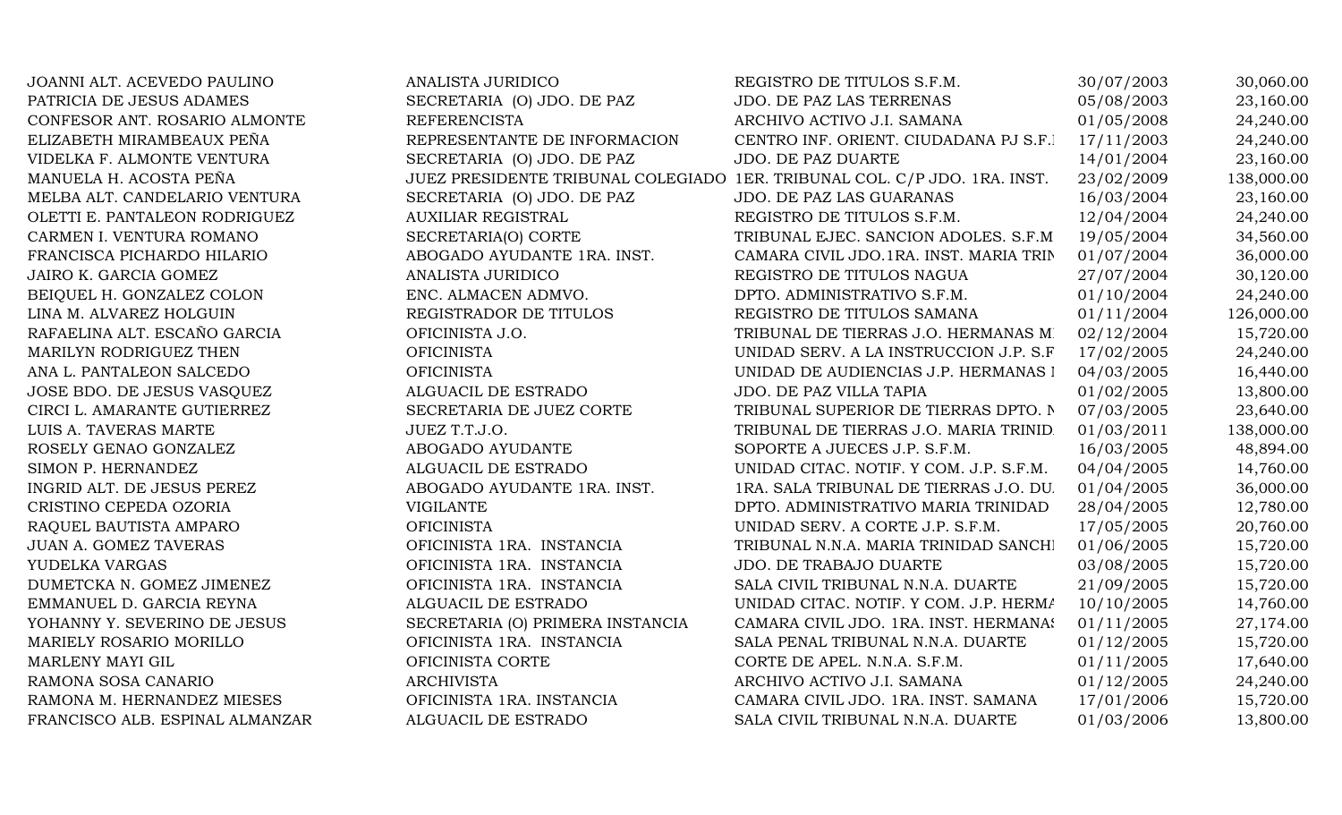| | | | | |
|---|---|---|---|---|
| JOANNI ALT. ACEVEDO PAULINO | ANALISTA JURIDICO | REGISTRO DE TITULOS S.F.M. | 30/07/2003 | 30,060.00 |
| PATRICIA DE JESUS ADAMES | SECRETARIA (O) JDO. DE PAZ | JDO. DE PAZ LAS TERRENAS | 05/08/2003 | 23,160.00 |
| CONFESOR ANT. ROSARIO ALMONTE | REFERENCISTA | ARCHIVO ACTIVO J.I. SAMANA | 01/05/2008 | 24,240.00 |
| ELIZABETH MIRAMBEAUX PEÑA | REPRESENTANTE DE INFORMACION | CENTRO INF. ORIENT. CIUDADANA PJ S.F.I | 17/11/2003 | 24,240.00 |
| VIDELKA F. ALMONTE VENTURA | SECRETARIA (O) JDO. DE PAZ | JDO. DE PAZ DUARTE | 14/01/2004 | 23,160.00 |
| MANUELA H. ACOSTA PEÑA | JUEZ PRESIDENTE TRIBUNAL COLEGIADO | 1ER. TRIBUNAL COL. C/P JDO. 1RA. INST. | 23/02/2009 | 138,000.00 |
| MELBA ALT. CANDELARIO VENTURA | SECRETARIA (O) JDO. DE PAZ | JDO. DE PAZ LAS GUARANAS | 16/03/2004 | 23,160.00 |
| OLETTI E. PANTALEON RODRIGUEZ | AUXILIAR REGISTRAL | REGISTRO DE TITULOS S.F.M. | 12/04/2004 | 24,240.00 |
| CARMEN I. VENTURA ROMANO | SECRETARIA(O) CORTE | TRIBUNAL EJEC. SANCION ADOLES. S.F.M | 19/05/2004 | 34,560.00 |
| FRANCISCA PICHARDO HILARIO | ABOGADO AYUDANTE 1RA. INST. | CAMARA CIVIL JDO.1RA. INST. MARIA TRIN | 01/07/2004 | 36,000.00 |
| JAIRO K. GARCIA GOMEZ | ANALISTA JURIDICO | REGISTRO DE TITULOS NAGUA | 27/07/2004 | 30,120.00 |
| BEIQUEL H. GONZALEZ COLON | ENC. ALMACEN ADMVO. | DPTO. ADMINISTRATIVO S.F.M. | 01/10/2004 | 24,240.00 |
| LINA M. ALVAREZ HOLGUIN | REGISTRADOR DE TITULOS | REGISTRO DE TITULOS SAMANA | 01/11/2004 | 126,000.00 |
| RAFAELINA ALT. ESCAÑO GARCIA | OFICINISTA J.O. | TRIBUNAL DE TIERRAS J.O. HERMANAS M | 02/12/2004 | 15,720.00 |
| MARILYN RODRIGUEZ THEN | OFICINISTA | UNIDAD SERV. A LA INSTRUCCION J.P. S.F | 17/02/2005 | 24,240.00 |
| ANA L. PANTALEON SALCEDO | OFICINISTA | UNIDAD DE AUDIENCIAS J.P. HERMANAS I | 04/03/2005 | 16,440.00 |
| JOSE BDO. DE JESUS VASQUEZ | ALGUACIL DE ESTRADO | JDO. DE PAZ VILLA TAPIA | 01/02/2005 | 13,800.00 |
| CIRCI L. AMARANTE GUTIERREZ | SECRETARIA DE JUEZ CORTE | TRIBUNAL SUPERIOR DE TIERRAS DPTO. N | 07/03/2005 | 23,640.00 |
| LUIS A. TAVERAS MARTE | JUEZ T.T.J.O. | TRIBUNAL DE TIERRAS J.O. MARIA TRINID | 01/03/2011 | 138,000.00 |
| ROSELY GENAO GONZALEZ | ABOGADO AYUDANTE | SOPORTE A JUECES J.P. S.F.M. | 16/03/2005 | 48,894.00 |
| SIMON P. HERNANDEZ | ALGUACIL DE ESTRADO | UNIDAD CITAC. NOTIF. Y COM. J.P. S.F.M. | 04/04/2005 | 14,760.00 |
| INGRID ALT. DE JESUS PEREZ | ABOGADO AYUDANTE 1RA. INST. | 1RA. SALA TRIBUNAL DE TIERRAS J.O. DU | 01/04/2005 | 36,000.00 |
| CRISTINO CEPEDA OZORIA | VIGILANTE | DPTO. ADMINISTRATIVO MARIA TRINIDAD | 28/04/2005 | 12,780.00 |
| RAQUEL BAUTISTA AMPARO | OFICINISTA | UNIDAD SERV. A CORTE J.P. S.F.M. | 17/05/2005 | 20,760.00 |
| JUAN A. GOMEZ TAVERAS | OFICINISTA 1RA. INSTANCIA | TRIBUNAL N.N.A. MARIA TRINIDAD SANCHI | 01/06/2005 | 15,720.00 |
| YUDELKA VARGAS | OFICINISTA 1RA. INSTANCIA | JDO. DE TRABAJO DUARTE | 03/08/2005 | 15,720.00 |
| DUMETCKA N. GOMEZ JIMENEZ | OFICINISTA 1RA. INSTANCIA | SALA CIVIL TRIBUNAL N.N.A. DUARTE | 21/09/2005 | 15,720.00 |
| EMMANUEL D. GARCIA REYNA | ALGUACIL DE ESTRADO | UNIDAD CITAC. NOTIF. Y COM. J.P. HERMA | 10/10/2005 | 14,760.00 |
| YOHANNY Y. SEVERINO DE JESUS | SECRETARIA (O) PRIMERA INSTANCIA | CAMARA CIVIL JDO. 1RA. INST. HERMANAS | 01/11/2005 | 27,174.00 |
| MARIELY ROSARIO MORILLO | OFICINISTA 1RA. INSTANCIA | SALA PENAL TRIBUNAL N.N.A. DUARTE | 01/12/2005 | 15,720.00 |
| MARLENY MAYI GIL | OFICINISTA CORTE | CORTE DE APEL. N.N.A. S.F.M. | 01/11/2005 | 17,640.00 |
| RAMONA SOSA CANARIO | ARCHIVISTA | ARCHIVO ACTIVO J.I. SAMANA | 01/12/2005 | 24,240.00 |
| RAMONA M. HERNANDEZ MIESES | OFICINISTA 1RA. INSTANCIA | CAMARA CIVIL JDO. 1RA. INST. SAMANA | 17/01/2006 | 15,720.00 |
| FRANCISCO ALB. ESPINAL ALMANZAR | ALGUACIL DE ESTRADO | SALA CIVIL TRIBUNAL N.N.A. DUARTE | 01/03/2006 | 13,800.00 |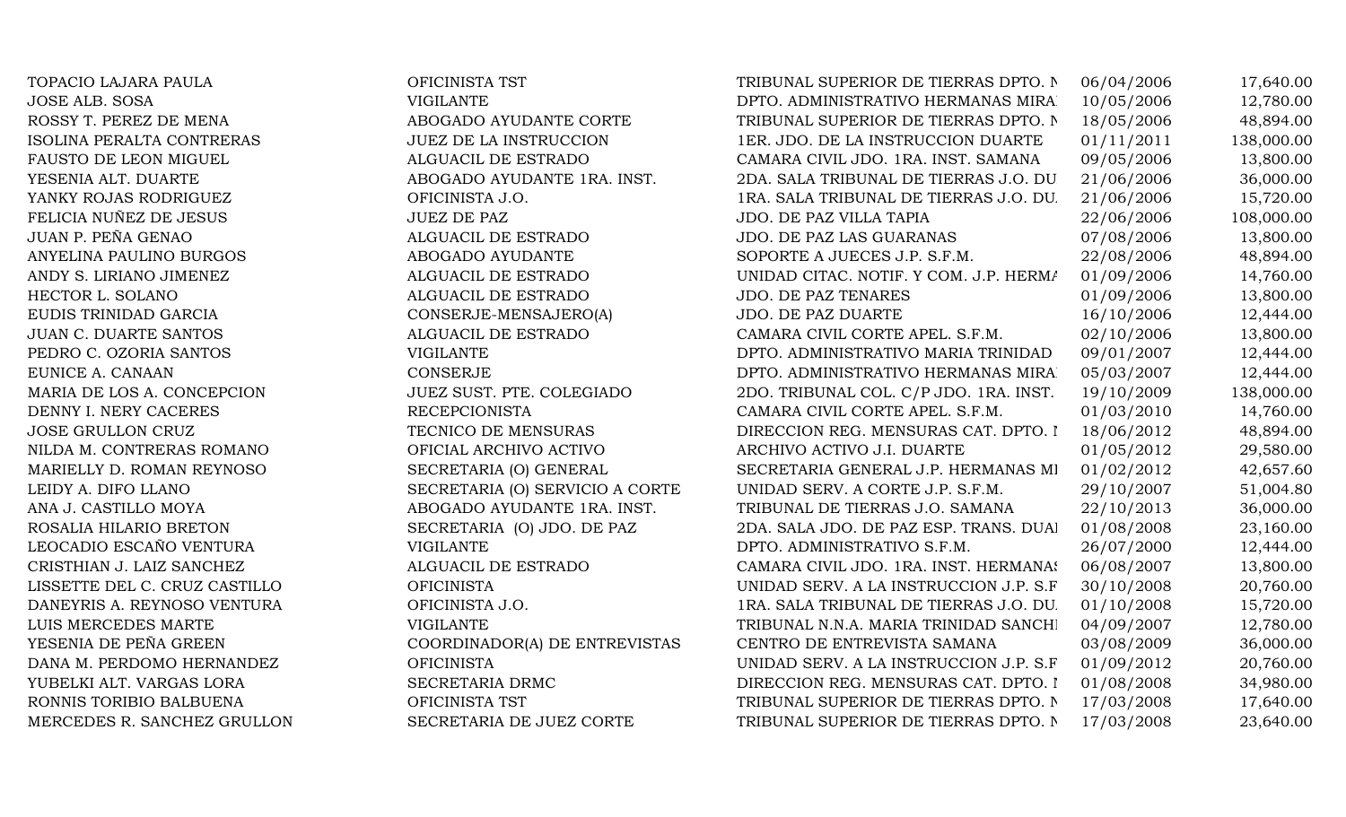| | | | | |
|---|---|---|---|---|
| TOPACIO LAJARA PAULA | OFICINISTA TST | TRIBUNAL SUPERIOR DE TIERRAS DPTO. N | 06/04/2006 | 17,640.00 |
| JOSE ALB. SOSA | VIGILANTE | DPTO. ADMINISTRATIVO HERMANAS MIRA | 10/05/2006 | 12,780.00 |
| ROSSY T. PEREZ DE MENA | ABOGADO AYUDANTE CORTE | TRIBUNAL SUPERIOR DE TIERRAS DPTO. N | 18/05/2006 | 48,894.00 |
| ISOLINA PERALTA CONTRERAS | JUEZ DE LA INSTRUCCION | 1ER. JDO. DE LA INSTRUCCION DUARTE | 01/11/2011 | 138,000.00 |
| FAUSTO DE LEON MIGUEL | ALGUACIL DE ESTRADO | CAMARA CIVIL JDO. 1RA. INST. SAMANA | 09/05/2006 | 13,800.00 |
| YESENIA ALT. DUARTE | ABOGADO AYUDANTE 1RA. INST. | 2DA. SALA TRIBUNAL DE TIERRAS J.O. DU | 21/06/2006 | 36,000.00 |
| YANKY ROJAS RODRIGUEZ | OFICINISTA J.O. | 1RA. SALA TRIBUNAL DE TIERRAS J.O. DU. | 21/06/2006 | 15,720.00 |
| FELICIA NUÑEZ DE JESUS | JUEZ DE PAZ | JDO. DE PAZ VILLA TAPIA | 22/06/2006 | 108,000.00 |
| JUAN P. PEÑA GENAO | ALGUACIL DE ESTRADO | JDO. DE PAZ LAS GUARANAS | 07/08/2006 | 13,800.00 |
| ANYELINA PAULINO BURGOS | ABOGADO AYUDANTE | SOPORTE A JUECES J.P. S.F.M. | 22/08/2006 | 48,894.00 |
| ANDY S. LIRIANO JIMENEZ | ALGUACIL DE ESTRADO | UNIDAD CITAC. NOTIF. Y COM. J.P. HERMA | 01/09/2006 | 14,760.00 |
| HECTOR L. SOLANO | ALGUACIL DE ESTRADO | JDO. DE PAZ TENARES | 01/09/2006 | 13,800.00 |
| EUDIS TRINIDAD GARCIA | CONSERJE-MENSAJERO(A) | JDO. DE PAZ DUARTE | 16/10/2006 | 12,444.00 |
| JUAN C. DUARTE SANTOS | ALGUACIL DE ESTRADO | CAMARA CIVIL CORTE APEL. S.F.M. | 02/10/2006 | 13,800.00 |
| PEDRO C. OZORIA SANTOS | VIGILANTE | DPTO. ADMINISTRATIVO MARIA TRINIDAD | 09/01/2007 | 12,444.00 |
| EUNICE A. CANAAN | CONSERJE | DPTO. ADMINISTRATIVO HERMANAS MIRA | 05/03/2007 | 12,444.00 |
| MARIA DE LOS A. CONCEPCION | JUEZ SUST. PTE. COLEGIADO | 2DO. TRIBUNAL COL. C/P JDO. 1RA. INST. | 19/10/2009 | 138,000.00 |
| DENNY I. NERY CACERES | RECEPCIONISTA | CAMARA CIVIL CORTE APEL. S.F.M. | 01/03/2010 | 14,760.00 |
| JOSE GRULLON CRUZ | TECNICO DE MENSURAS | DIRECCION REG. MENSURAS CAT. DPTO. I | 18/06/2012 | 48,894.00 |
| NILDA M. CONTRERAS ROMANO | OFICIAL ARCHIVO ACTIVO | ARCHIVO ACTIVO J.I. DUARTE | 01/05/2012 | 29,580.00 |
| MARIELLY D. ROMAN REYNOSO | SECRETARIA (O) GENERAL | SECRETARIA GENERAL J.P. HERMANAS MI | 01/02/2012 | 42,657.60 |
| LEIDY A. DIFO LLANO | SECRETARIA (O) SERVICIO A CORTE | UNIDAD SERV. A CORTE J.P. S.F.M. | 29/10/2007 | 51,004.80 |
| ANA J. CASTILLO MOYA | ABOGADO AYUDANTE 1RA. INST. | TRIBUNAL DE TIERRAS J.O. SAMANA | 22/10/2013 | 36,000.00 |
| ROSALIA HILARIO BRETON | SECRETARIA (O) JDO. DE PAZ | 2DA. SALA JDO. DE PAZ ESP. TRANS. DUA | 01/08/2008 | 23,160.00 |
| LEOCADIO ESCAÑO VENTURA | VIGILANTE | DPTO. ADMINISTRATIVO S.F.M. | 26/07/2000 | 12,444.00 |
| CRISTHIAN J. LAIZ SANCHEZ | ALGUACIL DE ESTRADO | CAMARA CIVIL JDO. 1RA. INST. HERMANAS | 06/08/2007 | 13,800.00 |
| LISSETTE DEL C. CRUZ CASTILLO | OFICINISTA | UNIDAD SERV. A LA INSTRUCCION J.P. S.F | 30/10/2008 | 20,760.00 |
| DANEYRIS A. REYNOSO VENTURA | OFICINISTA J.O. | 1RA. SALA TRIBUNAL DE TIERRAS J.O. DU. | 01/10/2008 | 15,720.00 |
| LUIS MERCEDES MARTE | VIGILANTE | TRIBUNAL N.N.A. MARIA TRINIDAD SANCH | 04/09/2007 | 12,780.00 |
| YESENIA DE PEÑA GREEN | COORDINADOR(A) DE ENTREVISTAS | CENTRO DE ENTREVISTA SAMANA | 03/08/2009 | 36,000.00 |
| DANA M. PERDOMO HERNANDEZ | OFICINISTA | UNIDAD SERV. A LA INSTRUCCION J.P. S.F | 01/09/2012 | 20,760.00 |
| YUBELKI ALT. VARGAS LORA | SECRETARIA DRMC | DIRECCION REG. MENSURAS CAT. DPTO. I | 01/08/2008 | 34,980.00 |
| RONNIS TORIBIO BALBUENA | OFICINISTA TST | TRIBUNAL SUPERIOR DE TIERRAS DPTO. N | 17/03/2008 | 17,640.00 |
| MERCEDES R. SANCHEZ GRULLON | SECRETARIA DE JUEZ CORTE | TRIBUNAL SUPERIOR DE TIERRAS DPTO. N | 17/03/2008 | 23,640.00 |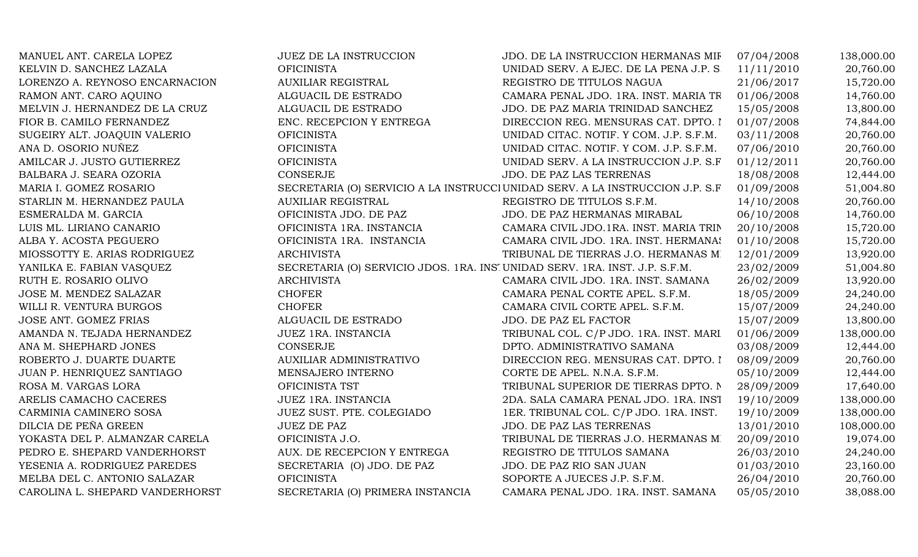| | | | | |
|---|---|---|---|---|
| MANUEL ANT. CARELA LOPEZ | JUEZ DE LA INSTRUCCION | JDO. DE LA INSTRUCCION HERMANAS MIF | 07/04/2008 | 138,000.00 |
| KELVIN D. SANCHEZ LAZALA | OFICINISTA | UNIDAD SERV. A EJEC. DE LA PENA J.P. S. | 11/11/2010 | 20,760.00 |
| LORENZO A. REYNOSO ENCARNACION | AUXILIAR REGISTRAL | REGISTRO DE TITULOS NAGUA | 21/06/2017 | 15,720.00 |
| RAMON ANT. CARO AQUINO | ALGUACIL DE ESTRADO | CAMARA PENAL JDO. 1RA. INST. MARIA TR | 01/06/2008 | 14,760.00 |
| MELVIN J. HERNANDEZ DE LA CRUZ | ALGUACIL DE ESTRADO | JDO. DE PAZ MARIA TRINIDAD SANCHEZ | 15/05/2008 | 13,800.00 |
| FIOR B. CAMILO FERNANDEZ | ENC. RECEPCION Y ENTREGA | DIRECCION REG. MENSURAS CAT. DPTO. I | 01/07/2008 | 74,844.00 |
| SUGEIRY ALT. JOAQUIN VALERIO | OFICINISTA | UNIDAD CITAC. NOTIF. Y COM. J.P. S.F.M. | 03/11/2008 | 20,760.00 |
| ANA D. OSORIO NUÑEZ | OFICINISTA | UNIDAD CITAC. NOTIF. Y COM. J.P. S.F.M. | 07/06/2010 | 20,760.00 |
| AMILCAR J. JUSTO GUTIERREZ | OFICINISTA | UNIDAD SERV. A LA INSTRUCCION J.P. S.F | 01/12/2011 | 20,760.00 |
| BALBARA J. SEARA OZORIA | CONSERJE | JDO. DE PAZ LAS TERRENAS | 18/08/2008 | 12,444.00 |
| MARIA I. GOMEZ ROSARIO | SECRETARIA (O) SERVICIO A LA INSTRUCCI | UNIDAD SERV. A LA INSTRUCCION J.P. S.F | 01/09/2008 | 51,004.80 |
| STARLIN M. HERNANDEZ PAULA | AUXILIAR REGISTRAL | REGISTRO DE TITULOS S.F.M. | 14/10/2008 | 20,760.00 |
| ESMERALDA M. GARCIA | OFICINISTA JDO. DE PAZ | JDO. DE PAZ HERMANAS MIRABAL | 06/10/2008 | 14,760.00 |
| LUIS ML. LIRIANO CANARIO | OFICINISTA 1RA. INSTANCIA | CAMARA CIVIL JDO.1RA. INST. MARIA TRIN | 20/10/2008 | 15,720.00 |
| ALBA Y. ACOSTA PEGUERO | OFICINISTA 1RA. INSTANCIA | CAMARA CIVIL JDO. 1RA. INST. HERMANAS | 01/10/2008 | 15,720.00 |
| MIOSSOTTY E. ARIAS RODRIGUEZ | ARCHIVISTA | TRIBUNAL DE TIERRAS J.O. HERMANAS M | 12/01/2009 | 13,920.00 |
| YANILKA E. FABIAN VASQUEZ | SECRETARIA (O) SERVICIO JDOS. 1RA. INST | UNIDAD SERV. 1RA. INST. J.P. S.F.M. | 23/02/2009 | 51,004.80 |
| RUTH E. ROSARIO OLIVO | ARCHIVISTA | CAMARA CIVIL JDO. 1RA. INST. SAMANA | 26/02/2009 | 13,920.00 |
| JOSE M. MENDEZ SALAZAR | CHOFER | CAMARA PENAL CORTE APEL. S.F.M. | 18/05/2009 | 24,240.00 |
| WILLI R. VENTURA BURGOS | CHOFER | CAMARA CIVIL CORTE APEL. S.F.M. | 15/07/2009 | 24,240.00 |
| JOSE ANT. GOMEZ FRIAS | ALGUACIL DE ESTRADO | JDO. DE PAZ EL FACTOR | 15/07/2009 | 13,800.00 |
| AMANDA N. TEJADA HERNANDEZ | JUEZ 1RA. INSTANCIA | TRIBUNAL COL. C/P JDO. 1RA. INST. MARI | 01/06/2009 | 138,000.00 |
| ANA M. SHEPHARD JONES | CONSERJE | DPTO. ADMINISTRATIVO SAMANA | 03/08/2009 | 12,444.00 |
| ROBERTO J. DUARTE DUARTE | AUXILIAR ADMINISTRATIVO | DIRECCION REG. MENSURAS CAT. DPTO. I | 08/09/2009 | 20,760.00 |
| JUAN P. HENRIQUEZ SANTIAGO | MENSAJERO INTERNO | CORTE DE APEL. N.N.A. S.F.M. | 05/10/2009 | 12,444.00 |
| ROSA M. VARGAS LORA | OFICINISTA TST | TRIBUNAL SUPERIOR DE TIERRAS DPTO. N | 28/09/2009 | 17,640.00 |
| ARELIS CAMACHO CACERES | JUEZ 1RA. INSTANCIA | 2DA. SALA CAMARA PENAL JDO. 1RA. INST | 19/10/2009 | 138,000.00 |
| CARMINIA CAMINERO SOSA | JUEZ SUST. PTE. COLEGIADO | 1ER. TRIBUNAL COL. C/P JDO. 1RA. INST. | 19/10/2009 | 138,000.00 |
| DILCIA DE PEÑA GREEN | JUEZ DE PAZ | JDO. DE PAZ LAS TERRENAS | 13/01/2010 | 108,000.00 |
| YOKASTA DEL P. ALMANZAR CARELA | OFICINISTA J.O. | TRIBUNAL DE TIERRAS J.O. HERMANAS M | 20/09/2010 | 19,074.00 |
| PEDRO E. SHEPARD VANDERHORST | AUX. DE RECEPCION Y ENTREGA | REGISTRO DE TITULOS SAMANA | 26/03/2010 | 24,240.00 |
| YESENIA A. RODRIGUEZ PAREDES | SECRETARIA (O) JDO. DE PAZ | JDO. DE PAZ RIO SAN JUAN | 01/03/2010 | 23,160.00 |
| MELBA DEL C. ANTONIO SALAZAR | OFICINISTA | SOPORTE A JUECES J.P. S.F.M. | 26/04/2010 | 20,760.00 |
| CAROLINA L. SHEPARD VANDERHORST | SECRETARIA (O) PRIMERA INSTANCIA | CAMARA PENAL JDO. 1RA. INST. SAMANA | 05/05/2010 | 38,088.00 |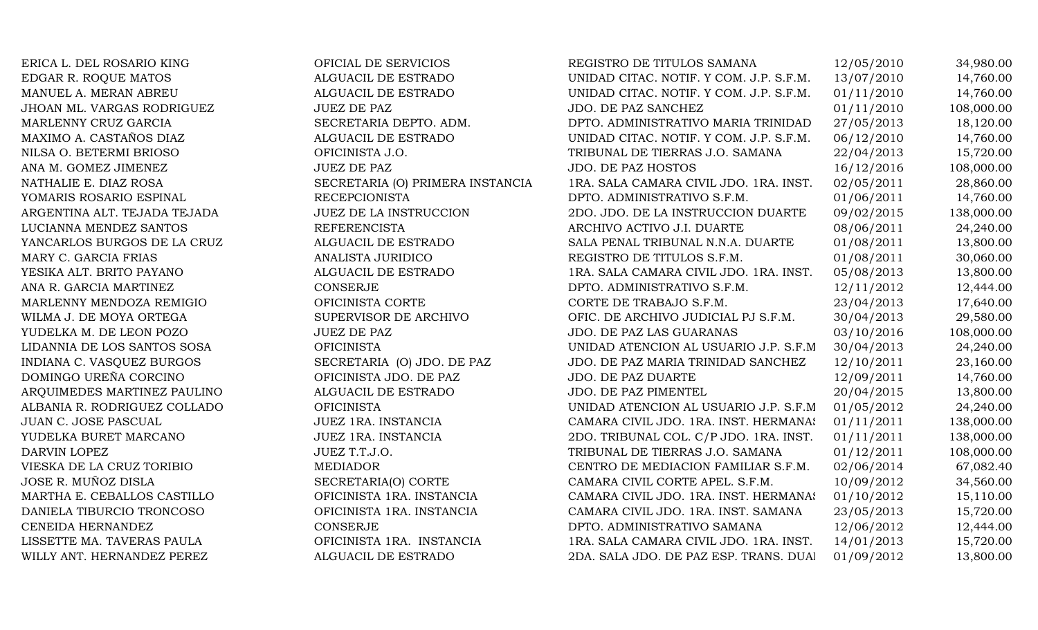| | | | | |
|---|---|---|---|---|
| ERICA L. DEL ROSARIO KING | OFICIAL DE SERVICIOS | REGISTRO DE TITULOS SAMANA | 12/05/2010 | 34,980.00 |
| EDGAR R. ROQUE MATOS | ALGUACIL DE ESTRADO | UNIDAD CITAC. NOTIF. Y COM. J.P. S.F.M. | 13/07/2010 | 14,760.00 |
| MANUEL A. MERAN ABREU | ALGUACIL DE ESTRADO | UNIDAD CITAC. NOTIF. Y COM. J.P. S.F.M. | 01/11/2010 | 14,760.00 |
| JHOAN ML. VARGAS RODRIGUEZ | JUEZ DE PAZ | JDO. DE PAZ SANCHEZ | 01/11/2010 | 108,000.00 |
| MARLENNY CRUZ GARCIA | SECRETARIA DEPTO. ADM. | DPTO. ADMINISTRATIVO MARIA TRINIDAD | 27/05/2013 | 18,120.00 |
| MAXIMO A. CASTAÑOS DIAZ | ALGUACIL DE ESTRADO | UNIDAD CITAC. NOTIF. Y COM. J.P. S.F.M. | 06/12/2010 | 14,760.00 |
| NILSA O. BETERMI BRIOSO | OFICINISTA J.O. | TRIBUNAL DE TIERRAS J.O. SAMANA | 22/04/2013 | 15,720.00 |
| ANA M. GOMEZ JIMENEZ | JUEZ DE PAZ | JDO. DE PAZ HOSTOS | 16/12/2016 | 108,000.00 |
| NATHALIE E. DIAZ ROSA | SECRETARIA (O) PRIMERA INSTANCIA | 1RA. SALA CAMARA CIVIL JDO. 1RA. INST. | 02/05/2011 | 28,860.00 |
| YOMARIS ROSARIO ESPINAL | RECEPCIONISTA | DPTO. ADMINISTRATIVO S.F.M. | 01/06/2011 | 14,760.00 |
| ARGENTINA ALT. TEJADA TEJADA | JUEZ DE LA INSTRUCCION | 2DO. JDO. DE LA INSTRUCCION DUARTE | 09/02/2015 | 138,000.00 |
| LUCIANNA MENDEZ SANTOS | REFERENCISTA | ARCHIVO ACTIVO J.I. DUARTE | 08/06/2011 | 24,240.00 |
| YANCARLOS BURGOS DE LA CRUZ | ALGUACIL DE ESTRADO | SALA PENAL TRIBUNAL N.N.A. DUARTE | 01/08/2011 | 13,800.00 |
| MARY C. GARCIA FRIAS | ANALISTA JURIDICO | REGISTRO DE TITULOS S.F.M. | 01/08/2011 | 30,060.00 |
| YESIKA ALT. BRITO PAYANO | ALGUACIL DE ESTRADO | 1RA. SALA CAMARA CIVIL JDO. 1RA. INST. | 05/08/2013 | 13,800.00 |
| ANA R. GARCIA MARTINEZ | CONSERJE | DPTO. ADMINISTRATIVO S.F.M. | 12/11/2012 | 12,444.00 |
| MARLENNY MENDOZA REMIGIO | OFICINISTA CORTE | CORTE DE TRABAJO S.F.M. | 23/04/2013 | 17,640.00 |
| WILMA J. DE MOYA ORTEGA | SUPERVISOR DE ARCHIVO | OFIC. DE ARCHIVO JUDICIAL PJ S.F.M. | 30/04/2013 | 29,580.00 |
| YUDELKA M. DE LEON POZO | JUEZ DE PAZ | JDO. DE PAZ LAS GUARANAS | 03/10/2016 | 108,000.00 |
| LIDANNIA DE LOS SANTOS SOSA | OFICINISTA | UNIDAD ATENCION AL USUARIO J.P. S.F.M | 30/04/2013 | 24,240.00 |
| INDIANA C. VASQUEZ BURGOS | SECRETARIA (O) JDO. DE PAZ | JDO. DE PAZ MARIA TRINIDAD SANCHEZ | 12/10/2011 | 23,160.00 |
| DOMINGO UREÑA CORCINO | OFICINISTA JDO. DE PAZ | JDO. DE PAZ DUARTE | 12/09/2011 | 14,760.00 |
| ARQUIMEDES MARTINEZ PAULINO | ALGUACIL DE ESTRADO | JDO. DE PAZ PIMENTEL | 20/04/2015 | 13,800.00 |
| ALBANIA R. RODRIGUEZ COLLADO | OFICINISTA | UNIDAD ATENCION AL USUARIO J.P. S.F.M | 01/05/2012 | 24,240.00 |
| JUAN C. JOSE PASCUAL | JUEZ 1RA. INSTANCIA | CAMARA CIVIL JDO. 1RA. INST. HERMANAS | 01/11/2011 | 138,000.00 |
| YUDELKA BURET MARCANO | JUEZ 1RA. INSTANCIA | 2DO. TRIBUNAL COL. C/P JDO. 1RA. INST. | 01/11/2011 | 138,000.00 |
| DARVIN LOPEZ | JUEZ T.T.J.O. | TRIBUNAL DE TIERRAS J.O. SAMANA | 01/12/2011 | 108,000.00 |
| VIESKA DE LA CRUZ TORIBIO | MEDIADOR | CENTRO DE MEDIACION FAMILIAR S.F.M. | 02/06/2014 | 67,082.40 |
| JOSE R. MUÑOZ DISLA | SECRETARIA(O) CORTE | CAMARA CIVIL CORTE APEL. S.F.M. | 10/09/2012 | 34,560.00 |
| MARTHA E. CEBALLOS CASTILLO | OFICINISTA 1RA. INSTANCIA | CAMARA CIVIL JDO. 1RA. INST. HERMANAS | 01/10/2012 | 15,110.00 |
| DANIELA TIBURCIO TRONCOSO | OFICINISTA 1RA. INSTANCIA | CAMARA CIVIL JDO. 1RA. INST. SAMANA | 23/05/2013 | 15,720.00 |
| CENEIDA HERNANDEZ | CONSERJE | DPTO. ADMINISTRATIVO SAMANA | 12/06/2012 | 12,444.00 |
| LISSETTE MA. TAVERAS PAULA | OFICINISTA 1RA. INSTANCIA | 1RA. SALA CAMARA CIVIL JDO. 1RA. INST. | 14/01/2013 | 15,720.00 |
| WILLY ANT. HERNANDEZ PEREZ | ALGUACIL DE ESTRADO | 2DA. SALA JDO. DE PAZ ESP. TRANS. DUAI | 01/09/2012 | 13,800.00 |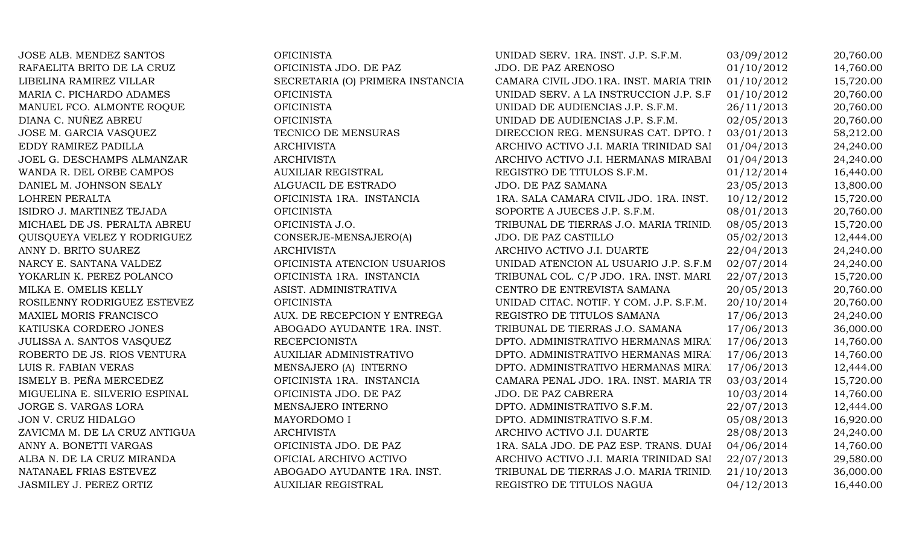| | | | | |
|---|---|---|---|---|
| JOSE ALB. MENDEZ SANTOS | OFICINISTA | UNIDAD SERV. 1RA. INST. J.P. S.F.M. | 03/09/2012 | 20,760.00 |
| RAFAELITA BRITO DE LA CRUZ | OFICINISTA JDO. DE PAZ | JDO. DE PAZ ARENOSO | 01/10/2012 | 14,760.00 |
| LIBELINA RAMIREZ VILLAR | SECRETARIA (O) PRIMERA INSTANCIA | CAMARA CIVIL JDO.1RA. INST. MARIA TRIN | 01/10/2012 | 15,720.00 |
| MARIA C. PICHARDO ADAMES | OFICINISTA | UNIDAD SERV. A LA INSTRUCCION J.P. S.F | 01/10/2012 | 20,760.00 |
| MANUEL FCO. ALMONTE ROQUE | OFICINISTA | UNIDAD DE AUDIENCIAS J.P. S.F.M. | 26/11/2013 | 20,760.00 |
| DIANA C. NUÑEZ ABREU | OFICINISTA | UNIDAD DE AUDIENCIAS J.P. S.F.M. | 02/05/2013 | 20,760.00 |
| JOSE M. GARCIA VASQUEZ | TECNICO DE MENSURAS | DIRECCION REG. MENSURAS CAT. DPTO. I | 03/01/2013 | 58,212.00 |
| EDDY RAMIREZ PADILLA | ARCHIVISTA | ARCHIVO ACTIVO J.I. MARIA TRINIDAD SAI | 01/04/2013 | 24,240.00 |
| JOEL G. DESCHAMPS ALMANZAR | ARCHIVISTA | ARCHIVO ACTIVO J.I. HERMANAS MIRABAI | 01/04/2013 | 24,240.00 |
| WANDA R. DEL ORBE CAMPOS | AUXILIAR REGISTRAL | REGISTRO DE TITULOS S.F.M. | 01/12/2014 | 16,440.00 |
| DANIEL M. JOHNSON SEALY | ALGUACIL DE ESTRADO | JDO. DE PAZ SAMANA | 23/05/2013 | 13,800.00 |
| LOHREN PERALTA | OFICINISTA 1RA. INSTANCIA | 1RA. SALA CAMARA CIVIL JDO. 1RA. INST. | 10/12/2012 | 15,720.00 |
| ISIDRO J. MARTINEZ TEJADA | OFICINISTA | SOPORTE A JUECES J.P. S.F.M. | 08/01/2013 | 20,760.00 |
| MICHAEL DE JS. PERALTA ABREU | OFICINISTA J.O. | TRIBUNAL DE TIERRAS J.O. MARIA TRINID. | 08/05/2013 | 15,720.00 |
| QUISQUEYA VELEZ Y RODRIGUEZ | CONSERJE-MENSAJERO(A) | JDO. DE PAZ CASTILLO | 05/02/2013 | 12,444.00 |
| ANNY D. BRITO SUAREZ | ARCHIVISTA | ARCHIVO ACTIVO J.I. DUARTE | 22/04/2013 | 24,240.00 |
| NARCY E. SANTANA VALDEZ | OFICINISTA ATENCION USUARIOS | UNIDAD ATENCION AL USUARIO J.P. S.F.M | 02/07/2014 | 24,240.00 |
| YOKARLIN K. PEREZ POLANCO | OFICINISTA 1RA. INSTANCIA | TRIBUNAL COL. C/P JDO. 1RA. INST. MARI. | 22/07/2013 | 15,720.00 |
| MILKA E. OMELIS KELLY | ASIST. ADMINISTRATIVA | CENTRO DE ENTREVISTA SAMANA | 20/05/2013 | 20,760.00 |
| ROSILENNY RODRIGUEZ ESTEVEZ | OFICINISTA | UNIDAD CITAC. NOTIF. Y COM. J.P. S.F.M. | 20/10/2014 | 20,760.00 |
| MAXIEL MORIS FRANCISCO | AUX. DE RECEPCION Y ENTREGA | REGISTRO DE TITULOS SAMANA | 17/06/2013 | 24,240.00 |
| KATIUSKA CORDERO JONES | ABOGADO AYUDANTE 1RA. INST. | TRIBUNAL DE TIERRAS J.O. SAMANA | 17/06/2013 | 36,000.00 |
| JULISSA A. SANTOS VASQUEZ | RECEPCIONISTA | DPTO. ADMINISTRATIVO HERMANAS MIRA | 17/06/2013 | 14,760.00 |
| ROBERTO DE JS. RIOS VENTURA | AUXILIAR ADMINISTRATIVO | DPTO. ADMINISTRATIVO HERMANAS MIRA | 17/06/2013 | 14,760.00 |
| LUIS R. FABIAN VERAS | MENSAJERO (A) INTERNO | DPTO. ADMINISTRATIVO HERMANAS MIRA | 17/06/2013 | 12,444.00 |
| ISMELY B. PEÑA MERCEDEZ | OFICINISTA 1RA. INSTANCIA | CAMARA PENAL JDO. 1RA. INST. MARIA TR | 03/03/2014 | 15,720.00 |
| MIGUELINA E. SILVERIO ESPINAL | OFICINISTA JDO. DE PAZ | JDO. DE PAZ CABRERA | 10/03/2014 | 14,760.00 |
| JORGE S. VARGAS LORA | MENSAJERO INTERNO | DPTO. ADMINISTRATIVO S.F.M. | 22/07/2013 | 12,444.00 |
| JON V. CRUZ HIDALGO | MAYORDOMO I | DPTO. ADMINISTRATIVO S.F.M. | 05/08/2013 | 16,920.00 |
| ZAVICMA M. DE LA CRUZ ANTIGUA | ARCHIVISTA | ARCHIVO ACTIVO J.I. DUARTE | 28/08/2013 | 24,240.00 |
| ANNY A. BONETTI VARGAS | OFICINISTA JDO. DE PAZ | 1RA. SALA JDO. DE PAZ ESP. TRANS. DUAI | 04/06/2014 | 14,760.00 |
| ALBA N. DE LA CRUZ MIRANDA | OFICIAL ARCHIVO ACTIVO | ARCHIVO ACTIVO J.I. MARIA TRINIDAD SAI | 22/07/2013 | 29,580.00 |
| NATANAEL FRIAS ESTEVEZ | ABOGADO AYUDANTE 1RA. INST. | TRIBUNAL DE TIERRAS J.O. MARIA TRINID. | 21/10/2013 | 36,000.00 |
| JASMILEY J. PEREZ ORTIZ | AUXILIAR REGISTRAL | REGISTRO DE TITULOS NAGUA | 04/12/2013 | 16,440.00 |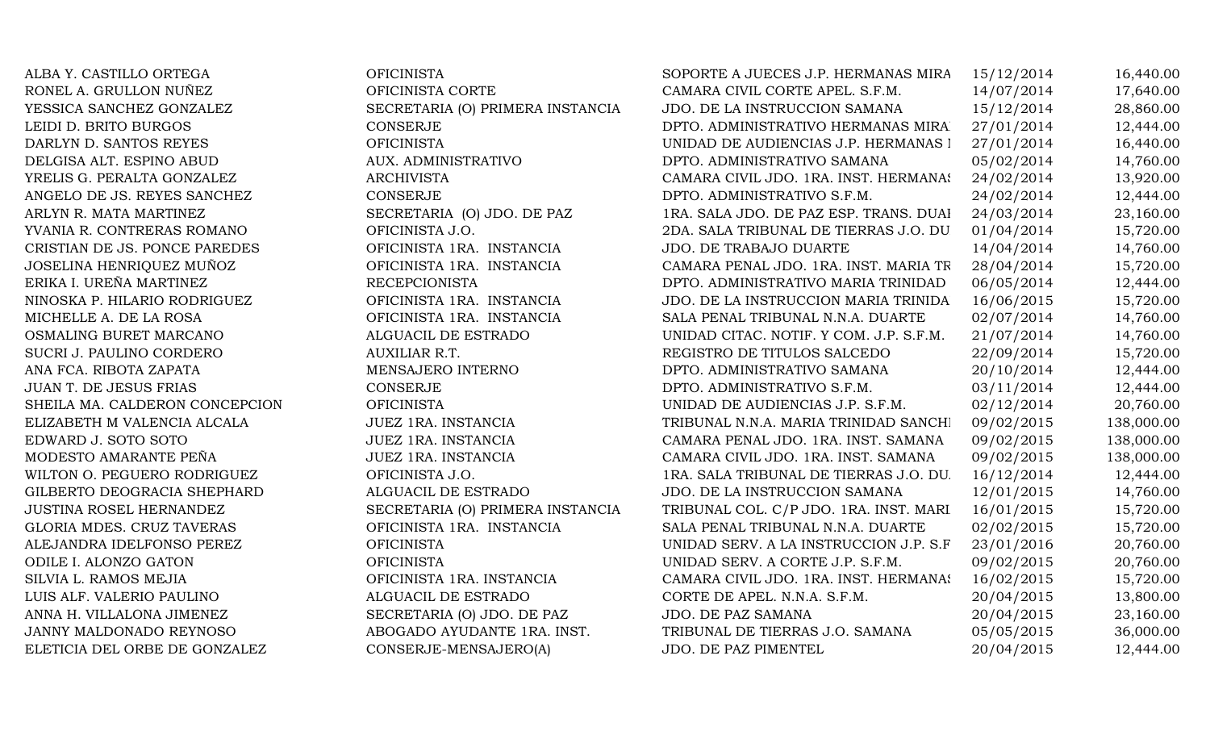| | | | | |
|---|---|---|---|---|
| ALBA Y. CASTILLO ORTEGA | OFICINISTA | SOPORTE A JUECES J.P. HERMANAS MIRA | 15/12/2014 | 16,440.00 |
| RONEL A. GRULLON NUÑEZ | OFICINISTA CORTE | CAMARA CIVIL CORTE APEL. S.F.M. | 14/07/2014 | 17,640.00 |
| YESSICA SANCHEZ GONZALEZ | SECRETARIA (O) PRIMERA INSTANCIA | JDO. DE LA INSTRUCCION SAMANA | 15/12/2014 | 28,860.00 |
| LEIDI D. BRITO BURGOS | CONSERJE | DPTO. ADMINISTRATIVO HERMANAS MIRA | 27/01/2014 | 12,444.00 |
| DARLYN D. SANTOS REYES | OFICINISTA | UNIDAD DE AUDIENCIAS J.P. HERMANAS I | 27/01/2014 | 16,440.00 |
| DELGISA ALT. ESPINO ABUD | AUX. ADMINISTRATIVO | DPTO. ADMINISTRATIVO SAMANA | 05/02/2014 | 14,760.00 |
| YRELIS G. PERALTA GONZALEZ | ARCHIVISTA | CAMARA CIVIL JDO. 1RA. INST. HERMANAS | 24/02/2014 | 13,920.00 |
| ANGELO DE JS. REYES SANCHEZ | CONSERJE | DPTO. ADMINISTRATIVO S.F.M. | 24/02/2014 | 12,444.00 |
| ARLYN R. MATA MARTINEZ | SECRETARIA (O) JDO. DE PAZ | 1RA. SALA JDO. DE PAZ ESP. TRANS. DUAI | 24/03/2014 | 23,160.00 |
| YVANIA R. CONTRERAS ROMANO | OFICINISTA J.O. | 2DA. SALA TRIBUNAL DE TIERRAS J.O. DU | 01/04/2014 | 15,720.00 |
| CRISTIAN DE JS. PONCE PAREDES | OFICINISTA 1RA. INSTANCIA | JDO. DE TRABAJO DUARTE | 14/04/2014 | 14,760.00 |
| JOSELINA HENRIQUEZ MUÑOZ | OFICINISTA 1RA. INSTANCIA | CAMARA PENAL JDO. 1RA. INST. MARIA TR | 28/04/2014 | 15,720.00 |
| ERIKA I. UREÑA MARTINEZ | RECEPCIONISTA | DPTO. ADMINISTRATIVO MARIA TRINIDAD | 06/05/2014 | 12,444.00 |
| NINOSKA P. HILARIO RODRIGUEZ | OFICINISTA 1RA. INSTANCIA | JDO. DE LA INSTRUCCION MARIA TRINIDA | 16/06/2015 | 15,720.00 |
| MICHELLE A. DE LA ROSA | OFICINISTA 1RA. INSTANCIA | SALA PENAL TRIBUNAL N.N.A. DUARTE | 02/07/2014 | 14,760.00 |
| OSMALING BURET MARCANO | ALGUACIL DE ESTRADO | UNIDAD CITAC. NOTIF. Y COM. J.P. S.F.M. | 21/07/2014 | 14,760.00 |
| SUCRI J. PAULINO CORDERO | AUXILIAR R.T. | REGISTRO DE TITULOS SALCEDO | 22/09/2014 | 15,720.00 |
| ANA FCA. RIBOTA ZAPATA | MENSAJERO INTERNO | DPTO. ADMINISTRATIVO SAMANA | 20/10/2014 | 12,444.00 |
| JUAN T. DE JESUS FRIAS | CONSERJE | DPTO. ADMINISTRATIVO S.F.M. | 03/11/2014 | 12,444.00 |
| SHEILA MA. CALDERON CONCEPCION | OFICINISTA | UNIDAD DE AUDIENCIAS J.P. S.F.M. | 02/12/2014 | 20,760.00 |
| ELIZABETH M VALENCIA ALCALA | JUEZ 1RA. INSTANCIA | TRIBUNAL N.N.A. MARIA TRINIDAD SANCHI | 09/02/2015 | 138,000.00 |
| EDWARD J. SOTO SOTO | JUEZ 1RA. INSTANCIA | CAMARA PENAL JDO. 1RA. INST. SAMANA | 09/02/2015 | 138,000.00 |
| MODESTO AMARANTE PEÑA | JUEZ 1RA. INSTANCIA | CAMARA CIVIL JDO. 1RA. INST. SAMANA | 09/02/2015 | 138,000.00 |
| WILTON O. PEGUERO RODRIGUEZ | OFICINISTA J.O. | 1RA. SALA TRIBUNAL DE TIERRAS J.O. DU | 16/12/2014 | 12,444.00 |
| GILBERTO DEOGRACIA SHEPHARD | ALGUACIL DE ESTRADO | JDO. DE LA INSTRUCCION SAMANA | 12/01/2015 | 14,760.00 |
| JUSTINA ROSEL HERNANDEZ | SECRETARIA (O) PRIMERA INSTANCIA | TRIBUNAL COL. C/P JDO. 1RA. INST. MARI | 16/01/2015 | 15,720.00 |
| GLORIA MDES. CRUZ TAVERAS | OFICINISTA 1RA. INSTANCIA | SALA PENAL TRIBUNAL N.N.A. DUARTE | 02/02/2015 | 15,720.00 |
| ALEJANDRA IDELFONSO PEREZ | OFICINISTA | UNIDAD SERV. A LA INSTRUCCION J.P. S.F | 23/01/2016 | 20,760.00 |
| ODILE I. ALONZO GATON | OFICINISTA | UNIDAD SERV. A CORTE J.P. S.F.M. | 09/02/2015 | 20,760.00 |
| SILVIA L. RAMOS MEJIA | OFICINISTA 1RA. INSTANCIA | CAMARA CIVIL JDO. 1RA. INST. HERMANAS | 16/02/2015 | 15,720.00 |
| LUIS ALF. VALERIO PAULINO | ALGUACIL DE ESTRADO | CORTE DE APEL. N.N.A. S.F.M. | 20/04/2015 | 13,800.00 |
| ANNA H. VILLALONA JIMENEZ | SECRETARIA (O) JDO. DE PAZ | JDO. DE PAZ SAMANA | 20/04/2015 | 23,160.00 |
| JANNY MALDONADO REYNOSO | ABOGADO AYUDANTE 1RA. INST. | TRIBUNAL DE TIERRAS J.O. SAMANA | 05/05/2015 | 36,000.00 |
| ELETICIA DEL ORBE DE GONZALEZ | CONSERJE-MENSAJERO(A) | JDO. DE PAZ PIMENTEL | 20/04/2015 | 12,444.00 |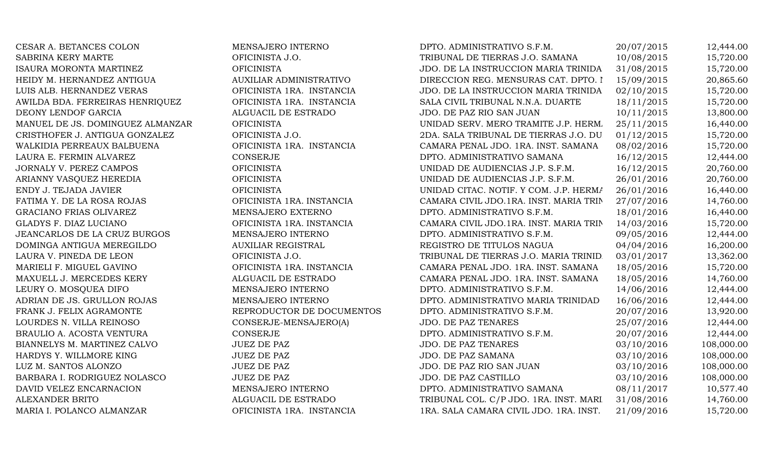| | | | | |
|---|---|---|---|---|
| CESAR A. BETANCES COLON | MENSAJERO INTERNO | DPTO. ADMINISTRATIVO S.F.M. | 20/07/2015 | 12,444.00 |
| SABRINA KERY MARTE | OFICINISTA J.O. | TRIBUNAL DE TIERRAS J.O. SAMANA | 10/08/2015 | 15,720.00 |
| ISAURA MORONTA MARTINEZ | OFICINISTA | JDO. DE LA INSTRUCCION MARIA TRINIDA | 31/08/2015 | 15,720.00 |
| HEIDY M. HERNANDEZ ANTIGUA | AUXILIAR ADMINISTRATIVO | DIRECCION REG. MENSURAS CAT. DPTO. I | 15/09/2015 | 20,865.60 |
| LUIS ALB. HERNANDEZ VERAS | OFICINISTA 1RA. INSTANCIA | JDO. DE LA INSTRUCCION MARIA TRINIDA | 02/10/2015 | 15,720.00 |
| AWILDA BDA. FERREIRAS HENRIQUEZ | OFICINISTA 1RA. INSTANCIA | SALA CIVIL TRIBUNAL N.N.A. DUARTE | 18/11/2015 | 15,720.00 |
| DEONY LENDOF GARCIA | ALGUACIL DE ESTRADO | JDO. DE PAZ RIO SAN JUAN | 10/11/2015 | 13,800.00 |
| MANUEL DE JS. DOMINGUEZ ALMANZAR | OFICINISTA | UNIDAD SERV. MERO TRAMITE J.P. HERM. | 25/11/2015 | 16,440.00 |
| CRISTHOFER J. ANTIGUA GONZALEZ | OFICINISTA J.O. | 2DA. SALA TRIBUNAL DE TIERRAS J.O. DU | 01/12/2015 | 15,720.00 |
| WALKIDIA PERREAUX BALBUENA | OFICINISTA 1RA. INSTANCIA | CAMARA PENAL JDO. 1RA. INST. SAMANA | 08/02/2016 | 15,720.00 |
| LAURA E. FERMIN ALVAREZ | CONSERJE | DPTO. ADMINISTRATIVO SAMANA | 16/12/2015 | 12,444.00 |
| JORNALY V. PEREZ CAMPOS | OFICINISTA | UNIDAD DE AUDIENCIAS J.P. S.F.M. | 16/12/2015 | 20,760.00 |
| ARIANNY VASQUEZ HEREDIA | OFICINISTA | UNIDAD DE AUDIENCIAS J.P. S.F.M. | 26/01/2016 | 20,760.00 |
| ENDY J. TEJADA JAVIER | OFICINISTA | UNIDAD CITAC. NOTIF. Y COM. J.P. HERMA | 26/01/2016 | 16,440.00 |
| FATIMA Y. DE LA ROSA ROJAS | OFICINISTA 1RA. INSTANCIA | CAMARA CIVIL JDO.1RA. INST. MARIA TRIN | 27/07/2016 | 14,760.00 |
| GRACIANO FRIAS OLIVAREZ | MENSAJERO EXTERNO | DPTO. ADMINISTRATIVO S.F.M. | 18/01/2016 | 16,440.00 |
| GLADYS F. DIAZ LUCIANO | OFICINISTA 1RA. INSTANCIA | CAMARA CIVIL JDO.1RA. INST. MARIA TRIN | 14/03/2016 | 15,720.00 |
| JEANCARLOS DE LA CRUZ BURGOS | MENSAJERO INTERNO | DPTO. ADMINISTRATIVO S.F.M. | 09/05/2016 | 12,444.00 |
| DOMINGA ANTIGUA MEREGILDO | AUXILIAR REGISTRAL | REGISTRO DE TITULOS NAGUA | 04/04/2016 | 16,200.00 |
| LAURA V. PINEDA DE LEON | OFICINISTA J.O. | TRIBUNAL DE TIERRAS J.O. MARIA TRINID. | 03/01/2017 | 13,362.00 |
| MARIELI F. MIGUEL GAVINO | OFICINISTA 1RA. INSTANCIA | CAMARA PENAL JDO. 1RA. INST. SAMANA | 18/05/2016 | 15,720.00 |
| MAXUELL J. MERCEDES KERY | ALGUACIL DE ESTRADO | CAMARA PENAL JDO. 1RA. INST. SAMANA | 18/05/2016 | 14,760.00 |
| LEURY O. MOSQUEA DIFO | MENSAJERO INTERNO | DPTO. ADMINISTRATIVO S.F.M. | 14/06/2016 | 12,444.00 |
| ADRIAN DE JS. GRULLON ROJAS | MENSAJERO INTERNO | DPTO. ADMINISTRATIVO MARIA TRINIDAD | 16/06/2016 | 12,444.00 |
| FRANK J. FELIX AGRAMONTE | REPRODUCTOR DE DOCUMENTOS | DPTO. ADMINISTRATIVO S.F.M. | 20/07/2016 | 13,920.00 |
| LOURDES N. VILLA REINOSO | CONSERJE-MENSAJERO(A) | JDO. DE PAZ TENARES | 25/07/2016 | 12,444.00 |
| BRAULIO A. ACOSTA VENTURA | CONSERJE | DPTO. ADMINISTRATIVO S.F.M. | 20/07/2016 | 12,444.00 |
| BIANNELYS M. MARTINEZ CALVO | JUEZ DE PAZ | JDO. DE PAZ TENARES | 03/10/2016 | 108,000.00 |
| HARDYS Y. WILLMORE KING | JUEZ DE PAZ | JDO. DE PAZ SAMANA | 03/10/2016 | 108,000.00 |
| LUZ M. SANTOS ALONZO | JUEZ DE PAZ | JDO. DE PAZ RIO SAN JUAN | 03/10/2016 | 108,000.00 |
| BARBARA I. RODRIGUEZ NOLASCO | JUEZ DE PAZ | JDO. DE PAZ CASTILLO | 03/10/2016 | 108,000.00 |
| DAVID VELEZ ENCARNACION | MENSAJERO INTERNO | DPTO. ADMINISTRATIVO SAMANA | 08/11/2017 | 10,577.40 |
| ALEXANDER BRITO | ALGUACIL DE ESTRADO | TRIBUNAL COL. C/P JDO. 1RA. INST. MARI | 31/08/2016 | 14,760.00 |
| MARIA I. POLANCO ALMANZAR | OFICINISTA 1RA. INSTANCIA | 1RA. SALA CAMARA CIVIL JDO. 1RA. INST. | 21/09/2016 | 15,720.00 |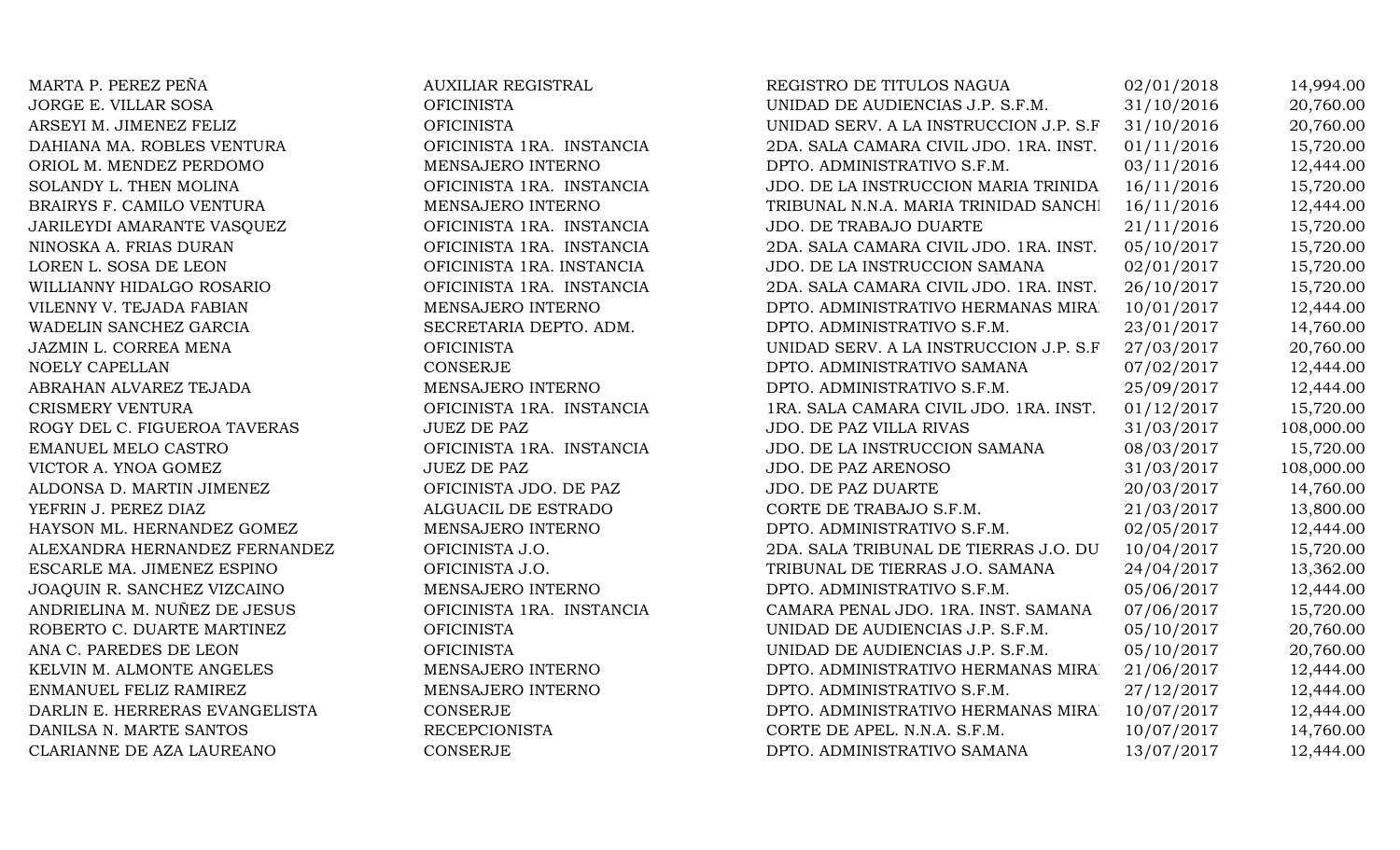| | | | | |
|---|---|---|---|---|
| MARTA P. PEREZ PEÑA | AUXILIAR REGISTRAL | REGISTRO DE TITULOS NAGUA | 02/01/2018 | 14,994.00 |
| JORGE E. VILLAR SOSA | OFICINISTA | UNIDAD DE AUDIENCIAS J.P. S.F.M. | 31/10/2016 | 20,760.00 |
| ARSEYI M. JIMENEZ FELIZ | OFICINISTA | UNIDAD SERV. A LA INSTRUCCION J.P. S.F | 31/10/2016 | 20,760.00 |
| DAHIANA MA. ROBLES VENTURA | OFICINISTA 1RA. INSTANCIA | 2DA. SALA CAMARA CIVIL JDO. 1RA. INST. | 01/11/2016 | 15,720.00 |
| ORIOL M. MENDEZ PERDOMO | MENSAJERO INTERNO | DPTO. ADMINISTRATIVO S.F.M. | 03/11/2016 | 12,444.00 |
| SOLANDY L. THEN MOLINA | OFICINISTA 1RA. INSTANCIA | JDO. DE LA INSTRUCCION MARIA TRINIDA | 16/11/2016 | 15,720.00 |
| BRAIRYS F. CAMILO VENTURA | MENSAJERO INTERNO | TRIBUNAL N.N.A. MARIA TRINIDAD SANCHI | 16/11/2016 | 12,444.00 |
| JARILEYDI AMARANTE VASQUEZ | OFICINISTA 1RA. INSTANCIA | JDO. DE TRABAJO DUARTE | 21/11/2016 | 15,720.00 |
| NINOSKA A. FRIAS DURAN | OFICINISTA 1RA. INSTANCIA | 2DA. SALA CAMARA CIVIL JDO. 1RA. INST. | 05/10/2017 | 15,720.00 |
| LOREN L. SOSA DE LEON | OFICINISTA 1RA. INSTANCIA | JDO. DE LA INSTRUCCION SAMANA | 02/01/2017 | 15,720.00 |
| WILLIANNY HIDALGO ROSARIO | OFICINISTA 1RA. INSTANCIA | 2DA. SALA CAMARA CIVIL JDO. 1RA. INST. | 26/10/2017 | 15,720.00 |
| VILENNY V. TEJADA FABIAN | MENSAJERO INTERNO | DPTO. ADMINISTRATIVO HERMANAS MIRA | 10/01/2017 | 12,444.00 |
| WADELIN SANCHEZ GARCIA | SECRETARIA DEPTO. ADM. | DPTO. ADMINISTRATIVO S.F.M. | 23/01/2017 | 14,760.00 |
| JAZMIN L. CORREA MENA | OFICINISTA | UNIDAD SERV. A LA INSTRUCCION J.P. S.F | 27/03/2017 | 20,760.00 |
| NOELY CAPELLAN | CONSERJE | DPTO. ADMINISTRATIVO SAMANA | 07/02/2017 | 12,444.00 |
| ABRAHAN ALVAREZ TEJADA | MENSAJERO INTERNO | DPTO. ADMINISTRATIVO S.F.M. | 25/09/2017 | 12,444.00 |
| CRISMERY VENTURA | OFICINISTA 1RA. INSTANCIA | 1RA. SALA CAMARA CIVIL JDO. 1RA. INST. | 01/12/2017 | 15,720.00 |
| ROGY DEL C. FIGUEROA TAVERAS | JUEZ DE PAZ | JDO. DE PAZ VILLA RIVAS | 31/03/2017 | 108,000.00 |
| EMANUEL MELO CASTRO | OFICINISTA 1RA. INSTANCIA | JDO. DE LA INSTRUCCION SAMANA | 08/03/2017 | 15,720.00 |
| VICTOR A. YNOA GOMEZ | JUEZ DE PAZ | JDO. DE PAZ ARENOSO | 31/03/2017 | 108,000.00 |
| ALDONSA D. MARTIN JIMENEZ | OFICINISTA JDO. DE PAZ | JDO. DE PAZ DUARTE | 20/03/2017 | 14,760.00 |
| YEFRIN J. PEREZ DIAZ | ALGUACIL DE ESTRADO | CORTE DE TRABAJO S.F.M. | 21/03/2017 | 13,800.00 |
| HAYSON ML. HERNANDEZ GOMEZ | MENSAJERO INTERNO | DPTO. ADMINISTRATIVO S.F.M. | 02/05/2017 | 12,444.00 |
| ALEXANDRA HERNANDEZ FERNANDEZ | OFICINISTA J.O. | 2DA. SALA TRIBUNAL DE TIERRAS J.O. DU | 10/04/2017 | 15,720.00 |
| ESCARLE MA. JIMENEZ ESPINO | OFICINISTA J.O. | TRIBUNAL DE TIERRAS J.O. SAMANA | 24/04/2017 | 13,362.00 |
| JOAQUIN R. SANCHEZ VIZCAINO | MENSAJERO INTERNO | DPTO. ADMINISTRATIVO S.F.M. | 05/06/2017 | 12,444.00 |
| ANDRIELINA M. NUÑEZ DE JESUS | OFICINISTA 1RA. INSTANCIA | CAMARA PENAL JDO. 1RA. INST. SAMANA | 07/06/2017 | 15,720.00 |
| ROBERTO C. DUARTE MARTINEZ | OFICINISTA | UNIDAD DE AUDIENCIAS J.P. S.F.M. | 05/10/2017 | 20,760.00 |
| ANA C. PAREDES DE LEON | OFICINISTA | UNIDAD DE AUDIENCIAS J.P. S.F.M. | 05/10/2017 | 20,760.00 |
| KELVIN M. ALMONTE ANGELES | MENSAJERO INTERNO | DPTO. ADMINISTRATIVO HERMANAS MIRA | 21/06/2017 | 12,444.00 |
| ENMANUEL FELIZ RAMIREZ | MENSAJERO INTERNO | DPTO. ADMINISTRATIVO S.F.M. | 27/12/2017 | 12,444.00 |
| DARLIN E. HERRERAS EVANGELISTA | CONSERJE | DPTO. ADMINISTRATIVO HERMANAS MIRA | 10/07/2017 | 12,444.00 |
| DANILSA N. MARTE SANTOS | RECEPCIONISTA | CORTE DE APEL. N.N.A. S.F.M. | 10/07/2017 | 14,760.00 |
| CLARIANNE DE AZA LAUREANO | CONSERJE | DPTO. ADMINISTRATIVO SAMANA | 13/07/2017 | 12,444.00 |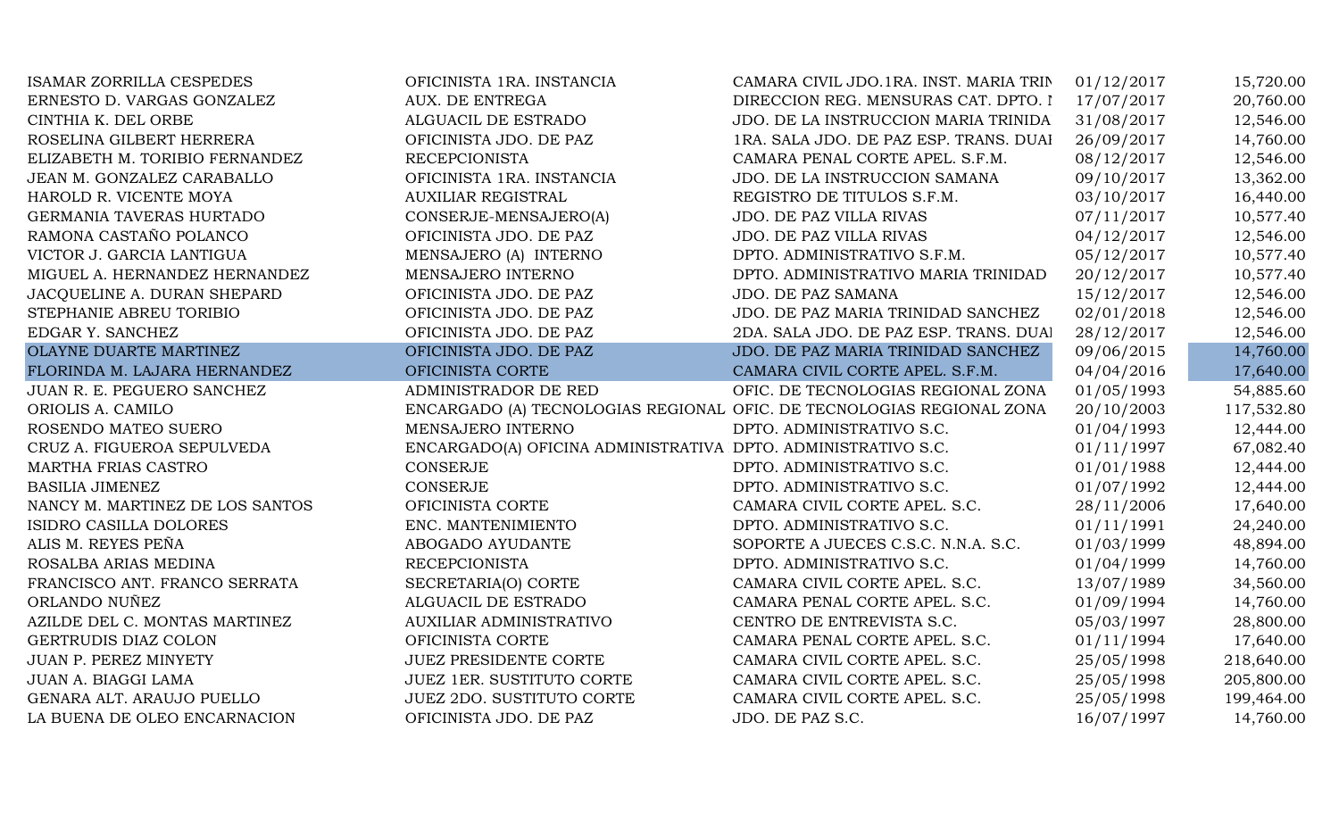| | | | | |
|---|---|---|---|---|
| ISAMAR ZORRILLA CESPEDES | OFICINISTA 1RA. INSTANCIA | CAMARA CIVIL JDO.1RA. INST. MARIA TRIN | 01/12/2017 | 15,720.00 |
| ERNESTO D. VARGAS GONZALEZ | AUX. DE ENTREGA | DIRECCION REG. MENSURAS CAT. DPTO. I | 17/07/2017 | 20,760.00 |
| CINTHIA K. DEL ORBE | ALGUACIL DE ESTRADO | JDO. DE LA INSTRUCCION MARIA TRINIDA | 31/08/2017 | 12,546.00 |
| ROSELINA GILBERT HERRERA | OFICINISTA JDO. DE PAZ | 1RA. SALA JDO. DE PAZ ESP. TRANS. DUAI | 26/09/2017 | 14,760.00 |
| ELIZABETH M. TORIBIO FERNANDEZ | RECEPCIONISTA | CAMARA PENAL CORTE APEL. S.F.M. | 08/12/2017 | 12,546.00 |
| JEAN M. GONZALEZ CARABALLO | OFICINISTA 1RA. INSTANCIA | JDO. DE LA INSTRUCCION SAMANA | 09/10/2017 | 13,362.00 |
| HAROLD R. VICENTE MOYA | AUXILIAR REGISTRAL | REGISTRO DE TITULOS S.F.M. | 03/10/2017 | 16,440.00 |
| GERMANIA TAVERAS HURTADO | CONSERJE-MENSAJERO(A) | JDO. DE PAZ VILLA RIVAS | 07/11/2017 | 10,577.40 |
| RAMONA CASTAÑO POLANCO | OFICINISTA JDO. DE PAZ | JDO. DE PAZ VILLA RIVAS | 04/12/2017 | 12,546.00 |
| VICTOR J. GARCIA LANTIGUA | MENSAJERO (A) INTERNO | DPTO. ADMINISTRATIVO S.F.M. | 05/12/2017 | 10,577.40 |
| MIGUEL A. HERNANDEZ HERNANDEZ | MENSAJERO INTERNO | DPTO. ADMINISTRATIVO MARIA TRINIDAD | 20/12/2017 | 10,577.40 |
| JACQUELINE A. DURAN SHEPARD | OFICINISTA JDO. DE PAZ | JDO. DE PAZ SAMANA | 15/12/2017 | 12,546.00 |
| STEPHANIE ABREU TORIBIO | OFICINISTA JDO. DE PAZ | JDO. DE PAZ MARIA TRINIDAD SANCHEZ | 02/01/2018 | 12,546.00 |
| EDGAR Y. SANCHEZ | OFICINISTA JDO. DE PAZ | 2DA. SALA JDO. DE PAZ ESP. TRANS. DUAI | 28/12/2017 | 12,546.00 |
| OLAYNE DUARTE MARTINEZ | OFICINISTA JDO. DE PAZ | JDO. DE PAZ MARIA TRINIDAD SANCHEZ | 09/06/2015 | 14,760.00 |
| FLORINDA M. LAJARA HERNANDEZ | OFICINISTA CORTE | CAMARA CIVIL CORTE APEL. S.F.M. | 04/04/2016 | 17,640.00 |
| JUAN R. E. PEGUERO SANCHEZ | ADMINISTRADOR DE RED | OFIC. DE TECNOLOGIAS REGIONAL ZONA | 01/05/1993 | 54,885.60 |
| ORIOLIS A. CAMILO | ENCARGADO (A) TECNOLOGIAS REGIONAL | OFIC. DE TECNOLOGIAS REGIONAL ZONA | 20/10/2003 | 117,532.80 |
| ROSENDO MATEO SUERO | MENSAJERO INTERNO | DPTO. ADMINISTRATIVO S.C. | 01/04/1993 | 12,444.00 |
| CRUZ A. FIGUEROA SEPULVEDA | ENCARGADO(A) OFICINA ADMINISTRATIVA | DPTO. ADMINISTRATIVO S.C. | 01/11/1997 | 67,082.40 |
| MARTHA FRIAS CASTRO | CONSERJE | DPTO. ADMINISTRATIVO S.C. | 01/01/1988 | 12,444.00 |
| BASILIA JIMENEZ | CONSERJE | DPTO. ADMINISTRATIVO S.C. | 01/07/1992 | 12,444.00 |
| NANCY M. MARTINEZ DE LOS SANTOS | OFICINISTA CORTE | CAMARA CIVIL CORTE APEL. S.C. | 28/11/2006 | 17,640.00 |
| ISIDRO CASILLA DOLORES | ENC. MANTENIMIENTO | DPTO. ADMINISTRATIVO S.C. | 01/11/1991 | 24,240.00 |
| ALIS M. REYES PEÑA | ABOGADO AYUDANTE | SOPORTE A JUECES C.S.C. N.N.A. S.C. | 01/03/1999 | 48,894.00 |
| ROSALBA ARIAS MEDINA | RECEPCIONISTA | DPTO. ADMINISTRATIVO S.C. | 01/04/1999 | 14,760.00 |
| FRANCISCO ANT. FRANCO SERRATA | SECRETARIA(O) CORTE | CAMARA CIVIL CORTE APEL. S.C. | 13/07/1989 | 34,560.00 |
| ORLANDO NUÑEZ | ALGUACIL DE ESTRADO | CAMARA PENAL CORTE APEL. S.C. | 01/09/1994 | 14,760.00 |
| AZILDE DEL C. MONTAS MARTINEZ | AUXILIAR ADMINISTRATIVO | CENTRO DE ENTREVISTA S.C. | 05/03/1997 | 28,800.00 |
| GERTRUDIS DIAZ COLON | OFICINISTA CORTE | CAMARA PENAL CORTE APEL. S.C. | 01/11/1994 | 17,640.00 |
| JUAN P. PEREZ MINYETY | JUEZ PRESIDENTE CORTE | CAMARA CIVIL CORTE APEL. S.C. | 25/05/1998 | 218,640.00 |
| JUAN A. BIAGGI LAMA | JUEZ 1ER. SUSTITUTO CORTE | CAMARA CIVIL CORTE APEL. S.C. | 25/05/1998 | 205,800.00 |
| GENARA ALT. ARAUJO PUELLO | JUEZ 2DO. SUSTITUTO CORTE | CAMARA CIVIL CORTE APEL. S.C. | 25/05/1998 | 199,464.00 |
| LA BUENA DE OLEO ENCARNACION | OFICINISTA JDO. DE PAZ | JDO. DE PAZ S.C. | 16/07/1997 | 14,760.00 |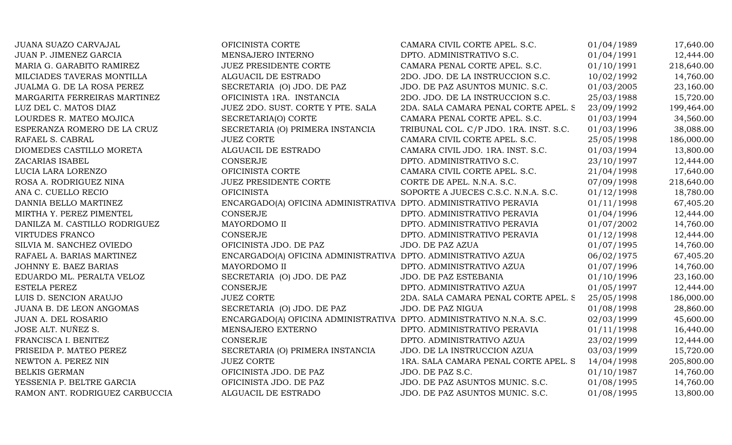| | | | | |
|---|---|---|---|---|
| JUANA SUAZO CARVAJAL | OFICINISTA CORTE | CAMARA CIVIL CORTE APEL. S.C. | 01/04/1989 | 17,640.00 |
| JUAN P. JIMENEZ GARCIA | MENSAJERO INTERNO | DPTO. ADMINISTRATIVO S.C. | 01/04/1991 | 12,444.00 |
| MARIA G. GARABITO RAMIREZ | JUEZ PRESIDENTE CORTE | CAMARA PENAL CORTE APEL. S.C. | 01/10/1991 | 218,640.00 |
| MILCIADES TAVERAS MONTILLA | ALGUACIL DE ESTRADO | 2DO. JDO. DE LA INSTRUCCION S.C. | 10/02/1992 | 14,760.00 |
| JUALMA G. DE LA ROSA PEREZ | SECRETARIA (O) JDO. DE PAZ | JDO. DE PAZ ASUNTOS MUNIC. S.C. | 01/03/2005 | 23,160.00 |
| MARGARITA FERREIRAS MARTINEZ | OFICINISTA 1RA. INSTANCIA | 2DO. JDO. DE LA INSTRUCCION S.C. | 25/03/1988 | 15,720.00 |
| LUZ DEL C. MATOS DIAZ | JUEZ 2DO. SUST. CORTE Y PTE. SALA | 2DA. SALA CAMARA PENAL CORTE APEL. S | 23/09/1992 | 199,464.00 |
| LOURDES R. MATEO MOJICA | SECRETARIA(O) CORTE | CAMARA PENAL CORTE APEL. S.C. | 01/03/1994 | 34,560.00 |
| ESPERANZA ROMERO DE LA CRUZ | SECRETARIA (O) PRIMERA INSTANCIA | TRIBUNAL COL. C/P JDO. 1RA. INST. S.C. | 01/03/1996 | 38,088.00 |
| RAFAEL S. CABRAL | JUEZ CORTE | CAMARA CIVIL CORTE APEL. S.C. | 25/05/1998 | 186,000.00 |
| DIOMEDES CASTILLO MORETA | ALGUACIL DE ESTRADO | CAMARA CIVIL JDO. 1RA. INST. S.C. | 01/03/1994 | 13,800.00 |
| ZACARIAS ISABEL | CONSERJE | DPTO. ADMINISTRATIVO S.C. | 23/10/1997 | 12,444.00 |
| LUCIA LARA LORENZO | OFICINISTA CORTE | CAMARA CIVIL CORTE APEL. S.C. | 21/04/1998 | 17,640.00 |
| ROSA A. RODRIGUEZ NINA | JUEZ PRESIDENTE CORTE | CORTE DE APEL. N.N.A. S.C. | 07/09/1998 | 218,640.00 |
| ANA C. CUELLO RECIO | OFICINISTA | SOPORTE A JUECES C.S.C. N.N.A. S.C. | 01/12/1998 | 18,780.00 |
| DANNIA BELLO MARTINEZ | ENCARGADO(A) OFICINA ADMINISTRATIVA | DPTO. ADMINISTRATIVO PERAVIA | 01/11/1998 | 67,405.20 |
| MIRTHA Y. PEREZ PIMENTEL | CONSERJE | DPTO. ADMINISTRATIVO PERAVIA | 01/04/1996 | 12,444.00 |
| DANILZA M. CASTILLO RODRIGUEZ | MAYORDOMO II | DPTO. ADMINISTRATIVO PERAVIA | 01/07/2002 | 14,760.00 |
| VIRTUDES FRANCO | CONSERJE | DPTO. ADMINISTRATIVO PERAVIA | 01/12/1998 | 12,444.00 |
| SILVIA M. SANCHEZ OVIEDO | OFICINISTA JDO. DE PAZ | JDO. DE PAZ AZUA | 01/07/1995 | 14,760.00 |
| RAFAEL A. BARIAS MARTINEZ | ENCARGADO(A) OFICINA ADMINISTRATIVA | DPTO. ADMINISTRATIVO AZUA | 06/02/1975 | 67,405.20 |
| JOHNNY E. BAEZ BARIAS | MAYORDOMO II | DPTO. ADMINISTRATIVO AZUA | 01/07/1996 | 14,760.00 |
| EDUARDO ML. PERALTA VELOZ | SECRETARIA (O) JDO. DE PAZ | JDO. DE PAZ ESTEBANIA | 01/10/1996 | 23,160.00 |
| ESTELA PEREZ | CONSERJE | DPTO. ADMINISTRATIVO AZUA | 01/05/1997 | 12,444.00 |
| LUIS D. SENCION ARAUJO | JUEZ CORTE | 2DA. SALA CAMARA PENAL CORTE APEL. S | 25/05/1998 | 186,000.00 |
| JUANA B. DE LEON ANGOMAS | SECRETARIA (O) JDO. DE PAZ | JDO. DE PAZ NIGUA | 01/08/1998 | 28,860.00 |
| JUAN A. DEL ROSARIO | ENCARGADO(A) OFICINA ADMINISTRATIVA | DPTO. ADMINISTRATIVO N.N.A. S.C. | 02/03/1999 | 45,600.00 |
| JOSE ALT. NUÑEZ S. | MENSAJERO EXTERNO | DPTO. ADMINISTRATIVO PERAVIA | 01/11/1998 | 16,440.00 |
| FRANCISCA I. BENITEZ | CONSERJE | DPTO. ADMINISTRATIVO AZUA | 23/02/1999 | 12,444.00 |
| PRISEIDA P. MATEO PEREZ | SECRETARIA (O) PRIMERA INSTANCIA | JDO. DE LA INSTRUCCION AZUA | 03/03/1999 | 15,720.00 |
| NEWTON A. PEREZ NIN | JUEZ CORTE | 1RA. SALA CAMARA PENAL CORTE APEL. S | 14/04/1998 | 205,800.00 |
| BELKIS GERMAN | OFICINISTA JDO. DE PAZ | JDO. DE PAZ S.C. | 01/10/1987 | 14,760.00 |
| YESSENIA P. BELTRE GARCIA | OFICINISTA JDO. DE PAZ | JDO. DE PAZ ASUNTOS MUNIC. S.C. | 01/08/1995 | 14,760.00 |
| RAMON ANT. RODRIGUEZ CARBUCCIA | ALGUACIL DE ESTRADO | JDO. DE PAZ ASUNTOS MUNIC. S.C. | 01/08/1995 | 13,800.00 |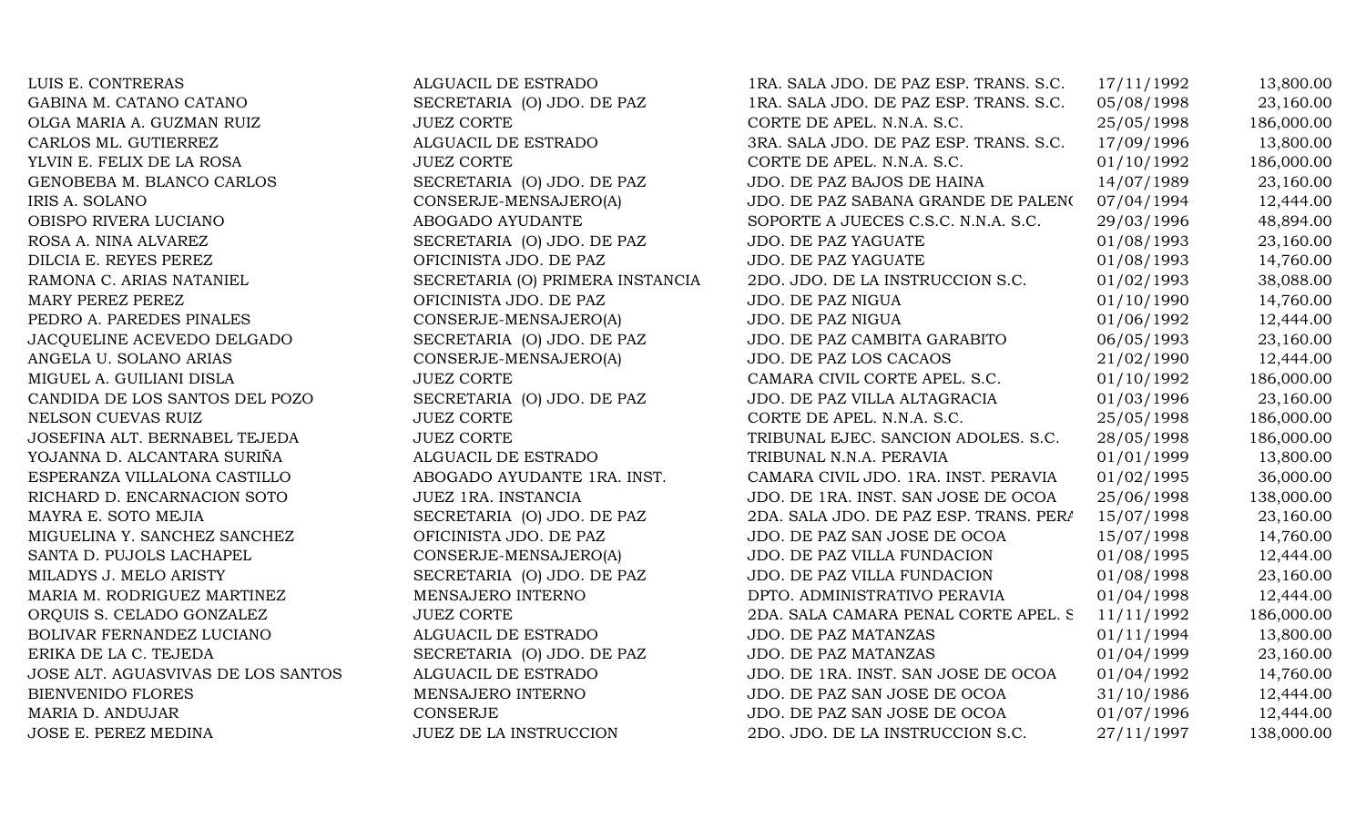| | | | | |
|---|---|---|---|---|
| LUIS E. CONTRERAS | ALGUACIL DE ESTRADO | 1RA. SALA JDO. DE PAZ ESP. TRANS. S.C. | 17/11/1992 | 13,800.00 |
| GABINA M. CATANO CATANO | SECRETARIA (O) JDO. DE PAZ | 1RA. SALA JDO. DE PAZ ESP. TRANS. S.C. | 05/08/1998 | 23,160.00 |
| OLGA MARIA A. GUZMAN RUIZ | JUEZ CORTE | CORTE DE APEL. N.N.A. S.C. | 25/05/1998 | 186,000.00 |
| CARLOS ML. GUTIERREZ | ALGUACIL DE ESTRADO | 3RA. SALA JDO. DE PAZ ESP. TRANS. S.C. | 17/09/1996 | 13,800.00 |
| YLVIN E. FELIX DE LA ROSA | JUEZ CORTE | CORTE DE APEL. N.N.A. S.C. | 01/10/1992 | 186,000.00 |
| GENOBEBA M. BLANCO CARLOS | SECRETARIA (O) JDO. DE PAZ | JDO. DE PAZ BAJOS DE HAINA | 14/07/1989 | 23,160.00 |
| IRIS A. SOLANO | CONSERJE-MENSAJERO(A) | JDO. DE PAZ SABANA GRANDE DE PALENQ | 07/04/1994 | 12,444.00 |
| OBISPO RIVERA LUCIANO | ABOGADO AYUDANTE | SOPORTE A JUECES C.S.C. N.N.A. S.C. | 29/03/1996 | 48,894.00 |
| ROSA A. NINA ALVAREZ | SECRETARIA (O) JDO. DE PAZ | JDO. DE PAZ YAGUATE | 01/08/1993 | 23,160.00 |
| DILCIA E. REYES PEREZ | OFICINISTA JDO. DE PAZ | JDO. DE PAZ YAGUATE | 01/08/1993 | 14,760.00 |
| RAMONA C. ARIAS NATANIEL | SECRETARIA (O) PRIMERA INSTANCIA | 2DO. JDO. DE LA INSTRUCCION S.C. | 01/02/1993 | 38,088.00 |
| MARY PEREZ PEREZ | OFICINISTA JDO. DE PAZ | JDO. DE PAZ NIGUA | 01/10/1990 | 14,760.00 |
| PEDRO A. PAREDES PINALES | CONSERJE-MENSAJERO(A) | JDO. DE PAZ NIGUA | 01/06/1992 | 12,444.00 |
| JACQUELINE ACEVEDO DELGADO | SECRETARIA (O) JDO. DE PAZ | JDO. DE PAZ CAMBITA GARABITO | 06/05/1993 | 23,160.00 |
| ANGELA U. SOLANO ARIAS | CONSERJE-MENSAJERO(A) | JDO. DE PAZ LOS CACAOS | 21/02/1990 | 12,444.00 |
| MIGUEL A. GUILIANI DISLA | JUEZ CORTE | CAMARA CIVIL CORTE APEL. S.C. | 01/10/1992 | 186,000.00 |
| CANDIDA DE LOS SANTOS DEL POZO | SECRETARIA (O) JDO. DE PAZ | JDO. DE PAZ VILLA ALTAGRACIA | 01/03/1996 | 23,160.00 |
| NELSON CUEVAS RUIZ | JUEZ CORTE | CORTE DE APEL. N.N.A. S.C. | 25/05/1998 | 186,000.00 |
| JOSEFINA ALT. BERNABEL TEJEDA | JUEZ CORTE | TRIBUNAL EJEC. SANCION ADOLES. S.C. | 28/05/1998 | 186,000.00 |
| YOJANNA D. ALCANTARA SURIÑA | ALGUACIL DE ESTRADO | TRIBUNAL N.N.A. PERAVIA | 01/01/1999 | 13,800.00 |
| ESPERANZA VILLALONA CASTILLO | ABOGADO AYUDANTE 1RA. INST. | CAMARA CIVIL JDO. 1RA. INST. PERAVIA | 01/02/1995 | 36,000.00 |
| RICHARD D. ENCARNACION SOTO | JUEZ 1RA. INSTANCIA | JDO. DE 1RA. INST. SAN JOSE DE OCOA | 25/06/1998 | 138,000.00 |
| MAYRA E. SOTO MEJIA | SECRETARIA (O) JDO. DE PAZ | 2DA. SALA JDO. DE PAZ ESP. TRANS. PERA | 15/07/1998 | 23,160.00 |
| MIGUELINA Y. SANCHEZ SANCHEZ | OFICINISTA JDO. DE PAZ | JDO. DE PAZ SAN JOSE DE OCOA | 15/07/1998 | 14,760.00 |
| SANTA D. PUJOLS LACHAPEL | CONSERJE-MENSAJERO(A) | JDO. DE PAZ VILLA FUNDACION | 01/08/1995 | 12,444.00 |
| MILADYS J. MELO ARISTY | SECRETARIA (O) JDO. DE PAZ | JDO. DE PAZ VILLA FUNDACION | 01/08/1998 | 23,160.00 |
| MARIA M. RODRIGUEZ MARTINEZ | MENSAJERO INTERNO | DPTO. ADMINISTRATIVO PERAVIA | 01/04/1998 | 12,444.00 |
| ORQUIS S. CELADO GONZALEZ | JUEZ CORTE | 2DA. SALA CAMARA PENAL CORTE APEL. S | 11/11/1992 | 186,000.00 |
| BOLIVAR FERNANDEZ LUCIANO | ALGUACIL DE ESTRADO | JDO. DE PAZ MATANZAS | 01/11/1994 | 13,800.00 |
| ERIKA DE LA C. TEJEDA | SECRETARIA (O) JDO. DE PAZ | JDO. DE PAZ MATANZAS | 01/04/1999 | 23,160.00 |
| JOSE ALT. AGUASVIVAS DE LOS SANTOS | ALGUACIL DE ESTRADO | JDO. DE 1RA. INST. SAN JOSE DE OCOA | 01/04/1992 | 14,760.00 |
| BIENVENIDO FLORES | MENSAJERO INTERNO | JDO. DE PAZ SAN JOSE DE OCOA | 31/10/1986 | 12,444.00 |
| MARIA D. ANDUJAR | CONSERJE | JDO. DE PAZ SAN JOSE DE OCOA | 01/07/1996 | 12,444.00 |
| JOSE E. PEREZ MEDINA | JUEZ DE LA INSTRUCCION | 2DO. JDO. DE LA INSTRUCCION S.C. | 27/11/1997 | 138,000.00 |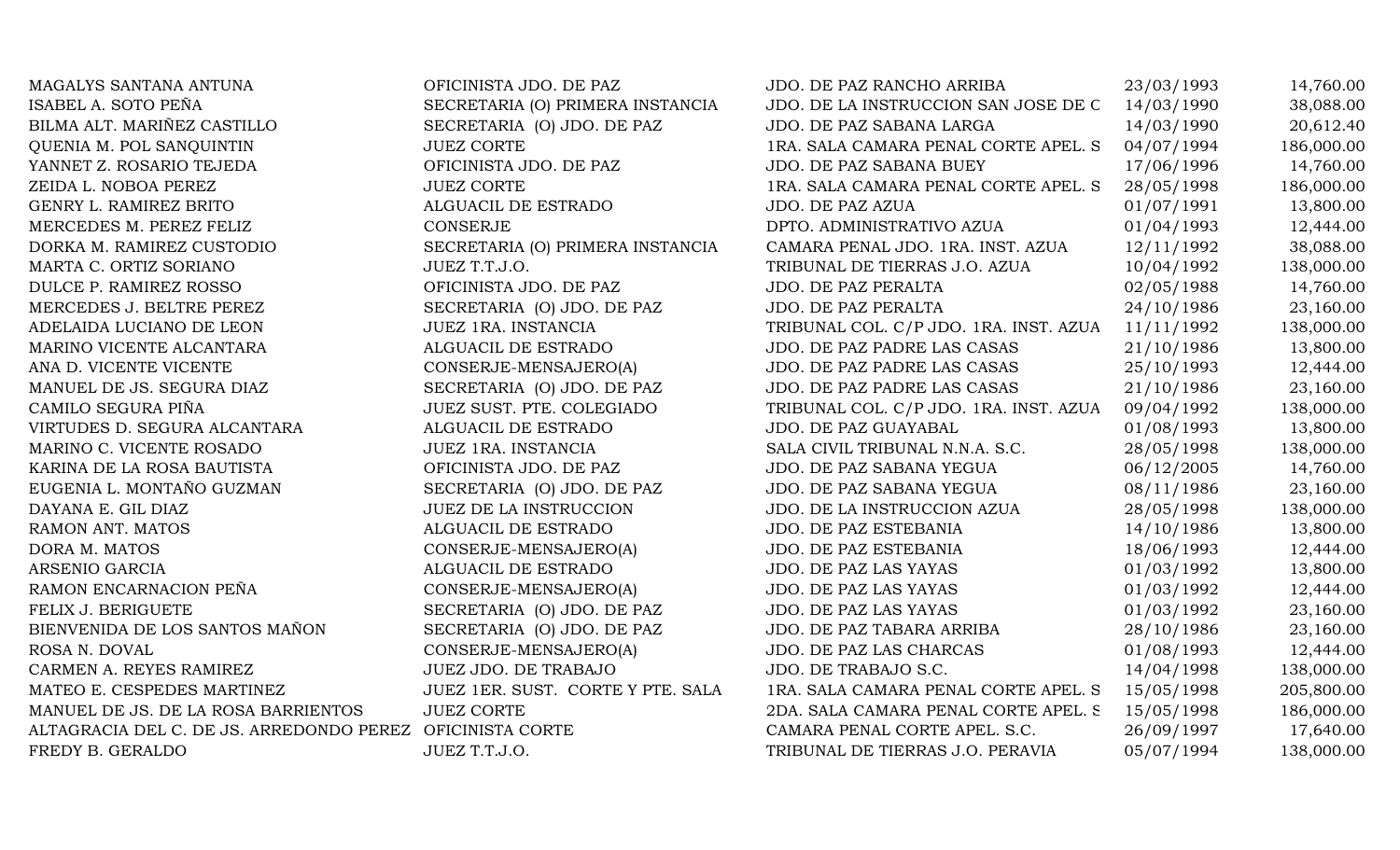| | | | | |
|---|---|---|---|---|
| MAGALYS SANTANA ANTUNA | OFICINISTA JDO. DE PAZ | JDO. DE PAZ RANCHO ARRIBA | 23/03/1993 | 14,760.00 |
| ISABEL A. SOTO PEÑA | SECRETARIA (O) PRIMERA INSTANCIA | JDO. DE LA INSTRUCCION SAN JOSE DE C | 14/03/1990 | 38,088.00 |
| BILMA ALT. MARIÑEZ CASTILLO | SECRETARIA (O) JDO. DE PAZ | JDO. DE PAZ SABANA LARGA | 14/03/1990 | 20,612.40 |
| QUENIA M. POL SANQUINTIN | JUEZ CORTE | 1RA. SALA CAMARA PENAL CORTE APEL. S | 04/07/1994 | 186,000.00 |
| YANNET Z. ROSARIO TEJEDA | OFICINISTA JDO. DE PAZ | JDO. DE PAZ SABANA BUEY | 17/06/1996 | 14,760.00 |
| ZEIDA L. NOBOA PEREZ | JUEZ CORTE | 1RA. SALA CAMARA PENAL CORTE APEL. S | 28/05/1998 | 186,000.00 |
| GENRY L. RAMIREZ BRITO | ALGUACIL DE ESTRADO | JDO. DE PAZ AZUA | 01/07/1991 | 13,800.00 |
| MERCEDES M. PEREZ FELIZ | CONSERJE | DPTO. ADMINISTRATIVO AZUA | 01/04/1993 | 12,444.00 |
| DORKA M. RAMIREZ CUSTODIO | SECRETARIA (O) PRIMERA INSTANCIA | CAMARA PENAL JDO. 1RA. INST. AZUA | 12/11/1992 | 38,088.00 |
| MARTA C. ORTIZ SORIANO | JUEZ T.T.J.O. | TRIBUNAL DE TIERRAS J.O. AZUA | 10/04/1992 | 138,000.00 |
| DULCE P. RAMIREZ ROSSO | OFICINISTA JDO. DE PAZ | JDO. DE PAZ PERALTA | 02/05/1988 | 14,760.00 |
| MERCEDES J. BELTRE PEREZ | SECRETARIA (O) JDO. DE PAZ | JDO. DE PAZ PERALTA | 24/10/1986 | 23,160.00 |
| ADELAIDA LUCIANO DE LEON | JUEZ 1RA. INSTANCIA | TRIBUNAL COL. C/P JDO. 1RA. INST. AZUA | 11/11/1992 | 138,000.00 |
| MARINO VICENTE ALCANTARA | ALGUACIL DE ESTRADO | JDO. DE PAZ PADRE LAS CASAS | 21/10/1986 | 13,800.00 |
| ANA D. VICENTE VICENTE | CONSERJE-MENSAJERO(A) | JDO. DE PAZ PADRE LAS CASAS | 25/10/1993 | 12,444.00 |
| MANUEL DE JS. SEGURA DIAZ | SECRETARIA (O) JDO. DE PAZ | JDO. DE PAZ PADRE LAS CASAS | 21/10/1986 | 23,160.00 |
| CAMILO SEGURA PIÑA | JUEZ SUST. PTE. COLEGIADO | TRIBUNAL COL. C/P JDO. 1RA. INST. AZUA | 09/04/1992 | 138,000.00 |
| VIRTUDES D. SEGURA ALCANTARA | ALGUACIL DE ESTRADO | JDO. DE PAZ GUAYABAL | 01/08/1993 | 13,800.00 |
| MARINO C. VICENTE ROSADO | JUEZ 1RA. INSTANCIA | SALA CIVIL TRIBUNAL N.N.A. S.C. | 28/05/1998 | 138,000.00 |
| KARINA DE LA ROSA BAUTISTA | OFICINISTA JDO. DE PAZ | JDO. DE PAZ SABANA YEGUA | 06/12/2005 | 14,760.00 |
| EUGENIA L. MONTAÑO GUZMAN | SECRETARIA (O) JDO. DE PAZ | JDO. DE PAZ SABANA YEGUA | 08/11/1986 | 23,160.00 |
| DAYANA E. GIL DIAZ | JUEZ DE LA INSTRUCCION | JDO. DE LA INSTRUCCION AZUA | 28/05/1998 | 138,000.00 |
| RAMON ANT. MATOS | ALGUACIL DE ESTRADO | JDO. DE PAZ ESTEBANIA | 14/10/1986 | 13,800.00 |
| DORA M. MATOS | CONSERJE-MENSAJERO(A) | JDO. DE PAZ ESTEBANIA | 18/06/1993 | 12,444.00 |
| ARSENIO GARCIA | ALGUACIL DE ESTRADO | JDO. DE PAZ LAS YAYAS | 01/03/1992 | 13,800.00 |
| RAMON ENCARNACION PEÑA | CONSERJE-MENSAJERO(A) | JDO. DE PAZ LAS YAYAS | 01/03/1992 | 12,444.00 |
| FELIX J. BERIGUETE | SECRETARIA (O) JDO. DE PAZ | JDO. DE PAZ LAS YAYAS | 01/03/1992 | 23,160.00 |
| BIENVENIDA DE LOS SANTOS MAÑON | SECRETARIA (O) JDO. DE PAZ | JDO. DE PAZ TABARA ARRIBA | 28/10/1986 | 23,160.00 |
| ROSA N. DOVAL | CONSERJE-MENSAJERO(A) | JDO. DE PAZ LAS CHARCAS | 01/08/1993 | 12,444.00 |
| CARMEN A. REYES RAMIREZ | JUEZ JDO. DE TRABAJO | JDO. DE TRABAJO S.C. | 14/04/1998 | 138,000.00 |
| MATEO E. CESPEDES MARTINEZ | JUEZ 1ER. SUST. CORTE Y PTE. SALA | 1RA. SALA CAMARA PENAL CORTE APEL. S | 15/05/1998 | 205,800.00 |
| MANUEL DE JS. DE LA ROSA BARRIENTOS | JUEZ CORTE | 2DA. SALA CAMARA PENAL CORTE APEL. S | 15/05/1998 | 186,000.00 |
| ALTAGRACIA DEL C. DE JS. ARREDONDO PEREZ | OFICINISTA CORTE | CAMARA PENAL CORTE APEL. S.C. | 26/09/1997 | 17,640.00 |
| FREDY B. GERALDO | JUEZ T.T.J.O. | TRIBUNAL DE TIERRAS J.O. PERAVIA | 05/07/1994 | 138,000.00 |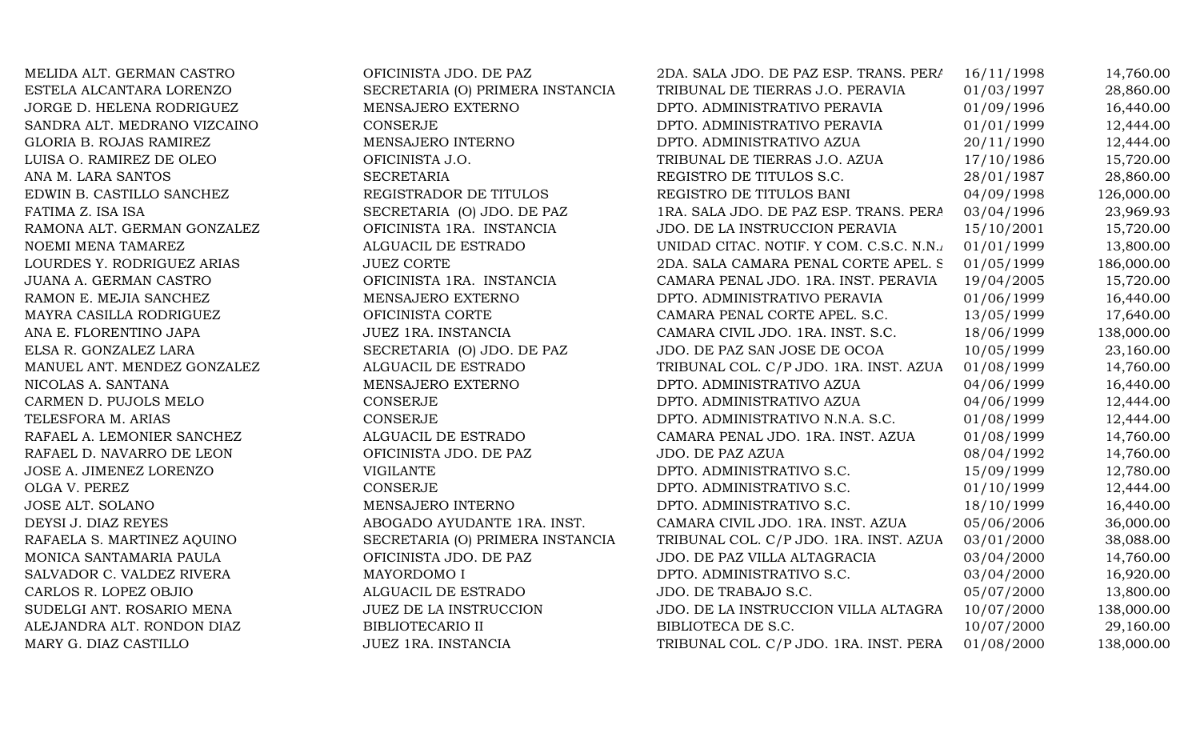| | | | | |
|---|---|---|---|---|
| MELIDA ALT. GERMAN CASTRO | OFICINISTA JDO. DE PAZ | 2DA. SALA JDO. DE PAZ ESP. TRANS. PERA | 16/11/1998 | 14,760.00 |
| ESTELA ALCANTARA LORENZO | SECRETARIA (O) PRIMERA INSTANCIA | TRIBUNAL DE TIERRAS J.O. PERAVIA | 01/03/1997 | 28,860.00 |
| JORGE D. HELENA RODRIGUEZ | MENSAJERO EXTERNO | DPTO. ADMINISTRATIVO PERAVIA | 01/09/1996 | 16,440.00 |
| SANDRA ALT. MEDRANO VIZCAINO | CONSERJE | DPTO. ADMINISTRATIVO PERAVIA | 01/01/1999 | 12,444.00 |
| GLORIA B. ROJAS RAMIREZ | MENSAJERO INTERNO | DPTO. ADMINISTRATIVO AZUA | 20/11/1990 | 12,444.00 |
| LUISA O. RAMIREZ DE OLEO | OFICINISTA J.O. | TRIBUNAL DE TIERRAS J.O. AZUA | 17/10/1986 | 15,720.00 |
| ANA M. LARA SANTOS | SECRETARIA | REGISTRO DE TITULOS S.C. | 28/01/1987 | 28,860.00 |
| EDWIN B. CASTILLO SANCHEZ | REGISTRADOR DE TITULOS | REGISTRO DE TITULOS BANI | 04/09/1998 | 126,000.00 |
| FATIMA Z. ISA ISA | SECRETARIA (O) JDO. DE PAZ | 1RA. SALA JDO. DE PAZ ESP. TRANS. PERA | 03/04/1996 | 23,969.93 |
| RAMONA ALT. GERMAN GONZALEZ | OFICINISTA 1RA. INSTANCIA | JDO. DE LA INSTRUCCION PERAVIA | 15/10/2001 | 15,720.00 |
| NOEMI MENA TAMAREZ | ALGUACIL DE ESTRADO | UNIDAD CITAC. NOTIF. Y COM. C.S.C. N.N.A | 01/01/1999 | 13,800.00 |
| LOURDES Y. RODRIGUEZ ARIAS | JUEZ CORTE | 2DA. SALA CAMARA PENAL CORTE APEL. S | 01/05/1999 | 186,000.00 |
| JUANA A. GERMAN CASTRO | OFICINISTA 1RA. INSTANCIA | CAMARA PENAL JDO. 1RA. INST. PERAVIA | 19/04/2005 | 15,720.00 |
| RAMON E. MEJIA SANCHEZ | MENSAJERO EXTERNO | DPTO. ADMINISTRATIVO PERAVIA | 01/06/1999 | 16,440.00 |
| MAYRA CASILLA RODRIGUEZ | OFICINISTA CORTE | CAMARA PENAL CORTE APEL. S.C. | 13/05/1999 | 17,640.00 |
| ANA E. FLORENTINO JAPA | JUEZ 1RA. INSTANCIA | CAMARA CIVIL JDO. 1RA. INST. S.C. | 18/06/1999 | 138,000.00 |
| ELSA R. GONZALEZ LARA | SECRETARIA (O) JDO. DE PAZ | JDO. DE PAZ SAN JOSE DE OCOA | 10/05/1999 | 23,160.00 |
| MANUEL ANT. MENDEZ GONZALEZ | ALGUACIL DE ESTRADO | TRIBUNAL COL. C/P JDO. 1RA. INST. AZUA | 01/08/1999 | 14,760.00 |
| NICOLAS A. SANTANA | MENSAJERO EXTERNO | DPTO. ADMINISTRATIVO AZUA | 04/06/1999 | 16,440.00 |
| CARMEN D. PUJOLS MELO | CONSERJE | DPTO. ADMINISTRATIVO AZUA | 04/06/1999 | 12,444.00 |
| TELESFORA M. ARIAS | CONSERJE | DPTO. ADMINISTRATIVO N.N.A. S.C. | 01/08/1999 | 12,444.00 |
| RAFAEL A. LEMONIER SANCHEZ | ALGUACIL DE ESTRADO | CAMARA PENAL JDO. 1RA. INST. AZUA | 01/08/1999 | 14,760.00 |
| RAFAEL D. NAVARRO DE LEON | OFICINISTA JDO. DE PAZ | JDO. DE PAZ AZUA | 08/04/1992 | 14,760.00 |
| JOSE A. JIMENEZ LORENZO | VIGILANTE | DPTO. ADMINISTRATIVO S.C. | 15/09/1999 | 12,780.00 |
| OLGA V. PEREZ | CONSERJE | DPTO. ADMINISTRATIVO S.C. | 01/10/1999 | 12,444.00 |
| JOSE ALT. SOLANO | MENSAJERO INTERNO | DPTO. ADMINISTRATIVO S.C. | 18/10/1999 | 16,440.00 |
| DEYSI J. DIAZ REYES | ABOGADO AYUDANTE 1RA. INST. | CAMARA CIVIL JDO. 1RA. INST. AZUA | 05/06/2006 | 36,000.00 |
| RAFAELA S. MARTINEZ AQUINO | SECRETARIA (O) PRIMERA INSTANCIA | TRIBUNAL COL. C/P JDO. 1RA. INST. AZUA | 03/01/2000 | 38,088.00 |
| MONICA SANTAMARIA PAULA | OFICINISTA JDO. DE PAZ | JDO. DE PAZ VILLA ALTAGRACIA | 03/04/2000 | 14,760.00 |
| SALVADOR C. VALDEZ RIVERA | MAYORDOMO I | DPTO. ADMINISTRATIVO S.C. | 03/04/2000 | 16,920.00 |
| CARLOS R. LOPEZ OBJIO | ALGUACIL DE ESTRADO | JDO. DE TRABAJO S.C. | 05/07/2000 | 13,800.00 |
| SUDELGI ANT. ROSARIO MENA | JUEZ DE LA INSTRUCCION | JDO. DE LA INSTRUCCION VILLA ALTAGRA | 10/07/2000 | 138,000.00 |
| ALEJANDRA ALT. RONDON DIAZ | BIBLIOTECARIO II | BIBLIOTECA DE S.C. | 10/07/2000 | 29,160.00 |
| MARY G. DIAZ CASTILLO | JUEZ 1RA. INSTANCIA | TRIBUNAL COL. C/P JDO. 1RA. INST. PERA | 01/08/2000 | 138,000.00 |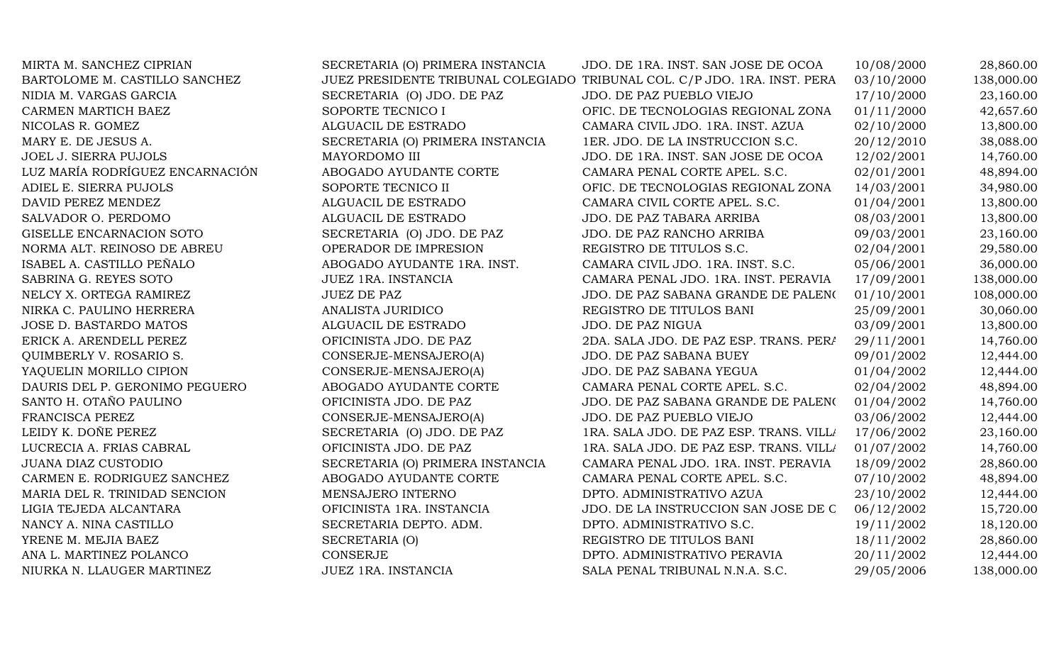| | | | | |
|---|---|---|---|---|
| MIRTA M. SANCHEZ CIPRIAN | SECRETARIA (O) PRIMERA INSTANCIA | JDO. DE 1RA. INST. SAN JOSE DE OCOA | 10/08/2000 | 28,860.00 |
| BARTOLOME M. CASTILLO SANCHEZ | JUEZ PRESIDENTE TRIBUNAL COLEGIADO | TRIBUNAL COL. C/P JDO. 1RA. INST. PERA | 03/10/2000 | 138,000.00 |
| NIDIA M. VARGAS GARCIA | SECRETARIA (O) JDO. DE PAZ | JDO. DE PAZ PUEBLO VIEJO | 17/10/2000 | 23,160.00 |
| CARMEN MARTICH BAEZ | SOPORTE TECNICO I | OFIC. DE TECNOLOGIAS REGIONAL ZONA | 01/11/2000 | 42,657.60 |
| NICOLAS R. GOMEZ | ALGUACIL DE ESTRADO | CAMARA CIVIL JDO. 1RA. INST. AZUA | 02/10/2000 | 13,800.00 |
| MARY E. DE JESUS A. | SECRETARIA (O) PRIMERA INSTANCIA | 1ER. JDO. DE LA INSTRUCCION S.C. | 20/12/2010 | 38,088.00 |
| JOEL J. SIERRA PUJOLS | MAYORDOMO III | JDO. DE 1RA. INST. SAN JOSE DE OCOA | 12/02/2001 | 14,760.00 |
| LUZ MARÍA RODRÍGUEZ ENCARNACIÓN | ABOGADO AYUDANTE CORTE | CAMARA PENAL CORTE APEL. S.C. | 02/01/2001 | 48,894.00 |
| ADIEL E. SIERRA PUJOLS | SOPORTE TECNICO II | OFIC. DE TECNOLOGIAS REGIONAL ZONA | 14/03/2001 | 34,980.00 |
| DAVID PEREZ MENDEZ | ALGUACIL DE ESTRADO | CAMARA CIVIL CORTE APEL. S.C. | 01/04/2001 | 13,800.00 |
| SALVADOR O. PERDOMO | ALGUACIL DE ESTRADO | JDO. DE PAZ TABARA ARRIBA | 08/03/2001 | 13,800.00 |
| GISELLE ENCARNACION SOTO | SECRETARIA (O) JDO. DE PAZ | JDO. DE PAZ RANCHO ARRIBA | 09/03/2001 | 23,160.00 |
| NORMA ALT. REINOSO DE ABREU | OPERADOR DE IMPRESION | REGISTRO DE TITULOS S.C. | 02/04/2001 | 29,580.00 |
| ISABEL A. CASTILLO PEÑALO | ABOGADO AYUDANTE 1RA. INST. | CAMARA CIVIL JDO. 1RA. INST. S.C. | 05/06/2001 | 36,000.00 |
| SABRINA G. REYES SOTO | JUEZ 1RA. INSTANCIA | CAMARA PENAL JDO. 1RA. INST. PERAVIA | 17/09/2001 | 138,000.00 |
| NELCY X. ORTEGA RAMIREZ | JUEZ DE PAZ | JDO. DE PAZ SABANA GRANDE DE PALENQ | 01/10/2001 | 108,000.00 |
| NIRKA C. PAULINO HERRERA | ANALISTA JURIDICO | REGISTRO DE TITULOS BANI | 25/09/2001 | 30,060.00 |
| JOSE D. BASTARDO MATOS | ALGUACIL DE ESTRADO | JDO. DE PAZ NIGUA | 03/09/2001 | 13,800.00 |
| ERICK A. ARENDELL PEREZ | OFICINISTA JDO. DE PAZ | 2DA. SALA JDO. DE PAZ ESP. TRANS. PERA | 29/11/2001 | 14,760.00 |
| QUIMBERLY V. ROSARIO S. | CONSERJE-MENSAJERO(A) | JDO. DE PAZ SABANA BUEY | 09/01/2002 | 12,444.00 |
| YAQUELIN MORILLO CIPION | CONSERJE-MENSAJERO(A) | JDO. DE PAZ SABANA YEGUA | 01/04/2002 | 12,444.00 |
| DAURIS DEL P. GERONIMO PEGUERO | ABOGADO AYUDANTE CORTE | CAMARA PENAL CORTE APEL. S.C. | 02/04/2002 | 48,894.00 |
| SANTO H. OTAÑO PAULINO | OFICINISTA JDO. DE PAZ | JDO. DE PAZ SABANA GRANDE DE PALENQ | 01/04/2002 | 14,760.00 |
| FRANCISCA PEREZ | CONSERJE-MENSAJERO(A) | JDO. DE PAZ PUEBLO VIEJO | 03/06/2002 | 12,444.00 |
| LEIDY K. DOÑE PEREZ | SECRETARIA (O) JDO. DE PAZ | 1RA. SALA JDO. DE PAZ ESP. TRANS. VILLA | 17/06/2002 | 23,160.00 |
| LUCRECIA A. FRIAS CABRAL | OFICINISTA JDO. DE PAZ | 1RA. SALA JDO. DE PAZ ESP. TRANS. VILLA | 01/07/2002 | 14,760.00 |
| JUANA DIAZ CUSTODIO | SECRETARIA (O) PRIMERA INSTANCIA | CAMARA PENAL JDO. 1RA. INST. PERAVIA | 18/09/2002 | 28,860.00 |
| CARMEN E. RODRIGUEZ SANCHEZ | ABOGADO AYUDANTE CORTE | CAMARA PENAL CORTE APEL. S.C. | 07/10/2002 | 48,894.00 |
| MARIA DEL R. TRINIDAD SENCION | MENSAJERO INTERNO | DPTO. ADMINISTRATIVO AZUA | 23/10/2002 | 12,444.00 |
| LIGIA TEJEDA ALCANTARA | OFICINISTA 1RA. INSTANCIA | JDO. DE LA INSTRUCCION SAN JOSE DE C | 06/12/2002 | 15,720.00 |
| NANCY A. NINA CASTILLO | SECRETARIA DEPTO. ADM. | DPTO. ADMINISTRATIVO S.C. | 19/11/2002 | 18,120.00 |
| YRENE M. MEJIA BAEZ | SECRETARIA (O) | REGISTRO DE TITULOS BANI | 18/11/2002 | 28,860.00 |
| ANA L. MARTINEZ POLANCO | CONSERJE | DPTO. ADMINISTRATIVO PERAVIA | 20/11/2002 | 12,444.00 |
| NIURKA N. LLAUGER MARTINEZ | JUEZ 1RA. INSTANCIA | SALA PENAL TRIBUNAL N.N.A. S.C. | 29/05/2006 | 138,000.00 |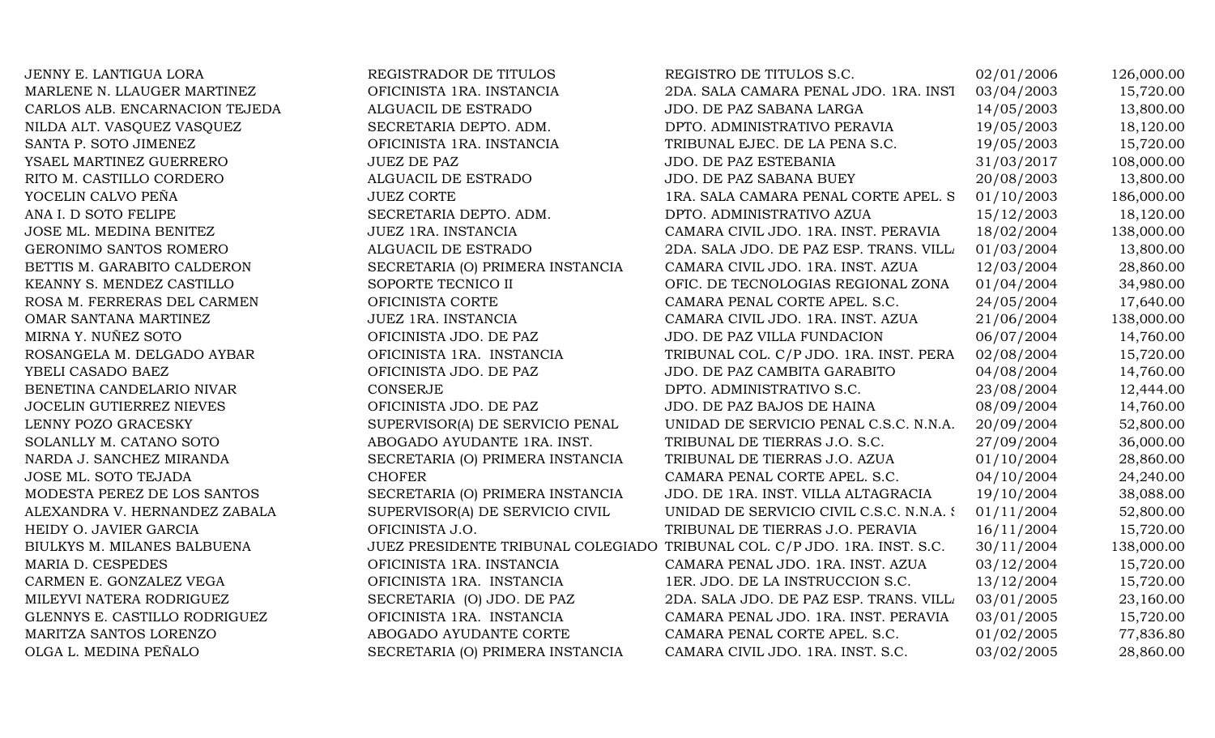| | | | | |
|---|---|---|---|---|
| JENNY E. LANTIGUA LORA | REGISTRADOR DE TITULOS | REGISTRO DE TITULOS S.C. | 02/01/2006 | 126,000.00 |
| MARLENE N. LLAUGER MARTINEZ | OFICINISTA 1RA. INSTANCIA | 2DA. SALA CAMARA PENAL JDO. 1RA. INST | 03/04/2003 | 15,720.00 |
| CARLOS ALB. ENCARNACION TEJEDA | ALGUACIL DE ESTRADO | JDO. DE PAZ SABANA LARGA | 14/05/2003 | 13,800.00 |
| NILDA ALT. VASQUEZ VASQUEZ | SECRETARIA DEPTO. ADM. | DPTO. ADMINISTRATIVO PERAVIA | 19/05/2003 | 18,120.00 |
| SANTA P. SOTO JIMENEZ | OFICINISTA 1RA. INSTANCIA | TRIBUNAL EJEC. DE LA PENA S.C. | 19/05/2003 | 15,720.00 |
| YSAEL MARTINEZ GUERRERO | JUEZ DE PAZ | JDO. DE PAZ ESTEBANIA | 31/03/2017 | 108,000.00 |
| RITO M. CASTILLO CORDERO | ALGUACIL DE ESTRADO | JDO. DE PAZ SABANA BUEY | 20/08/2003 | 13,800.00 |
| YOCELIN CALVO PEÑA | JUEZ CORTE | 1RA. SALA CAMARA PENAL CORTE APEL. S | 01/10/2003 | 186,000.00 |
| ANA I. D SOTO FELIPE | SECRETARIA DEPTO. ADM. | DPTO. ADMINISTRATIVO AZUA | 15/12/2003 | 18,120.00 |
| JOSE ML. MEDINA BENITEZ | JUEZ 1RA. INSTANCIA | CAMARA CIVIL JDO. 1RA. INST. PERAVIA | 18/02/2004 | 138,000.00 |
| GERONIMO SANTOS ROMERO | ALGUACIL DE ESTRADO | 2DA. SALA JDO. DE PAZ ESP. TRANS. VILL | 01/03/2004 | 13,800.00 |
| BETTIS M. GARABITO CALDERON | SECRETARIA (O) PRIMERA INSTANCIA | CAMARA CIVIL JDO. 1RA. INST. AZUA | 12/03/2004 | 28,860.00 |
| KEANNY S. MENDEZ CASTILLO | SOPORTE TECNICO II | OFIC. DE TECNOLOGIAS REGIONAL ZONA | 01/04/2004 | 34,980.00 |
| ROSA M. FERRERAS DEL CARMEN | OFICINISTA CORTE | CAMARA PENAL CORTE APEL. S.C. | 24/05/2004 | 17,640.00 |
| OMAR SANTANA MARTINEZ | JUEZ 1RA. INSTANCIA | CAMARA CIVIL JDO. 1RA. INST. AZUA | 21/06/2004 | 138,000.00 |
| MIRNA Y. NUÑEZ SOTO | OFICINISTA JDO. DE PAZ | JDO. DE PAZ VILLA FUNDACION | 06/07/2004 | 14,760.00 |
| ROSANGELA M. DELGADO AYBAR | OFICINISTA 1RA. INSTANCIA | TRIBUNAL COL. C/P JDO. 1RA. INST. PERA | 02/08/2004 | 15,720.00 |
| YBELI CASADO BAEZ | OFICINISTA JDO. DE PAZ | JDO. DE PAZ CAMBITA GARABITO | 04/08/2004 | 14,760.00 |
| BENETINA CANDELARIO NIVAR | CONSERJE | DPTO. ADMINISTRATIVO S.C. | 23/08/2004 | 12,444.00 |
| JOCELIN GUTIERREZ NIEVES | OFICINISTA JDO. DE PAZ | JDO. DE PAZ BAJOS DE HAINA | 08/09/2004 | 14,760.00 |
| LENNY POZO GRACESKY | SUPERVISOR(A) DE SERVICIO PENAL | UNIDAD DE SERVICIO PENAL C.S.C. N.N.A. | 20/09/2004 | 52,800.00 |
| SOLANLLY M. CATANO SOTO | ABOGADO AYUDANTE 1RA. INST. | TRIBUNAL DE TIERRAS J.O. S.C. | 27/09/2004 | 36,000.00 |
| NARDA J. SANCHEZ MIRANDA | SECRETARIA (O) PRIMERA INSTANCIA | TRIBUNAL DE TIERRAS J.O. AZUA | 01/10/2004 | 28,860.00 |
| JOSE ML. SOTO TEJADA | CHOFER | CAMARA PENAL CORTE APEL. S.C. | 04/10/2004 | 24,240.00 |
| MODESTA PEREZ DE LOS SANTOS | SECRETARIA (O) PRIMERA INSTANCIA | JDO. DE 1RA. INST. VILLA ALTAGRACIA | 19/10/2004 | 38,088.00 |
| ALEXANDRA V. HERNANDEZ ZABALA | SUPERVISOR(A) DE SERVICIO CIVIL | UNIDAD DE SERVICIO CIVIL C.S.C. N.N.A. S | 01/11/2004 | 52,800.00 |
| HEIDY O. JAVIER GARCIA | OFICINISTA J.O. | TRIBUNAL DE TIERRAS J.O. PERAVIA | 16/11/2004 | 15,720.00 |
| BIULKYS M. MILANES BALBUENA | JUEZ PRESIDENTE TRIBUNAL COLEGIADO | TRIBUNAL COL. C/P JDO. 1RA. INST. S.C. | 30/11/2004 | 138,000.00 |
| MARIA D. CESPEDES | OFICINISTA 1RA. INSTANCIA | CAMARA PENAL JDO. 1RA. INST. AZUA | 03/12/2004 | 15,720.00 |
| CARMEN E. GONZALEZ VEGA | OFICINISTA 1RA. INSTANCIA | 1ER. JDO. DE LA INSTRUCCION S.C. | 13/12/2004 | 15,720.00 |
| MILEYVI NATERA RODRIGUEZ | SECRETARIA (O) JDO. DE PAZ | 2DA. SALA JDO. DE PAZ ESP. TRANS. VILL | 03/01/2005 | 23,160.00 |
| GLENNYS E. CASTILLO RODRIGUEZ | OFICINISTA 1RA. INSTANCIA | CAMARA PENAL JDO. 1RA. INST. PERAVIA | 03/01/2005 | 15,720.00 |
| MARITZA SANTOS LORENZO | ABOGADO AYUDANTE CORTE | CAMARA PENAL CORTE APEL. S.C. | 01/02/2005 | 77,836.80 |
| OLGA L. MEDINA PEÑALO | SECRETARIA (O) PRIMERA INSTANCIA | CAMARA CIVIL JDO. 1RA. INST. S.C. | 03/02/2005 | 28,860.00 |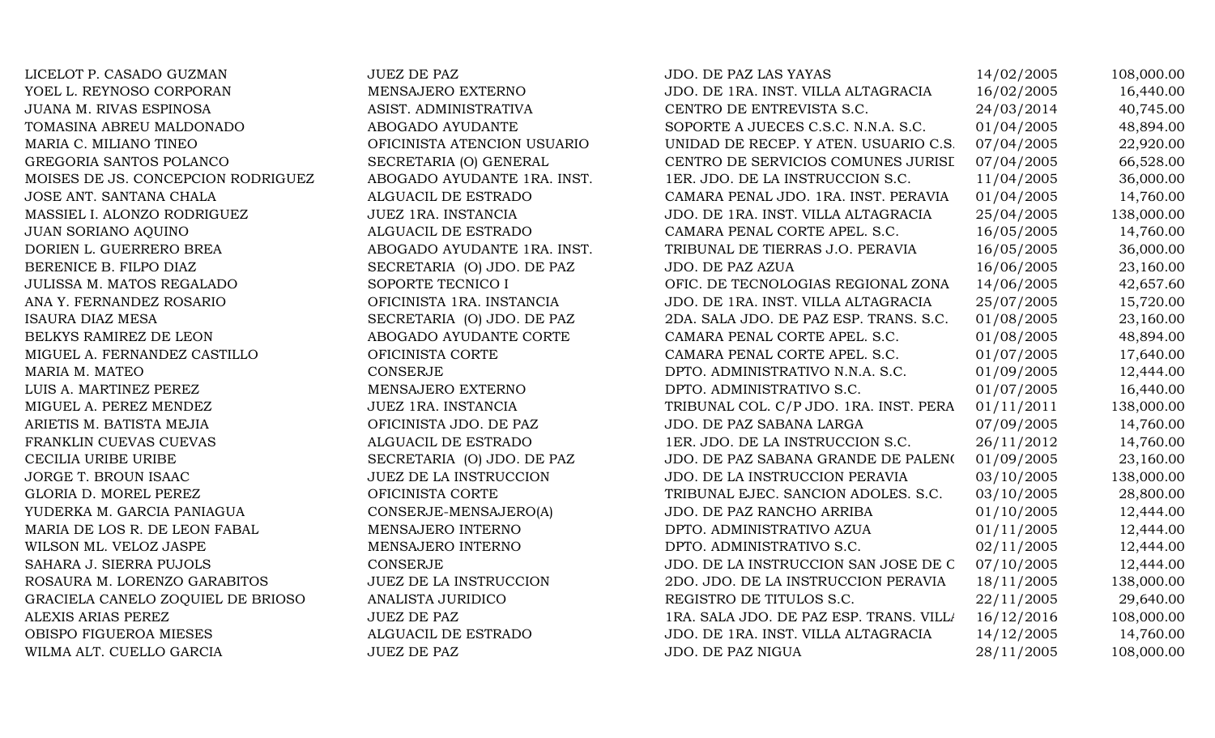| | | | | |
|---|---|---|---|---|
| LICELOT P. CASADO GUZMAN | JUEZ DE PAZ | JDO. DE PAZ LAS YAYAS | 14/02/2005 | 108,000.00 |
| YOEL L. REYNOSO CORPORAN | MENSAJERO EXTERNO | JDO. DE 1RA. INST. VILLA ALTAGRACIA | 16/02/2005 | 16,440.00 |
| JUANA M. RIVAS ESPINOSA | ASIST. ADMINISTRATIVA | CENTRO DE ENTREVISTA S.C. | 24/03/2014 | 40,745.00 |
| TOMASINA ABREU MALDONADO | ABOGADO AYUDANTE | SOPORTE A JUECES C.S.C. N.N.A. S.C. | 01/04/2005 | 48,894.00 |
| MARIA C. MILIANO TINEO | OFICINISTA ATENCION USUARIO | UNIDAD DE RECEP. Y ATEN. USUARIO C.S. | 07/04/2005 | 22,920.00 |
| GREGORIA SANTOS POLANCO | SECRETARIA (O) GENERAL | CENTRO DE SERVICIOS COMUNES JURISI | 07/04/2005 | 66,528.00 |
| MOISES DE JS. CONCEPCION RODRIGUEZ | ABOGADO AYUDANTE 1RA. INST. | 1ER. JDO. DE LA INSTRUCCION S.C. | 11/04/2005 | 36,000.00 |
| JOSE ANT. SANTANA CHALA | ALGUACIL DE ESTRADO | CAMARA PENAL JDO. 1RA. INST. PERAVIA | 01/04/2005 | 14,760.00 |
| MASSIEL I. ALONZO RODRIGUEZ | JUEZ 1RA. INSTANCIA | JDO. DE 1RA. INST. VILLA ALTAGRACIA | 25/04/2005 | 138,000.00 |
| JUAN SORIANO AQUINO | ALGUACIL DE ESTRADO | CAMARA PENAL CORTE APEL. S.C. | 16/05/2005 | 14,760.00 |
| DORIEN L. GUERRERO BREA | ABOGADO AYUDANTE 1RA. INST. | TRIBUNAL DE TIERRAS J.O. PERAVIA | 16/05/2005 | 36,000.00 |
| BERENICE B. FILPO DIAZ | SECRETARIA (O) JDO. DE PAZ | JDO. DE PAZ AZUA | 16/06/2005 | 23,160.00 |
| JULISSA M. MATOS REGALADO | SOPORTE TECNICO I | OFIC. DE TECNOLOGIAS REGIONAL ZONA | 14/06/2005 | 42,657.60 |
| ANA Y. FERNANDEZ ROSARIO | OFICINISTA 1RA. INSTANCIA | JDO. DE 1RA. INST. VILLA ALTAGRACIA | 25/07/2005 | 15,720.00 |
| ISAURA DIAZ MESA | SECRETARIA (O) JDO. DE PAZ | 2DA. SALA JDO. DE PAZ ESP. TRANS. S.C. | 01/08/2005 | 23,160.00 |
| BELKYS RAMIREZ DE LEON | ABOGADO AYUDANTE CORTE | CAMARA PENAL CORTE APEL. S.C. | 01/08/2005 | 48,894.00 |
| MIGUEL A. FERNANDEZ CASTILLO | OFICINISTA CORTE | CAMARA PENAL CORTE APEL. S.C. | 01/07/2005 | 17,640.00 |
| MARIA M. MATEO | CONSERJE | DPTO. ADMINISTRATIVO N.N.A. S.C. | 01/09/2005 | 12,444.00 |
| LUIS A. MARTINEZ PEREZ | MENSAJERO EXTERNO | DPTO. ADMINISTRATIVO S.C. | 01/07/2005 | 16,440.00 |
| MIGUEL A. PEREZ MENDEZ | JUEZ 1RA. INSTANCIA | TRIBUNAL COL. C/P JDO. 1RA. INST. PERA | 01/11/2011 | 138,000.00 |
| ARIETIS M. BATISTA MEJIA | OFICINISTA JDO. DE PAZ | JDO. DE PAZ SABANA LARGA | 07/09/2005 | 14,760.00 |
| FRANKLIN CUEVAS CUEVAS | ALGUACIL DE ESTRADO | 1ER. JDO. DE LA INSTRUCCION S.C. | 26/11/2012 | 14,760.00 |
| CECILIA URIBE URIBE | SECRETARIA (O) JDO. DE PAZ | JDO. DE PAZ SABANA GRANDE DE PALENO | 01/09/2005 | 23,160.00 |
| JORGE T. BROUN ISAAC | JUEZ DE LA INSTRUCCION | JDO. DE LA INSTRUCCION PERAVIA | 03/10/2005 | 138,000.00 |
| GLORIA D. MOREL PEREZ | OFICINISTA CORTE | TRIBUNAL EJEC. SANCION ADOLES. S.C. | 03/10/2005 | 28,800.00 |
| YUDERKA M. GARCIA PANIAGUA | CONSERJE-MENSAJERO(A) | JDO. DE PAZ RANCHO ARRIBA | 01/10/2005 | 12,444.00 |
| MARIA DE LOS R. DE LEON FABAL | MENSAJERO INTERNO | DPTO. ADMINISTRATIVO AZUA | 01/11/2005 | 12,444.00 |
| WILSON ML. VELOZ JASPE | MENSAJERO INTERNO | DPTO. ADMINISTRATIVO S.C. | 02/11/2005 | 12,444.00 |
| SAHARA J. SIERRA PUJOLS | CONSERJE | JDO. DE LA INSTRUCCION SAN JOSE DE C | 07/10/2005 | 12,444.00 |
| ROSAURA M. LORENZO GARABITOS | JUEZ DE LA INSTRUCCION | 2DO. JDO. DE LA INSTRUCCION PERAVIA | 18/11/2005 | 138,000.00 |
| GRACIELA CANELO ZOQUIEL DE BRIOSO | ANALISTA JURIDICO | REGISTRO DE TITULOS S.C. | 22/11/2005 | 29,640.00 |
| ALEXIS ARIAS PEREZ | JUEZ DE PAZ | 1RA. SALA JDO. DE PAZ ESP. TRANS. VILLA | 16/12/2016 | 108,000.00 |
| OBISPO FIGUEROA MIESES | ALGUACIL DE ESTRADO | JDO. DE 1RA. INST. VILLA ALTAGRACIA | 14/12/2005 | 14,760.00 |
| WILMA ALT. CUELLO GARCIA | JUEZ DE PAZ | JDO. DE PAZ NIGUA | 28/11/2005 | 108,000.00 |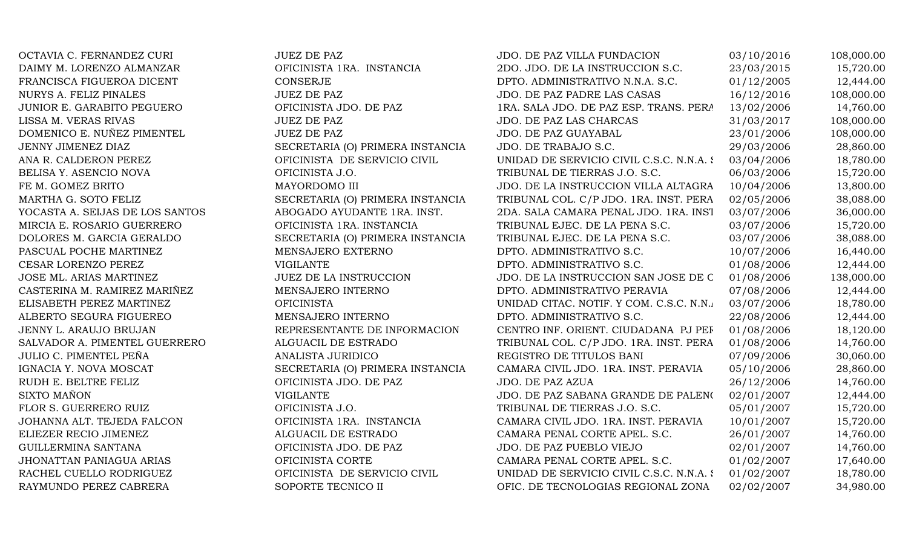| | | | | |
|---|---|---|---|---|
| OCTAVIA C. FERNANDEZ CURI | JUEZ DE PAZ | JDO. DE PAZ VILLA FUNDACION | 03/10/2016 | 108,000.00 |
| DAIMY M. LORENZO ALMANZAR | OFICINISTA 1RA. INSTANCIA | 2DO. JDO. DE LA INSTRUCCION S.C. | 23/03/2015 | 15,720.00 |
| FRANCISCA FIGUEROA DICENT | CONSERJE | DPTO. ADMINISTRATIVO N.N.A. S.C. | 01/12/2005 | 12,444.00 |
| NURYS A. FELIZ PINALES | JUEZ DE PAZ | JDO. DE PAZ PADRE LAS CASAS | 16/12/2016 | 108,000.00 |
| JUNIOR E. GARABITO PEGUERO | OFICINISTA JDO. DE PAZ | 1RA. SALA JDO. DE PAZ ESP. TRANS. PERA | 13/02/2006 | 14,760.00 |
| LISSA M. VERAS RIVAS | JUEZ DE PAZ | JDO. DE PAZ LAS CHARCAS | 31/03/2017 | 108,000.00 |
| DOMENICO E. NUÑEZ PIMENTEL | JUEZ DE PAZ | JDO. DE PAZ GUAYABAL | 23/01/2006 | 108,000.00 |
| JENNY JIMENEZ DIAZ | SECRETARIA (O) PRIMERA INSTANCIA | JDO. DE TRABAJO S.C. | 29/03/2006 | 28,860.00 |
| ANA R. CALDERON PEREZ | OFICINISTA DE SERVICIO CIVIL | UNIDAD DE SERVICIO CIVIL C.S.C. N.N.A. S | 03/04/2006 | 18,780.00 |
| BELISA Y. ASENCIO NOVA | OFICINISTA J.O. | TRIBUNAL DE TIERRAS J.O. S.C. | 06/03/2006 | 15,720.00 |
| FE M. GOMEZ BRITO | MAYORDOMO III | JDO. DE LA INSTRUCCION VILLA ALTAGRA | 10/04/2006 | 13,800.00 |
| MARTHA G. SOTO FELIZ | SECRETARIA (O) PRIMERA INSTANCIA | TRIBUNAL COL. C/P JDO. 1RA. INST. PERA | 02/05/2006 | 38,088.00 |
| YOCASTA A. SEIJAS DE LOS SANTOS | ABOGADO AYUDANTE 1RA. INST. | 2DA. SALA CAMARA PENAL JDO. 1RA. INST | 03/07/2006 | 36,000.00 |
| MIRCIA E. ROSARIO GUERRERO | OFICINISTA 1RA. INSTANCIA | TRIBUNAL EJEC. DE LA PENA S.C. | 03/07/2006 | 15,720.00 |
| DOLORES M. GARCIA GERALDO | SECRETARIA (O) PRIMERA INSTANCIA | TRIBUNAL EJEC. DE LA PENA S.C. | 03/07/2006 | 38,088.00 |
| PASCUAL POCHE MARTINEZ | MENSAJERO EXTERNO | DPTO. ADMINISTRATIVO S.C. | 10/07/2006 | 16,440.00 |
| CESAR LORENZO PEREZ | VIGILANTE | DPTO. ADMINISTRATIVO S.C. | 01/08/2006 | 12,444.00 |
| JOSE ML. ARIAS MARTINEZ | JUEZ DE LA INSTRUCCION | JDO. DE LA INSTRUCCION SAN JOSE DE C | 01/08/2006 | 138,000.00 |
| CASTERINA M. RAMIREZ MARIÑEZ | MENSAJERO INTERNO | DPTO. ADMINISTRATIVO PERAVIA | 07/08/2006 | 12,444.00 |
| ELISABETH PEREZ MARTINEZ | OFICINISTA | UNIDAD CITAC. NOTIF. Y COM. C.S.C. N.N.A | 03/07/2006 | 18,780.00 |
| ALBERTO SEGURA FIGUEREO | MENSAJERO INTERNO | DPTO. ADMINISTRATIVO S.C. | 22/08/2006 | 12,444.00 |
| JENNY L. ARAUJO BRUJAN | REPRESENTANTE DE INFORMACION | CENTRO INF. ORIENT. CIUDADANA PJ PEF | 01/08/2006 | 18,120.00 |
| SALVADOR A. PIMENTEL GUERRERO | ALGUACIL DE ESTRADO | TRIBUNAL COL. C/P JDO. 1RA. INST. PERA | 01/08/2006 | 14,760.00 |
| JULIO C. PIMENTEL PEÑA | ANALISTA JURIDICO | REGISTRO DE TITULOS BANI | 07/09/2006 | 30,060.00 |
| IGNACIA Y. NOVA MOSCAT | SECRETARIA (O) PRIMERA INSTANCIA | CAMARA CIVIL JDO. 1RA. INST. PERAVIA | 05/10/2006 | 28,860.00 |
| RUDH E. BELTRE FELIZ | OFICINISTA JDO. DE PAZ | JDO. DE PAZ AZUA | 26/12/2006 | 14,760.00 |
| SIXTO MAÑON | VIGILANTE | JDO. DE PAZ SABANA GRANDE DE PALENC | 02/01/2007 | 12,444.00 |
| FLOR S. GUERRERO RUIZ | OFICINISTA J.O. | TRIBUNAL DE TIERRAS J.O. S.C. | 05/01/2007 | 15,720.00 |
| JOHANNA ALT. TEJEDA FALCON | OFICINISTA 1RA. INSTANCIA | CAMARA CIVIL JDO. 1RA. INST. PERAVIA | 10/01/2007 | 15,720.00 |
| ELIEZER RECIO JIMENEZ | ALGUACIL DE ESTRADO | CAMARA PENAL CORTE APEL. S.C. | 26/01/2007 | 14,760.00 |
| GUILLERMINA SANTANA | OFICINISTA JDO. DE PAZ | JDO. DE PAZ PUEBLO VIEJO | 02/01/2007 | 14,760.00 |
| JHONATTAN PANIAGUA ARIAS | OFICINISTA CORTE | CAMARA PENAL CORTE APEL. S.C. | 01/02/2007 | 17,640.00 |
| RACHEL CUELLO RODRIGUEZ | OFICINISTA DE SERVICIO CIVIL | UNIDAD DE SERVICIO CIVIL C.S.C. N.N.A. S | 01/02/2007 | 18,780.00 |
| RAYMUNDO PEREZ CABRERA | SOPORTE TECNICO II | OFIC. DE TECNOLOGIAS REGIONAL ZONA | 02/02/2007 | 34,980.00 |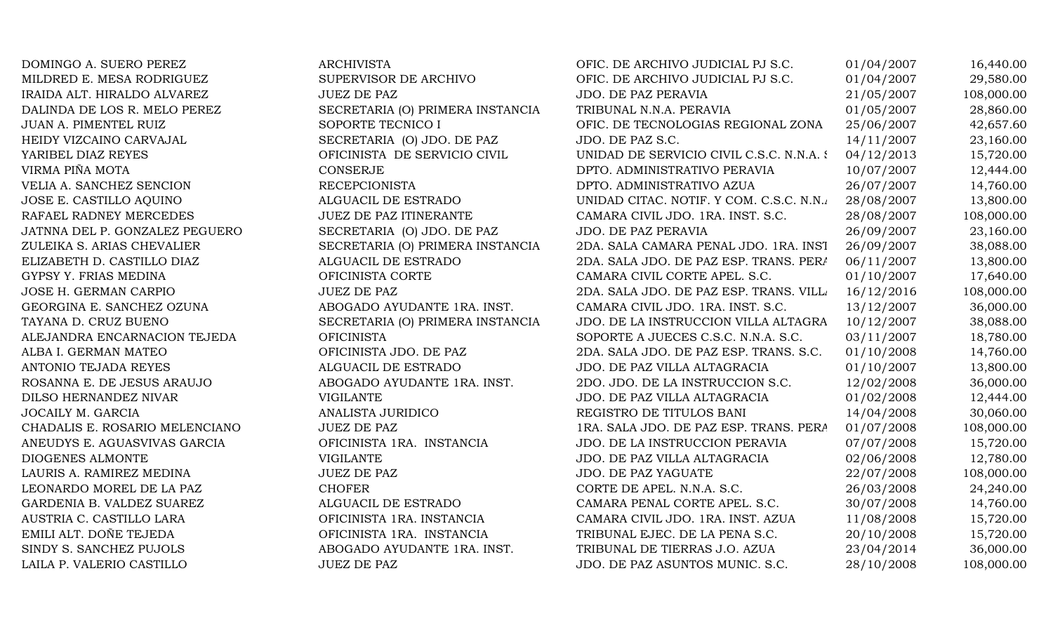| | | | | |
|---|---|---|---|---|
| DOMINGO A. SUERO PEREZ | ARCHIVISTA | OFIC. DE ARCHIVO JUDICIAL PJ S.C. | 01/04/2007 | 16,440.00 |
| MILDRED E. MESA RODRIGUEZ | SUPERVISOR DE ARCHIVO | OFIC. DE ARCHIVO JUDICIAL PJ S.C. | 01/04/2007 | 29,580.00 |
| IRAIDA ALT. HIRALDO ALVAREZ | JUEZ DE PAZ | JDO. DE PAZ PERAVIA | 21/05/2007 | 108,000.00 |
| DALINDA DE LOS R. MELO PEREZ | SECRETARIA (O) PRIMERA INSTANCIA | TRIBUNAL N.N.A. PERAVIA | 01/05/2007 | 28,860.00 |
| JUAN A. PIMENTEL RUIZ | SOPORTE TECNICO I | OFIC. DE TECNOLOGIAS REGIONAL ZONA | 25/06/2007 | 42,657.60 |
| HEIDY VIZCAINO CARVAJAL | SECRETARIA (O) JDO. DE PAZ | JDO. DE PAZ S.C. | 14/11/2007 | 23,160.00 |
| YARIBEL DIAZ REYES | OFICINISTA DE SERVICIO CIVIL | UNIDAD DE SERVICIO CIVIL C.S.C. N.N.A. S | 04/12/2013 | 15,720.00 |
| VIRMA PIÑA MOTA | CONSERJE | DPTO. ADMINISTRATIVO PERAVIA | 10/07/2007 | 12,444.00 |
| VELIA A. SANCHEZ SENCION | RECEPCIONISTA | DPTO. ADMINISTRATIVO AZUA | 26/07/2007 | 14,760.00 |
| JOSE E. CASTILLO AQUINO | ALGUACIL DE ESTRADO | UNIDAD CITAC. NOTIF. Y COM. C.S.C. N.N.A | 28/08/2007 | 13,800.00 |
| RAFAEL RADNEY MERCEDES | JUEZ DE PAZ ITINERANTE | CAMARA CIVIL JDO. 1RA. INST. S.C. | 28/08/2007 | 108,000.00 |
| JATNNA DEL P. GONZALEZ PEGUERO | SECRETARIA (O) JDO. DE PAZ | JDO. DE PAZ PERAVIA | 26/09/2007 | 23,160.00 |
| ZULEIKA S. ARIAS CHEVALIER | SECRETARIA (O) PRIMERA INSTANCIA | 2DA. SALA CAMARA PENAL JDO. 1RA. INST | 26/09/2007 | 38,088.00 |
| ELIZABETH D. CASTILLO DIAZ | ALGUACIL DE ESTRADO | 2DA. SALA JDO. DE PAZ ESP. TRANS. PERA | 06/11/2007 | 13,800.00 |
| GYPSY Y. FRIAS MEDINA | OFICINISTA CORTE | CAMARA CIVIL CORTE APEL. S.C. | 01/10/2007 | 17,640.00 |
| JOSE H. GERMAN CARPIO | JUEZ DE PAZ | 2DA. SALA JDO. DE PAZ ESP. TRANS. VILLA | 16/12/2016 | 108,000.00 |
| GEORGINA E. SANCHEZ OZUNA | ABOGADO AYUDANTE 1RA. INST. | CAMARA CIVIL JDO. 1RA. INST. S.C. | 13/12/2007 | 36,000.00 |
| TAYANA D. CRUZ BUENO | SECRETARIA (O) PRIMERA INSTANCIA | JDO. DE LA INSTRUCCION VILLA ALTAGRA | 10/12/2007 | 38,088.00 |
| ALEJANDRA ENCARNACION TEJEDA | OFICINISTA | SOPORTE A JUECES C.S.C. N.N.A. S.C. | 03/11/2007 | 18,780.00 |
| ALBA I. GERMAN MATEO | OFICINISTA JDO. DE PAZ | 2DA. SALA JDO. DE PAZ ESP. TRANS. S.C. | 01/10/2008 | 14,760.00 |
| ANTONIO TEJADA REYES | ALGUACIL DE ESTRADO | JDO. DE PAZ VILLA ALTAGRACIA | 01/10/2007 | 13,800.00 |
| ROSANNA E. DE JESUS ARAUJO | ABOGADO AYUDANTE 1RA. INST. | 2DO. JDO. DE LA INSTRUCCION S.C. | 12/02/2008 | 36,000.00 |
| DILSO HERNANDEZ NIVAR | VIGILANTE | JDO. DE PAZ VILLA ALTAGRACIA | 01/02/2008 | 12,444.00 |
| JOCAILY M. GARCIA | ANALISTA JURIDICO | REGISTRO DE TITULOS BANI | 14/04/2008 | 30,060.00 |
| CHADALIS E. ROSARIO MELENCIANO | JUEZ DE PAZ | 1RA. SALA JDO. DE PAZ ESP. TRANS. PERA | 01/07/2008 | 108,000.00 |
| ANEUDYS E. AGUASVIVAS GARCIA | OFICINISTA 1RA. INSTANCIA | JDO. DE LA INSTRUCCION PERAVIA | 07/07/2008 | 15,720.00 |
| DIOGENES ALMONTE | VIGILANTE | JDO. DE PAZ VILLA ALTAGRACIA | 02/06/2008 | 12,780.00 |
| LAURIS A. RAMIREZ MEDINA | JUEZ DE PAZ | JDO. DE PAZ YAGUATE | 22/07/2008 | 108,000.00 |
| LEONARDO MOREL DE LA PAZ | CHOFER | CORTE DE APEL. N.N.A. S.C. | 26/03/2008 | 24,240.00 |
| GARDENIA B. VALDEZ SUAREZ | ALGUACIL DE ESTRADO | CAMARA PENAL CORTE APEL. S.C. | 30/07/2008 | 14,760.00 |
| AUSTRIA C. CASTILLO LARA | OFICINISTA 1RA. INSTANCIA | CAMARA CIVIL JDO. 1RA. INST. AZUA | 11/08/2008 | 15,720.00 |
| EMILI ALT. DOÑE TEJEDA | OFICINISTA 1RA. INSTANCIA | TRIBUNAL EJEC. DE LA PENA S.C. | 20/10/2008 | 15,720.00 |
| SINDY S. SANCHEZ PUJOLS | ABOGADO AYUDANTE 1RA. INST. | TRIBUNAL DE TIERRAS J.O. AZUA | 23/04/2014 | 36,000.00 |
| LAILA P. VALERIO CASTILLO | JUEZ DE PAZ | JDO. DE PAZ ASUNTOS MUNIC. S.C. | 28/10/2008 | 108,000.00 |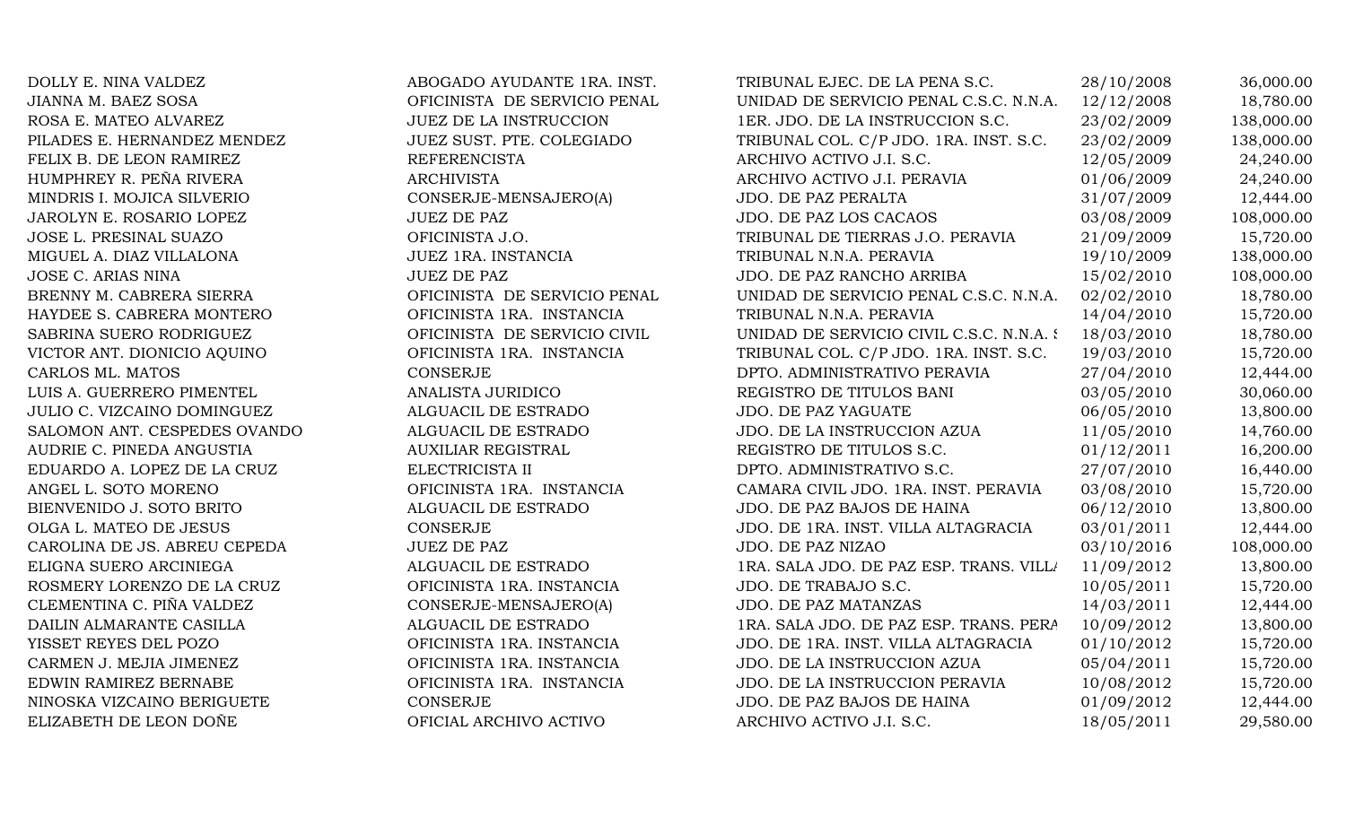| | | | | |
|---|---|---|---|---|
| DOLLY E. NINA VALDEZ | ABOGADO AYUDANTE 1RA. INST. | TRIBUNAL EJEC. DE LA PENA S.C. | 28/10/2008 | 36,000.00 |
| JIANNA M. BAEZ SOSA | OFICINISTA DE SERVICIO PENAL | UNIDAD DE SERVICIO PENAL C.S.C. N.N.A. | 12/12/2008 | 18,780.00 |
| ROSA E. MATEO ALVAREZ | JUEZ DE LA INSTRUCCION | 1ER. JDO. DE LA INSTRUCCION S.C. | 23/02/2009 | 138,000.00 |
| PILADES E. HERNANDEZ MENDEZ | JUEZ SUST. PTE. COLEGIADO | TRIBUNAL COL. C/P JDO. 1RA. INST. S.C. | 23/02/2009 | 138,000.00 |
| FELIX B. DE LEON RAMIREZ | REFERENCISTA | ARCHIVO ACTIVO J.I. S.C. | 12/05/2009 | 24,240.00 |
| HUMPHREY R. PEÑA RIVERA | ARCHIVISTA | ARCHIVO ACTIVO J.I. PERAVIA | 01/06/2009 | 24,240.00 |
| MINDRIS I. MOJICA SILVERIO | CONSERJE-MENSAJERO(A) | JDO. DE PAZ PERALTA | 31/07/2009 | 12,444.00 |
| JAROLYN E. ROSARIO LOPEZ | JUEZ DE PAZ | JDO. DE PAZ LOS CACAOS | 03/08/2009 | 108,000.00 |
| JOSE L. PRESINAL SUAZO | OFICINISTA J.O. | TRIBUNAL DE TIERRAS J.O. PERAVIA | 21/09/2009 | 15,720.00 |
| MIGUEL A. DIAZ VILLALONA | JUEZ 1RA. INSTANCIA | TRIBUNAL N.N.A. PERAVIA | 19/10/2009 | 138,000.00 |
| JOSE C. ARIAS NINA | JUEZ DE PAZ | JDO. DE PAZ RANCHO ARRIBA | 15/02/2010 | 108,000.00 |
| BRENNY M. CABRERA SIERRA | OFICINISTA DE SERVICIO PENAL | UNIDAD DE SERVICIO PENAL C.S.C. N.N.A. | 02/02/2010 | 18,780.00 |
| HAYDEE S. CABRERA MONTERO | OFICINISTA 1RA. INSTANCIA | TRIBUNAL N.N.A. PERAVIA | 14/04/2010 | 15,720.00 |
| SABRINA SUERO RODRIGUEZ | OFICINISTA DE SERVICIO CIVIL | UNIDAD DE SERVICIO CIVIL C.S.C. N.N.A. S | 18/03/2010 | 18,780.00 |
| VICTOR ANT. DIONICIO AQUINO | OFICINISTA 1RA. INSTANCIA | TRIBUNAL COL. C/P JDO. 1RA. INST. S.C. | 19/03/2010 | 15,720.00 |
| CARLOS ML. MATOS | CONSERJE | DPTO. ADMINISTRATIVO PERAVIA | 27/04/2010 | 12,444.00 |
| LUIS A. GUERRERO PIMENTEL | ANALISTA JURIDICO | REGISTRO DE TITULOS BANI | 03/05/2010 | 30,060.00 |
| JULIO C. VIZCAINO DOMINGUEZ | ALGUACIL DE ESTRADO | JDO. DE PAZ YAGUATE | 06/05/2010 | 13,800.00 |
| SALOMON ANT. CESPEDES OVANDO | ALGUACIL DE ESTRADO | JDO. DE LA INSTRUCCION AZUA | 11/05/2010 | 14,760.00 |
| AUDRIE C. PINEDA ANGUSTIA | AUXILIAR REGISTRAL | REGISTRO DE TITULOS S.C. | 01/12/2011 | 16,200.00 |
| EDUARDO A. LOPEZ DE LA CRUZ | ELECTRICISTA II | DPTO. ADMINISTRATIVO S.C. | 27/07/2010 | 16,440.00 |
| ANGEL L. SOTO MORENO | OFICINISTA 1RA. INSTANCIA | CAMARA CIVIL JDO. 1RA. INST. PERAVIA | 03/08/2010 | 15,720.00 |
| BIENVENIDO J. SOTO BRITO | ALGUACIL DE ESTRADO | JDO. DE PAZ BAJOS DE HAINA | 06/12/2010 | 13,800.00 |
| OLGA L. MATEO DE JESUS | CONSERJE | JDO. DE 1RA. INST. VILLA ALTAGRACIA | 03/01/2011 | 12,444.00 |
| CAROLINA DE JS. ABREU CEPEDA | JUEZ DE PAZ | JDO. DE PAZ NIZAO | 03/10/2016 | 108,000.00 |
| ELIGNA SUERO ARCINIEGA | ALGUACIL DE ESTRADO | 1RA. SALA JDO. DE PAZ ESP. TRANS. VILLA | 11/09/2012 | 13,800.00 |
| ROSMERY LORENZO DE LA CRUZ | OFICINISTA 1RA. INSTANCIA | JDO. DE TRABAJO S.C. | 10/05/2011 | 15,720.00 |
| CLEMENTINA C. PIÑA VALDEZ | CONSERJE-MENSAJERO(A) | JDO. DE PAZ MATANZAS | 14/03/2011 | 12,444.00 |
| DAILIN ALMARANTE CASILLA | ALGUACIL DE ESTRADO | 1RA. SALA JDO. DE PAZ ESP. TRANS. PERA | 10/09/2012 | 13,800.00 |
| YISSET REYES DEL POZO | OFICINISTA 1RA. INSTANCIA | JDO. DE 1RA. INST. VILLA ALTAGRACIA | 01/10/2012 | 15,720.00 |
| CARMEN J. MEJIA JIMENEZ | OFICINISTA 1RA. INSTANCIA | JDO. DE LA INSTRUCCION AZUA | 05/04/2011 | 15,720.00 |
| EDWIN RAMIREZ BERNABE | OFICINISTA 1RA. INSTANCIA | JDO. DE LA INSTRUCCION PERAVIA | 10/08/2012 | 15,720.00 |
| NINOSKA VIZCAINO BERIGUETE | CONSERJE | JDO. DE PAZ BAJOS DE HAINA | 01/09/2012 | 12,444.00 |
| ELIZABETH DE LEON DOÑE | OFICIAL ARCHIVO ACTIVO | ARCHIVO ACTIVO J.I. S.C. | 18/05/2011 | 29,580.00 |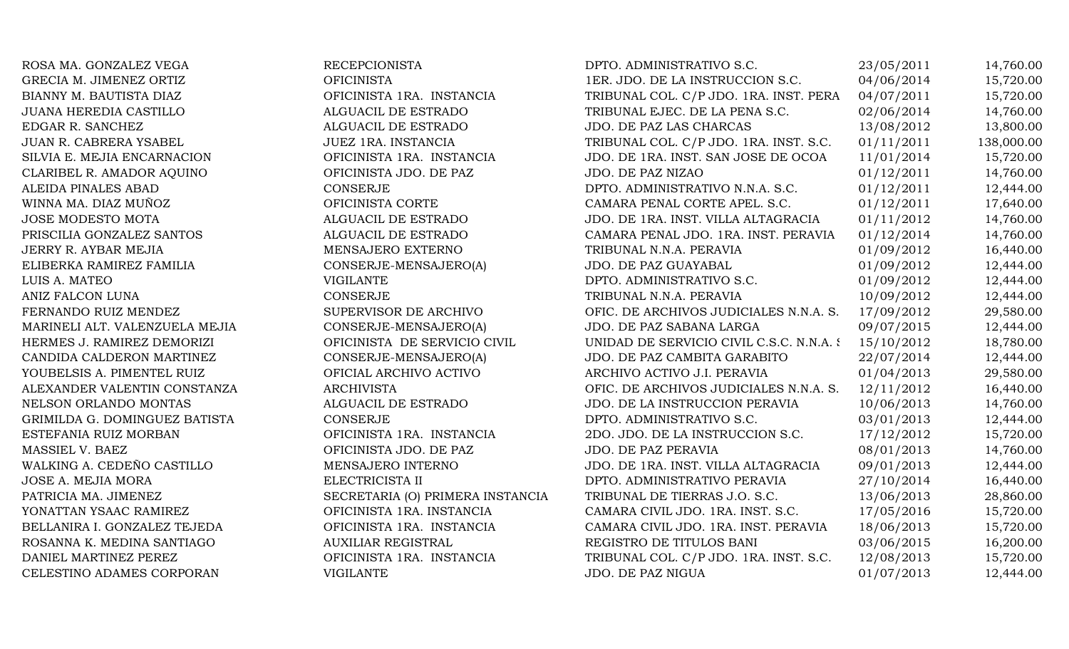| | | | | |
|---|---|---|---|---|
| ROSA MA. GONZALEZ VEGA | RECEPCIONISTA | DPTO. ADMINISTRATIVO S.C. | 23/05/2011 | 14,760.00 |
| GRECIA M. JIMENEZ ORTIZ | OFICINISTA | 1ER. JDO. DE LA INSTRUCCION S.C. | 04/06/2014 | 15,720.00 |
| BIANNY M. BAUTISTA DIAZ | OFICINISTA 1RA. INSTANCIA | TRIBUNAL COL. C/P JDO. 1RA. INST. PERA | 04/07/2011 | 15,720.00 |
| JUANA HEREDIA CASTILLO | ALGUACIL DE ESTRADO | TRIBUNAL EJEC. DE LA PENA S.C. | 02/06/2014 | 14,760.00 |
| EDGAR R. SANCHEZ | ALGUACIL DE ESTRADO | JDO. DE PAZ LAS CHARCAS | 13/08/2012 | 13,800.00 |
| JUAN R. CABRERA YSABEL | JUEZ 1RA. INSTANCIA | TRIBUNAL COL. C/P JDO. 1RA. INST. S.C. | 01/11/2011 | 138,000.00 |
| SILVIA E. MEJIA ENCARNACION | OFICINISTA 1RA. INSTANCIA | JDO. DE 1RA. INST. SAN JOSE DE OCOA | 11/01/2014 | 15,720.00 |
| CLARIBEL R. AMADOR AQUINO | OFICINISTA JDO. DE PAZ | JDO. DE PAZ NIZAO | 01/12/2011 | 14,760.00 |
| ALEIDA PINALES ABAD | CONSERJE | DPTO. ADMINISTRATIVO N.N.A. S.C. | 01/12/2011 | 12,444.00 |
| WINNA MA. DIAZ MUÑOZ | OFICINISTA CORTE | CAMARA PENAL CORTE APEL. S.C. | 01/12/2011 | 17,640.00 |
| JOSE MODESTO MOTA | ALGUACIL DE ESTRADO | JDO. DE 1RA. INST. VILLA ALTAGRACIA | 01/11/2012 | 14,760.00 |
| PRISCILIA GONZALEZ SANTOS | ALGUACIL DE ESTRADO | CAMARA PENAL JDO. 1RA. INST. PERAVIA | 01/12/2014 | 14,760.00 |
| JERRY R. AYBAR MEJIA | MENSAJERO EXTERNO | TRIBUNAL N.N.A. PERAVIA | 01/09/2012 | 16,440.00 |
| ELIBERKA RAMIREZ FAMILIA | CONSERJE-MENSAJERO(A) | JDO. DE PAZ GUAYABAL | 01/09/2012 | 12,444.00 |
| LUIS A. MATEO | VIGILANTE | DPTO. ADMINISTRATIVO S.C. | 01/09/2012 | 12,444.00 |
| ANIZ FALCON LUNA | CONSERJE | TRIBUNAL N.N.A. PERAVIA | 10/09/2012 | 12,444.00 |
| FERNANDO RUIZ MENDEZ | SUPERVISOR DE ARCHIVO | OFIC. DE ARCHIVOS JUDICIALES N.N.A. S. | 17/09/2012 | 29,580.00 |
| MARINELI ALT. VALENZUELA MEJIA | CONSERJE-MENSAJERO(A) | JDO. DE PAZ SABANA LARGA | 09/07/2015 | 12,444.00 |
| HERMES J. RAMIREZ DEMORIZI | OFICINISTA DE SERVICIO CIVIL | UNIDAD DE SERVICIO CIVIL C.S.C. N.N.A. S | 15/10/2012 | 18,780.00 |
| CANDIDA CALDERON MARTINEZ | CONSERJE-MENSAJERO(A) | JDO. DE PAZ CAMBITA GARABITO | 22/07/2014 | 12,444.00 |
| YOUBELSIS A. PIMENTEL RUIZ | OFICIAL ARCHIVO ACTIVO | ARCHIVO ACTIVO J.I. PERAVIA | 01/04/2013 | 29,580.00 |
| ALEXANDER VALENTIN CONSTANZA | ARCHIVISTA | OFIC. DE ARCHIVOS JUDICIALES N.N.A. S. | 12/11/2012 | 16,440.00 |
| NELSON ORLANDO MONTAS | ALGUACIL DE ESTRADO | JDO. DE LA INSTRUCCION PERAVIA | 10/06/2013 | 14,760.00 |
| GRIMILDA G. DOMINGUEZ BATISTA | CONSERJE | DPTO. ADMINISTRATIVO S.C. | 03/01/2013 | 12,444.00 |
| ESTEFANIA RUIZ MORBAN | OFICINISTA 1RA. INSTANCIA | 2DO. JDO. DE LA INSTRUCCION S.C. | 17/12/2012 | 15,720.00 |
| MASSIEL V. BAEZ | OFICINISTA JDO. DE PAZ | JDO. DE PAZ PERAVIA | 08/01/2013 | 14,760.00 |
| WALKING A. CEDEÑO CASTILLO | MENSAJERO INTERNO | JDO. DE 1RA. INST. VILLA ALTAGRACIA | 09/01/2013 | 12,444.00 |
| JOSE A. MEJIA MORA | ELECTRICISTA II | DPTO. ADMINISTRATIVO PERAVIA | 27/10/2014 | 16,440.00 |
| PATRICIA MA. JIMENEZ | SECRETARIA (O) PRIMERA INSTANCIA | TRIBUNAL DE TIERRAS J.O. S.C. | 13/06/2013 | 28,860.00 |
| YONATTAN YSAAC RAMIREZ | OFICINISTA 1RA. INSTANCIA | CAMARA CIVIL JDO. 1RA. INST. S.C. | 17/05/2016 | 15,720.00 |
| BELLANIRA I. GONZALEZ TEJEDA | OFICINISTA 1RA. INSTANCIA | CAMARA CIVIL JDO. 1RA. INST. PERAVIA | 18/06/2013 | 15,720.00 |
| ROSANNA K. MEDINA SANTIAGO | AUXILIAR REGISTRAL | REGISTRO DE TITULOS BANI | 03/06/2015 | 16,200.00 |
| DANIEL MARTINEZ PEREZ | OFICINISTA 1RA. INSTANCIA | TRIBUNAL COL. C/P JDO. 1RA. INST. S.C. | 12/08/2013 | 15,720.00 |
| CELESTINO ADAMES CORPORAN | VIGILANTE | JDO. DE PAZ NIGUA | 01/07/2013 | 12,444.00 |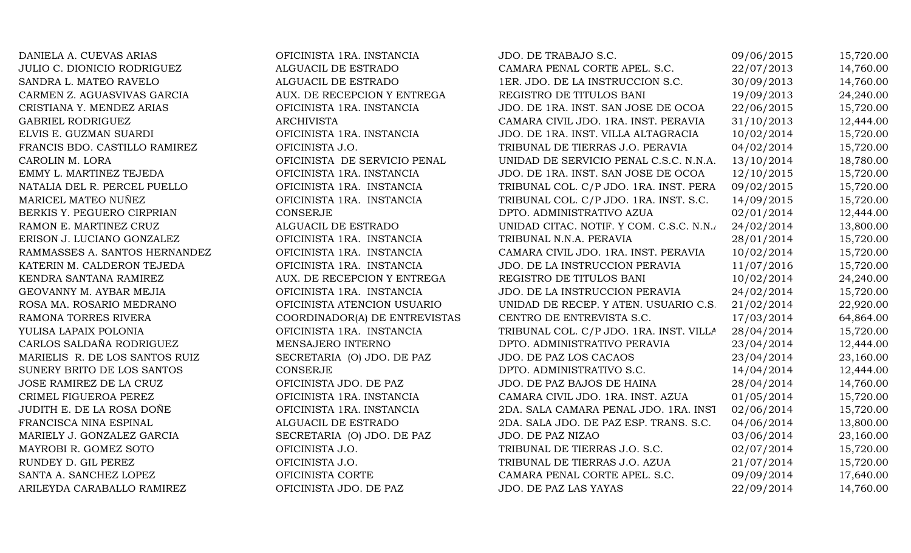| | | | | |
|---|---|---|---|---|
| DANIELA A. CUEVAS ARIAS | OFICINISTA 1RA. INSTANCIA | JDO. DE TRABAJO S.C. | 09/06/2015 | 15,720.00 |
| JULIO C. DIONICIO RODRIGUEZ | ALGUACIL DE ESTRADO | CAMARA PENAL CORTE APEL. S.C. | 22/07/2013 | 14,760.00 |
| SANDRA L. MATEO RAVELO | ALGUACIL DE ESTRADO | 1ER. JDO. DE LA INSTRUCCION S.C. | 30/09/2013 | 14,760.00 |
| CARMEN Z. AGUASVIVAS GARCIA | AUX. DE RECEPCION Y ENTREGA | REGISTRO DE TITULOS BANI | 19/09/2013 | 24,240.00 |
| CRISTIANA Y. MENDEZ ARIAS | OFICINISTA 1RA. INSTANCIA | JDO. DE 1RA. INST. SAN JOSE DE OCOA | 22/06/2015 | 15,720.00 |
| GABRIEL RODRIGUEZ | ARCHIVISTA | CAMARA CIVIL JDO. 1RA. INST. PERAVIA | 31/10/2013 | 12,444.00 |
| ELVIS E. GUZMAN SUARDI | OFICINISTA 1RA. INSTANCIA | JDO. DE 1RA. INST. VILLA ALTAGRACIA | 10/02/2014 | 15,720.00 |
| FRANCIS BDO. CASTILLO RAMIREZ | OFICINISTA J.O. | TRIBUNAL DE TIERRAS J.O. PERAVIA | 04/02/2014 | 15,720.00 |
| CAROLIN M. LORA | OFICINISTA DE SERVICIO PENAL | UNIDAD DE SERVICIO PENAL C.S.C. N.N.A. | 13/10/2014 | 18,780.00 |
| EMMY L. MARTINEZ TEJEDA | OFICINISTA 1RA. INSTANCIA | JDO. DE 1RA. INST. SAN JOSE DE OCOA | 12/10/2015 | 15,720.00 |
| NATALIA DEL R. PERCEL PUELLO | OFICINISTA 1RA. INSTANCIA | TRIBUNAL COL. C/P JDO. 1RA. INST. PERA | 09/02/2015 | 15,720.00 |
| MARICEL MATEO NUÑEZ | OFICINISTA 1RA. INSTANCIA | TRIBUNAL COL. C/P JDO. 1RA. INST. S.C. | 14/09/2015 | 15,720.00 |
| BERKIS Y. PEGUERO CIRPRIAN | CONSERJE | DPTO. ADMINISTRATIVO AZUA | 02/01/2014 | 12,444.00 |
| RAMON E. MARTINEZ CRUZ | ALGUACIL DE ESTRADO | UNIDAD CITAC. NOTIF. Y COM. C.S.C. N.N.A | 24/02/2014 | 13,800.00 |
| ERISON J. LUCIANO GONZALEZ | OFICINISTA 1RA. INSTANCIA | TRIBUNAL N.N.A. PERAVIA | 28/01/2014 | 15,720.00 |
| RAMMASSES A. SANTOS HERNANDEZ | OFICINISTA 1RA. INSTANCIA | CAMARA CIVIL JDO. 1RA. INST. PERAVIA | 10/02/2014 | 15,720.00 |
| KATERIN M. CALDERON TEJEDA | OFICINISTA 1RA. INSTANCIA | JDO. DE LA INSTRUCCION PERAVIA | 11/07/2016 | 15,720.00 |
| KENDRA SANTANA RAMIREZ | AUX. DE RECEPCION Y ENTREGA | REGISTRO DE TITULOS BANI | 10/02/2014 | 24,240.00 |
| GEOVANNY M. AYBAR MEJIA | OFICINISTA 1RA. INSTANCIA | JDO. DE LA INSTRUCCION PERAVIA | 24/02/2014 | 15,720.00 |
| ROSA MA. ROSARIO MEDRANO | OFICINISTA ATENCION USUARIO | UNIDAD DE RECEP. Y ATEN. USUARIO C.S. | 21/02/2014 | 22,920.00 |
| RAMONA TORRES RIVERA | COORDINADOR(A) DE ENTREVISTAS | CENTRO DE ENTREVISTA S.C. | 17/03/2014 | 64,864.00 |
| YULISA LAPAIX POLONIA | OFICINISTA 1RA. INSTANCIA | TRIBUNAL COL. C/P JDO. 1RA. INST. VILLA | 28/04/2014 | 15,720.00 |
| CARLOS SALDAÑA RODRIGUEZ | MENSAJERO INTERNO | DPTO. ADMINISTRATIVO PERAVIA | 23/04/2014 | 12,444.00 |
| MARIELIS R. DE LOS SANTOS RUIZ | SECRETARIA (O) JDO. DE PAZ | JDO. DE PAZ LOS CACAOS | 23/04/2014 | 23,160.00 |
| SUNERY BRITO DE LOS SANTOS | CONSERJE | DPTO. ADMINISTRATIVO S.C. | 14/04/2014 | 12,444.00 |
| JOSE RAMIREZ DE LA CRUZ | OFICINISTA JDO. DE PAZ | JDO. DE PAZ BAJOS DE HAINA | 28/04/2014 | 14,760.00 |
| CRIMEL FIGUEROA PEREZ | OFICINISTA 1RA. INSTANCIA | CAMARA CIVIL JDO. 1RA. INST. AZUA | 01/05/2014 | 15,720.00 |
| JUDITH E. DE LA ROSA DOÑE | OFICINISTA 1RA. INSTANCIA | 2DA. SALA CAMARA PENAL JDO. 1RA. INST | 02/06/2014 | 15,720.00 |
| FRANCISCA NINA ESPINAL | ALGUACIL DE ESTRADO | 2DA. SALA JDO. DE PAZ ESP. TRANS. S.C. | 04/06/2014 | 13,800.00 |
| MARIELY J. GONZALEZ GARCIA | SECRETARIA (O) JDO. DE PAZ | JDO. DE PAZ NIZAO | 03/06/2014 | 23,160.00 |
| MAYROBI R. GOMEZ SOTO | OFICINISTA J.O. | TRIBUNAL DE TIERRAS J.O. S.C. | 02/07/2014 | 15,720.00 |
| RUNDEY D. GIL PEREZ | OFICINISTA J.O. | TRIBUNAL DE TIERRAS J.O. AZUA | 21/07/2014 | 15,720.00 |
| SANTA A. SANCHEZ LOPEZ | OFICINISTA CORTE | CAMARA PENAL CORTE APEL. S.C. | 09/09/2014 | 17,640.00 |
| ARILEYDA CARABALLO RAMIREZ | OFICINISTA JDO. DE PAZ | JDO. DE PAZ LAS YAYAS | 22/09/2014 | 14,760.00 |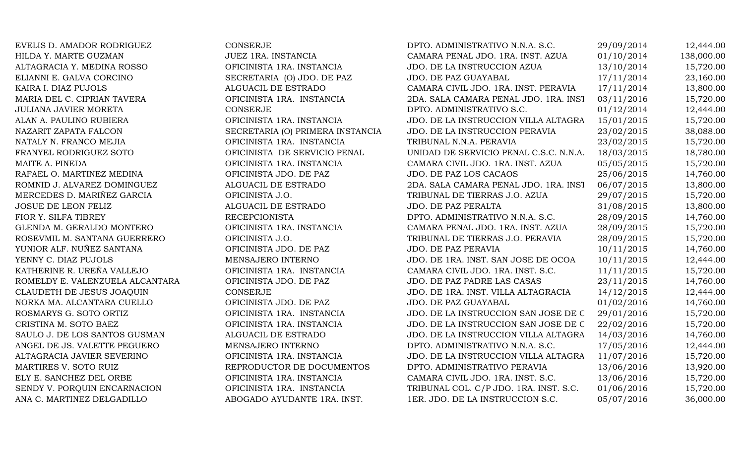| | | | | |
|---|---|---|---|---|
| EVELIS D. AMADOR RODRIGUEZ | CONSERJE | DPTO. ADMINISTRATIVO N.N.A. S.C. | 29/09/2014 | 12,444.00 |
| HILDA Y. MARTE GUZMAN | JUEZ 1RA. INSTANCIA | CAMARA PENAL JDO. 1RA. INST. AZUA | 01/10/2014 | 138,000.00 |
| ALTAGRACIA Y. MEDINA ROSSO | OFICINISTA 1RA. INSTANCIA | JDO. DE LA INSTRUCCION AZUA | 13/10/2014 | 15,720.00 |
| ELIANNI E. GALVA CORCINO | SECRETARIA (O) JDO. DE PAZ | JDO. DE PAZ GUAYABAL | 17/11/2014 | 23,160.00 |
| KAIRA I. DIAZ PUJOLS | ALGUACIL DE ESTRADO | CAMARA CIVIL JDO. 1RA. INST. PERAVIA | 17/11/2014 | 13,800.00 |
| MARIA DEL C. CIPRIAN TAVERA | OFICINISTA 1RA. INSTANCIA | 2DA. SALA CAMARA PENAL JDO. 1RA. INST | 03/11/2016 | 15,720.00 |
| JULIANA JAVIER MORETA | CONSERJE | DPTO. ADMINISTRATIVO S.C. | 01/12/2014 | 12,444.00 |
| ALAN A. PAULINO RUBIERA | OFICINISTA 1RA. INSTANCIA | JDO. DE LA INSTRUCCION VILLA ALTAGRA | 15/01/2015 | 15,720.00 |
| NAZARIT ZAPATA FALCON | SECRETARIA (O) PRIMERA INSTANCIA | JDO. DE LA INSTRUCCION PERAVIA | 23/02/2015 | 38,088.00 |
| NATALY N. FRANCO MEJIA | OFICINISTA 1RA. INSTANCIA | TRIBUNAL N.N.A. PERAVIA | 23/02/2015 | 15,720.00 |
| FRANYEL RODRIGUEZ SOTO | OFICINISTA DE SERVICIO PENAL | UNIDAD DE SERVICIO PENAL C.S.C. N.N.A. | 18/03/2015 | 18,780.00 |
| MAITE A. PINEDA | OFICINISTA 1RA. INSTANCIA | CAMARA CIVIL JDO. 1RA. INST. AZUA | 05/05/2015 | 15,720.00 |
| RAFAEL O. MARTINEZ MEDINA | OFICINISTA JDO. DE PAZ | JDO. DE PAZ LOS CACAOS | 25/06/2015 | 14,760.00 |
| ROMNID J. ALVAREZ DOMINGUEZ | ALGUACIL DE ESTRADO | 2DA. SALA CAMARA PENAL JDO. 1RA. INST | 06/07/2015 | 13,800.00 |
| MERCEDES D. MARIÑEZ GARCIA | OFICINISTA J.O. | TRIBUNAL DE TIERRAS J.O. AZUA | 29/07/2015 | 15,720.00 |
| JOSUE DE LEON FELIZ | ALGUACIL DE ESTRADO | JDO. DE PAZ PERALTA | 31/08/2015 | 13,800.00 |
| FIOR Y. SILFA TIBREY | RECEPCIONISTA | DPTO. ADMINISTRATIVO N.N.A. S.C. | 28/09/2015 | 14,760.00 |
| GLENDA M. GERALDO MONTERO | OFICINISTA 1RA. INSTANCIA | CAMARA PENAL JDO. 1RA. INST. AZUA | 28/09/2015 | 15,720.00 |
| ROSEVMIL M. SANTANA GUERRERO | OFICINISTA J.O. | TRIBUNAL DE TIERRAS J.O. PERAVIA | 28/09/2015 | 15,720.00 |
| YUNIOR ALF. NUÑEZ SANTANA | OFICINISTA JDO. DE PAZ | JDO. DE PAZ PERAVIA | 10/11/2015 | 14,760.00 |
| YENNY C. DIAZ PUJOLS | MENSAJERO INTERNO | JDO. DE 1RA. INST. SAN JOSE DE OCOA | 10/11/2015 | 12,444.00 |
| KATHERINE R. UREÑA VALLEJO | OFICINISTA 1RA. INSTANCIA | CAMARA CIVIL JDO. 1RA. INST. S.C. | 11/11/2015 | 15,720.00 |
| ROMELDY E. VALENZUELA ALCANTARA | OFICINISTA JDO. DE PAZ | JDO. DE PAZ PADRE LAS CASAS | 23/11/2015 | 14,760.00 |
| CLAUDETH DE JESUS JOAQUIN | CONSERJE | JDO. DE 1RA. INST. VILLA ALTAGRACIA | 14/12/2015 | 12,444.00 |
| NORKA MA. ALCANTARA CUELLO | OFICINISTA JDO. DE PAZ | JDO. DE PAZ GUAYABAL | 01/02/2016 | 14,760.00 |
| ROSMARYS G. SOTO ORTIZ | OFICINISTA 1RA. INSTANCIA | JDO. DE LA INSTRUCCION SAN JOSE DE C | 29/01/2016 | 15,720.00 |
| CRISTINA M. SOTO BAEZ | OFICINISTA 1RA. INSTANCIA | JDO. DE LA INSTRUCCION SAN JOSE DE C | 22/02/2016 | 15,720.00 |
| SAULO J. DE LOS SANTOS GUSMAN | ALGUACIL DE ESTRADO | JDO. DE LA INSTRUCCION VILLA ALTAGRA | 14/03/2016 | 14,760.00 |
| ANGEL DE JS. VALETTE PEGUERO | MENSAJERO INTERNO | DPTO. ADMINISTRATIVO N.N.A. S.C. | 17/05/2016 | 12,444.00 |
| ALTAGRACIA JAVIER SEVERINO | OFICINISTA 1RA. INSTANCIA | JDO. DE LA INSTRUCCION VILLA ALTAGRA | 11/07/2016 | 15,720.00 |
| MARTIRES V. SOTO RUIZ | REPRODUCTOR DE DOCUMENTOS | DPTO. ADMINISTRATIVO PERAVIA | 13/06/2016 | 13,920.00 |
| ELY E. SANCHEZ DEL ORBE | OFICINISTA 1RA. INSTANCIA | CAMARA CIVIL JDO. 1RA. INST. S.C. | 13/06/2016 | 15,720.00 |
| SENDY V. PORQUIN ENCARNACION | OFICINISTA 1RA. INSTANCIA | TRIBUNAL COL. C/P JDO. 1RA. INST. S.C. | 01/06/2016 | 15,720.00 |
| ANA C. MARTINEZ DELGADILLO | ABOGADO AYUDANTE 1RA. INST. | 1ER. JDO. DE LA INSTRUCCION S.C. | 05/07/2016 | 36,000.00 |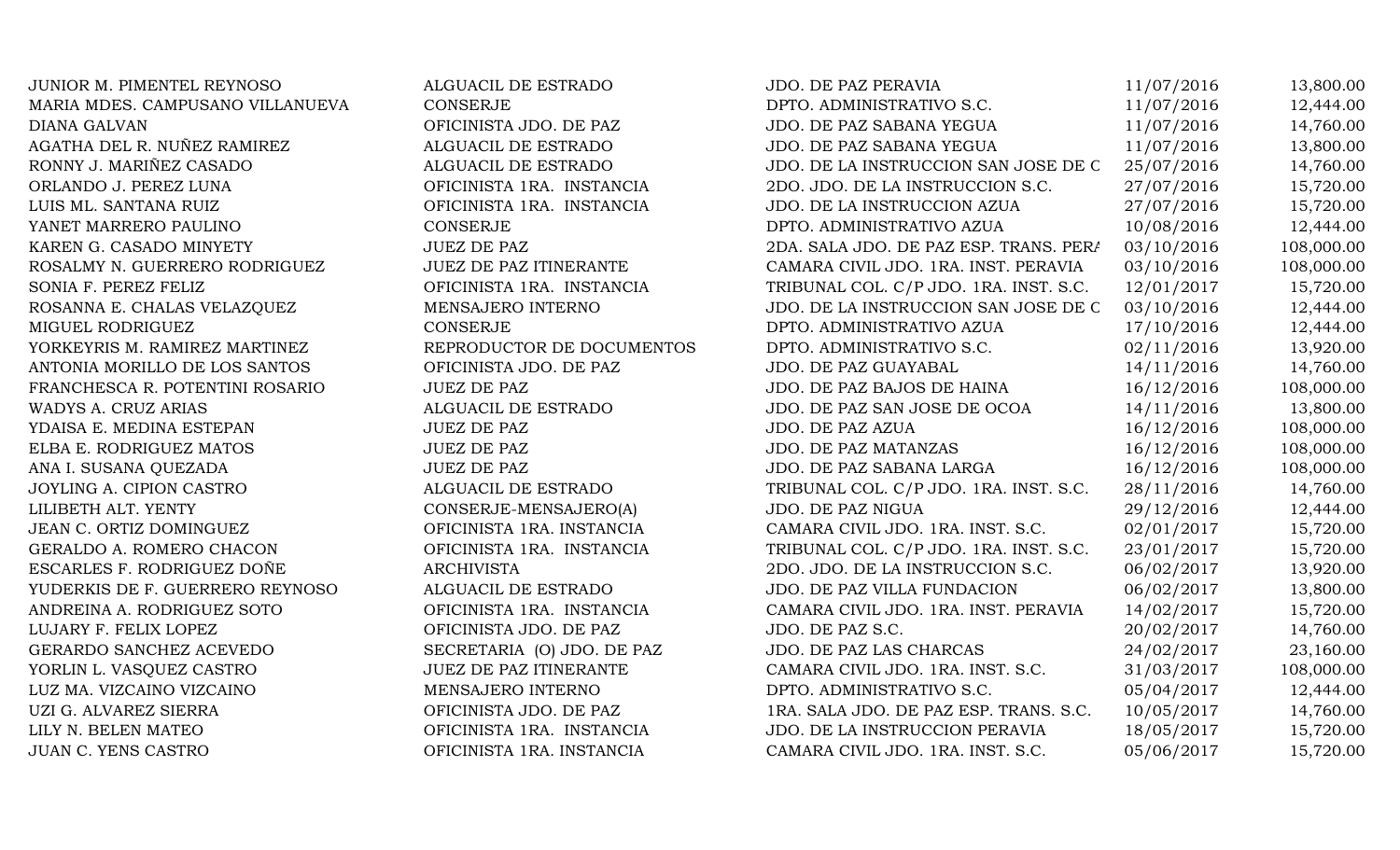| | | | | |
|---|---|---|---|---|
| JUNIOR M. PIMENTEL REYNOSO | ALGUACIL DE ESTRADO | JDO. DE PAZ PERAVIA | 11/07/2016 | 13,800.00 |
| MARIA MDES. CAMPUSANO VILLANUEVA | CONSERJE | DPTO. ADMINISTRATIVO S.C. | 11/07/2016 | 12,444.00 |
| DIANA GALVAN | OFICINISTA JDO. DE PAZ | JDO. DE PAZ SABANA YEGUA | 11/07/2016 | 14,760.00 |
| AGATHA DEL R. NUÑEZ RAMIREZ | ALGUACIL DE ESTRADO | JDO. DE PAZ SABANA YEGUA | 11/07/2016 | 13,800.00 |
| RONNY J. MARIÑEZ CASADO | ALGUACIL DE ESTRADO | JDO. DE LA INSTRUCCION SAN JOSE DE C | 25/07/2016 | 14,760.00 |
| ORLANDO J. PEREZ LUNA | OFICINISTA 1RA. INSTANCIA | 2DO. JDO. DE LA INSTRUCCION S.C. | 27/07/2016 | 15,720.00 |
| LUIS ML. SANTANA RUIZ | OFICINISTA 1RA. INSTANCIA | JDO. DE LA INSTRUCCION AZUA | 27/07/2016 | 15,720.00 |
| YANET MARRERO PAULINO | CONSERJE | DPTO. ADMINISTRATIVO AZUA | 10/08/2016 | 12,444.00 |
| KAREN G. CASADO MINYETY | JUEZ DE PAZ | 2DA. SALA JDO. DE PAZ ESP. TRANS. PERA | 03/10/2016 | 108,000.00 |
| ROSALMY N. GUERRERO RODRIGUEZ | JUEZ DE PAZ ITINERANTE | CAMARA CIVIL JDO. 1RA. INST. PERAVIA | 03/10/2016 | 108,000.00 |
| SONIA F. PEREZ FELIZ | OFICINISTA 1RA. INSTANCIA | TRIBUNAL COL. C/P JDO. 1RA. INST. S.C. | 12/01/2017 | 15,720.00 |
| ROSANNA E. CHALAS VELAZQUEZ | MENSAJERO INTERNO | JDO. DE LA INSTRUCCION SAN JOSE DE C | 03/10/2016 | 12,444.00 |
| MIGUEL RODRIGUEZ | CONSERJE | DPTO. ADMINISTRATIVO AZUA | 17/10/2016 | 12,444.00 |
| YORKEYRIS M. RAMIREZ MARTINEZ | REPRODUCTOR DE DOCUMENTOS | DPTO. ADMINISTRATIVO S.C. | 02/11/2016 | 13,920.00 |
| ANTONIA MORILLO DE LOS SANTOS | OFICINISTA JDO. DE PAZ | JDO. DE PAZ GUAYABAL | 14/11/2016 | 14,760.00 |
| FRANCHESCA R. POTENTINI ROSARIO | JUEZ DE PAZ | JDO. DE PAZ BAJOS DE HAINA | 16/12/2016 | 108,000.00 |
| WADYS A. CRUZ ARIAS | ALGUACIL DE ESTRADO | JDO. DE PAZ SAN JOSE DE OCOA | 14/11/2016 | 13,800.00 |
| YDAISA E. MEDINA ESTEPAN | JUEZ DE PAZ | JDO. DE PAZ AZUA | 16/12/2016 | 108,000.00 |
| ELBA E. RODRIGUEZ MATOS | JUEZ DE PAZ | JDO. DE PAZ MATANZAS | 16/12/2016 | 108,000.00 |
| ANA I. SUSANA QUEZADA | JUEZ DE PAZ | JDO. DE PAZ SABANA LARGA | 16/12/2016 | 108,000.00 |
| JOYLING A. CIPION CASTRO | ALGUACIL DE ESTRADO | TRIBUNAL COL. C/P JDO. 1RA. INST. S.C. | 28/11/2016 | 14,760.00 |
| LILIBETH ALT. YENTY | CONSERJE-MENSAJERO(A) | JDO. DE PAZ NIGUA | 29/12/2016 | 12,444.00 |
| JEAN C. ORTIZ DOMINGUEZ | OFICINISTA 1RA. INSTANCIA | CAMARA CIVIL JDO. 1RA. INST. S.C. | 02/01/2017 | 15,720.00 |
| GERALDO A. ROMERO CHACON | OFICINISTA 1RA. INSTANCIA | TRIBUNAL COL. C/P JDO. 1RA. INST. S.C. | 23/01/2017 | 15,720.00 |
| ESCARLES F. RODRIGUEZ DOÑE | ARCHIVISTA | 2DO. JDO. DE LA INSTRUCCION S.C. | 06/02/2017 | 13,920.00 |
| YUDERKIS DE F. GUERRERO REYNOSO | ALGUACIL DE ESTRADO | JDO. DE PAZ VILLA FUNDACION | 06/02/2017 | 13,800.00 |
| ANDREINA A. RODRIGUEZ SOTO | OFICINISTA 1RA. INSTANCIA | CAMARA CIVIL JDO. 1RA. INST. PERAVIA | 14/02/2017 | 15,720.00 |
| LUJARY F. FELIX LOPEZ | OFICINISTA JDO. DE PAZ | JDO. DE PAZ S.C. | 20/02/2017 | 14,760.00 |
| GERARDO SANCHEZ ACEVEDO | SECRETARIA (O) JDO. DE PAZ | JDO. DE PAZ LAS CHARCAS | 24/02/2017 | 23,160.00 |
| YORLIN L. VASQUEZ CASTRO | JUEZ DE PAZ ITINERANTE | CAMARA CIVIL JDO. 1RA. INST. S.C. | 31/03/2017 | 108,000.00 |
| LUZ MA. VIZCAINO VIZCAINO | MENSAJERO INTERNO | DPTO. ADMINISTRATIVO S.C. | 05/04/2017 | 12,444.00 |
| UZI G. ALVAREZ SIERRA | OFICINISTA JDO. DE PAZ | 1RA. SALA JDO. DE PAZ ESP. TRANS. S.C. | 10/05/2017 | 14,760.00 |
| LILY N. BELEN MATEO | OFICINISTA 1RA. INSTANCIA | JDO. DE LA INSTRUCCION PERAVIA | 18/05/2017 | 15,720.00 |
| JUAN C. YENS CASTRO | OFICINISTA 1RA. INSTANCIA | CAMARA CIVIL JDO. 1RA. INST. S.C. | 05/06/2017 | 15,720.00 |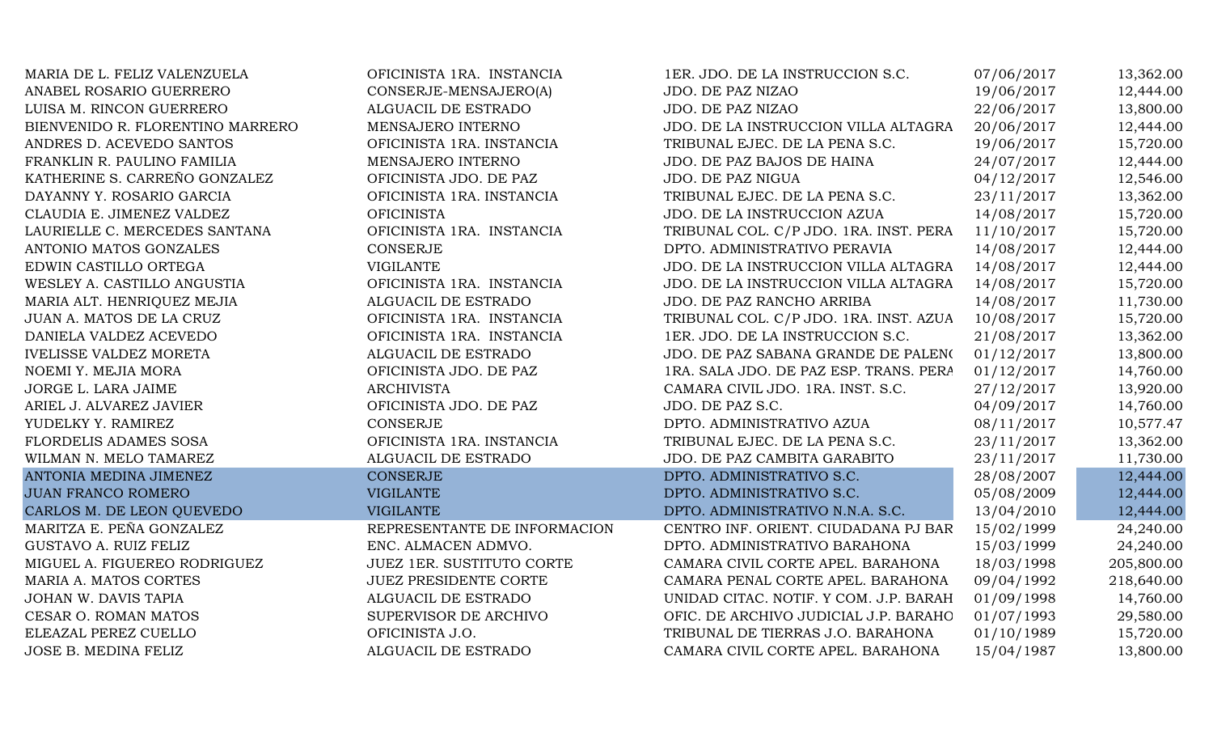| | | | | |
|---|---|---|---|---|
| MARIA DE L. FELIZ VALENZUELA | OFICINISTA 1RA. INSTANCIA | 1ER. JDO. DE LA INSTRUCCION S.C. | 07/06/2017 | 13,362.00 |
| ANABEL ROSARIO GUERRERO | CONSERJE-MENSAJERO(A) | JDO. DE PAZ NIZAO | 19/06/2017 | 12,444.00 |
| LUISA M. RINCON GUERRERO | ALGUACIL DE ESTRADO | JDO. DE PAZ NIZAO | 22/06/2017 | 13,800.00 |
| BIENVENIDO R. FLORENTINO MARRERO | MENSAJERO INTERNO | JDO. DE LA INSTRUCCION VILLA ALTAGRA | 20/06/2017 | 12,444.00 |
| ANDRES D. ACEVEDO SANTOS | OFICINISTA 1RA. INSTANCIA | TRIBUNAL EJEC. DE LA PENA S.C. | 19/06/2017 | 15,720.00 |
| FRANKLIN R. PAULINO FAMILIA | MENSAJERO INTERNO | JDO. DE PAZ BAJOS DE HAINA | 24/07/2017 | 12,444.00 |
| KATHERINE S. CARREÑO GONZALEZ | OFICINISTA JDO. DE PAZ | JDO. DE PAZ NIGUA | 04/12/2017 | 12,546.00 |
| DAYANNY Y. ROSARIO GARCIA | OFICINISTA 1RA. INSTANCIA | TRIBUNAL EJEC. DE LA PENA S.C. | 23/11/2017 | 13,362.00 |
| CLAUDIA E. JIMENEZ VALDEZ | OFICINISTA | JDO. DE LA INSTRUCCION AZUA | 14/08/2017 | 15,720.00 |
| LAURIELLE C. MERCEDES SANTANA | OFICINISTA 1RA. INSTANCIA | TRIBUNAL COL. C/P JDO. 1RA. INST. PERA | 11/10/2017 | 15,720.00 |
| ANTONIO MATOS GONZALES | CONSERJE | DPTO. ADMINISTRATIVO PERAVIA | 14/08/2017 | 12,444.00 |
| EDWIN CASTILLO ORTEGA | VIGILANTE | JDO. DE LA INSTRUCCION VILLA ALTAGRA | 14/08/2017 | 12,444.00 |
| WESLEY A. CASTILLO ANGUSTIA | OFICINISTA 1RA. INSTANCIA | JDO. DE LA INSTRUCCION VILLA ALTAGRA | 14/08/2017 | 15,720.00 |
| MARIA ALT. HENRIQUEZ MEJIA | ALGUACIL DE ESTRADO | JDO. DE PAZ RANCHO ARRIBA | 14/08/2017 | 11,730.00 |
| JUAN A. MATOS DE LA CRUZ | OFICINISTA 1RA. INSTANCIA | TRIBUNAL COL. C/P JDO. 1RA. INST. AZUA | 10/08/2017 | 15,720.00 |
| DANIELA VALDEZ ACEVEDO | OFICINISTA 1RA. INSTANCIA | 1ER. JDO. DE LA INSTRUCCION S.C. | 21/08/2017 | 13,362.00 |
| IVELISSE VALDEZ MORETA | ALGUACIL DE ESTRADO | JDO. DE PAZ SABANA GRANDE DE PALENQ | 01/12/2017 | 13,800.00 |
| NOEMI Y. MEJIA MORA | OFICINISTA JDO. DE PAZ | 1RA. SALA JDO. DE PAZ ESP. TRANS. PERA | 01/12/2017 | 14,760.00 |
| JORGE L. LARA JAIME | ARCHIVISTA | CAMARA CIVIL JDO. 1RA. INST. S.C. | 27/12/2017 | 13,920.00 |
| ARIEL J. ALVAREZ JAVIER | OFICINISTA JDO. DE PAZ | JDO. DE PAZ S.C. | 04/09/2017 | 14,760.00 |
| YUDELKY Y. RAMIREZ | CONSERJE | DPTO. ADMINISTRATIVO AZUA | 08/11/2017 | 10,577.47 |
| FLORDELIS ADAMES SOSA | OFICINISTA 1RA. INSTANCIA | TRIBUNAL EJEC. DE LA PENA S.C. | 23/11/2017 | 13,362.00 |
| WILMAN N. MELO TAMAREZ | ALGUACIL DE ESTRADO | JDO. DE PAZ CAMBITA GARABITO | 23/11/2017 | 11,730.00 |
| ANTONIA MEDINA JIMENEZ | CONSERJE | DPTO. ADMINISTRATIVO S.C. | 28/08/2007 | 12,444.00 |
| JUAN FRANCO ROMERO | VIGILANTE | DPTO. ADMINISTRATIVO S.C. | 05/08/2009 | 12,444.00 |
| CARLOS M. DE LEON QUEVEDO | VIGILANTE | DPTO. ADMINISTRATIVO N.N.A. S.C. | 13/04/2010 | 12,444.00 |
| MARITZA E. PEÑA GONZALEZ | REPRESENTANTE DE INFORMACION | CENTRO INF. ORIENT. CIUDADANA PJ BAR | 15/02/1999 | 24,240.00 |
| GUSTAVO A. RUIZ FELIZ | ENC. ALMACEN ADMVO. | DPTO. ADMINISTRATIVO BARAHONA | 15/03/1999 | 24,240.00 |
| MIGUEL A. FIGUEREO RODRIGUEZ | JUEZ 1ER. SUSTITUTO CORTE | CAMARA CIVIL CORTE APEL. BARAHONA | 18/03/1998 | 205,800.00 |
| MARIA A. MATOS CORTES | JUEZ PRESIDENTE CORTE | CAMARA PENAL CORTE APEL. BARAHONA | 09/04/1992 | 218,640.00 |
| JOHAN W. DAVIS TAPIA | ALGUACIL DE ESTRADO | UNIDAD CITAC. NOTIF. Y COM. J.P. BARAH | 01/09/1998 | 14,760.00 |
| CESAR O. ROMAN MATOS | SUPERVISOR DE ARCHIVO | OFIC. DE ARCHIVO JUDICIAL J.P. BARAHO | 01/07/1993 | 29,580.00 |
| ELEAZAL PEREZ CUELLO | OFICINISTA J.O. | TRIBUNAL DE TIERRAS J.O. BARAHONA | 01/10/1989 | 15,720.00 |
| JOSE B. MEDINA FELIZ | ALGUACIL DE ESTRADO | CAMARA CIVIL CORTE APEL. BARAHONA | 15/04/1987 | 13,800.00 |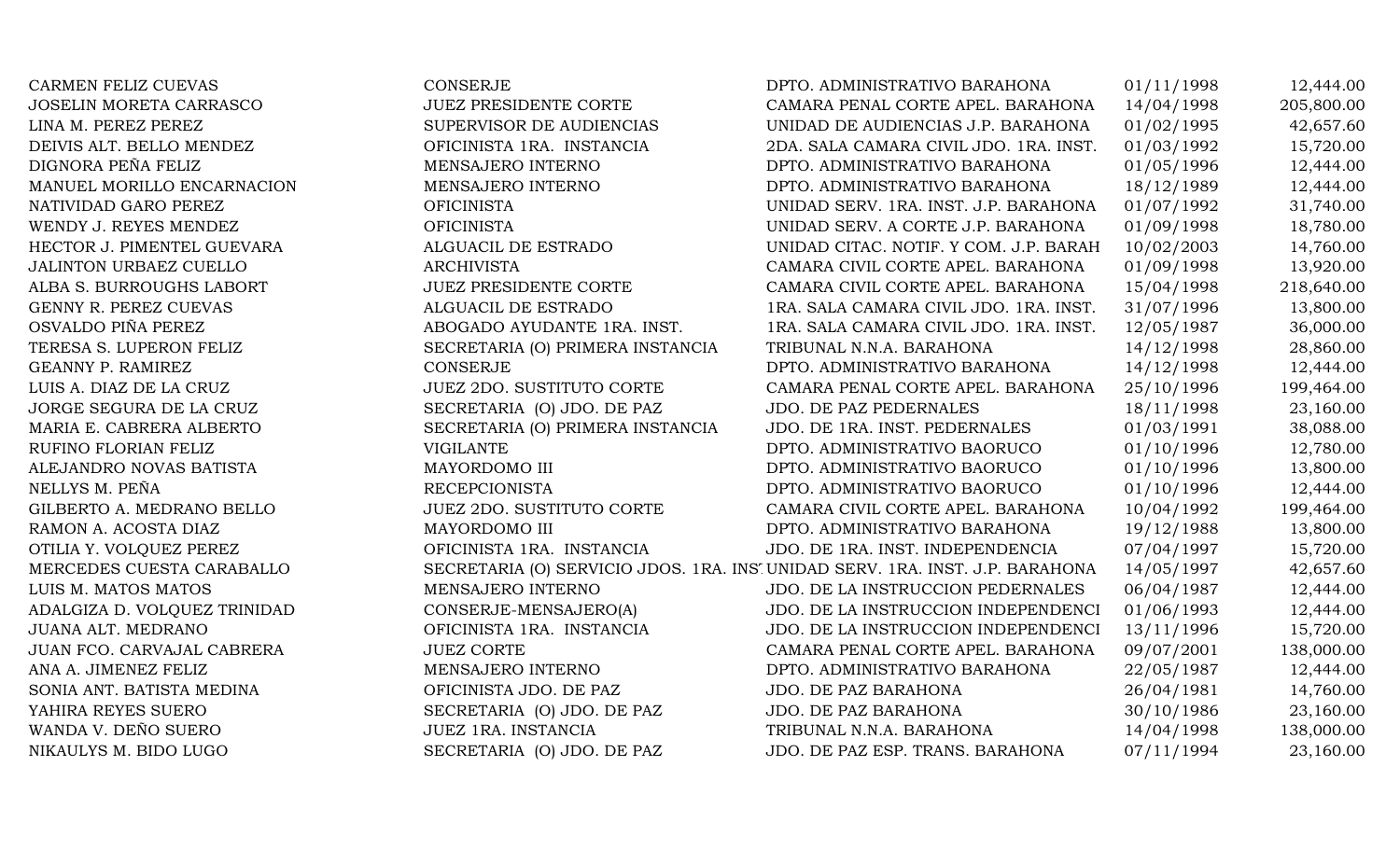| | | | | |
|---|---|---|---|---|
| CARMEN FELIZ CUEVAS | CONSERJE | DPTO. ADMINISTRATIVO BARAHONA | 01/11/1998 | 12,444.00 |
| JOSELIN MORETA CARRASCO | JUEZ PRESIDENTE CORTE | CAMARA PENAL CORTE APEL. BARAHONA | 14/04/1998 | 205,800.00 |
| LINA M. PEREZ PEREZ | SUPERVISOR DE AUDIENCIAS | UNIDAD DE AUDIENCIAS J.P. BARAHONA | 01/02/1995 | 42,657.60 |
| DEIVIS ALT. BELLO MENDEZ | OFICINISTA 1RA. INSTANCIA | 2DA. SALA CAMARA CIVIL JDO. 1RA. INST. | 01/03/1992 | 15,720.00 |
| DIGNORA PEÑA FELIZ | MENSAJERO INTERNO | DPTO. ADMINISTRATIVO BARAHONA | 01/05/1996 | 12,444.00 |
| MANUEL MORILLO ENCARNACION | MENSAJERO INTERNO | DPTO. ADMINISTRATIVO BARAHONA | 18/12/1989 | 12,444.00 |
| NATIVIDAD GARO PEREZ | OFICINISTA | UNIDAD SERV. 1RA. INST. J.P. BARAHONA | 01/07/1992 | 31,740.00 |
| WENDY J. REYES MENDEZ | OFICINISTA | UNIDAD SERV. A CORTE J.P. BARAHONA | 01/09/1998 | 18,780.00 |
| HECTOR J. PIMENTEL GUEVARA | ALGUACIL DE ESTRADO | UNIDAD CITAC. NOTIF. Y COM. J.P. BARAH | 10/02/2003 | 14,760.00 |
| JALINTON URBAEZ CUELLO | ARCHIVISTA | CAMARA CIVIL CORTE APEL. BARAHONA | 01/09/1998 | 13,920.00 |
| ALBA S. BURROUGHS LABORT | JUEZ PRESIDENTE CORTE | CAMARA CIVIL CORTE APEL. BARAHONA | 15/04/1998 | 218,640.00 |
| GENNY R. PEREZ CUEVAS | ALGUACIL DE ESTRADO | 1RA. SALA CAMARA CIVIL JDO. 1RA. INST. | 31/07/1996 | 13,800.00 |
| OSVALDO PIÑA PEREZ | ABOGADO AYUDANTE 1RA. INST. | 1RA. SALA CAMARA CIVIL JDO. 1RA. INST. | 12/05/1987 | 36,000.00 |
| TERESA S. LUPERON FELIZ | SECRETARIA (O) PRIMERA INSTANCIA | TRIBUNAL N.N.A. BARAHONA | 14/12/1998 | 28,860.00 |
| GEANNY P. RAMIREZ | CONSERJE | DPTO. ADMINISTRATIVO BARAHONA | 14/12/1998 | 12,444.00 |
| LUIS A. DIAZ DE LA CRUZ | JUEZ 2DO. SUSTITUTO CORTE | CAMARA PENAL CORTE APEL. BARAHONA | 25/10/1996 | 199,464.00 |
| JORGE SEGURA DE LA CRUZ | SECRETARIA (O) JDO. DE PAZ | JDO. DE PAZ PEDERNALES | 18/11/1998 | 23,160.00 |
| MARIA E. CABRERA ALBERTO | SECRETARIA (O) PRIMERA INSTANCIA | JDO. DE 1RA. INST. PEDERNALES | 01/03/1991 | 38,088.00 |
| RUFINO FLORIAN FELIZ | VIGILANTE | DPTO. ADMINISTRATIVO BAORUCO | 01/10/1996 | 12,780.00 |
| ALEJANDRO NOVAS BATISTA | MAYORDOMO III | DPTO. ADMINISTRATIVO BAORUCO | 01/10/1996 | 13,800.00 |
| NELLYS M. PEÑA | RECEPCIONISTA | DPTO. ADMINISTRATIVO BAORUCO | 01/10/1996 | 12,444.00 |
| GILBERTO A. MEDRANO BELLO | JUEZ 2DO. SUSTITUTO CORTE | CAMARA CIVIL CORTE APEL. BARAHONA | 10/04/1992 | 199,464.00 |
| RAMON A. ACOSTA DIAZ | MAYORDOMO III | DPTO. ADMINISTRATIVO BARAHONA | 19/12/1988 | 13,800.00 |
| OTILIA Y. VOLQUEZ PEREZ | OFICINISTA 1RA. INSTANCIA | JDO. DE 1RA. INST. INDEPENDENCIA | 07/04/1997 | 15,720.00 |
| MERCEDES CUESTA CARABALLO | SECRETARIA (O) SERVICIO JDOS. 1RA. INS | UNIDAD SERV. 1RA. INST. J.P. BARAHONA | 14/05/1997 | 42,657.60 |
| LUIS M. MATOS MATOS | MENSAJERO INTERNO | JDO. DE LA INSTRUCCION PEDERNALES | 06/04/1987 | 12,444.00 |
| ADALGIZA D. VOLQUEZ TRINIDAD | CONSERJE-MENSAJERO(A) | JDO. DE LA INSTRUCCION INDEPENDENCI | 01/06/1993 | 12,444.00 |
| JUANA ALT. MEDRANO | OFICINISTA 1RA. INSTANCIA | JDO. DE LA INSTRUCCION INDEPENDENCI | 13/11/1996 | 15,720.00 |
| JUAN FCO. CARVAJAL CABRERA | JUEZ CORTE | CAMARA PENAL CORTE APEL. BARAHONA | 09/07/2001 | 138,000.00 |
| ANA A. JIMENEZ FELIZ | MENSAJERO INTERNO | DPTO. ADMINISTRATIVO BARAHONA | 22/05/1987 | 12,444.00 |
| SONIA ANT. BATISTA MEDINA | OFICINISTA JDO. DE PAZ | JDO. DE PAZ BARAHONA | 26/04/1981 | 14,760.00 |
| YAHIRA REYES SUERO | SECRETARIA (O) JDO. DE PAZ | JDO. DE PAZ BARAHONA | 30/10/1986 | 23,160.00 |
| WANDA V. DEÑO SUERO | JUEZ 1RA. INSTANCIA | TRIBUNAL N.N.A. BARAHONA | 14/04/1998 | 138,000.00 |
| NIKAULYS M. BIDO LUGO | SECRETARIA (O) JDO. DE PAZ | JDO. DE PAZ ESP. TRANS. BARAHONA | 07/11/1994 | 23,160.00 |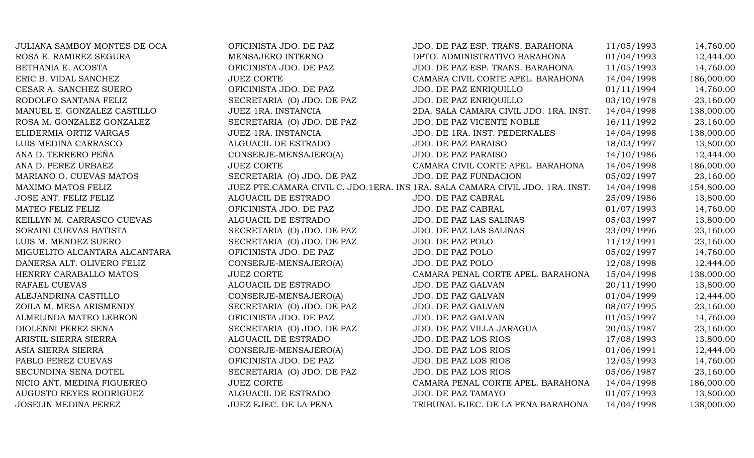| | | | | |
|---|---|---|---|---|
| JULIANA SAMBOY MONTES DE OCA | OFICINISTA JDO. DE PAZ | JDO. DE PAZ ESP. TRANS. BARAHONA | 11/05/1993 | 14,760.00 |
| ROSA E. RAMIREZ SEGURA | MENSAJERO INTERNO | DPTO. ADMINISTRATIVO BARAHONA | 01/04/1993 | 12,444.00 |
| BETHANIA E. ACOSTA | OFICINISTA JDO. DE PAZ | JDO. DE PAZ ESP. TRANS. BARAHONA | 11/05/1993 | 14,760.00 |
| ERIC B. VIDAL SANCHEZ | JUEZ CORTE | CAMARA CIVIL CORTE APEL. BARAHONA | 14/04/1998 | 186,000.00 |
| CESAR A. SANCHEZ SUERO | OFICINISTA JDO. DE PAZ | JDO. DE PAZ ENRIQUILLO | 01/11/1994 | 14,760.00 |
| RODOLFO SANTANA FELIZ | SECRETARIA (O) JDO. DE PAZ | JDO. DE PAZ ENRIQUILLO | 03/10/1978 | 23,160.00 |
| MANUEL E. GONZALEZ CASTILLO | JUEZ 1RA. INSTANCIA | 2DA. SALA CAMARA CIVIL JDO. 1RA. INST. | 14/04/1998 | 138,000.00 |
| ROSA M. GONZALEZ GONZALEZ | SECRETARIA (O) JDO. DE PAZ | JDO. DE PAZ VICENTE NOBLE | 16/11/1992 | 23,160.00 |
| ELIDERMIA ORTIZ VARGAS | JUEZ 1RA. INSTANCIA | JDO. DE 1RA. INST. PEDERNALES | 14/04/1998 | 138,000.00 |
| LUIS MEDINA CARRASCO | ALGUACIL DE ESTRADO | JDO. DE PAZ PARAISO | 18/03/1997 | 13,800.00 |
| ANA D. TERRERO PEÑA | CONSERJE-MENSAJERO(A) | JDO. DE PAZ PARAISO | 14/10/1986 | 12,444.00 |
| ANA D. PEREZ URBAEZ | JUEZ CORTE | CAMARA CIVIL CORTE APEL. BARAHONA | 14/04/1998 | 186,000.00 |
| MARIANO O. CUEVAS MATOS | SECRETARIA (O) JDO. DE PAZ | JDO. DE PAZ FUNDACION | 05/02/1997 | 23,160.00 |
| MAXIMO MATOS FELIZ | JUEZ PTE.CAMARA CIVIL C. JDO.1ERA. INS | 1RA. SALA CAMARA CIVIL JDO. 1RA. INST. | 14/04/1998 | 154,800.00 |
| JOSE ANT. FELIZ FELIZ | ALGUACIL DE ESTRADO | JDO. DE PAZ CABRAL | 25/09/1986 | 13,800.00 |
| MATEO FELIZ FELIZ | OFICINISTA JDO. DE PAZ | JDO. DE PAZ CABRAL | 01/07/1993 | 14,760.00 |
| KEILLYN M. CARRASCO CUEVAS | ALGUACIL DE ESTRADO | JDO. DE PAZ LAS SALINAS | 05/03/1997 | 13,800.00 |
| SORAINI CUEVAS BATISTA | SECRETARIA (O) JDO. DE PAZ | JDO. DE PAZ LAS SALINAS | 23/09/1996 | 23,160.00 |
| LUIS M. MENDEZ SUERO | SECRETARIA (O) JDO. DE PAZ | JDO. DE PAZ POLO | 11/12/1991 | 23,160.00 |
| MIGUELITO ALCANTARA ALCANTARA | OFICINISTA JDO. DE PAZ | JDO. DE PAZ POLO | 05/02/1997 | 14,760.00 |
| DANERSA ALT. OLIVERO FELIZ | CONSERJE-MENSAJERO(A) | JDO. DE PAZ POLO | 12/08/1998 | 12,444.00 |
| HENRRY CARABALLO MATOS | JUEZ CORTE | CAMARA PENAL CORTE APEL. BARAHONA | 15/04/1998 | 138,000.00 |
| RAFAEL CUEVAS | ALGUACIL DE ESTRADO | JDO. DE PAZ GALVAN | 20/11/1990 | 13,800.00 |
| ALEJANDRINA CASTILLO | CONSERJE-MENSAJERO(A) | JDO. DE PAZ GALVAN | 01/04/1999 | 12,444.00 |
| ZOILA M. MESA ARISMENDY | SECRETARIA (O) JDO. DE PAZ | JDO. DE PAZ GALVAN | 08/07/1995 | 23,160.00 |
| ALMELINDA MATEO LEBRON | OFICINISTA JDO. DE PAZ | JDO. DE PAZ GALVAN | 01/05/1997 | 14,760.00 |
| DIOLENNI PEREZ SENA | SECRETARIA (O) JDO. DE PAZ | JDO. DE PAZ VILLA JARAGUA | 20/05/1987 | 23,160.00 |
| ARISTIL SIERRA SIERRA | ALGUACIL DE ESTRADO | JDO. DE PAZ LOS RIOS | 17/08/1993 | 13,800.00 |
| ASIA SIERRA SIERRA | CONSERJE-MENSAJERO(A) | JDO. DE PAZ LOS RIOS | 01/06/1991 | 12,444.00 |
| PABLO PEREZ CUEVAS | OFICINISTA JDO. DE PAZ | JDO. DE PAZ LOS RIOS | 12/05/1993 | 14,760.00 |
| SECUNDINA SENA DOTEL | SECRETARIA (O) JDO. DE PAZ | JDO. DE PAZ LOS RIOS | 05/06/1987 | 23,160.00 |
| NICIO ANT. MEDINA FIGUEREO | JUEZ CORTE | CAMARA PENAL CORTE APEL. BARAHONA | 14/04/1998 | 186,000.00 |
| AUGUSTO REYES RODRIGUEZ | ALGUACIL DE ESTRADO | JDO. DE PAZ TAMAYO | 01/07/1993 | 13,800.00 |
| JOSELIN MEDINA PEREZ | JUEZ EJEC. DE LA PENA | TRIBUNAL EJEC. DE LA PENA BARAHONA | 14/04/1998 | 138,000.00 |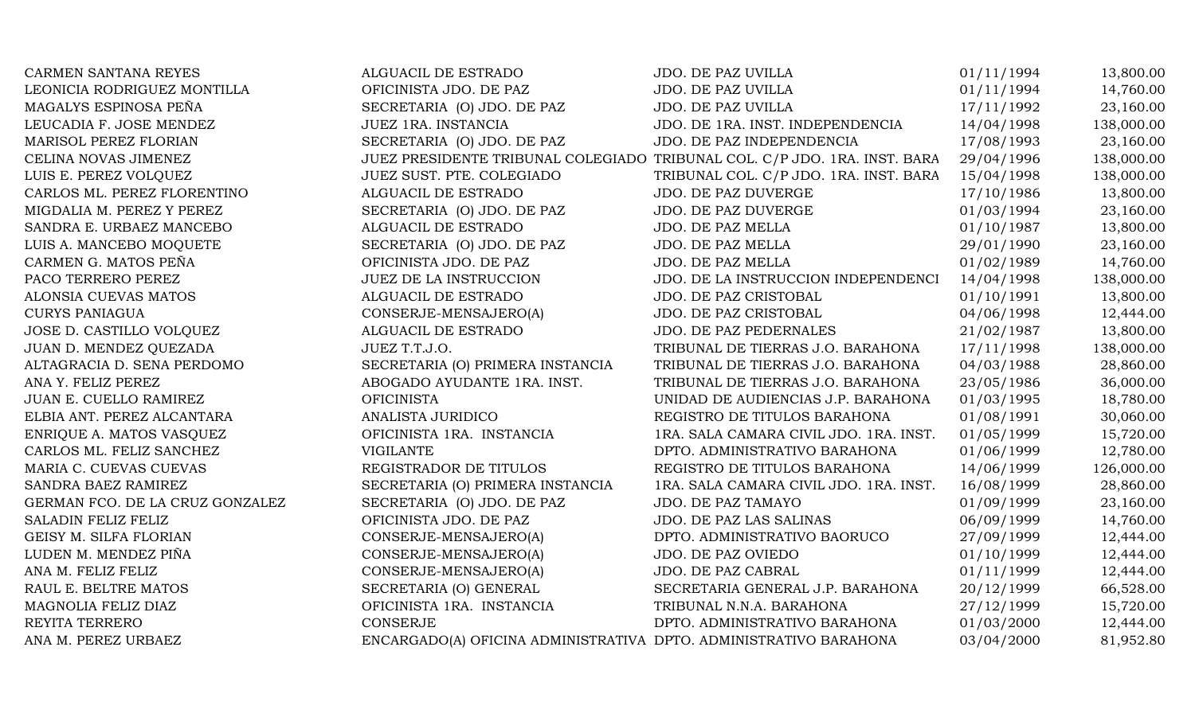| | | | | |
|---|---|---|---|---|
| CARMEN SANTANA REYES | ALGUACIL DE ESTRADO | JDO. DE PAZ UVILLA | 01/11/1994 | 13,800.00 |
| LEONICIA RODRIGUEZ MONTILLA | OFICINISTA JDO. DE PAZ | JDO. DE PAZ UVILLA | 01/11/1994 | 14,760.00 |
| MAGALYS ESPINOSA PEÑA | SECRETARIA (O) JDO. DE PAZ | JDO. DE PAZ UVILLA | 17/11/1992 | 23,160.00 |
| LEUCADIA F. JOSE MENDEZ | JUEZ 1RA. INSTANCIA | JDO. DE 1RA. INST. INDEPENDENCIA | 14/04/1998 | 138,000.00 |
| MARISOL PEREZ FLORIAN | SECRETARIA (O) JDO. DE PAZ | JDO. DE PAZ INDEPENDENCIA | 17/08/1993 | 23,160.00 |
| CELINA NOVAS JIMENEZ | JUEZ PRESIDENTE TRIBUNAL COLEGIADO | TRIBUNAL COL. C/P JDO. 1RA. INST. BARA | 29/04/1996 | 138,000.00 |
| LUIS E. PEREZ VOLQUEZ | JUEZ SUST. PTE. COLEGIADO | TRIBUNAL COL. C/P JDO. 1RA. INST. BARA | 15/04/1998 | 138,000.00 |
| CARLOS ML. PEREZ FLORENTINO | ALGUACIL DE ESTRADO | JDO. DE PAZ DUVERGE | 17/10/1986 | 13,800.00 |
| MIGDALIA M. PEREZ Y PEREZ | SECRETARIA (O) JDO. DE PAZ | JDO. DE PAZ DUVERGE | 01/03/1994 | 23,160.00 |
| SANDRA E. URBAEZ MANCEBO | ALGUACIL DE ESTRADO | JDO. DE PAZ MELLA | 01/10/1987 | 13,800.00 |
| LUIS A. MANCEBO MOQUETE | SECRETARIA (O) JDO. DE PAZ | JDO. DE PAZ MELLA | 29/01/1990 | 23,160.00 |
| CARMEN G. MATOS PEÑA | OFICINISTA JDO. DE PAZ | JDO. DE PAZ MELLA | 01/02/1989 | 14,760.00 |
| PACO TERRERO PEREZ | JUEZ DE LA INSTRUCCION | JDO. DE LA INSTRUCCION INDEPENDENCI | 14/04/1998 | 138,000.00 |
| ALONSIA CUEVAS MATOS | ALGUACIL DE ESTRADO | JDO. DE PAZ CRISTOBAL | 01/10/1991 | 13,800.00 |
| CURYS PANIAGUA | CONSERJE-MENSAJERO(A) | JDO. DE PAZ CRISTOBAL | 04/06/1998 | 12,444.00 |
| JOSE D. CASTILLO VOLQUEZ | ALGUACIL DE ESTRADO | JDO. DE PAZ PEDERNALES | 21/02/1987 | 13,800.00 |
| JUAN D. MENDEZ QUEZADA | JUEZ T.T.J.O. | TRIBUNAL DE TIERRAS J.O. BARAHONA | 17/11/1998 | 138,000.00 |
| ALTAGRACIA D. SENA PERDOMO | SECRETARIA (O) PRIMERA INSTANCIA | TRIBUNAL DE TIERRAS J.O. BARAHONA | 04/03/1988 | 28,860.00 |
| ANA Y. FELIZ PEREZ | ABOGADO AYUDANTE 1RA. INST. | TRIBUNAL DE TIERRAS J.O. BARAHONA | 23/05/1986 | 36,000.00 |
| JUAN E. CUELLO RAMIREZ | OFICINISTA | UNIDAD DE AUDIENCIAS J.P. BARAHONA | 01/03/1995 | 18,780.00 |
| ELBIA ANT. PEREZ ALCANTARA | ANALISTA JURIDICO | REGISTRO DE TITULOS BARAHONA | 01/08/1991 | 30,060.00 |
| ENRIQUE A. MATOS VASQUEZ | OFICINISTA 1RA. INSTANCIA | 1RA. SALA CAMARA CIVIL JDO. 1RA. INST. | 01/05/1999 | 15,720.00 |
| CARLOS ML. FELIZ SANCHEZ | VIGILANTE | DPTO. ADMINISTRATIVO BARAHONA | 01/06/1999 | 12,780.00 |
| MARIA C. CUEVAS CUEVAS | REGISTRADOR DE TITULOS | REGISTRO DE TITULOS BARAHONA | 14/06/1999 | 126,000.00 |
| SANDRA BAEZ RAMIREZ | SECRETARIA (O) PRIMERA INSTANCIA | 1RA. SALA CAMARA CIVIL JDO. 1RA. INST. | 16/08/1999 | 28,860.00 |
| GERMAN FCO. DE LA CRUZ GONZALEZ | SECRETARIA (O) JDO. DE PAZ | JDO. DE PAZ TAMAYO | 01/09/1999 | 23,160.00 |
| SALADIN FELIZ FELIZ | OFICINISTA JDO. DE PAZ | JDO. DE PAZ LAS SALINAS | 06/09/1999 | 14,760.00 |
| GEISY M. SILFA FLORIAN | CONSERJE-MENSAJERO(A) | DPTO. ADMINISTRATIVO BAORUCO | 27/09/1999 | 12,444.00 |
| LUDEN M. MENDEZ PIÑA | CONSERJE-MENSAJERO(A) | JDO. DE PAZ OVIEDO | 01/10/1999 | 12,444.00 |
| ANA M. FELIZ FELIZ | CONSERJE-MENSAJERO(A) | JDO. DE PAZ CABRAL | 01/11/1999 | 12,444.00 |
| RAUL E. BELTRE MATOS | SECRETARIA (O) GENERAL | SECRETARIA GENERAL J.P. BARAHONA | 20/12/1999 | 66,528.00 |
| MAGNOLIA FELIZ DIAZ | OFICINISTA 1RA. INSTANCIA | TRIBUNAL N.N.A. BARAHONA | 27/12/1999 | 15,720.00 |
| REYITA TERRERO | CONSERJE | DPTO. ADMINISTRATIVO BARAHONA | 01/03/2000 | 12,444.00 |
| ANA M. PEREZ URBAEZ | ENCARGADO(A) OFICINA ADMINISTRATIVA | DPTO. ADMINISTRATIVO BARAHONA | 03/04/2000 | 81,952.80 |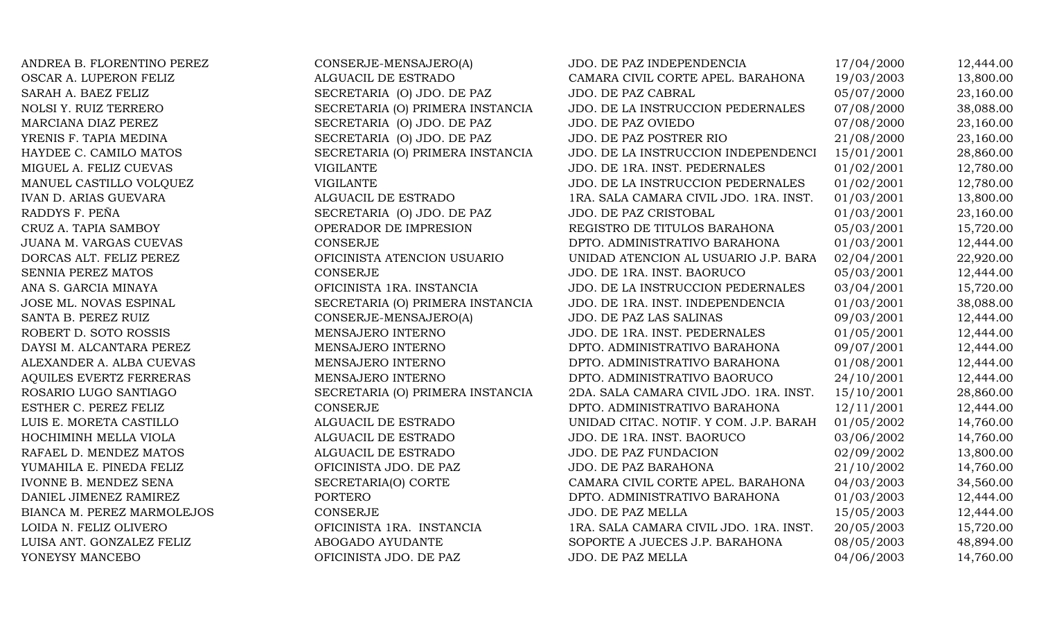| | | | | |
|---|---|---|---|---|
| ANDREA B. FLORENTINO PEREZ | CONSERJE-MENSAJERO(A) | JDO. DE PAZ INDEPENDENCIA | 17/04/2000 | 12,444.00 |
| OSCAR A. LUPERON FELIZ | ALGUACIL DE ESTRADO | CAMARA CIVIL CORTE APEL. BARAHONA | 19/03/2003 | 13,800.00 |
| SARAH A. BAEZ FELIZ | SECRETARIA (O) JDO. DE PAZ | JDO. DE PAZ CABRAL | 05/07/2000 | 23,160.00 |
| NOLSI Y. RUIZ TERRERO | SECRETARIA (O) PRIMERA INSTANCIA | JDO. DE LA INSTRUCCION PEDERNALES | 07/08/2000 | 38,088.00 |
| MARCIANA DIAZ PEREZ | SECRETARIA (O) JDO. DE PAZ | JDO. DE PAZ OVIEDO | 07/08/2000 | 23,160.00 |
| YRENIS F. TAPIA MEDINA | SECRETARIA (O) JDO. DE PAZ | JDO. DE PAZ POSTRER RIO | 21/08/2000 | 23,160.00 |
| HAYDEE C. CAMILO MATOS | SECRETARIA (O) PRIMERA INSTANCIA | JDO. DE LA INSTRUCCION INDEPENDENCI | 15/01/2001 | 28,860.00 |
| MIGUEL A. FELIZ CUEVAS | VIGILANTE | JDO. DE 1RA. INST. PEDERNALES | 01/02/2001 | 12,780.00 |
| MANUEL CASTILLO VOLQUEZ | VIGILANTE | JDO. DE LA INSTRUCCION PEDERNALES | 01/02/2001 | 12,780.00 |
| IVAN D. ARIAS GUEVARA | ALGUACIL DE ESTRADO | 1RA. SALA CAMARA CIVIL JDO. 1RA. INST. | 01/03/2001 | 13,800.00 |
| RADDYS F. PEÑA | SECRETARIA (O) JDO. DE PAZ | JDO. DE PAZ CRISTOBAL | 01/03/2001 | 23,160.00 |
| CRUZ A. TAPIA SAMBOY | OPERADOR DE IMPRESION | REGISTRO DE TITULOS BARAHONA | 05/03/2001 | 15,720.00 |
| JUANA M. VARGAS CUEVAS | CONSERJE | DPTO. ADMINISTRATIVO BARAHONA | 01/03/2001 | 12,444.00 |
| DORCAS ALT. FELIZ PEREZ | OFICINISTA ATENCION USUARIO | UNIDAD ATENCION AL USUARIO J.P. BARA | 02/04/2001 | 22,920.00 |
| SENNIA PEREZ MATOS | CONSERJE | JDO. DE 1RA. INST. BAORUCO | 05/03/2001 | 12,444.00 |
| ANA S. GARCIA MINAYA | OFICINISTA 1RA. INSTANCIA | JDO. DE LA INSTRUCCION PEDERNALES | 03/04/2001 | 15,720.00 |
| JOSE ML. NOVAS ESPINAL | SECRETARIA (O) PRIMERA INSTANCIA | JDO. DE 1RA. INST. INDEPENDENCIA | 01/03/2001 | 38,088.00 |
| SANTA B. PEREZ RUIZ | CONSERJE-MENSAJERO(A) | JDO. DE PAZ LAS SALINAS | 09/03/2001 | 12,444.00 |
| ROBERT D. SOTO ROSSIS | MENSAJERO INTERNO | JDO. DE 1RA. INST. PEDERNALES | 01/05/2001 | 12,444.00 |
| DAYSI M. ALCANTARA PEREZ | MENSAJERO INTERNO | DPTO. ADMINISTRATIVO BARAHONA | 09/07/2001 | 12,444.00 |
| ALEXANDER A. ALBA CUEVAS | MENSAJERO INTERNO | DPTO. ADMINISTRATIVO BARAHONA | 01/08/2001 | 12,444.00 |
| AQUILES EVERTZ FERRERAS | MENSAJERO INTERNO | DPTO. ADMINISTRATIVO BAORUCO | 24/10/2001 | 12,444.00 |
| ROSARIO LUGO SANTIAGO | SECRETARIA (O) PRIMERA INSTANCIA | 2DA. SALA CAMARA CIVIL JDO. 1RA. INST. | 15/10/2001 | 28,860.00 |
| ESTHER C. PEREZ FELIZ | CONSERJE | DPTO. ADMINISTRATIVO BARAHONA | 12/11/2001 | 12,444.00 |
| LUIS E. MORETA CASTILLO | ALGUACIL DE ESTRADO | UNIDAD CITAC. NOTIF. Y COM. J.P. BARAH | 01/05/2002 | 14,760.00 |
| HOCHIMINH MELLA VIOLA | ALGUACIL DE ESTRADO | JDO. DE 1RA. INST. BAORUCO | 03/06/2002 | 14,760.00 |
| RAFAEL D. MENDEZ MATOS | ALGUACIL DE ESTRADO | JDO. DE PAZ FUNDACION | 02/09/2002 | 13,800.00 |
| YUMAHILA E. PINEDA FELIZ | OFICINISTA JDO. DE PAZ | JDO. DE PAZ BARAHONA | 21/10/2002 | 14,760.00 |
| IVONNE B. MENDEZ SENA | SECRETARIA(O) CORTE | CAMARA CIVIL CORTE APEL. BARAHONA | 04/03/2003 | 34,560.00 |
| DANIEL JIMENEZ RAMIREZ | PORTERO | DPTO. ADMINISTRATIVO BARAHONA | 01/03/2003 | 12,444.00 |
| BIANCA M. PEREZ MARMOLEJOS | CONSERJE | JDO. DE PAZ MELLA | 15/05/2003 | 12,444.00 |
| LOIDA N. FELIZ OLIVERO | OFICINISTA 1RA. INSTANCIA | 1RA. SALA CAMARA CIVIL JDO. 1RA. INST. | 20/05/2003 | 15,720.00 |
| LUISA ANT. GONZALEZ FELIZ | ABOGADO AYUDANTE | SOPORTE A JUECES J.P. BARAHONA | 08/05/2003 | 48,894.00 |
| YONEYSY MANCEBO | OFICINISTA JDO. DE PAZ | JDO. DE PAZ MELLA | 04/06/2003 | 14,760.00 |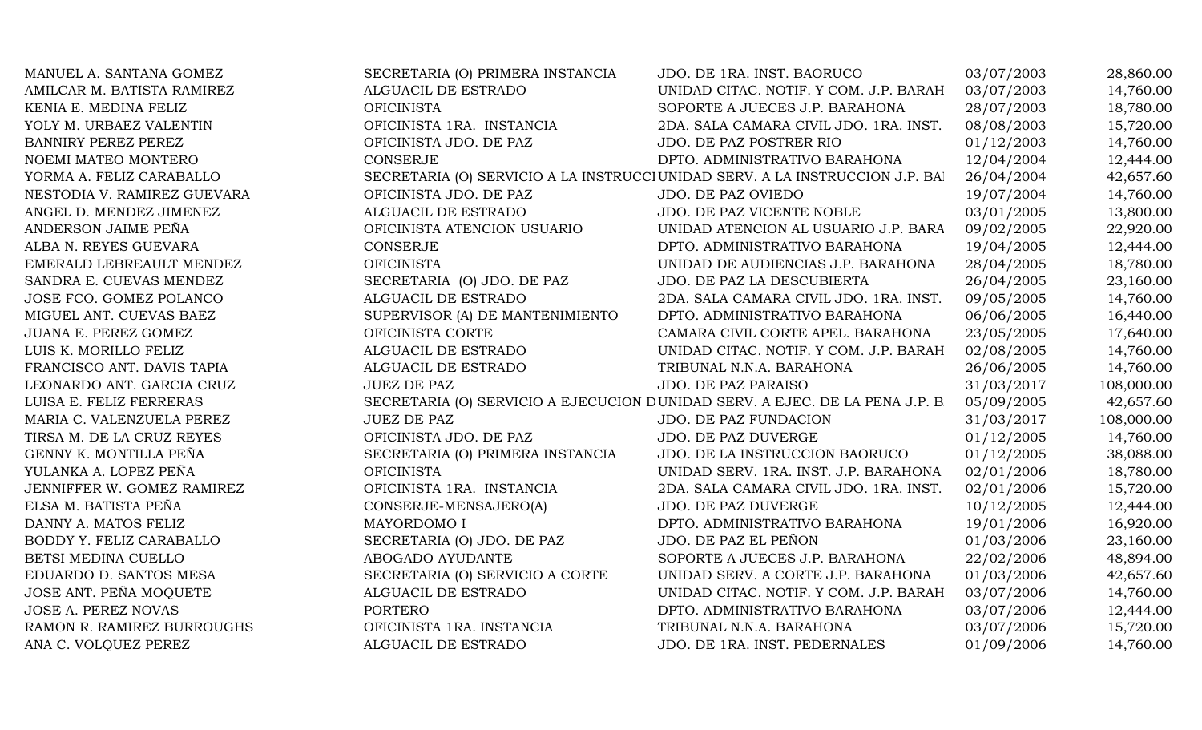| | | | | |
|---|---|---|---|---|
| MANUEL A. SANTANA GOMEZ | SECRETARIA (O) PRIMERA INSTANCIA | JDO. DE 1RA. INST. BAORUCO | 03/07/2003 | 28,860.00 |
| AMILCAR M. BATISTA RAMIREZ | ALGUACIL DE ESTRADO | UNIDAD CITAC. NOTIF. Y COM. J.P. BARAH | 03/07/2003 | 14,760.00 |
| KENIA E. MEDINA FELIZ | OFICINISTA | SOPORTE A JUECES J.P. BARAHONA | 28/07/2003 | 18,780.00 |
| YOLY M. URBAEZ VALENTIN | OFICINISTA 1RA. INSTANCIA | 2DA. SALA CAMARA CIVIL JDO. 1RA. INST. | 08/08/2003 | 15,720.00 |
| BANNIRY PEREZ PEREZ | OFICINISTA JDO. DE PAZ | JDO. DE PAZ POSTRER RIO | 01/12/2003 | 14,760.00 |
| NOEMI MATEO MONTERO | CONSERJE | DPTO. ADMINISTRATIVO BARAHONA | 12/04/2004 | 12,444.00 |
| YORMA A. FELIZ CARABALLO | SECRETARIA (O) SERVICIO A LA INSTRUCCI | UNIDAD SERV. A LA INSTRUCCION J.P. BAI | 26/04/2004 | 42,657.60 |
| NESTODIA V. RAMIREZ GUEVARA | OFICINISTA JDO. DE PAZ | JDO. DE PAZ OVIEDO | 19/07/2004 | 14,760.00 |
| ANGEL D. MENDEZ JIMENEZ | ALGUACIL DE ESTRADO | JDO. DE PAZ VICENTE NOBLE | 03/01/2005 | 13,800.00 |
| ANDERSON JAIME PEÑA | OFICINISTA ATENCION USUARIO | UNIDAD ATENCION AL USUARIO J.P. BARA | 09/02/2005 | 22,920.00 |
| ALBA N. REYES GUEVARA | CONSERJE | DPTO. ADMINISTRATIVO BARAHONA | 19/04/2005 | 12,444.00 |
| EMERALD LEBREAULT MENDEZ | OFICINISTA | UNIDAD DE AUDIENCIAS J.P. BARAHONA | 28/04/2005 | 18,780.00 |
| SANDRA E. CUEVAS MENDEZ | SECRETARIA (O) JDO. DE PAZ | JDO. DE PAZ LA DESCUBIERTA | 26/04/2005 | 23,160.00 |
| JOSE FCO. GOMEZ POLANCO | ALGUACIL DE ESTRADO | 2DA. SALA CAMARA CIVIL JDO. 1RA. INST. | 09/05/2005 | 14,760.00 |
| MIGUEL ANT. CUEVAS BAEZ | SUPERVISOR (A) DE MANTENIMIENTO | DPTO. ADMINISTRATIVO BARAHONA | 06/06/2005 | 16,440.00 |
| JUANA E. PEREZ GOMEZ | OFICINISTA CORTE | CAMARA CIVIL CORTE APEL. BARAHONA | 23/05/2005 | 17,640.00 |
| LUIS K. MORILLO FELIZ | ALGUACIL DE ESTRADO | UNIDAD CITAC. NOTIF. Y COM. J.P. BARAH | 02/08/2005 | 14,760.00 |
| FRANCISCO ANT. DAVIS TAPIA | ALGUACIL DE ESTRADO | TRIBUNAL N.N.A. BARAHONA | 26/06/2005 | 14,760.00 |
| LEONARDO ANT. GARCIA CRUZ | JUEZ DE PAZ | JDO. DE PAZ PARAISO | 31/03/2017 | 108,000.00 |
| LUISA E. FELIZ FERRERAS | SECRETARIA (O) SERVICIO A EJECUCION D | UNIDAD SERV. A EJEC. DE LA PENA J.P. B | 05/09/2005 | 42,657.60 |
| MARIA C. VALENZUELA PEREZ | JUEZ DE PAZ | JDO. DE PAZ FUNDACION | 31/03/2017 | 108,000.00 |
| TIRSA M. DE LA CRUZ REYES | OFICINISTA JDO. DE PAZ | JDO. DE PAZ DUVERGE | 01/12/2005 | 14,760.00 |
| GENNY K. MONTILLA PEÑA | SECRETARIA (O) PRIMERA INSTANCIA | JDO. DE LA INSTRUCCION BAORUCO | 01/12/2005 | 38,088.00 |
| YULANKA A. LOPEZ PEÑA | OFICINISTA | UNIDAD SERV. 1RA. INST. J.P. BARAHONA | 02/01/2006 | 18,780.00 |
| JENNIFFER W. GOMEZ RAMIREZ | OFICINISTA 1RA. INSTANCIA | 2DA. SALA CAMARA CIVIL JDO. 1RA. INST. | 02/01/2006 | 15,720.00 |
| ELSA M. BATISTA PEÑA | CONSERJE-MENSAJERO(A) | JDO. DE PAZ DUVERGE | 10/12/2005 | 12,444.00 |
| DANNY A. MATOS FELIZ | MAYORDOMO I | DPTO. ADMINISTRATIVO BARAHONA | 19/01/2006 | 16,920.00 |
| BODDY Y. FELIZ CARABALLO | SECRETARIA (O) JDO. DE PAZ | JDO. DE PAZ EL PEÑON | 01/03/2006 | 23,160.00 |
| BETSI MEDINA CUELLO | ABOGADO AYUDANTE | SOPORTE A JUECES J.P. BARAHONA | 22/02/2006 | 48,894.00 |
| EDUARDO D. SANTOS MESA | SECRETARIA (O) SERVICIO A CORTE | UNIDAD SERV. A CORTE J.P. BARAHONA | 01/03/2006 | 42,657.60 |
| JOSE ANT. PEÑA MOQUETE | ALGUACIL DE ESTRADO | UNIDAD CITAC. NOTIF. Y COM. J.P. BARAH | 03/07/2006 | 14,760.00 |
| JOSE A. PEREZ NOVAS | PORTERO | DPTO. ADMINISTRATIVO BARAHONA | 03/07/2006 | 12,444.00 |
| RAMON R. RAMIREZ BURROUGHS | OFICINISTA 1RA. INSTANCIA | TRIBUNAL N.N.A. BARAHONA | 03/07/2006 | 15,720.00 |
| ANA C. VOLQUEZ PEREZ | ALGUACIL DE ESTRADO | JDO. DE 1RA. INST. PEDERNALES | 01/09/2006 | 14,760.00 |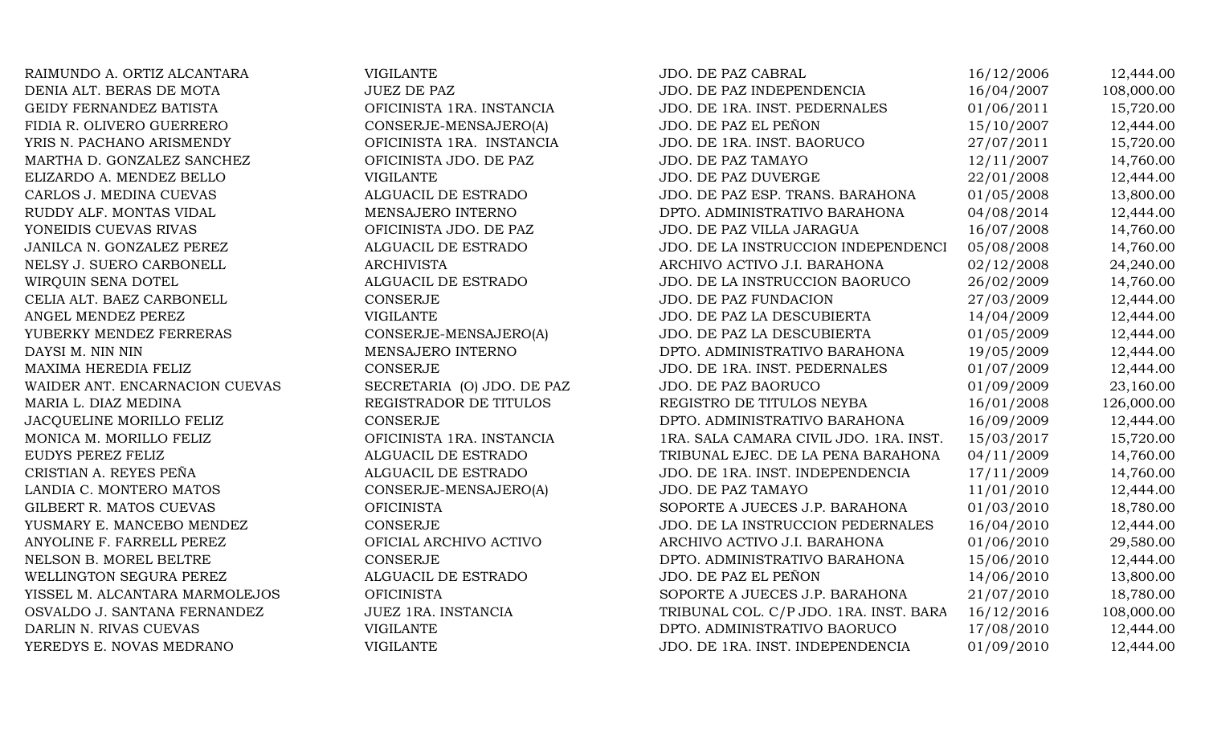| | | | | |
|---|---|---|---|---|
| RAIMUNDO A. ORTIZ ALCANTARA | VIGILANTE | JDO. DE PAZ CABRAL | 16/12/2006 | 12,444.00 |
| DENIA ALT. BERAS DE MOTA | JUEZ DE PAZ | JDO. DE PAZ INDEPENDENCIA | 16/04/2007 | 108,000.00 |
| GEIDY FERNANDEZ BATISTA | OFICINISTA 1RA. INSTANCIA | JDO. DE 1RA. INST. PEDERNALES | 01/06/2011 | 15,720.00 |
| FIDIA R. OLIVERO GUERRERO | CONSERJE-MENSAJERO(A) | JDO. DE PAZ EL PEÑON | 15/10/2007 | 12,444.00 |
| YRIS N. PACHANO ARISMENDY | OFICINISTA 1RA. INSTANCIA | JDO. DE 1RA. INST. BAORUCO | 27/07/2011 | 15,720.00 |
| MARTHA D. GONZALEZ SANCHEZ | OFICINISTA JDO. DE PAZ | JDO. DE PAZ TAMAYO | 12/11/2007 | 14,760.00 |
| ELIZARDO A. MENDEZ BELLO | VIGILANTE | JDO. DE PAZ DUVERGE | 22/01/2008 | 12,444.00 |
| CARLOS J. MEDINA CUEVAS | ALGUACIL DE ESTRADO | JDO. DE PAZ ESP. TRANS. BARAHONA | 01/05/2008 | 13,800.00 |
| RUDDY ALF. MONTAS VIDAL | MENSAJERO INTERNO | DPTO. ADMINISTRATIVO BARAHONA | 04/08/2014 | 12,444.00 |
| YONEIDIS CUEVAS RIVAS | OFICINISTA JDO. DE PAZ | JDO. DE PAZ VILLA JARAGUA | 16/07/2008 | 14,760.00 |
| JANILCA N. GONZALEZ PEREZ | ALGUACIL DE ESTRADO | JDO. DE LA INSTRUCCION INDEPENDENCI | 05/08/2008 | 14,760.00 |
| NELSY J. SUERO CARBONELL | ARCHIVISTA | ARCHIVO ACTIVO J.I. BARAHONA | 02/12/2008 | 24,240.00 |
| WIRQUIN SENA DOTEL | ALGUACIL DE ESTRADO | JDO. DE LA INSTRUCCION BAORUCO | 26/02/2009 | 14,760.00 |
| CELIA ALT. BAEZ CARBONELL | CONSERJE | JDO. DE PAZ FUNDACION | 27/03/2009 | 12,444.00 |
| ANGEL MENDEZ PEREZ | VIGILANTE | JDO. DE PAZ LA DESCUBIERTA | 14/04/2009 | 12,444.00 |
| YUBERKY MENDEZ FERRERAS | CONSERJE-MENSAJERO(A) | JDO. DE PAZ LA DESCUBIERTA | 01/05/2009 | 12,444.00 |
| DAYSI M. NIN NIN | MENSAJERO INTERNO | DPTO. ADMINISTRATIVO BARAHONA | 19/05/2009 | 12,444.00 |
| MAXIMA HEREDIA FELIZ | CONSERJE | JDO. DE 1RA. INST. PEDERNALES | 01/07/2009 | 12,444.00 |
| WAIDER ANT. ENCARNACION CUEVAS | SECRETARIA (O) JDO. DE PAZ | JDO. DE PAZ BAORUCO | 01/09/2009 | 23,160.00 |
| MARIA L. DIAZ MEDINA | REGISTRADOR DE TITULOS | REGISTRO DE TITULOS NEYBA | 16/01/2008 | 126,000.00 |
| JACQUELINE MORILLO FELIZ | CONSERJE | DPTO. ADMINISTRATIVO BARAHONA | 16/09/2009 | 12,444.00 |
| MONICA M. MORILLO FELIZ | OFICINISTA 1RA. INSTANCIA | 1RA. SALA CAMARA CIVIL JDO. 1RA. INST. | 15/03/2017 | 15,720.00 |
| EUDYS PEREZ FELIZ | ALGUACIL DE ESTRADO | TRIBUNAL EJEC. DE LA PENA BARAHONA | 04/11/2009 | 14,760.00 |
| CRISTIAN A. REYES PEÑA | ALGUACIL DE ESTRADO | JDO. DE 1RA. INST. INDEPENDENCIA | 17/11/2009 | 14,760.00 |
| LANDIA C. MONTERO MATOS | CONSERJE-MENSAJERO(A) | JDO. DE PAZ TAMAYO | 11/01/2010 | 12,444.00 |
| GILBERT R. MATOS CUEVAS | OFICINISTA | SOPORTE A JUECES J.P. BARAHONA | 01/03/2010 | 18,780.00 |
| YUSMARY E. MANCEBO MENDEZ | CONSERJE | JDO. DE LA INSTRUCCION PEDERNALES | 16/04/2010 | 12,444.00 |
| ANYOLINE F. FARRELL PEREZ | OFICIAL ARCHIVO ACTIVO | ARCHIVO ACTIVO J.I. BARAHONA | 01/06/2010 | 29,580.00 |
| NELSON B. MOREL BELTRE | CONSERJE | DPTO. ADMINISTRATIVO BARAHONA | 15/06/2010 | 12,444.00 |
| WELLINGTON SEGURA PEREZ | ALGUACIL DE ESTRADO | JDO. DE PAZ EL PEÑON | 14/06/2010 | 13,800.00 |
| YISSEL M. ALCANTARA MARMOLEJOS | OFICINISTA | SOPORTE A JUECES J.P. BARAHONA | 21/07/2010 | 18,780.00 |
| OSVALDO J. SANTANA FERNANDEZ | JUEZ 1RA. INSTANCIA | TRIBUNAL COL. C/P JDO. 1RA. INST. BARA | 16/12/2016 | 108,000.00 |
| DARLIN N. RIVAS CUEVAS | VIGILANTE | DPTO. ADMINISTRATIVO BAORUCO | 17/08/2010 | 12,444.00 |
| YEREDYS E. NOVAS MEDRANO | VIGILANTE | JDO. DE 1RA. INST. INDEPENDENCIA | 01/09/2010 | 12,444.00 |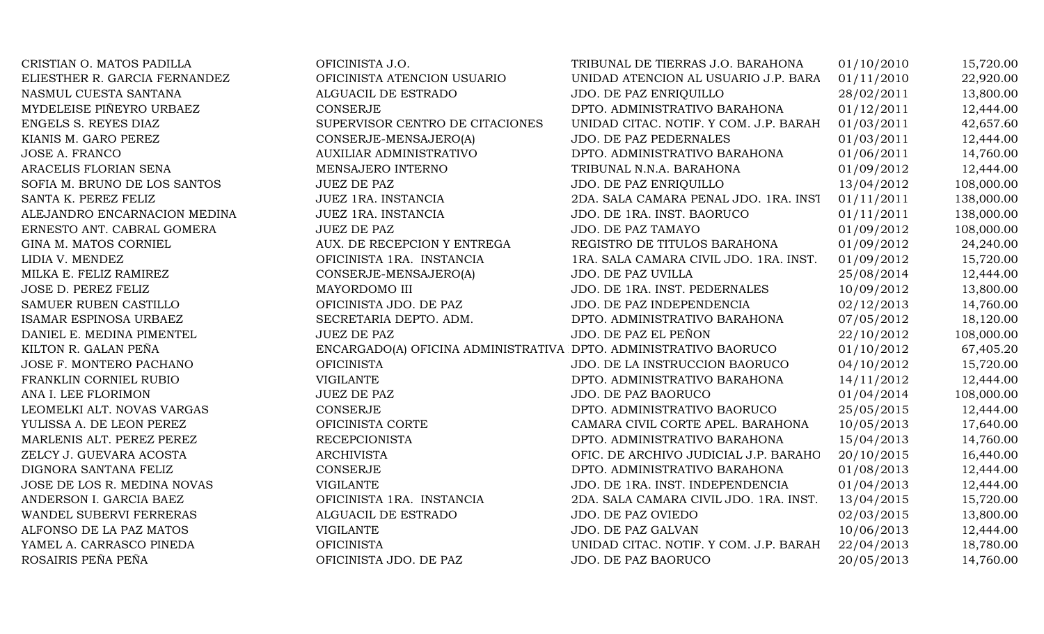| | | | | |
|---|---|---|---|---|
| CRISTIAN O. MATOS PADILLA | OFICINISTA J.O. | TRIBUNAL DE TIERRAS J.O. BARAHONA | 01/10/2010 | 15,720.00 |
| ELIESTHER R. GARCIA FERNANDEZ | OFICINISTA ATENCION USUARIO | UNIDAD ATENCION AL USUARIO J.P. BARA | 01/11/2010 | 22,920.00 |
| NASMUL CUESTA SANTANA | ALGUACIL DE ESTRADO | JDO. DE PAZ ENRIQUILLO | 28/02/2011 | 13,800.00 |
| MYDELEISE PIÑEYRO URBAEZ | CONSERJE | DPTO. ADMINISTRATIVO BARAHONA | 01/12/2011 | 12,444.00 |
| ENGELS S. REYES DIAZ | SUPERVISOR CENTRO DE CITACIONES | UNIDAD CITAC. NOTIF. Y COM. J.P. BARAH | 01/03/2011 | 42,657.60 |
| KIANIS M. GARO PEREZ | CONSERJE-MENSAJERO(A) | JDO. DE PAZ PEDERNALES | 01/03/2011 | 12,444.00 |
| JOSE A. FRANCO | AUXILIAR ADMINISTRATIVO | DPTO. ADMINISTRATIVO BARAHONA | 01/06/2011 | 14,760.00 |
| ARACELIS FLORIAN SENA | MENSAJERO INTERNO | TRIBUNAL N.N.A. BARAHONA | 01/09/2012 | 12,444.00 |
| SOFIA M. BRUNO DE LOS SANTOS | JUEZ DE PAZ | JDO. DE PAZ ENRIQUILLO | 13/04/2012 | 108,000.00 |
| SANTA K. PEREZ FELIZ | JUEZ 1RA. INSTANCIA | 2DA. SALA CAMARA PENAL JDO. 1RA. INST | 01/11/2011 | 138,000.00 |
| ALEJANDRO ENCARNACION MEDINA | JUEZ 1RA. INSTANCIA | JDO. DE 1RA. INST. BAORUCO | 01/11/2011 | 138,000.00 |
| ERNESTO ANT. CABRAL GOMERA | JUEZ DE PAZ | JDO. DE PAZ TAMAYO | 01/09/2012 | 108,000.00 |
| GINA M. MATOS CORNIEL | AUX. DE RECEPCION Y ENTREGA | REGISTRO DE TITULOS BARAHONA | 01/09/2012 | 24,240.00 |
| LIDIA V. MENDEZ | OFICINISTA 1RA. INSTANCIA | 1RA. SALA CAMARA CIVIL JDO. 1RA. INST. | 01/09/2012 | 15,720.00 |
| MILKA E. FELIZ RAMIREZ | CONSERJE-MENSAJERO(A) | JDO. DE PAZ UVILLA | 25/08/2014 | 12,444.00 |
| JOSE D. PEREZ FELIZ | MAYORDOMO III | JDO. DE 1RA. INST. PEDERNALES | 10/09/2012 | 13,800.00 |
| SAMUER RUBEN CASTILLO | OFICINISTA JDO. DE PAZ | JDO. DE PAZ INDEPENDENCIA | 02/12/2013 | 14,760.00 |
| ISAMAR ESPINOSA URBAEZ | SECRETARIA DEPTO. ADM. | DPTO. ADMINISTRATIVO BARAHONA | 07/05/2012 | 18,120.00 |
| DANIEL E. MEDINA PIMENTEL | JUEZ DE PAZ | JDO. DE PAZ EL PEÑON | 22/10/2012 | 108,000.00 |
| KILTON R. GALAN PEÑA | ENCARGADO(A) OFICINA ADMINISTRATIVA | DPTO. ADMINISTRATIVO BAORUCO | 01/10/2012 | 67,405.20 |
| JOSE F. MONTERO PACHANO | OFICINISTA | JDO. DE LA INSTRUCCION BAORUCO | 04/10/2012 | 15,720.00 |
| FRANKLIN CORNIEL RUBIO | VIGILANTE | DPTO. ADMINISTRATIVO BARAHONA | 14/11/2012 | 12,444.00 |
| ANA I. LEE FLORIMON | JUEZ DE PAZ | JDO. DE PAZ BAORUCO | 01/04/2014 | 108,000.00 |
| LEOMELKI ALT. NOVAS VARGAS | CONSERJE | DPTO. ADMINISTRATIVO BAORUCO | 25/05/2015 | 12,444.00 |
| YULISSA A. DE LEON PEREZ | OFICINISTA CORTE | CAMARA CIVIL CORTE APEL. BARAHONA | 10/05/2013 | 17,640.00 |
| MARLENIS ALT. PEREZ PEREZ | RECEPCIONISTA | DPTO. ADMINISTRATIVO BARAHONA | 15/04/2013 | 14,760.00 |
| ZELCY J. GUEVARA ACOSTA | ARCHIVISTA | OFIC. DE ARCHIVO JUDICIAL J.P. BARAHO | 20/10/2015 | 16,440.00 |
| DIGNORA SANTANA FELIZ | CONSERJE | DPTO. ADMINISTRATIVO BARAHONA | 01/08/2013 | 12,444.00 |
| JOSE DE LOS R. MEDINA NOVAS | VIGILANTE | JDO. DE 1RA. INST. INDEPENDENCIA | 01/04/2013 | 12,444.00 |
| ANDERSON I. GARCIA BAEZ | OFICINISTA 1RA. INSTANCIA | 2DA. SALA CAMARA CIVIL JDO. 1RA. INST. | 13/04/2015 | 15,720.00 |
| WANDEL SUBERVI FERRERAS | ALGUACIL DE ESTRADO | JDO. DE PAZ OVIEDO | 02/03/2015 | 13,800.00 |
| ALFONSO DE LA PAZ MATOS | VIGILANTE | JDO. DE PAZ GALVAN | 10/06/2013 | 12,444.00 |
| YAMEL A. CARRASCO PINEDA | OFICINISTA | UNIDAD CITAC. NOTIF. Y COM. J.P. BARAH | 22/04/2013 | 18,780.00 |
| ROSAIRIS PEÑA PEÑA | OFICINISTA JDO. DE PAZ | JDO. DE PAZ BAORUCO | 20/05/2013 | 14,760.00 |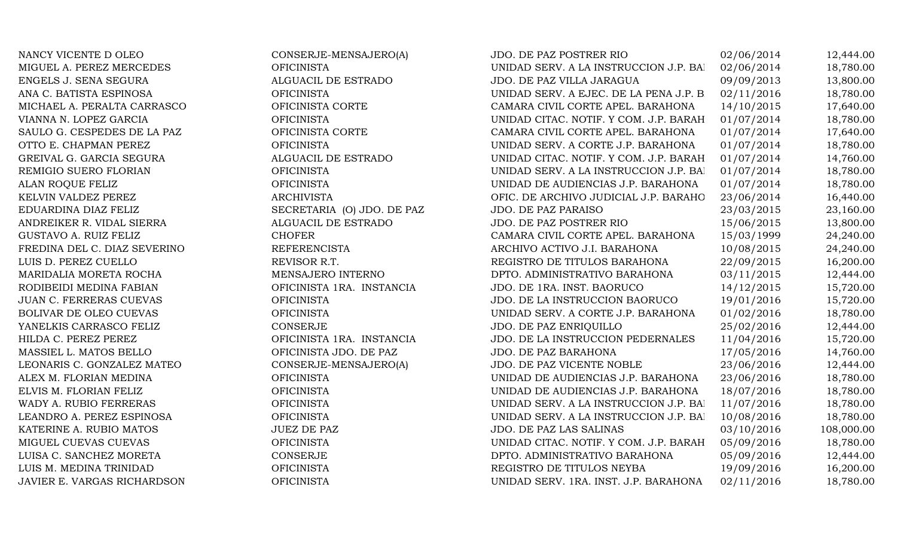| | | | | |
|---|---|---|---|---|
| NANCY VICENTE D OLEO | CONSERJE-MENSAJERO(A) | JDO. DE PAZ POSTRER RIO | 02/06/2014 | 12,444.00 |
| MIGUEL A. PEREZ MERCEDES | OFICINISTA | UNIDAD SERV. A LA INSTRUCCION J.P. BAI | 02/06/2014 | 18,780.00 |
| ENGELS J. SENA SEGURA | ALGUACIL DE ESTRADO | JDO. DE PAZ VILLA JARAGUA | 09/09/2013 | 13,800.00 |
| ANA C. BATISTA ESPINOSA | OFICINISTA | UNIDAD SERV. A EJEC. DE LA PENA J.P. B | 02/11/2016 | 18,780.00 |
| MICHAEL A. PERALTA CARRASCO | OFICINISTA CORTE | CAMARA CIVIL CORTE APEL. BARAHONA | 14/10/2015 | 17,640.00 |
| VIANNA N. LOPEZ GARCIA | OFICINISTA | UNIDAD CITAC. NOTIF. Y COM. J.P. BARAH | 01/07/2014 | 18,780.00 |
| SAULO G. CESPEDES DE LA PAZ | OFICINISTA CORTE | CAMARA CIVIL CORTE APEL. BARAHONA | 01/07/2014 | 17,640.00 |
| OTTO E. CHAPMAN PEREZ | OFICINISTA | UNIDAD SERV. A CORTE J.P. BARAHONA | 01/07/2014 | 18,780.00 |
| GREIVAL G. GARCIA SEGURA | ALGUACIL DE ESTRADO | UNIDAD CITAC. NOTIF. Y COM. J.P. BARAH | 01/07/2014 | 14,760.00 |
| REMIGIO SUERO FLORIAN | OFICINISTA | UNIDAD SERV. A LA INSTRUCCION J.P. BAI | 01/07/2014 | 18,780.00 |
| ALAN ROQUE FELIZ | OFICINISTA | UNIDAD DE AUDIENCIAS J.P. BARAHONA | 01/07/2014 | 18,780.00 |
| KELVIN VALDEZ PEREZ | ARCHIVISTA | OFIC. DE ARCHIVO JUDICIAL J.P. BARAHO | 23/06/2014 | 16,440.00 |
| EDUARDINA DIAZ FELIZ | SECRETARIA (O) JDO. DE PAZ | JDO. DE PAZ PARAISO | 23/03/2015 | 23,160.00 |
| ANDREIKER R. VIDAL SIERRA | ALGUACIL DE ESTRADO | JDO. DE PAZ POSTRER RIO | 15/06/2015 | 13,800.00 |
| GUSTAVO A. RUIZ FELIZ | CHOFER | CAMARA CIVIL CORTE APEL. BARAHONA | 15/03/1999 | 24,240.00 |
| FREDINA DEL C. DIAZ SEVERINO | REFERENCISTA | ARCHIVO ACTIVO J.I. BARAHONA | 10/08/2015 | 24,240.00 |
| LUIS D. PEREZ CUELLO | REVISOR R.T. | REGISTRO DE TITULOS BARAHONA | 22/09/2015 | 16,200.00 |
| MARIDALIA MORETA ROCHA | MENSAJERO INTERNO | DPTO. ADMINISTRATIVO BARAHONA | 03/11/2015 | 12,444.00 |
| RODIBEIDI MEDINA FABIAN | OFICINISTA 1RA. INSTANCIA | JDO. DE 1RA. INST. BAORUCO | 14/12/2015 | 15,720.00 |
| JUAN C. FERRERAS CUEVAS | OFICINISTA | JDO. DE LA INSTRUCCION BAORUCO | 19/01/2016 | 15,720.00 |
| BOLIVAR DE OLEO CUEVAS | OFICINISTA | UNIDAD SERV. A CORTE J.P. BARAHONA | 01/02/2016 | 18,780.00 |
| YANELKIS CARRASCO FELIZ | CONSERJE | JDO. DE PAZ ENRIQUILLO | 25/02/2016 | 12,444.00 |
| HILDA C. PEREZ PEREZ | OFICINISTA 1RA. INSTANCIA | JDO. DE LA INSTRUCCION PEDERNALES | 11/04/2016 | 15,720.00 |
| MASSIEL L. MATOS BELLO | OFICINISTA JDO. DE PAZ | JDO. DE PAZ BARAHONA | 17/05/2016 | 14,760.00 |
| LEONARIS C. GONZALEZ MATEO | CONSERJE-MENSAJERO(A) | JDO. DE PAZ VICENTE NOBLE | 23/06/2016 | 12,444.00 |
| ALEX M. FLORIAN MEDINA | OFICINISTA | UNIDAD DE AUDIENCIAS J.P. BARAHONA | 23/06/2016 | 18,780.00 |
| ELVIS M. FLORIAN FELIZ | OFICINISTA | UNIDAD DE AUDIENCIAS J.P. BARAHONA | 18/07/2016 | 18,780.00 |
| WADY A. RUBIO FERRERAS | OFICINISTA | UNIDAD SERV. A LA INSTRUCCION J.P. BAI | 11/07/2016 | 18,780.00 |
| LEANDRO A. PEREZ ESPINOSA | OFICINISTA | UNIDAD SERV. A LA INSTRUCCION J.P. BAI | 10/08/2016 | 18,780.00 |
| KATERINE A. RUBIO MATOS | JUEZ DE PAZ | JDO. DE PAZ LAS SALINAS | 03/10/2016 | 108,000.00 |
| MIGUEL CUEVAS CUEVAS | OFICINISTA | UNIDAD CITAC. NOTIF. Y COM. J.P. BARAH | 05/09/2016 | 18,780.00 |
| LUISA C. SANCHEZ MORETA | CONSERJE | DPTO. ADMINISTRATIVO BARAHONA | 05/09/2016 | 12,444.00 |
| LUIS M. MEDINA TRINIDAD | OFICINISTA | REGISTRO DE TITULOS NEYBA | 19/09/2016 | 16,200.00 |
| JAVIER E. VARGAS RICHARDSON | OFICINISTA | UNIDAD SERV. 1RA. INST. J.P. BARAHONA | 02/11/2016 | 18,780.00 |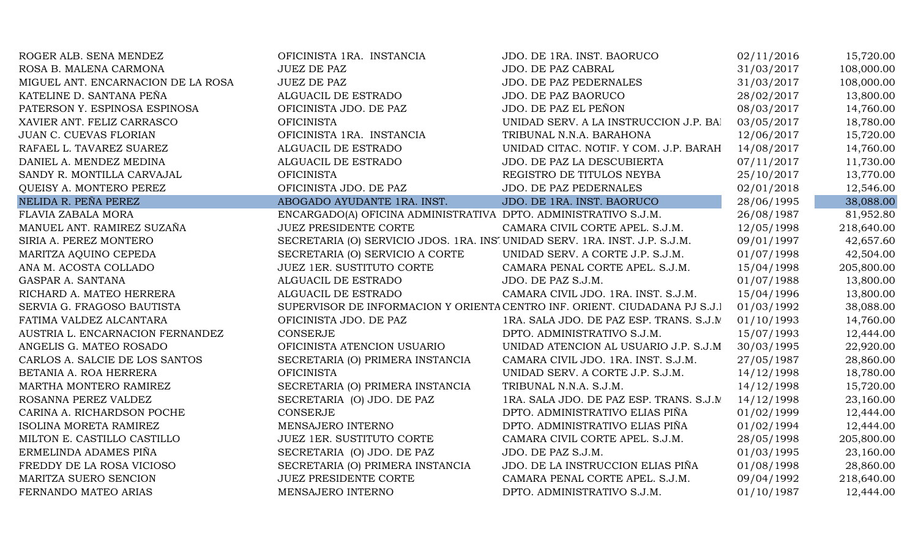| | | | | |
|---|---|---|---|---|
| ROGER ALB. SENA MENDEZ | OFICINISTA 1RA. INSTANCIA | JDO. DE 1RA. INST. BAORUCO | 02/11/2016 | 15,720.00 |
| ROSA B. MALENA CARMONA | JUEZ DE PAZ | JDO. DE PAZ CABRAL | 31/03/2017 | 108,000.00 |
| MIGUEL ANT. ENCARNACION DE LA ROSA | JUEZ DE PAZ | JDO. DE PAZ PEDERNALES | 31/03/2017 | 108,000.00 |
| KATELINE D. SANTANA PEÑA | ALGUACIL DE ESTRADO | JDO. DE PAZ BAORUCO | 28/02/2017 | 13,800.00 |
| PATERSON Y. ESPINOSA ESPINOSA | OFICINISTA JDO. DE PAZ | JDO. DE PAZ EL PEÑON | 08/03/2017 | 14,760.00 |
| XAVIER ANT. FELIZ CARRASCO | OFICINISTA | UNIDAD SERV. A LA INSTRUCCION J.P. BA | 03/05/2017 | 18,780.00 |
| JUAN C. CUEVAS FLORIAN | OFICINISTA 1RA. INSTANCIA | TRIBUNAL N.N.A. BARAHONA | 12/06/2017 | 15,720.00 |
| RAFAEL L. TAVAREZ SUAREZ | ALGUACIL DE ESTRADO | UNIDAD CITAC. NOTIF. Y COM. J.P. BARAH | 14/08/2017 | 14,760.00 |
| DANIEL A. MENDEZ MEDINA | ALGUACIL DE ESTRADO | JDO. DE PAZ LA DESCUBIERTA | 07/11/2017 | 11,730.00 |
| SANDY R. MONTILLA CARVAJAL | OFICINISTA | REGISTRO DE TITULOS NEYBA | 25/10/2017 | 13,770.00 |
| QUEISY A. MONTERO PEREZ | OFICINISTA JDO. DE PAZ | JDO. DE PAZ PEDERNALES | 02/01/2018 | 12,546.00 |
| NELIDA R. PEÑA PEREZ | ABOGADO AYUDANTE 1RA. INST. | JDO. DE 1RA. INST. BAORUCO | 28/06/1995 | 38,088.00 |
| FLAVIA ZABALA MORA | ENCARGADO(A) OFICINA ADMINISTRATIVA | DPTO. ADMINISTRATIVO S.J.M. | 26/08/1987 | 81,952.80 |
| MANUEL ANT. RAMIREZ SUZAÑA | JUEZ PRESIDENTE CORTE | CAMARA CIVIL CORTE APEL. S.J.M. | 12/05/1998 | 218,640.00 |
| SIRIA A. PEREZ MONTERO | SECRETARIA (O) SERVICIO JDOS. 1RA. INST | UNIDAD SERV. 1RA. INST. J.P. S.J.M. | 09/01/1997 | 42,657.60 |
| MARITZA AQUINO CEPEDA | SECRETARIA (O) SERVICIO A CORTE | UNIDAD SERV. A CORTE J.P. S.J.M. | 01/07/1998 | 42,504.00 |
| ANA M. ACOSTA COLLADO | JUEZ 1ER. SUSTITUTO CORTE | CAMARA PENAL CORTE APEL. S.J.M. | 15/04/1998 | 205,800.00 |
| GASPAR A. SANTANA | ALGUACIL DE ESTRADO | JDO. DE PAZ S.J.M. | 01/07/1988 | 13,800.00 |
| RICHARD A. MATEO HERRERA | ALGUACIL DE ESTRADO | CAMARA CIVIL JDO. 1RA. INST. S.J.M. | 15/04/1996 | 13,800.00 |
| SERVIA G. FRAGOSO BAUTISTA | SUPERVISOR DE INFORMACION Y ORIENTA | CENTRO INF. ORIENT. CIUDADANA PJ S.J.I | 01/03/1992 | 38,088.00 |
| FATIMA VALDEZ ALCANTARA | OFICINISTA JDO. DE PAZ | 1RA. SALA JDO. DE PAZ ESP. TRANS. S.J.M | 01/10/1993 | 14,760.00 |
| AUSTRIA L. ENCARNACION FERNANDEZ | CONSERJE | DPTO. ADMINISTRATIVO S.J.M. | 15/07/1993 | 12,444.00 |
| ANGELIS G. MATEO ROSADO | OFICINISTA ATENCION USUARIO | UNIDAD ATENCION AL USUARIO J.P. S.J.M | 30/03/1995 | 22,920.00 |
| CARLOS A. SALCIE DE LOS SANTOS | SECRETARIA (O) PRIMERA INSTANCIA | CAMARA CIVIL JDO. 1RA. INST. S.J.M. | 27/05/1987 | 28,860.00 |
| BETANIA A. ROA HERRERA | OFICINISTA | UNIDAD SERV. A CORTE J.P. S.J.M. | 14/12/1998 | 18,780.00 |
| MARTHA MONTERO RAMIREZ | SECRETARIA (O) PRIMERA INSTANCIA | TRIBUNAL N.N.A. S.J.M. | 14/12/1998 | 15,720.00 |
| ROSANNA PEREZ VALDEZ | SECRETARIA (O) JDO. DE PAZ | 1RA. SALA JDO. DE PAZ ESP. TRANS. S.J.M | 14/12/1998 | 23,160.00 |
| CARINA A. RICHARDSON POCHE | CONSERJE | DPTO. ADMINISTRATIVO ELIAS PIÑA | 01/02/1999 | 12,444.00 |
| ISOLINA MORETA RAMIREZ | MENSAJERO INTERNO | DPTO. ADMINISTRATIVO ELIAS PIÑA | 01/02/1994 | 12,444.00 |
| MILTON E. CASTILLO CASTILLO | JUEZ 1ER. SUSTITUTO CORTE | CAMARA CIVIL CORTE APEL. S.J.M. | 28/05/1998 | 205,800.00 |
| ERMELINDA ADAMES PIÑA | SECRETARIA (O) JDO. DE PAZ | JDO. DE PAZ S.J.M. | 01/03/1995 | 23,160.00 |
| FREDDY DE LA ROSA VICIOSO | SECRETARIA (O) PRIMERA INSTANCIA | JDO. DE LA INSTRUCCION ELIAS PIÑA | 01/08/1998 | 28,860.00 |
| MARITZA SUERO SENCION | JUEZ PRESIDENTE CORTE | CAMARA PENAL CORTE APEL. S.J.M. | 09/04/1992 | 218,640.00 |
| FERNANDO MATEO ARIAS | MENSAJERO INTERNO | DPTO. ADMINISTRATIVO S.J.M. | 01/10/1987 | 12,444.00 |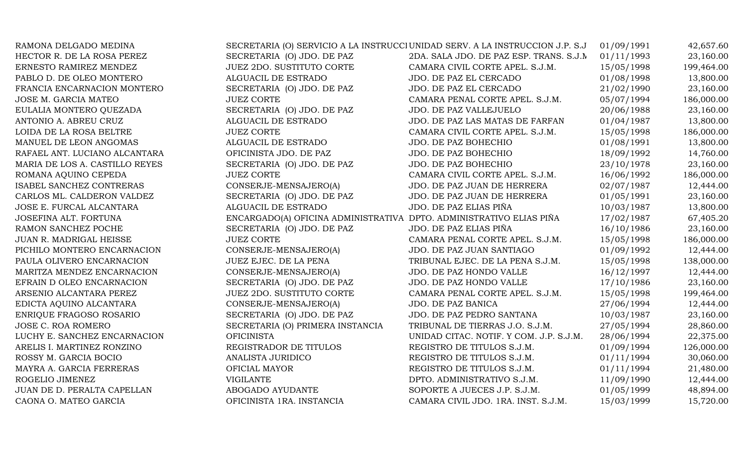| | | | | |
|---|---|---|---|---|
| RAMONA DELGADO MEDINA | SECRETARIA (O) SERVICIO A LA INSTRUCCI | UNIDAD SERV. A LA INSTRUCCION J.P. S.J | 01/09/1991 | 42,657.60 |
| HECTOR R. DE LA ROSA PEREZ | SECRETARIA (O) JDO. DE PAZ | 2DA. SALA JDO. DE PAZ ESP. TRANS. S.J.M | 01/11/1993 | 23,160.00 |
| ERNESTO RAMIREZ MENDEZ | JUEZ 2DO. SUSTITUTO CORTE | CAMARA CIVIL CORTE APEL. S.J.M. | 15/05/1998 | 199,464.00 |
| PABLO D. DE OLEO MONTERO | ALGUACIL DE ESTRADO | JDO. DE PAZ EL CERCADO | 01/08/1998 | 13,800.00 |
| FRANCIA ENCARNACION MONTERO | SECRETARIA (O) JDO. DE PAZ | JDO. DE PAZ EL CERCADO | 21/02/1990 | 23,160.00 |
| JOSE M. GARCIA MATEO | JUEZ CORTE | CAMARA PENAL CORTE APEL. S.J.M. | 05/07/1994 | 186,000.00 |
| EULALIA MONTERO QUEZADA | SECRETARIA (O) JDO. DE PAZ | JDO. DE PAZ VALLEJUELO | 20/06/1988 | 23,160.00 |
| ANTONIO A. ABREU CRUZ | ALGUACIL DE ESTRADO | JDO. DE PAZ LAS MATAS DE FARFAN | 01/04/1987 | 13,800.00 |
| LOIDA DE LA ROSA BELTRE | JUEZ CORTE | CAMARA CIVIL CORTE APEL. S.J.M. | 15/05/1998 | 186,000.00 |
| MANUEL DE LEON ANGOMAS | ALGUACIL DE ESTRADO | JDO. DE PAZ BOHECHIO | 01/08/1991 | 13,800.00 |
| RAFAEL ANT. LUCIANO ALCANTARA | OFICINISTA JDO. DE PAZ | JDO. DE PAZ BOHECHIO | 18/09/1992 | 14,760.00 |
| MARIA DE LOS A. CASTILLO REYES | SECRETARIA (O) JDO. DE PAZ | JDO. DE PAZ BOHECHIO | 23/10/1978 | 23,160.00 |
| ROMANA AQUINO CEPEDA | JUEZ CORTE | CAMARA CIVIL CORTE APEL. S.J.M. | 16/06/1992 | 186,000.00 |
| ISABEL SANCHEZ CONTRERAS | CONSERJE-MENSAJERO(A) | JDO. DE PAZ JUAN DE HERRERA | 02/07/1987 | 12,444.00 |
| CARLOS ML. CALDERON VALDEZ | SECRETARIA (O) JDO. DE PAZ | JDO. DE PAZ JUAN DE HERRERA | 01/05/1991 | 23,160.00 |
| JOSE E. FURCAL ALCANTARA | ALGUACIL DE ESTRADO | JDO. DE PAZ ELIAS PIÑA | 10/03/1987 | 13,800.00 |
| JOSEFINA ALT. FORTUNA | ENCARGADO(A) OFICINA ADMINISTRATIVA | DPTO. ADMINISTRATIVO ELIAS PIÑA | 17/02/1987 | 67,405.20 |
| RAMON SANCHEZ POCHE | SECRETARIA (O) JDO. DE PAZ | JDO. DE PAZ ELIAS PIÑA | 16/10/1986 | 23,160.00 |
| JUAN R. MADRIGAL HEISSE | JUEZ CORTE | CAMARA PENAL CORTE APEL. S.J.M. | 15/05/1998 | 186,000.00 |
| PICHILO MONTERO ENCARNACION | CONSERJE-MENSAJERO(A) | JDO. DE PAZ JUAN SANTIAGO | 01/09/1992 | 12,444.00 |
| PAULA OLIVERO ENCARNACION | JUEZ EJEC. DE LA PENA | TRIBUNAL EJEC. DE LA PENA S.J.M. | 15/05/1998 | 138,000.00 |
| MARITZA MENDEZ ENCARNACION | CONSERJE-MENSAJERO(A) | JDO. DE PAZ HONDO VALLE | 16/12/1997 | 12,444.00 |
| EFRAIN D OLEO ENCARNACION | SECRETARIA (O) JDO. DE PAZ | JDO. DE PAZ HONDO VALLE | 17/10/1986 | 23,160.00 |
| ARSENIO ALCANTARA PEREZ | JUEZ 2DO. SUSTITUTO CORTE | CAMARA PENAL CORTE APEL. S.J.M. | 15/05/1998 | 199,464.00 |
| EDICTA AQUINO ALCANTARA | CONSERJE-MENSAJERO(A) | JDO. DE PAZ BANICA | 27/06/1994 | 12,444.00 |
| ENRIQUE FRAGOSO ROSARIO | SECRETARIA (O) JDO. DE PAZ | JDO. DE PAZ PEDRO SANTANA | 10/03/1987 | 23,160.00 |
| JOSE C. ROA ROMERO | SECRETARIA (O) PRIMERA INSTANCIA | TRIBUNAL DE TIERRAS J.O. S.J.M. | 27/05/1994 | 28,860.00 |
| LUCHY E. SANCHEZ ENCARNACION | OFICINISTA | UNIDAD CITAC. NOTIF. Y COM. J.P. S.J.M. | 28/06/1994 | 22,375.00 |
| ARELIS I. MARTINEZ RONZINO | REGISTRADOR DE TITULOS | REGISTRO DE TITULOS S.J.M. | 01/09/1994 | 126,000.00 |
| ROSSY M. GARCIA BOCIO | ANALISTA JURIDICO | REGISTRO DE TITULOS S.J.M. | 01/11/1994 | 30,060.00 |
| MAYRA A. GARCIA FERRERAS | OFICIAL MAYOR | REGISTRO DE TITULOS S.J.M. | 01/11/1994 | 21,480.00 |
| ROGELIO JIMENEZ | VIGILANTE | DPTO. ADMINISTRATIVO S.J.M. | 11/09/1990 | 12,444.00 |
| JUAN DE D. PERALTA CAPELLAN | ABOGADO AYUDANTE | SOPORTE A JUECES J.P. S.J.M. | 01/05/1999 | 48,894.00 |
| CAONA O. MATEO GARCIA | OFICINISTA 1RA. INSTANCIA | CAMARA CIVIL JDO. 1RA. INST. S.J.M. | 15/03/1999 | 15,720.00 |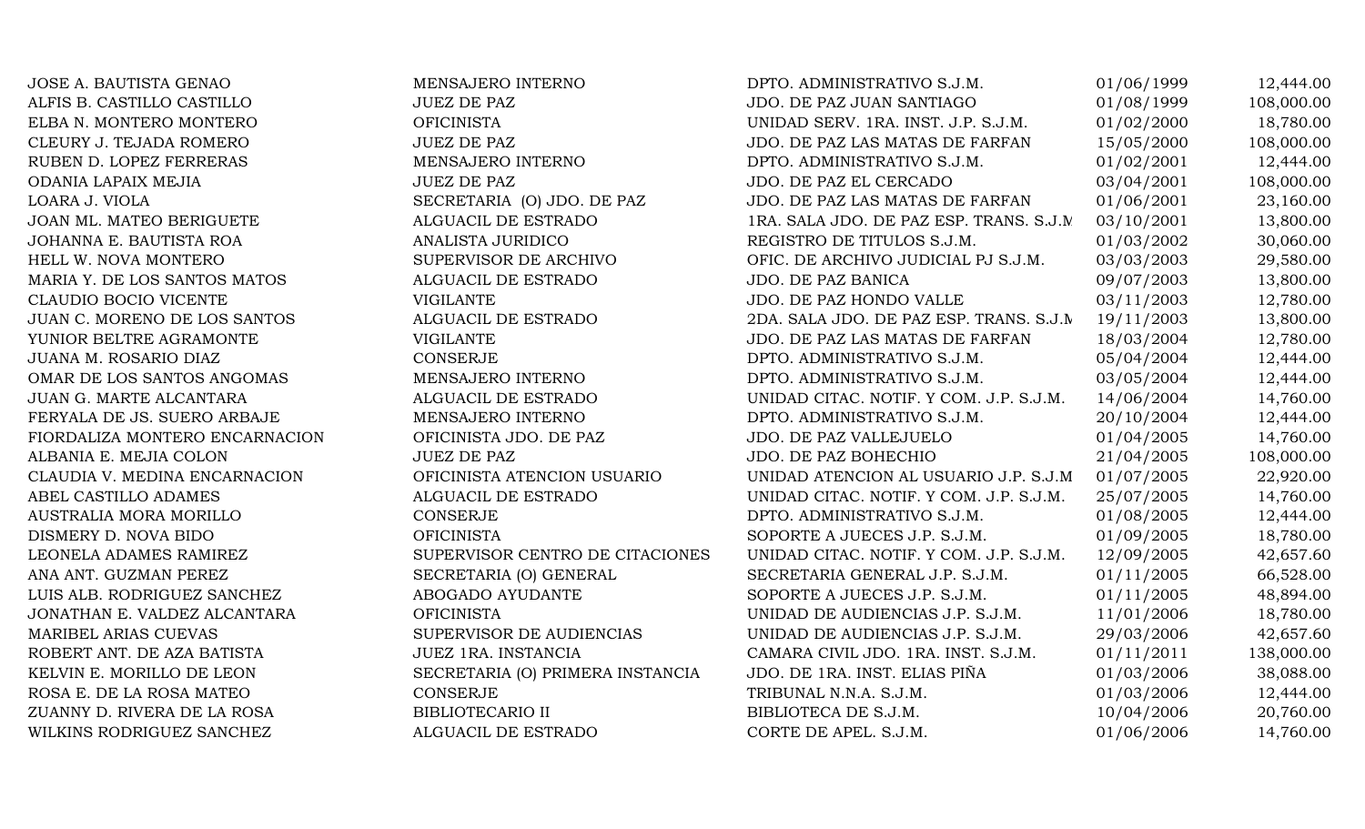| | | | | |
|---|---|---|---|---|
| JOSE A. BAUTISTA GENAO | MENSAJERO INTERNO | DPTO. ADMINISTRATIVO S.J.M. | 01/06/1999 | 12,444.00 |
| ALFIS B. CASTILLO CASTILLO | JUEZ DE PAZ | JDO. DE PAZ JUAN SANTIAGO | 01/08/1999 | 108,000.00 |
| ELBA N. MONTERO MONTERO | OFICINISTA | UNIDAD SERV. 1RA. INST. J.P. S.J.M. | 01/02/2000 | 18,780.00 |
| CLEURY J. TEJADA ROMERO | JUEZ DE PAZ | JDO. DE PAZ LAS MATAS DE FARFAN | 15/05/2000 | 108,000.00 |
| RUBEN D. LOPEZ FERRERAS | MENSAJERO INTERNO | DPTO. ADMINISTRATIVO S.J.M. | 01/02/2001 | 12,444.00 |
| ODANIA LAPAIX MEJIA | JUEZ DE PAZ | JDO. DE PAZ EL CERCADO | 03/04/2001 | 108,000.00 |
| LOARA J. VIOLA | SECRETARIA (O) JDO. DE PAZ | JDO. DE PAZ LAS MATAS DE FARFAN | 01/06/2001 | 23,160.00 |
| JOAN ML. MATEO BERIGUETE | ALGUACIL DE ESTRADO | 1RA. SALA JDO. DE PAZ ESP. TRANS. S.J.M | 03/10/2001 | 13,800.00 |
| JOHANNA E. BAUTISTA ROA | ANALISTA JURIDICO | REGISTRO DE TITULOS S.J.M. | 01/03/2002 | 30,060.00 |
| HELL W. NOVA MONTERO | SUPERVISOR DE ARCHIVO | OFIC. DE ARCHIVO JUDICIAL PJ S.J.M. | 03/03/2003 | 29,580.00 |
| MARIA Y. DE LOS SANTOS MATOS | ALGUACIL DE ESTRADO | JDO. DE PAZ BANICA | 09/07/2003 | 13,800.00 |
| CLAUDIO BOCIO VICENTE | VIGILANTE | JDO. DE PAZ HONDO VALLE | 03/11/2003 | 12,780.00 |
| JUAN C. MORENO DE LOS SANTOS | ALGUACIL DE ESTRADO | 2DA. SALA JDO. DE PAZ ESP. TRANS. S.J.M | 19/11/2003 | 13,800.00 |
| YUNIOR BELTRE AGRAMONTE | VIGILANTE | JDO. DE PAZ LAS MATAS DE FARFAN | 18/03/2004 | 12,780.00 |
| JUANA M. ROSARIO DIAZ | CONSERJE | DPTO. ADMINISTRATIVO S.J.M. | 05/04/2004 | 12,444.00 |
| OMAR DE LOS SANTOS ANGOMAS | MENSAJERO INTERNO | DPTO. ADMINISTRATIVO S.J.M. | 03/05/2004 | 12,444.00 |
| JUAN G. MARTE ALCANTARA | ALGUACIL DE ESTRADO | UNIDAD CITAC. NOTIF. Y COM. J.P. S.J.M. | 14/06/2004 | 14,760.00 |
| FERYALA DE JS. SUERO ARBAJE | MENSAJERO INTERNO | DPTO. ADMINISTRATIVO S.J.M. | 20/10/2004 | 12,444.00 |
| FIORDALIZA MONTERO ENCARNACION | OFICINISTA JDO. DE PAZ | JDO. DE PAZ VALLEJUELO | 01/04/2005 | 14,760.00 |
| ALBANIA E. MEJIA COLON | JUEZ DE PAZ | JDO. DE PAZ BOHECHIO | 21/04/2005 | 108,000.00 |
| CLAUDIA V. MEDINA ENCARNACION | OFICINISTA ATENCION USUARIO | UNIDAD ATENCION AL USUARIO J.P. S.J.M | 01/07/2005 | 22,920.00 |
| ABEL CASTILLO ADAMES | ALGUACIL DE ESTRADO | UNIDAD CITAC. NOTIF. Y COM. J.P. S.J.M. | 25/07/2005 | 14,760.00 |
| AUSTRALIA MORA MORILLO | CONSERJE | DPTO. ADMINISTRATIVO S.J.M. | 01/08/2005 | 12,444.00 |
| DISMERY D. NOVA BIDO | OFICINISTA | SOPORTE A JUECES J.P. S.J.M. | 01/09/2005 | 18,780.00 |
| LEONELA ADAMES RAMIREZ | SUPERVISOR CENTRO DE CITACIONES | UNIDAD CITAC. NOTIF. Y COM. J.P. S.J.M. | 12/09/2005 | 42,657.60 |
| ANA ANT. GUZMAN PEREZ | SECRETARIA (O) GENERAL | SECRETARIA GENERAL J.P. S.J.M. | 01/11/2005 | 66,528.00 |
| LUIS ALB. RODRIGUEZ SANCHEZ | ABOGADO AYUDANTE | SOPORTE A JUECES J.P. S.J.M. | 01/11/2005 | 48,894.00 |
| JONATHAN E. VALDEZ ALCANTARA | OFICINISTA | UNIDAD DE AUDIENCIAS J.P. S.J.M. | 11/01/2006 | 18,780.00 |
| MARIBEL ARIAS CUEVAS | SUPERVISOR DE AUDIENCIAS | UNIDAD DE AUDIENCIAS J.P. S.J.M. | 29/03/2006 | 42,657.60 |
| ROBERT ANT. DE AZA BATISTA | JUEZ 1RA. INSTANCIA | CAMARA CIVIL JDO. 1RA. INST. S.J.M. | 01/11/2011 | 138,000.00 |
| KELVIN E. MORILLO DE LEON | SECRETARIA (O) PRIMERA INSTANCIA | JDO. DE 1RA. INST. ELIAS PIÑA | 01/03/2006 | 38,088.00 |
| ROSA E. DE LA ROSA MATEO | CONSERJE | TRIBUNAL N.N.A. S.J.M. | 01/03/2006 | 12,444.00 |
| ZUANNY D. RIVERA DE LA ROSA | BIBLIOTECARIO II | BIBLIOTECA DE S.J.M. | 10/04/2006 | 20,760.00 |
| WILKINS RODRIGUEZ SANCHEZ | ALGUACIL DE ESTRADO | CORTE DE APEL. S.J.M. | 01/06/2006 | 14,760.00 |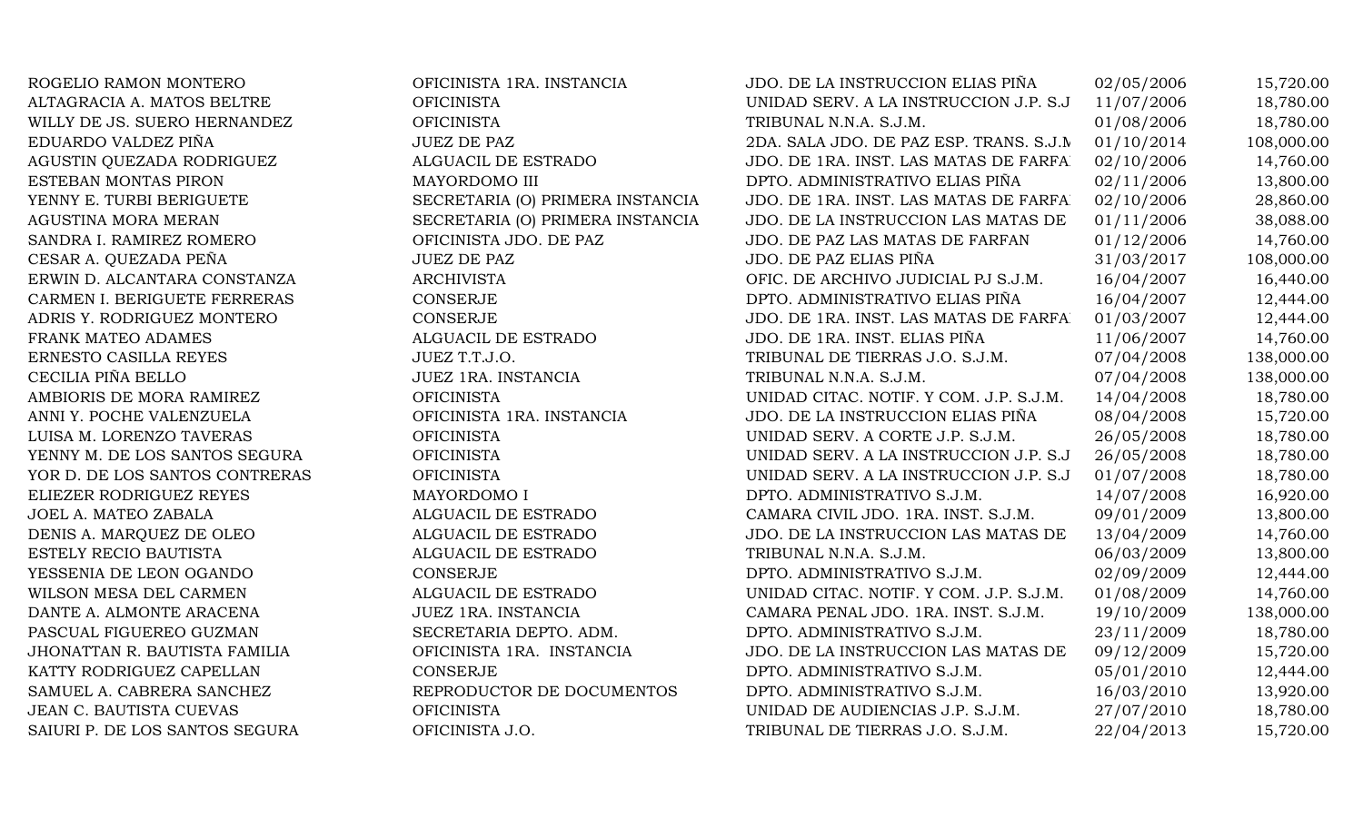| | | | | |
|---|---|---|---|---|
| ROGELIO RAMON MONTERO | OFICINISTA 1RA. INSTANCIA | JDO. DE LA INSTRUCCION ELIAS PIÑA | 02/05/2006 | 15,720.00 |
| ALTAGRACIA A. MATOS BELTRE | OFICINISTA | UNIDAD SERV. A LA INSTRUCCION J.P. S.J | 11/07/2006 | 18,780.00 |
| WILLY DE JS. SUERO HERNANDEZ | OFICINISTA | TRIBUNAL N.N.A. S.J.M. | 01/08/2006 | 18,780.00 |
| EDUARDO VALDEZ PIÑA | JUEZ DE PAZ | 2DA. SALA JDO. DE PAZ ESP. TRANS. S.J.M | 01/10/2014 | 108,000.00 |
| AGUSTIN QUEZADA RODRIGUEZ | ALGUACIL DE ESTRADO | JDO. DE 1RA. INST. LAS MATAS DE FARFA | 02/10/2006 | 14,760.00 |
| ESTEBAN MONTAS PIRON | MAYORDOMO III | DPTO. ADMINISTRATIVO ELIAS PIÑA | 02/11/2006 | 13,800.00 |
| YENNY E. TURBI BERIGUETE | SECRETARIA (O) PRIMERA INSTANCIA | JDO. DE 1RA. INST. LAS MATAS DE FARFA | 02/10/2006 | 28,860.00 |
| AGUSTINA MORA MERAN | SECRETARIA (O) PRIMERA INSTANCIA | JDO. DE LA INSTRUCCION LAS MATAS DE | 01/11/2006 | 38,088.00 |
| SANDRA I. RAMIREZ ROMERO | OFICINISTA JDO. DE PAZ | JDO. DE PAZ LAS MATAS DE FARFAN | 01/12/2006 | 14,760.00 |
| CESAR A. QUEZADA PEÑA | JUEZ DE PAZ | JDO. DE PAZ ELIAS PIÑA | 31/03/2017 | 108,000.00 |
| ERWIN D. ALCANTARA CONSTANZA | ARCHIVISTA | OFIC. DE ARCHIVO JUDICIAL PJ S.J.M. | 16/04/2007 | 16,440.00 |
| CARMEN I. BERIGUETE FERRERAS | CONSERJE | DPTO. ADMINISTRATIVO ELIAS PIÑA | 16/04/2007 | 12,444.00 |
| ADRIS Y. RODRIGUEZ MONTERO | CONSERJE | JDO. DE 1RA. INST. LAS MATAS DE FARFA | 01/03/2007 | 12,444.00 |
| FRANK MATEO ADAMES | ALGUACIL DE ESTRADO | JDO. DE 1RA. INST. ELIAS PIÑA | 11/06/2007 | 14,760.00 |
| ERNESTO CASILLA REYES | JUEZ T.T.J.O. | TRIBUNAL DE TIERRAS J.O. S.J.M. | 07/04/2008 | 138,000.00 |
| CECILIA PIÑA BELLO | JUEZ 1RA. INSTANCIA | TRIBUNAL N.N.A. S.J.M. | 07/04/2008 | 138,000.00 |
| AMBIORIS DE MORA RAMIREZ | OFICINISTA | UNIDAD CITAC. NOTIF. Y COM. J.P. S.J.M. | 14/04/2008 | 18,780.00 |
| ANNI Y. POCHE VALENZUELA | OFICINISTA 1RA. INSTANCIA | JDO. DE LA INSTRUCCION ELIAS PIÑA | 08/04/2008 | 15,720.00 |
| LUISA M. LORENZO TAVERAS | OFICINISTA | UNIDAD SERV. A CORTE J.P. S.J.M. | 26/05/2008 | 18,780.00 |
| YENNY M. DE LOS SANTOS SEGURA | OFICINISTA | UNIDAD SERV. A LA INSTRUCCION J.P. S.J | 26/05/2008 | 18,780.00 |
| YOR D. DE LOS SANTOS CONTRERAS | OFICINISTA | UNIDAD SERV. A LA INSTRUCCION J.P. S.J | 01/07/2008 | 18,780.00 |
| ELIEZER RODRIGUEZ REYES | MAYORDOMO I | DPTO. ADMINISTRATIVO S.J.M. | 14/07/2008 | 16,920.00 |
| JOEL A. MATEO ZABALA | ALGUACIL DE ESTRADO | CAMARA CIVIL JDO. 1RA. INST. S.J.M. | 09/01/2009 | 13,800.00 |
| DENIS A. MARQUEZ DE OLEO | ALGUACIL DE ESTRADO | JDO. DE LA INSTRUCCION LAS MATAS DE | 13/04/2009 | 14,760.00 |
| ESTELY RECIO BAUTISTA | ALGUACIL DE ESTRADO | TRIBUNAL N.N.A. S.J.M. | 06/03/2009 | 13,800.00 |
| YESSENIA DE LEON OGANDO | CONSERJE | DPTO. ADMINISTRATIVO S.J.M. | 02/09/2009 | 12,444.00 |
| WILSON MESA DEL CARMEN | ALGUACIL DE ESTRADO | UNIDAD CITAC. NOTIF. Y COM. J.P. S.J.M. | 01/08/2009 | 14,760.00 |
| DANTE A. ALMONTE ARACENA | JUEZ 1RA. INSTANCIA | CAMARA PENAL JDO. 1RA. INST. S.J.M. | 19/10/2009 | 138,000.00 |
| PASCUAL FIGUEREO GUZMAN | SECRETARIA DEPTO. ADM. | DPTO. ADMINISTRATIVO S.J.M. | 23/11/2009 | 18,780.00 |
| JHONATTAN R. BAUTISTA FAMILIA | OFICINISTA 1RA. INSTANCIA | JDO. DE LA INSTRUCCION LAS MATAS DE | 09/12/2009 | 15,720.00 |
| KATTY RODRIGUEZ CAPELLAN | CONSERJE | DPTO. ADMINISTRATIVO S.J.M. | 05/01/2010 | 12,444.00 |
| SAMUEL A. CABRERA SANCHEZ | REPRODUCTOR DE DOCUMENTOS | DPTO. ADMINISTRATIVO S.J.M. | 16/03/2010 | 13,920.00 |
| JEAN C. BAUTISTA CUEVAS | OFICINISTA | UNIDAD DE AUDIENCIAS J.P. S.J.M. | 27/07/2010 | 18,780.00 |
| SAIURI P. DE LOS SANTOS SEGURA | OFICINISTA J.O. | TRIBUNAL DE TIERRAS J.O. S.J.M. | 22/04/2013 | 15,720.00 |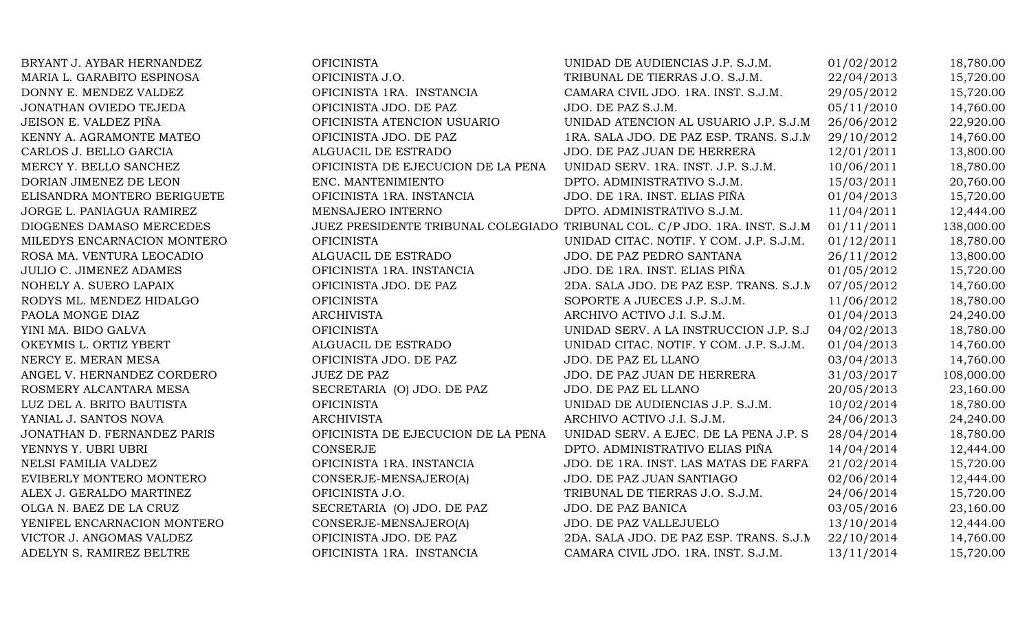| | | | | |
|---|---|---|---|---|
| BRYANT J. AYBAR HERNANDEZ | OFICINISTA | UNIDAD DE AUDIENCIAS J.P. S.J.M. | 01/02/2012 | 18,780.00 |
| MARIA L. GARABITO ESPINOSA | OFICINISTA J.O. | TRIBUNAL DE TIERRAS J.O. S.J.M. | 22/04/2013 | 15,720.00 |
| DONNY E. MENDEZ VALDEZ | OFICINISTA 1RA. INSTANCIA | CAMARA CIVIL JDO. 1RA. INST. S.J.M. | 29/05/2012 | 15,720.00 |
| JONATHAN OVIEDO TEJEDA | OFICINISTA JDO. DE PAZ | JDO. DE PAZ S.J.M. | 05/11/2010 | 14,760.00 |
| JEISON E. VALDEZ PIÑA | OFICINISTA ATENCION USUARIO | UNIDAD ATENCION AL USUARIO J.P. S.J.M | 26/06/2012 | 22,920.00 |
| KENNY A. AGRAMONTE MATEO | OFICINISTA JDO. DE PAZ | 1RA. SALA JDO. DE PAZ ESP. TRANS. S.J.M | 29/10/2012 | 14,760.00 |
| CARLOS J. BELLO GARCIA | ALGUACIL DE ESTRADO | JDO. DE PAZ JUAN DE HERRERA | 12/01/2011 | 13,800.00 |
| MERCY Y. BELLO SANCHEZ | OFICINISTA DE EJECUCION DE LA PENA | UNIDAD SERV. 1RA. INST. J.P. S.J.M. | 10/06/2011 | 18,780.00 |
| DORIAN JIMENEZ DE LEON | ENC. MANTENIMIENTO | DPTO. ADMINISTRATIVO S.J.M. | 15/03/2011 | 20,760.00 |
| ELISANDRA MONTERO BERIGUETE | OFICINISTA 1RA. INSTANCIA | JDO. DE 1RA. INST. ELIAS PIÑA | 01/04/2013 | 15,720.00 |
| JORGE L. PANIAGUA RAMIREZ | MENSAJERO INTERNO | DPTO. ADMINISTRATIVO S.J.M. | 11/04/2011 | 12,444.00 |
| DIOGENES DAMASO MERCEDES | JUEZ PRESIDENTE TRIBUNAL COLEGIADO | TRIBUNAL COL. C/P JDO. 1RA. INST. S.J.M | 01/11/2011 | 138,000.00 |
| MILEDYS ENCARNACION MONTERO | OFICINISTA | UNIDAD CITAC. NOTIF. Y COM. J.P. S.J.M. | 01/12/2011 | 18,780.00 |
| ROSA MA. VENTURA LEOCADIO | ALGUACIL DE ESTRADO | JDO. DE PAZ PEDRO SANTANA | 26/11/2012 | 13,800.00 |
| JULIO C. JIMENEZ ADAMES | OFICINISTA 1RA. INSTANCIA | JDO. DE 1RA. INST. ELIAS PIÑA | 01/05/2012 | 15,720.00 |
| NOHELY A. SUERO LAPAIX | OFICINISTA JDO. DE PAZ | 2DA. SALA JDO. DE PAZ ESP. TRANS. S.J.M | 07/05/2012 | 14,760.00 |
| RODYS ML. MENDEZ HIDALGO | OFICINISTA | SOPORTE A JUECES J.P. S.J.M. | 11/06/2012 | 18,780.00 |
| PAOLA MONGE DIAZ | ARCHIVISTA | ARCHIVO ACTIVO J.I. S.J.M. | 01/04/2013 | 24,240.00 |
| YINI MA. BIDO GALVA | OFICINISTA | UNIDAD SERV. A LA INSTRUCCION J.P. S.J | 04/02/2013 | 18,780.00 |
| OKEYMIS L. ORTIZ YBERT | ALGUACIL DE ESTRADO | UNIDAD CITAC. NOTIF. Y COM. J.P. S.J.M. | 01/04/2013 | 14,760.00 |
| NERCY E. MERAN MESA | OFICINISTA JDO. DE PAZ | JDO. DE PAZ EL LLANO | 03/04/2013 | 14,760.00 |
| ANGEL V. HERNANDEZ CORDERO | JUEZ DE PAZ | JDO. DE PAZ JUAN DE HERRERA | 31/03/2017 | 108,000.00 |
| ROSMERY ALCANTARA MESA | SECRETARIA (O) JDO. DE PAZ | JDO. DE PAZ EL LLANO | 20/05/2013 | 23,160.00 |
| LUZ DEL A. BRITO BAUTISTA | OFICINISTA | UNIDAD DE AUDIENCIAS J.P. S.J.M. | 10/02/2014 | 18,780.00 |
| YANIAL J. SANTOS NOVA | ARCHIVISTA | ARCHIVO ACTIVO J.I. S.J.M. | 24/06/2013 | 24,240.00 |
| JONATHAN D. FERNANDEZ PARIS | OFICINISTA DE EJECUCION DE LA PENA | UNIDAD SERV. A EJEC. DE LA PENA J.P. S | 28/04/2014 | 18,780.00 |
| YENNYS Y. UBRI UBRI | CONSERJE | DPTO. ADMINISTRATIVO ELIAS PIÑA | 14/04/2014 | 12,444.00 |
| NELSI FAMILIA VALDEZ | OFICINISTA 1RA. INSTANCIA | JDO. DE 1RA. INST. LAS MATAS DE FARFA | 21/02/2014 | 15,720.00 |
| EVIBERLY MONTERO MONTERO | CONSERJE-MENSAJERO(A) | JDO. DE PAZ JUAN SANTIAGO | 02/06/2014 | 12,444.00 |
| ALEX J. GERALDO MARTINEZ | OFICINISTA J.O. | TRIBUNAL DE TIERRAS J.O. S.J.M. | 24/06/2014 | 15,720.00 |
| OLGA N. BAEZ DE LA CRUZ | SECRETARIA (O) JDO. DE PAZ | JDO. DE PAZ BANICA | 03/05/2016 | 23,160.00 |
| YENIFEL ENCARNACION MONTERO | CONSERJE-MENSAJERO(A) | JDO. DE PAZ VALLEJUELO | 13/10/2014 | 12,444.00 |
| VICTOR J. ANGOMAS VALDEZ | OFICINISTA JDO. DE PAZ | 2DA. SALA JDO. DE PAZ ESP. TRANS. S.J.M | 22/10/2014 | 14,760.00 |
| ADELYN S. RAMIREZ BELTRE | OFICINISTA 1RA. INSTANCIA | CAMARA CIVIL JDO. 1RA. INST. S.J.M. | 13/11/2014 | 15,720.00 |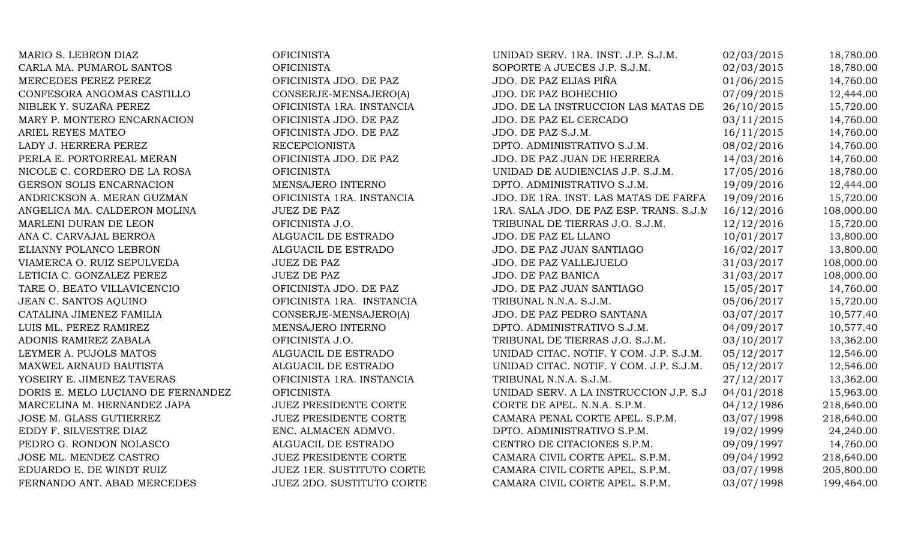| | | | | |
|---|---|---|---|---|
| MARIO S. LEBRON DIAZ | OFICINISTA | UNIDAD SERV. 1RA. INST. J.P. S.J.M. | 02/03/2015 | 18,780.00 |
| CARLA MA. PUMAROL SANTOS | OFICINISTA | SOPORTE A JUECES J.P. S.J.M. | 02/03/2015 | 18,780.00 |
| MERCEDES PEREZ PEREZ | OFICINISTA JDO. DE PAZ | JDO. DE PAZ ELIAS PIÑA | 01/06/2015 | 14,760.00 |
| CONFESORA ANGOMAS CASTILLO | CONSERJE-MENSAJERO(A) | JDO. DE PAZ BOHECHIO | 07/09/2015 | 12,444.00 |
| NIBLEK Y. SUZAÑA PEREZ | OFICINISTA 1RA. INSTANCIA | JDO. DE LA INSTRUCCION LAS MATAS DE | 26/10/2015 | 15,720.00 |
| MARY P. MONTERO ENCARNACION | OFICINISTA JDO. DE PAZ | JDO. DE PAZ EL CERCADO | 03/11/2015 | 14,760.00 |
| ARIEL REYES MATEO | OFICINISTA JDO. DE PAZ | JDO. DE PAZ S.J.M. | 16/11/2015 | 14,760.00 |
| LADY J. HERRERA PEREZ | RECEPCIONISTA | DPTO. ADMINISTRATIVO S.J.M. | 08/02/2016 | 14,760.00 |
| PERLA E. PORTORREAL MERAN | OFICINISTA JDO. DE PAZ | JDO. DE PAZ JUAN DE HERRERA | 14/03/2016 | 14,760.00 |
| NICOLE C. CORDERO DE LA ROSA | OFICINISTA | UNIDAD DE AUDIENCIAS J.P. S.J.M. | 17/05/2016 | 18,780.00 |
| GERSON SOLIS ENCARNACION | MENSAJERO INTERNO | DPTO. ADMINISTRATIVO S.J.M. | 19/09/2016 | 12,444.00 |
| ANDRICKSON A. MERAN GUZMAN | OFICINISTA 1RA. INSTANCIA | JDO. DE 1RA. INST. LAS MATAS DE FARFA | 19/09/2016 | 15,720.00 |
| ANGELICA MA. CALDERON MOLINA | JUEZ DE PAZ | 1RA. SALA JDO. DE PAZ ESP. TRANS. S.J.M | 16/12/2016 | 108,000.00 |
| MARLENI DURAN DE LEON | OFICINISTA J.O. | TRIBUNAL DE TIERRAS J.O. S.J.M. | 12/12/2016 | 15,720.00 |
| ANA C. CARVAJAL BERROA | ALGUACIL DE ESTRADO | JDO. DE PAZ EL LLANO | 10/01/2017 | 13,800.00 |
| ELIANNY POLANCO LEBRON | ALGUACIL DE ESTRADO | JDO. DE PAZ JUAN SANTIAGO | 16/02/2017 | 13,800.00 |
| VIAMERCA O. RUIZ SEPULVEDA | JUEZ DE PAZ | JDO. DE PAZ VALLEJUELO | 31/03/2017 | 108,000.00 |
| LETICIA C. GONZALEZ PEREZ | JUEZ DE PAZ | JDO. DE PAZ BANICA | 31/03/2017 | 108,000.00 |
| TARE O. BEATO VILLAVICENCIO | OFICINISTA JDO. DE PAZ | JDO. DE PAZ JUAN SANTIAGO | 15/05/2017 | 14,760.00 |
| JEAN C. SANTOS AQUINO | OFICINISTA 1RA. INSTANCIA | TRIBUNAL N.N.A. S.J.M. | 05/06/2017 | 15,720.00 |
| CATALINA JIMENEZ FAMILIA | CONSERJE-MENSAJERO(A) | JDO. DE PAZ PEDRO SANTANA | 03/07/2017 | 10,577.40 |
| LUIS ML. PEREZ RAMIREZ | MENSAJERO INTERNO | DPTO. ADMINISTRATIVO S.J.M. | 04/09/2017 | 10,577.40 |
| ADONIS RAMIREZ ZABALA | OFICINISTA J.O. | TRIBUNAL DE TIERRAS J.O. S.J.M. | 03/10/2017 | 13,362.00 |
| LEYMER A. PUJOLS MATOS | ALGUACIL DE ESTRADO | UNIDAD CITAC. NOTIF. Y COM. J.P. S.J.M. | 05/12/2017 | 12,546.00 |
| MAXWEL ARNAUD BAUTISTA | ALGUACIL DE ESTRADO | UNIDAD CITAC. NOTIF. Y COM. J.P. S.J.M. | 05/12/2017 | 12,546.00 |
| YOSEIRY E. JIMENEZ TAVERAS | OFICINISTA 1RA. INSTANCIA | TRIBUNAL N.N.A. S.J.M. | 27/12/2017 | 13,362.00 |
| DORIS E. MELO LUCIANO DE FERNANDEZ | OFICINISTA | UNIDAD SERV. A LA INSTRUCCION J.P. S.J | 04/01/2018 | 15,963.00 |
| MARCELINA M. HERNANDEZ JAPA | JUEZ PRESIDENTE CORTE | CORTE DE APEL. N.N.A. S.P.M. | 04/12/1986 | 218,640.00 |
| JOSE M. GLASS GUTIERREZ | JUEZ PRESIDENTE CORTE | CAMARA PENAL CORTE APEL. S.P.M. | 03/07/1998 | 218,640.00 |
| EDDY F. SILVESTRE DIAZ | ENC. ALMACEN ADMVO. | DPTO. ADMINISTRATIVO S.P.M. | 19/02/1999 | 24,240.00 |
| PEDRO G. RONDON NOLASCO | ALGUACIL DE ESTRADO | CENTRO DE CITACIONES S.P.M. | 09/09/1997 | 14,760.00 |
| JOSE ML. MENDEZ CASTRO | JUEZ PRESIDENTE CORTE | CAMARA CIVIL CORTE APEL. S.P.M. | 09/04/1992 | 218,640.00 |
| EDUARDO E. DE WINDT RUIZ | JUEZ 1ER. SUSTITUTO CORTE | CAMARA CIVIL CORTE APEL. S.P.M. | 03/07/1998 | 205,800.00 |
| FERNANDO ANT. ABAD MERCEDES | JUEZ 2DO. SUSTITUTO CORTE | CAMARA CIVIL CORTE APEL. S.P.M. | 03/07/1998 | 199,464.00 |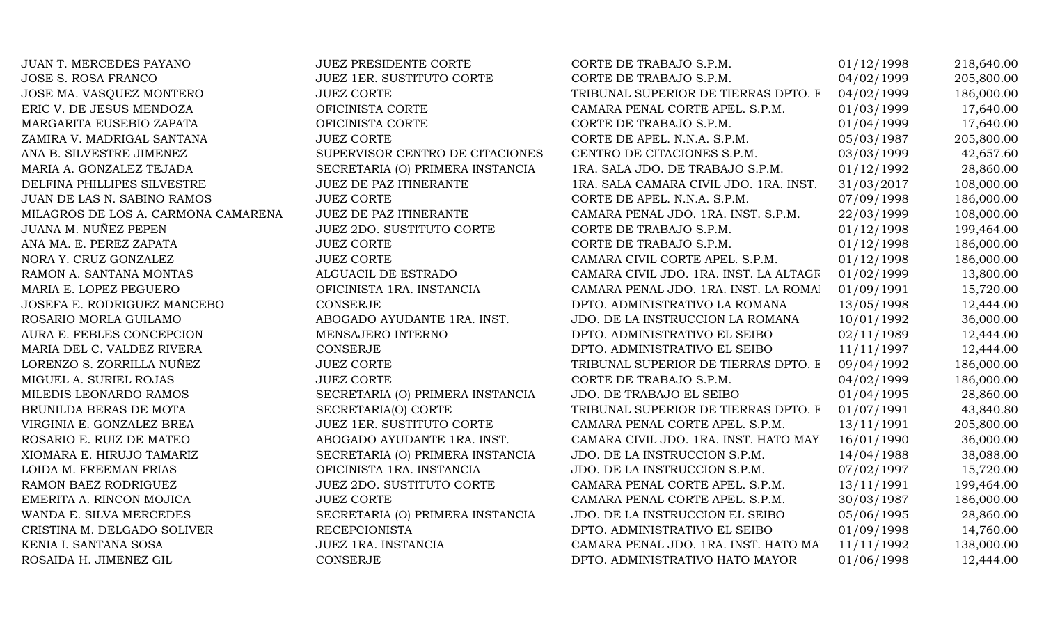| | | | | |
|---|---|---|---|---|
| JUAN T. MERCEDES PAYANO | JUEZ PRESIDENTE CORTE | CORTE DE TRABAJO S.P.M. | 01/12/1998 | 218,640.00 |
| JOSE S. ROSA FRANCO | JUEZ 1ER. SUSTITUTO CORTE | CORTE DE TRABAJO S.P.M. | 04/02/1999 | 205,800.00 |
| JOSE MA. VASQUEZ MONTERO | JUEZ CORTE | TRIBUNAL SUPERIOR DE TIERRAS DPTO. E | 04/02/1999 | 186,000.00 |
| ERIC V. DE JESUS MENDOZA | OFICINISTA CORTE | CAMARA PENAL CORTE APEL. S.P.M. | 01/03/1999 | 17,640.00 |
| MARGARITA EUSEBIO ZAPATA | OFICINISTA CORTE | CORTE DE TRABAJO S.P.M. | 01/04/1999 | 17,640.00 |
| ZAMIRA V. MADRIGAL SANTANA | JUEZ CORTE | CORTE DE APEL. N.N.A. S.P.M. | 05/03/1987 | 205,800.00 |
| ANA B. SILVESTRE JIMENEZ | SUPERVISOR CENTRO DE CITACIONES | CENTRO DE CITACIONES S.P.M. | 03/03/1999 | 42,657.60 |
| MARIA A. GONZALEZ TEJADA | SECRETARIA (O) PRIMERA INSTANCIA | 1RA. SALA JDO. DE TRABAJO S.P.M. | 01/12/1992 | 28,860.00 |
| DELFINA PHILLIPES SILVESTRE | JUEZ DE PAZ ITINERANTE | 1RA. SALA CAMARA CIVIL JDO. 1RA. INST. | 31/03/2017 | 108,000.00 |
| JUAN DE LAS N. SABINO RAMOS | JUEZ CORTE | CORTE DE APEL. N.N.A. S.P.M. | 07/09/1998 | 186,000.00 |
| MILAGROS DE LOS A. CARMONA CAMARENA | JUEZ DE PAZ ITINERANTE | CAMARA PENAL JDO. 1RA. INST. S.P.M. | 22/03/1999 | 108,000.00 |
| JUANA M. NUÑEZ PEPEN | JUEZ 2DO. SUSTITUTO CORTE | CORTE DE TRABAJO S.P.M. | 01/12/1998 | 199,464.00 |
| ANA MA. E. PEREZ ZAPATA | JUEZ CORTE | CORTE DE TRABAJO S.P.M. | 01/12/1998 | 186,000.00 |
| NORA Y. CRUZ GONZALEZ | JUEZ CORTE | CAMARA CIVIL CORTE APEL. S.P.M. | 01/12/1998 | 186,000.00 |
| RAMON A. SANTANA MONTAS | ALGUACIL DE ESTRADO | CAMARA CIVIL JDO. 1RA. INST. LA ALTAGR | 01/02/1999 | 13,800.00 |
| MARIA E. LOPEZ PEGUERO | OFICINISTA 1RA. INSTANCIA | CAMARA PENAL JDO. 1RA. INST. LA ROMA | 01/09/1991 | 15,720.00 |
| JOSEFA E. RODRIGUEZ MANCEBO | CONSERJE | DPTO. ADMINISTRATIVO LA ROMANA | 13/05/1998 | 12,444.00 |
| ROSARIO MORLA GUILAMO | ABOGADO AYUDANTE 1RA. INST. | JDO. DE LA INSTRUCCION LA ROMANA | 10/01/1992 | 36,000.00 |
| AURA E. FEBLES CONCEPCION | MENSAJERO INTERNO | DPTO. ADMINISTRATIVO EL SEIBO | 02/11/1989 | 12,444.00 |
| MARIA DEL C. VALDEZ RIVERA | CONSERJE | DPTO. ADMINISTRATIVO EL SEIBO | 11/11/1997 | 12,444.00 |
| LORENZO S. ZORRILLA NUÑEZ | JUEZ CORTE | TRIBUNAL SUPERIOR DE TIERRAS DPTO. E | 09/04/1992 | 186,000.00 |
| MIGUEL A. SURIEL ROJAS | JUEZ CORTE | CORTE DE TRABAJO S.P.M. | 04/02/1999 | 186,000.00 |
| MILEDIS LEONARDO RAMOS | SECRETARIA (O) PRIMERA INSTANCIA | JDO. DE TRABAJO EL SEIBO | 01/04/1995 | 28,860.00 |
| BRUNILDA BERAS DE MOTA | SECRETARIA(O) CORTE | TRIBUNAL SUPERIOR DE TIERRAS DPTO. E | 01/07/1991 | 43,840.80 |
| VIRGINIA E. GONZALEZ BREA | JUEZ 1ER. SUSTITUTO CORTE | CAMARA PENAL CORTE APEL. S.P.M. | 13/11/1991 | 205,800.00 |
| ROSARIO E. RUIZ DE MATEO | ABOGADO AYUDANTE 1RA. INST. | CAMARA CIVIL JDO. 1RA. INST. HATO MAY | 16/01/1990 | 36,000.00 |
| XIOMARA E. HIRUJO TAMARIZ | SECRETARIA (O) PRIMERA INSTANCIA | JDO. DE LA INSTRUCCION S.P.M. | 14/04/1988 | 38,088.00 |
| LOIDA M. FREEMAN FRIAS | OFICINISTA 1RA. INSTANCIA | JDO. DE LA INSTRUCCION S.P.M. | 07/02/1997 | 15,720.00 |
| RAMON BAEZ RODRIGUEZ | JUEZ 2DO. SUSTITUTO CORTE | CAMARA PENAL CORTE APEL. S.P.M. | 13/11/1991 | 199,464.00 |
| EMERITA A. RINCON MOJICA | JUEZ CORTE | CAMARA PENAL CORTE APEL. S.P.M. | 30/03/1987 | 186,000.00 |
| WANDA E. SILVA MERCEDES | SECRETARIA (O) PRIMERA INSTANCIA | JDO. DE LA INSTRUCCION EL SEIBO | 05/06/1995 | 28,860.00 |
| CRISTINA M. DELGADO SOLIVER | RECEPCIONISTA | DPTO. ADMINISTRATIVO EL SEIBO | 01/09/1998 | 14,760.00 |
| KENIA I. SANTANA SOSA | JUEZ 1RA. INSTANCIA | CAMARA PENAL JDO. 1RA. INST. HATO MA | 11/11/1992 | 138,000.00 |
| ROSAIDA H. JIMENEZ GIL | CONSERJE | DPTO. ADMINISTRATIVO HATO MAYOR | 01/06/1998 | 12,444.00 |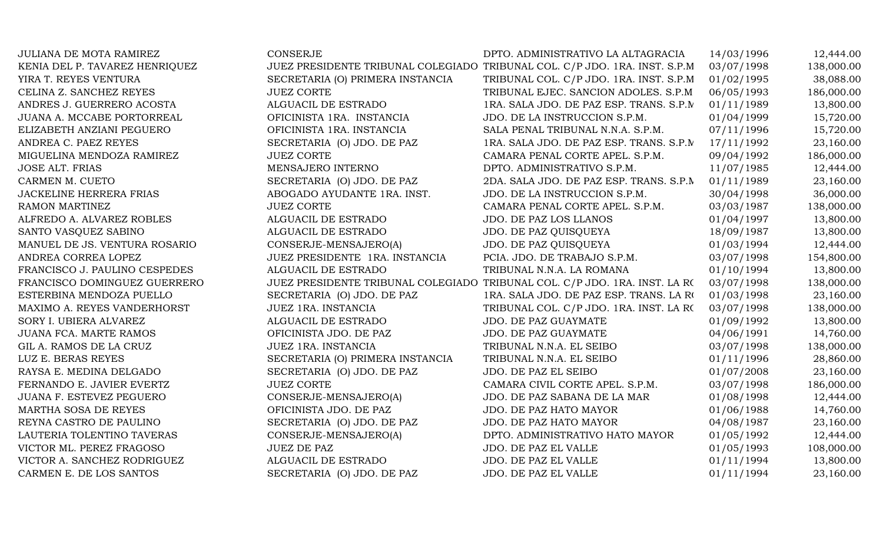| | | | | |
|---|---|---|---|---|
| JULIANA DE MOTA RAMIREZ | CONSERJE | DPTO. ADMINISTRATIVO LA ALTAGRACIA | 14/03/1996 | 12,444.00 |
| KENIA DEL P. TAVAREZ HENRIQUEZ | JUEZ PRESIDENTE TRIBUNAL COLEGIADO | TRIBUNAL COL. C/P JDO. 1RA. INST. S.P.M | 03/07/1998 | 138,000.00 |
| YIRA T. REYES VENTURA | SECRETARIA (O) PRIMERA INSTANCIA | TRIBUNAL COL. C/P JDO. 1RA. INST. S.P.M | 01/02/1995 | 38,088.00 |
| CELINA Z. SANCHEZ REYES | JUEZ CORTE | TRIBUNAL EJEC. SANCION ADOLES. S.P.M | 06/05/1993 | 186,000.00 |
| ANDRES J. GUERRERO ACOSTA | ALGUACIL DE ESTRADO | 1RA. SALA JDO. DE PAZ ESP. TRANS. S.P.M | 01/11/1989 | 13,800.00 |
| JUANA A. MCCABE PORTORREAL | OFICINISTA 1RA. INSTANCIA | JDO. DE LA INSTRUCCION S.P.M. | 01/04/1999 | 15,720.00 |
| ELIZABETH ANZIANI PEGUERO | OFICINISTA 1RA. INSTANCIA | SALA PENAL TRIBUNAL N.N.A. S.P.M. | 07/11/1996 | 15,720.00 |
| ANDREA C. PAEZ REYES | SECRETARIA (O) JDO. DE PAZ | 1RA. SALA JDO. DE PAZ ESP. TRANS. S.P.M | 17/11/1992 | 23,160.00 |
| MIGUELINA MENDOZA RAMIREZ | JUEZ CORTE | CAMARA PENAL CORTE APEL. S.P.M. | 09/04/1992 | 186,000.00 |
| JOSE ALT. FRIAS | MENSAJERO INTERNO | DPTO. ADMINISTRATIVO S.P.M. | 11/07/1985 | 12,444.00 |
| CARMEN M. CUETO | SECRETARIA (O) JDO. DE PAZ | 2DA. SALA JDO. DE PAZ ESP. TRANS. S.P.M | 01/11/1989 | 23,160.00 |
| JACKELINE HERRERA FRIAS | ABOGADO AYUDANTE 1RA. INST. | JDO. DE LA INSTRUCCION S.P.M. | 30/04/1998 | 36,000.00 |
| RAMON MARTINEZ | JUEZ CORTE | CAMARA PENAL CORTE APEL. S.P.M. | 03/03/1987 | 138,000.00 |
| ALFREDO A. ALVAREZ ROBLES | ALGUACIL DE ESTRADO | JDO. DE PAZ LOS LLANOS | 01/04/1997 | 13,800.00 |
| SANTO VASQUEZ SABINO | ALGUACIL DE ESTRADO | JDO. DE PAZ QUISQUEYA | 18/09/1987 | 13,800.00 |
| MANUEL DE JS. VENTURA ROSARIO | CONSERJE-MENSAJERO(A) | JDO. DE PAZ QUISQUEYA | 01/03/1994 | 12,444.00 |
| ANDREA CORREA LOPEZ | JUEZ PRESIDENTE 1RA. INSTANCIA | PCIA. JDO. DE TRABAJO S.P.M. | 03/07/1998 | 154,800.00 |
| FRANCISCO J. PAULINO CESPEDES | ALGUACIL DE ESTRADO | TRIBUNAL N.N.A. LA ROMANA | 01/10/1994 | 13,800.00 |
| FRANCISCO DOMINGUEZ GUERRERO | JUEZ PRESIDENTE TRIBUNAL COLEGIADO | TRIBUNAL COL. C/P JDO. 1RA. INST. LA RO | 03/07/1998 | 138,000.00 |
| ESTERBINA MENDOZA PUELLO | SECRETARIA (O) JDO. DE PAZ | 1RA. SALA JDO. DE PAZ ESP. TRANS. LA RO | 01/03/1998 | 23,160.00 |
| MAXIMO A. REYES VANDERHORST | JUEZ 1RA. INSTANCIA | TRIBUNAL COL. C/P JDO. 1RA. INST. LA RO | 03/07/1998 | 138,000.00 |
| SORY I. UBIERA ALVAREZ | ALGUACIL DE ESTRADO | JDO. DE PAZ GUAYMATE | 01/09/1992 | 13,800.00 |
| JUANA FCA. MARTE RAMOS | OFICINISTA JDO. DE PAZ | JDO. DE PAZ GUAYMATE | 04/06/1991 | 14,760.00 |
| GIL A. RAMOS DE LA CRUZ | JUEZ 1RA. INSTANCIA | TRIBUNAL N.N.A. EL SEIBO | 03/07/1998 | 138,000.00 |
| LUZ E. BERAS REYES | SECRETARIA (O) PRIMERA INSTANCIA | TRIBUNAL N.N.A. EL SEIBO | 01/11/1996 | 28,860.00 |
| RAYSA E. MEDINA DELGADO | SECRETARIA (O) JDO. DE PAZ | JDO. DE PAZ EL SEIBO | 01/07/2008 | 23,160.00 |
| FERNANDO E. JAVIER EVERTZ | JUEZ CORTE | CAMARA CIVIL CORTE APEL. S.P.M. | 03/07/1998 | 186,000.00 |
| JUANA F. ESTEVEZ PEGUERO | CONSERJE-MENSAJERO(A) | JDO. DE PAZ SABANA DE LA MAR | 01/08/1998 | 12,444.00 |
| MARTHA SOSA DE REYES | OFICINISTA JDO. DE PAZ | JDO. DE PAZ HATO MAYOR | 01/06/1988 | 14,760.00 |
| REYNA CASTRO DE PAULINO | SECRETARIA (O) JDO. DE PAZ | JDO. DE PAZ HATO MAYOR | 04/08/1987 | 23,160.00 |
| LAUTERIA TOLENTINO TAVERAS | CONSERJE-MENSAJERO(A) | DPTO. ADMINISTRATIVO HATO MAYOR | 01/05/1992 | 12,444.00 |
| VICTOR ML. PEREZ FRAGOSO | JUEZ DE PAZ | JDO. DE PAZ EL VALLE | 01/05/1993 | 108,000.00 |
| VICTOR A. SANCHEZ RODRIGUEZ | ALGUACIL DE ESTRADO | JDO. DE PAZ EL VALLE | 01/11/1994 | 13,800.00 |
| CARMEN E. DE LOS SANTOS | SECRETARIA (O) JDO. DE PAZ | JDO. DE PAZ EL VALLE | 01/11/1994 | 23,160.00 |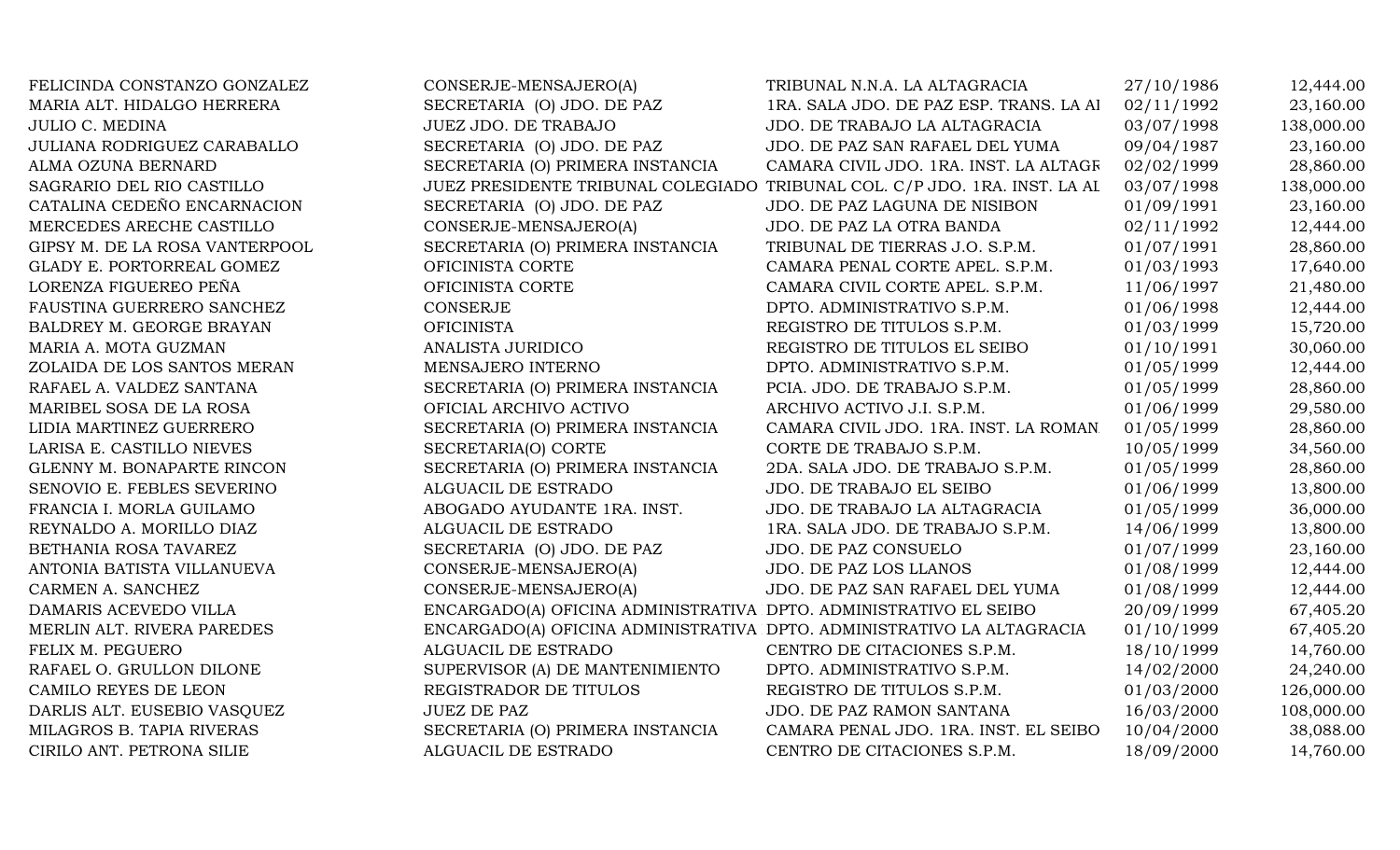| | | | | |
|---|---|---|---|---|
| FELICINDA CONSTANZO GONZALEZ | CONSERJE-MENSAJERO(A) | TRIBUNAL N.N.A. LA ALTAGRACIA | 27/10/1986 | 12,444.00 |
| MARIA ALT. HIDALGO HERRERA | SECRETARIA (O) JDO. DE PAZ | 1RA. SALA JDO. DE PAZ ESP. TRANS. LA AL | 02/11/1992 | 23,160.00 |
| JULIO C. MEDINA | JUEZ JDO. DE TRABAJO | JDO. DE TRABAJO LA ALTAGRACIA | 03/07/1998 | 138,000.00 |
| JULIANA RODRIGUEZ CARABALLO | SECRETARIA (O) JDO. DE PAZ | JDO. DE PAZ SAN RAFAEL DEL YUMA | 09/04/1987 | 23,160.00 |
| ALMA OZUNA BERNARD | SECRETARIA (O) PRIMERA INSTANCIA | CAMARA CIVIL JDO. 1RA. INST. LA ALTAGR | 02/02/1999 | 28,860.00 |
| SAGRARIO DEL RIO CASTILLO | JUEZ PRESIDENTE TRIBUNAL COLEGIADO | TRIBUNAL COL. C/P JDO. 1RA. INST. LA AL | 03/07/1998 | 138,000.00 |
| CATALINA CEDEÑO ENCARNACION | SECRETARIA (O) JDO. DE PAZ | JDO. DE PAZ LAGUNA DE NISIBON | 01/09/1991 | 23,160.00 |
| MERCEDES ARECHE CASTILLO | CONSERJE-MENSAJERO(A) | JDO. DE PAZ LA OTRA BANDA | 02/11/1992 | 12,444.00 |
| GIPSY M. DE LA ROSA VANTERPOOL | SECRETARIA (O) PRIMERA INSTANCIA | TRIBUNAL DE TIERRAS J.O. S.P.M. | 01/07/1991 | 28,860.00 |
| GLADY E. PORTORREAL GOMEZ | OFICINISTA CORTE | CAMARA PENAL CORTE APEL. S.P.M. | 01/03/1993 | 17,640.00 |
| LORENZA FIGUEREO PEÑA | OFICINISTA CORTE | CAMARA CIVIL CORTE APEL. S.P.M. | 11/06/1997 | 21,480.00 |
| FAUSTINA GUERRERO SANCHEZ | CONSERJE | DPTO. ADMINISTRATIVO S.P.M. | 01/06/1998 | 12,444.00 |
| BALDREY M. GEORGE BRAYAN | OFICINISTA | REGISTRO DE TITULOS S.P.M. | 01/03/1999 | 15,720.00 |
| MARIA A. MOTA GUZMAN | ANALISTA JURIDICO | REGISTRO DE TITULOS EL SEIBO | 01/10/1991 | 30,060.00 |
| ZOLAIDA DE LOS SANTOS MERAN | MENSAJERO INTERNO | DPTO. ADMINISTRATIVO S.P.M. | 01/05/1999 | 12,444.00 |
| RAFAEL A. VALDEZ SANTANA | SECRETARIA (O) PRIMERA INSTANCIA | PCIA. JDO. DE TRABAJO S.P.M. | 01/05/1999 | 28,860.00 |
| MARIBEL SOSA DE LA ROSA | OFICIAL ARCHIVO ACTIVO | ARCHIVO ACTIVO J.I. S.P.M. | 01/06/1999 | 29,580.00 |
| LIDIA MARTINEZ GUERRERO | SECRETARIA (O) PRIMERA INSTANCIA | CAMARA CIVIL JDO. 1RA. INST. LA ROMAN | 01/05/1999 | 28,860.00 |
| LARISA E. CASTILLO NIEVES | SECRETARIA(O) CORTE | CORTE DE TRABAJO S.P.M. | 10/05/1999 | 34,560.00 |
| GLENNY M. BONAPARTE RINCON | SECRETARIA (O) PRIMERA INSTANCIA | 2DA. SALA JDO. DE TRABAJO S.P.M. | 01/05/1999 | 28,860.00 |
| SENOVIO E. FEBLES SEVERINO | ALGUACIL DE ESTRADO | JDO. DE TRABAJO EL SEIBO | 01/06/1999 | 13,800.00 |
| FRANCIA I. MORLA GUILAMO | ABOGADO AYUDANTE 1RA. INST. | JDO. DE TRABAJO LA ALTAGRACIA | 01/05/1999 | 36,000.00 |
| REYNALDO A. MORILLO DIAZ | ALGUACIL DE ESTRADO | 1RA. SALA JDO. DE TRABAJO S.P.M. | 14/06/1999 | 13,800.00 |
| BETHANIA ROSA TAVAREZ | SECRETARIA (O) JDO. DE PAZ | JDO. DE PAZ CONSUELO | 01/07/1999 | 23,160.00 |
| ANTONIA BATISTA VILLANUEVA | CONSERJE-MENSAJERO(A) | JDO. DE PAZ LOS LLANOS | 01/08/1999 | 12,444.00 |
| CARMEN A. SANCHEZ | CONSERJE-MENSAJERO(A) | JDO. DE PAZ SAN RAFAEL DEL YUMA | 01/08/1999 | 12,444.00 |
| DAMARIS ACEVEDO VILLA | ENCARGADO(A) OFICINA ADMINISTRATIVA | DPTO. ADMINISTRATIVO EL SEIBO | 20/09/1999 | 67,405.20 |
| MERLIN ALT. RIVERA PAREDES | ENCARGADO(A) OFICINA ADMINISTRATIVA | DPTO. ADMINISTRATIVO LA ALTAGRACIA | 01/10/1999 | 67,405.20 |
| FELIX M. PEGUERO | ALGUACIL DE ESTRADO | CENTRO DE CITACIONES S.P.M. | 18/10/1999 | 14,760.00 |
| RAFAEL O. GRULLON DILONE | SUPERVISOR (A) DE MANTENIMIENTO | DPTO. ADMINISTRATIVO S.P.M. | 14/02/2000 | 24,240.00 |
| CAMILO REYES DE LEON | REGISTRADOR DE TITULOS | REGISTRO DE TITULOS S.P.M. | 01/03/2000 | 126,000.00 |
| DARLIS ALT. EUSEBIO VASQUEZ | JUEZ DE PAZ | JDO. DE PAZ RAMON SANTANA | 16/03/2000 | 108,000.00 |
| MILAGROS B. TAPIA RIVERAS | SECRETARIA (O) PRIMERA INSTANCIA | CAMARA PENAL JDO. 1RA. INST. EL SEIBO | 10/04/2000 | 38,088.00 |
| CIRILO ANT. PETRONA SILIE | ALGUACIL DE ESTRADO | CENTRO DE CITACIONES S.P.M. | 18/09/2000 | 14,760.00 |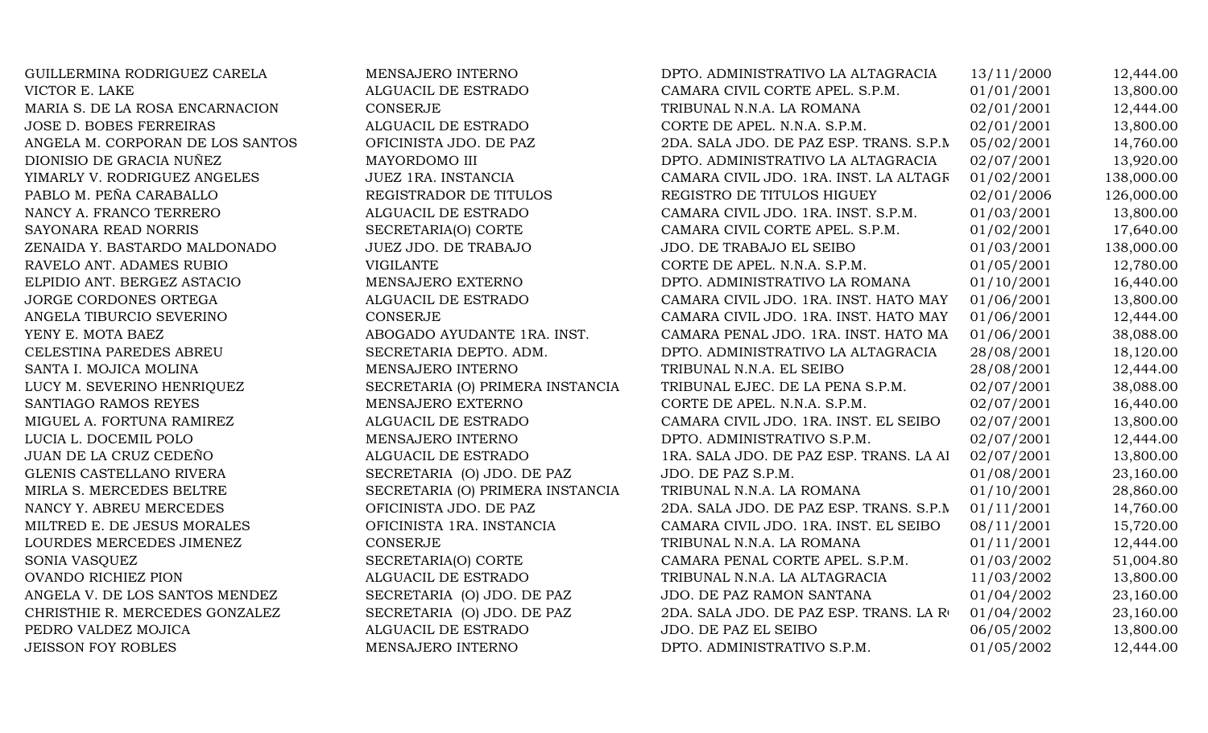| | | | | |
|---|---|---|---|---|
| GUILLERMINA RODRIGUEZ CARELA | MENSAJERO INTERNO | DPTO. ADMINISTRATIVO LA ALTAGRACIA | 13/11/2000 | 12,444.00 |
| VICTOR E. LAKE | ALGUACIL DE ESTRADO | CAMARA CIVIL CORTE APEL. S.P.M. | 01/01/2001 | 13,800.00 |
| MARIA S. DE LA ROSA ENCARNACION | CONSERJE | TRIBUNAL N.N.A. LA ROMANA | 02/01/2001 | 12,444.00 |
| JOSE D. BOBES FERREIRAS | ALGUACIL DE ESTRADO | CORTE DE APEL. N.N.A. S.P.M. | 02/01/2001 | 13,800.00 |
| ANGELA M. CORPORAN DE LOS SANTOS | OFICINISTA JDO. DE PAZ | 2DA. SALA JDO. DE PAZ ESP. TRANS. S.P.M | 05/02/2001 | 14,760.00 |
| DIONISIO DE GRACIA NUÑEZ | MAYORDOMO III | DPTO. ADMINISTRATIVO LA ALTAGRACIA | 02/07/2001 | 13,920.00 |
| YIMARLY V. RODRIGUEZ ANGELES | JUEZ 1RA. INSTANCIA | CAMARA CIVIL JDO. 1RA. INST. LA ALTAGR | 01/02/2001 | 138,000.00 |
| PABLO M. PEÑA CARABALLO | REGISTRADOR DE TITULOS | REGISTRO DE TITULOS HIGUEY | 02/01/2006 | 126,000.00 |
| NANCY A. FRANCO TERRERO | ALGUACIL DE ESTRADO | CAMARA CIVIL JDO. 1RA. INST. S.P.M. | 01/03/2001 | 13,800.00 |
| SAYONARA READ NORRIS | SECRETARIA(O) CORTE | CAMARA CIVIL CORTE APEL. S.P.M. | 01/02/2001 | 17,640.00 |
| ZENAIDA Y. BASTARDO MALDONADO | JUEZ JDO. DE TRABAJO | JDO. DE TRABAJO EL SEIBO | 01/03/2001 | 138,000.00 |
| RAVELO ANT. ADAMES RUBIO | VIGILANTE | CORTE DE APEL. N.N.A. S.P.M. | 01/05/2001 | 12,780.00 |
| ELPIDIO ANT. BERGEZ ASTACIO | MENSAJERO EXTERNO | DPTO. ADMINISTRATIVO LA ROMANA | 01/10/2001 | 16,440.00 |
| JORGE CORDONES ORTEGA | ALGUACIL DE ESTRADO | CAMARA CIVIL JDO. 1RA. INST. HATO MAY | 01/06/2001 | 13,800.00 |
| ANGELA TIBURCIO SEVERINO | CONSERJE | CAMARA CIVIL JDO. 1RA. INST. HATO MAY | 01/06/2001 | 12,444.00 |
| YENY E. MOTA BAEZ | ABOGADO AYUDANTE 1RA. INST. | CAMARA PENAL JDO. 1RA. INST. HATO MA | 01/06/2001 | 38,088.00 |
| CELESTINA PAREDES ABREU | SECRETARIA DEPTO. ADM. | DPTO. ADMINISTRATIVO LA ALTAGRACIA | 28/08/2001 | 18,120.00 |
| SANTA I. MOJICA MOLINA | MENSAJERO INTERNO | TRIBUNAL N.N.A. EL SEIBO | 28/08/2001 | 12,444.00 |
| LUCY M. SEVERINO HENRIQUEZ | SECRETARIA (O) PRIMERA INSTANCIA | TRIBUNAL EJEC. DE LA PENA S.P.M. | 02/07/2001 | 38,088.00 |
| SANTIAGO RAMOS REYES | MENSAJERO EXTERNO | CORTE DE APEL. N.N.A. S.P.M. | 02/07/2001 | 16,440.00 |
| MIGUEL A. FORTUNA RAMIREZ | ALGUACIL DE ESTRADO | CAMARA CIVIL JDO. 1RA. INST. EL SEIBO | 02/07/2001 | 13,800.00 |
| LUCIA L. DOCEMIL POLO | MENSAJERO INTERNO | DPTO. ADMINISTRATIVO S.P.M. | 02/07/2001 | 12,444.00 |
| JUAN DE LA CRUZ CEDEÑO | ALGUACIL DE ESTRADO | 1RA. SALA JDO. DE PAZ ESP. TRANS. LA AI | 02/07/2001 | 13,800.00 |
| GLENIS CASTELLANO RIVERA | SECRETARIA (O) JDO. DE PAZ | JDO. DE PAZ S.P.M. | 01/08/2001 | 23,160.00 |
| MIRLA S. MERCEDES BELTRE | SECRETARIA (O) PRIMERA INSTANCIA | TRIBUNAL N.N.A. LA ROMANA | 01/10/2001 | 28,860.00 |
| NANCY Y. ABREU MERCEDES | OFICINISTA JDO. DE PAZ | 2DA. SALA JDO. DE PAZ ESP. TRANS. S.P.M | 01/11/2001 | 14,760.00 |
| MILTRED E. DE JESUS MORALES | OFICINISTA 1RA. INSTANCIA | CAMARA CIVIL JDO. 1RA. INST. EL SEIBO | 08/11/2001 | 15,720.00 |
| LOURDES MERCEDES JIMENEZ | CONSERJE | TRIBUNAL N.N.A. LA ROMANA | 01/11/2001 | 12,444.00 |
| SONIA VASQUEZ | SECRETARIA(O) CORTE | CAMARA PENAL CORTE APEL. S.P.M. | 01/03/2002 | 51,004.80 |
| OVANDO RICHIEZ PION | ALGUACIL DE ESTRADO | TRIBUNAL N.N.A. LA ALTAGRACIA | 11/03/2002 | 13,800.00 |
| ANGELA V. DE LOS SANTOS MENDEZ | SECRETARIA (O) JDO. DE PAZ | JDO. DE PAZ RAMON SANTANA | 01/04/2002 | 23,160.00 |
| CHRISTHIE R. MERCEDES GONZALEZ | SECRETARIA (O) JDO. DE PAZ | 2DA. SALA JDO. DE PAZ ESP. TRANS. LA R | 01/04/2002 | 23,160.00 |
| PEDRO VALDEZ MOJICA | ALGUACIL DE ESTRADO | JDO. DE PAZ EL SEIBO | 06/05/2002 | 13,800.00 |
| JEISSON FOY ROBLES | MENSAJERO INTERNO | DPTO. ADMINISTRATIVO S.P.M. | 01/05/2002 | 12,444.00 |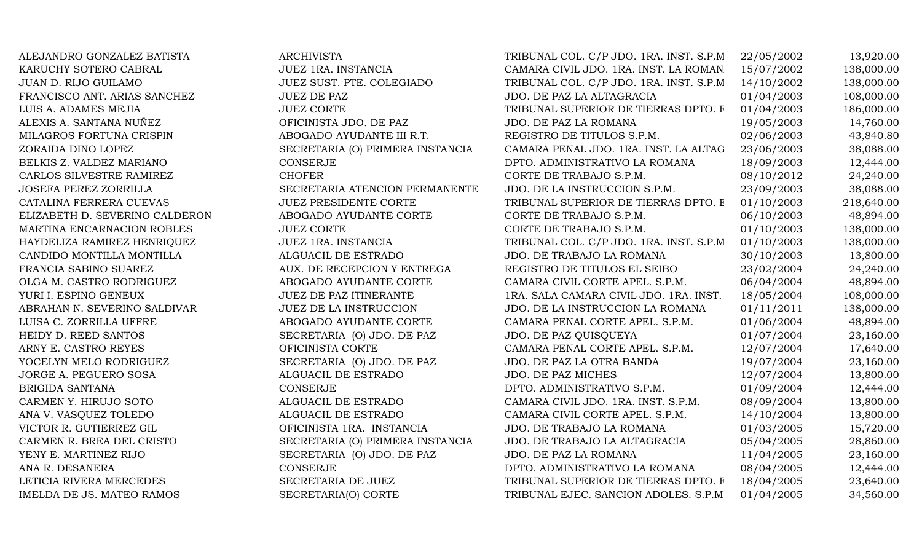| | | | | |
|---|---|---|---|---|
| ALEJANDRO GONZALEZ BATISTA | ARCHIVISTA | TRIBUNAL COL. C/P JDO. 1RA. INST. S.P.M | 22/05/2002 | 13,920.00 |
| KARUCHY SOTERO CABRAL | JUEZ 1RA. INSTANCIA | CAMARA CIVIL JDO. 1RA. INST. LA ROMAN | 15/07/2002 | 138,000.00 |
| JUAN D. RIJO GUILAMO | JUEZ SUST. PTE. COLEGIADO | TRIBUNAL COL. C/P JDO. 1RA. INST. S.P.M | 14/10/2002 | 138,000.00 |
| FRANCISCO ANT. ARIAS SANCHEZ | JUEZ DE PAZ | JDO. DE PAZ LA ALTAGRACIA | 01/04/2003 | 108,000.00 |
| LUIS A. ADAMES MEJIA | JUEZ CORTE | TRIBUNAL SUPERIOR DE TIERRAS DPTO. E | 01/04/2003 | 186,000.00 |
| ALEXIS A. SANTANA NUÑEZ | OFICINISTA JDO. DE PAZ | JDO. DE PAZ LA ROMANA | 19/05/2003 | 14,760.00 |
| MILAGROS FORTUNA CRISPIN | ABOGADO AYUDANTE III R.T. | REGISTRO DE TITULOS S.P.M. | 02/06/2003 | 43,840.80 |
| ZORAIDA DINO LOPEZ | SECRETARIA (O) PRIMERA INSTANCIA | CAMARA PENAL JDO. 1RA. INST. LA ALTAG | 23/06/2003 | 38,088.00 |
| BELKIS Z. VALDEZ MARIANO | CONSERJE | DPTO. ADMINISTRATIVO LA ROMANA | 18/09/2003 | 12,444.00 |
| CARLOS SILVESTRE RAMIREZ | CHOFER | CORTE DE TRABAJO S.P.M. | 08/10/2012 | 24,240.00 |
| JOSEFA PEREZ ZORRILLA | SECRETARIA ATENCION PERMANENTE | JDO. DE LA INSTRUCCION S.P.M. | 23/09/2003 | 38,088.00 |
| CATALINA FERRERA CUEVAS | JUEZ PRESIDENTE CORTE | TRIBUNAL SUPERIOR DE TIERRAS DPTO. E | 01/10/2003 | 218,640.00 |
| ELIZABETH D. SEVERINO CALDERON | ABOGADO AYUDANTE CORTE | CORTE DE TRABAJO S.P.M. | 06/10/2003 | 48,894.00 |
| MARTINA ENCARNACION ROBLES | JUEZ CORTE | CORTE DE TRABAJO S.P.M. | 01/10/2003 | 138,000.00 |
| HAYDELIZA RAMIREZ HENRIQUEZ | JUEZ 1RA. INSTANCIA | TRIBUNAL COL. C/P JDO. 1RA. INST. S.P.M | 01/10/2003 | 138,000.00 |
| CANDIDO MONTILLA MONTILLA | ALGUACIL DE ESTRADO | JDO. DE TRABAJO LA ROMANA | 30/10/2003 | 13,800.00 |
| FRANCIA SABINO SUAREZ | AUX. DE RECEPCION Y ENTREGA | REGISTRO DE TITULOS EL SEIBO | 23/02/2004 | 24,240.00 |
| OLGA M. CASTRO RODRIGUEZ | ABOGADO AYUDANTE CORTE | CAMARA CIVIL CORTE APEL. S.P.M. | 06/04/2004 | 48,894.00 |
| YURI I. ESPINO GENEUX | JUEZ DE PAZ ITINERANTE | 1RA. SALA CAMARA CIVIL JDO. 1RA. INST. | 18/05/2004 | 108,000.00 |
| ABRAHAN N. SEVERINO SALDIVAR | JUEZ DE LA INSTRUCCION | JDO. DE LA INSTRUCCION LA ROMANA | 01/11/2011 | 138,000.00 |
| LUISA C. ZORRILLA UFFRE | ABOGADO AYUDANTE CORTE | CAMARA PENAL CORTE APEL. S.P.M. | 01/06/2004 | 48,894.00 |
| HEIDY D. REED SANTOS | SECRETARIA (O) JDO. DE PAZ | JDO. DE PAZ QUISQUEYA | 01/07/2004 | 23,160.00 |
| ARNY E. CASTRO REYES | OFICINISTA CORTE | CAMARA PENAL CORTE APEL. S.P.M. | 12/07/2004 | 17,640.00 |
| YOCELYN MELO RODRIGUEZ | SECRETARIA (O) JDO. DE PAZ | JDO. DE PAZ LA OTRA BANDA | 19/07/2004 | 23,160.00 |
| JORGE A. PEGUERO SOSA | ALGUACIL DE ESTRADO | JDO. DE PAZ MICHES | 12/07/2004 | 13,800.00 |
| BRIGIDA SANTANA | CONSERJE | DPTO. ADMINISTRATIVO S.P.M. | 01/09/2004 | 12,444.00 |
| CARMEN Y. HIRUJO SOTO | ALGUACIL DE ESTRADO | CAMARA CIVIL JDO. 1RA. INST. S.P.M. | 08/09/2004 | 13,800.00 |
| ANA V. VASQUEZ TOLEDO | ALGUACIL DE ESTRADO | CAMARA CIVIL CORTE APEL. S.P.M. | 14/10/2004 | 13,800.00 |
| VICTOR R. GUTIERREZ GIL | OFICINISTA 1RA. INSTANCIA | JDO. DE TRABAJO LA ROMANA | 01/03/2005 | 15,720.00 |
| CARMEN R. BREA DEL CRISTO | SECRETARIA (O) PRIMERA INSTANCIA | JDO. DE TRABAJO LA ALTAGRACIA | 05/04/2005 | 28,860.00 |
| YENY E. MARTINEZ RIJO | SECRETARIA (O) JDO. DE PAZ | JDO. DE PAZ LA ROMANA | 11/04/2005 | 23,160.00 |
| ANA R. DESANERA | CONSERJE | DPTO. ADMINISTRATIVO LA ROMANA | 08/04/2005 | 12,444.00 |
| LETICIA RIVERA MERCEDES | SECRETARIA DE JUEZ | TRIBUNAL SUPERIOR DE TIERRAS DPTO. E | 18/04/2005 | 23,640.00 |
| IMELDA DE JS. MATEO RAMOS | SECRETARIA(O) CORTE | TRIBUNAL EJEC. SANCION ADOLES. S.P.M | 01/04/2005 | 34,560.00 |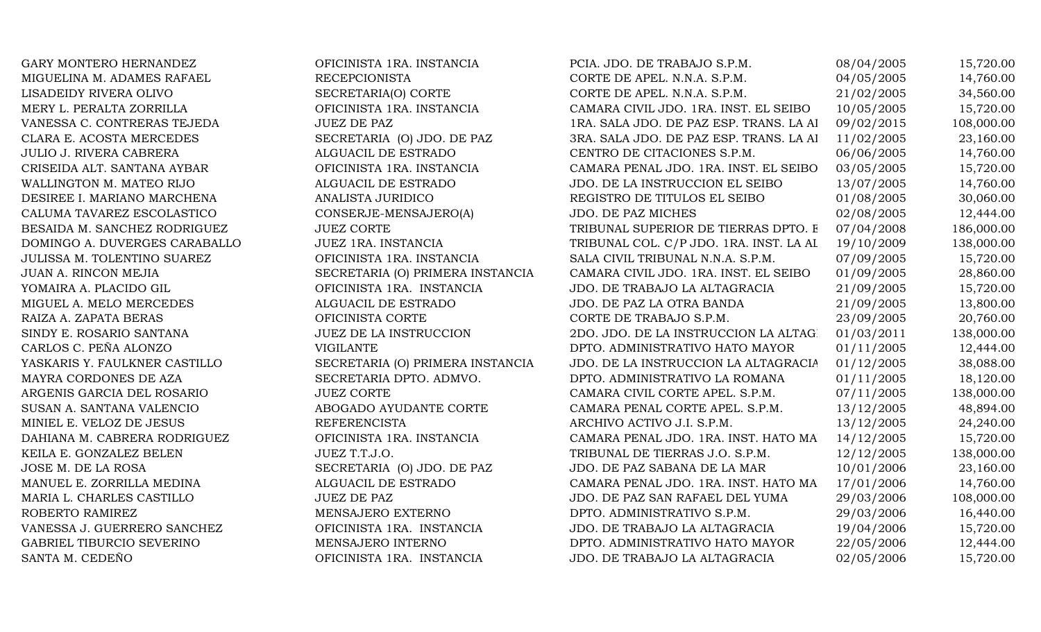| | | | | |
|---|---|---|---|---|
| GARY MONTERO HERNANDEZ | OFICINISTA 1RA. INSTANCIA | PCIA. JDO. DE TRABAJO S.P.M. | 08/04/2005 | 15,720.00 |
| MIGUELINA M. ADAMES RAFAEL | RECEPCIONISTA | CORTE DE APEL. N.N.A. S.P.M. | 04/05/2005 | 14,760.00 |
| LISADEIDY RIVERA OLIVO | SECRETARIA(O) CORTE | CORTE DE APEL. N.N.A. S.P.M. | 21/02/2005 | 34,560.00 |
| MERY L. PERALTA ZORRILLA | OFICINISTA 1RA. INSTANCIA | CAMARA CIVIL JDO. 1RA. INST. EL SEIBO | 10/05/2005 | 15,720.00 |
| VANESSA C. CONTRERAS TEJEDA | JUEZ DE PAZ | 1RA. SALA JDO. DE PAZ ESP. TRANS. LA AI | 09/02/2015 | 108,000.00 |
| CLARA E. ACOSTA MERCEDES | SECRETARIA (O) JDO. DE PAZ | 3RA. SALA JDO. DE PAZ ESP. TRANS. LA AI | 11/02/2005 | 23,160.00 |
| JULIO J. RIVERA CABRERA | ALGUACIL DE ESTRADO | CENTRO DE CITACIONES S.P.M. | 06/06/2005 | 14,760.00 |
| CRISEIDA ALT. SANTANA AYBAR | OFICINISTA 1RA. INSTANCIA | CAMARA PENAL JDO. 1RA. INST. EL SEIBO | 03/05/2005 | 15,720.00 |
| WALLINGTON M. MATEO RIJO | ALGUACIL DE ESTRADO | JDO. DE LA INSTRUCCION EL SEIBO | 13/07/2005 | 14,760.00 |
| DESIREE I. MARIANO MARCHENA | ANALISTA JURIDICO | REGISTRO DE TITULOS EL SEIBO | 01/08/2005 | 30,060.00 |
| CALUMA TAVAREZ ESCOLASTICO | CONSERJE-MENSAJERO(A) | JDO. DE PAZ MICHES | 02/08/2005 | 12,444.00 |
| BESAIDA M. SANCHEZ RODRIGUEZ | JUEZ CORTE | TRIBUNAL SUPERIOR DE TIERRAS DPTO. E | 07/04/2008 | 186,000.00 |
| DOMINGO A. DUVERGES CARABALLO | JUEZ 1RA. INSTANCIA | TRIBUNAL COL. C/P JDO. 1RA. INST. LA AL | 19/10/2009 | 138,000.00 |
| JULISSA M. TOLENTINO SUAREZ | OFICINISTA 1RA. INSTANCIA | SALA CIVIL TRIBUNAL N.N.A. S.P.M. | 07/09/2005 | 15,720.00 |
| JUAN A. RINCON MEJIA | SECRETARIA (O) PRIMERA INSTANCIA | CAMARA CIVIL JDO. 1RA. INST. EL SEIBO | 01/09/2005 | 28,860.00 |
| YOMAIRA A. PLACIDO GIL | OFICINISTA 1RA. INSTANCIA | JDO. DE TRABAJO LA ALTAGRACIA | 21/09/2005 | 15,720.00 |
| MIGUEL A. MELO MERCEDES | ALGUACIL DE ESTRADO | JDO. DE PAZ LA OTRA BANDA | 21/09/2005 | 13,800.00 |
| RAIZA A. ZAPATA BERAS | OFICINISTA CORTE | CORTE DE TRABAJO S.P.M. | 23/09/2005 | 20,760.00 |
| SINDY E. ROSARIO SANTANA | JUEZ DE LA INSTRUCCION | 2DO. JDO. DE LA INSTRUCCION LA ALTAG | 01/03/2011 | 138,000.00 |
| CARLOS C. PEÑA ALONZO | VIGILANTE | DPTO. ADMINISTRATIVO HATO MAYOR | 01/11/2005 | 12,444.00 |
| YASKARIS Y. FAULKNER CASTILLO | SECRETARIA (O) PRIMERA INSTANCIA | JDO. DE LA INSTRUCCION LA ALTAGRACIA | 01/12/2005 | 38,088.00 |
| MAYRA CORDONES DE AZA | SECRETARIA DPTO. ADMVO. | DPTO. ADMINISTRATIVO LA ROMANA | 01/11/2005 | 18,120.00 |
| ARGENIS GARCIA DEL ROSARIO | JUEZ CORTE | CAMARA CIVIL CORTE APEL. S.P.M. | 07/11/2005 | 138,000.00 |
| SUSAN A. SANTANA VALENCIO | ABOGADO AYUDANTE CORTE | CAMARA PENAL CORTE APEL. S.P.M. | 13/12/2005 | 48,894.00 |
| MINIEL E. VELOZ DE JESUS | REFERENCISTA | ARCHIVO ACTIVO J.I. S.P.M. | 13/12/2005 | 24,240.00 |
| DAHIANA M. CABRERA RODRIGUEZ | OFICINISTA 1RA. INSTANCIA | CAMARA PENAL JDO. 1RA. INST. HATO MA | 14/12/2005 | 15,720.00 |
| KEILA E. GONZALEZ BELEN | JUEZ T.T.J.O. | TRIBUNAL DE TIERRAS J.O. S.P.M. | 12/12/2005 | 138,000.00 |
| JOSE M. DE LA ROSA | SECRETARIA (O) JDO. DE PAZ | JDO. DE PAZ SABANA DE LA MAR | 10/01/2006 | 23,160.00 |
| MANUEL E. ZORRILLA MEDINA | ALGUACIL DE ESTRADO | CAMARA PENAL JDO. 1RA. INST. HATO MA | 17/01/2006 | 14,760.00 |
| MARIA L. CHARLES CASTILLO | JUEZ DE PAZ | JDO. DE PAZ SAN RAFAEL DEL YUMA | 29/03/2006 | 108,000.00 |
| ROBERTO RAMIREZ | MENSAJERO EXTERNO | DPTO. ADMINISTRATIVO S.P.M. | 29/03/2006 | 16,440.00 |
| VANESSA J. GUERRERO SANCHEZ | OFICINISTA 1RA. INSTANCIA | JDO. DE TRABAJO LA ALTAGRACIA | 19/04/2006 | 15,720.00 |
| GABRIEL TIBURCIO SEVERINO | MENSAJERO INTERNO | DPTO. ADMINISTRATIVO HATO MAYOR | 22/05/2006 | 12,444.00 |
| SANTA M. CEDEÑO | OFICINISTA 1RA. INSTANCIA | JDO. DE TRABAJO LA ALTAGRACIA | 02/05/2006 | 15,720.00 |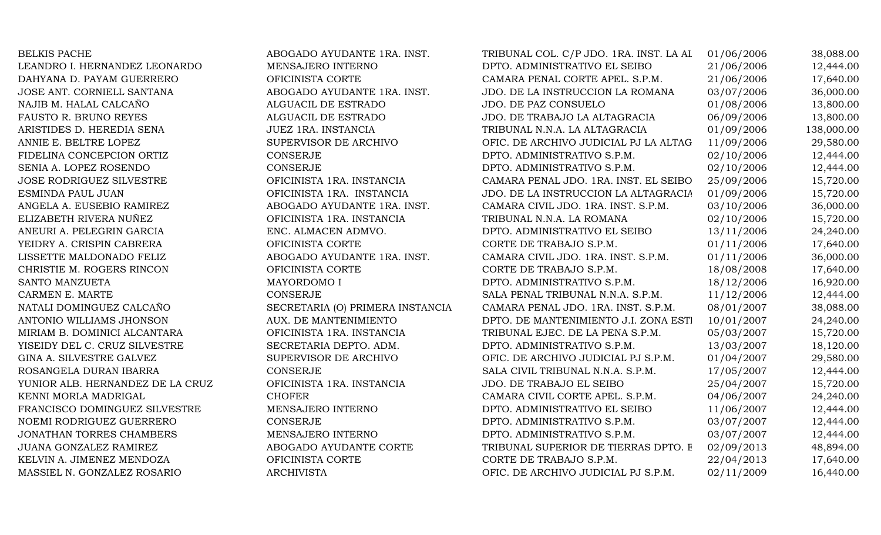| | | | | |
|---|---|---|---|---|
| BELKIS PACHE | ABOGADO AYUDANTE 1RA. INST. | TRIBUNAL COL. C/P JDO. 1RA. INST. LA AL | 01/06/2006 | 38,088.00 |
| LEANDRO I. HERNANDEZ LEONARDO | MENSAJERO INTERNO | DPTO. ADMINISTRATIVO EL SEIBO | 21/06/2006 | 12,444.00 |
| DAHYANA D. PAYAM GUERRERO | OFICINISTA CORTE | CAMARA PENAL CORTE APEL. S.P.M. | 21/06/2006 | 17,640.00 |
| JOSE ANT. CORNIELL SANTANA | ABOGADO AYUDANTE 1RA. INST. | JDO. DE LA INSTRUCCION LA ROMANA | 03/07/2006 | 36,000.00 |
| NAJIB M. HALAL CALCAÑO | ALGUACIL DE ESTRADO | JDO. DE PAZ CONSUELO | 01/08/2006 | 13,800.00 |
| FAUSTO R. BRUNO REYES | ALGUACIL DE ESTRADO | JDO. DE TRABAJO LA ALTAGRACIA | 06/09/2006 | 13,800.00 |
| ARISTIDES D. HEREDIA SENA | JUEZ 1RA. INSTANCIA | TRIBUNAL N.N.A. LA ALTAGRACIA | 01/09/2006 | 138,000.00 |
| ANNIE E. BELTRE LOPEZ | SUPERVISOR DE ARCHIVO | OFIC. DE ARCHIVO JUDICIAL PJ LA ALTAG | 11/09/2006 | 29,580.00 |
| FIDELINA CONCEPCION ORTIZ | CONSERJE | DPTO. ADMINISTRATIVO S.P.M. | 02/10/2006 | 12,444.00 |
| SENIA A. LOPEZ ROSENDO | CONSERJE | DPTO. ADMINISTRATIVO S.P.M. | 02/10/2006 | 12,444.00 |
| JOSE RODRIGUEZ SILVESTRE | OFICINISTA 1RA. INSTANCIA | CAMARA PENAL JDO. 1RA. INST. EL SEIBO | 25/09/2006 | 15,720.00 |
| ESMINDA PAUL JUAN | OFICINISTA 1RA. INSTANCIA | JDO. DE LA INSTRUCCION LA ALTAGRACIA | 01/09/2006 | 15,720.00 |
| ANGELA A. EUSEBIO RAMIREZ | ABOGADO AYUDANTE 1RA. INST. | CAMARA CIVIL JDO. 1RA. INST. S.P.M. | 03/10/2006 | 36,000.00 |
| ELIZABETH RIVERA NUÑEZ | OFICINISTA 1RA. INSTANCIA | TRIBUNAL N.N.A. LA ROMANA | 02/10/2006 | 15,720.00 |
| ANEURI A. PELEGRIN GARCIA | ENC. ALMACEN ADMVO. | DPTO. ADMINISTRATIVO EL SEIBO | 13/11/2006 | 24,240.00 |
| YEIDRY A. CRISPIN CABRERA | OFICINISTA CORTE | CORTE DE TRABAJO S.P.M. | 01/11/2006 | 17,640.00 |
| LISSETTE MALDONADO FELIZ | ABOGADO AYUDANTE 1RA. INST. | CAMARA CIVIL JDO. 1RA. INST. S.P.M. | 01/11/2006 | 36,000.00 |
| CHRISTIE M. ROGERS RINCON | OFICINISTA CORTE | CORTE DE TRABAJO S.P.M. | 18/08/2008 | 17,640.00 |
| SANTO MANZUETA | MAYORDOMO I | DPTO. ADMINISTRATIVO S.P.M. | 18/12/2006 | 16,920.00 |
| CARMEN E. MARTE | CONSERJE | SALA PENAL TRIBUNAL N.N.A. S.P.M. | 11/12/2006 | 12,444.00 |
| NATALI DOMINGUEZ CALCAÑO | SECRETARIA (O) PRIMERA INSTANCIA | CAMARA PENAL JDO. 1RA. INST. S.P.M. | 08/01/2007 | 38,088.00 |
| ANTONIO WILLIAMS JHONSON | AUX. DE MANTENIMIENTO | DPTO. DE MANTENIMIENTO J.I. ZONA ESTI | 10/01/2007 | 24,240.00 |
| MIRIAM B. DOMINICI ALCANTARA | OFICINISTA 1RA. INSTANCIA | TRIBUNAL EJEC. DE LA PENA S.P.M. | 05/03/2007 | 15,720.00 |
| YISEIDY DEL C. CRUZ SILVESTRE | SECRETARIA DEPTO. ADM. | DPTO. ADMINISTRATIVO S.P.M. | 13/03/2007 | 18,120.00 |
| GINA A. SILVESTRE GALVEZ | SUPERVISOR DE ARCHIVO | OFIC. DE ARCHIVO JUDICIAL PJ S.P.M. | 01/04/2007 | 29,580.00 |
| ROSANGELA DURAN IBARRA | CONSERJE | SALA CIVIL TRIBUNAL N.N.A. S.P.M. | 17/05/2007 | 12,444.00 |
| YUNIOR ALB. HERNANDEZ DE LA CRUZ | OFICINISTA 1RA. INSTANCIA | JDO. DE TRABAJO EL SEIBO | 25/04/2007 | 15,720.00 |
| KENNI MORLA MADRIGAL | CHOFER | CAMARA CIVIL CORTE APEL. S.P.M. | 04/06/2007 | 24,240.00 |
| FRANCISCO DOMINGUEZ SILVESTRE | MENSAJERO INTERNO | DPTO. ADMINISTRATIVO EL SEIBO | 11/06/2007 | 12,444.00 |
| NOEMI RODRIGUEZ GUERRERO | CONSERJE | DPTO. ADMINISTRATIVO S.P.M. | 03/07/2007 | 12,444.00 |
| JONATHAN TORRES CHAMBERS | MENSAJERO INTERNO | DPTO. ADMINISTRATIVO S.P.M. | 03/07/2007 | 12,444.00 |
| JUANA GONZALEZ RAMIREZ | ABOGADO AYUDANTE CORTE | TRIBUNAL SUPERIOR DE TIERRAS DPTO. E | 02/09/2013 | 48,894.00 |
| KELVIN A. JIMENEZ MENDOZA | OFICINISTA CORTE | CORTE DE TRABAJO S.P.M. | 22/04/2013 | 17,640.00 |
| MASSIEL N. GONZALEZ ROSARIO | ARCHIVISTA | OFIC. DE ARCHIVO JUDICIAL PJ S.P.M. | 02/11/2009 | 16,440.00 |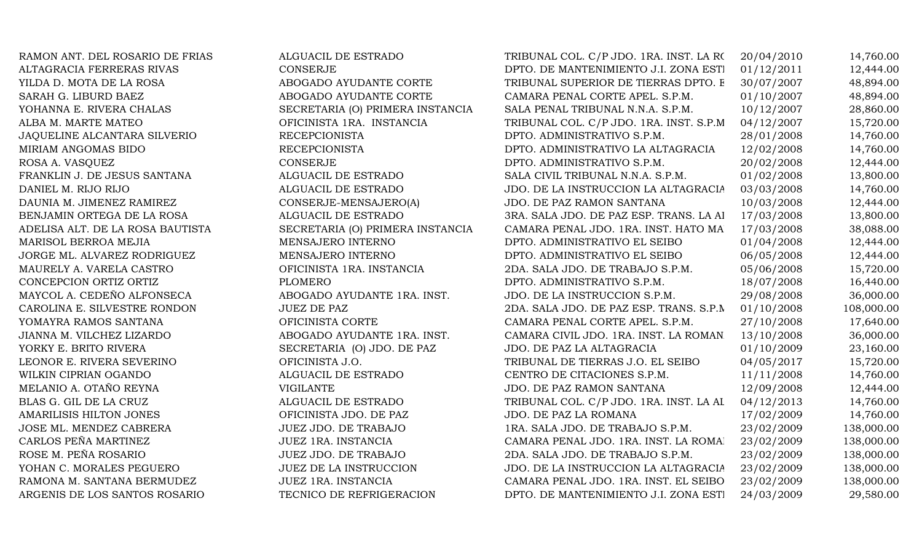| | | | | |
|---|---|---|---|---|
| RAMON ANT. DEL ROSARIO DE FRIAS | ALGUACIL DE ESTRADO | TRIBUNAL COL. C/P JDO. 1RA. INST. LA RO | 20/04/2010 | 14,760.00 |
| ALTAGRACIA FERRERAS RIVAS | CONSERJE | DPTO. DE MANTENIMIENTO J.I. ZONA ESTE | 01/12/2011 | 12,444.00 |
| YILDA D. MOTA DE LA ROSA | ABOGADO AYUDANTE CORTE | TRIBUNAL SUPERIOR DE TIERRAS DPTO. E | 30/07/2007 | 48,894.00 |
| SARAH G. LIBURD BAEZ | ABOGADO AYUDANTE CORTE | CAMARA PENAL CORTE APEL. S.P.M. | 01/10/2007 | 48,894.00 |
| YOHANNA E. RIVERA CHALAS | SECRETARIA (O) PRIMERA INSTANCIA | SALA PENAL TRIBUNAL N.N.A. S.P.M. | 10/12/2007 | 28,860.00 |
| ALBA M. MARTE MATEO | OFICINISTA 1RA. INSTANCIA | TRIBUNAL COL. C/P JDO. 1RA. INST. S.P.M | 04/12/2007 | 15,720.00 |
| JAQUELINE ALCANTARA SILVERIO | RECEPCIONISTA | DPTO. ADMINISTRATIVO S.P.M. | 28/01/2008 | 14,760.00 |
| MIRIAM ANGOMAS BIDO | RECEPCIONISTA | DPTO. ADMINISTRATIVO LA ALTAGRACIA | 12/02/2008 | 14,760.00 |
| ROSA A. VASQUEZ | CONSERJE | DPTO. ADMINISTRATIVO S.P.M. | 20/02/2008 | 12,444.00 |
| FRANKLIN J. DE JESUS SANTANA | ALGUACIL DE ESTRADO | SALA CIVIL TRIBUNAL N.N.A. S.P.M. | 01/02/2008 | 13,800.00 |
| DANIEL M. RIJO RIJO | ALGUACIL DE ESTRADO | JDO. DE LA INSTRUCCION LA ALTAGRACIA | 03/03/2008 | 14,760.00 |
| DAUNIA M. JIMENEZ RAMIREZ | CONSERJE-MENSAJERO(A) | JDO. DE PAZ RAMON SANTANA | 10/03/2008 | 12,444.00 |
| BENJAMIN ORTEGA DE LA ROSA | ALGUACIL DE ESTRADO | 3RA. SALA JDO. DE PAZ ESP. TRANS. LA AL | 17/03/2008 | 13,800.00 |
| ADELISA ALT. DE LA ROSA BAUTISTA | SECRETARIA (O) PRIMERA INSTANCIA | CAMARA PENAL JDO. 1RA. INST. HATO MA | 17/03/2008 | 38,088.00 |
| MARISOL BERROA MEJIA | MENSAJERO INTERNO | DPTO. ADMINISTRATIVO EL SEIBO | 01/04/2008 | 12,444.00 |
| JORGE ML. ALVAREZ RODRIGUEZ | MENSAJERO INTERNO | DPTO. ADMINISTRATIVO EL SEIBO | 06/05/2008 | 12,444.00 |
| MAURELY A. VARELA CASTRO | OFICINISTA 1RA. INSTANCIA | 2DA. SALA JDO. DE TRABAJO S.P.M. | 05/06/2008 | 15,720.00 |
| CONCEPCION ORTIZ ORTIZ | PLOMERO | DPTO. ADMINISTRATIVO S.P.M. | 18/07/2008 | 16,440.00 |
| MAYCOL A. CEDEÑO ALFONSECA | ABOGADO AYUDANTE 1RA. INST. | JDO. DE LA INSTRUCCION S.P.M. | 29/08/2008 | 36,000.00 |
| CAROLINA E. SILVESTRE RONDON | JUEZ DE PAZ | 2DA. SALA JDO. DE PAZ ESP. TRANS. S.P.M | 01/10/2008 | 108,000.00 |
| YOMAYRA RAMOS SANTANA | OFICINISTA CORTE | CAMARA PENAL CORTE APEL. S.P.M. | 27/10/2008 | 17,640.00 |
| JIANNA M. VILCHEZ LIZARDO | ABOGADO AYUDANTE 1RA. INST. | CAMARA CIVIL JDO. 1RA. INST. LA ROMAN | 13/10/2008 | 36,000.00 |
| YORKY E. BRITO RIVERA | SECRETARIA (O) JDO. DE PAZ | JDO. DE PAZ LA ALTAGRACIA | 01/10/2009 | 23,160.00 |
| LEONOR E. RIVERA SEVERINO | OFICINISTA J.O. | TRIBUNAL DE TIERRAS J.O. EL SEIBO | 04/05/2017 | 15,720.00 |
| WILKIN CIPRIAN OGANDO | ALGUACIL DE ESTRADO | CENTRO DE CITACIONES S.P.M. | 11/11/2008 | 14,760.00 |
| MELANIO A. OTAÑO REYNA | VIGILANTE | JDO. DE PAZ RAMON SANTANA | 12/09/2008 | 12,444.00 |
| BLAS G. GIL DE LA CRUZ | ALGUACIL DE ESTRADO | TRIBUNAL COL. C/P JDO. 1RA. INST. LA AL | 04/12/2013 | 14,760.00 |
| AMARILISIS HILTON JONES | OFICINISTA JDO. DE PAZ | JDO. DE PAZ LA ROMANA | 17/02/2009 | 14,760.00 |
| JOSE ML. MENDEZ CABRERA | JUEZ JDO. DE TRABAJO | 1RA. SALA JDO. DE TRABAJO S.P.M. | 23/02/2009 | 138,000.00 |
| CARLOS PEÑA MARTINEZ | JUEZ 1RA. INSTANCIA | CAMARA PENAL JDO. 1RA. INST. LA ROMA | 23/02/2009 | 138,000.00 |
| ROSE M. PEÑA ROSARIO | JUEZ JDO. DE TRABAJO | 2DA. SALA JDO. DE TRABAJO S.P.M. | 23/02/2009 | 138,000.00 |
| YOHAN C. MORALES PEGUERO | JUEZ DE LA INSTRUCCION | JDO. DE LA INSTRUCCION LA ALTAGRACIA | 23/02/2009 | 138,000.00 |
| RAMONA M. SANTANA BERMUDEZ | JUEZ 1RA. INSTANCIA | CAMARA PENAL JDO. 1RA. INST. EL SEIBO | 23/02/2009 | 138,000.00 |
| ARGENIS DE LOS SANTOS ROSARIO | TECNICO DE REFRIGERACION | DPTO. DE MANTENIMIENTO J.I. ZONA ESTE | 24/03/2009 | 29,580.00 |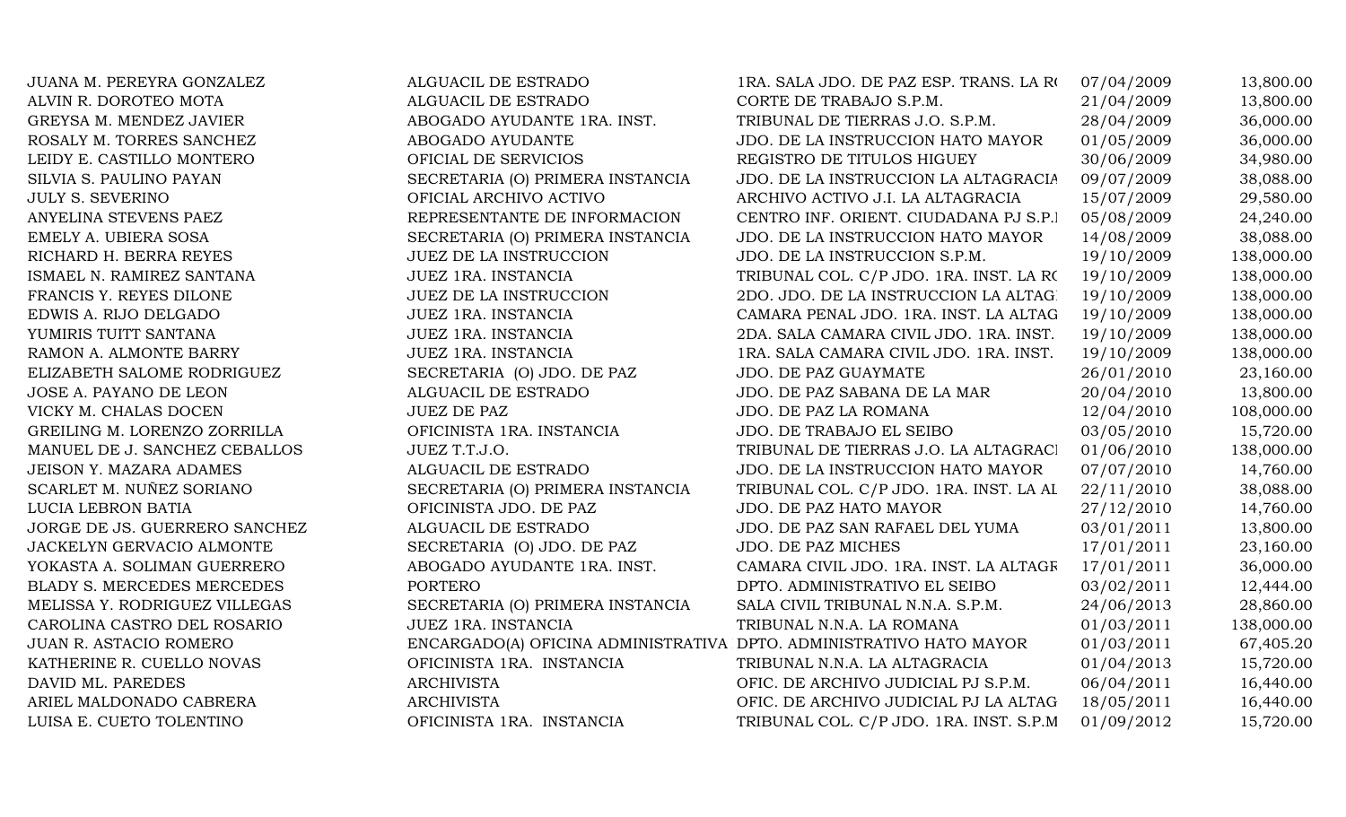| | | | | |
|---|---|---|---|---|
| JUANA M. PEREYRA GONZALEZ | ALGUACIL DE ESTRADO | 1RA. SALA JDO. DE PAZ ESP. TRANS. LA RO | 07/04/2009 | 13,800.00 |
| ALVIN R. DOROTEO MOTA | ALGUACIL DE ESTRADO | CORTE DE TRABAJO S.P.M. | 21/04/2009 | 13,800.00 |
| GREYSA M. MENDEZ JAVIER | ABOGADO AYUDANTE 1RA. INST. | TRIBUNAL DE TIERRAS J.O. S.P.M. | 28/04/2009 | 36,000.00 |
| ROSALY M. TORRES SANCHEZ | ABOGADO AYUDANTE | JDO. DE LA INSTRUCCION HATO MAYOR | 01/05/2009 | 36,000.00 |
| LEIDY E. CASTILLO MONTERO | OFICIAL DE SERVICIOS | REGISTRO DE TITULOS HIGUEY | 30/06/2009 | 34,980.00 |
| SILVIA S. PAULINO PAYAN | SECRETARIA (O) PRIMERA INSTANCIA | JDO. DE LA INSTRUCCION LA ALTAGRACIA | 09/07/2009 | 38,088.00 |
| JULY S. SEVERINO | OFICIAL ARCHIVO ACTIVO | ARCHIVO ACTIVO J.I. LA ALTAGRACIA | 15/07/2009 | 29,580.00 |
| ANYELINA STEVENS PAEZ | REPRESENTANTE DE INFORMACION | CENTRO INF. ORIENT. CIUDADANA PJ S.P.I | 05/08/2009 | 24,240.00 |
| EMELY A. UBIERA SOSA | SECRETARIA (O) PRIMERA INSTANCIA | JDO. DE LA INSTRUCCION HATO MAYOR | 14/08/2009 | 38,088.00 |
| RICHARD H. BERRA REYES | JUEZ DE LA INSTRUCCION | JDO. DE LA INSTRUCCION S.P.M. | 19/10/2009 | 138,000.00 |
| ISMAEL N. RAMIREZ SANTANA | JUEZ 1RA. INSTANCIA | TRIBUNAL COL. C/P JDO. 1RA. INST. LA RO | 19/10/2009 | 138,000.00 |
| FRANCIS Y. REYES DILONE | JUEZ DE LA INSTRUCCION | 2DO. JDO. DE LA INSTRUCCION LA ALTAGI | 19/10/2009 | 138,000.00 |
| EDWIS A. RIJO DELGADO | JUEZ 1RA. INSTANCIA | CAMARA PENAL JDO. 1RA. INST. LA ALTAG | 19/10/2009 | 138,000.00 |
| YUMIRIS TUITT SANTANA | JUEZ 1RA. INSTANCIA | 2DA. SALA CAMARA CIVIL JDO. 1RA. INST. | 19/10/2009 | 138,000.00 |
| RAMON A. ALMONTE BARRY | JUEZ 1RA. INSTANCIA | 1RA. SALA CAMARA CIVIL JDO. 1RA. INST. | 19/10/2009 | 138,000.00 |
| ELIZABETH SALOME RODRIGUEZ | SECRETARIA (O) JDO. DE PAZ | JDO. DE PAZ GUAYMATE | 26/01/2010 | 23,160.00 |
| JOSE A. PAYANO DE LEON | ALGUACIL DE ESTRADO | JDO. DE PAZ SABANA DE LA MAR | 20/04/2010 | 13,800.00 |
| VICKY M. CHALAS DOCEN | JUEZ DE PAZ | JDO. DE PAZ LA ROMANA | 12/04/2010 | 108,000.00 |
| GREILING M. LORENZO ZORRILLA | OFICINISTA 1RA. INSTANCIA | JDO. DE TRABAJO EL SEIBO | 03/05/2010 | 15,720.00 |
| MANUEL DE J. SANCHEZ CEBALLOS | JUEZ T.T.J.O. | TRIBUNAL DE TIERRAS J.O. LA ALTAGRACI | 01/06/2010 | 138,000.00 |
| JEISON Y. MAZARA ADAMES | ALGUACIL DE ESTRADO | JDO. DE LA INSTRUCCION HATO MAYOR | 07/07/2010 | 14,760.00 |
| SCARLET M. NUÑEZ SORIANO | SECRETARIA (O) PRIMERA INSTANCIA | TRIBUNAL COL. C/P JDO. 1RA. INST. LA AL | 22/11/2010 | 38,088.00 |
| LUCIA LEBRON BATIA | OFICINISTA JDO. DE PAZ | JDO. DE PAZ HATO MAYOR | 27/12/2010 | 14,760.00 |
| JORGE DE JS. GUERRERO SANCHEZ | ALGUACIL DE ESTRADO | JDO. DE PAZ SAN RAFAEL DEL YUMA | 03/01/2011 | 13,800.00 |
| JACKELYN GERVACIO ALMONTE | SECRETARIA (O) JDO. DE PAZ | JDO. DE PAZ MICHES | 17/01/2011 | 23,160.00 |
| YOKASTA A. SOLIMAN GUERRERO | ABOGADO AYUDANTE 1RA. INST. | CAMARA CIVIL JDO. 1RA. INST. LA ALTAGR | 17/01/2011 | 36,000.00 |
| BLADY S. MERCEDES MERCEDES | PORTERO | DPTO. ADMINISTRATIVO EL SEIBO | 03/02/2011 | 12,444.00 |
| MELISSA Y. RODRIGUEZ VILLEGAS | SECRETARIA (O) PRIMERA INSTANCIA | SALA CIVIL TRIBUNAL N.N.A. S.P.M. | 24/06/2013 | 28,860.00 |
| CAROLINA CASTRO DEL ROSARIO | JUEZ 1RA. INSTANCIA | TRIBUNAL N.N.A. LA ROMANA | 01/03/2011 | 138,000.00 |
| JUAN R. ASTACIO ROMERO | ENCARGADO(A) OFICINA ADMINISTRATIVA | DPTO. ADMINISTRATIVO HATO MAYOR | 01/03/2011 | 67,405.20 |
| KATHERINE R. CUELLO NOVAS | OFICINISTA 1RA. INSTANCIA | TRIBUNAL N.N.A. LA ALTAGRACIA | 01/04/2013 | 15,720.00 |
| DAVID ML. PAREDES | ARCHIVISTA | OFIC. DE ARCHIVO JUDICIAL PJ S.P.M. | 06/04/2011 | 16,440.00 |
| ARIEL MALDONADO CABRERA | ARCHIVISTA | OFIC. DE ARCHIVO JUDICIAL PJ LA ALTAG | 18/05/2011 | 16,440.00 |
| LUISA E. CUETO TOLENTINO | OFICINISTA 1RA. INSTANCIA | TRIBUNAL COL. C/P JDO. 1RA. INST. S.P.M | 01/09/2012 | 15,720.00 |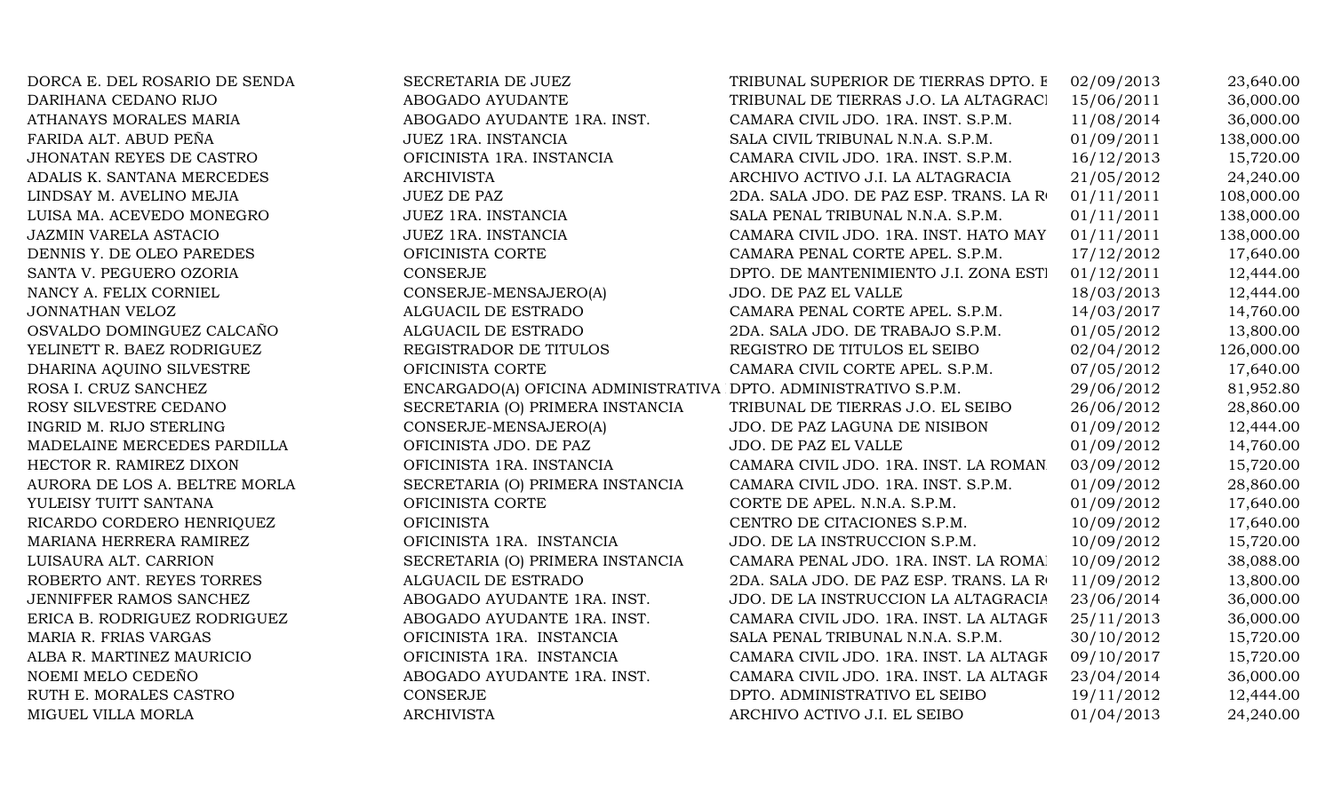| | | | | |
|---|---|---|---|---|
| DORCA E. DEL ROSARIO DE SENDA | SECRETARIA DE JUEZ | TRIBUNAL SUPERIOR DE TIERRAS DPTO. E | 02/09/2013 | 23,640.00 |
| DARIHANA CEDANO RIJO | ABOGADO AYUDANTE | TRIBUNAL DE TIERRAS J.O. LA ALTAGRACI | 15/06/2011 | 36,000.00 |
| ATHANAYS MORALES MARIA | ABOGADO AYUDANTE 1RA. INST. | CAMARA CIVIL JDO. 1RA. INST. S.P.M. | 11/08/2014 | 36,000.00 |
| FARIDA ALT. ABUD PEÑA | JUEZ 1RA. INSTANCIA | SALA CIVIL TRIBUNAL N.N.A. S.P.M. | 01/09/2011 | 138,000.00 |
| JHONATAN REYES DE CASTRO | OFICINISTA 1RA. INSTANCIA | CAMARA CIVIL JDO. 1RA. INST. S.P.M. | 16/12/2013 | 15,720.00 |
| ADALIS K. SANTANA MERCEDES | ARCHIVISTA | ARCHIVO ACTIVO J.I. LA ALTAGRACIA | 21/05/2012 | 24,240.00 |
| LINDSAY M. AVELINO MEJIA | JUEZ DE PAZ | 2DA. SALA JDO. DE PAZ ESP. TRANS. LA R | 01/11/2011 | 108,000.00 |
| LUISA MA. ACEVEDO MONEGRO | JUEZ 1RA. INSTANCIA | SALA PENAL TRIBUNAL N.N.A. S.P.M. | 01/11/2011 | 138,000.00 |
| JAZMIN VARELA ASTACIO | JUEZ 1RA. INSTANCIA | CAMARA CIVIL JDO. 1RA. INST. HATO MAY | 01/11/2011 | 138,000.00 |
| DENNIS Y. DE OLEO PAREDES | OFICINISTA CORTE | CAMARA PENAL CORTE APEL. S.P.M. | 17/12/2012 | 17,640.00 |
| SANTA V. PEGUERO OZORIA | CONSERJE | DPTO. DE MANTENIMIENTO J.I. ZONA ESTI | 01/12/2011 | 12,444.00 |
| NANCY A. FELIX CORNIEL | CONSERJE-MENSAJERO(A) | JDO. DE PAZ EL VALLE | 18/03/2013 | 12,444.00 |
| JONNATHAN VELOZ | ALGUACIL DE ESTRADO | CAMARA PENAL CORTE APEL. S.P.M. | 14/03/2017 | 14,760.00 |
| OSVALDO DOMINGUEZ CALCAÑO | ALGUACIL DE ESTRADO | 2DA. SALA JDO. DE TRABAJO S.P.M. | 01/05/2012 | 13,800.00 |
| YELINETT R. BAEZ RODRIGUEZ | REGISTRADOR DE TITULOS | REGISTRO DE TITULOS EL SEIBO | 02/04/2012 | 126,000.00 |
| DHARINA AQUINO SILVESTRE | OFICINISTA CORTE | CAMARA CIVIL CORTE APEL. S.P.M. | 07/05/2012 | 17,640.00 |
| ROSA I. CRUZ SANCHEZ | ENCARGADO(A) OFICINA ADMINISTRATIVA | DPTO. ADMINISTRATIVO S.P.M. | 29/06/2012 | 81,952.80 |
| ROSY SILVESTRE CEDANO | SECRETARIA (O) PRIMERA INSTANCIA | TRIBUNAL DE TIERRAS J.O. EL SEIBO | 26/06/2012 | 28,860.00 |
| INGRID M. RIJO STERLING | CONSERJE-MENSAJERO(A) | JDO. DE PAZ LAGUNA DE NISIBON | 01/09/2012 | 12,444.00 |
| MADELAINE MERCEDES PARDILLA | OFICINISTA JDO. DE PAZ | JDO. DE PAZ EL VALLE | 01/09/2012 | 14,760.00 |
| HECTOR R. RAMIREZ DIXON | OFICINISTA 1RA. INSTANCIA | CAMARA CIVIL JDO. 1RA. INST. LA ROMAN | 03/09/2012 | 15,720.00 |
| AURORA DE LOS A. BELTRE MORLA | SECRETARIA (O) PRIMERA INSTANCIA | CAMARA CIVIL JDO. 1RA. INST. S.P.M. | 01/09/2012 | 28,860.00 |
| YULEISY TUITT SANTANA | OFICINISTA CORTE | CORTE DE APEL. N.N.A. S.P.M. | 01/09/2012 | 17,640.00 |
| RICARDO CORDERO HENRIQUEZ | OFICINISTA | CENTRO DE CITACIONES S.P.M. | 10/09/2012 | 17,640.00 |
| MARIANA HERRERA RAMIREZ | OFICINISTA 1RA. INSTANCIA | JDO. DE LA INSTRUCCION S.P.M. | 10/09/2012 | 15,720.00 |
| LUISAURA ALT. CARRION | SECRETARIA (O) PRIMERA INSTANCIA | CAMARA PENAL JDO. 1RA. INST. LA ROMA | 10/09/2012 | 38,088.00 |
| ROBERTO ANT. REYES TORRES | ALGUACIL DE ESTRADO | 2DA. SALA JDO. DE PAZ ESP. TRANS. LA R | 11/09/2012 | 13,800.00 |
| JENNIFFER RAMOS SANCHEZ | ABOGADO AYUDANTE 1RA. INST. | JDO. DE LA INSTRUCCION LA ALTAGRACIA | 23/06/2014 | 36,000.00 |
| ERICA B. RODRIGUEZ RODRIGUEZ | ABOGADO AYUDANTE 1RA. INST. | CAMARA CIVIL JDO. 1RA. INST. LA ALTAGR | 25/11/2013 | 36,000.00 |
| MARIA R. FRIAS VARGAS | OFICINISTA 1RA. INSTANCIA | SALA PENAL TRIBUNAL N.N.A. S.P.M. | 30/10/2012 | 15,720.00 |
| ALBA R. MARTINEZ MAURICIO | OFICINISTA 1RA. INSTANCIA | CAMARA CIVIL JDO. 1RA. INST. LA ALTAGR | 09/10/2017 | 15,720.00 |
| NOEMI MELO CEDEÑO | ABOGADO AYUDANTE 1RA. INST. | CAMARA CIVIL JDO. 1RA. INST. LA ALTAGR | 23/04/2014 | 36,000.00 |
| RUTH E. MORALES CASTRO | CONSERJE | DPTO. ADMINISTRATIVO EL SEIBO | 19/11/2012 | 12,444.00 |
| MIGUEL VILLA MORLA | ARCHIVISTA | ARCHIVO ACTIVO J.I. EL SEIBO | 01/04/2013 | 24,240.00 |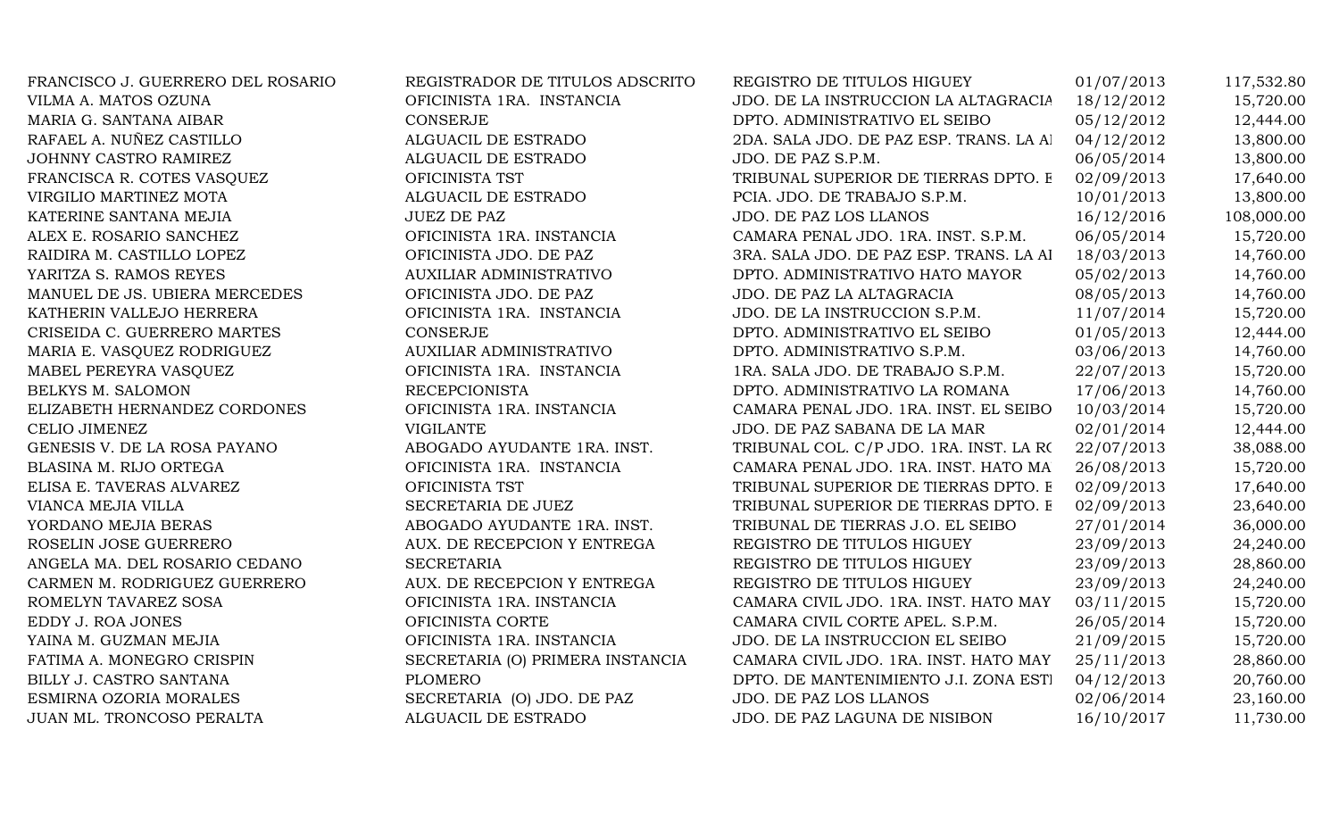| | | | | |
|---|---|---|---|---|
| FRANCISCO J. GUERRERO DEL ROSARIO | REGISTRADOR DE TITULOS ADSCRITO | REGISTRO DE TITULOS HIGUEY | 01/07/2013 | 117,532.80 |
| VILMA A. MATOS OZUNA | OFICINISTA 1RA. INSTANCIA | JDO. DE LA INSTRUCCION LA ALTAGRACIA | 18/12/2012 | 15,720.00 |
| MARIA G. SANTANA AIBAR | CONSERJE | DPTO. ADMINISTRATIVO EL SEIBO | 05/12/2012 | 12,444.00 |
| RAFAEL A. NUÑEZ CASTILLO | ALGUACIL DE ESTRADO | 2DA. SALA JDO. DE PAZ ESP. TRANS. LA AI | 04/12/2012 | 13,800.00 |
| JOHNNY CASTRO RAMIREZ | ALGUACIL DE ESTRADO | JDO. DE PAZ S.P.M. | 06/05/2014 | 13,800.00 |
| FRANCISCA R. COTES VASQUEZ | OFICINISTA TST | TRIBUNAL SUPERIOR DE TIERRAS DPTO. E | 02/09/2013 | 17,640.00 |
| VIRGILIO MARTINEZ MOTA | ALGUACIL DE ESTRADO | PCIA. JDO. DE TRABAJO S.P.M. | 10/01/2013 | 13,800.00 |
| KATERINE SANTANA MEJIA | JUEZ DE PAZ | JDO. DE PAZ LOS LLANOS | 16/12/2016 | 108,000.00 |
| ALEX E. ROSARIO SANCHEZ | OFICINISTA 1RA. INSTANCIA | CAMARA PENAL JDO. 1RA. INST. S.P.M. | 06/05/2014 | 15,720.00 |
| RAIDIRA M. CASTILLO LOPEZ | OFICINISTA JDO. DE PAZ | 3RA. SALA JDO. DE PAZ ESP. TRANS. LA AI | 18/03/2013 | 14,760.00 |
| YARITZA S. RAMOS REYES | AUXILIAR ADMINISTRATIVO | DPTO. ADMINISTRATIVO HATO MAYOR | 05/02/2013 | 14,760.00 |
| MANUEL DE JS. UBIERA MERCEDES | OFICINISTA JDO. DE PAZ | JDO. DE PAZ LA ALTAGRACIA | 08/05/2013 | 14,760.00 |
| KATHERIN VALLEJO HERRERA | OFICINISTA 1RA. INSTANCIA | JDO. DE LA INSTRUCCION S.P.M. | 11/07/2014 | 15,720.00 |
| CRISEIDA C. GUERRERO MARTES | CONSERJE | DPTO. ADMINISTRATIVO EL SEIBO | 01/05/2013 | 12,444.00 |
| MARIA E. VASQUEZ RODRIGUEZ | AUXILIAR ADMINISTRATIVO | DPTO. ADMINISTRATIVO S.P.M. | 03/06/2013 | 14,760.00 |
| MABEL PEREYRA VASQUEZ | OFICINISTA 1RA. INSTANCIA | 1RA. SALA JDO. DE TRABAJO S.P.M. | 22/07/2013 | 15,720.00 |
| BELKYS M. SALOMON | RECEPCIONISTA | DPTO. ADMINISTRATIVO LA ROMANA | 17/06/2013 | 14,760.00 |
| ELIZABETH HERNANDEZ CORDONES | OFICINISTA 1RA. INSTANCIA | CAMARA PENAL JDO. 1RA. INST. EL SEIBO | 10/03/2014 | 15,720.00 |
| CELIO JIMENEZ | VIGILANTE | JDO. DE PAZ SABANA DE LA MAR | 02/01/2014 | 12,444.00 |
| GENESIS V. DE LA ROSA PAYANO | ABOGADO AYUDANTE 1RA. INST. | TRIBUNAL COL. C/P JDO. 1RA. INST. LA RO | 22/07/2013 | 38,088.00 |
| BLASINA M. RIJO ORTEGA | OFICINISTA 1RA. INSTANCIA | CAMARA PENAL JDO. 1RA. INST. HATO MA | 26/08/2013 | 15,720.00 |
| ELISA E. TAVERAS ALVAREZ | OFICINISTA TST | TRIBUNAL SUPERIOR DE TIERRAS DPTO. E | 02/09/2013 | 17,640.00 |
| VIANCA MEJIA VILLA | SECRETARIA DE JUEZ | TRIBUNAL SUPERIOR DE TIERRAS DPTO. E | 02/09/2013 | 23,640.00 |
| YORDANO MEJIA BERAS | ABOGADO AYUDANTE 1RA. INST. | TRIBUNAL DE TIERRAS J.O. EL SEIBO | 27/01/2014 | 36,000.00 |
| ROSELIN JOSE GUERRERO | AUX. DE RECEPCION Y ENTREGA | REGISTRO DE TITULOS HIGUEY | 23/09/2013 | 24,240.00 |
| ANGELA MA. DEL ROSARIO CEDANO | SECRETARIA | REGISTRO DE TITULOS HIGUEY | 23/09/2013 | 28,860.00 |
| CARMEN M. RODRIGUEZ GUERRERO | AUX. DE RECEPCION Y ENTREGA | REGISTRO DE TITULOS HIGUEY | 23/09/2013 | 24,240.00 |
| ROMELYN TAVAREZ SOSA | OFICINISTA 1RA. INSTANCIA | CAMARA CIVIL JDO. 1RA. INST. HATO MAY | 03/11/2015 | 15,720.00 |
| EDDY J. ROA JONES | OFICINISTA CORTE | CAMARA CIVIL CORTE APEL. S.P.M. | 26/05/2014 | 15,720.00 |
| YAINA M. GUZMAN MEJIA | OFICINISTA 1RA. INSTANCIA | JDO. DE LA INSTRUCCION EL SEIBO | 21/09/2015 | 15,720.00 |
| FATIMA A. MONEGRO CRISPIN | SECRETARIA (O) PRIMERA INSTANCIA | CAMARA CIVIL JDO. 1RA. INST. HATO MAY | 25/11/2013 | 28,860.00 |
| BILLY J. CASTRO SANTANA | PLOMERO | DPTO. DE MANTENIMIENTO J.I. ZONA ESTI | 04/12/2013 | 20,760.00 |
| ESMIRNA OZORIA MORALES | SECRETARIA (O) JDO. DE PAZ | JDO. DE PAZ LOS LLANOS | 02/06/2014 | 23,160.00 |
| JUAN ML. TRONCOSO PERALTA | ALGUACIL DE ESTRADO | JDO. DE PAZ LAGUNA DE NISIBON | 16/10/2017 | 11,730.00 |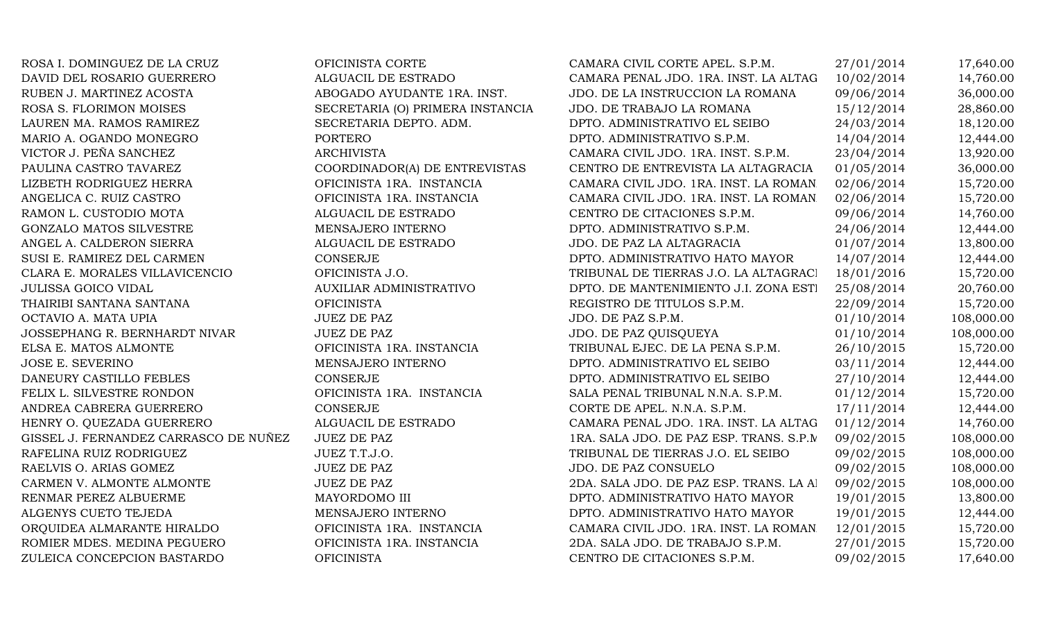| | | | | |
|---|---|---|---|---|
| ROSA I. DOMINGUEZ DE LA CRUZ | OFICINISTA CORTE | CAMARA CIVIL CORTE APEL. S.P.M. | 27/01/2014 | 17,640.00 |
| DAVID DEL ROSARIO GUERRERO | ALGUACIL DE ESTRADO | CAMARA PENAL JDO. 1RA. INST. LA ALTAG | 10/02/2014 | 14,760.00 |
| RUBEN J. MARTINEZ ACOSTA | ABOGADO AYUDANTE 1RA. INST. | JDO. DE LA INSTRUCCION LA ROMANA | 09/06/2014 | 36,000.00 |
| ROSA S. FLORIMON MOISES | SECRETARIA (O) PRIMERA INSTANCIA | JDO. DE TRABAJO LA ROMANA | 15/12/2014 | 28,860.00 |
| LAUREN MA. RAMOS RAMIREZ | SECRETARIA DEPTO. ADM. | DPTO. ADMINISTRATIVO EL SEIBO | 24/03/2014 | 18,120.00 |
| MARIO A. OGANDO MONEGRO | PORTERO | DPTO. ADMINISTRATIVO S.P.M. | 14/04/2014 | 12,444.00 |
| VICTOR J. PEÑA SANCHEZ | ARCHIVISTA | CAMARA CIVIL JDO. 1RA. INST. S.P.M. | 23/04/2014 | 13,920.00 |
| PAULINA CASTRO TAVAREZ | COORDINADOR(A) DE ENTREVISTAS | CENTRO DE ENTREVISTA LA ALTAGRACIA | 01/05/2014 | 36,000.00 |
| LIZBETH RODRIGUEZ HERRA | OFICINISTA 1RA. INSTANCIA | CAMARA CIVIL JDO. 1RA. INST. LA ROMAN | 02/06/2014 | 15,720.00 |
| ANGELICA C. RUIZ CASTRO | OFICINISTA 1RA. INSTANCIA | CAMARA CIVIL JDO. 1RA. INST. LA ROMAN | 02/06/2014 | 15,720.00 |
| RAMON L. CUSTODIO MOTA | ALGUACIL DE ESTRADO | CENTRO DE CITACIONES S.P.M. | 09/06/2014 | 14,760.00 |
| GONZALO MATOS SILVESTRE | MENSAJERO INTERNO | DPTO. ADMINISTRATIVO S.P.M. | 24/06/2014 | 12,444.00 |
| ANGEL A. CALDERON SIERRA | ALGUACIL DE ESTRADO | JDO. DE PAZ LA ALTAGRACIA | 01/07/2014 | 13,800.00 |
| SUSI E. RAMIREZ DEL CARMEN | CONSERJE | DPTO. ADMINISTRATIVO HATO MAYOR | 14/07/2014 | 12,444.00 |
| CLARA E. MORALES VILLAVICENCIO | OFICINISTA J.O. | TRIBUNAL DE TIERRAS J.O. LA ALTAGRACI | 18/01/2016 | 15,720.00 |
| JULISSA GOICO VIDAL | AUXILIAR ADMINISTRATIVO | DPTO. DE MANTENIMIENTO J.I. ZONA ESTI | 25/08/2014 | 20,760.00 |
| THAIRIBI SANTANA SANTANA | OFICINISTA | REGISTRO DE TITULOS S.P.M. | 22/09/2014 | 15,720.00 |
| OCTAVIO A. MATA UPIA | JUEZ DE PAZ | JDO. DE PAZ S.P.M. | 01/10/2014 | 108,000.00 |
| JOSSEPHANG R. BERNHARDT NIVAR | JUEZ DE PAZ | JDO. DE PAZ QUISQUEYA | 01/10/2014 | 108,000.00 |
| ELSA E. MATOS ALMONTE | OFICINISTA 1RA. INSTANCIA | TRIBUNAL EJEC. DE LA PENA S.P.M. | 26/10/2015 | 15,720.00 |
| JOSE E. SEVERINO | MENSAJERO INTERNO | DPTO. ADMINISTRATIVO EL SEIBO | 03/11/2014 | 12,444.00 |
| DANEURY CASTILLO FEBLES | CONSERJE | DPTO. ADMINISTRATIVO EL SEIBO | 27/10/2014 | 12,444.00 |
| FELIX L. SILVESTRE RONDON | OFICINISTA 1RA. INSTANCIA | SALA PENAL TRIBUNAL N.N.A. S.P.M. | 01/12/2014 | 15,720.00 |
| ANDREA CABRERA GUERRERO | CONSERJE | CORTE DE APEL. N.N.A. S.P.M. | 17/11/2014 | 12,444.00 |
| HENRY O. QUEZADA GUERRERO | ALGUACIL DE ESTRADO | CAMARA PENAL JDO. 1RA. INST. LA ALTAG | 01/12/2014 | 14,760.00 |
| GISSEL J. FERNANDEZ CARRASCO DE NUÑEZ | JUEZ DE PAZ | 1RA. SALA JDO. DE PAZ ESP. TRANS. S.P.M | 09/02/2015 | 108,000.00 |
| RAFELINA RUIZ RODRIGUEZ | JUEZ T.T.J.O. | TRIBUNAL DE TIERRAS J.O. EL SEIBO | 09/02/2015 | 108,000.00 |
| RAELVIS O. ARIAS GOMEZ | JUEZ DE PAZ | JDO. DE PAZ CONSUELO | 09/02/2015 | 108,000.00 |
| CARMEN V. ALMONTE ALMONTE | JUEZ DE PAZ | 2DA. SALA JDO. DE PAZ ESP. TRANS. LA AI | 09/02/2015 | 108,000.00 |
| RENMAR PEREZ ALBUERME | MAYORDOMO III | DPTO. ADMINISTRATIVO HATO MAYOR | 19/01/2015 | 13,800.00 |
| ALGENYS CUETO TEJEDA | MENSAJERO INTERNO | DPTO. ADMINISTRATIVO HATO MAYOR | 19/01/2015 | 12,444.00 |
| ORQUIDEA ALMARANTE HIRALDO | OFICINISTA 1RA. INSTANCIA | CAMARA CIVIL JDO. 1RA. INST. LA ROMAN | 12/01/2015 | 15,720.00 |
| ROMIER MDES. MEDINA PEGUERO | OFICINISTA 1RA. INSTANCIA | 2DA. SALA JDO. DE TRABAJO S.P.M. | 27/01/2015 | 15,720.00 |
| ZULEICA CONCEPCION BASTARDO | OFICINISTA | CENTRO DE CITACIONES S.P.M. | 09/02/2015 | 17,640.00 |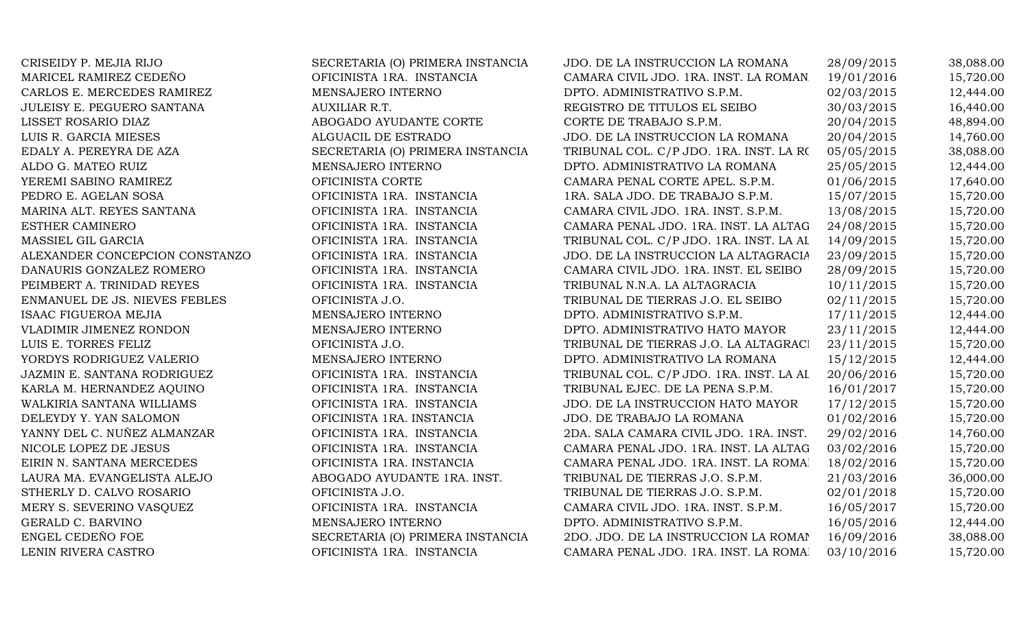| | | | | |
|---|---|---|---|---|
| CRISEIDY P. MEJIA RIJO | SECRETARIA (O) PRIMERA INSTANCIA | JDO. DE LA INSTRUCCION LA ROMANA | 28/09/2015 | 38,088.00 |
| MARICEL RAMIREZ CEDEÑO | OFICINISTA 1RA. INSTANCIA | CAMARA CIVIL JDO. 1RA. INST. LA ROMAN | 19/01/2016 | 15,720.00 |
| CARLOS E. MERCEDES RAMIREZ | MENSAJERO INTERNO | DPTO. ADMINISTRATIVO S.P.M. | 02/03/2015 | 12,444.00 |
| JULEISY E. PEGUERO SANTANA | AUXILIAR R.T. | REGISTRO DE TITULOS EL SEIBO | 30/03/2015 | 16,440.00 |
| LISSET ROSARIO DIAZ | ABOGADO AYUDANTE CORTE | CORTE DE TRABAJO S.P.M. | 20/04/2015 | 48,894.00 |
| LUIS R. GARCIA MIESES | ALGUACIL DE ESTRADO | JDO. DE LA INSTRUCCION LA ROMANA | 20/04/2015 | 14,760.00 |
| EDALY A. PEREYRA DE AZA | SECRETARIA (O) PRIMERA INSTANCIA | TRIBUNAL COL. C/P JDO. 1RA. INST. LA RO | 05/05/2015 | 38,088.00 |
| ALDO G. MATEO RUIZ | MENSAJERO INTERNO | DPTO. ADMINISTRATIVO LA ROMANA | 25/05/2015 | 12,444.00 |
| YEREMI SABINO RAMIREZ | OFICINISTA CORTE | CAMARA PENAL CORTE APEL. S.P.M. | 01/06/2015 | 17,640.00 |
| PEDRO E. AGELAN SOSA | OFICINISTA 1RA. INSTANCIA | 1RA. SALA JDO. DE TRABAJO S.P.M. | 15/07/2015 | 15,720.00 |
| MARINA ALT. REYES SANTANA | OFICINISTA 1RA. INSTANCIA | CAMARA CIVIL JDO. 1RA. INST. S.P.M. | 13/08/2015 | 15,720.00 |
| ESTHER CAMINERO | OFICINISTA 1RA. INSTANCIA | CAMARA PENAL JDO. 1RA. INST. LA ALTAG | 24/08/2015 | 15,720.00 |
| MASSIEL GIL GARCIA | OFICINISTA 1RA. INSTANCIA | TRIBUNAL COL. C/P JDO. 1RA. INST. LA AL | 14/09/2015 | 15,720.00 |
| ALEXANDER CONCEPCION CONSTANZO | OFICINISTA 1RA. INSTANCIA | JDO. DE LA INSTRUCCION LA ALTAGRACIA | 23/09/2015 | 15,720.00 |
| DANAURIS GONZALEZ ROMERO | OFICINISTA 1RA. INSTANCIA | CAMARA CIVIL JDO. 1RA. INST. EL SEIBO | 28/09/2015 | 15,720.00 |
| PEIMBERT A. TRINIDAD REYES | OFICINISTA 1RA. INSTANCIA | TRIBUNAL N.N.A. LA ALTAGRACIA | 10/11/2015 | 15,720.00 |
| ENMANUEL DE JS. NIEVES FEBLES | OFICINISTA J.O. | TRIBUNAL DE TIERRAS J.O. EL SEIBO | 02/11/2015 | 15,720.00 |
| ISAAC FIGUEROA MEJIA | MENSAJERO INTERNO | DPTO. ADMINISTRATIVO S.P.M. | 17/11/2015 | 12,444.00 |
| VLADIMIR JIMENEZ RONDON | MENSAJERO INTERNO | DPTO. ADMINISTRATIVO HATO MAYOR | 23/11/2015 | 12,444.00 |
| LUIS E. TORRES FELIZ | OFICINISTA J.O. | TRIBUNAL DE TIERRAS J.O. LA ALTAGRACI | 23/11/2015 | 15,720.00 |
| YORDYS RODRIGUEZ VALERIO | MENSAJERO INTERNO | DPTO. ADMINISTRATIVO LA ROMANA | 15/12/2015 | 12,444.00 |
| JAZMIN E. SANTANA RODRIGUEZ | OFICINISTA 1RA. INSTANCIA | TRIBUNAL COL. C/P JDO. 1RA. INST. LA AL | 20/06/2016 | 15,720.00 |
| KARLA M. HERNANDEZ AQUINO | OFICINISTA 1RA. INSTANCIA | TRIBUNAL EJEC. DE LA PENA S.P.M. | 16/01/2017 | 15,720.00 |
| WALKIRIA SANTANA WILLIAMS | OFICINISTA 1RA. INSTANCIA | JDO. DE LA INSTRUCCION HATO MAYOR | 17/12/2015 | 15,720.00 |
| DELEYDY Y. YAN SALOMON | OFICINISTA 1RA. INSTANCIA | JDO. DE TRABAJO LA ROMANA | 01/02/2016 | 15,720.00 |
| YANNY DEL C. NUÑEZ ALMANZAR | OFICINISTA 1RA. INSTANCIA | 2DA. SALA CAMARA CIVIL JDO. 1RA. INST. | 29/02/2016 | 14,760.00 |
| NICOLE LOPEZ DE JESUS | OFICINISTA 1RA. INSTANCIA | CAMARA PENAL JDO. 1RA. INST. LA ALTAG | 03/02/2016 | 15,720.00 |
| EIRIN N. SANTANA MERCEDES | OFICINISTA 1RA. INSTANCIA | CAMARA PENAL JDO. 1RA. INST. LA ROMA | 18/02/2016 | 15,720.00 |
| LAURA MA. EVANGELISTA ALEJO | ABOGADO AYUDANTE 1RA. INST. | TRIBUNAL DE TIERRAS J.O. S.P.M. | 21/03/2016 | 36,000.00 |
| STHERLY D. CALVO ROSARIO | OFICINISTA J.O. | TRIBUNAL DE TIERRAS J.O. S.P.M. | 02/01/2018 | 15,720.00 |
| MERY S. SEVERINO VASQUEZ | OFICINISTA 1RA. INSTANCIA | CAMARA CIVIL JDO. 1RA. INST. S.P.M. | 16/05/2017 | 15,720.00 |
| GERALD C. BARVINO | MENSAJERO INTERNO | DPTO. ADMINISTRATIVO S.P.M. | 16/05/2016 | 12,444.00 |
| ENGEL CEDEÑO FOE | SECRETARIA (O) PRIMERA INSTANCIA | 2DO. JDO. DE LA INSTRUCCION LA ROMAN | 16/09/2016 | 38,088.00 |
| LENIN RIVERA CASTRO | OFICINISTA 1RA. INSTANCIA | CAMARA PENAL JDO. 1RA. INST. LA ROMA | 03/10/2016 | 15,720.00 |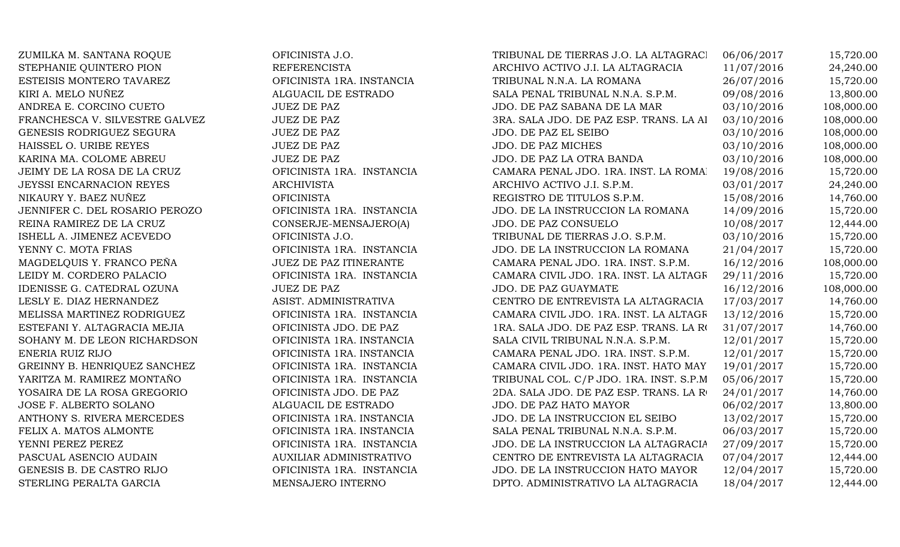| | | | | |
|---|---|---|---|---|
| ZUMILKA M. SANTANA ROQUE | OFICINISTA J.O. | TRIBUNAL DE TIERRAS J.O. LA ALTAGRACI | 06/06/2017 | 15,720.00 |
| STEPHANIE QUINTERO PION | REFERENCISTA | ARCHIVO ACTIVO J.I. LA ALTAGRACIA | 11/07/2016 | 24,240.00 |
| ESTEISIS MONTERO TAVAREZ | OFICINISTA 1RA. INSTANCIA | TRIBUNAL N.N.A. LA ROMANA | 26/07/2016 | 15,720.00 |
| KIRI A. MELO NUÑEZ | ALGUACIL DE ESTRADO | SALA PENAL TRIBUNAL N.N.A. S.P.M. | 09/08/2016 | 13,800.00 |
| ANDREA E. CORCINO CUETO | JUEZ DE PAZ | JDO. DE PAZ SABANA DE LA MAR | 03/10/2016 | 108,000.00 |
| FRANCHESCA V. SILVESTRE GALVEZ | JUEZ DE PAZ | 3RA. SALA JDO. DE PAZ ESP. TRANS. LA AI | 03/10/2016 | 108,000.00 |
| GENESIS RODRIGUEZ SEGURA | JUEZ DE PAZ | JDO. DE PAZ EL SEIBO | 03/10/2016 | 108,000.00 |
| HAISSEL O. URIBE REYES | JUEZ DE PAZ | JDO. DE PAZ MICHES | 03/10/2016 | 108,000.00 |
| KARINA MA. COLOME ABREU | JUEZ DE PAZ | JDO. DE PAZ LA OTRA BANDA | 03/10/2016 | 108,000.00 |
| JEIMY DE LA ROSA DE LA CRUZ | OFICINISTA 1RA. INSTANCIA | CAMARA PENAL JDO. 1RA. INST. LA ROMA | 19/08/2016 | 15,720.00 |
| JEYSSI ENCARNACION REYES | ARCHIVISTA | ARCHIVO ACTIVO J.I. S.P.M. | 03/01/2017 | 24,240.00 |
| NIKAURY Y. BAEZ NUÑEZ | OFICINISTA | REGISTRO DE TITULOS S.P.M. | 15/08/2016 | 14,760.00 |
| JENNIFER C. DEL ROSARIO PEROZO | OFICINISTA 1RA. INSTANCIA | JDO. DE LA INSTRUCCION LA ROMANA | 14/09/2016 | 15,720.00 |
| REINA RAMIREZ DE LA CRUZ | CONSERJE-MENSAJERO(A) | JDO. DE PAZ CONSUELO | 10/08/2017 | 12,444.00 |
| ISHELL A. JIMENEZ ACEVEDO | OFICINISTA J.O. | TRIBUNAL DE TIERRAS J.O. S.P.M. | 03/10/2016 | 15,720.00 |
| YENNY C. MOTA FRIAS | OFICINISTA 1RA. INSTANCIA | JDO. DE LA INSTRUCCION LA ROMANA | 21/04/2017 | 15,720.00 |
| MAGDELQUIS Y. FRANCO PEÑA | JUEZ DE PAZ ITINERANTE | CAMARA PENAL JDO. 1RA. INST. S.P.M. | 16/12/2016 | 108,000.00 |
| LEIDY M. CORDERO PALACIO | OFICINISTA 1RA. INSTANCIA | CAMARA CIVIL JDO. 1RA. INST. LA ALTAGR | 29/11/2016 | 15,720.00 |
| IDENISSE G. CATEDRAL OZUNA | JUEZ DE PAZ | JDO. DE PAZ GUAYMATE | 16/12/2016 | 108,000.00 |
| LESLY E. DIAZ HERNANDEZ | ASIST. ADMINISTRATIVA | CENTRO DE ENTREVISTA LA ALTAGRACIA | 17/03/2017 | 14,760.00 |
| MELISSA MARTINEZ RODRIGUEZ | OFICINISTA 1RA. INSTANCIA | CAMARA CIVIL JDO. 1RA. INST. LA ALTAGR | 13/12/2016 | 15,720.00 |
| ESTEFANI Y. ALTAGRACIA MEJIA | OFICINISTA JDO. DE PAZ | 1RA. SALA JDO. DE PAZ ESP. TRANS. LA R | 31/07/2017 | 14,760.00 |
| SOHANY M. DE LEON RICHARDSON | OFICINISTA 1RA. INSTANCIA | SALA CIVIL TRIBUNAL N.N.A. S.P.M. | 12/01/2017 | 15,720.00 |
| ENERIA RUIZ RIJO | OFICINISTA 1RA. INSTANCIA | CAMARA PENAL JDO. 1RA. INST. S.P.M. | 12/01/2017 | 15,720.00 |
| GREINNY B. HENRIQUEZ SANCHEZ | OFICINISTA 1RA. INSTANCIA | CAMARA CIVIL JDO. 1RA. INST. HATO MAY | 19/01/2017 | 15,720.00 |
| YARITZA M. RAMIREZ MONTAÑO | OFICINISTA 1RA. INSTANCIA | TRIBUNAL COL. C/P JDO. 1RA. INST. S.P.M | 05/06/2017 | 15,720.00 |
| YOSAIRA DE LA ROSA GREGORIO | OFICINISTA JDO. DE PAZ | 2DA. SALA JDO. DE PAZ ESP. TRANS. LA R | 24/01/2017 | 14,760.00 |
| JOSE F. ALBERTO SOLANO | ALGUACIL DE ESTRADO | JDO. DE PAZ HATO MAYOR | 06/02/2017 | 13,800.00 |
| ANTHONY S. RIVERA MERCEDES | OFICINISTA 1RA. INSTANCIA | JDO. DE LA INSTRUCCION EL SEIBO | 13/02/2017 | 15,720.00 |
| FELIX A. MATOS ALMONTE | OFICINISTA 1RA. INSTANCIA | SALA PENAL TRIBUNAL N.N.A. S.P.M. | 06/03/2017 | 15,720.00 |
| YENNI PEREZ PEREZ | OFICINISTA 1RA. INSTANCIA | JDO. DE LA INSTRUCCION LA ALTAGRACIA | 27/09/2017 | 15,720.00 |
| PASCUAL ASENCIO AUDAIN | AUXILIAR ADMINISTRATIVO | CENTRO DE ENTREVISTA LA ALTAGRACIA | 07/04/2017 | 12,444.00 |
| GENESIS B. DE CASTRO RIJO | OFICINISTA 1RA. INSTANCIA | JDO. DE LA INSTRUCCION HATO MAYOR | 12/04/2017 | 15,720.00 |
| STERLING PERALTA GARCIA | MENSAJERO INTERNO | DPTO. ADMINISTRATIVO LA ALTAGRACIA | 18/04/2017 | 12,444.00 |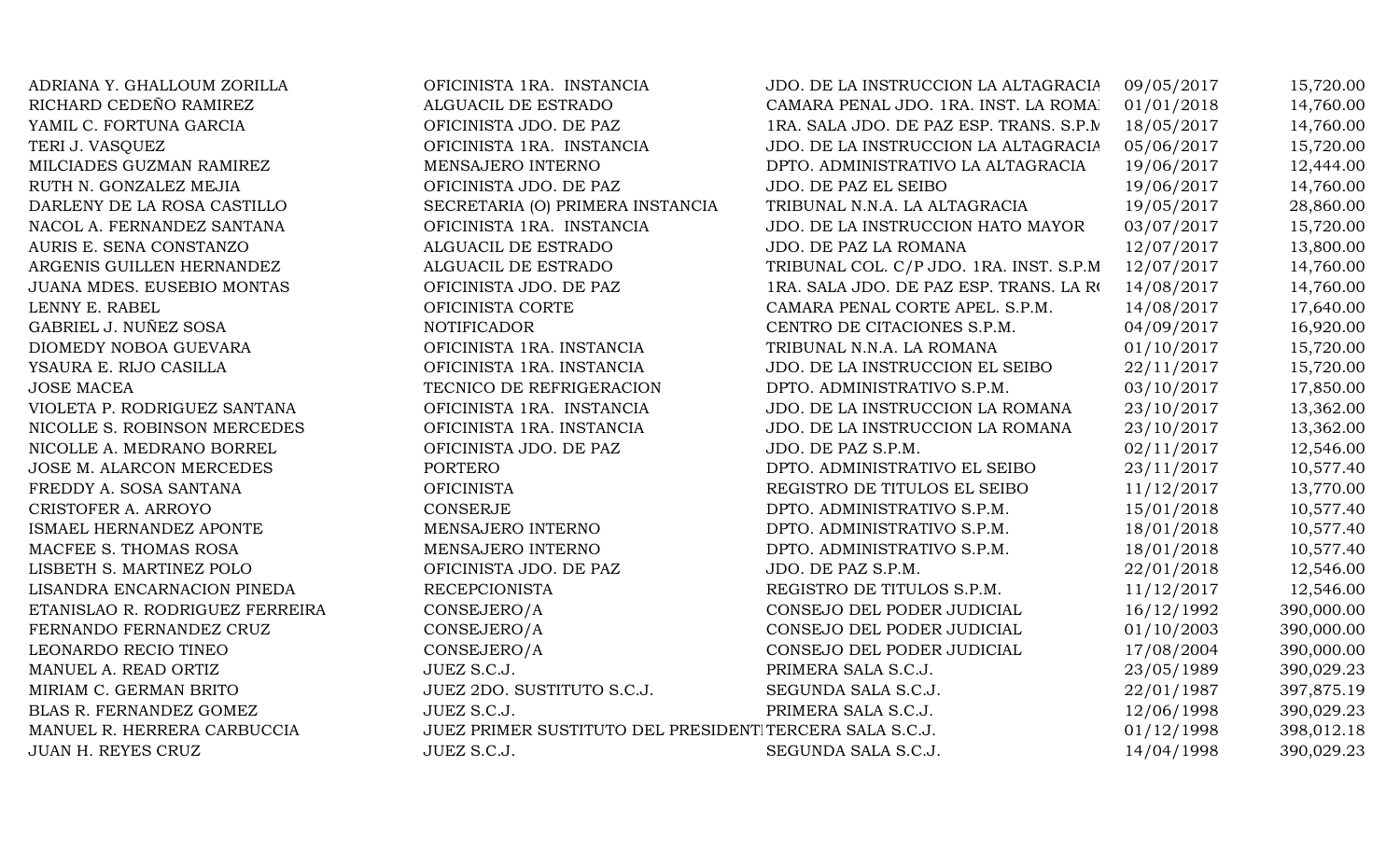| | | | | |
|---|---|---|---|---|
| ADRIANA Y. GHALLOUM ZORILLA | OFICINISTA 1RA. INSTANCIA | JDO. DE LA INSTRUCCION LA ALTAGRACIA | 09/05/2017 | 15,720.00 |
| RICHARD CEDEÑO RAMIREZ | ALGUACIL DE ESTRADO | CAMARA PENAL JDO. 1RA. INST. LA ROMA | 01/01/2018 | 14,760.00 |
| YAMIL C. FORTUNA GARCIA | OFICINISTA JDO. DE PAZ | 1RA. SALA JDO. DE PAZ ESP. TRANS. S.P.M | 18/05/2017 | 14,760.00 |
| TERI J. VASQUEZ | OFICINISTA 1RA. INSTANCIA | JDO. DE LA INSTRUCCION LA ALTAGRACIA | 05/06/2017 | 15,720.00 |
| MILCIADES GUZMAN RAMIREZ | MENSAJERO INTERNO | DPTO. ADMINISTRATIVO LA ALTAGRACIA | 19/06/2017 | 12,444.00 |
| RUTH N. GONZALEZ MEJIA | OFICINISTA JDO. DE PAZ | JDO. DE PAZ EL SEIBO | 19/06/2017 | 14,760.00 |
| DARLENY DE LA ROSA CASTILLO | SECRETARIA (O) PRIMERA INSTANCIA | TRIBUNAL N.N.A. LA ALTAGRACIA | 19/05/2017 | 28,860.00 |
| NACOL A. FERNANDEZ SANTANA | OFICINISTA 1RA. INSTANCIA | JDO. DE LA INSTRUCCION HATO MAYOR | 03/07/2017 | 15,720.00 |
| AURIS E. SENA CONSTANZO | ALGUACIL DE ESTRADO | JDO. DE PAZ LA ROMANA | 12/07/2017 | 13,800.00 |
| ARGENIS GUILLEN HERNANDEZ | ALGUACIL DE ESTRADO | TRIBUNAL COL. C/P JDO. 1RA. INST. S.P.M | 12/07/2017 | 14,760.00 |
| JUANA MDES. EUSEBIO MONTAS | OFICINISTA JDO. DE PAZ | 1RA. SALA JDO. DE PAZ ESP. TRANS. LA RO | 14/08/2017 | 14,760.00 |
| LENNY E. RABEL | OFICINISTA CORTE | CAMARA PENAL CORTE APEL. S.P.M. | 14/08/2017 | 17,640.00 |
| GABRIEL J. NUÑEZ SOSA | NOTIFICADOR | CENTRO DE CITACIONES S.P.M. | 04/09/2017 | 16,920.00 |
| DIOMEDY NOBOA GUEVARA | OFICINISTA 1RA. INSTANCIA | TRIBUNAL N.N.A. LA ROMANA | 01/10/2017 | 15,720.00 |
| YSAURA E. RIJO CASILLA | OFICINISTA 1RA. INSTANCIA | JDO. DE LA INSTRUCCION EL SEIBO | 22/11/2017 | 15,720.00 |
| JOSE MACEA | TECNICO DE REFRIGERACION | DPTO. ADMINISTRATIVO S.P.M. | 03/10/2017 | 17,850.00 |
| VIOLETA P. RODRIGUEZ SANTANA | OFICINISTA 1RA. INSTANCIA | JDO. DE LA INSTRUCCION LA ROMANA | 23/10/2017 | 13,362.00 |
| NICOLLE S. ROBINSON MERCEDES | OFICINISTA 1RA. INSTANCIA | JDO. DE LA INSTRUCCION LA ROMANA | 23/10/2017 | 13,362.00 |
| NICOLLE A. MEDRANO BORREL | OFICINISTA JDO. DE PAZ | JDO. DE PAZ S.P.M. | 02/11/2017 | 12,546.00 |
| JOSE M. ALARCON MERCEDES | PORTERO | DPTO. ADMINISTRATIVO EL SEIBO | 23/11/2017 | 10,577.40 |
| FREDDY A. SOSA SANTANA | OFICINISTA | REGISTRO DE TITULOS EL SEIBO | 11/12/2017 | 13,770.00 |
| CRISTOFER A. ARROYO | CONSERJE | DPTO. ADMINISTRATIVO S.P.M. | 15/01/2018 | 10,577.40 |
| ISMAEL HERNANDEZ APONTE | MENSAJERO INTERNO | DPTO. ADMINISTRATIVO S.P.M. | 18/01/2018 | 10,577.40 |
| MACFEE S. THOMAS ROSA | MENSAJERO INTERNO | DPTO. ADMINISTRATIVO S.P.M. | 18/01/2018 | 10,577.40 |
| LISBETH S. MARTINEZ POLO | OFICINISTA JDO. DE PAZ | JDO. DE PAZ S.P.M. | 22/01/2018 | 12,546.00 |
| LISANDRA ENCARNACION PINEDA | RECEPCIONISTA | REGISTRO DE TITULOS S.P.M. | 11/12/2017 | 12,546.00 |
| ETANISLAO R. RODRIGUEZ FERREIRA | CONSEJERO/A | CONSEJO DEL PODER JUDICIAL | 16/12/1992 | 390,000.00 |
| FERNANDO FERNANDEZ CRUZ | CONSEJERO/A | CONSEJO DEL PODER JUDICIAL | 01/10/2003 | 390,000.00 |
| LEONARDO RECIO TINEO | CONSEJERO/A | CONSEJO DEL PODER JUDICIAL | 17/08/2004 | 390,000.00 |
| MANUEL A. READ ORTIZ | JUEZ S.C.J. | PRIMERA SALA S.C.J. | 23/05/1989 | 390,029.23 |
| MIRIAM C. GERMAN BRITO | JUEZ 2DO. SUSTITUTO S.C.J. | SEGUNDA SALA S.C.J. | 22/01/1987 | 397,875.19 |
| BLAS R. FERNANDEZ GOMEZ | JUEZ S.C.J. | PRIMERA SALA S.C.J. | 12/06/1998 | 390,029.23 |
| MANUEL R. HERRERA CARBUCCIA | JUEZ PRIMER SUSTITUTO DEL PRESIDENT | TERCERA SALA S.C.J. | 01/12/1998 | 398,012.18 |
| JUAN H. REYES CRUZ | JUEZ S.C.J. | SEGUNDA SALA S.C.J. | 14/04/1998 | 390,029.23 |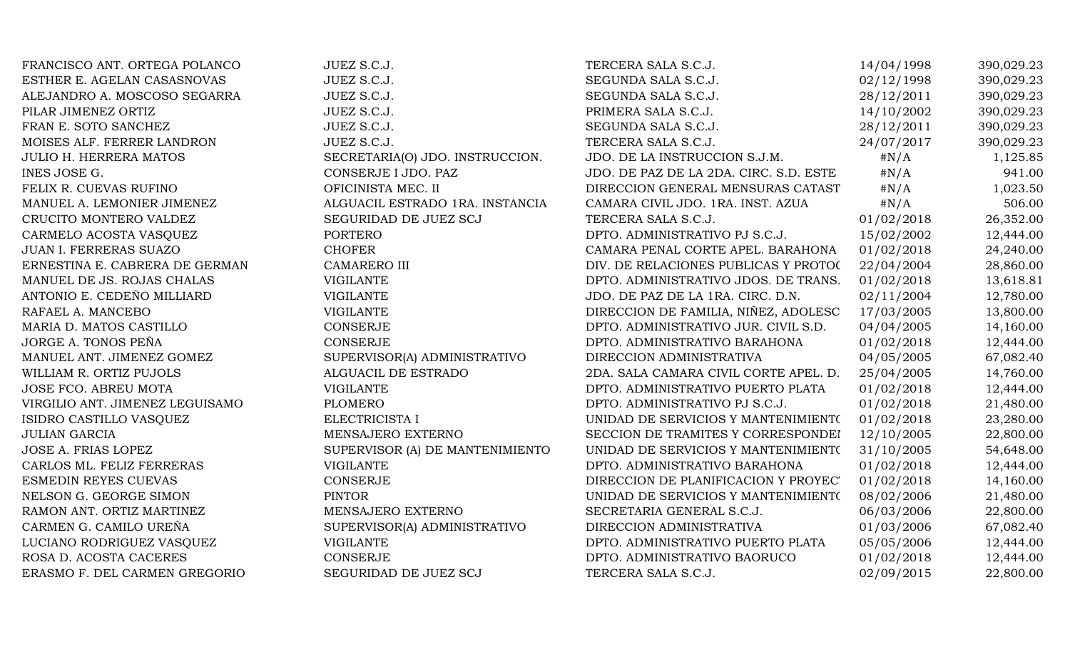| | | | | |
|---|---|---|---|---|
| FRANCISCO ANT. ORTEGA POLANCO | JUEZ S.C.J. | TERCERA SALA S.C.J. | 14/04/1998 | 390,029.23 |
| ESTHER E. AGELAN CASASNOVAS | JUEZ S.C.J. | SEGUNDA SALA S.C.J. | 02/12/1998 | 390,029.23 |
| ALEJANDRO A. MOSCOSO SEGARRA | JUEZ S.C.J. | SEGUNDA SALA S.C.J. | 28/12/2011 | 390,029.23 |
| PILAR JIMENEZ ORTIZ | JUEZ S.C.J. | PRIMERA SALA S.C.J. | 14/10/2002 | 390,029.23 |
| FRAN E. SOTO SANCHEZ | JUEZ S.C.J. | SEGUNDA SALA S.C.J. | 28/12/2011 | 390,029.23 |
| MOISES ALF. FERRER LANDRON | JUEZ S.C.J. | TERCERA SALA S.C.J. | 24/07/2017 | 390,029.23 |
| JULIO H. HERRERA MATOS | SECRETARIA(O) JDO. INSTRUCCION. | JDO. DE LA INSTRUCCION S.J.M. | #N/A | 1,125.85 |
| INES JOSE G. | CONSERJE I JDO. PAZ | JDO. DE PAZ DE LA 2DA. CIRC. S.D. ESTE | #N/A | 941.00 |
| FELIX R. CUEVAS RUFINO | OFICINISTA MEC. II | DIRECCION GENERAL MENSURAS CATAST | #N/A | 1,023.50 |
| MANUEL A. LEMONIER JIMENEZ | ALGUACIL ESTRADO 1RA. INSTANCIA | CAMARA CIVIL JDO. 1RA. INST. AZUA | #N/A | 506.00 |
| CRUCITO MONTERO VALDEZ | SEGURIDAD DE JUEZ SCJ | TERCERA SALA S.C.J. | 01/02/2018 | 26,352.00 |
| CARMELO ACOSTA VASQUEZ | PORTERO | DPTO. ADMINISTRATIVO PJ S.C.J. | 15/02/2002 | 12,444.00 |
| JUAN I. FERRERAS SUAZO | CHOFER | CAMARA PENAL CORTE APEL. BARAHONA | 01/02/2018 | 24,240.00 |
| ERNESTINA E. CABRERA DE GERMAN | CAMARERO III | DIV. DE RELACIONES PUBLICAS Y PROTOC | 22/04/2004 | 28,860.00 |
| MANUEL DE JS. ROJAS CHALAS | VIGILANTE | DPTO. ADMINISTRATIVO JDOS. DE TRANS. | 01/02/2018 | 13,618.81 |
| ANTONIO E. CEDEÑO MILLIARD | VIGILANTE | JDO. DE PAZ DE LA 1RA. CIRC. D.N. | 02/11/2004 | 12,780.00 |
| RAFAEL A. MANCEBO | VIGILANTE | DIRECCION DE FAMILIA, NIÑEZ, ADOLESC | 17/03/2005 | 13,800.00 |
| MARIA D. MATOS CASTILLO | CONSERJE | DPTO. ADMINISTRATIVO JUR. CIVIL S.D. | 04/04/2005 | 14,160.00 |
| JORGE A. TONOS PEÑA | CONSERJE | DPTO. ADMINISTRATIVO BARAHONA | 01/02/2018 | 12,444.00 |
| MANUEL ANT. JIMENEZ GOMEZ | SUPERVISOR(A) ADMINISTRATIVO | DIRECCION ADMINISTRATIVA | 04/05/2005 | 67,082.40 |
| WILLIAM R. ORTIZ PUJOLS | ALGUACIL DE ESTRADO | 2DA. SALA CAMARA CIVIL CORTE APEL. D. | 25/04/2005 | 14,760.00 |
| JOSE FCO. ABREU MOTA | VIGILANTE | DPTO. ADMINISTRATIVO PUERTO PLATA | 01/02/2018 | 12,444.00 |
| VIRGILIO ANT. JIMENEZ LEGUISAMO | PLOMERO | DPTO. ADMINISTRATIVO PJ S.C.J. | 01/02/2018 | 21,480.00 |
| ISIDRO CASTILLO VASQUEZ | ELECTRICISTA I | UNIDAD DE SERVICIOS Y MANTENIMIENTO | 01/02/2018 | 23,280.00 |
| JULIAN GARCIA | MENSAJERO EXTERNO | SECCION DE TRAMITES Y CORRESPONDEI | 12/10/2005 | 22,800.00 |
| JOSE A. FRIAS LOPEZ | SUPERVISOR (A) DE MANTENIMIENTO | UNIDAD DE SERVICIOS Y MANTENIMIENTO | 31/10/2005 | 54,648.00 |
| CARLOS ML. FELIZ FERRERAS | VIGILANTE | DPTO. ADMINISTRATIVO BARAHONA | 01/02/2018 | 12,444.00 |
| ESMEDIN REYES CUEVAS | CONSERJE | DIRECCION DE PLANIFICACION Y PROYEC | 01/02/2018 | 14,160.00 |
| NELSON G. GEORGE SIMON | PINTOR | UNIDAD DE SERVICIOS Y MANTENIMIENTO | 08/02/2006 | 21,480.00 |
| RAMON ANT. ORTIZ MARTINEZ | MENSAJERO EXTERNO | SECRETARIA GENERAL S.C.J. | 06/03/2006 | 22,800.00 |
| CARMEN G. CAMILO UREÑA | SUPERVISOR(A) ADMINISTRATIVO | DIRECCION ADMINISTRATIVA | 01/03/2006 | 67,082.40 |
| LUCIANO RODRIGUEZ VASQUEZ | VIGILANTE | DPTO. ADMINISTRATIVO PUERTO PLATA | 05/05/2006 | 12,444.00 |
| ROSA D. ACOSTA CACERES | CONSERJE | DPTO. ADMINISTRATIVO BAORUCO | 01/02/2018 | 12,444.00 |
| ERASMO F. DEL CARMEN GREGORIO | SEGURIDAD DE JUEZ SCJ | TERCERA SALA S.C.J. | 02/09/2015 | 22,800.00 |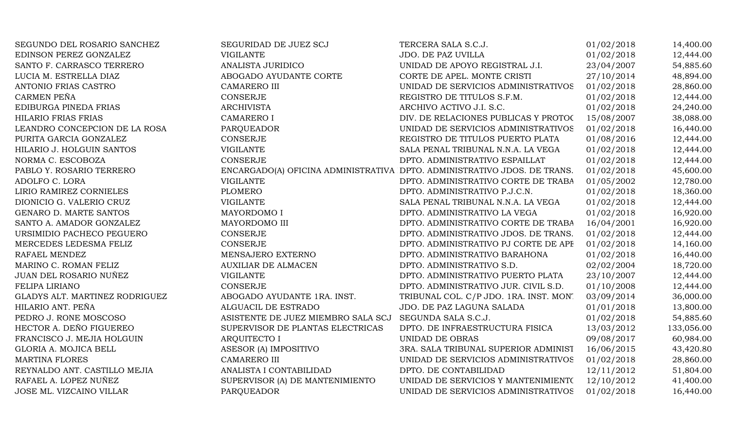| | | | | |
|---|---|---|---|---|
| SEGUNDO DEL ROSARIO SANCHEZ | SEGURIDAD DE JUEZ SCJ | TERCERA SALA S.C.J. | 01/02/2018 | 14,400.00 |
| EDINSON PEREZ GONZALEZ | VIGILANTE | JDO. DE PAZ UVILLA | 01/02/2018 | 12,444.00 |
| SANTO F. CARRASCO TERRERO | ANALISTA JURIDICO | UNIDAD DE APOYO REGISTRAL J.I. | 23/04/2007 | 54,885.60 |
| LUCIA M. ESTRELLA DIAZ | ABOGADO AYUDANTE CORTE | CORTE DE APEL. MONTE CRISTI | 27/10/2014 | 48,894.00 |
| ANTONIO FRIAS CASTRO | CAMARERO III | UNIDAD DE SERVICIOS ADMINISTRATIVOS | 01/02/2018 | 28,860.00 |
| CARMEN PEÑA | CONSERJE | REGISTRO DE TITULOS S.F.M. | 01/02/2018 | 12,444.00 |
| EDIBURGA PINEDA FRIAS | ARCHIVISTA | ARCHIVO ACTIVO J.I. S.C. | 01/02/2018 | 24,240.00 |
| HILARIO FRIAS FRIAS | CAMARERO I | DIV. DE RELACIONES PUBLICAS Y PROTOC | 15/08/2007 | 38,088.00 |
| LEANDRO CONCEPCION DE LA ROSA | PARQUEADOR | UNIDAD DE SERVICIOS ADMINISTRATIVOS | 01/02/2018 | 16,440.00 |
| PURITA GARCIA GONZALEZ | CONSERJE | REGISTRO DE TITULOS PUERTO PLATA | 01/08/2016 | 12,444.00 |
| HILARIO J. HOLGUIN SANTOS | VIGILANTE | SALA PENAL TRIBUNAL N.N.A. LA VEGA | 01/02/2018 | 12,444.00 |
| NORMA C. ESCOBOZA | CONSERJE | DPTO. ADMINISTRATIVO ESPAILLAT | 01/02/2018 | 12,444.00 |
| PABLO Y. ROSARIO TERRERO | ENCARGADO(A) OFICINA ADMINISTRATIVA | DPTO. ADMINISTRATIVO JDOS. DE TRANS. | 01/02/2018 | 45,600.00 |
| ADOLFO C. LORA | VIGILANTE | DPTO. ADMINISTRATIVO CORTE DE TRABA | 01/05/2002 | 12,780.00 |
| LIRIO RAMIREZ CORNIELES | PLOMERO | DPTO. ADMINISTRATIVO P.J.C.N. | 01/02/2018 | 18,360.00 |
| DIONICIO G. VALERIO CRUZ | VIGILANTE | SALA PENAL TRIBUNAL N.N.A. LA VEGA | 01/02/2018 | 12,444.00 |
| GENARO D. MARTE SANTOS | MAYORDOMO I | DPTO. ADMINISTRATIVO LA VEGA | 01/02/2018 | 16,920.00 |
| SANTO A. AMADOR GONZALEZ | MAYORDOMO III | DPTO. ADMINISTRATIVO CORTE DE TRABA | 16/04/2001 | 16,920.00 |
| URSIMIDIO PACHECO PEGUERO | CONSERJE | DPTO. ADMINISTRATIVO JDOS. DE TRANS. | 01/02/2018 | 12,444.00 |
| MERCEDES LEDESMA FELIZ | CONSERJE | DPTO. ADMINISTRATIVO PJ CORTE DE APE | 01/02/2018 | 14,160.00 |
| RAFAEL MENDEZ | MENSAJERO EXTERNO | DPTO. ADMINISTRATIVO BARAHONA | 01/02/2018 | 16,440.00 |
| MARINO C. ROMAN FELIZ | AUXILIAR DE ALMACEN | DPTO. ADMINISTRATIVO S.D. | 02/02/2004 | 18,720.00 |
| JUAN DEL ROSARIO NUÑEZ | VIGILANTE | DPTO. ADMINISTRATIVO PUERTO PLATA | 23/10/2007 | 12,444.00 |
| FELIPA LIRIANO | CONSERJE | DPTO. ADMINISTRATIVO JUR. CIVIL S.D. | 01/10/2008 | 12,444.00 |
| GLADYS ALT. MARTINEZ RODRIGUEZ | ABOGADO AYUDANTE 1RA. INST. | TRIBUNAL COL. C/P JDO. 1RA. INST. MON' | 03/09/2014 | 36,000.00 |
| HILARIO ANT. PEÑA | ALGUACIL DE ESTRADO | JDO. DE PAZ LAGUNA SALADA | 01/01/2018 | 13,800.00 |
| PEDRO J. RONE MOSCOSO | ASISTENTE DE JUEZ MIEMBRO SALA SCJ | SEGUNDA SALA S.C.J. | 01/02/2018 | 54,885.60 |
| HECTOR A. DEÑO FIGUEREO | SUPERVISOR DE PLANTAS ELECTRICAS | DPTO. DE INFRAESTRUCTURA FISICA | 13/03/2012 | 133,056.00 |
| FRANCISCO J. MEJIA HOLGUIN | ARQUITECTO I | UNIDAD DE OBRAS | 09/08/2017 | 60,984.00 |
| GLORIA A. MOJICA BELL | ASESOR (A) IMPOSITIVO | 3RA. SALA TRIBUNAL SUPERIOR ADMINIST | 16/06/2015 | 43,420.80 |
| MARTINA FLORES | CAMARERO III | UNIDAD DE SERVICIOS ADMINISTRATIVOS | 01/02/2018 | 28,860.00 |
| REYNALDO ANT. CASTILLO MEJIA | ANALISTA I CONTABILIDAD | DPTO. DE CONTABILIDAD | 12/11/2012 | 51,804.00 |
| RAFAEL A. LOPEZ NUÑEZ | SUPERVISOR (A) DE MANTENIMIENTO | UNIDAD DE SERVICIOS Y MANTENIMIENTO | 12/10/2012 | 41,400.00 |
| JOSE ML. VIZCAINO VILLAR | PARQUEADOR | UNIDAD DE SERVICIOS ADMINISTRATIVOS | 01/02/2018 | 16,440.00 |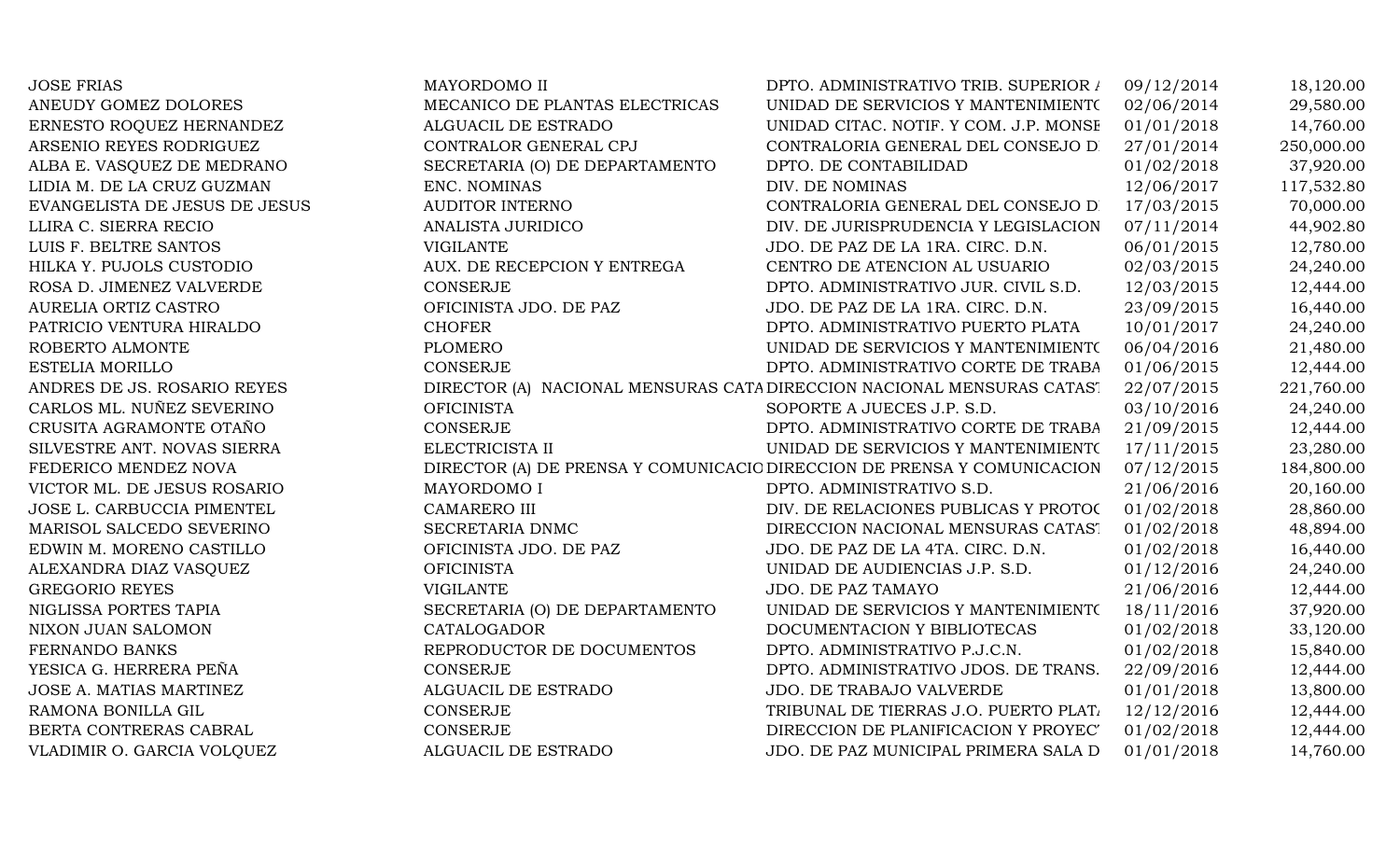| | | | | |
|---|---|---|---|---|
| JOSE FRIAS | MAYORDOMO II | DPTO. ADMINISTRATIVO TRIB. SUPERIOR A | 09/12/2014 | 18,120.00 |
| ANEUDY GOMEZ DOLORES | MECANICO DE PLANTAS ELECTRICAS | UNIDAD DE SERVICIOS Y MANTENIMIENTO | 02/06/2014 | 29,580.00 |
| ERNESTO ROQUEZ HERNANDEZ | ALGUACIL DE ESTRADO | UNIDAD CITAC. NOTIF. Y COM. J.P. MONSE | 01/01/2018 | 14,760.00 |
| ARSENIO REYES RODRIGUEZ | CONTRALOR GENERAL CPJ | CONTRALORIA GENERAL DEL CONSEJO D | 27/01/2014 | 250,000.00 |
| ALBA E. VASQUEZ DE MEDRANO | SECRETARIA (O) DE DEPARTAMENTO | DPTO. DE CONTABILIDAD | 01/02/2018 | 37,920.00 |
| LIDIA M. DE LA CRUZ GUZMAN | ENC. NOMINAS | DIV. DE NOMINAS | 12/06/2017 | 117,532.80 |
| EVANGELISTA DE JESUS DE JESUS | AUDITOR INTERNO | CONTRALORIA GENERAL DEL CONSEJO D | 17/03/2015 | 70,000.00 |
| LLIRA C. SIERRA RECIO | ANALISTA JURIDICO | DIV. DE JURISPRUDENCIA Y LEGISLACION | 07/11/2014 | 44,902.80 |
| LUIS F. BELTRE SANTOS | VIGILANTE | JDO. DE PAZ DE LA 1RA. CIRC. D.N. | 06/01/2015 | 12,780.00 |
| HILKA Y. PUJOLS CUSTODIO | AUX. DE RECEPCION Y ENTREGA | CENTRO DE ATENCION AL USUARIO | 02/03/2015 | 24,240.00 |
| ROSA D. JIMENEZ VALVERDE | CONSERJE | DPTO. ADMINISTRATIVO JUR. CIVIL S.D. | 12/03/2015 | 12,444.00 |
| AURELIA ORTIZ CASTRO | OFICINISTA JDO. DE PAZ | JDO. DE PAZ DE LA 1RA. CIRC. D.N. | 23/09/2015 | 16,440.00 |
| PATRICIO VENTURA HIRALDO | CHOFER | DPTO. ADMINISTRATIVO PUERTO PLATA | 10/01/2017 | 24,240.00 |
| ROBERTO ALMONTE | PLOMERO | UNIDAD DE SERVICIOS Y MANTENIMIENTO | 06/04/2016 | 21,480.00 |
| ESTELIA MORILLO | CONSERJE | DPTO. ADMINISTRATIVO CORTE DE TRABA | 01/06/2015 | 12,444.00 |
| ANDRES DE JS. ROSARIO REYES | DIRECTOR (A) NACIONAL MENSURAS CATA | DIRECCION NACIONAL MENSURAS CATAST | 22/07/2015 | 221,760.00 |
| CARLOS ML. NUÑEZ SEVERINO | OFICINISTA | SOPORTE A JUECES J.P. S.D. | 03/10/2016 | 24,240.00 |
| CRUSITA AGRAMONTE OTAÑO | CONSERJE | DPTO. ADMINISTRATIVO CORTE DE TRABA | 21/09/2015 | 12,444.00 |
| SILVESTRE ANT. NOVAS SIERRA | ELECTRICISTA II | UNIDAD DE SERVICIOS Y MANTENIMIENTO | 17/11/2015 | 23,280.00 |
| FEDERICO MENDEZ NOVA | DIRECTOR (A) DE PRENSA Y COMUNICACIO | DIRECCION DE PRENSA Y COMUNICACION | 07/12/2015 | 184,800.00 |
| VICTOR ML. DE JESUS ROSARIO | MAYORDOMO I | DPTO. ADMINISTRATIVO S.D. | 21/06/2016 | 20,160.00 |
| JOSE L. CARBUCCIA PIMENTEL | CAMARERO III | DIV. DE RELACIONES PUBLICAS Y PROTOC | 01/02/2018 | 28,860.00 |
| MARISOL SALCEDO SEVERINO | SECRETARIA DNMC | DIRECCION NACIONAL MENSURAS CATAST | 01/02/2018 | 48,894.00 |
| EDWIN M. MORENO CASTILLO | OFICINISTA JDO. DE PAZ | JDO. DE PAZ DE LA 4TA. CIRC. D.N. | 01/02/2018 | 16,440.00 |
| ALEXANDRA DIAZ VASQUEZ | OFICINISTA | UNIDAD DE AUDIENCIAS J.P. S.D. | 01/12/2016 | 24,240.00 |
| GREGORIO REYES | VIGILANTE | JDO. DE PAZ TAMAYO | 21/06/2016 | 12,444.00 |
| NIGLISSA PORTES TAPIA | SECRETARIA (O) DE DEPARTAMENTO | UNIDAD DE SERVICIOS Y MANTENIMIENTO | 18/11/2016 | 37,920.00 |
| NIXON JUAN SALOMON | CATALOGADOR | DOCUMENTACION Y BIBLIOTECAS | 01/02/2018 | 33,120.00 |
| FERNANDO BANKS | REPRODUCTOR DE DOCUMENTOS | DPTO. ADMINISTRATIVO P.J.C.N. | 01/02/2018 | 15,840.00 |
| YESICA G. HERRERA PEÑA | CONSERJE | DPTO. ADMINISTRATIVO JDOS. DE TRANS. | 22/09/2016 | 12,444.00 |
| JOSE A. MATIAS MARTINEZ | ALGUACIL DE ESTRADO | JDO. DE TRABAJO VALVERDE | 01/01/2018 | 13,800.00 |
| RAMONA BONILLA GIL | CONSERJE | TRIBUNAL DE TIERRAS J.O. PUERTO PLATA | 12/12/2016 | 12,444.00 |
| BERTA CONTRERAS CABRAL | CONSERJE | DIRECCION DE PLANIFICACION Y PROYEC | 01/02/2018 | 12,444.00 |
| VLADIMIR O. GARCIA VOLQUEZ | ALGUACIL DE ESTRADO | JDO. DE PAZ MUNICIPAL PRIMERA SALA D | 01/01/2018 | 14,760.00 |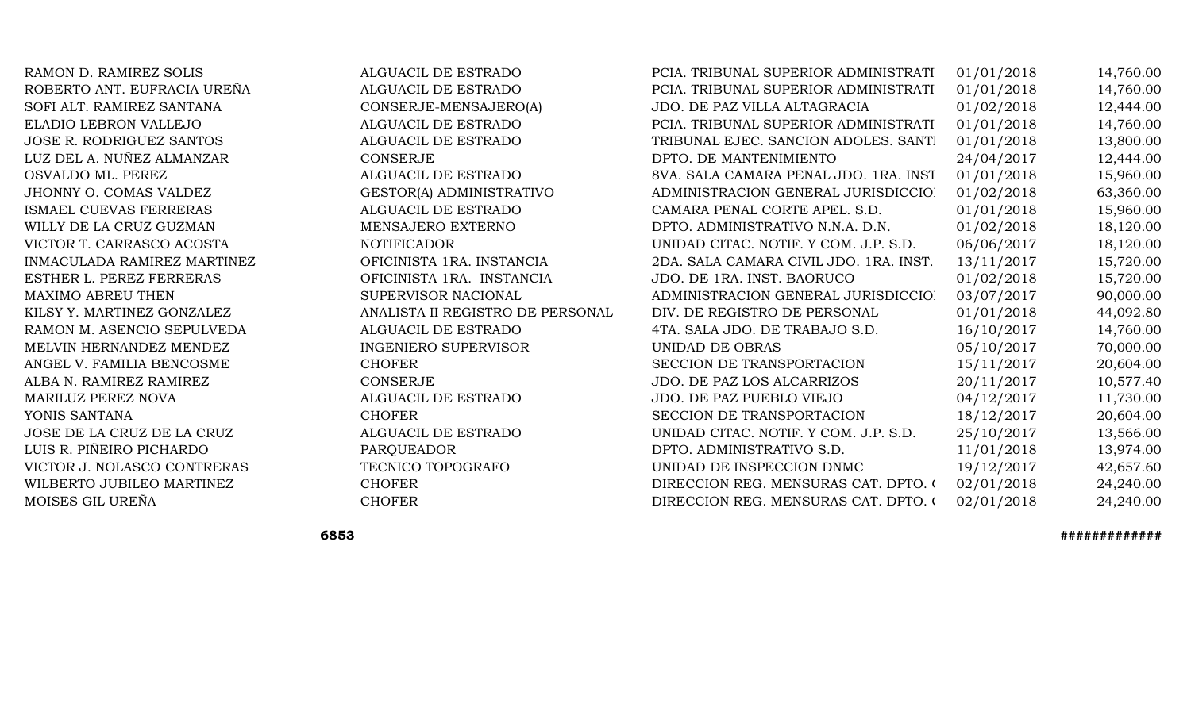| | | | | |
|---|---|---|---|---|
| RAMON D. RAMIREZ SOLIS | ALGUACIL DE ESTRADO | PCIA. TRIBUNAL SUPERIOR ADMINISTRATI | 01/01/2018 | 14,760.00 |
| ROBERTO ANT. EUFRACIA UREÑA | ALGUACIL DE ESTRADO | PCIA. TRIBUNAL SUPERIOR ADMINISTRATI | 01/01/2018 | 14,760.00 |
| SOFI ALT. RAMIREZ SANTANA | CONSERJE-MENSAJERO(A) | JDO. DE PAZ VILLA ALTAGRACIA | 01/02/2018 | 12,444.00 |
| ELADIO LEBRON VALLEJO | ALGUACIL DE ESTRADO | PCIA. TRIBUNAL SUPERIOR ADMINISTRATI | 01/01/2018 | 14,760.00 |
| JOSE R. RODRIGUEZ SANTOS | ALGUACIL DE ESTRADO | TRIBUNAL EJEC. SANCION ADOLES. SANTI | 01/01/2018 | 13,800.00 |
| LUZ DEL A. NUÑEZ ALMANZAR | CONSERJE | DPTO. DE MANTENIMIENTO | 24/04/2017 | 12,444.00 |
| OSVALDO ML. PEREZ | ALGUACIL DE ESTRADO | 8VA. SALA CAMARA PENAL JDO. 1RA. INST | 01/01/2018 | 15,960.00 |
| JHONNY O. COMAS VALDEZ | GESTOR(A) ADMINISTRATIVO | ADMINISTRACION GENERAL JURISDICCIO | 01/02/2018 | 63,360.00 |
| ISMAEL CUEVAS FERRERAS | ALGUACIL DE ESTRADO | CAMARA PENAL CORTE APEL. S.D. | 01/01/2018 | 15,960.00 |
| WILLY DE LA CRUZ GUZMAN | MENSAJERO EXTERNO | DPTO. ADMINISTRATIVO N.N.A. D.N. | 01/02/2018 | 18,120.00 |
| VICTOR T. CARRASCO ACOSTA | NOTIFICADOR | UNIDAD CITAC. NOTIF. Y COM. J.P. S.D. | 06/06/2017 | 18,120.00 |
| INMACULADA RAMIREZ MARTINEZ | OFICINISTA 1RA. INSTANCIA | 2DA. SALA CAMARA CIVIL JDO. 1RA. INST. | 13/11/2017 | 15,720.00 |
| ESTHER L. PEREZ FERRERAS | OFICINISTA 1RA. INSTANCIA | JDO. DE 1RA. INST. BAORUCO | 01/02/2018 | 15,720.00 |
| MAXIMO ABREU THEN | SUPERVISOR NACIONAL | ADMINISTRACION GENERAL JURISDICCIO | 03/07/2017 | 90,000.00 |
| KILSY Y. MARTINEZ GONZALEZ | ANALISTA II REGISTRO DE PERSONAL | DIV. DE REGISTRO DE PERSONAL | 01/01/2018 | 44,092.80 |
| RAMON M. ASENCIO SEPULVEDA | ALGUACIL DE ESTRADO | 4TA. SALA JDO. DE TRABAJO S.D. | 16/10/2017 | 14,760.00 |
| MELVIN HERNANDEZ MENDEZ | INGENIERO SUPERVISOR | UNIDAD DE OBRAS | 05/10/2017 | 70,000.00 |
| ANGEL V. FAMILIA BENCOSME | CHOFER | SECCION DE TRANSPORTACION | 15/11/2017 | 20,604.00 |
| ALBA N. RAMIREZ RAMIREZ | CONSERJE | JDO. DE PAZ LOS ALCARRIZOS | 20/11/2017 | 10,577.40 |
| MARILUZ PEREZ NOVA | ALGUACIL DE ESTRADO | JDO. DE PAZ PUEBLO VIEJO | 04/12/2017 | 11,730.00 |
| YONIS SANTANA | CHOFER | SECCION DE TRANSPORTACION | 18/12/2017 | 20,604.00 |
| JOSE DE LA CRUZ DE LA CRUZ | ALGUACIL DE ESTRADO | UNIDAD CITAC. NOTIF. Y COM. J.P. S.D. | 25/10/2017 | 13,566.00 |
| LUIS R. PIÑEIRO PICHARDO | PARQUEADOR | DPTO. ADMINISTRATIVO S.D. | 11/01/2018 | 13,974.00 |
| VICTOR J. NOLASCO CONTRERAS | TECNICO TOPOGRAFO | UNIDAD DE INSPECCION DNMC | 19/12/2017 | 42,657.60 |
| WILBERTO JUBILEO MARTINEZ | CHOFER | DIRECCION REG. MENSURAS CAT. DPTO. ( | 02/01/2018 | 24,240.00 |
| MOISES GIL UREÑA | CHOFER | DIRECCION REG. MENSURAS CAT. DPTO. ( | 02/01/2018 | 24,240.00 |
| | **6853** | | | **#############** |